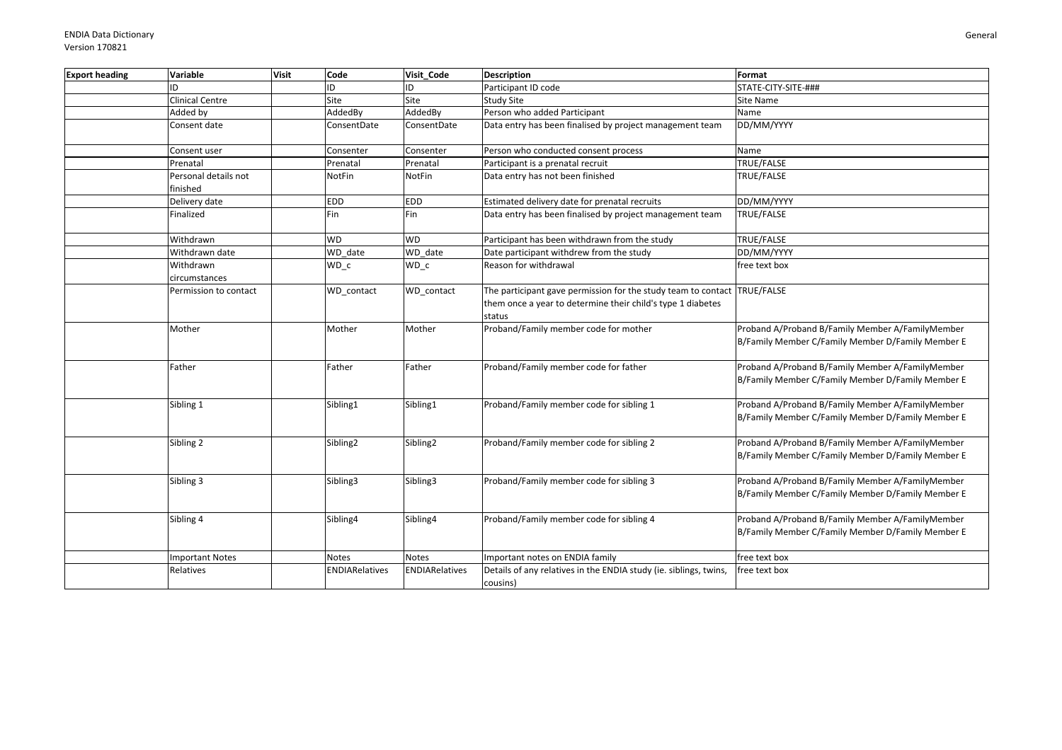ENDIA Data Dictionary
Version 170821

General

| Export heading | Variable | Visit | Code | Visit_Code | Description | Format |
|---|---|---|---|---|---|---|
| | ID | | ID | ID | Participant ID code | STATE-CITY-SITE-### |
| | Clinical Centre | | Site | Site | Study Site | Site Name |
| | Added by | | AddedBy | AddedBy | Person who added Participant | Name |
| | Consent date | | ConsentDate | ConsentDate | Data entry has been finalised by project management team | DD/MM/YYYY |
| | Consent user | | Consenter | Consenter | Person who conducted consent process | Name |
| | Prenatal | | Prenatal | Prenatal | Participant is a prenatal recruit | TRUE/FALSE |
| | Personal details not finished | | NotFin | NotFin | Data entry has not been finished | TRUE/FALSE |
| | Delivery date | | EDD | EDD | Estimated delivery date for prenatal recruits | DD/MM/YYYY |
| | Finalized | | Fin | Fin | Data entry has been finalised by project management team | TRUE/FALSE |
| | Withdrawn | | WD | WD | Participant has been withdrawn from the study | TRUE/FALSE |
| | Withdrawn date | | WD_date | WD_date | Date participant withdrew from the study | DD/MM/YYYY |
| | Withdrawn circumstances | | WD_c | WD_c | Reason for withdrawal | free text box |
| | Permission to contact | | WD_contact | WD_contact | The participant gave permission for the study team to contact them once a year to determine their child's type 1 diabetes status | TRUE/FALSE |
| | Mother | | Mother | Mother | Proband/Family member code for mother | Proband A/Proband B/Family Member A/FamilyMember B/Family Member C/Family Member D/Family Member E |
| | Father | | Father | Father | Proband/Family member code for father | Proband A/Proband B/Family Member A/FamilyMember B/Family Member C/Family Member D/Family Member E |
| | Sibling 1 | | Sibling1 | Sibling1 | Proband/Family member code for sibling 1 | Proband A/Proband B/Family Member A/FamilyMember B/Family Member C/Family Member D/Family Member E |
| | Sibling 2 | | Sibling2 | Sibling2 | Proband/Family member code for sibling 2 | Proband A/Proband B/Family Member A/FamilyMember B/Family Member C/Family Member D/Family Member E |
| | Sibling 3 | | Sibling3 | Sibling3 | Proband/Family member code for sibling 3 | Proband A/Proband B/Family Member A/FamilyMember B/Family Member C/Family Member D/Family Member E |
| | Sibling 4 | | Sibling4 | Sibling4 | Proband/Family member code for sibling 4 | Proband A/Proband B/Family Member A/FamilyMember B/Family Member C/Family Member D/Family Member E |
| | Important Notes | | Notes | Notes | Important notes on ENDIA family | free text box |
| | Relatives | | ENDIARelatives | ENDIARelatives | Details of any relatives in the ENDIA study (ie. siblings, twins, cousins) | free text box |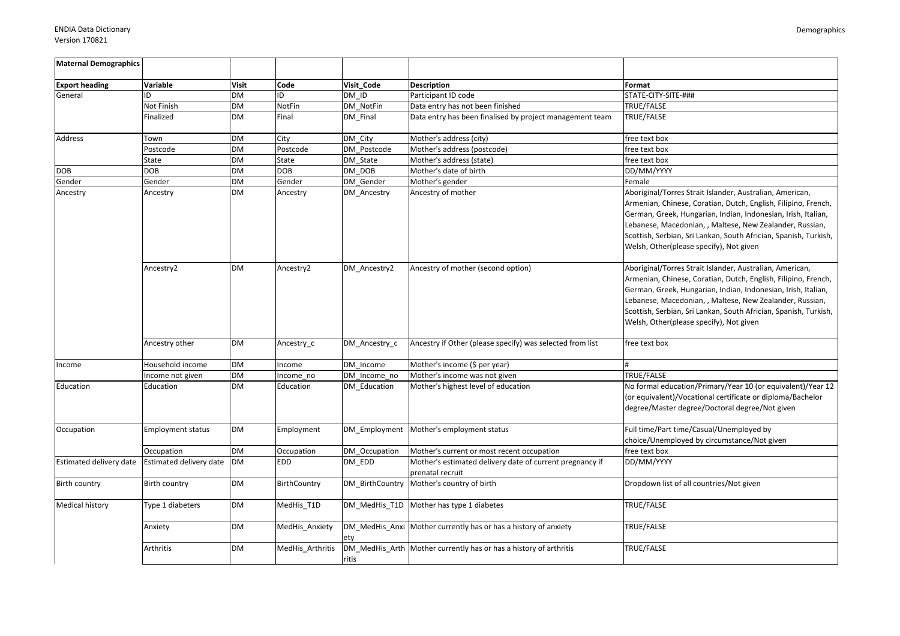| Maternal Demographics | | | | | | |
|---|---|---|---|---|---|---|
| **Export heading** | **Variable** | **Visit** | **Code** | **Visit_Code** | **Description** | **Format** |
| General | ID | DM | ID | DM_ID | Participant ID code | STATE-CITY-SITE-### |
| | Not Finish | DM | NotFin | DM_NotFin | Data entry has not been finished | TRUE/FALSE |
| | Finalized | DM | Final | DM_Final | Data entry has been finalised by project management team | TRUE/FALSE |
| Address | Town | DM | City | DM_City | Mother's address (city) | free text box |
| | Postcode | DM | Postcode | DM_Postcode | Mother's address (postcode) | free text box |
| | State | DM | State | DM_State | Mother's address (state) | free text box |
| DOB | DOB | DM | DOB | DM_DOB | Mother's date of birth | DD/MM/YYYY |
| Gender | Gender | DM | Gender | DM_Gender | Mother's gender | Female |
| Ancestry | Ancestry | DM | Ancestry | DM_Ancestry | Ancestry of mother | Aboriginal/Torres Strait Islander, Australian, American, Armenian, Chinese, Coratian, Dutch, English, Filipino, French, German, Greek, Hungarian, Indian, Indonesian, Irish, Italian, Lebanese, Macedonian, , Maltese, New Zealander, Russian, Scottish, Serbian, Sri Lankan, South African, Spanish, Turkish, Welsh, Other(please specify), Not given |
| | Ancestry2 | DM | Ancestry2 | DM_Ancestry2 | Ancestry of mother (second option) | Aboriginal/Torres Strait Islander, Australian, American, Armenian, Chinese, Coratian, Dutch, English, Filipino, French, German, Greek, Hungarian, Indian, Indonesian, Irish, Italian, Lebanese, Macedonian, , Maltese, New Zealander, Russian, Scottish, Serbian, Sri Lankan, South African, Spanish, Turkish, Welsh, Other(please specify), Not given |
| | Ancestry other | DM | Ancestry_c | DM_Ancestry_c | Ancestry if Other (please specify) was selected from list | free text box |
| Income | Household income | DM | Income | DM_Income | Mother's income ($ per year) | # |
| | Income not given | DM | Income_no | DM_Income_no | Mother's income was not given | TRUE/FALSE |
| Education | Education | DM | Education | DM_Education | Mother's highest level of education | No formal education/Primary/Year 10 (or equivalent)/Year 12 (or equivalent)/Vocational certificate or diploma/Bachelor degree/Master degree/Doctoral degree/Not given |
| Occupation | Employment status | DM | Employment | DM_Employment | Mother's employment status | Full time/Part time/Casual/Unemployed by choice/Unemployed by circumstance/Not given |
| | Occupation | DM | Occupation | DM_Occupation | Mother's current or most recent occupation | free text box |
| Estimated delivery date | Estimated delivery date | DM | EDD | DM_EDD | Mother's estimated delivery date of current pregnancy if prenatal recruit | DD/MM/YYYY |
| Birth country | Birth country | DM | BirthCountry | DM_BirthCountry | Mother's country of birth | Dropdown list of all countries/Not given |
| Medical history | Type 1 diabeters | DM | MedHis_T1D | DM_MedHis_T1D | Mother has type 1 diabetes | TRUE/FALSE |
| | Anxiety | DM | MedHis_Anxiety | DM_MedHis_Anxiety | Mother currently has or has a history of anxiety | TRUE/FALSE |
| | Arthritis | DM | MedHis_Arthritis | DM_MedHis_Arthritis | Mother currently has or has a history of arthritis | TRUE/FALSE |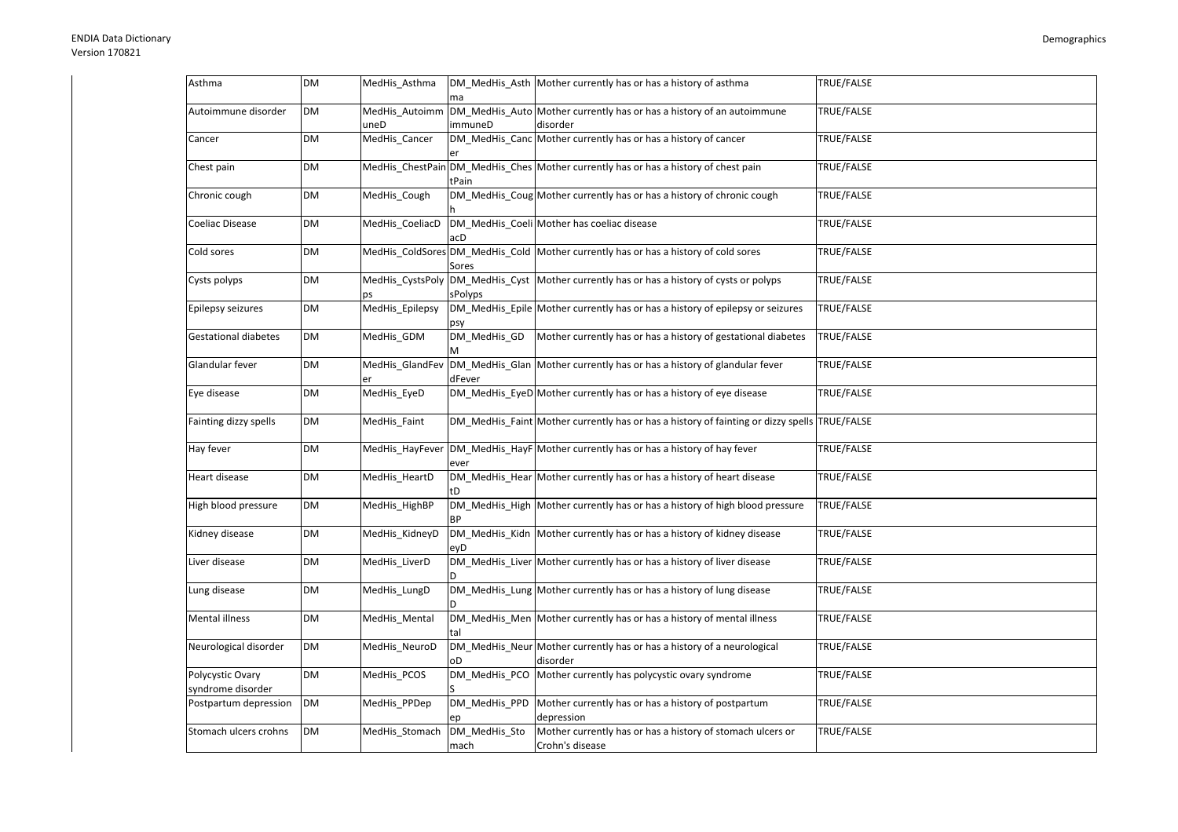| Asthma | DM | MedHis_Asthma | DM_MedHis_Asthma | Mother currently has or has a history of asthma | TRUE/FALSE |
|---|---|---|---|---|---|
| Autoimmune disorder | DM | MedHis_AutoimmuneD | DM_MedHis_AutoimmuneD | Mother currently has or has a history of an autoimmune disorder | TRUE/FALSE |
| Cancer | DM | MedHis_Cancer | DM_MedHis_Cancer | Mother currently has or has a history of cancer | TRUE/FALSE |
| Chest pain | DM | MedHis_ChestPain | DM_MedHis_ChestPain | Mother currently has or has a history of chest pain | TRUE/FALSE |
| Chronic cough | DM | MedHis_Cough | DM_MedHis_Cough | Mother currently has or has a history of chronic cough | TRUE/FALSE |
| Coeliac Disease | DM | MedHis_CoeliacD | DM_MedHis_CoeliacD | Mother has coeliac disease | TRUE/FALSE |
| Cold sores | DM | MedHis_ColdSores | DM_MedHis_ColdSores | Mother currently has or has a history of cold sores | TRUE/FALSE |
| Cysts polyps | DM | MedHis_CystsPolyps | DM_MedHis_CystsPolyps | Mother currently has or has a history of cysts or polyps | TRUE/FALSE |
| Epilepsy seizures | DM | MedHis_Epilepsy | DM_MedHis_Epilepsy | Mother currently has or has a history of epilepsy or seizures | TRUE/FALSE |
| Gestational diabetes | DM | MedHis_GDM | DM_MedHis_GDM | Mother currently has or has a history of gestational diabetes | TRUE/FALSE |
| Glandular fever | DM | MedHis_GlandFever | DM_MedHis_GlandFever | Mother currently has or has a history of glandular fever | TRUE/FALSE |
| Eye disease | DM | MedHis_EyeD | DM_MedHis_EyeD | Mother currently has or has a history of eye disease | TRUE/FALSE |
| Fainting dizzy spells | DM | MedHis_Faint | DM_MedHis_Faint | Mother currently has or has a history of fainting or dizzy spells | TRUE/FALSE |
| Hay fever | DM | MedHis_HayFever | DM_MedHis_HayFever | Mother currently has or has a history of hay fever | TRUE/FALSE |
| Heart disease | DM | MedHis_HeartD | DM_MedHis_HeartD | Mother currently has or has a history of heart disease | TRUE/FALSE |
| High blood pressure | DM | MedHis_HighBP | DM_MedHis_HighBP | Mother currently has or has a history of high blood pressure | TRUE/FALSE |
| Kidney disease | DM | MedHis_KidneyD | DM_MedHis_KidneyD | Mother currently has or has a history of kidney disease | TRUE/FALSE |
| Liver disease | DM | MedHis_LiverD | DM_MedHis_LiverD | Mother currently has or has a history of liver disease | TRUE/FALSE |
| Lung disease | DM | MedHis_LungD | DM_MedHis_LungD | Mother currently has or has a history of lung disease | TRUE/FALSE |
| Mental illness | DM | MedHis_Mental | DM_MedHis_Mental | Mother currently has or has a history of mental illness | TRUE/FALSE |
| Neurological disorder | DM | MedHis_NeuroD | DM_MedHis_NeuroD | Mother currently has or has a history of a neurological disorder | TRUE/FALSE |
| Polycystic Ovary syndrome disorder | DM | MedHis_PCOS | DM_MedHis_PCOS | Mother currently has polycystic ovary syndrome | TRUE/FALSE |
| Postpartum depression | DM | MedHis_PPDep | DM_MedHis_PPDep | Mother currently has or has a history of postpartum depression | TRUE/FALSE |
| Stomach ulcers crohns | DM | MedHis_Stomach | DM_MedHis_Stomach | Mother currently has or has a history of stomach ulcers or Crohn's disease | TRUE/FALSE |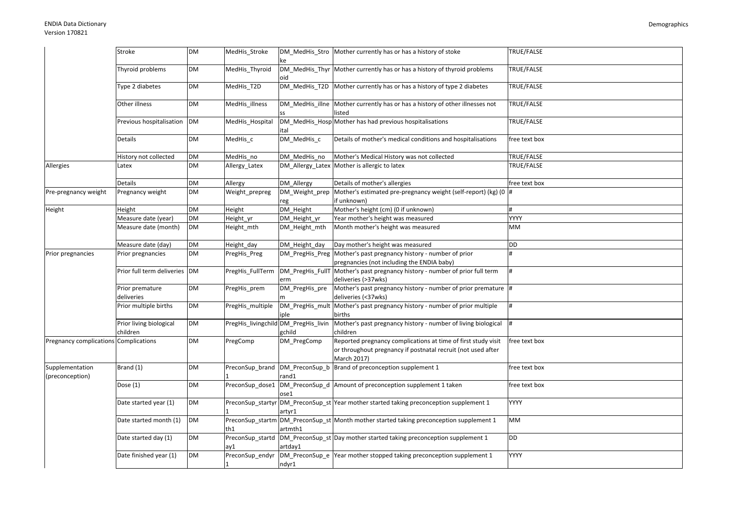| | | | | | | |
|---|---|---|---|---|---|---|
| | Stroke | DM | MedHis_Stroke | DM_MedHis_Stroke | Mother currently has or has a history of stoke | TRUE/FALSE |
| | Thyroid problems | DM | MedHis_Thyroid | DM_MedHis_Thyroid | Mother currently has or has a history of thyroid problems | TRUE/FALSE |
| | Type 2 diabetes | DM | MedHis_T2D | DM_MedHis_T2D | Mother currently has or has a history of type 2 diabetes | TRUE/FALSE |
| | Other illness | DM | MedHis_illness | DM_MedHis_illness | Mother currently has or has a history of other illnesses not listed | TRUE/FALSE |
| | Previous hospitalisation | DM | MedHis_Hospital | DM_MedHis_Hospital | Mother has had previous hospitalisations | TRUE/FALSE |
| | Details | DM | MedHis_c | DM_MedHis_c | Details of mother's medical conditions and hospitalisations | free text box |
| | History not collected | DM | MedHis_no | DM_MedHis_no | Mother's Medical History was not collected | TRUE/FALSE |
| Allergies | Latex | DM | Allergy_Latex | DM_Allergy_Latex | Mother is allergic to latex | TRUE/FALSE |
| | Details | DM | Allergy | DM_Allergy | Details of mother's allergies | free text box |
| Pre-pregnancy weight | Pregnancy weight | DM | Weight_prepreg | DM_Weight_prepreg | Mother's estimated pre-pregnancy weight (self-report) (kg) (0 if unknown) | # |
| Height | Height | DM | Height | DM_Height | Mother's height (cm) (0 if unknown) | # |
| | Measure date (year) | DM | Height_yr | DM_Height_yr | Year mother's height was measured | YYYY |
| | Measure date (month) | DM | Height_mth | DM_Height_mth | Month mother's height was measured | MM |
| | Measure date (day) | DM | Height_day | DM_Height_day | Day mother's height was measured | DD |
| Prior pregnancies | Prior pregnancies | DM | PregHis_Preg | DM_PregHis_Preg | Mother's past pregnancy history - number of prior pregnancies (not including the ENDIA baby) | # |
| | Prior full term deliveries | DM | PregHis_FullTerm | DM_PregHis_FullTerm | Mother's past pregnancy history - number of prior full term deliveries (>37wks) | # |
| | Prior premature deliveries | DM | PregHis_prem | DM_PregHis_prem | Mother's past pregnancy history - number of prior premature deliveries (<37wks) | # |
| | Prior multiple births | DM | PregHis_multiple | DM_PregHis_multiple | Mother's past pregnancy history - number of prior multiple births | # |
| | Prior living biological children | DM | PregHis_livingchild | DM_PregHis_livingchild | Mother's past pregnancy history - number of living biological children | # |
| Pregnancy complications | Complications | DM | PregComp | DM_PregComp | Reported pregnancy complications at time of first study visit or throughout pregnancy if postnatal recruit (not used after March 2017) | free text box |
| Supplementation (preconception) | Brand (1) | DM | PreconSup_brand1 | DM_PreconSup_brand1 | Brand of preconception supplement 1 | free text box |
| | Dose (1) | DM | PreconSup_dose1 | DM_PreconSup_dose1 | Amount of preconception supplement 1 taken | free text box |
| | Date started year (1) | DM | PreconSup_startyr1 | DM_PreconSup_startyr1 | Year mother started taking preconception supplement 1 | YYYY |
| | Date started month (1) | DM | PreconSup_startmth1 | DM_PreconSup_startmth1 | Month mother started taking preconception supplement 1 | MM |
| | Date started day (1) | DM | PreconSup_startday1 | DM_PreconSup_startday1 | Day mother started taking preconception supplement 1 | DD |
| | Date finished year (1) | DM | PreconSup_endyr1 | DM_PreconSup_endyr1 | Year mother stopped taking preconception supplement 1 | YYYY |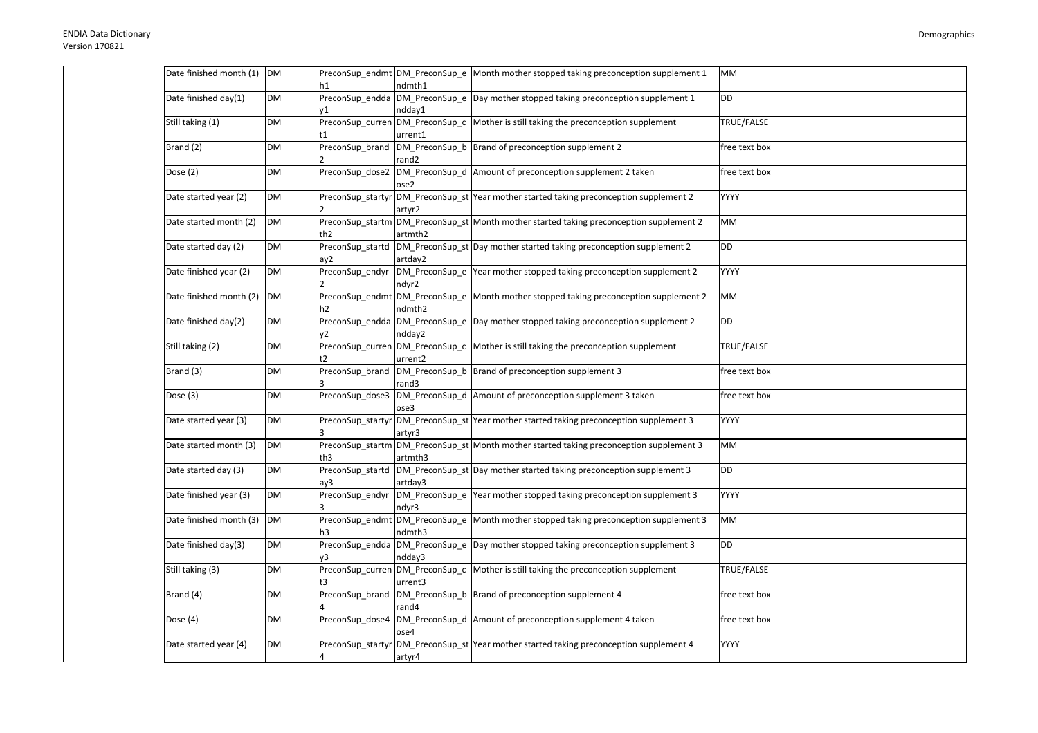| Date finished month (1) | DM | PreconSup_endmth1 | DM_PreconSup_endmth1 | Month mother stopped taking preconception supplement 1 | MM |
|---|---|---|---|---|---|
| Date finished day(1) | DM | PreconSup_endday1 | DM_PreconSup_endday1 | Day mother stopped taking preconception supplement 1 | DD |
| Still taking (1) | DM | PreconSup_current1 | DM_PreconSup_current1 | Mother is still taking the preconception supplement | TRUE/FALSE |
| Brand (2) | DM | PreconSup_brand2 | DM_PreconSup_brand2 | Brand of preconception supplement 2 | free text box |
| Dose (2) | DM | PreconSup_dose2 | DM_PreconSup_dose2 | Amount of preconception supplement 2 taken | free text box |
| Date started year (2) | DM | PreconSup_startyr2 | DM_PreconSup_startyr2 | Year mother started taking preconception supplement 2 | YYYY |
| Date started month (2) | DM | PreconSup_startmth2 | DM_PreconSup_startmth2 | Month mother started taking preconception supplement 2 | MM |
| Date started day (2) | DM | PreconSup_startday2 | DM_PreconSup_startday2 | Day mother started taking preconception supplement 2 | DD |
| Date finished year (2) | DM | PreconSup_endyr2 | DM_PreconSup_endyr2 | Year mother stopped taking preconception supplement 2 | YYYY |
| Date finished month (2) | DM | PreconSup_endmth2 | DM_PreconSup_endmth2 | Month mother stopped taking preconception supplement 2 | MM |
| Date finished day(2) | DM | PreconSup_endday2 | DM_PreconSup_endday2 | Day mother stopped taking preconception supplement 2 | DD |
| Still taking (2) | DM | PreconSup_current2 | DM_PreconSup_current2 | Mother is still taking the preconception supplement | TRUE/FALSE |
| Brand (3) | DM | PreconSup_brand3 | DM_PreconSup_brand3 | Brand of preconception supplement 3 | free text box |
| Dose (3) | DM | PreconSup_dose3 | DM_PreconSup_dose3 | Amount of preconception supplement 3 taken | free text box |
| Date started year (3) | DM | PreconSup_startyr3 | DM_PreconSup_startyr3 | Year mother started taking preconception supplement 3 | YYYY |
| Date started month (3) | DM | PreconSup_startmth3 | DM_PreconSup_startmth3 | Month mother started taking preconception supplement 3 | MM |
| Date started day (3) | DM | PreconSup_startday3 | DM_PreconSup_startday3 | Day mother started taking preconception supplement 3 | DD |
| Date finished year (3) | DM | PreconSup_endyr3 | DM_PreconSup_endyr3 | Year mother stopped taking preconception supplement 3 | YYYY |
| Date finished month (3) | DM | PreconSup_endmth3 | DM_PreconSup_endmth3 | Month mother stopped taking preconception supplement 3 | MM |
| Date finished day(3) | DM | PreconSup_endday3 | DM_PreconSup_endday3 | Day mother stopped taking preconception supplement 3 | DD |
| Still taking (3) | DM | PreconSup_current3 | DM_PreconSup_current3 | Mother is still taking the preconception supplement | TRUE/FALSE |
| Brand (4) | DM | PreconSup_brand4 | DM_PreconSup_brand4 | Brand of preconception supplement 4 | free text box |
| Dose (4) | DM | PreconSup_dose4 | DM_PreconSup_dose4 | Amount of preconception supplement 4 taken | free text box |
| Date started year (4) | DM | PreconSup_startyr4 | DM_PreconSup_startyr4 | Year mother started taking preconception supplement 4 | YYYY |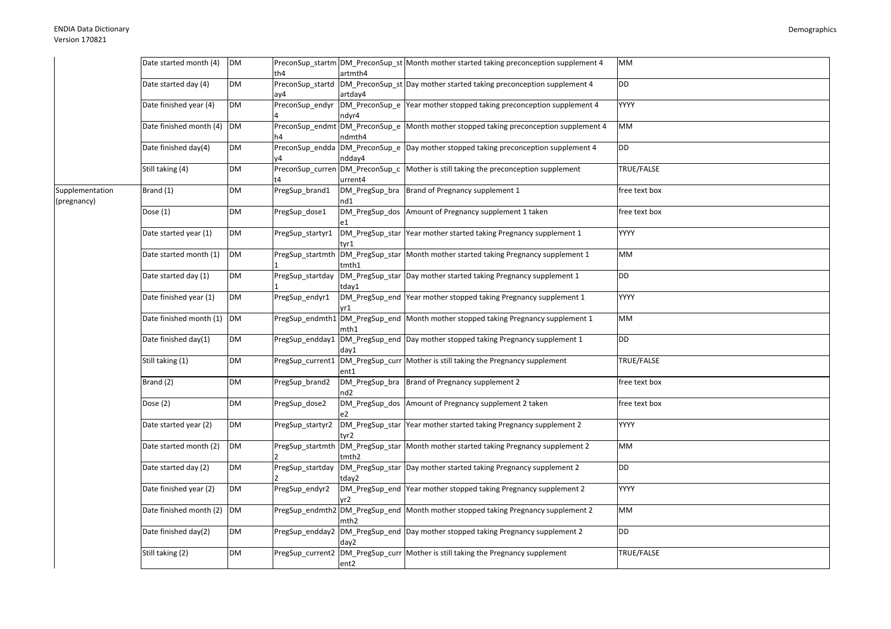| | | | | | | |
|---|---|---|---|---|---|---|
| | Date started month (4) | DM | PreconSup_startmth4 | DM_PreconSup_startmth4 | Month mother started taking preconception supplement 4 | MM |
| | Date started day (4) | DM | PreconSup_startday4 | DM_PreconSup_startday4 | Day mother started taking preconception supplement 4 | DD |
| | Date finished year (4) | DM | PreconSup_endyr4 | DM_PreconSup_endyr4 | Year mother stopped taking preconception supplement 4 | YYYY |
| | Date finished month (4) | DM | PreconSup_endmth4 | DM_PreconSup_endmth4 | Month mother stopped taking preconception supplement 4 | MM |
| | Date finished day(4) | DM | PreconSup_endday4 | DM_PreconSup_endday4 | Day mother stopped taking preconception supplement 4 | DD |
| | Still taking (4) | DM | PreconSup_current4 | DM_PreconSup_current4 | Mother is still taking the preconception supplement | TRUE/FALSE |
| Supplementation (pregnancy) | Brand (1) | DM | PregSup_brand1 | DM_PregSup_brand1 | Brand of Pregnancy supplement 1 | free text box |
| | Dose (1) | DM | PregSup_dose1 | DM_PregSup_dose1 | Amount of Pregnancy supplement 1 taken | free text box |
| | Date started year (1) | DM | PregSup_startyr1 | DM_PregSup_startyr1 | Year mother started taking Pregnancy supplement 1 | YYYY |
| | Date started month (1) | DM | PregSup_startmth1 | DM_PregSup_startmth1 | Month mother started taking Pregnancy supplement 1 | MM |
| | Date started day (1) | DM | PregSup_startday1 | DM_PregSup_startday1 | Day mother started taking Pregnancy supplement 1 | DD |
| | Date finished year (1) | DM | PregSup_endyr1 | DM_PregSup_endyr1 | Year mother stopped taking Pregnancy supplement 1 | YYYY |
| | Date finished month (1) | DM | PregSup_endmth1 | DM_PregSup_endmth1 | Month mother stopped taking Pregnancy supplement 1 | MM |
| | Date finished day(1) | DM | PregSup_endday1 | DM_PregSup_endday1 | Day mother stopped taking Pregnancy supplement 1 | DD |
| | Still taking (1) | DM | PregSup_current1 | DM_PregSup_current1 | Mother is still taking the Pregnancy supplement | TRUE/FALSE |
| | Brand (2) | DM | PregSup_brand2 | DM_PregSup_brand2 | Brand of Pregnancy supplement 2 | free text box |
| | Dose (2) | DM | PregSup_dose2 | DM_PregSup_dose2 | Amount of Pregnancy supplement 2 taken | free text box |
| | Date started year (2) | DM | PregSup_startyr2 | DM_PregSup_startyr2 | Year mother started taking Pregnancy supplement 2 | YYYY |
| | Date started month (2) | DM | PregSup_startmth2 | DM_PregSup_startmth2 | Month mother started taking Pregnancy supplement 2 | MM |
| | Date started day (2) | DM | PregSup_startday2 | DM_PregSup_startday2 | Day mother started taking Pregnancy supplement 2 | DD |
| | Date finished year (2) | DM | PregSup_endyr2 | DM_PregSup_endyr2 | Year mother stopped taking Pregnancy supplement 2 | YYYY |
| | Date finished month (2) | DM | PregSup_endmth2 | DM_PregSup_endmth2 | Month mother stopped taking Pregnancy supplement 2 | MM |
| | Date finished day(2) | DM | PregSup_endday2 | DM_PregSup_endday2 | Day mother stopped taking Pregnancy supplement 2 | DD |
| | Still taking (2) | DM | PregSup_current2 | DM_PregSup_current2 | Mother is still taking the Pregnancy supplement | TRUE/FALSE |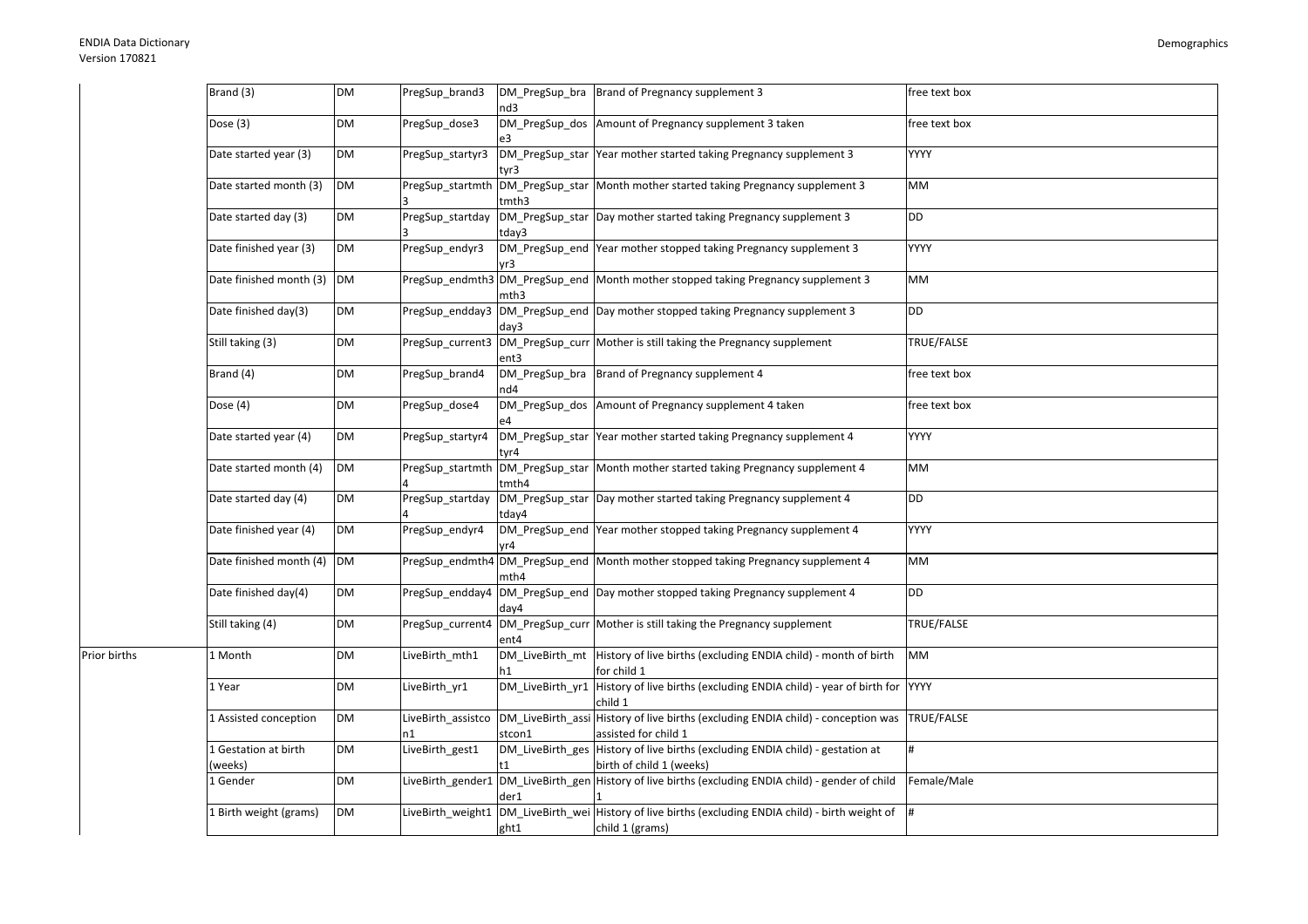| | | | | | | |
|---|---|---|---|---|---|---|
| | Brand (3) | DM | PregSup_brand3 | DM_PregSup_brand3 | Brand of Pregnancy supplement 3 | free text box |
| | Dose (3) | DM | PregSup_dose3 | DM_PregSup_dose3 | Amount of Pregnancy supplement 3 taken | free text box |
| | Date started year (3) | DM | PregSup_startyr3 | DM_PregSup_startyr3 | Year mother started taking Pregnancy supplement 3 | YYYY |
| | Date started month (3) | DM | PregSup_startmth3 | DM_PregSup_startmth3 | Month mother started taking Pregnancy supplement 3 | MM |
| | Date started day (3) | DM | PregSup_startday3 | DM_PregSup_startday3 | Day mother started taking Pregnancy supplement 3 | DD |
| | Date finished year (3) | DM | PregSup_endyr3 | DM_PregSup_endyr3 | Year mother stopped taking Pregnancy supplement 3 | YYYY |
| | Date finished month (3) | DM | PregSup_endmth3 | DM_PregSup_endmth3 | Month mother stopped taking Pregnancy supplement 3 | MM |
| | Date finished day(3) | DM | PregSup_endday3 | DM_PregSup_endday3 | Day mother stopped taking Pregnancy supplement 3 | DD |
| | Still taking (3) | DM | PregSup_current3 | DM_PregSup_current3 | Mother is still taking the Pregnancy supplement | TRUE/FALSE |
| | Brand (4) | DM | PregSup_brand4 | DM_PregSup_brand4 | Brand of Pregnancy supplement 4 | free text box |
| | Dose (4) | DM | PregSup_dose4 | DM_PregSup_dose4 | Amount of Pregnancy supplement 4 taken | free text box |
| | Date started year (4) | DM | PregSup_startyr4 | DM_PregSup_startyr4 | Year mother started taking Pregnancy supplement 4 | YYYY |
| | Date started month (4) | DM | PregSup_startmth4 | DM_PregSup_startmth4 | Month mother started taking Pregnancy supplement 4 | MM |
| | Date started day (4) | DM | PregSup_startday4 | DM_PregSup_startday4 | Day mother started taking Pregnancy supplement 4 | DD |
| | Date finished year (4) | DM | PregSup_endyr4 | DM_PregSup_endyr4 | Year mother stopped taking Pregnancy supplement 4 | YYYY |
| | Date finished month (4) | DM | PregSup_endmth4 | DM_PregSup_endmth4 | Month mother stopped taking Pregnancy supplement 4 | MM |
| | Date finished day(4) | DM | PregSup_endday4 | DM_PregSup_endday4 | Day mother stopped taking Pregnancy supplement 4 | DD |
| | Still taking (4) | DM | PregSup_current4 | DM_PregSup_current4 | Mother is still taking the Pregnancy supplement | TRUE/FALSE |
| Prior births | 1 Month | DM | LiveBirth_mth1 | DM_LiveBirth_mth1 | History of live births (excluding ENDIA child) - month of birth for child 1 | MM |
| | 1 Year | DM | LiveBirth_yr1 | DM_LiveBirth_yr1 | History of live births (excluding ENDIA child) - year of birth for child 1 | YYYY |
| | 1 Assisted conception | DM | LiveBirth_assistcon1 | DM_LiveBirth_assistcon1 | History of live births (excluding ENDIA child) - conception was assisted for child 1 | TRUE/FALSE |
| | 1 Gestation at birth (weeks) | DM | LiveBirth_gest1 | DM_LiveBirth_gest1 | History of live births (excluding ENDIA child) - gestation at birth of child 1 (weeks) | # |
| | 1 Gender | DM | LiveBirth_gender1 | DM_LiveBirth_gender1 | History of live births (excluding ENDIA child) - gender of child 1 | Female/Male |
| | 1 Birth weight (grams) | DM | LiveBirth_weight1 | DM_LiveBirth_weight1 | History of live births (excluding ENDIA child) - birth weight of child 1 (grams) | # |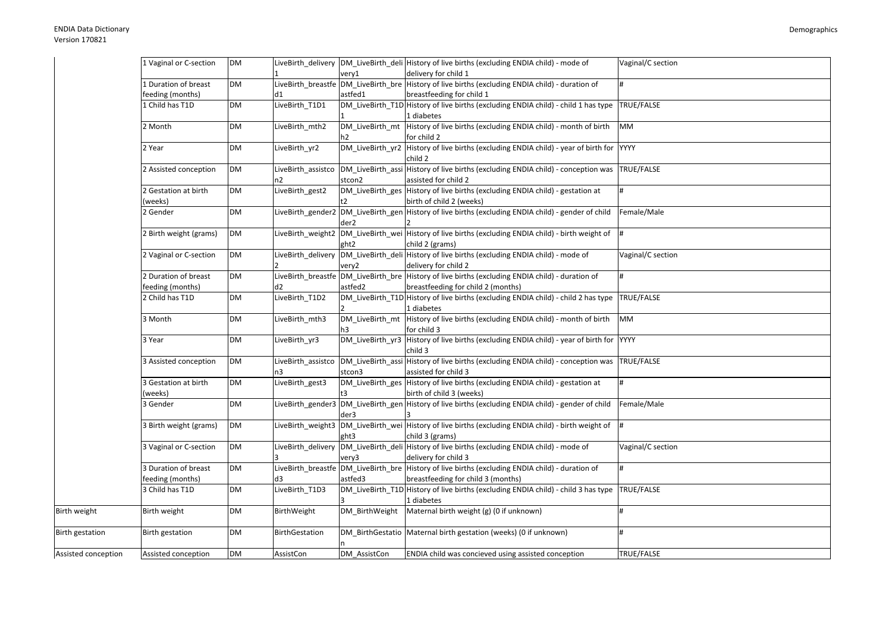| | | | | | | |
|---|---|---|---|---|---|---|
| | 1 Vaginal or C-section | DM | LiveBirth_delivery1 | DM_LiveBirth_delivery1 | History of live births (excluding ENDIA child) - mode of delivery for child 1 | Vaginal/C section |
| | 1 Duration of breast feeding (months) | DM | LiveBirth_breastfed1 | DM_LiveBirth_breastfed1 | History of live births (excluding ENDIA child) - duration of breastfeeding for child 1 | # |
| | 1 Child has T1D | DM | LiveBirth_T1D1 | DM_LiveBirth_T1D1 | History of live births (excluding ENDIA child) - child 1 has type 1 diabetes | TRUE/FALSE |
| | 2 Month | DM | LiveBirth_mth2 | DM_LiveBirth_mth2 | History of live births (excluding ENDIA child) - month of birth for child 2 | MM |
| | 2 Year | DM | LiveBirth_yr2 | DM_LiveBirth_yr2 | History of live births (excluding ENDIA child) - year of birth for child 2 | YYYY |
| | 2 Assisted conception | DM | LiveBirth_assistcon2 | DM_LiveBirth_assistcon2 | History of live births (excluding ENDIA child) - conception was assisted for child 2 | TRUE/FALSE |
| | 2 Gestation at birth (weeks) | DM | LiveBirth_gest2 | DM_LiveBirth_gest2 | History of live births (excluding ENDIA child) - gestation at birth of child 2 (weeks) | # |
| | 2 Gender | DM | LiveBirth_gender2 | DM_LiveBirth_gender2 | History of live births (excluding ENDIA child) - gender of child 2 | Female/Male |
| | 2 Birth weight (grams) | DM | LiveBirth_weight2 | DM_LiveBirth_weight2 | History of live births (excluding ENDIA child) - birth weight of child 2 (grams) | # |
| | 2 Vaginal or C-section | DM | LiveBirth_delivery2 | DM_LiveBirth_delivery2 | History of live births (excluding ENDIA child) - mode of delivery for child 2 | Vaginal/C section |
| | 2 Duration of breast feeding (months) | DM | LiveBirth_breastfed2 | DM_LiveBirth_breastfed2 | History of live births (excluding ENDIA child) - duration of breastfeeding for child 2 (months) | # |
| | 2 Child has T1D | DM | LiveBirth_T1D2 | DM_LiveBirth_T1D2 | History of live births (excluding ENDIA child) - child 2 has type 1 diabetes | TRUE/FALSE |
| | 3 Month | DM | LiveBirth_mth3 | DM_LiveBirth_mth3 | History of live births (excluding ENDIA child) - month of birth for child 3 | MM |
| | 3 Year | DM | LiveBirth_yr3 | DM_LiveBirth_yr3 | History of live births (excluding ENDIA child) - year of birth for child 3 | YYYY |
| | 3 Assisted conception | DM | LiveBirth_assistcon3 | DM_LiveBirth_assistcon3 | History of live births (excluding ENDIA child) - conception was assisted for child 3 | TRUE/FALSE |
| | 3 Gestation at birth (weeks) | DM | LiveBirth_gest3 | DM_LiveBirth_gest3 | History of live births (excluding ENDIA child) - gestation at birth of child 3 (weeks) | # |
| | 3 Gender | DM | LiveBirth_gender3 | DM_LiveBirth_gender3 | History of live births (excluding ENDIA child) - gender of child 3 | Female/Male |
| | 3 Birth weight (grams) | DM | LiveBirth_weight3 | DM_LiveBirth_weight3 | History of live births (excluding ENDIA child) - birth weight of child 3 (grams) | # |
| | 3 Vaginal or C-section | DM | LiveBirth_delivery3 | DM_LiveBirth_delivery3 | History of live births (excluding ENDIA child) - mode of delivery for child 3 | Vaginal/C section |
| | 3 Duration of breast feeding (months) | DM | LiveBirth_breastfed3 | DM_LiveBirth_breastfed3 | History of live births (excluding ENDIA child) - duration of breastfeeding for child 3 (months) | # |
| | 3 Child has T1D | DM | LiveBirth_T1D3 | DM_LiveBirth_T1D3 | History of live births (excluding ENDIA child) - child 3 has type 1 diabetes | TRUE/FALSE |
| Birth weight | Birth weight | DM | BirthWeight | DM_BirthWeight | Maternal birth weight (g) (0 if unknown) | # |
| Birth gestation | Birth gestation | DM | BirthGestation | DM_BirthGestation | Maternal birth gestation (weeks) (0 if unknown) | # |
| Assisted conception | Assisted conception | DM | AssistCon | DM_AssistCon | ENDIA child was concieved using assisted conception | TRUE/FALSE |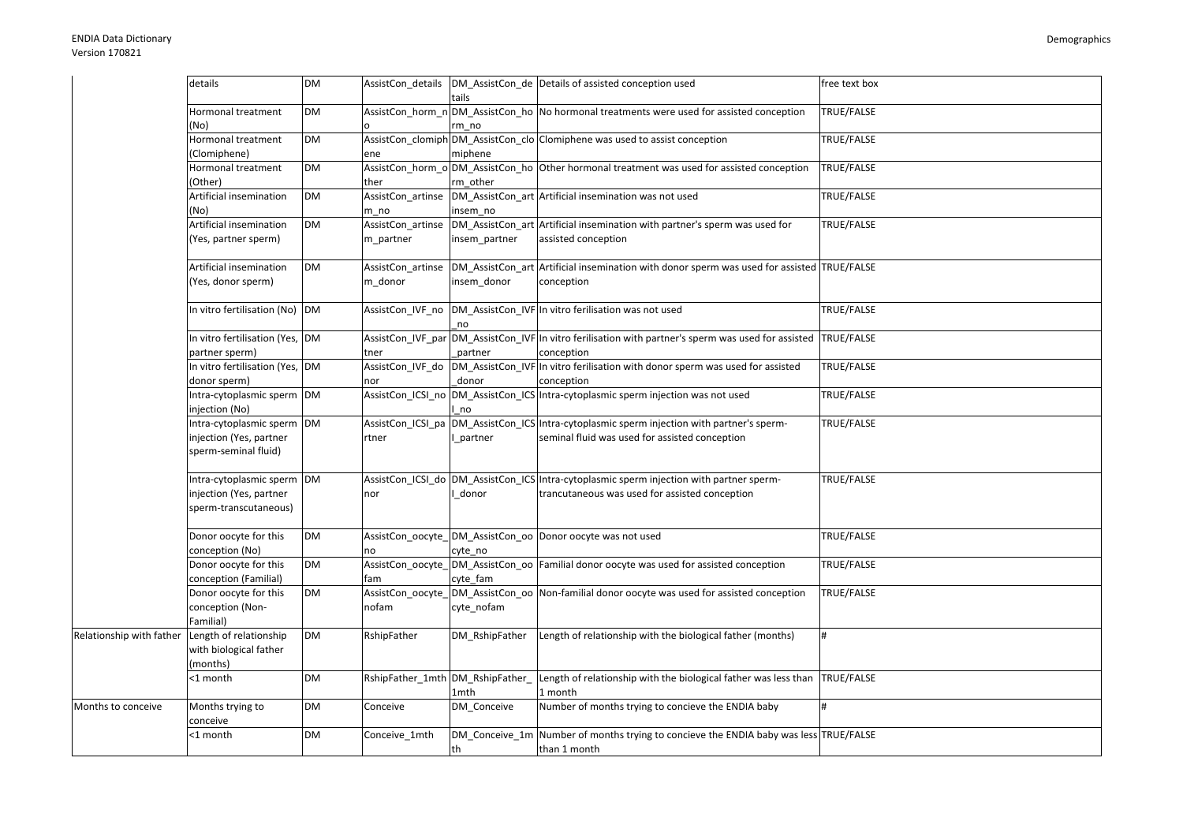| | details | DM | AssistCon_details | DM_AssistCon_details | Details of assisted conception used | free text box |
|---|---|---|---|---|---|---|
| | Hormonal treatment (No) | DM | AssistCon_horm_no | DM_AssistCon_horm_no | No hormonal treatments were used for assisted conception | TRUE/FALSE |
| | Hormonal treatment (Clomiphene) | DM | AssistCon_clomiphene | DM_AssistCon_clomiphene | Clomiphene was used to assist conception | TRUE/FALSE |
| | Hormonal treatment (Other) | DM | AssistCon_horm_other | DM_AssistCon_horm_other | Other hormonal treatment was used for assisted conception | TRUE/FALSE |
| | Artificial insemination (No) | DM | AssistCon_artinsem_no | DM_AssistCon_artinsem_no | Artificial insemination was not used | TRUE/FALSE |
| | Artificial insemination (Yes, partner sperm) | DM | AssistCon_artinsem_partner | DM_AssistCon_artinsem_partner | Artificial insemination with partner's sperm was used for assisted conception | TRUE/FALSE |
| | Artificial insemination (Yes, donor sperm) | DM | AssistCon_artinsem_donor | DM_AssistCon_artinsem_donor | Artificial insemination with donor sperm was used for assisted conception | TRUE/FALSE |
| | In vitro fertilisation (No) | DM | AssistCon_IVF_no | DM_AssistCon_IVF_no | In vitro ferilisation was not used | TRUE/FALSE |
| | In vitro fertilisation (Yes, partner sperm) | DM | AssistCon_IVF_partner | DM_AssistCon_IVF_partner | In vitro ferilisation with partner's sperm was used for assisted conception | TRUE/FALSE |
| | In vitro fertilisation (Yes, donor sperm) | DM | AssistCon_IVF_donor | DM_AssistCon_IVF_donor | In vitro ferilisation with donor sperm was used for assisted conception | TRUE/FALSE |
| | Intra-cytoplasmic sperm injection (No) | DM | AssistCon_ICSI_no | DM_AssistCon_ICSI_no | Intra-cytoplasmic sperm injection was not used | TRUE/FALSE |
| | Intra-cytoplasmic sperm injection (Yes, partner sperm-seminal fluid) | DM | AssistCon_ICSI_partner | DM_AssistCon_ICSI_partner | Intra-cytoplasmic sperm injection with partner's sperm-seminal fluid was used for assisted conception | TRUE/FALSE |
| | Intra-cytoplasmic sperm injection (Yes, partner sperm-transcutaneous) | DM | AssistCon_ICSI_donor | DM_AssistCon_ICSI_donor | Intra-cytoplasmic sperm injection with partner sperm-trancutaneous was used for assisted conception | TRUE/FALSE |
| | Donor oocyte for this conception (No) | DM | AssistCon_oocyte_no | DM_AssistCon_oocyte_no | Donor oocyte was not used | TRUE/FALSE |
| | Donor oocyte for this conception (Familial) | DM | AssistCon_oocyte_fam | DM_AssistCon_oocyte_fam | Familial donor oocyte was used for assisted conception | TRUE/FALSE |
| | Donor oocyte for this conception (Non-Familial) | DM | AssistCon_oocyte_nofam | DM_AssistCon_oocyte_nofam | Non-familial donor oocyte was used for assisted conception | TRUE/FALSE |
| Relationship with father | Length of relationship with biological father (months) | DM | RshipFather | DM_RshipFather | Length of relationship with the biological father (months) | # |
| | <1 month | DM | RshipFather_1mth | DM_RshipFather_1mth | Length of relationship with the biological father was less than 1 month | TRUE/FALSE |
| Months to conceive | Months trying to conceive | DM | Conceive | DM_Conceive | Number of months trying to concieve the ENDIA baby | # |
| | <1 month | DM | Conceive_1mth | DM_Conceive_1mth | Number of months trying to concieve the ENDIA baby was less than 1 month | TRUE/FALSE |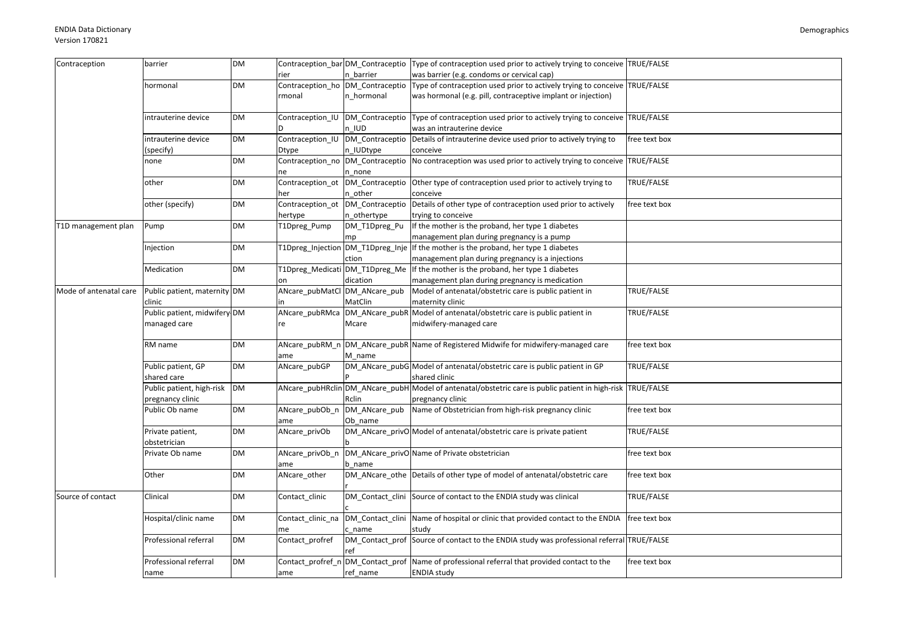| Contraception | barrier | DM | Contraception_barrier | DM_Contraception_barrier | Type of contraception used prior to actively trying to conceive was barrier (e.g. condoms or cervical cap) | TRUE/FALSE |
|---|---|---|---|---|---|---|
| | hormonal | DM | Contraception_hormonal | DM_Contraception_hormonal | Type of contraception used prior to actively trying to conceive was hormonal (e.g. pill, contraceptive implant or injection) | TRUE/FALSE |
| | intrauterine device | DM | Contraception_IUD | DM_Contraception_IUD | Type of contraception used prior to actively trying to conceive was an intrauterine device | TRUE/FALSE |
| | intrauterine device (specify) | DM | Contraception_IUDtype | DM_Contraception_IUDtype | Details of intrauterine device used prior to actively trying to conceive | free text box |
| | none | DM | Contraception_none | DM_Contraception_none | No contraception was used prior to actively trying to conceive | TRUE/FALSE |
| | other | DM | Contraception_other | DM_Contraception_other | Other type of contraception used prior to actively trying to conceive | TRUE/FALSE |
| | other (specify) | DM | Contraception_othertype | DM_Contraception_othertype | Details of other type of contraception used prior to actively trying to conceive | free text box |
| T1D management plan | Pump | DM | T1Dpreg_Pump | DM_T1Dpreg_Pump | If the mother is the proband, her type 1 diabetes management plan during pregnancy is a pump | |
| | Injection | DM | T1Dpreg_Injection | DM_T1Dpreg_Injection | If the mother is the proband, her type 1 diabetes management plan during pregnancy is a injections | |
| | Medication | DM | T1Dpreg_Medication | DM_T1Dpreg_Medication | If the mother is the proband, her type 1 diabetes management plan during pregnancy is medication | |
| Mode of antenatal care | Public patient, maternity clinic | DM | ANcare_pubMatClin | DM_ANcare_pubMatClin | Model of antenatal/obstetric care is public patient in maternity clinic | TRUE/FALSE |
| | Public patient, midwifery-managed care | DM | ANcare_pubRMcare | DM_ANcare_pubRMcare | Model of antenatal/obstetric care is public patient in midwifery-managed care | TRUE/FALSE |
| | RM name | DM | ANcare_pubRM_name | DM_ANcare_pubRM_name | Name of Registered Midwife for midwifery-managed care | free text box |
| | Public patient, GP shared care | DM | ANcare_pubGP | DM_ANcare_pubGP | Model of antenatal/obstetric care is public patient in GP shared clinic | TRUE/FALSE |
| | Public patient, high-risk pregnancy clinic | DM | ANcare_pubHRclin | DM_ANcare_pubHRclin | Model of antenatal/obstetric care is public patient in high-risk pregnancy clinic | TRUE/FALSE |
| | Public Ob name | DM | ANcare_pubOb_name | DM_ANcare_pubOb_name | Name of Obstetrician from high-risk pregnancy clinic | free text box |
| | Private patient, obstetrician | DM | ANcare_privOb | DM_ANcare_privOb | Model of antenatal/obstetric care is private patient | TRUE/FALSE |
| | Private Ob name | DM | ANcare_privOb_name | DM_ANcare_privOb_name | Name of Private obstetrician | free text box |
| | Other | DM | ANcare_other | DM_ANcare_other | Details of other type of model of antenatal/obstetric care | free text box |
| Source of contact | Clinical | DM | Contact_clinic | DM_Contact_clinic | Source of contact to the ENDIA study was clinical | TRUE/FALSE |
| | Hospital/clinic name | DM | Contact_clinic_name | DM_Contact_clinic_name | Name of hospital or clinic that provided contact to the ENDIA study | free text box |
| | Professional referral | DM | Contact_profref | DM_Contact_profref | Source of contact to the ENDIA study was professional referral | TRUE/FALSE |
| | Professional referral name | DM | Contact_profref_name | DM_Contact_profref_name | Name of professional referral that provided contact to the ENDIA study | free text box |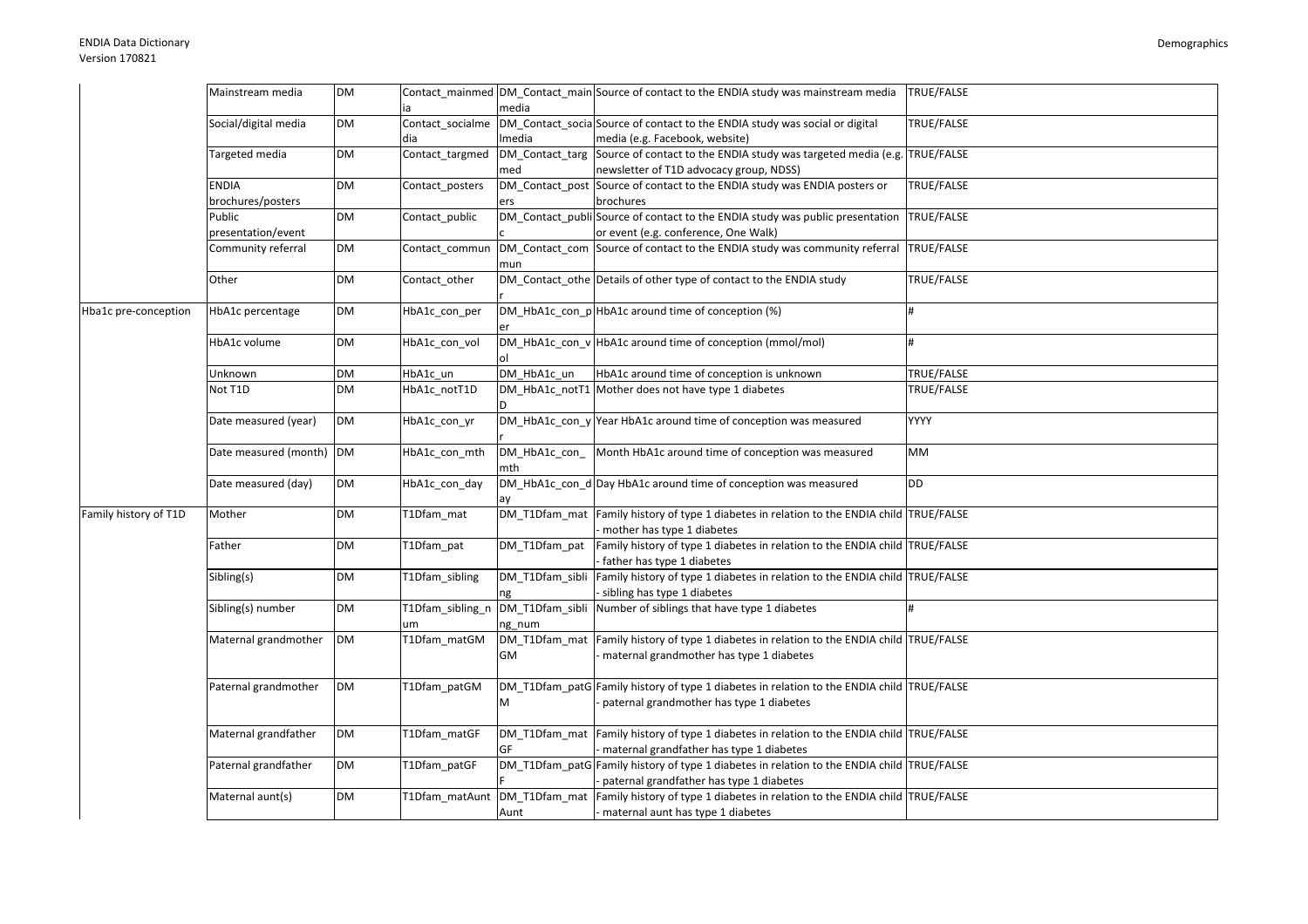| | | | | | | |
|---|---|---|---|---|---|---|
| | Mainstream media | DM | Contact_mainmedia | DM_Contact_mainmedia | Source of contact to the ENDIA study was mainstream media | TRUE/FALSE |
| | Social/digital media | DM | Contact_socialmedia | DM_Contact_socialmedia | Source of contact to the ENDIA study was social or digital media (e.g. Facebook, website) | TRUE/FALSE |
| | Targeted media | DM | Contact_targmed | DM_Contact_targmed | Source of contact to the ENDIA study was targeted media (e.g. newsletter of T1D advocacy group, NDSS) | TRUE/FALSE |
| | ENDIA brochures/posters | DM | Contact_posters | DM_Contact_posters | Source of contact to the ENDIA study was ENDIA posters or brochures | TRUE/FALSE |
| | Public presentation/event | DM | Contact_public | DM_Contact_public | Source of contact to the ENDIA study was public presentation or event (e.g. conference, One Walk) | TRUE/FALSE |
| | Community referral | DM | Contact_commun | DM_Contact_commun | Source of contact to the ENDIA study was community referral | TRUE/FALSE |
| | Other | DM | Contact_other | DM_Contact_other | Details of other type of contact to the ENDIA study | TRUE/FALSE |
| Hba1c pre-conception | HbA1c percentage | DM | HbA1c_con_per | DM_HbA1c_con_per | HbA1c around time of conception (%) | # |
| | HbA1c volume | DM | HbA1c_con_vol | DM_HbA1c_con_vol | HbA1c around time of conception (mmol/mol) | # |
| | Unknown | DM | HbA1c_un | DM_HbA1c_un | HbA1c around time of conception is unknown | TRUE/FALSE |
| | Not T1D | DM | HbA1c_notT1D | DM_HbA1c_notT1D | Mother does not have type 1 diabetes | TRUE/FALSE |
| | Date measured (year) | DM | HbA1c_con_yr | DM_HbA1c_con_yr | Year HbA1c around time of conception was measured | YYYY |
| | Date measured (month) | DM | HbA1c_con_mth | DM_HbA1c_con_mth | Month HbA1c around time of conception was measured | MM |
| | Date measured (day) | DM | HbA1c_con_day | DM_HbA1c_con_day | Day HbA1c around time of conception was measured | DD |
| Family history of T1D | Mother | DM | T1Dfam_mat | DM_T1Dfam_mat | Family history of type 1 diabetes in relation to the ENDIA child - mother has type 1 diabetes | TRUE/FALSE |
| | Father | DM | T1Dfam_pat | DM_T1Dfam_pat | Family history of type 1 diabetes in relation to the ENDIA child - father has type 1 diabetes | TRUE/FALSE |
| | Sibling(s) | DM | T1Dfam_sibling | DM_T1Dfam_sibling | Family history of type 1 diabetes in relation to the ENDIA child - sibling has type 1 diabetes | TRUE/FALSE |
| | Sibling(s) number | DM | T1Dfam_sibling_num | DM_T1Dfam_sibling_num | Number of siblings that have type 1 diabetes | # |
| | Maternal grandmother | DM | T1Dfam_matGM | DM_T1Dfam_matGM | Family history of type 1 diabetes in relation to the ENDIA child - maternal grandmother has type 1 diabetes | TRUE/FALSE |
| | Paternal grandmother | DM | T1Dfam_patGM | DM_T1Dfam_patGM | Family history of type 1 diabetes in relation to the ENDIA child - paternal grandmother has type 1 diabetes | TRUE/FALSE |
| | Maternal grandfather | DM | T1Dfam_matGF | DM_T1Dfam_matGF | Family history of type 1 diabetes in relation to the ENDIA child - maternal grandfather has type 1 diabetes | TRUE/FALSE |
| | Paternal grandfather | DM | T1Dfam_patGF | DM_T1Dfam_patGF | Family history of type 1 diabetes in relation to the ENDIA child - paternal grandfather has type 1 diabetes | TRUE/FALSE |
| | Maternal aunt(s) | DM | T1Dfam_matAunt | DM_T1Dfam_matAunt | Family history of type 1 diabetes in relation to the ENDIA child - maternal aunt has type 1 diabetes | TRUE/FALSE |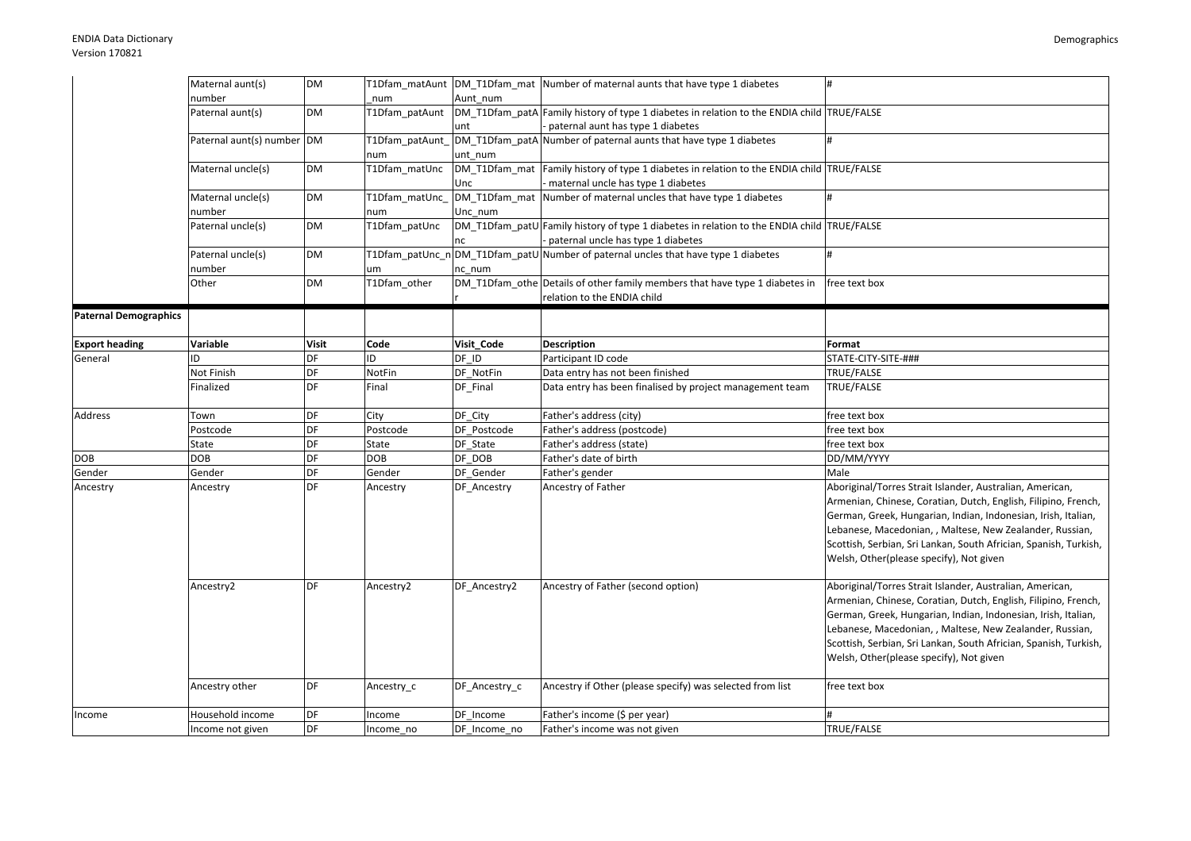| | Variable | Visit | Code | Visit_Code | Description | Format |
|---|---|---|---|---|---|---|
| | Maternal aunt(s) number | DM | T1Dfam_matAunt_num | DM_T1Dfam_matAunt_num | Number of maternal aunts that have type 1 diabetes | # |
| | Paternal aunt(s) | DM | T1Dfam_patAunt | DM_T1Dfam_patAunt | Family history of type 1 diabetes in relation to the ENDIA child - paternal aunt has type 1 diabetes | TRUE/FALSE |
| | Paternal aunt(s) number | DM | T1Dfam_patAunt_num | DM_T1Dfam_patAunt_num | Number of paternal aunts that have type 1 diabetes | # |
| | Maternal uncle(s) | DM | T1Dfam_matUnc | DM_T1Dfam_matUnc | Family history of type 1 diabetes in relation to the ENDIA child - maternal uncle has type 1 diabetes | TRUE/FALSE |
| | Maternal uncle(s) number | DM | T1Dfam_matUnc_num | DM_T1Dfam_matUnc_num | Number of maternal uncles that have type 1 diabetes | # |
| | Paternal uncle(s) | DM | T1Dfam_patUnc | DM_T1Dfam_patUnc | Family history of type 1 diabetes in relation to the ENDIA child - paternal uncle has type 1 diabetes | TRUE/FALSE |
| | Paternal uncle(s) number | DM | T1Dfam_patUnc_num | DM_T1Dfam_patUnc_num | Number of paternal uncles that have type 1 diabetes | # |
| | Other | DM | T1Dfam_other | DM_T1Dfam_other | Details of other family members that have type 1 diabetes in relation to the ENDIA child | free text box |

**Paternal Demographics**

| Export heading | Variable | Visit | Code | Visit_Code | Description | Format |
|---|---|---|---|---|---|---|
| General | ID | DF | ID | DF_ID | Participant ID code | STATE-CITY-SITE-### |
| | Not Finish | DF | NotFin | DF_NotFin | Data entry has not been finished | TRUE/FALSE |
| | Finalized | DF | Final | DF_Final | Data entry has been finalised by project management team | TRUE/FALSE |
| Address | Town | DF | City | DF_City | Father's address (city) | free text box |
| | Postcode | DF | Postcode | DF_Postcode | Father's address (postcode) | free text box |
| | State | DF | State | DF_State | Father's address (state) | free text box |
| DOB | DOB | DF | DOB | DF_DOB | Father's date of birth | DD/MM/YYYY |
| Gender | Gender | DF | Gender | DF_Gender | Father's gender | Male |
| Ancestry | Ancestry | DF | Ancestry | DF_Ancestry | Ancestry of Father | Aboriginal/Torres Strait Islander, Australian, American, Armenian, Chinese, Coratian, Dutch, English, Filipino, French, German, Greek, Hungarian, Indian, Indonesian, Irish, Italian, Lebanese, Macedonian, , Maltese, New Zealander, Russian, Scottish, Serbian, Sri Lankan, South African, Spanish, Turkish, Welsh, Other(please specify), Not given |
| | Ancestry2 | DF | Ancestry2 | DF_Ancestry2 | Ancestry of Father (second option) | Aboriginal/Torres Strait Islander, Australian, American, Armenian, Chinese, Coratian, Dutch, English, Filipino, French, German, Greek, Hungarian, Indian, Indonesian, Irish, Italian, Lebanese, Macedonian, , Maltese, New Zealander, Russian, Scottish, Serbian, Sri Lankan, South African, Spanish, Turkish, Welsh, Other(please specify), Not given |
| | Ancestry other | DF | Ancestry_c | DF_Ancestry_c | Ancestry if Other (please specify) was selected from list | free text box |
| Income | Household income | DF | Income | DF_Income | Father's income ($ per year) | # |
| | Income not given | DF | Income_no | DF_Income_no | Father's income was not given | TRUE/FALSE |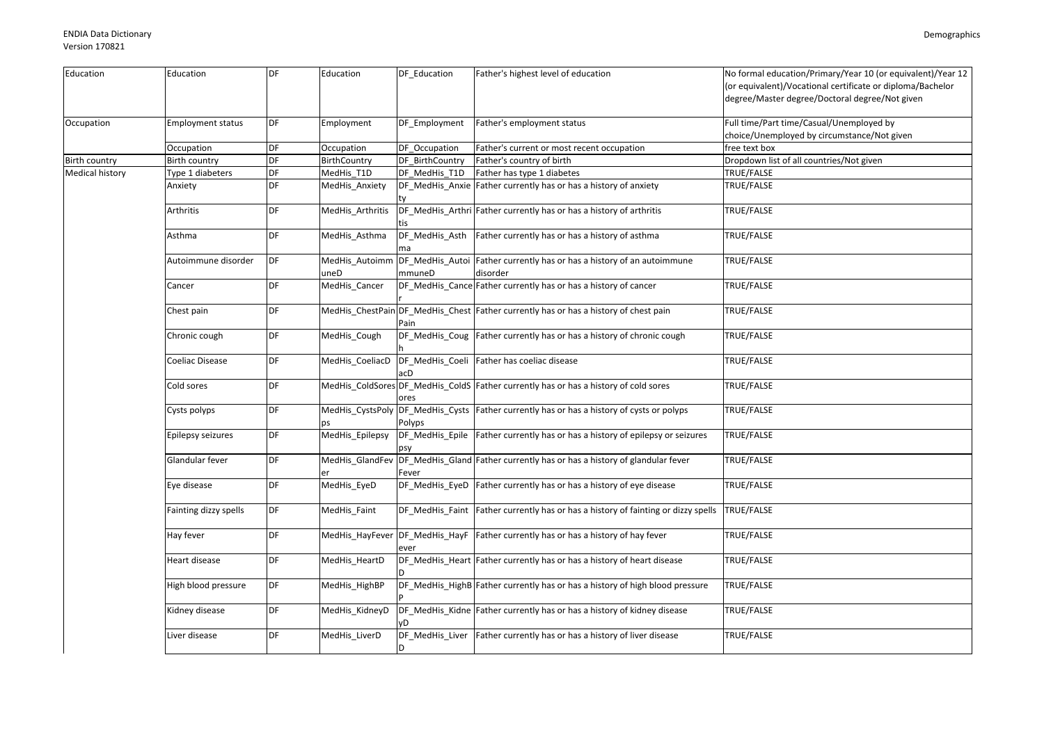| Education | Education | DF | Education | DF_Education | Father's highest level of education | No formal education/Primary/Year 10 (or equivalent)/Year 12 (or equivalent)/Vocational certificate or diploma/Bachelor degree/Master degree/Doctoral degree/Not given |
|---|---|---|---|---|---|---|
| Occupation | Employment status | DF | Employment | DF_Employment | Father's employment status | Full time/Part time/Casual/Unemployed by choice/Unemployed by circumstance/Not given |
| | Occupation | DF | Occupation | DF_Occupation | Father's current or most recent occupation | free text box |
| Birth country | Birth country | DF | BirthCountry | DF_BirthCountry | Father's country of birth | Dropdown list of all countries/Not given |
| Medical history | Type 1 diabeters | DF | MedHis_T1D | DF_MedHis_T1D | Father has type 1 diabetes | TRUE/FALSE |
| | Anxiety | DF | MedHis_Anxiety | DF_MedHis_Anxiety | Father currently has or has a history of anxiety | TRUE/FALSE |
| | Arthritis | DF | MedHis_Arthritis | DF_MedHis_Arthritis | Father currently has or has a history of arthritis | TRUE/FALSE |
| | Asthma | DF | MedHis_Asthma | DF_MedHis_Asthma | Father currently has or has a history of asthma | TRUE/FALSE |
| | Autoimmune disorder | DF | MedHis_AutoimmuneD | DF_MedHis_AutoimmuneD | Father currently has or has a history of an autoimmune disorder | TRUE/FALSE |
| | Cancer | DF | MedHis_Cancer | DF_MedHis_Cancer | Father currently has or has a history of cancer | TRUE/FALSE |
| | Chest pain | DF | MedHis_ChestPain | DF_MedHis_ChestPain | Father currently has or has a history of chest pain | TRUE/FALSE |
| | Chronic cough | DF | MedHis_Cough | DF_MedHis_Cough | Father currently has or has a history of chronic cough | TRUE/FALSE |
| | Coeliac Disease | DF | MedHis_CoeliacD | DF_MedHis_CoeliacD | Father has coeliac disease | TRUE/FALSE |
| | Cold sores | DF | MedHis_ColdSores | DF_MedHis_ColdSores | Father currently has or has a history of cold sores | TRUE/FALSE |
| | Cysts polyps | DF | MedHis_CystsPolyps | DF_MedHis_CystsPolyps | Father currently has or has a history of cysts or polyps | TRUE/FALSE |
| | Epilepsy seizures | DF | MedHis_Epilepsy | DF_MedHis_Epilepsy | Father currently has or has a history of epilepsy or seizures | TRUE/FALSE |
| | Glandular fever | DF | MedHis_GlandFever | DF_MedHis_GlandFever | Father currently has or has a history of glandular fever | TRUE/FALSE |
| | Eye disease | DF | MedHis_EyeD | DF_MedHis_EyeD | Father currently has or has a history of eye disease | TRUE/FALSE |
| | Fainting dizzy spells | DF | MedHis_Faint | DF_MedHis_Faint | Father currently has or has a history of fainting or dizzy spells | TRUE/FALSE |
| | Hay fever | DF | MedHis_HayFever | DF_MedHis_HayFever | Father currently has or has a history of hay fever | TRUE/FALSE |
| | Heart disease | DF | MedHis_HeartD | DF_MedHis_HeartD | Father currently has or has a history of heart disease | TRUE/FALSE |
| | High blood pressure | DF | MedHis_HighBP | DF_MedHis_HighBP | Father currently has or has a history of high blood pressure | TRUE/FALSE |
| | Kidney disease | DF | MedHis_KidneyD | DF_MedHis_KidneyD | Father currently has or has a history of kidney disease | TRUE/FALSE |
| | Liver disease | DF | MedHis_LiverD | DF_MedHis_LiverD | Father currently has or has a history of liver disease | TRUE/FALSE |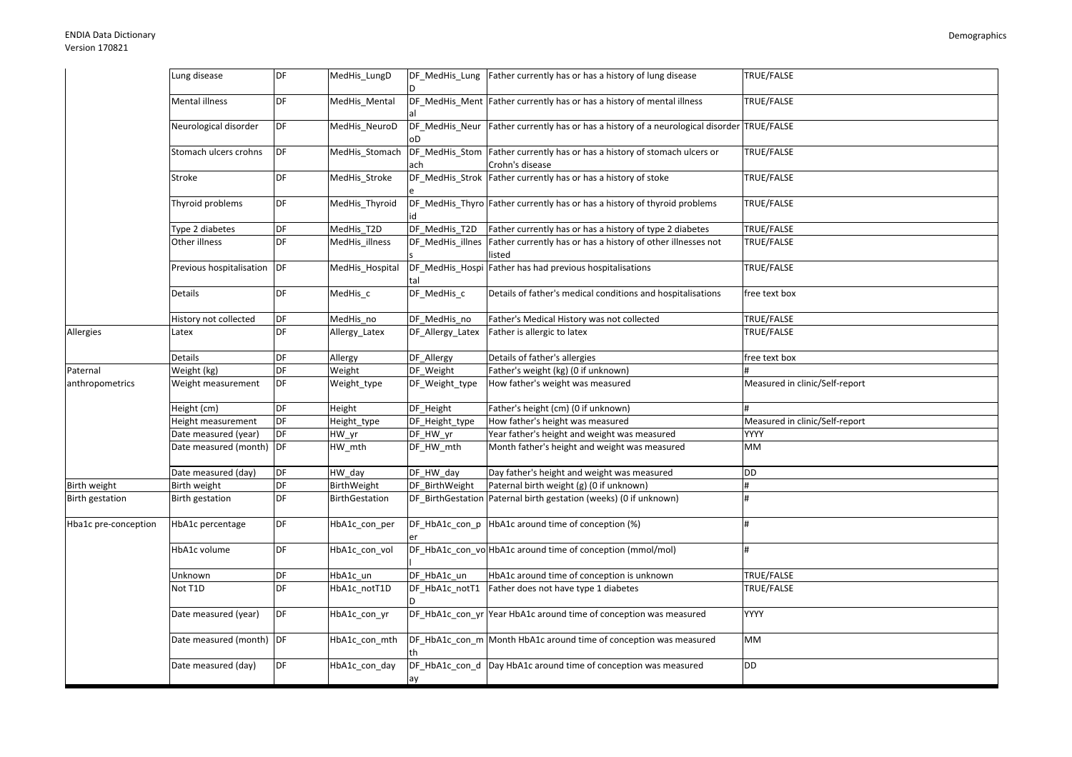| | | | | | | |
|---|---|---|---|---|---|---|
| | Lung disease | DF | MedHis_LungD | DF_MedHis_LungD | Father currently has or has a history of lung disease | TRUE/FALSE |
| | Mental illness | DF | MedHis_Mental | DF_MedHis_Mental | Father currently has or has a history of mental illness | TRUE/FALSE |
| | Neurological disorder | DF | MedHis_NeuroD | DF_MedHis_NeuroD | Father currently has or has a history of a neurological disorder | TRUE/FALSE |
| | Stomach ulcers crohns | DF | MedHis_Stomach | DF_MedHis_Stomach | Father currently has or has a history of stomach ulcers or Crohn's disease | TRUE/FALSE |
| | Stroke | DF | MedHis_Stroke | DF_MedHis_Stroke | Father currently has or has a history of stoke | TRUE/FALSE |
| | Thyroid problems | DF | MedHis_Thyroid | DF_MedHis_Thyroid | Father currently has or has a history of thyroid problems | TRUE/FALSE |
| | Type 2 diabetes | DF | MedHis_T2D | DF_MedHis_T2D | Father currently has or has a history of type 2 diabetes | TRUE/FALSE |
| | Other illness | DF | MedHis_illness | DF_MedHis_illness | Father currently has or has a history of other illnesses not listed | TRUE/FALSE |
| | Previous hospitalisation | DF | MedHis_Hospital | DF_MedHis_Hospital | Father has had previous hospitalisations | TRUE/FALSE |
| | Details | DF | MedHis_c | DF_MedHis_c | Details of father's medical conditions and hospitalisations | free text box |
| | History not collected | DF | MedHis_no | DF_MedHis_no | Father's Medical History was not collected | TRUE/FALSE |
| Allergies | Latex | DF | Allergy_Latex | DF_Allergy_Latex | Father is allergic to latex | TRUE/FALSE |
| | Details | DF | Allergy | DF_Allergy | Details of father's allergies | free text box |
| Paternal anthropometrics | Weight (kg) | DF | Weight | DF_Weight | Father's weight (kg) (0 if unknown) | # |
| | Weight measurement | DF | Weight_type | DF_Weight_type | How father's weight was measured | Measured in clinic/Self-report |
| | Height (cm) | DF | Height | DF_Height | Father's height (cm) (0 if unknown) | # |
| | Height measurement | DF | Height_type | DF_Height_type | How father's height was measured | Measured in clinic/Self-report |
| | Date measured (year) | DF | HW_yr | DF_HW_yr | Year father's height and weight was measured | YYYY |
| | Date measured (month) | DF | HW_mth | DF_HW_mth | Month father's height and weight was measured | MM |
| | Date measured (day) | DF | HW_day | DF_HW_day | Day father's height and weight was measured | DD |
| Birth weight | Birth weight | DF | BirthWeight | DF_BirthWeight | Paternal birth weight (g) (0 if unknown) | # |
| Birth gestation | Birth gestation | DF | BirthGestation | DF_BirthGestation | Paternal birth gestation (weeks) (0 if unknown) | # |
| Hba1c pre-conception | HbA1c percentage | DF | HbA1c_con_per | DF_HbA1c_con_per | HbA1c around time of conception (%) | # |
| | HbA1c volume | DF | HbA1c_con_vol | DF_HbA1c_con_vol | HbA1c around time of conception (mmol/mol) | # |
| | Unknown | DF | HbA1c_un | DF_HbA1c_un | HbA1c around time of conception is unknown | TRUE/FALSE |
| | Not T1D | DF | HbA1c_notT1D | DF_HbA1c_notT1D | Father does not have type 1 diabetes | TRUE/FALSE |
| | Date measured (year) | DF | HbA1c_con_yr | DF_HbA1c_con_yr | Year HbA1c around time of conception was measured | YYYY |
| | Date measured (month) | DF | HbA1c_con_mth | DF_HbA1c_con_mth | Month HbA1c around time of conception was measured | MM |
| | Date measured (day) | DF | HbA1c_con_day | DF_HbA1c_con_day | Day HbA1c around time of conception was measured | DD |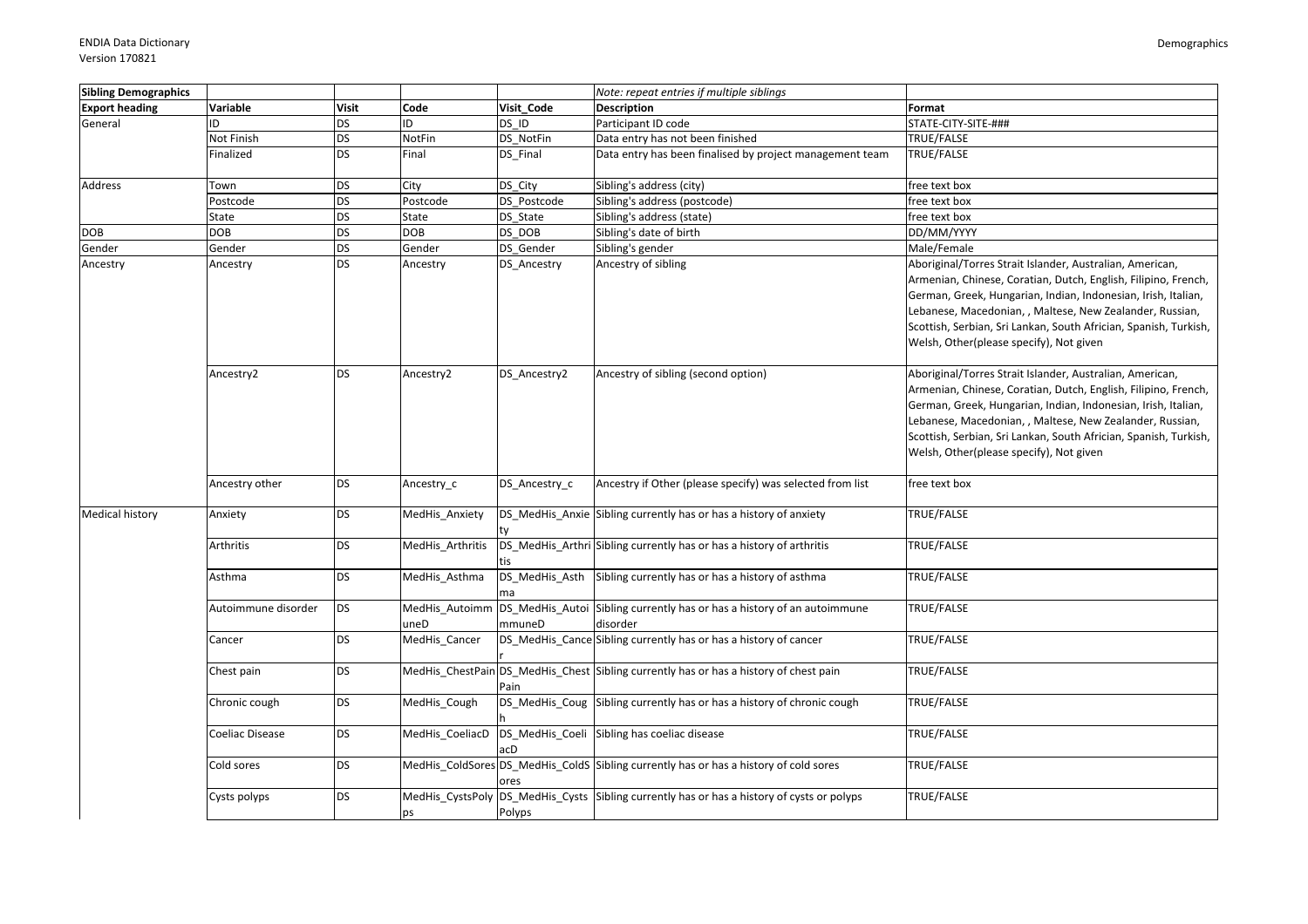| Sibling Demographics | | | | | *Note: repeat entries if multiple siblings* | |
|---|---|---|---|---|---|---|
| **Export heading** | **Variable** | **Visit** | **Code** | **Visit_Code** | **Description** | **Format** |
| General | ID | DS | ID | DS_ID | Participant ID code | STATE-CITY-SITE-### |
| | Not Finish | DS | NotFin | DS_NotFin | Data entry has not been finished | TRUE/FALSE |
| | Finalized | DS | Final | DS_Final | Data entry has been finalised by project management team | TRUE/FALSE |
| Address | Town | DS | City | DS_City | Sibling's address (city) | free text box |
| | Postcode | DS | Postcode | DS_Postcode | Sibling's address (postcode) | free text box |
| | State | DS | State | DS_State | Sibling's address (state) | free text box |
| DOB | DOB | DS | DOB | DS_DOB | Sibling's date of birth | DD/MM/YYYY |
| Gender | Gender | DS | Gender | DS_Gender | Sibling's gender | Male/Female |
| Ancestry | Ancestry | DS | Ancestry | DS_Ancestry | Ancestry of sibling | Aboriginal/Torres Strait Islander, Australian, American, Armenian, Chinese, Coratian, Dutch, English, Filipino, French, German, Greek, Hungarian, Indian, Indonesian, Irish, Italian, Lebanese, Macedonian, , Maltese, New Zealander, Russian, Scottish, Serbian, Sri Lankan, South African, Spanish, Turkish, Welsh, Other(please specify), Not given |
| | Ancestry2 | DS | Ancestry2 | DS_Ancestry2 | Ancestry of sibling (second option) | Aboriginal/Torres Strait Islander, Australian, American, Armenian, Chinese, Coratian, Dutch, English, Filipino, French, German, Greek, Hungarian, Indian, Indonesian, Irish, Italian, Lebanese, Macedonian, , Maltese, New Zealander, Russian, Scottish, Serbian, Sri Lankan, South African, Spanish, Turkish, Welsh, Other(please specify), Not given |
| | Ancestry other | DS | Ancestry_c | DS_Ancestry_c | Ancestry if Other (please specify) was selected from list | free text box |
| Medical history | Anxiety | DS | MedHis_Anxiety | DS_MedHis_Anxiety | Sibling currently has or has a history of anxiety | TRUE/FALSE |
| | Arthritis | DS | MedHis_Arthritis | DS_MedHis_Arthritis | Sibling currently has or has a history of arthritis | TRUE/FALSE |
| | Asthma | DS | MedHis_Asthma | DS_MedHis_Asthma | Sibling currently has or has a history of asthma | TRUE/FALSE |
| | Autoimmune disorder | DS | MedHis_AutoimmuneD | DS_MedHis_AutoimmuneD | Sibling currently has or has a history of an autoimmune disorder | TRUE/FALSE |
| | Cancer | DS | MedHis_Cancer | DS_MedHis_Cancer | Sibling currently has or has a history of cancer | TRUE/FALSE |
| | Chest pain | DS | MedHis_ChestPain | DS_MedHis_ChestPain | Sibling currently has or has a history of chest pain | TRUE/FALSE |
| | Chronic cough | DS | MedHis_Cough | DS_MedHis_Cough | Sibling currently has or has a history of chronic cough | TRUE/FALSE |
| | Coeliac Disease | DS | MedHis_CoeliacD | DS_MedHis_CoeliacD | Sibling has coeliac disease | TRUE/FALSE |
| | Cold sores | DS | MedHis_ColdSores | DS_MedHis_ColdSores | Sibling currently has or has a history of cold sores | TRUE/FALSE |
| | Cysts polyps | DS | MedHis_CystsPolyps | DS_MedHis_CystsPolyps | Sibling currently has or has a history of cysts or polyps | TRUE/FALSE |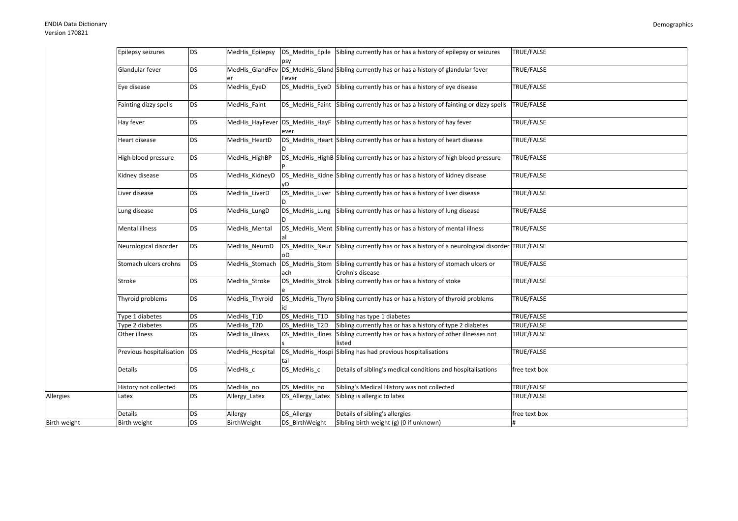|  |  |  |  |  |  |  |
|---|---|---|---|---|---|---|
|  | Epilepsy seizures | DS | MedHis_Epilepsy | DS_MedHis_Epilepsy | Sibling currently has or has a history of epilepsy or seizures | TRUE/FALSE |
|  | Glandular fever | DS | MedHis_GlandFever | DS_MedHis_GlandFever | Sibling currently has or has a history of glandular fever | TRUE/FALSE |
|  | Eye disease | DS | MedHis_EyeD | DS_MedHis_EyeD | Sibling currently has or has a history of eye disease | TRUE/FALSE |
|  | Fainting dizzy spells | DS | MedHis_Faint | DS_MedHis_Faint | Sibling currently has or has a history of fainting or dizzy spells | TRUE/FALSE |
|  | Hay fever | DS | MedHis_HayFever | DS_MedHis_HayFever | Sibling currently has or has a history of hay fever | TRUE/FALSE |
|  | Heart disease | DS | MedHis_HeartD | DS_MedHis_HeartD | Sibling currently has or has a history of heart disease | TRUE/FALSE |
|  | High blood pressure | DS | MedHis_HighBP | DS_MedHis_HighBP | Sibling currently has or has a history of high blood pressure | TRUE/FALSE |
|  | Kidney disease | DS | MedHis_KidneyD | DS_MedHis_KidneyD | Sibling currently has or has a history of kidney disease | TRUE/FALSE |
|  | Liver disease | DS | MedHis_LiverD | DS_MedHis_LiverD | Sibling currently has or has a history of liver disease | TRUE/FALSE |
|  | Lung disease | DS | MedHis_LungD | DS_MedHis_LungD | Sibling currently has or has a history of lung disease | TRUE/FALSE |
|  | Mental illness | DS | MedHis_Mental | DS_MedHis_Mental | Sibling currently has or has a history of mental illness | TRUE/FALSE |
|  | Neurological disorder | DS | MedHis_NeuroD | DS_MedHis_NeuroD | Sibling currently has or has a history of a neurological disorder | TRUE/FALSE |
|  | Stomach ulcers crohns | DS | MedHis_Stomach | DS_MedHis_Stomach | Sibling currently has or has a history of stomach ulcers or Crohn's disease | TRUE/FALSE |
|  | Stroke | DS | MedHis_Stroke | DS_MedHis_Stroke | Sibling currently has or has a history of stoke | TRUE/FALSE |
|  | Thyroid problems | DS | MedHis_Thyroid | DS_MedHis_Thyroid | Sibling currently has or has a history of thyroid problems | TRUE/FALSE |
|  | Type 1 diabetes | DS | MedHis_T1D | DS_MedHis_T1D | Sibling has type 1 diabetes | TRUE/FALSE |
|  | Type 2 diabetes | DS | MedHis_T2D | DS_MedHis_T2D | Sibling currently has or has a history of type 2 diabetes | TRUE/FALSE |
|  | Other illness | DS | MedHis_illness | DS_MedHis_illness | Sibling currently has or has a history of other illnesses not listed | TRUE/FALSE |
|  | Previous hospitalisation | DS | MedHis_Hospital | DS_MedHis_Hospital | Sibling has had previous hospitalisations | TRUE/FALSE |
|  | Details | DS | MedHis_c | DS_MedHis_c | Details of sibling's medical conditions and hospitalisations | free text box |
|  | History not collected | DS | MedHis_no | DS_MedHis_no | Sibling's Medical History was not collected | TRUE/FALSE |
| Allergies | Latex | DS | Allergy_Latex | DS_Allergy_Latex | Sibling is allergic to latex | TRUE/FALSE |
|  | Details | DS | Allergy | DS_Allergy | Details of sibling's allergies | free text box |
| Birth weight | Birth weight | DS | BirthWeight | DS_BirthWeight | Sibling birth weight (g) (0 if unknown) | # |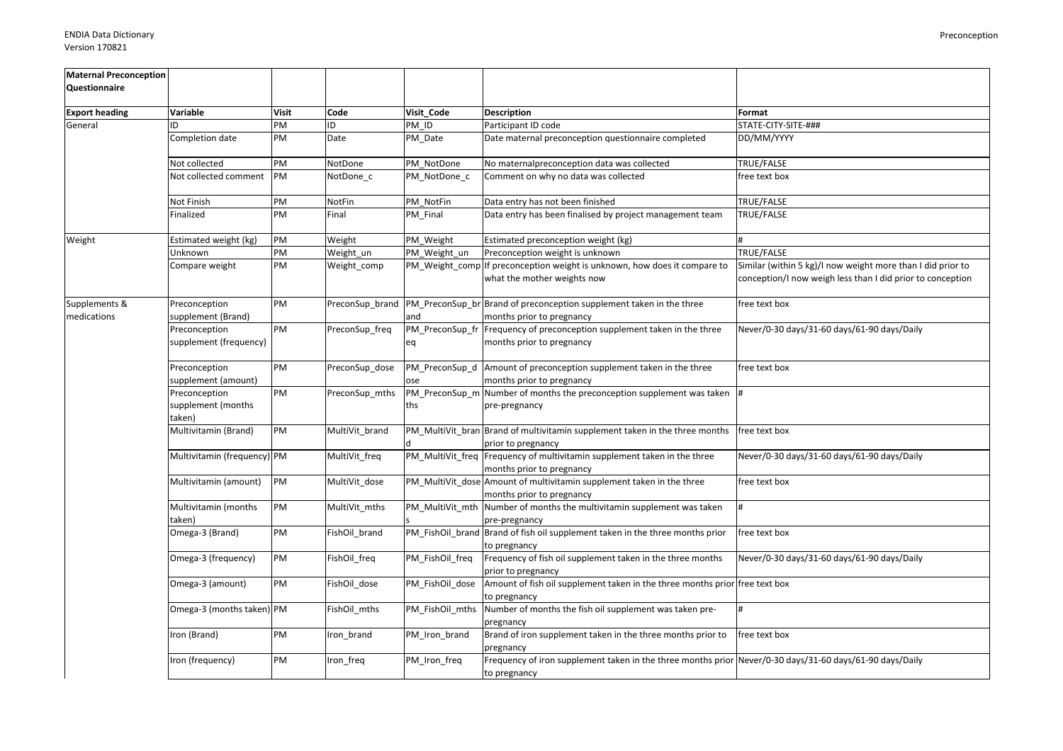| Maternal Preconception Questionnaire | | | | | | |
|---|---|---|---|---|---|---|
| **Export heading** | **Variable** | **Visit** | **Code** | **Visit_Code** | **Description** | **Format** |
| General | ID | PM | ID | PM_ID | Participant ID code | STATE-CITY-SITE-### |
| | Completion date | PM | Date | PM_Date | Date maternal preconception questionnaire completed | DD/MM/YYYY |
| | Not collected | PM | NotDone | PM_NotDone | No maternalpreconception data was collected | TRUE/FALSE |
| | Not collected comment | PM | NotDone_c | PM_NotDone_c | Comment on why no data was collected | free text box |
| | Not Finish | PM | NotFin | PM_NotFin | Data entry has not been finished | TRUE/FALSE |
| | Finalized | PM | Final | PM_Final | Data entry has been finalised by project management team | TRUE/FALSE |
| Weight | Estimated weight (kg) | PM | Weight | PM_Weight | Estimated preconception weight (kg) | # |
| | Unknown | PM | Weight_un | PM_Weight_un | Preconception weight is unknown | TRUE/FALSE |
| | Compare weight | PM | Weight_comp | PM_Weight_comp | If preconception weight is unknown, how does it compare to what the mother weights now | Similar (within 5 kg)/I now weight more than I did prior to conception/I now weigh less than I did prior to conception |
| Supplements & medications | Preconception supplement (Brand) | PM | PreconSup_brand | PM_PreconSup_brand | Brand of preconception supplement taken in the three months prior to pregnancy | free text box |
| | Preconception supplement (frequency) | PM | PreconSup_freq | PM_PreconSup_freq | Frequency of preconception supplement taken in the three months prior to pregnancy | Never/0-30 days/31-60 days/61-90 days/Daily |
| | Preconception supplement (amount) | PM | PreconSup_dose | PM_PreconSup_dose | Amount of preconception supplement taken in the three months prior to pregnancy | free text box |
| | Preconception supplement (months taken) | PM | PreconSup_mths | PM_PreconSup_mths | Number of months the preconception supplement was taken pre-pregnancy | # |
| | Multivitamin (Brand) | PM | MultiVit_brand | PM_MultiVit_brand | Brand of multivitamin supplement taken in the three months prior to pregnancy | free text box |
| | Multivitamin (frequency) | PM | MultiVit_freq | PM_MultiVit_freq | Frequency of multivitamin supplement taken in the three months prior to pregnancy | Never/0-30 days/31-60 days/61-90 days/Daily |
| | Multivitamin (amount) | PM | MultiVit_dose | PM_MultiVit_dose | Amount of multivitamin supplement taken in the three months prior to pregnancy | free text box |
| | Multivitamin (months taken) | PM | MultiVit_mths | PM_MultiVit_mths | Number of months the multivitamin supplement was taken pre-pregnancy | # |
| | Omega-3 (Brand) | PM | FishOil_brand | PM_FishOil_brand | Brand of fish oil supplement taken in the three months prior to pregnancy | free text box |
| | Omega-3 (frequency) | PM | FishOil_freq | PM_FishOil_freq | Frequency of fish oil supplement taken in the three months prior to pregnancy | Never/0-30 days/31-60 days/61-90 days/Daily |
| | Omega-3 (amount) | PM | FishOil_dose | PM_FishOil_dose | Amount of fish oil supplement taken in the three months prior to pregnancy | free text box |
| | Omega-3 (months taken) | PM | FishOil_mths | PM_FishOil_mths | Number of months the fish oil supplement was taken pre-pregnancy | # |
| | Iron (Brand) | PM | Iron_brand | PM_Iron_brand | Brand of iron supplement taken in the three months prior to pregnancy | free text box |
| | Iron (frequency) | PM | Iron_freq | PM_Iron_freq | Frequency of iron supplement taken in the three months prior to pregnancy | Never/0-30 days/31-60 days/61-90 days/Daily |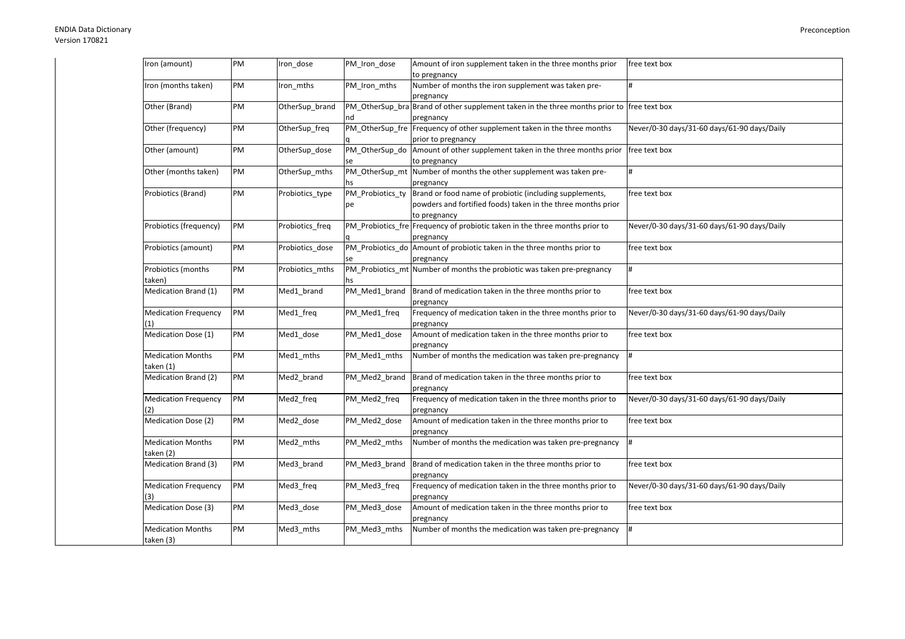| Iron (amount) | PM | Iron_dose | PM_Iron_dose | Amount of iron supplement taken in the three months prior to pregnancy | free text box |
|---|---|---|---|---|---|
| Iron (months taken) | PM | Iron_mths | PM_Iron_mths | Number of months the iron supplement was taken pre-pregnancy | # |
| Other (Brand) | PM | OtherSup_brand | PM_OtherSup_brand | Brand of other supplement taken in the three months prior to pregnancy | free text box |
| Other (frequency) | PM | OtherSup_freq | PM_OtherSup_freq | Frequency of other supplement taken in the three months prior to pregnancy | Never/0-30 days/31-60 days/61-90 days/Daily |
| Other (amount) | PM | OtherSup_dose | PM_OtherSup_dose | Amount of other supplement taken in the three months prior to pregnancy | free text box |
| Other (months taken) | PM | OtherSup_mths | PM_OtherSup_mths | Number of months the other supplement was taken pre-pregnancy | # |
| Probiotics (Brand) | PM | Probiotics_type | PM_Probiotics_type | Brand or food name of probiotic (including supplements, powders and fortified foods) taken in the three months prior to pregnancy | free text box |
| Probiotics (frequency) | PM | Probiotics_freq | PM_Probiotics_freq | Frequency of probiotic taken in the three months prior to pregnancy | Never/0-30 days/31-60 days/61-90 days/Daily |
| Probiotics (amount) | PM | Probiotics_dose | PM_Probiotics_dose | Amount of probiotic taken in the three months prior to pregnancy | free text box |
| Probiotics (months taken) | PM | Probiotics_mths | PM_Probiotics_mths | Number of months the probiotic was taken pre-pregnancy | # |
| Medication Brand (1) | PM | Med1_brand | PM_Med1_brand | Brand of medication taken in the three months prior to pregnancy | free text box |
| Medication Frequency (1) | PM | Med1_freq | PM_Med1_freq | Frequency of medication taken in the three months prior to pregnancy | Never/0-30 days/31-60 days/61-90 days/Daily |
| Medication Dose (1) | PM | Med1_dose | PM_Med1_dose | Amount of medication taken in the three months prior to pregnancy | free text box |
| Medication Months taken (1) | PM | Med1_mths | PM_Med1_mths | Number of months the medication was taken pre-pregnancy | # |
| Medication Brand (2) | PM | Med2_brand | PM_Med2_brand | Brand of medication taken in the three months prior to pregnancy | free text box |
| Medication Frequency (2) | PM | Med2_freq | PM_Med2_freq | Frequency of medication taken in the three months prior to pregnancy | Never/0-30 days/31-60 days/61-90 days/Daily |
| Medication Dose (2) | PM | Med2_dose | PM_Med2_dose | Amount of medication taken in the three months prior to pregnancy | free text box |
| Medication Months taken (2) | PM | Med2_mths | PM_Med2_mths | Number of months the medication was taken pre-pregnancy | # |
| Medication Brand (3) | PM | Med3_brand | PM_Med3_brand | Brand of medication taken in the three months prior to pregnancy | free text box |
| Medication Frequency (3) | PM | Med3_freq | PM_Med3_freq | Frequency of medication taken in the three months prior to pregnancy | Never/0-30 days/31-60 days/61-90 days/Daily |
| Medication Dose (3) | PM | Med3_dose | PM_Med3_dose | Amount of medication taken in the three months prior to pregnancy | free text box |
| Medication Months taken (3) | PM | Med3_mths | PM_Med3_mths | Number of months the medication was taken pre-pregnancy | # |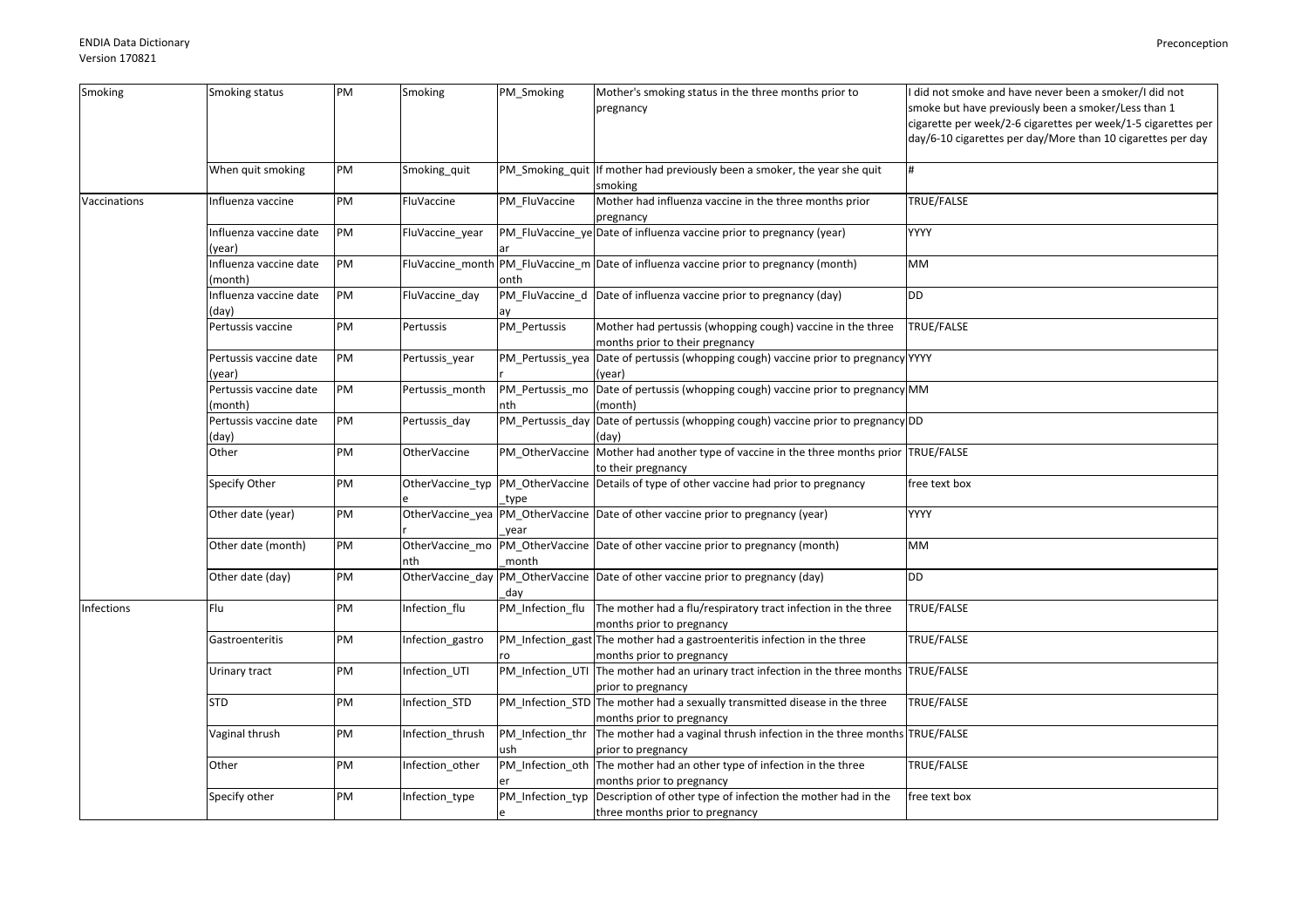| Smoking | Smoking status | PM | Smoking | PM_Smoking | Mother's smoking status in the three months prior to pregnancy | I did not smoke and have never been a smoker/I did not smoke but have previously been a smoker/Less than 1 cigarette per week/2-6 cigarettes per week/1-5 cigarettes per day/6-10 cigarettes per day/More than 10 cigarettes per day |
|---|---|---|---|---|---|---|
| | When quit smoking | PM | Smoking_quit | PM_Smoking_quit | If mother had previously been a smoker, the year she quit smoking | # |
| Vaccinations | Influenza vaccine | PM | FluVaccine | PM_FluVaccine | Mother had influenza vaccine in the three months prior pregnancy | TRUE/FALSE |
| | Influenza vaccine date (year) | PM | FluVaccine_year | PM_FluVaccine_year | Date of influenza vaccine prior to pregnancy (year) | YYYY |
| | Influenza vaccine date (month) | PM | FluVaccine_month | PM_FluVaccine_month | Date of influenza vaccine prior to pregnancy (month) | MM |
| | Influenza vaccine date (day) | PM | FluVaccine_day | PM_FluVaccine_day | Date of influenza vaccine prior to pregnancy (day) | DD |
| | Pertussis vaccine | PM | Pertussis | PM_Pertussis | Mother had pertussis (whopping cough) vaccine in the three months prior to their pregnancy | TRUE/FALSE |
| | Pertussis vaccine date (year) | PM | Pertussis_year | PM_Pertussis_year | Date of pertussis (whopping cough) vaccine prior to pregnancy (year) | YYYY |
| | Pertussis vaccine date (month) | PM | Pertussis_month | PM_Pertussis_month | Date of pertussis (whopping cough) vaccine prior to pregnancy (month) | MM |
| | Pertussis vaccine date (day) | PM | Pertussis_day | PM_Pertussis_day | Date of pertussis (whopping cough) vaccine prior to pregnancy (day) | DD |
| | Other | PM | OtherVaccine | PM_OtherVaccine | Mother had another type of vaccine in the three months prior to their pregnancy | TRUE/FALSE |
| | Specify Other | PM | OtherVaccine_type | PM_OtherVaccine_type | Details of type of other vaccine had prior to pregnancy | free text box |
| | Other date (year) | PM | OtherVaccine_year | PM_OtherVaccine_year | Date of other vaccine prior to pregnancy (year) | YYYY |
| | Other date (month) | PM | OtherVaccine_month | PM_OtherVaccine_month | Date of other vaccine prior to pregnancy (month) | MM |
| | Other date (day) | PM | OtherVaccine_day | PM_OtherVaccine_day | Date of other vaccine prior to pregnancy (day) | DD |
| Infections | Flu | PM | Infection_flu | PM_Infection_flu | The mother had a flu/respiratory tract infection in the three months prior to pregnancy | TRUE/FALSE |
| | Gastroenteritis | PM | Infection_gastro | PM_Infection_gastro | The mother had a gastroenteritis infection in the three months prior to pregnancy | TRUE/FALSE |
| | Urinary tract | PM | Infection_UTI | PM_Infection_UTI | The mother had an urinary tract infection in the three months prior to pregnancy | TRUE/FALSE |
| | STD | PM | Infection_STD | PM_Infection_STD | The mother had a sexually transmitted disease in the three months prior to pregnancy | TRUE/FALSE |
| | Vaginal thrush | PM | Infection_thrush | PM_Infection_thrush | The mother had a vaginal thrush infection in the three months prior to pregnancy | TRUE/FALSE |
| | Other | PM | Infection_other | PM_Infection_other | The mother had an other type of infection in the three months prior to pregnancy | TRUE/FALSE |
| | Specify other | PM | Infection_type | PM_Infection_type | Description of other type of infection the mother had in the three months prior to pregnancy | free text box |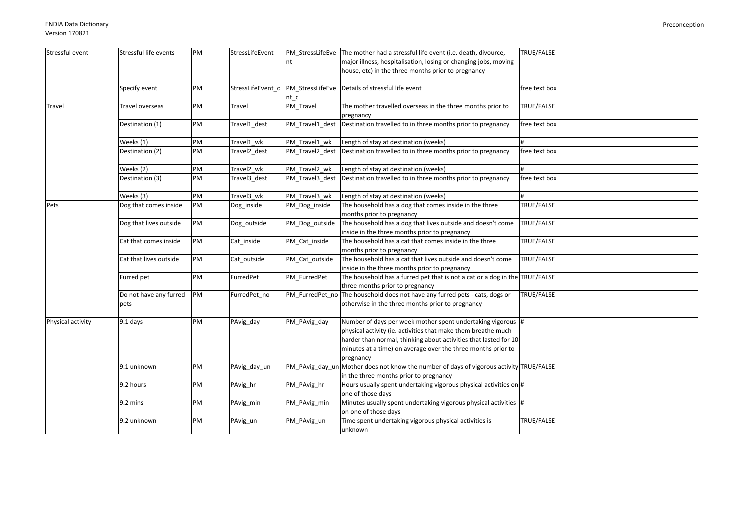| Stressful event | Stressful life events | PM | StressLifeEvent | PM_StressLifeEvent | The mother had a stressful life event (i.e. death, divource, major illness, hospitalisation, losing or changing jobs, moving house, etc) in the three months prior to pregnancy | TRUE/FALSE |
|---|---|---|---|---|---|---|
| | Specify event | PM | StressLifeEvent_c | PM_StressLifeEvent_c | Details of stressful life event | free text box |
| Travel | Travel overseas | PM | Travel | PM_Travel | The mother travelled overseas in the three months prior to pregnancy | TRUE/FALSE |
| | Destination (1) | PM | Travel1_dest | PM_Travel1_dest | Destination travelled to in three months prior to pregnancy | free text box |
| | Weeks (1) | PM | Travel1_wk | PM_Travel1_wk | Length of stay at destination (weeks) | # |
| | Destination (2) | PM | Travel2_dest | PM_Travel2_dest | Destination travelled to in three months prior to pregnancy | free text box |
| | Weeks (2) | PM | Travel2_wk | PM_Travel2_wk | Length of stay at destination (weeks) | # |
| | Destination (3) | PM | Travel3_dest | PM_Travel3_dest | Destination travelled to in three months prior to pregnancy | free text box |
| | Weeks (3) | PM | Travel3_wk | PM_Travel3_wk | Length of stay at destination (weeks) | # |
| Pets | Dog that comes inside | PM | Dog_inside | PM_Dog_inside | The household has a dog that comes inside in the three months prior to pregnancy | TRUE/FALSE |
| | Dog that lives outside | PM | Dog_outside | PM_Dog_outside | The household has a dog that lives outside and doesn't come inside in the three months prior to pregnancy | TRUE/FALSE |
| | Cat that comes inside | PM | Cat_inside | PM_Cat_inside | The household has a cat that comes inside in the three months prior to pregnancy | TRUE/FALSE |
| | Cat that lives outside | PM | Cat_outside | PM_Cat_outside | The household has a cat that lives outside and doesn't come inside in the three months prior to pregnancy | TRUE/FALSE |
| | Furred pet | PM | FurredPet | PM_FurredPet | The household has a furred pet that is not a cat or a dog in the three months prior to pregnancy | TRUE/FALSE |
| | Do not have any furred pets | PM | FurredPet_no | PM_FurredPet_no | The household does not have any furred pets - cats, dogs or otherwise in the three months prior to pregnancy | TRUE/FALSE |
| Physical activity | 9.1 days | PM | PAvig_day | PM_PAvig_day | Number of days per week mother spent undertaking vigorous physical activity (ie. activities that make them breathe much harder than normal, thinking about activities that lasted for 10 minutes at a time) on average over the three months prior to pregnancy | # |
| | 9.1 unknown | PM | PAvig_day_un | PM_PAvig_day_un | Mother does not know the number of days of vigorous activity in the three months prior to pregnancy | TRUE/FALSE |
| | 9.2 hours | PM | PAvig_hr | PM_PAvig_hr | Hours usually spent undertaking vigorous physical activities on one of those days | # |
| | 9.2 mins | PM | PAvig_min | PM_PAvig_min | Minutes usually spent undertaking vigorous physical activities on one of those days | # |
| | 9.2 unknown | PM | PAvig_un | PM_PAvig_un | Time spent undertaking vigorous physical activities is unknown | TRUE/FALSE |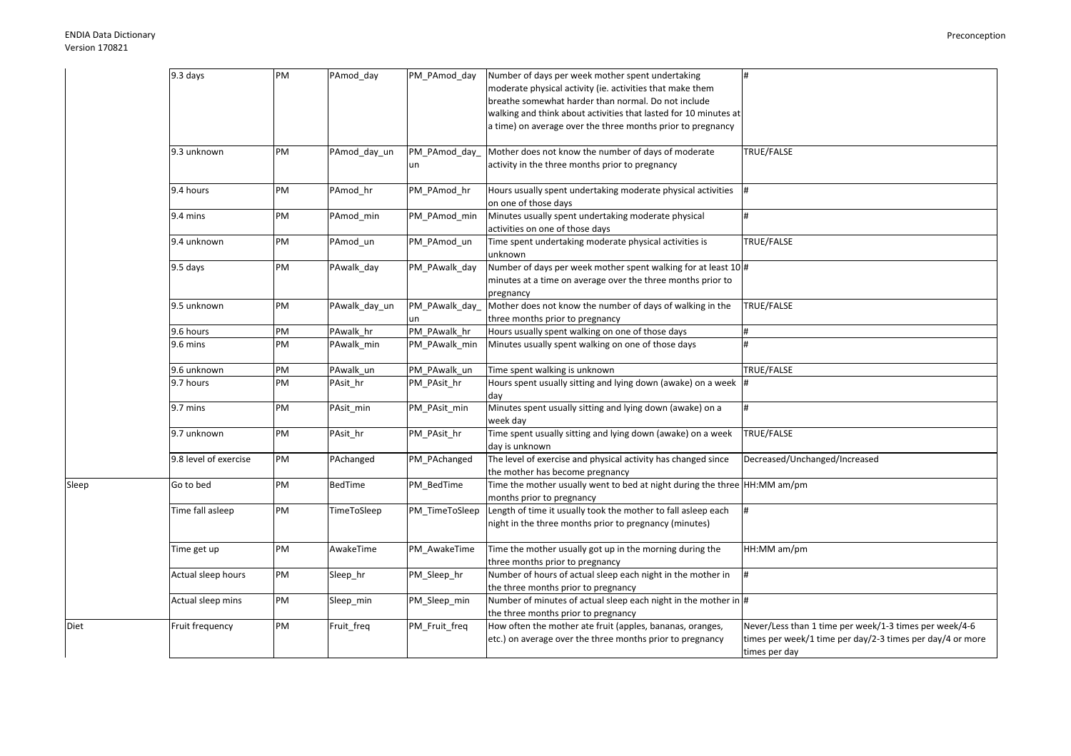| | | | | | | |
|---|---|---|---|---|---|---|
| | 9.3 days | PM | PAmod_day | PM_PAmod_day | Number of days per week mother spent undertaking moderate physical activity (ie. activities that make them breathe somewhat harder than normal. Do not include walking and think about activities that lasted for 10 minutes at a time) on average over the three months prior to pregnancy | # |
| | 9.3 unknown | PM | PAmod_day_un | PM_PAmod_day_un | Mother does not know the number of days of moderate activity in the three months prior to pregnancy | TRUE/FALSE |
| | 9.4 hours | PM | PAmod_hr | PM_PAmod_hr | Hours usually spent undertaking moderate physical activities on one of those days | # |
| | 9.4 mins | PM | PAmod_min | PM_PAmod_min | Minutes usually spent undertaking moderate physical activities on one of those days | # |
| | 9.4 unknown | PM | PAmod_un | PM_PAmod_un | Time spent undertaking moderate physical activities is unknown | TRUE/FALSE |
| | 9.5 days | PM | PAwalk_day | PM_PAwalk_day | Number of days per week mother spent walking for at least 10 minutes at a time on average over the three months prior to pregnancy | # |
| | 9.5 unknown | PM | PAwalk_day_un | PM_PAwalk_day_un | Mother does not know the number of days of walking in the three months prior to pregnancy | TRUE/FALSE |
| | 9.6 hours | PM | PAwalk_hr | PM_PAwalk_hr | Hours usually spent walking on one of those days | # |
| | 9.6 mins | PM | PAwalk_min | PM_PAwalk_min | Minutes usually spent walking on one of those days | # |
| | 9.6 unknown | PM | PAwalk_un | PM_PAwalk_un | Time spent walking is unknown | TRUE/FALSE |
| | 9.7 hours | PM | PAsit_hr | PM_PAsit_hr | Hours spent usually sitting and lying down (awake) on a week day | # |
| | 9.7 mins | PM | PAsit_min | PM_PAsit_min | Minutes spent usually sitting and lying down (awake) on a week day | # |
| | 9.7 unknown | PM | PAsit_hr | PM_PAsit_hr | Time spent usually sitting and lying down (awake) on a week day is unknown | TRUE/FALSE |
| | 9.8 level of exercise | PM | PAchanged | PM_PAchanged | The level of exercise and physical activity has changed since the mother has become pregnancy | Decreased/Unchanged/Increased |
| Sleep | Go to bed | PM | BedTime | PM_BedTime | Time the mother usually went to bed at night during the three months prior to pregnancy | HH:MM am/pm |
| | Time fall asleep | PM | TimeToSleep | PM_TimeToSleep | Length of time it usually took the mother to fall asleep each night in the three months prior to pregnancy (minutes) | # |
| | Time get up | PM | AwakeTime | PM_AwakeTime | Time the mother usually got up in the morning during the three months prior to pregnancy | HH:MM am/pm |
| | Actual sleep hours | PM | Sleep_hr | PM_Sleep_hr | Number of hours of actual sleep each night in the mother in the three months prior to pregnancy | # |
| | Actual sleep mins | PM | Sleep_min | PM_Sleep_min | Number of minutes of actual sleep each night in the mother in the three months prior to pregnancy | # |
| Diet | Fruit frequency | PM | Fruit_freq | PM_Fruit_freq | How often the mother ate fruit (apples, bananas, oranges, etc.) on average over the three months prior to pregnancy | Never/Less than 1 time per week/1-3 times per week/4-6 times per week/1 time per day/2-3 times per day/4 or more times per day |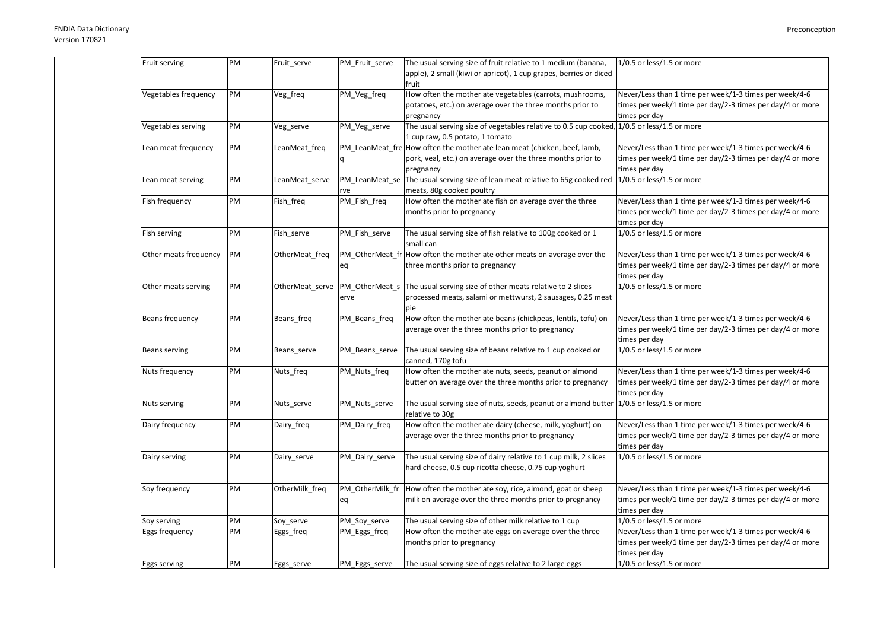| Fruit serving | PM | Fruit_serve | PM_Fruit_serve | The usual serving size of fruit relative to 1 medium (banana, apple), 2 small (kiwi or apricot), 1 cup grapes, berries or diced fruit | 1/0.5 or less/1.5 or more |
|---|---|---|---|---|---|
| Vegetables frequency | PM | Veg_freq | PM_Veg_freq | How often the mother ate vegetables (carrots, mushrooms, potatoes, etc.) on average over the three months prior to pregnancy | Never/Less than 1 time per week/1-3 times per week/4-6 times per week/1 time per day/2-3 times per day/4 or more times per day |
| Vegetables serving | PM | Veg_serve | PM_Veg_serve | The usual serving size of vegetables relative to 0.5 cup cooked, 1 cup raw, 0.5 potato, 1 tomato | 1/0.5 or less/1.5 or more |
| Lean meat frequency | PM | LeanMeat_freq | PM_LeanMeat_freq | How often the mother ate lean meat (chicken, beef, lamb, pork, veal, etc.) on average over the three months prior to pregnancy | Never/Less than 1 time per week/1-3 times per week/4-6 times per week/1 time per day/2-3 times per day/4 or more times per day |
| Lean meat serving | PM | LeanMeat_serve | PM_LeanMeat_serve | The usual serving size of lean meat relative to 65g cooked red meats, 80g cooked poultry | 1/0.5 or less/1.5 or more |
| Fish frequency | PM | Fish_freq | PM_Fish_freq | How often the mother ate fish on average over the three months prior to pregnancy | Never/Less than 1 time per week/1-3 times per week/4-6 times per week/1 time per day/2-3 times per day/4 or more times per day |
| Fish serving | PM | Fish_serve | PM_Fish_serve | The usual serving size of fish relative to 100g cooked or 1 small can | 1/0.5 or less/1.5 or more |
| Other meats frequency | PM | OtherMeat_freq | PM_OtherMeat_freq | How often the mother ate other meats on average over the three months prior to pregnancy | Never/Less than 1 time per week/1-3 times per week/4-6 times per week/1 time per day/2-3 times per day/4 or more times per day |
| Other meats serving | PM | OtherMeat_serve | PM_OtherMeat_serve | The usual serving size of other meats relative to 2 slices processed meats, salami or mettwurst, 2 sausages, 0.25 meat pie | 1/0.5 or less/1.5 or more |
| Beans frequency | PM | Beans_freq | PM_Beans_freq | How often the mother ate beans (chickpeas, lentils, tofu) on average over the three months prior to pregnancy | Never/Less than 1 time per week/1-3 times per week/4-6 times per week/1 time per day/2-3 times per day/4 or more times per day |
| Beans serving | PM | Beans_serve | PM_Beans_serve | The usual serving size of beans relative to 1 cup cooked or canned, 170g tofu | 1/0.5 or less/1.5 or more |
| Nuts frequency | PM | Nuts_freq | PM_Nuts_freq | How often the mother ate nuts, seeds, peanut or almond butter on average over the three months prior to pregnancy | Never/Less than 1 time per week/1-3 times per week/4-6 times per week/1 time per day/2-3 times per day/4 or more times per day |
| Nuts serving | PM | Nuts_serve | PM_Nuts_serve | The usual serving size of nuts, seeds, peanut or almond butter relative to 30g | 1/0.5 or less/1.5 or more |
| Dairy frequency | PM | Dairy_freq | PM_Dairy_freq | How often the mother ate dairy (cheese, milk, yoghurt) on average over the three months prior to pregnancy | Never/Less than 1 time per week/1-3 times per week/4-6 times per week/1 time per day/2-3 times per day/4 or more times per day |
| Dairy serving | PM | Dairy_serve | PM_Dairy_serve | The usual serving size of dairy relative to 1 cup milk, 2 slices hard cheese, 0.5 cup ricotta cheese, 0.75 cup yoghurt | 1/0.5 or less/1.5 or more |
| Soy frequency | PM | OtherMilk_freq | PM_OtherMilk_freq | How often the mother ate soy, rice, almond, goat or sheep milk on average over the three months prior to pregnancy | Never/Less than 1 time per week/1-3 times per week/4-6 times per week/1 time per day/2-3 times per day/4 or more times per day |
| Soy serving | PM | Soy_serve | PM_Soy_serve | The usual serving size of other milk relative to 1 cup | 1/0.5 or less/1.5 or more |
| Eggs frequency | PM | Eggs_freq | PM_Eggs_freq | How often the mother ate eggs on average over the three months prior to pregnancy | Never/Less than 1 time per week/1-3 times per week/4-6 times per week/1 time per day/2-3 times per day/4 or more times per day |
| Eggs serving | PM | Eggs_serve | PM_Eggs_serve | The usual serving size of eggs relative to 2 large eggs | 1/0.5 or less/1.5 or more |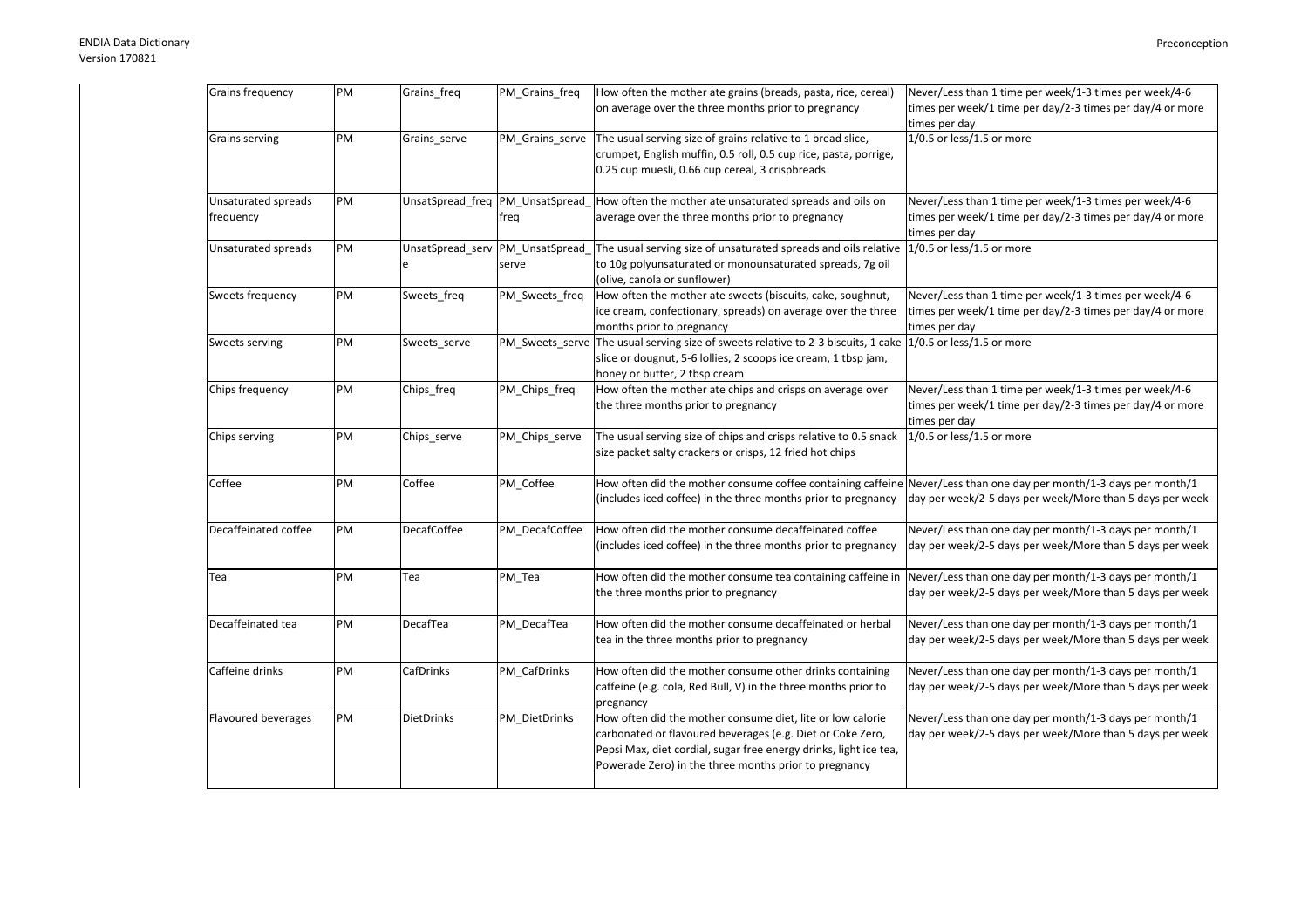| Grains frequency | PM | Grains_freq | PM_Grains_freq | How often the mother ate grains (breads, pasta, rice, cereal) on average over the three months prior to pregnancy | Never/Less than 1 time per week/1-3 times per week/4-6 times per week/1 time per day/2-3 times per day/4 or more times per day |
|---|---|---|---|---|---|
| Grains serving | PM | Grains_serve | PM_Grains_serve | The usual serving size of grains relative to 1 bread slice, crumpet, English muffin, 0.5 roll, 0.5 cup rice, pasta, porrige, 0.25 cup muesli, 0.66 cup cereal, 3 crispbreads | 1/0.5 or less/1.5 or more |
| Unsaturated spreads frequency | PM | UnsatSpread_freq | PM_UnsatSpread_freq | How often the mother ate unsaturated spreads and oils on average over the three months prior to pregnancy | Never/Less than 1 time per week/1-3 times per week/4-6 times per week/1 time per day/2-3 times per day/4 or more times per day |
| Unsaturated spreads | PM | UnsatSpread_serve | PM_UnsatSpread_serve | The usual serving size of unsaturated spreads and oils relative to 10g polyunsaturated or monounsaturated spreads, 7g oil (olive, canola or sunflower) | 1/0.5 or less/1.5 or more |
| Sweets frequency | PM | Sweets_freq | PM_Sweets_freq | How often the mother ate sweets (biscuits, cake, soughnut, ice cream, confectionary, spreads) on average over the three months prior to pregnancy | Never/Less than 1 time per week/1-3 times per week/4-6 times per week/1 time per day/2-3 times per day/4 or more times per day |
| Sweets serving | PM | Sweets_serve | PM_Sweets_serve | The usual serving size of sweets relative to 2-3 biscuits, 1 cake slice or dougnut, 5-6 lollies, 2 scoops ice cream, 1 tbsp jam, honey or butter, 2 tbsp cream | 1/0.5 or less/1.5 or more |
| Chips frequency | PM | Chips_freq | PM_Chips_freq | How often the mother ate chips and crisps on average over the three months prior to pregnancy | Never/Less than 1 time per week/1-3 times per week/4-6 times per week/1 time per day/2-3 times per day/4 or more times per day |
| Chips serving | PM | Chips_serve | PM_Chips_serve | The usual serving size of chips and crisps relative to 0.5 snack size packet salty crackers or crisps, 12 fried hot chips | 1/0.5 or less/1.5 or more |
| Coffee | PM | Coffee | PM_Coffee | How often did the mother consume coffee containing caffeine (includes iced coffee) in the three months prior to pregnancy | Never/Less than one day per month/1-3 days per month/1 day per week/2-5 days per week/More than 5 days per week |
| Decaffeinated coffee | PM | DecafCoffee | PM_DecafCoffee | How often did the mother consume decaffeinated coffee (includes iced coffee) in the three months prior to pregnancy | Never/Less than one day per month/1-3 days per month/1 day per week/2-5 days per week/More than 5 days per week |
| Tea | PM | Tea | PM_Tea | How often did the mother consume tea containing caffeine in the three months prior to pregnancy | Never/Less than one day per month/1-3 days per month/1 day per week/2-5 days per week/More than 5 days per week |
| Decaffeinated tea | PM | DecafTea | PM_DecafTea | How often did the mother consume decaffeinated or herbal tea in the three months prior to pregnancy | Never/Less than one day per month/1-3 days per month/1 day per week/2-5 days per week/More than 5 days per week |
| Caffeine drinks | PM | CafDrinks | PM_CafDrinks | How often did the mother consume other drinks containing caffeine (e.g. cola, Red Bull, V) in the three months prior to pregnancy | Never/Less than one day per month/1-3 days per month/1 day per week/2-5 days per week/More than 5 days per week |
| Flavoured beverages | PM | DietDrinks | PM_DietDrinks | How often did the mother consume diet, lite or low calorie carbonated or flavoured beverages (e.g. Diet or Coke Zero, Pepsi Max, diet cordial, sugar free energy drinks, light ice tea, Powerade Zero) in the three months prior to pregnancy | Never/Less than one day per month/1-3 days per month/1 day per week/2-5 days per week/More than 5 days per week |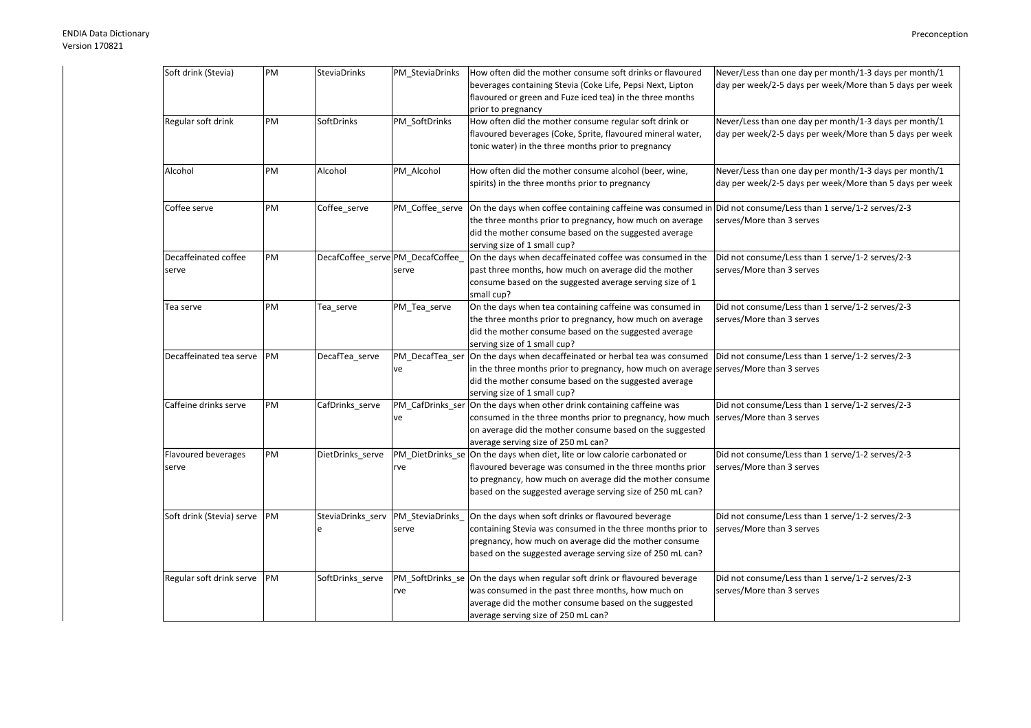| Soft drink (Stevia) | PM | SteviaDrinks | PM_SteviaDrinks | How often did the mother consume soft drinks or flavoured beverages containing Stevia (Coke Life, Pepsi Next, Lipton flavoured or green and Fuze iced tea) in the three months prior to pregnancy | Never/Less than one day per month/1-3 days per month/1 day per week/2-5 days per week/More than 5 days per week |
|---|---|---|---|---|---|
| Regular soft drink | PM | SoftDrinks | PM_SoftDrinks | How often did the mother consume regular soft drink or flavoured beverages (Coke, Sprite, flavoured mineral water, tonic water) in the three months prior to pregnancy | Never/Less than one day per month/1-3 days per month/1 day per week/2-5 days per week/More than 5 days per week |
| Alcohol | PM | Alcohol | PM_Alcohol | How often did the mother consume alcohol (beer, wine, spirits) in the three months prior to pregnancy | Never/Less than one day per month/1-3 days per month/1 day per week/2-5 days per week/More than 5 days per week |
| Coffee serve | PM | Coffee_serve | PM_Coffee_serve | On the days when coffee containing caffeine was consumed in the three months prior to pregnancy, how much on average did the mother consume based on the suggested average serving size of 1 small cup? | Did not consume/Less than 1 serve/1-2 serves/2-3 serves/More than 3 serves |
| Decaffeinated coffee serve | PM | DecafCoffee_serve | PM_DecafCoffee_serve | On the days when decaffeinated coffee was consumed in the past three months, how much on average did the mother consume based on the suggested average serving size of 1 small cup? | Did not consume/Less than 1 serve/1-2 serves/2-3 serves/More than 3 serves |
| Tea serve | PM | Tea_serve | PM_Tea_serve | On the days when tea containing caffeine was consumed in the three months prior to pregnancy, how much on average did the mother consume based on the suggested average serving size of 1 small cup? | Did not consume/Less than 1 serve/1-2 serves/2-3 serves/More than 3 serves |
| Decaffeinated tea serve | PM | DecafTea_serve | PM_DecafTea_serve | On the days when decaffeinated or herbal tea was consumed in the three months prior to pregnancy, how much on average did the mother consume based on the suggested average serving size of 1 small cup? | Did not consume/Less than 1 serve/1-2 serves/2-3 serves/More than 3 serves |
| Caffeine drinks serve | PM | CafDrinks_serve | PM_CafDrinks_serve | On the days when other drink containing caffeine was consumed in the three months prior to pregnancy, how much on average did the mother consume based on the suggested average serving size of 250 mL can? | Did not consume/Less than 1 serve/1-2 serves/2-3 serves/More than 3 serves |
| Flavoured beverages serve | PM | DietDrinks_serve | PM_DietDrinks_serve | On the days when diet, lite or low calorie carbonated or flavoured beverage was consumed in the three months prior to pregnancy, how much on average did the mother consume based on the suggested average serving size of 250 mL can? | Did not consume/Less than 1 serve/1-2 serves/2-3 serves/More than 3 serves |
| Soft drink (Stevia) serve | PM | SteviaDrinks_serve | PM_SteviaDrinks_serve | On the days when soft drinks or flavoured beverage containing Stevia was consumed in the three months prior to pregnancy, how much on average did the mother consume based on the suggested average serving size of 250 mL can? | Did not consume/Less than 1 serve/1-2 serves/2-3 serves/More than 3 serves |
| Regular soft drink serve | PM | SoftDrinks_serve | PM_SoftDrinks_serve | On the days when regular soft drink or flavoured beverage was consumed in the past three months, how much on average did the mother consume based on the suggested average serving size of 250 mL can? | Did not consume/Less than 1 serve/1-2 serves/2-3 serves/More than 3 serves |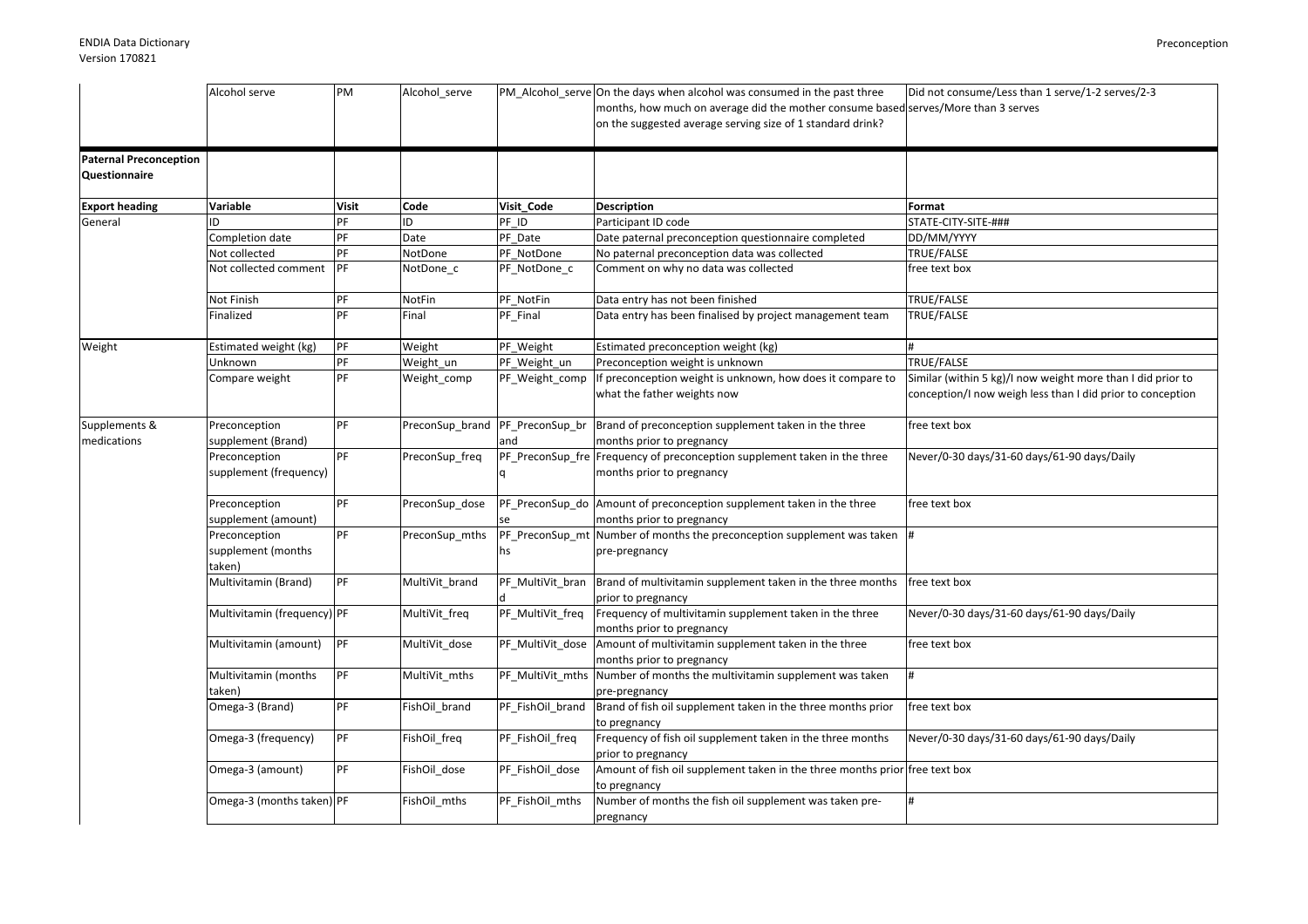| | Alcohol serve | PM | Alcohol_serve | PM_Alcohol_serve | On the days when alcohol was consumed in the past three months, how much on average did the mother consume based on the suggested average serving size of 1 standard drink? | Did not consume/Less than 1 serve/1-2 serves/2-3 serves/More than 3 serves |
|---|---|---|---|---|---|---|
| **Paternal Preconception Questionnaire** | | | | | | |
| **Export heading** | **Variable** | **Visit** | **Code** | **Visit_Code** | **Description** | **Format** |
| General | ID | PF | ID | PF_ID | Participant ID code | STATE-CITY-SITE-### |
| | Completion date | PF | Date | PF_Date | Date paternal preconception questionnaire completed | DD/MM/YYYY |
| | Not collected | PF | NotDone | PF_NotDone | No paternal preconception data was collected | TRUE/FALSE |
| | Not collected comment | PF | NotDone_c | PF_NotDone_c | Comment on why no data was collected | free text box |
| | Not Finish | PF | NotFin | PF_NotFin | Data entry has not been finished | TRUE/FALSE |
| | Finalized | PF | Final | PF_Final | Data entry has been finalised by project management team | TRUE/FALSE |
| Weight | Estimated weight (kg) | PF | Weight | PF_Weight | Estimated preconception weight (kg) | # |
| | Unknown | PF | Weight_un | PF_Weight_un | Preconception weight is unknown | TRUE/FALSE |
| | Compare weight | PF | Weight_comp | PF_Weight_comp | If preconception weight is unknown, how does it compare to what the father weights now | Similar (within 5 kg)/I now weight more than I did prior to conception/I now weigh less than I did prior to conception |
| Supplements & medications | Preconception supplement (Brand) | PF | PreconSup_brand | PF_PreconSup_brand | Brand of preconception supplement taken in the three months prior to pregnancy | free text box |
| | Preconception supplement (frequency) | PF | PreconSup_freq | PF_PreconSup_freq | Frequency of preconception supplement taken in the three months prior to pregnancy | Never/0-30 days/31-60 days/61-90 days/Daily |
| | Preconception supplement (amount) | PF | PreconSup_dose | PF_PreconSup_dose | Amount of preconception supplement taken in the three months prior to pregnancy | free text box |
| | Preconception supplement (months taken) | PF | PreconSup_mths | PF_PreconSup_mths | Number of months the preconception supplement was taken pre-pregnancy | # |
| | Multivitamin (Brand) | PF | MultiVit_brand | PF_MultiVit_brand | Brand of multivitamin supplement taken in the three months prior to pregnancy | free text box |
| | Multivitamin (frequency) | PF | MultiVit_freq | PF_MultiVit_freq | Frequency of multivitamin supplement taken in the three months prior to pregnancy | Never/0-30 days/31-60 days/61-90 days/Daily |
| | Multivitamin (amount) | PF | MultiVit_dose | PF_MultiVit_dose | Amount of multivitamin supplement taken in the three months prior to pregnancy | free text box |
| | Multivitamin (months taken) | PF | MultiVit_mths | PF_MultiVit_mths | Number of months the multivitamin supplement was taken pre-pregnancy | # |
| | Omega-3 (Brand) | PF | FishOil_brand | PF_FishOil_brand | Brand of fish oil supplement taken in the three months prior to pregnancy | free text box |
| | Omega-3 (frequency) | PF | FishOil_freq | PF_FishOil_freq | Frequency of fish oil supplement taken in the three months prior to pregnancy | Never/0-30 days/31-60 days/61-90 days/Daily |
| | Omega-3 (amount) | PF | FishOil_dose | PF_FishOil_dose | Amount of fish oil supplement taken in the three months prior to pregnancy | free text box |
| | Omega-3 (months taken) | PF | FishOil_mths | PF_FishOil_mths | Number of months the fish oil supplement was taken pre-pregnancy | # |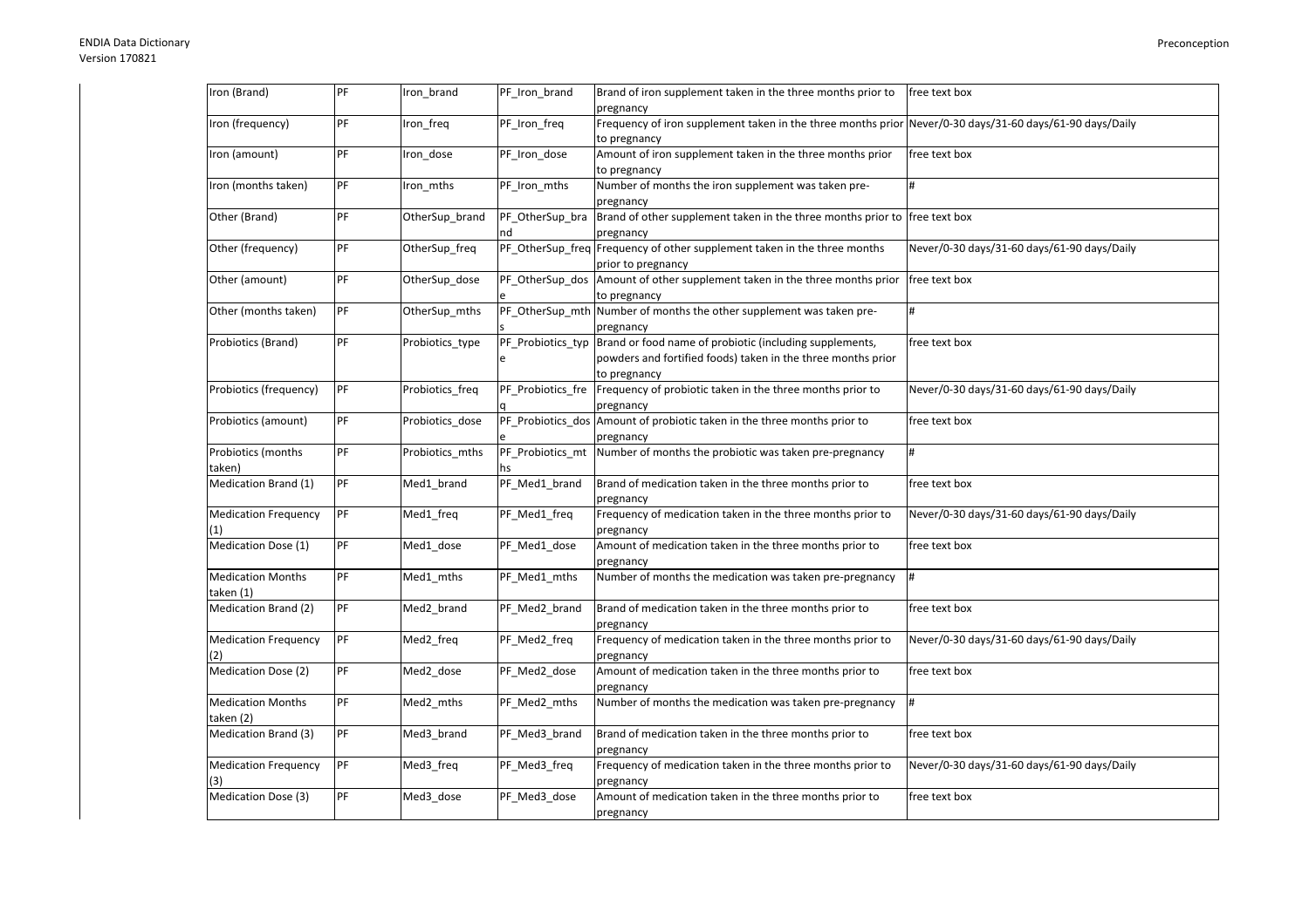| Iron (Brand) | PF | Iron_brand | PF_Iron_brand | Brand of iron supplement taken in the three months prior to pregnancy | free text box |
|---|---|---|---|---|---|
| Iron (frequency) | PF | Iron_freq | PF_Iron_freq | Frequency of iron supplement taken in the three months prior to pregnancy | Never/0-30 days/31-60 days/61-90 days/Daily |
| Iron (amount) | PF | Iron_dose | PF_Iron_dose | Amount of iron supplement taken in the three months prior to pregnancy | free text box |
| Iron (months taken) | PF | Iron_mths | PF_Iron_mths | Number of months the iron supplement was taken pre-pregnancy | # |
| Other (Brand) | PF | OtherSup_brand | PF_OtherSup_brand | Brand of other supplement taken in the three months prior to pregnancy | free text box |
| Other (frequency) | PF | OtherSup_freq | PF_OtherSup_freq | Frequency of other supplement taken in the three months prior to pregnancy | Never/0-30 days/31-60 days/61-90 days/Daily |
| Other (amount) | PF | OtherSup_dose | PF_OtherSup_dose | Amount of other supplement taken in the three months prior to pregnancy | free text box |
| Other (months taken) | PF | OtherSup_mths | PF_OtherSup_mths | Number of months the other supplement was taken pre-pregnancy | # |
| Probiotics (Brand) | PF | Probiotics_type | PF_Probiotics_type | Brand or food name of probiotic (including supplements, powders and fortified foods) taken in the three months prior to pregnancy | free text box |
| Probiotics (frequency) | PF | Probiotics_freq | PF_Probiotics_freq | Frequency of probiotic taken in the three months prior to pregnancy | Never/0-30 days/31-60 days/61-90 days/Daily |
| Probiotics (amount) | PF | Probiotics_dose | PF_Probiotics_dose | Amount of probiotic taken in the three months prior to pregnancy | free text box |
| Probiotics (months taken) | PF | Probiotics_mths | PF_Probiotics_mths | Number of months the probiotic was taken pre-pregnancy | # |
| Medication Brand (1) | PF | Med1_brand | PF_Med1_brand | Brand of medication taken in the three months prior to pregnancy | free text box |
| Medication Frequency (1) | PF | Med1_freq | PF_Med1_freq | Frequency of medication taken in the three months prior to pregnancy | Never/0-30 days/31-60 days/61-90 days/Daily |
| Medication Dose (1) | PF | Med1_dose | PF_Med1_dose | Amount of medication taken in the three months prior to pregnancy | free text box |
| Medication Months taken (1) | PF | Med1_mths | PF_Med1_mths | Number of months the medication was taken pre-pregnancy | # |
| Medication Brand (2) | PF | Med2_brand | PF_Med2_brand | Brand of medication taken in the three months prior to pregnancy | free text box |
| Medication Frequency (2) | PF | Med2_freq | PF_Med2_freq | Frequency of medication taken in the three months prior to pregnancy | Never/0-30 days/31-60 days/61-90 days/Daily |
| Medication Dose (2) | PF | Med2_dose | PF_Med2_dose | Amount of medication taken in the three months prior to pregnancy | free text box |
| Medication Months taken (2) | PF | Med2_mths | PF_Med2_mths | Number of months the medication was taken pre-pregnancy | # |
| Medication Brand (3) | PF | Med3_brand | PF_Med3_brand | Brand of medication taken in the three months prior to pregnancy | free text box |
| Medication Frequency (3) | PF | Med3_freq | PF_Med3_freq | Frequency of medication taken in the three months prior to pregnancy | Never/0-30 days/31-60 days/61-90 days/Daily |
| Medication Dose (3) | PF | Med3_dose | PF_Med3_dose | Amount of medication taken in the three months prior to pregnancy | free text box |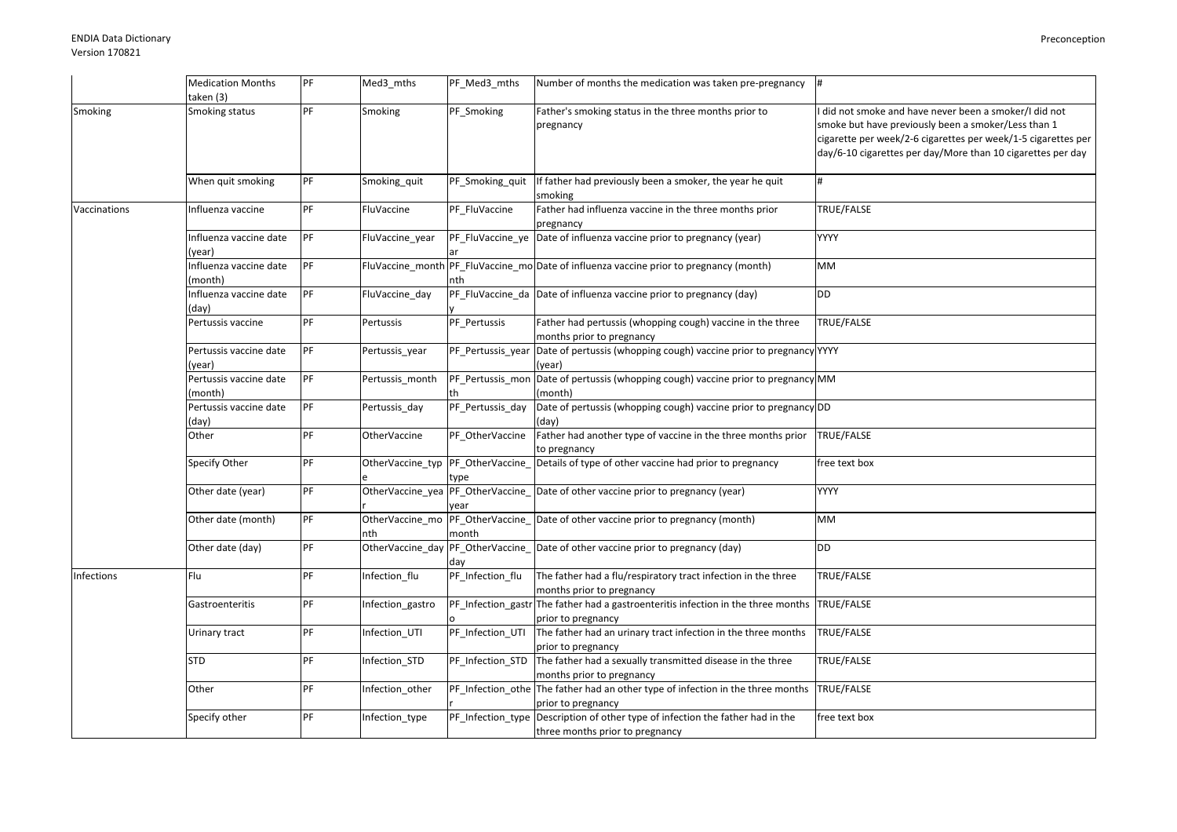| | | | | | | |
|---|---|---|---|---|---|---|
| | Medication Months taken (3) | PF | Med3_mths | PF_Med3_mths | Number of months the medication was taken pre-pregnancy | # |
| Smoking | Smoking status | PF | Smoking | PF_Smoking | Father's smoking status in the three months prior to pregnancy | I did not smoke and have never been a smoker/I did not smoke but have previously been a smoker/Less than 1 cigarette per week/2-6 cigarettes per week/1-5 cigarettes per day/6-10 cigarettes per day/More than 10 cigarettes per day |
| | When quit smoking | PF | Smoking_quit | PF_Smoking_quit | If father had previously been a smoker, the year he quit smoking | # |
| Vaccinations | Influenza vaccine | PF | FluVaccine | PF_FluVaccine | Father had influenza vaccine in the three months prior pregnancy | TRUE/FALSE |
| | Influenza vaccine date (year) | PF | FluVaccine_year | PF_FluVaccine_year | Date of influenza vaccine prior to pregnancy (year) | YYYY |
| | Influenza vaccine date (month) | PF | FluVaccine_month | PF_FluVaccine_month | Date of influenza vaccine prior to pregnancy (month) | MM |
| | Influenza vaccine date (day) | PF | FluVaccine_day | PF_FluVaccine_day | Date of influenza vaccine prior to pregnancy (day) | DD |
| | Pertussis vaccine | PF | Pertussis | PF_Pertussis | Father had pertussis (whopping cough) vaccine in the three months prior to pregnancy | TRUE/FALSE |
| | Pertussis vaccine date (year) | PF | Pertussis_year | PF_Pertussis_year | Date of pertussis (whopping cough) vaccine prior to pregnancy (year) | YYYY |
| | Pertussis vaccine date (month) | PF | Pertussis_month | PF_Pertussis_month | Date of pertussis (whopping cough) vaccine prior to pregnancy (month) | MM |
| | Pertussis vaccine date (day) | PF | Pertussis_day | PF_Pertussis_day | Date of pertussis (whopping cough) vaccine prior to pregnancy (day) | DD |
| | Other | PF | OtherVaccine | PF_OtherVaccine | Father had another type of vaccine in the three months prior to pregnancy | TRUE/FALSE |
| | Specify Other | PF | OtherVaccine_type | PF_OtherVaccine_type | Details of type of other vaccine had prior to pregnancy | free text box |
| | Other date (year) | PF | OtherVaccine_year | PF_OtherVaccine_year | Date of other vaccine prior to pregnancy (year) | YYYY |
| | Other date (month) | PF | OtherVaccine_month | PF_OtherVaccine_month | Date of other vaccine prior to pregnancy (month) | MM |
| | Other date (day) | PF | OtherVaccine_day | PF_OtherVaccine_day | Date of other vaccine prior to pregnancy (day) | DD |
| Infections | Flu | PF | Infection_flu | PF_Infection_flu | The father had a flu/respiratory tract infection in the three months prior to pregnancy | TRUE/FALSE |
| | Gastroenteritis | PF | Infection_gastro | PF_Infection_gastro | The father had a gastroenteritis infection in the three months prior to pregnancy | TRUE/FALSE |
| | Urinary tract | PF | Infection_UTI | PF_Infection_UTI | The father had an urinary tract infection in the three months prior to pregnancy | TRUE/FALSE |
| | STD | PF | Infection_STD | PF_Infection_STD | The father had a sexually transmitted disease in the three months prior to pregnancy | TRUE/FALSE |
| | Other | PF | Infection_other | PF_Infection_other | The father had an other type of infection in the three months prior to pregnancy | TRUE/FALSE |
| | Specify other | PF | Infection_type | PF_Infection_type | Description of other type of infection the father had in the three months prior to pregnancy | free text box |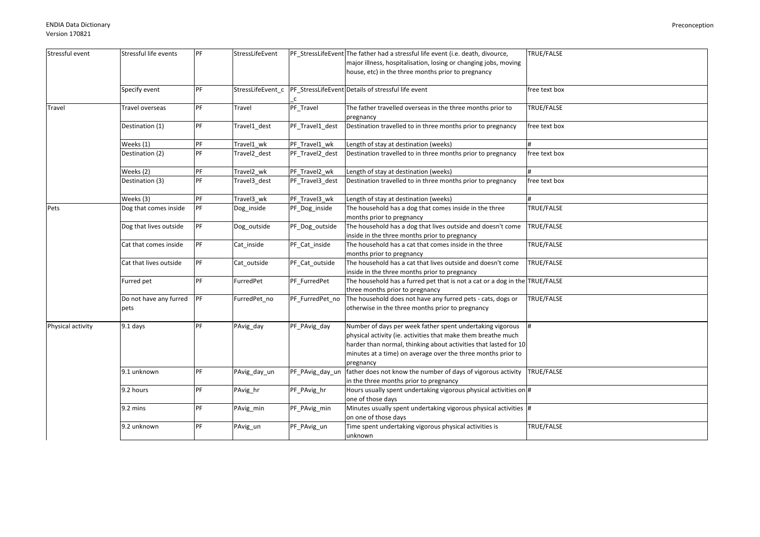| | | | | | | |
|---|---|---|---|---|---|---|
| Stressful event | Stressful life events | PF | StressLifeEvent | PF_StressLifeEvent | The father had a stressful life event (i.e. death, divource, major illness, hospitalisation, losing or changing jobs, moving house, etc) in the three months prior to pregnancy | TRUE/FALSE |
| | Specify event | PF | StressLifeEvent_c | PF_StressLifeEvent_c | Details of stressful life event | free text box |
| Travel | Travel overseas | PF | Travel | PF_Travel | The father travelled overseas in the three months prior to pregnancy | TRUE/FALSE |
| | Destination (1) | PF | Travel1_dest | PF_Travel1_dest | Destination travelled to in three months prior to pregnancy | free text box |
| | Weeks (1) | PF | Travel1_wk | PF_Travel1_wk | Length of stay at destination (weeks) | # |
| | Destination (2) | PF | Travel2_dest | PF_Travel2_dest | Destination travelled to in three months prior to pregnancy | free text box |
| | Weeks (2) | PF | Travel2_wk | PF_Travel2_wk | Length of stay at destination (weeks) | # |
| | Destination (3) | PF | Travel3_dest | PF_Travel3_dest | Destination travelled to in three months prior to pregnancy | free text box |
| | Weeks (3) | PF | Travel3_wk | PF_Travel3_wk | Length of stay at destination (weeks) | # |
| Pets | Dog that comes inside | PF | Dog_inside | PF_Dog_inside | The household has a dog that comes inside in the three months prior to pregnancy | TRUE/FALSE |
| | Dog that lives outside | PF | Dog_outside | PF_Dog_outside | The household has a dog that lives outside and doesn't come inside in the three months prior to pregnancy | TRUE/FALSE |
| | Cat that comes inside | PF | Cat_inside | PF_Cat_inside | The household has a cat that comes inside in the three months prior to pregnancy | TRUE/FALSE |
| | Cat that lives outside | PF | Cat_outside | PF_Cat_outside | The household has a cat that lives outside and doesn't come inside in the three months prior to pregnancy | TRUE/FALSE |
| | Furred pet | PF | FurredPet | PF_FurredPet | The household has a furred pet that is not a cat or a dog in the three months prior to pregnancy | TRUE/FALSE |
| | Do not have any furred pets | PF | FurredPet_no | PF_FurredPet_no | The household does not have any furred pets - cats, dogs or otherwise in the three months prior to pregnancy | TRUE/FALSE |
| Physical activity | 9.1 days | PF | PAvig_day | PF_PAvig_day | Number of days per week father spent undertaking vigorous physical activity (ie. activities that make them breathe much harder than normal, thinking about activities that lasted for 10 minutes at a time) on average over the three months prior to pregnancy | # |
| | 9.1 unknown | PF | PAvig_day_un | PF_PAvig_day_un | father does not know the number of days of vigorous activity in the three months prior to pregnancy | TRUE/FALSE |
| | 9.2 hours | PF | PAvig_hr | PF_PAvig_hr | Hours usually spent undertaking vigorous physical activities on one of those days | # |
| | 9.2 mins | PF | PAvig_min | PF_PAvig_min | Minutes usually spent undertaking vigorous physical activities on one of those days | # |
| | 9.2 unknown | PF | PAvig_un | PF_PAvig_un | Time spent undertaking vigorous physical activities is unknown | TRUE/FALSE |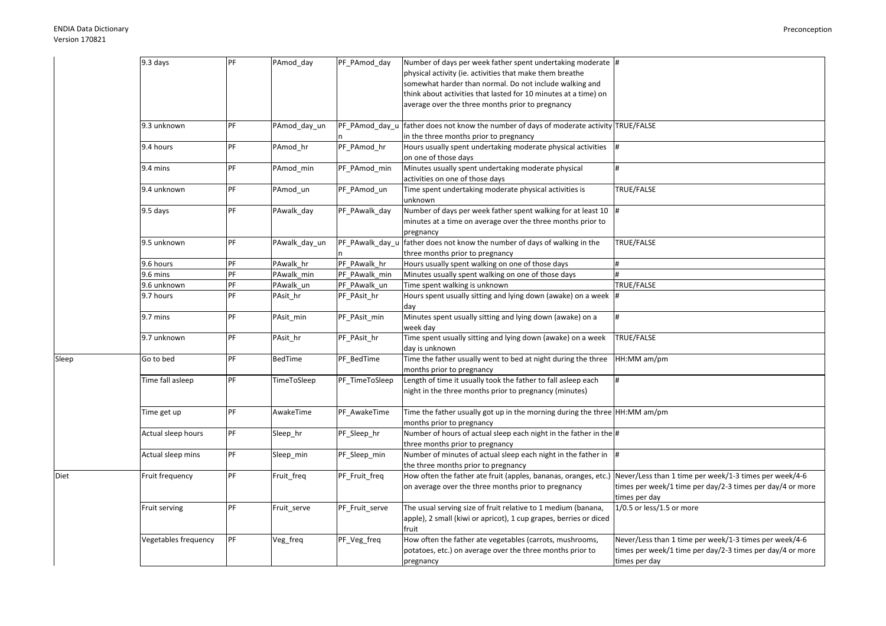| | | | | | | |
|---|---|---|---|---|---|---|
| | 9.3 days | PF | PAmod_day | PF_PAmod_day | Number of days per week father spent undertaking moderate physical activity (ie. activities that make them breathe somewhat harder than normal. Do not include walking and think about activities that lasted for 10 minutes at a time) on average over the three months prior to pregnancy | # |
| | 9.3 unknown | PF | PAmod_day_un | PF_PAmod_day_un | father does not know the number of days of moderate activity in the three months prior to pregnancy | TRUE/FALSE |
| | 9.4 hours | PF | PAmod_hr | PF_PAmod_hr | Hours usually spent undertaking moderate physical activities on one of those days | # |
| | 9.4 mins | PF | PAmod_min | PF_PAmod_min | Minutes usually spent undertaking moderate physical activities on one of those days | # |
| | 9.4 unknown | PF | PAmod_un | PF_PAmod_un | Time spent undertaking moderate physical activities is unknown | TRUE/FALSE |
| | 9.5 days | PF | PAwalk_day | PF_PAwalk_day | Number of days per week father spent walking for at least 10 minutes at a time on average over the three months prior to pregnancy | # |
| | 9.5 unknown | PF | PAwalk_day_un | PF_PAwalk_day_un | father does not know the number of days of walking in the three months prior to pregnancy | TRUE/FALSE |
| | 9.6 hours | PF | PAwalk_hr | PF_PAwalk_hr | Hours usually spent walking on one of those days | # |
| | 9.6 mins | PF | PAwalk_min | PF_PAwalk_min | Minutes usually spent walking on one of those days | # |
| | 9.6 unknown | PF | PAwalk_un | PF_PAwalk_un | Time spent walking is unknown | TRUE/FALSE |
| | 9.7 hours | PF | PAsit_hr | PF_PAsit_hr | Hours spent usually sitting and lying down (awake) on a week day | # |
| | 9.7 mins | PF | PAsit_min | PF_PAsit_min | Minutes spent usually sitting and lying down (awake) on a week day | # |
| | 9.7 unknown | PF | PAsit_hr | PF_PAsit_hr | Time spent usually sitting and lying down (awake) on a week day is unknown | TRUE/FALSE |
| Sleep | Go to bed | PF | BedTime | PF_BedTime | Time the father usually went to bed at night during the three months prior to pregnancy | HH:MM am/pm |
| | Time fall asleep | PF | TimeToSleep | PF_TimeToSleep | Length of time it usually took the father to fall asleep each night in the three months prior to pregnancy (minutes) | # |
| | Time get up | PF | AwakeTime | PF_AwakeTime | Time the father usually got up in the morning during the three months prior to pregnancy | HH:MM am/pm |
| | Actual sleep hours | PF | Sleep_hr | PF_Sleep_hr | Number of hours of actual sleep each night in the father in the three months prior to pregnancy | # |
| | Actual sleep mins | PF | Sleep_min | PF_Sleep_min | Number of minutes of actual sleep each night in the father in the three months prior to pregnancy | # |
| Diet | Fruit frequency | PF | Fruit_freq | PF_Fruit_freq | How often the father ate fruit (apples, bananas, oranges, etc.) on average over the three months prior to pregnancy | Never/Less than 1 time per week/1-3 times per week/4-6 times per week/1 time per day/2-3 times per day/4 or more times per day |
| | Fruit serving | PF | Fruit_serve | PF_Fruit_serve | The usual serving size of fruit relative to 1 medium (banana, apple), 2 small (kiwi or apricot), 1 cup grapes, berries or diced fruit | 1/0.5 or less/1.5 or more |
| | Vegetables frequency | PF | Veg_freq | PF_Veg_freq | How often the father ate vegetables (carrots, mushrooms, potatoes, etc.) on average over the three months prior to pregnancy | Never/Less than 1 time per week/1-3 times per week/4-6 times per week/1 time per day/2-3 times per day/4 or more times per day |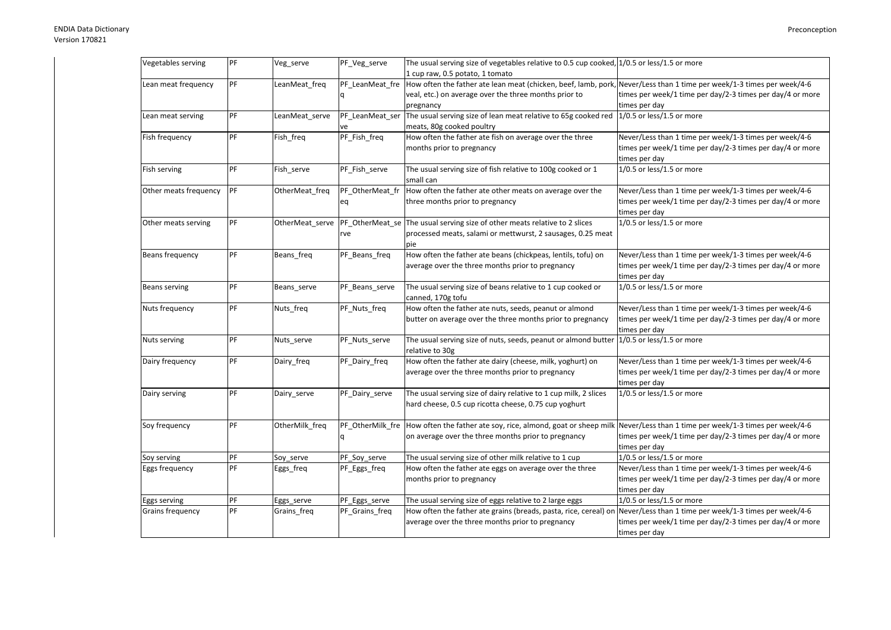| Vegetables serving | PF | Veg_serve | PF_Veg_serve | The usual serving size of vegetables relative to 0.5 cup cooked, 1 cup raw, 0.5 potato, 1 tomato | 1/0.5 or less/1.5 or more |
|---|---|---|---|---|---|
| Lean meat frequency | PF | LeanMeat_freq | PF_LeanMeat_freq | How often the father ate lean meat (chicken, beef, lamb, pork, veal, etc.) on average over the three months prior to pregnancy | Never/Less than 1 time per week/1-3 times per week/4-6 times per week/1 time per day/2-3 times per day/4 or more times per day |
| Lean meat serving | PF | LeanMeat_serve | PF_LeanMeat_serve | The usual serving size of lean meat relative to 65g cooked red meats, 80g cooked poultry | 1/0.5 or less/1.5 or more |
| Fish frequency | PF | Fish_freq | PF_Fish_freq | How often the father ate fish on average over the three months prior to pregnancy | Never/Less than 1 time per week/1-3 times per week/4-6 times per week/1 time per day/2-3 times per day/4 or more times per day |
| Fish serving | PF | Fish_serve | PF_Fish_serve | The usual serving size of fish relative to 100g cooked or 1 small can | 1/0.5 or less/1.5 or more |
| Other meats frequency | PF | OtherMeat_freq | PF_OtherMeat_freq | How often the father ate other meats on average over the three months prior to pregnancy | Never/Less than 1 time per week/1-3 times per week/4-6 times per week/1 time per day/2-3 times per day/4 or more times per day |
| Other meats serving | PF | OtherMeat_serve | PF_OtherMeat_serve | The usual serving size of other meats relative to 2 slices processed meats, salami or mettwurst, 2 sausages, 0.25 meat pie | 1/0.5 or less/1.5 or more |
| Beans frequency | PF | Beans_freq | PF_Beans_freq | How often the father ate beans (chickpeas, lentils, tofu) on average over the three months prior to pregnancy | Never/Less than 1 time per week/1-3 times per week/4-6 times per week/1 time per day/2-3 times per day/4 or more times per day |
| Beans serving | PF | Beans_serve | PF_Beans_serve | The usual serving size of beans relative to 1 cup cooked or canned, 170g tofu | 1/0.5 or less/1.5 or more |
| Nuts frequency | PF | Nuts_freq | PF_Nuts_freq | How often the father ate nuts, seeds, peanut or almond butter on average over the three months prior to pregnancy | Never/Less than 1 time per week/1-3 times per week/4-6 times per week/1 time per day/2-3 times per day/4 or more times per day |
| Nuts serving | PF | Nuts_serve | PF_Nuts_serve | The usual serving size of nuts, seeds, peanut or almond butter relative to 30g | 1/0.5 or less/1.5 or more |
| Dairy frequency | PF | Dairy_freq | PF_Dairy_freq | How often the father ate dairy (cheese, milk, yoghurt) on average over the three months prior to pregnancy | Never/Less than 1 time per week/1-3 times per week/4-6 times per week/1 time per day/2-3 times per day/4 or more times per day |
| Dairy serving | PF | Dairy_serve | PF_Dairy_serve | The usual serving size of dairy relative to 1 cup milk, 2 slices hard cheese, 0.5 cup ricotta cheese, 0.75 cup yoghurt | 1/0.5 or less/1.5 or more |
| Soy frequency | PF | OtherMilk_freq | PF_OtherMilk_freq | How often the father ate soy, rice, almond, goat or sheep milk on average over the three months prior to pregnancy | Never/Less than 1 time per week/1-3 times per week/4-6 times per week/1 time per day/2-3 times per day/4 or more times per day |
| Soy serving | PF | Soy_serve | PF_Soy_serve | The usual serving size of other milk relative to 1 cup | 1/0.5 or less/1.5 or more |
| Eggs frequency | PF | Eggs_freq | PF_Eggs_freq | How often the father ate eggs on average over the three months prior to pregnancy | Never/Less than 1 time per week/1-3 times per week/4-6 times per week/1 time per day/2-3 times per day/4 or more times per day |
| Eggs serving | PF | Eggs_serve | PF_Eggs_serve | The usual serving size of eggs relative to 2 large eggs | 1/0.5 or less/1.5 or more |
| Grains frequency | PF | Grains_freq | PF_Grains_freq | How often the father ate grains (breads, pasta, rice, cereal) on average over the three months prior to pregnancy | Never/Less than 1 time per week/1-3 times per week/4-6 times per week/1 time per day/2-3 times per day/4 or more times per day |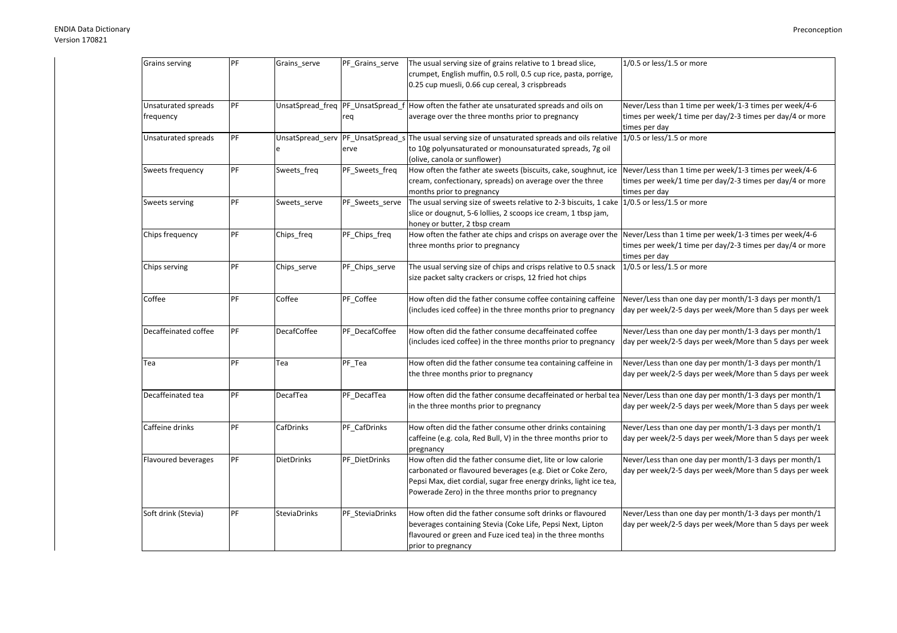| Grains serving | PF | Grains_serve | PF_Grains_serve | The usual serving size of grains relative to 1 bread slice, crumpet, English muffin, 0.5 roll, 0.5 cup rice, pasta, porrige, 0.25 cup muesli, 0.66 cup cereal, 3 crispbreads | 1/0.5 or less/1.5 or more |
|---|---|---|---|---|---|
| Unsaturated spreads frequency | PF | UnsatSpread_freq | PF_UnsatSpread_freq | How often the father ate unsaturated spreads and oils on average over the three months prior to pregnancy | Never/Less than 1 time per week/1-3 times per week/4-6 times per week/1 time per day/2-3 times per day/4 or more times per day |
| Unsaturated spreads | PF | UnsatSpread_serve | PF_UnsatSpread_serve | The usual serving size of unsaturated spreads and oils relative to 10g polyunsaturated or monounsaturated spreads, 7g oil (olive, canola or sunflower) | 1/0.5 or less/1.5 or more |
| Sweets frequency | PF | Sweets_freq | PF_Sweets_freq | How often the father ate sweets (biscuits, cake, soughnut, ice cream, confectionary, spreads) on average over the three months prior to pregnancy | Never/Less than 1 time per week/1-3 times per week/4-6 times per week/1 time per day/2-3 times per day/4 or more times per day |
| Sweets serving | PF | Sweets_serve | PF_Sweets_serve | The usual serving size of sweets relative to 2-3 biscuits, 1 cake slice or dougnut, 5-6 lollies, 2 scoops ice cream, 1 tbsp jam, honey or butter, 2 tbsp cream | 1/0.5 or less/1.5 or more |
| Chips frequency | PF | Chips_freq | PF_Chips_freq | How often the father ate chips and crisps on average over the three months prior to pregnancy | Never/Less than 1 time per week/1-3 times per week/4-6 times per week/1 time per day/2-3 times per day/4 or more times per day |
| Chips serving | PF | Chips_serve | PF_Chips_serve | The usual serving size of chips and crisps relative to 0.5 snack size packet salty crackers or crisps, 12 fried hot chips | 1/0.5 or less/1.5 or more |
| Coffee | PF | Coffee | PF_Coffee | How often did the father consume coffee containing caffeine (includes iced coffee) in the three months prior to pregnancy | Never/Less than one day per month/1-3 days per month/1 day per week/2-5 days per week/More than 5 days per week |
| Decaffeinated coffee | PF | DecafCoffee | PF_DecafCoffee | How often did the father consume decaffeinated coffee (includes iced coffee) in the three months prior to pregnancy | Never/Less than one day per month/1-3 days per month/1 day per week/2-5 days per week/More than 5 days per week |
| Tea | PF | Tea | PF_Tea | How often did the father consume tea containing caffeine in the three months prior to pregnancy | Never/Less than one day per month/1-3 days per month/1 day per week/2-5 days per week/More than 5 days per week |
| Decaffeinated tea | PF | DecafTea | PF_DecafTea | How often did the father consume decaffeinated or herbal tea in the three months prior to pregnancy | Never/Less than one day per month/1-3 days per month/1 day per week/2-5 days per week/More than 5 days per week |
| Caffeine drinks | PF | CafDrinks | PF_CafDrinks | How often did the father consume other drinks containing caffeine (e.g. cola, Red Bull, V) in the three months prior to pregnancy | Never/Less than one day per month/1-3 days per month/1 day per week/2-5 days per week/More than 5 days per week |
| Flavoured beverages | PF | DietDrinks | PF_DietDrinks | How often did the father consume diet, lite or low calorie carbonated or flavoured beverages (e.g. Diet or Coke Zero, Pepsi Max, diet cordial, sugar free energy drinks, light ice tea, Powerade Zero) in the three months prior to pregnancy | Never/Less than one day per month/1-3 days per month/1 day per week/2-5 days per week/More than 5 days per week |
| Soft drink (Stevia) | PF | SteviaDrinks | PF_SteviaDrinks | How often did the father consume soft drinks or flavoured beverages containing Stevia (Coke Life, Pepsi Next, Lipton flavoured or green and Fuze iced tea) in the three months prior to pregnancy | Never/Less than one day per month/1-3 days per month/1 day per week/2-5 days per week/More than 5 days per week |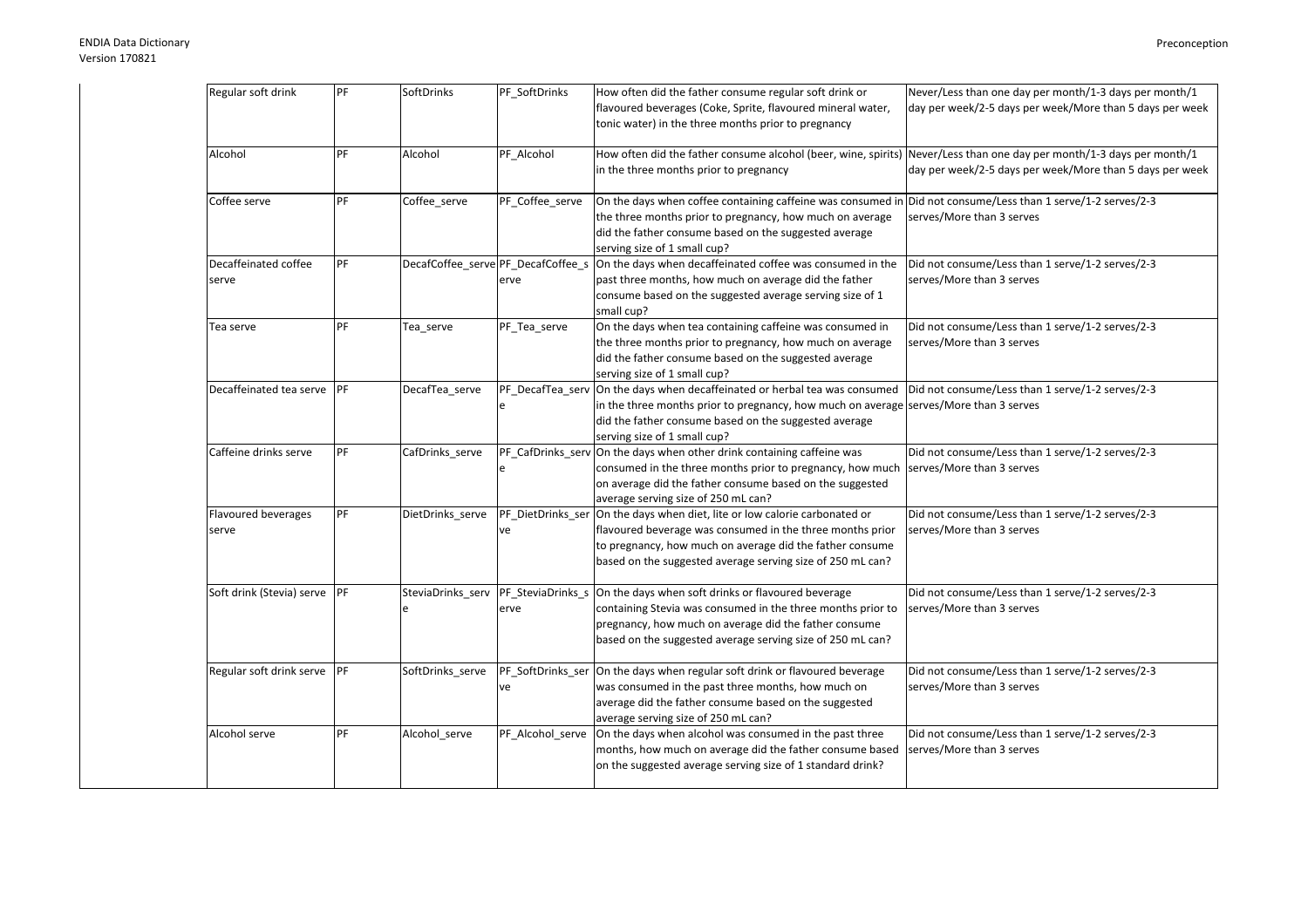| | | | | | |
|---|---|---|---|---|---|
| Regular soft drink | PF | SoftDrinks | PF_SoftDrinks | How often did the father consume regular soft drink or flavoured beverages (Coke, Sprite, flavoured mineral water, tonic water) in the three months prior to pregnancy | Never/Less than one day per month/1-3 days per month/1 day per week/2-5 days per week/More than 5 days per week |
| Alcohol | PF | Alcohol | PF_Alcohol | How often did the father consume alcohol (beer, wine, spirits) in the three months prior to pregnancy | Never/Less than one day per month/1-3 days per month/1 day per week/2-5 days per week/More than 5 days per week |
| Coffee serve | PF | Coffee_serve | PF_Coffee_serve | On the days when coffee containing caffeine was consumed in the three months prior to pregnancy, how much on average did the father consume based on the suggested average serving size of 1 small cup? | Did not consume/Less than 1 serve/1-2 serves/2-3 serves/More than 3 serves |
| Decaffeinated coffee serve | PF | DecafCoffee_serve | PF_DecafCoffee_serve | On the days when decaffeinated coffee was consumed in the past three months, how much on average did the father consume based on the suggested average serving size of 1 small cup? | Did not consume/Less than 1 serve/1-2 serves/2-3 serves/More than 3 serves |
| Tea serve | PF | Tea_serve | PF_Tea_serve | On the days when tea containing caffeine was consumed in the three months prior to pregnancy, how much on average did the father consume based on the suggested average serving size of 1 small cup? | Did not consume/Less than 1 serve/1-2 serves/2-3 serves/More than 3 serves |
| Decaffeinated tea serve | PF | DecafTea_serve | PF_DecafTea_serve | On the days when decaffeinated or herbal tea was consumed in the three months prior to pregnancy, how much on average did the father consume based on the suggested average serving size of 1 small cup? | Did not consume/Less than 1 serve/1-2 serves/2-3 serves/More than 3 serves |
| Caffeine drinks serve | PF | CafDrinks_serve | PF_CafDrinks_serve | On the days when other drink containing caffeine was consumed in the three months prior to pregnancy, how much on average did the father consume based on the suggested average serving size of 250 mL can? | Did not consume/Less than 1 serve/1-2 serves/2-3 serves/More than 3 serves |
| Flavoured beverages serve | PF | DietDrinks_serve | PF_DietDrinks_serve | On the days when diet, lite or low calorie carbonated or flavoured beverage was consumed in the three months prior to pregnancy, how much on average did the father consume based on the suggested average serving size of 250 mL can? | Did not consume/Less than 1 serve/1-2 serves/2-3 serves/More than 3 serves |
| Soft drink (Stevia) serve | PF | SteviaDrinks_serve | PF_SteviaDrinks_serve | On the days when soft drinks or flavoured beverage containing Stevia was consumed in the three months prior to pregnancy, how much on average did the father consume based on the suggested average serving size of 250 mL can? | Did not consume/Less than 1 serve/1-2 serves/2-3 serves/More than 3 serves |
| Regular soft drink serve | PF | SoftDrinks_serve | PF_SoftDrinks_serve | On the days when regular soft drink or flavoured beverage was consumed in the past three months, how much on average did the father consume based on the suggested average serving size of 250 mL can? | Did not consume/Less than 1 serve/1-2 serves/2-3 serves/More than 3 serves |
| Alcohol serve | PF | Alcohol_serve | PF_Alcohol_serve | On the days when alcohol was consumed in the past three months, how much on average did the father consume based on the suggested average serving size of 1 standard drink? | Did not consume/Less than 1 serve/1-2 serves/2-3 serves/More than 3 serves |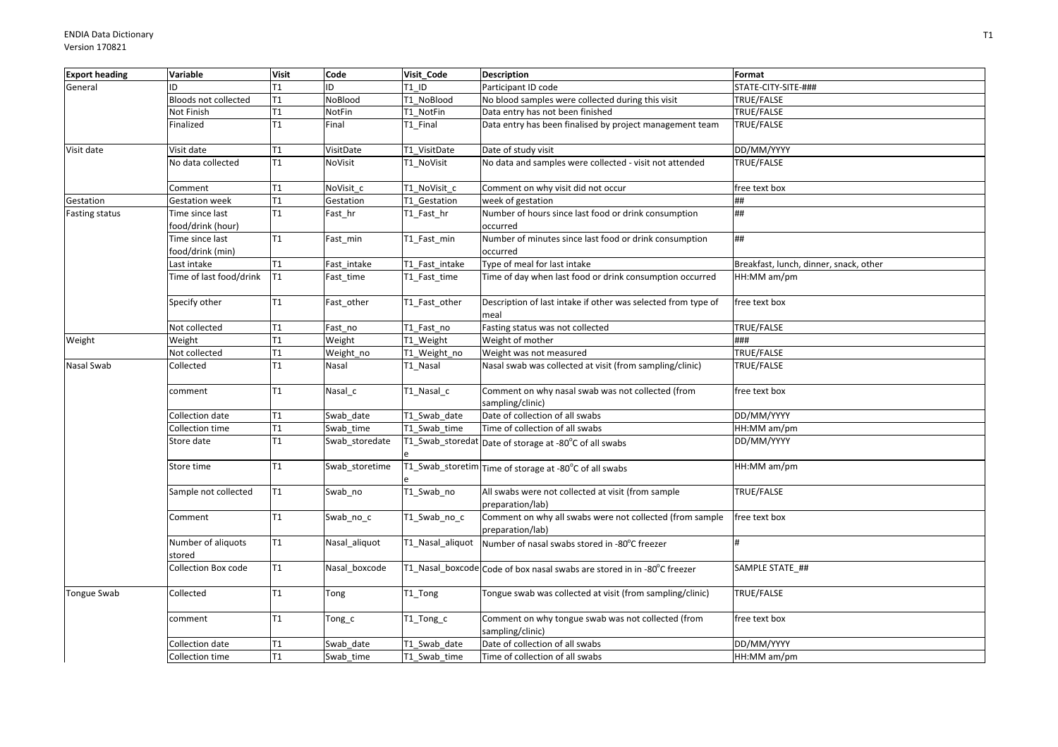| Export heading | Variable | Visit | Code | Visit_Code | Description | Format |
|---|---|---|---|---|---|---|
| General | ID | T1 | ID | T1_ID | Participant ID code | STATE-CITY-SITE-### |
| | Bloods not collected | T1 | NoBlood | T1_NoBlood | No blood samples were collected during this visit | TRUE/FALSE |
| | Not Finish | T1 | NotFin | T1_NotFin | Data entry has not been finished | TRUE/FALSE |
| | Finalized | T1 | Final | T1_Final | Data entry has been finalised by project management team | TRUE/FALSE |
| Visit date | Visit date | T1 | VisitDate | T1_VisitDate | Date of study visit | DD/MM/YYYY |
| | No data collected | T1 | NoVisit | T1_NoVisit | No data and samples were collected - visit not attended | TRUE/FALSE |
| | Comment | T1 | NoVisit_c | T1_NoVisit_c | Comment on why visit did not occur | free text box |
| Gestation | Gestation week | T1 | Gestation | T1_Gestation | week of gestation | ## |
| Fasting status | Time since last food/drink (hour) | T1 | Fast_hr | T1_Fast_hr | Number of hours since last food or drink consumption occurred | ## |
| | Time since last food/drink (min) | T1 | Fast_min | T1_Fast_min | Number of minutes since last food or drink consumption occurred | ## |
| | Last intake | T1 | Fast_intake | T1_Fast_intake | Type of meal for last intake | Breakfast, lunch, dinner, snack, other |
| | Time of last food/drink | T1 | Fast_time | T1_Fast_time | Time of day when last food or drink consumption occurred | HH:MM am/pm |
| | Specify other | T1 | Fast_other | T1_Fast_other | Description of last intake if other was selected from type of meal | free text box |
| | Not collected | T1 | Fast_no | T1_Fast_no | Fasting status was not collected | TRUE/FALSE |
| Weight | Weight | T1 | Weight | T1_Weight | Weight of mother | ### |
| | Not collected | T1 | Weight_no | T1_Weight_no | Weight was not measured | TRUE/FALSE |
| Nasal Swab | Collected | T1 | Nasal | T1_Nasal | Nasal swab was collected at visit (from sampling/clinic) | TRUE/FALSE |
| | comment | T1 | Nasal_c | T1_Nasal_c | Comment on why nasal swab was not collected (from sampling/clinic) | free text box |
| | Collection date | T1 | Swab_date | T1_Swab_date | Date of collection of all swabs | DD/MM/YYYY |
| | Collection time | T1 | Swab_time | T1_Swab_time | Time of collection of all swabs | HH:MM am/pm |
| | Store date | T1 | Swab_storedate | T1_Swab_storedate | Date of storage at -80°C of all swabs | DD/MM/YYYY |
| | Store time | T1 | Swab_storetime | T1_Swab_storetime | Time of storage at -80°C of all swabs | HH:MM am/pm |
| | Sample not collected | T1 | Swab_no | T1_Swab_no | All swabs were not collected at visit (from sample preparation/lab) | TRUE/FALSE |
| | Comment | T1 | Swab_no_c | T1_Swab_no_c | Comment on why all swabs were not collected (from sample preparation/lab) | free text box |
| | Number of aliquots stored | T1 | Nasal_aliquot | T1_Nasal_aliquot | Number of nasal swabs stored in -80°C freezer | # |
| | Collection Box code | T1 | Nasal_boxcode | T1_Nasal_boxcode | Code of box nasal swabs are stored in in -80°C freezer | SAMPLE STATE_## |
| Tongue Swab | Collected | T1 | Tong | T1_Tong | Tongue swab was collected at visit (from sampling/clinic) | TRUE/FALSE |
| | comment | T1 | Tong_c | T1_Tong_c | Comment on why tongue swab was not collected (from sampling/clinic) | free text box |
| | Collection date | T1 | Swab_date | T1_Swab_date | Date of collection of all swabs | DD/MM/YYYY |
| | Collection time | T1 | Swab_time | T1_Swab_time | Time of collection of all swabs | HH:MM am/pm |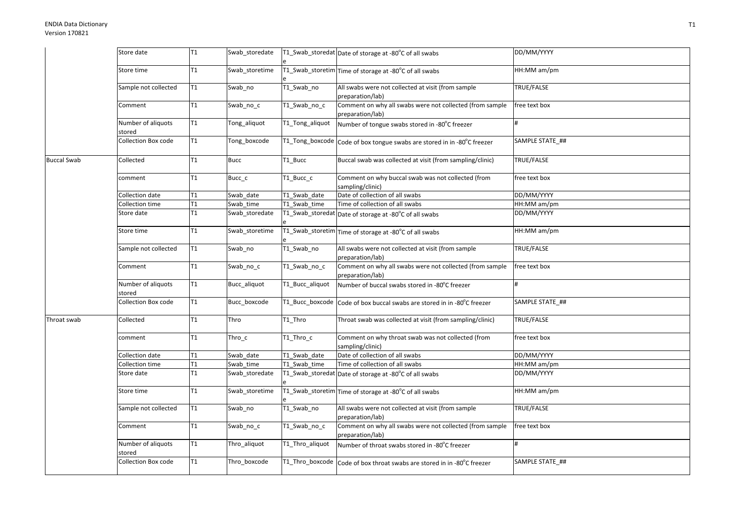| | | | | | | |
|---|---|---|---|---|---|---|
| | Store date | T1 | Swab_storedate | T1_Swab_storedate | Date of storage at -80°C of all swabs | DD/MM/YYYY |
| | Store time | T1 | Swab_storetime | T1_Swab_storetime | Time of storage at -80°C of all swabs | HH:MM am/pm |
| | Sample not collected | T1 | Swab_no | T1_Swab_no | All swabs were not collected at visit (from sample preparation/lab) | TRUE/FALSE |
| | Comment | T1 | Swab_no_c | T1_Swab_no_c | Comment on why all swabs were not collected (from sample preparation/lab) | free text box |
| | Number of aliquots stored | T1 | Tong_aliquot | T1_Tong_aliquot | Number of tongue swabs stored in -80°C freezer | # |
| | Collection Box code | T1 | Tong_boxcode | T1_Tong_boxcode | Code of box tongue swabs are stored in in -80°C freezer | SAMPLE STATE_## |
| Buccal Swab | Collected | T1 | Bucc | T1_Bucc | Buccal swab was collected at visit (from sampling/clinic) | TRUE/FALSE |
| | comment | T1 | Bucc_c | T1_Bucc_c | Comment on why buccal swab was not collected (from sampling/clinic) | free text box |
| | Collection date | T1 | Swab_date | T1_Swab_date | Date of collection of all swabs | DD/MM/YYYY |
| | Collection time | T1 | Swab_time | T1_Swab_time | Time of collection of all swabs | HH:MM am/pm |
| | Store date | T1 | Swab_storedate | T1_Swab_storedate | Date of storage at -80°C of all swabs | DD/MM/YYYY |
| | Store time | T1 | Swab_storetime | T1_Swab_storetime | Time of storage at -80°C of all swabs | HH:MM am/pm |
| | Sample not collected | T1 | Swab_no | T1_Swab_no | All swabs were not collected at visit (from sample preparation/lab) | TRUE/FALSE |
| | Comment | T1 | Swab_no_c | T1_Swab_no_c | Comment on why all swabs were not collected (from sample preparation/lab) | free text box |
| | Number of aliquots stored | T1 | Bucc_aliquot | T1_Bucc_aliquot | Number of buccal swabs stored in -80°C freezer | # |
| | Collection Box code | T1 | Bucc_boxcode | T1_Bucc_boxcode | Code of box buccal swabs are stored in in -80°C freezer | SAMPLE STATE_## |
| Throat swab | Collected | T1 | Thro | T1_Thro | Throat swab was collected at visit (from sampling/clinic) | TRUE/FALSE |
| | comment | T1 | Thro_c | T1_Thro_c | Comment on why throat swab was not collected (from sampling/clinic) | free text box |
| | Collection date | T1 | Swab_date | T1_Swab_date | Date of collection of all swabs | DD/MM/YYYY |
| | Collection time | T1 | Swab_time | T1_Swab_time | Time of collection of all swabs | HH:MM am/pm |
| | Store date | T1 | Swab_storedate | T1_Swab_storedate | Date of storage at -80°C of all swabs | DD/MM/YYYY |
| | Store time | T1 | Swab_storetime | T1_Swab_storetime | Time of storage at -80°C of all swabs | HH:MM am/pm |
| | Sample not collected | T1 | Swab_no | T1_Swab_no | All swabs were not collected at visit (from sample preparation/lab) | TRUE/FALSE |
| | Comment | T1 | Swab_no_c | T1_Swab_no_c | Comment on why all swabs were not collected (from sample preparation/lab) | free text box |
| | Number of aliquots stored | T1 | Thro_aliquot | T1_Thro_aliquot | Number of throat swabs stored in -80°C freezer | # |
| | Collection Box code | T1 | Thro_boxcode | T1_Thro_boxcode | Code of box throat swabs are stored in in -80°C freezer | SAMPLE STATE_## |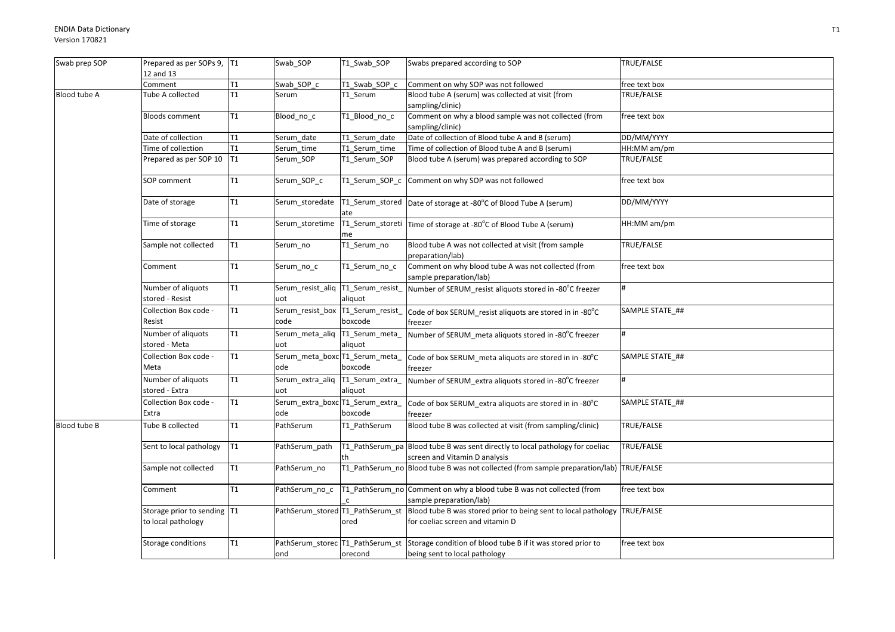| Swab prep SOP | Prepared as per SOPs 9, 12 and 13 | T1 | Swab_SOP | T1_Swab_SOP | Swabs prepared according to SOP | TRUE/FALSE |
|---|---|---|---|---|---|---|
| | Comment | T1 | Swab_SOP_c | T1_Swab_SOP_c | Comment on why SOP was not followed | free text box |
| Blood tube A | Tube A collected | T1 | Serum | T1_Serum | Blood tube A (serum) was collected at visit (from sampling/clinic) | TRUE/FALSE |
| | Bloods comment | T1 | Blood_no_c | T1_Blood_no_c | Comment on why a blood sample was not collected (from sampling/clinic) | free text box |
| | Date of collection | T1 | Serum_date | T1_Serum_date | Date of collection of Blood tube A and B (serum) | DD/MM/YYYY |
| | Time of collection | T1 | Serum_time | T1_Serum_time | Time of collection of Blood tube A and B (serum) | HH:MM am/pm |
| | Prepared as per SOP 10 | T1 | Serum_SOP | T1_Serum_SOP | Blood tube A (serum) was prepared according to SOP | TRUE/FALSE |
| | SOP comment | T1 | Serum_SOP_c | T1_Serum_SOP_c | Comment on why SOP was not followed | free text box |
| | Date of storage | T1 | Serum_storedate | T1_Serum_storedate | Date of storage at -80°C of Blood Tube A (serum) | DD/MM/YYYY |
| | Time of storage | T1 | Serum_storetime | T1_Serum_storetime | Time of storage at -80°C of Blood Tube A (serum) | HH:MM am/pm |
| | Sample not collected | T1 | Serum_no | T1_Serum_no | Blood tube A was not collected at visit (from sample preparation/lab) | TRUE/FALSE |
| | Comment | T1 | Serum_no_c | T1_Serum_no_c | Comment on why blood tube A was not collected (from sample preparation/lab) | free text box |
| | Number of aliquots stored - Resist | T1 | Serum_resist_aliquot | T1_Serum_resist_aliquot | Number of SERUM_resist aliquots stored in -80°C freezer | # |
| | Collection Box code - Resist | T1 | Serum_resist_boxcode | T1_Serum_resist_boxcode | Code of box SERUM_resist aliquots are stored in in -80°C freezer | SAMPLE STATE_## |
| | Number of aliquots stored - Meta | T1 | Serum_meta_aliquot | T1_Serum_meta_aliquot | Number of SERUM_meta aliquots stored in -80°C freezer | # |
| | Collection Box code - Meta | T1 | Serum_meta_boxcode | T1_Serum_meta_boxcode | Code of box SERUM_meta aliquots are stored in in -80°C freezer | SAMPLE STATE_## |
| | Number of aliquots stored - Extra | T1 | Serum_extra_aliquot | T1_Serum_extra_aliquot | Number of SERUM_extra aliquots stored in -80°C freezer | # |
| | Collection Box code - Extra | T1 | Serum_extra_boxcode | T1_Serum_extra_boxcode | Code of box SERUM_extra aliquots are stored in in -80°C freezer | SAMPLE STATE_## |
| Blood tube B | Tube B collected | T1 | PathSerum | T1_PathSerum | Blood tube B was collected at visit (from sampling/clinic) | TRUE/FALSE |
| | Sent to local pathology | T1 | PathSerum_path | T1_PathSerum_path | Blood tube B was sent directly to local pathology for coeliac screen and Vitamin D analysis | TRUE/FALSE |
| | Sample not collected | T1 | PathSerum_no | T1_PathSerum_no | Blood tube B was not collected (from sample preparation/lab) | TRUE/FALSE |
| | Comment | T1 | PathSerum_no_c | T1_PathSerum_no_c | Comment on why a blood tube B was not collected (from sample preparation/lab) | free text box |
| | Storage prior to sending to local pathology | T1 | PathSerum_stored | T1_PathSerum_stored | Blood tube B was stored prior to being sent to local pathology for coeliac screen and vitamin D | TRUE/FALSE |
| | Storage conditions | T1 | PathSerum_storecond | T1_PathSerum_storecond | Storage condition of blood tube B if it was stored prior to being sent to local pathology | free text box |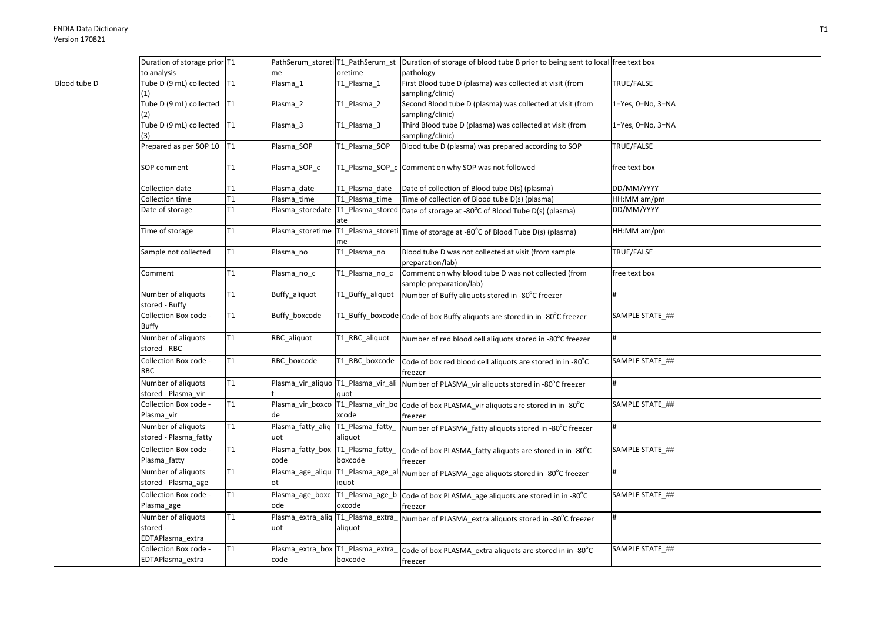| | | | | | | |
|---|---|---|---|---|---|---|
| | Duration of storage prior to analysis | T1 | PathSerum_storetime | T1_PathSerum_storetime | Duration of storage of blood tube B prior to being sent to local pathology | free text box |
| Blood tube D | Tube D (9 mL) collected (1) | T1 | Plasma_1 | T1_Plasma_1 | First Blood tube D (plasma) was collected at visit (from sampling/clinic) | TRUE/FALSE |
| | Tube D (9 mL) collected (2) | T1 | Plasma_2 | T1_Plasma_2 | Second Blood tube D (plasma) was collected at visit (from sampling/clinic) | 1=Yes, 0=No, 3=NA |
| | Tube D (9 mL) collected (3) | T1 | Plasma_3 | T1_Plasma_3 | Third Blood tube D (plasma) was collected at visit (from sampling/clinic) | 1=Yes, 0=No, 3=NA |
| | Prepared as per SOP 10 | T1 | Plasma_SOP | T1_Plasma_SOP | Blood tube D (plasma) was prepared according to SOP | TRUE/FALSE |
| | SOP comment | T1 | Plasma_SOP_c | T1_Plasma_SOP_c | Comment on why SOP was not followed | free text box |
| | Collection date | T1 | Plasma_date | T1_Plasma_date | Date of collection of Blood tube D(s) (plasma) | DD/MM/YYYY |
| | Collection time | T1 | Plasma_time | T1_Plasma_time | Time of collection of Blood tube D(s) (plasma) | HH:MM am/pm |
| | Date of storage | T1 | Plasma_storedate | T1_Plasma_storedate | Date of storage at -80°C of Blood Tube D(s) (plasma) | DD/MM/YYYY |
| | Time of storage | T1 | Plasma_storetime | T1_Plasma_storetime | Time of storage at -80°C of Blood Tube D(s) (plasma) | HH:MM am/pm |
| | Sample not collected | T1 | Plasma_no | T1_Plasma_no | Blood tube D was not collected at visit (from sample preparation/lab) | TRUE/FALSE |
| | Comment | T1 | Plasma_no_c | T1_Plasma_no_c | Comment on why blood tube D was not collected (from sample preparation/lab) | free text box |
| | Number of aliquots stored - Buffy | T1 | Buffy_aliquot | T1_Buffy_aliquot | Number of Buffy aliquots stored in -80°C freezer | # |
| | Collection Box code - Buffy | T1 | Buffy_boxcode | T1_Buffy_boxcode | Code of box Buffy aliquots are stored in in -80°C freezer | SAMPLE STATE_## |
| | Number of aliquots stored - RBC | T1 | RBC_aliquot | T1_RBC_aliquot | Number of red blood cell aliquots stored in -80°C freezer | # |
| | Collection Box code - RBC | T1 | RBC_boxcode | T1_RBC_boxcode | Code of box red blood cell aliquots are stored in in -80°C freezer | SAMPLE STATE_## |
| | Number of aliquots stored - Plasma_vir | T1 | Plasma_vir_aliquot | T1_Plasma_vir_aliquot | Number of PLASMA_vir aliquots stored in -80°C freezer | # |
| | Collection Box code - Plasma_vir | T1 | Plasma_vir_boxcode | T1_Plasma_vir_boxcode | Code of box PLASMA_vir aliquots are stored in in -80°C freezer | SAMPLE STATE_## |
| | Number of aliquots stored - Plasma_fatty | T1 | Plasma_fatty_aliquot | T1_Plasma_fatty_aliquot | Number of PLASMA_fatty aliquots stored in -80°C freezer | # |
| | Collection Box code - Plasma_fatty | T1 | Plasma_fatty_boxcode | T1_Plasma_fatty_boxcode | Code of box PLASMA_fatty aliquots are stored in in -80°C freezer | SAMPLE STATE_## |
| | Number of aliquots stored - Plasma_age | T1 | Plasma_age_aliquot | T1_Plasma_age_aliquot | Number of PLASMA_age aliquots stored in -80°C freezer | # |
| | Collection Box code - Plasma_age | T1 | Plasma_age_boxcode | T1_Plasma_age_boxcode | Code of box PLASMA_age aliquots are stored in in -80°C freezer | SAMPLE STATE_## |
| | Number of aliquots stored - EDTAPlasma_extra | T1 | Plasma_extra_aliquot | T1_Plasma_extra_aliquot | Number of PLASMA_extra aliquots stored in -80°C freezer | # |
| | Collection Box code - EDTAPlasma_extra | T1 | Plasma_extra_boxcode | T1_Plasma_extra_boxcode | Code of box PLASMA_extra aliquots are stored in in -80°C freezer | SAMPLE STATE_## |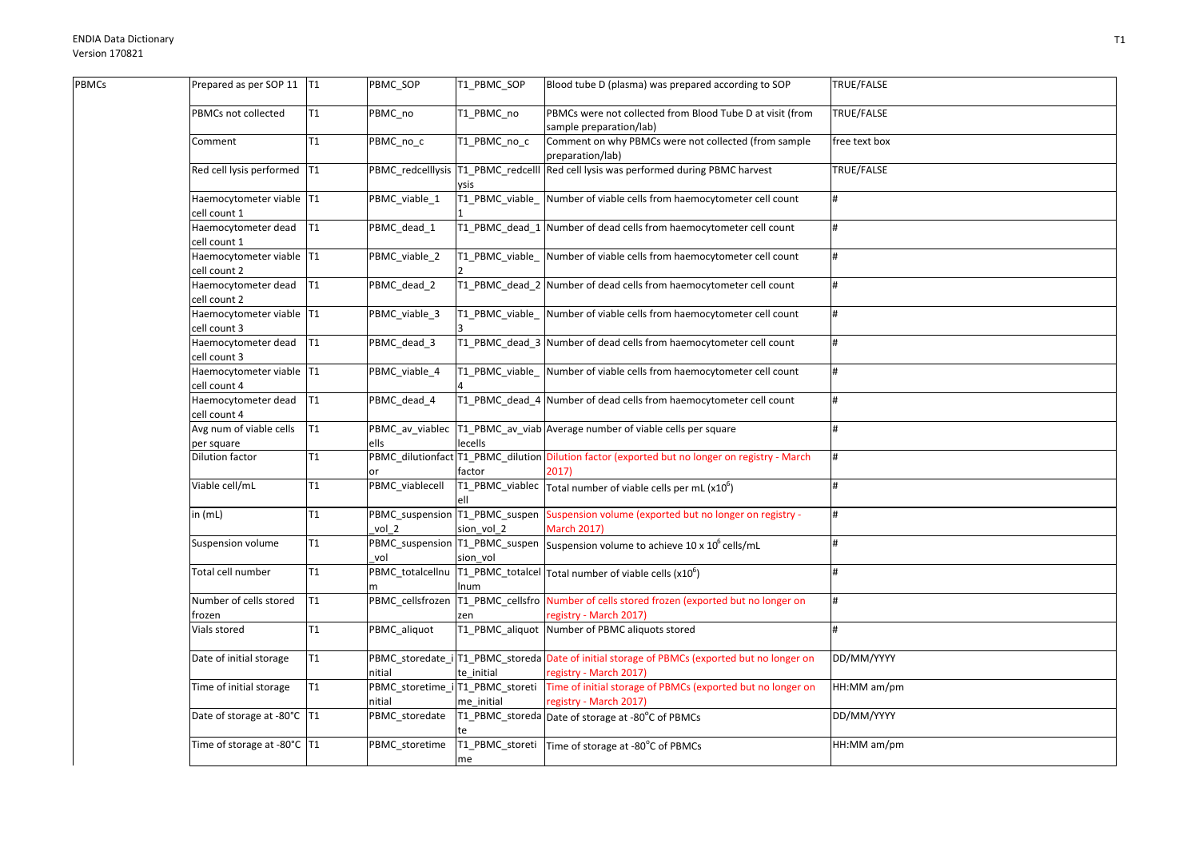| PBMCs | Prepared as per SOP 11 | T1 | PBMC_SOP | T1_PBMC_SOP | Blood tube D (plasma) was prepared according to SOP | TRUE/FALSE |
|---|---|---|---|---|---|---|
| | PBMCs not collected | T1 | PBMC_no | T1_PBMC_no | PBMCs were not collected from Blood Tube D at visit (from sample preparation/lab) | TRUE/FALSE |
| | Comment | T1 | PBMC_no_c | T1_PBMC_no_c | Comment on why PBMCs were not collected (from sample preparation/lab) | free text box |
| | Red cell lysis performed | T1 | PBMC_redcelllysis | T1_PBMC_redcelllysis | Red cell lysis was performed during PBMC harvest | TRUE/FALSE |
| | Haemocytometer viable cell count 1 | T1 | PBMC_viable_1 | T1_PBMC_viable_1 | Number of viable cells from haemocytometer cell count | # |
| | Haemocytometer dead cell count 1 | T1 | PBMC_dead_1 | T1_PBMC_dead_1 | Number of dead cells from haemocytometer cell count | # |
| | Haemocytometer viable cell count 2 | T1 | PBMC_viable_2 | T1_PBMC_viable_2 | Number of viable cells from haemocytometer cell count | # |
| | Haemocytometer dead cell count 2 | T1 | PBMC_dead_2 | T1_PBMC_dead_2 | Number of dead cells from haemocytometer cell count | # |
| | Haemocytometer viable cell count 3 | T1 | PBMC_viable_3 | T1_PBMC_viable_3 | Number of viable cells from haemocytometer cell count | # |
| | Haemocytometer dead cell count 3 | T1 | PBMC_dead_3 | T1_PBMC_dead_3 | Number of dead cells from haemocytometer cell count | # |
| | Haemocytometer viable cell count 4 | T1 | PBMC_viable_4 | T1_PBMC_viable_4 | Number of viable cells from haemocytometer cell count | # |
| | Haemocytometer dead cell count 4 | T1 | PBMC_dead_4 | T1_PBMC_dead_4 | Number of dead cells from haemocytometer cell count | # |
| | Avg num of viable cells per square | T1 | PBMC_av_viablecells | T1_PBMC_av_viablecells | Average number of viable cells per square | # |
| | Dilution factor | T1 | PBMC_dilutionfactor | T1_PBMC_dilutionfactor | Dilution factor (exported but no longer on registry - March 2017) | # |
| | Viable cell/mL | T1 | PBMC_viablecell | T1_PBMC_viablecell | Total number of viable cells per mL (x10$^6$) | # |
| | in (mL) | T1 | PBMC_suspension_vol_2 | T1_PBMC_suspension_vol_2 | Suspension volume (exported but no longer on registry - March 2017) | # |
| | Suspension volume | T1 | PBMC_suspension_vol | T1_PBMC_suspension_vol | Suspension volume to achieve 10 x 10$^6$ cells/mL | # |
| | Total cell number | T1 | PBMC_totalcellnum | T1_PBMC_totalcellnum | Total number of viable cells (x10$^6$) | # |
| | Number of cells stored frozen | T1 | PBMC_cellsfrozen | T1_PBMC_cellsfrozen | Number of cells stored frozen (exported but no longer on registry - March 2017) | # |
| | Vials stored | T1 | PBMC_aliquot | T1_PBMC_aliquot | Number of PBMC aliquots stored | # |
| | Date of initial storage | T1 | PBMC_storedate_initial | T1_PBMC_storedate_initial | Date of initial storage of PBMCs (exported but no longer on registry - March 2017) | DD/MM/YYYY |
| | Time of initial storage | T1 | PBMC_storetime_initial | T1_PBMC_storetime_initial | Time of initial storage of PBMCs (exported but no longer on registry - March 2017) | HH:MM am/pm |
| | Date of storage at -80°C | T1 | PBMC_storedate | T1_PBMC_storedate | Date of storage at -80°C of PBMCs | DD/MM/YYYY |
| | Time of storage at -80°C | T1 | PBMC_storetime | T1_PBMC_storetime | Time of storage at -80°C of PBMCs | HH:MM am/pm |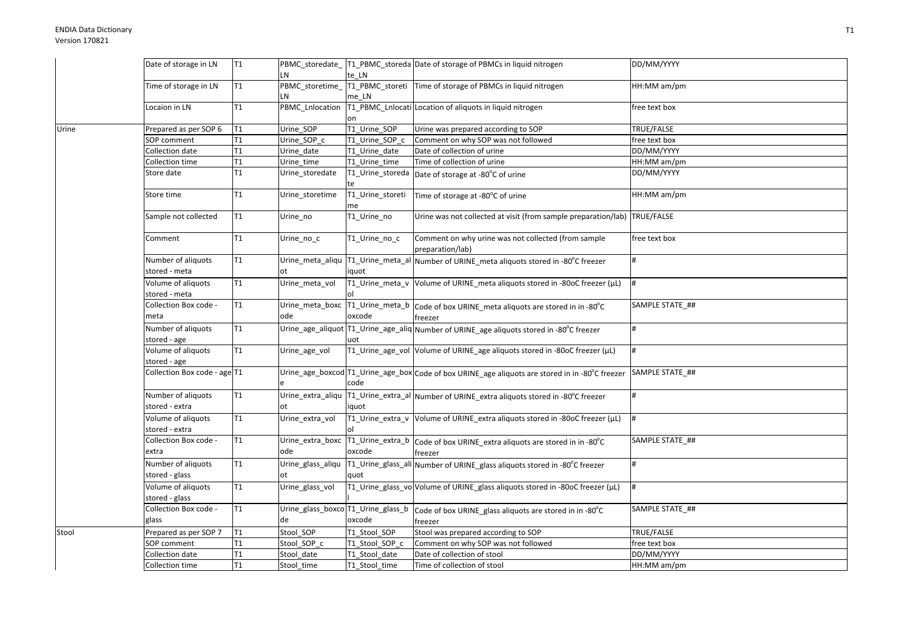| | | | | | | |
|---|---|---|---|---|---|---|
| | Date of storage in LN | T1 | PBMC_storedate_LN | T1_PBMC_storedate_LN | Date of storage of PBMCs in liquid nitrogen | DD/MM/YYYY |
| | Time of storage in LN | T1 | PBMC_storetime_LN | T1_PBMC_storetime_LN | Time of storage of PBMCs in liquid nitrogen | HH:MM am/pm |
| | Locaion in LN | T1 | PBMC_Lnlocation | T1_PBMC_Lnlocation | Location of aliquots in liquid nitrogen | free text box |
| Urine | Prepared as per SOP 6 | T1 | Urine_SOP | T1_Urine_SOP | Urine was prepared according to SOP | TRUE/FALSE |
| | SOP comment | T1 | Urine_SOP_c | T1_Urine_SOP_c | Comment on why SOP was not followed | free text box |
| | Collection date | T1 | Urine_date | T1_Urine_date | Date of collection of urine | DD/MM/YYYY |
| | Collection time | T1 | Urine_time | T1_Urine_time | Time of collection of urine | HH:MM am/pm |
| | Store date | T1 | Urine_storedate | T1_Urine_storedate | Date of storage at -80°C of urine | DD/MM/YYYY |
| | Store time | T1 | Urine_storetime | T1_Urine_storetime | Time of storage at -80°C of urine | HH:MM am/pm |
| | Sample not collected | T1 | Urine_no | T1_Urine_no | Urine was not collected at visit (from sample preparation/lab) | TRUE/FALSE |
| | Comment | T1 | Urine_no_c | T1_Urine_no_c | Comment on why urine was not collected (from sample preparation/lab) | free text box |
| | Number of aliquots stored - meta | T1 | Urine_meta_aliquot | T1_Urine_meta_aliquot | Number of URINE_meta aliquots stored in -80°C freezer | # |
| | Volume of aliquots stored - meta | T1 | Urine_meta_vol | T1_Urine_meta_vol | Volume of URINE_meta aliquots stored in -80oC freezer (μL) | # |
| | Collection Box code - meta | T1 | Urine_meta_boxcode | T1_Urine_meta_boxcode | Code of box URINE_meta aliquots are stored in in -80°C freezer | SAMPLE STATE_## |
| | Number of aliquots stored - age | T1 | Urine_age_aliquot | T1_Urine_age_aliquot | Number of URINE_age aliquots stored in -80°C freezer | # |
| | Volume of aliquots stored - age | T1 | Urine_age_vol | T1_Urine_age_vol | Volume of URINE_age aliquots stored in -80oC freezer (μL) | # |
| | Collection Box code - age | T1 | Urine_age_boxcode | T1_Urine_age_boxcode | Code of box URINE_age aliquots are stored in in -80°C freezer | SAMPLE STATE_## |
| | Number of aliquots stored - extra | T1 | Urine_extra_aliquot | T1_Urine_extra_aliquot | Number of URINE_extra aliquots stored in -80°C freezer | # |
| | Volume of aliquots stored - extra | T1 | Urine_extra_vol | T1_Urine_extra_vol | Volume of URINE_extra aliquots stored in -80oC freezer (μL) | # |
| | Collection Box code - extra | T1 | Urine_extra_boxcode | T1_Urine_extra_boxcode | Code of box URINE_extra aliquots are stored in in -80°C freezer | SAMPLE STATE_## |
| | Number of aliquots stored - glass | T1 | Urine_glass_aliquot | T1_Urine_glass_aliquot | Number of URINE_glass aliquots stored in -80°C freezer | # |
| | Volume of aliquots stored - glass | T1 | Urine_glass_vol | T1_Urine_glass_vol | Volume of URINE_glass aliquots stored in -80oC freezer (μL) | # |
| | Collection Box code - glass | T1 | Urine_glass_boxcode | T1_Urine_glass_boxcode | Code of box URINE_glass aliquots are stored in in -80°C freezer | SAMPLE STATE_## |
| Stool | Prepared as per SOP 7 | T1 | Stool_SOP | T1_Stool_SOP | Stool was prepared according to SOP | TRUE/FALSE |
| | SOP comment | T1 | Stool_SOP_c | T1_Stool_SOP_c | Comment on why SOP was not followed | free text box |
| | Collection date | T1 | Stool_date | T1_Stool_date | Date of collection of stool | DD/MM/YYYY |
| | Collection time | T1 | Stool_time | T1_Stool_time | Time of collection of stool | HH:MM am/pm |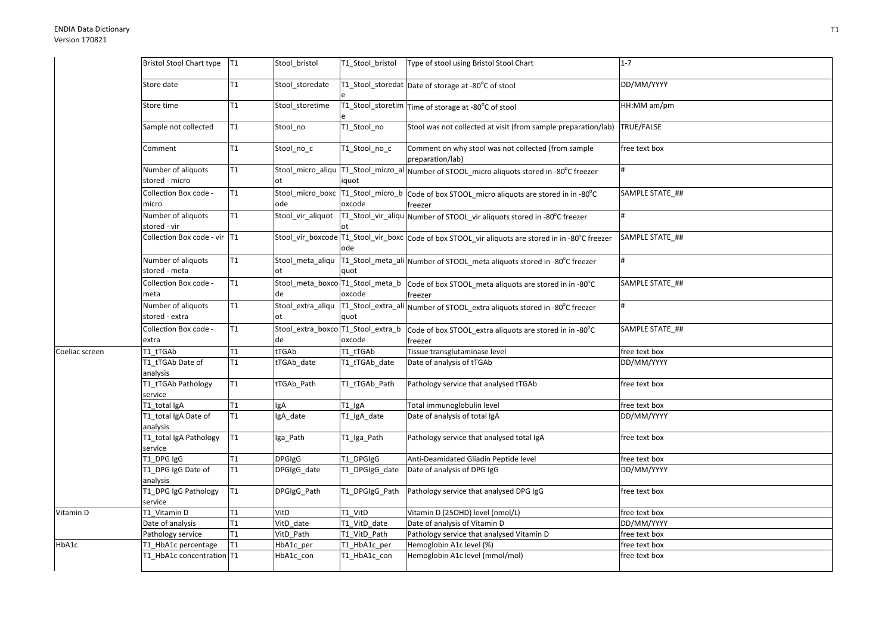| | | | | | | |
|---|---|---|---|---|---|---|
| | Bristol Stool Chart type | T1 | Stool_bristol | T1_Stool_bristol | Type of stool using Bristol Stool Chart | 1-7 |
| | Store date | T1 | Stool_storedate | T1_Stool_storedate | Date of storage at -80°C of stool | DD/MM/YYYY |
| | Store time | T1 | Stool_storetime | T1_Stool_storetime | Time of storage at -80°C of stool | HH:MM am/pm |
| | Sample not collected | T1 | Stool_no | T1_Stool_no | Stool was not collected at visit (from sample preparation/lab) | TRUE/FALSE |
| | Comment | T1 | Stool_no_c | T1_Stool_no_c | Comment on why stool was not collected (from sample preparation/lab) | free text box |
| | Number of aliquots stored - micro | T1 | Stool_micro_aliquot | T1_Stool_micro_aliquot | Number of STOOL_micro aliquots stored in -80°C freezer | # |
| | Collection Box code - micro | T1 | Stool_micro_boxcode | T1_Stool_micro_boxcode | Code of box STOOL_micro aliquots are stored in in -80°C freezer | SAMPLE STATE_## |
| | Number of aliquots stored - vir | T1 | Stool_vir_aliquot | T1_Stool_vir_aliquot | Number of STOOL_vir aliquots stored in -80°C freezer | # |
| | Collection Box code - vir | T1 | Stool_vir_boxcode | T1_Stool_vir_boxcode | Code of box STOOL_vir aliquots are stored in in -80°C freezer | SAMPLE STATE_## |
| | Number of aliquots stored - meta | T1 | Stool_meta_aliquot | T1_Stool_meta_aliquot | Number of STOOL_meta aliquots stored in -80°C freezer | # |
| | Collection Box code - meta | T1 | Stool_meta_boxcode | T1_Stool_meta_boxcode | Code of box STOOL_meta aliquots are stored in in -80°C freezer | SAMPLE STATE_## |
| | Number of aliquots stored - extra | T1 | Stool_extra_aliquot | T1_Stool_extra_aliquot | Number of STOOL_extra aliquots stored in -80°C freezer | # |
| | Collection Box code - extra | T1 | Stool_extra_boxcode | T1_Stool_extra_boxcode | Code of box STOOL_extra aliquots are stored in in -80°C freezer | SAMPLE STATE_## |
| Coeliac screen | T1_tTGAb | T1 | tTGAb | T1_tTGAb | Tissue transglutaminase level | free text box |
| | T1_tTGAb Date of analysis | T1 | tTGAb_date | T1_tTGAb_date | Date of analysis of tTGAb | DD/MM/YYYY |
| | T1_tTGAb Pathology service | T1 | tTGAb_Path | T1_tTGAb_Path | Pathology service that analysed tTGAb | free text box |
| | T1_total IgA | T1 | IgA | T1_IgA | Total immunoglobulin level | free text box |
| | T1_total IgA Date of analysis | T1 | IgA_date | T1_IgA_date | Date of analysis of total IgA | DD/MM/YYYY |
| | T1_total IgA Pathology service | T1 | Iga_Path | T1_Iga_Path | Pathology service that analysed total IgA | free text box |
| | T1_DPG IgG | T1 | DPGIgG | T1_DPGIgG | Anti-Deamidated Gliadin Peptide level | free text box |
| | T1_DPG IgG Date of analysis | T1 | DPGIgG_date | T1_DPGIgG_date | Date of analysis of DPG IgG | DD/MM/YYYY |
| | T1_DPG IgG Pathology service | T1 | DPGIgG_Path | T1_DPGIgG_Path | Pathology service that analysed DPG IgG | free text box |
| Vitamin D | T1_Vitamin D | T1 | VitD | T1_VitD | Vitamin D (25OHD) level (nmol/L) | free text box |
| | Date of analysis | T1 | VitD_date | T1_VitD_date | Date of analysis of Vitamin D | DD/MM/YYYY |
| | Pathology service | T1 | VitD_Path | T1_VitD_Path | Pathology service that analysed Vitamin D | free text box |
| HbA1c | T1_HbA1c percentage | T1 | HbA1c_per | T1_HbA1c_per | Hemoglobin A1c level (%) | free text box |
| | T1_HbA1c concentration | T1 | HbA1c_con | T1_HbA1c_con | Hemoglobin A1c level (mmol/mol) | free text box |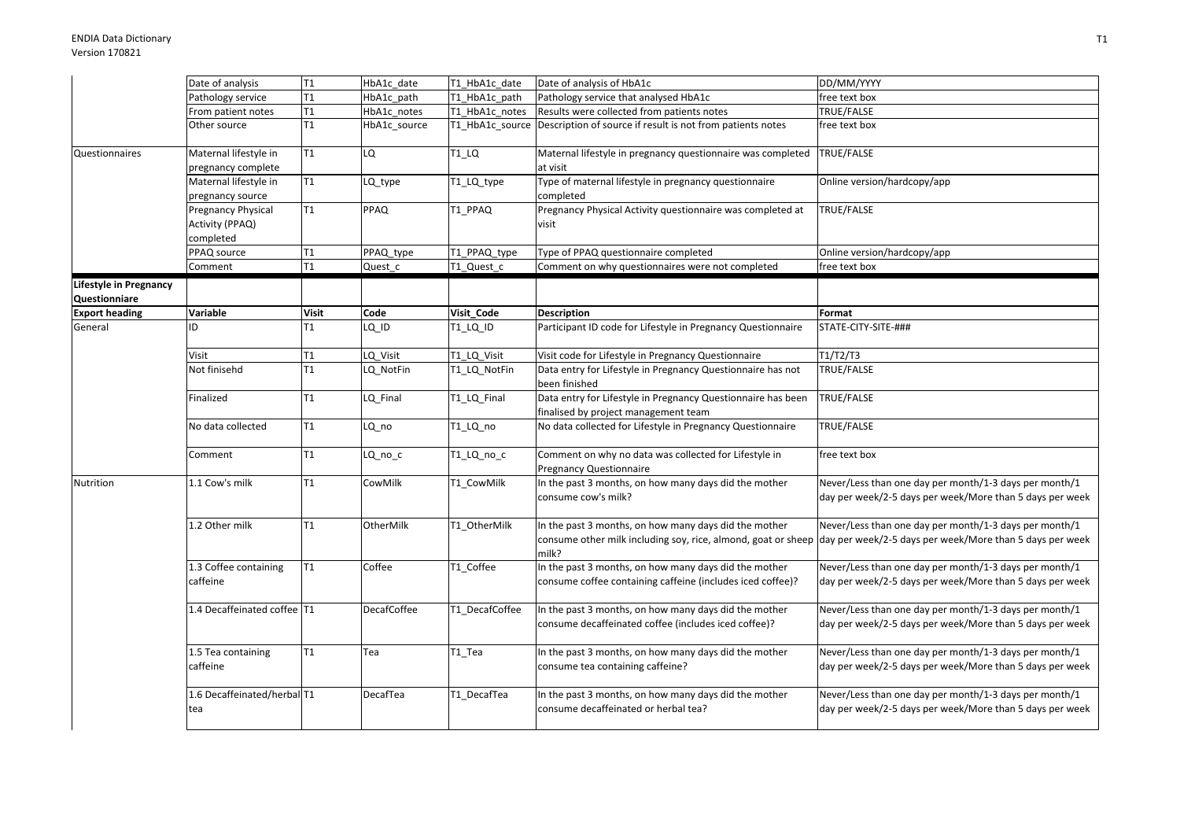| | | | | | | |
|---|---|---|---|---|---|---|
| | Date of analysis | T1 | HbA1c_date | T1_HbA1c_date | Date of analysis of HbA1c | DD/MM/YYYY |
| | Pathology service | T1 | HbA1c_path | T1_HbA1c_path | Pathology service that analysed HbA1c | free text box |
| | From patient notes | T1 | HbA1c_notes | T1_HbA1c_notes | Results were collected from patients notes | TRUE/FALSE |
| | Other source | T1 | HbA1c_source | T1_HbA1c_source | Description of source if result is not from patients notes | free text box |
| Questionnaires | Maternal lifestyle in pregnancy complete | T1 | LQ | T1_LQ | Maternal lifestyle in pregnancy questionnaire was completed at visit | TRUE/FALSE |
| | Maternal lifestyle in pregnancy source | T1 | LQ_type | T1_LQ_type | Type of maternal lifestyle in pregnancy questionnaire completed | Online version/hardcopy/app |
| | Pregnancy Physical Activity (PPAQ) completed | T1 | PPAQ | T1_PPAQ | Pregnancy Physical Activity questionnaire was completed at visit | TRUE/FALSE |
| | PPAQ source | T1 | PPAQ_type | T1_PPAQ_type | Type of PPAQ questionnaire completed | Online version/hardcopy/app |
| | Comment | T1 | Quest_c | T1_Quest_c | Comment on why questionnaires were not completed | free text box |

| **Lifestyle in Pregnancy Questionnaire** | | | | | | |
|---|---|---|---|---|---|---|
| **Export heading** | **Variable** | **Visit** | **Code** | **Visit_Code** | **Description** | **Format** |
| General | ID | T1 | LQ_ID | T1_LQ_ID | Participant ID code for Lifestyle in Pregnancy Questionnaire | STATE-CITY-SITE-### |
| | Visit | T1 | LQ_Visit | T1_LQ_Visit | Visit code for Lifestyle in Pregnancy Questionnaire | T1/T2/T3 |
| | Not finisehd | T1 | LQ_NotFin | T1_LQ_NotFin | Data entry for Lifestyle in Pregnancy Questionnaire has not been finished | TRUE/FALSE |
| | Finalized | T1 | LQ_Final | T1_LQ_Final | Data entry for Lifestyle in Pregnancy Questionnaire has been finalised by project management team | TRUE/FALSE |
| | No data collected | T1 | LQ_no | T1_LQ_no | No data collected for Lifestyle in Pregnancy Questionnaire | TRUE/FALSE |
| | Comment | T1 | LQ_no_c | T1_LQ_no_c | Comment on why no data was collected for Lifestyle in Pregnancy Questionnaire | free text box |
| Nutrition | 1.1 Cow's milk | T1 | CowMilk | T1_CowMilk | In the past 3 months, on how many days did the mother consume cow's milk? | Never/Less than one day per month/1-3 days per month/1 day per week/2-5 days per week/More than 5 days per week |
| | 1.2 Other milk | T1 | OtherMilk | T1_OtherMilk | In the past 3 months, on how many days did the mother consume other milk including soy, rice, almond, goat or sheep milk? | Never/Less than one day per month/1-3 days per month/1 day per week/2-5 days per week/More than 5 days per week |
| | 1.3 Coffee containing caffeine | T1 | Coffee | T1_Coffee | In the past 3 months, on how many days did the mother consume coffee containing caffeine (includes iced coffee)? | Never/Less than one day per month/1-3 days per month/1 day per week/2-5 days per week/More than 5 days per week |
| | 1.4 Decaffeinated coffee | T1 | DecafCoffee | T1_DecafCoffee | In the past 3 months, on how many days did the mother consume decaffeinated coffee (includes iced coffee)? | Never/Less than one day per month/1-3 days per month/1 day per week/2-5 days per week/More than 5 days per week |
| | 1.5 Tea containing caffeine | T1 | Tea | T1_Tea | In the past 3 months, on how many days did the mother consume tea containing caffeine? | Never/Less than one day per month/1-3 days per month/1 day per week/2-5 days per week/More than 5 days per week |
| | 1.6 Decaffeinated/herbal tea | T1 | DecafTea | T1_DecafTea | In the past 3 months, on how many days did the mother consume decaffeinated or herbal tea? | Never/Less than one day per month/1-3 days per month/1 day per week/2-5 days per week/More than 5 days per week |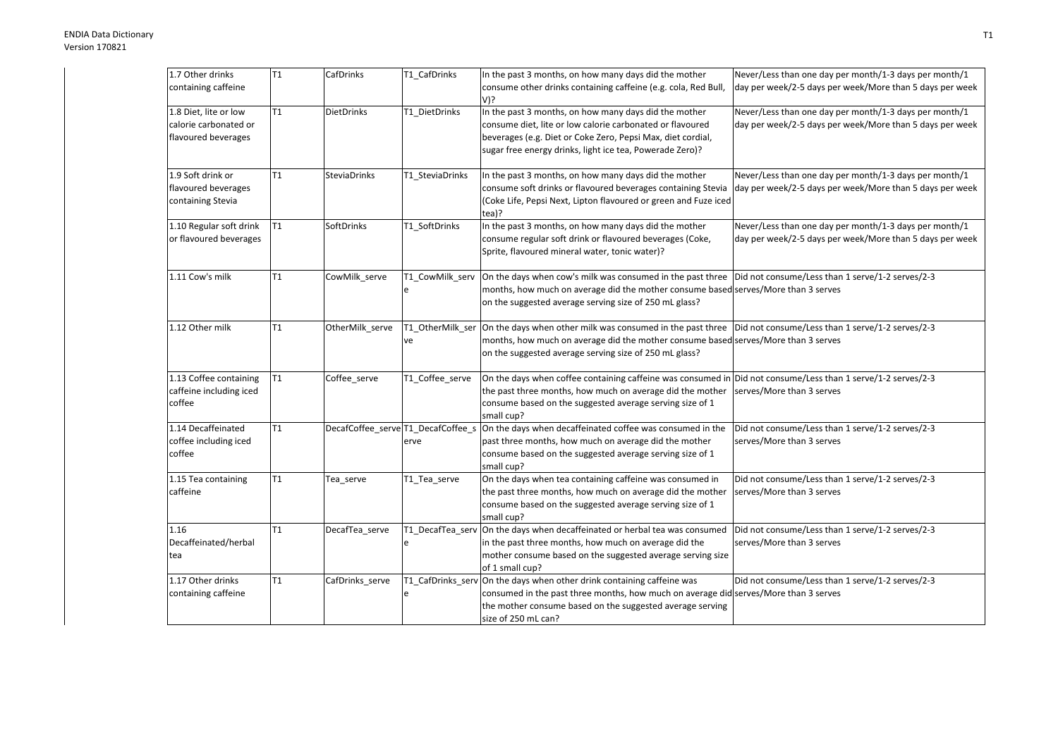| 1.7 Other drinks containing caffeine | T1 | CafDrinks | T1_CafDrinks | In the past 3 months, on how many days did the mother consume other drinks containing caffeine (e.g. cola, Red Bull, V)? | Never/Less than one day per month/1-3 days per month/1 day per week/2-5 days per week/More than 5 days per week |
|---|---|---|---|---|---|
| 1.8 Diet, lite or low calorie carbonated or flavoured beverages | T1 | DietDrinks | T1_DietDrinks | In the past 3 months, on how many days did the mother consume diet, lite or low calorie carbonated or flavoured beverages (e.g. Diet or Coke Zero, Pepsi Max, diet cordial, sugar free energy drinks, light ice tea, Powerade Zero)? | Never/Less than one day per month/1-3 days per month/1 day per week/2-5 days per week/More than 5 days per week |
| 1.9 Soft drink or flavoured beverages containing Stevia | T1 | SteviaDrinks | T1_SteviaDrinks | In the past 3 months, on how many days did the mother consume soft drinks or flavoured beverages containing Stevia (Coke Life, Pepsi Next, Lipton flavoured or green and Fuze iced tea)? | Never/Less than one day per month/1-3 days per month/1 day per week/2-5 days per week/More than 5 days per week |
| 1.10 Regular soft drink or flavoured beverages | T1 | SoftDrinks | T1_SoftDrinks | In the past 3 months, on how many days did the mother consume regular soft drink or flavoured beverages (Coke, Sprite, flavoured mineral water, tonic water)? | Never/Less than one day per month/1-3 days per month/1 day per week/2-5 days per week/More than 5 days per week |
| 1.11 Cow's milk | T1 | CowMilk_serve | T1_CowMilk_serve | On the days when cow's milk was consumed in the past three months, how much on average did the mother consume based on the suggested average serving size of 250 mL glass? | Did not consume/Less than 1 serve/1-2 serves/2-3 serves/More than 3 serves |
| 1.12 Other milk | T1 | OtherMilk_serve | T1_OtherMilk_serve | On the days when other milk was consumed in the past three months, how much on average did the mother consume based on the suggested average serving size of 250 mL glass? | Did not consume/Less than 1 serve/1-2 serves/2-3 serves/More than 3 serves |
| 1.13 Coffee containing caffeine including iced coffee | T1 | Coffee_serve | T1_Coffee_serve | On the days when coffee containing caffeine was consumed in the past three months, how much on average did the mother consume based on the suggested average serving size of 1 small cup? | Did not consume/Less than 1 serve/1-2 serves/2-3 serves/More than 3 serves |
| 1.14 Decaffeinated coffee including iced coffee | T1 | DecafCoffee_serve | T1_DecafCoffee_serve | On the days when decaffeinated coffee was consumed in the past three months, how much on average did the mother consume based on the suggested average serving size of 1 small cup? | Did not consume/Less than 1 serve/1-2 serves/2-3 serves/More than 3 serves |
| 1.15 Tea containing caffeine | T1 | Tea_serve | T1_Tea_serve | On the days when tea containing caffeine was consumed in the past three months, how much on average did the mother consume based on the suggested average serving size of 1 small cup? | Did not consume/Less than 1 serve/1-2 serves/2-3 serves/More than 3 serves |
| 1.16 Decaffeinated/herbal tea | T1 | DecafTea_serve | T1_DecafTea_serve | On the days when decaffeinated or herbal tea was consumed in the past three months, how much on average did the mother consume based on the suggested average serving size of 1 small cup? | Did not consume/Less than 1 serve/1-2 serves/2-3 serves/More than 3 serves |
| 1.17 Other drinks containing caffeine | T1 | CafDrinks_serve | T1_CafDrinks_serve | On the days when other drink containing caffeine was consumed in the past three months, how much on average did the mother consume based on the suggested average serving size of 250 mL can? | Did not consume/Less than 1 serve/1-2 serves/2-3 serves/More than 3 serves |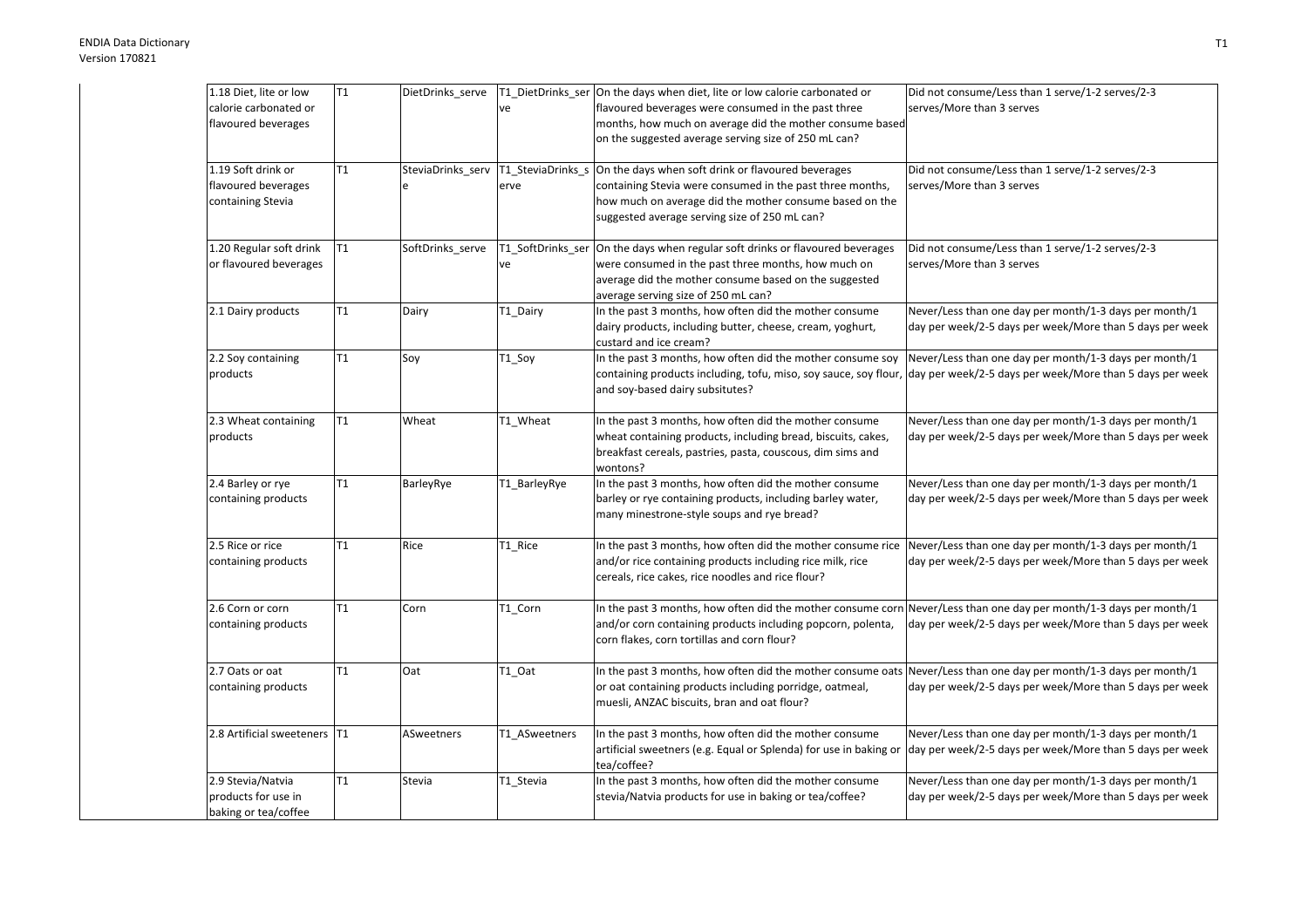| | | | | | |
|---|---|---|---|---|---|
| 1.18 Diet, lite or low calorie carbonated or flavoured beverages | T1 | DietDrinks_serve | T1_DietDrinks_serve | On the days when diet, lite or low calorie carbonated or flavoured beverages were consumed in the past three months, how much on average did the mother consume based on the suggested average serving size of 250 mL can? | Did not consume/Less than 1 serve/1-2 serves/2-3 serves/More than 3 serves |
| 1.19 Soft drink or flavoured beverages containing Stevia | T1 | SteviaDrinks_serve | T1_SteviaDrinks_serve | On the days when soft drink or flavoured beverages containing Stevia were consumed in the past three months, how much on average did the mother consume based on the suggested average serving size of 250 mL can? | Did not consume/Less than 1 serve/1-2 serves/2-3 serves/More than 3 serves |
| 1.20 Regular soft drink or flavoured beverages | T1 | SoftDrinks_serve | T1_SoftDrinks_serve | On the days when regular soft drinks or flavoured beverages were consumed in the past three months, how much on average did the mother consume based on the suggested average serving size of 250 mL can? | Did not consume/Less than 1 serve/1-2 serves/2-3 serves/More than 3 serves |
| 2.1 Dairy products | T1 | Dairy | T1_Dairy | In the past 3 months, how often did the mother consume dairy products, including butter, cheese, cream, yoghurt, custard and ice cream? | Never/Less than one day per month/1-3 days per month/1 day per week/2-5 days per week/More than 5 days per week |
| 2.2 Soy containing products | T1 | Soy | T1_Soy | In the past 3 months, how often did the mother consume soy containing products including, tofu, miso, soy sauce, soy flour, and soy-based dairy subsitutes? | Never/Less than one day per month/1-3 days per month/1 day per week/2-5 days per week/More than 5 days per week |
| 2.3 Wheat containing products | T1 | Wheat | T1_Wheat | In the past 3 months, how often did the mother consume wheat containing products, including bread, biscuits, cakes, breakfast cereals, pastries, pasta, couscous, dim sims and wontons? | Never/Less than one day per month/1-3 days per month/1 day per week/2-5 days per week/More than 5 days per week |
| 2.4 Barley or rye containing products | T1 | BarleyRye | T1_BarleyRye | In the past 3 months, how often did the mother consume barley or rye containing products, including barley water, many minestrone-style soups and rye bread? | Never/Less than one day per month/1-3 days per month/1 day per week/2-5 days per week/More than 5 days per week |
| 2.5 Rice or rice containing products | T1 | Rice | T1_Rice | In the past 3 months, how often did the mother consume rice and/or rice containing products including rice milk, rice cereals, rice cakes, rice noodles and rice flour? | Never/Less than one day per month/1-3 days per month/1 day per week/2-5 days per week/More than 5 days per week |
| 2.6 Corn or corn containing products | T1 | Corn | T1_Corn | In the past 3 months, how often did the mother consume corn and/or corn containing products including popcorn, polenta, corn flakes, corn tortillas and corn flour? | Never/Less than one day per month/1-3 days per month/1 day per week/2-5 days per week/More than 5 days per week |
| 2.7 Oats or oat containing products | T1 | Oat | T1_Oat | In the past 3 months, how often did the mother consume oats or oat containing products including porridge, oatmeal, muesli, ANZAC biscuits, bran and oat flour? | Never/Less than one day per month/1-3 days per month/1 day per week/2-5 days per week/More than 5 days per week |
| 2.8 Artificial sweeteners | T1 | ASweetners | T1_ASweetners | In the past 3 months, how often did the mother consume artificial sweetners (e.g. Equal or Splenda) for use in baking or tea/coffee? | Never/Less than one day per month/1-3 days per month/1 day per week/2-5 days per week/More than 5 days per week |
| 2.9 Stevia/Natvia products for use in baking or tea/coffee | T1 | Stevia | T1_Stevia | In the past 3 months, how often did the mother consume stevia/Natvia products for use in baking or tea/coffee? | Never/Less than one day per month/1-3 days per month/1 day per week/2-5 days per week/More than 5 days per week |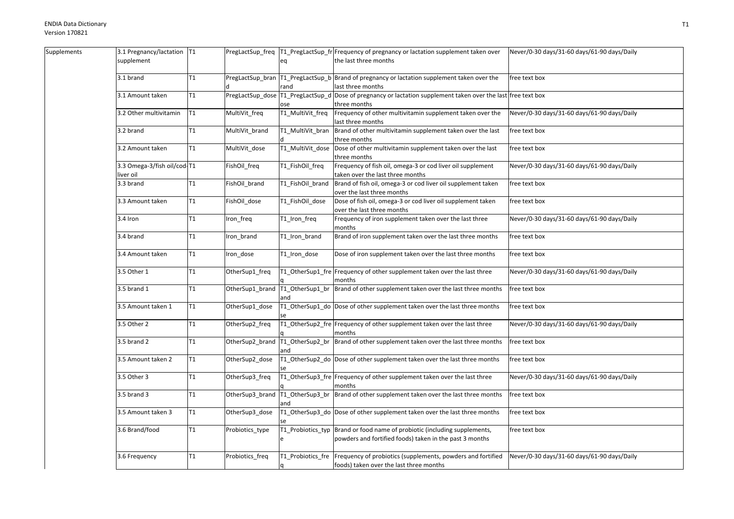| Supplements | 3.1 Pregnancy/lactation supplement | T1 | PregLactSup_freq | T1_PregLactSup_freq | Frequency of pregnancy or lactation supplement taken over the last three months | Never/0-30 days/31-60 days/61-90 days/Daily |
|---|---|---|---|---|---|---|
| | 3.1 brand | T1 | PregLactSup_brand | T1_PregLactSup_brand | Brand of pregnancy or lactation supplement taken over the last three months | free text box |
| | 3.1 Amount taken | T1 | PregLactSup_dose | T1_PregLactSup_dose | Dose of pregnancy or lactation supplement taken over the last three months | free text box |
| | 3.2 Other multivitamin | T1 | MultiVit_freq | T1_MultiVit_freq | Frequency of other multivitamin supplement taken over the last three months | Never/0-30 days/31-60 days/61-90 days/Daily |
| | 3.2 brand | T1 | MultiVit_brand | T1_MultiVit_brand | Brand of other multivitamin supplement taken over the last three months | free text box |
| | 3.2 Amount taken | T1 | MultiVit_dose | T1_MultiVit_dose | Dose of other multivitamin supplement taken over the last three months | free text box |
| | 3.3 Omega-3/fish oil/cod-liver oil | T1 | FishOil_freq | T1_FishOil_freq | Frequency of fish oil, omega-3 or cod liver oil supplement taken over the last three months | Never/0-30 days/31-60 days/61-90 days/Daily |
| | 3.3 brand | T1 | FishOil_brand | T1_FishOil_brand | Brand of fish oil, omega-3 or cod liver oil supplement taken over the last three months | free text box |
| | 3.3 Amount taken | T1 | FishOil_dose | T1_FishOil_dose | Dose of fish oil, omega-3 or cod liver oil supplement taken over the last three months | free text box |
| | 3.4 Iron | T1 | Iron_freq | T1_Iron_freq | Frequency of iron supplement taken over the last three months | Never/0-30 days/31-60 days/61-90 days/Daily |
| | 3.4 brand | T1 | Iron_brand | T1_Iron_brand | Brand of iron supplement taken over the last three months | free text box |
| | 3.4 Amount taken | T1 | Iron_dose | T1_Iron_dose | Dose of iron supplement taken over the last three months | free text box |
| | 3.5 Other 1 | T1 | OtherSup1_freq | T1_OtherSup1_freq | Frequency of other supplement taken over the last three months | Never/0-30 days/31-60 days/61-90 days/Daily |
| | 3.5 brand 1 | T1 | OtherSup1_brand | T1_OtherSup1_brand | Brand of other supplement taken over the last three months | free text box |
| | 3.5 Amount taken 1 | T1 | OtherSup1_dose | T1_OtherSup1_dose | Dose of other supplement taken over the last three months | free text box |
| | 3.5 Other 2 | T1 | OtherSup2_freq | T1_OtherSup2_freq | Frequency of other supplement taken over the last three months | Never/0-30 days/31-60 days/61-90 days/Daily |
| | 3.5 brand 2 | T1 | OtherSup2_brand | T1_OtherSup2_brand | Brand of other supplement taken over the last three months | free text box |
| | 3.5 Amount taken 2 | T1 | OtherSup2_dose | T1_OtherSup2_dose | Dose of other supplement taken over the last three months | free text box |
| | 3.5 Other 3 | T1 | OtherSup3_freq | T1_OtherSup3_freq | Frequency of other supplement taken over the last three months | Never/0-30 days/31-60 days/61-90 days/Daily |
| | 3.5 brand 3 | T1 | OtherSup3_brand | T1_OtherSup3_brand | Brand of other supplement taken over the last three months | free text box |
| | 3.5 Amount taken 3 | T1 | OtherSup3_dose | T1_OtherSup3_dose | Dose of other supplement taken over the last three months | free text box |
| | 3.6 Brand/food | T1 | Probiotics_type | T1_Probiotics_type | Brand or food name of probiotic (including supplements, powders and fortified foods) taken in the past 3 months | free text box |
| | 3.6 Frequency | T1 | Probiotics_freq | T1_Probiotics_freq | Frequency of probiotics (supplements, powders and fortified foods) taken over the last three months | Never/0-30 days/31-60 days/61-90 days/Daily |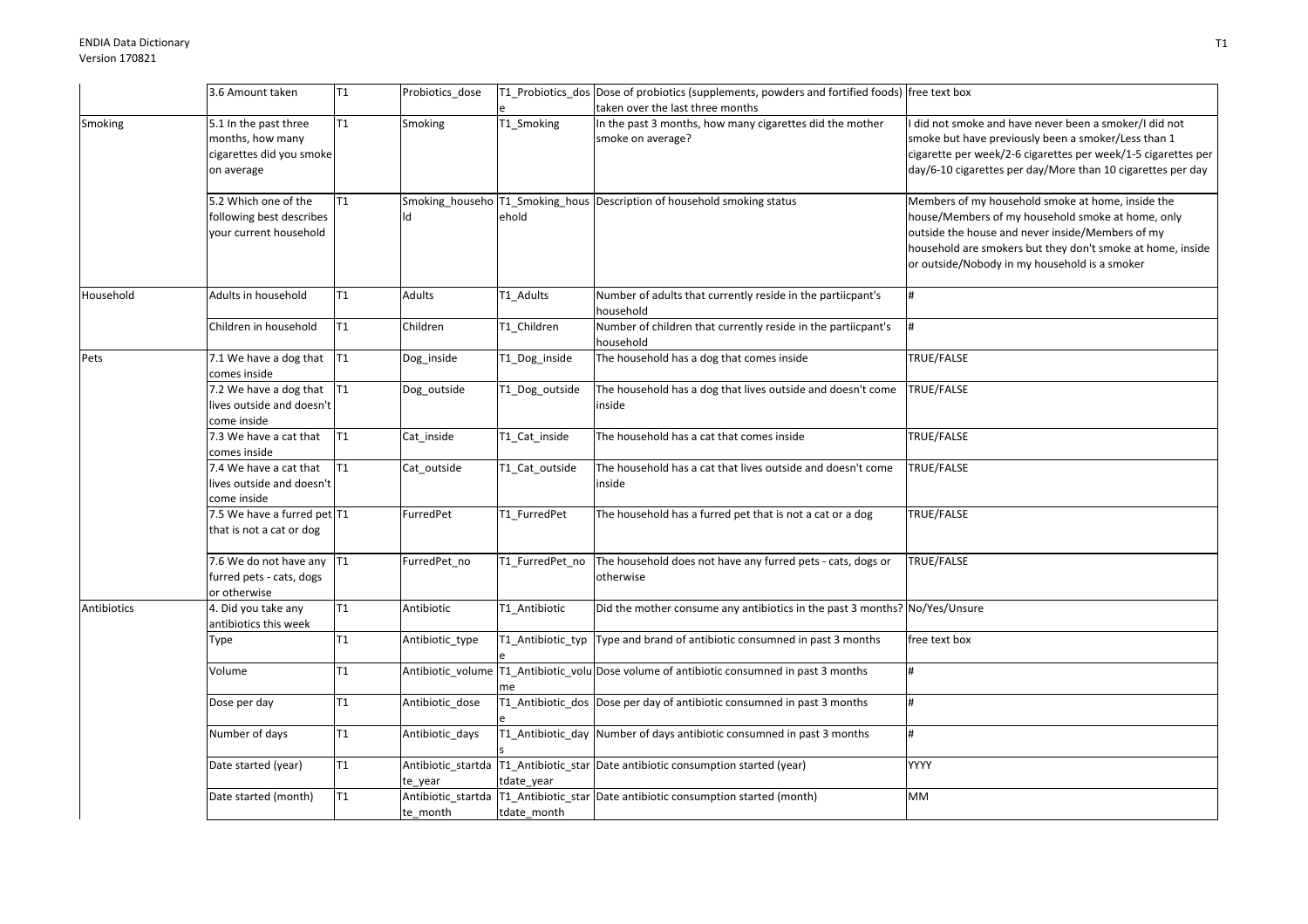| | | | | | | |
|---|---|---|---|---|---|---|
| | 3.6 Amount taken | T1 | Probiotics_dose | T1_Probiotics_dose | Dose of probiotics (supplements, powders and fortified foods) taken over the last three months | free text box |
| Smoking | 5.1 In the past three months, how many cigarettes did you smoke on average | T1 | Smoking | T1_Smoking | In the past 3 months, how many cigarettes did the mother smoke on average? | I did not smoke and have never been a smoker/I did not smoke but have previously been a smoker/Less than 1 cigarette per week/2-6 cigarettes per week/1-5 cigarettes per day/6-10 cigarettes per day/More than 10 cigarettes per day |
| | 5.2 Which one of the following best describes your current household | T1 | Smoking_household | T1_Smoking_household | Description of household smoking status | Members of my household smoke at home, inside the house/Members of my household smoke at home, only outside the house and never inside/Members of my household are smokers but they don't smoke at home, inside or outside/Nobody in my household is a smoker |
| Household | Adults in household | T1 | Adults | T1_Adults | Number of adults that currently reside in the partiicpant's household | # |
| | Children in household | T1 | Children | T1_Children | Number of children that currently reside in the partiicpant's household | # |
| Pets | 7.1 We have a dog that comes inside | T1 | Dog_inside | T1_Dog_inside | The household has a dog that comes inside | TRUE/FALSE |
| | 7.2 We have a dog that lives outside and doesn't come inside | T1 | Dog_outside | T1_Dog_outside | The household has a dog that lives outside and doesn't come inside | TRUE/FALSE |
| | 7.3 We have a cat that comes inside | T1 | Cat_inside | T1_Cat_inside | The household has a cat that comes inside | TRUE/FALSE |
| | 7.4 We have a cat that lives outside and doesn't come inside | T1 | Cat_outside | T1_Cat_outside | The household has a cat that lives outside and doesn't come inside | TRUE/FALSE |
| | 7.5 We have a furred pet that is not a cat or dog | T1 | FurredPet | T1_FurredPet | The household has a furred pet that is not a cat or a dog | TRUE/FALSE |
| | 7.6 We do not have any furred pets - cats, dogs or otherwise | T1 | FurredPet_no | T1_FurredPet_no | The household does not have any furred pets - cats, dogs or otherwise | TRUE/FALSE |
| Antibiotics | 4. Did you take any antibiotics this week | T1 | Antibiotic | T1_Antibiotic | Did the mother consume any antibiotics in the past 3 months? | No/Yes/Unsure |
| | Type | T1 | Antibiotic_type | T1_Antibiotic_type | Type and brand of antibiotic consumned in past 3 months | free text box |
| | Volume | T1 | Antibiotic_volume | T1_Antibiotic_volume | Dose volume of antibiotic consumned in past 3 months | # |
| | Dose per day | T1 | Antibiotic_dose | T1_Antibiotic_dose | Dose per day of antibiotic consumned in past 3 months | # |
| | Number of days | T1 | Antibiotic_days | T1_Antibiotic_days | Number of days antibiotic consumned in past 3 months | # |
| | Date started (year) | T1 | Antibiotic_startdate_year | T1_Antibiotic_startdate_year | Date antibiotic consumption started (year) | YYYY |
| | Date started (month) | T1 | Antibiotic_startdate_month | T1_Antibiotic_startdate_month | Date antibiotic consumption started (month) | MM |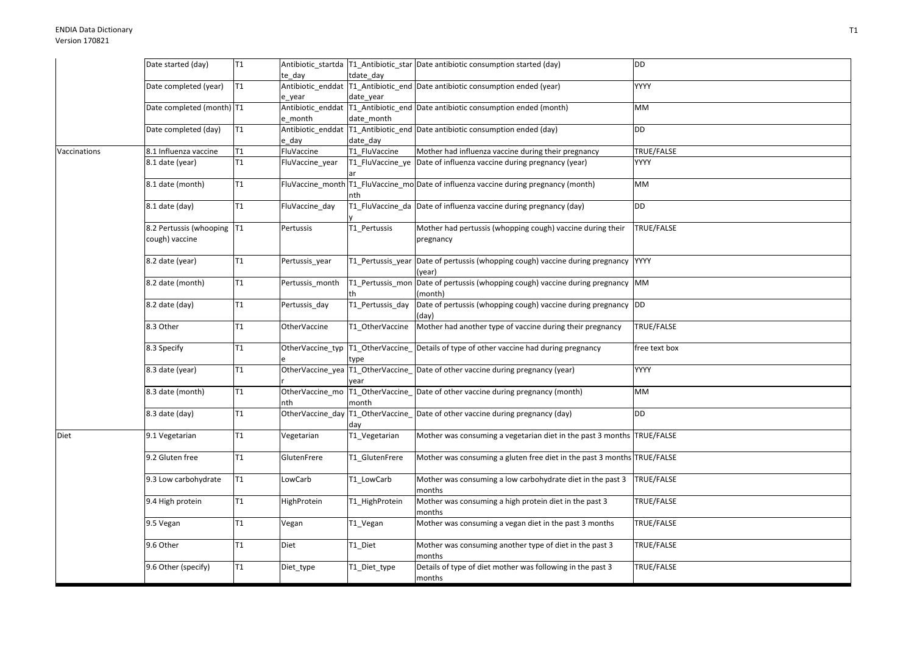| | | | | | | |
|---|---|---|---|---|---|---|
| | Date started (day) | T1 | Antibiotic_startdate_day | T1_Antibiotic_startdate_day | Date antibiotic consumption started (day) | DD |
| | Date completed (year) | T1 | Antibiotic_enddate_year | T1_Antibiotic_enddate_year | Date antibiotic consumption ended (year) | YYYY |
| | Date completed (month) | T1 | Antibiotic_enddate_month | T1_Antibiotic_enddate_month | Date antibiotic consumption ended (month) | MM |
| | Date completed (day) | T1 | Antibiotic_enddate_day | T1_Antibiotic_enddate_day | Date antibiotic consumption ended (day) | DD |
| Vaccinations | 8.1 Influenza vaccine | T1 | FluVaccine | T1_FluVaccine | Mother had influenza vaccine during their pregnancy | TRUE/FALSE |
| | 8.1 date (year) | T1 | FluVaccine_year | T1_FluVaccine_year | Date of influenza vaccine during pregnancy (year) | YYYY |
| | 8.1 date (month) | T1 | FluVaccine_month | T1_FluVaccine_month | Date of influenza vaccine during pregnancy (month) | MM |
| | 8.1 date (day) | T1 | FluVaccine_day | T1_FluVaccine_day | Date of influenza vaccine during pregnancy (day) | DD |
| | 8.2 Pertussis (whooping cough) vaccine | T1 | Pertussis | T1_Pertussis | Mother had pertussis (whooping cough) vaccine during their pregnancy | TRUE/FALSE |
| | 8.2 date (year) | T1 | Pertussis_year | T1_Pertussis_year | Date of pertussis (whopping cough) vaccine during pregnancy (year) | YYYY |
| | 8.2 date (month) | T1 | Pertussis_month | T1_Pertussis_month | Date of pertussis (whopping cough) vaccine during pregnancy (month) | MM |
| | 8.2 date (day) | T1 | Pertussis_day | T1_Pertussis_day | Date of pertussis (whopping cough) vaccine during pregnancy (day) | DD |
| | 8.3 Other | T1 | OtherVaccine | T1_OtherVaccine | Mother had another type of vaccine during their pregnancy | TRUE/FALSE |
| | 8.3 Specify | T1 | OtherVaccine_type | T1_OtherVaccine_type | Details of type of other vaccine had during pregnancy | free text box |
| | 8.3 date (year) | T1 | OtherVaccine_year | T1_OtherVaccine_year | Date of other vaccine during pregnancy (year) | YYYY |
| | 8.3 date (month) | T1 | OtherVaccine_month | T1_OtherVaccine_month | Date of other vaccine during pregnancy (month) | MM |
| | 8.3 date (day) | T1 | OtherVaccine_day | T1_OtherVaccine_day | Date of other vaccine during pregnancy (day) | DD |
| Diet | 9.1 Vegetarian | T1 | Vegetarian | T1_Vegetarian | Mother was consuming a vegetarian diet in the past 3 months | TRUE/FALSE |
| | 9.2 Gluten free | T1 | GlutenFrere | T1_GlutenFrere | Mother was consuming a gluten free diet in the past 3 months | TRUE/FALSE |
| | 9.3 Low carbohydrate | T1 | LowCarb | T1_LowCarb | Mother was consuming a low carbohydrate diet in the past 3 months | TRUE/FALSE |
| | 9.4 High protein | T1 | HighProtein | T1_HighProtein | Mother was consuming a high protein diet in the past 3 months | TRUE/FALSE |
| | 9.5 Vegan | T1 | Vegan | T1_Vegan | Mother was consuming a vegan diet in the past 3 months | TRUE/FALSE |
| | 9.6 Other | T1 | Diet | T1_Diet | Mother was consuming another type of diet in the past 3 months | TRUE/FALSE |
| | 9.6 Other (specify) | T1 | Diet_type | T1_Diet_type | Details of type of diet mother was following in the past 3 months | TRUE/FALSE |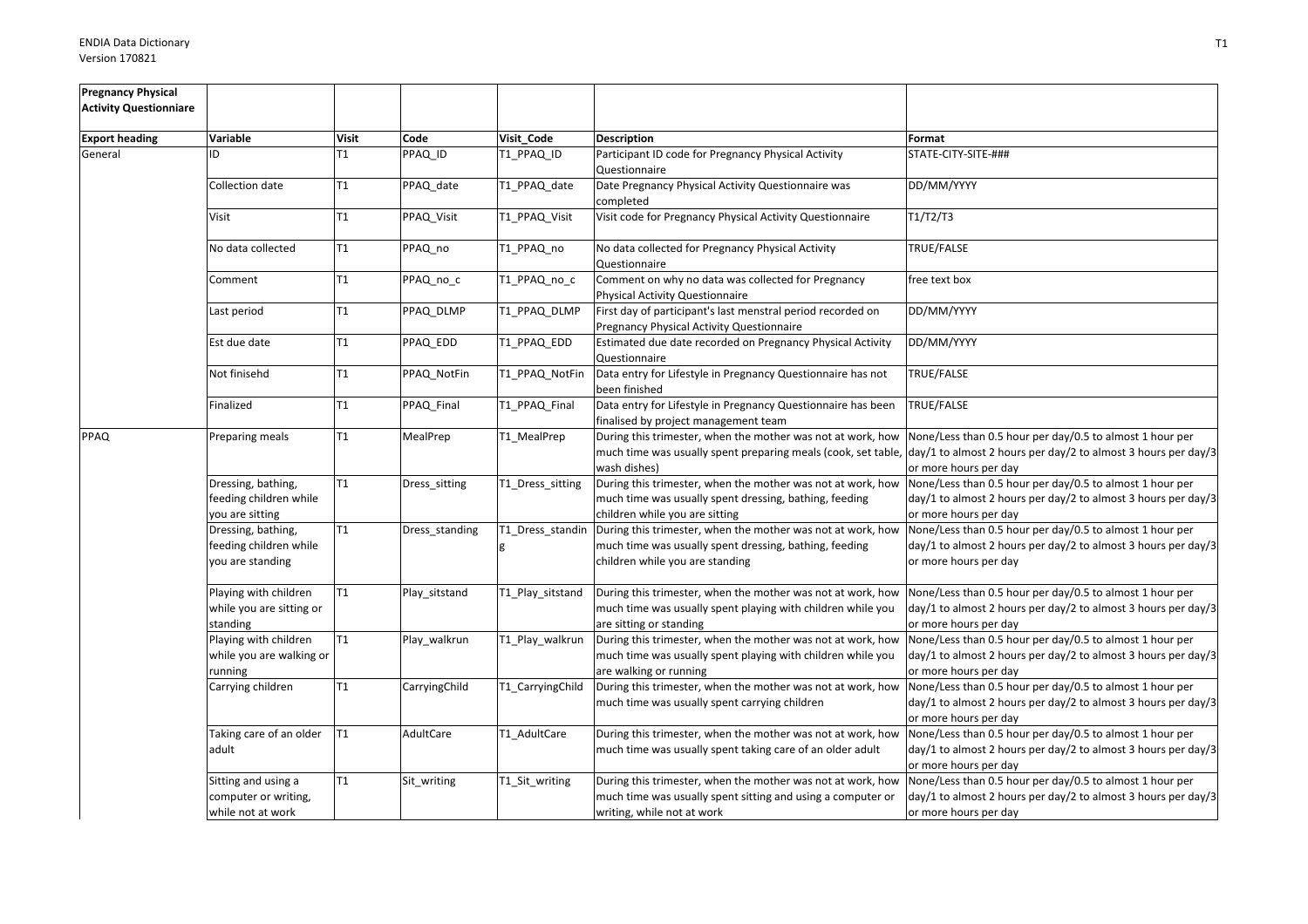| Pregnancy Physical Activity Questionniare | | | | | |
|---|---|---|---|---|---|
| **Export heading** | **Variable** | **Visit** | **Code** | **Visit_Code** | **Description** | **Format** |

| Export heading | Variable | Visit | Code | Visit_Code | Description | Format |
|---|---|---|---|---|---|---|
| General | ID | T1 | PPAQ_ID | T1_PPAQ_ID | Participant ID code for Pregnancy Physical Activity Questionnaire | STATE-CITY-SITE-### |
| | Collection date | T1 | PPAQ_date | T1_PPAQ_date | Date Pregnancy Physical Activity Questionnaire was completed | DD/MM/YYYY |
| | Visit | T1 | PPAQ_Visit | T1_PPAQ_Visit | Visit code for Pregnancy Physical Activity Questionnaire | T1/T2/T3 |
| | No data collected | T1 | PPAQ_no | T1_PPAQ_no | No data collected for Pregnancy Physical Activity Questionnaire | TRUE/FALSE |
| | Comment | T1 | PPAQ_no_c | T1_PPAQ_no_c | Comment on why no data was collected for Pregnancy Physical Activity Questionnaire | free text box |
| | Last period | T1 | PPAQ_DLMP | T1_PPAQ_DLMP | First day of participant's last menstral period recorded on Pregnancy Physical Activity Questionnaire | DD/MM/YYYY |
| | Est due date | T1 | PPAQ_EDD | T1_PPAQ_EDD | Estimated due date recorded on Pregnancy Physical Activity Questionnaire | DD/MM/YYYY |
| | Not finisehd | T1 | PPAQ_NotFin | T1_PPAQ_NotFin | Data entry for Lifestyle in Pregnancy Questionnaire has not been finished | TRUE/FALSE |
| | Finalized | T1 | PPAQ_Final | T1_PPAQ_Final | Data entry for Lifestyle in Pregnancy Questionnaire has been finalised by project management team | TRUE/FALSE |
| PPAQ | Preparing meals | T1 | MealPrep | T1_MealPrep | During this trimester, when the mother was not at work, how much time was usually spent preparing meals (cook, set table, wash dishes) | None/Less than 0.5 hour per day/0.5 to almost 1 hour per day/1 to almost 2 hours per day/2 to almost 3 hours per day/3 or more hours per day |
| | Dressing, bathing, feeding children while you are sitting | T1 | Dress_sitting | T1_Dress_sitting | During this trimester, when the mother was not at work, how much time was usually spent dressing, bathing, feeding children while you are sitting | None/Less than 0.5 hour per day/0.5 to almost 1 hour per day/1 to almost 2 hours per day/2 to almost 3 hours per day/3 or more hours per day |
| | Dressing, bathing, feeding children while you are standing | T1 | Dress_standing | T1_Dress_standing | During this trimester, when the mother was not at work, how much time was usually spent dressing, bathing, feeding children while you are standing | None/Less than 0.5 hour per day/0.5 to almost 1 hour per day/1 to almost 2 hours per day/2 to almost 3 hours per day/3 or more hours per day |
| | Playing with children while you are sitting or standing | T1 | Play_sitstand | T1_Play_sitstand | During this trimester, when the mother was not at work, how much time was usually spent playing with children while you are sitting or standing | None/Less than 0.5 hour per day/0.5 to almost 1 hour per day/1 to almost 2 hours per day/2 to almost 3 hours per day/3 or more hours per day |
| | Playing with children while you are walking or running | T1 | Play_walkrun | T1_Play_walkrun | During this trimester, when the mother was not at work, how much time was usually spent playing with children while you are walking or running | None/Less than 0.5 hour per day/0.5 to almost 1 hour per day/1 to almost 2 hours per day/2 to almost 3 hours per day/3 or more hours per day |
| | Carrying children | T1 | CarryingChild | T1_CarryingChild | During this trimester, when the mother was not at work, how much time was usually spent carrying children | None/Less than 0.5 hour per day/0.5 to almost 1 hour per day/1 to almost 2 hours per day/2 to almost 3 hours per day/3 or more hours per day |
| | Taking care of an older adult | T1 | AdultCare | T1_AdultCare | During this trimester, when the mother was not at work, how much time was usually spent taking care of an older adult | None/Less than 0.5 hour per day/0.5 to almost 1 hour per day/1 to almost 2 hours per day/2 to almost 3 hours per day/3 or more hours per day |
| | Sitting and using a computer or writing, while not at work | T1 | Sit_writing | T1_Sit_writing | During this trimester, when the mother was not at work, how much time was usually spent sitting and using a computer or writing, while not at work | None/Less than 0.5 hour per day/0.5 to almost 1 hour per day/1 to almost 2 hours per day/2 to almost 3 hours per day/3 or more hours per day |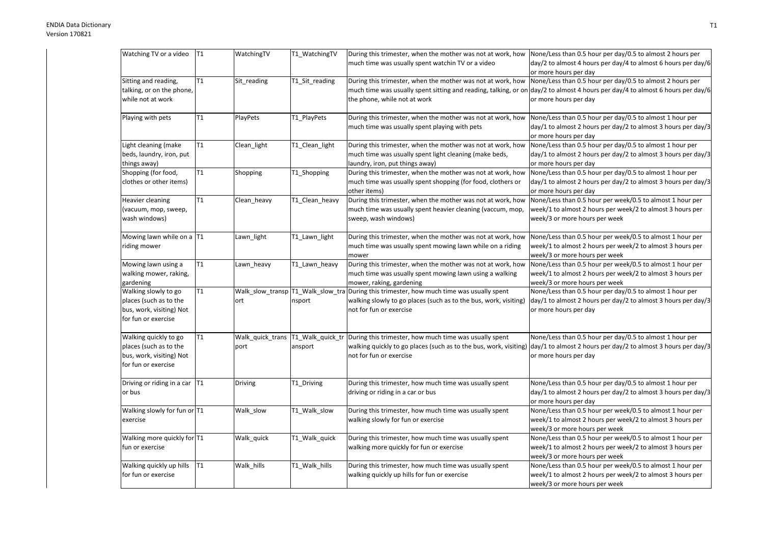| | | | | | |
|---|---|---|---|---|---|
| Watching TV or a video | T1 | WatchingTV | T1_WatchingTV | During this trimester, when the mother was not at work, how much time was usually spent watchin TV or a video | None/Less than 0.5 hour per day/0.5 to almost 2 hours per day/2 to almost 4 hours per day/4 to almost 6 hours per day/6 or more hours per day |
| Sitting and reading, talking, or on the phone, while not at work | T1 | Sit_reading | T1_Sit_reading | During this trimester, when the mother was not at work, how much time was usually spent sitting and reading, talking, or on the phone, while not at work | None/Less than 0.5 hour per day/0.5 to almost 2 hours per day/2 to almost 4 hours per day/4 to almost 6 hours per day/6 or more hours per day |
| Playing with pets | T1 | PlayPets | T1_PlayPets | During this trimester, when the mother was not at work, how much time was usually spent playing with pets | None/Less than 0.5 hour per day/0.5 to almost 1 hour per day/1 to almost 2 hours per day/2 to almost 3 hours per day/3 or more hours per day |
| Light cleaning (make beds, laundry, iron, put things away) | T1 | Clean_light | T1_Clean_light | During this trimester, when the mother was not at work, how much time was usually spent light cleaning (make beds, laundry, iron, put things away) | None/Less than 0.5 hour per day/0.5 to almost 1 hour per day/1 to almost 2 hours per day/2 to almost 3 hours per day/3 or more hours per day |
| Shopping (for food, clothes or other items) | T1 | Shopping | T1_Shopping | During this trimester, when the mother was not at work, how much time was usually spent shopping (for food, clothers or other items) | None/Less than 0.5 hour per day/0.5 to almost 1 hour per day/1 to almost 2 hours per day/2 to almost 3 hours per day/3 or more hours per day |
| Heavier cleaning (vacuum, mop, sweep, wash windows) | T1 | Clean_heavy | T1_Clean_heavy | During this trimester, when the mother was not at work, how much time was usually spent heavier cleaning (vaccum, mop, sweep, wash windows) | None/Less than 0.5 hour per week/0.5 to almost 1 hour per week/1 to almost 2 hours per week/2 to almost 3 hours per week/3 or more hours per week |
| Mowing lawn while on a riding mower | T1 | Lawn_light | T1_Lawn_light | During this trimester, when the mother was not at work, how much time was usually spent mowing lawn while on a riding mower | None/Less than 0.5 hour per week/0.5 to almost 1 hour per week/1 to almost 2 hours per week/2 to almost 3 hours per week/3 or more hours per week |
| Mowing lawn using a walking mower, raking, gardening | T1 | Lawn_heavy | T1_Lawn_heavy | During this trimester, when the mother was not at work, how much time was usually spent mowing lawn using a walking mower, raking, gardening | None/Less than 0.5 hour per week/0.5 to almost 1 hour per week/1 to almost 2 hours per week/2 to almost 3 hours per week/3 or more hours per week |
| Walking slowly to go places (such as to the bus, work, visiting) Not for fun or exercise | T1 | Walk_slow_transport | T1_Walk_slow_transport | During this trimester, how much time was usually spent walking slowly to go places (such as to the bus, work, visiting) not for fun or exercise | None/Less than 0.5 hour per day/0.5 to almost 1 hour per day/1 to almost 2 hours per day/2 to almost 3 hours per day/3 or more hours per day |
| Walking quickly to go places (such as to the bus, work, visiting) Not for fun or exercise | T1 | Walk_quick_transport | T1_Walk_quick_transport | During this trimester, how much time was usually spent walking quickly to go places (such as to the bus, work, visiting) not for fun or exercise | None/Less than 0.5 hour per day/0.5 to almost 1 hour per day/1 to almost 2 hours per day/2 to almost 3 hours per day/3 or more hours per day |
| Driving or riding in a car or bus | T1 | Driving | T1_Driving | During this trimester, how much time was usually spent driving or riding in a car or bus | None/Less than 0.5 hour per day/0.5 to almost 1 hour per day/1 to almost 2 hours per day/2 to almost 3 hours per day/3 or more hours per day |
| Walking slowly for fun or exercise | T1 | Walk_slow | T1_Walk_slow | During this trimester, how much time was usually spent walking slowly for fun or exercise | None/Less than 0.5 hour per week/0.5 to almost 1 hour per week/1 to almost 2 hours per week/2 to almost 3 hours per week/3 or more hours per week |
| Walking more quickly for fun or exercise | T1 | Walk_quick | T1_Walk_quick | During this trimester, how much time was usually spent walking more quickly for fun or exercise | None/Less than 0.5 hour per week/0.5 to almost 1 hour per week/1 to almost 2 hours per week/2 to almost 3 hours per week/3 or more hours per week |
| Walking quickly up hills for fun or exercise | T1 | Walk_hills | T1_Walk_hills | During this trimester, how much time was usually spent walking quickly up hills for fun or exercise | None/Less than 0.5 hour per week/0.5 to almost 1 hour per week/1 to almost 2 hours per week/2 to almost 3 hours per week/3 or more hours per week |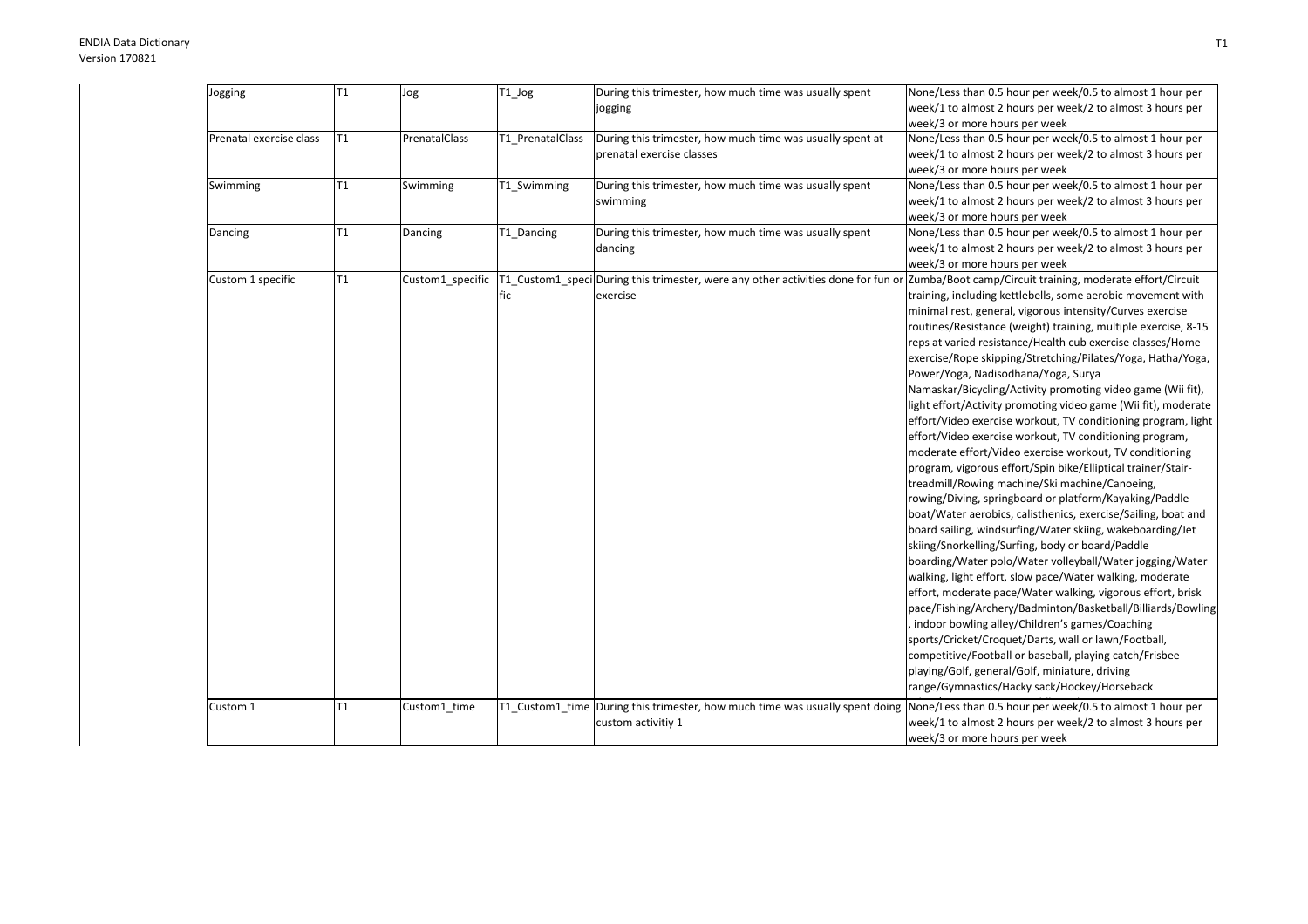| Jogging | T1 | Jog | T1_Jog | During this trimester, how much time was usually spent jogging | None/Less than 0.5 hour per week/0.5 to almost 1 hour per week/1 to almost 2 hours per week/2 to almost 3 hours per week/3 or more hours per week |
|---|---|---|---|---|---|
| Prenatal exercise class | T1 | PrenatalClass | T1_PrenatalClass | During this trimester, how much time was usually spent at prenatal exercise classes | None/Less than 0.5 hour per week/0.5 to almost 1 hour per week/1 to almost 2 hours per week/2 to almost 3 hours per week/3 or more hours per week |
| Swimming | T1 | Swimming | T1_Swimming | During this trimester, how much time was usually spent swimming | None/Less than 0.5 hour per week/0.5 to almost 1 hour per week/1 to almost 2 hours per week/2 to almost 3 hours per week/3 or more hours per week |
| Dancing | T1 | Dancing | T1_Dancing | During this trimester, how much time was usually spent dancing | None/Less than 0.5 hour per week/0.5 to almost 1 hour per week/1 to almost 2 hours per week/2 to almost 3 hours per week/3 or more hours per week |
| Custom 1 specific | T1 | Custom1_specific | T1_Custom1_specific | During this trimester, were any other activities done for fun or exercise | Zumba/Boot camp/Circuit training, moderate effort/Circuit training, including kettlebells, some aerobic movement with minimal rest, general, vigorous intensity/Curves exercise routines/Resistance (weight) training, multiple exercise, 8-15 reps at varied resistance/Health cub exercise classes/Home exercise/Rope skipping/Stretching/Pilates/Yoga, Hatha/Yoga, Power/Yoga, Nadisodhana/Yoga, Surya Namaskar/Bicycling/Activity promoting video game (Wii fit), light effort/Activity promoting video game (Wii fit), moderate effort/Video exercise workout, TV conditioning program, light effort/Video exercise workout, TV conditioning program, moderate effort/Video exercise workout, TV conditioning program, vigorous effort/Spin bike/Elliptical trainer/Stair-treadmill/Rowing machine/Ski machine/Canoeing, rowing/Diving, springboard or platform/Kayaking/Paddle boat/Water aerobics, calisthenics, exercise/Sailing, boat and board sailing, windsurfing/Water skiing, wakeboarding/Jet skiing/Snorkelling/Surfing, body or board/Paddle boarding/Water polo/Water volleyball/Water jogging/Water walking, light effort, slow pace/Water walking, moderate effort, moderate pace/Water walking, vigorous effort, brisk pace/Fishing/Archery/Badminton/Basketball/Billiards/Bowling, indoor bowling alley/Children's games/Coaching sports/Cricket/Croquet/Darts, wall or lawn/Football, competitive/Football or baseball, playing catch/Frisbee playing/Golf, general/Golf, miniature, driving range/Gymnastics/Hacky sack/Hockey/Horseback |
| Custom 1 | T1 | Custom1_time | T1_Custom1_time | During this trimester, how much time was usually spent doing custom activitiy 1 | None/Less than 0.5 hour per week/0.5 to almost 1 hour per week/1 to almost 2 hours per week/2 to almost 3 hours per week/3 or more hours per week |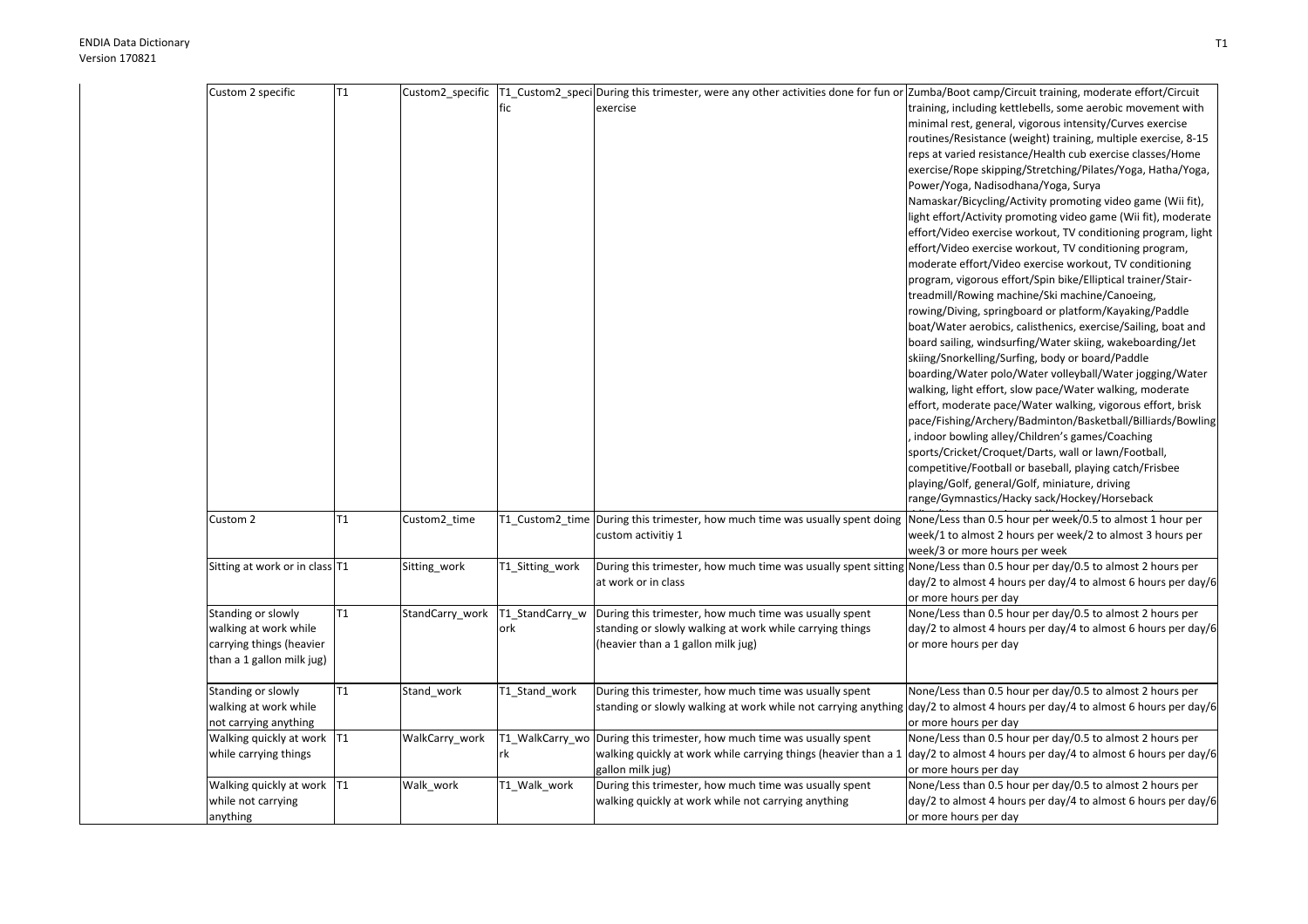| | | | | | |
|---|---|---|---|---|---|
| Custom 2 specific | T1 | Custom2_specific | T1_Custom2_specific | During this trimester, were any other activities done for fun or exercise | Zumba/Boot camp/Circuit training, moderate effort/Circuit training, including kettlebells, some aerobic movement with minimal rest, general, vigorous intensity/Curves exercise routines/Resistance (weight) training, multiple exercise, 8-15 reps at varied resistance/Health cub exercise classes/Home exercise/Rope skipping/Stretching/Pilates/Yoga, Hatha/Yoga, Power/Yoga, Nadisodhana/Yoga, Surya Namaskar/Bicycling/Activity promoting video game (Wii fit), light effort/Activity promoting video game (Wii fit), moderate effort/Video exercise workout, TV conditioning program, light effort/Video exercise workout, TV conditioning program, moderate effort/Video exercise workout, TV conditioning program, vigorous effort/Spin bike/Elliptical trainer/Stair-treadmill/Rowing machine/Ski machine/Canoeing, rowing/Diving, springboard or platform/Kayaking/Paddle boat/Water aerobics, calisthenics, exercise/Sailing, boat and board sailing, windsurfing/Water skiing, wakeboarding/Jet skiing/Snorkelling/Surfing, body or board/Paddle boarding/Water polo/Water volleyball/Water jogging/Water walking, light effort, slow pace/Water walking, moderate effort, moderate pace/Water walking, vigorous effort, brisk pace/Fishing/Archery/Badminton/Basketball/Billiards/Bowling, indoor bowling alley/Children's games/Coaching sports/Cricket/Croquet/Darts, wall or lawn/Football, competitive/Football or baseball, playing catch/Frisbee playing/Golf, general/Golf, miniature, driving range/Gymnastics/Hacky sack/Hockey/Horseback |
| Custom 2 | T1 | Custom2_time | T1_Custom2_time | During this trimester, how much time was usually spent doing custom activitiy 1 | None/Less than 0.5 hour per week/0.5 to almost 1 hour per week/1 to almost 2 hours per week/2 to almost 3 hours per week/3 or more hours per week |
| Sitting at work or in class | T1 | Sitting_work | T1_Sitting_work | During this trimester, how much time was usually spent sitting at work or in class | None/Less than 0.5 hour per day/0.5 to almost 2 hours per day/2 to almost 4 hours per day/4 to almost 6 hours per day/6 or more hours per day |
| Standing or slowly walking at work while carrying things (heavier than a 1 gallon milk jug) | T1 | StandCarry_work | T1_StandCarry_work | During this trimester, how much time was usually spent standing or slowly walking at work while carrying things (heavier than a 1 gallon milk jug) | None/Less than 0.5 hour per day/0.5 to almost 2 hours per day/2 to almost 4 hours per day/4 to almost 6 hours per day/6 or more hours per day |
| Standing or slowly walking at work while not carrying anything | T1 | Stand_work | T1_Stand_work | During this trimester, how much time was usually spent standing or slowly walking at work while not carrying anything | None/Less than 0.5 hour per day/0.5 to almost 2 hours per day/2 to almost 4 hours per day/4 to almost 6 hours per day/6 or more hours per day |
| Walking quickly at work while carrying things | T1 | WalkCarry_work | T1_WalkCarry_work | During this trimester, how much time was usually spent walking quickly at work while carrying things (heavier than a 1 gallon milk jug) | None/Less than 0.5 hour per day/0.5 to almost 2 hours per day/2 to almost 4 hours per day/4 to almost 6 hours per day/6 or more hours per day |
| Walking quickly at work while not carrying anything | T1 | Walk_work | T1_Walk_work | During this trimester, how much time was usually spent walking quickly at work while not carrying anything | None/Less than 0.5 hour per day/0.5 to almost 2 hours per day/2 to almost 4 hours per day/4 to almost 6 hours per day/6 or more hours per day |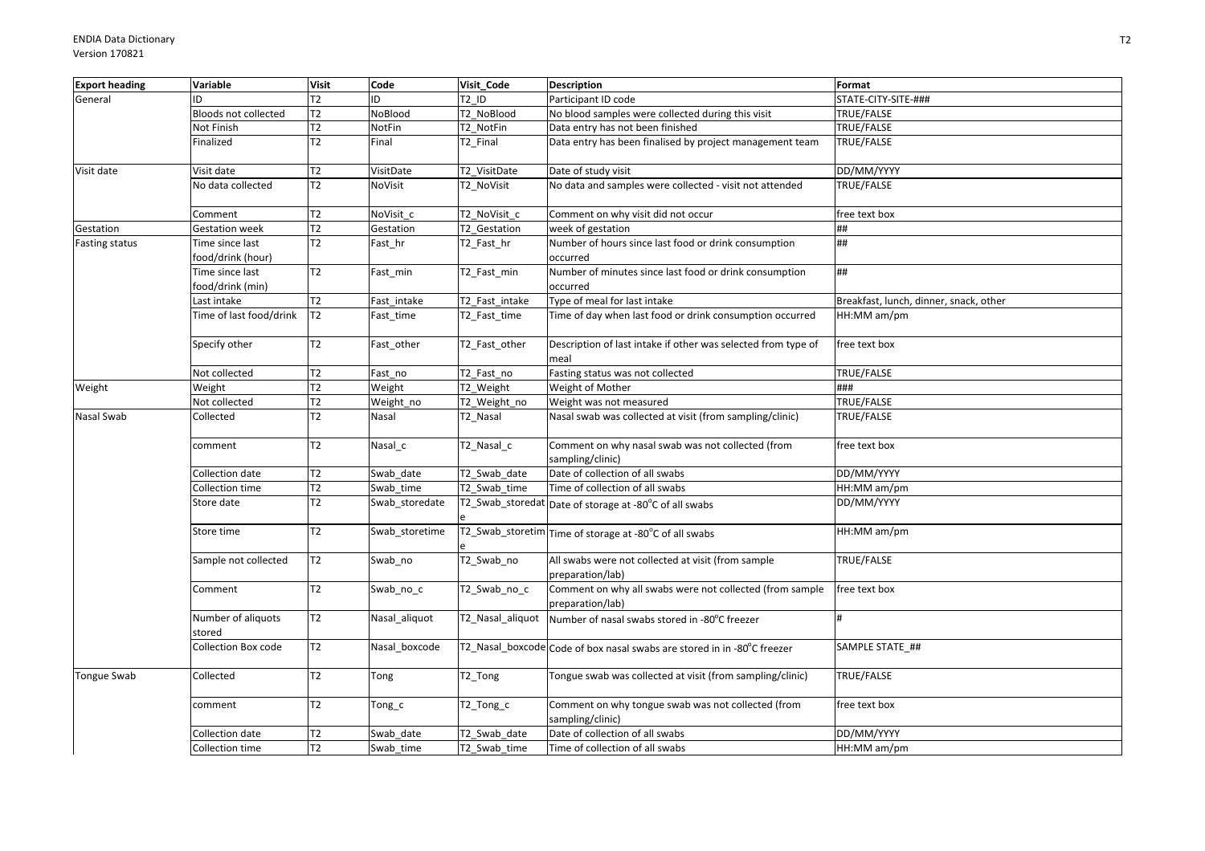| Export heading | Variable | Visit | Code | Visit_Code | Description | Format |
|---|---|---|---|---|---|---|
| General | ID | T2 | ID | T2_ID | Participant ID code | STATE-CITY-SITE-### |
| | Bloods not collected | T2 | NoBlood | T2_NoBlood | No blood samples were collected during this visit | TRUE/FALSE |
| | Not Finish | T2 | NotFin | T2_NotFin | Data entry has not been finished | TRUE/FALSE |
| | Finalized | T2 | Final | T2_Final | Data entry has been finalised by project management team | TRUE/FALSE |
| Visit date | Visit date | T2 | VisitDate | T2_VisitDate | Date of study visit | DD/MM/YYYY |
| | No data collected | T2 | NoVisit | T2_NoVisit | No data and samples were collected - visit not attended | TRUE/FALSE |
| | Comment | T2 | NoVisit_c | T2_NoVisit_c | Comment on why visit did not occur | free text box |
| Gestation | Gestation week | T2 | Gestation | T2_Gestation | week of gestation | ## |
| Fasting status | Time since last food/drink (hour) | T2 | Fast_hr | T2_Fast_hr | Number of hours since last food or drink consumption occurred | ## |
| | Time since last food/drink (min) | T2 | Fast_min | T2_Fast_min | Number of minutes since last food or drink consumption occurred | ## |
| | Last intake | T2 | Fast_intake | T2_Fast_intake | Type of meal for last intake | Breakfast, lunch, dinner, snack, other |
| | Time of last food/drink | T2 | Fast_time | T2_Fast_time | Time of day when last food or drink consumption occurred | HH:MM am/pm |
| | Specify other | T2 | Fast_other | T2_Fast_other | Description of last intake if other was selected from type of meal | free text box |
| | Not collected | T2 | Fast_no | T2_Fast_no | Fasting status was not collected | TRUE/FALSE |
| Weight | Weight | T2 | Weight | T2_Weight | Weight of Mother | ### |
| | Not collected | T2 | Weight_no | T2_Weight_no | Weight was not measured | TRUE/FALSE |
| Nasal Swab | Collected | T2 | Nasal | T2_Nasal | Nasal swab was collected at visit (from sampling/clinic) | TRUE/FALSE |
| | comment | T2 | Nasal_c | T2_Nasal_c | Comment on why nasal swab was not collected (from sampling/clinic) | free text box |
| | Collection date | T2 | Swab_date | T2_Swab_date | Date of collection of all swabs | DD/MM/YYYY |
| | Collection time | T2 | Swab_time | T2_Swab_time | Time of collection of all swabs | HH:MM am/pm |
| | Store date | T2 | Swab_storedate | T2_Swab_storedate | Date of storage at -80°C of all swabs | DD/MM/YYYY |
| | Store time | T2 | Swab_storetime | T2_Swab_storetime | Time of storage at -80°C of all swabs | HH:MM am/pm |
| | Sample not collected | T2 | Swab_no | T2_Swab_no | All swabs were not collected at visit (from sample preparation/lab) | TRUE/FALSE |
| | Comment | T2 | Swab_no_c | T2_Swab_no_c | Comment on why all swabs were not collected (from sample preparation/lab) | free text box |
| | Number of aliquots stored | T2 | Nasal_aliquot | T2_Nasal_aliquot | Number of nasal swabs stored in -80°C freezer | # |
| | Collection Box code | T2 | Nasal_boxcode | T2_Nasal_boxcode | Code of box nasal swabs are stored in in -80°C freezer | SAMPLE STATE_## |
| Tongue Swab | Collected | T2 | Tong | T2_Tong | Tongue swab was collected at visit (from sampling/clinic) | TRUE/FALSE |
| | comment | T2 | Tong_c | T2_Tong_c | Comment on why tongue swab was not collected (from sampling/clinic) | free text box |
| | Collection date | T2 | Swab_date | T2_Swab_date | Date of collection of all swabs | DD/MM/YYYY |
| | Collection time | T2 | Swab_time | T2_Swab_time | Time of collection of all swabs | HH:MM am/pm |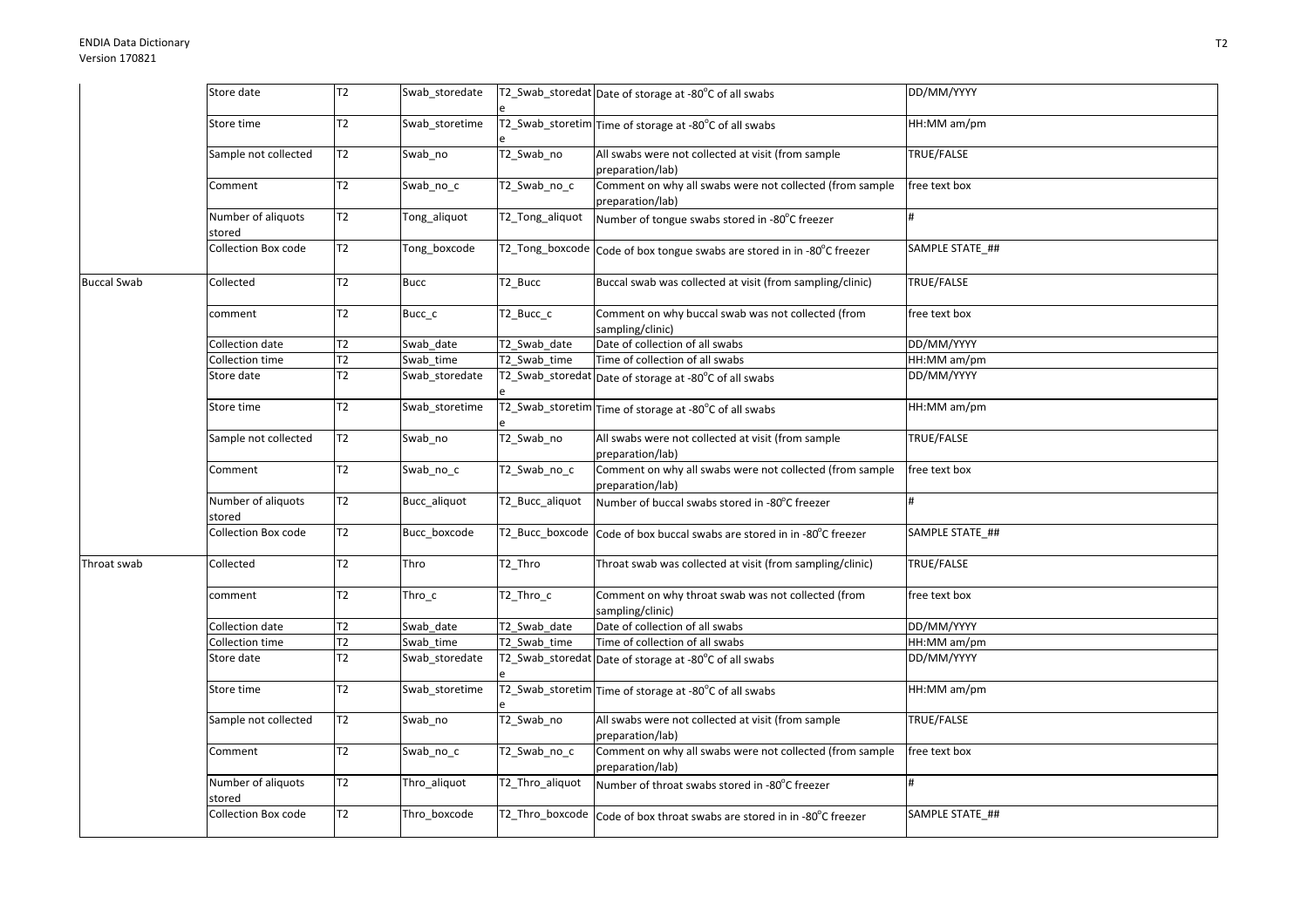| | Store date | T2 | Swab_storedate | T2_Swab_storedate | Date of storage at -80°C of all swabs | DD/MM/YYYY |
|---|---|---|---|---|---|---|
| | Store time | T2 | Swab_storetime | T2_Swab_storetime | Time of storage at -80°C of all swabs | HH:MM am/pm |
| | Sample not collected | T2 | Swab_no | T2_Swab_no | All swabs were not collected at visit (from sample preparation/lab) | TRUE/FALSE |
| | Comment | T2 | Swab_no_c | T2_Swab_no_c | Comment on why all swabs were not collected (from sample preparation/lab) | free text box |
| | Number of aliquots stored | T2 | Tong_aliquot | T2_Tong_aliquot | Number of tongue swabs stored in -80°C freezer | # |
| | Collection Box code | T2 | Tong_boxcode | T2_Tong_boxcode | Code of box tongue swabs are stored in in -80°C freezer | SAMPLE STATE_## |
| Buccal Swab | Collected | T2 | Bucc | T2_Bucc | Buccal swab was collected at visit (from sampling/clinic) | TRUE/FALSE |
| | comment | T2 | Bucc_c | T2_Bucc_c | Comment on why buccal swab was not collected (from sampling/clinic) | free text box |
| | Collection date | T2 | Swab_date | T2_Swab_date | Date of collection of all swabs | DD/MM/YYYY |
| | Collection time | T2 | Swab_time | T2_Swab_time | Time of collection of all swabs | HH:MM am/pm |
| | Store date | T2 | Swab_storedate | T2_Swab_storedate | Date of storage at -80°C of all swabs | DD/MM/YYYY |
| | Store time | T2 | Swab_storetime | T2_Swab_storetime | Time of storage at -80°C of all swabs | HH:MM am/pm |
| | Sample not collected | T2 | Swab_no | T2_Swab_no | All swabs were not collected at visit (from sample preparation/lab) | TRUE/FALSE |
| | Comment | T2 | Swab_no_c | T2_Swab_no_c | Comment on why all swabs were not collected (from sample preparation/lab) | free text box |
| | Number of aliquots stored | T2 | Bucc_aliquot | T2_Bucc_aliquot | Number of buccal swabs stored in -80°C freezer | # |
| | Collection Box code | T2 | Bucc_boxcode | T2_Bucc_boxcode | Code of box buccal swabs are stored in in -80°C freezer | SAMPLE STATE_## |
| Throat swab | Collected | T2 | Thro | T2_Thro | Throat swab was collected at visit (from sampling/clinic) | TRUE/FALSE |
| | comment | T2 | Thro_c | T2_Thro_c | Comment on why throat swab was not collected (from sampling/clinic) | free text box |
| | Collection date | T2 | Swab_date | T2_Swab_date | Date of collection of all swabs | DD/MM/YYYY |
| | Collection time | T2 | Swab_time | T2_Swab_time | Time of collection of all swabs | HH:MM am/pm |
| | Store date | T2 | Swab_storedate | T2_Swab_storedate | Date of storage at -80°C of all swabs | DD/MM/YYYY |
| | Store time | T2 | Swab_storetime | T2_Swab_storetime | Time of storage at -80°C of all swabs | HH:MM am/pm |
| | Sample not collected | T2 | Swab_no | T2_Swab_no | All swabs were not collected at visit (from sample preparation/lab) | TRUE/FALSE |
| | Comment | T2 | Swab_no_c | T2_Swab_no_c | Comment on why all swabs were not collected (from sample preparation/lab) | free text box |
| | Number of aliquots stored | T2 | Thro_aliquot | T2_Thro_aliquot | Number of throat swabs stored in -80°C freezer | # |
| | Collection Box code | T2 | Thro_boxcode | T2_Thro_boxcode | Code of box throat swabs are stored in in -80°C freezer | SAMPLE STATE_## |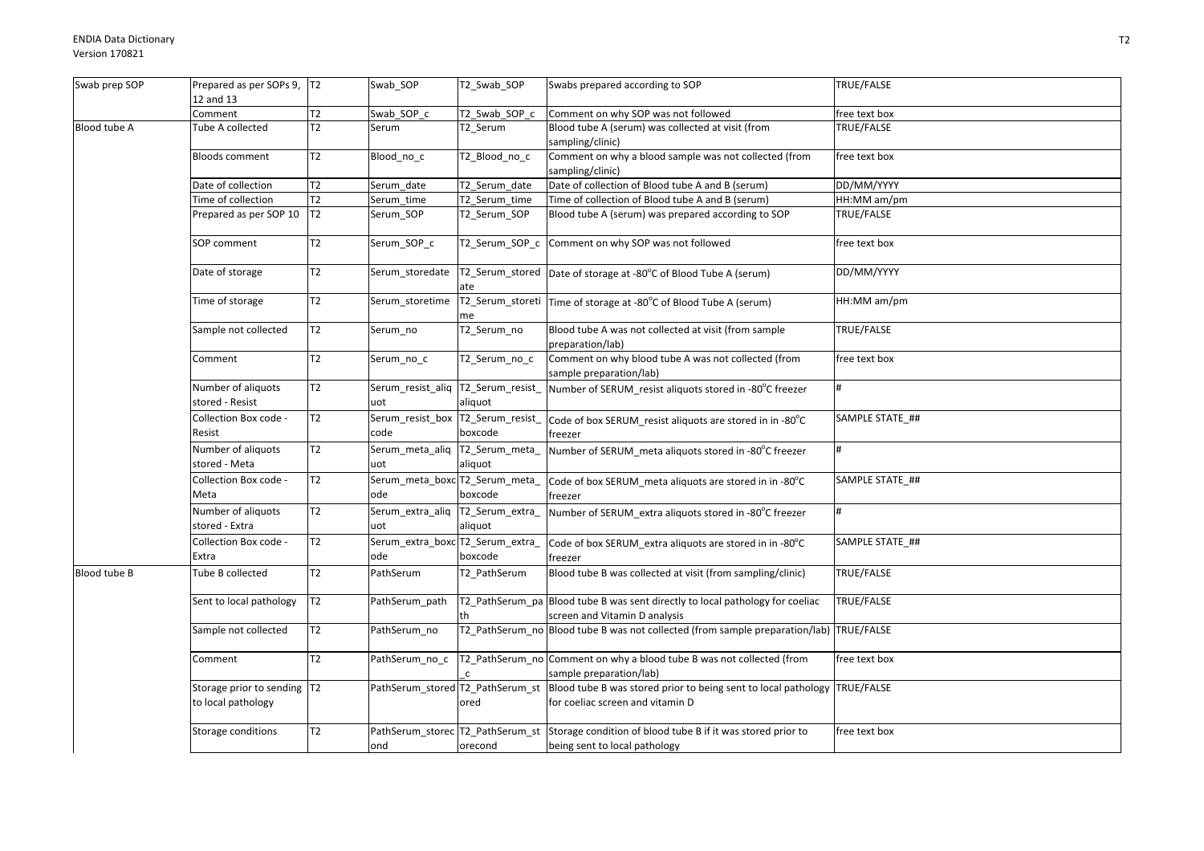| Swab prep SOP | Prepared as per SOPs 9, 12 and 13 | T2 | Swab_SOP | T2_Swab_SOP | Swabs prepared according to SOP | TRUE/FALSE |
|---|---|---|---|---|---|---|
| | Comment | T2 | Swab_SOP_c | T2_Swab_SOP_c | Comment on why SOP was not followed | free text box |
| Blood tube A | Tube A collected | T2 | Serum | T2_Serum | Blood tube A (serum) was collected at visit (from sampling/clinic) | TRUE/FALSE |
| | Bloods comment | T2 | Blood_no_c | T2_Blood_no_c | Comment on why a blood sample was not collected (from sampling/clinic) | free text box |
| | Date of collection | T2 | Serum_date | T2_Serum_date | Date of collection of Blood tube A and B (serum) | DD/MM/YYYY |
| | Time of collection | T2 | Serum_time | T2_Serum_time | Time of collection of Blood tube A and B (serum) | HH:MM am/pm |
| | Prepared as per SOP 10 | T2 | Serum_SOP | T2_Serum_SOP | Blood tube A (serum) was prepared according to SOP | TRUE/FALSE |
| | SOP comment | T2 | Serum_SOP_c | T2_Serum_SOP_c | Comment on why SOP was not followed | free text box |
| | Date of storage | T2 | Serum_storedate | T2_Serum_storedate | Date of storage at -80°C of Blood Tube A (serum) | DD/MM/YYYY |
| | Time of storage | T2 | Serum_storetime | T2_Serum_storetime | Time of storage at -80°C of Blood Tube A (serum) | HH:MM am/pm |
| | Sample not collected | T2 | Serum_no | T2_Serum_no | Blood tube A was not collected at visit (from sample preparation/lab) | TRUE/FALSE |
| | Comment | T2 | Serum_no_c | T2_Serum_no_c | Comment on why blood tube A was not collected (from sample preparation/lab) | free text box |
| | Number of aliquots stored - Resist | T2 | Serum_resist_aliquot | T2_Serum_resist_aliquot | Number of SERUM_resist aliquots stored in -80°C freezer | # |
| | Collection Box code - Resist | T2 | Serum_resist_boxcode | T2_Serum_resist_boxcode | Code of box SERUM_resist aliquots are stored in in -80°C freezer | SAMPLE STATE_## |
| | Number of aliquots stored - Meta | T2 | Serum_meta_aliquot | T2_Serum_meta_aliquot | Number of SERUM_meta aliquots stored in -80°C freezer | # |
| | Collection Box code - Meta | T2 | Serum_meta_boxcode | T2_Serum_meta_boxcode | Code of box SERUM_meta aliquots are stored in in -80°C freezer | SAMPLE STATE_## |
| | Number of aliquots stored - Extra | T2 | Serum_extra_aliquot | T2_Serum_extra_aliquot | Number of SERUM_extra aliquots stored in -80°C freezer | # |
| | Collection Box code - Extra | T2 | Serum_extra_boxcode | T2_Serum_extra_boxcode | Code of box SERUM_extra aliquots are stored in in -80°C freezer | SAMPLE STATE_## |
| Blood tube B | Tube B collected | T2 | PathSerum | T2_PathSerum | Blood tube B was collected at visit (from sampling/clinic) | TRUE/FALSE |
| | Sent to local pathology | T2 | PathSerum_path | T2_PathSerum_path | Blood tube B was sent directly to local pathology for coeliac screen and Vitamin D analysis | TRUE/FALSE |
| | Sample not collected | T2 | PathSerum_no | T2_PathSerum_no | Blood tube B was not collected (from sample preparation/lab) | TRUE/FALSE |
| | Comment | T2 | PathSerum_no_c | T2_PathSerum_no_c | Comment on why a blood tube B was not collected (from sample preparation/lab) | free text box |
| | Storage prior to sending to local pathology | T2 | PathSerum_stored | T2_PathSerum_stored | Blood tube B was stored prior to being sent to local pathology for coeliac screen and vitamin D | TRUE/FALSE |
| | Storage conditions | T2 | PathSerum_storecond | T2_PathSerum_storecond | Storage condition of blood tube B if it was stored prior to being sent to local pathology | free text box |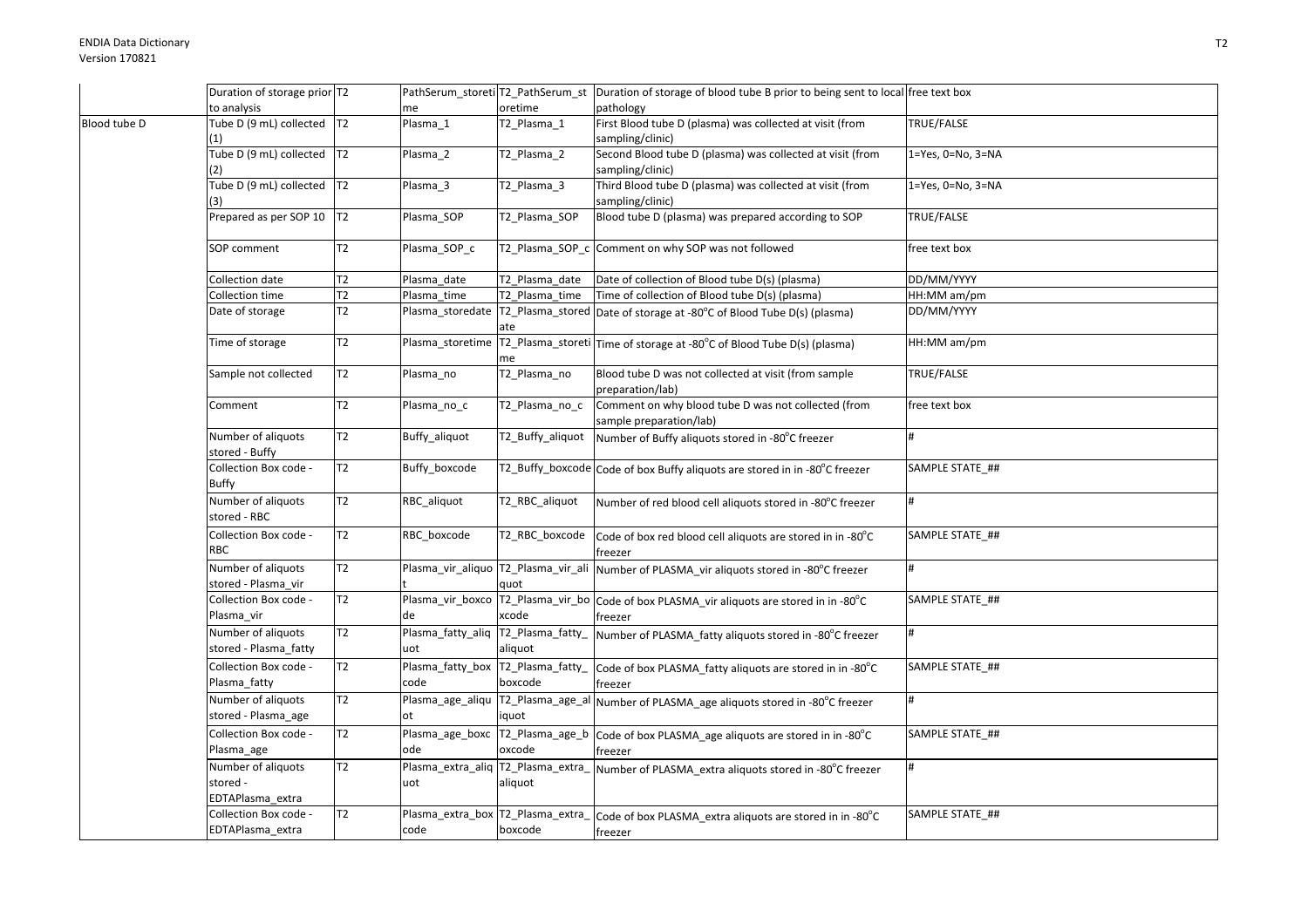| | | | | | | |
|---|---|---|---|---|---|---|
| | Duration of storage prior to analysis | T2 | PathSerum_storetime | T2_PathSerum_storetime | Duration of storage of blood tube B prior to being sent to local pathology | free text box |
| Blood tube D | Tube D (9 mL) collected (1) | T2 | Plasma_1 | T2_Plasma_1 | First Blood tube D (plasma) was collected at visit (from sampling/clinic) | TRUE/FALSE |
| | Tube D (9 mL) collected (2) | T2 | Plasma_2 | T2_Plasma_2 | Second Blood tube D (plasma) was collected at visit (from sampling/clinic) | 1=Yes, 0=No, 3=NA |
| | Tube D (9 mL) collected (3) | T2 | Plasma_3 | T2_Plasma_3 | Third Blood tube D (plasma) was collected at visit (from sampling/clinic) | 1=Yes, 0=No, 3=NA |
| | Prepared as per SOP 10 | T2 | Plasma_SOP | T2_Plasma_SOP | Blood tube D (plasma) was prepared according to SOP | TRUE/FALSE |
| | SOP comment | T2 | Plasma_SOP_c | T2_Plasma_SOP_c | Comment on why SOP was not followed | free text box |
| | Collection date | T2 | Plasma_date | T2_Plasma_date | Date of collection of Blood tube D(s) (plasma) | DD/MM/YYYY |
| | Collection time | T2 | Plasma_time | T2_Plasma_time | Time of collection of Blood tube D(s) (plasma) | HH:MM am/pm |
| | Date of storage | T2 | Plasma_storedate | T2_Plasma_storedate | Date of storage at -80°C of Blood Tube D(s) (plasma) | DD/MM/YYYY |
| | Time of storage | T2 | Plasma_storetime | T2_Plasma_storetime | Time of storage at -80°C of Blood Tube D(s) (plasma) | HH:MM am/pm |
| | Sample not collected | T2 | Plasma_no | T2_Plasma_no | Blood tube D was not collected at visit (from sample preparation/lab) | TRUE/FALSE |
| | Comment | T2 | Plasma_no_c | T2_Plasma_no_c | Comment on why blood tube D was not collected (from sample preparation/lab) | free text box |
| | Number of aliquots stored - Buffy | T2 | Buffy_aliquot | T2_Buffy_aliquot | Number of Buffy aliquots stored in -80°C freezer | # |
| | Collection Box code - Buffy | T2 | Buffy_boxcode | T2_Buffy_boxcode | Code of box Buffy aliquots are stored in in -80°C freezer | SAMPLE STATE_## |
| | Number of aliquots stored - RBC | T2 | RBC_aliquot | T2_RBC_aliquot | Number of red blood cell aliquots stored in -80°C freezer | # |
| | Collection Box code - RBC | T2 | RBC_boxcode | T2_RBC_boxcode | Code of box red blood cell aliquots are stored in in -80°C freezer | SAMPLE STATE_## |
| | Number of aliquots stored - Plasma_vir | T2 | Plasma_vir_aliquot | T2_Plasma_vir_aliquot | Number of PLASMA_vir aliquots stored in -80°C freezer | # |
| | Collection Box code - Plasma_vir | T2 | Plasma_vir_boxcode | T2_Plasma_vir_boxcode | Code of box PLASMA_vir aliquots are stored in in -80°C freezer | SAMPLE STATE_## |
| | Number of aliquots stored - Plasma_fatty | T2 | Plasma_fatty_aliquot | T2_Plasma_fatty_aliquot | Number of PLASMA_fatty aliquots stored in -80°C freezer | # |
| | Collection Box code - Plasma_fatty | T2 | Plasma_fatty_boxcode | T2_Plasma_fatty_boxcode | Code of box PLASMA_fatty aliquots are stored in in -80°C freezer | SAMPLE STATE_## |
| | Number of aliquots stored - Plasma_age | T2 | Plasma_age_aliquot | T2_Plasma_age_aliquot | Number of PLASMA_age aliquots stored in -80°C freezer | # |
| | Collection Box code - Plasma_age | T2 | Plasma_age_boxcode | T2_Plasma_age_boxcode | Code of box PLASMA_age aliquots are stored in in -80°C freezer | SAMPLE STATE_## |
| | Number of aliquots stored - EDTAPlasma_extra | T2 | Plasma_extra_aliquot | T2_Plasma_extra_aliquot | Number of PLASMA_extra aliquots stored in -80°C freezer | # |
| | Collection Box code - EDTAPlasma_extra | T2 | Plasma_extra_boxcode | T2_Plasma_extra_boxcode | Code of box PLASMA_extra aliquots are stored in in -80°C freezer | SAMPLE STATE_## |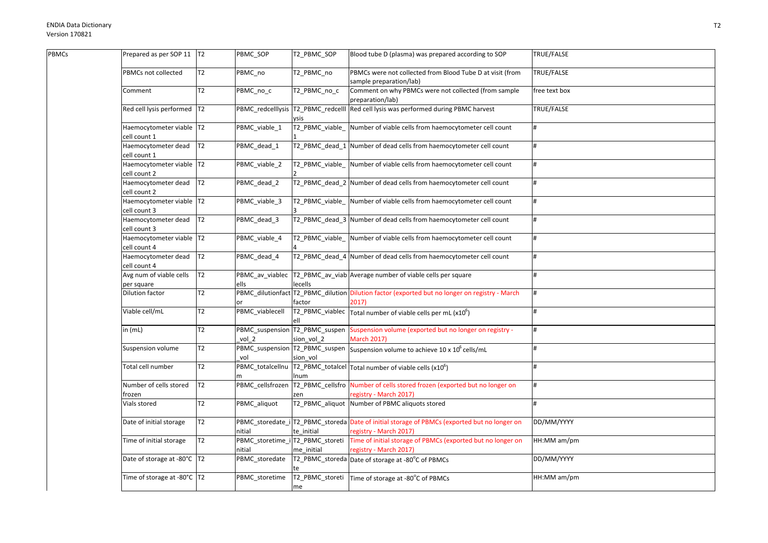| PBMCs | Prepared as per SOP 11 | T2 | PBMC_SOP | T2_PBMC_SOP | Blood tube D (plasma) was prepared according to SOP | TRUE/FALSE |
|---|---|---|---|---|---|---|
| | PBMCs not collected | T2 | PBMC_no | T2_PBMC_no | PBMCs were not collected from Blood Tube D at visit (from sample preparation/lab) | TRUE/FALSE |
| | Comment | T2 | PBMC_no_c | T2_PBMC_no_c | Comment on why PBMCs were not collected (from sample preparation/lab) | free text box |
| | Red cell lysis performed | T2 | PBMC_redcelllysis | T2_PBMC_redcelllysis | Red cell lysis was performed during PBMC harvest | TRUE/FALSE |
| | Haemocytometer viable cell count 1 | T2 | PBMC_viable_1 | T2_PBMC_viable_1 | Number of viable cells from haemocytometer cell count | # |
| | Haemocytometer dead cell count 1 | T2 | PBMC_dead_1 | T2_PBMC_dead_1 | Number of dead cells from haemocytometer cell count | # |
| | Haemocytometer viable cell count 2 | T2 | PBMC_viable_2 | T2_PBMC_viable_2 | Number of viable cells from haemocytometer cell count | # |
| | Haemocytometer dead cell count 2 | T2 | PBMC_dead_2 | T2_PBMC_dead_2 | Number of dead cells from haemocytometer cell count | # |
| | Haemocytometer viable cell count 3 | T2 | PBMC_viable_3 | T2_PBMC_viable_3 | Number of viable cells from haemocytometer cell count | # |
| | Haemocytometer dead cell count 3 | T2 | PBMC_dead_3 | T2_PBMC_dead_3 | Number of dead cells from haemocytometer cell count | # |
| | Haemocytometer viable cell count 4 | T2 | PBMC_viable_4 | T2_PBMC_viable_4 | Number of viable cells from haemocytometer cell count | # |
| | Haemocytometer dead cell count 4 | T2 | PBMC_dead_4 | T2_PBMC_dead_4 | Number of dead cells from haemocytometer cell count | # |
| | Avg num of viable cells per square | T2 | PBMC_av_viablecells | T2_PBMC_av_viablecells | Average number of viable cells per square | # |
| | Dilution factor | T2 | PBMC_dilutionfactor | T2_PBMC_dilutionfactor | Dilution factor (exported but no longer on registry - March 2017) | # |
| | Viable cell/mL | T2 | PBMC_viablecell | T2_PBMC_viablecell | Total number of viable cells per mL ($x10^6$) | # |
| | in (mL) | T2 | PBMC_suspension_vol_2 | T2_PBMC_suspension_vol_2 | Suspension volume (exported but no longer on registry - March 2017) | # |
| | Suspension volume | T2 | PBMC_suspension_vol | T2_PBMC_suspension_vol | Suspension volume to achieve 10 x $10^6$ cells/mL | # |
| | Total cell number | T2 | PBMC_totalcellnum | T2_PBMC_totalcellnum | Total number of viable cells ($x10^6$) | # |
| | Number of cells stored frozen | T2 | PBMC_cellsfrozen | T2_PBMC_cellsfrozen | Number of cells stored frozen (exported but no longer on registry - March 2017) | # |
| | Vials stored | T2 | PBMC_aliquot | T2_PBMC_aliquot | Number of PBMC aliquots stored | # |
| | Date of initial storage | T2 | PBMC_storedate_initial | T2_PBMC_storedate_initial | Date of initial storage of PBMCs (exported but no longer on registry - March 2017) | DD/MM/YYYY |
| | Time of initial storage | T2 | PBMC_storetime_initial | T2_PBMC_storetime_initial | Time of initial storage of PBMCs (exported but no longer on registry - March 2017) | HH:MM am/pm |
| | Date of storage at -80°C | T2 | PBMC_storedate | T2_PBMC_storedate | Date of storage at -80°C of PBMCs | DD/MM/YYYY |
| | Time of storage at -80°C | T2 | PBMC_storetime | T2_PBMC_storetime | Time of storage at -80°C of PBMCs | HH:MM am/pm |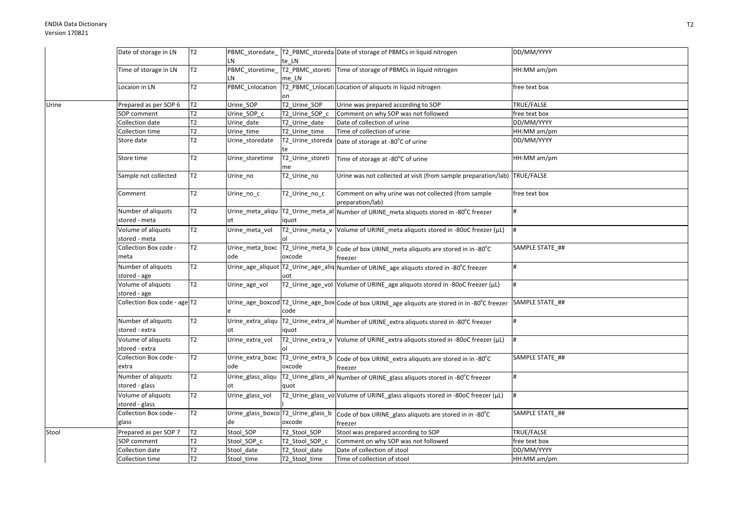| | | | | | | |
|---|---|---|---|---|---|---|
| | Date of storage in LN | T2 | PBMC_storedate_LN | T2_PBMC_storedate_LN | Date of storage of PBMCs in liquid nitrogen | DD/MM/YYYY |
| | Time of storage in LN | T2 | PBMC_storetime_LN | T2_PBMC_storetime_LN | Time of storage of PBMCs in liquid nitrogen | HH:MM am/pm |
| | Locaion in LN | T2 | PBMC_Lnlocation | T2_PBMC_Lnlocation | Location of aliquots in liquid nitrogen | free text box |
| Urine | Prepared as per SOP 6 | T2 | Urine_SOP | T2_Urine_SOP | Urine was prepared according to SOP | TRUE/FALSE |
| | SOP comment | T2 | Urine_SOP_c | T2_Urine_SOP_c | Comment on why SOP was not followed | free text box |
| | Collection date | T2 | Urine_date | T2_Urine_date | Date of collection of urine | DD/MM/YYYY |
| | Collection time | T2 | Urine_time | T2_Urine_time | Time of collection of urine | HH:MM am/pm |
| | Store date | T2 | Urine_storedate | T2_Urine_storedate | Date of storage at -80°C of urine | DD/MM/YYYY |
| | Store time | T2 | Urine_storetime | T2_Urine_storetime | Time of storage at -80°C of urine | HH:MM am/pm |
| | Sample not collected | T2 | Urine_no | T2_Urine_no | Urine was not collected at visit (from sample preparation/lab) | TRUE/FALSE |
| | Comment | T2 | Urine_no_c | T2_Urine_no_c | Comment on why urine was not collected (from sample preparation/lab) | free text box |
| | Number of aliquots stored - meta | T2 | Urine_meta_aliquot | T2_Urine_meta_aliquot | Number of URINE_meta aliquots stored in -80°C freezer | # |
| | Volume of aliquots stored - meta | T2 | Urine_meta_vol | T2_Urine_meta_vol | Volume of URINE_meta aliquots stored in -80oC freezer (μL) | # |
| | Collection Box code - meta | T2 | Urine_meta_boxcode | T2_Urine_meta_boxcode | Code of box URINE_meta aliquots are stored in in -80°C freezer | SAMPLE STATE_## |
| | Number of aliquots stored - age | T2 | Urine_age_aliquot | T2_Urine_age_aliquot | Number of URINE_age aliquots stored in -80°C freezer | # |
| | Volume of aliquots stored - age | T2 | Urine_age_vol | T2_Urine_age_vol | Volume of URINE_age aliquots stored in -80oC freezer (μL) | # |
| | Collection Box code - age | T2 | Urine_age_boxcode | T2_Urine_age_boxcode | Code of box URINE_age aliquots are stored in in -80°C freezer | SAMPLE STATE_## |
| | Number of aliquots stored - extra | T2 | Urine_extra_aliquot | T2_Urine_extra_aliquot | Number of URINE_extra aliquots stored in -80°C freezer | # |
| | Volume of aliquots stored - extra | T2 | Urine_extra_vol | T2_Urine_extra_vol | Volume of URINE_extra aliquots stored in -80oC freezer (μL) | # |
| | Collection Box code - extra | T2 | Urine_extra_boxcode | T2_Urine_extra_boxcode | Code of box URINE_extra aliquots are stored in in -80°C freezer | SAMPLE STATE_## |
| | Number of aliquots stored - glass | T2 | Urine_glass_aliquot | T2_Urine_glass_aliquot | Number of URINE_glass aliquots stored in -80°C freezer | # |
| | Volume of aliquots stored - glass | T2 | Urine_glass_vol | T2_Urine_glass_vol | Volume of URINE_glass aliquots stored in -80oC freezer (μL) | # |
| | Collection Box code - glass | T2 | Urine_glass_boxcode | T2_Urine_glass_boxcode | Code of box URINE_glass aliquots are stored in in -80°C freezer | SAMPLE STATE_## |
| Stool | Prepared as per SOP 7 | T2 | Stool_SOP | T2_Stool_SOP | Stool was prepared according to SOP | TRUE/FALSE |
| | SOP comment | T2 | Stool_SOP_c | T2_Stool_SOP_c | Comment on why SOP was not followed | free text box |
| | Collection date | T2 | Stool_date | T2_Stool_date | Date of collection of stool | DD/MM/YYYY |
| | Collection time | T2 | Stool_time | T2_Stool_time | Time of collection of stool | HH:MM am/pm |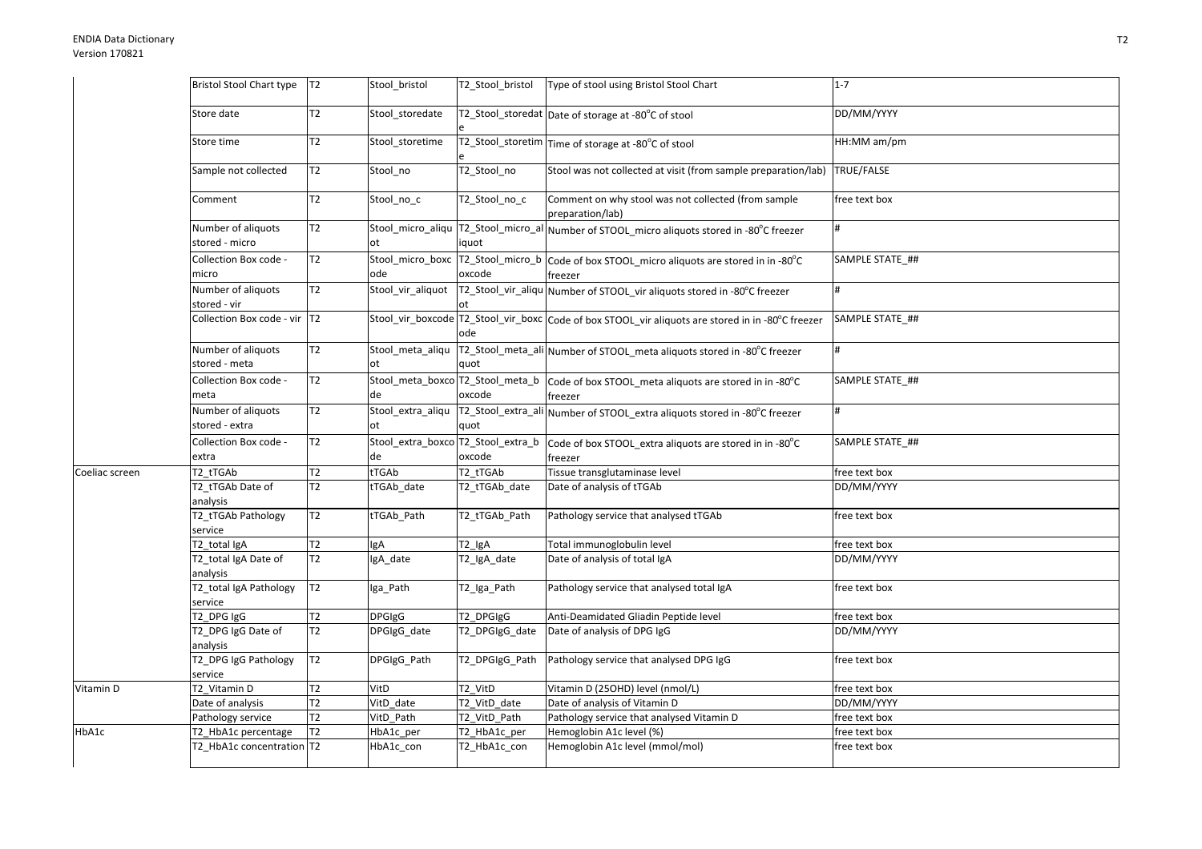| | | | | | | |
|---|---|---|---|---|---|---|
| | Bristol Stool Chart type | T2 | Stool_bristol | T2_Stool_bristol | Type of stool using Bristol Stool Chart | 1-7 |
| | Store date | T2 | Stool_storedate | T2_Stool_storedate | Date of storage at -80°C of stool | DD/MM/YYYY |
| | Store time | T2 | Stool_storetime | T2_Stool_storetime | Time of storage at -80°C of stool | HH:MM am/pm |
| | Sample not collected | T2 | Stool_no | T2_Stool_no | Stool was not collected at visit (from sample preparation/lab) | TRUE/FALSE |
| | Comment | T2 | Stool_no_c | T2_Stool_no_c | Comment on why stool was not collected (from sample preparation/lab) | free text box |
| | Number of aliquots stored - micro | T2 | Stool_micro_aliquot | T2_Stool_micro_aliquot | Number of STOOL_micro aliquots stored in -80°C freezer | # |
| | Collection Box code - micro | T2 | Stool_micro_boxcode | T2_Stool_micro_boxcode | Code of box STOOL_micro aliquots are stored in in -80°C freezer | SAMPLE STATE_## |
| | Number of aliquots stored - vir | T2 | Stool_vir_aliquot | T2_Stool_vir_aliquot | Number of STOOL_vir aliquots stored in -80°C freezer | # |
| | Collection Box code - vir | T2 | Stool_vir_boxcode | T2_Stool_vir_boxcode | Code of box STOOL_vir aliquots are stored in in -80°C freezer | SAMPLE STATE_## |
| | Number of aliquots stored - meta | T2 | Stool_meta_aliquot | T2_Stool_meta_aliquot | Number of STOOL_meta aliquots stored in -80°C freezer | # |
| | Collection Box code - meta | T2 | Stool_meta_boxcode | T2_Stool_meta_boxcode | Code of box STOOL_meta aliquots are stored in in -80°C freezer | SAMPLE STATE_## |
| | Number of aliquots stored - extra | T2 | Stool_extra_aliquot | T2_Stool_extra_aliquot | Number of STOOL_extra aliquots stored in -80°C freezer | # |
| | Collection Box code - extra | T2 | Stool_extra_boxcode | T2_Stool_extra_boxcode | Code of box STOOL_extra aliquots are stored in in -80°C freezer | SAMPLE STATE_## |
| Coeliac screen | T2_tTGAb | T2 | tTGAb | T2_tTGAb | Tissue transglutaminase level | free text box |
| | T2_tTGAb Date of analysis | T2 | tTGAb_date | T2_tTGAb_date | Date of analysis of tTGAb | DD/MM/YYYY |
| | T2_tTGAb Pathology service | T2 | tTGAb_Path | T2_tTGAb_Path | Pathology service that analysed tTGAb | free text box |
| | T2_total IgA | T2 | IgA | T2_IgA | Total immunoglobulin level | free text box |
| | T2_total IgA Date of analysis | T2 | IgA_date | T2_IgA_date | Date of analysis of total IgA | DD/MM/YYYY |
| | T2_total IgA Pathology service | T2 | Iga_Path | T2_Iga_Path | Pathology service that analysed total IgA | free text box |
| | T2_DPG IgG | T2 | DPGIgG | T2_DPGIgG | Anti-Deamidated Gliadin Peptide level | free text box |
| | T2_DPG IgG Date of analysis | T2 | DPGIgG_date | T2_DPGIgG_date | Date of analysis of DPG IgG | DD/MM/YYYY |
| | T2_DPG IgG Pathology service | T2 | DPGIgG_Path | T2_DPGIgG_Path | Pathology service that analysed DPG IgG | free text box |
| Vitamin D | T2_Vitamin D | T2 | VitD | T2_VitD | Vitamin D (25OHD) level (nmol/L) | free text box |
| | Date of analysis | T2 | VitD_date | T2_VitD_date | Date of analysis of Vitamin D | DD/MM/YYYY |
| | Pathology service | T2 | VitD_Path | T2_VitD_Path | Pathology service that analysed Vitamin D | free text box |
| HbA1c | T2_HbA1c percentage | T2 | HbA1c_per | T2_HbA1c_per | Hemoglobin A1c level (%) | free text box |
| | T2_HbA1c concentration | T2 | HbA1c_con | T2_HbA1c_con | Hemoglobin A1c level (mmol/mol) | free text box |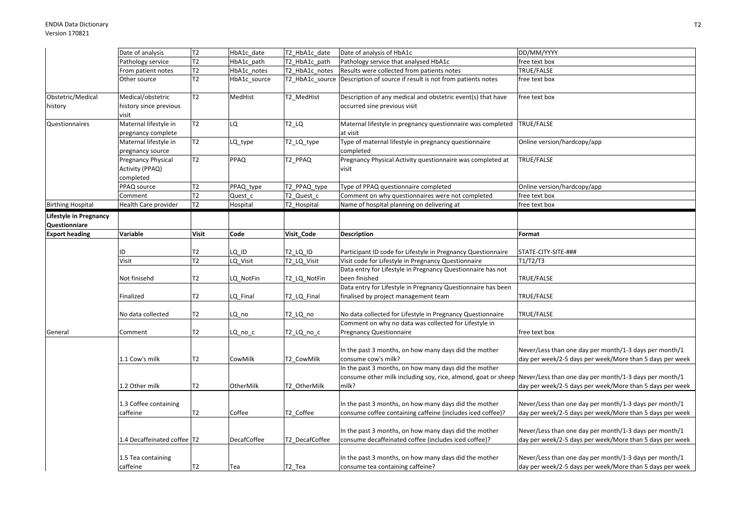| | | | | | | |
|---|---|---|---|---|---|---|
| | Date of analysis | T2 | HbA1c_date | T2_HbA1c_date | Date of analysis of HbA1c | DD/MM/YYYY |
| | Pathology service | T2 | HbA1c_path | T2_HbA1c_path | Pathology service that analysed HbA1c | free text box |
| | From patient notes | T2 | HbA1c_notes | T2_HbA1c_notes | Results were collected from patients notes | TRUE/FALSE |
| | Other source | T2 | HbA1c_source | T2_HbA1c_source | Description of source if result is not from patients notes | free text box |
| Obstetric/Medical history | Medical/obstetric history since previous visit | T2 | MedHist | T2_MedHist | Description of any medical and obstetric event(s) that have occurred sine previous visit | free text box |
| Questionnaires | Maternal lifestyle in pregnancy complete | T2 | LQ | T2_LQ | Maternal lifestyle in pregnancy questionnaire was completed at visit | TRUE/FALSE |
| | Maternal lifestyle in pregnancy source | T2 | LQ_type | T2_LQ_type | Type of maternal lifestyle in pregnancy questionnaire completed | Online version/hardcopy/app |
| | Pregnancy Physical Activity (PPAQ) completed | T2 | PPAQ | T2_PPAQ | Pregnancy Physical Activity questionnaire was completed at visit | TRUE/FALSE |
| | PPAQ source | T2 | PPAQ_type | T2_PPAQ_type | Type of PPAQ questionnaire completed | Online version/hardcopy/app |
| | Comment | T2 | Quest_c | T2_Quest_c | Comment on why questionnaires were not completed | free text box |
| Birthing Hospital | Health Care provider | T2 | Hospital | T2_Hospital | Name of hospital planning on delivering at | free text box |

| **Lifestyle in Pregnancy Questionnaire** | | | | | | |
|---|---|---|---|---|---|---|
| **Export heading** | **Variable** | **Visit** | **Code** | **Visit_Code** | **Description** | **Format** |
| | ID | T2 | LQ_ID | T2_LQ_ID | Participant ID code for Lifestyle in Pregnancy Questionnaire | STATE-CITY-SITE-### |
| | Visit | T2 | LQ_Visit | T2_LQ_Visit | Visit code for Lifestyle in Pregnancy Questionnaire | T1/T2/T3 |
| | Not finisehd | T2 | LQ_NotFin | T2_LQ_NotFin | Data entry for Lifestyle in Pregnancy Questionnaire has not been finished | TRUE/FALSE |
| | Finalized | T2 | LQ_Final | T2_LQ_Final | Data entry for Lifestyle in Pregnancy Questionnaire has been finalised by project management team | TRUE/FALSE |
| | No data collected | T2 | LQ_no | T2_LQ_no | No data collected for Lifestyle in Pregnancy Questionnaire | TRUE/FALSE |
| General | Comment | T2 | LQ_no_c | T2_LQ_no_c | Comment on why no data was collected for Lifestyle in Pregnancy Questionnaire | free text box |
| | 1.1 Cow's milk | T2 | CowMilk | T2_CowMilk | In the past 3 months, on how many days did the mother consume cow's milk? | Never/Less than one day per month/1-3 days per month/1 day per week/2-5 days per week/More than 5 days per week |
| | 1.2 Other milk | T2 | OtherMilk | T2_OtherMilk | In the past 3 months, on how many days did the mother consume other milk including soy, rice, almond, goat or sheep milk? | Never/Less than one day per month/1-3 days per month/1 day per week/2-5 days per week/More than 5 days per week |
| | 1.3 Coffee containing caffeine | T2 | Coffee | T2_Coffee | In the past 3 months, on how many days did the mother consume coffee containing caffeine (includes iced coffee)? | Never/Less than one day per month/1-3 days per month/1 day per week/2-5 days per week/More than 5 days per week |
| | 1.4 Decaffeinated coffee | T2 | DecafCoffee | T2_DecafCoffee | In the past 3 months, on how many days did the mother consume decaffeinated coffee (includes iced coffee)? | Never/Less than one day per month/1-3 days per month/1 day per week/2-5 days per week/More than 5 days per week |
| | 1.5 Tea containing caffeine | T2 | Tea | T2_Tea | In the past 3 months, on how many days did the mother consume tea containing caffeine? | Never/Less than one day per month/1-3 days per month/1 day per week/2-5 days per week/More than 5 days per week |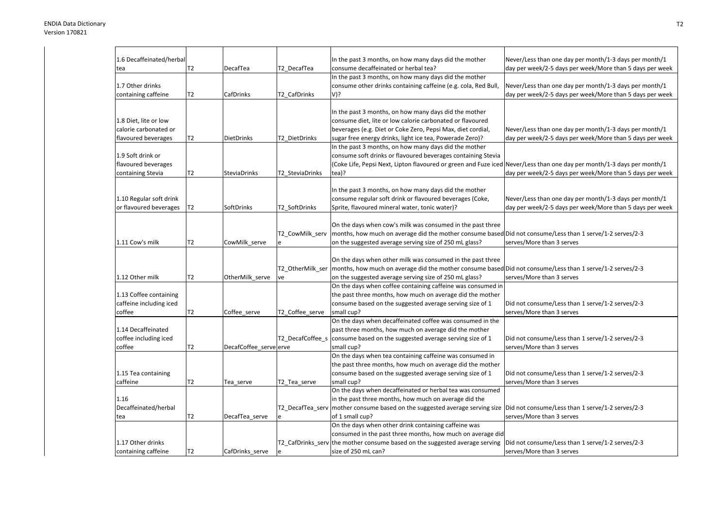| | | | | | |
|---|---|---|---|---|---|
| 1.6 Decaffeinated/herbal tea | T2 | DecafTea | T2_DecafTea | In the past 3 months, on how many days did the mother consume decaffeinated or herbal tea? | Never/Less than one day per month/1-3 days per month/1 day per week/2-5 days per week/More than 5 days per week |
| 1.7 Other drinks containing caffeine | T2 | CafDrinks | T2_CafDrinks | In the past 3 months, on how many days did the mother consume other drinks containing caffeine (e.g. cola, Red Bull, V)? | Never/Less than one day per month/1-3 days per month/1 day per week/2-5 days per week/More than 5 days per week |
| 1.8 Diet, lite or low calorie carbonated or flavoured beverages | T2 | DietDrinks | T2_DietDrinks | In the past 3 months, on how many days did the mother consume diet, lite or low calorie carbonated or flavoured beverages (e.g. Diet or Coke Zero, Pepsi Max, diet cordial, sugar free energy drinks, light ice tea, Powerade Zero)? | Never/Less than one day per month/1-3 days per month/1 day per week/2-5 days per week/More than 5 days per week |
| 1.9 Soft drink or flavoured beverages containing Stevia | T2 | SteviaDrinks | T2_SteviaDrinks | In the past 3 months, on how many days did the mother consume soft drinks or flavoured beverages containing Stevia (Coke Life, Pepsi Next, Lipton flavoured or green and Fuze iced tea)? | Never/Less than one day per month/1-3 days per month/1 day per week/2-5 days per week/More than 5 days per week |
| 1.10 Regular soft drink or flavoured beverages | T2 | SoftDrinks | T2_SoftDrinks | In the past 3 months, on how many days did the mother consume regular soft drink or flavoured beverages (Coke, Sprite, flavoured mineral water, tonic water)? | Never/Less than one day per month/1-3 days per month/1 day per week/2-5 days per week/More than 5 days per week |
| 1.11 Cow's milk | T2 | CowMilk_serve | T2_CowMilk_serve | On the days when cow's milk was consumed in the past three months, how much on average did the mother consume based on the suggested average serving size of 250 mL glass? | Did not consume/Less than 1 serve/1-2 serves/2-3 serves/More than 3 serves |
| 1.12 Other milk | T2 | OtherMilk_serve | T2_OtherMilk_serve | On the days when other milk was consumed in the past three months, how much on average did the mother consume based on the suggested average serving size of 250 mL glass? | Did not consume/Less than 1 serve/1-2 serves/2-3 serves/More than 3 serves |
| 1.13 Coffee containing caffeine including iced coffee | T2 | Coffee_serve | T2_Coffee_serve | On the days when coffee containing caffeine was consumed in the past three months, how much on average did the mother consume based on the suggested average serving size of 1 small cup? | Did not consume/Less than 1 serve/1-2 serves/2-3 serves/More than 3 serves |
| 1.14 Decaffeinated coffee including iced coffee | T2 | DecafCoffee_serve | T2_DecafCoffee_serve | On the days when decaffeinated coffee was consumed in the past three months, how much on average did the mother consume based on the suggested average serving size of 1 small cup? | Did not consume/Less than 1 serve/1-2 serves/2-3 serves/More than 3 serves |
| 1.15 Tea containing caffeine | T2 | Tea_serve | T2_Tea_serve | On the days when tea containing caffeine was consumed in the past three months, how much on average did the mother consume based on the suggested average serving size of 1 small cup? | Did not consume/Less than 1 serve/1-2 serves/2-3 serves/More than 3 serves |
| 1.16 Decaffeinated/herbal tea | T2 | DecafTea_serve | T2_DecafTea_serve | On the days when decaffeinated or herbal tea was consumed in the past three months, how much on average did the mother consume based on the suggested average serving size of 1 small cup? | Did not consume/Less than 1 serve/1-2 serves/2-3 serves/More than 3 serves |
| 1.17 Other drinks containing caffeine | T2 | CafDrinks_serve | T2_CafDrinks_serve | On the days when other drink containing caffeine was consumed in the past three months, how much on average did the mother consume based on the suggested average serving size of 250 mL can? | Did not consume/Less than 1 serve/1-2 serves/2-3 serves/More than 3 serves |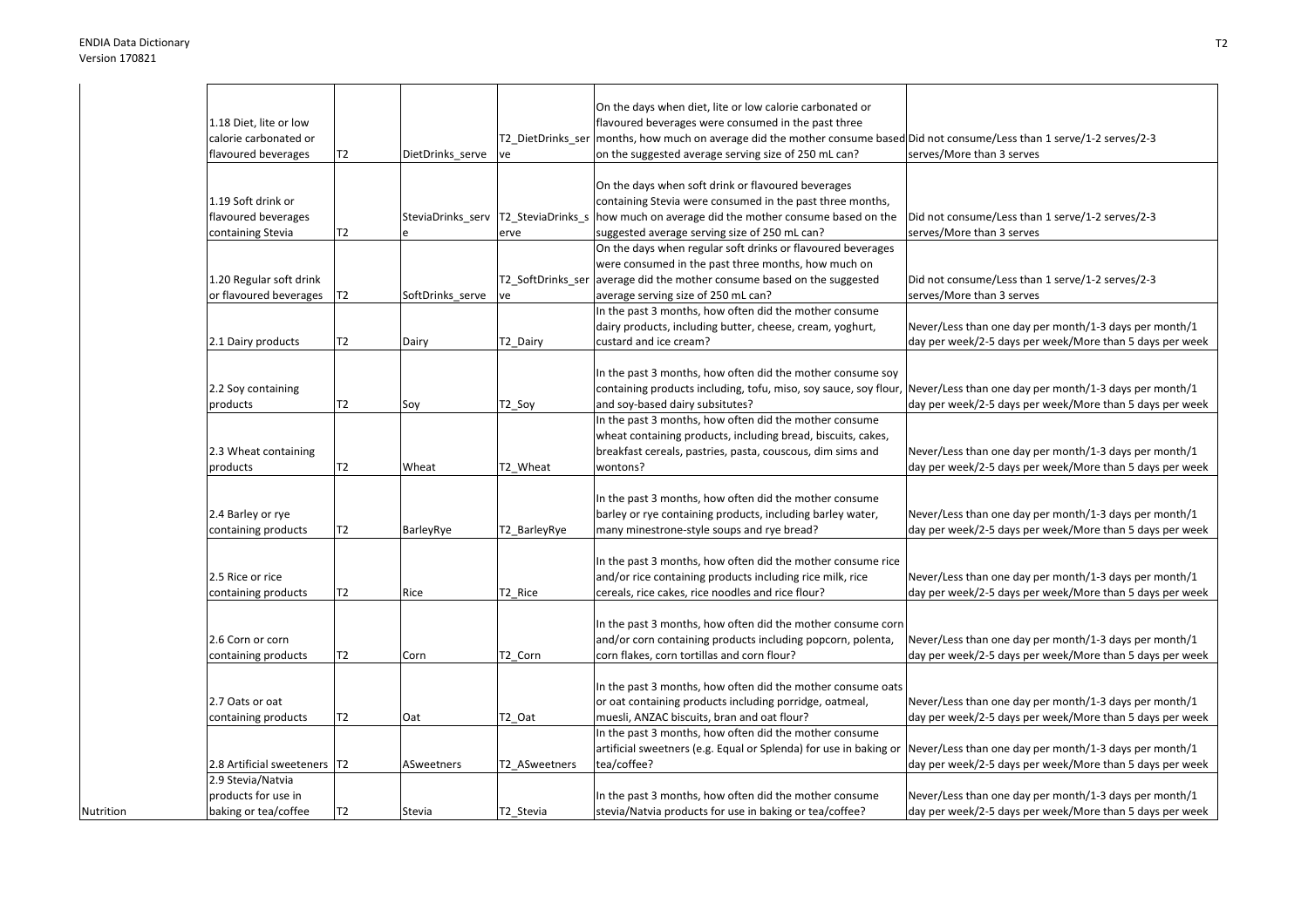| | | | | | | |
|---|---|---|---|---|---|---|
| | 1.18 Diet, lite or low calorie carbonated or flavoured beverages | T2 | DietDrinks_serve | T2_DietDrinks_serve | On the days when diet, lite or low calorie carbonated or flavoured beverages were consumed in the past three months, how much on average did the mother consume based on the suggested average serving size of 250 mL can? | Did not consume/Less than 1 serve/1-2 serves/2-3 serves/More than 3 serves |
| | 1.19 Soft drink or flavoured beverages containing Stevia | T2 | SteviaDrinks_serve | T2_SteviaDrinks_serve | On the days when soft drink or flavoured beverages containing Stevia were consumed in the past three months, how much on average did the mother consume based on the suggested average serving size of 250 mL can? | Did not consume/Less than 1 serve/1-2 serves/2-3 serves/More than 3 serves |
| | 1.20 Regular soft drink or flavoured beverages | T2 | SoftDrinks_serve | T2_SoftDrinks_serve | On the days when regular soft drinks or flavoured beverages were consumed in the past three months, how much on average did the mother consume based on the suggested average serving size of 250 mL can? | Did not consume/Less than 1 serve/1-2 serves/2-3 serves/More than 3 serves |
| | 2.1 Dairy products | T2 | Dairy | T2_Dairy | In the past 3 months, how often did the mother consume dairy products, including butter, cheese, cream, yoghurt, custard and ice cream? | Never/Less than one day per month/1-3 days per month/1 day per week/2-5 days per week/More than 5 days per week |
| | 2.2 Soy containing products | T2 | Soy | T2_Soy | In the past 3 months, how often did the mother consume soy containing products including, tofu, miso, soy sauce, soy flour, and soy-based dairy subsitutes? | Never/Less than one day per month/1-3 days per month/1 day per week/2-5 days per week/More than 5 days per week |
| | 2.3 Wheat containing products | T2 | Wheat | T2_Wheat | In the past 3 months, how often did the mother consume wheat containing products, including bread, biscuits, cakes, breakfast cereals, pastries, pasta, couscous, dim sims and wontons? | Never/Less than one day per month/1-3 days per month/1 day per week/2-5 days per week/More than 5 days per week |
| | 2.4 Barley or rye containing products | T2 | BarleyRye | T2_BarleyRye | In the past 3 months, how often did the mother consume barley or rye containing products, including barley water, many minestrone-style soups and rye bread? | Never/Less than one day per month/1-3 days per month/1 day per week/2-5 days per week/More than 5 days per week |
| | 2.5 Rice or rice containing products | T2 | Rice | T2_Rice | In the past 3 months, how often did the mother consume rice and/or rice containing products including rice milk, rice cereals, rice cakes, rice noodles and rice flour? | Never/Less than one day per month/1-3 days per month/1 day per week/2-5 days per week/More than 5 days per week |
| | 2.6 Corn or corn containing products | T2 | Corn | T2_Corn | In the past 3 months, how often did the mother consume corn and/or corn containing products including popcorn, polenta, corn flakes, corn tortillas and corn flour? | Never/Less than one day per month/1-3 days per month/1 day per week/2-5 days per week/More than 5 days per week |
| | 2.7 Oats or oat containing products | T2 | Oat | T2_Oat | In the past 3 months, how often did the mother consume oats or oat containing products including porridge, oatmeal, muesli, ANZAC biscuits, bran and oat flour? | Never/Less than one day per month/1-3 days per month/1 day per week/2-5 days per week/More than 5 days per week |
| | 2.8 Artificial sweeteners | T2 | ASweetners | T2_ASweetners | In the past 3 months, how often did the mother consume artificial sweetners (e.g. Equal or Splenda) for use in baking or tea/coffee? | Never/Less than one day per month/1-3 days per month/1 day per week/2-5 days per week/More than 5 days per week |
| Nutrition | 2.9 Stevia/Natvia products for use in baking or tea/coffee | T2 | Stevia | T2_Stevia | In the past 3 months, how often did the mother consume stevia/Natvia products for use in baking or tea/coffee? | Never/Less than one day per month/1-3 days per month/1 day per week/2-5 days per week/More than 5 days per week |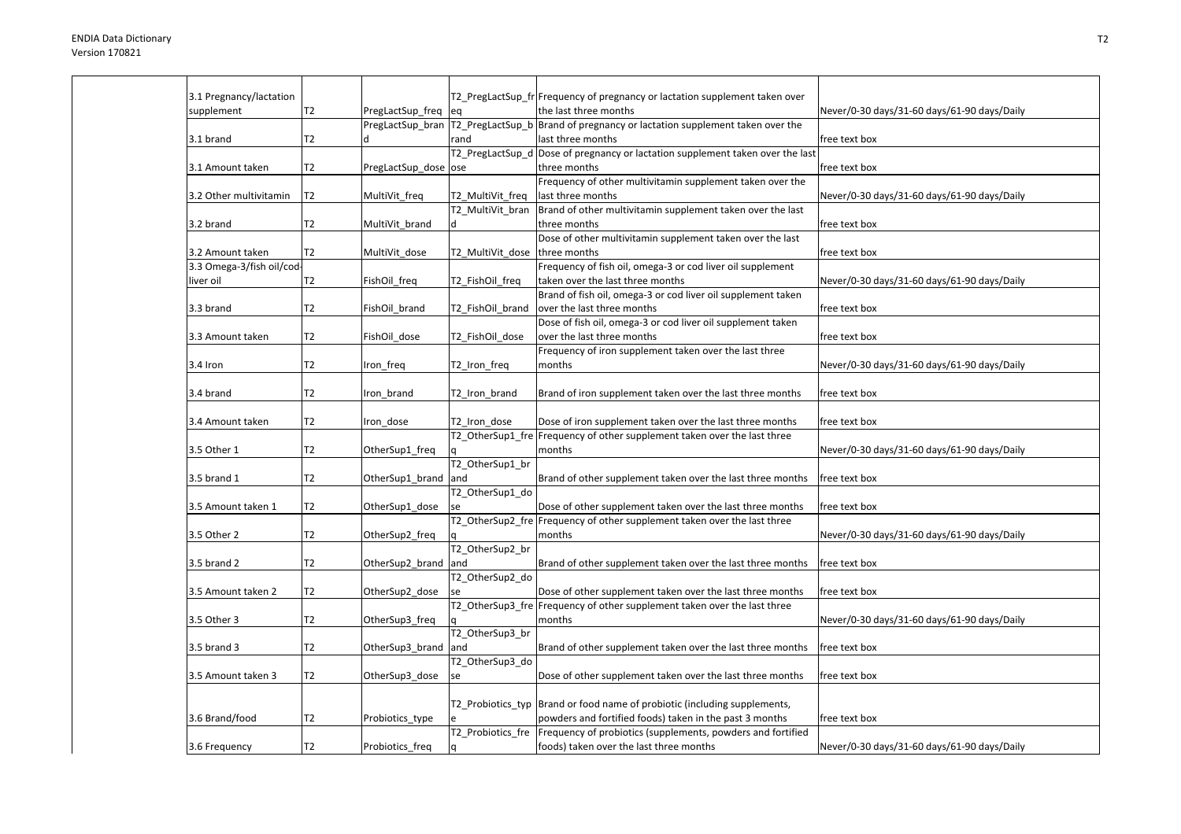| | | | | |
|---|---|---|---|---|
| 3.1 Pregnancy/lactation supplement | T2 | PregLactSup_freq | T2_PregLactSup_freq | Frequency of pregnancy or lactation supplement taken over the last three months | Never/0-30 days/31-60 days/61-90 days/Daily |
| 3.1 brand | T2 | PregLactSup_brand | T2_PregLactSup_brand | Brand of pregnancy or lactation supplement taken over the last three months | free text box |
| 3.1 Amount taken | T2 | PregLactSup_dose | T2_PregLactSup_dose | Dose of pregnancy or lactation supplement taken over the last three months | free text box |
| 3.2 Other multivitamin | T2 | MultiVit_freq | T2_MultiVit_freq | Frequency of other multivitamin supplement taken over the last three months | Never/0-30 days/31-60 days/61-90 days/Daily |
| 3.2 brand | T2 | MultiVit_brand | T2_MultiVit_brand | Brand of other multivitamin supplement taken over the last three months | free text box |
| 3.2 Amount taken | T2 | MultiVit_dose | T2_MultiVit_dose | Dose of other multivitamin supplement taken over the last three months | free text box |
| 3.3 Omega-3/fish oil/cod-liver oil | T2 | FishOil_freq | T2_FishOil_freq | Frequency of fish oil, omega-3 or cod liver oil supplement taken over the last three months | Never/0-30 days/31-60 days/61-90 days/Daily |
| 3.3 brand | T2 | FishOil_brand | T2_FishOil_brand | Brand of fish oil, omega-3 or cod liver oil supplement taken over the last three months | free text box |
| 3.3 Amount taken | T2 | FishOil_dose | T2_FishOil_dose | Dose of fish oil, omega-3 or cod liver oil supplement taken over the last three months | free text box |
| 3.4 Iron | T2 | Iron_freq | T2_Iron_freq | Frequency of iron supplement taken over the last three months | Never/0-30 days/31-60 days/61-90 days/Daily |
| 3.4 brand | T2 | Iron_brand | T2_Iron_brand | Brand of iron supplement taken over the last three months | free text box |
| 3.4 Amount taken | T2 | Iron_dose | T2_Iron_dose | Dose of iron supplement taken over the last three months | free text box |
| 3.5 Other 1 | T2 | OtherSup1_freq | T2_OtherSup1_freq | Frequency of other supplement taken over the last three months | Never/0-30 days/31-60 days/61-90 days/Daily |
| 3.5 brand 1 | T2 | OtherSup1_brand | T2_OtherSup1_brand | Brand of other supplement taken over the last three months | free text box |
| 3.5 Amount taken 1 | T2 | OtherSup1_dose | T2_OtherSup1_dose | Dose of other supplement taken over the last three months | free text box |
| 3.5 Other 2 | T2 | OtherSup2_freq | T2_OtherSup2_freq | Frequency of other supplement taken over the last three months | Never/0-30 days/31-60 days/61-90 days/Daily |
| 3.5 brand 2 | T2 | OtherSup2_brand | T2_OtherSup2_brand | Brand of other supplement taken over the last three months | free text box |
| 3.5 Amount taken 2 | T2 | OtherSup2_dose | T2_OtherSup2_dose | Dose of other supplement taken over the last three months | free text box |
| 3.5 Other 3 | T2 | OtherSup3_freq | T2_OtherSup3_freq | Frequency of other supplement taken over the last three months | Never/0-30 days/31-60 days/61-90 days/Daily |
| 3.5 brand 3 | T2 | OtherSup3_brand | T2_OtherSup3_brand | Brand of other supplement taken over the last three months | free text box |
| 3.5 Amount taken 3 | T2 | OtherSup3_dose | T2_OtherSup3_dose | Dose of other supplement taken over the last three months | free text box |
| 3.6 Brand/food | T2 | Probiotics_type | T2_Probiotics_type | Brand or food name of probiotic (including supplements, powders and fortified foods) taken in the past 3 months | free text box |
| 3.6 Frequency | T2 | Probiotics_freq | T2_Probiotics_freq | Frequency of probiotics (supplements, powders and fortified foods) taken over the last three months | Never/0-30 days/31-60 days/61-90 days/Daily |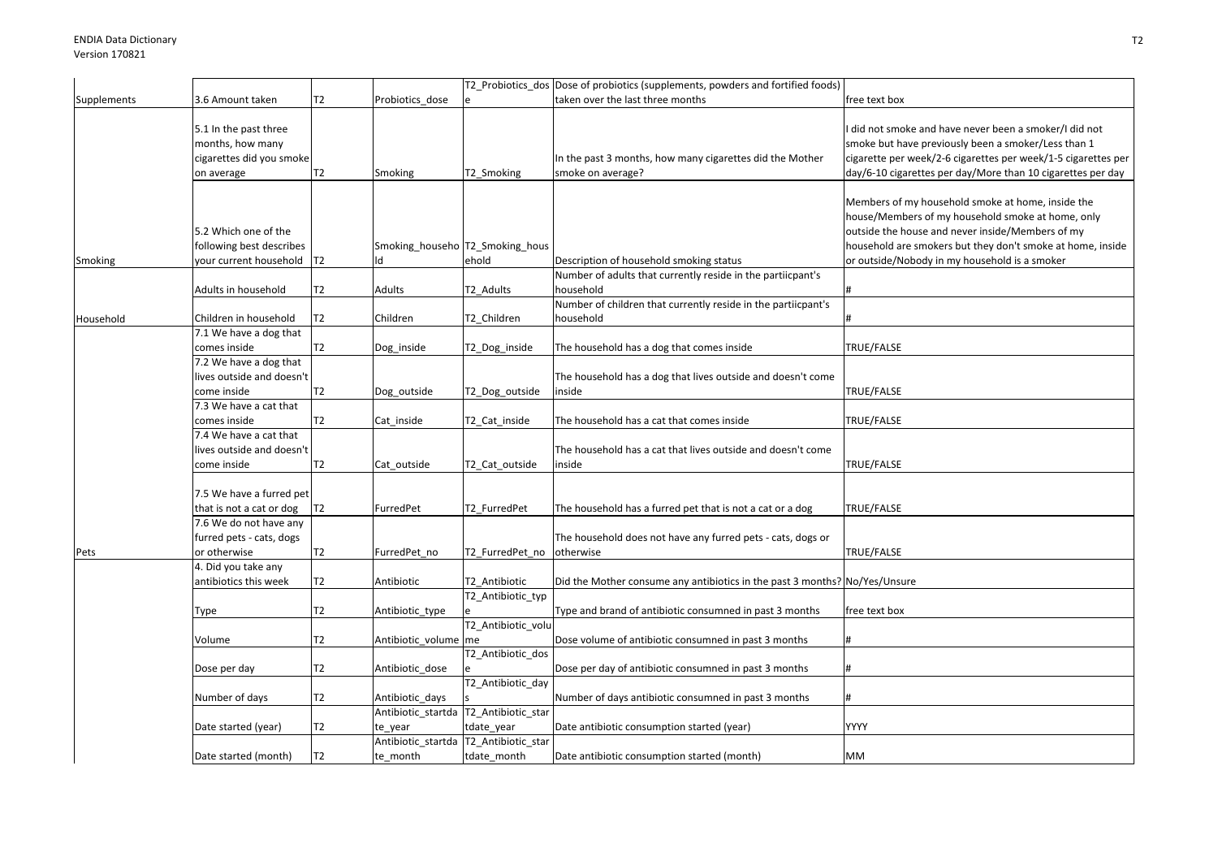| Supplements | 3.6 Amount taken | T2 | Probiotics_dose | T2_Probiotics_dose | Dose of probiotics (supplements, powders and fortified foods) taken over the last three months | free text box |
|---|---|---|---|---|---|---|
| | 5.1 In the past three months, how many cigarettes did you smoke on average | T2 | Smoking | T2_Smoking | In the past 3 months, how many cigarettes did the Mother smoke on average? | I did not smoke and have never been a smoker/I did not smoke but have previously been a smoker/Less than 1 cigarette per week/2-6 cigarettes per week/1-5 cigarettes per day/6-10 cigarettes per day/More than 10 cigarettes per day |
| Smoking | 5.2 Which one of the following best describes your current household | T2 | Smoking_household | T2_Smoking_household | Description of household smoking status | Members of my household smoke at home, inside the house/Members of my household smoke at home, only outside the house and never inside/Members of my household are smokers but they don't smoke at home, inside or outside/Nobody in my household is a smoker |
| | Adults in household | T2 | Adults | T2_Adults | Number of adults that currently reside in the partiicpant's household | # |
| Household | Children in household | T2 | Children | T2_Children | Number of children that currently reside in the partiicpant's household | # |
| | 7.1 We have a dog that comes inside | T2 | Dog_inside | T2_Dog_inside | The household has a dog that comes inside | TRUE/FALSE |
| | 7.2 We have a dog that lives outside and doesn't come inside | T2 | Dog_outside | T2_Dog_outside | The household has a dog that lives outside and doesn't come inside | TRUE/FALSE |
| | 7.3 We have a cat that comes inside | T2 | Cat_inside | T2_Cat_inside | The household has a cat that comes inside | TRUE/FALSE |
| | 7.4 We have a cat that lives outside and doesn't come inside | T2 | Cat_outside | T2_Cat_outside | The household has a cat that lives outside and doesn't come inside | TRUE/FALSE |
| | 7.5 We have a furred pet that is not a cat or dog | T2 | FurredPet | T2_FurredPet | The household has a furred pet that is not a cat or a dog | TRUE/FALSE |
| Pets | 7.6 We do not have any furred pets - cats, dogs or otherwise | T2 | FurredPet_no | T2_FurredPet_no | The household does not have any furred pets - cats, dogs or otherwise | TRUE/FALSE |
| | 4. Did you take any antibiotics this week | T2 | Antibiotic | T2_Antibiotic | Did the Mother consume any antibiotics in the past 3 months? | No/Yes/Unsure |
| | Type | T2 | Antibiotic_type | T2_Antibiotic_type | Type and brand of antibiotic consumned in past 3 months | free text box |
| | Volume | T2 | Antibiotic_volume | T2_Antibiotic_volume | Dose volume of antibiotic consumned in past 3 months | # |
| | Dose per day | T2 | Antibiotic_dose | T2_Antibiotic_dose | Dose per day of antibiotic consumned in past 3 months | # |
| | Number of days | T2 | Antibiotic_days | T2_Antibiotic_days | Number of days antibiotic consumned in past 3 months | # |
| | Date started (year) | T2 | Antibiotic_startdate_year | T2_Antibiotic_startdate_year | Date antibiotic consumption started (year) | YYYY |
| | Date started (month) | T2 | Antibiotic_startdate_month | T2_Antibiotic_startdate_month | Date antibiotic consumption started (month) | MM |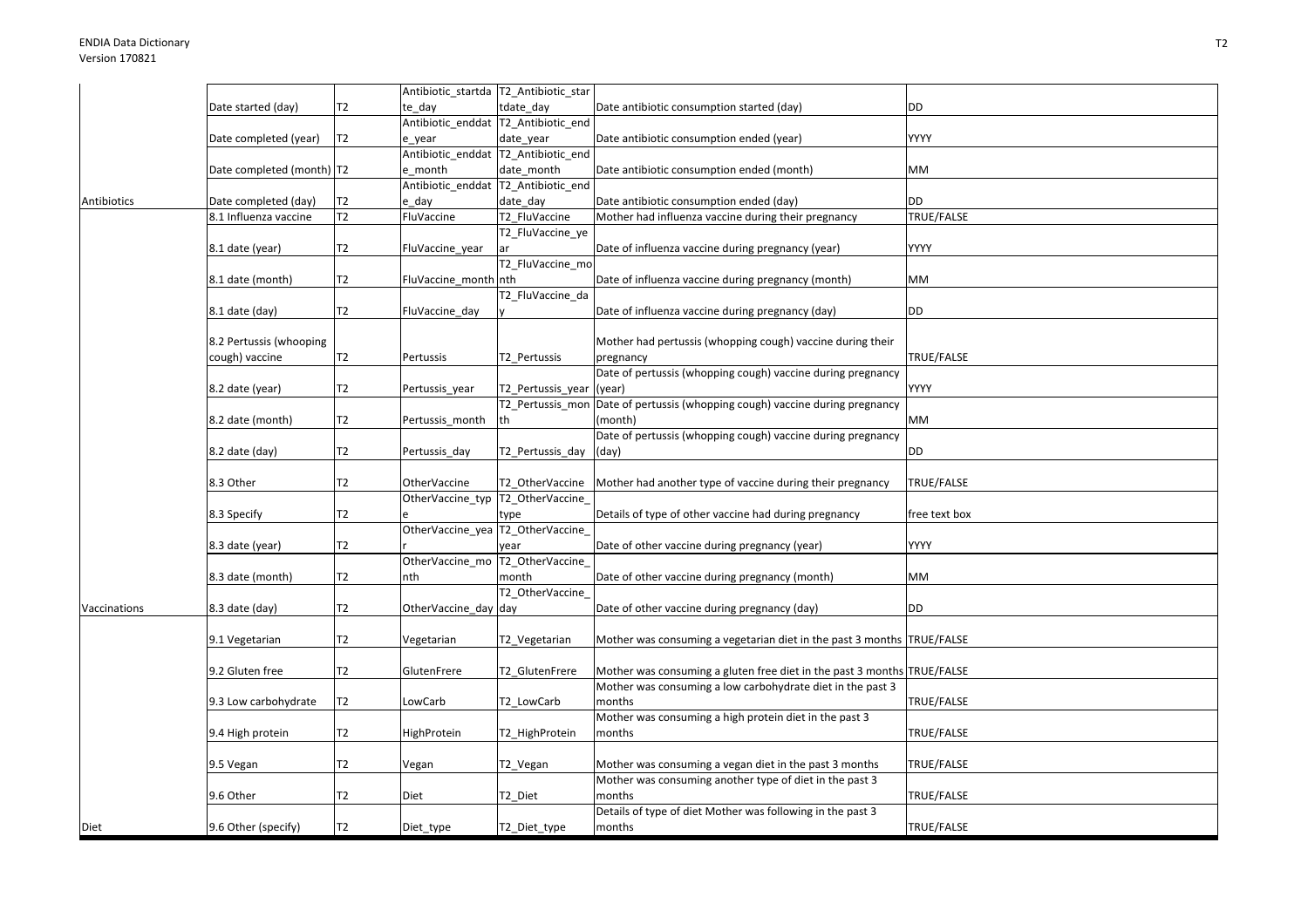| | | | | | | |
|---|---|---|---|---|---|---|
| | Date started (day) | T2 | Antibiotic_startdate_day | T2_Antibiotic_startdate_day | Date antibiotic consumption started (day) | DD |
| | Date completed (year) | T2 | Antibiotic_enddate_year | T2_Antibiotic_enddate_year | Date antibiotic consumption ended (year) | YYYY |
| | Date completed (month) | T2 | Antibiotic_enddate_month | T2_Antibiotic_enddate_month | Date antibiotic consumption ended (month) | MM |
| Antibiotics | Date completed (day) | T2 | Antibiotic_enddate_day | T2_Antibiotic_enddate_day | Date antibiotic consumption ended (day) | DD |
| | 8.1 Influenza vaccine | T2 | FluVaccine | T2_FluVaccine | Mother had influenza vaccine during their pregnancy | TRUE/FALSE |
| | 8.1 date (year) | T2 | FluVaccine_year | T2_FluVaccine_year | Date of influenza vaccine during pregnancy (year) | YYYY |
| | 8.1 date (month) | T2 | FluVaccine_month | T2_FluVaccine_month | Date of influenza vaccine during pregnancy (month) | MM |
| | 8.1 date (day) | T2 | FluVaccine_day | T2_FluVaccine_day | Date of influenza vaccine during pregnancy (day) | DD |
| | 8.2 Pertussis (whooping cough) vaccine | T2 | Pertussis | T2_Pertussis | Mother had pertussis (whopping cough) vaccine during their pregnancy | TRUE/FALSE |
| | 8.2 date (year) | T2 | Pertussis_year | T2_Pertussis_year | Date of pertussis (whopping cough) vaccine during pregnancy (year) | YYYY |
| | 8.2 date (month) | T2 | Pertussis_month | T2_Pertussis_month | Date of pertussis (whopping cough) vaccine during pregnancy (month) | MM |
| | 8.2 date (day) | T2 | Pertussis_day | T2_Pertussis_day | Date of pertussis (whopping cough) vaccine during pregnancy (day) | DD |
| | 8.3 Other | T2 | OtherVaccine | T2_OtherVaccine | Mother had another type of vaccine during their pregnancy | TRUE/FALSE |
| | 8.3 Specify | T2 | OtherVaccine_type | T2_OtherVaccine_type | Details of type of other vaccine had during pregnancy | free text box |
| | 8.3 date (year) | T2 | OtherVaccine_year | T2_OtherVaccine_year | Date of other vaccine during pregnancy (year) | YYYY |
| | 8.3 date (month) | T2 | OtherVaccine_month | T2_OtherVaccine_month | Date of other vaccine during pregnancy (month) | MM |
| Vaccinations | 8.3 date (day) | T2 | OtherVaccine_day | T2_OtherVaccine_day | Date of other vaccine during pregnancy (day) | DD |
| | 9.1 Vegetarian | T2 | Vegetarian | T2_Vegetarian | Mother was consuming a vegetarian diet in the past 3 months | TRUE/FALSE |
| | 9.2 Gluten free | T2 | GlutenFrere | T2_GlutenFrere | Mother was consuming a gluten free diet in the past 3 months | TRUE/FALSE |
| | 9.3 Low carbohydrate | T2 | LowCarb | T2_LowCarb | Mother was consuming a low carbohydrate diet in the past 3 months | TRUE/FALSE |
| | 9.4 High protein | T2 | HighProtein | T2_HighProtein | Mother was consuming a high protein diet in the past 3 months | TRUE/FALSE |
| | 9.5 Vegan | T2 | Vegan | T2_Vegan | Mother was consuming a vegan diet in the past 3 months | TRUE/FALSE |
| | 9.6 Other | T2 | Diet | T2_Diet | Mother was consuming another type of diet in the past 3 months | TRUE/FALSE |
| Diet | 9.6 Other (specify) | T2 | Diet_type | T2_Diet_type | Details of type of diet Mother was following in the past 3 months | TRUE/FALSE |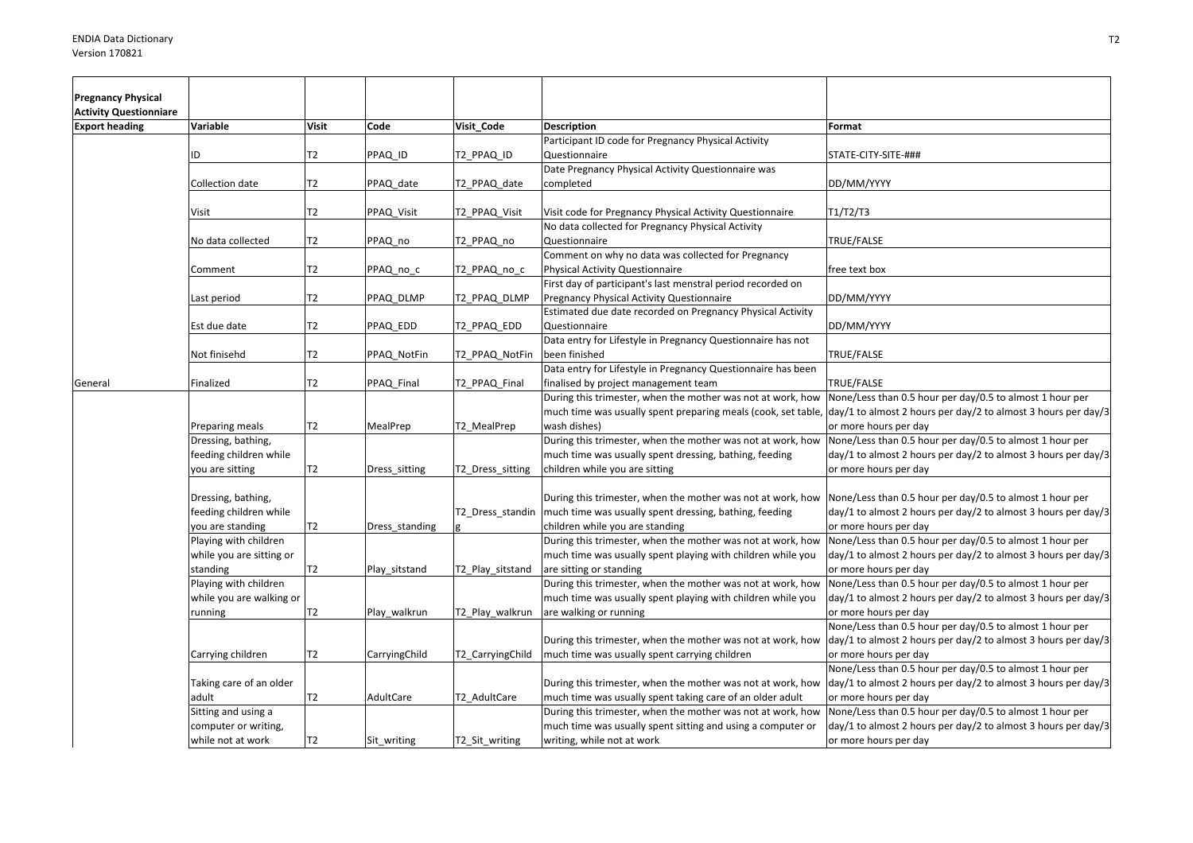| Pregnancy Physical Activity Questionniare | | | | | | |
|---|---|---|---|---|---|---|
| **Export heading** | **Variable** | **Visit** | **Code** | **Visit_Code** | **Description** | **Format** |
| | ID | T2 | PPAQ_ID | T2_PPAQ_ID | Participant ID code for Pregnancy Physical Activity Questionnaire | STATE-CITY-SITE-### |
| | Collection date | T2 | PPAQ_date | T2_PPAQ_date | Date Pregnancy Physical Activity Questionnaire was completed | DD/MM/YYYY |
| | Visit | T2 | PPAQ_Visit | T2_PPAQ_Visit | Visit code for Pregnancy Physical Activity Questionnaire | T1/T2/T3 |
| | No data collected | T2 | PPAQ_no | T2_PPAQ_no | No data collected for Pregnancy Physical Activity Questionnaire | TRUE/FALSE |
| | Comment | T2 | PPAQ_no_c | T2_PPAQ_no_c | Comment on why no data was collected for Pregnancy Physical Activity Questionnaire | free text box |
| | Last period | T2 | PPAQ_DLMP | T2_PPAQ_DLMP | First day of participant's last menstral period recorded on Pregnancy Physical Activity Questionnaire | DD/MM/YYYY |
| | Est due date | T2 | PPAQ_EDD | T2_PPAQ_EDD | Estimated due date recorded on Pregnancy Physical Activity Questionnaire | DD/MM/YYYY |
| | Not finisehd | T2 | PPAQ_NotFin | T2_PPAQ_NotFin | Data entry for Lifestyle in Pregnancy Questionnaire has not been finished | TRUE/FALSE |
| General | Finalized | T2 | PPAQ_Final | T2_PPAQ_Final | Data entry for Lifestyle in Pregnancy Questionnaire has been finalised by project management team | TRUE/FALSE |
| | Preparing meals | T2 | MealPrep | T2_MealPrep | During this trimester, when the mother was not at work, how much time was usually spent preparing meals (cook, set table, wash dishes) | None/Less than 0.5 hour per day/0.5 to almost 1 hour per day/1 to almost 2 hours per day/2 to almost 3 hours per day/3 or more hours per day |
| | Dressing, bathing, feeding children while you are sitting | T2 | Dress_sitting | T2_Dress_sitting | During this trimester, when the mother was not at work, how much time was usually spent dressing, bathing, feeding children while you are sitting | None/Less than 0.5 hour per day/0.5 to almost 1 hour per day/1 to almost 2 hours per day/2 to almost 3 hours per day/3 or more hours per day |
| | Dressing, bathing, feeding children while you are standing | T2 | Dress_standing | T2_Dress_standing | During this trimester, when the mother was not at work, how much time was usually spent dressing, bathing, feeding children while you are standing | None/Less than 0.5 hour per day/0.5 to almost 1 hour per day/1 to almost 2 hours per day/2 to almost 3 hours per day/3 or more hours per day |
| | Playing with children while you are sitting or standing | T2 | Play_sitstand | T2_Play_sitstand | During this trimester, when the mother was not at work, how much time was usually spent playing with children while you are sitting or standing | None/Less than 0.5 hour per day/0.5 to almost 1 hour per day/1 to almost 2 hours per day/2 to almost 3 hours per day/3 or more hours per day |
| | Playing with children while you are walking or running | T2 | Play_walkrun | T2_Play_walkrun | During this trimester, when the mother was not at work, how much time was usually spent playing with children while you are walking or running | None/Less than 0.5 hour per day/0.5 to almost 1 hour per day/1 to almost 2 hours per day/2 to almost 3 hours per day/3 or more hours per day |
| | Carrying children | T2 | CarryingChild | T2_CarryingChild | During this trimester, when the mother was not at work, how much time was usually spent carrying children | None/Less than 0.5 hour per day/0.5 to almost 1 hour per day/1 to almost 2 hours per day/2 to almost 3 hours per day/3 or more hours per day |
| | Taking care of an older adult | T2 | AdultCare | T2_AdultCare | During this trimester, when the mother was not at work, how much time was usually spent taking care of an older adult | None/Less than 0.5 hour per day/0.5 to almost 1 hour per day/1 to almost 2 hours per day/2 to almost 3 hours per day/3 or more hours per day |
| | Sitting and using a computer or writing, while not at work | T2 | Sit_writing | T2_Sit_writing | During this trimester, when the mother was not at work, how much time was usually spent sitting and using a computer or writing, while not at work | None/Less than 0.5 hour per day/0.5 to almost 1 hour per day/1 to almost 2 hours per day/2 to almost 3 hours per day/3 or more hours per day |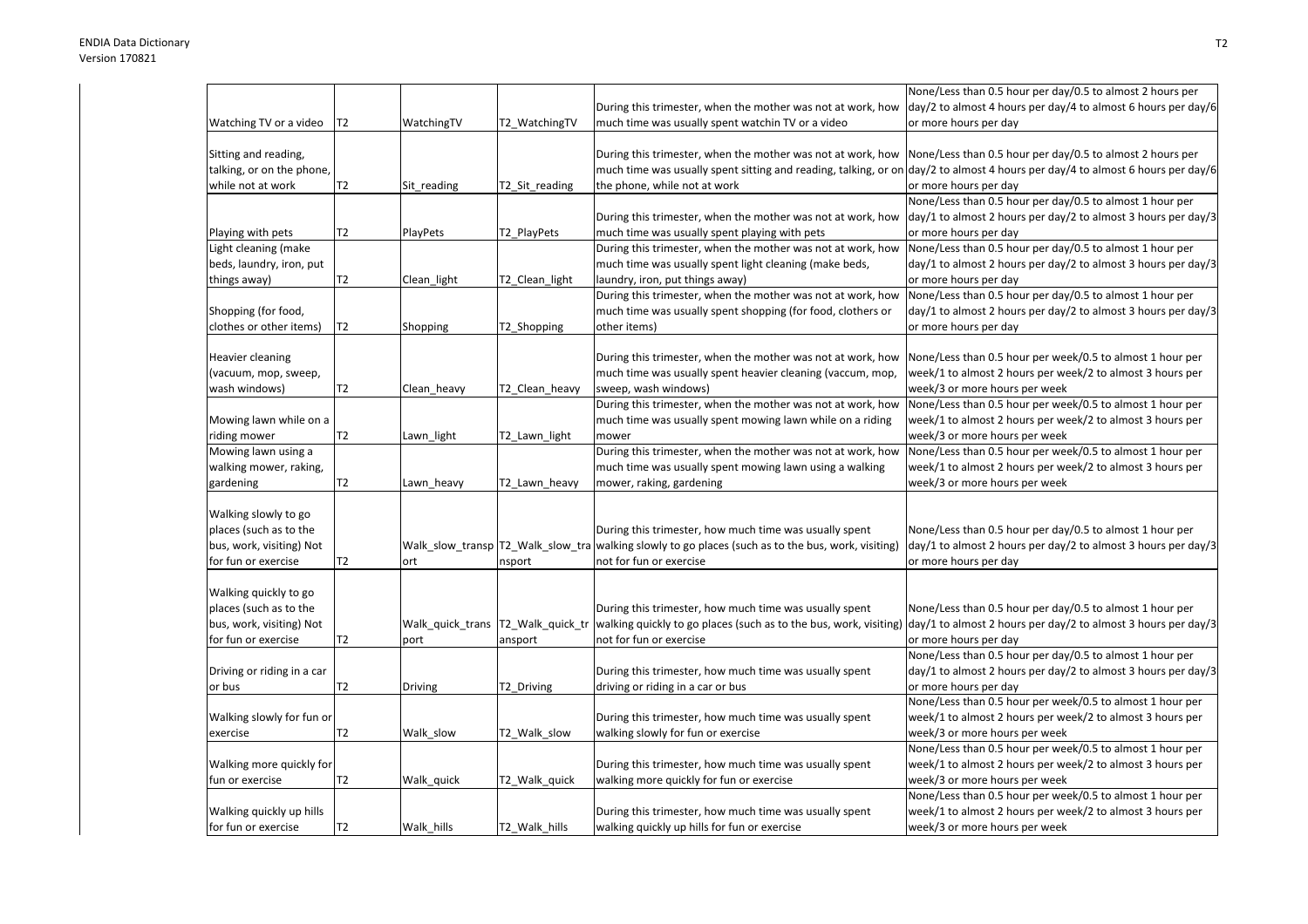| | | | | | |
|---|---|---|---|---|---|
| Watching TV or a video | T2 | WatchingTV | T2_WatchingTV | During this trimester, when the mother was not at work, how much time was usually spent watchin TV or a video | None/Less than 0.5 hour per day/0.5 to almost 2 hours per day/2 to almost 4 hours per day/4 to almost 6 hours per day/6 or more hours per day |
| Sitting and reading, talking, or on the phone, while not at work | T2 | Sit_reading | T2_Sit_reading | During this trimester, when the mother was not at work, how much time was usually spent sitting and reading, talking, or on the phone, while not at work | None/Less than 0.5 hour per day/0.5 to almost 2 hours per day/2 to almost 4 hours per day/4 to almost 6 hours per day/6 or more hours per day |
| Playing with pets | T2 | PlayPets | T2_PlayPets | During this trimester, when the mother was not at work, how much time was usually spent playing with pets | None/Less than 0.5 hour per day/0.5 to almost 1 hour per day/1 to almost 2 hours per day/2 to almost 3 hours per day/3 or more hours per day |
| Light cleaning (make beds, laundry, iron, put things away) | T2 | Clean_light | T2_Clean_light | During this trimester, when the mother was not at work, how much time was usually spent light cleaning (make beds, laundry, iron, put things away) | None/Less than 0.5 hour per day/0.5 to almost 1 hour per day/1 to almost 2 hours per day/2 to almost 3 hours per day/3 or more hours per day |
| Shopping (for food, clothes or other items) | T2 | Shopping | T2_Shopping | During this trimester, when the mother was not at work, how much time was usually spent shopping (for food, clothers or other items) | None/Less than 0.5 hour per day/0.5 to almost 1 hour per day/1 to almost 2 hours per day/2 to almost 3 hours per day/3 or more hours per day |
| Heavier cleaning (vacuum, mop, sweep, wash windows) | T2 | Clean_heavy | T2_Clean_heavy | During this trimester, when the mother was not at work, how much time was usually spent heavier cleaning (vaccum, mop, sweep, wash windows) | None/Less than 0.5 hour per week/0.5 to almost 1 hour per week/1 to almost 2 hours per week/2 to almost 3 hours per week/3 or more hours per week |
| Mowing lawn while on a riding mower | T2 | Lawn_light | T2_Lawn_light | During this trimester, when the mother was not at work, how much time was usually spent mowing lawn while on a riding mower | None/Less than 0.5 hour per week/0.5 to almost 1 hour per week/1 to almost 2 hours per week/2 to almost 3 hours per week/3 or more hours per week |
| Mowing lawn using a walking mower, raking, gardening | T2 | Lawn_heavy | T2_Lawn_heavy | During this trimester, when the mother was not at work, how much time was usually spent mowing lawn using a walking mower, raking, gardening | None/Less than 0.5 hour per week/0.5 to almost 1 hour per week/1 to almost 2 hours per week/2 to almost 3 hours per week/3 or more hours per week |
| Walking slowly to go places (such as to the bus, work, visiting) Not for fun or exercise | T2 | Walk_slow_transport | T2_Walk_slow_transport | During this trimester, how much time was usually spent walking slowly to go places (such as to the bus, work, visiting) not for fun or exercise | None/Less than 0.5 hour per day/0.5 to almost 1 hour per day/1 to almost 2 hours per day/2 to almost 3 hours per day/3 or more hours per day |
| Walking quickly to go places (such as to the bus, work, visiting) Not for fun or exercise | T2 | Walk_quick_transport | T2_Walk_quick_transport | During this trimester, how much time was usually spent walking quickly to go places (such as to the bus, work, visiting) not for fun or exercise | None/Less than 0.5 hour per day/0.5 to almost 1 hour per day/1 to almost 2 hours per day/2 to almost 3 hours per day/3 or more hours per day |
| Driving or riding in a car or bus | T2 | Driving | T2_Driving | During this trimester, how much time was usually spent driving or riding in a car or bus | None/Less than 0.5 hour per day/0.5 to almost 1 hour per day/1 to almost 2 hours per day/2 to almost 3 hours per day/3 or more hours per day |
| Walking slowly for fun or exercise | T2 | Walk_slow | T2_Walk_slow | During this trimester, how much time was usually spent walking slowly for fun or exercise | None/Less than 0.5 hour per week/0.5 to almost 1 hour per week/1 to almost 2 hours per week/2 to almost 3 hours per week/3 or more hours per week |
| Walking more quickly for fun or exercise | T2 | Walk_quick | T2_Walk_quick | During this trimester, how much time was usually spent walking more quickly for fun or exercise | None/Less than 0.5 hour per week/0.5 to almost 1 hour per week/1 to almost 2 hours per week/2 to almost 3 hours per week/3 or more hours per week |
| Walking quickly up hills for fun or exercise | T2 | Walk_hills | T2_Walk_hills | During this trimester, how much time was usually spent walking quickly up hills for fun or exercise | None/Less than 0.5 hour per week/0.5 to almost 1 hour per week/1 to almost 2 hours per week/2 to almost 3 hours per week/3 or more hours per week |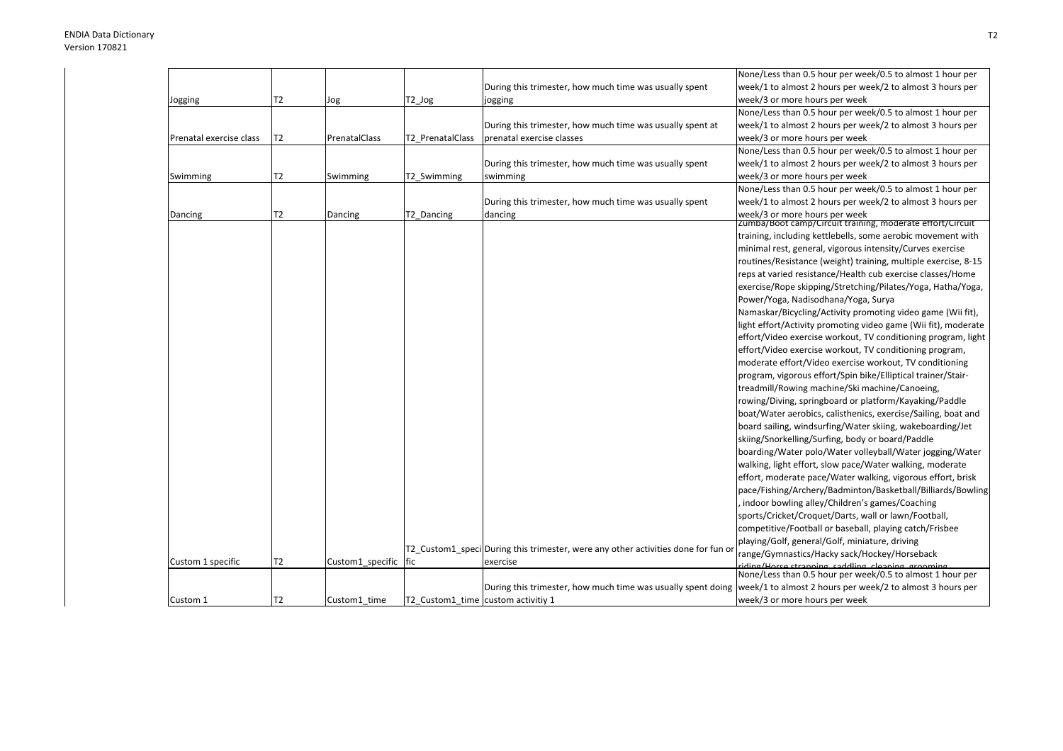| | | | | | |
|---|---|---|---|---|---|
| Jogging | T2 | Jog | T2_Jog | During this trimester, how much time was usually spent jogging | None/Less than 0.5 hour per week/0.5 to almost 1 hour per week/1 to almost 2 hours per week/2 to almost 3 hours per week/3 or more hours per week |
| Prenatal exercise class | T2 | PrenatalClass | T2_PrenatalClass | During this trimester, how much time was usually spent at prenatal exercise classes | None/Less than 0.5 hour per week/0.5 to almost 1 hour per week/1 to almost 2 hours per week/2 to almost 3 hours per week/3 or more hours per week |
| Swimming | T2 | Swimming | T2_Swimming | During this trimester, how much time was usually spent swimming | None/Less than 0.5 hour per week/0.5 to almost 1 hour per week/1 to almost 2 hours per week/2 to almost 3 hours per week/3 or more hours per week |
| Dancing | T2 | Dancing | T2_Dancing | During this trimester, how much time was usually spent dancing | None/Less than 0.5 hour per week/0.5 to almost 1 hour per week/1 to almost 2 hours per week/2 to almost 3 hours per week/3 or more hours per week |
| Custom 1 specific | T2 | Custom1_specific | T2_Custom1_specific | During this trimester, were any other activities done for fun or exercise | Zumba/Boot camp/Circuit training, moderate effort/Circuit training, including kettlebells, some aerobic movement with minimal rest, general, vigorous intensity/Curves exercise routines/Resistance (weight) training, multiple exercise, 8-15 reps at varied resistance/Health cub exercise classes/Home exercise/Rope skipping/Stretching/Pilates/Yoga, Hatha/Yoga, Power/Yoga, Nadisodhana/Yoga, Surya Namaskar/Bicycling/Activity promoting video game (Wii fit), light effort/Activity promoting video game (Wii fit), moderate effort/Video exercise workout, TV conditioning program, light effort/Video exercise workout, TV conditioning program, moderate effort/Video exercise workout, TV conditioning program, vigorous effort/Spin bike/Elliptical trainer/Stair-treadmill/Rowing machine/Ski machine/Canoeing, rowing/Diving, springboard or platform/Kayaking/Paddle boat/Water aerobics, calisthenics, exercise/Sailing, boat and board sailing, windsurfing/Water skiing, wakeboarding/Jet skiing/Snorkelling/Surfing, body or board/Paddle boarding/Water polo/Water volleyball/Water jogging/Water walking, light effort, slow pace/Water walking, moderate effort, moderate pace/Water walking, vigorous effort, brisk pace/Fishing/Archery/Badminton/Basketball/Billiards/Bowling, indoor bowling alley/Children's games/Coaching sports/Cricket/Croquet/Darts, wall or lawn/Football, competitive/Football or baseball, playing catch/Frisbee playing/Golf, general/Golf, miniature, driving range/Gymnastics/Hacky sack/Hockey/Horseback riding/Horse strapping, saddling, cleaning, grooming |
| Custom 1 | T2 | Custom1_time | T2_Custom1_time | During this trimester, how much time was usually spent doing custom activitiy 1 | None/Less than 0.5 hour per week/0.5 to almost 1 hour per week/1 to almost 2 hours per week/2 to almost 3 hours per week/3 or more hours per week |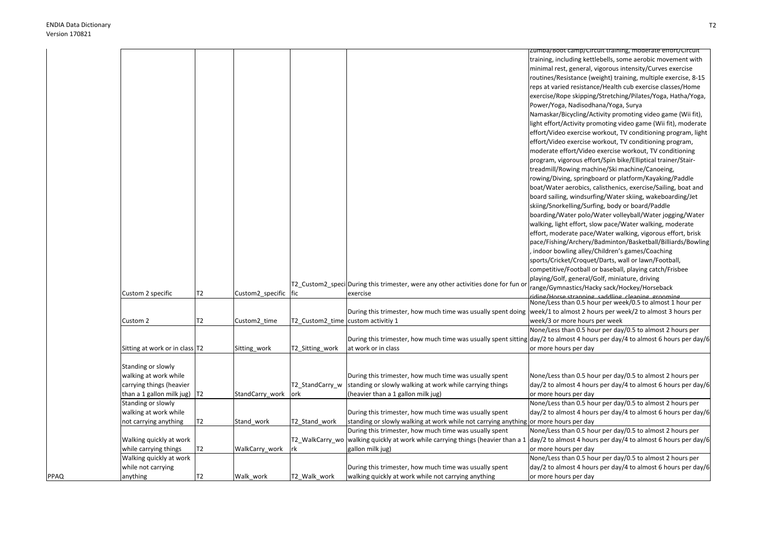| | | | | | | |
|---|---|---|---|---|---|---|
| | Custom 2 specific | T2 | Custom2_specific | T2_Custom2_specific | During this trimester, were any other activities done for fun or exercise | Zumba/Boot camp/Circuit training, moderate effort/Circuit training, including kettlebells, some aerobic movement with minimal rest, general, vigorous intensity/Curves exercise routines/Resistance (weight) training, multiple exercise, 8-15 reps at varied resistance/Health cub exercise classes/Home exercise/Rope skipping/Stretching/Pilates/Yoga, Hatha/Yoga, Power/Yoga, Nadisodhana/Yoga, Surya Namaskar/Bicycling/Activity promoting video game (Wii fit), light effort/Activity promoting video game (Wii fit), moderate effort/Video exercise workout, TV conditioning program, light effort/Video exercise workout, TV conditioning program, moderate effort/Video exercise workout, TV conditioning program, vigorous effort/Spin bike/Elliptical trainer/Stair-treadmill/Rowing machine/Ski machine/Canoeing, rowing/Diving, springboard or platform/Kayaking/Paddle boat/Water aerobics, calisthenics, exercise/Sailing, boat and board sailing, windsurfing/Water skiing, wakeboarding/Jet skiing/Snorkelling/Surfing, body or board/Paddle boarding/Water polo/Water volleyball/Water jogging/Water walking, light effort, slow pace/Water walking, moderate effort, moderate pace/Water walking, vigorous effort, brisk pace/Fishing/Archery/Badminton/Basketball/Billiards/Bowling, indoor bowling alley/Children's games/Coaching sports/Cricket/Croquet/Darts, wall or lawn/Football, competitive/Football or baseball, playing catch/Frisbee playing/Golf, general/Golf, miniature, driving range/Gymnastics/Hacky sack/Hockey/Horseback riding/Horse strapping, saddling, cleaning, grooming |
| | Custom 2 | T2 | Custom2_time | T2_Custom2_time | During this trimester, how much time was usually spent doing custom activitiy 1 | None/Less than 0.5 hour per week/0.5 to almost 1 hour per week/1 to almost 2 hours per week/2 to almost 3 hours per week/3 or more hours per week |
| | Sitting at work or in class | T2 | Sitting_work | T2_Sitting_work | During this trimester, how much time was usually spent sitting at work or in class | None/Less than 0.5 hour per day/0.5 to almost 2 hours per day/2 to almost 4 hours per day/4 to almost 6 hours per day/6 or more hours per day |
| | Standing or slowly walking at work while carrying things (heavier than a 1 gallon milk jug) | T2 | StandCarry_work | T2_StandCarry_work | During this trimester, how much time was usually spent standing or slowly walking at work while carrying things (heavier than a 1 gallon milk jug) | None/Less than 0.5 hour per day/0.5 to almost 2 hours per day/2 to almost 4 hours per day/4 to almost 6 hours per day/6 or more hours per day |
| | Standing or slowly walking at work while not carrying anything | T2 | Stand_work | T2_Stand_work | During this trimester, how much time was usually spent standing or slowly walking at work while not carrying anything | None/Less than 0.5 hour per day/0.5 to almost 2 hours per day/2 to almost 4 hours per day/4 to almost 6 hours per day/6 or more hours per day |
| | Walking quickly at work while carrying things | T2 | WalkCarry_work | T2_WalkCarry_work | During this trimester, how much time was usually spent walking quickly at work while carrying things (heavier than a 1 gallon milk jug) | None/Less than 0.5 hour per day/0.5 to almost 2 hours per day/2 to almost 4 hours per day/4 to almost 6 hours per day/6 or more hours per day |
| PPAQ | Walking quickly at work while not carrying anything | T2 | Walk_work | T2_Walk_work | During this trimester, how much time was usually spent walking quickly at work while not carrying anything | None/Less than 0.5 hour per day/0.5 to almost 2 hours per day/2 to almost 4 hours per day/4 to almost 6 hours per day/6 or more hours per day |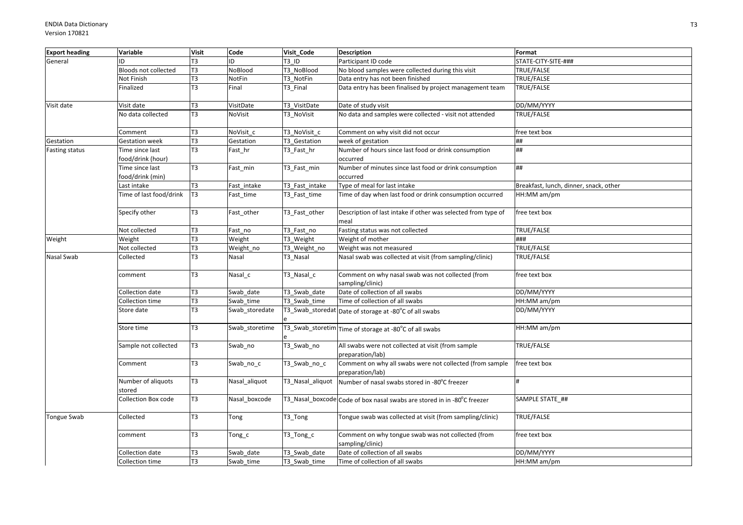| Export heading | Variable | Visit | Code | Visit_Code | Description | Format |
|---|---|---|---|---|---|---|
| General | ID | T3 | ID | T3_ID | Participant ID code | STATE-CITY-SITE-### |
| | Bloods not collected | T3 | NoBlood | T3_NoBlood | No blood samples were collected during this visit | TRUE/FALSE |
| | Not Finish | T3 | NotFin | T3_NotFin | Data entry has not been finished | TRUE/FALSE |
| | Finalized | T3 | Final | T3_Final | Data entry has been finalised by project management team | TRUE/FALSE |
| Visit date | Visit date | T3 | VisitDate | T3_VisitDate | Date of study visit | DD/MM/YYYY |
| | No data collected | T3 | NoVisit | T3_NoVisit | No data and samples were collected - visit not attended | TRUE/FALSE |
| | Comment | T3 | NoVisit_c | T3_NoVisit_c | Comment on why visit did not occur | free text box |
| Gestation | Gestation week | T3 | Gestation | T3_Gestation | week of gestation | ## |
| Fasting status | Time since last food/drink (hour) | T3 | Fast_hr | T3_Fast_hr | Number of hours since last food or drink consumption occurred | ## |
| | Time since last food/drink (min) | T3 | Fast_min | T3_Fast_min | Number of minutes since last food or drink consumption occurred | ## |
| | Last intake | T3 | Fast_intake | T3_Fast_intake | Type of meal for last intake | Breakfast, lunch, dinner, snack, other |
| | Time of last food/drink | T3 | Fast_time | T3_Fast_time | Time of day when last food or drink consumption occurred | HH:MM am/pm |
| | Specify other | T3 | Fast_other | T3_Fast_other | Description of last intake if other was selected from type of meal | free text box |
| | Not collected | T3 | Fast_no | T3_Fast_no | Fasting status was not collected | TRUE/FALSE |
| Weight | Weight | T3 | Weight | T3_Weight | Weight of mother | ### |
| | Not collected | T3 | Weight_no | T3_Weight_no | Weight was not measured | TRUE/FALSE |
| Nasal Swab | Collected | T3 | Nasal | T3_Nasal | Nasal swab was collected at visit (from sampling/clinic) | TRUE/FALSE |
| | comment | T3 | Nasal_c | T3_Nasal_c | Comment on why nasal swab was not collected (from sampling/clinic) | free text box |
| | Collection date | T3 | Swab_date | T3_Swab_date | Date of collection of all swabs | DD/MM/YYYY |
| | Collection time | T3 | Swab_time | T3_Swab_time | Time of collection of all swabs | HH:MM am/pm |
| | Store date | T3 | Swab_storedate | T3_Swab_storedate | Date of storage at -80°C of all swabs | DD/MM/YYYY |
| | Store time | T3 | Swab_storetime | T3_Swab_storetime | Time of storage at -80°C of all swabs | HH:MM am/pm |
| | Sample not collected | T3 | Swab_no | T3_Swab_no | All swabs were not collected at visit (from sample preparation/lab) | TRUE/FALSE |
| | Comment | T3 | Swab_no_c | T3_Swab_no_c | Comment on why all swabs were not collected (from sample preparation/lab) | free text box |
| | Number of aliquots stored | T3 | Nasal_aliquot | T3_Nasal_aliquot | Number of nasal swabs stored in -80°C freezer | # |
| | Collection Box code | T3 | Nasal_boxcode | T3_Nasal_boxcode | Code of box nasal swabs are stored in in -80°C freezer | SAMPLE STATE_## |
| Tongue Swab | Collected | T3 | Tong | T3_Tong | Tongue swab was collected at visit (from sampling/clinic) | TRUE/FALSE |
| | comment | T3 | Tong_c | T3_Tong_c | Comment on why tongue swab was not collected (from sampling/clinic) | free text box |
| | Collection date | T3 | Swab_date | T3_Swab_date | Date of collection of all swabs | DD/MM/YYYY |
| | Collection time | T3 | Swab_time | T3_Swab_time | Time of collection of all swabs | HH:MM am/pm |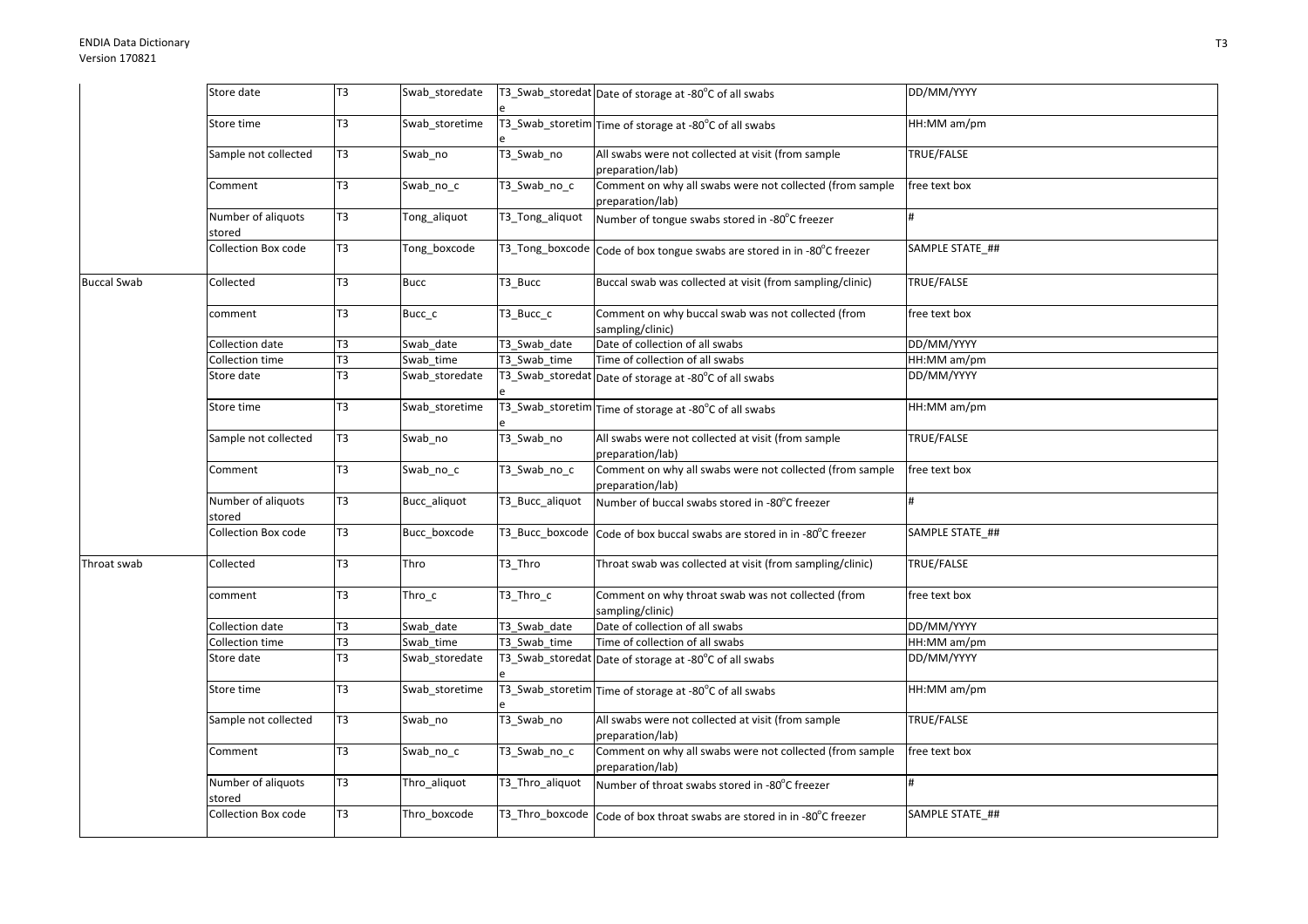| | Store date | T3 | Swab_storedate | T3_Swab_storedate | Date of storage at -80°C of all swabs | DD/MM/YYYY |
|---|---|---|---|---|---|---|
| | Store time | T3 | Swab_storetime | T3_Swab_storetime | Time of storage at -80°C of all swabs | HH:MM am/pm |
| | Sample not collected | T3 | Swab_no | T3_Swab_no | All swabs were not collected at visit (from sample preparation/lab) | TRUE/FALSE |
| | Comment | T3 | Swab_no_c | T3_Swab_no_c | Comment on why all swabs were not collected (from sample preparation/lab) | free text box |
| | Number of aliquots stored | T3 | Tong_aliquot | T3_Tong_aliquot | Number of tongue swabs stored in -80°C freezer | # |
| | Collection Box code | T3 | Tong_boxcode | T3_Tong_boxcode | Code of box tongue swabs are stored in in -80°C freezer | SAMPLE STATE_## |
| Buccal Swab | Collected | T3 | Bucc | T3_Bucc | Buccal swab was collected at visit (from sampling/clinic) | TRUE/FALSE |
| | comment | T3 | Bucc_c | T3_Bucc_c | Comment on why buccal swab was not collected (from sampling/clinic) | free text box |
| | Collection date | T3 | Swab_date | T3_Swab_date | Date of collection of all swabs | DD/MM/YYYY |
| | Collection time | T3 | Swab_time | T3_Swab_time | Time of collection of all swabs | HH:MM am/pm |
| | Store date | T3 | Swab_storedate | T3_Swab_storedate | Date of storage at -80°C of all swabs | DD/MM/YYYY |
| | Store time | T3 | Swab_storetime | T3_Swab_storetime | Time of storage at -80°C of all swabs | HH:MM am/pm |
| | Sample not collected | T3 | Swab_no | T3_Swab_no | All swabs were not collected at visit (from sample preparation/lab) | TRUE/FALSE |
| | Comment | T3 | Swab_no_c | T3_Swab_no_c | Comment on why all swabs were not collected (from sample preparation/lab) | free text box |
| | Number of aliquots stored | T3 | Bucc_aliquot | T3_Bucc_aliquot | Number of buccal swabs stored in -80°C freezer | # |
| | Collection Box code | T3 | Bucc_boxcode | T3_Bucc_boxcode | Code of box buccal swabs are stored in in -80°C freezer | SAMPLE STATE_## |
| Throat swab | Collected | T3 | Thro | T3_Thro | Throat swab was collected at visit (from sampling/clinic) | TRUE/FALSE |
| | comment | T3 | Thro_c | T3_Thro_c | Comment on why throat swab was not collected (from sampling/clinic) | free text box |
| | Collection date | T3 | Swab_date | T3_Swab_date | Date of collection of all swabs | DD/MM/YYYY |
| | Collection time | T3 | Swab_time | T3_Swab_time | Time of collection of all swabs | HH:MM am/pm |
| | Store date | T3 | Swab_storedate | T3_Swab_storedate | Date of storage at -80°C of all swabs | DD/MM/YYYY |
| | Store time | T3 | Swab_storetime | T3_Swab_storetime | Time of storage at -80°C of all swabs | HH:MM am/pm |
| | Sample not collected | T3 | Swab_no | T3_Swab_no | All swabs were not collected at visit (from sample preparation/lab) | TRUE/FALSE |
| | Comment | T3 | Swab_no_c | T3_Swab_no_c | Comment on why all swabs were not collected (from sample preparation/lab) | free text box |
| | Number of aliquots stored | T3 | Thro_aliquot | T3_Thro_aliquot | Number of throat swabs stored in -80°C freezer | # |
| | Collection Box code | T3 | Thro_boxcode | T3_Thro_boxcode | Code of box throat swabs are stored in in -80°C freezer | SAMPLE STATE_## |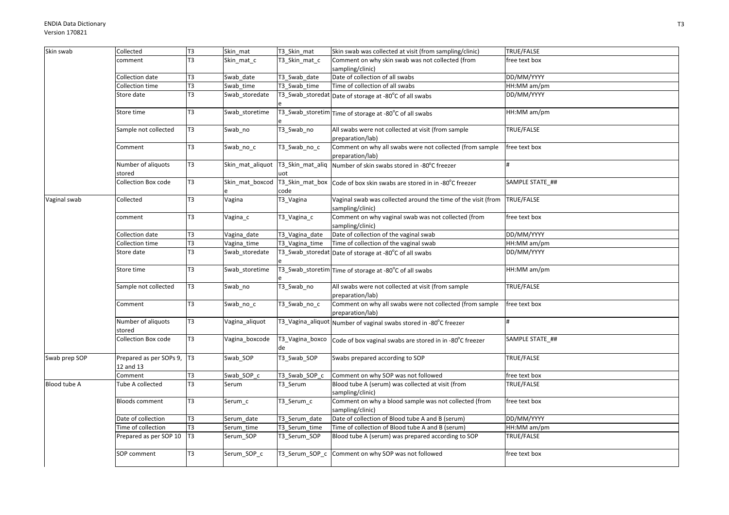| Skin swab | Collected | T3 | Skin_mat | T3_Skin_mat | Skin swab was collected at visit (from sampling/clinic) | TRUE/FALSE |
|---|---|---|---|---|---|---|
| | comment | T3 | Skin_mat_c | T3_Skin_mat_c | Comment on why skin swab was not collected (from sampling/clinic) | free text box |
| | Collection date | T3 | Swab_date | T3_Swab_date | Date of collection of all swabs | DD/MM/YYYY |
| | Collection time | T3 | Swab_time | T3_Swab_time | Time of collection of all swabs | HH:MM am/pm |
| | Store date | T3 | Swab_storedate | T3_Swab_storedate | Date of storage at -80°C of all swabs | DD/MM/YYYY |
| | Store time | T3 | Swab_storetime | T3_Swab_storetime | Time of storage at -80°C of all swabs | HH:MM am/pm |
| | Sample not collected | T3 | Swab_no | T3_Swab_no | All swabs were not collected at visit (from sample preparation/lab) | TRUE/FALSE |
| | Comment | T3 | Swab_no_c | T3_Swab_no_c | Comment on why all swabs were not collected (from sample preparation/lab) | free text box |
| | Number of aliquots stored | T3 | Skin_mat_aliquot | T3_Skin_mat_aliquot | Number of skin swabs stored in -80°C freezer | # |
| | Collection Box code | T3 | Skin_mat_boxcode | T3_Skin_mat_boxcode | Code of box skin swabs are stored in in -80°C freezer | SAMPLE STATE_## |
| Vaginal swab | Collected | T3 | Vagina | T3_Vagina | Vaginal swab was collected around the time of the visit (from sampling/clinic) | TRUE/FALSE |
| | comment | T3 | Vagina_c | T3_Vagina_c | Comment on why vaginal swab was not collected (from sampling/clinic) | free text box |
| | Collection date | T3 | Vagina_date | T3_Vagina_date | Date of collection of the vaginal swab | DD/MM/YYYY |
| | Collection time | T3 | Vagina_time | T3_Vagina_time | Time of collection of the vaginal swab | HH:MM am/pm |
| | Store date | T3 | Swab_storedate | T3_Swab_storedate | Date of storage at -80°C of all swabs | DD/MM/YYYY |
| | Store time | T3 | Swab_storetime | T3_Swab_storetime | Time of storage at -80°C of all swabs | HH:MM am/pm |
| | Sample not collected | T3 | Swab_no | T3_Swab_no | All swabs were not collected at visit (from sample preparation/lab) | TRUE/FALSE |
| | Comment | T3 | Swab_no_c | T3_Swab_no_c | Comment on why all swabs were not collected (from sample preparation/lab) | free text box |
| | Number of aliquots stored | T3 | Vagina_aliquot | T3_Vagina_aliquot | Number of vaginal swabs stored in -80°C freezer | # |
| | Collection Box code | T3 | Vagina_boxcode | T3_Vagina_boxcode | Code of box vaginal swabs are stored in in -80°C freezer | SAMPLE STATE_## |
| Swab prep SOP | Prepared as per SOPs 9, 12 and 13 | T3 | Swab_SOP | T3_Swab_SOP | Swabs prepared according to SOP | TRUE/FALSE |
| | Comment | T3 | Swab_SOP_c | T3_Swab_SOP_c | Comment on why SOP was not followed | free text box |
| Blood tube A | Tube A collected | T3 | Serum | T3_Serum | Blood tube A (serum) was collected at visit (from sampling/clinic) | TRUE/FALSE |
| | Bloods comment | T3 | Serum_c | T3_Serum_c | Comment on why a blood sample was not collected (from sampling/clinic) | free text box |
| | Date of collection | T3 | Serum_date | T3_Serum_date | Date of collection of Blood tube A and B (serum) | DD/MM/YYYY |
| | Time of collection | T3 | Serum_time | T3_Serum_time | Time of collection of Blood tube A and B (serum) | HH:MM am/pm |
| | Prepared as per SOP 10 | T3 | Serum_SOP | T3_Serum_SOP | Blood tube A (serum) was prepared according to SOP | TRUE/FALSE |
| | SOP comment | T3 | Serum_SOP_c | T3_Serum_SOP_c | Comment on why SOP was not followed | free text box |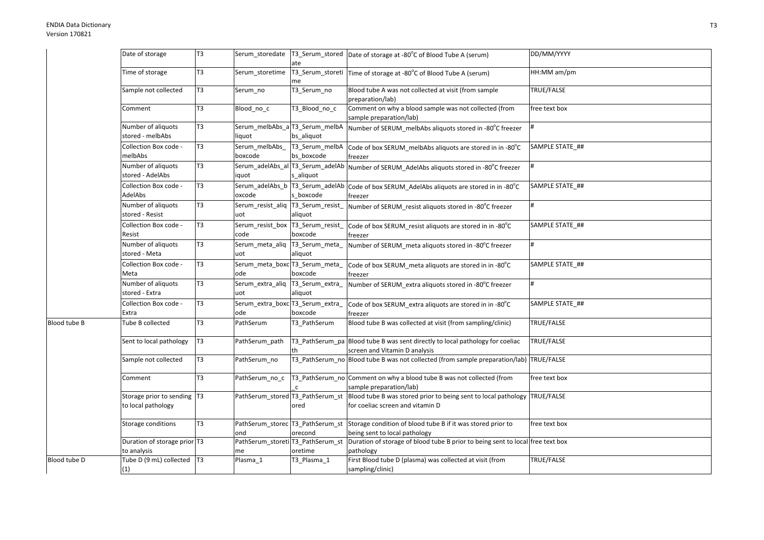| | | | | | | |
|---|---|---|---|---|---|---|
| | Date of storage | T3 | Serum_storedate | T3_Serum_storedate | Date of storage at -80°C of Blood Tube A (serum) | DD/MM/YYYY |
| | Time of storage | T3 | Serum_storetime | T3_Serum_storetime | Time of storage at -80°C of Blood Tube A (serum) | HH:MM am/pm |
| | Sample not collected | T3 | Serum_no | T3_Serum_no | Blood tube A was not collected at visit (from sample preparation/lab) | TRUE/FALSE |
| | Comment | T3 | Blood_no_c | T3_Blood_no_c | Comment on why a blood sample was not collected (from sample preparation/lab) | free text box |
| | Number of aliquots stored - melbAbs | T3 | Serum_melbAbs_aliquot | T3_Serum_melbAbs_aliquot | Number of SERUM_melbAbs aliquots stored in -80°C freezer | # |
| | Collection Box code - melbAbs | T3 | Serum_melbAbs_boxcode | T3_Serum_melbAbs_boxcode | Code of box SERUM_melbAbs aliquots are stored in in -80°C freezer | SAMPLE STATE_## |
| | Number of aliquots stored - AdelAbs | T3 | Serum_adelAbs_aliquot | T3_Serum_adelAbs_aliquot | Number of SERUM_AdelAbs aliquots stored in -80°C freezer | # |
| | Collection Box code - AdelAbs | T3 | Serum_adelAbs_boxcode | T3_Serum_adelAbs_boxcode | Code of box SERUM_AdelAbs aliquots are stored in in -80°C freezer | SAMPLE STATE_## |
| | Number of aliquots stored - Resist | T3 | Serum_resist_aliquot | T3_Serum_resist_aliquot | Number of SERUM_resist aliquots stored in -80°C freezer | # |
| | Collection Box code - Resist | T3 | Serum_resist_boxcode | T3_Serum_resist_boxcode | Code of box SERUM_resist aliquots are stored in in -80°C freezer | SAMPLE STATE_## |
| | Number of aliquots stored - Meta | T3 | Serum_meta_aliquot | T3_Serum_meta_aliquot | Number of SERUM_meta aliquots stored in -80°C freezer | # |
| | Collection Box code - Meta | T3 | Serum_meta_boxcode | T3_Serum_meta_boxcode | Code of box SERUM_meta aliquots are stored in in -80°C freezer | SAMPLE STATE_## |
| | Number of aliquots stored - Extra | T3 | Serum_extra_aliquot | T3_Serum_extra_aliquot | Number of SERUM_extra aliquots stored in -80°C freezer | # |
| | Collection Box code - Extra | T3 | Serum_extra_boxcode | T3_Serum_extra_boxcode | Code of box SERUM_extra aliquots are stored in in -80°C freezer | SAMPLE STATE_## |
| Blood tube B | Tube B collected | T3 | PathSerum | T3_PathSerum | Blood tube B was collected at visit (from sampling/clinic) | TRUE/FALSE |
| | Sent to local pathology | T3 | PathSerum_path | T3_PathSerum_path | Blood tube B was sent directly to local pathology for coeliac screen and Vitamin D analysis | TRUE/FALSE |
| | Sample not collected | T3 | PathSerum_no | T3_PathSerum_no | Blood tube B was not collected (from sample preparation/lab) | TRUE/FALSE |
| | Comment | T3 | PathSerum_no_c | T3_PathSerum_no_c | Comment on why a blood tube B was not collected (from sample preparation/lab) | free text box |
| | Storage prior to sending to local pathology | T3 | PathSerum_stored | T3_PathSerum_stored | Blood tube B was stored prior to being sent to local pathology for coeliac screen and vitamin D | TRUE/FALSE |
| | Storage conditions | T3 | PathSerum_storecond | T3_PathSerum_storecond | Storage condition of blood tube B if it was stored prior to being sent to local pathology | free text box |
| | Duration of storage prior to analysis | T3 | PathSerum_storetime | T3_PathSerum_storetime | Duration of storage of blood tube B prior to being sent to local pathology | free text box |
| Blood tube D | Tube D (9 mL) collected (1) | T3 | Plasma_1 | T3_Plasma_1 | First Blood tube D (plasma) was collected at visit (from sampling/clinic) | TRUE/FALSE |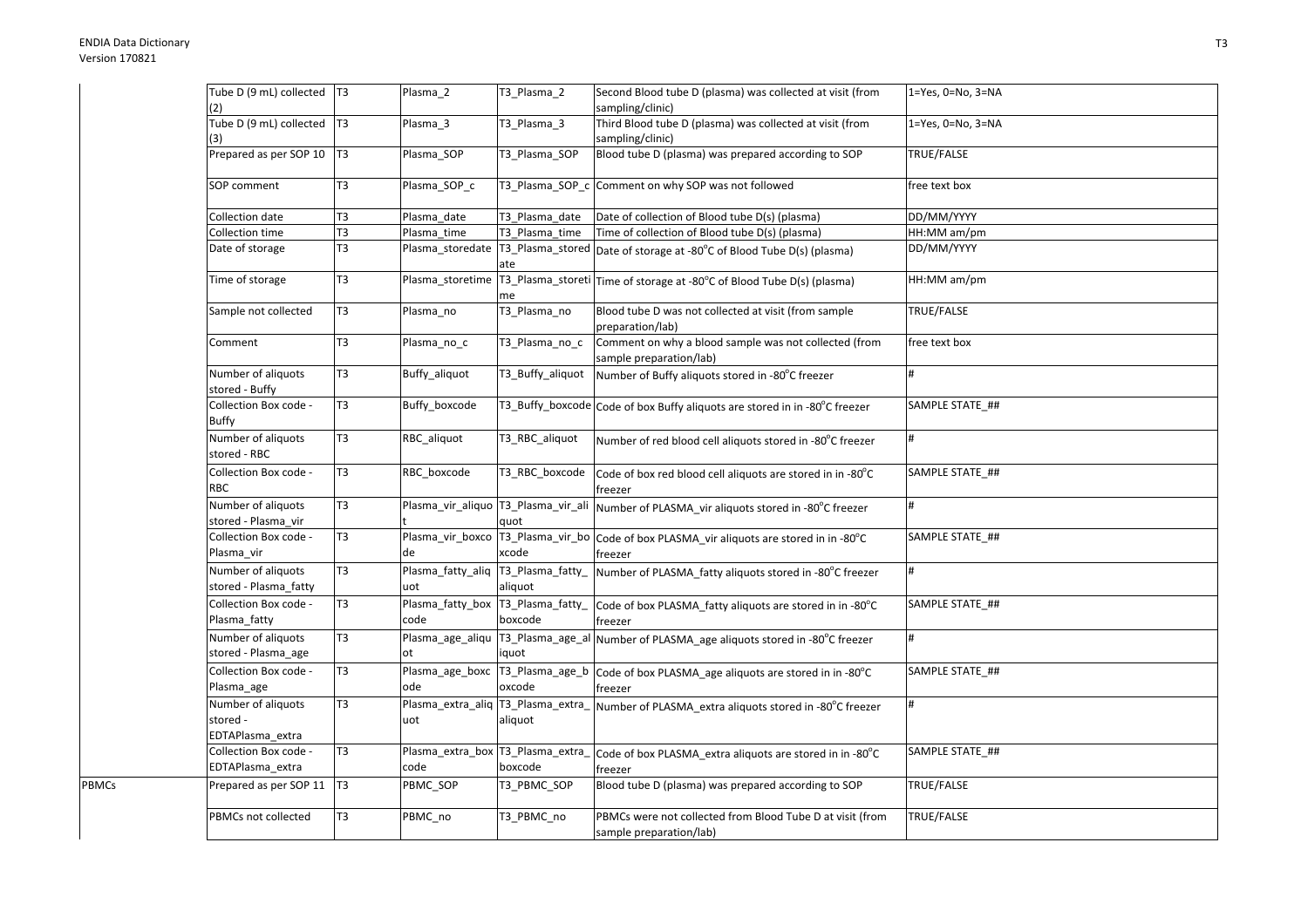| | | | | | | |
|---|---|---|---|---|---|---|
| | Tube D (9 mL) collected (2) | T3 | Plasma_2 | T3_Plasma_2 | Second Blood tube D (plasma) was collected at visit (from sampling/clinic) | 1=Yes, 0=No, 3=NA |
| | Tube D (9 mL) collected (3) | T3 | Plasma_3 | T3_Plasma_3 | Third Blood tube D (plasma) was collected at visit (from sampling/clinic) | 1=Yes, 0=No, 3=NA |
| | Prepared as per SOP 10 | T3 | Plasma_SOP | T3_Plasma_SOP | Blood tube D (plasma) was prepared according to SOP | TRUE/FALSE |
| | SOP comment | T3 | Plasma_SOP_c | T3_Plasma_SOP_c | Comment on why SOP was not followed | free text box |
| | Collection date | T3 | Plasma_date | T3_Plasma_date | Date of collection of Blood tube D(s) (plasma) | DD/MM/YYYY |
| | Collection time | T3 | Plasma_time | T3_Plasma_time | Time of collection of Blood tube D(s) (plasma) | HH:MM am/pm |
| | Date of storage | T3 | Plasma_storedate | T3_Plasma_storedate | Date of storage at -80°C of Blood Tube D(s) (plasma) | DD/MM/YYYY |
| | Time of storage | T3 | Plasma_storetime | T3_Plasma_storetime | Time of storage at -80°C of Blood Tube D(s) (plasma) | HH:MM am/pm |
| | Sample not collected | T3 | Plasma_no | T3_Plasma_no | Blood tube D was not collected at visit (from sample preparation/lab) | TRUE/FALSE |
| | Comment | T3 | Plasma_no_c | T3_Plasma_no_c | Comment on why a blood sample was not collected (from sample preparation/lab) | free text box |
| | Number of aliquots stored - Buffy | T3 | Buffy_aliquot | T3_Buffy_aliquot | Number of Buffy aliquots stored in -80°C freezer | # |
| | Collection Box code - Buffy | T3 | Buffy_boxcode | T3_Buffy_boxcode | Code of box Buffy aliquots are stored in in -80°C freezer | SAMPLE STATE_## |
| | Number of aliquots stored - RBC | T3 | RBC_aliquot | T3_RBC_aliquot | Number of red blood cell aliquots stored in -80°C freezer | # |
| | Collection Box code - RBC | T3 | RBC_boxcode | T3_RBC_boxcode | Code of box red blood cell aliquots are stored in in -80°C freezer | SAMPLE STATE_## |
| | Number of aliquots stored - Plasma_vir | T3 | Plasma_vir_aliquot | T3_Plasma_vir_aliquot | Number of PLASMA_vir aliquots stored in -80°C freezer | # |
| | Collection Box code - Plasma_vir | T3 | Plasma_vir_boxcode | T3_Plasma_vir_boxcode | Code of box PLASMA_vir aliquots are stored in in -80°C freezer | SAMPLE STATE_## |
| | Number of aliquots stored - Plasma_fatty | T3 | Plasma_fatty_aliquot | T3_Plasma_fatty_aliquot | Number of PLASMA_fatty aliquots stored in -80°C freezer | # |
| | Collection Box code - Plasma_fatty | T3 | Plasma_fatty_boxcode | T3_Plasma_fatty_boxcode | Code of box PLASMA_fatty aliquots are stored in in -80°C freezer | SAMPLE STATE_## |
| | Number of aliquots stored - Plasma_age | T3 | Plasma_age_aliquot | T3_Plasma_age_aliquot | Number of PLASMA_age aliquots stored in -80°C freezer | # |
| | Collection Box code - Plasma_age | T3 | Plasma_age_boxcode | T3_Plasma_age_boxcode | Code of box PLASMA_age aliquots are stored in in -80°C freezer | SAMPLE STATE_## |
| | Number of aliquots stored - EDTAPlasma_extra | T3 | Plasma_extra_aliquot | T3_Plasma_extra_aliquot | Number of PLASMA_extra aliquots stored in -80°C freezer | # |
| | Collection Box code - EDTAPlasma_extra | T3 | Plasma_extra_boxcode | T3_Plasma_extra_boxcode | Code of box PLASMA_extra aliquots are stored in in -80°C freezer | SAMPLE STATE_## |
| PBMCs | Prepared as per SOP 11 | T3 | PBMC_SOP | T3_PBMC_SOP | Blood tube D (plasma) was prepared according to SOP | TRUE/FALSE |
| | PBMCs not collected | T3 | PBMC_no | T3_PBMC_no | PBMCs were not collected from Blood Tube D at visit (from sample preparation/lab) | TRUE/FALSE |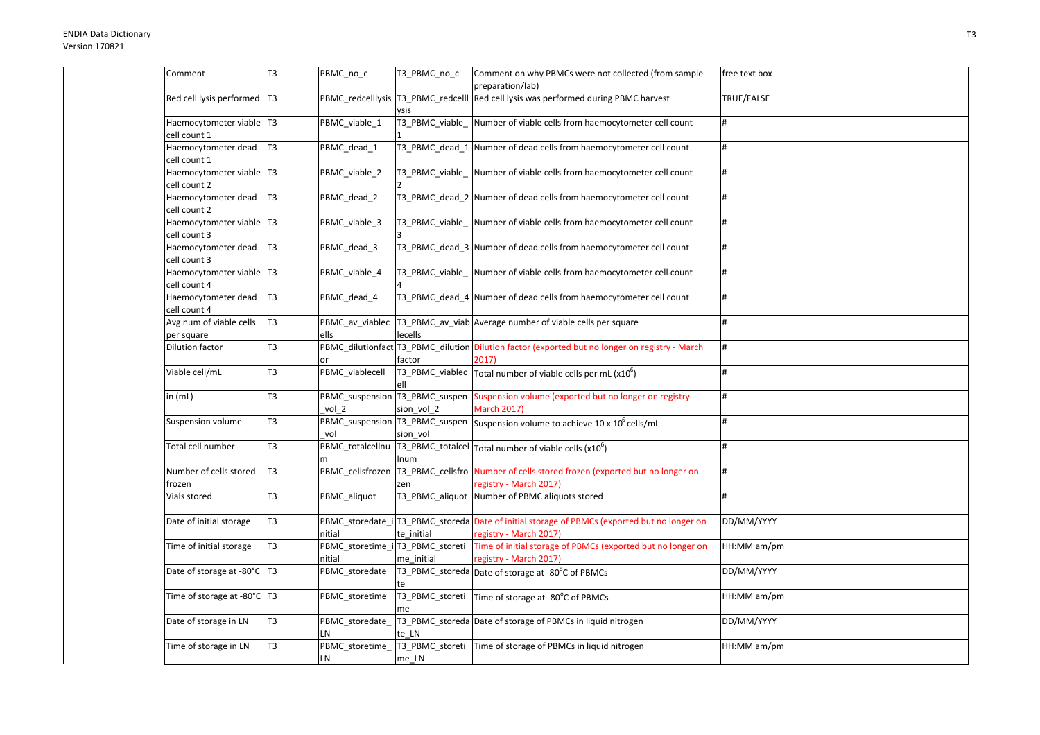| Comment | T3 | PBMC_no_c | T3_PBMC_no_c | Comment on why PBMCs were not collected (from sample preparation/lab) | free text box |
|---|---|---|---|---|---|
| Red cell lysis performed | T3 | PBMC_redcelllysis | T3_PBMC_redcelllysis | Red cell lysis was performed during PBMC harvest | TRUE/FALSE |
| Haemocytometer viable cell count 1 | T3 | PBMC_viable_1 | T3_PBMC_viable_1 | Number of viable cells from haemocytometer cell count | # |
| Haemocytometer dead cell count 1 | T3 | PBMC_dead_1 | T3_PBMC_dead_1 | Number of dead cells from haemocytometer cell count | # |
| Haemocytometer viable cell count 2 | T3 | PBMC_viable_2 | T3_PBMC_viable_2 | Number of viable cells from haemocytometer cell count | # |
| Haemocytometer dead cell count 2 | T3 | PBMC_dead_2 | T3_PBMC_dead_2 | Number of dead cells from haemocytometer cell count | # |
| Haemocytometer viable cell count 3 | T3 | PBMC_viable_3 | T3_PBMC_viable_3 | Number of viable cells from haemocytometer cell count | # |
| Haemocytometer dead cell count 3 | T3 | PBMC_dead_3 | T3_PBMC_dead_3 | Number of dead cells from haemocytometer cell count | # |
| Haemocytometer viable cell count 4 | T3 | PBMC_viable_4 | T3_PBMC_viable_4 | Number of viable cells from haemocytometer cell count | # |
| Haemocytometer dead cell count 4 | T3 | PBMC_dead_4 | T3_PBMC_dead_4 | Number of dead cells from haemocytometer cell count | # |
| Avg num of viable cells per square | T3 | PBMC_av_viablecells | T3_PBMC_av_viablecells | Average number of viable cells per square | # |
| Dilution factor | T3 | PBMC_dilutionfactor | T3_PBMC_dilutionfactor | Dilution factor (exported but no longer on registry - March 2017) | # |
| Viable cell/mL | T3 | PBMC_viablecell | T3_PBMC_viablecell | Total number of viable cells per mL (x$10^6$) | # |
| in (mL) | T3 | PBMC_suspension_vol_2 | T3_PBMC_suspension_vol_2 | Suspension volume (exported but no longer on registry - March 2017) | # |
| Suspension volume | T3 | PBMC_suspension_vol | T3_PBMC_suspension_vol | Suspension volume to achieve 10 x $10^6$ cells/mL | # |
| Total cell number | T3 | PBMC_totalcellnum | T3_PBMC_totalcellnum | Total number of viable cells (x$10^6$) | # |
| Number of cells stored frozen | T3 | PBMC_cellsfrozen | T3_PBMC_cellsfrozen | Number of cells stored frozen (exported but no longer on registry - March 2017) | # |
| Vials stored | T3 | PBMC_aliquot | T3_PBMC_aliquot | Number of PBMC aliquots stored | # |
| Date of initial storage | T3 | PBMC_storedate_initial | T3_PBMC_storedate_initial | Date of initial storage of PBMCs (exported but no longer on registry - March 2017) | DD/MM/YYYY |
| Time of initial storage | T3 | PBMC_storetime_initial | T3_PBMC_storetime_initial | Time of initial storage of PBMCs (exported but no longer on registry - March 2017) | HH:MM am/pm |
| Date of storage at -80°C | T3 | PBMC_storedate | T3_PBMC_storedate | Date of storage at -80°C of PBMCs | DD/MM/YYYY |
| Time of storage at -80°C | T3 | PBMC_storetime | T3_PBMC_storetime | Time of storage at -80°C of PBMCs | HH:MM am/pm |
| Date of storage in LN | T3 | PBMC_storedate_LN | T3_PBMC_storedate_LN | Date of storage of PBMCs in liquid nitrogen | DD/MM/YYYY |
| Time of storage in LN | T3 | PBMC_storetime_LN | T3_PBMC_storetime_LN | Time of storage of PBMCs in liquid nitrogen | HH:MM am/pm |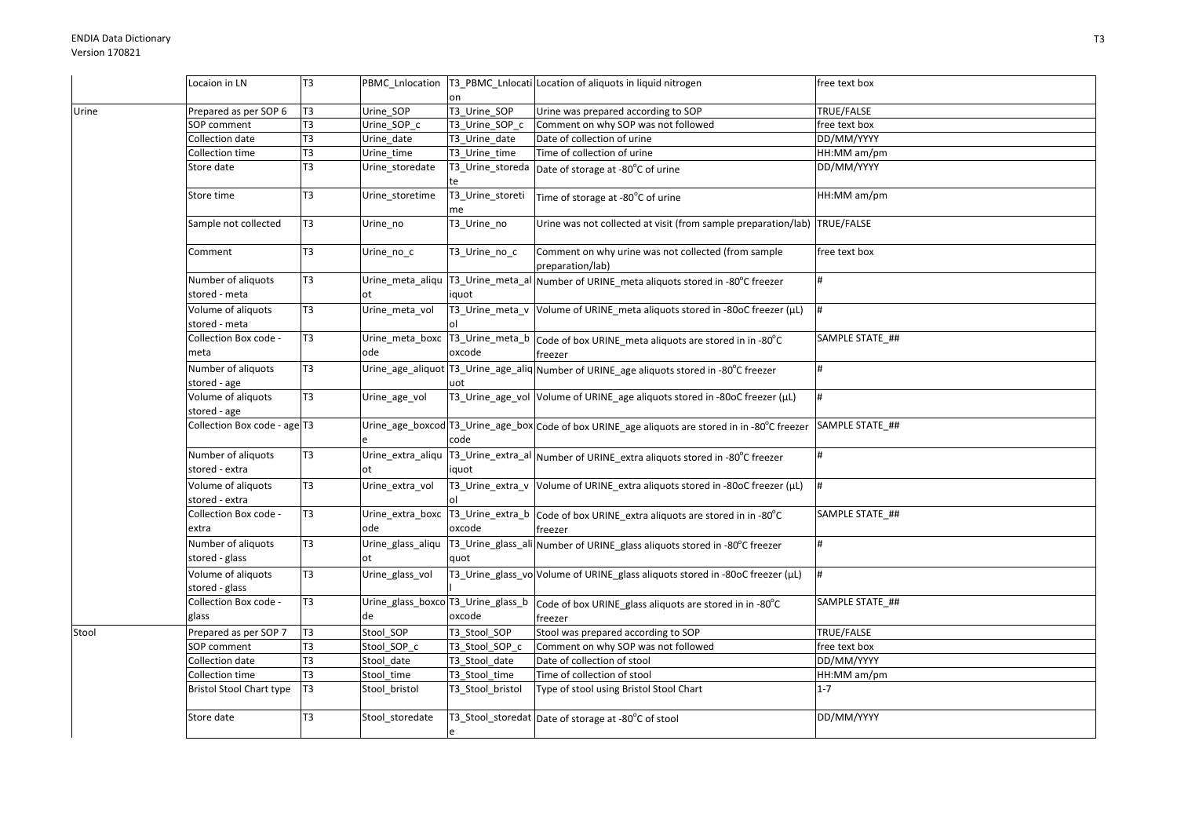| | | | | | | |
|---|---|---|---|---|---|---|
| | Locaion in LN | T3 | PBMC_Lnlocation | T3_PBMC_Lnlocation | Location of aliquots in liquid nitrogen | free text box |
| Urine | Prepared as per SOP 6 | T3 | Urine_SOP | T3_Urine_SOP | Urine was prepared according to SOP | TRUE/FALSE |
| | SOP comment | T3 | Urine_SOP_c | T3_Urine_SOP_c | Comment on why SOP was not followed | free text box |
| | Collection date | T3 | Urine_date | T3_Urine_date | Date of collection of urine | DD/MM/YYYY |
| | Collection time | T3 | Urine_time | T3_Urine_time | Time of collection of urine | HH:MM am/pm |
| | Store date | T3 | Urine_storedate | T3_Urine_storedate | Date of storage at -80°C of urine | DD/MM/YYYY |
| | Store time | T3 | Urine_storetime | T3_Urine_storetime | Time of storage at -80°C of urine | HH:MM am/pm |
| | Sample not collected | T3 | Urine_no | T3_Urine_no | Urine was not collected at visit (from sample preparation/lab) | TRUE/FALSE |
| | Comment | T3 | Urine_no_c | T3_Urine_no_c | Comment on why urine was not collected (from sample preparation/lab) | free text box |
| | Number of aliquots stored - meta | T3 | Urine_meta_aliquot | T3_Urine_meta_aliquot | Number of URINE_meta aliquots stored in -80°C freezer | # |
| | Volume of aliquots stored - meta | T3 | Urine_meta_vol | T3_Urine_meta_vol | Volume of URINE_meta aliquots stored in -80oC freezer (μL) | # |
| | Collection Box code - meta | T3 | Urine_meta_boxcode | T3_Urine_meta_boxcode | Code of box URINE_meta aliquots are stored in in -80°C freezer | SAMPLE STATE_## |
| | Number of aliquots stored - age | T3 | Urine_age_aliquot | T3_Urine_age_aliquot | Number of URINE_age aliquots stored in -80°C freezer | # |
| | Volume of aliquots stored - age | T3 | Urine_age_vol | T3_Urine_age_vol | Volume of URINE_age aliquots stored in -80oC freezer (μL) | # |
| | Collection Box code - age | T3 | Urine_age_boxcode | T3_Urine_age_boxcode | Code of box URINE_age aliquots are stored in in -80°C freezer | SAMPLE STATE_## |
| | Number of aliquots stored - extra | T3 | Urine_extra_aliquot | T3_Urine_extra_aliquot | Number of URINE_extra aliquots stored in -80°C freezer | # |
| | Volume of aliquots stored - extra | T3 | Urine_extra_vol | T3_Urine_extra_vol | Volume of URINE_extra aliquots stored in -80oC freezer (μL) | # |
| | Collection Box code - extra | T3 | Urine_extra_boxcode | T3_Urine_extra_boxcode | Code of box URINE_extra aliquots are stored in in -80°C freezer | SAMPLE STATE_## |
| | Number of aliquots stored - glass | T3 | Urine_glass_aliquot | T3_Urine_glass_aliquot | Number of URINE_glass aliquots stored in -80°C freezer | # |
| | Volume of aliquots stored - glass | T3 | Urine_glass_vol | T3_Urine_glass_vol | Volume of URINE_glass aliquots stored in -80oC freezer (μL) | # |
| | Collection Box code - glass | T3 | Urine_glass_boxcode | T3_Urine_glass_boxcode | Code of box URINE_glass aliquots are stored in in -80°C freezer | SAMPLE STATE_## |
| Stool | Prepared as per SOP 7 | T3 | Stool_SOP | T3_Stool_SOP | Stool was prepared according to SOP | TRUE/FALSE |
| | SOP comment | T3 | Stool_SOP_c | T3_Stool_SOP_c | Comment on why SOP was not followed | free text box |
| | Collection date | T3 | Stool_date | T3_Stool_date | Date of collection of stool | DD/MM/YYYY |
| | Collection time | T3 | Stool_time | T3_Stool_time | Time of collection of stool | HH:MM am/pm |
| | Bristol Stool Chart type | T3 | Stool_bristol | T3_Stool_bristol | Type of stool using Bristol Stool Chart | 1-7 |
| | Store date | T3 | Stool_storedate | T3_Stool_storedate | Date of storage at -80°C of stool | DD/MM/YYYY |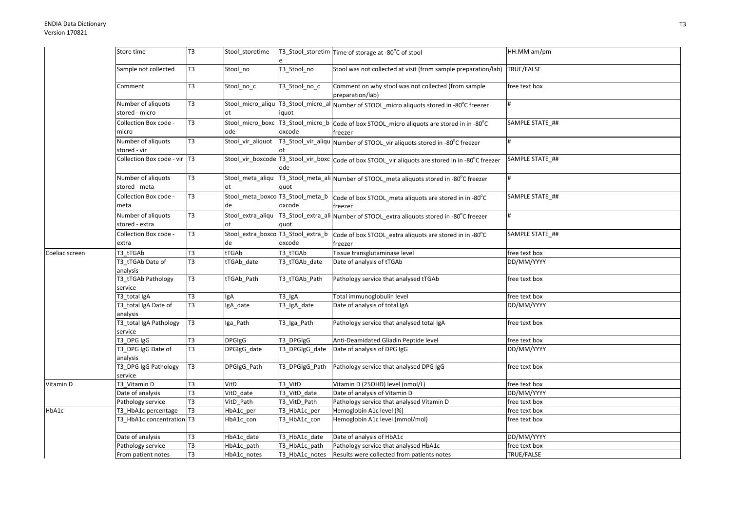| | | | | | | |
|---|---|---|---|---|---|---|
| | Store time | T3 | Stool_storetime | T3_Stool_storetime | Time of storage at -80°C of stool | HH:MM am/pm |
| | Sample not collected | T3 | Stool_no | T3_Stool_no | Stool was not collected at visit (from sample preparation/lab) | TRUE/FALSE |
| | Comment | T3 | Stool_no_c | T3_Stool_no_c | Comment on why stool was not collected (from sample preparation/lab) | free text box |
| | Number of aliquots stored - micro | T3 | Stool_micro_aliquot | T3_Stool_micro_aliquot | Number of STOOL_micro aliquots stored in -80°C freezer | # |
| | Collection Box code - micro | T3 | Stool_micro_boxcode | T3_Stool_micro_boxcode | Code of box STOOL_micro aliquots are stored in in -80°C freezer | SAMPLE STATE_## |
| | Number of aliquots stored - vir | T3 | Stool_vir_aliquot | T3_Stool_vir_aliquot | Number of STOOL_vir aliquots stored in -80°C freezer | # |
| | Collection Box code - vir | T3 | Stool_vir_boxcode | T3_Stool_vir_boxcode | Code of box STOOL_vir aliquots are stored in in -80°C freezer | SAMPLE STATE_## |
| | Number of aliquots stored - meta | T3 | Stool_meta_aliquot | T3_Stool_meta_aliquot | Number of STOOL_meta aliquots stored in -80°C freezer | # |
| | Collection Box code - meta | T3 | Stool_meta_boxcode | T3_Stool_meta_boxcode | Code of box STOOL_meta aliquots are stored in in -80°C freezer | SAMPLE STATE_## |
| | Number of aliquots stored - extra | T3 | Stool_extra_aliquot | T3_Stool_extra_aliquot | Number of STOOL_extra aliquots stored in -80°C freezer | # |
| | Collection Box code - extra | T3 | Stool_extra_boxcode | T3_Stool_extra_boxcode | Code of box STOOL_extra aliquots are stored in in -80°C freezer | SAMPLE STATE_## |
| Coeliac screen | T3_tTGAb | T3 | tTGAb | T3_tTGAb | Tissue transglutaminase level | free text box |
| | T3_tTGAb Date of analysis | T3 | tTGAb_date | T3_tTGAb_date | Date of analysis of tTGAb | DD/MM/YYYY |
| | T3_tTGAb Pathology service | T3 | tTGAb_Path | T3_tTGAb_Path | Pathology service that analysed tTGAb | free text box |
| | T3_total IgA | T3 | IgA | T3_IgA | Total immunoglobulin level | free text box |
| | T3_total IgA Date of analysis | T3 | IgA_date | T3_IgA_date | Date of analysis of total IgA | DD/MM/YYYY |
| | T3_total IgA Pathology service | T3 | Iga_Path | T3_Iga_Path | Pathology service that analysed total IgA | free text box |
| | T3_DPG IgG | T3 | DPGIgG | T3_DPGIgG | Anti-Deamidated Gliadin Peptide level | free text box |
| | T3_DPG IgG Date of analysis | T3 | DPGIgG_date | T3_DPGIgG_date | Date of analysis of DPG IgG | DD/MM/YYYY |
| | T3_DPG IgG Pathology service | T3 | DPGIgG_Path | T3_DPGIgG_Path | Pathology service that analysed DPG IgG | free text box |
| Vitamin D | T3_Vitamin D | T3 | VitD | T3_VitD | Vitamin D (25OHD) level (nmol/L) | free text box |
| | Date of analysis | T3 | VitD_date | T3_VitD_date | Date of analysis of Vitamin D | DD/MM/YYYY |
| | Pathology service | T3 | VitD_Path | T3_VitD_Path | Pathology service that analysed Vitamin D | free text box |
| HbA1c | T3_HbA1c percentage | T3 | HbA1c_per | T3_HbA1c_per | Hemoglobin A1c level (%) | free text box |
| | T3_HbA1c concentration | T3 | HbA1c_con | T3_HbA1c_con | Hemoglobin A1c level (mmol/mol) | free text box |
| | Date of analysis | T3 | HbA1c_date | T3_HbA1c_date | Date of analysis of HbA1c | DD/MM/YYYY |
| | Pathology service | T3 | HbA1c_path | T3_HbA1c_path | Pathology service that analysed HbA1c | free text box |
| | From patient notes | T3 | HbA1c_notes | T3_HbA1c_notes | Results were collected from patients notes | TRUE/FALSE |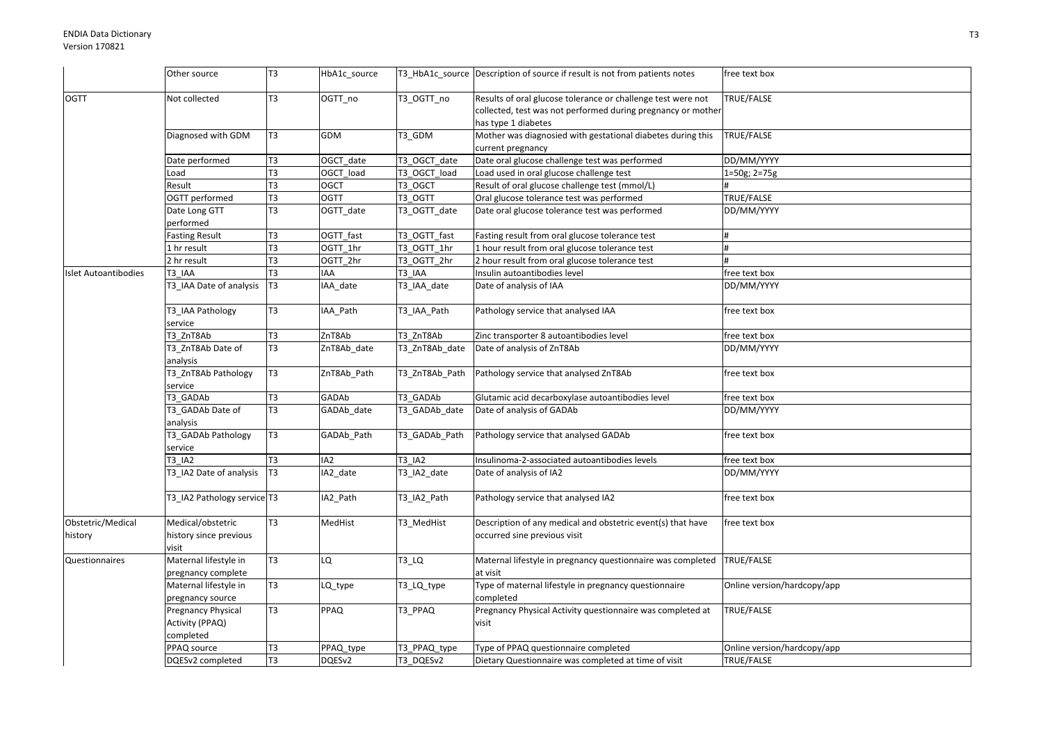|  | Other source | T3 | HbA1c_source | T3_HbA1c_source | Description of source if result is not from patients notes | free text box |
|---|---|---|---|---|---|---|
| OGTT | Not collected | T3 | OGTT_no | T3_OGTT_no | Results of oral glucose tolerance or challenge test were not collected, test was not performed during pregnancy or mother has type 1 diabetes | TRUE/FALSE |
|  | Diagnosed with GDM | T3 | GDM | T3_GDM | Mother was diagnosied with gestational diabetes during this current pregnancy | TRUE/FALSE |
|  | Date performed | T3 | OGCT_date | T3_OGCT_date | Date oral glucose challenge test was performed | DD/MM/YYYY |
|  | Load | T3 | OGCT_load | T3_OGCT_load | Load used in oral glucose challenge test | 1=50g; 2=75g |
|  | Result | T3 | OGCT | T3_OGCT | Result of oral glucose challenge test (mmol/L) | # |
|  | OGTT performed | T3 | OGTT | T3_OGTT | Oral glucose tolerance test was performed | TRUE/FALSE |
|  | Date Long GTT performed | T3 | OGTT_date | T3_OGTT_date | Date oral glucose tolerance test was performed | DD/MM/YYYY |
|  | Fasting Result | T3 | OGTT_fast | T3_OGTT_fast | Fasting result from oral glucose tolerance test | # |
|  | 1 hr result | T3 | OGTT_1hr | T3_OGTT_1hr | 1 hour result from oral glucose tolerance test | # |
|  | 2 hr result | T3 | OGTT_2hr | T3_OGTT_2hr | 2 hour result from oral glucose tolerance test | # |
| Islet Autoantibodies | T3_IAA | T3 | IAA | T3_IAA | Insulin autoantibodies level | free text box |
|  | T3_IAA Date of analysis | T3 | IAA_date | T3_IAA_date | Date of analysis of IAA | DD/MM/YYYY |
|  | T3_IAA Pathology service | T3 | IAA_Path | T3_IAA_Path | Pathology service that analysed IAA | free text box |
|  | T3_ZnT8Ab | T3 | ZnT8Ab | T3_ZnT8Ab | Zinc transporter 8 autoantibodies level | free text box |
|  | T3_ZnT8Ab Date of analysis | T3 | ZnT8Ab_date | T3_ZnT8Ab_date | Date of analysis of ZnT8Ab | DD/MM/YYYY |
|  | T3_ZnT8Ab Pathology service | T3 | ZnT8Ab_Path | T3_ZnT8Ab_Path | Pathology service that analysed ZnT8Ab | free text box |
|  | T3_GADAb | T3 | GADAb | T3_GADAb | Glutamic acid decarboxylase autoantibodies level | free text box |
|  | T3_GADAb Date of analysis | T3 | GADAb_date | T3_GADAb_date | Date of analysis of GADAb | DD/MM/YYYY |
|  | T3_GADAb Pathology service | T3 | GADAb_Path | T3_GADAb_Path | Pathology service that analysed GADAb | free text box |
|  | T3_IA2 | T3 | IA2 | T3_IA2 | Insulinoma-2-associated autoantibodies levels | free text box |
|  | T3_IA2 Date of analysis | T3 | IA2_date | T3_IA2_date | Date of analysis of IA2 | DD/MM/YYYY |
|  | T3_IA2 Pathology service | T3 | IA2_Path | T3_IA2_Path | Pathology service that analysed IA2 | free text box |
| Obstetric/Medical history | Medical/obstetric history since previous visit | T3 | MedHist | T3_MedHist | Description of any medical and obstetric event(s) that have occurred sine previous visit | free text box |
| Questionnaires | Maternal lifestyle in pregnancy complete | T3 | LQ | T3_LQ | Maternal lifestyle in pregnancy questionnaire was completed at visit | TRUE/FALSE |
|  | Maternal lifestyle in pregnancy source | T3 | LQ_type | T3_LQ_type | Type of maternal lifestyle in pregnancy questionnaire completed | Online version/hardcopy/app |
|  | Pregnancy Physical Activity (PPAQ) completed | T3 | PPAQ | T3_PPAQ | Pregnancy Physical Activity questionnaire was completed at visit | TRUE/FALSE |
|  | PPAQ source | T3 | PPAQ_type | T3_PPAQ_type | Type of PPAQ questionnaire completed | Online version/hardcopy/app |
|  | DQESv2 completed | T3 | DQESv2 | T3_DQESv2 | Dietary Questionnaire was completed at time of visit | TRUE/FALSE |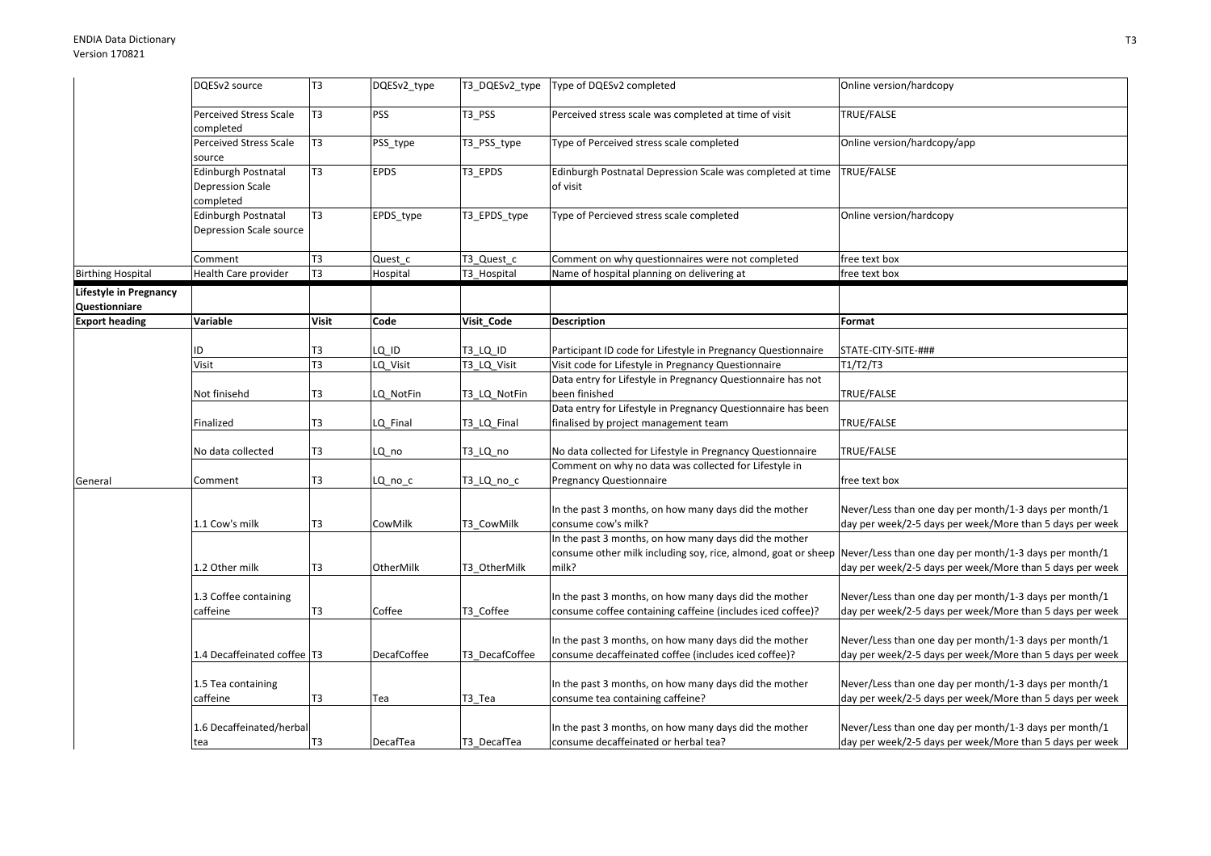| | DQESv2 source | T3 | DQESv2_type | T3_DQESv2_type | Type of DQESv2 completed | Online version/hardcopy |
|---|---|---|---|---|---|---|
| | Perceived Stress Scale completed | T3 | PSS | T3_PSS | Perceived stress scale was completed at time of visit | TRUE/FALSE |
| | Perceived Stress Scale source | T3 | PSS_type | T3_PSS_type | Type of Perceived stress scale completed | Online version/hardcopy/app |
| | Edinburgh Postnatal Depression Scale completed | T3 | EPDS | T3_EPDS | Edinburgh Postnatal Depression Scale was completed at time of visit | TRUE/FALSE |
| | Edinburgh Postnatal Depression Scale source | T3 | EPDS_type | T3_EPDS_type | Type of Percieved stress scale completed | Online version/hardcopy |
| | Comment | T3 | Quest_c | T3_Quest_c | Comment on why questionnaires were not completed | free text box |
| Birthing Hospital | Health Care provider | T3 | Hospital | T3_Hospital | Name of hospital planning on delivering at | free text box |

| **Lifestyle in Pregnancy Questionniare** | | | | | | |
|---|---|---|---|---|---|---|
| **Export heading** | **Variable** | **Visit** | **Code** | **Visit_Code** | **Description** | **Format** |
| | ID | T3 | LQ_ID | T3_LQ_ID | Participant ID code for Lifestyle in Pregnancy Questionnaire | STATE-CITY-SITE-### |
| | Visit | T3 | LQ_Visit | T3_LQ_Visit | Visit code for Lifestyle in Pregnancy Questionnaire | T1/T2/T3 |
| | Not finisehd | T3 | LQ_NotFin | T3_LQ_NotFin | Data entry for Lifestyle in Pregnancy Questionnaire has not been finished | TRUE/FALSE |
| | Finalized | T3 | LQ_Final | T3_LQ_Final | Data entry for Lifestyle in Pregnancy Questionnaire has been finalised by project management team | TRUE/FALSE |
| | No data collected | T3 | LQ_no | T3_LQ_no | No data collected for Lifestyle in Pregnancy Questionnaire | TRUE/FALSE |
| General | Comment | T3 | LQ_no_c | T3_LQ_no_c | Comment on why no data was collected for Lifestyle in Pregnancy Questionnaire | free text box |
| | 1.1 Cow's milk | T3 | CowMilk | T3_CowMilk | In the past 3 months, on how many days did the mother consume cow's milk? | Never/Less than one day per month/1-3 days per month/1 day per week/2-5 days per week/More than 5 days per week |
| | 1.2 Other milk | T3 | OtherMilk | T3_OtherMilk | In the past 3 months, on how many days did the mother consume other milk including soy, rice, almond, goat or sheep milk? | Never/Less than one day per month/1-3 days per month/1 day per week/2-5 days per week/More than 5 days per week |
| | 1.3 Coffee containing caffeine | T3 | Coffee | T3_Coffee | In the past 3 months, on how many days did the mother consume coffee containing caffeine (includes iced coffee)? | Never/Less than one day per month/1-3 days per month/1 day per week/2-5 days per week/More than 5 days per week |
| | 1.4 Decaffeinated coffee | T3 | DecafCoffee | T3_DecafCoffee | In the past 3 months, on how many days did the mother consume decaffeinated coffee (includes iced coffee)? | Never/Less than one day per month/1-3 days per month/1 day per week/2-5 days per week/More than 5 days per week |
| | 1.5 Tea containing caffeine | T3 | Tea | T3_Tea | In the past 3 months, on how many days did the mother consume tea containing caffeine? | Never/Less than one day per month/1-3 days per month/1 day per week/2-5 days per week/More than 5 days per week |
| | 1.6 Decaffeinated/herbal tea | T3 | DecafTea | T3_DecafTea | In the past 3 months, on how many days did the mother consume decaffeinated or herbal tea? | Never/Less than one day per month/1-3 days per month/1 day per week/2-5 days per week/More than 5 days per week |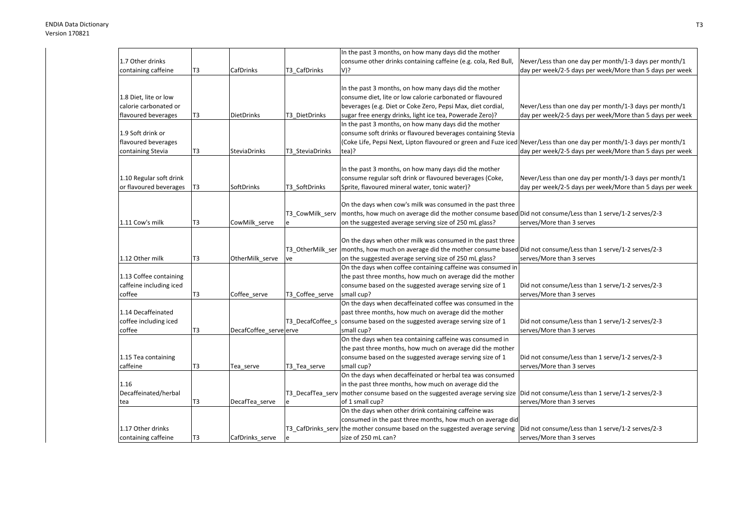| 1.7 Other drinks containing caffeine | T3 | CafDrinks | T3_CafDrinks | In the past 3 months, on how many days did the mother consume other drinks containing caffeine (e.g. cola, Red Bull, V)? | Never/Less than one day per month/1-3 days per month/1 day per week/2-5 days per week/More than 5 days per week |
|---|---|---|---|---|---|
| 1.8 Diet, lite or low calorie carbonated or flavoured beverages | T3 | DietDrinks | T3_DietDrinks | In the past 3 months, on how many days did the mother consume diet, lite or low calorie carbonated or flavoured beverages (e.g. Diet or Coke Zero, Pepsi Max, diet cordial, sugar free energy drinks, light ice tea, Powerade Zero)? | Never/Less than one day per month/1-3 days per month/1 day per week/2-5 days per week/More than 5 days per week |
| 1.9 Soft drink or flavoured beverages containing Stevia | T3 | SteviaDrinks | T3_SteviaDrinks | In the past 3 months, on how many days did the mother consume soft drinks or flavoured beverages containing Stevia (Coke Life, Pepsi Next, Lipton flavoured or green and Fuze iced tea)? | Never/Less than one day per month/1-3 days per month/1 day per week/2-5 days per week/More than 5 days per week |
| 1.10 Regular soft drink or flavoured beverages | T3 | SoftDrinks | T3_SoftDrinks | In the past 3 months, on how many days did the mother consume regular soft drink or flavoured beverages (Coke, Sprite, flavoured mineral water, tonic water)? | Never/Less than one day per month/1-3 days per month/1 day per week/2-5 days per week/More than 5 days per week |
| 1.11 Cow's milk | T3 | CowMilk_serve | T3_CowMilk_serve | On the days when cow's milk was consumed in the past three months, how much on average did the mother consume based on the suggested average serving size of 250 mL glass? | Did not consume/Less than 1 serve/1-2 serves/2-3 serves/More than 3 serves |
| 1.12 Other milk | T3 | OtherMilk_serve | T3_OtherMilk_serve | On the days when other milk was consumed in the past three months, how much on average did the mother consume based on the suggested average serving size of 250 mL glass? | Did not consume/Less than 1 serve/1-2 serves/2-3 serves/More than 3 serves |
| 1.13 Coffee containing caffeine including iced coffee | T3 | Coffee_serve | T3_Coffee_serve | On the days when coffee containing caffeine was consumed in the past three months, how much on average did the mother consume based on the suggested average serving size of 1 small cup? | Did not consume/Less than 1 serve/1-2 serves/2-3 serves/More than 3 serves |
| 1.14 Decaffeinated coffee including iced coffee | T3 | DecafCoffee_serve | T3_DecafCoffee_serve | On the days when decaffeinated coffee was consumed in the past three months, how much on average did the mother consume based on the suggested average serving size of 1 small cup? | Did not consume/Less than 1 serve/1-2 serves/2-3 serves/More than 3 serves |
| 1.15 Tea containing caffeine | T3 | Tea_serve | T3_Tea_serve | On the days when tea containing caffeine was consumed in the past three months, how much on average did the mother consume based on the suggested average serving size of 1 small cup? | Did not consume/Less than 1 serve/1-2 serves/2-3 serves/More than 3 serves |
| 1.16 Decaffeinated/herbal tea | T3 | DecafTea_serve | T3_DecafTea_serve | On the days when decaffeinated or herbal tea was consumed in the past three months, how much on average did the mother consume based on the suggested average serving size of 1 small cup? | Did not consume/Less than 1 serve/1-2 serves/2-3 serves/More than 3 serves |
| 1.17 Other drinks containing caffeine | T3 | CafDrinks_serve | T3_CafDrinks_serve | On the days when other drink containing caffeine was consumed in the past three months, how much on average did the mother consume based on the suggested average serving size of 250 mL can? | Did not consume/Less than 1 serve/1-2 serves/2-3 serves/More than 3 serves |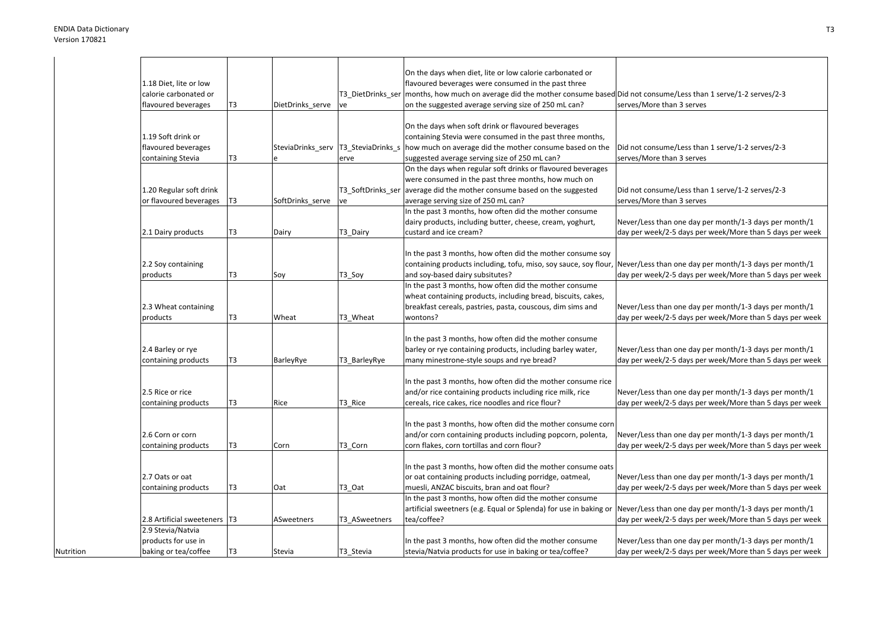| | | | | | | |
|---|---|---|---|---|---|---|
| | 1.18 Diet, lite or low calorie carbonated or flavoured beverages | T3 | DietDrinks_serve | T3_DietDrinks_serve | On the days when diet, lite or low calorie carbonated or flavoured beverages were consumed in the past three months, how much on average did the mother consume based on the suggested average serving size of 250 mL can? | Did not consume/Less than 1 serve/1-2 serves/2-3 serves/More than 3 serves |
| | 1.19 Soft drink or flavoured beverages containing Stevia | T3 | SteviaDrinks_serve | T3_SteviaDrinks_serve | On the days when soft drink or flavoured beverages containing Stevia were consumed in the past three months, how much on average did the mother consume based on the suggested average serving size of 250 mL can? | Did not consume/Less than 1 serve/1-2 serves/2-3 serves/More than 3 serves |
| | 1.20 Regular soft drink or flavoured beverages | T3 | SoftDrinks_serve | T3_SoftDrinks_serve | On the days when regular soft drinks or flavoured beverages were consumed in the past three months, how much on average did the mother consume based on the suggested average serving size of 250 mL can? | Did not consume/Less than 1 serve/1-2 serves/2-3 serves/More than 3 serves |
| | 2.1 Dairy products | T3 | Dairy | T3_Dairy | In the past 3 months, how often did the mother consume dairy products, including butter, cheese, cream, yoghurt, custard and ice cream? | Never/Less than one day per month/1-3 days per month/1 day per week/2-5 days per week/More than 5 days per week |
| | 2.2 Soy containing products | T3 | Soy | T3_Soy | In the past 3 months, how often did the mother consume soy containing products including, tofu, miso, soy sauce, soy flour, and soy-based dairy subsitutes? | Never/Less than one day per month/1-3 days per month/1 day per week/2-5 days per week/More than 5 days per week |
| | 2.3 Wheat containing products | T3 | Wheat | T3_Wheat | In the past 3 months, how often did the mother consume wheat containing products, including bread, biscuits, cakes, breakfast cereals, pastries, pasta, couscous, dim sims and wontons? | Never/Less than one day per month/1-3 days per month/1 day per week/2-5 days per week/More than 5 days per week |
| | 2.4 Barley or rye containing products | T3 | BarleyRye | T3_BarleyRye | In the past 3 months, how often did the mother consume barley or rye containing products, including barley water, many minestrone-style soups and rye bread? | Never/Less than one day per month/1-3 days per month/1 day per week/2-5 days per week/More than 5 days per week |
| | 2.5 Rice or rice containing products | T3 | Rice | T3_Rice | In the past 3 months, how often did the mother consume rice and/or rice containing products including rice milk, rice cereals, rice cakes, rice noodles and rice flour? | Never/Less than one day per month/1-3 days per month/1 day per week/2-5 days per week/More than 5 days per week |
| | 2.6 Corn or corn containing products | T3 | Corn | T3_Corn | In the past 3 months, how often did the mother consume corn and/or corn containing products including popcorn, polenta, corn flakes, corn tortillas and corn flour? | Never/Less than one day per month/1-3 days per month/1 day per week/2-5 days per week/More than 5 days per week |
| | 2.7 Oats or oat containing products | T3 | Oat | T3_Oat | In the past 3 months, how often did the mother consume oats or oat containing products including porridge, oatmeal, muesli, ANZAC biscuits, bran and oat flour? | Never/Less than one day per month/1-3 days per month/1 day per week/2-5 days per week/More than 5 days per week |
| | 2.8 Artificial sweeteners | T3 | ASweetners | T3_ASweetners | In the past 3 months, how often did the mother consume artificial sweetners (e.g. Equal or Splenda) for use in baking or tea/coffee? | Never/Less than one day per month/1-3 days per month/1 day per week/2-5 days per week/More than 5 days per week |
| Nutrition | 2.9 Stevia/Natvia products for use in baking or tea/coffee | T3 | Stevia | T3_Stevia | In the past 3 months, how often did the mother consume stevia/Natvia products for use in baking or tea/coffee? | Never/Less than one day per month/1-3 days per month/1 day per week/2-5 days per week/More than 5 days per week |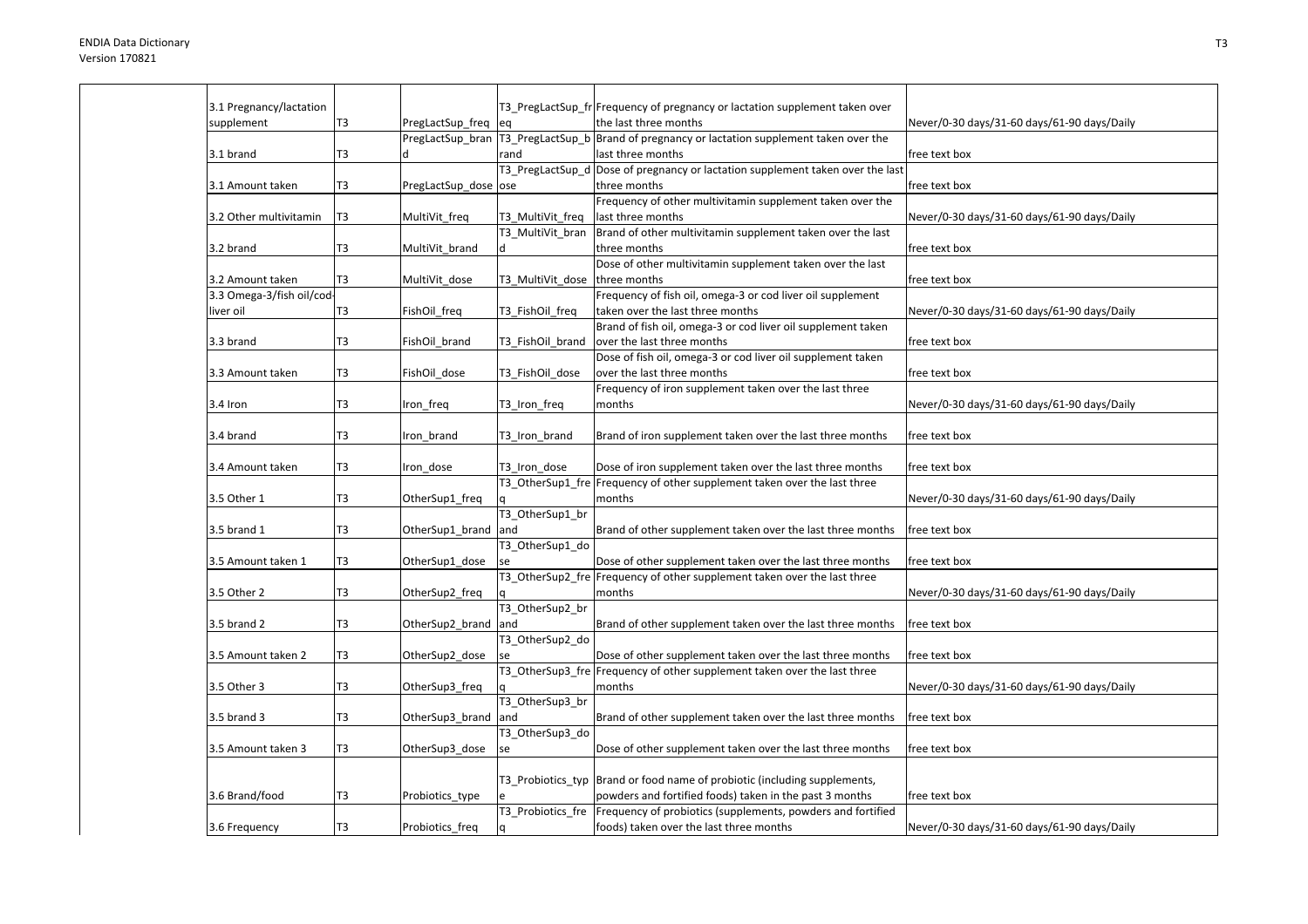| | | | | | |
|---|---|---|---|---|---|
| 3.1 Pregnancy/lactation supplement | T3 | PregLactSup_freq | T3_PregLactSup_freq | Frequency of pregnancy or lactation supplement taken over the last three months | Never/0-30 days/31-60 days/61-90 days/Daily |
| 3.1 brand | T3 | PregLactSup_brand | T3_PregLactSup_brand | Brand of pregnancy or lactation supplement taken over the last three months | free text box |
| 3.1 Amount taken | T3 | PregLactSup_dose | T3_PregLactSup_dose | Dose of pregnancy or lactation supplement taken over the last three months | free text box |
| 3.2 Other multivitamin | T3 | MultiVit_freq | T3_MultiVit_freq | Frequency of other multivitamin supplement taken over the last three months | Never/0-30 days/31-60 days/61-90 days/Daily |
| 3.2 brand | T3 | MultiVit_brand | T3_MultiVit_brand | Brand of other multivitamin supplement taken over the last three months | free text box |
| 3.2 Amount taken | T3 | MultiVit_dose | T3_MultiVit_dose | Dose of other multivitamin supplement taken over the last three months | free text box |
| 3.3 Omega-3/fish oil/cod-liver oil | T3 | FishOil_freq | T3_FishOil_freq | Frequency of fish oil, omega-3 or cod liver oil supplement taken over the last three months | Never/0-30 days/31-60 days/61-90 days/Daily |
| 3.3 brand | T3 | FishOil_brand | T3_FishOil_brand | Brand of fish oil, omega-3 or cod liver oil supplement taken over the last three months | free text box |
| 3.3 Amount taken | T3 | FishOil_dose | T3_FishOil_dose | Dose of fish oil, omega-3 or cod liver oil supplement taken over the last three months | free text box |
| 3.4 Iron | T3 | Iron_freq | T3_Iron_freq | Frequency of iron supplement taken over the last three months | Never/0-30 days/31-60 days/61-90 days/Daily |
| 3.4 brand | T3 | Iron_brand | T3_Iron_brand | Brand of iron supplement taken over the last three months | free text box |
| 3.4 Amount taken | T3 | Iron_dose | T3_Iron_dose | Dose of iron supplement taken over the last three months | free text box |
| 3.5 Other 1 | T3 | OtherSup1_freq | T3_OtherSup1_freq | Frequency of other supplement taken over the last three months | Never/0-30 days/31-60 days/61-90 days/Daily |
| 3.5 brand 1 | T3 | OtherSup1_brand | T3_OtherSup1_brand | Brand of other supplement taken over the last three months | free text box |
| 3.5 Amount taken 1 | T3 | OtherSup1_dose | T3_OtherSup1_dose | Dose of other supplement taken over the last three months | free text box |
| 3.5 Other 2 | T3 | OtherSup2_freq | T3_OtherSup2_freq | Frequency of other supplement taken over the last three months | Never/0-30 days/31-60 days/61-90 days/Daily |
| 3.5 brand 2 | T3 | OtherSup2_brand | T3_OtherSup2_brand | Brand of other supplement taken over the last three months | free text box |
| 3.5 Amount taken 2 | T3 | OtherSup2_dose | T3_OtherSup2_dose | Dose of other supplement taken over the last three months | free text box |
| 3.5 Other 3 | T3 | OtherSup3_freq | T3_OtherSup3_freq | Frequency of other supplement taken over the last three months | Never/0-30 days/31-60 days/61-90 days/Daily |
| 3.5 brand 3 | T3 | OtherSup3_brand | T3_OtherSup3_brand | Brand of other supplement taken over the last three months | free text box |
| 3.5 Amount taken 3 | T3 | OtherSup3_dose | T3_OtherSup3_dose | Dose of other supplement taken over the last three months | free text box |
| 3.6 Brand/food | T3 | Probiotics_type | T3_Probiotics_type | Brand or food name of probiotic (including supplements, powders and fortified foods) taken in the past 3 months | free text box |
| 3.6 Frequency | T3 | Probiotics_freq | T3_Probiotics_freq | Frequency of probiotics (supplements, powders and fortified foods) taken over the last three months | Never/0-30 days/31-60 days/61-90 days/Daily |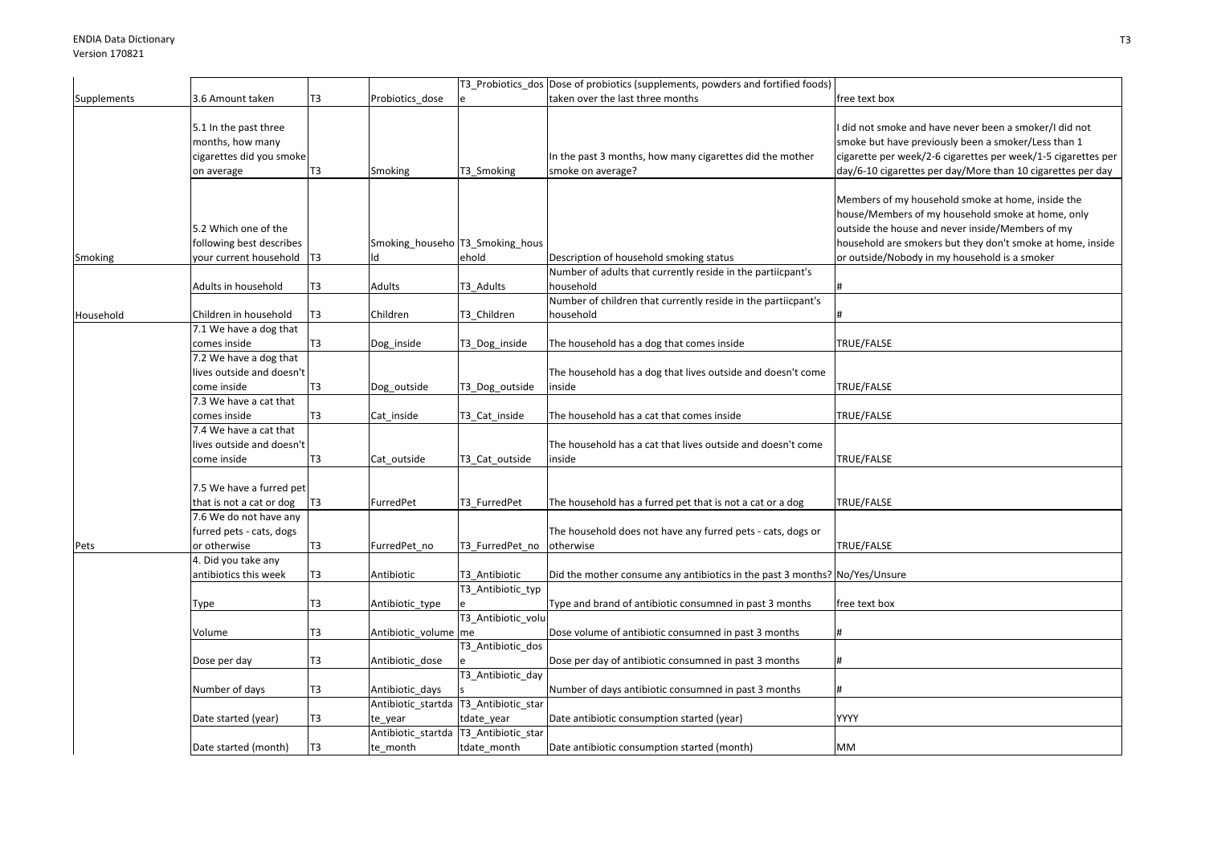| | | | | | | |
|---|---|---|---|---|---|---|
| Supplements | 3.6 Amount taken | T3 | Probiotics_dose | T3_Probiotics_dose | Dose of probiotics (supplements, powders and fortified foods) taken over the last three months | free text box |
| | 5.1 In the past three months, how many cigarettes did you smoke on average | T3 | Smoking | T3_Smoking | In the past 3 months, how many cigarettes did the mother smoke on average? | I did not smoke and have never been a smoker/I did not smoke but have previously been a smoker/Less than 1 cigarette per week/2-6 cigarettes per week/1-5 cigarettes per day/6-10 cigarettes per day/More than 10 cigarettes per day |
| Smoking | 5.2 Which one of the following best describes your current household | T3 | Smoking_household | T3_Smoking_household | Description of household smoking status | Members of my household smoke at home, inside the house/Members of my household smoke at home, only outside the house and never inside/Members of my household are smokers but they don't smoke at home, inside or outside/Nobody in my household is a smoker |
| | Adults in household | T3 | Adults | T3_Adults | Number of adults that currently reside in the partiicpant's household | # |
| Household | Children in household | T3 | Children | T3_Children | Number of children that currently reside in the partiicpant's household | # |
| | 7.1 We have a dog that comes inside | T3 | Dog_inside | T3_Dog_inside | The household has a dog that comes inside | TRUE/FALSE |
| | 7.2 We have a dog that lives outside and doesn't come inside | T3 | Dog_outside | T3_Dog_outside | The household has a dog that lives outside and doesn't come inside | TRUE/FALSE |
| | 7.3 We have a cat that comes inside | T3 | Cat_inside | T3_Cat_inside | The household has a cat that comes inside | TRUE/FALSE |
| | 7.4 We have a cat that lives outside and doesn't come inside | T3 | Cat_outside | T3_Cat_outside | The household has a cat that lives outside and doesn't come inside | TRUE/FALSE |
| | 7.5 We have a furred pet that is not a cat or dog | T3 | FurredPet | T3_FurredPet | The household has a furred pet that is not a cat or a dog | TRUE/FALSE |
| Pets | 7.6 We do not have any furred pets - cats, dogs or otherwise | T3 | FurredPet_no | T3_FurredPet_no | The household does not have any furred pets - cats, dogs or otherwise | TRUE/FALSE |
| | 4. Did you take any antibiotics this week | T3 | Antibiotic | T3_Antibiotic | Did the mother consume any antibiotics in the past 3 months? | No/Yes/Unsure |
| | Type | T3 | Antibiotic_type | T3_Antibiotic_type | Type and brand of antibiotic consumned in past 3 months | free text box |
| | Volume | T3 | Antibiotic_volume | T3_Antibiotic_volume | Dose volume of antibiotic consumned in past 3 months | # |
| | Dose per day | T3 | Antibiotic_dose | T3_Antibiotic_dose | Dose per day of antibiotic consumned in past 3 months | # |
| | Number of days | T3 | Antibiotic_days | T3_Antibiotic_days | Number of days antibiotic consumned in past 3 months | # |
| | Date started (year) | T3 | Antibiotic_startdate_year | T3_Antibiotic_startdate_year | Date antibiotic consumption started (year) | YYYY |
| | Date started (month) | T3 | Antibiotic_startdate_month | T3_Antibiotic_startdate_month | Date antibiotic consumption started (month) | MM |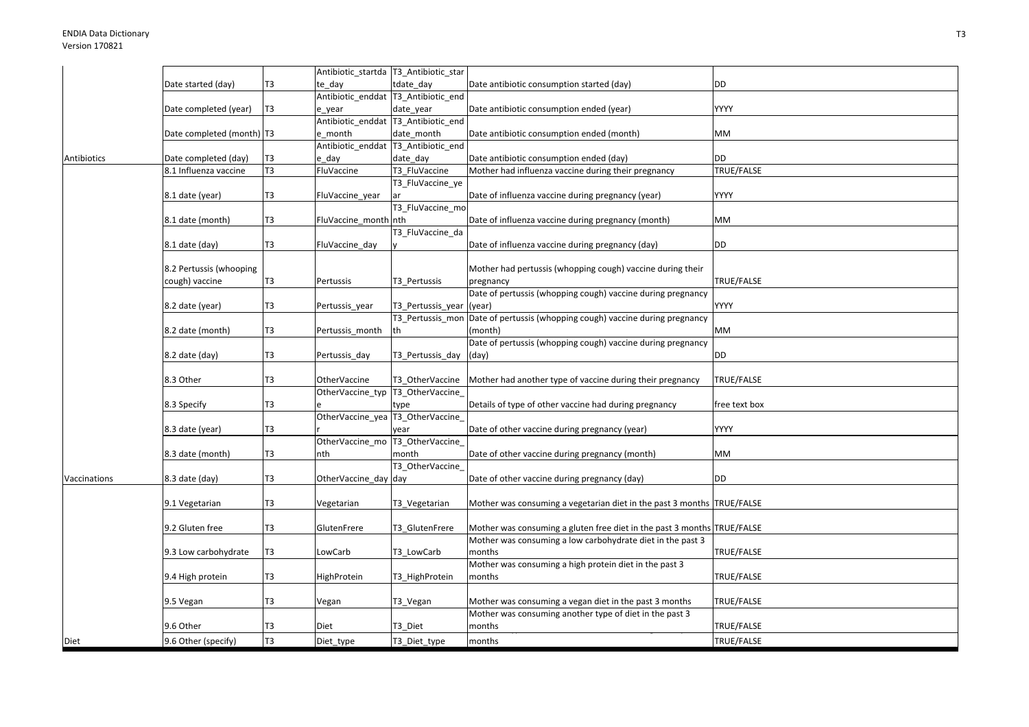| | | | | | | |
|---|---|---|---|---|---|---|
| | Date started (day) | T3 | Antibiotic_startdate_day | T3_Antibiotic_startdate_day | Date antibiotic consumption started (day) | DD |
| | Date completed (year) | T3 | Antibiotic_enddate_year | T3_Antibiotic_enddate_year | Date antibiotic consumption ended (year) | YYYY |
| | Date completed (month) | T3 | Antibiotic_enddate_month | T3_Antibiotic_enddate_month | Date antibiotic consumption ended (month) | MM |
| Antibiotics | Date completed (day) | T3 | Antibiotic_enddate_day | T3_Antibiotic_enddate_day | Date antibiotic consumption ended (day) | DD |
| | 8.1 Influenza vaccine | T3 | FluVaccine | T3_FluVaccine | Mother had influenza vaccine during their pregnancy | TRUE/FALSE |
| | 8.1 date (year) | T3 | FluVaccine_year | T3_FluVaccine_year | Date of influenza vaccine during pregnancy (year) | YYYY |
| | 8.1 date (month) | T3 | FluVaccine_month | T3_FluVaccine_month | Date of influenza vaccine during pregnancy (month) | MM |
| | 8.1 date (day) | T3 | FluVaccine_day | T3_FluVaccine_day | Date of influenza vaccine during pregnancy (day) | DD |
| | 8.2 Pertussis (whooping cough) vaccine | T3 | Pertussis | T3_Pertussis | Mother had pertussis (whopping cough) vaccine during their pregnancy | TRUE/FALSE |
| | 8.2 date (year) | T3 | Pertussis_year | T3_Pertussis_year | Date of pertussis (whopping cough) vaccine during pregnancy (year) | YYYY |
| | 8.2 date (month) | T3 | Pertussis_month | T3_Pertussis_month | Date of pertussis (whopping cough) vaccine during pregnancy (month) | MM |
| | 8.2 date (day) | T3 | Pertussis_day | T3_Pertussis_day | Date of pertussis (whopping cough) vaccine during pregnancy (day) | DD |
| | 8.3 Other | T3 | OtherVaccine | T3_OtherVaccine | Mother had another type of vaccine during their pregnancy | TRUE/FALSE |
| | 8.3 Specify | T3 | OtherVaccine_type | T3_OtherVaccine_type | Details of type of other vaccine had during pregnancy | free text box |
| | 8.3 date (year) | T3 | OtherVaccine_year | T3_OtherVaccine_year | Date of other vaccine during pregnancy (year) | YYYY |
| | 8.3 date (month) | T3 | OtherVaccine_month | T3_OtherVaccine_month | Date of other vaccine during pregnancy (month) | MM |
| Vaccinations | 8.3 date (day) | T3 | OtherVaccine_day | T3_OtherVaccine_day | Date of other vaccine during pregnancy (day) | DD |
| | 9.1 Vegetarian | T3 | Vegetarian | T3_Vegetarian | Mother was consuming a vegetarian diet in the past 3 months | TRUE/FALSE |
| | 9.2 Gluten free | T3 | GlutenFrere | T3_GlutenFrere | Mother was consuming a gluten free diet in the past 3 months | TRUE/FALSE |
| | 9.3 Low carbohydrate | T3 | LowCarb | T3_LowCarb | Mother was consuming a low carbohydrate diet in the past 3 months | TRUE/FALSE |
| | 9.4 High protein | T3 | HighProtein | T3_HighProtein | Mother was consuming a high protein diet in the past 3 months | TRUE/FALSE |
| | 9.5 Vegan | T3 | Vegan | T3_Vegan | Mother was consuming a vegan diet in the past 3 months | TRUE/FALSE |
| | 9.6 Other | T3 | Diet | T3_Diet | Mother was consuming another type of diet in the past 3 months | TRUE/FALSE |
| Diet | 9.6 Other (specify) | T3 | Diet_type | T3_Diet_type | months | TRUE/FALSE |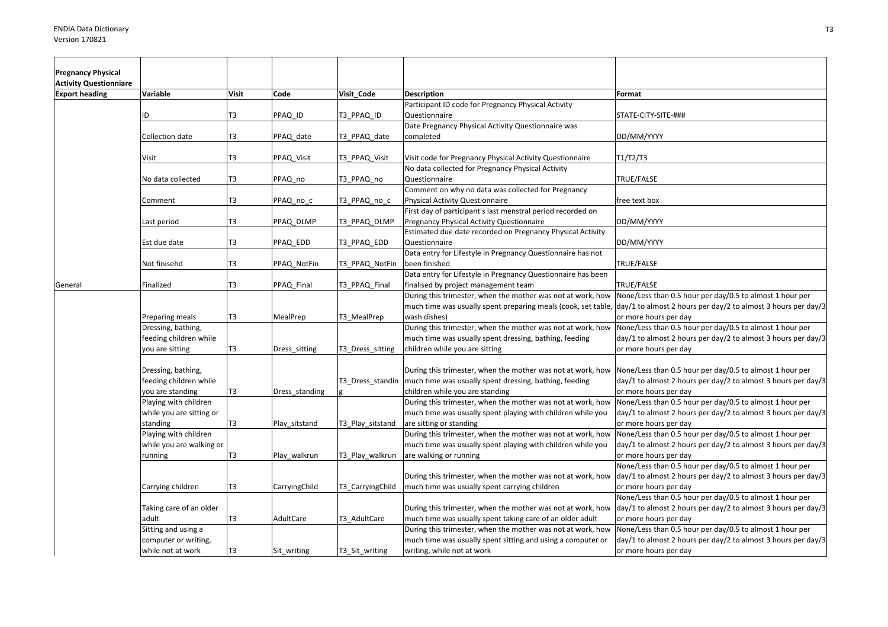| Pregnancy Physical Activity Questionniare | | | | | | |
|---|---|---|---|---|---|---|
| **Export heading** | **Variable** | **Visit** | **Code** | **Visit_Code** | **Description** | **Format** |
| | ID | T3 | PPAQ_ID | T3_PPAQ_ID | Participant ID code for Pregnancy Physical Activity Questionnaire | STATE-CITY-SITE-### |
| | Collection date | T3 | PPAQ_date | T3_PPAQ_date | Date Pregnancy Physical Activity Questionnaire was completed | DD/MM/YYYY |
| | Visit | T3 | PPAQ_Visit | T3_PPAQ_Visit | Visit code for Pregnancy Physical Activity Questionnaire | T1/T2/T3 |
| | No data collected | T3 | PPAQ_no | T3_PPAQ_no | No data collected for Pregnancy Physical Activity Questionnaire | TRUE/FALSE |
| | Comment | T3 | PPAQ_no_c | T3_PPAQ_no_c | Comment on why no data was collected for Pregnancy Physical Activity Questionnaire | free text box |
| | Last period | T3 | PPAQ_DLMP | T3_PPAQ_DLMP | First day of participant's last menstral period recorded on Pregnancy Physical Activity Questionnaire | DD/MM/YYYY |
| | Est due date | T3 | PPAQ_EDD | T3_PPAQ_EDD | Estimated due date recorded on Pregnancy Physical Activity Questionnaire | DD/MM/YYYY |
| | Not finisehd | T3 | PPAQ_NotFin | T3_PPAQ_NotFin | Data entry for Lifestyle in Pregnancy Questionnaire has not been finished | TRUE/FALSE |
| General | Finalized | T3 | PPAQ_Final | T3_PPAQ_Final | Data entry for Lifestyle in Pregnancy Questionnaire has been finalised by project management team | TRUE/FALSE |
| | Preparing meals | T3 | MealPrep | T3_MealPrep | During this trimester, when the mother was not at work, how much time was usually spent preparing meals (cook, set table, wash dishes) | None/Less than 0.5 hour per day/0.5 to almost 1 hour per day/1 to almost 2 hours per day/2 to almost 3 hours per day/3 or more hours per day |
| | Dressing, bathing, feeding children while you are sitting | T3 | Dress_sitting | T3_Dress_sitting | During this trimester, when the mother was not at work, how much time was usually spent dressing, bathing, feeding children while you are sitting | None/Less than 0.5 hour per day/0.5 to almost 1 hour per day/1 to almost 2 hours per day/2 to almost 3 hours per day/3 or more hours per day |
| | Dressing, bathing, feeding children while you are standing | T3 | Dress_standing | T3_Dress_standing | During this trimester, when the mother was not at work, how much time was usually spent dressing, bathing, feeding children while you are standing | None/Less than 0.5 hour per day/0.5 to almost 1 hour per day/1 to almost 2 hours per day/2 to almost 3 hours per day/3 or more hours per day |
| | Playing with children while you are sitting or standing | T3 | Play_sitstand | T3_Play_sitstand | During this trimester, when the mother was not at work, how much time was usually spent playing with children while you are sitting or standing | None/Less than 0.5 hour per day/0.5 to almost 1 hour per day/1 to almost 2 hours per day/2 to almost 3 hours per day/3 or more hours per day |
| | Playing with children while you are walking or running | T3 | Play_walkrun | T3_Play_walkrun | During this trimester, when the mother was not at work, how much time was usually spent playing with children while you are walking or running | None/Less than 0.5 hour per day/0.5 to almost 1 hour per day/1 to almost 2 hours per day/2 to almost 3 hours per day/3 or more hours per day |
| | Carrying children | T3 | CarryingChild | T3_CarryingChild | During this trimester, when the mother was not at work, how much time was usually spent carrying children | None/Less than 0.5 hour per day/0.5 to almost 1 hour per day/1 to almost 2 hours per day/2 to almost 3 hours per day/3 or more hours per day |
| | Taking care of an older adult | T3 | AdultCare | T3_AdultCare | During this trimester, when the mother was not at work, how much time was usually spent taking care of an older adult | None/Less than 0.5 hour per day/0.5 to almost 1 hour per day/1 to almost 2 hours per day/2 to almost 3 hours per day/3 or more hours per day |
| | Sitting and using a computer or writing, while not at work | T3 | Sit_writing | T3_Sit_writing | During this trimester, when the mother was not at work, how much time was usually spent sitting and using a computer or writing, while not at work | None/Less than 0.5 hour per day/0.5 to almost 1 hour per day/1 to almost 2 hours per day/2 to almost 3 hours per day/3 or more hours per day |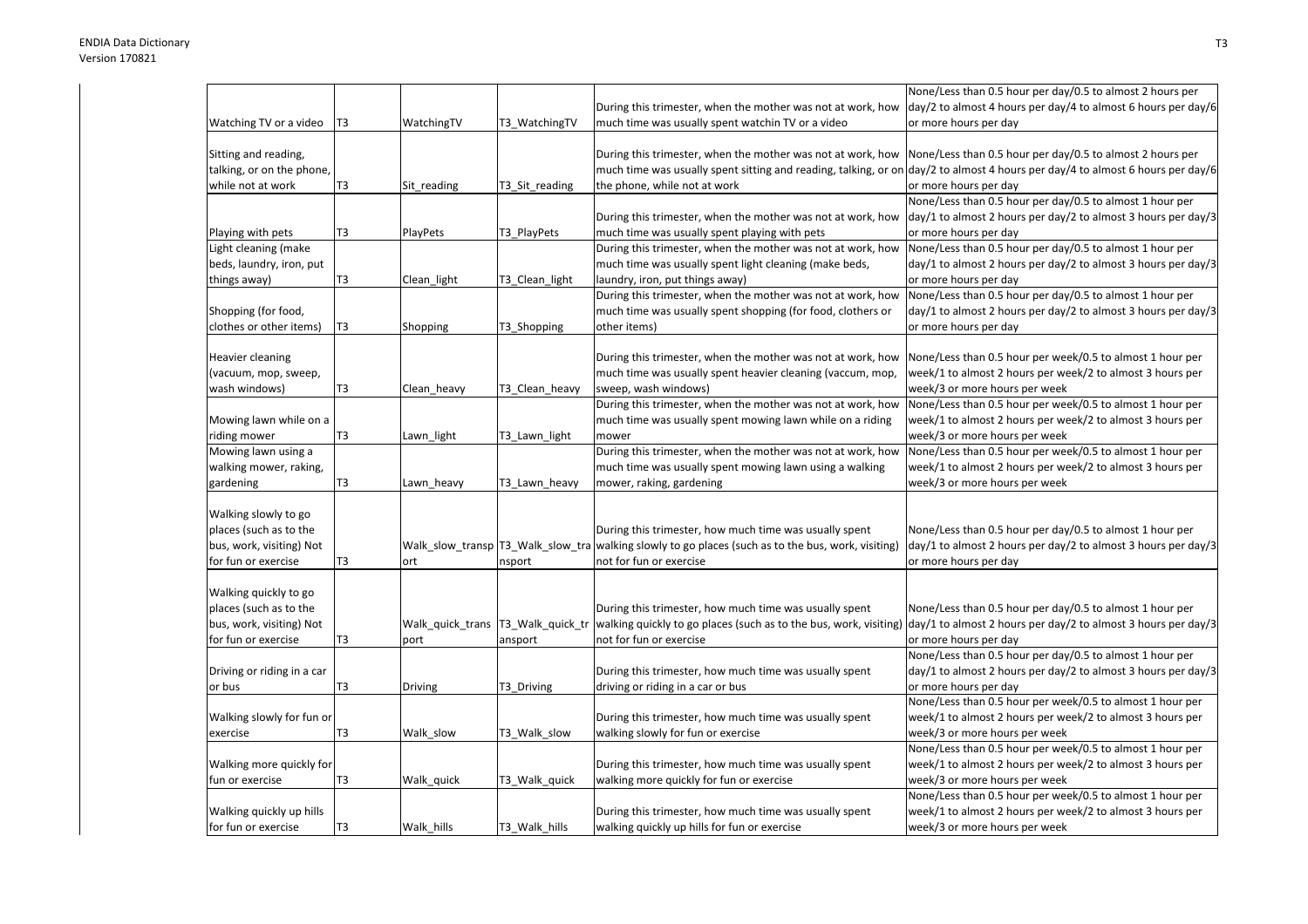| Watching TV or a video | T3 | WatchingTV | T3_WatchingTV | During this trimester, when the mother was not at work, how much time was usually spent watchin TV or a video | None/Less than 0.5 hour per day/0.5 to almost 2 hours per day/2 to almost 4 hours per day/4 to almost 6 hours per day/6 or more hours per day |
|---|---|---|---|---|---|
| Sitting and reading, talking, or on the phone, while not at work | T3 | Sit_reading | T3_Sit_reading | During this trimester, when the mother was not at work, how much time was usually spent sitting and reading, talking, or on the phone, while not at work | None/Less than 0.5 hour per day/0.5 to almost 2 hours per day/2 to almost 4 hours per day/4 to almost 6 hours per day/6 or more hours per day |
| Playing with pets | T3 | PlayPets | T3_PlayPets | During this trimester, when the mother was not at work, how much time was usually spent playing with pets | None/Less than 0.5 hour per day/0.5 to almost 1 hour per day/1 to almost 2 hours per day/2 to almost 3 hours per day/3 or more hours per day |
| Light cleaning (make beds, laundry, iron, put things away) | T3 | Clean_light | T3_Clean_light | During this trimester, when the mother was not at work, how much time was usually spent light cleaning (make beds, laundry, iron, put things away) | None/Less than 0.5 hour per day/0.5 to almost 1 hour per day/1 to almost 2 hours per day/2 to almost 3 hours per day/3 or more hours per day |
| Shopping (for food, clothes or other items) | T3 | Shopping | T3_Shopping | During this trimester, when the mother was not at work, how much time was usually spent shopping (for food, clothers or other items) | None/Less than 0.5 hour per day/0.5 to almost 1 hour per day/1 to almost 2 hours per day/2 to almost 3 hours per day/3 or more hours per day |
| Heavier cleaning (vacuum, mop, sweep, wash windows) | T3 | Clean_heavy | T3_Clean_heavy | During this trimester, when the mother was not at work, how much time was usually spent heavier cleaning (vaccum, mop, sweep, wash windows) | None/Less than 0.5 hour per week/0.5 to almost 1 hour per week/1 to almost 2 hours per week/2 to almost 3 hours per week/3 or more hours per week |
| Mowing lawn while on a riding mower | T3 | Lawn_light | T3_Lawn_light | During this trimester, when the mother was not at work, how much time was usually spent mowing lawn while on a riding mower | None/Less than 0.5 hour per week/0.5 to almost 1 hour per week/1 to almost 2 hours per week/2 to almost 3 hours per week/3 or more hours per week |
| Mowing lawn using a walking mower, raking, gardening | T3 | Lawn_heavy | T3_Lawn_heavy | During this trimester, when the mother was not at work, how much time was usually spent mowing lawn using a walking mower, raking, gardening | None/Less than 0.5 hour per week/0.5 to almost 1 hour per week/1 to almost 2 hours per week/2 to almost 3 hours per week/3 or more hours per week |
| Walking slowly to go places (such as to the bus, work, visiting) Not for fun or exercise | T3 | Walk_slow_transport | T3_Walk_slow_transport | During this trimester, how much time was usually spent walking slowly to go places (such as to the bus, work, visiting) not for fun or exercise | None/Less than 0.5 hour per day/0.5 to almost 1 hour per day/1 to almost 2 hours per day/2 to almost 3 hours per day/3 or more hours per day |
| Walking quickly to go places (such as to the bus, work, visiting) Not for fun or exercise | T3 | Walk_quick_transport | T3_Walk_quick_transport | During this trimester, how much time was usually spent walking quickly to go places (such as to the bus, work, visiting) not for fun or exercise | None/Less than 0.5 hour per day/0.5 to almost 1 hour per day/1 to almost 2 hours per day/2 to almost 3 hours per day/3 or more hours per day |
| Driving or riding in a car or bus | T3 | Driving | T3_Driving | During this trimester, how much time was usually spent driving or riding in a car or bus | None/Less than 0.5 hour per day/0.5 to almost 1 hour per day/1 to almost 2 hours per day/2 to almost 3 hours per day/3 or more hours per day |
| Walking slowly for fun or exercise | T3 | Walk_slow | T3_Walk_slow | During this trimester, how much time was usually spent walking slowly for fun or exercise | None/Less than 0.5 hour per week/0.5 to almost 1 hour per week/1 to almost 2 hours per week/2 to almost 3 hours per week/3 or more hours per week |
| Walking more quickly for fun or exercise | T3 | Walk_quick | T3_Walk_quick | During this trimester, how much time was usually spent walking more quickly for fun or exercise | None/Less than 0.5 hour per week/0.5 to almost 1 hour per week/1 to almost 2 hours per week/2 to almost 3 hours per week/3 or more hours per week |
| Walking quickly up hills for fun or exercise | T3 | Walk_hills | T3_Walk_hills | During this trimester, how much time was usually spent walking quickly up hills for fun or exercise | None/Less than 0.5 hour per week/0.5 to almost 1 hour per week/1 to almost 2 hours per week/2 to almost 3 hours per week/3 or more hours per week |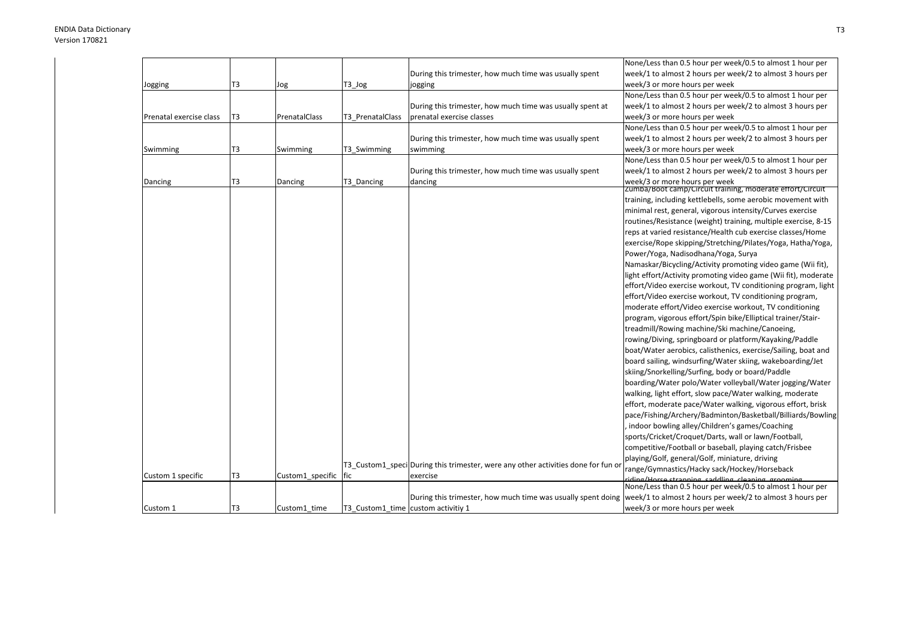| | | | | | |
|---|---|---|---|---|---|
| Jogging | T3 | Jog | T3_Jog | During this trimester, how much time was usually spent jogging | None/Less than 0.5 hour per week/0.5 to almost 1 hour per week/1 to almost 2 hours per week/2 to almost 3 hours per week/3 or more hours per week |
| Prenatal exercise class | T3 | PrenatalClass | T3_PrenatalClass | During this trimester, how much time was usually spent at prenatal exercise classes | None/Less than 0.5 hour per week/0.5 to almost 1 hour per week/1 to almost 2 hours per week/2 to almost 3 hours per week/3 or more hours per week |
| Swimming | T3 | Swimming | T3_Swimming | During this trimester, how much time was usually spent swimming | None/Less than 0.5 hour per week/0.5 to almost 1 hour per week/1 to almost 2 hours per week/2 to almost 3 hours per week/3 or more hours per week |
| Dancing | T3 | Dancing | T3_Dancing | During this trimester, how much time was usually spent dancing | None/Less than 0.5 hour per week/0.5 to almost 1 hour per week/1 to almost 2 hours per week/2 to almost 3 hours per week/3 or more hours per week |
| Custom 1 specific | T3 | Custom1_specific | T3_Custom1_specific | During this trimester, were any other activities done for fun or exercise | Zumba/Boot camp/Circuit training, moderate effort/Circuit training, including kettlebells, some aerobic movement with minimal rest, general, vigorous intensity/Curves exercise routines/Resistance (weight) training, multiple exercise, 8-15 reps at varied resistance/Health cub exercise classes/Home exercise/Rope skipping/Stretching/Pilates/Yoga, Hatha/Yoga, Power/Yoga, Nadisodhana/Yoga, Surya Namaskar/Bicycling/Activity promoting video game (Wii fit), light effort/Activity promoting video game (Wii fit), moderate effort/Video exercise workout, TV conditioning program, light effort/Video exercise workout, TV conditioning program, moderate effort/Video exercise workout, TV conditioning program, vigorous effort/Spin bike/Elliptical trainer/Stair-treadmill/Rowing machine/Ski machine/Canoeing, rowing/Diving, springboard or platform/Kayaking/Paddle boat/Water aerobics, calisthenics, exercise/Sailing, boat and board sailing, windsurfing/Water skiing, wakeboarding/Jet skiing/Snorkelling/Surfing, body or board/Paddle boarding/Water polo/Water volleyball/Water jogging/Water walking, light effort, slow pace/Water walking, moderate effort, moderate pace/Water walking, vigorous effort, brisk pace/Fishing/Archery/Badminton/Basketball/Billiards/Bowling, indoor bowling alley/Children's games/Coaching sports/Cricket/Croquet/Darts, wall or lawn/Football, competitive/Football or baseball, playing catch/Frisbee playing/Golf, general/Golf, miniature, driving range/Gymnastics/Hacky sack/Hockey/Horseback riding/Horse strapping, saddling, cleaning, grooming |
| Custom 1 | T3 | Custom1_time | T3_Custom1_time | During this trimester, how much time was usually spent doing custom activitiy 1 | None/Less than 0.5 hour per week/0.5 to almost 1 hour per week/1 to almost 2 hours per week/2 to almost 3 hours per week/3 or more hours per week |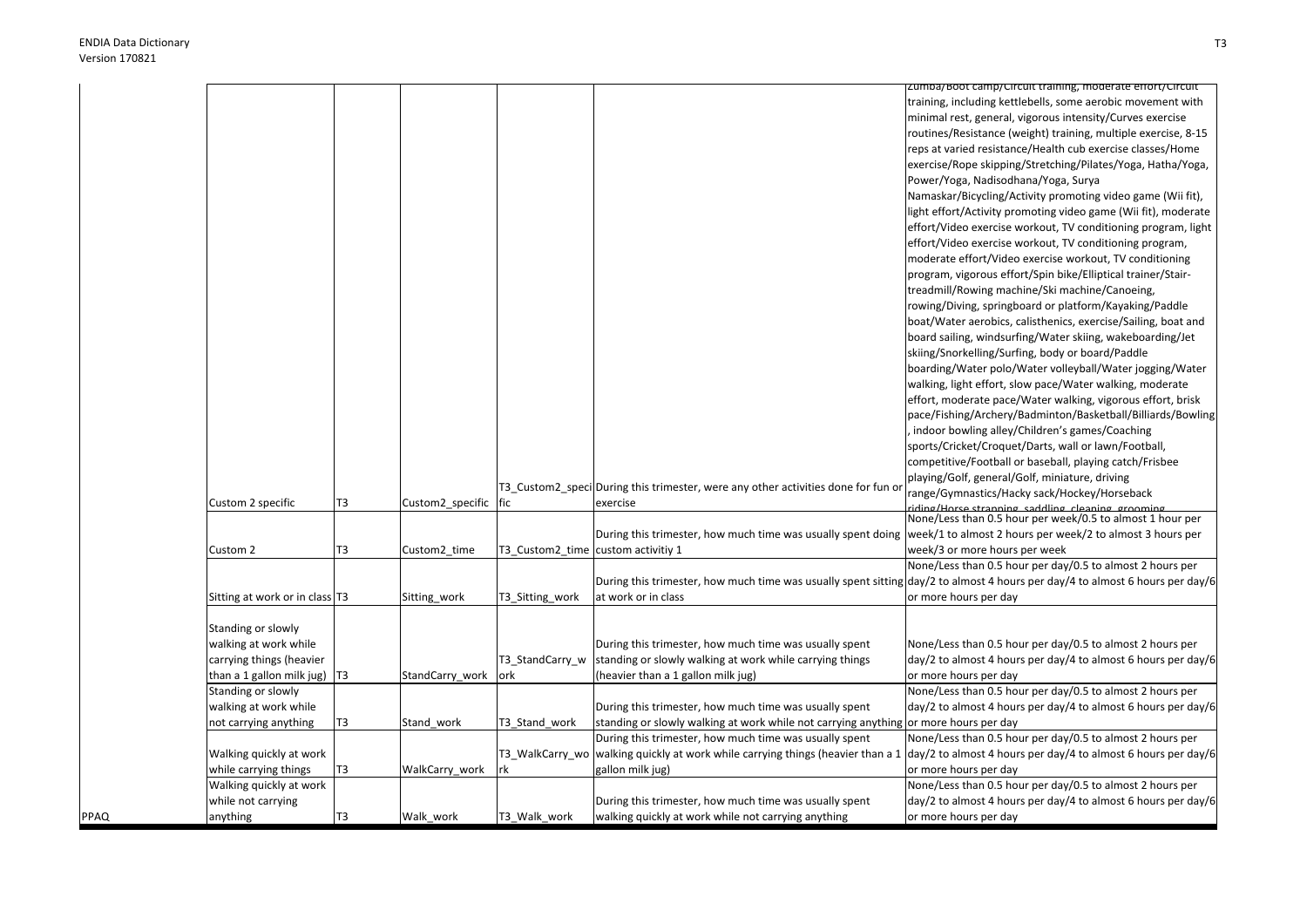| | | | | | | |
|---|---|---|---|---|---|---|
| | Custom 2 specific | T3 | Custom2_specific | T3_Custom2_specific | During this trimester, were any other activities done for fun or exercise | Zumba/Boot camp/Circuit training, moderate effort/Circuit training, including kettlebells, some aerobic movement with minimal rest, general, vigorous intensity/Curves exercise routines/Resistance (weight) training, multiple exercise, 8-15 reps at varied resistance/Health cub exercise classes/Home exercise/Rope skipping/Stretching/Pilates/Yoga, Hatha/Yoga, Power/Yoga, Nadisodhana/Yoga, Surya Namaskar/Bicycling/Activity promoting video game (Wii fit), light effort/Activity promoting video game (Wii fit), moderate effort/Video exercise workout, TV conditioning program, light effort/Video exercise workout, TV conditioning program, moderate effort/Video exercise workout, TV conditioning program, vigorous effort/Spin bike/Elliptical trainer/Stair-treadmill/Rowing machine/Ski machine/Canoeing, rowing/Diving, springboard or platform/Kayaking/Paddle boat/Water aerobics, calisthenics, exercise/Sailing, boat and board sailing, windsurfing/Water skiing, wakeboarding/Jet skiing/Snorkelling/Surfing, body or board/Paddle boarding/Water polo/Water volleyball/Water jogging/Water walking, light effort, slow pace/Water walking, moderate effort, moderate pace/Water walking, vigorous effort, brisk pace/Fishing/Archery/Badminton/Basketball/Billiards/Bowling, indoor bowling alley/Children's games/Coaching sports/Cricket/Croquet/Darts, wall or lawn/Football, competitive/Football or baseball, playing catch/Frisbee playing/Golf, general/Golf, miniature, driving range/Gymnastics/Hacky sack/Hockey/Horseback riding/Horse strapping, saddling, cleaning, grooming |
| | Custom 2 | T3 | Custom2_time | T3_Custom2_time | During this trimester, how much time was usually spent doing custom activitiy 1 | None/Less than 0.5 hour per week/0.5 to almost 1 hour per week/1 to almost 2 hours per week/2 to almost 3 hours per week/3 or more hours per week |
| | Sitting at work or in class | T3 | Sitting_work | T3_Sitting_work | During this trimester, how much time was usually spent sitting at work or in class | None/Less than 0.5 hour per day/0.5 to almost 2 hours per day/2 to almost 4 hours per day/4 to almost 6 hours per day/6 or more hours per day |
| | Standing or slowly walking at work while carrying things (heavier than a 1 gallon milk jug) | T3 | StandCarry_work | T3_StandCarry_work | During this trimester, how much time was usually spent standing or slowly walking at work while carrying things (heavier than a 1 gallon milk jug) | None/Less than 0.5 hour per day/0.5 to almost 2 hours per day/2 to almost 4 hours per day/4 to almost 6 hours per day/6 or more hours per day |
| | Standing or slowly walking at work while not carrying anything | T3 | Stand_work | T3_Stand_work | During this trimester, how much time was usually spent standing or slowly walking at work while not carrying anything | None/Less than 0.5 hour per day/0.5 to almost 2 hours per day/2 to almost 4 hours per day/4 to almost 6 hours per day/6 or more hours per day |
| | Walking quickly at work while carrying things | T3 | WalkCarry_work | T3_WalkCarry_work | During this trimester, how much time was usually spent walking quickly at work while carrying things (heavier than a 1 gallon milk jug) | None/Less than 0.5 hour per day/0.5 to almost 2 hours per day/2 to almost 4 hours per day/4 to almost 6 hours per day/6 or more hours per day |
| PPAQ | Walking quickly at work while not carrying anything | T3 | Walk_work | T3_Walk_work | During this trimester, how much time was usually spent walking quickly at work while not carrying anything | None/Less than 0.5 hour per day/0.5 to almost 2 hours per day/2 to almost 4 hours per day/4 to almost 6 hours per day/6 or more hours per day |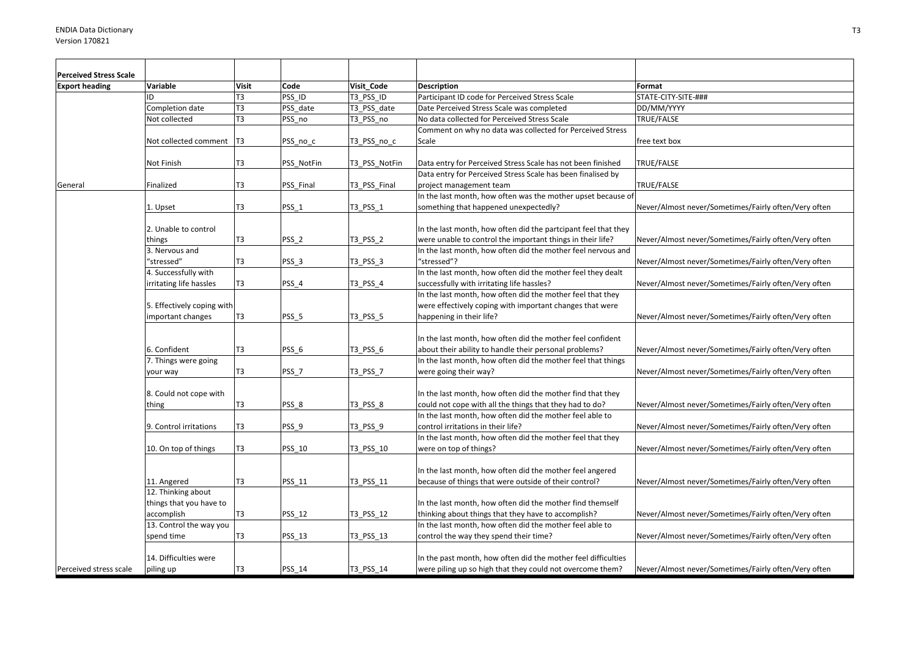| Perceived Stress Scale | | | | | | |
|---|---|---|---|---|---|---|
| **Export heading** | **Variable** | **Visit** | **Code** | **Visit_Code** | **Description** | **Format** |
| | ID | T3 | PSS_ID | T3_PSS_ID | Participant ID code for Perceived Stress Scale | STATE-CITY-SITE-### |
| | Completion date | T3 | PSS_date | T3_PSS_date | Date Perceived Stress Scale was completed | DD/MM/YYYY |
| | Not collected | T3 | PSS_no | T3_PSS_no | No data collected for Perceived Stress Scale | TRUE/FALSE |
| | Not collected comment | T3 | PSS_no_c | T3_PSS_no_c | Comment on why no data was collected for Perceived Stress Scale | free text box |
| | Not Finish | T3 | PSS_NotFin | T3_PSS_NotFin | Data entry for Perceived Stress Scale has not been finished | TRUE/FALSE |
| General | Finalized | T3 | PSS_Final | T3_PSS_Final | Data entry for Perceived Stress Scale has been finalised by project management team | TRUE/FALSE |
| | 1. Upset | T3 | PSS_1 | T3_PSS_1 | In the last month, how often was the mother upset because of something that happened unexpectedly? | Never/Almost never/Sometimes/Fairly often/Very often |
| | 2. Unable to control things | T3 | PSS_2 | T3_PSS_2 | In the last month, how often did the partcipant feel that they were unable to control the important things in their life? | Never/Almost never/Sometimes/Fairly often/Very often |
| | 3. Nervous and "stressed" | T3 | PSS_3 | T3_PSS_3 | In the last month, how often did the mother feel nervous and "stressed"? | Never/Almost never/Sometimes/Fairly often/Very often |
| | 4. Successfully with irritating life hassles | T3 | PSS_4 | T3_PSS_4 | In the last month, how often did the mother feel they dealt successfully with irritating life hassles? | Never/Almost never/Sometimes/Fairly often/Very often |
| | 5. Effectively coping with important changes | T3 | PSS_5 | T3_PSS_5 | In the last month, how often did the mother feel that they were effectively coping with important changes that were happening in their life? | Never/Almost never/Sometimes/Fairly often/Very often |
| | 6. Confident | T3 | PSS_6 | T3_PSS_6 | In the last month, how often did the mother feel confident about their ability to handle their personal problems? | Never/Almost never/Sometimes/Fairly often/Very often |
| | 7. Things were going your way | T3 | PSS_7 | T3_PSS_7 | In the last month, how often did the mother feel that things were going their way? | Never/Almost never/Sometimes/Fairly often/Very often |
| | 8. Could not cope with thing | T3 | PSS_8 | T3_PSS_8 | In the last month, how often did the mother find that they could not cope with all the things that they had to do? | Never/Almost never/Sometimes/Fairly often/Very often |
| | 9. Control irritations | T3 | PSS_9 | T3_PSS_9 | In the last month, how often did the mother feel able to control irritations in their life? | Never/Almost never/Sometimes/Fairly often/Very often |
| | 10. On top of things | T3 | PSS_10 | T3_PSS_10 | In the last month, how often did the mother feel that they were on top of things? | Never/Almost never/Sometimes/Fairly often/Very often |
| | 11. Angered | T3 | PSS_11 | T3_PSS_11 | In the last month, how often did the mother feel angered because of things that were outside of their control? | Never/Almost never/Sometimes/Fairly often/Very often |
| | 12. Thinking about things that you have to accomplish | T3 | PSS_12 | T3_PSS_12 | In the last month, how often did the mother find themself thinking about things that they have to accomplish? | Never/Almost never/Sometimes/Fairly often/Very often |
| | 13. Control the way you spend time | T3 | PSS_13 | T3_PSS_13 | In the last month, how often did the mother feel able to control the way they spend their time? | Never/Almost never/Sometimes/Fairly often/Very often |
| Perceived stress scale | 14. Difficulties were piling up | T3 | PSS_14 | T3_PSS_14 | In the past month, how often did the mother feel difficulties were piling up so high that they could not overcome them? | Never/Almost never/Sometimes/Fairly often/Very often |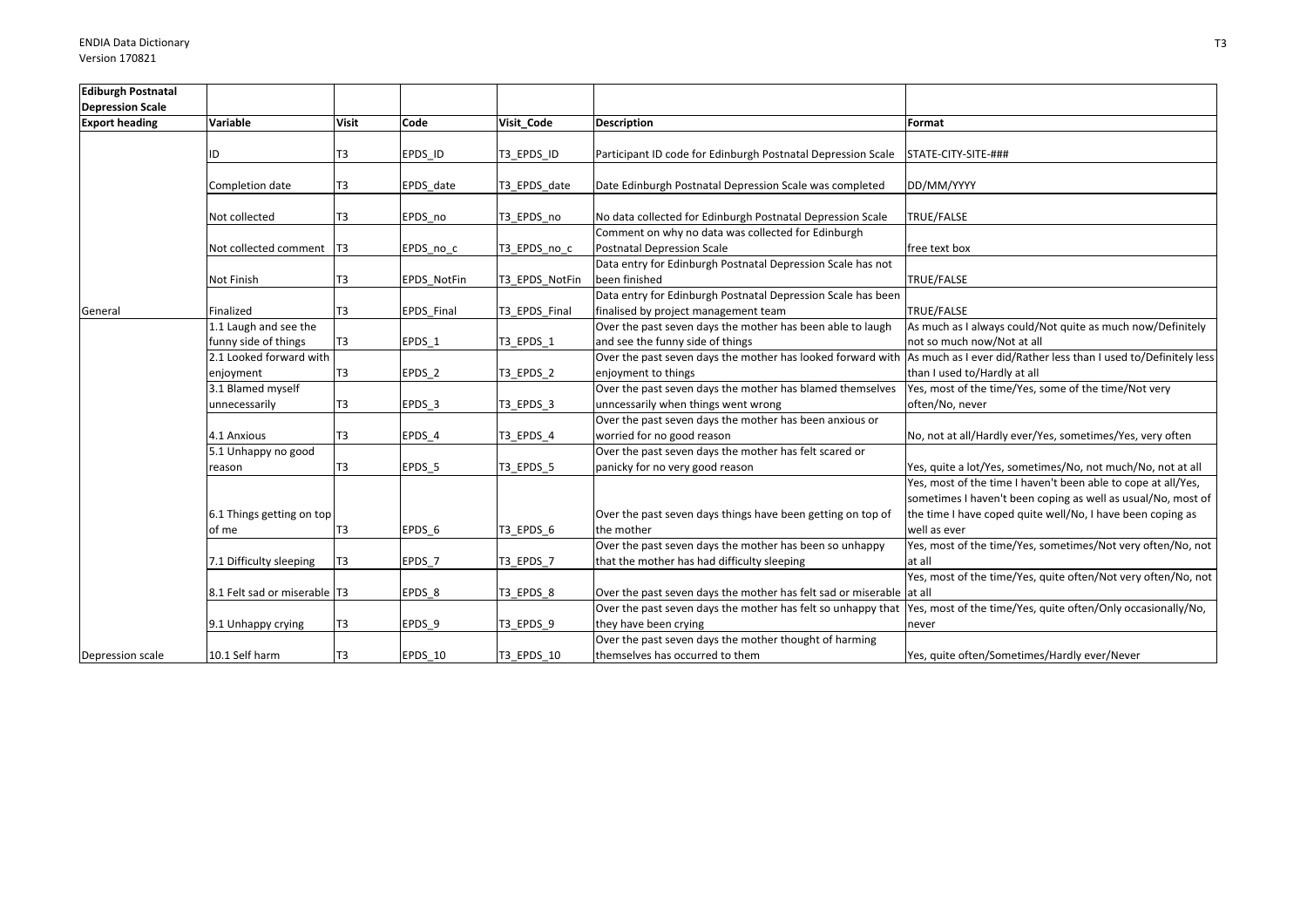| Ediburgh Postnatal Depression Scale | | | | | | |
|---|---|---|---|---|---|---|
| **Export heading** | **Variable** | **Visit** | **Code** | **Visit_Code** | **Description** | **Format** |
| | ID | T3 | EPDS_ID | T3_EPDS_ID | Participant ID code for Edinburgh Postnatal Depression Scale | STATE-CITY-SITE-### |
| | Completion date | T3 | EPDS_date | T3_EPDS_date | Date Edinburgh Postnatal Depression Scale was completed | DD/MM/YYYY |
| | Not collected | T3 | EPDS_no | T3_EPDS_no | No data collected for Edinburgh Postnatal Depression Scale | TRUE/FALSE |
| | Not collected comment | T3 | EPDS_no_c | T3_EPDS_no_c | Comment on why no data was collected for Edinburgh Postnatal Depression Scale | free text box |
| | Not Finish | T3 | EPDS_NotFin | T3_EPDS_NotFin | Data entry for Edinburgh Postnatal Depression Scale has not been finished | TRUE/FALSE |
| General | Finalized | T3 | EPDS_Final | T3_EPDS_Final | Data entry for Edinburgh Postnatal Depression Scale has been finalised by project management team | TRUE/FALSE |
| | 1.1 Laugh and see the funny side of things | T3 | EPDS_1 | T3_EPDS_1 | Over the past seven days the mother has been able to laugh and see the funny side of things | As much as I always could/Not quite as much now/Definitely not so much now/Not at all |
| | 2.1 Looked forward with enjoyment | T3 | EPDS_2 | T3_EPDS_2 | Over the past seven days the mother has looked forward with enjoyment to things | As much as I ever did/Rather less than I used to/Definitely less than I used to/Hardly at all |
| | 3.1 Blamed myself unnecessarily | T3 | EPDS_3 | T3_EPDS_3 | Over the past seven days the mother has blamed themselves unncessarily when things went wrong | Yes, most of the time/Yes, some of the time/Not very often/No, never |
| | 4.1 Anxious | T3 | EPDS_4 | T3_EPDS_4 | Over the past seven days the mother has been anxious or worried for no good reason | No, not at all/Hardly ever/Yes, sometimes/Yes, very often |
| | 5.1 Unhappy no good reason | T3 | EPDS_5 | T3_EPDS_5 | Over the past seven days the mother has felt scared or panicky for no very good reason | Yes, quite a lot/Yes, sometimes/No, not much/No, not at all |
| | 6.1 Things getting on top of me | T3 | EPDS_6 | T3_EPDS_6 | Over the past seven days things have been getting on top of the mother | Yes, most of the time I haven't been able to cope at all/Yes, sometimes I haven't been coping as well as usual/No, most of the time I have coped quite well/No, I have been coping as well as ever |
| | 7.1 Difficulty sleeping | T3 | EPDS_7 | T3_EPDS_7 | Over the past seven days the mother has been so unhappy that the mother has had difficulty sleeping | Yes, most of the time/Yes, sometimes/Not very often/No, not at all |
| | 8.1 Felt sad or miserable | T3 | EPDS_8 | T3_EPDS_8 | Over the past seven days the mother has felt sad or miserable | Yes, most of the time/Yes, quite often/Not very often/No, not at all |
| | 9.1 Unhappy crying | T3 | EPDS_9 | T3_EPDS_9 | Over the past seven days the mother has felt so unhappy that they have been crying | Yes, most of the time/Yes, quite often/Only occasionally/No, never |
| Depression scale | 10.1 Self harm | T3 | EPDS_10 | T3_EPDS_10 | Over the past seven days the mother thought of harming themselves has occurred to them | Yes, quite often/Sometimes/Hardly ever/Never |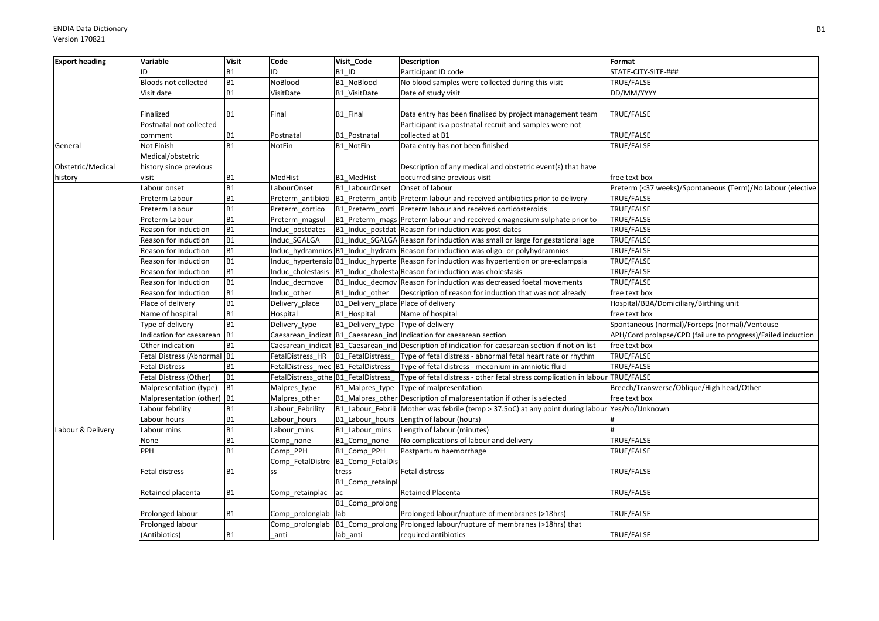| Export heading | Variable | Visit | Code | Visit_Code | Description | Format |
|---|---|---|---|---|---|---|
| | ID | B1 | ID | B1_ID | Participant ID code | STATE-CITY-SITE-### |
| | Bloods not collected | B1 | NoBlood | B1_NoBlood | No blood samples were collected during this visit | TRUE/FALSE |
| | Visit date | B1 | VisitDate | B1_VisitDate | Date of study visit | DD/MM/YYYY |
| | Finalized | B1 | Final | B1_Final | Data entry has been finalised by project management team | TRUE/FALSE |
| | Postnatal not collected comment | B1 | Postnatal | B1_Postnatal | Participant is a postnatal recruit and samples were not collected at B1 | TRUE/FALSE |
| General | Not Finish | B1 | NotFin | B1_NotFin | Data entry has not been finished | TRUE/FALSE |
| Obstetric/Medical history | Medical/obstetric history since previous visit | B1 | MedHist | B1_MedHist | Description of any medical and obstetric event(s) that have occurred sine previous visit | free text box |
| | Labour onset | B1 | LabourOnset | B1_LabourOnset | Onset of labour | Preterm (<37 weeks)/Spontaneous (Term)/No labour (elective |
| | Preterm Labour | B1 | Preterm_antibioti | B1_Preterm_antib | Preterm labour and received antibiotics prior to delivery | TRUE/FALSE |
| | Preterm Labour | B1 | Preterm_cortico | B1_Preterm_corti | Preterm labour and received corticosteroids | TRUE/FALSE |
| | Preterm Labour | B1 | Preterm_magsul | B1_Preterm_mags | Preterm labour and received cmagnesium sulphate prior to | TRUE/FALSE |
| | Reason for Induction | B1 | Induc_postdates | B1_Induc_postdat | Reason for induction was post-dates | TRUE/FALSE |
| | Reason for Induction | B1 | Induc_SGALGA | B1_Induc_SGALGA | Reason for induction was small or large for gestational age | TRUE/FALSE |
| | Reason for Induction | B1 | Induc_hydramnios | B1_Induc_hydram | Reason for induction was oligo- or polyhydramnios | TRUE/FALSE |
| | Reason for Induction | B1 | Induc_hypertensio | B1_Induc_hyperte | Reason for induction was hypertention or pre-eclampsia | TRUE/FALSE |
| | Reason for Induction | B1 | Induc_cholestasis | B1_Induc_cholesta | Reason for induction was cholestasis | TRUE/FALSE |
| | Reason for Induction | B1 | Induc_decmove | B1_Induc_decmov | Reason for induction was decreased foetal movements | TRUE/FALSE |
| | Reason for Induction | B1 | Induc_other | B1_Induc_other | Description of reason for induction that was not already | free text box |
| | Place of delivery | B1 | Delivery_place | B1_Delivery_place | Place of delivery | Hospital/BBA/Domiciliary/Birthing unit |
| | Name of hospital | B1 | Hospital | B1_Hospital | Name of hospital | free text box |
| | Type of delivery | B1 | Delivery_type | B1_Delivery_type | Type of delivery | Spontaneous (normal)/Forceps (normal)/Ventouse |
| | Indication for caesarean | B1 | Caesarean_indicat | B1_Caesarean_ind | Indication for caesarean section | APH/Cord prolapse/CPD (failure to progress)/Failed induction |
| | Other indication | B1 | Caesarean_indicat | B1_Caesarean_ind | Description of indication for caesarean section if not on list | free text box |
| | Fetal Distress (Abnormal | B1 | FetalDistress_HR | B1_FetalDistress_ | Type of fetal distress - abnormal fetal heart rate or rhythm | TRUE/FALSE |
| | Fetal Distress | B1 | FetalDistress_mec | B1_FetalDistress_ | Type of fetal distress - meconium in amniotic fluid | TRUE/FALSE |
| | Fetal Distress (Other) | B1 | FetalDistress_othe | B1_FetalDistress_ | Type of fetal distress - other fetal stress complication in labour | TRUE/FALSE |
| | Malpresentation (type) | B1 | Malpres_type | B1_Malpres_type | Type of malpresentation | Breech/Transverse/Oblique/High head/Other |
| | Malpresentation (other) | B1 | Malpres_other | B1_Malpres_other | Description of malpresentation if other is selected | free text box |
| | Labour febrility | B1 | Labour_Febrility | B1_Labour_Febrili | Mother was febrile (temp > 37.5oC) at any point during labour | Yes/No/Unknown |
| | Labour hours | B1 | Labour_hours | B1_Labour_hours | Length of labour (hours) | # |
| Labour & Delivery | Labour mins | B1 | Labour_mins | B1_Labour_mins | Length of labour (minutes) | # |
| | None | B1 | Comp_none | B1_Comp_none | No complications of labour and delivery | TRUE/FALSE |
| | PPH | B1 | Comp_PPH | B1_Comp_PPH | Postpartum haemorrhage | TRUE/FALSE |
| | Fetal distress | B1 | Comp_FetalDistress | B1_Comp_FetalDistress | Fetal distress | TRUE/FALSE |
| | Retained placenta | B1 | Comp_retainplac | B1_Comp_retainplac | Retained Placenta | TRUE/FALSE |
| | Prolonged labour | B1 | Comp_prolonglab | B1_Comp_prolonglab | Prolonged labour/rupture of membranes (>18hrs) | TRUE/FALSE |
| | Prolonged labour (Antibiotics) | B1 | Comp_prolonglab_anti | B1_Comp_prolonglab_anti | Prolonged labour/rupture of membranes (>18hrs) that required antibiotics | TRUE/FALSE |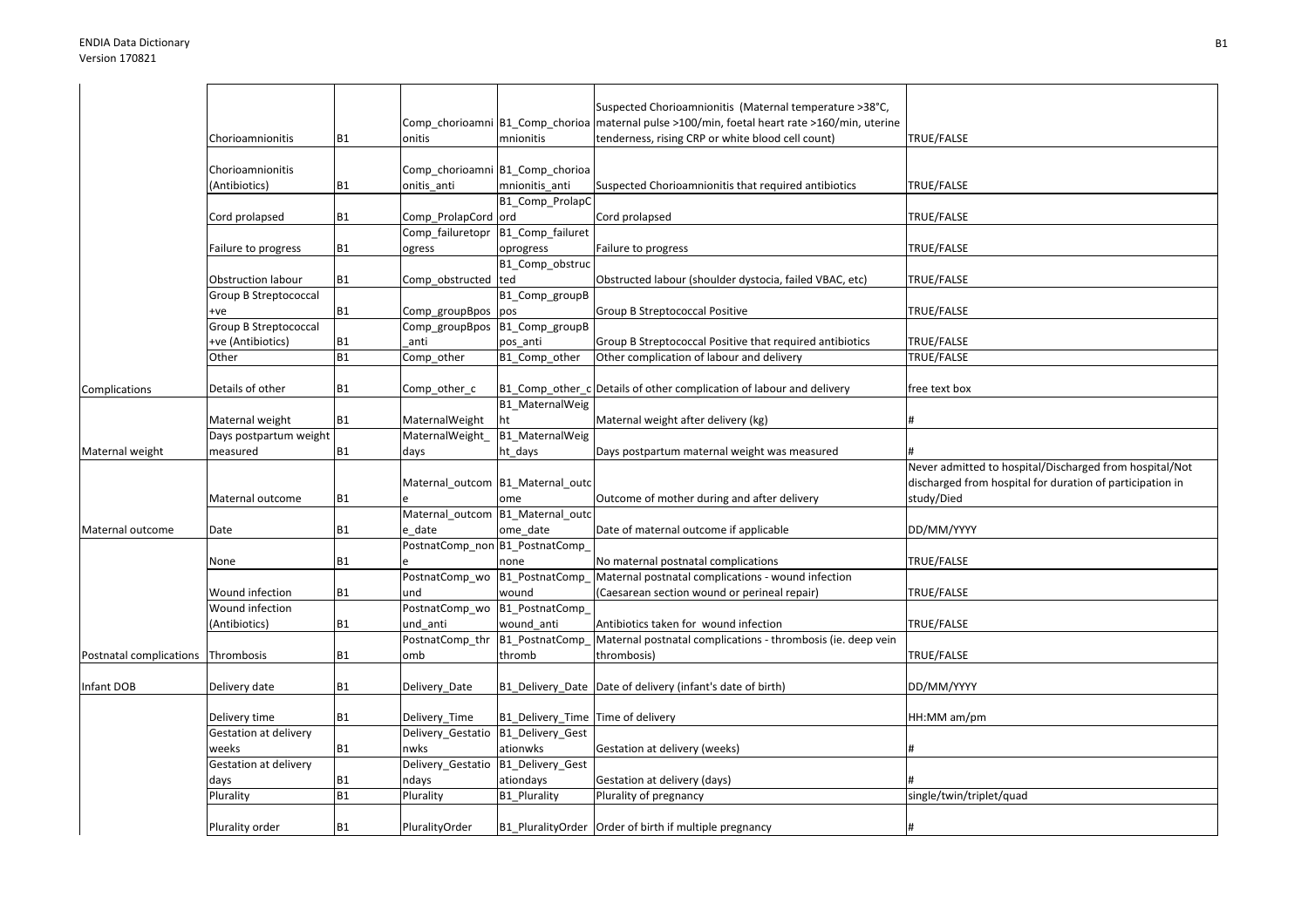| | | | | | | |
|---|---|---|---|---|---|---|
| | Chorioamnionitis | B1 | Comp_chorioamnionitis | B1_Comp_chorioamnionitis | Suspected Chorioamnionitis (Maternal temperature >38°C, maternal pulse >100/min, foetal heart rate >160/min, uterine tenderness, rising CRP or white blood cell count) | TRUE/FALSE |
| | Chorioamnionitis (Antibiotics) | B1 | Comp_chorioamnionitis_anti | B1_Comp_chorioamnionitis_anti | Suspected Chorioamnionitis that required antibiotics | TRUE/FALSE |
| | Cord prolapsed | B1 | Comp_ProlapCord | B1_Comp_ProlapCord | Cord prolapsed | TRUE/FALSE |
| | Failure to progress | B1 | Comp_failuretoprogress | B1_Comp_failuretoprogress | Failure to progress | TRUE/FALSE |
| | Obstruction labour | B1 | Comp_obstructed | B1_Comp_obstructed | Obstructed labour (shoulder dystocia, failed VBAC, etc) | TRUE/FALSE |
| | Group B Streptococcal +ve | B1 | Comp_groupBpos | B1_Comp_groupBpos | Group B Streptococcal Positive | TRUE/FALSE |
| | Group B Streptococcal +ve (Antibiotics) | B1 | Comp_groupBpos_anti | B1_Comp_groupBpos_anti | Group B Streptococcal Positive that required antibiotics | TRUE/FALSE |
| | Other | B1 | Comp_other | B1_Comp_other | Other complication of labour and delivery | TRUE/FALSE |
| Complications | Details of other | B1 | Comp_other_c | B1_Comp_other_c | Details of other complication of labour and delivery | free text box |
| | Maternal weight | B1 | MaternalWeight | B1_MaternalWeight | Maternal weight after delivery (kg) | # |
| Maternal weight | Days postpartum weight measured | B1 | MaternalWeight_days | B1_MaternalWeight_days | Days postpartum maternal weight was measured | # |
| | Maternal outcome | B1 | Maternal_outcome | B1_Maternal_outcome | Outcome of mother during and after delivery | Never admitted to hospital/Discharged from hospital/Not discharged from hospital for duration of participation in study/Died |
| Maternal outcome | Date | B1 | Maternal_outcome_date | B1_Maternal_outcome_date | Date of maternal outcome if applicable | DD/MM/YYYY |
| | None | B1 | PostnatComp_none | B1_PostnatComp_none | No maternal postnatal complications | TRUE/FALSE |
| | Wound infection | B1 | PostnatComp_wound | B1_PostnatComp_wound | Maternal postnatal complications - wound infection (Caesarean section wound or perineal repair) | TRUE/FALSE |
| | Wound infection (Antibiotics) | B1 | PostnatComp_wound_anti | B1_PostnatComp_wound_anti | Antibiotics taken for wound infection | TRUE/FALSE |
| Postnatal complications | Thrombosis | B1 | PostnatComp_thromb | B1_PostnatComp_thromb | Maternal postnatal complications - thrombosis (ie. deep vein thrombosis) | TRUE/FALSE |
| Infant DOB | Delivery date | B1 | Delivery_Date | B1_Delivery_Date | Date of delivery (infant's date of birth) | DD/MM/YYYY |
| | Delivery time | B1 | Delivery_Time | B1_Delivery_Time | Time of delivery | HH:MM am/pm |
| | Gestation at delivery weeks | B1 | Delivery_Gestationwks | B1_Delivery_Gestationwks | Gestation at delivery (weeks) | # |
| | Gestation at delivery days | B1 | Delivery_Gestationdays | B1_Delivery_Gestationdays | Gestation at delivery (days) | # |
| | Plurality | B1 | Plurality | B1_Plurality | Plurality of pregnancy | single/twin/triplet/quad |
| | Plurality order | B1 | PluralityOrder | B1_PluralityOrder | Order of birth if multiple pregnancy | # |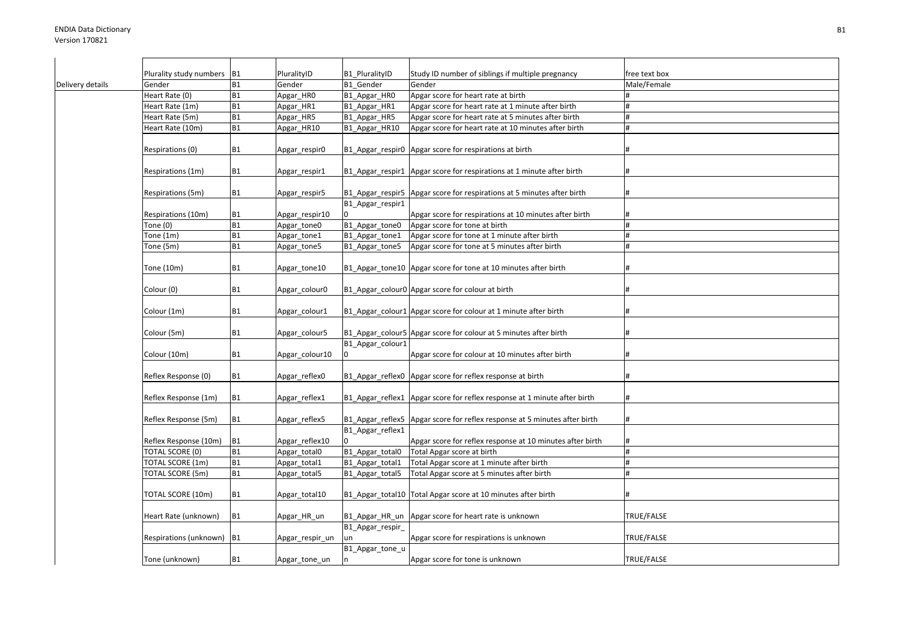| | | | | | | |
|---|---|---|---|---|---|---|
| | Plurality study numbers | B1 | PluralityID | B1_PluralityID | Study ID number of siblings if multiple pregnancy | free text box |
| Delivery details | Gender | B1 | Gender | B1_Gender | Gender | Male/Female |
| | Heart Rate (0) | B1 | Apgar_HR0 | B1_Apgar_HR0 | Apgar score for heart rate at birth | # |
| | Heart Rate (1m) | B1 | Apgar_HR1 | B1_Apgar_HR1 | Apgar score for heart rate at 1 minute after birth | # |
| | Heart Rate (5m) | B1 | Apgar_HR5 | B1_Apgar_HR5 | Apgar score for heart rate at 5 minutes after birth | # |
| | Heart Rate (10m) | B1 | Apgar_HR10 | B1_Apgar_HR10 | Apgar score for heart rate at 10 minutes after birth | # |
| | Respirations (0) | B1 | Apgar_respir0 | B1_Apgar_respir0 | Apgar score for respirations at birth | # |
| | Respirations (1m) | B1 | Apgar_respir1 | B1_Apgar_respir1 | Apgar score for respirations at 1 minute after birth | # |
| | Respirations (5m) | B1 | Apgar_respir5 | B1_Apgar_respir5 | Apgar score for respirations at 5 minutes after birth | # |
| | Respirations (10m) | B1 | Apgar_respir10 | B1_Apgar_respir10 | Apgar score for respirations at 10 minutes after birth | # |
| | Tone (0) | B1 | Apgar_tone0 | B1_Apgar_tone0 | Apgar score for tone at birth | # |
| | Tone (1m) | B1 | Apgar_tone1 | B1_Apgar_tone1 | Apgar score for tone at 1 minute after birth | # |
| | Tone (5m) | B1 | Apgar_tone5 | B1_Apgar_tone5 | Apgar score for tone at 5 minutes after birth | # |
| | Tone (10m) | B1 | Apgar_tone10 | B1_Apgar_tone10 | Apgar score for tone at 10 minutes after birth | # |
| | Colour (0) | B1 | Apgar_colour0 | B1_Apgar_colour0 | Apgar score for colour at birth | # |
| | Colour (1m) | B1 | Apgar_colour1 | B1_Apgar_colour1 | Apgar score for colour at 1 minute after birth | # |
| | Colour (5m) | B1 | Apgar_colour5 | B1_Apgar_colour5 | Apgar score for colour at 5 minutes after birth | # |
| | Colour (10m) | B1 | Apgar_colour10 | B1_Apgar_colour10 | Apgar score for colour at 10 minutes after birth | # |
| | Reflex Response (0) | B1 | Apgar_reflex0 | B1_Apgar_reflex0 | Apgar score for reflex response at birth | # |
| | Reflex Response (1m) | B1 | Apgar_reflex1 | B1_Apgar_reflex1 | Apgar score for reflex response at 1 minute after birth | # |
| | Reflex Response (5m) | B1 | Apgar_reflex5 | B1_Apgar_reflex5 | Apgar score for reflex response at 5 minutes after birth | # |
| | Reflex Response (10m) | B1 | Apgar_reflex10 | B1_Apgar_reflex10 | Apgar score for reflex response at 10 minutes after birth | # |
| | TOTAL SCORE (0) | B1 | Apgar_total0 | B1_Apgar_total0 | Total Apgar score at birth | # |
| | TOTAL SCORE (1m) | B1 | Apgar_total1 | B1_Apgar_total1 | Total Apgar score at 1 minute after birth | # |
| | TOTAL SCORE (5m) | B1 | Apgar_total5 | B1_Apgar_total5 | Total Apgar score at 5 minutes after birth | # |
| | TOTAL SCORE (10m) | B1 | Apgar_total10 | B1_Apgar_total10 | Total Apgar score at 10 minutes after birth | # |
| | Heart Rate (unknown) | B1 | Apgar_HR_un | B1_Apgar_HR_un | Apgar score for heart rate is unknown | TRUE/FALSE |
| | Respirations (unknown) | B1 | Apgar_respir_un | B1_Apgar_respir_un | Apgar score for respirations is unknown | TRUE/FALSE |
| | Tone (unknown) | B1 | Apgar_tone_un | B1_Apgar_tone_un | Apgar score for tone is unknown | TRUE/FALSE |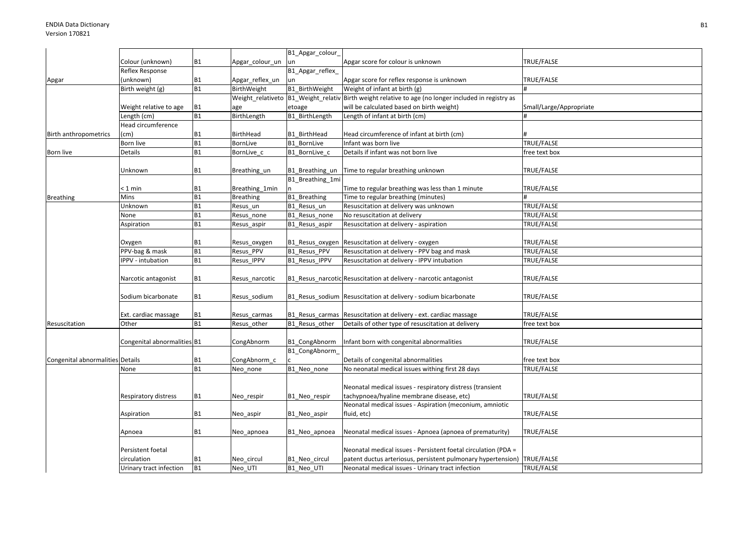| | | | | | | |
|---|---|---|---|---|---|---|
| | Colour (unknown) | B1 | Apgar_colour_un | B1_Apgar_colour_un | Apgar score for colour is unknown | TRUE/FALSE |
| Apgar | Reflex Response (unknown) | B1 | Apgar_reflex_un | B1_Apgar_reflex_un | Apgar score for reflex response is unknown | TRUE/FALSE |
| | Birth weight (g) | B1 | BirthWeight | B1_BirthWeight | Weight of infant at birth (g) | # |
| | Weight relative to age | B1 | Weight_relativetoage | B1_Weight_relativetoage | Birth weight relative to age (no longer included in registry as will be calculated based on birth weight) | Small/Large/Appropriate |
| | Length (cm) | B1 | BirthLength | B1_BirthLength | Length of infant at birth (cm) | # |
| Birth anthropometrics | Head circumference (cm) | B1 | BirthHead | B1_BirthHead | Head circumference of infant at birth (cm) | # |
| | Born live | B1 | BornLive | B1_BornLive | Infant was born live | TRUE/FALSE |
| Born live | Details | B1 | BornLive_c | B1_BornLive_c | Details if infant was not born live | free text box |
| | Unknown | B1 | Breathing_un | B1_Breathing_un | Time to regular breathing unknown | TRUE/FALSE |
| | < 1 min | B1 | Breathing_1min | B1_Breathing_1min | Time to regular breathing was less than 1 minute | TRUE/FALSE |
| Breathing | Mins | B1 | Breathing | B1_Breathing | Time to regular breathing (minutes) | # |
| | Unknown | B1 | Resus_un | B1_Resus_un | Resuscitation at delivery was unknown | TRUE/FALSE |
| | None | B1 | Resus_none | B1_Resus_none | No resuscitation at delivery | TRUE/FALSE |
| | Aspiration | B1 | Resus_aspir | B1_Resus_aspir | Resuscitation at delivery - aspiration | TRUE/FALSE |
| | Oxygen | B1 | Resus_oxygen | B1_Resus_oxygen | Resuscitation at delivery - oxygen | TRUE/FALSE |
| | PPV-bag & mask | B1 | Resus_PPV | B1_Resus_PPV | Resuscitation at delivery - PPV bag and mask | TRUE/FALSE |
| | IPPV - intubation | B1 | Resus_IPPV | B1_Resus_IPPV | Resuscitation at delivery - IPPV intubation | TRUE/FALSE |
| | Narcotic antagonist | B1 | Resus_narcotic | B1_Resus_narcotic | Resuscitation at delivery - narcotic antagonist | TRUE/FALSE |
| | Sodium bicarbonate | B1 | Resus_sodium | B1_Resus_sodium | Resuscitation at delivery - sodium bicarbonate | TRUE/FALSE |
| | Ext. cardiac massage | B1 | Resus_carmas | B1_Resus_carmas | Resuscitation at delivery - ext. cardiac massage | TRUE/FALSE |
| Resuscitation | Other | B1 | Resus_other | B1_Resus_other | Details of other type of resuscitation at delivery | free text box |
| | Congenital abnormalities | B1 | CongAbnorm | B1_CongAbnorm | Infant born with congenital abnormalities | TRUE/FALSE |
| Congenital abnormalities | Details | B1 | CongAbnorm_c | B1_CongAbnorm_c | Details of congenital abnormalities | free text box |
| | None | B1 | Neo_none | B1_Neo_none | No neonatal medical issues withing first 28 days | TRUE/FALSE |
| | Respiratory distress | B1 | Neo_respir | B1_Neo_respir | Neonatal medical issues - respiratory distress (transient tachypnoea/hyaline membrane disease, etc) | TRUE/FALSE |
| | Aspiration | B1 | Neo_aspir | B1_Neo_aspir | Neonatal medical issues - Aspiration (meconium, amniotic fluid, etc) | TRUE/FALSE |
| | Apnoea | B1 | Neo_apnoea | B1_Neo_apnoea | Neonatal medical issues - Apnoea (apnoea of prematurity) | TRUE/FALSE |
| | Persistent foetal circulation | B1 | Neo_circul | B1_Neo_circul | Neonatal medical issues - Persistent foetal circulation (PDA = patent ductus arteriosus, persistent pulmonary hypertension) | TRUE/FALSE |
| | Urinary tract infection | B1 | Neo_UTI | B1_Neo_UTI | Neonatal medical issues - Urinary tract infection | TRUE/FALSE |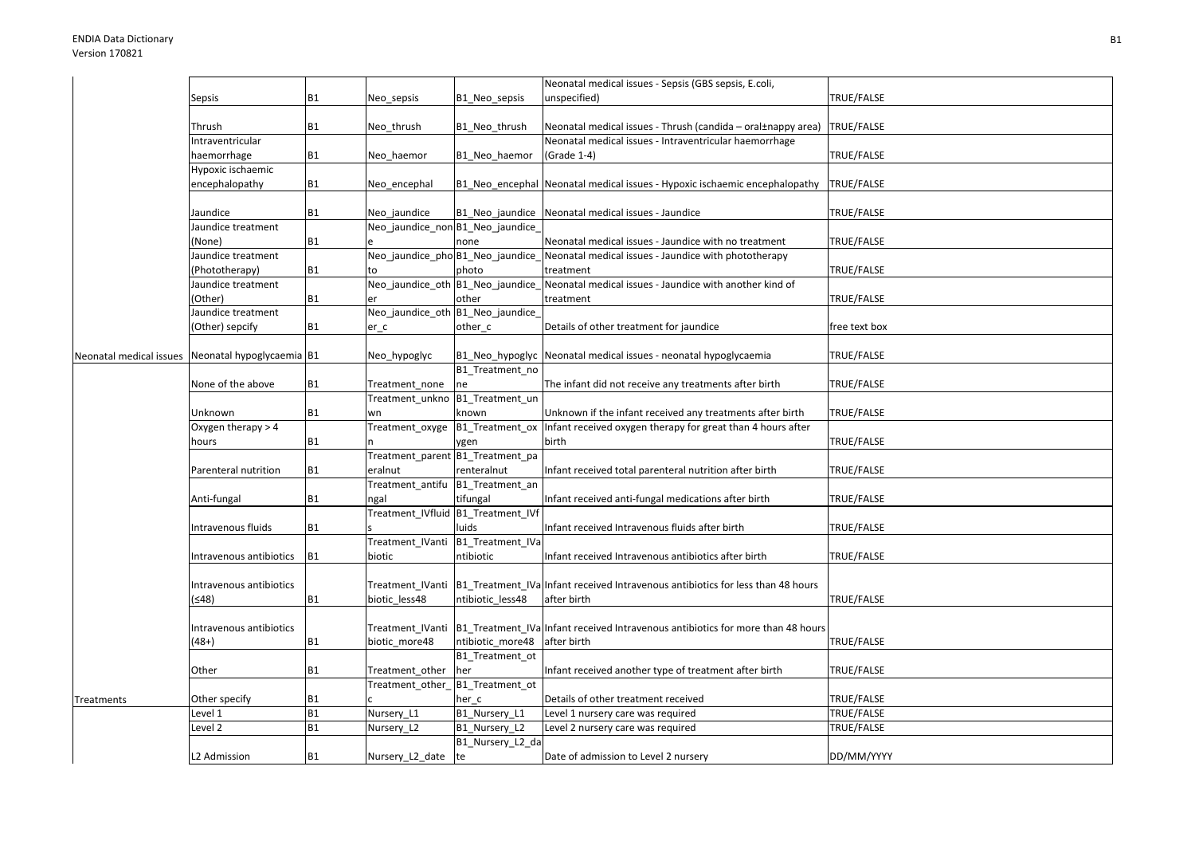| | | | | | | |
|---|---|---|---|---|---|---|
| | Sepsis | B1 | Neo_sepsis | B1_Neo_sepsis | Neonatal medical issues - Sepsis (GBS sepsis, E.coli, unspecified) | TRUE/FALSE |
| | Thrush | B1 | Neo_thrush | B1_Neo_thrush | Neonatal medical issues - Thrush (candida – oral±nappy area) | TRUE/FALSE |
| | Intraventricular haemorrhage | B1 | Neo_haemor | B1_Neo_haemor | Neonatal medical issues - Intraventricular haemorrhage (Grade 1-4) | TRUE/FALSE |
| | Hypoxic ischaemic encephalopathy | B1 | Neo_encephal | B1_Neo_encephal | Neonatal medical issues - Hypoxic ischaemic encephalopathy | TRUE/FALSE |
| | Jaundice | B1 | Neo_jaundice | B1_Neo_jaundice | Neonatal medical issues - Jaundice | TRUE/FALSE |
| | Jaundice treatment (None) | B1 | Neo_jaundice_none | B1_Neo_jaundice_none | Neonatal medical issues - Jaundice with no treatment | TRUE/FALSE |
| | Jaundice treatment (Phototherapy) | B1 | Neo_jaundice_photo | B1_Neo_jaundice_photo | Neonatal medical issues - Jaundice with phototherapy treatment | TRUE/FALSE |
| | Jaundice treatment (Other) | B1 | Neo_jaundice_other | B1_Neo_jaundice_other | Neonatal medical issues - Jaundice with another kind of treatment | TRUE/FALSE |
| | Jaundice treatment (Other) sepcify | B1 | Neo_jaundice_other_c | B1_Neo_jaundice_other_c | Details of other treatment for jaundice | free text box |
| Neonatal medical issues | Neonatal hypoglycaemia | B1 | Neo_hypoglyc | B1_Neo_hypoglyc | Neonatal medical issues - neonatal hypoglycaemia | TRUE/FALSE |
| | None of the above | B1 | Treatment_none | B1_Treatment_none | The infant did not receive any treatments after birth | TRUE/FALSE |
| | Unknown | B1 | Treatment_unknown | B1_Treatment_unknown | Unknown if the infant received any treatments after birth | TRUE/FALSE |
| | Oxygen therapy > 4 hours | B1 | Treatment_oxygen | B1_Treatment_oxygen | Infant received oxygen therapy for great than 4 hours after birth | TRUE/FALSE |
| | Parenteral nutrition | B1 | Treatment_parenteralnut | B1_Treatment_parenteralnut | Infant received total parenteral nutrition after birth | TRUE/FALSE |
| | Anti-fungal | B1 | Treatment_antifungal | B1_Treatment_antifungal | Infant received anti-fungal medications after birth | TRUE/FALSE |
| | Intravenous fluids | B1 | Treatment_IVfluids | B1_Treatment_IVfluids | Infant received Intravenous fluids after birth | TRUE/FALSE |
| | Intravenous antibiotics | B1 | Treatment_IVantibiotic | B1_Treatment_IVantibiotic | Infant received Intravenous antibiotics after birth | TRUE/FALSE |
| | Intravenous antibiotics (≤48) | B1 | Treatment_IVantibiotic_less48 | B1_Treatment_IVantibiotic_less48 | Infant received Intravenous antibiotics for less than 48 hours after birth | TRUE/FALSE |
| | Intravenous antibiotics (48+) | B1 | Treatment_IVantibiotic_more48 | B1_Treatment_IVantibiotic_more48 | Infant received Intravenous antibiotics for more than 48 hours after birth | TRUE/FALSE |
| | Other | B1 | Treatment_other | B1_Treatment_other | Infant received another type of treatment after birth | TRUE/FALSE |
| Treatments | Other specify | B1 | Treatment_other_c | B1_Treatment_other_c | Details of other treatment received | TRUE/FALSE |
| | Level 1 | B1 | Nursery_L1 | B1_Nursery_L1 | Level 1 nursery care was required | TRUE/FALSE |
| | Level 2 | B1 | Nursery_L2 | B1_Nursery_L2 | Level 2 nursery care was required | TRUE/FALSE |
| | L2 Admission | B1 | Nursery_L2_date | B1_Nursery_L2_date | Date of admission to Level 2 nursery | DD/MM/YYYY |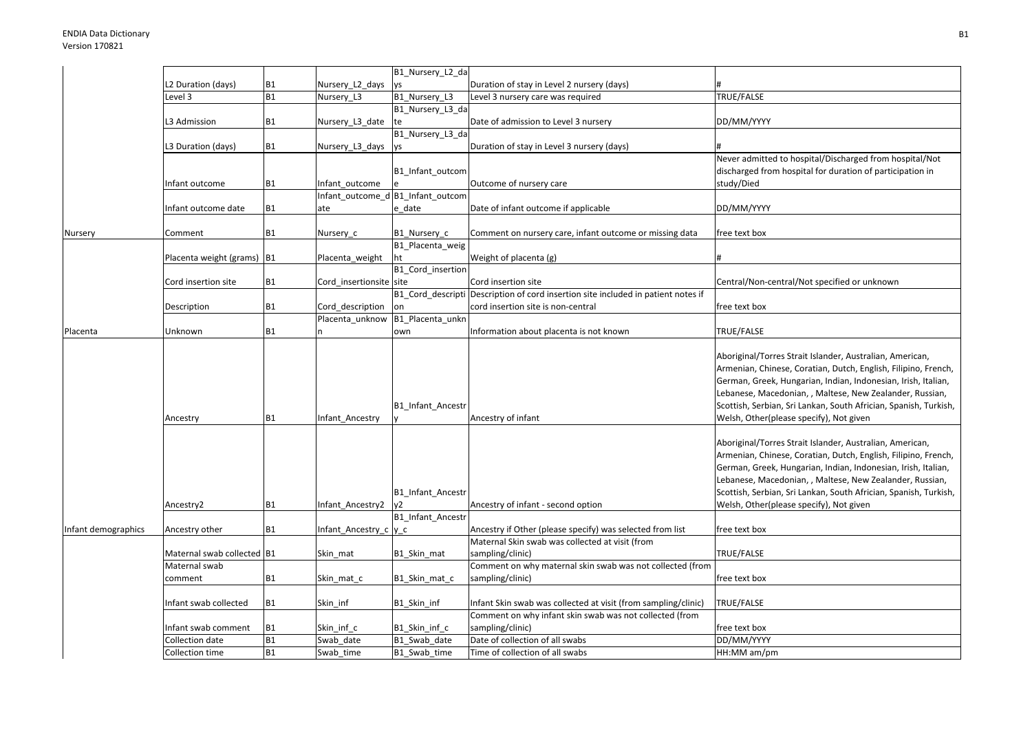| | | | | | | |
|---|---|---|---|---|---|---|
| | L2 Duration (days) | B1 | Nursery_L2_days | B1_Nursery_L2_days | Duration of stay in Level 2 nursery (days) | # |
| | Level 3 | B1 | Nursery_L3 | B1_Nursery_L3 | Level 3 nursery care was required | TRUE/FALSE |
| | L3 Admission | B1 | Nursery_L3_date | B1_Nursery_L3_date | Date of admission to Level 3 nursery | DD/MM/YYYY |
| | L3 Duration (days) | B1 | Nursery_L3_days | B1_Nursery_L3_days | Duration of stay in Level 3 nursery (days) | # |
| | Infant outcome | B1 | Infant_outcome | B1_Infant_outcome | Outcome of nursery care | Never admitted to hospital/Discharged from hospital/Not discharged from hospital for duration of participation in study/Died |
| | Infant outcome date | B1 | Infant_outcome_date | B1_Infant_outcome_date | Date of infant outcome if applicable | DD/MM/YYYY |
| Nursery | Comment | B1 | Nursery_c | B1_Nursery_c | Comment on nursery care, infant outcome or missing data | free text box |
| | Placenta weight (grams) | B1 | Placenta_weight | B1_Placenta_weight | Weight of placenta (g) | # |
| | Cord insertion site | B1 | Cord_insertionsite | B1_Cord_insertionsite | Cord insertion site | Central/Non-central/Not specified or unknown |
| | Description | B1 | Cord_description | B1_Cord_description | Description of cord insertion site included in patient notes if cord insertion site is non-central | free text box |
| Placenta | Unknown | B1 | Placenta_unknown | B1_Placenta_unknown | Information about placenta is not known | TRUE/FALSE |
| | Ancestry | B1 | Infant_Ancestry | B1_Infant_Ancestry | Ancestry of infant | Aboriginal/Torres Strait Islander, Australian, American, Armenian, Chinese, Coratian, Dutch, English, Filipino, French, German, Greek, Hungarian, Indian, Indonesian, Irish, Italian, Lebanese, Macedonian, , Maltese, New Zealander, Russian, Scottish, Serbian, Sri Lankan, South African, Spanish, Turkish, Welsh, Other(please specify), Not given |
| | Ancestry2 | B1 | Infant_Ancestry2 | B1_Infant_Ancestry2 | Ancestry of infant - second option | Aboriginal/Torres Strait Islander, Australian, American, Armenian, Chinese, Coratian, Dutch, English, Filipino, French, German, Greek, Hungarian, Indian, Indonesian, Irish, Italian, Lebanese, Macedonian, , Maltese, New Zealander, Russian, Scottish, Serbian, Sri Lankan, South African, Spanish, Turkish, Welsh, Other(please specify), Not given |
| Infant demographics | Ancestry other | B1 | Infant_Ancestry_c | B1_Infant_Ancestry_c | Ancestry if Other (please specify) was selected from list | free text box |
| | Maternal swab collected | B1 | Skin_mat | B1_Skin_mat | Maternal Skin swab was collected at visit (from sampling/clinic) | TRUE/FALSE |
| | Maternal swab comment | B1 | Skin_mat_c | B1_Skin_mat_c | Comment on why maternal skin swab was not collected (from sampling/clinic) | free text box |
| | Infant swab collected | B1 | Skin_inf | B1_Skin_inf | Infant Skin swab was collected at visit (from sampling/clinic) | TRUE/FALSE |
| | Infant swab comment | B1 | Skin_inf_c | B1_Skin_inf_c | Comment on why infant skin swab was not collected (from sampling/clinic) | free text box |
| | Collection date | B1 | Swab_date | B1_Swab_date | Date of collection of all swabs | DD/MM/YYYY |
| | Collection time | B1 | Swab_time | B1_Swab_time | Time of collection of all swabs | HH:MM am/pm |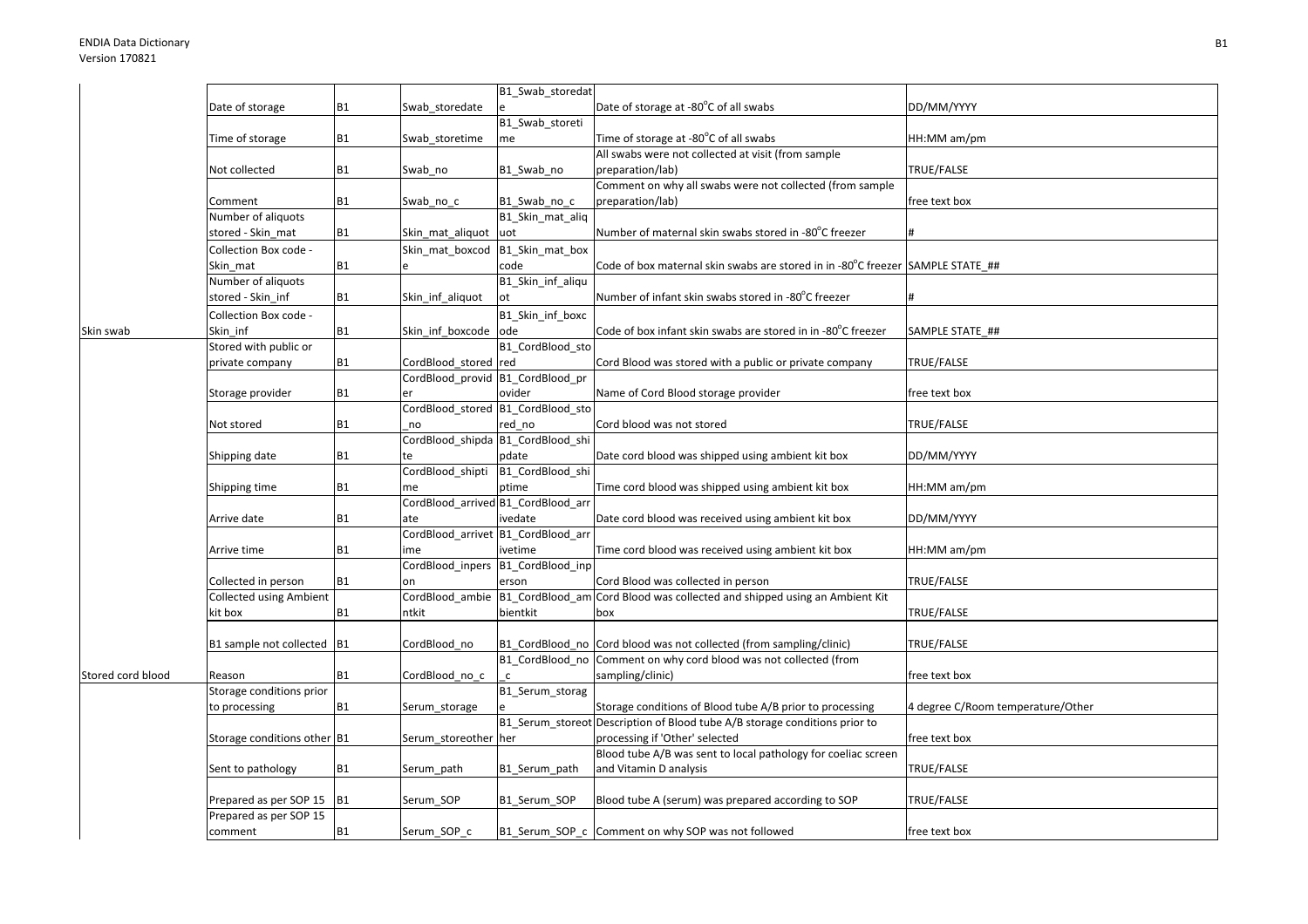| | | | | | | |
|---|---|---|---|---|---|---|
| | Date of storage | B1 | Swab_storedate | B1_Swab_storedate | Date of storage at -80°C of all swabs | DD/MM/YYYY |
| | Time of storage | B1 | Swab_storetime | B1_Swab_storetime | Time of storage at -80°C of all swabs | HH:MM am/pm |
| | Not collected | B1 | Swab_no | B1_Swab_no | All swabs were not collected at visit (from sample preparation/lab) | TRUE/FALSE |
| | Comment | B1 | Swab_no_c | B1_Swab_no_c | Comment on why all swabs were not collected (from sample preparation/lab) | free text box |
| | Number of aliquots stored - Skin_mat | B1 | Skin_mat_aliquot | B1_Skin_mat_aliquot | Number of maternal skin swabs stored in -80°C freezer | # |
| | Collection Box code - Skin_mat | B1 | Skin_mat_boxcode | B1_Skin_mat_boxcode | Code of box maternal skin swabs are stored in in -80°C freezer | SAMPLE STATE_## |
| | Number of aliquots stored - Skin_inf | B1 | Skin_inf_aliquot | B1_Skin_inf_aliquot | Number of infant skin swabs stored in -80°C freezer | # |
| Skin swab | Collection Box code - Skin_inf | B1 | Skin_inf_boxcode | B1_Skin_inf_boxcode | Code of box infant skin swabs are stored in in -80°C freezer | SAMPLE STATE_## |
| | Stored with public or private company | B1 | CordBlood_stored | B1_CordBlood_stored | Cord Blood was stored with a public or private company | TRUE/FALSE |
| | Storage provider | B1 | CordBlood_provider | B1_CordBlood_provider | Name of Cord Blood storage provider | free text box |
| | Not stored | B1 | CordBlood_stored_no | B1_CordBlood_stored_no | Cord blood was not stored | TRUE/FALSE |
| | Shipping date | B1 | CordBlood_shipdate | B1_CordBlood_shipdate | Date cord blood was shipped using ambient kit box | DD/MM/YYYY |
| | Shipping time | B1 | CordBlood_shiptime | B1_CordBlood_shiptime | Time cord blood was shipped using ambient kit box | HH:MM am/pm |
| | Arrive date | B1 | CordBlood_arrivedate | B1_CordBlood_arrivedate | Date cord blood was received using ambient kit box | DD/MM/YYYY |
| | Arrive time | B1 | CordBlood_arrivetime | B1_CordBlood_arrivetime | Time cord blood was received using ambient kit box | HH:MM am/pm |
| | Collected in person | B1 | CordBlood_inperson | B1_CordBlood_inperson | Cord Blood was collected in person | TRUE/FALSE |
| | Collected using Ambient kit box | B1 | CordBlood_ambientkit | B1_CordBlood_ambientkit | Cord Blood was collected and shipped using an Ambient Kit box | TRUE/FALSE |
| | B1 sample not collected | B1 | CordBlood_no | B1_CordBlood_no | Cord blood was not collected (from sampling/clinic) | TRUE/FALSE |
| Stored cord blood | Reason | B1 | CordBlood_no_c | B1_CordBlood_no_c | Comment on why cord blood was not collected (from sampling/clinic) | free text box |
| | Storage conditions prior to processing | B1 | Serum_storage | B1_Serum_storage | Storage conditions of Blood tube A/B prior to processing | 4 degree C/Room temperature/Other |
| | Storage conditions other | B1 | Serum_storeother | B1_Serum_storeother | Description of Blood tube A/B storage conditions prior to processing if 'Other' selected | free text box |
| | Sent to pathology | B1 | Serum_path | B1_Serum_path | Blood tube A/B was sent to local pathology for coeliac screen and Vitamin D analysis | TRUE/FALSE |
| | Prepared as per SOP 15 | B1 | Serum_SOP | B1_Serum_SOP | Blood tube A (serum) was prepared according to SOP | TRUE/FALSE |
| | Prepared as per SOP 15 comment | B1 | Serum_SOP_c | B1_Serum_SOP_c | Comment on why SOP was not followed | free text box |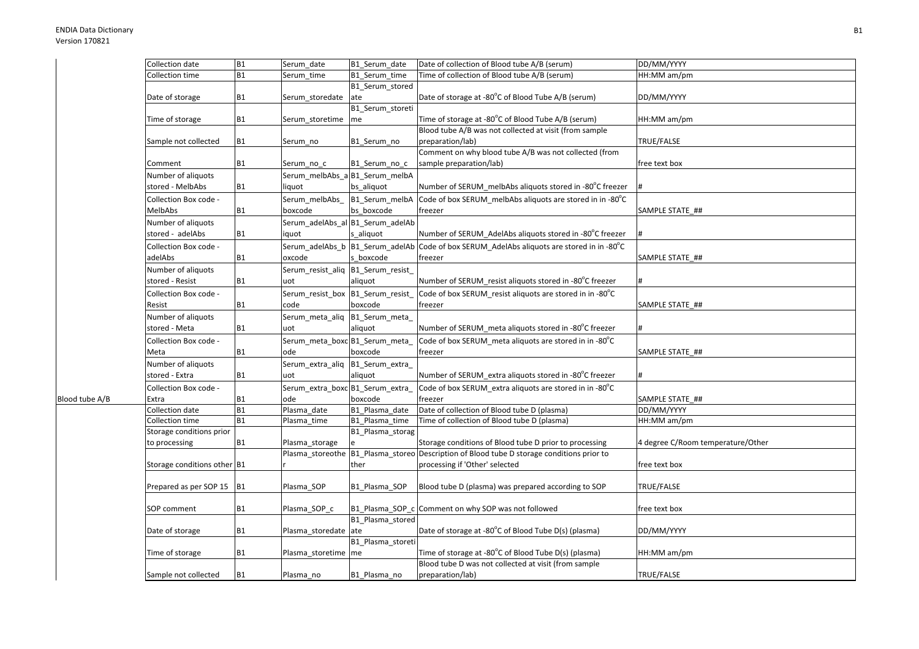| | | | | | | |
|---|---|---|---|---|---|---|
| | Collection date | B1 | Serum_date | B1_Serum_date | Date of collection of Blood tube A/B (serum) | DD/MM/YYYY |
| | Collection time | B1 | Serum_time | B1_Serum_time | Time of collection of Blood tube A/B (serum) | HH:MM am/pm |
| | Date of storage | B1 | Serum_storedate | B1_Serum_storedate | Date of storage at -80$^{o}$C of Blood Tube A/B (serum) | DD/MM/YYYY |
| | Time of storage | B1 | Serum_storetime | B1_Serum_storetime | Time of storage at -80$^{o}$C of Blood Tube A/B (serum) | HH:MM am/pm |
| | Sample not collected | B1 | Serum_no | B1_Serum_no | Blood tube A/B was not collected at visit (from sample preparation/lab) | TRUE/FALSE |
| | Comment | B1 | Serum_no_c | B1_Serum_no_c | Comment on why blood tube A/B was not collected (from sample preparation/lab) | free text box |
| | Number of aliquots stored - MelbAbs | B1 | Serum_melbAbs_aliquot | B1_Serum_melbAbs_aliquot | Number of SERUM_melbAbs aliquots stored in -80$^{o}$C freezer | # |
| | Collection Box code - MelbAbs | B1 | Serum_melbAbs_boxcode | B1_Serum_melbAbs_boxcode | Code of box SERUM_melbAbs aliquots are stored in in -80$^{o}$C freezer | SAMPLE STATE_## |
| | Number of aliquots stored - adelAbs | B1 | Serum_adelAbs_aliquot | B1_Serum_adelAbs_aliquot | Number of SERUM_AdelAbs aliquots stored in -80$^{o}$C freezer | # |
| | Collection Box code - adelAbs | B1 | Serum_adelAbs_boxcode | B1_Serum_adelAbs_boxcode | Code of box SERUM_AdelAbs aliquots are stored in in -80$^{o}$C freezer | SAMPLE STATE_## |
| | Number of aliquots stored - Resist | B1 | Serum_resist_aliquot | B1_Serum_resist_aliquot | Number of SERUM_resist aliquots stored in -80$^{o}$C freezer | # |
| | Collection Box code - Resist | B1 | Serum_resist_boxcode | B1_Serum_resist_boxcode | Code of box SERUM_resist aliquots are stored in in -80$^{o}$C freezer | SAMPLE STATE_## |
| | Number of aliquots stored - Meta | B1 | Serum_meta_aliquot | B1_Serum_meta_aliquot | Number of SERUM_meta aliquots stored in -80$^{o}$C freezer | # |
| | Collection Box code - Meta | B1 | Serum_meta_boxcode | B1_Serum_meta_boxcode | Code of box SERUM_meta aliquots are stored in in -80$^{o}$C freezer | SAMPLE STATE_## |
| | Number of aliquots stored - Extra | B1 | Serum_extra_aliquot | B1_Serum_extra_aliquot | Number of SERUM_extra aliquots stored in -80$^{o}$C freezer | # |
| Blood tube A/B | Collection Box code - Extra | B1 | Serum_extra_boxcode | B1_Serum_extra_boxcode | Code of box SERUM_extra aliquots are stored in in -80$^{o}$C freezer | SAMPLE STATE_## |
| | Collection date | B1 | Plasma_date | B1_Plasma_date | Date of collection of Blood tube D (plasma) | DD/MM/YYYY |
| | Collection time | B1 | Plasma_time | B1_Plasma_time | Time of collection of Blood tube D (plasma) | HH:MM am/pm |
| | Storage conditions prior to processing | B1 | Plasma_storage | B1_Plasma_storage | Storage conditions of Blood tube D prior to processing | 4 degree C/Room temperature/Other |
| | Storage conditions other | B1 | Plasma_storeother | B1_Plasma_storeother | Description of Blood tube D storage conditions prior to processing if 'Other' selected | free text box |
| | Prepared as per SOP 15 | B1 | Plasma_SOP | B1_Plasma_SOP | Blood tube D (plasma) was prepared according to SOP | TRUE/FALSE |
| | SOP comment | B1 | Plasma_SOP_c | B1_Plasma_SOP_c | Comment on why SOP was not followed | free text box |
| | Date of storage | B1 | Plasma_storedate | B1_Plasma_storedate | Date of storage at -80$^{o}$C of Blood Tube D(s) (plasma) | DD/MM/YYYY |
| | Time of storage | B1 | Plasma_storetime | B1_Plasma_storetime | Time of storage at -80$^{o}$C of Blood Tube D(s) (plasma) | HH:MM am/pm |
| | Sample not collected | B1 | Plasma_no | B1_Plasma_no | Blood tube D was not collected at visit (from sample preparation/lab) | TRUE/FALSE |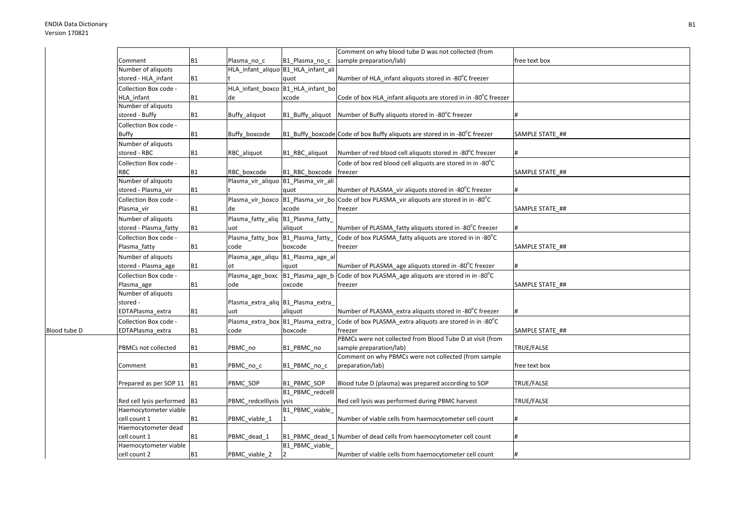| | | | | | | |
|---|---|---|---|---|---|---|
| | Comment | B1 | Plasma_no_c | B1_Plasma_no_c | Comment on why blood tube D was not collected (from sample preparation/lab) | free text box |
| | Number of aliquots stored - HLA_infant | B1 | HLA_infant_aliquot | B1_HLA_infant_aliquot | Number of HLA_infant aliquots stored in -80°C freezer | |
| | Collection Box code - HLA_infant | B1 | HLA_infant_boxcode | B1_HLA_infant_boxcode | Code of box HLA_infant aliquots are stored in in -80°C freezer | |
| | Number of aliquots stored - Buffy | B1 | Buffy_aliquot | B1_Buffy_aliquot | Number of Buffy aliquots stored in -80°C freezer | # |
| | Collection Box code - Buffy | B1 | Buffy_boxcode | B1_Buffy_boxcode | Code of box Buffy aliquots are stored in in -80°C freezer | SAMPLE STATE_## |
| | Number of aliquots stored - RBC | B1 | RBC_aliquot | B1_RBC_aliquot | Number of red blood cell aliquots stored in -80°C freezer | # |
| | Collection Box code - RBC | B1 | RBC_boxcode | B1_RBC_boxcode | Code of box red blood cell aliquots are stored in in -80°C freezer | SAMPLE STATE_## |
| | Number of aliquots stored - Plasma_vir | B1 | Plasma_vir_aliquot | B1_Plasma_vir_aliquot | Number of PLASMA_vir aliquots stored in -80°C freezer | # |
| | Collection Box code - Plasma_vir | B1 | Plasma_vir_boxcode | B1_Plasma_vir_boxcode | Code of box PLASMA_vir aliquots are stored in in -80°C freezer | SAMPLE STATE_## |
| | Number of aliquots stored - Plasma_fatty | B1 | Plasma_fatty_aliquot | B1_Plasma_fatty_aliquot | Number of PLASMA_fatty aliquots stored in -80°C freezer | # |
| | Collection Box code - Plasma_fatty | B1 | Plasma_fatty_boxcode | B1_Plasma_fatty_boxcode | Code of box PLASMA_fatty aliquots are stored in in -80°C freezer | SAMPLE STATE_## |
| | Number of aliquots stored - Plasma_age | B1 | Plasma_age_aliquot | B1_Plasma_age_aliquot | Number of PLASMA_age aliquots stored in -80°C freezer | # |
| | Collection Box code - Plasma_age | B1 | Plasma_age_boxcode | B1_Plasma_age_boxcode | Code of box PLASMA_age aliquots are stored in in -80°C freezer | SAMPLE STATE_## |
| | Number of aliquots stored - EDTAPlasma_extra | B1 | Plasma_extra_aliquot | B1_Plasma_extra_aliquot | Number of PLASMA_extra aliquots stored in -80°C freezer | # |
| Blood tube D | Collection Box code - EDTAPlasma_extra | B1 | Plasma_extra_boxcode | B1_Plasma_extra_boxcode | Code of box PLASMA_extra aliquots are stored in in -80°C freezer | SAMPLE STATE_## |
| | PBMCs not collected | B1 | PBMC_no | B1_PBMC_no | PBMCs were not collected from Blood Tube D at visit (from sample preparation/lab) | TRUE/FALSE |
| | Comment | B1 | PBMC_no_c | B1_PBMC_no_c | Comment on why PBMCs were not collected (from sample preparation/lab) | free text box |
| | Prepared as per SOP 11 | B1 | PBMC_SOP | B1_PBMC_SOP | Blood tube D (plasma) was prepared according to SOP | TRUE/FALSE |
| | Red cell lysis performed | B1 | PBMC_redcelllysis | B1_PBMC_redcelllysis | Red cell lysis was performed during PBMC harvest | TRUE/FALSE |
| | Haemocytometer viable cell count 1 | B1 | PBMC_viable_1 | B1_PBMC_viable_1 | Number of viable cells from haemocytometer cell count | # |
| | Haemocytometer dead cell count 1 | B1 | PBMC_dead_1 | B1_PBMC_dead_1 | Number of dead cells from haemocytometer cell count | # |
| | Haemocytometer viable cell count 2 | B1 | PBMC_viable_2 | B1_PBMC_viable_2 | Number of viable cells from haemocytometer cell count | # |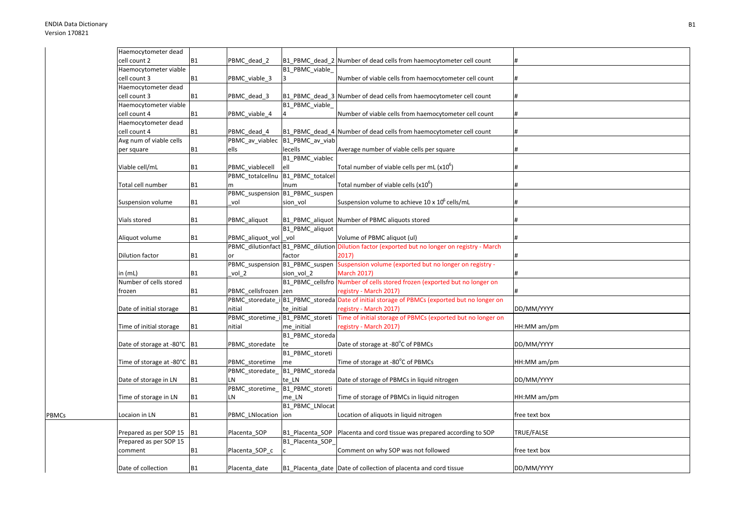| | | | | | | |
|---|---|---|---|---|---|---|
| | Haemocytometer dead cell count 2 | B1 | PBMC_dead_2 | B1_PBMC_dead_2 | Number of dead cells from haemocytometer cell count | # |
| | Haemocytometer viable cell count 3 | B1 | PBMC_viable_3 | B1_PBMC_viable_3 | Number of viable cells from haemocytometer cell count | # |
| | Haemocytometer dead cell count 3 | B1 | PBMC_dead_3 | B1_PBMC_dead_3 | Number of dead cells from haemocytometer cell count | # |
| | Haemocytometer viable cell count 4 | B1 | PBMC_viable_4 | B1_PBMC_viable_4 | Number of viable cells from haemocytometer cell count | # |
| | Haemocytometer dead cell count 4 | B1 | PBMC_dead_4 | B1_PBMC_dead_4 | Number of dead cells from haemocytometer cell count | # |
| | Avg num of viable cells per square | B1 | PBMC_av_viablecells | B1_PBMC_av_viablecells | Average number of viable cells per square | # |
| | Viable cell/mL | B1 | PBMC_viablecell | B1_PBMC_viablecell | Total number of viable cells per mL ($x10^6$) | # |
| | Total cell number | B1 | PBMC_totalcellnum | B1_PBMC_totalcellnum | Total number of viable cells ($x10^6$) | # |
| | Suspension volume | B1 | PBMC_suspension_vol | B1_PBMC_suspension_vol | Suspension volume to achieve 10 x $10^6$ cells/mL | # |
| | Vials stored | B1 | PBMC_aliquot | B1_PBMC_aliquot | Number of PBMC aliquots stored | # |
| | Aliquot volume | B1 | PBMC_aliquot_vol | B1_PBMC_aliquot_vol | Volume of PBMC aliquot (ul) | # |
| | Dilution factor | B1 | PBMC_dilutionfactor | B1_PBMC_dilutionfactor | Dilution factor (exported but no longer on registry - March 2017) | # |
| | in (mL) | B1 | PBMC_suspension_vol_2 | B1_PBMC_suspension_vol_2 | Suspension volume (exported but no longer on registry - March 2017) | # |
| | Number of cells stored frozen | B1 | PBMC_cellsfrozen | B1_PBMC_cellsfrozen | Number of cells stored frozen (exported but no longer on registry - March 2017) | # |
| | Date of initial storage | B1 | PBMC_storedate_initial | B1_PBMC_storedate_initial | Date of initial storage of PBMCs (exported but no longer on registry - March 2017) | DD/MM/YYYY |
| | Time of initial storage | B1 | PBMC_storetime_initial | B1_PBMC_storetime_initial | Time of initial storage of PBMCs (exported but no longer on registry - March 2017) | HH:MM am/pm |
| | Date of storage at -80°C | B1 | PBMC_storedate | B1_PBMC_storedate | Date of storage at -80°C of PBMCs | DD/MM/YYYY |
| | Time of storage at -80°C | B1 | PBMC_storetime | B1_PBMC_storetime | Time of storage at -80°C of PBMCs | HH:MM am/pm |
| | Date of storage in LN | B1 | PBMC_storedate_LN | B1_PBMC_storedate_LN | Date of storage of PBMCs in liquid nitrogen | DD/MM/YYYY |
| | Time of storage in LN | B1 | PBMC_storetime_LN | B1_PBMC_storetime_LN | Time of storage of PBMCs in liquid nitrogen | HH:MM am/pm |
| PBMCs | Locaion in LN | B1 | PBMC_LNlocation | B1_PBMC_LNlocation | Location of aliquots in liquid nitrogen | free text box |
| | Prepared as per SOP 15 | B1 | Placenta_SOP | B1_Placenta_SOP | Placenta and cord tissue was prepared according to SOP | TRUE/FALSE |
| | Prepared as per SOP 15 comment | B1 | Placenta_SOP_c | B1_Placenta_SOP_c | Comment on why SOP was not followed | free text box |
| | Date of collection | B1 | Placenta_date | B1_Placenta_date | Date of collection of placenta and cord tissue | DD/MM/YYYY |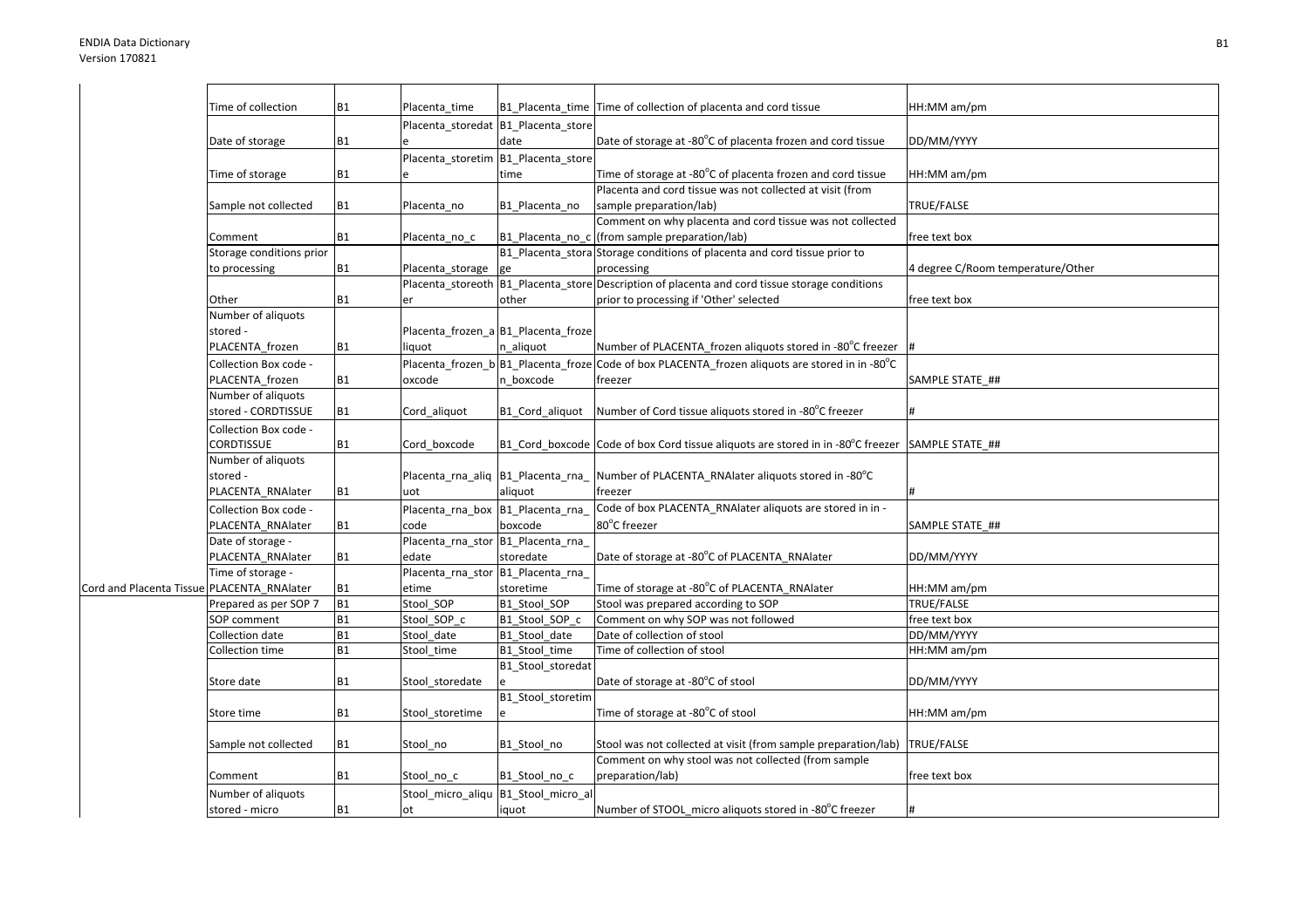| | | | | | | |
|---|---|---|---|---|---|---|
| | Time of collection | B1 | Placenta_time | B1_Placenta_time | Time of collection of placenta and cord tissue | HH:MM am/pm |
| | Date of storage | B1 | Placenta_storedate | B1_Placenta_storedate | Date of storage at -80°C of placenta frozen and cord tissue | DD/MM/YYYY |
| | Time of storage | B1 | Placenta_storetime | B1_Placenta_storetime | Time of storage at -80°C of placenta frozen and cord tissue | HH:MM am/pm |
| | Sample not collected | B1 | Placenta_no | B1_Placenta_no | Placenta and cord tissue was not collected at visit (from sample preparation/lab) | TRUE/FALSE |
| | Comment | B1 | Placenta_no_c | B1_Placenta_no_c | Comment on why placenta and cord tissue was not collected (from sample preparation/lab) | free text box |
| | Storage conditions prior to processing | B1 | Placenta_storage | B1_Placenta_storage | Storage conditions of placenta and cord tissue prior to processing | 4 degree C/Room temperature/Other |
| | Other | B1 | Placenta_storeother | B1_Placenta_storeother | Description of placenta and cord tissue storage conditions prior to processing if 'Other' selected | free text box |
| | Number of aliquots stored - PLACENTA_frozen | B1 | Placenta_frozen_aliquot | B1_Placenta_frozen_aliquot | Number of PLACENTA_frozen aliquots stored in -80°C freezer | # |
| | Collection Box code - PLACENTA_frozen | B1 | Placenta_frozen_boxcode | B1_Placenta_frozen_boxcode | Code of box PLACENTA_frozen aliquots are stored in in -80°C freezer | SAMPLE STATE_## |
| | Number of aliquots stored - CORDTISSUE | B1 | Cord_aliquot | B1_Cord_aliquot | Number of Cord tissue aliquots stored in -80°C freezer | # |
| | Collection Box code - CORDTISSUE | B1 | Cord_boxcode | B1_Cord_boxcode | Code of box Cord tissue aliquots are stored in in -80°C freezer | SAMPLE STATE_## |
| | Number of aliquots stored - PLACENTA_RNAlater | B1 | Placenta_rna_aliquot | B1_Placenta_rna_aliquot | Number of PLACENTA_RNAlater aliquots stored in -80°C freezer | # |
| | Collection Box code - PLACENTA_RNAlater | B1 | Placenta_rna_boxcode | B1_Placenta_rna_boxcode | Code of box PLACENTA_RNAlater aliquots are stored in in -80°C freezer | SAMPLE STATE_## |
| | Date of storage - PLACENTA_RNAlater | B1 | Placenta_rna_storedate | B1_Placenta_rna_storedate | Date of storage at -80°C of PLACENTA_RNAlater | DD/MM/YYYY |
| Cord and Placenta Tissue | Time of storage - PLACENTA_RNAlater | B1 | Placenta_rna_storetime | B1_Placenta_rna_storetime | Time of storage at -80°C of PLACENTA_RNAlater | HH:MM am/pm |
| | Prepared as per SOP 7 | B1 | Stool_SOP | B1_Stool_SOP | Stool was prepared according to SOP | TRUE/FALSE |
| | SOP comment | B1 | Stool_SOP_c | B1_Stool_SOP_c | Comment on why SOP was not followed | free text box |
| | Collection date | B1 | Stool_date | B1_Stool_date | Date of collection of stool | DD/MM/YYYY |
| | Collection time | B1 | Stool_time | B1_Stool_time | Time of collection of stool | HH:MM am/pm |
| | Store date | B1 | Stool_storedate | B1_Stool_storedate | Date of storage at -80°C of stool | DD/MM/YYYY |
| | Store time | B1 | Stool_storetime | B1_Stool_storetime | Time of storage at -80°C of stool | HH:MM am/pm |
| | Sample not collected | B1 | Stool_no | B1_Stool_no | Stool was not collected at visit (from sample preparation/lab) | TRUE/FALSE |
| | Comment | B1 | Stool_no_c | B1_Stool_no_c | Comment on why stool was not collected (from sample preparation/lab) | free text box |
| | Number of aliquots stored - micro | B1 | Stool_micro_aliquot | B1_Stool_micro_aliquot | Number of STOOL_micro aliquots stored in -80°C freezer | # |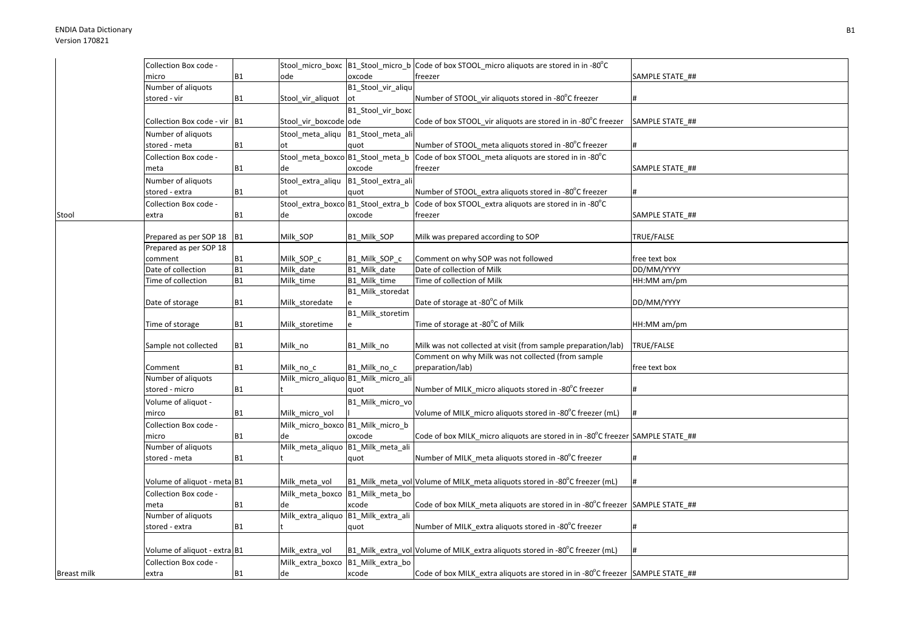| | | | | | | |
|---|---|---|---|---|---|---|
| | Collection Box code - micro | B1 | Stool_micro_boxcode | B1_Stool_micro_boxcode | Code of box STOOL_micro aliquots are stored in in -80$^{o}$C freezer | SAMPLE STATE_## |
| | Number of aliquots stored - vir | B1 | Stool_vir_aliquot | B1_Stool_vir_aliquot | Number of STOOL_vir aliquots stored in -80$^{o}$C freezer | # |
| | Collection Box code - vir | B1 | Stool_vir_boxcode | B1_Stool_vir_boxcode | Code of box STOOL_vir aliquots are stored in in -80$^{o}$C freezer | SAMPLE STATE_## |
| | Number of aliquots stored - meta | B1 | Stool_meta_aliquot | B1_Stool_meta_aliquot | Number of STOOL_meta aliquots stored in -80$^{o}$C freezer | # |
| | Collection Box code - meta | B1 | Stool_meta_boxcode | B1_Stool_meta_boxcode | Code of box STOOL_meta aliquots are stored in in -80$^{o}$C freezer | SAMPLE STATE_## |
| | Number of aliquots stored - extra | B1 | Stool_extra_aliquot | B1_Stool_extra_aliquot | Number of STOOL_extra aliquots stored in -80$^{o}$C freezer | # |
| Stool | Collection Box code - extra | B1 | Stool_extra_boxcode | B1_Stool_extra_boxcode | Code of box STOOL_extra aliquots are stored in in -80$^{o}$C freezer | SAMPLE STATE_## |
| | Prepared as per SOP 18 | B1 | Milk_SOP | B1_Milk_SOP | Milk was prepared according to SOP | TRUE/FALSE |
| | Prepared as per SOP 18 comment | B1 | Milk_SOP_c | B1_Milk_SOP_c | Comment on why SOP was not followed | free text box |
| | Date of collection | B1 | Milk_date | B1_Milk_date | Date of collection of Milk | DD/MM/YYYY |
| | Time of collection | B1 | Milk_time | B1_Milk_time | Time of collection of Milk | HH:MM am/pm |
| | Date of storage | B1 | Milk_storedate | B1_Milk_storedate | Date of storage at -80$^{o}$C of Milk | DD/MM/YYYY |
| | Time of storage | B1 | Milk_storetime | B1_Milk_storetime | Time of storage at -80$^{o}$C of Milk | HH:MM am/pm |
| | Sample not collected | B1 | Milk_no | B1_Milk_no | Milk was not collected at visit (from sample preparation/lab) | TRUE/FALSE |
| | Comment | B1 | Milk_no_c | B1_Milk_no_c | Comment on why Milk was not collected (from sample preparation/lab) | free text box |
| | Number of aliquots stored - micro | B1 | Milk_micro_aliquot | B1_Milk_micro_aliquot | Number of MILK_micro aliquots stored in -80$^{o}$C freezer | # |
| | Volume of aliquot - mirco | B1 | Milk_micro_vol | B1_Milk_micro_vol | Volume of MILK_micro aliquots stored in -80$^{o}$C freezer (mL) | # |
| | Collection Box code - micro | B1 | Milk_micro_boxcode | B1_Milk_micro_boxcode | Code of box MILK_micro aliquots are stored in in -80$^{o}$C freezer | SAMPLE STATE_## |
| | Number of aliquots stored - meta | B1 | Milk_meta_aliquot | B1_Milk_meta_aliquot | Number of MILK_meta aliquots stored in -80$^{o}$C freezer | # |
| | Volume of aliquot - meta | B1 | Milk_meta_vol | B1_Milk_meta_vol | Volume of MILK_meta aliquots stored in -80$^{o}$C freezer (mL) | # |
| | Collection Box code - meta | B1 | Milk_meta_boxcode | B1_Milk_meta_boxcode | Code of box MILK_meta aliquots are stored in in -80$^{o}$C freezer | SAMPLE STATE_## |
| | Number of aliquots stored - extra | B1 | Milk_extra_aliquot | B1_Milk_extra_aliquot | Number of MILK_extra aliquots stored in -80$^{o}$C freezer | # |
| | Volume of aliquot - extra | B1 | Milk_extra_vol | B1_Milk_extra_vol | Volume of MILK_extra aliquots stored in -80$^{o}$C freezer (mL) | # |
| Breast milk | Collection Box code - extra | B1 | Milk_extra_boxcode | B1_Milk_extra_boxcode | Code of box MILK_extra aliquots are stored in in -80$^{o}$C freezer | SAMPLE STATE_## |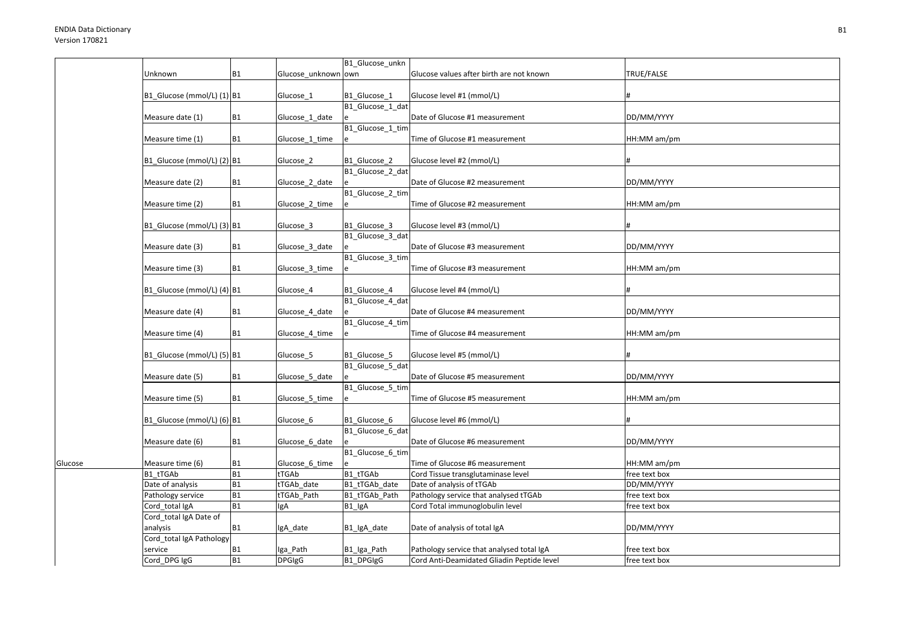| | | | | | | |
|---|---|---|---|---|---|---|
| | Unknown | B1 | Glucose_unknown | B1_Glucose_unknown | Glucose values after birth are not known | TRUE/FALSE |
| | B1_Glucose (mmol/L) (1) | B1 | Glucose_1 | B1_Glucose_1 | Glucose level #1 (mmol/L) | # |
| | Measure date (1) | B1 | Glucose_1_date | B1_Glucose_1_date | Date of Glucose #1 measurement | DD/MM/YYYY |
| | Measure time (1) | B1 | Glucose_1_time | B1_Glucose_1_time | Time of Glucose #1 measurement | HH:MM am/pm |
| | B1_Glucose (mmol/L) (2) | B1 | Glucose_2 | B1_Glucose_2 | Glucose level #2 (mmol/L) | # |
| | Measure date (2) | B1 | Glucose_2_date | B1_Glucose_2_date | Date of Glucose #2 measurement | DD/MM/YYYY |
| | Measure time (2) | B1 | Glucose_2_time | B1_Glucose_2_time | Time of Glucose #2 measurement | HH:MM am/pm |
| | B1_Glucose (mmol/L) (3) | B1 | Glucose_3 | B1_Glucose_3 | Glucose level #3 (mmol/L) | # |
| | Measure date (3) | B1 | Glucose_3_date | B1_Glucose_3_date | Date of Glucose #3 measurement | DD/MM/YYYY |
| | Measure time (3) | B1 | Glucose_3_time | B1_Glucose_3_time | Time of Glucose #3 measurement | HH:MM am/pm |
| | B1_Glucose (mmol/L) (4) | B1 | Glucose_4 | B1_Glucose_4 | Glucose level #4 (mmol/L) | # |
| | Measure date (4) | B1 | Glucose_4_date | B1_Glucose_4_date | Date of Glucose #4 measurement | DD/MM/YYYY |
| | Measure time (4) | B1 | Glucose_4_time | B1_Glucose_4_time | Time of Glucose #4 measurement | HH:MM am/pm |
| | B1_Glucose (mmol/L) (5) | B1 | Glucose_5 | B1_Glucose_5 | Glucose level #5 (mmol/L) | # |
| | Measure date (5) | B1 | Glucose_5_date | B1_Glucose_5_date | Date of Glucose #5 measurement | DD/MM/YYYY |
| | Measure time (5) | B1 | Glucose_5_time | B1_Glucose_5_time | Time of Glucose #5 measurement | HH:MM am/pm |
| | B1_Glucose (mmol/L) (6) | B1 | Glucose_6 | B1_Glucose_6 | Glucose level #6 (mmol/L) | # |
| | Measure date (6) | B1 | Glucose_6_date | B1_Glucose_6_date | Date of Glucose #6 measurement | DD/MM/YYYY |
| Glucose | Measure time (6) | B1 | Glucose_6_time | B1_Glucose_6_time | Time of Glucose #6 measurement | HH:MM am/pm |
| | B1_tTGAb | B1 | tTGAb | B1_tTGAb | Cord Tissue transglutaminase level | free text box |
| | Date of analysis | B1 | tTGAb_date | B1_tTGAb_date | Date of analysis of tTGAb | DD/MM/YYYY |
| | Pathology service | B1 | tTGAb_Path | B1_tTGAb_Path | Pathology service that analysed tTGAb | free text box |
| | Cord_total IgA | B1 | IgA | B1_IgA | Cord Total immunoglobulin level | free text box |
| | Cord_total IgA Date of analysis | B1 | IgA_date | B1_IgA_date | Date of analysis of total IgA | DD/MM/YYYY |
| | Cord_total IgA Pathology service | B1 | Iga_Path | B1_Iga_Path | Pathology service that analysed total IgA | free text box |
| | Cord_DPG IgG | B1 | DPGIgG | B1_DPGIgG | Cord Anti-Deamidated Gliadin Peptide level | free text box |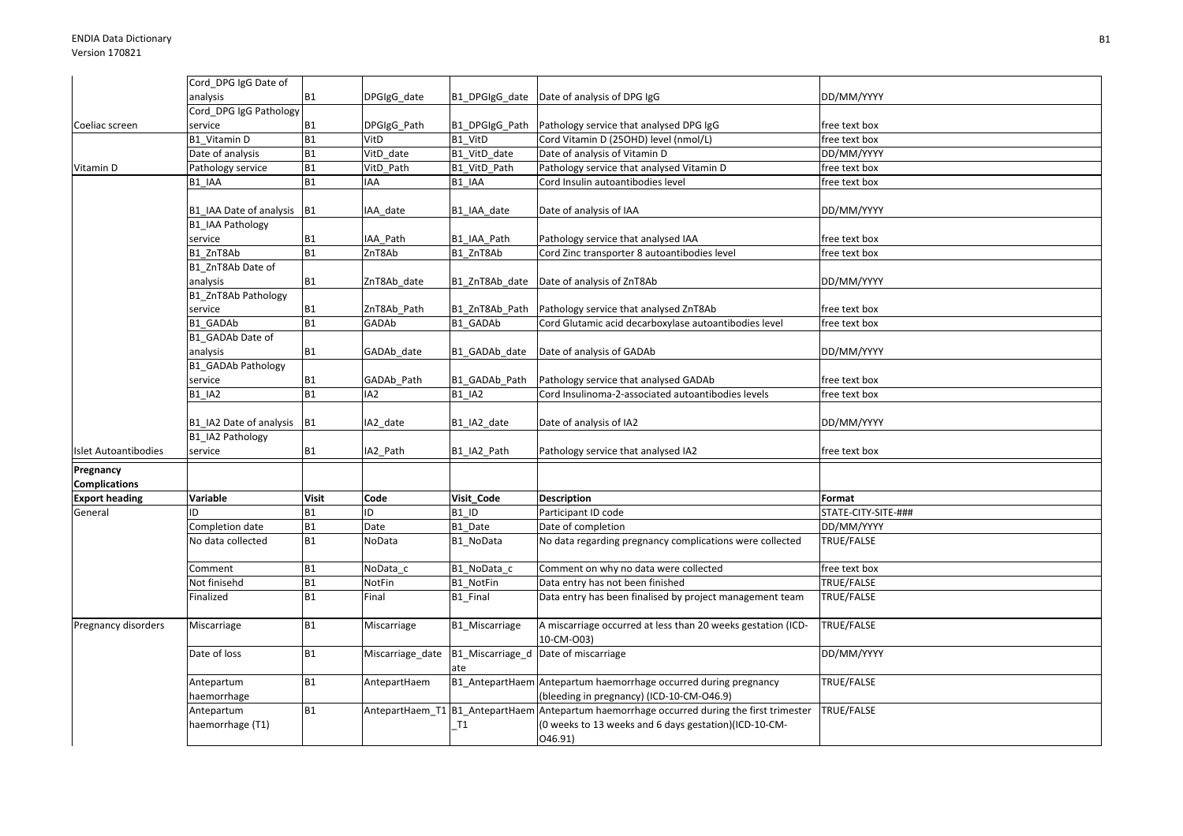| | Cord_DPG IgG Date of analysis | B1 | DPGIgG_date | B1_DPGIgG_date | Date of analysis of DPG IgG | DD/MM/YYYY |
|---|---|---|---|---|---|---|
| Coeliac screen | Cord_DPG IgG Pathology service | B1 | DPGIgG_Path | B1_DPGIgG_Path | Pathology service that analysed DPG IgG | free text box |
| | B1_Vitamin D | B1 | VitD | B1_VitD | Cord Vitamin D (25OHD) level (nmol/L) | free text box |
| | Date of analysis | B1 | VitD_date | B1_VitD_date | Date of analysis of Vitamin D | DD/MM/YYYY |
| Vitamin D | Pathology service | B1 | VitD_Path | B1_VitD_Path | Pathology service that analysed Vitamin D | free text box |
| | B1_IAA | B1 | IAA | B1_IAA | Cord Insulin autoantibodies level | free text box |
| | B1_IAA Date of analysis | B1 | IAA_date | B1_IAA_date | Date of analysis of IAA | DD/MM/YYYY |
| | B1_IAA Pathology service | B1 | IAA_Path | B1_IAA_Path | Pathology service that analysed IAA | free text box |
| | B1_ZnT8Ab | B1 | ZnT8Ab | B1_ZnT8Ab | Cord Zinc transporter 8 autoantibodies level | free text box |
| | B1_ZnT8Ab Date of analysis | B1 | ZnT8Ab_date | B1_ZnT8Ab_date | Date of analysis of ZnT8Ab | DD/MM/YYYY |
| | B1_ZnT8Ab Pathology service | B1 | ZnT8Ab_Path | B1_ZnT8Ab_Path | Pathology service that analysed ZnT8Ab | free text box |
| | B1_GADAb | B1 | GADAb | B1_GADAb | Cord Glutamic acid decarboxylase autoantibodies level | free text box |
| | B1_GADAb Date of analysis | B1 | GADAb_date | B1_GADAb_date | Date of analysis of GADAb | DD/MM/YYYY |
| | B1_GADAb Pathology service | B1 | GADAb_Path | B1_GADAb_Path | Pathology service that analysed GADAb | free text box |
| | B1_IA2 | B1 | IA2 | B1_IA2 | Cord Insulinoma-2-associated autoantibodies levels | free text box |
| | B1_IA2 Date of analysis | B1 | IA2_date | B1_IA2_date | Date of analysis of IA2 | DD/MM/YYYY |
| Islet Autoantibodies | B1_IA2 Pathology service | B1 | IA2_Path | B1_IA2_Path | Pathology service that analysed IA2 | free text box |

| **Pregnancy Complications** | | | | | | |
|---|---|---|---|---|---|---|
| **Export heading** | **Variable** | **Visit** | **Code** | **Visit_Code** | **Description** | **Format** |
| General | ID | B1 | ID | B1_ID | Participant ID code | STATE-CITY-SITE-### |
| | Completion date | B1 | Date | B1_Date | Date of completion | DD/MM/YYYY |
| | No data collected | B1 | NoData | B1_NoData | No data regarding pregnancy complications were collected | TRUE/FALSE |
| | Comment | B1 | NoData_c | B1_NoData_c | Comment on why no data were collected | free text box |
| | Not finisehd | B1 | NotFin | B1_NotFin | Data entry has not been finished | TRUE/FALSE |
| | Finalized | B1 | Final | B1_Final | Data entry has been finalised by project management team | TRUE/FALSE |
| Pregnancy disorders | Miscarriage | B1 | Miscarriage | B1_Miscarriage | A miscarriage occurred at less than 20 weeks gestation (ICD-10-CM-O03) | TRUE/FALSE |
| | Date of loss | B1 | Miscarriage_date | B1_Miscarriage_date | Date of miscarriage | DD/MM/YYYY |
| | Antepartum haemorrhage | B1 | AntepartHaem | B1_AntepartHaem | Antepartum haemorrhage occurred during pregnancy (bleeding in pregnancy) (ICD-10-CM-O46.9) | TRUE/FALSE |
| | Antepartum haemorrhage (T1) | B1 | AntepartHaem_T1 | B1_AntepartHaem_T1 | Antepartum haemorrhage occurred during the first trimester (0 weeks to 13 weeks and 6 days gestation)(ICD-10-CM-O46.91) | TRUE/FALSE |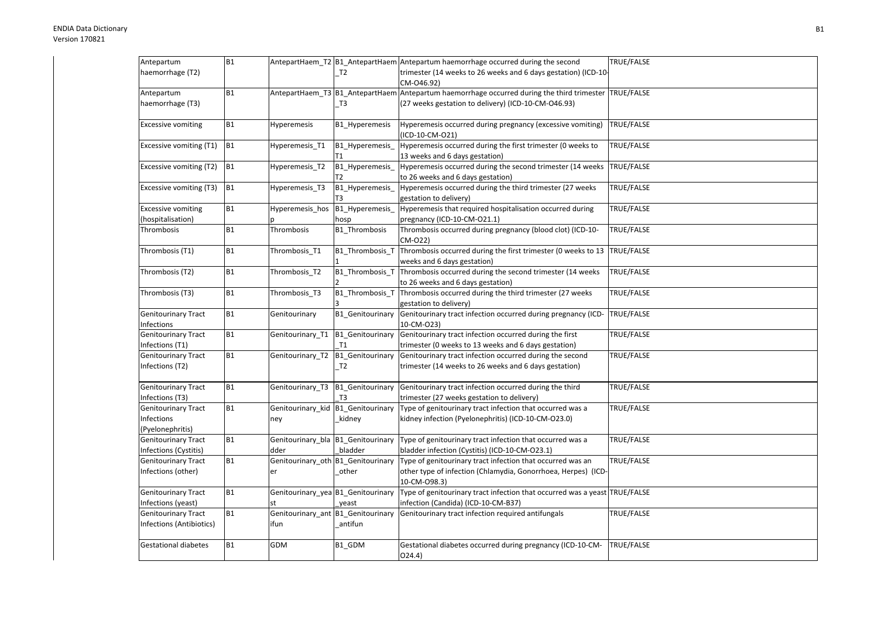| Antepartum haemorrhage (T2) | B1 | AntepartHaem_T2 | B1_AntepartHaem_T2 | Antepartum haemorrhage occurred during the second trimester (14 weeks to 26 weeks and 6 days gestation) (ICD-10-CM-O46.92) | TRUE/FALSE |
|---|---|---|---|---|---|
| Antepartum haemorrhage (T3) | B1 | AntepartHaem_T3 | B1_AntepartHaem_T3 | Antepartum haemorrhage occurred during the third trimester (27 weeks gestation to delivery) (ICD-10-CM-O46.93) | TRUE/FALSE |
| Excessive vomiting | B1 | Hyperemesis | B1_Hyperemesis | Hyperemesis occurred during pregnancy (excessive vomiting) (ICD-10-CM-O21) | TRUE/FALSE |
| Excessive vomiting (T1) | B1 | Hyperemesis_T1 | B1_Hyperemesis_T1 | Hyperemesis occurred during the first trimester (0 weeks to 13 weeks and 6 days gestation) | TRUE/FALSE |
| Excessive vomiting (T2) | B1 | Hyperemesis_T2 | B1_Hyperemesis_T2 | Hyperemesis occurred during the second trimester (14 weeks to 26 weeks and 6 days gestation) | TRUE/FALSE |
| Excessive vomiting (T3) | B1 | Hyperemesis_T3 | B1_Hyperemesis_T3 | Hyperemesis occurred during the third trimester (27 weeks gestation to delivery) | TRUE/FALSE |
| Excessive vomiting (hospitalisation) | B1 | Hyperemesis_hosp | B1_Hyperemesis_hosp | Hyperemesis that required hospitalisation occurred during pregnancy (ICD-10-CM-O21.1) | TRUE/FALSE |
| Thrombosis | B1 | Thrombosis | B1_Thrombosis | Thrombosis occurred during pregnancy (blood clot) (ICD-10-CM-O22) | TRUE/FALSE |
| Thrombosis (T1) | B1 | Thrombosis_T1 | B1_Thrombosis_T1 | Thrombosis occurred during the first trimester (0 weeks to 13 weeks and 6 days gestation) | TRUE/FALSE |
| Thrombosis (T2) | B1 | Thrombosis_T2 | B1_Thrombosis_T2 | Thrombosis occurred during the second trimester (14 weeks to 26 weeks and 6 days gestation) | TRUE/FALSE |
| Thrombosis (T3) | B1 | Thrombosis_T3 | B1_Thrombosis_T3 | Thrombosis occurred during the third trimester (27 weeks gestation to delivery) | TRUE/FALSE |
| Genitourinary Tract Infections | B1 | Genitourinary | B1_Genitourinary | Genitourinary tract infection occurred during pregnancy (ICD-10-CM-O23) | TRUE/FALSE |
| Genitourinary Tract Infections (T1) | B1 | Genitourinary_T1 | B1_Genitourinary_T1 | Genitourinary tract infection occurred during the first trimester (0 weeks to 13 weeks and 6 days gestation) | TRUE/FALSE |
| Genitourinary Tract Infections (T2) | B1 | Genitourinary_T2 | B1_Genitourinary_T2 | Genitourinary tract infection occurred during the second trimester (14 weeks to 26 weeks and 6 days gestation) | TRUE/FALSE |
| Genitourinary Tract Infections (T3) | B1 | Genitourinary_T3 | B1_Genitourinary_T3 | Genitourinary tract infection occurred during the third trimester (27 weeks gestation to delivery) | TRUE/FALSE |
| Genitourinary Tract Infections (Pyelonephritis) | B1 | Genitourinary_kidney | B1_Genitourinary_kidney | Type of genitourinary tract infection that occurred was a kidney infection (Pyelonephritis) (ICD-10-CM-O23.0) | TRUE/FALSE |
| Genitourinary Tract Infections (Cystitis) | B1 | Genitourinary_bladder | B1_Genitourinary_bladder | Type of genitourinary tract infection that occurred was a bladder infection (Cystitis) (ICD-10-CM-O23.1) | TRUE/FALSE |
| Genitourinary Tract Infections (other) | B1 | Genitourinary_other | B1_Genitourinary_other | Type of genitourinary tract infection that occurred was an other type of infection (Chlamydia, Gonorrhoea, Herpes) (ICD-10-CM-O98.3) | TRUE/FALSE |
| Genitourinary Tract Infections (yeast) | B1 | Genitourinary_yeast | B1_Genitourinary_yeast | Type of genitourinary tract infection that occurred was a yeast infection (Candida) (ICD-10-CM-B37) | TRUE/FALSE |
| Genitourinary Tract Infections (Antibiotics) | B1 | Genitourinary_antifun | B1_Genitourinary_antifun | Genitourinary tract infection required antifungals | TRUE/FALSE |
| Gestational diabetes | B1 | GDM | B1_GDM | Gestational diabetes occurred during pregnancy (ICD-10-CM-O24.4) | TRUE/FALSE |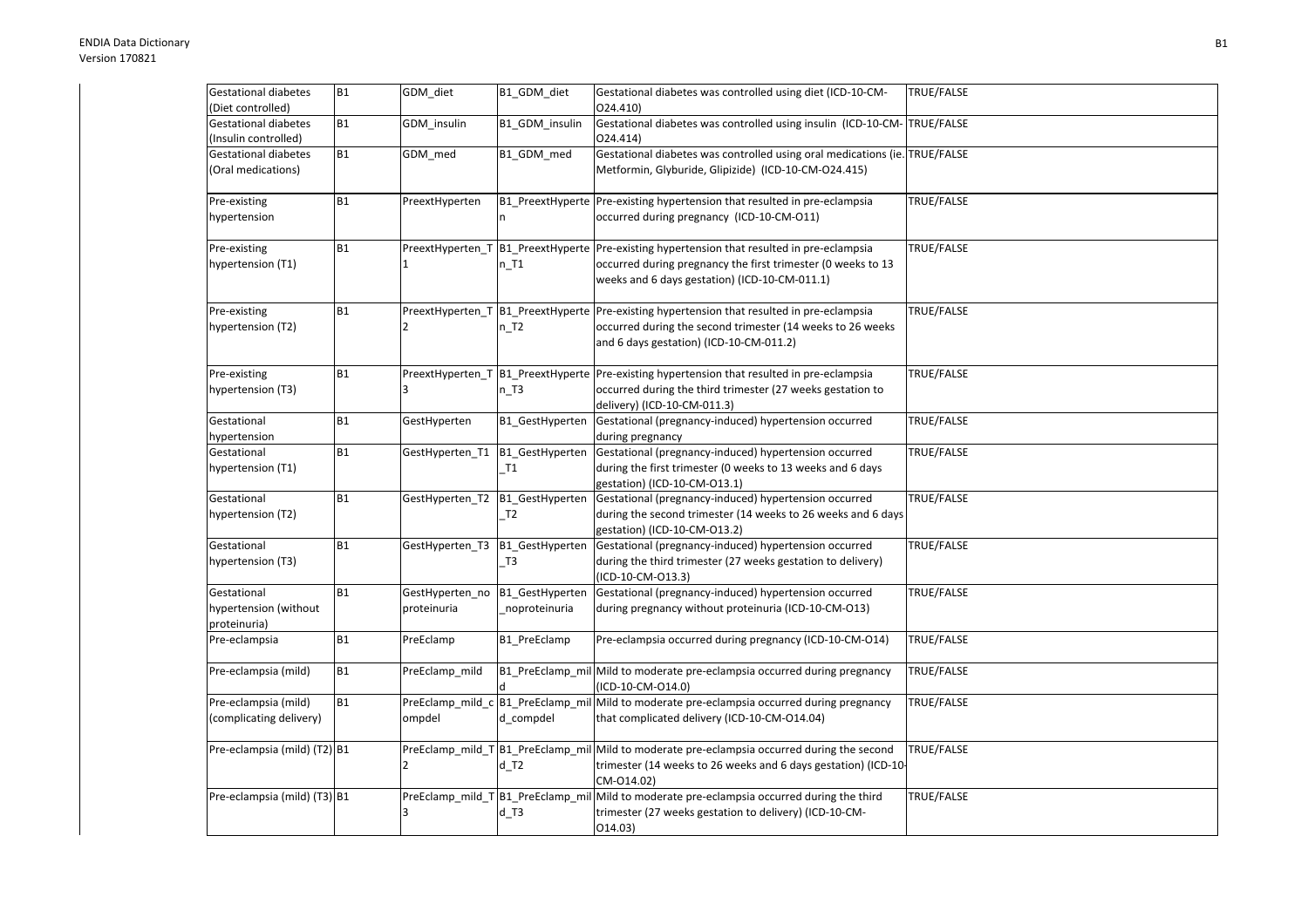| Gestational diabetes (Diet controlled) | B1 | GDM_diet | B1_GDM_diet | Gestational diabetes was controlled using diet (ICD-10-CM-O24.410) | TRUE/FALSE |
|---|---|---|---|---|---|
| Gestational diabetes (Insulin controlled) | B1 | GDM_insulin | B1_GDM_insulin | Gestational diabetes was controlled using insulin (ICD-10-CM-O24.414) | TRUE/FALSE |
| Gestational diabetes (Oral medications) | B1 | GDM_med | B1_GDM_med | Gestational diabetes was controlled using oral medications (ie. Metformin, Glyburide, Glipizide) (ICD-10-CM-O24.415) | TRUE/FALSE |
| Pre-existing hypertension | B1 | PreextHyperten | B1_PreextHyperten | Pre-existing hypertension that resulted in pre-eclampsia occurred during pregnancy (ICD-10-CM-O11) | TRUE/FALSE |
| Pre-existing hypertension (T1) | B1 | PreextHyperten_T1 | B1_PreextHyperten_T1 | Pre-existing hypertension that resulted in pre-eclampsia occurred during pregnancy the first trimester (0 weeks to 13 weeks and 6 days gestation) (ICD-10-CM-011.1) | TRUE/FALSE |
| Pre-existing hypertension (T2) | B1 | PreextHyperten_T2 | B1_PreextHyperten_T2 | Pre-existing hypertension that resulted in pre-eclampsia occurred during the second trimester (14 weeks to 26 weeks and 6 days gestation) (ICD-10-CM-011.2) | TRUE/FALSE |
| Pre-existing hypertension (T3) | B1 | PreextHyperten_T3 | B1_PreextHyperten_T3 | Pre-existing hypertension that resulted in pre-eclampsia occurred during the third trimester (27 weeks gestation to delivery) (ICD-10-CM-011.3) | TRUE/FALSE |
| Gestational hypertension | B1 | GestHyperten | B1_GestHyperten | Gestational (pregnancy-induced) hypertension occurred during pregnancy | TRUE/FALSE |
| Gestational hypertension (T1) | B1 | GestHyperten_T1 | B1_GestHyperten_T1 | Gestational (pregnancy-induced) hypertension occurred during the first trimester (0 weeks to 13 weeks and 6 days gestation) (ICD-10-CM-O13.1) | TRUE/FALSE |
| Gestational hypertension (T2) | B1 | GestHyperten_T2 | B1_GestHyperten_T2 | Gestational (pregnancy-induced) hypertension occurred during the second trimester (14 weeks to 26 weeks and 6 days gestation) (ICD-10-CM-O13.2) | TRUE/FALSE |
| Gestational hypertension (T3) | B1 | GestHyperten_T3 | B1_GestHyperten_T3 | Gestational (pregnancy-induced) hypertension occurred during the third trimester (27 weeks gestation to delivery) (ICD-10-CM-O13.3) | TRUE/FALSE |
| Gestational hypertension (without proteinuria) | B1 | GestHyperten_noproteinuria | B1_GestHyperten_noproteinuria | Gestational (pregnancy-induced) hypertension occurred during pregnancy without proteinuria (ICD-10-CM-O13) | TRUE/FALSE |
| Pre-eclampsia | B1 | PreEclamp | B1_PreEclamp | Pre-eclampsia occurred during pregnancy (ICD-10-CM-O14) | TRUE/FALSE |
| Pre-eclampsia (mild) | B1 | PreEclamp_mild | B1_PreEclamp_mild | Mild to moderate pre-eclampsia occurred during pregnancy (ICD-10-CM-O14.0) | TRUE/FALSE |
| Pre-eclampsia (mild) (complicating delivery) | B1 | PreEclamp_mild_compdel | B1_PreEclamp_mild_compdel | Mild to moderate pre-eclampsia occurred during pregnancy that complicated delivery (ICD-10-CM-O14.04) | TRUE/FALSE |
| Pre-eclampsia (mild) (T2) | B1 | PreEclamp_mild_T2 | B1_PreEclamp_mild_T2 | Mild to moderate pre-eclampsia occurred during the second trimester (14 weeks to 26 weeks and 6 days gestation) (ICD-10-CM-O14.02) | TRUE/FALSE |
| Pre-eclampsia (mild) (T3) | B1 | PreEclamp_mild_T3 | B1_PreEclamp_mild_T3 | Mild to moderate pre-eclampsia occurred during the third trimester (27 weeks gestation to delivery) (ICD-10-CM-O14.03) | TRUE/FALSE |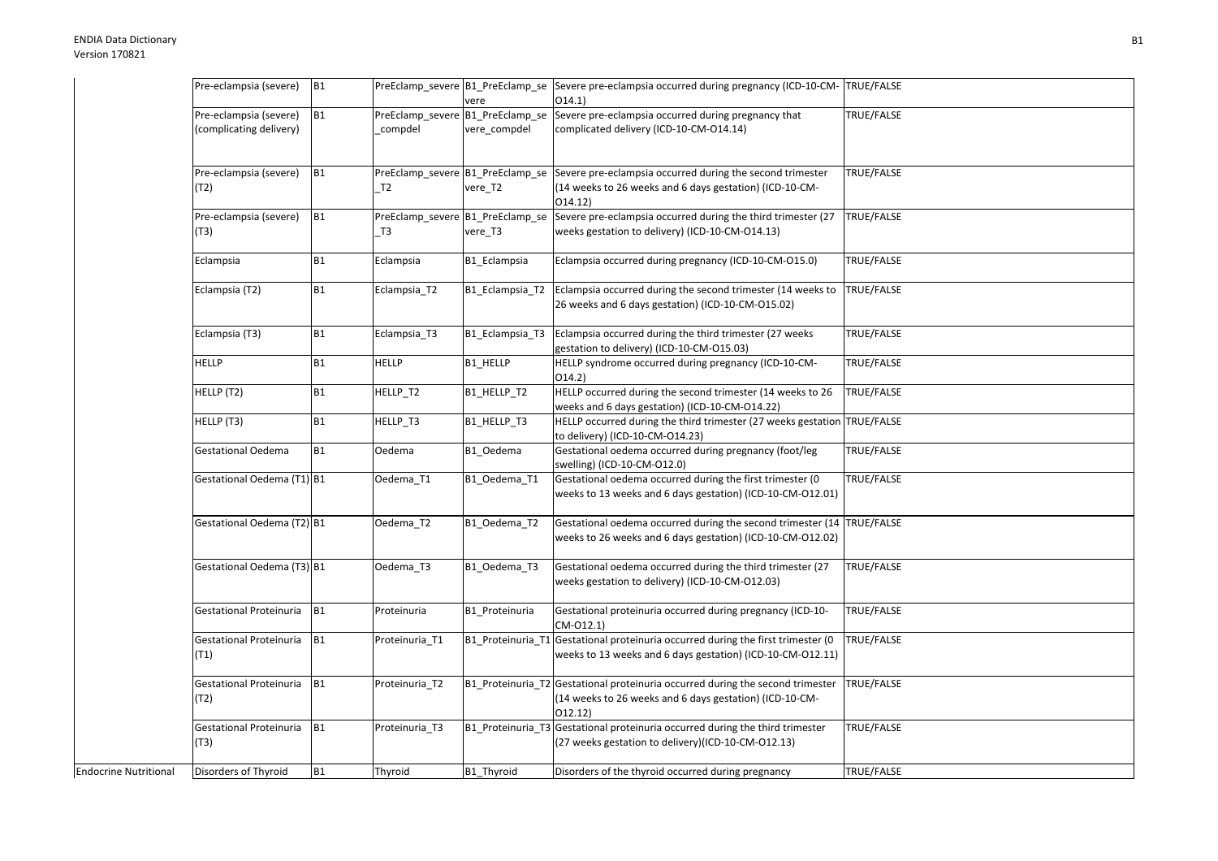| | | | | | | |
|---|---|---|---|---|---|---|
| | Pre-eclampsia (severe) | B1 | PreEclamp_severe | B1_PreEclamp_severe | Severe pre-eclampsia occurred during pregnancy (ICD-10-CM-O14.1) | TRUE/FALSE |
| | Pre-eclampsia (severe) (complicating delivery) | B1 | PreEclamp_severe_compdel | B1_PreEclamp_severe_compdel | Severe pre-eclampsia occurred during pregnancy that complicated delivery (ICD-10-CM-O14.14) | TRUE/FALSE |
| | Pre-eclampsia (severe) (T2) | B1 | PreEclamp_severe_T2 | B1_PreEclamp_severe_T2 | Severe pre-eclampsia occurred during the second trimester (14 weeks to 26 weeks and 6 days gestation) (ICD-10-CM-O14.12) | TRUE/FALSE |
| | Pre-eclampsia (severe) (T3) | B1 | PreEclamp_severe_T3 | B1_PreEclamp_severe_T3 | Severe pre-eclampsia occurred during the third trimester (27 weeks gestation to delivery) (ICD-10-CM-O14.13) | TRUE/FALSE |
| | Eclampsia | B1 | Eclampsia | B1_Eclampsia | Eclampsia occurred during pregnancy (ICD-10-CM-O15.0) | TRUE/FALSE |
| | Eclampsia (T2) | B1 | Eclampsia_T2 | B1_Eclampsia_T2 | Eclampsia occurred during the second trimester (14 weeks to 26 weeks and 6 days gestation) (ICD-10-CM-O15.02) | TRUE/FALSE |
| | Eclampsia (T3) | B1 | Eclampsia_T3 | B1_Eclampsia_T3 | Eclampsia occurred during the third trimester (27 weeks gestation to delivery) (ICD-10-CM-O15.03) | TRUE/FALSE |
| | HELLP | B1 | HELLP | B1_HELLP | HELLP syndrome occurred during pregnancy (ICD-10-CM-O14.2) | TRUE/FALSE |
| | HELLP (T2) | B1 | HELLP_T2 | B1_HELLP_T2 | HELLP occurred during the second trimester (14 weeks to 26 weeks and 6 days gestation) (ICD-10-CM-O14.22) | TRUE/FALSE |
| | HELLP (T3) | B1 | HELLP_T3 | B1_HELLP_T3 | HELLP occurred during the third trimester (27 weeks gestation to delivery) (ICD-10-CM-O14.23) | TRUE/FALSE |
| | Gestational Oedema | B1 | Oedema | B1_Oedema | Gestational oedema occurred during pregnancy (foot/leg swelling) (ICD-10-CM-O12.0) | TRUE/FALSE |
| | Gestational Oedema (T1) | B1 | Oedema_T1 | B1_Oedema_T1 | Gestational oedema occurred during the first trimester (0 weeks to 13 weeks and 6 days gestation) (ICD-10-CM-O12.01) | TRUE/FALSE |
| | Gestational Oedema (T2) | B1 | Oedema_T2 | B1_Oedema_T2 | Gestational oedema occurred during the second trimester (14 weeks to 26 weeks and 6 days gestation) (ICD-10-CM-O12.02) | TRUE/FALSE |
| | Gestational Oedema (T3) | B1 | Oedema_T3 | B1_Oedema_T3 | Gestational oedema occurred during the third trimester (27 weeks gestation to delivery) (ICD-10-CM-O12.03) | TRUE/FALSE |
| | Gestational Proteinuria | B1 | Proteinuria | B1_Proteinuria | Gestational proteinuria occurred during pregnancy (ICD-10-CM-O12.1) | TRUE/FALSE |
| | Gestational Proteinuria (T1) | B1 | Proteinuria_T1 | B1_Proteinuria_T1 | Gestational proteinuria occurred during the first trimester (0 weeks to 13 weeks and 6 days gestation) (ICD-10-CM-O12.11) | TRUE/FALSE |
| | Gestational Proteinuria (T2) | B1 | Proteinuria_T2 | B1_Proteinuria_T2 | Gestational proteinuria occurred during the second trimester (14 weeks to 26 weeks and 6 days gestation) (ICD-10-CM-O12.12) | TRUE/FALSE |
| | Gestational Proteinuria (T3) | B1 | Proteinuria_T3 | B1_Proteinuria_T3 | Gestational proteinuria occurred during the third trimester (27 weeks gestation to delivery)(ICD-10-CM-O12.13) | TRUE/FALSE |
| Endocrine Nutritional | Disorders of Thyroid | B1 | Thyroid | B1_Thyroid | Disorders of the thyroid occurred during pregnancy | TRUE/FALSE |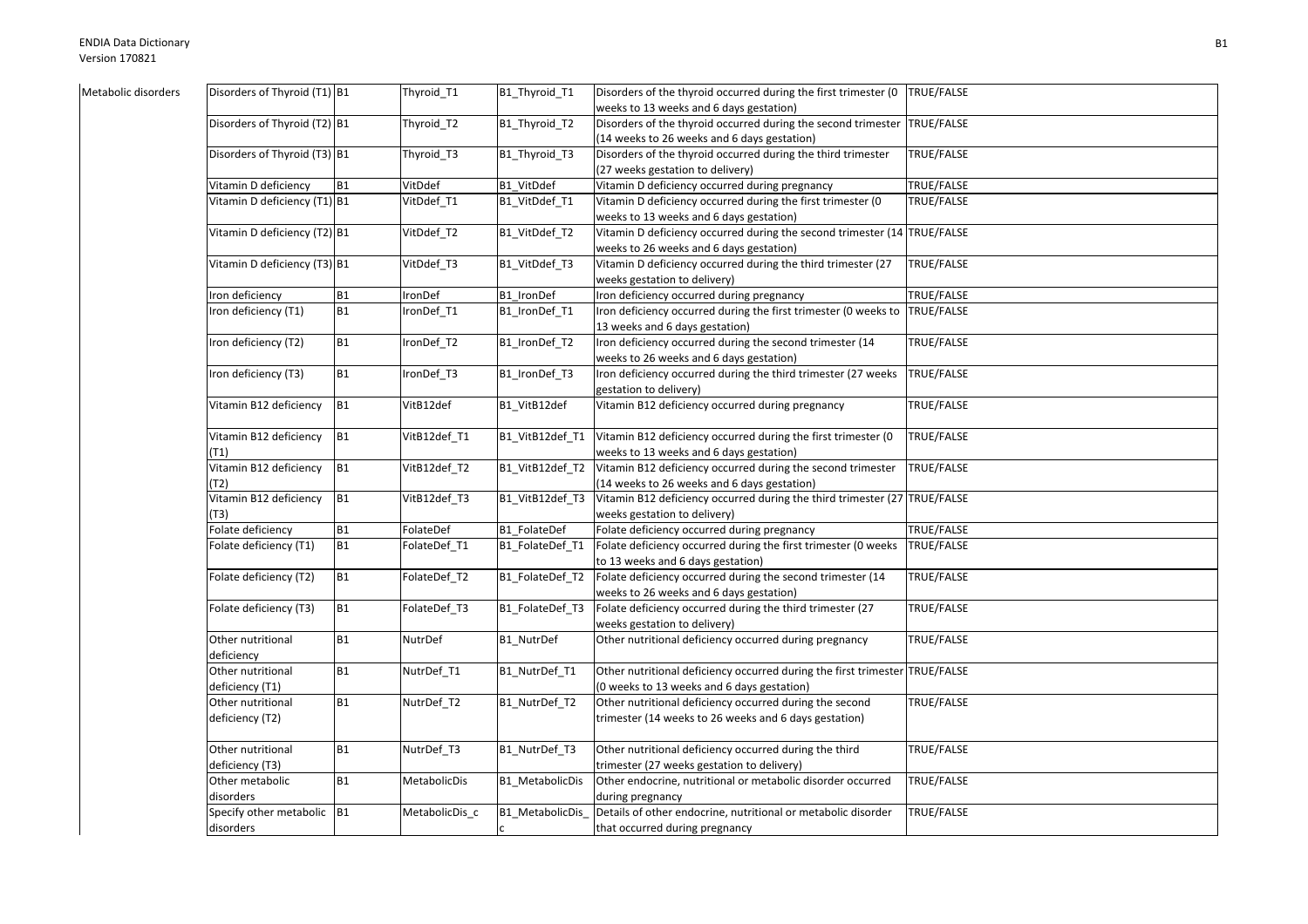| Metabolic disorders | Disorders of Thyroid (T1) | B1 | Thyroid_T1 | B1_Thyroid_T1 | Disorders of the thyroid occurred during the first trimester (0 weeks to 13 weeks and 6 days gestation) | TRUE/FALSE |
|---|---|---|---|---|---|---|
| | Disorders of Thyroid (T2) | B1 | Thyroid_T2 | B1_Thyroid_T2 | Disorders of the thyroid occurred during the second trimester (14 weeks to 26 weeks and 6 days gestation) | TRUE/FALSE |
| | Disorders of Thyroid (T3) | B1 | Thyroid_T3 | B1_Thyroid_T3 | Disorders of the thyroid occurred during the third trimester (27 weeks gestation to delivery) | TRUE/FALSE |
| | Vitamin D deficiency | B1 | VitDdef | B1_VitDdef | Vitamin D deficiency occurred during pregnancy | TRUE/FALSE |
| | Vitamin D deficiency (T1) | B1 | VitDdef_T1 | B1_VitDdef_T1 | Vitamin D deficiency occurred during the first trimester (0 weeks to 13 weeks and 6 days gestation) | TRUE/FALSE |
| | Vitamin D deficiency (T2) | B1 | VitDdef_T2 | B1_VitDdef_T2 | Vitamin D deficiency occurred during the second trimester (14 weeks to 26 weeks and 6 days gestation) | TRUE/FALSE |
| | Vitamin D deficiency (T3) | B1 | VitDdef_T3 | B1_VitDdef_T3 | Vitamin D deficiency occurred during the third trimester (27 weeks gestation to delivery) | TRUE/FALSE |
| | Iron deficiency | B1 | IronDef | B1_IronDef | Iron deficiency occurred during pregnancy | TRUE/FALSE |
| | Iron deficiency (T1) | B1 | IronDef_T1 | B1_IronDef_T1 | Iron deficiency occurred during the first trimester (0 weeks to 13 weeks and 6 days gestation) | TRUE/FALSE |
| | Iron deficiency (T2) | B1 | IronDef_T2 | B1_IronDef_T2 | Iron deficiency occurred during the second trimester (14 weeks to 26 weeks and 6 days gestation) | TRUE/FALSE |
| | Iron deficiency (T3) | B1 | IronDef_T3 | B1_IronDef_T3 | Iron deficiency occurred during the third trimester (27 weeks gestation to delivery) | TRUE/FALSE |
| | Vitamin B12 deficiency | B1 | VitB12def | B1_VitB12def | Vitamin B12 deficiency occurred during pregnancy | TRUE/FALSE |
| | Vitamin B12 deficiency (T1) | B1 | VitB12def_T1 | B1_VitB12def_T1 | Vitamin B12 deficiency occurred during the first trimester (0 weeks to 13 weeks and 6 days gestation) | TRUE/FALSE |
| | Vitamin B12 deficiency (T2) | B1 | VitB12def_T2 | B1_VitB12def_T2 | Vitamin B12 deficiency occurred during the second trimester (14 weeks to 26 weeks and 6 days gestation) | TRUE/FALSE |
| | Vitamin B12 deficiency (T3) | B1 | VitB12def_T3 | B1_VitB12def_T3 | Vitamin B12 deficiency occurred during the third trimester (27 weeks gestation to delivery) | TRUE/FALSE |
| | Folate deficiency | B1 | FolateDef | B1_FolateDef | Folate deficiency occurred during pregnancy | TRUE/FALSE |
| | Folate deficiency (T1) | B1 | FolateDef_T1 | B1_FolateDef_T1 | Folate deficiency occurred during the first trimester (0 weeks to 13 weeks and 6 days gestation) | TRUE/FALSE |
| | Folate deficiency (T2) | B1 | FolateDef_T2 | B1_FolateDef_T2 | Folate deficiency occurred during the second trimester (14 weeks to 26 weeks and 6 days gestation) | TRUE/FALSE |
| | Folate deficiency (T3) | B1 | FolateDef_T3 | B1_FolateDef_T3 | Folate deficiency occurred during the third trimester (27 weeks gestation to delivery) | TRUE/FALSE |
| | Other nutritional deficiency | B1 | NutrDef | B1_NutrDef | Other nutritional deficiency occurred during pregnancy | TRUE/FALSE |
| | Other nutritional deficiency (T1) | B1 | NutrDef_T1 | B1_NutrDef_T1 | Other nutritional deficiency occurred during the first trimester (0 weeks to 13 weeks and 6 days gestation) | TRUE/FALSE |
| | Other nutritional deficiency (T2) | B1 | NutrDef_T2 | B1_NutrDef_T2 | Other nutritional deficiency occurred during the second trimester (14 weeks to 26 weeks and 6 days gestation) | TRUE/FALSE |
| | Other nutritional deficiency (T3) | B1 | NutrDef_T3 | B1_NutrDef_T3 | Other nutritional deficiency occurred during the third trimester (27 weeks gestation to delivery) | TRUE/FALSE |
| | Other metabolic disorders | B1 | MetabolicDis | B1_MetabolicDis | Other endocrine, nutritional or metabolic disorder occurred during pregnancy | TRUE/FALSE |
| | Specify other metabolic disorders | B1 | MetabolicDis_c | B1_MetabolicDis_c | Details of other endocrine, nutritional or metabolic disorder that occurred during pregnancy | TRUE/FALSE |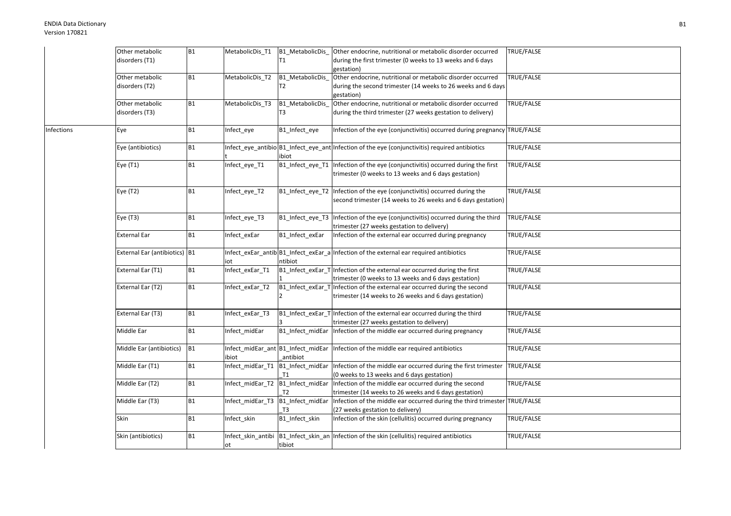| | | | | | | |
|---|---|---|---|---|---|---|
| | Other metabolic disorders (T1) | B1 | MetabolicDis_T1 | B1_MetabolicDis_T1 | Other endocrine, nutritional or metabolic disorder occurred during the first trimester (0 weeks to 13 weeks and 6 days gestation) | TRUE/FALSE |
| | Other metabolic disorders (T2) | B1 | MetabolicDis_T2 | B1_MetabolicDis_T2 | Other endocrine, nutritional or metabolic disorder occurred during the second trimester (14 weeks to 26 weeks and 6 days gestation) | TRUE/FALSE |
| | Other metabolic disorders (T3) | B1 | MetabolicDis_T3 | B1_MetabolicDis_T3 | Other endocrine, nutritional or metabolic disorder occurred during the third trimester (27 weeks gestation to delivery) | TRUE/FALSE |
| Infections | Eye | B1 | Infect_eye | B1_Infect_eye | Infection of the eye (conjunctivitis) occurred during pregnancy | TRUE/FALSE |
| | Eye (antibiotics) | B1 | Infect_eye_antibiot | B1_Infect_eye_antibiot | Infection of the eye (conjunctivitis) required antibiotics | TRUE/FALSE |
| | Eye (T1) | B1 | Infect_eye_T1 | B1_Infect_eye_T1 | Infection of the eye (conjunctivitis) occurred during the first trimester (0 weeks to 13 weeks and 6 days gestation) | TRUE/FALSE |
| | Eye (T2) | B1 | Infect_eye_T2 | B1_Infect_eye_T2 | Infection of the eye (conjunctivitis) occurred during the second trimester (14 weeks to 26 weeks and 6 days gestation) | TRUE/FALSE |
| | Eye (T3) | B1 | Infect_eye_T3 | B1_Infect_eye_T3 | Infection of the eye (conjunctivitis) occurred during the third trimester (27 weeks gestation to delivery) | TRUE/FALSE |
| | External Ear | B1 | Infect_exEar | B1_Infect_exEar | Infection of the external ear occurred during pregnancy | TRUE/FALSE |
| | External Ear (antibiotics) | B1 | Infect_exEar_antibiot | B1_Infect_exEar_antibiot | Infection of the external ear required antibiotics | TRUE/FALSE |
| | External Ear (T1) | B1 | Infect_exEar_T1 | B1_Infect_exEar_T1 | Infection of the external ear occurred during the first trimester (0 weeks to 13 weeks and 6 days gestation) | TRUE/FALSE |
| | External Ear (T2) | B1 | Infect_exEar_T2 | B1_Infect_exEar_T2 | Infection of the external ear occurred during the second trimester (14 weeks to 26 weeks and 6 days gestation) | TRUE/FALSE |
| | External Ear (T3) | B1 | Infect_exEar_T3 | B1_Infect_exEar_T3 | Infection of the external ear occurred during the third trimester (27 weeks gestation to delivery) | TRUE/FALSE |
| | Middle Ear | B1 | Infect_midEar | B1_Infect_midEar | Infection of the middle ear occurred during pregnancy | TRUE/FALSE |
| | Middle Ear (antibiotics) | B1 | Infect_midEar_antibiot | B1_Infect_midEar_antibiot | Infection of the middle ear required antibiotics | TRUE/FALSE |
| | Middle Ear (T1) | B1 | Infect_midEar_T1 | B1_Infect_midEar_T1 | Infection of the middle ear occurred during the first trimester (0 weeks to 13 weeks and 6 days gestation) | TRUE/FALSE |
| | Middle Ear (T2) | B1 | Infect_midEar_T2 | B1_Infect_midEar_T2 | Infection of the middle ear occurred during the second trimester (14 weeks to 26 weeks and 6 days gestation) | TRUE/FALSE |
| | Middle Ear (T3) | B1 | Infect_midEar_T3 | B1_Infect_midEar_T3 | Infection of the middle ear occurred during the third trimester (27 weeks gestation to delivery) | TRUE/FALSE |
| | Skin | B1 | Infect_skin | B1_Infect_skin | Infection of the skin (cellulitis) occurred during pregnancy | TRUE/FALSE |
| | Skin (antibiotics) | B1 | Infect_skin_antibiot | B1_Infect_skin_antibiot | Infection of the skin (cellulitis) required antibiotics | TRUE/FALSE |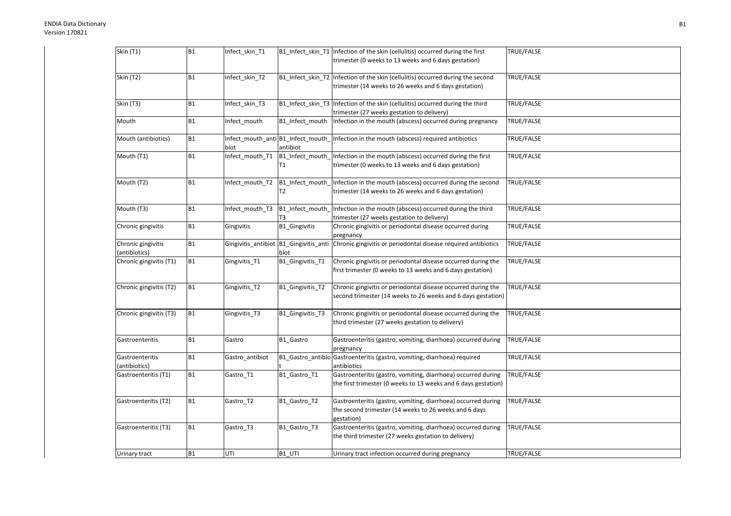| Skin (T1) | B1 | Infect_skin_T1 | B1_Infect_skin_T1 | Infection of the skin (cellulitis) occurred during the first trimester (0 weeks to 13 weeks and 6 days gestation) | TRUE/FALSE |
|---|---|---|---|---|---|
| Skin (T2) | B1 | Infect_skin_T2 | B1_Infect_skin_T2 | Infection of the skin (cellulitis) occurred during the second trimester (14 weeks to 26 weeks and 6 days gestation) | TRUE/FALSE |
| Skin (T3) | B1 | Infect_skin_T3 | B1_Infect_skin_T3 | Infection of the skin (cellulitis) occurred during the third trimester (27 weeks gestation to delivery) | TRUE/FALSE |
| Mouth | B1 | Infect_mouth | B1_Infect_mouth | Infection in the mouth (abscess) occurred during pregnancy | TRUE/FALSE |
| Mouth (antibiotics) | B1 | Infect_mouth_antibiot | B1_Infect_mouth_antibiot | Infection in the mouth (abscess) required antibiotics | TRUE/FALSE |
| Mouth (T1) | B1 | Infect_mouth_T1 | B1_Infect_mouth_T1 | Infection in the mouth (abscess) occurred during the first trimester (0 weeks to 13 weeks and 6 days gestation) | TRUE/FALSE |
| Mouth (T2) | B1 | Infect_mouth_T2 | B1_Infect_mouth_T2 | Infection in the mouth (abscess) occurred during the second trimester (14 weeks to 26 weeks and 6 days gestation) | TRUE/FALSE |
| Mouth (T3) | B1 | Infect_mouth_T3 | B1_Infect_mouth_T3 | Infection in the mouth (abscess) occurred during the third trimester (27 weeks gestation to delivery) | TRUE/FALSE |
| Chronic gingivitis | B1 | Gingivitis | B1_Gingivitis | Chronic gingivitis or periodontal disease occurred during pregnancy | TRUE/FALSE |
| Chronic gingivitis (antibiotics) | B1 | Gingivitis_antibiot | B1_Gingivitis_antibiot | Chronic gingivitis or periodontal disease required antibiotics | TRUE/FALSE |
| Chronic gingivitis (T1) | B1 | Gingivitis_T1 | B1_Gingivitis_T1 | Chronic gingivitis or periodontal disease occurred during the first trimester (0 weeks to 13 weeks and 6 days gestation) | TRUE/FALSE |
| Chronic gingivitis (T2) | B1 | Gingivitis_T2 | B1_Gingivitis_T2 | Chronic gingivitis or periodontal disease occurred during the second trimester (14 weeks to 26 weeks and 6 days gestation) | TRUE/FALSE |
| Chronic gingivitis (T3) | B1 | Gingivitis_T3 | B1_Gingivitis_T3 | Chronic gingivitis or periodontal disease occurred during the third trimester (27 weeks gestation to delivery) | TRUE/FALSE |
| Gastroenteritis | B1 | Gastro | B1_Gastro | Gastroenteritis (gastro, vomiting, diarrhoea) occurred during pregnancy | TRUE/FALSE |
| Gastroenteritis (antibiotics) | B1 | Gastro_antibiot | B1_Gastro_antibiot | Gastroenteritis (gastro, vomiting, diarrhoea) required antibiotics | TRUE/FALSE |
| Gastroenteritis (T1) | B1 | Gastro_T1 | B1_Gastro_T1 | Gastroenteritis (gastro, vomiting, diarrhoea) occurred during the first trimester (0 weeks to 13 weeks and 6 days gestation) | TRUE/FALSE |
| Gastroenteritis (T2) | B1 | Gastro_T2 | B1_Gastro_T2 | Gastroenteritis (gastro, vomiting, diarrhoea) occurred during the second trimester (14 weeks to 26 weeks and 6 days gestation) | TRUE/FALSE |
| Gastroenteritis (T3) | B1 | Gastro_T3 | B1_Gastro_T3 | Gastroenteritis (gastro, vomiting, diarrhoea) occurred during the third trimester (27 weeks gestation to delivery) | TRUE/FALSE |
| Urinary tract | B1 | UTI | B1_UTI | Urinary tract infection occurred during pregnancy | TRUE/FALSE |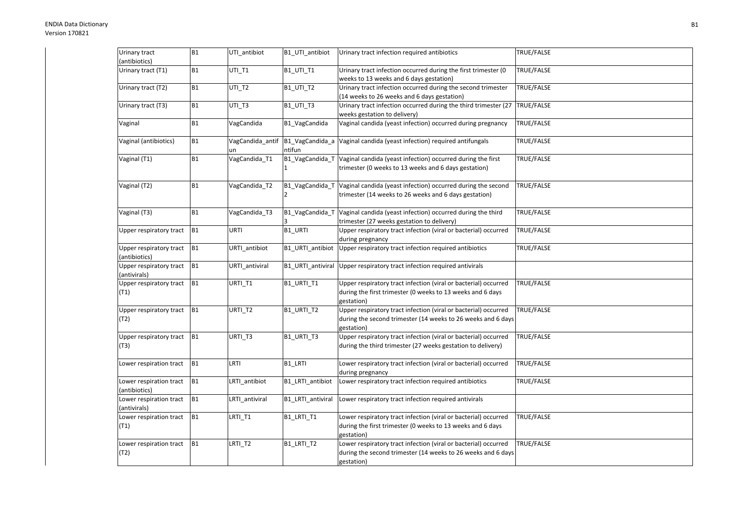| | | | | | |
|---|---|---|---|---|---|
| Urinary tract (antibiotics) | B1 | UTI_antibiot | B1_UTI_antibiot | Urinary tract infection required antibiotics | TRUE/FALSE |
| Urinary tract (T1) | B1 | UTI_T1 | B1_UTI_T1 | Urinary tract infection occurred during the first trimester (0 weeks to 13 weeks and 6 days gestation) | TRUE/FALSE |
| Urinary tract (T2) | B1 | UTI_T2 | B1_UTI_T2 | Urinary tract infection occurred during the second trimester (14 weeks to 26 weeks and 6 days gestation) | TRUE/FALSE |
| Urinary tract (T3) | B1 | UTI_T3 | B1_UTI_T3 | Urinary tract infection occurred during the third trimester (27 weeks gestation to delivery) | TRUE/FALSE |
| Vaginal | B1 | VagCandida | B1_VagCandida | Vaginal candida (yeast infection) occurred during pregnancy | TRUE/FALSE |
| Vaginal (antibiotics) | B1 | VagCandida_antifun | B1_VagCandida_antifun | Vaginal candida (yeast infection) required antifungals | TRUE/FALSE |
| Vaginal (T1) | B1 | VagCandida_T1 | B1_VagCandida_T1 | Vaginal candida (yeast infection) occurred during the first trimester (0 weeks to 13 weeks and 6 days gestation) | TRUE/FALSE |
| Vaginal (T2) | B1 | VagCandida_T2 | B1_VagCandida_T2 | Vaginal candida (yeast infection) occurred during the second trimester (14 weeks to 26 weeks and 6 days gestation) | TRUE/FALSE |
| Vaginal (T3) | B1 | VagCandida_T3 | B1_VagCandida_T3 | Vaginal candida (yeast infection) occurred during the third trimester (27 weeks gestation to delivery) | TRUE/FALSE |
| Upper respiratory tract | B1 | URTI | B1_URTI | Upper respiratory tract infection (viral or bacterial) occurred during pregnancy | TRUE/FALSE |
| Upper respiratory tract (antibiotics) | B1 | URTI_antibiot | B1_URTI_antibiot | Upper respiratory tract infection required antibiotics | TRUE/FALSE |
| Upper respiratory tract (antivirals) | B1 | URTI_antiviral | B1_URTI_antiviral | Upper respiratory tract infection required antivirals | |
| Upper respiratory tract (T1) | B1 | URTI_T1 | B1_URTI_T1 | Upper respiratory tract infection (viral or bacterial) occurred during the first trimester (0 weeks to 13 weeks and 6 days gestation) | TRUE/FALSE |
| Upper respiratory tract (T2) | B1 | URTI_T2 | B1_URTI_T2 | Upper respiratory tract infection (viral or bacterial) occurred during the second trimester (14 weeks to 26 weeks and 6 days gestation) | TRUE/FALSE |
| Upper respiratory tract (T3) | B1 | URTI_T3 | B1_URTI_T3 | Upper respiratory tract infection (viral or bacterial) occurred during the third trimester (27 weeks gestation to delivery) | TRUE/FALSE |
| Lower respiration tract | B1 | LRTI | B1_LRTI | Lower respiratory tract infection (viral or bacterial) occurred during pregnancy | TRUE/FALSE |
| Lower respiration tract (antibiotics) | B1 | LRTI_antibiot | B1_LRTI_antibiot | Lower respiratory tract infection required antibiotics | TRUE/FALSE |
| Lower respiration tract (antivirals) | B1 | LRTI_antiviral | B1_LRTI_antiviral | Lower respiratory tract infection required antivirals | |
| Lower respiration tract (T1) | B1 | LRTI_T1 | B1_LRTI_T1 | Lower respiratory tract infection (viral or bacterial) occurred during the first trimester (0 weeks to 13 weeks and 6 days gestation) | TRUE/FALSE |
| Lower respiration tract (T2) | B1 | LRTI_T2 | B1_LRTI_T2 | Lower respiratory tract infection (viral or bacterial) occurred during the second trimester (14 weeks to 26 weeks and 6 days gestation) | TRUE/FALSE |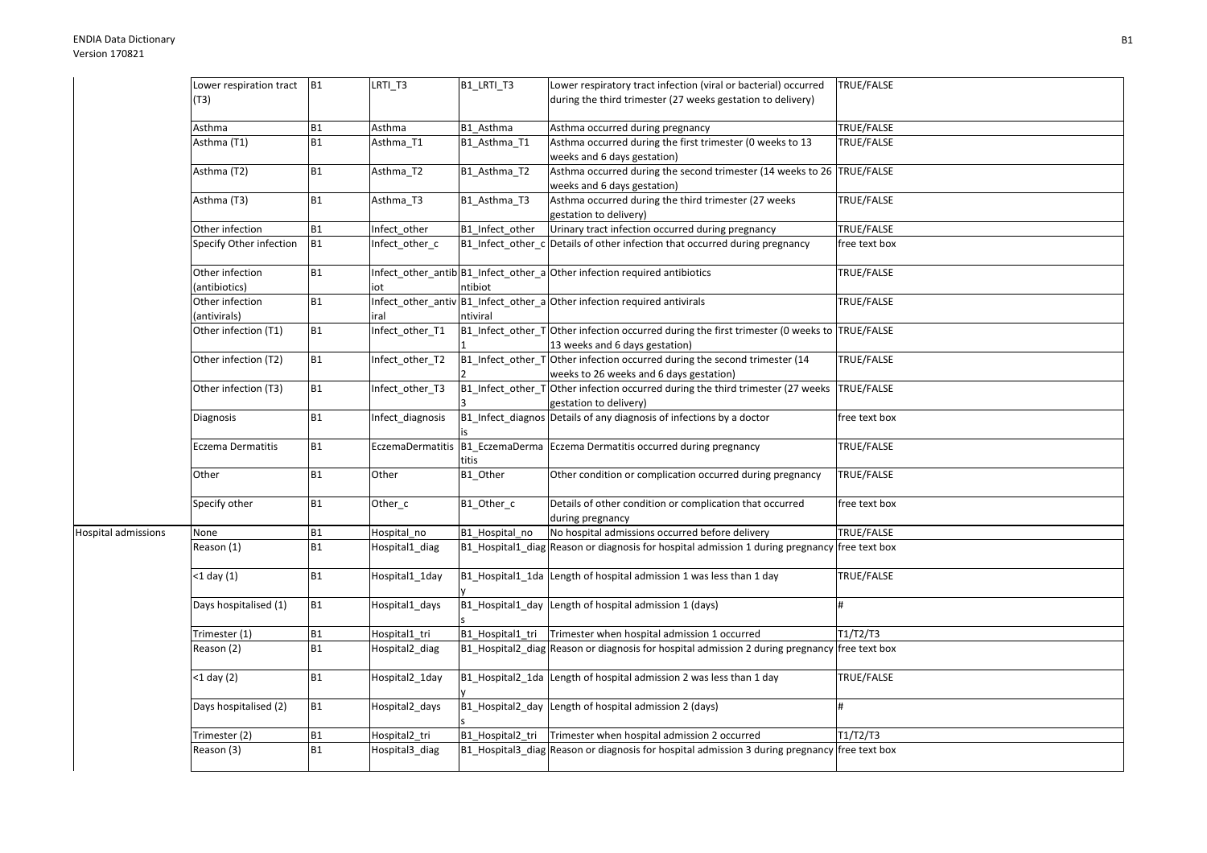| | | | | | | |
|---|---|---|---|---|---|---|
| | Lower respiration tract (T3) | B1 | LRTI_T3 | B1_LRTI_T3 | Lower respiratory tract infection (viral or bacterial) occurred during the third trimester (27 weeks gestation to delivery) | TRUE/FALSE |
| | Asthma | B1 | Asthma | B1_Asthma | Asthma occurred during pregnancy | TRUE/FALSE |
| | Asthma (T1) | B1 | Asthma_T1 | B1_Asthma_T1 | Asthma occurred during the first trimester (0 weeks to 13 weeks and 6 days gestation) | TRUE/FALSE |
| | Asthma (T2) | B1 | Asthma_T2 | B1_Asthma_T2 | Asthma occurred during the second trimester (14 weeks to 26 weeks and 6 days gestation) | TRUE/FALSE |
| | Asthma (T3) | B1 | Asthma_T3 | B1_Asthma_T3 | Asthma occurred during the third trimester (27 weeks gestation to delivery) | TRUE/FALSE |
| | Other infection | B1 | Infect_other | B1_Infect_other | Urinary tract infection occurred during pregnancy | TRUE/FALSE |
| | Specify Other infection | B1 | Infect_other_c | B1_Infect_other_c | Details of other infection that occurred during pregnancy | free text box |
| | Other infection (antibiotics) | B1 | Infect_other_antibiot | B1_Infect_other_antibiot | Other infection required antibiotics | TRUE/FALSE |
| | Other infection (antivirals) | B1 | Infect_other_antiviral | B1_Infect_other_antiviral | Other infection required antivirals | TRUE/FALSE |
| | Other infection (T1) | B1 | Infect_other_T1 | B1_Infect_other_T1 | Other infection occurred during the first trimester (0 weeks to 13 weeks and 6 days gestation) | TRUE/FALSE |
| | Other infection (T2) | B1 | Infect_other_T2 | B1_Infect_other_T2 | Other infection occurred during the second trimester (14 weeks to 26 weeks and 6 days gestation) | TRUE/FALSE |
| | Other infection (T3) | B1 | Infect_other_T3 | B1_Infect_other_T3 | Other infection occurred during the third trimester (27 weeks gestation to delivery) | TRUE/FALSE |
| | Diagnosis | B1 | Infect_diagnosis | B1_Infect_diagnosis | Details of any diagnosis of infections by a doctor | free text box |
| | Eczema Dermatitis | B1 | EczemaDermatitis | B1_EczemaDermatitis | Eczema Dermatitis occurred during pregnancy | TRUE/FALSE |
| | Other | B1 | Other | B1_Other | Other condition or complication occurred during pregnancy | TRUE/FALSE |
| | Specify other | B1 | Other_c | B1_Other_c | Details of other condition or complication that occurred during pregnancy | free text box |
| Hospital admissions | None | B1 | Hospital_no | B1_Hospital_no | No hospital admissions occurred before delivery | TRUE/FALSE |
| | Reason (1) | B1 | Hospital1_diag | B1_Hospital1_diag | Reason or diagnosis for hospital admission 1 during pregnancy | free text box |
| | <1 day (1) | B1 | Hospital1_1day | B1_Hospital1_1day | Length of hospital admission 1 was less than 1 day | TRUE/FALSE |
| | Days hospitalised (1) | B1 | Hospital1_days | B1_Hospital1_days | Length of hospital admission 1 (days) | # |
| | Trimester (1) | B1 | Hospital1_tri | B1_Hospital1_tri | Trimester when hospital admission 1 occurred | T1/T2/T3 |
| | Reason (2) | B1 | Hospital2_diag | B1_Hospital2_diag | Reason or diagnosis for hospital admission 2 during pregnancy | free text box |
| | <1 day (2) | B1 | Hospital2_1day | B1_Hospital2_1day | Length of hospital admission 2 was less than 1 day | TRUE/FALSE |
| | Days hospitalised (2) | B1 | Hospital2_days | B1_Hospital2_days | Length of hospital admission 2 (days) | # |
| | Trimester (2) | B1 | Hospital2_tri | B1_Hospital2_tri | Trimester when hospital admission 2 occurred | T1/T2/T3 |
| | Reason (3) | B1 | Hospital3_diag | B1_Hospital3_diag | Reason or diagnosis for hospital admission 3 during pregnancy | free text box |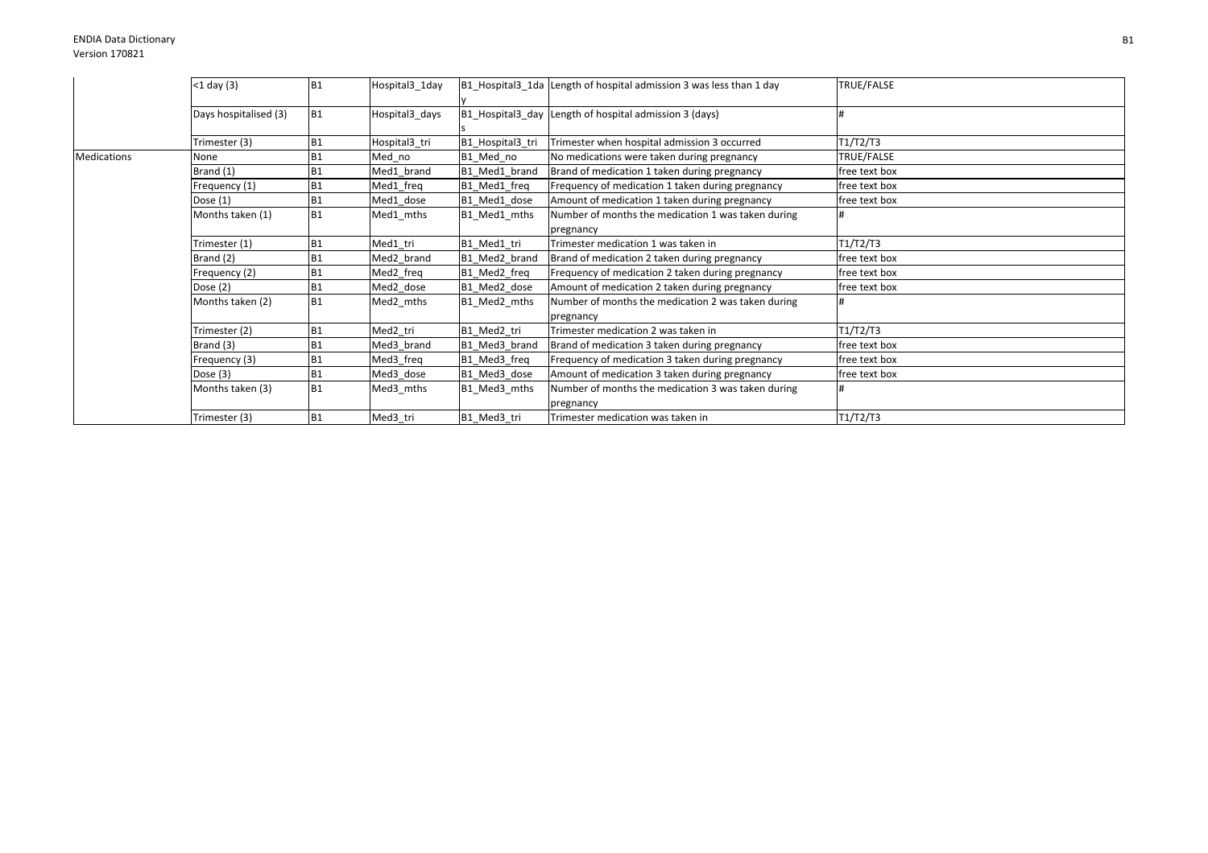| | <1 day (3) | B1 | Hospital3_1day | B1_Hospital3_1day | Length of hospital admission 3 was less than 1 day | TRUE/FALSE |
|---|---|---|---|---|---|---|
| | Days hospitalised (3) | B1 | Hospital3_days | B1_Hospital3_days | Length of hospital admission 3 (days) | # |
| | Trimester (3) | B1 | Hospital3_tri | B1_Hospital3_tri | Trimester when hospital admission 3 occurred | T1/T2/T3 |
| Medications | None | B1 | Med_no | B1_Med_no | No medications were taken during pregnancy | TRUE/FALSE |
| | Brand (1) | B1 | Med1_brand | B1_Med1_brand | Brand of medication 1 taken during pregnancy | free text box |
| | Frequency (1) | B1 | Med1_freq | B1_Med1_freq | Frequency of medication 1 taken during pregnancy | free text box |
| | Dose (1) | B1 | Med1_dose | B1_Med1_dose | Amount of medication 1 taken during pregnancy | free text box |
| | Months taken (1) | B1 | Med1_mths | B1_Med1_mths | Number of months the medication 1 was taken during pregnancy | # |
| | Trimester (1) | B1 | Med1_tri | B1_Med1_tri | Trimester medication 1 was taken in | T1/T2/T3 |
| | Brand (2) | B1 | Med2_brand | B1_Med2_brand | Brand of medication 2 taken during pregnancy | free text box |
| | Frequency (2) | B1 | Med2_freq | B1_Med2_freq | Frequency of medication 2 taken during pregnancy | free text box |
| | Dose (2) | B1 | Med2_dose | B1_Med2_dose | Amount of medication 2 taken during pregnancy | free text box |
| | Months taken (2) | B1 | Med2_mths | B1_Med2_mths | Number of months the medication 2 was taken during pregnancy | # |
| | Trimester (2) | B1 | Med2_tri | B1_Med2_tri | Trimester medication 2 was taken in | T1/T2/T3 |
| | Brand (3) | B1 | Med3_brand | B1_Med3_brand | Brand of medication 3 taken during pregnancy | free text box |
| | Frequency (3) | B1 | Med3_freq | B1_Med3_freq | Frequency of medication 3 taken during pregnancy | free text box |
| | Dose (3) | B1 | Med3_dose | B1_Med3_dose | Amount of medication 3 taken during pregnancy | free text box |
| | Months taken (3) | B1 | Med3_mths | B1_Med3_mths | Number of months the medication 3 was taken during pregnancy | # |
| | Trimester (3) | B1 | Med3_tri | B1_Med3_tri | Trimester medication was taken in | T1/T2/T3 |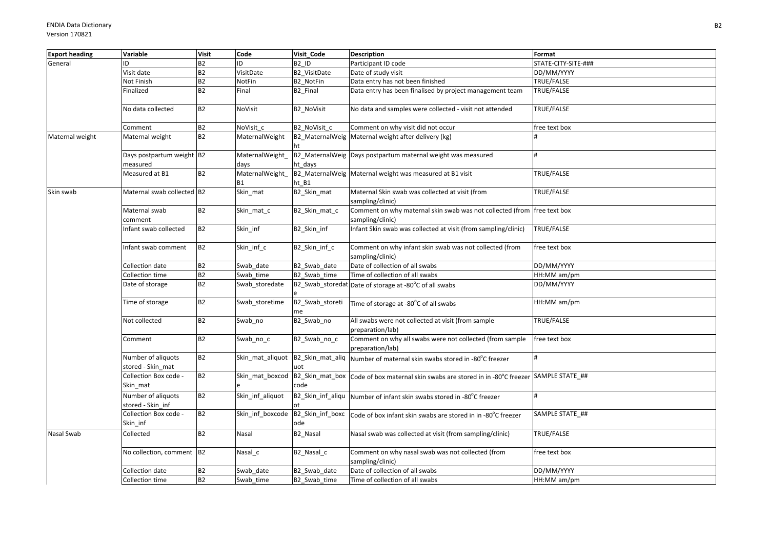| Export heading | Variable | Visit | Code | Visit_Code | Description | Format |
|---|---|---|---|---|---|---|
| General | ID | B2 | ID | B2_ID | Participant ID code | STATE-CITY-SITE-### |
| | Visit date | B2 | VisitDate | B2_VisitDate | Date of study visit | DD/MM/YYYY |
| | Not Finish | B2 | NotFin | B2_NotFin | Data entry has not been finished | TRUE/FALSE |
| | Finalized | B2 | Final | B2_Final | Data entry has been finalised by project management team | TRUE/FALSE |
| | No data collected | B2 | NoVisit | B2_NoVisit | No data and samples were collected - visit not attended | TRUE/FALSE |
| | Comment | B2 | NoVisit_c | B2_NoVisit_c | Comment on why visit did not occur | free text box |
| Maternal weight | Maternal weight | B2 | MaternalWeight | B2_MaternalWeight | Maternal weight after delivery (kg) | # |
| | Days postpartum weight measured | B2 | MaternalWeight_days | B2_MaternalWeight_days | Days postpartum maternal weight was measured | # |
| | Measured at B1 | B2 | MaternalWeight_B1 | B2_MaternalWeight_B1 | Maternal weight was measured at B1 visit | TRUE/FALSE |
| Skin swab | Maternal swab collected | B2 | Skin_mat | B2_Skin_mat | Maternal Skin swab was collected at visit (from sampling/clinic) | TRUE/FALSE |
| | Maternal swab comment | B2 | Skin_mat_c | B2_Skin_mat_c | Comment on why maternal skin swab was not collected (from sampling/clinic) | free text box |
| | Infant swab collected | B2 | Skin_inf | B2_Skin_inf | Infant Skin swab was collected at visit (from sampling/clinic) | TRUE/FALSE |
| | Infant swab comment | B2 | Skin_inf_c | B2_Skin_inf_c | Comment on why infant skin swab was not collected (from sampling/clinic) | free text box |
| | Collection date | B2 | Swab_date | B2_Swab_date | Date of collection of all swabs | DD/MM/YYYY |
| | Collection time | B2 | Swab_time | B2_Swab_time | Time of collection of all swabs | HH:MM am/pm |
| | Date of storage | B2 | Swab_storedate | B2_Swab_storedate | Date of storage at -80°C of all swabs | DD/MM/YYYY |
| | Time of storage | B2 | Swab_storetime | B2_Swab_storetime | Time of storage at -80°C of all swabs | HH:MM am/pm |
| | Not collected | B2 | Swab_no | B2_Swab_no | All swabs were not collected at visit (from sample preparation/lab) | TRUE/FALSE |
| | Comment | B2 | Swab_no_c | B2_Swab_no_c | Comment on why all swabs were not collected (from sample preparation/lab) | free text box |
| | Number of aliquots stored - Skin_mat | B2 | Skin_mat_aliquot | B2_Skin_mat_aliquot | Number of maternal skin swabs stored in -80°C freezer | # |
| | Collection Box code - Skin_mat | B2 | Skin_mat_boxcode | B2_Skin_mat_boxcode | Code of box maternal skin swabs are stored in in -80°C freezer | SAMPLE STATE_## |
| | Number of aliquots stored - Skin_inf | B2 | Skin_inf_aliquot | B2_Skin_inf_aliquot | Number of infant skin swabs stored in -80°C freezer | # |
| | Collection Box code - Skin_inf | B2 | Skin_inf_boxcode | B2_Skin_inf_boxcode | Code of box infant skin swabs are stored in in -80°C freezer | SAMPLE STATE_## |
| Nasal Swab | Collected | B2 | Nasal | B2_Nasal | Nasal swab was collected at visit (from sampling/clinic) | TRUE/FALSE |
| | No collection, comment | B2 | Nasal_c | B2_Nasal_c | Comment on why nasal swab was not collected (from sampling/clinic) | free text box |
| | Collection date | B2 | Swab_date | B2_Swab_date | Date of collection of all swabs | DD/MM/YYYY |
| | Collection time | B2 | Swab_time | B2_Swab_time | Time of collection of all swabs | HH:MM am/pm |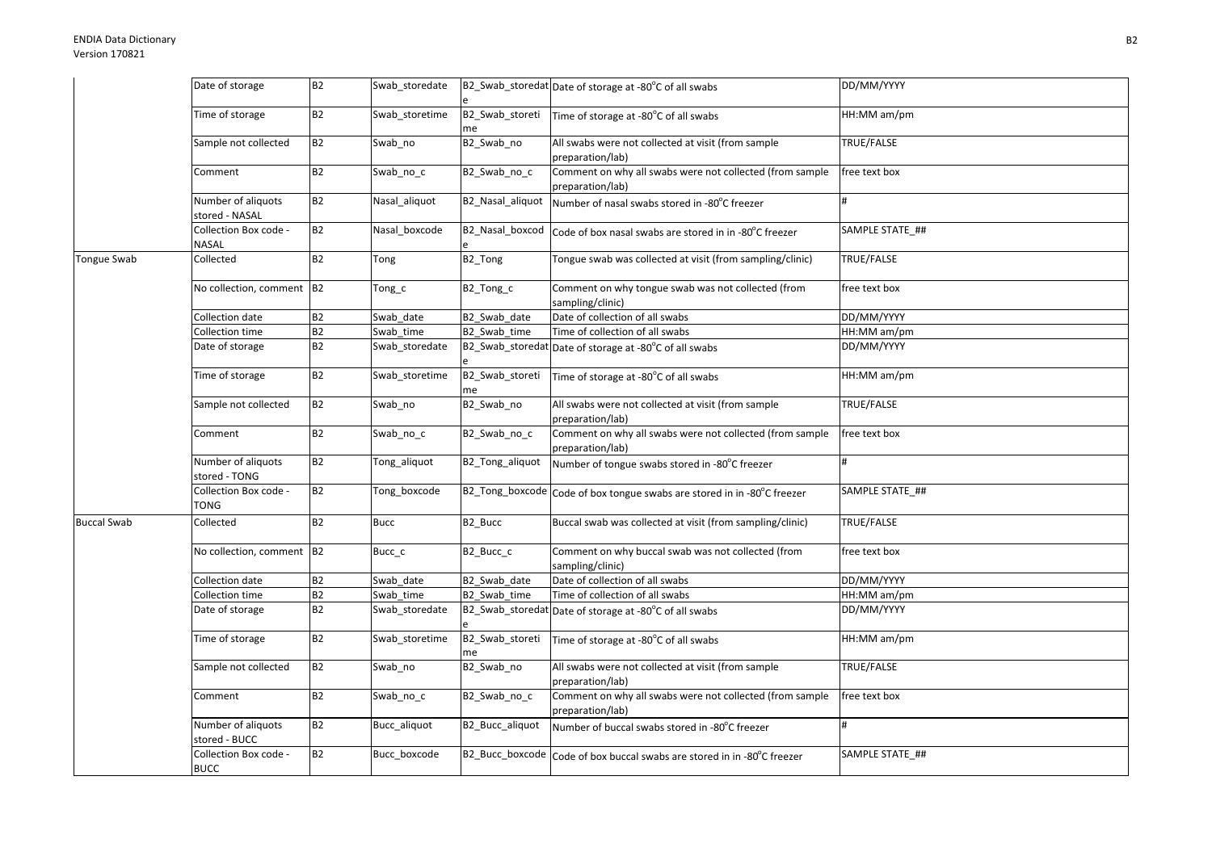| | | | | | | |
|---|---|---|---|---|---|---|
| | Date of storage | B2 | Swab_storedate | B2_Swab_storedate | Date of storage at -80°C of all swabs | DD/MM/YYYY |
| | Time of storage | B2 | Swab_storetime | B2_Swab_storetime | Time of storage at -80°C of all swabs | HH:MM am/pm |
| | Sample not collected | B2 | Swab_no | B2_Swab_no | All swabs were not collected at visit (from sample preparation/lab) | TRUE/FALSE |
| | Comment | B2 | Swab_no_c | B2_Swab_no_c | Comment on why all swabs were not collected (from sample preparation/lab) | free text box |
| | Number of aliquots stored - NASAL | B2 | Nasal_aliquot | B2_Nasal_aliquot | Number of nasal swabs stored in -80°C freezer | # |
| | Collection Box code - NASAL | B2 | Nasal_boxcode | B2_Nasal_boxcode | Code of box nasal swabs are stored in in -80°C freezer | SAMPLE STATE_## |
| Tongue Swab | Collected | B2 | Tong | B2_Tong | Tongue swab was collected at visit (from sampling/clinic) | TRUE/FALSE |
| | No collection, comment | B2 | Tong_c | B2_Tong_c | Comment on why tongue swab was not collected (from sampling/clinic) | free text box |
| | Collection date | B2 | Swab_date | B2_Swab_date | Date of collection of all swabs | DD/MM/YYYY |
| | Collection time | B2 | Swab_time | B2_Swab_time | Time of collection of all swabs | HH:MM am/pm |
| | Date of storage | B2 | Swab_storedate | B2_Swab_storedate | Date of storage at -80°C of all swabs | DD/MM/YYYY |
| | Time of storage | B2 | Swab_storetime | B2_Swab_storetime | Time of storage at -80°C of all swabs | HH:MM am/pm |
| | Sample not collected | B2 | Swab_no | B2_Swab_no | All swabs were not collected at visit (from sample preparation/lab) | TRUE/FALSE |
| | Comment | B2 | Swab_no_c | B2_Swab_no_c | Comment on why all swabs were not collected (from sample preparation/lab) | free text box |
| | Number of aliquots stored - TONG | B2 | Tong_aliquot | B2_Tong_aliquot | Number of tongue swabs stored in -80°C freezer | # |
| | Collection Box code - TONG | B2 | Tong_boxcode | B2_Tong_boxcode | Code of box tongue swabs are stored in in -80°C freezer | SAMPLE STATE_## |
| Buccal Swab | Collected | B2 | Bucc | B2_Bucc | Buccal swab was collected at visit (from sampling/clinic) | TRUE/FALSE |
| | No collection, comment | B2 | Bucc_c | B2_Bucc_c | Comment on why buccal swab was not collected (from sampling/clinic) | free text box |
| | Collection date | B2 | Swab_date | B2_Swab_date | Date of collection of all swabs | DD/MM/YYYY |
| | Collection time | B2 | Swab_time | B2_Swab_time | Time of collection of all swabs | HH:MM am/pm |
| | Date of storage | B2 | Swab_storedate | B2_Swab_storedate | Date of storage at -80°C of all swabs | DD/MM/YYYY |
| | Time of storage | B2 | Swab_storetime | B2_Swab_storetime | Time of storage at -80°C of all swabs | HH:MM am/pm |
| | Sample not collected | B2 | Swab_no | B2_Swab_no | All swabs were not collected at visit (from sample preparation/lab) | TRUE/FALSE |
| | Comment | B2 | Swab_no_c | B2_Swab_no_c | Comment on why all swabs were not collected (from sample preparation/lab) | free text box |
| | Number of aliquots stored - BUCC | B2 | Bucc_aliquot | B2_Bucc_aliquot | Number of buccal swabs stored in -80°C freezer | # |
| | Collection Box code - BUCC | B2 | Bucc_boxcode | B2_Bucc_boxcode | Code of box buccal swabs are stored in in -80°C freezer | SAMPLE STATE_## |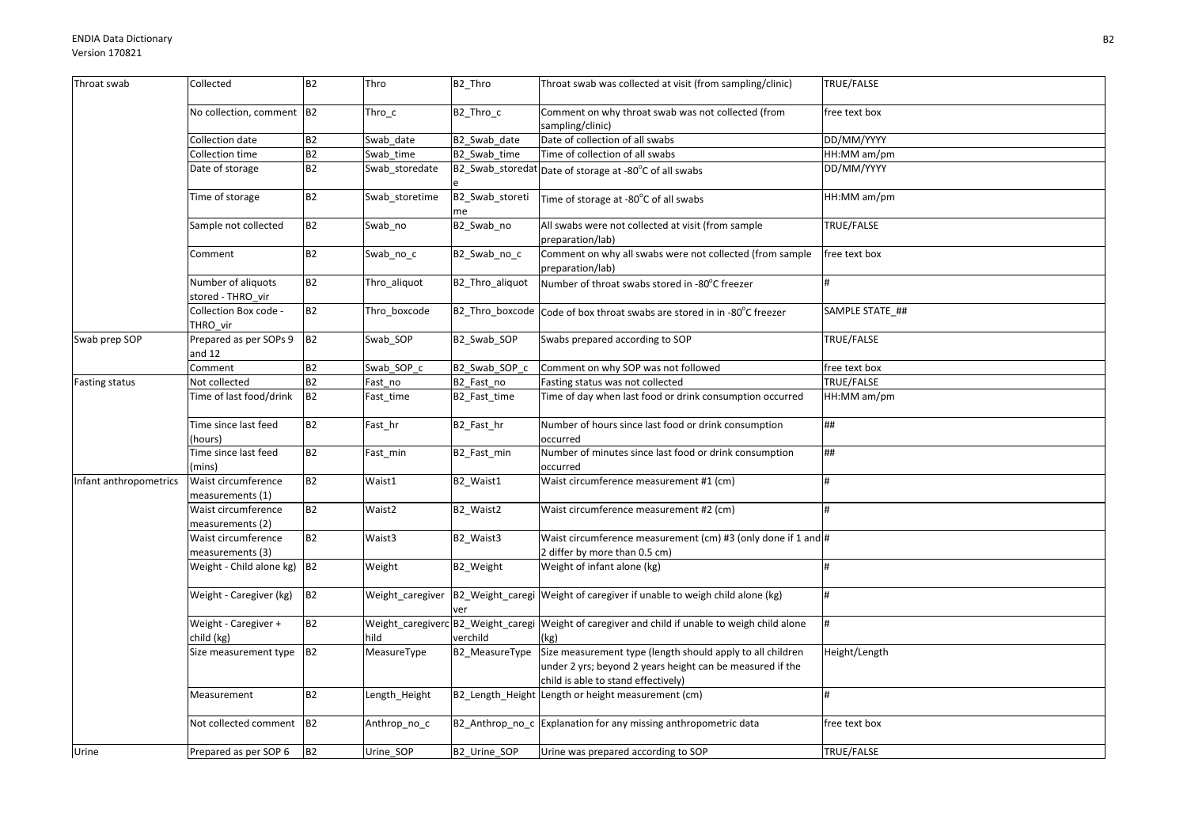| Throat swab | Collected | B2 | Thro | B2_Thro | Throat swab was collected at visit (from sampling/clinic) | TRUE/FALSE |
|---|---|---|---|---|---|---|
| | No collection, comment | B2 | Thro_c | B2_Thro_c | Comment on why throat swab was not collected (from sampling/clinic) | free text box |
| | Collection date | B2 | Swab_date | B2_Swab_date | Date of collection of all swabs | DD/MM/YYYY |
| | Collection time | B2 | Swab_time | B2_Swab_time | Time of collection of all swabs | HH:MM am/pm |
| | Date of storage | B2 | Swab_storedate | B2_Swab_storedate | Date of storage at -80°C of all swabs | DD/MM/YYYY |
| | Time of storage | B2 | Swab_storetime | B2_Swab_storetime | Time of storage at -80°C of all swabs | HH:MM am/pm |
| | Sample not collected | B2 | Swab_no | B2_Swab_no | All swabs were not collected at visit (from sample preparation/lab) | TRUE/FALSE |
| | Comment | B2 | Swab_no_c | B2_Swab_no_c | Comment on why all swabs were not collected (from sample preparation/lab) | free text box |
| | Number of aliquots stored - THRO_vir | B2 | Thro_aliquot | B2_Thro_aliquot | Number of throat swabs stored in -80°C freezer | # |
| | Collection Box code - THRO_vir | B2 | Thro_boxcode | B2_Thro_boxcode | Code of box throat swabs are stored in in -80°C freezer | SAMPLE STATE_## |
| Swab prep SOP | Prepared as per SOPs 9 and 12 | B2 | Swab_SOP | B2_Swab_SOP | Swabs prepared according to SOP | TRUE/FALSE |
| | Comment | B2 | Swab_SOP_c | B2_Swab_SOP_c | Comment on why SOP was not followed | free text box |
| Fasting status | Not collected | B2 | Fast_no | B2_Fast_no | Fasting status was not collected | TRUE/FALSE |
| | Time of last food/drink | B2 | Fast_time | B2_Fast_time | Time of day when last food or drink consumption occurred | HH:MM am/pm |
| | Time since last feed (hours) | B2 | Fast_hr | B2_Fast_hr | Number of hours since last food or drink consumption occurred | ## |
| | Time since last feed (mins) | B2 | Fast_min | B2_Fast_min | Number of minutes since last food or drink consumption occurred | ## |
| Infant anthropometrics | Waist circumference measurements (1) | B2 | Waist1 | B2_Waist1 | Waist circumference measurement #1 (cm) | # |
| | Waist circumference measurements (2) | B2 | Waist2 | B2_Waist2 | Waist circumference measurement #2 (cm) | # |
| | Waist circumference measurements (3) | B2 | Waist3 | B2_Waist3 | Waist circumference measurement (cm) #3 (only done if 1 and 2 differ by more than 0.5 cm) | # |
| | Weight - Child alone kg) | B2 | Weight | B2_Weight | Weight of infant alone (kg) | # |
| | Weight - Caregiver (kg) | B2 | Weight_caregiver | B2_Weight_caregiver | Weight of caregiver if unable to weigh child alone (kg) | # |
| | Weight - Caregiver + child (kg) | B2 | Weight_caregiverchild | B2_Weight_caregiverchild | Weight of caregiver and child if unable to weigh child alone (kg) | # |
| | Size measurement type | B2 | MeasureType | B2_MeasureType | Size measurement type (length should apply to all children under 2 yrs; beyond 2 years height can be measured if the child is able to stand effectively) | Height/Length |
| | Measurement | B2 | Length_Height | B2_Length_Height | Length or height measurement (cm) | # |
| | Not collected comment | B2 | Anthrop_no_c | B2_Anthrop_no_c | Explanation for any missing anthropometric data | free text box |
| Urine | Prepared as per SOP 6 | B2 | Urine_SOP | B2_Urine_SOP | Urine was prepared according to SOP | TRUE/FALSE |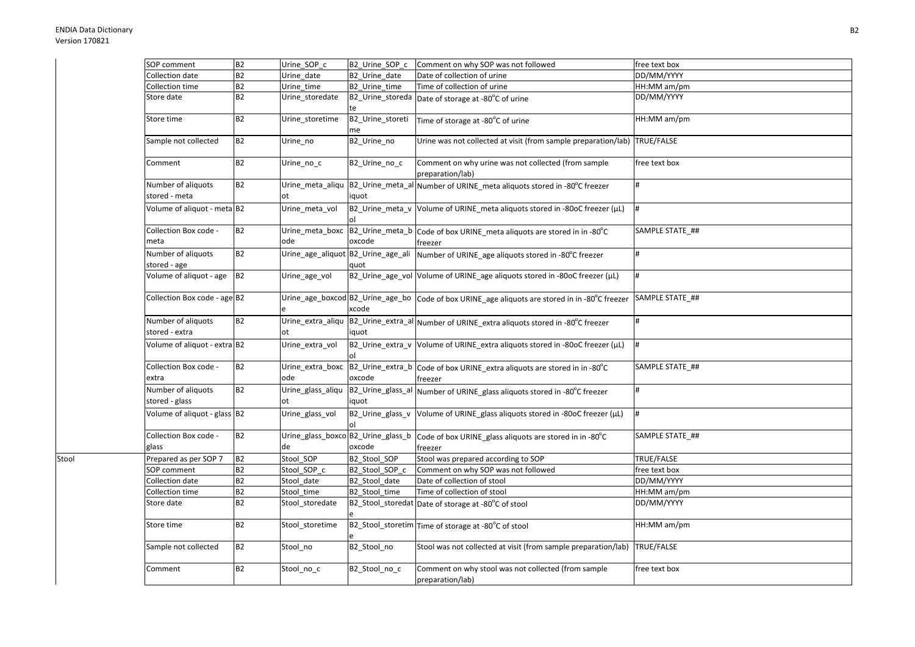| | | | | | | |
|---|---|---|---|---|---|---|
| | SOP comment | B2 | Urine_SOP_c | B2_Urine_SOP_c | Comment on why SOP was not followed | free text box |
| | Collection date | B2 | Urine_date | B2_Urine_date | Date of collection of urine | DD/MM/YYYY |
| | Collection time | B2 | Urine_time | B2_Urine_time | Time of collection of urine | HH:MM am/pm |
| | Store date | B2 | Urine_storedate | B2_Urine_storedate | Date of storage at -80°C of urine | DD/MM/YYYY |
| | Store time | B2 | Urine_storetime | B2_Urine_storetime | Time of storage at -80°C of urine | HH:MM am/pm |
| | Sample not collected | B2 | Urine_no | B2_Urine_no | Urine was not collected at visit (from sample preparation/lab) | TRUE/FALSE |
| | Comment | B2 | Urine_no_c | B2_Urine_no_c | Comment on why urine was not collected (from sample preparation/lab) | free text box |
| | Number of aliquots stored - meta | B2 | Urine_meta_aliquot | B2_Urine_meta_aliquot | Number of URINE_meta aliquots stored in -80°C freezer | # |
| | Volume of aliquot - meta | B2 | Urine_meta_vol | B2_Urine_meta_vol | Volume of URINE_meta aliquots stored in -80oC freezer (µL) | # |
| | Collection Box code - meta | B2 | Urine_meta_boxcode | B2_Urine_meta_boxcode | Code of box URINE_meta aliquots are stored in in -80°C freezer | SAMPLE STATE_## |
| | Number of aliquots stored - age | B2 | Urine_age_aliquot | B2_Urine_age_aliquot | Number of URINE_age aliquots stored in -80°C freezer | # |
| | Volume of aliquot - age | B2 | Urine_age_vol | B2_Urine_age_vol | Volume of URINE_age aliquots stored in -80oC freezer (µL) | # |
| | Collection Box code - age | B2 | Urine_age_boxcode | B2_Urine_age_boxcode | Code of box URINE_age aliquots are stored in in -80°C freezer | SAMPLE STATE_## |
| | Number of aliquots stored - extra | B2 | Urine_extra_aliquot | B2_Urine_extra_aliquot | Number of URINE_extra aliquots stored in -80°C freezer | # |
| | Volume of aliquot - extra | B2 | Urine_extra_vol | B2_Urine_extra_vol | Volume of URINE_extra aliquots stored in -80oC freezer (µL) | # |
| | Collection Box code - extra | B2 | Urine_extra_boxcode | B2_Urine_extra_boxcode | Code of box URINE_extra aliquots are stored in in -80°C freezer | SAMPLE STATE_## |
| | Number of aliquots stored - glass | B2 | Urine_glass_aliquot | B2_Urine_glass_aliquot | Number of URINE_glass aliquots stored in -80°C freezer | # |
| | Volume of aliquot - glass | B2 | Urine_glass_vol | B2_Urine_glass_vol | Volume of URINE_glass aliquots stored in -80oC freezer (µL) | # |
| | Collection Box code - glass | B2 | Urine_glass_boxcode | B2_Urine_glass_boxcode | Code of box URINE_glass aliquots are stored in in -80°C freezer | SAMPLE STATE_## |
| Stool | Prepared as per SOP 7 | B2 | Stool_SOP | B2_Stool_SOP | Stool was prepared according to SOP | TRUE/FALSE |
| | SOP comment | B2 | Stool_SOP_c | B2_Stool_SOP_c | Comment on why SOP was not followed | free text box |
| | Collection date | B2 | Stool_date | B2_Stool_date | Date of collection of stool | DD/MM/YYYY |
| | Collection time | B2 | Stool_time | B2_Stool_time | Time of collection of stool | HH:MM am/pm |
| | Store date | B2 | Stool_storedate | B2_Stool_storedate | Date of storage at -80°C of stool | DD/MM/YYYY |
| | Store time | B2 | Stool_storetime | B2_Stool_storetime | Time of storage at -80°C of stool | HH:MM am/pm |
| | Sample not collected | B2 | Stool_no | B2_Stool_no | Stool was not collected at visit (from sample preparation/lab) | TRUE/FALSE |
| | Comment | B2 | Stool_no_c | B2_Stool_no_c | Comment on why stool was not collected (from sample preparation/lab) | free text box |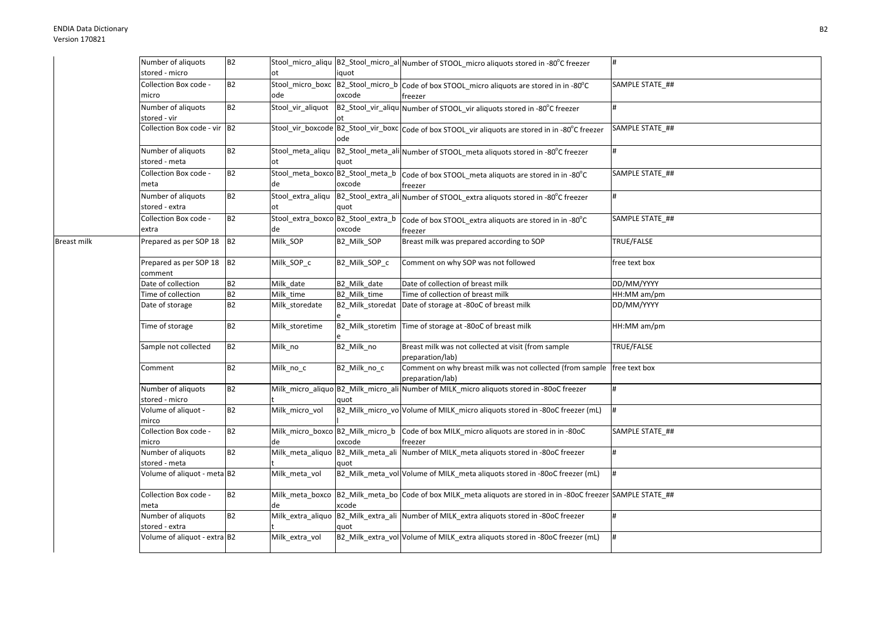| | | | | | | |
|---|---|---|---|---|---|---|
| | Number of aliquots stored - micro | B2 | Stool_micro_aliquot | B2_Stool_micro_aliquot | Number of STOOL_micro aliquots stored in -80°C freezer | # |
| | Collection Box code - micro | B2 | Stool_micro_boxcode | B2_Stool_micro_boxcode | Code of box STOOL_micro aliquots are stored in in -80°C freezer | SAMPLE STATE_## |
| | Number of aliquots stored - vir | B2 | Stool_vir_aliquot | B2_Stool_vir_aliquot | Number of STOOL_vir aliquots stored in -80°C freezer | # |
| | Collection Box code - vir | B2 | Stool_vir_boxcode | B2_Stool_vir_boxcode | Code of box STOOL_vir aliquots are stored in in -80°C freezer | SAMPLE STATE_## |
| | Number of aliquots stored - meta | B2 | Stool_meta_aliquot | B2_Stool_meta_aliquot | Number of STOOL_meta aliquots stored in -80°C freezer | # |
| | Collection Box code - meta | B2 | Stool_meta_boxcode | B2_Stool_meta_boxcode | Code of box STOOL_meta aliquots are stored in in -80°C freezer | SAMPLE STATE_## |
| | Number of aliquots stored - extra | B2 | Stool_extra_aliquot | B2_Stool_extra_aliquot | Number of STOOL_extra aliquots stored in -80°C freezer | # |
| | Collection Box code - extra | B2 | Stool_extra_boxcode | B2_Stool_extra_boxcode | Code of box STOOL_extra aliquots are stored in in -80°C freezer | SAMPLE STATE_## |
| Breast milk | Prepared as per SOP 18 | B2 | Milk_SOP | B2_Milk_SOP | Breast milk was prepared according to SOP | TRUE/FALSE |
| | Prepared as per SOP 18 comment | B2 | Milk_SOP_c | B2_Milk_SOP_c | Comment on why SOP was not followed | free text box |
| | Date of collection | B2 | Milk_date | B2_Milk_date | Date of collection of breast milk | DD/MM/YYYY |
| | Time of collection | B2 | Milk_time | B2_Milk_time | Time of collection of breast milk | HH:MM am/pm |
| | Date of storage | B2 | Milk_storedate | B2_Milk_storedate | Date of storage at -80oC of breast milk | DD/MM/YYYY |
| | Time of storage | B2 | Milk_storetime | B2_Milk_storetime | Time of storage at -80oC of breast milk | HH:MM am/pm |
| | Sample not collected | B2 | Milk_no | B2_Milk_no | Breast milk was not collected at visit (from sample preparation/lab) | TRUE/FALSE |
| | Comment | B2 | Milk_no_c | B2_Milk_no_c | Comment on why breast milk was not collected (from sample preparation/lab) | free text box |
| | Number of aliquots stored - micro | B2 | Milk_micro_aliquot | B2_Milk_micro_aliquot | Number of MILK_micro aliquots stored in -80oC freezer | # |
| | Volume of aliquot - mirco | B2 | Milk_micro_vol | B2_Milk_micro_vol | Volume of MILK_micro aliquots stored in -80oC freezer (mL) | # |
| | Collection Box code - micro | B2 | Milk_micro_boxcode | B2_Milk_micro_boxcode | Code of box MILK_micro aliquots are stored in in -80oC freezer | SAMPLE STATE_## |
| | Number of aliquots stored - meta | B2 | Milk_meta_aliquot | B2_Milk_meta_aliquot | Number of MILK_meta aliquots stored in -80oC freezer | # |
| | Volume of aliquot - meta | B2 | Milk_meta_vol | B2_Milk_meta_vol | Volume of MILK_meta aliquots stored in -80oC freezer (mL) | # |
| | Collection Box code - meta | B2 | Milk_meta_boxcode | B2_Milk_meta_boxcode | Code of box MILK_meta aliquots are stored in in -80oC freezer | SAMPLE STATE_## |
| | Number of aliquots stored - extra | B2 | Milk_extra_aliquot | B2_Milk_extra_aliquot | Number of MILK_extra aliquots stored in -80oC freezer | # |
| | Volume of aliquot - extra | B2 | Milk_extra_vol | B2_Milk_extra_vol | Volume of MILK_extra aliquots stored in -80oC freezer (mL) | # |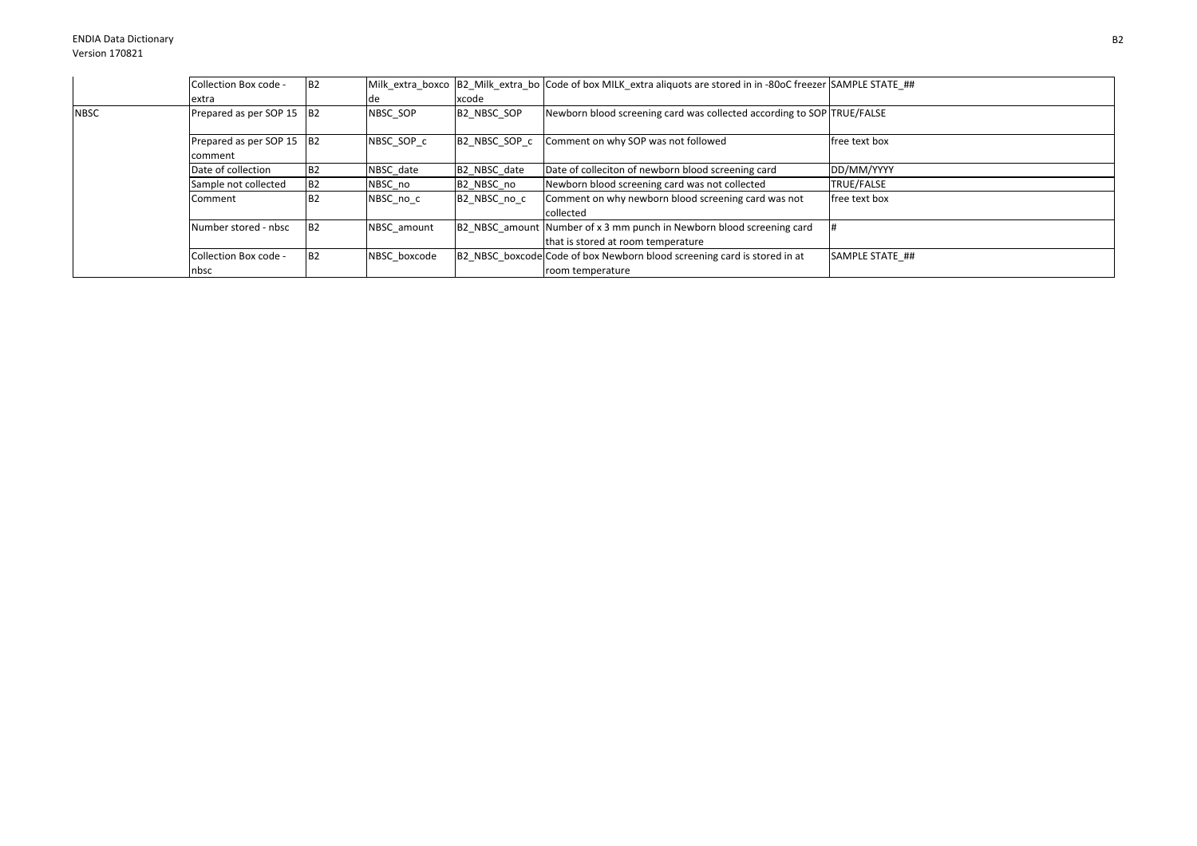|  | Collection Box code - extra | B2 | Milk_extra_boxcode | B2_Milk_extra_boxcode | Code of box MILK_extra aliquots are stored in in -80oC freezer | SAMPLE STATE_## |
|---|---|---|---|---|---|---|
| NBSC | Prepared as per SOP 15 | B2 | NBSC_SOP | B2_NBSC_SOP | Newborn blood screening card was collected according to SOP | TRUE/FALSE |
|  | Prepared as per SOP 15 comment | B2 | NBSC_SOP_c | B2_NBSC_SOP_c | Comment on why SOP was not followed | free text box |
|  | Date of collection | B2 | NBSC_date | B2_NBSC_date | Date of colleciton of newborn blood screening card | DD/MM/YYYY |
|  | Sample not collected | B2 | NBSC_no | B2_NBSC_no | Newborn blood screening card was not collected | TRUE/FALSE |
|  | Comment | B2 | NBSC_no_c | B2_NBSC_no_c | Comment on why newborn blood screening card was not collected | free text box |
|  | Number stored - nbsc | B2 | NBSC_amount | B2_NBSC_amount | Number of x 3 mm punch in Newborn blood screening card that is stored at room temperature | # |
|  | Collection Box code - nbsc | B2 | NBSC_boxcode | B2_NBSC_boxcode | Code of box Newborn blood screening card is stored in at room temperature | SAMPLE STATE_## |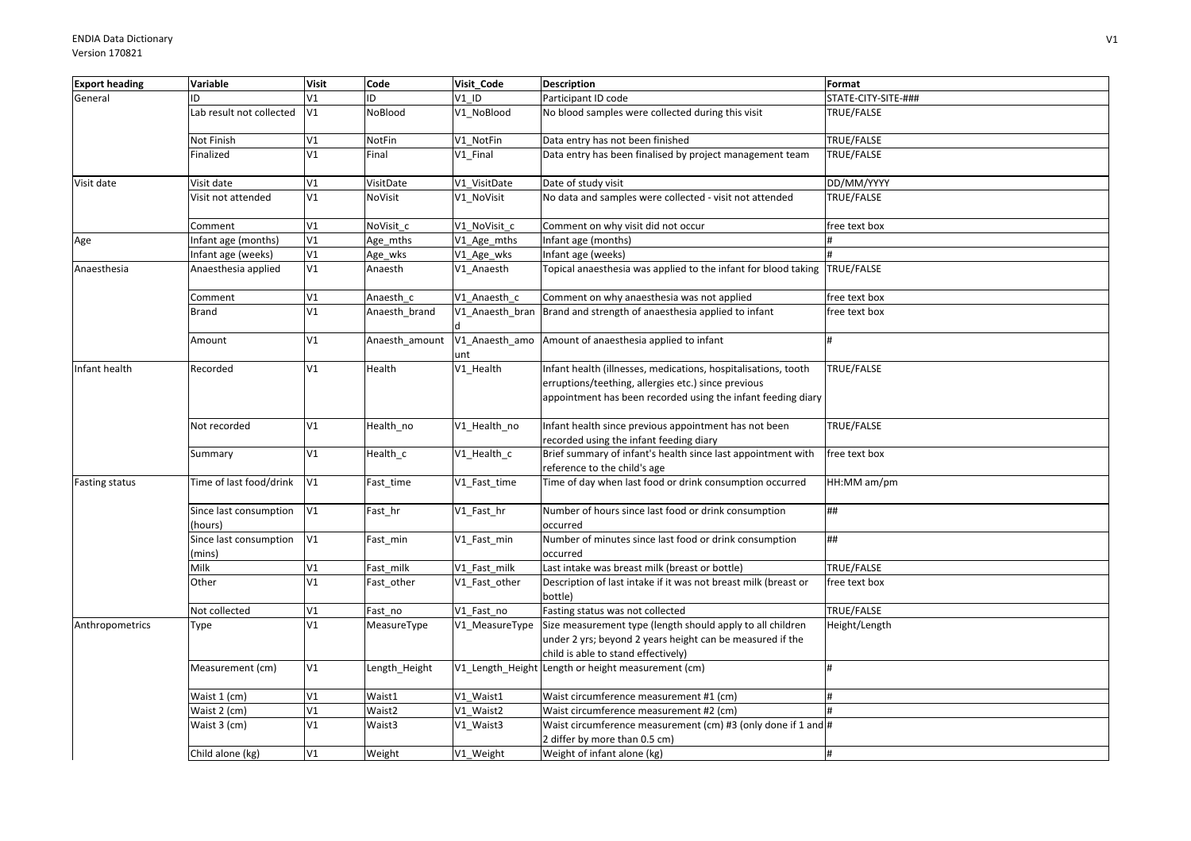| Export heading | Variable | Visit | Code | Visit_Code | Description | Format |
|---|---|---|---|---|---|---|
| General | ID | V1 | ID | V1_ID | Participant ID code | STATE-CITY-SITE-### |
| | Lab result not collected | V1 | NoBlood | V1_NoBlood | No blood samples were collected during this visit | TRUE/FALSE |
| | Not Finish | V1 | NotFin | V1_NotFin | Data entry has not been finished | TRUE/FALSE |
| | Finalized | V1 | Final | V1_Final | Data entry has been finalised by project management team | TRUE/FALSE |
| Visit date | Visit date | V1 | VisitDate | V1_VisitDate | Date of study visit | DD/MM/YYYY |
| | Visit not attended | V1 | NoVisit | V1_NoVisit | No data and samples were collected - visit not attended | TRUE/FALSE |
| | Comment | V1 | NoVisit_c | V1_NoVisit_c | Comment on why visit did not occur | free text box |
| Age | Infant age (months) | V1 | Age_mths | V1_Age_mths | Infant age (months) | # |
| | Infant age (weeks) | V1 | Age_wks | V1_Age_wks | Infant age (weeks) | # |
| Anaesthesia | Anaesthesia applied | V1 | Anaesth | V1_Anaesth | Topical anaesthesia was applied to the infant for blood taking | TRUE/FALSE |
| | Comment | V1 | Anaesth_c | V1_Anaesth_c | Comment on why anaesthesia was not applied | free text box |
| | Brand | V1 | Anaesth_brand | V1_Anaesth_brand | Brand and strength of anaesthesia applied to infant | free text box |
| | Amount | V1 | Anaesth_amount | V1_Anaesth_amount | Amount of anaesthesia applied to infant | # |
| Infant health | Recorded | V1 | Health | V1_Health | Infant health (illnesses, medications, hospitalisations, tooth erruptions/teething, allergies etc.) since previous appointment has been recorded using the infant feeding diary | TRUE/FALSE |
| | Not recorded | V1 | Health_no | V1_Health_no | Infant health since previous appointment has not been recorded using the infant feeding diary | TRUE/FALSE |
| | Summary | V1 | Health_c | V1_Health_c | Brief summary of infant's health since last appointment with reference to the child's age | free text box |
| Fasting status | Time of last food/drink | V1 | Fast_time | V1_Fast_time | Time of day when last food or drink consumption occurred | HH:MM am/pm |
| | Since last consumption (hours) | V1 | Fast_hr | V1_Fast_hr | Number of hours since last food or drink consumption occurred | ## |
| | Since last consumption (mins) | V1 | Fast_min | V1_Fast_min | Number of minutes since last food or drink consumption occurred | ## |
| | Milk | V1 | Fast_milk | V1_Fast_milk | Last intake was breast milk (breast or bottle) | TRUE/FALSE |
| | Other | V1 | Fast_other | V1_Fast_other | Description of last intake if it was not breast milk (breast or bottle) | free text box |
| | Not collected | V1 | Fast_no | V1_Fast_no | Fasting status was not collected | TRUE/FALSE |
| Anthropometrics | Type | V1 | MeasureType | V1_MeasureType | Size measurement type (length should apply to all children under 2 yrs; beyond 2 years height can be measured if the child is able to stand effectively) | Height/Length |
| | Measurement (cm) | V1 | Length_Height | V1_Length_Height | Length or height measurement (cm) | # |
| | Waist 1 (cm) | V1 | Waist1 | V1_Waist1 | Waist circumference measurement #1 (cm) | # |
| | Waist 2 (cm) | V1 | Waist2 | V1_Waist2 | Waist circumference measurement #2 (cm) | # |
| | Waist 3 (cm) | V1 | Waist3 | V1_Waist3 | Waist circumference measurement (cm) #3 (only done if 1 and 2 differ by more than 0.5 cm) | # |
| | Child alone (kg) | V1 | Weight | V1_Weight | Weight of infant alone (kg) | # |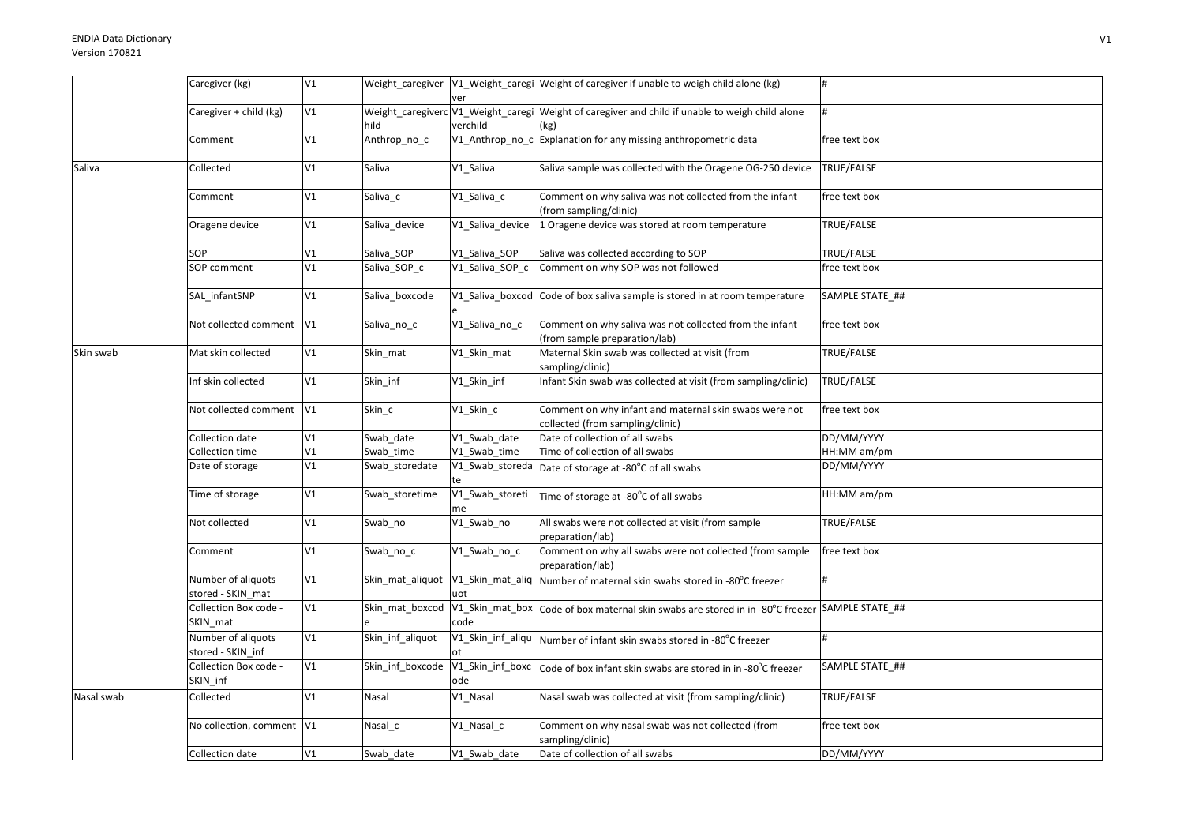| | | | | | | |
|---|---|---|---|---|---|---|
| | Caregiver (kg) | V1 | Weight_caregiver | V1_Weight_caregiver | Weight of caregiver if unable to weigh child alone (kg) | # |
| | Caregiver + child (kg) | V1 | Weight_caregiverchild | V1_Weight_caregiverchild | Weight of caregiver and child if unable to weigh child alone (kg) | # |
| | Comment | V1 | Anthrop_no_c | V1_Anthrop_no_c | Explanation for any missing anthropometric data | free text box |
| Saliva | Collected | V1 | Saliva | V1_Saliva | Saliva sample was collected with the Oragene OG-250 device | TRUE/FALSE |
| | Comment | V1 | Saliva_c | V1_Saliva_c | Comment on why saliva was not collected from the infant (from sampling/clinic) | free text box |
| | Oragene device | V1 | Saliva_device | V1_Saliva_device | 1 Oragene device was stored at room temperature | TRUE/FALSE |
| | SOP | V1 | Saliva_SOP | V1_Saliva_SOP | Saliva was collected according to SOP | TRUE/FALSE |
| | SOP comment | V1 | Saliva_SOP_c | V1_Saliva_SOP_c | Comment on why SOP was not followed | free text box |
| | SAL_infantSNP | V1 | Saliva_boxcode | V1_Saliva_boxcode | Code of box saliva sample is stored in at room temperature | SAMPLE STATE_## |
| | Not collected comment | V1 | Saliva_no_c | V1_Saliva_no_c | Comment on why saliva was not collected from the infant (from sample preparation/lab) | free text box |
| Skin swab | Mat skin collected | V1 | Skin_mat | V1_Skin_mat | Maternal Skin swab was collected at visit (from sampling/clinic) | TRUE/FALSE |
| | Inf skin collected | V1 | Skin_inf | V1_Skin_inf | Infant Skin swab was collected at visit (from sampling/clinic) | TRUE/FALSE |
| | Not collected comment | V1 | Skin_c | V1_Skin_c | Comment on why infant and maternal skin swabs were not collected (from sampling/clinic) | free text box |
| | Collection date | V1 | Swab_date | V1_Swab_date | Date of collection of all swabs | DD/MM/YYYY |
| | Collection time | V1 | Swab_time | V1_Swab_time | Time of collection of all swabs | HH:MM am/pm |
| | Date of storage | V1 | Swab_storedate | V1_Swab_storedate | Date of storage at -80°C of all swabs | DD/MM/YYYY |
| | Time of storage | V1 | Swab_storetime | V1_Swab_storetime | Time of storage at -80°C of all swabs | HH:MM am/pm |
| | Not collected | V1 | Swab_no | V1_Swab_no | All swabs were not collected at visit (from sample preparation/lab) | TRUE/FALSE |
| | Comment | V1 | Swab_no_c | V1_Swab_no_c | Comment on why all swabs were not collected (from sample preparation/lab) | free text box |
| | Number of aliquots stored - SKIN_mat | V1 | Skin_mat_aliquot | V1_Skin_mat_aliquot | Number of maternal skin swabs stored in -80°C freezer | # |
| | Collection Box code - SKIN_mat | V1 | Skin_mat_boxcode | V1_Skin_mat_boxcode | Code of box maternal skin swabs are stored in in -80°C freezer | SAMPLE STATE_## |
| | Number of aliquots stored - SKIN_inf | V1 | Skin_inf_aliquot | V1_Skin_inf_aliquot | Number of infant skin swabs stored in -80°C freezer | # |
| | Collection Box code - SKIN_inf | V1 | Skin_inf_boxcode | V1_Skin_inf_boxcode | Code of box infant skin swabs are stored in in -80°C freezer | SAMPLE STATE_## |
| Nasal swab | Collected | V1 | Nasal | V1_Nasal | Nasal swab was collected at visit (from sampling/clinic) | TRUE/FALSE |
| | No collection, comment | V1 | Nasal_c | V1_Nasal_c | Comment on why nasal swab was not collected (from sampling/clinic) | free text box |
| | Collection date | V1 | Swab_date | V1_Swab_date | Date of collection of all swabs | DD/MM/YYYY |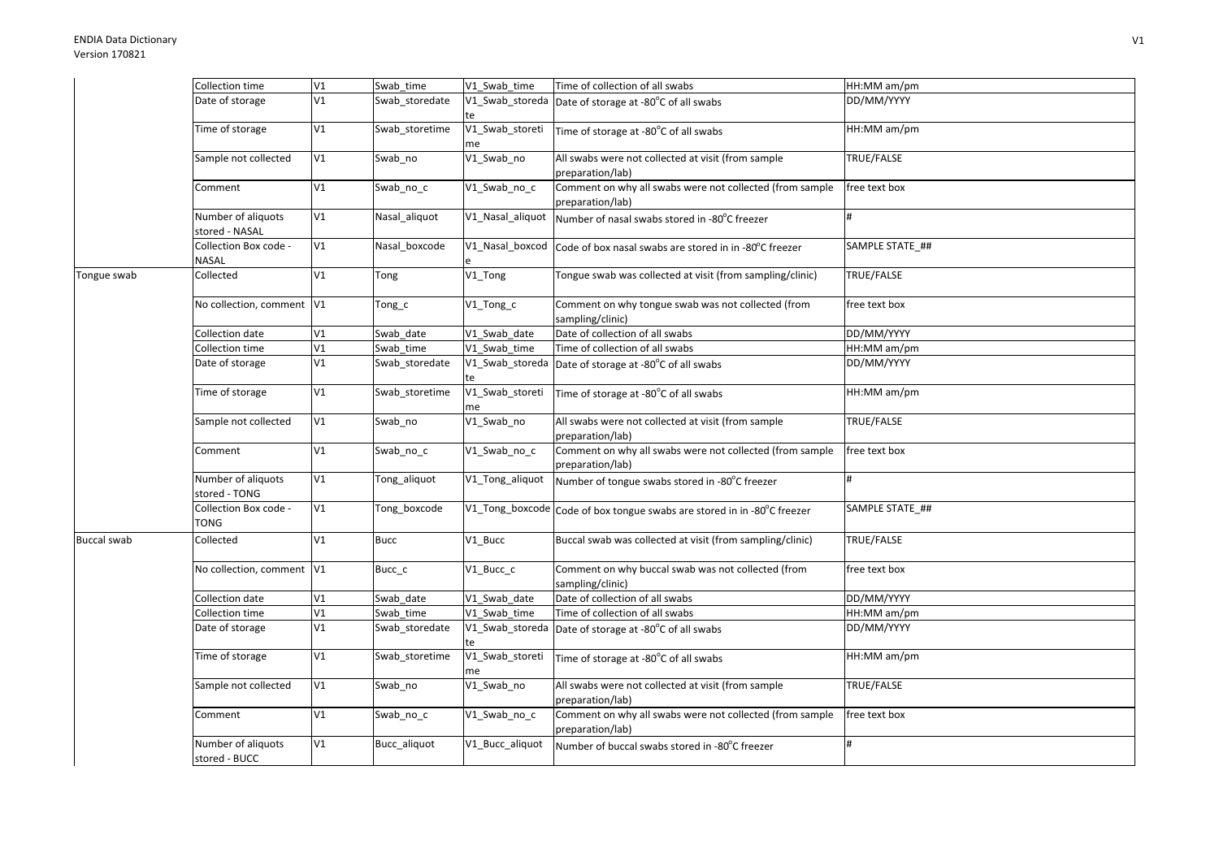| | | | | | | |
|---|---|---|---|---|---|---|
| | Collection time | V1 | Swab_time | V1_Swab_time | Time of collection of all swabs | HH:MM am/pm |
| | Date of storage | V1 | Swab_storedate | V1_Swab_storedate | Date of storage at -80°C of all swabs | DD/MM/YYYY |
| | Time of storage | V1 | Swab_storetime | V1_Swab_storetime | Time of storage at -80°C of all swabs | HH:MM am/pm |
| | Sample not collected | V1 | Swab_no | V1_Swab_no | All swabs were not collected at visit (from sample preparation/lab) | TRUE/FALSE |
| | Comment | V1 | Swab_no_c | V1_Swab_no_c | Comment on why all swabs were not collected (from sample preparation/lab) | free text box |
| | Number of aliquots stored - NASAL | V1 | Nasal_aliquot | V1_Nasal_aliquot | Number of nasal swabs stored in -80°C freezer | # |
| | Collection Box code - NASAL | V1 | Nasal_boxcode | V1_Nasal_boxcode | Code of box nasal swabs are stored in in -80°C freezer | SAMPLE STATE_## |
| Tongue swab | Collected | V1 | Tong | V1_Tong | Tongue swab was collected at visit (from sampling/clinic) | TRUE/FALSE |
| | No collection, comment | V1 | Tong_c | V1_Tong_c | Comment on why tongue swab was not collected (from sampling/clinic) | free text box |
| | Collection date | V1 | Swab_date | V1_Swab_date | Date of collection of all swabs | DD/MM/YYYY |
| | Collection time | V1 | Swab_time | V1_Swab_time | Time of collection of all swabs | HH:MM am/pm |
| | Date of storage | V1 | Swab_storedate | V1_Swab_storedate | Date of storage at -80°C of all swabs | DD/MM/YYYY |
| | Time of storage | V1 | Swab_storetime | V1_Swab_storetime | Time of storage at -80°C of all swabs | HH:MM am/pm |
| | Sample not collected | V1 | Swab_no | V1_Swab_no | All swabs were not collected at visit (from sample preparation/lab) | TRUE/FALSE |
| | Comment | V1 | Swab_no_c | V1_Swab_no_c | Comment on why all swabs were not collected (from sample preparation/lab) | free text box |
| | Number of aliquots stored - TONG | V1 | Tong_aliquot | V1_Tong_aliquot | Number of tongue swabs stored in -80°C freezer | # |
| | Collection Box code - TONG | V1 | Tong_boxcode | V1_Tong_boxcode | Code of box tongue swabs are stored in in -80°C freezer | SAMPLE STATE_## |
| Buccal swab | Collected | V1 | Bucc | V1_Bucc | Buccal swab was collected at visit (from sampling/clinic) | TRUE/FALSE |
| | No collection, comment | V1 | Bucc_c | V1_Bucc_c | Comment on why buccal swab was not collected (from sampling/clinic) | free text box |
| | Collection date | V1 | Swab_date | V1_Swab_date | Date of collection of all swabs | DD/MM/YYYY |
| | Collection time | V1 | Swab_time | V1_Swab_time | Time of collection of all swabs | HH:MM am/pm |
| | Date of storage | V1 | Swab_storedate | V1_Swab_storedate | Date of storage at -80°C of all swabs | DD/MM/YYYY |
| | Time of storage | V1 | Swab_storetime | V1_Swab_storetime | Time of storage at -80°C of all swabs | HH:MM am/pm |
| | Sample not collected | V1 | Swab_no | V1_Swab_no | All swabs were not collected at visit (from sample preparation/lab) | TRUE/FALSE |
| | Comment | V1 | Swab_no_c | V1_Swab_no_c | Comment on why all swabs were not collected (from sample preparation/lab) | free text box |
| | Number of aliquots stored - BUCC | V1 | Bucc_aliquot | V1_Bucc_aliquot | Number of buccal swabs stored in -80°C freezer | # |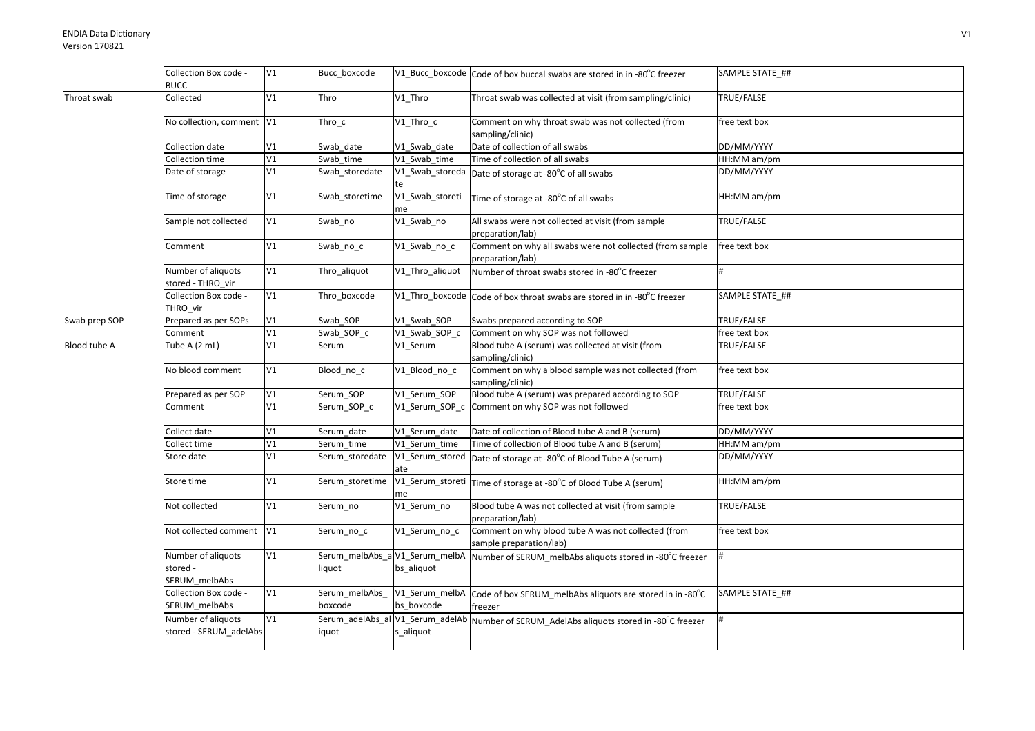| | | | | | | |
|---|---|---|---|---|---|---|
| | Collection Box code - BUCC | V1 | Bucc_boxcode | V1_Bucc_boxcode | Code of box buccal swabs are stored in in -80°C freezer | SAMPLE STATE_## |
| Throat swab | Collected | V1 | Thro | V1_Thro | Throat swab was collected at visit (from sampling/clinic) | TRUE/FALSE |
| | No collection, comment | V1 | Thro_c | V1_Thro_c | Comment on why throat swab was not collected (from sampling/clinic) | free text box |
| | Collection date | V1 | Swab_date | V1_Swab_date | Date of collection of all swabs | DD/MM/YYYY |
| | Collection time | V1 | Swab_time | V1_Swab_time | Time of collection of all swabs | HH:MM am/pm |
| | Date of storage | V1 | Swab_storedate | V1_Swab_storedate | Date of storage at -80°C of all swabs | DD/MM/YYYY |
| | Time of storage | V1 | Swab_storetime | V1_Swab_storetime | Time of storage at -80°C of all swabs | HH:MM am/pm |
| | Sample not collected | V1 | Swab_no | V1_Swab_no | All swabs were not collected at visit (from sample preparation/lab) | TRUE/FALSE |
| | Comment | V1 | Swab_no_c | V1_Swab_no_c | Comment on why all swabs were not collected (from sample preparation/lab) | free text box |
| | Number of aliquots stored - THRO_vir | V1 | Thro_aliquot | V1_Thro_aliquot | Number of throat swabs stored in -80°C freezer | # |
| | Collection Box code - THRO_vir | V1 | Thro_boxcode | V1_Thro_boxcode | Code of box throat swabs are stored in in -80°C freezer | SAMPLE STATE_## |
| Swab prep SOP | Prepared as per SOPs | V1 | Swab_SOP | V1_Swab_SOP | Swabs prepared according to SOP | TRUE/FALSE |
| | Comment | V1 | Swab_SOP_c | V1_Swab_SOP_c | Comment on why SOP was not followed | free text box |
| Blood tube A | Tube A (2 mL) | V1 | Serum | V1_Serum | Blood tube A (serum) was collected at visit (from sampling/clinic) | TRUE/FALSE |
| | No blood comment | V1 | Blood_no_c | V1_Blood_no_c | Comment on why a blood sample was not collected (from sampling/clinic) | free text box |
| | Prepared as per SOP | V1 | Serum_SOP | V1_Serum_SOP | Blood tube A (serum) was prepared according to SOP | TRUE/FALSE |
| | Comment | V1 | Serum_SOP_c | V1_Serum_SOP_c | Comment on why SOP was not followed | free text box |
| | Collect date | V1 | Serum_date | V1_Serum_date | Date of collection of Blood tube A and B (serum) | DD/MM/YYYY |
| | Collect time | V1 | Serum_time | V1_Serum_time | Time of collection of Blood tube A and B (serum) | HH:MM am/pm |
| | Store date | V1 | Serum_storedate | V1_Serum_storedate | Date of storage at -80°C of Blood Tube A (serum) | DD/MM/YYYY |
| | Store time | V1 | Serum_storetime | V1_Serum_storetime | Time of storage at -80°C of Blood Tube A (serum) | HH:MM am/pm |
| | Not collected | V1 | Serum_no | V1_Serum_no | Blood tube A was not collected at visit (from sample preparation/lab) | TRUE/FALSE |
| | Not collected comment | V1 | Serum_no_c | V1_Serum_no_c | Comment on why blood tube A was not collected (from sample preparation/lab) | free text box |
| | Number of aliquots stored - SERUM_melbAbs | V1 | Serum_melbAbs_aliquot | V1_Serum_melbAbs_aliquot | Number of SERUM_melbAbs aliquots stored in -80°C freezer | # |
| | Collection Box code - SERUM_melbAbs | V1 | Serum_melbAbs_boxcode | V1_Serum_melbAbs_boxcode | Code of box SERUM_melbAbs aliquots are stored in in -80°C freezer | SAMPLE STATE_## |
| | Number of aliquots stored - SERUM_adelAbs | V1 | Serum_adelAbs_aliquot | V1_Serum_adelAbs_aliquot | Number of SERUM_AdelAbs aliquots stored in -80°C freezer | # |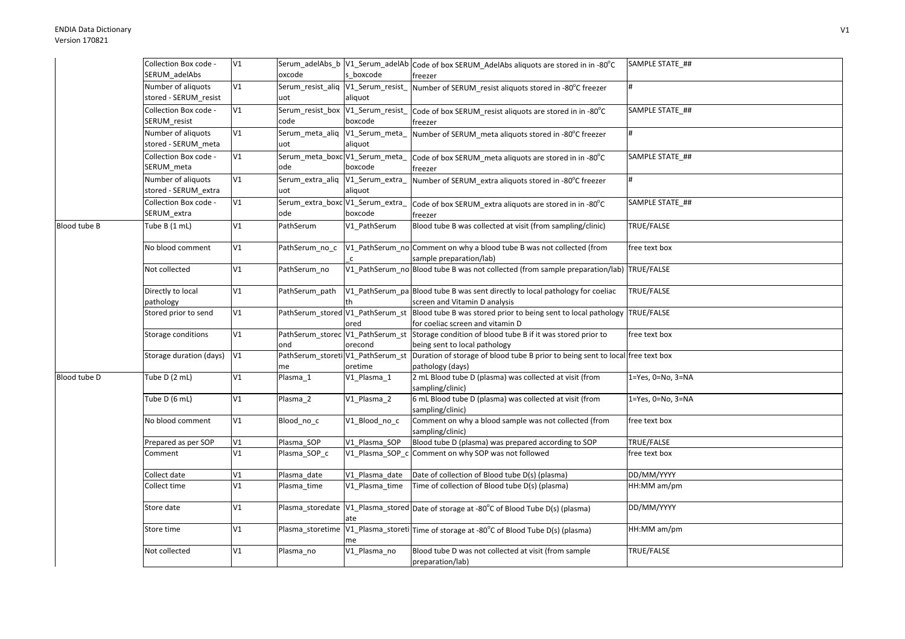| | | | | | | |
|---|---|---|---|---|---|---|
| | Collection Box code - SERUM_adelAbs | V1 | Serum_adelAbs_boxcode | V1_Serum_adelAbs_boxcode | Code of box SERUM_AdelAbs aliquots are stored in in -80°C freezer | SAMPLE STATE_## |
| | Number of aliquots stored - SERUM_resist | V1 | Serum_resist_aliquot | V1_Serum_resist_aliquot | Number of SERUM_resist aliquots stored in -80°C freezer | # |
| | Collection Box code - SERUM_resist | V1 | Serum_resist_boxcode | V1_Serum_resist_boxcode | Code of box SERUM_resist aliquots are stored in in -80°C freezer | SAMPLE STATE_## |
| | Number of aliquots stored - SERUM_meta | V1 | Serum_meta_aliquot | V1_Serum_meta_aliquot | Number of SERUM_meta aliquots stored in -80°C freezer | # |
| | Collection Box code - SERUM_meta | V1 | Serum_meta_boxcode | V1_Serum_meta_boxcode | Code of box SERUM_meta aliquots are stored in in -80°C freezer | SAMPLE STATE_## |
| | Number of aliquots stored - SERUM_extra | V1 | Serum_extra_aliquot | V1_Serum_extra_aliquot | Number of SERUM_extra aliquots stored in -80°C freezer | # |
| | Collection Box code - SERUM_extra | V1 | Serum_extra_boxcode | V1_Serum_extra_boxcode | Code of box SERUM_extra aliquots are stored in in -80°C freezer | SAMPLE STATE_## |
| Blood tube B | Tube B (1 mL) | V1 | PathSerum | V1_PathSerum | Blood tube B was collected at visit (from sampling/clinic) | TRUE/FALSE |
| | No blood comment | V1 | PathSerum_no_c | V1_PathSerum_no_c | Comment on why a blood tube B was not collected (from sample preparation/lab) | free text box |
| | Not collected | V1 | PathSerum_no | V1_PathSerum_no | Blood tube B was not collected (from sample preparation/lab) | TRUE/FALSE |
| | Directly to local pathology | V1 | PathSerum_path | V1_PathSerum_path | Blood tube B was sent directly to local pathology for coeliac screen and Vitamin D analysis | TRUE/FALSE |
| | Stored prior to send | V1 | PathSerum_stored | V1_PathSerum_stored | Blood tube B was stored prior to being sent to local pathology for coeliac screen and vitamin D | TRUE/FALSE |
| | Storage conditions | V1 | PathSerum_storecond | V1_PathSerum_storecond | Storage condition of blood tube B if it was stored prior to being sent to local pathology | free text box |
| | Storage duration (days) | V1 | PathSerum_storetime | V1_PathSerum_storetime | Duration of storage of blood tube B prior to being sent to local pathology (days) | free text box |
| Blood tube D | Tube D (2 mL) | V1 | Plasma_1 | V1_Plasma_1 | 2 mL Blood tube D (plasma) was collected at visit (from sampling/clinic) | 1=Yes, 0=No, 3=NA |
| | Tube D (6 mL) | V1 | Plasma_2 | V1_Plasma_2 | 6 mL Blood tube D (plasma) was collected at visit (from sampling/clinic) | 1=Yes, 0=No, 3=NA |
| | No blood comment | V1 | Blood_no_c | V1_Blood_no_c | Comment on why a blood sample was not collected (from sampling/clinic) | free text box |
| | Prepared as per SOP | V1 | Plasma_SOP | V1_Plasma_SOP | Blood tube D (plasma) was prepared according to SOP | TRUE/FALSE |
| | Comment | V1 | Plasma_SOP_c | V1_Plasma_SOP_c | Comment on why SOP was not followed | free text box |
| | Collect date | V1 | Plasma_date | V1_Plasma_date | Date of collection of Blood tube D(s) (plasma) | DD/MM/YYYY |
| | Collect time | V1 | Plasma_time | V1_Plasma_time | Time of collection of Blood tube D(s) (plasma) | HH:MM am/pm |
| | Store date | V1 | Plasma_storedate | V1_Plasma_storedate | Date of storage at -80°C of Blood Tube D(s) (plasma) | DD/MM/YYYY |
| | Store time | V1 | Plasma_storetime | V1_Plasma_storetime | Time of storage at -80°C of Blood Tube D(s) (plasma) | HH:MM am/pm |
| | Not collected | V1 | Plasma_no | V1_Plasma_no | Blood tube D was not collected at visit (from sample preparation/lab) | TRUE/FALSE |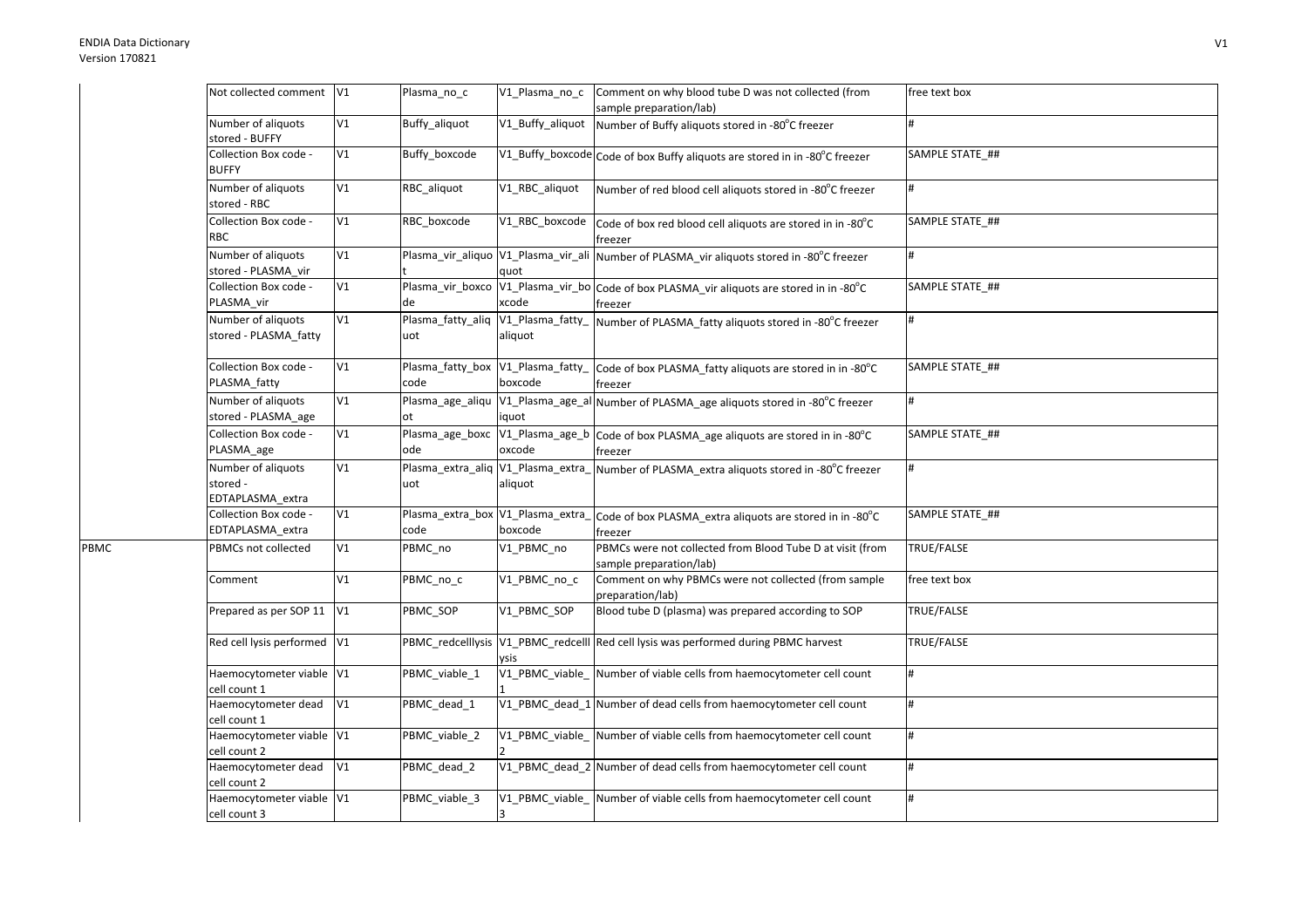| | | | | | | |
|---|---|---|---|---|---|---|
| | Not collected comment | V1 | Plasma_no_c | V1_Plasma_no_c | Comment on why blood tube D was not collected (from sample preparation/lab) | free text box |
| | Number of aliquots stored - BUFFY | V1 | Buffy_aliquot | V1_Buffy_aliquot | Number of Buffy aliquots stored in -80°C freezer | # |
| | Collection Box code - BUFFY | V1 | Buffy_boxcode | V1_Buffy_boxcode | Code of box Buffy aliquots are stored in in -80°C freezer | SAMPLE STATE_## |
| | Number of aliquots stored - RBC | V1 | RBC_aliquot | V1_RBC_aliquot | Number of red blood cell aliquots stored in -80°C freezer | # |
| | Collection Box code - RBC | V1 | RBC_boxcode | V1_RBC_boxcode | Code of box red blood cell aliquots are stored in in -80°C freezer | SAMPLE STATE_## |
| | Number of aliquots stored - PLASMA_vir | V1 | Plasma_vir_aliquot | V1_Plasma_vir_aliquot | Number of PLASMA_vir aliquots stored in -80°C freezer | # |
| | Collection Box code - PLASMA_vir | V1 | Plasma_vir_boxcode | V1_Plasma_vir_boxcode | Code of box PLASMA_vir aliquots are stored in in -80°C freezer | SAMPLE STATE_## |
| | Number of aliquots stored - PLASMA_fatty | V1 | Plasma_fatty_aliquot | V1_Plasma_fatty_aliquot | Number of PLASMA_fatty aliquots stored in -80°C freezer | # |
| | Collection Box code - PLASMA_fatty | V1 | Plasma_fatty_boxcode | V1_Plasma_fatty_boxcode | Code of box PLASMA_fatty aliquots are stored in in -80°C freezer | SAMPLE STATE_## |
| | Number of aliquots stored - PLASMA_age | V1 | Plasma_age_aliquot | V1_Plasma_age_aliquot | Number of PLASMA_age aliquots stored in -80°C freezer | # |
| | Collection Box code - PLASMA_age | V1 | Plasma_age_boxcode | V1_Plasma_age_boxcode | Code of box PLASMA_age aliquots are stored in in -80°C freezer | SAMPLE STATE_## |
| | Number of aliquots stored - EDTAPLASMA_extra | V1 | Plasma_extra_aliquot | V1_Plasma_extra_aliquot | Number of PLASMA_extra aliquots stored in -80°C freezer | # |
| | Collection Box code - EDTAPLASMA_extra | V1 | Plasma_extra_boxcode | V1_Plasma_extra_boxcode | Code of box PLASMA_extra aliquots are stored in in -80°C freezer | SAMPLE STATE_## |
| PBMC | PBMCs not collected | V1 | PBMC_no | V1_PBMC_no | PBMCs were not collected from Blood Tube D at visit (from sample preparation/lab) | TRUE/FALSE |
| | Comment | V1 | PBMC_no_c | V1_PBMC_no_c | Comment on why PBMCs were not collected (from sample preparation/lab) | free text box |
| | Prepared as per SOP 11 | V1 | PBMC_SOP | V1_PBMC_SOP | Blood tube D (plasma) was prepared according to SOP | TRUE/FALSE |
| | Red cell lysis performed | V1 | PBMC_redcelllysis | V1_PBMC_redcelllysis | Red cell lysis was performed during PBMC harvest | TRUE/FALSE |
| | Haemocytometer viable cell count 1 | V1 | PBMC_viable_1 | V1_PBMC_viable_1 | Number of viable cells from haemocytometer cell count | # |
| | Haemocytometer dead cell count 1 | V1 | PBMC_dead_1 | V1_PBMC_dead_1 | Number of dead cells from haemocytometer cell count | # |
| | Haemocytometer viable cell count 2 | V1 | PBMC_viable_2 | V1_PBMC_viable_2 | Number of viable cells from haemocytometer cell count | # |
| | Haemocytometer dead cell count 2 | V1 | PBMC_dead_2 | V1_PBMC_dead_2 | Number of dead cells from haemocytometer cell count | # |
| | Haemocytometer viable cell count 3 | V1 | PBMC_viable_3 | V1_PBMC_viable_3 | Number of viable cells from haemocytometer cell count | # |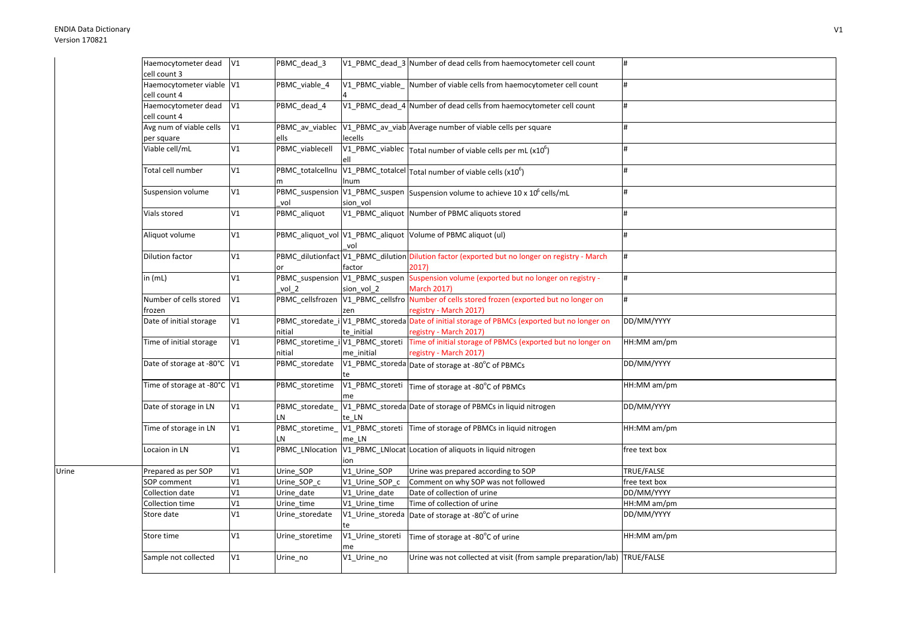| | | | | | | |
|---|---|---|---|---|---|---|
| | Haemocytometer dead cell count 3 | V1 | PBMC_dead_3 | V1_PBMC_dead_3 | Number of dead cells from haemocytometer cell count | # |
| | Haemocytometer viable cell count 4 | V1 | PBMC_viable_4 | V1_PBMC_viable_4 | Number of viable cells from haemocytometer cell count | # |
| | Haemocytometer dead cell count 4 | V1 | PBMC_dead_4 | V1_PBMC_dead_4 | Number of dead cells from haemocytometer cell count | # |
| | Avg num of viable cells per square | V1 | PBMC_av_viablecells | V1_PBMC_av_viablecells | Average number of viable cells per square | # |
| | Viable cell/mL | V1 | PBMC_viablecell | V1_PBMC_viablecell | Total number of viable cells per mL (x10$^6$) | # |
| | Total cell number | V1 | PBMC_totalcellnum | V1_PBMC_totalcellnum | Total number of viable cells (x10$^6$) | # |
| | Suspension volume | V1 | PBMC_suspension_vol | V1_PBMC_suspension_vol | Suspension volume to achieve 10 x 10$^6$ cells/mL | # |
| | Vials stored | V1 | PBMC_aliquot | V1_PBMC_aliquot | Number of PBMC aliquots stored | # |
| | Aliquot volume | V1 | PBMC_aliquot_vol | V1_PBMC_aliquot_vol | Volume of PBMC aliquot (ul) | # |
| | Dilution factor | V1 | PBMC_dilutionfactor | V1_PBMC_dilutionfactor | Dilution factor (exported but no longer on registry - March 2017) | # |
| | in (mL) | V1 | PBMC_suspension_vol_2 | V1_PBMC_suspension_vol_2 | Suspension volume (exported but no longer on registry - March 2017) | # |
| | Number of cells stored frozen | V1 | PBMC_cellsfrozen | V1_PBMC_cellsfrozen | Number of cells stored frozen (exported but no longer on registry - March 2017) | # |
| | Date of initial storage | V1 | PBMC_storedate_initial | V1_PBMC_storedate_initial | Date of initial storage of PBMCs (exported but no longer on registry - March 2017) | DD/MM/YYYY |
| | Time of initial storage | V1 | PBMC_storetime_initial | V1_PBMC_storetime_initial | Time of initial storage of PBMCs (exported but no longer on registry - March 2017) | HH:MM am/pm |
| | Date of storage at -80°C | V1 | PBMC_storedate | V1_PBMC_storedate | Date of storage at -80°C of PBMCs | DD/MM/YYYY |
| | Time of storage at -80°C | V1 | PBMC_storetime | V1_PBMC_storetime | Time of storage at -80°C of PBMCs | HH:MM am/pm |
| | Date of storage in LN | V1 | PBMC_storedate_LN | V1_PBMC_storedate_LN | Date of storage of PBMCs in liquid nitrogen | DD/MM/YYYY |
| | Time of storage in LN | V1 | PBMC_storetime_LN | V1_PBMC_storetime_LN | Time of storage of PBMCs in liquid nitrogen | HH:MM am/pm |
| | Locaion in LN | V1 | PBMC_LNlocation | V1_PBMC_LNlocation | Location of aliquots in liquid nitrogen | free text box |
| Urine | Prepared as per SOP | V1 | Urine_SOP | V1_Urine_SOP | Urine was prepared according to SOP | TRUE/FALSE |
| | SOP comment | V1 | Urine_SOP_c | V1_Urine_SOP_c | Comment on why SOP was not followed | free text box |
| | Collection date | V1 | Urine_date | V1_Urine_date | Date of collection of urine | DD/MM/YYYY |
| | Collection time | V1 | Urine_time | V1_Urine_time | Time of collection of urine | HH:MM am/pm |
| | Store date | V1 | Urine_storedate | V1_Urine_storedate | Date of storage at -80°C of urine | DD/MM/YYYY |
| | Store time | V1 | Urine_storetime | V1_Urine_storetime | Time of storage at -80°C of urine | HH:MM am/pm |
| | Sample not collected | V1 | Urine_no | V1_Urine_no | Urine was not collected at visit (from sample preparation/lab) | TRUE/FALSE |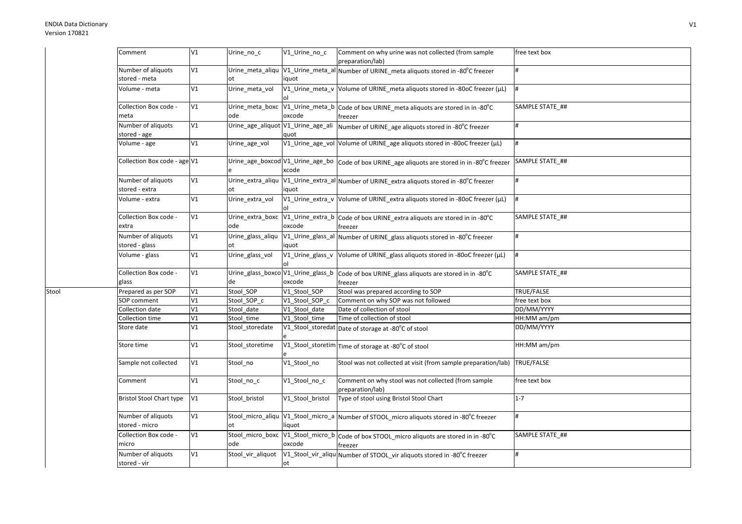| | | | | | | |
|---|---|---|---|---|---|---|
| | Comment | V1 | Urine_no_c | V1_Urine_no_c | Comment on why urine was not collected (from sample preparation/lab) | free text box |
| | Number of aliquots stored - meta | V1 | Urine_meta_aliquot | V1_Urine_meta_aliquot | Number of URINE_meta aliquots stored in -80°C freezer | # |
| | Volume - meta | V1 | Urine_meta_vol | V1_Urine_meta_vol | Volume of URINE_meta aliquots stored in -80oC freezer (µL) | # |
| | Collection Box code - meta | V1 | Urine_meta_boxcode | V1_Urine_meta_boxcode | Code of box URINE_meta aliquots are stored in in -80°C freezer | SAMPLE STATE_## |
| | Number of aliquots stored - age | V1 | Urine_age_aliquot | V1_Urine_age_aliquot | Number of URINE_age aliquots stored in -80°C freezer | # |
| | Volume - age | V1 | Urine_age_vol | V1_Urine_age_vol | Volume of URINE_age aliquots stored in -80oC freezer (µL) | # |
| | Collection Box code - age | V1 | Urine_age_boxcode | V1_Urine_age_boxcode | Code of box URINE_age aliquots are stored in in -80°C freezer | SAMPLE STATE_## |
| | Number of aliquots stored - extra | V1 | Urine_extra_aliquot | V1_Urine_extra_aliquot | Number of URINE_extra aliquots stored in -80°C freezer | # |
| | Volume - extra | V1 | Urine_extra_vol | V1_Urine_extra_vol | Volume of URINE_extra aliquots stored in -80oC freezer (µL) | # |
| | Collection Box code - extra | V1 | Urine_extra_boxcode | V1_Urine_extra_boxcode | Code of box URINE_extra aliquots are stored in in -80°C freezer | SAMPLE STATE_## |
| | Number of aliquots stored - glass | V1 | Urine_glass_aliquot | V1_Urine_glass_aliquot | Number of URINE_glass aliquots stored in -80°C freezer | # |
| | Volume - glass | V1 | Urine_glass_vol | V1_Urine_glass_vol | Volume of URINE_glass aliquots stored in -80oC freezer (µL) | # |
| | Collection Box code - glass | V1 | Urine_glass_boxcode | V1_Urine_glass_boxcode | Code of box URINE_glass aliquots are stored in in -80°C freezer | SAMPLE STATE_## |
| Stool | Prepared as per SOP | V1 | Stool_SOP | V1_Stool_SOP | Stool was prepared according to SOP | TRUE/FALSE |
| | SOP comment | V1 | Stool_SOP_c | V1_Stool_SOP_c | Comment on why SOP was not followed | free text box |
| | Collection date | V1 | Stool_date | V1_Stool_date | Date of collection of stool | DD/MM/YYYY |
| | Collection time | V1 | Stool_time | V1_Stool_time | Time of collection of stool | HH:MM am/pm |
| | Store date | V1 | Stool_storedate | V1_Stool_storedate | Date of storage at -80°C of stool | DD/MM/YYYY |
| | Store time | V1 | Stool_storetime | V1_Stool_storetime | Time of storage at -80°C of stool | HH:MM am/pm |
| | Sample not collected | V1 | Stool_no | V1_Stool_no | Stool was not collected at visit (from sample preparation/lab) | TRUE/FALSE |
| | Comment | V1 | Stool_no_c | V1_Stool_no_c | Comment on why stool was not collected (from sample preparation/lab) | free text box |
| | Bristol Stool Chart type | V1 | Stool_bristol | V1_Stool_bristol | Type of stool using Bristol Stool Chart | 1-7 |
| | Number of aliquots stored - micro | V1 | Stool_micro_aliquot | V1_Stool_micro_aliquot | Number of STOOL_micro aliquots stored in -80°C freezer | # |
| | Collection Box code - micro | V1 | Stool_micro_boxcode | V1_Stool_micro_boxcode | Code of box STOOL_micro aliquots are stored in in -80°C freezer | SAMPLE STATE_## |
| | Number of aliquots stored - vir | V1 | Stool_vir_aliquot | V1_Stool_vir_aliquot | Number of STOOL_vir aliquots stored in -80°C freezer | # |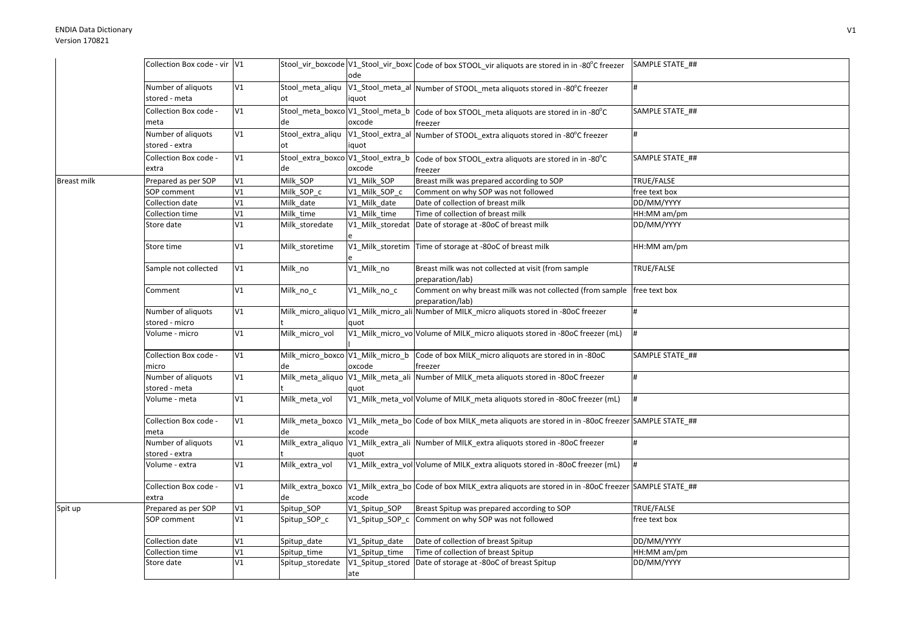| | | | | | | |
|---|---|---|---|---|---|---|
| | Collection Box code - vir | V1 | Stool_vir_boxcode | V1_Stool_vir_boxcode | Code of box STOOL_vir aliquots are stored in in -80°C freezer | SAMPLE STATE_## |
| | Number of aliquots stored - meta | V1 | Stool_meta_aliquot | V1_Stool_meta_aliquot | Number of STOOL_meta aliquots stored in -80°C freezer | # |
| | Collection Box code - meta | V1 | Stool_meta_boxcode | V1_Stool_meta_boxcode | Code of box STOOL_meta aliquots are stored in in -80°C freezer | SAMPLE STATE_## |
| | Number of aliquots stored - extra | V1 | Stool_extra_aliquot | V1_Stool_extra_aliquot | Number of STOOL_extra aliquots stored in -80°C freezer | # |
| | Collection Box code - extra | V1 | Stool_extra_boxcode | V1_Stool_extra_boxcode | Code of box STOOL_extra aliquots are stored in in -80°C freezer | SAMPLE STATE_## |
| Breast milk | Prepared as per SOP | V1 | Milk_SOP | V1_Milk_SOP | Breast milk was prepared according to SOP | TRUE/FALSE |
| | SOP comment | V1 | Milk_SOP_c | V1_Milk_SOP_c | Comment on why SOP was not followed | free text box |
| | Collection date | V1 | Milk_date | V1_Milk_date | Date of collection of breast milk | DD/MM/YYYY |
| | Collection time | V1 | Milk_time | V1_Milk_time | Time of collection of breast milk | HH:MM am/pm |
| | Store date | V1 | Milk_storedate | V1_Milk_storedate | Date of storage at -80oC of breast milk | DD/MM/YYYY |
| | Store time | V1 | Milk_storetime | V1_Milk_storetime | Time of storage at -80oC of breast milk | HH:MM am/pm |
| | Sample not collected | V1 | Milk_no | V1_Milk_no | Breast milk was not collected at visit (from sample preparation/lab) | TRUE/FALSE |
| | Comment | V1 | Milk_no_c | V1_Milk_no_c | Comment on why breast milk was not collected (from sample preparation/lab) | free text box |
| | Number of aliquots stored - micro | V1 | Milk_micro_aliquot | V1_Milk_micro_aliquot | Number of MILK_micro aliquots stored in -80oC freezer | # |
| | Volume - micro | V1 | Milk_micro_vol | V1_Milk_micro_vol | Volume of MILK_micro aliquots stored in -80oC freezer (mL) | # |
| | Collection Box code - micro | V1 | Milk_micro_boxcode | V1_Milk_micro_boxcode | Code of box MILK_micro aliquots are stored in in -80oC freezer | SAMPLE STATE_## |
| | Number of aliquots stored - meta | V1 | Milk_meta_aliquot | V1_Milk_meta_aliquot | Number of MILK_meta aliquots stored in -80oC freezer | # |
| | Volume - meta | V1 | Milk_meta_vol | V1_Milk_meta_vol | Volume of MILK_meta aliquots stored in -80oC freezer (mL) | # |
| | Collection Box code - meta | V1 | Milk_meta_boxcode | V1_Milk_meta_boxcode | Code of box MILK_meta aliquots are stored in in -80oC freezer | SAMPLE STATE_## |
| | Number of aliquots stored - extra | V1 | Milk_extra_aliquot | V1_Milk_extra_aliquot | Number of MILK_extra aliquots stored in -80oC freezer | # |
| | Volume - extra | V1 | Milk_extra_vol | V1_Milk_extra_vol | Volume of MILK_extra aliquots stored in -80oC freezer (mL) | # |
| | Collection Box code - extra | V1 | Milk_extra_boxcode | V1_Milk_extra_boxcode | Code of box MILK_extra aliquots are stored in in -80oC freezer | SAMPLE STATE_## |
| Spit up | Prepared as per SOP | V1 | Spitup_SOP | V1_Spitup_SOP | Breast Spitup was prepared according to SOP | TRUE/FALSE |
| | SOP comment | V1 | Spitup_SOP_c | V1_Spitup_SOP_c | Comment on why SOP was not followed | free text box |
| | Collection date | V1 | Spitup_date | V1_Spitup_date | Date of collection of breast Spitup | DD/MM/YYYY |
| | Collection time | V1 | Spitup_time | V1_Spitup_time | Time of collection of breast Spitup | HH:MM am/pm |
| | Store date | V1 | Spitup_storedate | V1_Spitup_storedate | Date of storage at -80oC of breast Spitup | DD/MM/YYYY |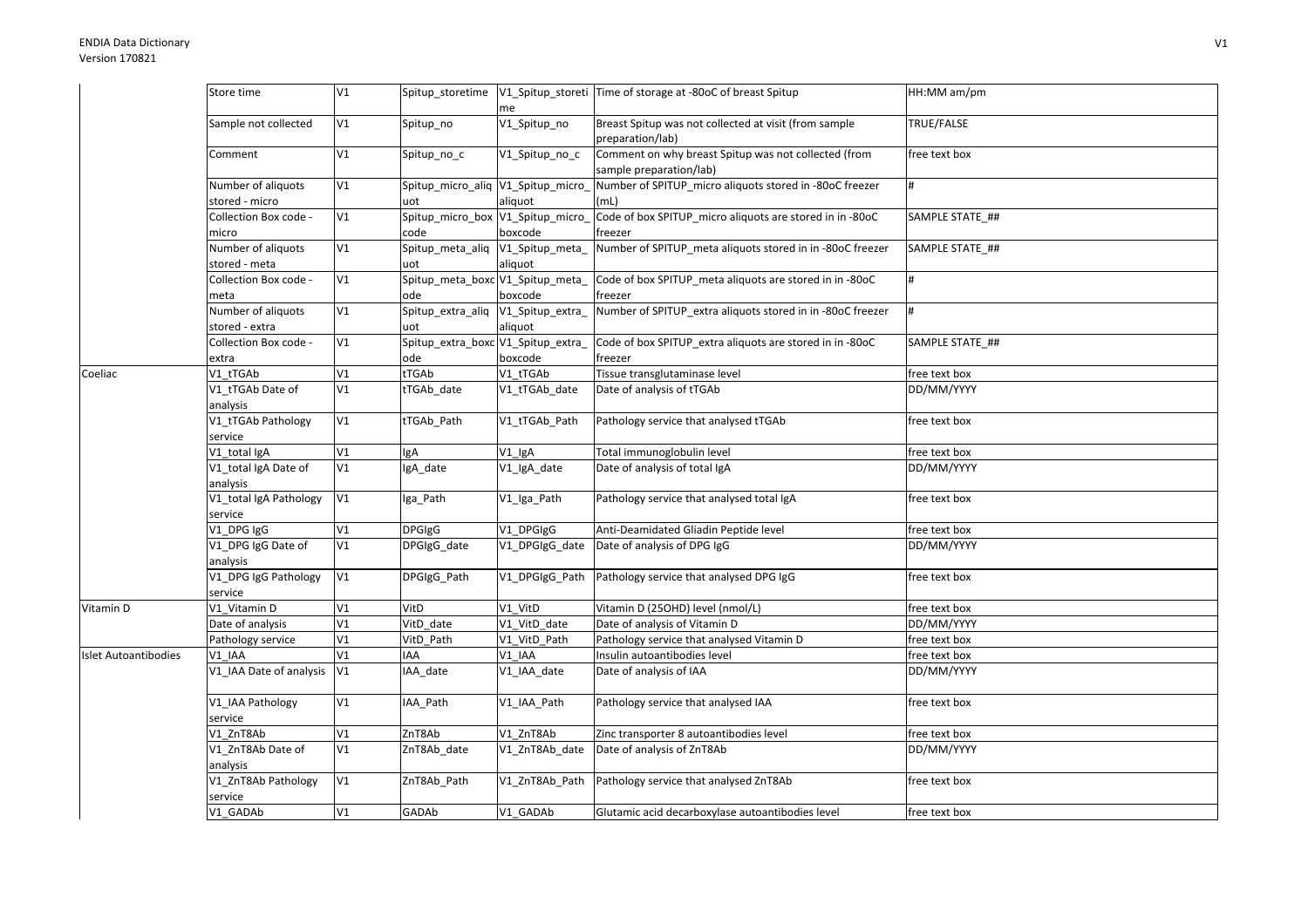| | | | | | | |
|---|---|---|---|---|---|---|
| | Store time | V1 | Spitup_storetime | V1_Spitup_storetime | Time of storage at -80oC of breast Spitup | HH:MM am/pm |
| | Sample not collected | V1 | Spitup_no | V1_Spitup_no | Breast Spitup was not collected at visit (from sample preparation/lab) | TRUE/FALSE |
| | Comment | V1 | Spitup_no_c | V1_Spitup_no_c | Comment on why breast Spitup was not collected (from sample preparation/lab) | free text box |
| | Number of aliquots stored - micro | V1 | Spitup_micro_aliquot | V1_Spitup_micro_aliquot | Number of SPITUP_micro aliquots stored in -80oC freezer (mL) | # |
| | Collection Box code - micro | V1 | Spitup_micro_boxcode | V1_Spitup_micro_boxcode | Code of box SPITUP_micro aliquots are stored in in -80oC freezer | SAMPLE STATE_## |
| | Number of aliquots stored - meta | V1 | Spitup_meta_aliquot | V1_Spitup_meta_aliquot | Number of SPITUP_meta aliquots stored in in -80oC freezer | SAMPLE STATE_## |
| | Collection Box code - meta | V1 | Spitup_meta_boxcode | V1_Spitup_meta_boxcode | Code of box SPITUP_meta aliquots are stored in in -80oC freezer | # |
| | Number of aliquots stored - extra | V1 | Spitup_extra_aliquot | V1_Spitup_extra_aliquot | Number of SPITUP_extra aliquots stored in in -80oC freezer | # |
| | Collection Box code - extra | V1 | Spitup_extra_boxcode | V1_Spitup_extra_boxcode | Code of box SPITUP_extra aliquots are stored in in -80oC freezer | SAMPLE STATE_## |
| Coeliac | V1_tTGAb | V1 | tTGAb | V1_tTGAb | Tissue transglutaminase level | free text box |
| | V1_tTGAb Date of analysis | V1 | tTGAb_date | V1_tTGAb_date | Date of analysis of tTGAb | DD/MM/YYYY |
| | V1_tTGAb Pathology service | V1 | tTGAb_Path | V1_tTGAb_Path | Pathology service that analysed tTGAb | free text box |
| | V1_total IgA | V1 | IgA | V1_IgA | Total immunoglobulin level | free text box |
| | V1_total IgA Date of analysis | V1 | IgA_date | V1_IgA_date | Date of analysis of total IgA | DD/MM/YYYY |
| | V1_total IgA Pathology service | V1 | Iga_Path | V1_Iga_Path | Pathology service that analysed total IgA | free text box |
| | V1_DPG IgG | V1 | DPGIgG | V1_DPGIgG | Anti-Deamidated Gliadin Peptide level | free text box |
| | V1_DPG IgG Date of analysis | V1 | DPGIgG_date | V1_DPGIgG_date | Date of analysis of DPG IgG | DD/MM/YYYY |
| | V1_DPG IgG Pathology service | V1 | DPGIgG_Path | V1_DPGIgG_Path | Pathology service that analysed DPG IgG | free text box |
| Vitamin D | V1_Vitamin D | V1 | VitD | V1_VitD | Vitamin D (25OHD) level (nmol/L) | free text box |
| | Date of analysis | V1 | VitD_date | V1_VitD_date | Date of analysis of Vitamin D | DD/MM/YYYY |
| | Pathology service | V1 | VitD_Path | V1_VitD_Path | Pathology service that analysed Vitamin D | free text box |
| Islet Autoantibodies | V1_IAA | V1 | IAA | V1_IAA | Insulin autoantibodies level | free text box |
| | V1_IAA Date of analysis | V1 | IAA_date | V1_IAA_date | Date of analysis of IAA | DD/MM/YYYY |
| | V1_IAA Pathology service | V1 | IAA_Path | V1_IAA_Path | Pathology service that analysed IAA | free text box |
| | V1_ZnT8Ab | V1 | ZnT8Ab | V1_ZnT8Ab | Zinc transporter 8 autoantibodies level | free text box |
| | V1_ZnT8Ab Date of analysis | V1 | ZnT8Ab_date | V1_ZnT8Ab_date | Date of analysis of ZnT8Ab | DD/MM/YYYY |
| | V1_ZnT8Ab Pathology service | V1 | ZnT8Ab_Path | V1_ZnT8Ab_Path | Pathology service that analysed ZnT8Ab | free text box |
| | V1_GADAb | V1 | GADAb | V1_GADAb | Glutamic acid decarboxylase autoantibodies level | free text box |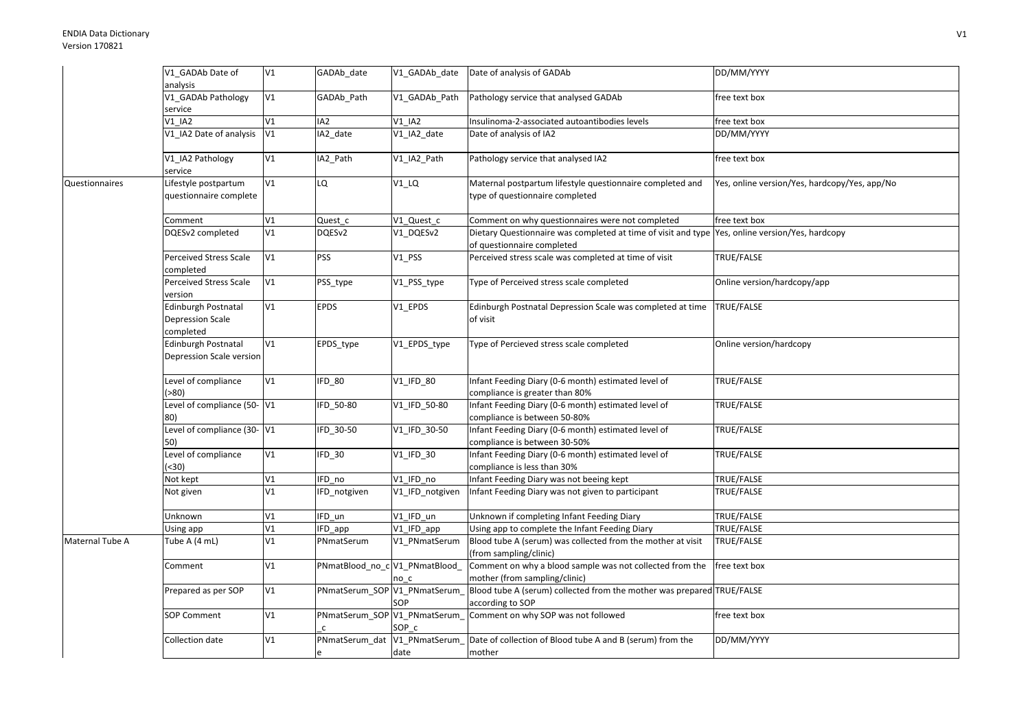| | | | | | | |
|---|---|---|---|---|---|---|
| | V1_GADAb Date of analysis | V1 | GADAb_date | V1_GADAb_date | Date of analysis of GADAb | DD/MM/YYYY |
| | V1_GADAb Pathology service | V1 | GADAb_Path | V1_GADAb_Path | Pathology service that analysed GADAb | free text box |
| | V1_IA2 | V1 | IA2 | V1_IA2 | Insulinoma-2-associated autoantibodies levels | free text box |
| | V1_IA2 Date of analysis | V1 | IA2_date | V1_IA2_date | Date of analysis of IA2 | DD/MM/YYYY |
| | V1_IA2 Pathology service | V1 | IA2_Path | V1_IA2_Path | Pathology service that analysed IA2 | free text box |
| Questionnaires | Lifestyle postpartum questionnaire complete | V1 | LQ | V1_LQ | Maternal postpartum lifestyle questionnaire completed and type of questionnaire completed | Yes, online version/Yes, hardcopy/Yes, app/No |
| | Comment | V1 | Quest_c | V1_Quest_c | Comment on why questionnaires were not completed | free text box |
| | DQESv2 completed | V1 | DQESv2 | V1_DQESv2 | Dietary Questionnaire was completed at time of visit and type of questionnaire completed | Yes, online version/Yes, hardcopy |
| | Perceived Stress Scale completed | V1 | PSS | V1_PSS | Perceived stress scale was completed at time of visit | TRUE/FALSE |
| | Perceived Stress Scale version | V1 | PSS_type | V1_PSS_type | Type of Perceived stress scale completed | Online version/hardcopy/app |
| | Edinburgh Postnatal Depression Scale completed | V1 | EPDS | V1_EPDS | Edinburgh Postnatal Depression Scale was completed at time of visit | TRUE/FALSE |
| | Edinburgh Postnatal Depression Scale version | V1 | EPDS_type | V1_EPDS_type | Type of Percieved stress scale completed | Online version/hardcopy |
| | Level of compliance (>80) | V1 | IFD_80 | V1_IFD_80 | Infant Feeding Diary (0-6 month) estimated level of compliance is greater than 80% | TRUE/FALSE |
| | Level of compliance (50-80) | V1 | IFD_50-80 | V1_IFD_50-80 | Infant Feeding Diary (0-6 month) estimated level of compliance is between 50-80% | TRUE/FALSE |
| | Level of compliance (30-50) | V1 | IFD_30-50 | V1_IFD_30-50 | Infant Feeding Diary (0-6 month) estimated level of compliance is between 30-50% | TRUE/FALSE |
| | Level of compliance (<30) | V1 | IFD_30 | V1_IFD_30 | Infant Feeding Diary (0-6 month) estimated level of compliance is less than 30% | TRUE/FALSE |
| | Not kept | V1 | IFD_no | V1_IFD_no | Infant Feeding Diary was not beeing kept | TRUE/FALSE |
| | Not given | V1 | IFD_notgiven | V1_IFD_notgiven | Infant Feeding Diary was not given to participant | TRUE/FALSE |
| | Unknown | V1 | IFD_un | V1_IFD_un | Unknown if completing Infant Feeding Diary | TRUE/FALSE |
| | Using app | V1 | IFD_app | V1_IFD_app | Using app to complete the Infant Feeding Diary | TRUE/FALSE |
| Maternal Tube A | Tube A (4 mL) | V1 | PNmatSerum | V1_PNmatSerum | Blood tube A (serum) was collected from the mother at visit (from sampling/clinic) | TRUE/FALSE |
| | Comment | V1 | PNmatBlood_no_c | V1_PNmatBlood_no_c | Comment on why a blood sample was not collected from the mother (from sampling/clinic) | free text box |
| | Prepared as per SOP | V1 | PNmatSerum_SOP | V1_PNmatSerum_SOP | Blood tube A (serum) collected from the mother was prepared according to SOP | TRUE/FALSE |
| | SOP Comment | V1 | PNmatSerum_SOP_c | V1_PNmatSerum_SOP_c | Comment on why SOP was not followed | free text box |
| | Collection date | V1 | PNmatSerum_date | V1_PNmatSerum_date | Date of collection of Blood tube A and B (serum) from the mother | DD/MM/YYYY |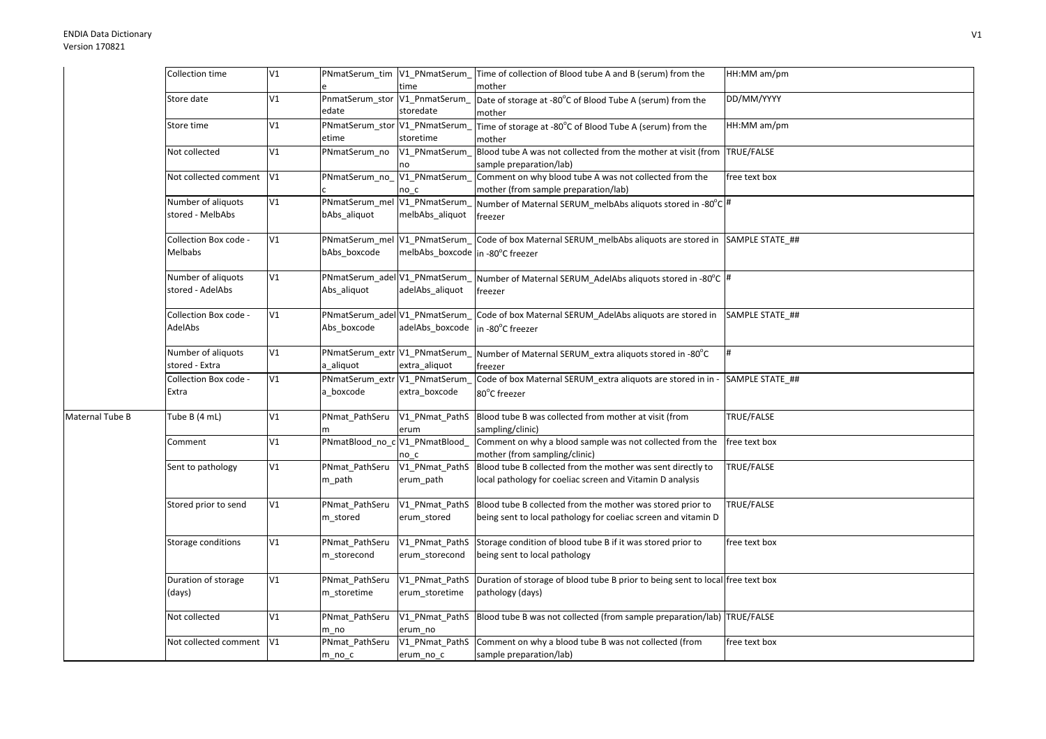| | | | | | | |
|---|---|---|---|---|---|---|
| | Collection time | V1 | PNmatSerum_time | V1_PNmatSerum_time | Time of collection of Blood tube A and B (serum) from the mother | HH:MM am/pm |
| | Store date | V1 | PnmatSerum_storedate | V1_PnmatSerum_storedate | Date of storage at -80°C of Blood Tube A (serum) from the mother | DD/MM/YYYY |
| | Store time | V1 | PNmatSerum_storetime | V1_PNmatSerum_storetime | Time of storage at -80°C of Blood Tube A (serum) from the mother | HH:MM am/pm |
| | Not collected | V1 | PNmatSerum_no | V1_PNmatSerum_no | Blood tube A was not collected from the mother at visit (from sample preparation/lab) | TRUE/FALSE |
| | Not collected comment | V1 | PNmatSerum_no_c | V1_PNmatSerum_no_c | Comment on why blood tube A was not collected from the mother (from sample preparation/lab) | free text box |
| | Number of aliquots stored - MelbAbs | V1 | PNmatSerum_melbAbs_aliquot | V1_PNmatSerum_melbAbs_aliquot | Number of Maternal SERUM_melbAbs aliquots stored in -80°C freezer | # |
| | Collection Box code - Melbabs | V1 | PNmatSerum_melbAbs_boxcode | V1_PNmatSerum_melbAbs_boxcode | Code of box Maternal SERUM_melbAbs aliquots are stored in in -80°C freezer | SAMPLE STATE_## |
| | Number of aliquots stored - AdelAbs | V1 | PNmatSerum_adelAbs_aliquot | V1_PNmatSerum_adelAbs_aliquot | Number of Maternal SERUM_AdelAbs aliquots stored in -80°C freezer | # |
| | Collection Box code - AdelAbs | V1 | PNmatSerum_adelAbs_boxcode | V1_PNmatSerum_adelAbs_boxcode | Code of box Maternal SERUM_AdelAbs aliquots are stored in in -80°C freezer | SAMPLE STATE_## |
| | Number of aliquots stored - Extra | V1 | PNmatSerum_extra_aliquot | V1_PNmatSerum_extra_aliquot | Number of Maternal SERUM_extra aliquots stored in -80°C freezer | # |
| | Collection Box code - Extra | V1 | PNmatSerum_extra_boxcode | V1_PNmatSerum_extra_boxcode | Code of box Maternal SERUM_extra aliquots are stored in in -80°C freezer | SAMPLE STATE_## |
| Maternal Tube B | Tube B (4 mL) | V1 | PNmat_PathSerum | V1_PNmat_PathSerum | Blood tube B was collected from mother at visit (from sampling/clinic) | TRUE/FALSE |
| | Comment | V1 | PNmatBlood_no_c | V1_PNmatBlood_no_c | Comment on why a blood sample was not collected from the mother (from sampling/clinic) | free text box |
| | Sent to pathology | V1 | PNmat_PathSerum_path | V1_PNmat_PathSerum_path | Blood tube B collected from the mother was sent directly to local pathology for coeliac screen and Vitamin D analysis | TRUE/FALSE |
| | Stored prior to send | V1 | PNmat_PathSerum_stored | V1_PNmat_PathSerum_stored | Blood tube B collected from the mother was stored prior to being sent to local pathology for coeliac screen and vitamin D | TRUE/FALSE |
| | Storage conditions | V1 | PNmat_PathSerum_storecond | V1_PNmat_PathSerum_storecond | Storage condition of blood tube B if it was stored prior to being sent to local pathology | free text box |
| | Duration of storage (days) | V1 | PNmat_PathSerum_storetime | V1_PNmat_PathSerum_storetime | Duration of storage of blood tube B prior to being sent to local pathology (days) | free text box |
| | Not collected | V1 | PNmat_PathSerum_no | V1_PNmat_PathSerum_no | Blood tube B was not collected (from sample preparation/lab) | TRUE/FALSE |
| | Not collected comment | V1 | PNmat_PathSerum_no_c | V1_PNmat_PathSerum_no_c | Comment on why a blood tube B was not collected (from sample preparation/lab) | free text box |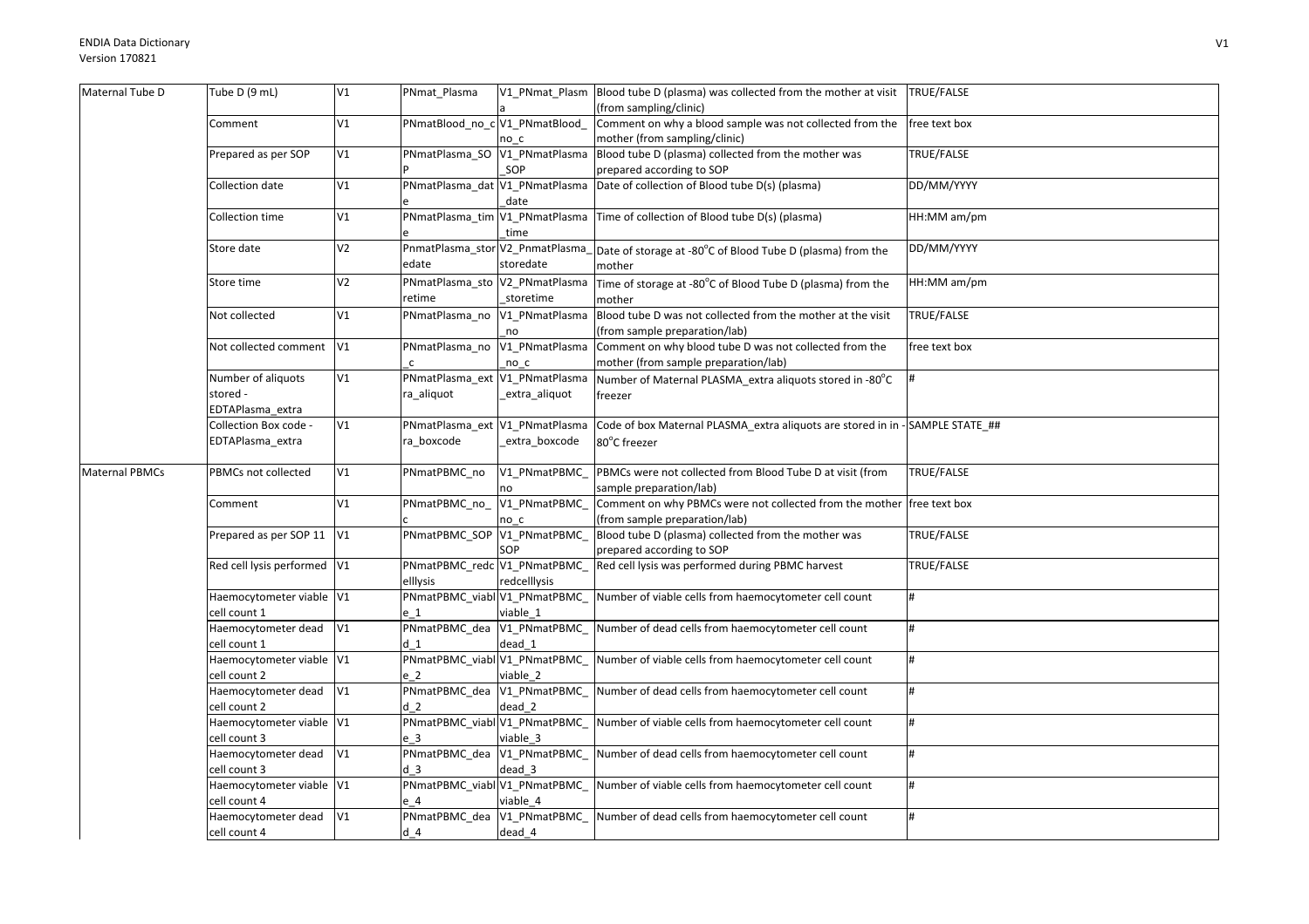| | | | | | | |
|---|---|---|---|---|---|---|
| Maternal Tube D | Tube D (9 mL) | V1 | PNmat_Plasma | V1_PNmat_Plasma | Blood tube D (plasma) was collected from the mother at visit (from sampling/clinic) | TRUE/FALSE |
| | Comment | V1 | PNmatBlood_no_c | V1_PNmatBlood_no_c | Comment on why a blood sample was not collected from the mother (from sampling/clinic) | free text box |
| | Prepared as per SOP | V1 | PNmatPlasma_SOP | V1_PNmatPlasma_SOP | Blood tube D (plasma) collected from the mother was prepared according to SOP | TRUE/FALSE |
| | Collection date | V1 | PNmatPlasma_date | V1_PNmatPlasma_date | Date of collection of Blood tube D(s) (plasma) | DD/MM/YYYY |
| | Collection time | V1 | PNmatPlasma_time | V1_PNmatPlasma_time | Time of collection of Blood tube D(s) (plasma) | HH:MM am/pm |
| | Store date | V2 | PnmatPlasma_storedate | V2_PnmatPlasma_storedate | Date of storage at -80°C of Blood Tube D (plasma) from the mother | DD/MM/YYYY |
| | Store time | V2 | PNmatPlasma_storetime | V2_PNmatPlasma_storetime | Time of storage at -80°C of Blood Tube D (plasma) from the mother | HH:MM am/pm |
| | Not collected | V1 | PNmatPlasma_no | V1_PNmatPlasma_no | Blood tube D was not collected from the mother at the visit (from sample preparation/lab) | TRUE/FALSE |
| | Not collected comment | V1 | PNmatPlasma_no_c | V1_PNmatPlasma_no_c | Comment on why blood tube D was not collected from the mother (from sample preparation/lab) | free text box |
| | Number of aliquots stored - EDTAPlasma_extra | V1 | PNmatPlasma_extra_aliquot | V1_PNmatPlasma_extra_aliquot | Number of Maternal PLASMA_extra aliquots stored in -80°C freezer | # |
| | Collection Box code - EDTAPlasma_extra | V1 | PNmatPlasma_extra_boxcode | V1_PNmatPlasma_extra_boxcode | Code of box Maternal PLASMA_extra aliquots are stored in in -80°C freezer | SAMPLE STATE_## |
| Maternal PBMCs | PBMCs not collected | V1 | PNmatPBMC_no | V1_PNmatPBMC_no | PBMCs were not collected from Blood Tube D at visit (from sample preparation/lab) | TRUE/FALSE |
| | Comment | V1 | PNmatPBMC_no_c | V1_PNmatPBMC_no_c | Comment on why PBMCs were not collected from the mother (from sample preparation/lab) | free text box |
| | Prepared as per SOP 11 | V1 | PNmatPBMC_SOP | V1_PNmatPBMC_SOP | Blood tube D (plasma) collected from the mother was prepared according to SOP | TRUE/FALSE |
| | Red cell lysis performed | V1 | PNmatPBMC_redcelllysis | V1_PNmatPBMC_redcelllysis | Red cell lysis was performed during PBMC harvest | TRUE/FALSE |
| | Haemocytometer viable cell count 1 | V1 | PNmatPBMC_viable_1 | V1_PNmatPBMC_viable_1 | Number of viable cells from haemocytometer cell count | # |
| | Haemocytometer dead cell count 1 | V1 | PNmatPBMC_dead_1 | V1_PNmatPBMC_dead_1 | Number of dead cells from haemocytometer cell count | # |
| | Haemocytometer viable cell count 2 | V1 | PNmatPBMC_viable_2 | V1_PNmatPBMC_viable_2 | Number of viable cells from haemocytometer cell count | # |
| | Haemocytometer dead cell count 2 | V1 | PNmatPBMC_dead_2 | V1_PNmatPBMC_dead_2 | Number of dead cells from haemocytometer cell count | # |
| | Haemocytometer viable cell count 3 | V1 | PNmatPBMC_viable_3 | V1_PNmatPBMC_viable_3 | Number of viable cells from haemocytometer cell count | # |
| | Haemocytometer dead cell count 3 | V1 | PNmatPBMC_dead_3 | V1_PNmatPBMC_dead_3 | Number of dead cells from haemocytometer cell count | # |
| | Haemocytometer viable cell count 4 | V1 | PNmatPBMC_viable_4 | V1_PNmatPBMC_viable_4 | Number of viable cells from haemocytometer cell count | # |
| | Haemocytometer dead cell count 4 | V1 | PNmatPBMC_dead_4 | V1_PNmatPBMC_dead_4 | Number of dead cells from haemocytometer cell count | # |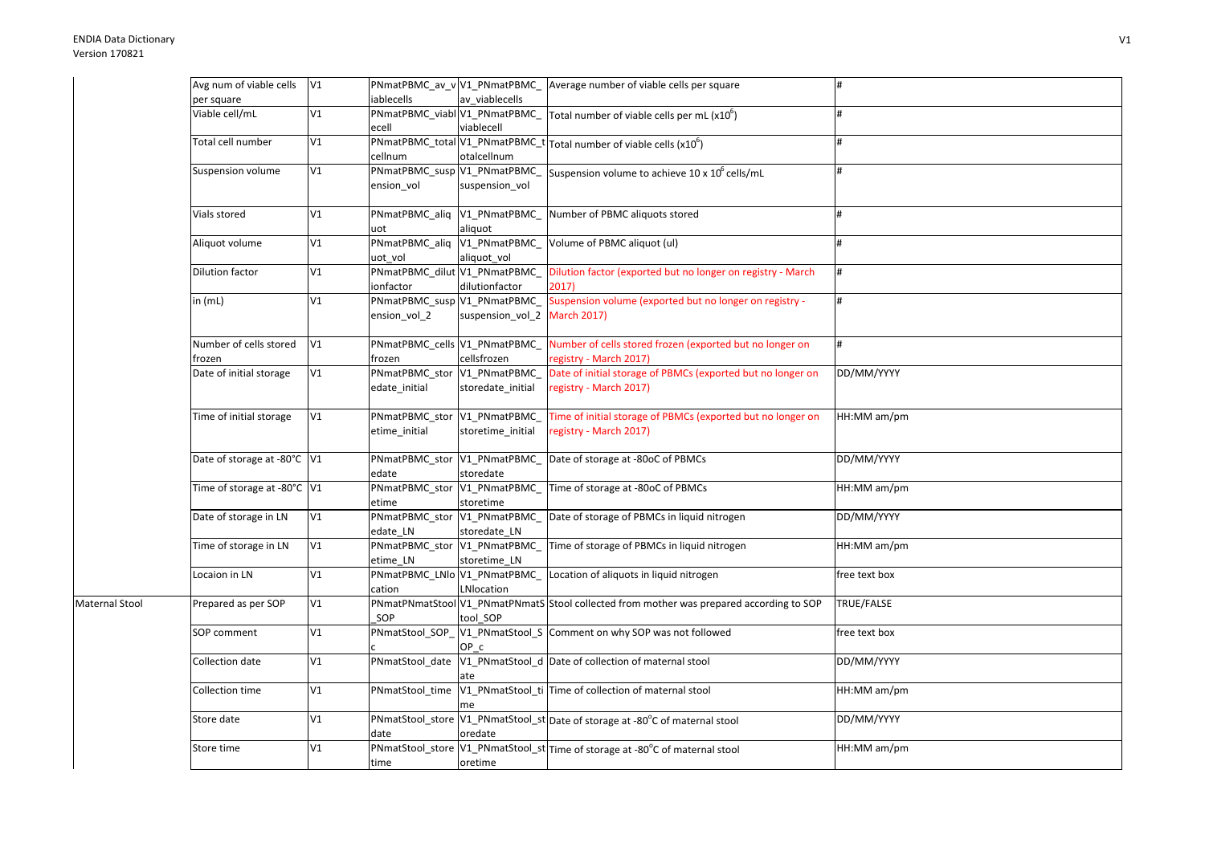| | | | | | | |
|---|---|---|---|---|---|---|
| | Avg num of viable cells per square | V1 | PNmatPBMC_av_viablecells | V1_PNmatPBMC_av_viablecells | Average number of viable cells per square | # |
| | Viable cell/mL | V1 | PNmatPBMC_viablecell | V1_PNmatPBMC_viablecell | Total number of viable cells per mL (x10$^6$) | # |
| | Total cell number | V1 | PNmatPBMC_totalcellnum | V1_PNmatPBMC_totalcellnum | Total number of viable cells (x10$^6$) | # |
| | Suspension volume | V1 | PNmatPBMC_suspension_vol | V1_PNmatPBMC_suspension_vol | Suspension volume to achieve 10 x 10$^6$ cells/mL | # |
| | Vials stored | V1 | PNmatPBMC_aliquot | V1_PNmatPBMC_aliquot | Number of PBMC aliquots stored | # |
| | Aliquot volume | V1 | PNmatPBMC_aliquot_vol | V1_PNmatPBMC_aliquot_vol | Volume of PBMC aliquot (ul) | # |
| | Dilution factor | V1 | PNmatPBMC_dilutionfactor | V1_PNmatPBMC_dilutionfactor | Dilution factor (exported but no longer on registry - March 2017) | # |
| | in (mL) | V1 | PNmatPBMC_suspension_vol_2 | V1_PNmatPBMC_suspension_vol_2 | Suspension volume (exported but no longer on registry - March 2017) | # |
| | Number of cells stored frozen | V1 | PNmatPBMC_cellsfrozen | V1_PNmatPBMC_cellsfrozen | Number of cells stored frozen (exported but no longer on registry - March 2017) | # |
| | Date of initial storage | V1 | PNmatPBMC_storedate_initial | V1_PNmatPBMC_storedate_initial | Date of initial storage of PBMCs (exported but no longer on registry - March 2017) | DD/MM/YYYY |
| | Time of initial storage | V1 | PNmatPBMC_storetime_initial | V1_PNmatPBMC_storetime_initial | Time of initial storage of PBMCs (exported but no longer on registry - March 2017) | HH:MM am/pm |
| | Date of storage at -80°C | V1 | PNmatPBMC_storedate | V1_PNmatPBMC_storedate | Date of storage at -80oC of PBMCs | DD/MM/YYYY |
| | Time of storage at -80°C | V1 | PNmatPBMC_storetime | V1_PNmatPBMC_storetime | Time of storage at -80oC of PBMCs | HH:MM am/pm |
| | Date of storage in LN | V1 | PNmatPBMC_storedate_LN | V1_PNmatPBMC_storedate_LN | Date of storage of PBMCs in liquid nitrogen | DD/MM/YYYY |
| | Time of storage in LN | V1 | PNmatPBMC_storetime_LN | V1_PNmatPBMC_storetime_LN | Time of storage of PBMCs in liquid nitrogen | HH:MM am/pm |
| | Locaion in LN | V1 | PNmatPBMC_LNlocation | V1_PNmatPBMC_LNlocation | Location of aliquots in liquid nitrogen | free text box |
| Maternal Stool | Prepared as per SOP | V1 | PNmatPNmatStool_SOP | V1_PNmatPNmatStool_SOP | Stool collected from mother was prepared according to SOP | TRUE/FALSE |
| | SOP comment | V1 | PNmatStool_SOP_c | V1_PNmatStool_SOP_c | Comment on why SOP was not followed | free text box |
| | Collection date | V1 | PNmatStool_date | V1_PNmatStool_date | Date of collection of maternal stool | DD/MM/YYYY |
| | Collection time | V1 | PNmatStool_time | V1_PNmatStool_time | Time of collection of maternal stool | HH:MM am/pm |
| | Store date | V1 | PNmatStool_storedate | V1_PNmatStool_storedate | Date of storage at -80°C of maternal stool | DD/MM/YYYY |
| | Store time | V1 | PNmatStool_storetime | V1_PNmatStool_storetime | Time of storage at -80°C of maternal stool | HH:MM am/pm |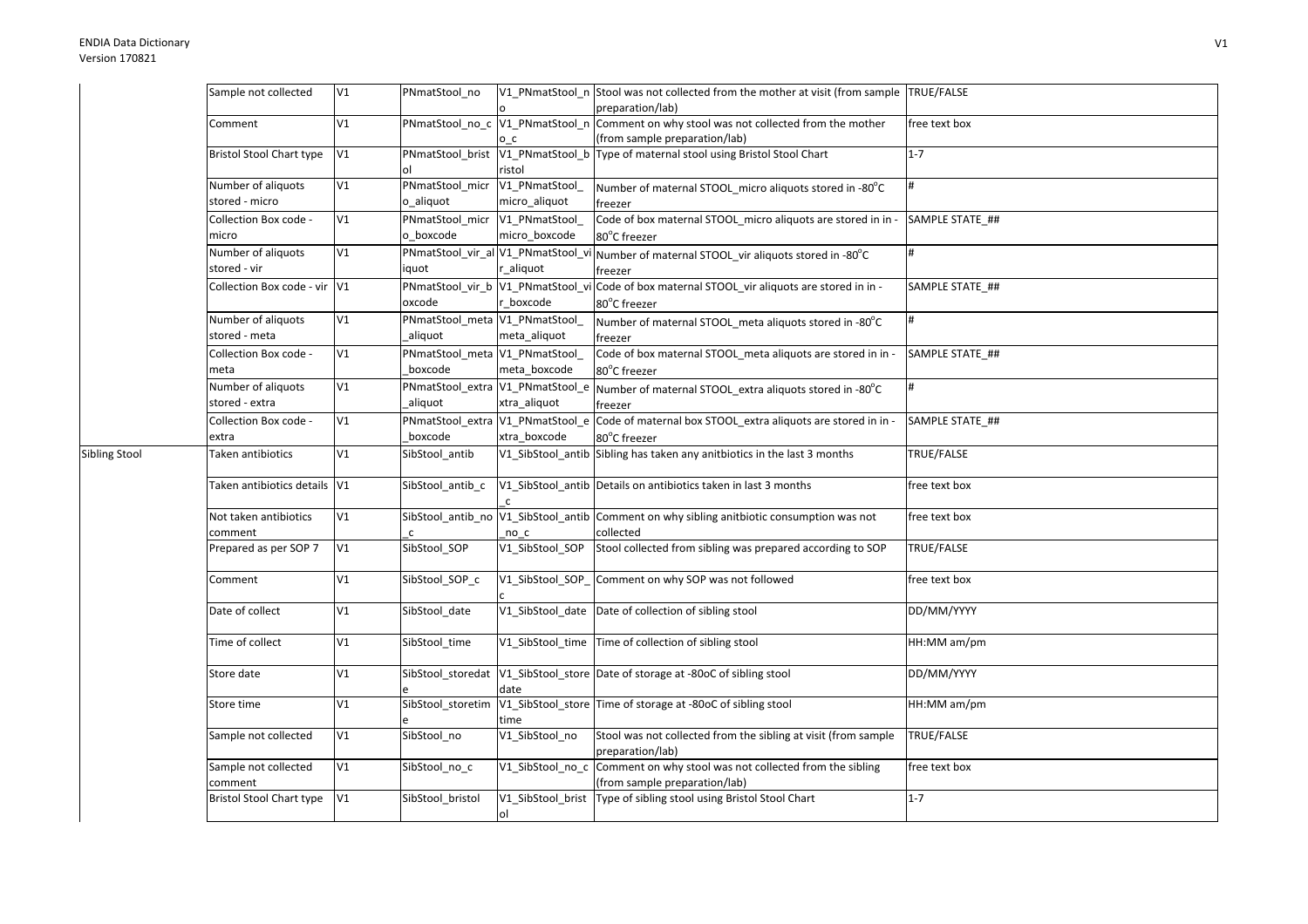| | | | | | | |
|---|---|---|---|---|---|---|
| | Sample not collected | V1 | PNmatStool_no | V1_PNmatStool_no | Stool was not collected from the mother at visit (from sample preparation/lab) | TRUE/FALSE |
| | Comment | V1 | PNmatStool_no_c | V1_PNmatStool_no_c | Comment on why stool was not collected from the mother (from sample preparation/lab) | free text box |
| | Bristol Stool Chart type | V1 | PNmatStool_bristol | V1_PNmatStool_bristol | Type of maternal stool using Bristol Stool Chart | 1-7 |
| | Number of aliquots stored - micro | V1 | PNmatStool_micro_aliquot | V1_PNmatStool_micro_aliquot | Number of maternal STOOL_micro aliquots stored in -80°C freezer | # |
| | Collection Box code - micro | V1 | PNmatStool_micro_boxcode | V1_PNmatStool_micro_boxcode | Code of box maternal STOOL_micro aliquots are stored in in -80°C freezer | SAMPLE STATE_## |
| | Number of aliquots stored - vir | V1 | PNmatStool_vir_aliquot | V1_PNmatStool_vir_aliquot | Number of maternal STOOL_vir aliquots stored in -80°C freezer | # |
| | Collection Box code - vir | V1 | PNmatStool_vir_boxcode | V1_PNmatStool_vir_boxcode | Code of box maternal STOOL_vir aliquots are stored in in -80°C freezer | SAMPLE STATE_## |
| | Number of aliquots stored - meta | V1 | PNmatStool_meta_aliquot | V1_PNmatStool_meta_aliquot | Number of maternal STOOL_meta aliquots stored in -80°C freezer | # |
| | Collection Box code - meta | V1 | PNmatStool_meta_boxcode | V1_PNmatStool_meta_boxcode | Code of box maternal STOOL_meta aliquots are stored in in -80°C freezer | SAMPLE STATE_## |
| | Number of aliquots stored - extra | V1 | PNmatStool_extra_aliquot | V1_PNmatStool_extra_aliquot | Number of maternal STOOL_extra aliquots stored in -80°C freezer | # |
| | Collection Box code - extra | V1 | PNmatStool_extra_boxcode | V1_PNmatStool_extra_boxcode | Code of maternal box STOOL_extra aliquots are stored in in -80°C freezer | SAMPLE STATE_## |
| Sibling Stool | Taken antibiotics | V1 | SibStool_antib | V1_SibStool_antib | Sibling has taken any anitbiotics in the last 3 months | TRUE/FALSE |
| | Taken antibiotics details | V1 | SibStool_antib_c | V1_SibStool_antib_c | Details on antibiotics taken in last 3 months | free text box |
| | Not taken antibiotics comment | V1 | SibStool_antib_no_c | V1_SibStool_antib_no_c | Comment on why sibling anitbiotic consumption was not collected | free text box |
| | Prepared as per SOP 7 | V1 | SibStool_SOP | V1_SibStool_SOP | Stool collected from sibling was prepared according to SOP | TRUE/FALSE |
| | Comment | V1 | SibStool_SOP_c | V1_SibStool_SOP_c | Comment on why SOP was not followed | free text box |
| | Date of collect | V1 | SibStool_date | V1_SibStool_date | Date of collection of sibling stool | DD/MM/YYYY |
| | Time of collect | V1 | SibStool_time | V1_SibStool_time | Time of collection of sibling stool | HH:MM am/pm |
| | Store date | V1 | SibStool_storedate | V1_SibStool_storedate | Date of storage at -80oC of sibling stool | DD/MM/YYYY |
| | Store time | V1 | SibStool_storetime | V1_SibStool_storetime | Time of storage at -80oC of sibling stool | HH:MM am/pm |
| | Sample not collected | V1 | SibStool_no | V1_SibStool_no | Stool was not collected from the sibling at visit (from sample preparation/lab) | TRUE/FALSE |
| | Sample not collected comment | V1 | SibStool_no_c | V1_SibStool_no_c | Comment on why stool was not collected from the sibling (from sample preparation/lab) | free text box |
| | Bristol Stool Chart type | V1 | SibStool_bristol | V1_SibStool_bristol | Type of sibling stool using Bristol Stool Chart | 1-7 |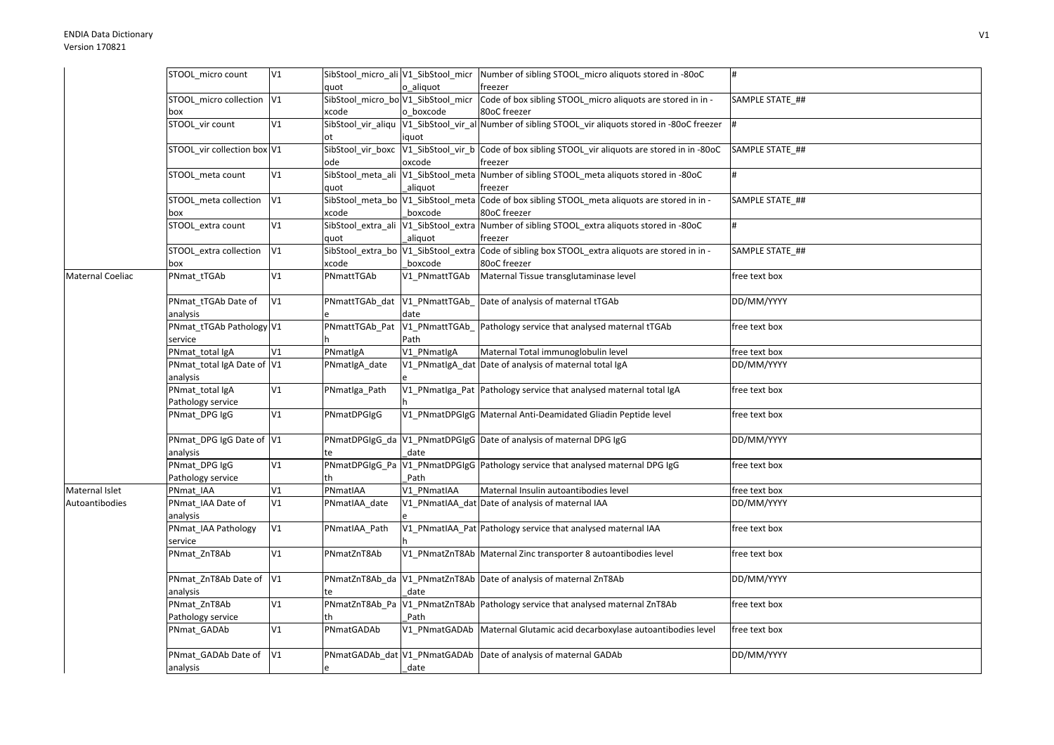| | STOOL_micro count | V1 | SibStool_micro_aliquot | V1_SibStool_micro_aliquot | Number of sibling STOOL_micro aliquots stored in -80oC freezer | # |
|---|---|---|---|---|---|---|
| | STOOL_micro collection box | V1 | SibStool_micro_boxcode | V1_SibStool_micro_boxcode | Code of box sibling STOOL_micro aliquots are stored in in -80oC freezer | SAMPLE STATE_## |
| | STOOL_vir count | V1 | SibStool_vir_aliquot | V1_SibStool_vir_aliquot | Number of sibling STOOL_vir aliquots stored in -80oC freezer | # |
| | STOOL_vir collection box | V1 | SibStool_vir_boxcode | V1_SibStool_vir_boxcode | Code of box sibling STOOL_vir aliquots are stored in in -80oC freezer | SAMPLE STATE_## |
| | STOOL_meta count | V1 | SibStool_meta_aliquot | V1_SibStool_meta_aliquot | Number of sibling STOOL_meta aliquots stored in -80oC freezer | # |
| | STOOL_meta collection box | V1 | SibStool_meta_boxcode | V1_SibStool_meta_boxcode | Code of box sibling STOOL_meta aliquots are stored in in -80oC freezer | SAMPLE STATE_## |
| | STOOL_extra count | V1 | SibStool_extra_aliquot | V1_SibStool_extra_aliquot | Number of sibling STOOL_extra aliquots stored in -80oC freezer | # |
| | STOOL_extra collection box | V1 | SibStool_extra_boxcode | V1_SibStool_extra_boxcode | Code of sibling box STOOL_extra aliquots are stored in in -80oC freezer | SAMPLE STATE_## |
| Maternal Coeliac | PNmat_tTGAb | V1 | PNmattTGAb | V1_PNmattTGAb | Maternal Tissue transglutaminase level | free text box |
| | PNmat_tTGAb Date of analysis | V1 | PNmattTGAb_date | V1_PNmattTGAb_date | Date of analysis of maternal tTGAb | DD/MM/YYYY |
| | PNmat_tTGAb Pathology service | V1 | PNmattTGAb_Path | V1_PNmattTGAb_Path | Pathology service that analysed maternal tTGAb | free text box |
| | PNmat_total IgA | V1 | PNmatIgA | V1_PNmatIgA | Maternal Total immunoglobulin level | free text box |
| | PNmat_total IgA Date of analysis | V1 | PNmatIgA_date | V1_PNmatIgA_date | Date of analysis of maternal total IgA | DD/MM/YYYY |
| | PNmat_total IgA Pathology service | V1 | PNmatIga_Path | V1_PNmatIga_Path | Pathology service that analysed maternal total IgA | free text box |
| | PNmat_DPG IgG | V1 | PNmatDPGIgG | V1_PNmatDPGIgG | Maternal Anti-Deamidated Gliadin Peptide level | free text box |
| | PNmat_DPG IgG Date of analysis | V1 | PNmatDPGIgG_date | V1_PNmatDPGIgG_date | Date of analysis of maternal DPG IgG | DD/MM/YYYY |
| | PNmat_DPG IgG Pathology service | V1 | PNmatDPGIgG_Path | V1_PNmatDPGIgG_Path | Pathology service that analysed maternal DPG IgG | free text box |
| Maternal Islet Autoantibodies | PNmat_IAA | V1 | PNmatIAA | V1_PNmatIAA | Maternal Insulin autoantibodies level | free text box |
| | PNmat_IAA Date of analysis | V1 | PNmatIAA_date | V1_PNmatIAA_date | Date of analysis of maternal IAA | DD/MM/YYYY |
| | PNmat_IAA Pathology service | V1 | PNmatIAA_Path | V1_PNmatIAA_Path | Pathology service that analysed maternal IAA | free text box |
| | PNmat_ZnT8Ab | V1 | PNmatZnT8Ab | V1_PNmatZnT8Ab | Maternal Zinc transporter 8 autoantibodies level | free text box |
| | PNmat_ZnT8Ab Date of analysis | V1 | PNmatZnT8Ab_date | V1_PNmatZnT8Ab_date | Date of analysis of maternal ZnT8Ab | DD/MM/YYYY |
| | PNmat_ZnT8Ab Pathology service | V1 | PNmatZnT8Ab_Path | V1_PNmatZnT8Ab_Path | Pathology service that analysed maternal ZnT8Ab | free text box |
| | PNmat_GADAb | V1 | PNmatGADAb | V1_PNmatGADAb | Maternal Glutamic acid decarboxylase autoantibodies level | free text box |
| | PNmat_GADAb Date of analysis | V1 | PNmatGADAb_date | V1_PNmatGADAb_date | Date of analysis of maternal GADAb | DD/MM/YYYY |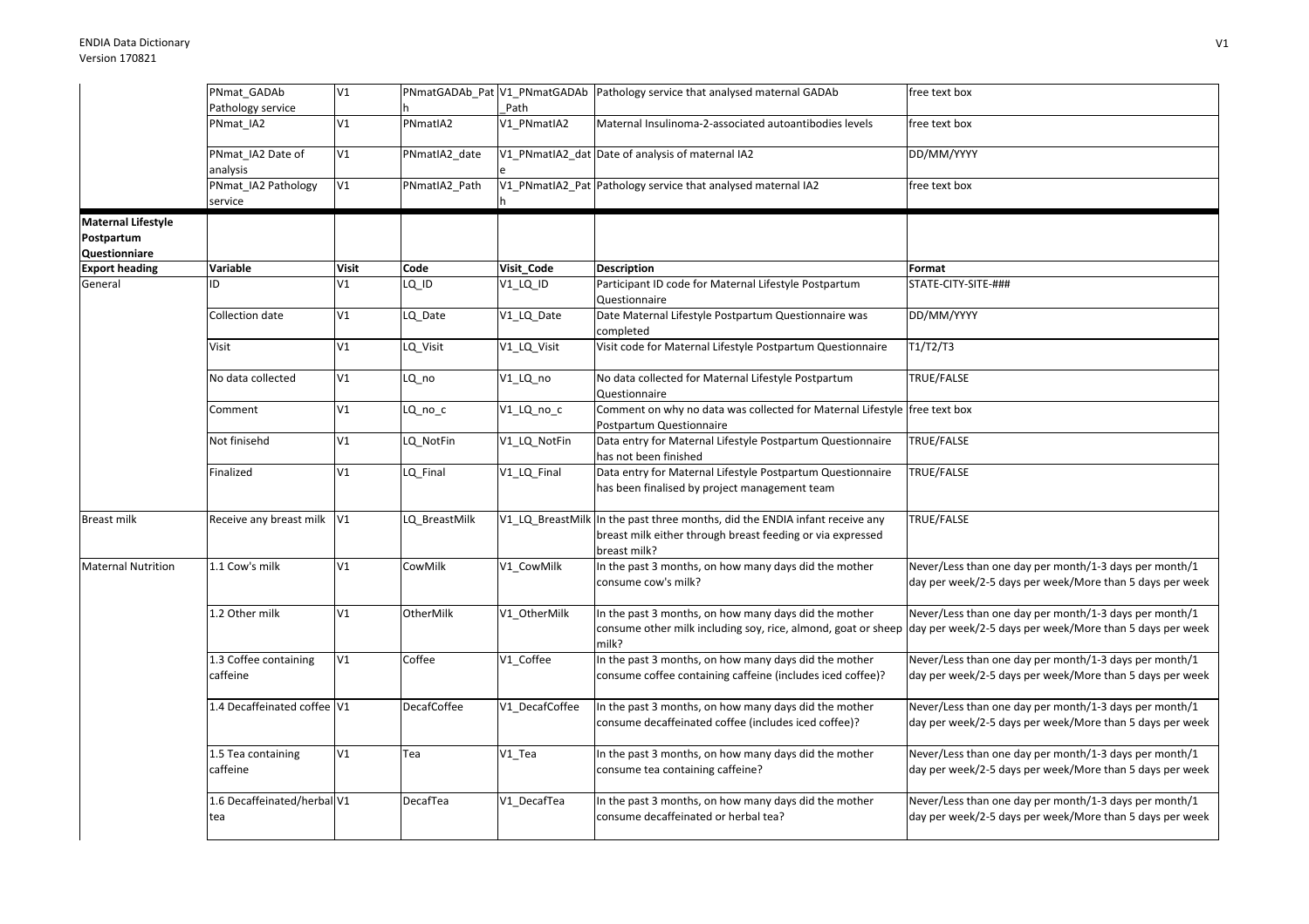| | Variable | Visit | Code | Visit_Code | Description | Format |
|---|---|---|---|---|---|---|
| | PNmat_GADAb Pathology service | V1 | PNmatGADAb_Path | V1_PNmatGADAb_Path | Pathology service that analysed maternal GADAb | free text box |
| | PNmat_IA2 | V1 | PNmatIA2 | V1_PNmatIA2 | Maternal Insulinoma-2-associated autoantibodies levels | free text box |
| | PNmat_IA2 Date of analysis | V1 | PNmatIA2_date | V1_PNmatIA2_date | Date of analysis of maternal IA2 | DD/MM/YYYY |
| | PNmat_IA2 Pathology service | V1 | PNmatIA2_Path | V1_PNmatIA2_Path | Pathology service that analysed maternal IA2 | free text box |

| **Maternal Lifestyle Postpartum Questionniare** | | | | | | |
|---|---|---|---|---|---|---|
| **Export heading** | **Variable** | **Visit** | **Code** | **Visit_Code** | **Description** | **Format** |
| General | ID | V1 | LQ_ID | V1_LQ_ID | Participant ID code for Maternal Lifestyle Postpartum Questionnaire | STATE-CITY-SITE-### |
| | Collection date | V1 | LQ_Date | V1_LQ_Date | Date Maternal Lifestyle Postpartum Questionnaire was completed | DD/MM/YYYY |
| | Visit | V1 | LQ_Visit | V1_LQ_Visit | Visit code for Maternal Lifestyle Postpartum Questionnaire | T1/T2/T3 |
| | No data collected | V1 | LQ_no | V1_LQ_no | No data collected for Maternal Lifestyle Postpartum Questionnaire | TRUE/FALSE |
| | Comment | V1 | LQ_no_c | V1_LQ_no_c | Comment on why no data was collected for Maternal Lifestyle Postpartum Questionnaire | free text box |
| | Not finisehd | V1 | LQ_NotFin | V1_LQ_NotFin | Data entry for Maternal Lifestyle Postpartum Questionnaire has not been finished | TRUE/FALSE |
| | Finalized | V1 | LQ_Final | V1_LQ_Final | Data entry for Maternal Lifestyle Postpartum Questionnaire has been finalised by project management team | TRUE/FALSE |
| Breast milk | Receive any breast milk | V1 | LQ_BreastMilk | V1_LQ_BreastMilk | In the past three months, did the ENDIA infant receive any breast milk either through breast feeding or via expressed breast milk? | TRUE/FALSE |
| Maternal Nutrition | 1.1 Cow's milk | V1 | CowMilk | V1_CowMilk | In the past 3 months, on how many days did the mother consume cow's milk? | Never/Less than one day per month/1-3 days per month/1 day per week/2-5 days per week/More than 5 days per week |
| | 1.2 Other milk | V1 | OtherMilk | V1_OtherMilk | In the past 3 months, on how many days did the mother consume other milk including soy, rice, almond, goat or sheep milk? | Never/Less than one day per month/1-3 days per month/1 day per week/2-5 days per week/More than 5 days per week |
| | 1.3 Coffee containing caffeine | V1 | Coffee | V1_Coffee | In the past 3 months, on how many days did the mother consume coffee containing caffeine (includes iced coffee)? | Never/Less than one day per month/1-3 days per month/1 day per week/2-5 days per week/More than 5 days per week |
| | 1.4 Decaffeinated coffee | V1 | DecafCoffee | V1_DecafCoffee | In the past 3 months, on how many days did the mother consume decaffeinated coffee (includes iced coffee)? | Never/Less than one day per month/1-3 days per month/1 day per week/2-5 days per week/More than 5 days per week |
| | 1.5 Tea containing caffeine | V1 | Tea | V1_Tea | In the past 3 months, on how many days did the mother consume tea containing caffeine? | Never/Less than one day per month/1-3 days per month/1 day per week/2-5 days per week/More than 5 days per week |
| | 1.6 Decaffeinated/herbal tea | V1 | DecafTea | V1_DecafTea | In the past 3 months, on how many days did the mother consume decaffeinated or herbal tea? | Never/Less than one day per month/1-3 days per month/1 day per week/2-5 days per week/More than 5 days per week |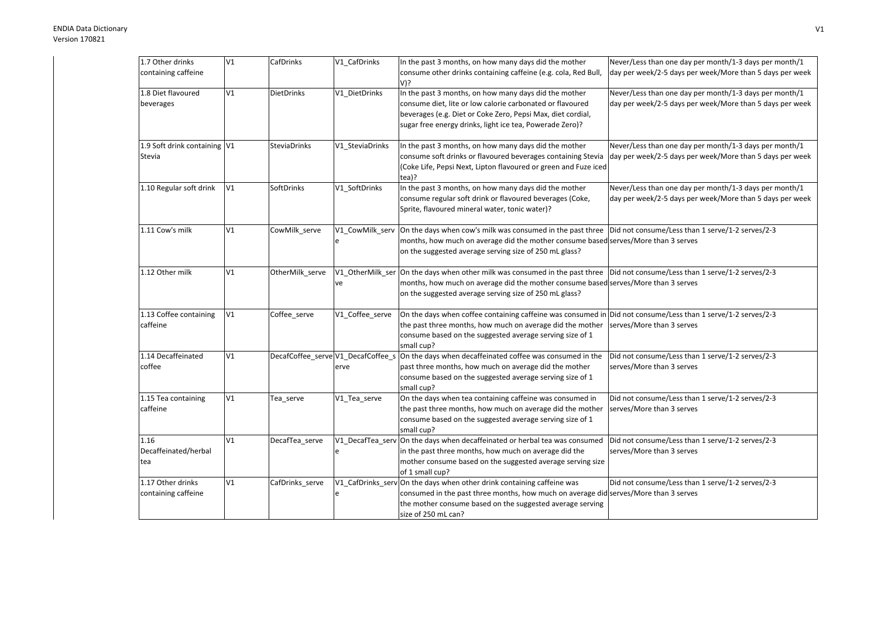| 1.7 Other drinks containing caffeine | V1 | CafDrinks | V1_CafDrinks | In the past 3 months, on how many days did the mother consume other drinks containing caffeine (e.g. cola, Red Bull, V)? | Never/Less than one day per month/1-3 days per month/1 day per week/2-5 days per week/More than 5 days per week |
|---|---|---|---|---|---|
| 1.8 Diet flavoured beverages | V1 | DietDrinks | V1_DietDrinks | In the past 3 months, on how many days did the mother consume diet, lite or low calorie carbonated or flavoured beverages (e.g. Diet or Coke Zero, Pepsi Max, diet cordial, sugar free energy drinks, light ice tea, Powerade Zero)? | Never/Less than one day per month/1-3 days per month/1 day per week/2-5 days per week/More than 5 days per week |
| 1.9 Soft drink containing Stevia | V1 | SteviaDrinks | V1_SteviaDrinks | In the past 3 months, on how many days did the mother consume soft drinks or flavoured beverages containing Stevia (Coke Life, Pepsi Next, Lipton flavoured or green and Fuze iced tea)? | Never/Less than one day per month/1-3 days per month/1 day per week/2-5 days per week/More than 5 days per week |
| 1.10 Regular soft drink | V1 | SoftDrinks | V1_SoftDrinks | In the past 3 months, on how many days did the mother consume regular soft drink or flavoured beverages (Coke, Sprite, flavoured mineral water, tonic water)? | Never/Less than one day per month/1-3 days per month/1 day per week/2-5 days per week/More than 5 days per week |
| 1.11 Cow's milk | V1 | CowMilk_serve | V1_CowMilk_serve | On the days when cow's milk was consumed in the past three months, how much on average did the mother consume based on the suggested average serving size of 250 mL glass? | Did not consume/Less than 1 serve/1-2 serves/2-3 serves/More than 3 serves |
| 1.12 Other milk | V1 | OtherMilk_serve | V1_OtherMilk_serve | On the days when other milk was consumed in the past three months, how much on average did the mother consume based on the suggested average serving size of 250 mL glass? | Did not consume/Less than 1 serve/1-2 serves/2-3 serves/More than 3 serves |
| 1.13 Coffee containing caffeine | V1 | Coffee_serve | V1_Coffee_serve | On the days when coffee containing caffeine was consumed in the past three months, how much on average did the mother consume based on the suggested average serving size of 1 small cup? | Did not consume/Less than 1 serve/1-2 serves/2-3 serves/More than 3 serves |
| 1.14 Decaffeinated coffee | V1 | DecafCoffee_serve | V1_DecafCoffee_serve | On the days when decaffeinated coffee was consumed in the past three months, how much on average did the mother consume based on the suggested average serving size of 1 small cup? | Did not consume/Less than 1 serve/1-2 serves/2-3 serves/More than 3 serves |
| 1.15 Tea containing caffeine | V1 | Tea_serve | V1_Tea_serve | On the days when tea containing caffeine was consumed in the past three months, how much on average did the mother consume based on the suggested average serving size of 1 small cup? | Did not consume/Less than 1 serve/1-2 serves/2-3 serves/More than 3 serves |
| 1.16 Decaffeinated/herbal tea | V1 | DecafTea_serve | V1_DecafTea_serve | On the days when decaffeinated or herbal tea was consumed in the past three months, how much on average did the mother consume based on the suggested average serving size of 1 small cup? | Did not consume/Less than 1 serve/1-2 serves/2-3 serves/More than 3 serves |
| 1.17 Other drinks containing caffeine | V1 | CafDrinks_serve | V1_CafDrinks_serve | On the days when other drink containing caffeine was consumed in the past three months, how much on average did the mother consume based on the suggested average serving size of 250 mL can? | Did not consume/Less than 1 serve/1-2 serves/2-3 serves/More than 3 serves |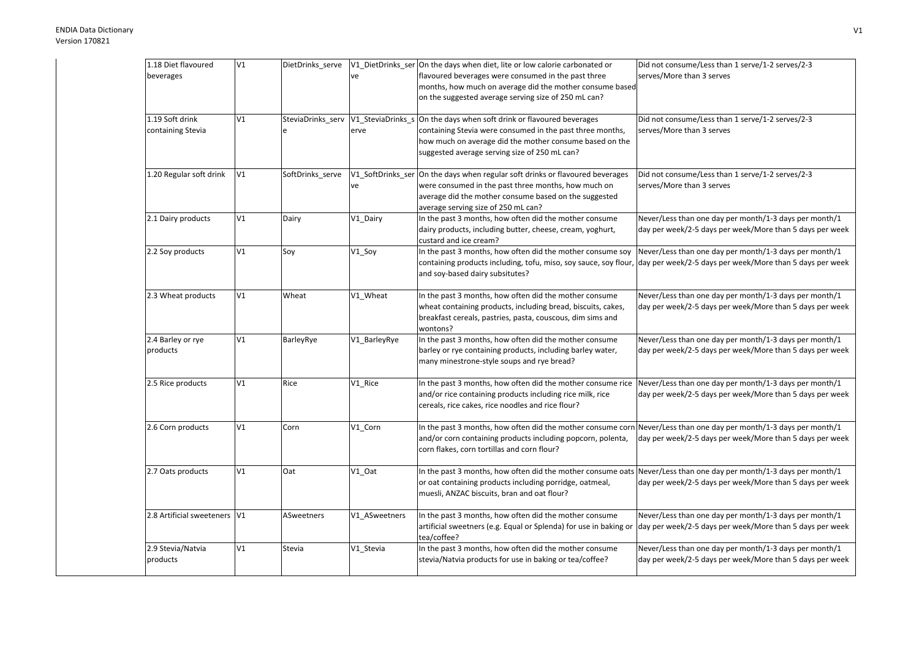| | | | | | |
|---|---|---|---|---|---|
| 1.18 Diet flavoured beverages | V1 | DietDrinks_serve | V1_DietDrinks_serve | On the days when diet, lite or low calorie carbonated or flavoured beverages were consumed in the past three months, how much on average did the mother consume based on the suggested average serving size of 250 mL can? | Did not consume/Less than 1 serve/1-2 serves/2-3 serves/More than 3 serves |
| 1.19 Soft drink containing Stevia | V1 | SteviaDrinks_serve | V1_SteviaDrinks_serve | On the days when soft drink or flavoured beverages containing Stevia were consumed in the past three months, how much on average did the mother consume based on the suggested average serving size of 250 mL can? | Did not consume/Less than 1 serve/1-2 serves/2-3 serves/More than 3 serves |
| 1.20 Regular soft drink | V1 | SoftDrinks_serve | V1_SoftDrinks_serve | On the days when regular soft drinks or flavoured beverages were consumed in the past three months, how much on average did the mother consume based on the suggested average serving size of 250 mL can? | Did not consume/Less than 1 serve/1-2 serves/2-3 serves/More than 3 serves |
| 2.1 Dairy products | V1 | Dairy | V1_Dairy | In the past 3 months, how often did the mother consume dairy products, including butter, cheese, cream, yoghurt, custard and ice cream? | Never/Less than one day per month/1-3 days per month/1 day per week/2-5 days per week/More than 5 days per week |
| 2.2 Soy products | V1 | Soy | V1_Soy | In the past 3 months, how often did the mother consume soy containing products including, tofu, miso, soy sauce, soy flour, and soy-based dairy subsitutes? | Never/Less than one day per month/1-3 days per month/1 day per week/2-5 days per week/More than 5 days per week |
| 2.3 Wheat products | V1 | Wheat | V1_Wheat | In the past 3 months, how often did the mother consume wheat containing products, including bread, biscuits, cakes, breakfast cereals, pastries, pasta, couscous, dim sims and wontons? | Never/Less than one day per month/1-3 days per month/1 day per week/2-5 days per week/More than 5 days per week |
| 2.4 Barley or rye products | V1 | BarleyRye | V1_BarleyRye | In the past 3 months, how often did the mother consume barley or rye containing products, including barley water, many minestrone-style soups and rye bread? | Never/Less than one day per month/1-3 days per month/1 day per week/2-5 days per week/More than 5 days per week |
| 2.5 Rice products | V1 | Rice | V1_Rice | In the past 3 months, how often did the mother consume rice and/or rice containing products including rice milk, rice cereals, rice cakes, rice noodles and rice flour? | Never/Less than one day per month/1-3 days per month/1 day per week/2-5 days per week/More than 5 days per week |
| 2.6 Corn products | V1 | Corn | V1_Corn | In the past 3 months, how often did the mother consume corn and/or corn containing products including popcorn, polenta, corn flakes, corn tortillas and corn flour? | Never/Less than one day per month/1-3 days per month/1 day per week/2-5 days per week/More than 5 days per week |
| 2.7 Oats products | V1 | Oat | V1_Oat | In the past 3 months, how often did the mother consume oats or oat containing products including porridge, oatmeal, muesli, ANZAC biscuits, bran and oat flour? | Never/Less than one day per month/1-3 days per month/1 day per week/2-5 days per week/More than 5 days per week |
| 2.8 Artificial sweeteners | V1 | ASweetners | V1_ASweetners | In the past 3 months, how often did the mother consume artificial sweetners (e.g. Equal or Splenda) for use in baking or tea/coffee? | Never/Less than one day per month/1-3 days per month/1 day per week/2-5 days per week/More than 5 days per week |
| 2.9 Stevia/Natvia products | V1 | Stevia | V1_Stevia | In the past 3 months, how often did the mother consume stevia/Natvia products for use in baking or tea/coffee? | Never/Less than one day per month/1-3 days per month/1 day per week/2-5 days per week/More than 5 days per week |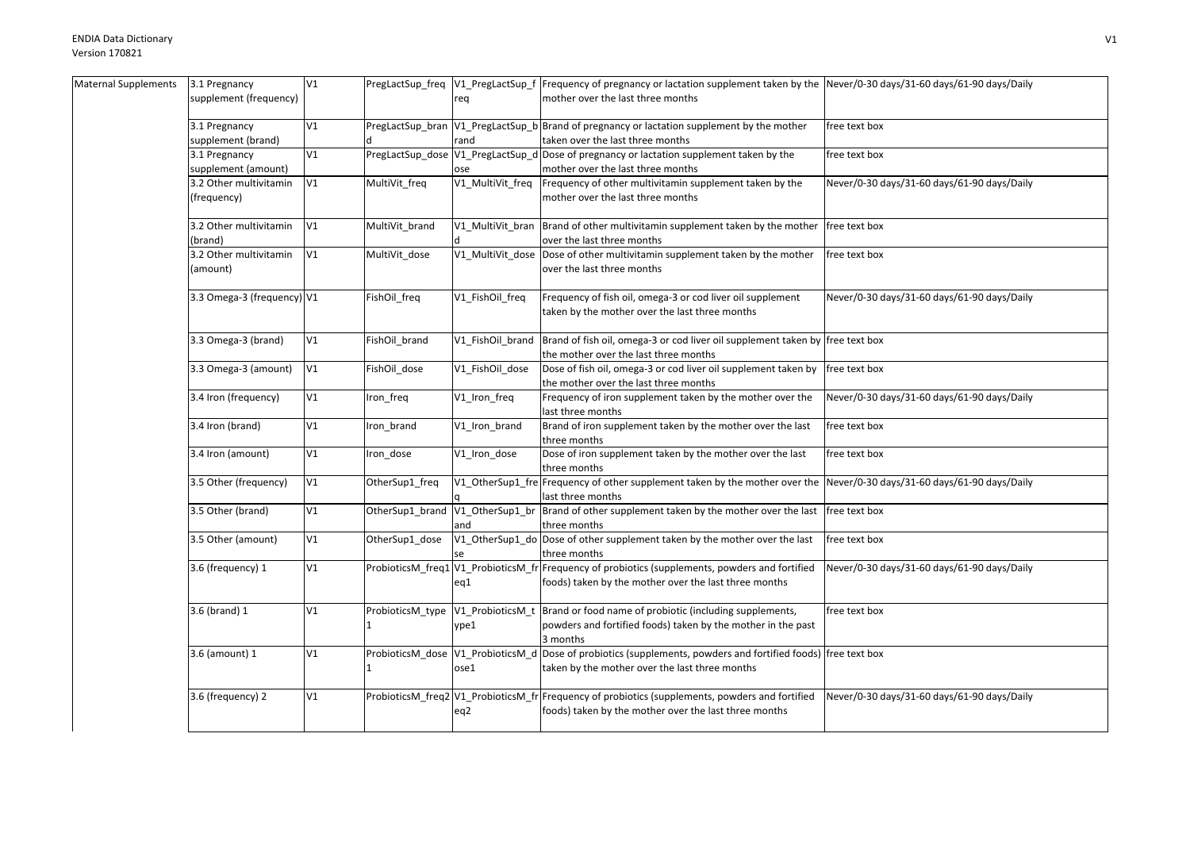| Maternal Supplements | 3.1 Pregnancy supplement (frequency) | V1 | PregLactSup_freq | V1_PregLactSup_freq | Frequency of pregnancy or lactation supplement taken by the mother over the last three months | Never/0-30 days/31-60 days/61-90 days/Daily |
|---|---|---|---|---|---|---|
| | 3.1 Pregnancy supplement (brand) | V1 | PregLactSup_brand | V1_PregLactSup_brand | Brand of pregnancy or lactation supplement by the mother taken over the last three months | free text box |
| | 3.1 Pregnancy supplement (amount) | V1 | PregLactSup_dose | V1_PregLactSup_dose | Dose of pregnancy or lactation supplement taken by the mother over the last three months | free text box |
| | 3.2 Other multivitamin (frequency) | V1 | MultiVit_freq | V1_MultiVit_freq | Frequency of other multivitamin supplement taken by the mother over the last three months | Never/0-30 days/31-60 days/61-90 days/Daily |
| | 3.2 Other multivitamin (brand) | V1 | MultiVit_brand | V1_MultiVit_brand | Brand of other multivitamin supplement taken by the mother over the last three months | free text box |
| | 3.2 Other multivitamin (amount) | V1 | MultiVit_dose | V1_MultiVit_dose | Dose of other multivitamin supplement taken by the mother over the last three months | free text box |
| | 3.3 Omega-3 (frequency) | V1 | FishOil_freq | V1_FishOil_freq | Frequency of fish oil, omega-3 or cod liver oil supplement taken by the mother over the last three months | Never/0-30 days/31-60 days/61-90 days/Daily |
| | 3.3 Omega-3 (brand) | V1 | FishOil_brand | V1_FishOil_brand | Brand of fish oil, omega-3 or cod liver oil supplement taken by the mother over the last three months | free text box |
| | 3.3 Omega-3 (amount) | V1 | FishOil_dose | V1_FishOil_dose | Dose of fish oil, omega-3 or cod liver oil supplement taken by the mother over the last three months | free text box |
| | 3.4 Iron (frequency) | V1 | Iron_freq | V1_Iron_freq | Frequency of iron supplement taken by the mother over the last three months | Never/0-30 days/31-60 days/61-90 days/Daily |
| | 3.4 Iron (brand) | V1 | Iron_brand | V1_Iron_brand | Brand of iron supplement taken by the mother over the last three months | free text box |
| | 3.4 Iron (amount) | V1 | Iron_dose | V1_Iron_dose | Dose of iron supplement taken by the mother over the last three months | free text box |
| | 3.5 Other (frequency) | V1 | OtherSup1_freq | V1_OtherSup1_freq | Frequency of other supplement taken by the mother over the last three months | Never/0-30 days/31-60 days/61-90 days/Daily |
| | 3.5 Other (brand) | V1 | OtherSup1_brand | V1_OtherSup1_brand | Brand of other supplement taken by the mother over the last three months | free text box |
| | 3.5 Other (amount) | V1 | OtherSup1_dose | V1_OtherSup1_dose | Dose of other supplement taken by the mother over the last three months | free text box |
| | 3.6 (frequency) 1 | V1 | ProbioticsM_freq1 | V1_ProbioticsM_freq1 | Frequency of probiotics (supplements, powders and fortified foods) taken by the mother over the last three months | Never/0-30 days/31-60 days/61-90 days/Daily |
| | 3.6 (brand) 1 | V1 | ProbioticsM_type1 | V1_ProbioticsM_type1 | Brand or food name of probiotic (including supplements, powders and fortified foods) taken by the mother in the past 3 months | free text box |
| | 3.6 (amount) 1 | V1 | ProbioticsM_dose1 | V1_ProbioticsM_dose1 | Dose of probiotics (supplements, powders and fortified foods) taken by the mother over the last three months | free text box |
| | 3.6 (frequency) 2 | V1 | ProbioticsM_freq2 | V1_ProbioticsM_freq2 | Frequency of probiotics (supplements, powders and fortified foods) taken by the mother over the last three months | Never/0-30 days/31-60 days/61-90 days/Daily |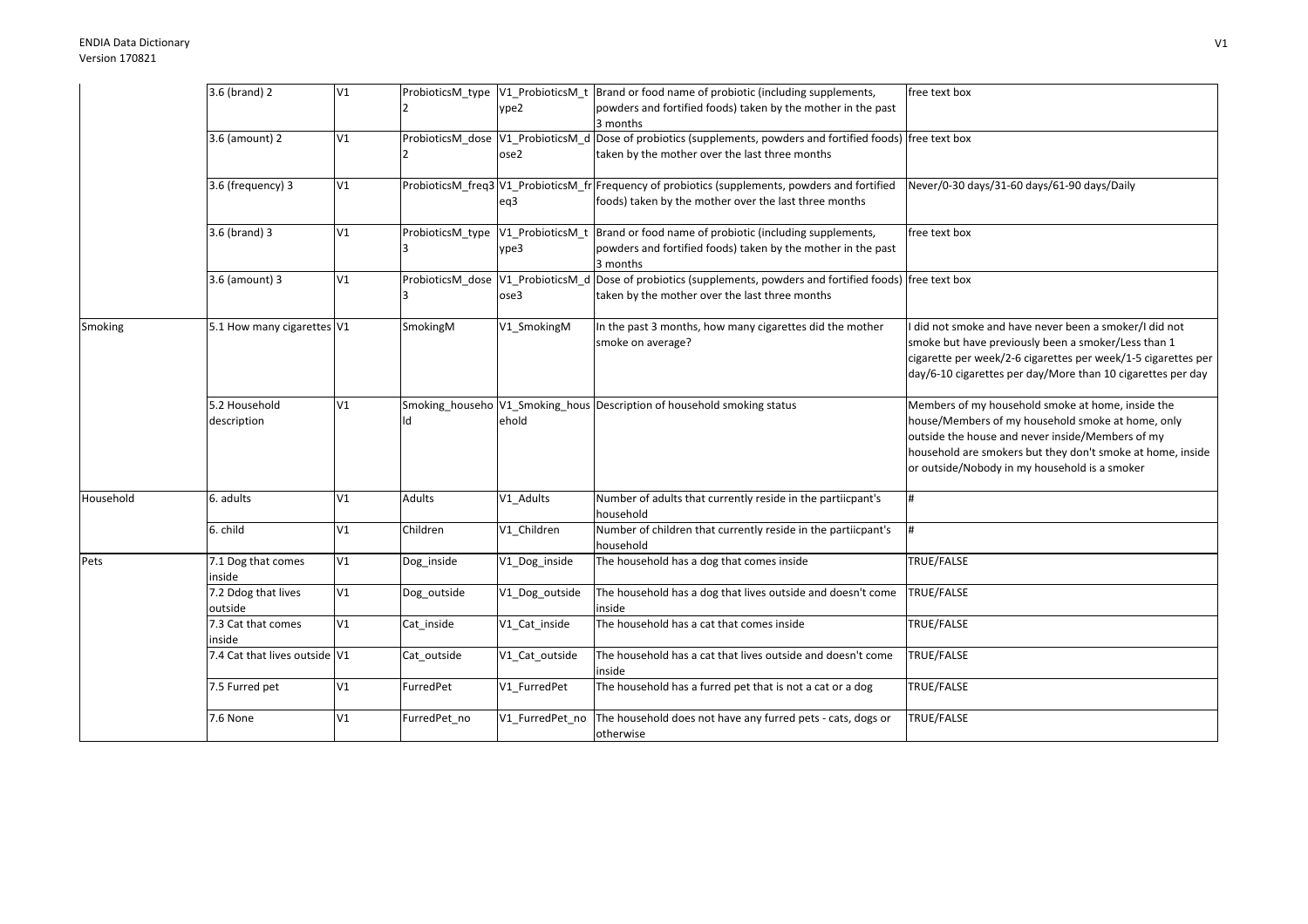|  |  |  |  |  |  |  |
|---|---|---|---|---|---|---|
|  | 3.6 (brand) 2 | V1 | ProbioticsM_type2 | V1_ProbioticsM_type2 | Brand or food name of probiotic (including supplements, powders and fortified foods) taken by the mother in the past 3 months | free text box |
|  | 3.6 (amount) 2 | V1 | ProbioticsM_dose2 | V1_ProbioticsM_dose2 | Dose of probiotics (supplements, powders and fortified foods) taken by the mother over the last three months | free text box |
|  | 3.6 (frequency) 3 | V1 | ProbioticsM_freq3 | V1_ProbioticsM_freq3 | Frequency of probiotics (supplements, powders and fortified foods) taken by the mother over the last three months | Never/0-30 days/31-60 days/61-90 days/Daily |
|  | 3.6 (brand) 3 | V1 | ProbioticsM_type3 | V1_ProbioticsM_type3 | Brand or food name of probiotic (including supplements, powders and fortified foods) taken by the mother in the past 3 months | free text box |
|  | 3.6 (amount) 3 | V1 | ProbioticsM_dose3 | V1_ProbioticsM_dose3 | Dose of probiotics (supplements, powders and fortified foods) taken by the mother over the last three months | free text box |
| Smoking | 5.1 How many cigarettes | V1 | SmokingM | V1_SmokingM | In the past 3 months, how many cigarettes did the mother smoke on average? | I did not smoke and have never been a smoker/I did not smoke but have previously been a smoker/Less than 1 cigarette per week/2-6 cigarettes per week/1-5 cigarettes per day/6-10 cigarettes per day/More than 10 cigarettes per day |
|  | 5.2 Household description | V1 | Smoking_household | V1_Smoking_household | Description of household smoking status | Members of my household smoke at home, inside the house/Members of my household smoke at home, only outside the house and never inside/Members of my household are smokers but they don't smoke at home, inside or outside/Nobody in my household is a smoker |
| Household | 6. adults | V1 | Adults | V1_Adults | Number of adults that currently reside in the partiicpant's household | # |
|  | 6. child | V1 | Children | V1_Children | Number of children that currently reside in the partiicpant's household | # |
| Pets | 7.1 Dog that comes inside | V1 | Dog_inside | V1_Dog_inside | The household has a dog that comes inside | TRUE/FALSE |
|  | 7.2 Ddog that lives outside | V1 | Dog_outside | V1_Dog_outside | The household has a dog that lives outside and doesn't come inside | TRUE/FALSE |
|  | 7.3 Cat that comes inside | V1 | Cat_inside | V1_Cat_inside | The household has a cat that comes inside | TRUE/FALSE |
|  | 7.4 Cat that lives outside | V1 | Cat_outside | V1_Cat_outside | The household has a cat that lives outside and doesn't come inside | TRUE/FALSE |
|  | 7.5 Furred pet | V1 | FurredPet | V1_FurredPet | The household has a furred pet that is not a cat or a dog | TRUE/FALSE |
|  | 7.6 None | V1 | FurredPet_no | V1_FurredPet_no | The household does not have any furred pets - cats, dogs or otherwise | TRUE/FALSE |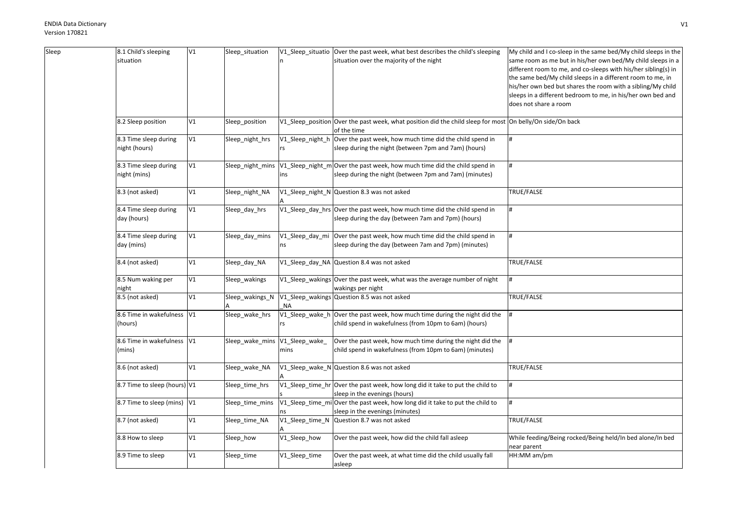| Sleep | 8.1 Child's sleeping situation | V1 | Sleep_situation | V1_Sleep_situation | Over the past week, what best describes the child's sleeping situation over the majority of the night | My child and I co-sleep in the same bed/My child sleeps in the same room as me but in his/her own bed/My child sleeps in a different room to me, and co-sleeps with his/her sibling(s) in the same bed/My child sleeps in a different room to me, in his/her own bed but shares the room with a sibling/My child sleeps in a different bedroom to me, in his/her own bed and does not share a room |
|---|---|---|---|---|---|---|
| | 8.2 Sleep position | V1 | Sleep_position | V1_Sleep_position | Over the past week, what position did the child sleep for most of the time | On belly/On side/On back |
| | 8.3 Time sleep during night (hours) | V1 | Sleep_night_hrs | V1_Sleep_night_hrs | Over the past week, how much time did the child spend in sleep during the night (between 7pm and 7am) (hours) | # |
| | 8.3 Time sleep during night (mins) | V1 | Sleep_night_mins | V1_Sleep_night_mins | Over the past week, how much time did the child spend in sleep during the night (between 7pm and 7am) (minutes) | # |
| | 8.3 (not asked) | V1 | Sleep_night_NA | V1_Sleep_night_NA | Question 8.3 was not asked | TRUE/FALSE |
| | 8.4 Time sleep during day (hours) | V1 | Sleep_day_hrs | V1_Sleep_day_hrs | Over the past week, how much time did the child spend in sleep during the day (between 7am and 7pm) (hours) | # |
| | 8.4 Time sleep during day (mins) | V1 | Sleep_day_mins | V1_Sleep_day_mins | Over the past week, how much time did the child spend in sleep during the day (between 7am and 7pm) (minutes) | # |
| | 8.4 (not asked) | V1 | Sleep_day_NA | V1_Sleep_day_NA | Question 8.4 was not asked | TRUE/FALSE |
| | 8.5 Num waking per night | V1 | Sleep_wakings | V1_Sleep_wakings | Over the past week, what was the average number of night wakings per night | # |
| | 8.5 (not asked) | V1 | Sleep_wakings_NA | V1_Sleep_wakings_NA | Question 8.5 was not asked | TRUE/FALSE |
| | 8.6 Time in wakefulness (hours) | V1 | Sleep_wake_hrs | V1_Sleep_wake_hrs | Over the past week, how much time during the night did the child spend in wakefulness (from 10pm to 6am) (hours) | # |
| | 8.6 Time in wakefulness (mins) | V1 | Sleep_wake_mins | V1_Sleep_wake_mins | Over the past week, how much time during the night did the child spend in wakefulness (from 10pm to 6am) (minutes) | # |
| | 8.6 (not asked) | V1 | Sleep_wake_NA | V1_Sleep_wake_NA | Question 8.6 was not asked | TRUE/FALSE |
| | 8.7 Time to sleep (hours) | V1 | Sleep_time_hrs | V1_Sleep_time_hrs | Over the past week, how long did it take to put the child to sleep in the evenings (hours) | # |
| | 8.7 Time to sleep (mins) | V1 | Sleep_time_mins | V1_Sleep_time_mins | Over the past week, how long did it take to put the child to sleep in the evenings (minutes) | # |
| | 8.7 (not asked) | V1 | Sleep_time_NA | V1_Sleep_time_NA | Question 8.7 was not asked | TRUE/FALSE |
| | 8.8 How to sleep | V1 | Sleep_how | V1_Sleep_how | Over the past week, how did the child fall asleep | While feeding/Being rocked/Being held/In bed alone/In bed near parent |
| | 8.9 Time to sleep | V1 | Sleep_time | V1_Sleep_time | Over the past week, at what time did the child usually fall asleep | HH:MM am/pm |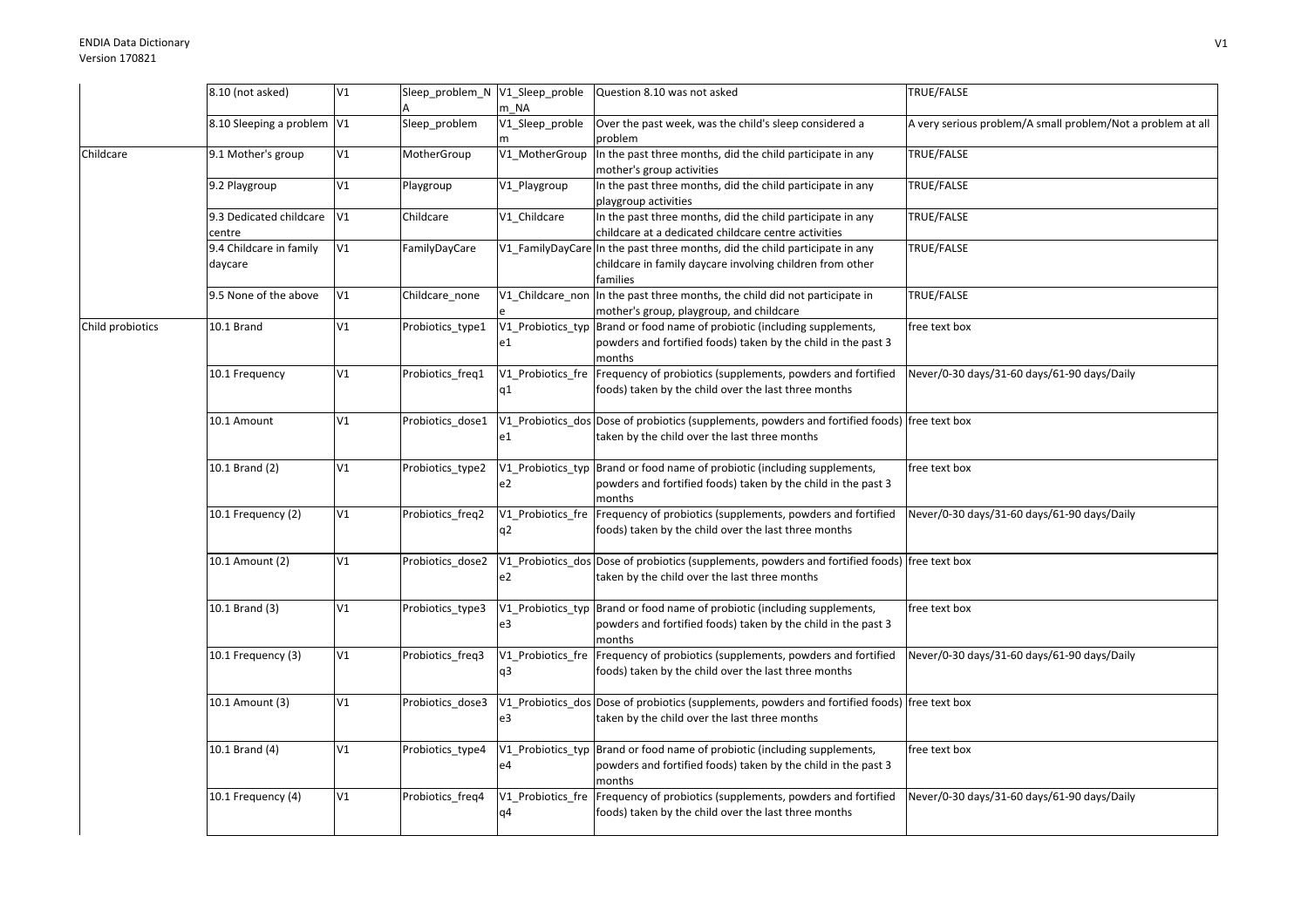| | | | | | | |
|---|---|---|---|---|---|---|
| | 8.10 (not asked) | V1 | Sleep_problem_NA | V1_Sleep_problem_NA | Question 8.10 was not asked | TRUE/FALSE |
| | 8.10 Sleeping a problem | V1 | Sleep_problem | V1_Sleep_problem | Over the past week, was the child's sleep considered a problem | A very serious problem/A small problem/Not a problem at all |
| Childcare | 9.1 Mother's group | V1 | MotherGroup | V1_MotherGroup | In the past three months, did the child participate in any mother's group activities | TRUE/FALSE |
| | 9.2 Playgroup | V1 | Playgroup | V1_Playgroup | In the past three months, did the child participate in any playgroup activities | TRUE/FALSE |
| | 9.3 Dedicated childcare centre | V1 | Childcare | V1_Childcare | In the past three months, did the child participate in any childcare at a dedicated childcare centre activities | TRUE/FALSE |
| | 9.4 Childcare in family daycare | V1 | FamilyDayCare | V1_FamilyDayCare | In the past three months, did the child participate in any childcare in family daycare involving children from other families | TRUE/FALSE |
| | 9.5 None of the above | V1 | Childcare_none | V1_Childcare_none | In the past three months, the child did not participate in mother's group, playgroup, and childcare | TRUE/FALSE |
| Child probiotics | 10.1 Brand | V1 | Probiotics_type1 | V1_Probiotics_type1 | Brand or food name of probiotic (including supplements, powders and fortified foods) taken by the child in the past 3 months | free text box |
| | 10.1 Frequency | V1 | Probiotics_freq1 | V1_Probiotics_freq1 | Frequency of probiotics (supplements, powders and fortified foods) taken by the child over the last three months | Never/0-30 days/31-60 days/61-90 days/Daily |
| | 10.1 Amount | V1 | Probiotics_dose1 | V1_Probiotics_dose1 | Dose of probiotics (supplements, powders and fortified foods) taken by the child over the last three months | free text box |
| | 10.1 Brand (2) | V1 | Probiotics_type2 | V1_Probiotics_type2 | Brand or food name of probiotic (including supplements, powders and fortified foods) taken by the child in the past 3 months | free text box |
| | 10.1 Frequency (2) | V1 | Probiotics_freq2 | V1_Probiotics_freq2 | Frequency of probiotics (supplements, powders and fortified foods) taken by the child over the last three months | Never/0-30 days/31-60 days/61-90 days/Daily |
| | 10.1 Amount (2) | V1 | Probiotics_dose2 | V1_Probiotics_dose2 | Dose of probiotics (supplements, powders and fortified foods) taken by the child over the last three months | free text box |
| | 10.1 Brand (3) | V1 | Probiotics_type3 | V1_Probiotics_type3 | Brand or food name of probiotic (including supplements, powders and fortified foods) taken by the child in the past 3 months | free text box |
| | 10.1 Frequency (3) | V1 | Probiotics_freq3 | V1_Probiotics_freq3 | Frequency of probiotics (supplements, powders and fortified foods) taken by the child over the last three months | Never/0-30 days/31-60 days/61-90 days/Daily |
| | 10.1 Amount (3) | V1 | Probiotics_dose3 | V1_Probiotics_dose3 | Dose of probiotics (supplements, powders and fortified foods) taken by the child over the last three months | free text box |
| | 10.1 Brand (4) | V1 | Probiotics_type4 | V1_Probiotics_type4 | Brand or food name of probiotic (including supplements, powders and fortified foods) taken by the child in the past 3 months | free text box |
| | 10.1 Frequency (4) | V1 | Probiotics_freq4 | V1_Probiotics_freq4 | Frequency of probiotics (supplements, powders and fortified foods) taken by the child over the last three months | Never/0-30 days/31-60 days/61-90 days/Daily |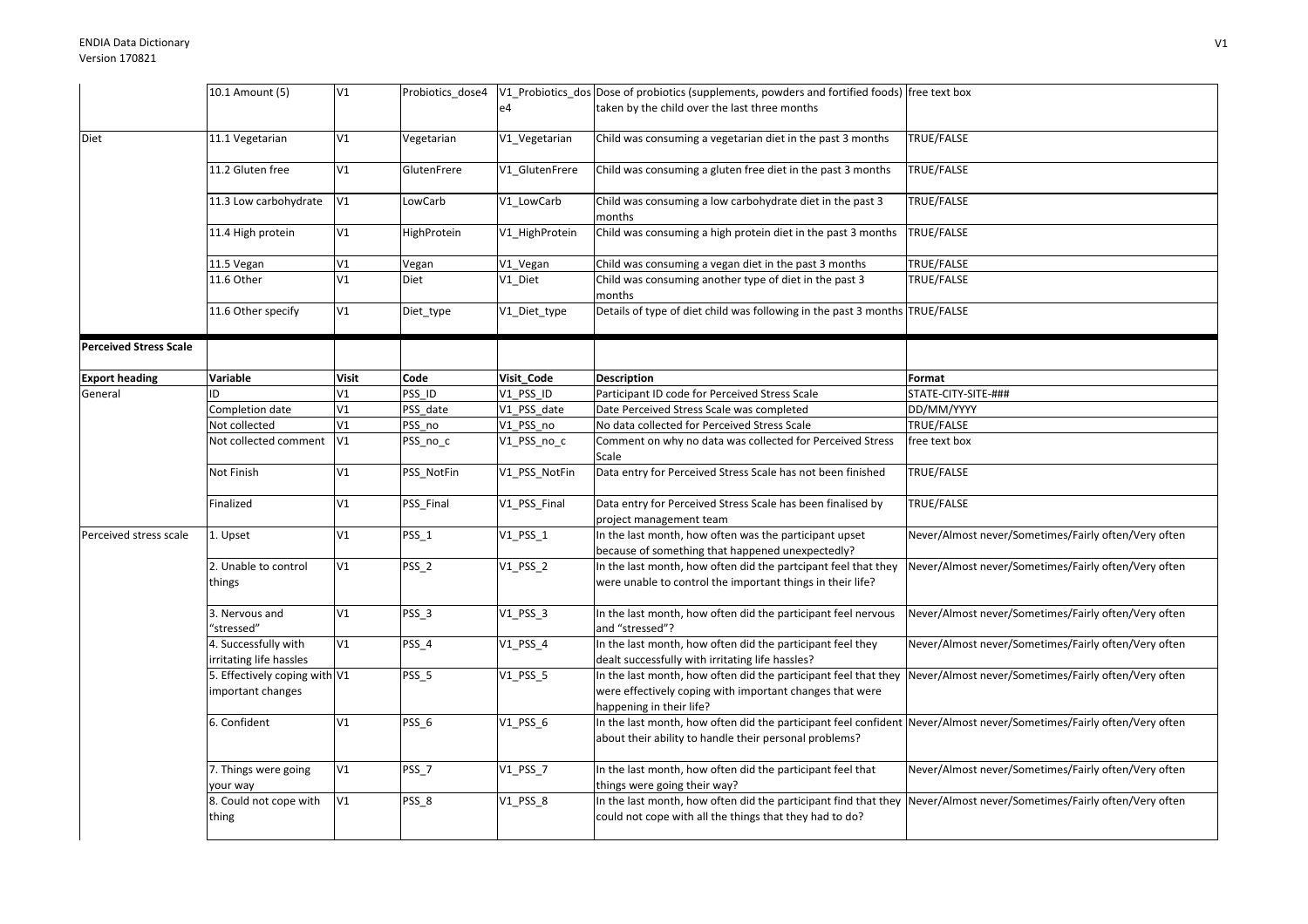|  | 10.1 Amount (5) | V1 | Probiotics_dose4 | V1_Probiotics_dose4 | Dose of probiotics (supplements, powders and fortified foods) taken by the child over the last three months | free text box |
|---|---|---|---|---|---|---|
| Diet | 11.1 Vegetarian | V1 | Vegetarian | V1_Vegetarian | Child was consuming a vegetarian diet in the past 3 months | TRUE/FALSE |
|  | 11.2 Gluten free | V1 | GlutenFrere | V1_GlutenFrere | Child was consuming a gluten free diet in the past 3 months | TRUE/FALSE |
|  | 11.3 Low carbohydrate | V1 | LowCarb | V1_LowCarb | Child was consuming a low carbohydrate diet in the past 3 months | TRUE/FALSE |
|  | 11.4 High protein | V1 | HighProtein | V1_HighProtein | Child was consuming a high protein diet in the past 3 months | TRUE/FALSE |
|  | 11.5 Vegan | V1 | Vegan | V1_Vegan | Child was consuming a vegan diet in the past 3 months | TRUE/FALSE |
|  | 11.6 Other | V1 | Diet | V1_Diet | Child was consuming another type of diet in the past 3 months | TRUE/FALSE |
|  | 11.6 Other specify | V1 | Diet_type | V1_Diet_type | Details of type of diet child was following in the past 3 months | TRUE/FALSE |

**Perceived Stress Scale**

| Export heading | Variable | Visit | Code | Visit_Code | Description | Format |
|---|---|---|---|---|---|---|
| General | ID | V1 | PSS_ID | V1_PSS_ID | Participant ID code for Perceived Stress Scale | STATE-CITY-SITE-### |
|  | Completion date | V1 | PSS_date | V1_PSS_date | Date Perceived Stress Scale was completed | DD/MM/YYYY |
|  | Not collected | V1 | PSS_no | V1_PSS_no | No data collected for Perceived Stress Scale | TRUE/FALSE |
|  | Not collected comment | V1 | PSS_no_c | V1_PSS_no_c | Comment on why no data was collected for Perceived Stress Scale | free text box |
|  | Not Finish | V1 | PSS_NotFin | V1_PSS_NotFin | Data entry for Perceived Stress Scale has not been finished | TRUE/FALSE |
|  | Finalized | V1 | PSS_Final | V1_PSS_Final | Data entry for Perceived Stress Scale has been finalised by project management team | TRUE/FALSE |
| Perceived stress scale | 1. Upset | V1 | PSS_1 | V1_PSS_1 | In the last month, how often was the participant upset because of something that happened unexpectedly? | Never/Almost never/Sometimes/Fairly often/Very often |
|  | 2. Unable to control things | V1 | PSS_2 | V1_PSS_2 | In the last month, how often did the partcipant feel that they were unable to control the important things in their life? | Never/Almost never/Sometimes/Fairly often/Very often |
|  | 3. Nervous and "stressed" | V1 | PSS_3 | V1_PSS_3 | In the last month, how often did the participant feel nervous and "stressed"? | Never/Almost never/Sometimes/Fairly often/Very often |
|  | 4. Successfully with irritating life hassles | V1 | PSS_4 | V1_PSS_4 | In the last month, how often did the participant feel they dealt successfully with irritating life hassles? | Never/Almost never/Sometimes/Fairly often/Very often |
|  | 5. Effectively coping with important changes | V1 | PSS_5 | V1_PSS_5 | In the last month, how often did the participant feel that they were effectively coping with important changes that were happening in their life? | Never/Almost never/Sometimes/Fairly often/Very often |
|  | 6. Confident | V1 | PSS_6 | V1_PSS_6 | In the last month, how often did the participant feel confident about their ability to handle their personal problems? | Never/Almost never/Sometimes/Fairly often/Very often |
|  | 7. Things were going your way | V1 | PSS_7 | V1_PSS_7 | In the last month, how often did the participant feel that things were going their way? | Never/Almost never/Sometimes/Fairly often/Very often |
|  | 8. Could not cope with thing | V1 | PSS_8 | V1_PSS_8 | In the last month, how often did the participant find that they could not cope with all the things that they had to do? | Never/Almost never/Sometimes/Fairly often/Very often |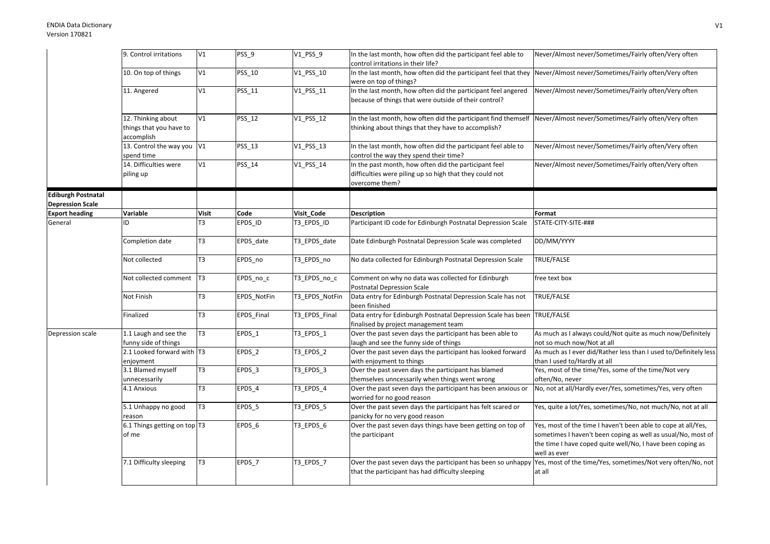| | | | | | | |
|---|---|---|---|---|---|---|
| | 9. Control irritations | V1 | PSS_9 | V1_PSS_9 | In the last month, how often did the participant feel able to control irritations in their life? | Never/Almost never/Sometimes/Fairly often/Very often |
| | 10. On top of things | V1 | PSS_10 | V1_PSS_10 | In the last month, how often did the participant feel that they were on top of things? | Never/Almost never/Sometimes/Fairly often/Very often |
| | 11. Angered | V1 | PSS_11 | V1_PSS_11 | In the last month, how often did the participant feel angered because of things that were outside of their control? | Never/Almost never/Sometimes/Fairly often/Very often |
| | 12. Thinking about things that you have to accomplish | V1 | PSS_12 | V1_PSS_12 | In the last month, how often did the participant find themself thinking about things that they have to accomplish? | Never/Almost never/Sometimes/Fairly often/Very often |
| | 13. Control the way you spend time | V1 | PSS_13 | V1_PSS_13 | In the last month, how often did the participant feel able to control the way they spend their time? | Never/Almost never/Sometimes/Fairly often/Very often |
| | 14. Difficulties were piling up | V1 | PSS_14 | V1_PSS_14 | In the past month, how often did the participant feel difficulties were piling up so high that they could not overcome them? | Never/Almost never/Sometimes/Fairly often/Very often |
| **Edinburgh Postnatal Depression Scale** | | | | | | |
| **Export heading** | **Variable** | **Visit** | **Code** | **Visit_Code** | **Description** | **Format** |
| General | ID | T3 | EPDS_ID | T3_EPDS_ID | Participant ID code for Edinburgh Postnatal Depression Scale | STATE-CITY-SITE-### |
| | Completion date | T3 | EPDS_date | T3_EPDS_date | Date Edinburgh Postnatal Depression Scale was completed | DD/MM/YYYY |
| | Not collected | T3 | EPDS_no | T3_EPDS_no | No data collected for Edinburgh Postnatal Depression Scale | TRUE/FALSE |
| | Not collected comment | T3 | EPDS_no_c | T3_EPDS_no_c | Comment on why no data was collected for Edinburgh Postnatal Depression Scale | free text box |
| | Not Finish | T3 | EPDS_NotFin | T3_EPDS_NotFin | Data entry for Edinburgh Postnatal Depression Scale has not been finished | TRUE/FALSE |
| | Finalized | T3 | EPDS_Final | T3_EPDS_Final | Data entry for Edinburgh Postnatal Depression Scale has been finalised by project management team | TRUE/FALSE |
| Depression scale | 1.1 Laugh and see the funny side of things | T3 | EPDS_1 | T3_EPDS_1 | Over the past seven days the participant has been able to laugh and see the funny side of things | As much as I always could/Not quite as much now/Definitely not so much now/Not at all |
| | 2.1 Looked forward with enjoyment | T3 | EPDS_2 | T3_EPDS_2 | Over the past seven days the participant has looked forward with enjoyment to things | As much as I ever did/Rather less than I used to/Definitely less than I used to/Hardly at all |
| | 3.1 Blamed myself unnecessarily | T3 | EPDS_3 | T3_EPDS_3 | Over the past seven days the participant has blamed themselves unncessarily when things went wrong | Yes, most of the time/Yes, some of the time/Not very often/No, never |
| | 4.1 Anxious | T3 | EPDS_4 | T3_EPDS_4 | Over the past seven days the participant has been anxious or worried for no good reason | No, not at all/Hardly ever/Yes, sometimes/Yes, very often |
| | 5.1 Unhappy no good reason | T3 | EPDS_5 | T3_EPDS_5 | Over the past seven days the participant has felt scared or panicky for no very good reason | Yes, quite a lot/Yes, sometimes/No, not much/No, not at all |
| | 6.1 Things getting on top of me | T3 | EPDS_6 | T3_EPDS_6 | Over the past seven days things have been getting on top of the participant | Yes, most of the time I haven't been able to cope at all/Yes, sometimes I haven't been coping as well as usual/No, most of the time I have coped quite well/No, I have been coping as well as ever |
| | 7.1 Difficulty sleeping | T3 | EPDS_7 | T3_EPDS_7 | Over the past seven days the participant has been so unhappy that the participant has had difficulty sleeping | Yes, most of the time/Yes, sometimes/Not very often/No, not at all |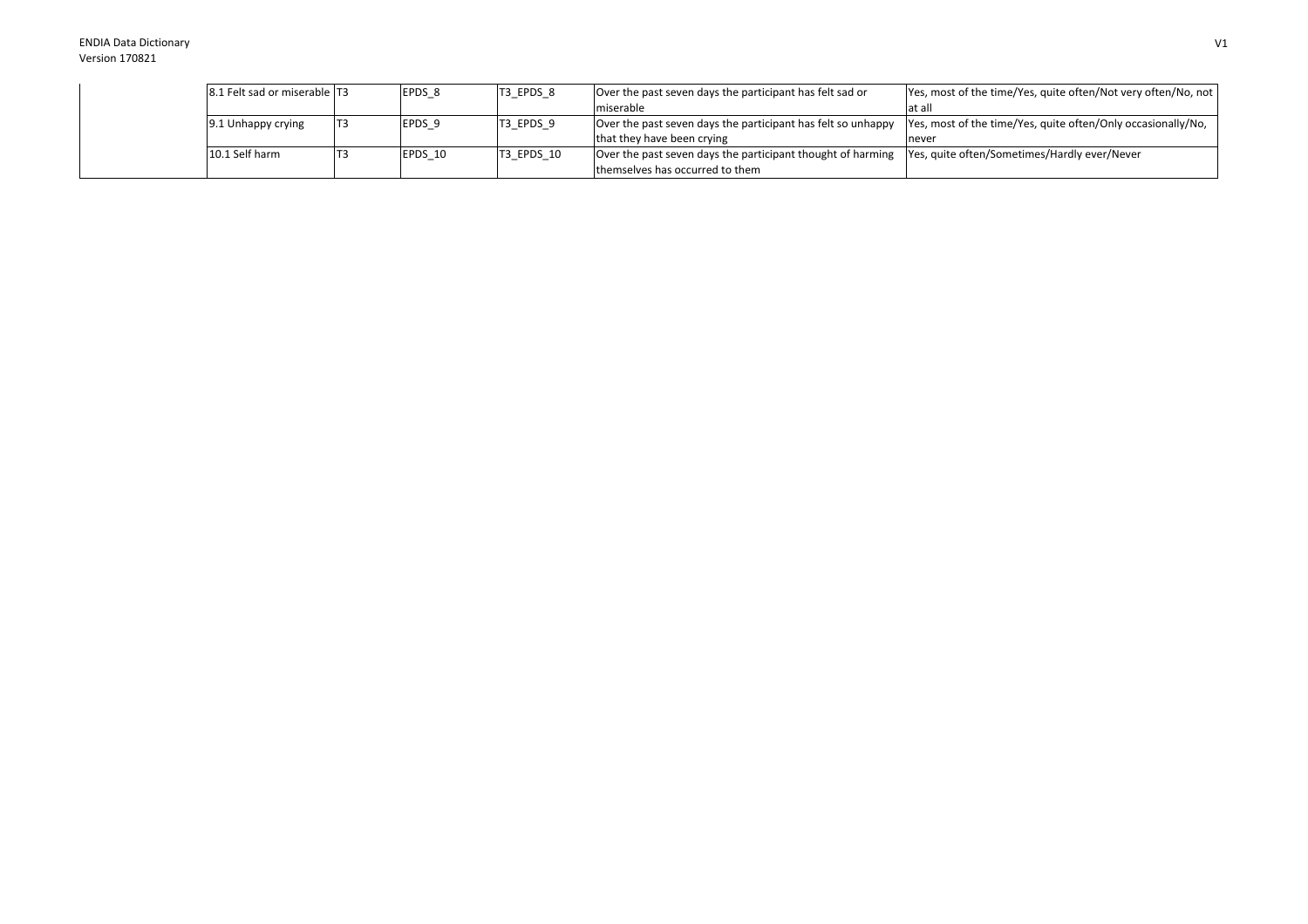|  | 8.1 Felt sad or miserable | T3 | EPDS_8 | T3_EPDS_8 | Over the past seven days the participant has felt sad or miserable | Yes, most of the time/Yes, quite often/Not very often/No, not at all |
|---|---|---|---|---|---|---|
|  | 9.1 Unhappy crying | T3 | EPDS_9 | T3_EPDS_9 | Over the past seven days the participant has felt so unhappy that they have been crying | Yes, most of the time/Yes, quite often/Only occasionally/No, never |
|  | 10.1 Self harm | T3 | EPDS_10 | T3_EPDS_10 | Over the past seven days the participant thought of harming themselves has occurred to them | Yes, quite often/Sometimes/Hardly ever/Never |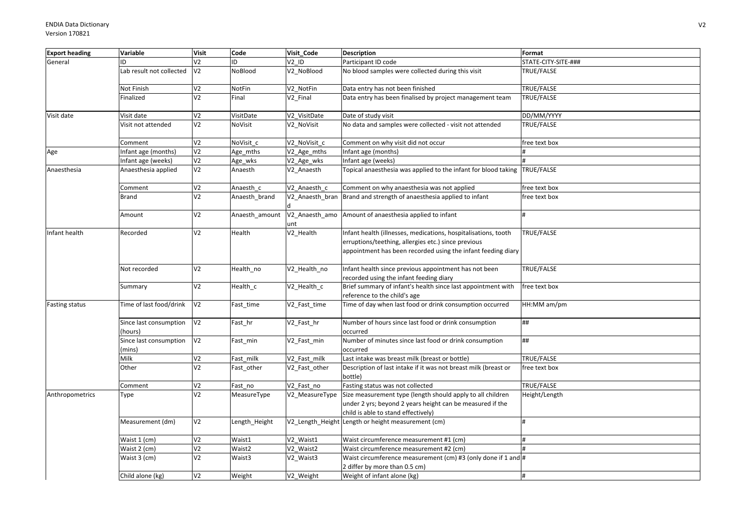| Export heading | Variable | Visit | Code | Visit_Code | Description | Format |
|---|---|---|---|---|---|---|
| General | ID | V2 | ID | V2_ID | Participant ID code | STATE-CITY-SITE-### |
| | Lab result not collected | V2 | NoBlood | V2_NoBlood | No blood samples were collected during this visit | TRUE/FALSE |
| | Not Finish | V2 | NotFin | V2_NotFin | Data entry has not been finished | TRUE/FALSE |
| | Finalized | V2 | Final | V2_Final | Data entry has been finalised by project management team | TRUE/FALSE |
| Visit date | Visit date | V2 | VisitDate | V2_VisitDate | Date of study visit | DD/MM/YYYY |
| | Visit not attended | V2 | NoVisit | V2_NoVisit | No data and samples were collected - visit not attended | TRUE/FALSE |
| | Comment | V2 | NoVisit_c | V2_NoVisit_c | Comment on why visit did not occur | free text box |
| Age | Infant age (months) | V2 | Age_mths | V2_Age_mths | Infant age (months) | # |
| | Infant age (weeks) | V2 | Age_wks | V2_Age_wks | Infant age (weeks) | # |
| Anaesthesia | Anaesthesia applied | V2 | Anaesth | V2_Anaesth | Topical anaesthesia was applied to the infant for blood taking | TRUE/FALSE |
| | Comment | V2 | Anaesth_c | V2_Anaesth_c | Comment on why anaesthesia was not applied | free text box |
| | Brand | V2 | Anaesth_brand | V2_Anaesth_brand | Brand and strength of anaesthesia applied to infant | free text box |
| | Amount | V2 | Anaesth_amount | V2_Anaesth_amount | Amount of anaesthesia applied to infant | # |
| Infant health | Recorded | V2 | Health | V2_Health | Infant health (illnesses, medications, hospitalisations, tooth erruptions/teething, allergies etc.) since previous appointment has been recorded using the infant feeding diary | TRUE/FALSE |
| | Not recorded | V2 | Health_no | V2_Health_no | Infant health since previous appointment has not been recorded using the infant feeding diary | TRUE/FALSE |
| | Summary | V2 | Health_c | V2_Health_c | Brief summary of infant's health since last appointment with reference to the child's age | free text box |
| Fasting status | Time of last food/drink | V2 | Fast_time | V2_Fast_time | Time of day when last food or drink consumption occurred | HH:MM am/pm |
| | Since last consumption (hours) | V2 | Fast_hr | V2_Fast_hr | Number of hours since last food or drink consumption occurred | ## |
| | Since last consumption (mins) | V2 | Fast_min | V2_Fast_min | Number of minutes since last food or drink consumption occurred | ## |
| | Milk | V2 | Fast_milk | V2_Fast_milk | Last intake was breast milk (breast or bottle) | TRUE/FALSE |
| | Other | V2 | Fast_other | V2_Fast_other | Description of last intake if it was not breast milk (breast or bottle) | free text box |
| | Comment | V2 | Fast_no | V2_Fast_no | Fasting status was not collected | TRUE/FALSE |
| Anthropometrics | Type | V2 | MeasureType | V2_MeasureType | Size measurement type (length should apply to all children under 2 yrs; beyond 2 years height can be measured if the child is able to stand effectively) | Height/Length |
| | Measurement (dm) | V2 | Length_Height | V2_Length_Height | Length or height measurement (cm) | # |
| | Waist 1 (cm) | V2 | Waist1 | V2_Waist1 | Waist circumference measurement #1 (cm) | # |
| | Waist 2 (cm) | V2 | Waist2 | V2_Waist2 | Waist circumference measurement #2 (cm) | # |
| | Waist 3 (cm) | V2 | Waist3 | V2_Waist3 | Waist circumference measurement (cm) #3 (only done if 1 and 2 differ by more than 0.5 cm) | # |
| | Child alone (kg) | V2 | Weight | V2_Weight | Weight of infant alone (kg) | # |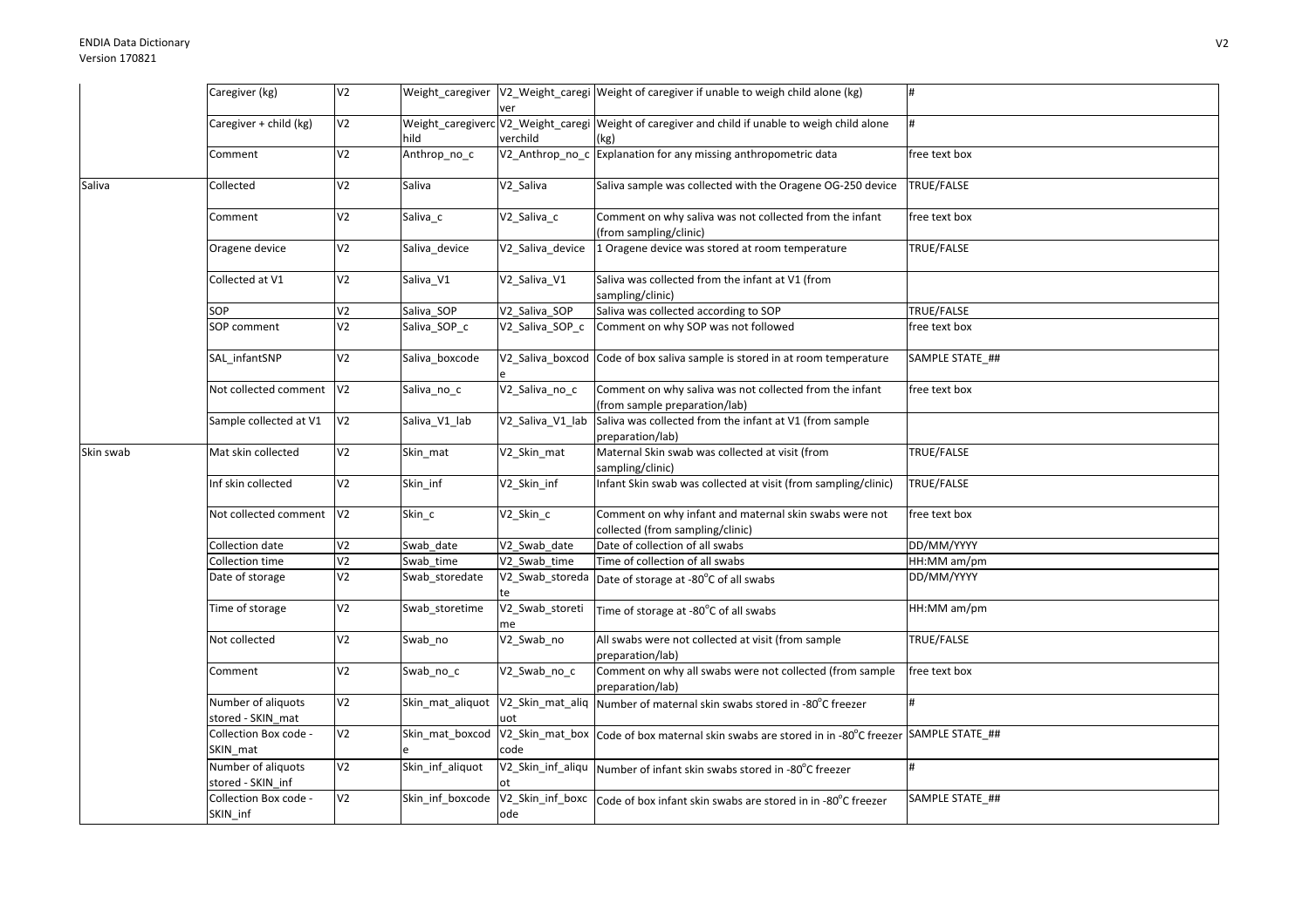|  | Caregiver (kg) | V2 | Weight_caregiver | V2_Weight_caregiver | Weight of caregiver if unable to weigh child alone (kg) | # |
|---|---|---|---|---|---|---|
|  | Caregiver + child (kg) | V2 | Weight_caregiverchild | V2_Weight_caregiverchild | Weight of caregiver and child if unable to weigh child alone (kg) | # |
|  | Comment | V2 | Anthrop_no_c | V2_Anthrop_no_c | Explanation for any missing anthropometric data | free text box |
| Saliva | Collected | V2 | Saliva | V2_Saliva | Saliva sample was collected with the Oragene OG-250 device | TRUE/FALSE |
|  | Comment | V2 | Saliva_c | V2_Saliva_c | Comment on why saliva was not collected from the infant (from sampling/clinic) | free text box |
|  | Oragene device | V2 | Saliva_device | V2_Saliva_device | 1 Oragene device was stored at room temperature | TRUE/FALSE |
|  | Collected at V1 | V2 | Saliva_V1 | V2_Saliva_V1 | Saliva was collected from the infant at V1 (from sampling/clinic) |  |
|  | SOP | V2 | Saliva_SOP | V2_Saliva_SOP | Saliva was collected according to SOP | TRUE/FALSE |
|  | SOP comment | V2 | Saliva_SOP_c | V2_Saliva_SOP_c | Comment on why SOP was not followed | free text box |
|  | SAL_infantSNP | V2 | Saliva_boxcode | V2_Saliva_boxcode | Code of box saliva sample is stored in at room temperature | SAMPLE STATE_## |
|  | Not collected comment | V2 | Saliva_no_c | V2_Saliva_no_c | Comment on why saliva was not collected from the infant (from sample preparation/lab) | free text box |
|  | Sample collected at V1 | V2 | Saliva_V1_lab | V2_Saliva_V1_lab | Saliva was collected from the infant at V1 (from sample preparation/lab) |  |
| Skin swab | Mat skin collected | V2 | Skin_mat | V2_Skin_mat | Maternal Skin swab was collected at visit (from sampling/clinic) | TRUE/FALSE |
|  | Inf skin collected | V2 | Skin_inf | V2_Skin_inf | Infant Skin swab was collected at visit (from sampling/clinic) | TRUE/FALSE |
|  | Not collected comment | V2 | Skin_c | V2_Skin_c | Comment on why infant and maternal skin swabs were not collected (from sampling/clinic) | free text box |
|  | Collection date | V2 | Swab_date | V2_Swab_date | Date of collection of all swabs | DD/MM/YYYY |
|  | Collection time | V2 | Swab_time | V2_Swab_time | Time of collection of all swabs | HH:MM am/pm |
|  | Date of storage | V2 | Swab_storedate | V2_Swab_storedate | Date of storage at -80°C of all swabs | DD/MM/YYYY |
|  | Time of storage | V2 | Swab_storetime | V2_Swab_storetime | Time of storage at -80°C of all swabs | HH:MM am/pm |
|  | Not collected | V2 | Swab_no | V2_Swab_no | All swabs were not collected at visit (from sample preparation/lab) | TRUE/FALSE |
|  | Comment | V2 | Swab_no_c | V2_Swab_no_c | Comment on why all swabs were not collected (from sample preparation/lab) | free text box |
|  | Number of aliquots stored - SKIN_mat | V2 | Skin_mat_aliquot | V2_Skin_mat_aliquot | Number of maternal skin swabs stored in -80°C freezer | # |
|  | Collection Box code - SKIN_mat | V2 | Skin_mat_boxcode | V2_Skin_mat_boxcode | Code of box maternal skin swabs are stored in in -80°C freezer | SAMPLE STATE_## |
|  | Number of aliquots stored - SKIN_inf | V2 | Skin_inf_aliquot | V2_Skin_inf_aliquot | Number of infant skin swabs stored in -80°C freezer | # |
|  | Collection Box code - SKIN_inf | V2 | Skin_inf_boxcode | V2_Skin_inf_boxcode | Code of box infant skin swabs are stored in in -80°C freezer | SAMPLE STATE_## |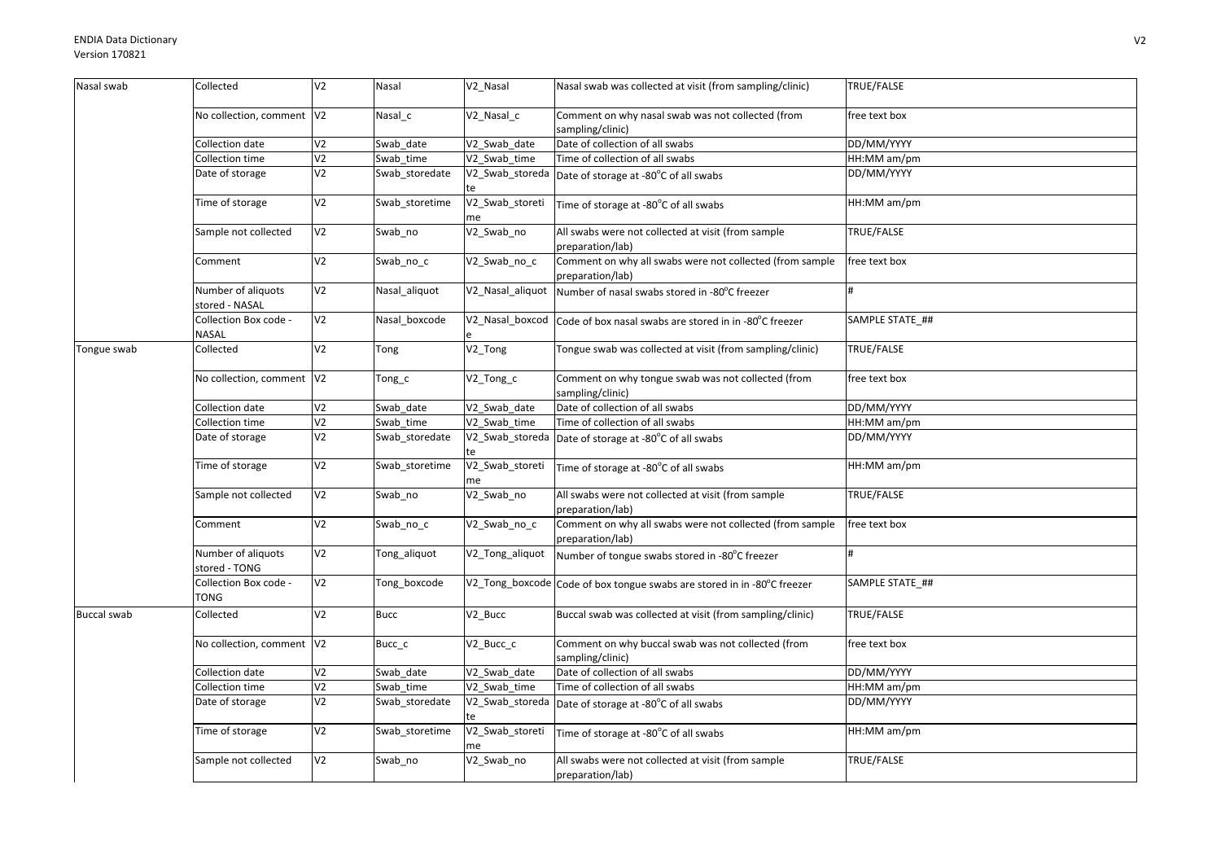| Nasal swab | Collected | V2 | Nasal | V2_Nasal | Nasal swab was collected at visit (from sampling/clinic) | TRUE/FALSE |
|---|---|---|---|---|---|---|
| | No collection, comment | V2 | Nasal_c | V2_Nasal_c | Comment on why nasal swab was not collected (from sampling/clinic) | free text box |
| | Collection date | V2 | Swab_date | V2_Swab_date | Date of collection of all swabs | DD/MM/YYYY |
| | Collection time | V2 | Swab_time | V2_Swab_time | Time of collection of all swabs | HH:MM am/pm |
| | Date of storage | V2 | Swab_storedate | V2_Swab_storedate | Date of storage at -80°C of all swabs | DD/MM/YYYY |
| | Time of storage | V2 | Swab_storetime | V2_Swab_storetime | Time of storage at -80°C of all swabs | HH:MM am/pm |
| | Sample not collected | V2 | Swab_no | V2_Swab_no | All swabs were not collected at visit (from sample preparation/lab) | TRUE/FALSE |
| | Comment | V2 | Swab_no_c | V2_Swab_no_c | Comment on why all swabs were not collected (from sample preparation/lab) | free text box |
| | Number of aliquots stored - NASAL | V2 | Nasal_aliquot | V2_Nasal_aliquot | Number of nasal swabs stored in -80°C freezer | # |
| | Collection Box code - NASAL | V2 | Nasal_boxcode | V2_Nasal_boxcode | Code of box nasal swabs are stored in in -80°C freezer | SAMPLE STATE_## |
| Tongue swab | Collected | V2 | Tong | V2_Tong | Tongue swab was collected at visit (from sampling/clinic) | TRUE/FALSE |
| | No collection, comment | V2 | Tong_c | V2_Tong_c | Comment on why tongue swab was not collected (from sampling/clinic) | free text box |
| | Collection date | V2 | Swab_date | V2_Swab_date | Date of collection of all swabs | DD/MM/YYYY |
| | Collection time | V2 | Swab_time | V2_Swab_time | Time of collection of all swabs | HH:MM am/pm |
| | Date of storage | V2 | Swab_storedate | V2_Swab_storedate | Date of storage at -80°C of all swabs | DD/MM/YYYY |
| | Time of storage | V2 | Swab_storetime | V2_Swab_storetime | Time of storage at -80°C of all swabs | HH:MM am/pm |
| | Sample not collected | V2 | Swab_no | V2_Swab_no | All swabs were not collected at visit (from sample preparation/lab) | TRUE/FALSE |
| | Comment | V2 | Swab_no_c | V2_Swab_no_c | Comment on why all swabs were not collected (from sample preparation/lab) | free text box |
| | Number of aliquots stored - TONG | V2 | Tong_aliquot | V2_Tong_aliquot | Number of tongue swabs stored in -80°C freezer | # |
| | Collection Box code - TONG | V2 | Tong_boxcode | V2_Tong_boxcode | Code of box tongue swabs are stored in in -80°C freezer | SAMPLE STATE_## |
| Buccal swab | Collected | V2 | Bucc | V2_Bucc | Buccal swab was collected at visit (from sampling/clinic) | TRUE/FALSE |
| | No collection, comment | V2 | Bucc_c | V2_Bucc_c | Comment on why buccal swab was not collected (from sampling/clinic) | free text box |
| | Collection date | V2 | Swab_date | V2_Swab_date | Date of collection of all swabs | DD/MM/YYYY |
| | Collection time | V2 | Swab_time | V2_Swab_time | Time of collection of all swabs | HH:MM am/pm |
| | Date of storage | V2 | Swab_storedate | V2_Swab_storedate | Date of storage at -80°C of all swabs | DD/MM/YYYY |
| | Time of storage | V2 | Swab_storetime | V2_Swab_storetime | Time of storage at -80°C of all swabs | HH:MM am/pm |
| | Sample not collected | V2 | Swab_no | V2_Swab_no | All swabs were not collected at visit (from sample preparation/lab) | TRUE/FALSE |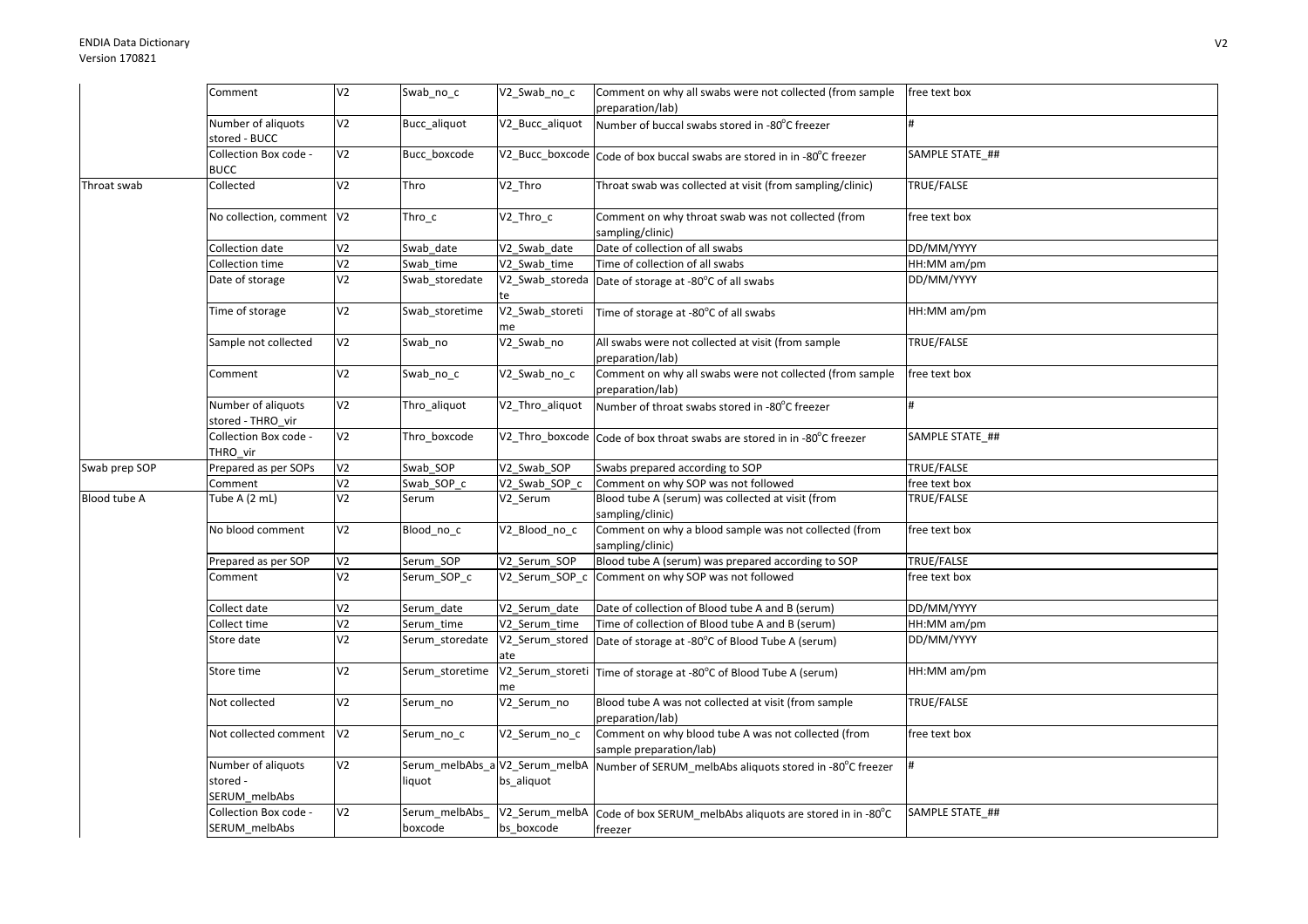| | | | | | | |
|---|---|---|---|---|---|---|
| | Comment | V2 | Swab_no_c | V2_Swab_no_c | Comment on why all swabs were not collected (from sample preparation/lab) | free text box |
| | Number of aliquots stored - BUCC | V2 | Bucc_aliquot | V2_Bucc_aliquot | Number of buccal swabs stored in -80°C freezer | # |
| | Collection Box code - BUCC | V2 | Bucc_boxcode | V2_Bucc_boxcode | Code of box buccal swabs are stored in in -80°C freezer | SAMPLE STATE_## |
| Throat swab | Collected | V2 | Thro | V2_Thro | Throat swab was collected at visit (from sampling/clinic) | TRUE/FALSE |
| | No collection, comment | V2 | Thro_c | V2_Thro_c | Comment on why throat swab was not collected (from sampling/clinic) | free text box |
| | Collection date | V2 | Swab_date | V2_Swab_date | Date of collection of all swabs | DD/MM/YYYY |
| | Collection time | V2 | Swab_time | V2_Swab_time | Time of collection of all swabs | HH:MM am/pm |
| | Date of storage | V2 | Swab_storedate | V2_Swab_storedate | Date of storage at -80°C of all swabs | DD/MM/YYYY |
| | Time of storage | V2 | Swab_storetime | V2_Swab_storetime | Time of storage at -80°C of all swabs | HH:MM am/pm |
| | Sample not collected | V2 | Swab_no | V2_Swab_no | All swabs were not collected at visit (from sample preparation/lab) | TRUE/FALSE |
| | Comment | V2 | Swab_no_c | V2_Swab_no_c | Comment on why all swabs were not collected (from sample preparation/lab) | free text box |
| | Number of aliquots stored - THRO_vir | V2 | Thro_aliquot | V2_Thro_aliquot | Number of throat swabs stored in -80°C freezer | # |
| | Collection Box code - THRO_vir | V2 | Thro_boxcode | V2_Thro_boxcode | Code of box throat swabs are stored in in -80°C freezer | SAMPLE STATE_## |
| Swab prep SOP | Prepared as per SOPs | V2 | Swab_SOP | V2_Swab_SOP | Swabs prepared according to SOP | TRUE/FALSE |
| | Comment | V2 | Swab_SOP_c | V2_Swab_SOP_c | Comment on why SOP was not followed | free text box |
| Blood tube A | Tube A (2 mL) | V2 | Serum | V2_Serum | Blood tube A (serum) was collected at visit (from sampling/clinic) | TRUE/FALSE |
| | No blood comment | V2 | Blood_no_c | V2_Blood_no_c | Comment on why a blood sample was not collected (from sampling/clinic) | free text box |
| | Prepared as per SOP | V2 | Serum_SOP | V2_Serum_SOP | Blood tube A (serum) was prepared according to SOP | TRUE/FALSE |
| | Comment | V2 | Serum_SOP_c | V2_Serum_SOP_c | Comment on why SOP was not followed | free text box |
| | Collect date | V2 | Serum_date | V2_Serum_date | Date of collection of Blood tube A and B (serum) | DD/MM/YYYY |
| | Collect time | V2 | Serum_time | V2_Serum_time | Time of collection of Blood tube A and B (serum) | HH:MM am/pm |
| | Store date | V2 | Serum_storedate | V2_Serum_storedate | Date of storage at -80°C of Blood Tube A (serum) | DD/MM/YYYY |
| | Store time | V2 | Serum_storetime | V2_Serum_storetime | Time of storage at -80°C of Blood Tube A (serum) | HH:MM am/pm |
| | Not collected | V2 | Serum_no | V2_Serum_no | Blood tube A was not collected at visit (from sample preparation/lab) | TRUE/FALSE |
| | Not collected comment | V2 | Serum_no_c | V2_Serum_no_c | Comment on why blood tube A was not collected (from sample preparation/lab) | free text box |
| | Number of aliquots stored - SERUM_melbAbs | V2 | Serum_melbAbs_aliquot | V2_Serum_melbAbs_aliquot | Number of SERUM_melbAbs aliquots stored in -80°C freezer | # |
| | Collection Box code - SERUM_melbAbs | V2 | Serum_melbAbs_boxcode | V2_Serum_melbAbs_boxcode | Code of box SERUM_melbAbs aliquots are stored in in -80°C freezer | SAMPLE STATE_## |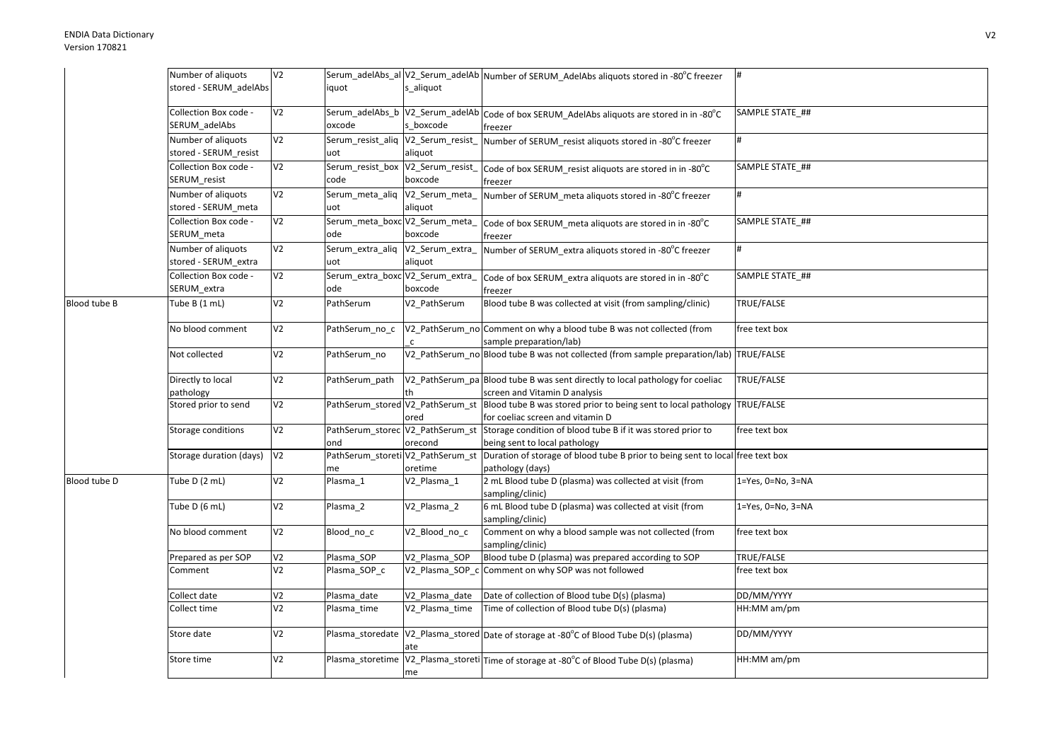| | | | | | | |
|---|---|---|---|---|---|---|
| | Number of aliquots stored - SERUM_adelAbs | V2 | Serum_adelAbs_aliquot | V2_Serum_adelAbs_aliquot | Number of SERUM_AdelAbs aliquots stored in -80°C freezer | # |
| | Collection Box code - SERUM_adelAbs | V2 | Serum_adelAbs_boxcode | V2_Serum_adelAbs_boxcode | Code of box SERUM_AdelAbs aliquots are stored in in -80°C freezer | SAMPLE STATE_## |
| | Number of aliquots stored - SERUM_resist | V2 | Serum_resist_aliquot | V2_Serum_resist_aliquot | Number of SERUM_resist aliquots stored in -80°C freezer | # |
| | Collection Box code - SERUM_resist | V2 | Serum_resist_boxcode | V2_Serum_resist_boxcode | Code of box SERUM_resist aliquots are stored in in -80°C freezer | SAMPLE STATE_## |
| | Number of aliquots stored - SERUM_meta | V2 | Serum_meta_aliquot | V2_Serum_meta_aliquot | Number of SERUM_meta aliquots stored in -80°C freezer | # |
| | Collection Box code - SERUM_meta | V2 | Serum_meta_boxcode | V2_Serum_meta_boxcode | Code of box SERUM_meta aliquots are stored in in -80°C freezer | SAMPLE STATE_## |
| | Number of aliquots stored - SERUM_extra | V2 | Serum_extra_aliquot | V2_Serum_extra_aliquot | Number of SERUM_extra aliquots stored in -80°C freezer | # |
| | Collection Box code - SERUM_extra | V2 | Serum_extra_boxcode | V2_Serum_extra_boxcode | Code of box SERUM_extra aliquots are stored in in -80°C freezer | SAMPLE STATE_## |
| Blood tube B | Tube B (1 mL) | V2 | PathSerum | V2_PathSerum | Blood tube B was collected at visit (from sampling/clinic) | TRUE/FALSE |
| | No blood comment | V2 | PathSerum_no_c | V2_PathSerum_no_c | Comment on why a blood tube B was not collected (from sample preparation/lab) | free text box |
| | Not collected | V2 | PathSerum_no | V2_PathSerum_no | Blood tube B was not collected (from sample preparation/lab) | TRUE/FALSE |
| | Directly to local pathology | V2 | PathSerum_path | V2_PathSerum_path | Blood tube B was sent directly to local pathology for coeliac screen and Vitamin D analysis | TRUE/FALSE |
| | Stored prior to send | V2 | PathSerum_stored | V2_PathSerum_stored | Blood tube B was stored prior to being sent to local pathology for coeliac screen and vitamin D | TRUE/FALSE |
| | Storage conditions | V2 | PathSerum_storecond | V2_PathSerum_storecond | Storage condition of blood tube B if it was stored prior to being sent to local pathology | free text box |
| | Storage duration (days) | V2 | PathSerum_storetime | V2_PathSerum_storetime | Duration of storage of blood tube B prior to being sent to local pathology (days) | free text box |
| Blood tube D | Tube D (2 mL) | V2 | Plasma_1 | V2_Plasma_1 | 2 mL Blood tube D (plasma) was collected at visit (from sampling/clinic) | 1=Yes, 0=No, 3=NA |
| | Tube D (6 mL) | V2 | Plasma_2 | V2_Plasma_2 | 6 mL Blood tube D (plasma) was collected at visit (from sampling/clinic) | 1=Yes, 0=No, 3=NA |
| | No blood comment | V2 | Blood_no_c | V2_Blood_no_c | Comment on why a blood sample was not collected (from sampling/clinic) | free text box |
| | Prepared as per SOP | V2 | Plasma_SOP | V2_Plasma_SOP | Blood tube D (plasma) was prepared according to SOP | TRUE/FALSE |
| | Comment | V2 | Plasma_SOP_c | V2_Plasma_SOP_c | Comment on why SOP was not followed | free text box |
| | Collect date | V2 | Plasma_date | V2_Plasma_date | Date of collection of Blood tube D(s) (plasma) | DD/MM/YYYY |
| | Collect time | V2 | Plasma_time | V2_Plasma_time | Time of collection of Blood tube D(s) (plasma) | HH:MM am/pm |
| | Store date | V2 | Plasma_storedate | V2_Plasma_storedate | Date of storage at -80°C of Blood Tube D(s) (plasma) | DD/MM/YYYY |
| | Store time | V2 | Plasma_storetime | V2_Plasma_storetime | Time of storage at -80°C of Blood Tube D(s) (plasma) | HH:MM am/pm |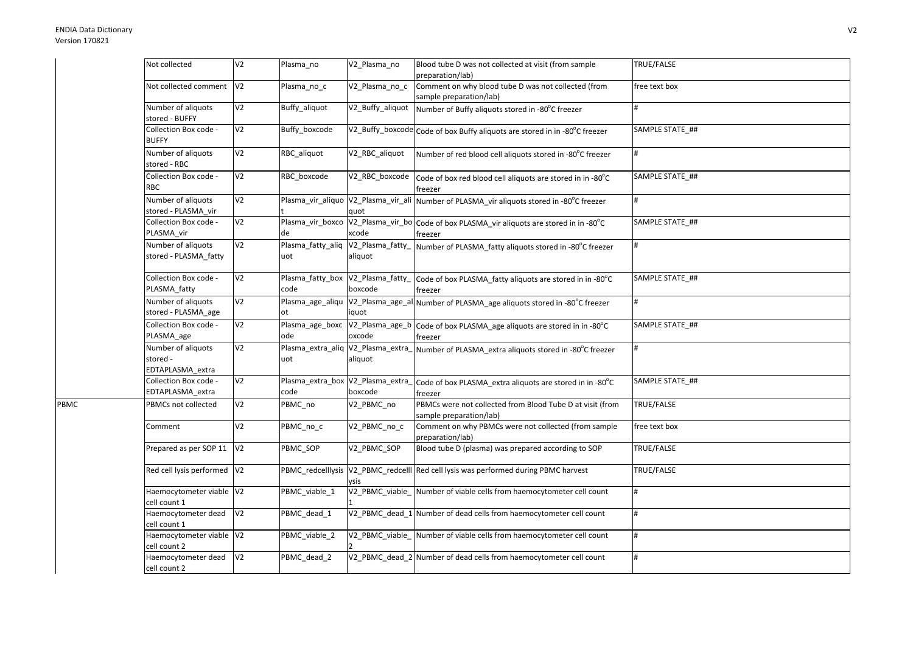| | | | | | | |
|---|---|---|---|---|---|---|
| | Not collected | V2 | Plasma_no | V2_Plasma_no | Blood tube D was not collected at visit (from sample preparation/lab) | TRUE/FALSE |
| | Not collected comment | V2 | Plasma_no_c | V2_Plasma_no_c | Comment on why blood tube D was not collected (from sample preparation/lab) | free text box |
| | Number of aliquots stored - BUFFY | V2 | Buffy_aliquot | V2_Buffy_aliquot | Number of Buffy aliquots stored in -80°C freezer | # |
| | Collection Box code - BUFFY | V2 | Buffy_boxcode | V2_Buffy_boxcode | Code of box Buffy aliquots are stored in in -80°C freezer | SAMPLE STATE_## |
| | Number of aliquots stored - RBC | V2 | RBC_aliquot | V2_RBC_aliquot | Number of red blood cell aliquots stored in -80°C freezer | # |
| | Collection Box code - RBC | V2 | RBC_boxcode | V2_RBC_boxcode | Code of box red blood cell aliquots are stored in in -80°C freezer | SAMPLE STATE_## |
| | Number of aliquots stored - PLASMA_vir | V2 | Plasma_vir_aliquot | V2_Plasma_vir_aliquot | Number of PLASMA_vir aliquots stored in -80°C freezer | # |
| | Collection Box code - PLASMA_vir | V2 | Plasma_vir_boxcode | V2_Plasma_vir_boxcode | Code of box PLASMA_vir aliquots are stored in in -80°C freezer | SAMPLE STATE_## |
| | Number of aliquots stored - PLASMA_fatty | V2 | Plasma_fatty_aliquot | V2_Plasma_fatty_aliquot | Number of PLASMA_fatty aliquots stored in -80°C freezer | # |
| | Collection Box code - PLASMA_fatty | V2 | Plasma_fatty_boxcode | V2_Plasma_fatty_boxcode | Code of box PLASMA_fatty aliquots are stored in in -80°C freezer | SAMPLE STATE_## |
| | Number of aliquots stored - PLASMA_age | V2 | Plasma_age_aliquot | V2_Plasma_age_aliquot | Number of PLASMA_age aliquots stored in -80°C freezer | # |
| | Collection Box code - PLASMA_age | V2 | Plasma_age_boxcode | V2_Plasma_age_boxcode | Code of box PLASMA_age aliquots are stored in in -80°C freezer | SAMPLE STATE_## |
| | Number of aliquots stored - EDTAPLASMA_extra | V2 | Plasma_extra_aliquot | V2_Plasma_extra_aliquot | Number of PLASMA_extra aliquots stored in -80°C freezer | # |
| | Collection Box code - EDTAPLASMA_extra | V2 | Plasma_extra_boxcode | V2_Plasma_extra_boxcode | Code of box PLASMA_extra aliquots are stored in in -80°C freezer | SAMPLE STATE_## |
| PBMC | PBMCs not collected | V2 | PBMC_no | V2_PBMC_no | PBMCs were not collected from Blood Tube D at visit (from sample preparation/lab) | TRUE/FALSE |
| | Comment | V2 | PBMC_no_c | V2_PBMC_no_c | Comment on why PBMCs were not collected (from sample preparation/lab) | free text box |
| | Prepared as per SOP 11 | V2 | PBMC_SOP | V2_PBMC_SOP | Blood tube D (plasma) was prepared according to SOP | TRUE/FALSE |
| | Red cell lysis performed | V2 | PBMC_redcelllysis | V2_PBMC_redcelllysis | Red cell lysis was performed during PBMC harvest | TRUE/FALSE |
| | Haemocytometer viable cell count 1 | V2 | PBMC_viable_1 | V2_PBMC_viable_1 | Number of viable cells from haemocytometer cell count | # |
| | Haemocytometer dead cell count 1 | V2 | PBMC_dead_1 | V2_PBMC_dead_1 | Number of dead cells from haemocytometer cell count | # |
| | Haemocytometer viable cell count 2 | V2 | PBMC_viable_2 | V2_PBMC_viable_2 | Number of viable cells from haemocytometer cell count | # |
| | Haemocytometer dead cell count 2 | V2 | PBMC_dead_2 | V2_PBMC_dead_2 | Number of dead cells from haemocytometer cell count | # |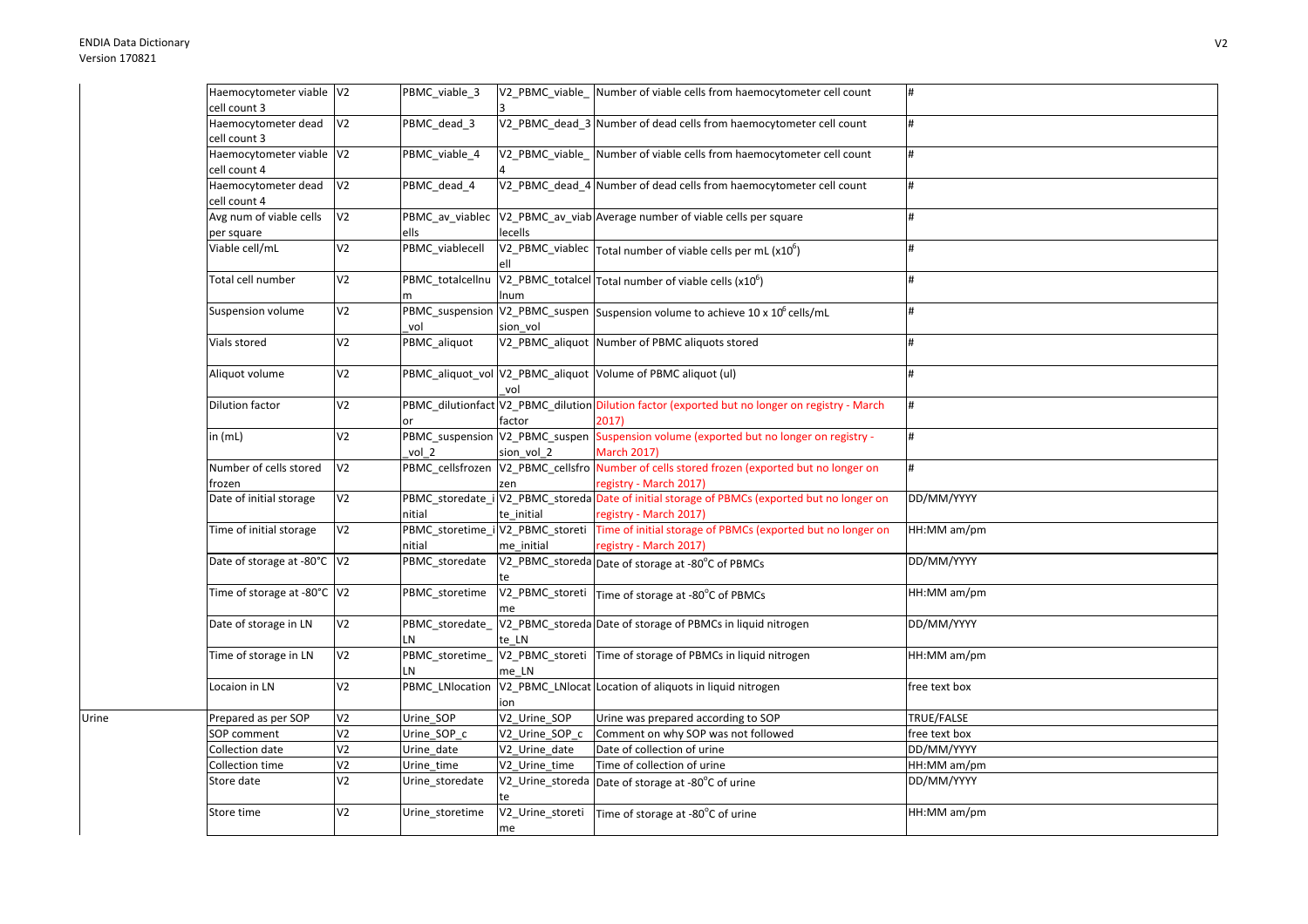| | | | | | | |
|---|---|---|---|---|---|---|
| | Haemocytometer viable cell count 3 | V2 | PBMC_viable_3 | V2_PBMC_viable_3 | Number of viable cells from haemocytometer cell count | # |
| | Haemocytometer dead cell count 3 | V2 | PBMC_dead_3 | V2_PBMC_dead_3 | Number of dead cells from haemocytometer cell count | # |
| | Haemocytometer viable cell count 4 | V2 | PBMC_viable_4 | V2_PBMC_viable_4 | Number of viable cells from haemocytometer cell count | # |
| | Haemocytometer dead cell count 4 | V2 | PBMC_dead_4 | V2_PBMC_dead_4 | Number of dead cells from haemocytometer cell count | # |
| | Avg num of viable cells per square | V2 | PBMC_av_viablecells | V2_PBMC_av_viablecells | Average number of viable cells per square | # |
| | Viable cell/mL | V2 | PBMC_viablecell | V2_PBMC_viablecell | Total number of viable cells per mL ($x10^6$) | # |
| | Total cell number | V2 | PBMC_totalcellnum | V2_PBMC_totalcellnum | Total number of viable cells ($x10^6$) | # |
| | Suspension volume | V2 | PBMC_suspension_vol | V2_PBMC_suspension_vol | Suspension volume to achieve 10 x $10^6$ cells/mL | # |
| | Vials stored | V2 | PBMC_aliquot | V2_PBMC_aliquot | Number of PBMC aliquots stored | # |
| | Aliquot volume | V2 | PBMC_aliquot_vol | V2_PBMC_aliquot_vol | Volume of PBMC aliquot (ul) | # |
| | Dilution factor | V2 | PBMC_dilutionfactor | V2_PBMC_dilutionfactor | Dilution factor (exported but no longer on registry - March 2017) | # |
| | in (mL) | V2 | PBMC_suspension_vol_2 | V2_PBMC_suspension_vol_2 | Suspension volume (exported but no longer on registry - March 2017) | # |
| | Number of cells stored frozen | V2 | PBMC_cellsfrozen | V2_PBMC_cellsfrozen | Number of cells stored frozen (exported but no longer on registry - March 2017) | # |
| | Date of initial storage | V2 | PBMC_storedate_initial | V2_PBMC_storedate_initial | Date of initial storage of PBMCs (exported but no longer on registry - March 2017) | DD/MM/YYYY |
| | Time of initial storage | V2 | PBMC_storetime_initial | V2_PBMC_storetime_initial | Time of initial storage of PBMCs (exported but no longer on registry - March 2017) | HH:MM am/pm |
| | Date of storage at -80°C | V2 | PBMC_storedate | V2_PBMC_storedate | Date of storage at -80°C of PBMCs | DD/MM/YYYY |
| | Time of storage at -80°C | V2 | PBMC_storetime | V2_PBMC_storetime | Time of storage at -80°C of PBMCs | HH:MM am/pm |
| | Date of storage in LN | V2 | PBMC_storedate_LN | V2_PBMC_storedate_LN | Date of storage of PBMCs in liquid nitrogen | DD/MM/YYYY |
| | Time of storage in LN | V2 | PBMC_storetime_LN | V2_PBMC_storetime_LN | Time of storage of PBMCs in liquid nitrogen | HH:MM am/pm |
| | Locaion in LN | V2 | PBMC_LNlocation | V2_PBMC_LNlocation | Location of aliquots in liquid nitrogen | free text box |
| Urine | Prepared as per SOP | V2 | Urine_SOP | V2_Urine_SOP | Urine was prepared according to SOP | TRUE/FALSE |
| | SOP comment | V2 | Urine_SOP_c | V2_Urine_SOP_c | Comment on why SOP was not followed | free text box |
| | Collection date | V2 | Urine_date | V2_Urine_date | Date of collection of urine | DD/MM/YYYY |
| | Collection time | V2 | Urine_time | V2_Urine_time | Time of collection of urine | HH:MM am/pm |
| | Store date | V2 | Urine_storedate | V2_Urine_storedate | Date of storage at -80°C of urine | DD/MM/YYYY |
| | Store time | V2 | Urine_storetime | V2_Urine_storetime | Time of storage at -80°C of urine | HH:MM am/pm |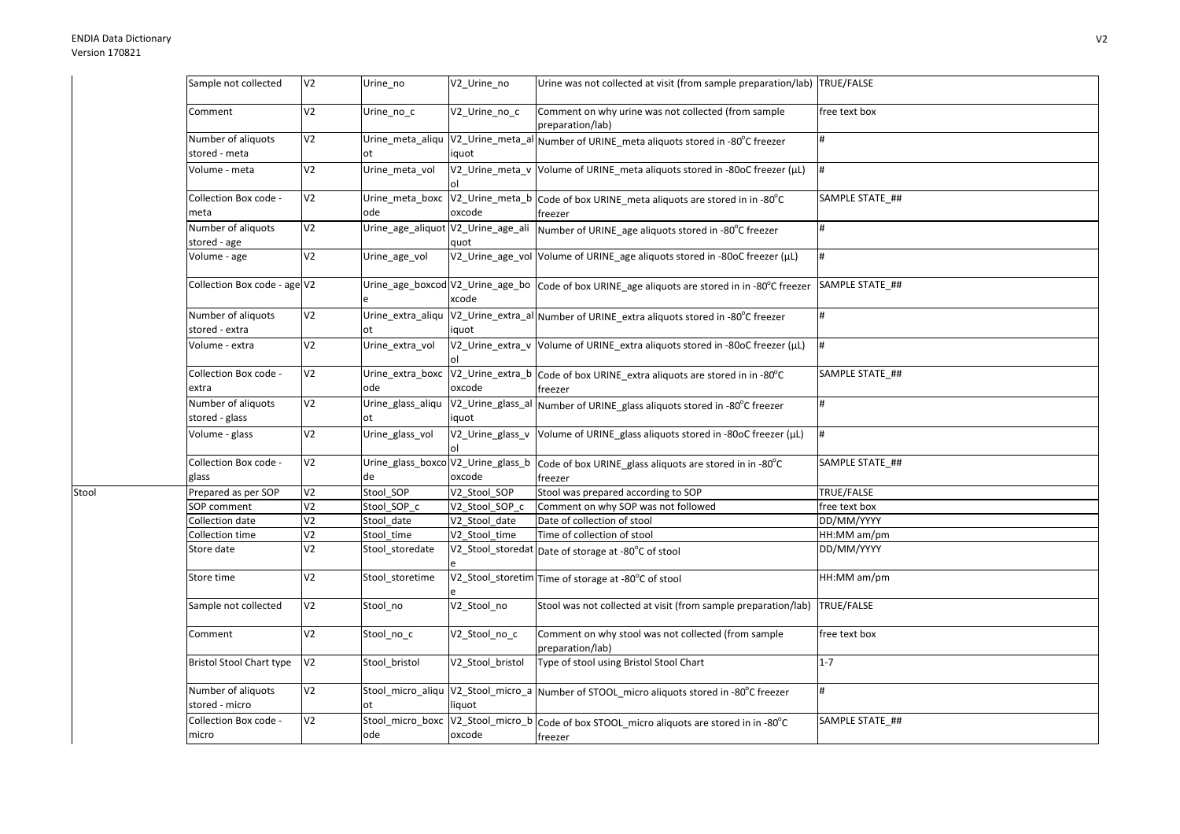| | | | | | |
|---|---|---|---|---|---|
| | Sample not collected | V2 | Urine_no | V2_Urine_no | Urine was not collected at visit (from sample preparation/lab) | TRUE/FALSE |
| | Comment | V2 | Urine_no_c | V2_Urine_no_c | Comment on why urine was not collected (from sample preparation/lab) | free text box |
| | Number of aliquots stored - meta | V2 | Urine_meta_aliquot | V2_Urine_meta_aliquot | Number of URINE_meta aliquots stored in -80°C freezer | # |
| | Volume - meta | V2 | Urine_meta_vol | V2_Urine_meta_vol | Volume of URINE_meta aliquots stored in -80oC freezer (µL) | # |
| | Collection Box code - meta | V2 | Urine_meta_boxcode | V2_Urine_meta_boxcode | Code of box URINE_meta aliquots are stored in in -80°C freezer | SAMPLE STATE_## |
| | Number of aliquots stored - age | V2 | Urine_age_aliquot | V2_Urine_age_aliquot | Number of URINE_age aliquots stored in -80°C freezer | # |
| | Volume - age | V2 | Urine_age_vol | V2_Urine_age_vol | Volume of URINE_age aliquots stored in -80oC freezer (µL) | # |
| | Collection Box code - age | V2 | Urine_age_boxcode | V2_Urine_age_boxcode | Code of box URINE_age aliquots are stored in in -80°C freezer | SAMPLE STATE_## |
| | Number of aliquots stored - extra | V2 | Urine_extra_aliquot | V2_Urine_extra_aliquot | Number of URINE_extra aliquots stored in -80°C freezer | # |
| | Volume - extra | V2 | Urine_extra_vol | V2_Urine_extra_vol | Volume of URINE_extra aliquots stored in -80oC freezer (µL) | # |
| | Collection Box code - extra | V2 | Urine_extra_boxcode | V2_Urine_extra_boxcode | Code of box URINE_extra aliquots are stored in in -80°C freezer | SAMPLE STATE_## |
| | Number of aliquots stored - glass | V2 | Urine_glass_aliquot | V2_Urine_glass_aliquot | Number of URINE_glass aliquots stored in -80°C freezer | # |
| | Volume - glass | V2 | Urine_glass_vol | V2_Urine_glass_vol | Volume of URINE_glass aliquots stored in -80oC freezer (µL) | # |
| | Collection Box code - glass | V2 | Urine_glass_boxcode | V2_Urine_glass_boxcode | Code of box URINE_glass aliquots are stored in in -80°C freezer | SAMPLE STATE_## |
| Stool | Prepared as per SOP | V2 | Stool_SOP | V2_Stool_SOP | Stool was prepared according to SOP | TRUE/FALSE |
| | SOP comment | V2 | Stool_SOP_c | V2_Stool_SOP_c | Comment on why SOP was not followed | free text box |
| | Collection date | V2 | Stool_date | V2_Stool_date | Date of collection of stool | DD/MM/YYYY |
| | Collection time | V2 | Stool_time | V2_Stool_time | Time of collection of stool | HH:MM am/pm |
| | Store date | V2 | Stool_storedate | V2_Stool_storedate | Date of storage at -80°C of stool | DD/MM/YYYY |
| | Store time | V2 | Stool_storetime | V2_Stool_storetime | Time of storage at -80°C of stool | HH:MM am/pm |
| | Sample not collected | V2 | Stool_no | V2_Stool_no | Stool was not collected at visit (from sample preparation/lab) | TRUE/FALSE |
| | Comment | V2 | Stool_no_c | V2_Stool_no_c | Comment on why stool was not collected (from sample preparation/lab) | free text box |
| | Bristol Stool Chart type | V2 | Stool_bristol | V2_Stool_bristol | Type of stool using Bristol Stool Chart | 1-7 |
| | Number of aliquots stored - micro | V2 | Stool_micro_aliquot | V2_Stool_micro_aliquot | Number of STOOL_micro aliquots stored in -80°C freezer | # |
| | Collection Box code - micro | V2 | Stool_micro_boxcode | V2_Stool_micro_boxcode | Code of box STOOL_micro aliquots are stored in in -80°C freezer | SAMPLE STATE_## |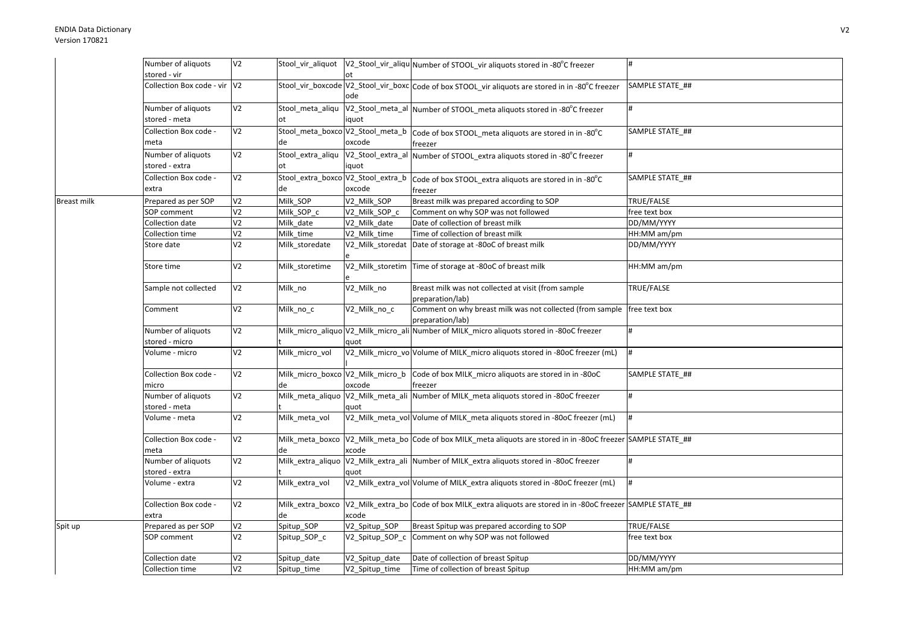| | | | | | | |
|---|---|---|---|---|---|---|
| | Number of aliquots stored - vir | V2 | Stool_vir_aliquot | V2_Stool_vir_aliquot | Number of STOOL_vir aliquots stored in -80°C freezer | # |
| | Collection Box code - vir | V2 | Stool_vir_boxcode | V2_Stool_vir_boxcode | Code of box STOOL_vir aliquots are stored in in -80°C freezer | SAMPLE STATE_## |
| | Number of aliquots stored - meta | V2 | Stool_meta_aliquot | V2_Stool_meta_aliquot | Number of STOOL_meta aliquots stored in -80°C freezer | # |
| | Collection Box code - meta | V2 | Stool_meta_boxcode | V2_Stool_meta_boxcode | Code of box STOOL_meta aliquots are stored in in -80°C freezer | SAMPLE STATE_## |
| | Number of aliquots stored - extra | V2 | Stool_extra_aliquot | V2_Stool_extra_aliquot | Number of STOOL_extra aliquots stored in -80°C freezer | # |
| | Collection Box code - extra | V2 | Stool_extra_boxcode | V2_Stool_extra_boxcode | Code of box STOOL_extra aliquots are stored in in -80°C freezer | SAMPLE STATE_## |
| Breast milk | Prepared as per SOP | V2 | Milk_SOP | V2_Milk_SOP | Breast milk was prepared according to SOP | TRUE/FALSE |
| | SOP comment | V2 | Milk_SOP_c | V2_Milk_SOP_c | Comment on why SOP was not followed | free text box |
| | Collection date | V2 | Milk_date | V2_Milk_date | Date of collection of breast milk | DD/MM/YYYY |
| | Collection time | V2 | Milk_time | V2_Milk_time | Time of collection of breast milk | HH:MM am/pm |
| | Store date | V2 | Milk_storedate | V2_Milk_storedate | Date of storage at -80oC of breast milk | DD/MM/YYYY |
| | Store time | V2 | Milk_storetime | V2_Milk_storetime | Time of storage at -80oC of breast milk | HH:MM am/pm |
| | Sample not collected | V2 | Milk_no | V2_Milk_no | Breast milk was not collected at visit (from sample preparation/lab) | TRUE/FALSE |
| | Comment | V2 | Milk_no_c | V2_Milk_no_c | Comment on why breast milk was not collected (from sample preparation/lab) | free text box |
| | Number of aliquots stored - micro | V2 | Milk_micro_aliquot | V2_Milk_micro_aliquot | Number of MILK_micro aliquots stored in -80oC freezer | # |
| | Volume - micro | V2 | Milk_micro_vol | V2_Milk_micro_vol | Volume of MILK_micro aliquots stored in -80oC freezer (mL) | # |
| | Collection Box code - micro | V2 | Milk_micro_boxcode | V2_Milk_micro_boxcode | Code of box MILK_micro aliquots are stored in in -80oC freezer | SAMPLE STATE_## |
| | Number of aliquots stored - meta | V2 | Milk_meta_aliquot | V2_Milk_meta_aliquot | Number of MILK_meta aliquots stored in -80oC freezer | # |
| | Volume - meta | V2 | Milk_meta_vol | V2_Milk_meta_vol | Volume of MILK_meta aliquots stored in -80oC freezer (mL) | # |
| | Collection Box code - meta | V2 | Milk_meta_boxcode | V2_Milk_meta_boxcode | Code of box MILK_meta aliquots are stored in in -80oC freezer | SAMPLE STATE_## |
| | Number of aliquots stored - extra | V2 | Milk_extra_aliquot | V2_Milk_extra_aliquot | Number of MILK_extra aliquots stored in -80oC freezer | # |
| | Volume - extra | V2 | Milk_extra_vol | V2_Milk_extra_vol | Volume of MILK_extra aliquots stored in -80oC freezer (mL) | # |
| | Collection Box code - extra | V2 | Milk_extra_boxcode | V2_Milk_extra_boxcode | Code of box MILK_extra aliquots are stored in in -80oC freezer | SAMPLE STATE_## |
| Spit up | Prepared as per SOP | V2 | Spitup_SOP | V2_Spitup_SOP | Breast Spitup was prepared according to SOP | TRUE/FALSE |
| | SOP comment | V2 | Spitup_SOP_c | V2_Spitup_SOP_c | Comment on why SOP was not followed | free text box |
| | Collection date | V2 | Spitup_date | V2_Spitup_date | Date of collection of breast Spitup | DD/MM/YYYY |
| | Collection time | V2 | Spitup_time | V2_Spitup_time | Time of collection of breast Spitup | HH:MM am/pm |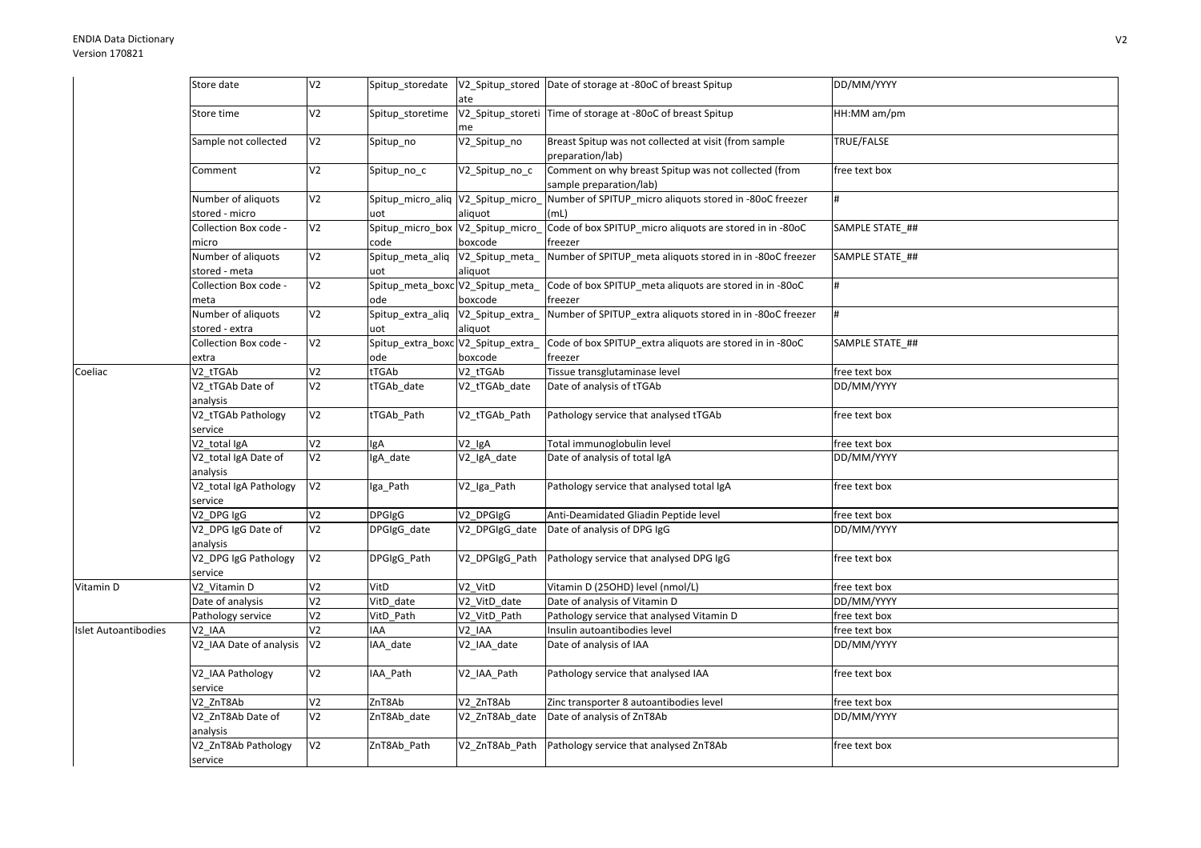| | | | | | | |
|---|---|---|---|---|---|---|
| | Store date | V2 | Spitup_storedate | V2_Spitup_storedate | Date of storage at -80oC of breast Spitup | DD/MM/YYYY |
| | Store time | V2 | Spitup_storetime | V2_Spitup_storetime | Time of storage at -80oC of breast Spitup | HH:MM am/pm |
| | Sample not collected | V2 | Spitup_no | V2_Spitup_no | Breast Spitup was not collected at visit (from sample preparation/lab) | TRUE/FALSE |
| | Comment | V2 | Spitup_no_c | V2_Spitup_no_c | Comment on why breast Spitup was not collected (from sample preparation/lab) | free text box |
| | Number of aliquots stored - micro | V2 | Spitup_micro_aliquot | V2_Spitup_micro_aliquot | Number of SPITUP_micro aliquots stored in -80oC freezer (mL) | # |
| | Collection Box code - micro | V2 | Spitup_micro_boxcode | V2_Spitup_micro_boxcode | Code of box SPITUP_micro aliquots are stored in in -80oC freezer | SAMPLE STATE_## |
| | Number of aliquots stored - meta | V2 | Spitup_meta_aliquot | V2_Spitup_meta_aliquot | Number of SPITUP_meta aliquots stored in -80oC freezer | SAMPLE STATE_## |
| | Collection Box code - meta | V2 | Spitup_meta_boxcode | V2_Spitup_meta_boxcode | Code of box SPITUP_meta aliquots are stored in in -80oC freezer | # |
| | Number of aliquots stored - extra | V2 | Spitup_extra_aliquot | V2_Spitup_extra_aliquot | Number of SPITUP_extra aliquots stored in -80oC freezer | # |
| | Collection Box code - extra | V2 | Spitup_extra_boxcode | V2_Spitup_extra_boxcode | Code of box SPITUP_extra aliquots are stored in in -80oC freezer | SAMPLE STATE_## |
| Coeliac | V2_tTGAb | V2 | tTGAb | V2_tTGAb | Tissue transglutaminase level | free text box |
| | V2_tTGAb Date of analysis | V2 | tTGAb_date | V2_tTGAb_date | Date of analysis of tTGAb | DD/MM/YYYY |
| | V2_tTGAb Pathology service | V2 | tTGAb_Path | V2_tTGAb_Path | Pathology service that analysed tTGAb | free text box |
| | V2_total IgA | V2 | IgA | V2_IgA | Total immunoglobulin level | free text box |
| | V2_total IgA Date of analysis | V2 | IgA_date | V2_IgA_date | Date of analysis of total IgA | DD/MM/YYYY |
| | V2_total IgA Pathology service | V2 | Iga_Path | V2_Iga_Path | Pathology service that analysed total IgA | free text box |
| | V2_DPG IgG | V2 | DPGIgG | V2_DPGIgG | Anti-Deamidated Gliadin Peptide level | free text box |
| | V2_DPG IgG Date of analysis | V2 | DPGIgG_date | V2_DPGIgG_date | Date of analysis of DPG IgG | DD/MM/YYYY |
| | V2_DPG IgG Pathology service | V2 | DPGIgG_Path | V2_DPGIgG_Path | Pathology service that analysed DPG IgG | free text box |
| Vitamin D | V2_Vitamin D | V2 | VitD | V2_VitD | Vitamin D (25OHD) level (nmol/L) | free text box |
| | Date of analysis | V2 | VitD_date | V2_VitD_date | Date of analysis of Vitamin D | DD/MM/YYYY |
| | Pathology service | V2 | VitD_Path | V2_VitD_Path | Pathology service that analysed Vitamin D | free text box |
| Islet Autoantibodies | V2_IAA | V2 | IAA | V2_IAA | Insulin autoantibodies level | free text box |
| | V2_IAA Date of analysis | V2 | IAA_date | V2_IAA_date | Date of analysis of IAA | DD/MM/YYYY |
| | V2_IAA Pathology service | V2 | IAA_Path | V2_IAA_Path | Pathology service that analysed IAA | free text box |
| | V2_ZnT8Ab | V2 | ZnT8Ab | V2_ZnT8Ab | Zinc transporter 8 autoantibodies level | free text box |
| | V2_ZnT8Ab Date of analysis | V2 | ZnT8Ab_date | V2_ZnT8Ab_date | Date of analysis of ZnT8Ab | DD/MM/YYYY |
| | V2_ZnT8Ab Pathology service | V2 | ZnT8Ab_Path | V2_ZnT8Ab_Path | Pathology service that analysed ZnT8Ab | free text box |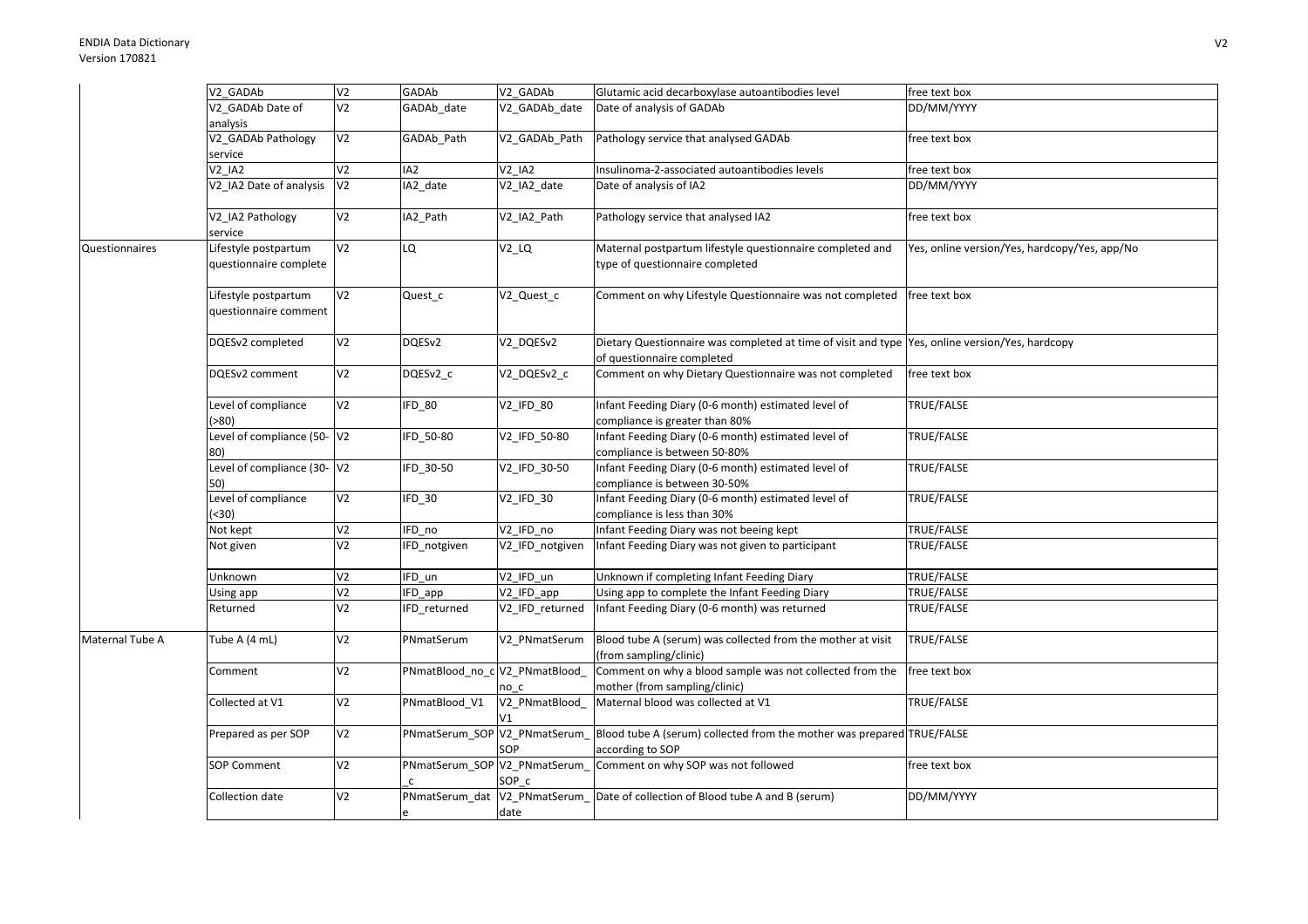| | | | | | | |
|---|---|---|---|---|---|---|
| | V2_GADAb | V2 | GADAb | V2_GADAb | Glutamic acid decarboxylase autoantibodies level | free text box |
| | V2_GADAb Date of analysis | V2 | GADAb_date | V2_GADAb_date | Date of analysis of GADAb | DD/MM/YYYY |
| | V2_GADAb Pathology service | V2 | GADAb_Path | V2_GADAb_Path | Pathology service that analysed GADAb | free text box |
| | V2_IA2 | V2 | IA2 | V2_IA2 | Insulinoma-2-associated autoantibodies levels | free text box |
| | V2_IA2 Date of analysis | V2 | IA2_date | V2_IA2_date | Date of analysis of IA2 | DD/MM/YYYY |
| | V2_IA2 Pathology service | V2 | IA2_Path | V2_IA2_Path | Pathology service that analysed IA2 | free text box |
| Questionnaires | Lifestyle postpartum questionnaire complete | V2 | LQ | V2_LQ | Maternal postpartum lifestyle questionnaire completed and type of questionnaire completed | Yes, online version/Yes, hardcopy/Yes, app/No |
| | Lifestyle postpartum questionnaire comment | V2 | Quest_c | V2_Quest_c | Comment on why Lifestyle Questionnaire was not completed | free text box |
| | DQESv2 completed | V2 | DQESv2 | V2_DQESv2 | Dietary Questionnaire was completed at time of visit and type of questionnaire completed | Yes, online version/Yes, hardcopy |
| | DQESv2 comment | V2 | DQESv2_c | V2_DQESv2_c | Comment on why Dietary Questionnaire was not completed | free text box |
| | Level of compliance (>80) | V2 | IFD_80 | V2_IFD_80 | Infant Feeding Diary (0-6 month) estimated level of compliance is greater than 80% | TRUE/FALSE |
| | Level of compliance (50-80) | V2 | IFD_50-80 | V2_IFD_50-80 | Infant Feeding Diary (0-6 month) estimated level of compliance is between 50-80% | TRUE/FALSE |
| | Level of compliance (30-50) | V2 | IFD_30-50 | V2_IFD_30-50 | Infant Feeding Diary (0-6 month) estimated level of compliance is between 30-50% | TRUE/FALSE |
| | Level of compliance (<30) | V2 | IFD_30 | V2_IFD_30 | Infant Feeding Diary (0-6 month) estimated level of compliance is less than 30% | TRUE/FALSE |
| | Not kept | V2 | IFD_no | V2_IFD_no | Infant Feeding Diary was not beeing kept | TRUE/FALSE |
| | Not given | V2 | IFD_notgiven | V2_IFD_notgiven | Infant Feeding Diary was not given to participant | TRUE/FALSE |
| | Unknown | V2 | IFD_un | V2_IFD_un | Unknown if completing Infant Feeding Diary | TRUE/FALSE |
| | Using app | V2 | IFD_app | V2_IFD_app | Using app to complete the Infant Feeding Diary | TRUE/FALSE |
| | Returned | V2 | IFD_returned | V2_IFD_returned | Infant Feeding Diary (0-6 month) was returned | TRUE/FALSE |
| Maternal Tube A | Tube A (4 mL) | V2 | PNmatSerum | V2_PNmatSerum | Blood tube A (serum) was collected from the mother at visit (from sampling/clinic) | TRUE/FALSE |
| | Comment | V2 | PNmatBlood_no_c | V2_PNmatBlood_no_c | Comment on why a blood sample was not collected from the mother (from sampling/clinic) | free text box |
| | Collected at V1 | V2 | PNmatBlood_V1 | V2_PNmatBlood_V1 | Maternal blood was collected at V1 | TRUE/FALSE |
| | Prepared as per SOP | V2 | PNmatSerum_SOP | V2_PNmatSerum_SOP | Blood tube A (serum) collected from the mother was prepared according to SOP | TRUE/FALSE |
| | SOP Comment | V2 | PNmatSerum_SOP_c | V2_PNmatSerum_SOP_c | Comment on why SOP was not followed | free text box |
| | Collection date | V2 | PNmatSerum_date | V2_PNmatSerum_date | Date of collection of Blood tube A and B (serum) | DD/MM/YYYY |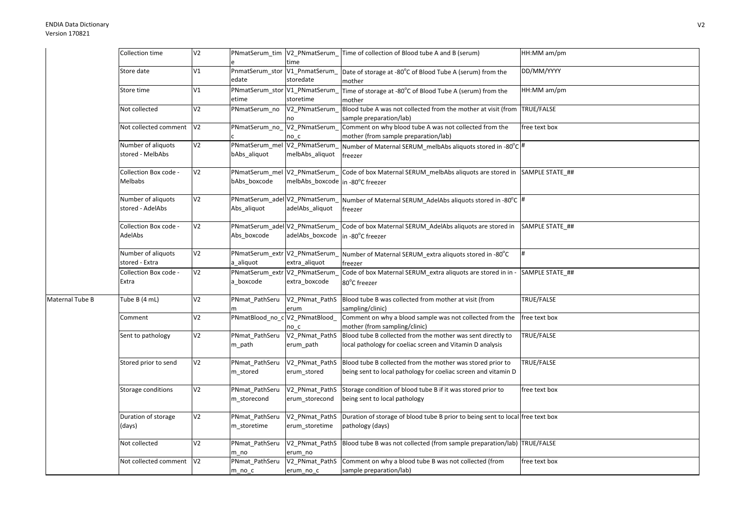| | | | | | | |
|---|---|---|---|---|---|---|
| | Collection time | V2 | PNmatSerum_time | V2_PNmatSerum_time | Time of collection of Blood tube A and B (serum) | HH:MM am/pm |
| | Store date | V1 | PnmatSerum_storedate | V1_PnmatSerum_storedate | Date of storage at -80°C of Blood Tube A (serum) from the mother | DD/MM/YYYY |
| | Store time | V1 | PNmatSerum_storetime | V1_PNmatSerum_storetime | Time of storage at -80°C of Blood Tube A (serum) from the mother | HH:MM am/pm |
| | Not collected | V2 | PNmatSerum_no | V2_PNmatSerum_no | Blood tube A was not collected from the mother at visit (from sample preparation/lab) | TRUE/FALSE |
| | Not collected comment | V2 | PNmatSerum_no_c | V2_PNmatSerum_no_c | Comment on why blood tube A was not collected from the mother (from sample preparation/lab) | free text box |
| | Number of aliquots stored - MelbAbs | V2 | PNmatSerum_melbAbs_aliquot | V2_PNmatSerum_melbAbs_aliquot | Number of Maternal SERUM_melbAbs aliquots stored in -80°C freezer | # |
| | Collection Box code - Melbabs | V2 | PNmatSerum_melbAbs_boxcode | V2_PNmatSerum_melbAbs_boxcode | Code of box Maternal SERUM_melbAbs aliquots are stored in in -80°C freezer | SAMPLE STATE_## |
| | Number of aliquots stored - AdelAbs | V2 | PNmatSerum_adelAbs_aliquot | V2_PNmatSerum_adelAbs_aliquot | Number of Maternal SERUM_AdelAbs aliquots stored in -80°C freezer | # |
| | Collection Box code - AdelAbs | V2 | PNmatSerum_adelAbs_boxcode | V2_PNmatSerum_adelAbs_boxcode | Code of box Maternal SERUM_AdelAbs aliquots are stored in in -80°C freezer | SAMPLE STATE_## |
| | Number of aliquots stored - Extra | V2 | PNmatSerum_extra_aliquot | V2_PNmatSerum_extra_aliquot | Number of Maternal SERUM_extra aliquots stored in -80°C freezer | # |
| | Collection Box code - Extra | V2 | PNmatSerum_extra_boxcode | V2_PNmatSerum_extra_boxcode | Code of box Maternal SERUM_extra aliquots are stored in in -80°C freezer | SAMPLE STATE_## |
| Maternal Tube B | Tube B (4 mL) | V2 | PNmat_PathSerum | V2_PNmat_PathSerum | Blood tube B was collected from mother at visit (from sampling/clinic) | TRUE/FALSE |
| | Comment | V2 | PNmatBlood_no_c | V2_PNmatBlood_no_c | Comment on why a blood sample was not collected from the mother (from sampling/clinic) | free text box |
| | Sent to pathology | V2 | PNmat_PathSerum_path | V2_PNmat_PathSerum_path | Blood tube B collected from the mother was sent directly to local pathology for coeliac screen and Vitamin D analysis | TRUE/FALSE |
| | Stored prior to send | V2 | PNmat_PathSerum_stored | V2_PNmat_PathSerum_stored | Blood tube B collected from the mother was stored prior to being sent to local pathology for coeliac screen and vitamin D | TRUE/FALSE |
| | Storage conditions | V2 | PNmat_PathSerum_storecond | V2_PNmat_PathSerum_storecond | Storage condition of blood tube B if it was stored prior to being sent to local pathology | free text box |
| | Duration of storage (days) | V2 | PNmat_PathSerum_storetime | V2_PNmat_PathSerum_storetime | Duration of storage of blood tube B prior to being sent to local pathology (days) | free text box |
| | Not collected | V2 | PNmat_PathSerum_no | V2_PNmat_PathSerum_no | Blood tube B was not collected (from sample preparation/lab) | TRUE/FALSE |
| | Not collected comment | V2 | PNmat_PathSerum_no_c | V2_PNmat_PathSerum_no_c | Comment on why a blood tube B was not collected (from sample preparation/lab) | free text box |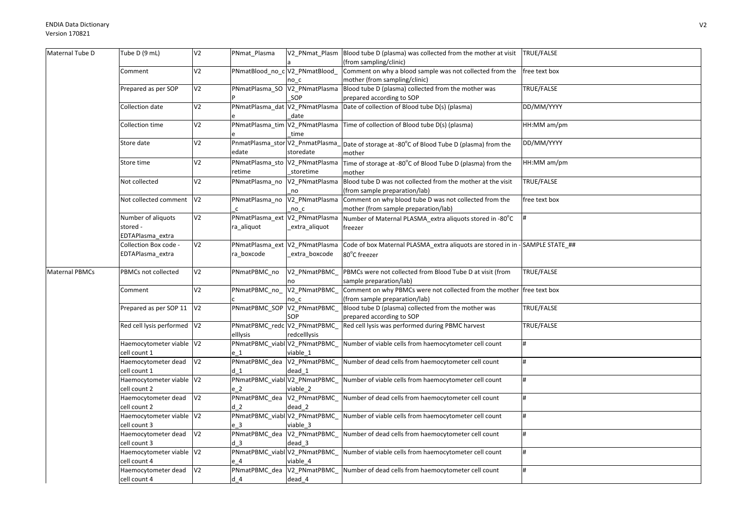| Maternal Tube D | Tube D (9 mL) | V2 | PNmat_Plasma | V2_PNmat_Plasma | Blood tube D (plasma) was collected from the mother at visit (from sampling/clinic) | TRUE/FALSE |
|---|---|---|---|---|---|---|
| | Comment | V2 | PNmatBlood_no_c | V2_PNmatBlood_no_c | Comment on why a blood sample was not collected from the mother (from sampling/clinic) | free text box |
| | Prepared as per SOP | V2 | PNmatPlasma_SOP | V2_PNmatPlasma_SOP | Blood tube D (plasma) collected from the mother was prepared according to SOP | TRUE/FALSE |
| | Collection date | V2 | PNmatPlasma_date | V2_PNmatPlasma_date | Date of collection of Blood tube D(s) (plasma) | DD/MM/YYYY |
| | Collection time | V2 | PNmatPlasma_time | V2_PNmatPlasma_time | Time of collection of Blood tube D(s) (plasma) | HH:MM am/pm |
| | Store date | V2 | PnmatPlasma_storedate | V2_PnmatPlasma_storedate | Date of storage at -80°C of Blood Tube D (plasma) from the mother | DD/MM/YYYY |
| | Store time | V2 | PNmatPlasma_storetime | V2_PNmatPlasma_storetime | Time of storage at -80°C of Blood Tube D (plasma) from the mother | HH:MM am/pm |
| | Not collected | V2 | PNmatPlasma_no | V2_PNmatPlasma_no | Blood tube D was not collected from the mother at the visit (from sample preparation/lab) | TRUE/FALSE |
| | Not collected comment | V2 | PNmatPlasma_no_c | V2_PNmatPlasma_no_c | Comment on why blood tube D was not collected from the mother (from sample preparation/lab) | free text box |
| | Number of aliquots stored - EDTAPlasma_extra | V2 | PNmatPlasma_extra_aliquot | V2_PNmatPlasma_extra_aliquot | Number of Maternal PLASMA_extra aliquots stored in -80°C freezer | # |
| | Collection Box code - EDTAPlasma_extra | V2 | PNmatPlasma_extra_boxcode | V2_PNmatPlasma_extra_boxcode | Code of box Maternal PLASMA_extra aliquots are stored in in -80°C freezer | SAMPLE STATE_## |
| Maternal PBMCs | PBMCs not collected | V2 | PNmatPBMC_no | V2_PNmatPBMC_no | PBMCs were not collected from Blood Tube D at visit (from sample preparation/lab) | TRUE/FALSE |
| | Comment | V2 | PNmatPBMC_no_c | V2_PNmatPBMC_no_c | Comment on why PBMCs were not collected from the mother (from sample preparation/lab) | free text box |
| | Prepared as per SOP 11 | V2 | PNmatPBMC_SOP | V2_PNmatPBMC_SOP | Blood tube D (plasma) collected from the mother was prepared according to SOP | TRUE/FALSE |
| | Red cell lysis performed | V2 | PNmatPBMC_redcelllysis | V2_PNmatPBMC_redcelllysis | Red cell lysis was performed during PBMC harvest | TRUE/FALSE |
| | Haemocytometer viable cell count 1 | V2 | PNmatPBMC_viable_1 | V2_PNmatPBMC_viable_1 | Number of viable cells from haemocytometer cell count | # |
| | Haemocytometer dead cell count 1 | V2 | PNmatPBMC_dead_1 | V2_PNmatPBMC_dead_1 | Number of dead cells from haemocytometer cell count | # |
| | Haemocytometer viable cell count 2 | V2 | PNmatPBMC_viable_2 | V2_PNmatPBMC_viable_2 | Number of viable cells from haemocytometer cell count | # |
| | Haemocytometer dead cell count 2 | V2 | PNmatPBMC_dead_2 | V2_PNmatPBMC_dead_2 | Number of dead cells from haemocytometer cell count | # |
| | Haemocytometer viable cell count 3 | V2 | PNmatPBMC_viable_3 | V2_PNmatPBMC_viable_3 | Number of viable cells from haemocytometer cell count | # |
| | Haemocytometer dead cell count 3 | V2 | PNmatPBMC_dead_3 | V2_PNmatPBMC_dead_3 | Number of dead cells from haemocytometer cell count | # |
| | Haemocytometer viable cell count 4 | V2 | PNmatPBMC_viable_4 | V2_PNmatPBMC_viable_4 | Number of viable cells from haemocytometer cell count | # |
| | Haemocytometer dead cell count 4 | V2 | PNmatPBMC_dead_4 | V2_PNmatPBMC_dead_4 | Number of dead cells from haemocytometer cell count | # |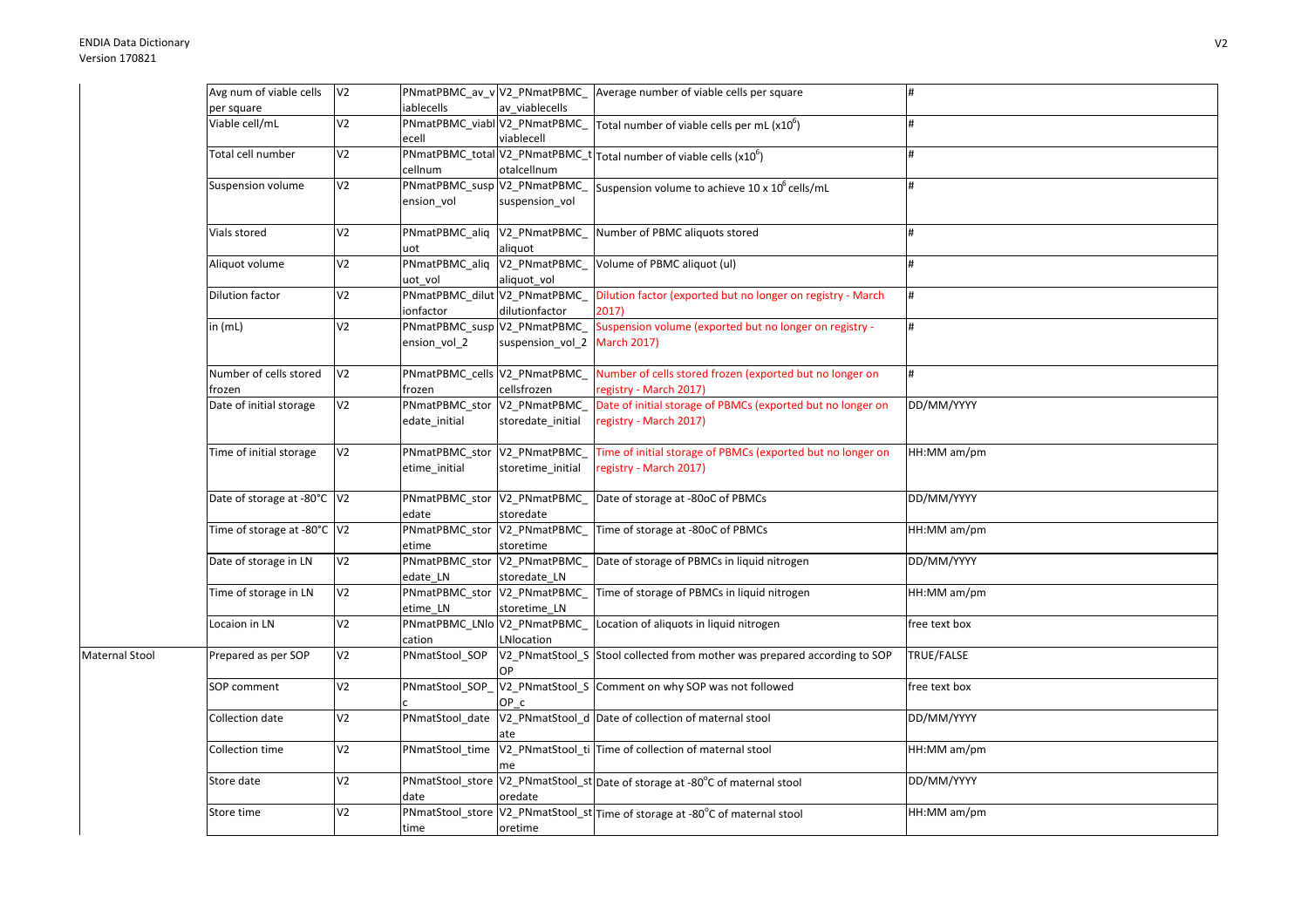| | | | | | | |
|---|---|---|---|---|---|---|
| | Avg num of viable cells per square | V2 | PNmatPBMC_av_viablecells | V2_PNmatPBMC_av_viablecells | Average number of viable cells per square | # |
| | Viable cell/mL | V2 | PNmatPBMC_viablecell | V2_PNmatPBMC_viablecell | Total number of viable cells per mL ($x10^6$) | # |
| | Total cell number | V2 | PNmatPBMC_totalcellnum | V2_PNmatPBMC_totalcellnum | Total number of viable cells ($x10^6$) | # |
| | Suspension volume | V2 | PNmatPBMC_suspension_vol | V2_PNmatPBMC_suspension_vol | Suspension volume to achieve 10 x $10^6$ cells/mL | # |
| | Vials stored | V2 | PNmatPBMC_aliquot | V2_PNmatPBMC_aliquot | Number of PBMC aliquots stored | # |
| | Aliquot volume | V2 | PNmatPBMC_aliquot_vol | V2_PNmatPBMC_aliquot_vol | Volume of PBMC aliquot (ul) | # |
| | Dilution factor | V2 | PNmatPBMC_dilutionfactor | V2_PNmatPBMC_dilutionfactor | Dilution factor (exported but no longer on registry - March 2017) | # |
| | in (mL) | V2 | PNmatPBMC_suspension_vol_2 | V2_PNmatPBMC_suspension_vol_2 | Suspension volume (exported but no longer on registry - March 2017) | # |
| | Number of cells stored frozen | V2 | PNmatPBMC_cellsfrozen | V2_PNmatPBMC_cellsfrozen | Number of cells stored frozen (exported but no longer on registry - March 2017) | # |
| | Date of initial storage | V2 | PNmatPBMC_storedate_initial | V2_PNmatPBMC_storedate_initial | Date of initial storage of PBMCs (exported but no longer on registry - March 2017) | DD/MM/YYYY |
| | Time of initial storage | V2 | PNmatPBMC_storetime_initial | V2_PNmatPBMC_storetime_initial | Time of initial storage of PBMCs (exported but no longer on registry - March 2017) | HH:MM am/pm |
| | Date of storage at -80°C | V2 | PNmatPBMC_storedate | V2_PNmatPBMC_storedate | Date of storage at -80oC of PBMCs | DD/MM/YYYY |
| | Time of storage at -80°C | V2 | PNmatPBMC_storetime | V2_PNmatPBMC_storetime | Time of storage at -80oC of PBMCs | HH:MM am/pm |
| | Date of storage in LN | V2 | PNmatPBMC_storedate_LN | V2_PNmatPBMC_storedate_LN | Date of storage of PBMCs in liquid nitrogen | DD/MM/YYYY |
| | Time of storage in LN | V2 | PNmatPBMC_storetime_LN | V2_PNmatPBMC_storetime_LN | Time of storage of PBMCs in liquid nitrogen | HH:MM am/pm |
| | Locaion in LN | V2 | PNmatPBMC_LNlocation | V2_PNmatPBMC_LNlocation | Location of aliquots in liquid nitrogen | free text box |
| Maternal Stool | Prepared as per SOP | V2 | PNmatStool_SOP | V2_PNmatStool_SOP | Stool collected from mother was prepared according to SOP | TRUE/FALSE |
| | SOP comment | V2 | PNmatStool_SOP_c | V2_PNmatStool_SOP_c | Comment on why SOP was not followed | free text box |
| | Collection date | V2 | PNmatStool_date | V2_PNmatStool_date | Date of collection of maternal stool | DD/MM/YYYY |
| | Collection time | V2 | PNmatStool_time | V2_PNmatStool_time | Time of collection of maternal stool | HH:MM am/pm |
| | Store date | V2 | PNmatStool_storedate | V2_PNmatStool_storedate | Date of storage at -80°C of maternal stool | DD/MM/YYYY |
| | Store time | V2 | PNmatStool_storetime | V2_PNmatStool_storetime | Time of storage at -80°C of maternal stool | HH:MM am/pm |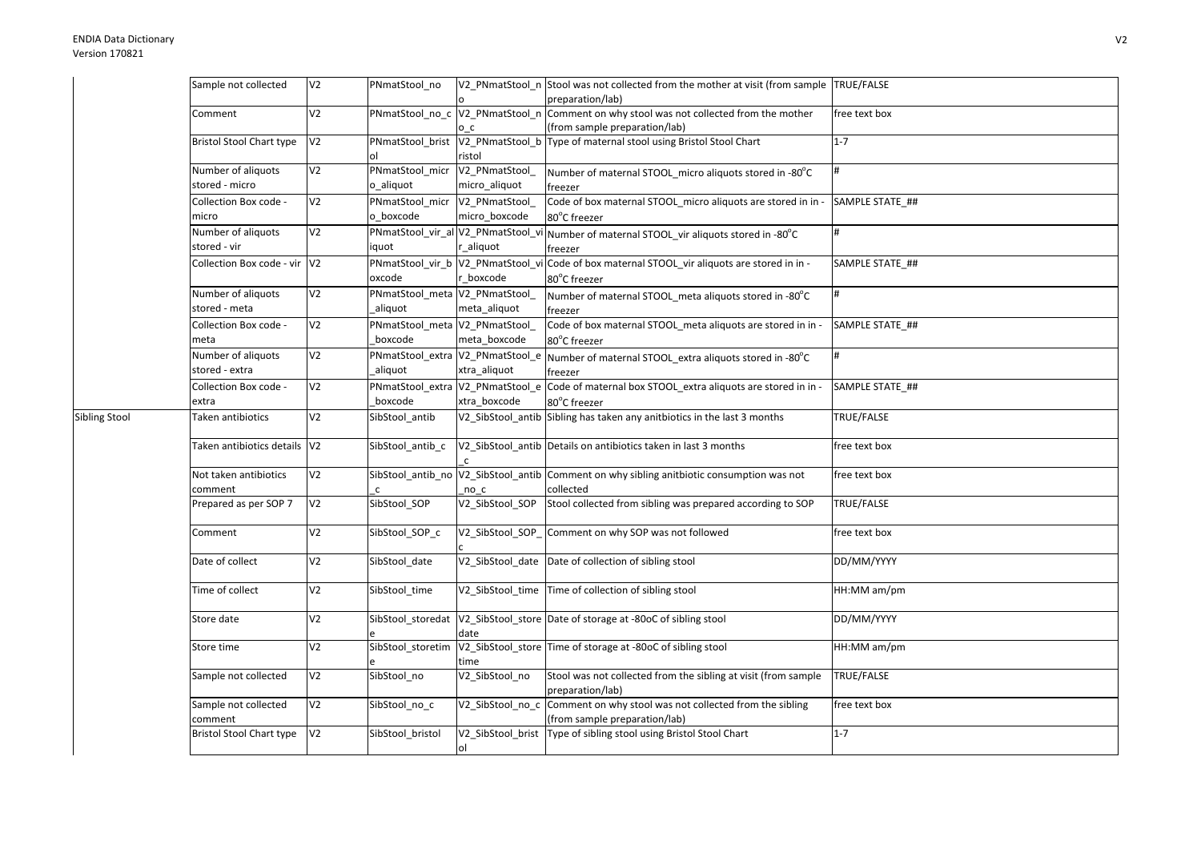| | | | | | | |
|---|---|---|---|---|---|---|
| | Sample not collected | V2 | PNmatStool_no | V2_PNmatStool_no | Stool was not collected from the mother at visit (from sample preparation/lab) | TRUE/FALSE |
| | Comment | V2 | PNmatStool_no_c | V2_PNmatStool_no_c | Comment on why stool was not collected from the mother (from sample preparation/lab) | free text box |
| | Bristol Stool Chart type | V2 | PNmatStool_bristol | V2_PNmatStool_bristol | Type of maternal stool using Bristol Stool Chart | 1-7 |
| | Number of aliquots stored - micro | V2 | PNmatStool_micro_aliquot | V2_PNmatStool_micro_aliquot | Number of maternal STOOL_micro aliquots stored in -80°C freezer | # |
| | Collection Box code - micro | V2 | PNmatStool_micro_boxcode | V2_PNmatStool_micro_boxcode | Code of box maternal STOOL_micro aliquots are stored in in -80°C freezer | SAMPLE STATE_## |
| | Number of aliquots stored - vir | V2 | PNmatStool_vir_aliquot | V2_PNmatStool_vir_aliquot | Number of maternal STOOL_vir aliquots stored in -80°C freezer | # |
| | Collection Box code - vir | V2 | PNmatStool_vir_boxcode | V2_PNmatStool_vir_boxcode | Code of box maternal STOOL_vir aliquots are stored in in -80°C freezer | SAMPLE STATE_## |
| | Number of aliquots stored - meta | V2 | PNmatStool_meta_aliquot | V2_PNmatStool_meta_aliquot | Number of maternal STOOL_meta aliquots stored in -80°C freezer | # |
| | Collection Box code - meta | V2 | PNmatStool_meta_boxcode | V2_PNmatStool_meta_boxcode | Code of box maternal STOOL_meta aliquots are stored in in -80°C freezer | SAMPLE STATE_## |
| | Number of aliquots stored - extra | V2 | PNmatStool_extra_aliquot | V2_PNmatStool_extra_aliquot | Number of maternal STOOL_extra aliquots stored in -80°C freezer | # |
| | Collection Box code - extra | V2 | PNmatStool_extra_boxcode | V2_PNmatStool_extra_boxcode | Code of maternal box STOOL_extra aliquots are stored in in -80°C freezer | SAMPLE STATE_## |
| Sibling Stool | Taken antibiotics | V2 | SibStool_antib | V2_SibStool_antib | Sibling has taken any anitbiotics in the last 3 months | TRUE/FALSE |
| | Taken antibiotics details | V2 | SibStool_antib_c | V2_SibStool_antib_c | Details on antibiotics taken in last 3 months | free text box |
| | Not taken antibiotics comment | V2 | SibStool_antib_no_c | V2_SibStool_antib_no_c | Comment on why sibling anitbiotic consumption was not collected | free text box |
| | Prepared as per SOP 7 | V2 | SibStool_SOP | V2_SibStool_SOP | Stool collected from sibling was prepared according to SOP | TRUE/FALSE |
| | Comment | V2 | SibStool_SOP_c | V2_SibStool_SOP_c | Comment on why SOP was not followed | free text box |
| | Date of collect | V2 | SibStool_date | V2_SibStool_date | Date of collection of sibling stool | DD/MM/YYYY |
| | Time of collect | V2 | SibStool_time | V2_SibStool_time | Time of collection of sibling stool | HH:MM am/pm |
| | Store date | V2 | SibStool_storedate | V2_SibStool_storedate | Date of storage at -80oC of sibling stool | DD/MM/YYYY |
| | Store time | V2 | SibStool_storetime | V2_SibStool_storetime | Time of storage at -80oC of sibling stool | HH:MM am/pm |
| | Sample not collected | V2 | SibStool_no | V2_SibStool_no | Stool was not collected from the sibling at visit (from sample preparation/lab) | TRUE/FALSE |
| | Sample not collected comment | V2 | SibStool_no_c | V2_SibStool_no_c | Comment on why stool was not collected from the sibling (from sample preparation/lab) | free text box |
| | Bristol Stool Chart type | V2 | SibStool_bristol | V2_SibStool_bristol | Type of sibling stool using Bristol Stool Chart | 1-7 |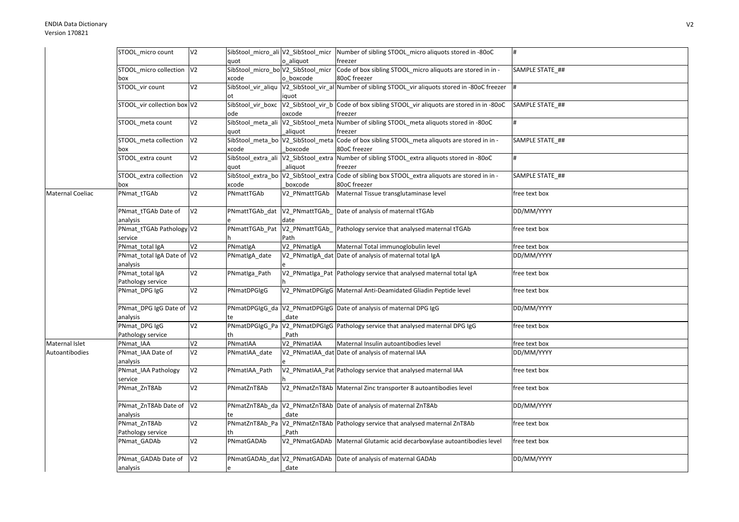| | | | | | | |
|---|---|---|---|---|---|---|
| | STOOL_micro count | V2 | SibStool_micro_aliquot | V2_SibStool_micro_aliquot | Number of sibling STOOL_micro aliquots stored in -80oC freezer | # |
| | STOOL_micro collection box | V2 | SibStool_micro_boxcode | V2_SibStool_micro_boxcode | Code of box sibling STOOL_micro aliquots are stored in in -80oC freezer | SAMPLE STATE_## |
| | STOOL_vir count | V2 | SibStool_vir_aliquot | V2_SibStool_vir_aliquot | Number of sibling STOOL_vir aliquots stored in -80oC freezer | # |
| | STOOL_vir collection box | V2 | SibStool_vir_boxcode | V2_SibStool_vir_boxcode | Code of box sibling STOOL_vir aliquots are stored in in -80oC freezer | SAMPLE STATE_## |
| | STOOL_meta count | V2 | SibStool_meta_aliquot | V2_SibStool_meta_aliquot | Number of sibling STOOL_meta aliquots stored in -80oC freezer | # |
| | STOOL_meta collection box | V2 | SibStool_meta_boxcode | V2_SibStool_meta_boxcode | Code of box sibling STOOL_meta aliquots are stored in in -80oC freezer | SAMPLE STATE_## |
| | STOOL_extra count | V2 | SibStool_extra_aliquot | V2_SibStool_extra_aliquot | Number of sibling STOOL_extra aliquots stored in -80oC freezer | # |
| | STOOL_extra collection box | V2 | SibStool_extra_boxcode | V2_SibStool_extra_boxcode | Code of sibling box STOOL_extra aliquots are stored in in -80oC freezer | SAMPLE STATE_## |
| Maternal Coeliac | PNmat_tTGAb | V2 | PNmattTGAb | V2_PNmattTGAb | Maternal Tissue transglutaminase level | free text box |
| | PNmat_tTGAb Date of analysis | V2 | PNmattTGAb_date | V2_PNmattTGAb_date | Date of analysis of maternal tTGAb | DD/MM/YYYY |
| | PNmat_tTGAb Pathology service | V2 | PNmattTGAb_Path | V2_PNmattTGAb_Path | Pathology service that analysed maternal tTGAb | free text box |
| | PNmat_total IgA | V2 | PNmatIgA | V2_PNmatIgA | Maternal Total immunoglobulin level | free text box |
| | PNmat_total IgA Date of analysis | V2 | PNmatIgA_date | V2_PNmatIgA_date | Date of analysis of maternal total IgA | DD/MM/YYYY |
| | PNmat_total IgA Pathology service | V2 | PNmatIga_Path | V2_PNmatIga_Path | Pathology service that analysed maternal total IgA | free text box |
| | PNmat_DPG IgG | V2 | PNmatDPGIgG | V2_PNmatDPGIgG | Maternal Anti-Deamidated Gliadin Peptide level | free text box |
| | PNmat_DPG IgG Date of analysis | V2 | PNmatDPGIgG_date | V2_PNmatDPGIgG_date | Date of analysis of maternal DPG IgG | DD/MM/YYYY |
| | PNmat_DPG IgG Pathology service | V2 | PNmatDPGIgG_Path | V2_PNmatDPGIgG_Path | Pathology service that analysed maternal DPG IgG | free text box |
| Maternal Islet Autoantibodies | PNmat_IAA | V2 | PNmatIAA | V2_PNmatIAA | Maternal Insulin autoantibodies level | free text box |
| | PNmat_IAA Date of analysis | V2 | PNmatIAA_date | V2_PNmatIAA_date | Date of analysis of maternal IAA | DD/MM/YYYY |
| | PNmat_IAA Pathology service | V2 | PNmatIAA_Path | V2_PNmatIAA_Path | Pathology service that analysed maternal IAA | free text box |
| | PNmat_ZnT8Ab | V2 | PNmatZnT8Ab | V2_PNmatZnT8Ab | Maternal Zinc transporter 8 autoantibodies level | free text box |
| | PNmat_ZnT8Ab Date of analysis | V2 | PNmatZnT8Ab_date | V2_PNmatZnT8Ab_date | Date of analysis of maternal ZnT8Ab | DD/MM/YYYY |
| | PNmat_ZnT8Ab Pathology service | V2 | PNmatZnT8Ab_Path | V2_PNmatZnT8Ab_Path | Pathology service that analysed maternal ZnT8Ab | free text box |
| | PNmat_GADAb | V2 | PNmatGADAb | V2_PNmatGADAb | Maternal Glutamic acid decarboxylase autoantibodies level | free text box |
| | PNmat_GADAb Date of analysis | V2 | PNmatGADAb_date | V2_PNmatGADAb_date | Date of analysis of maternal GADAb | DD/MM/YYYY |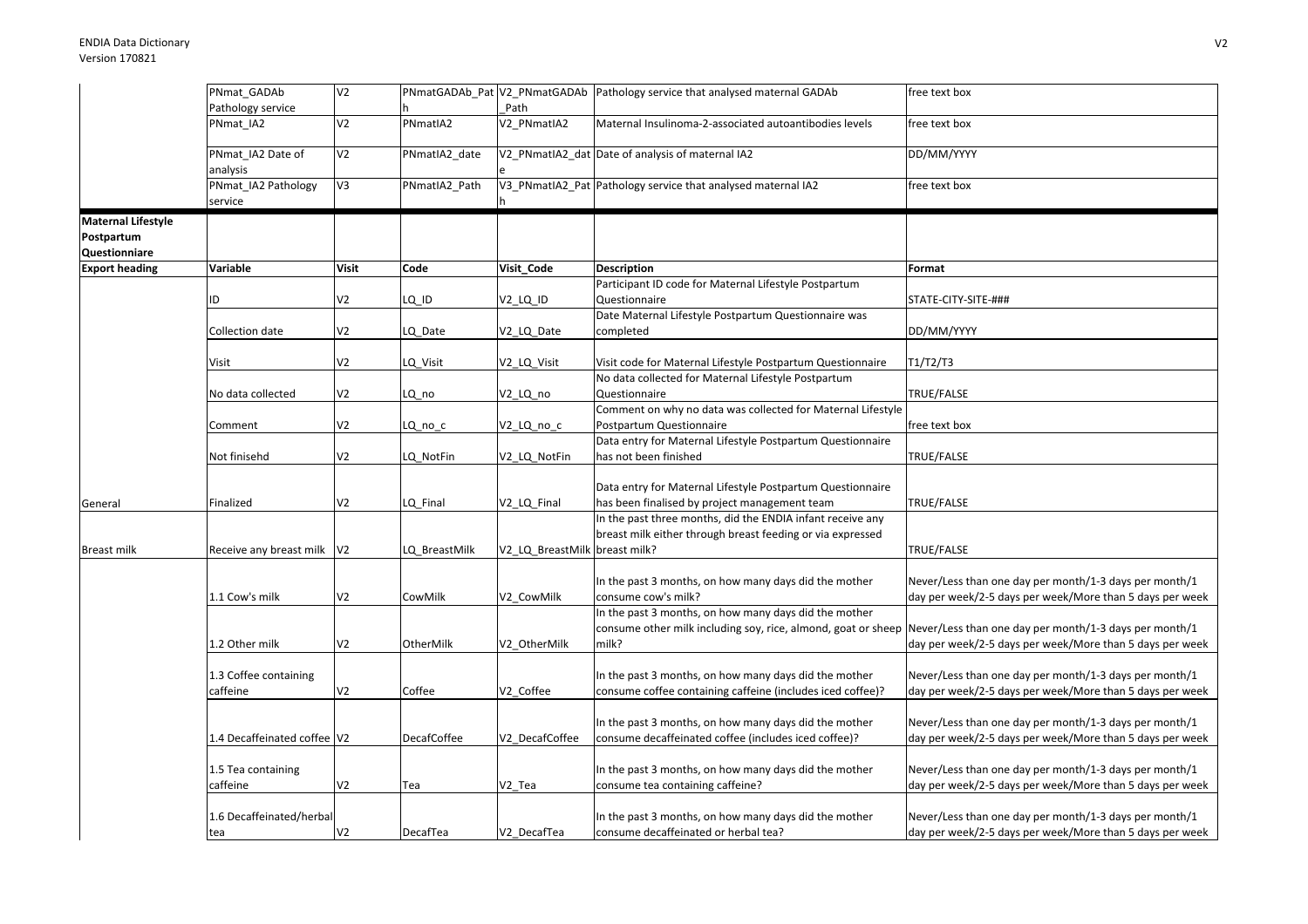| | | | | | | |
|---|---|---|---|---|---|---|
| | PNmat_GADAb Pathology service | V2 | PNmatGADAb_Path | V2_PNmatGADAb_Path | Pathology service that analysed maternal GADAb | free text box |
| | PNmat_IA2 | V2 | PNmatIA2 | V2_PNmatIA2 | Maternal Insulinoma-2-associated autoantibodies levels | free text box |
| | PNmat_IA2 Date of analysis | V2 | PNmatIA2_date | V2_PNmatIA2_date | Date of analysis of maternal IA2 | DD/MM/YYYY |
| | PNmat_IA2 Pathology service | V3 | PNmatIA2_Path | V3_PNmatIA2_Path | Pathology service that analysed maternal IA2 | free text box |
| **Maternal Lifestyle Postpartum Questionniare** | | | | | | |
| **Export heading** | **Variable** | **Visit** | **Code** | **Visit_Code** | **Description** | **Format** |
| | ID | V2 | LQ_ID | V2_LQ_ID | Participant ID code for Maternal Lifestyle Postpartum Questionnaire | STATE-CITY-SITE-### |
| | Collection date | V2 | LQ_Date | V2_LQ_Date | Date Maternal Lifestyle Postpartum Questionnaire was completed | DD/MM/YYYY |
| | Visit | V2 | LQ_Visit | V2_LQ_Visit | Visit code for Maternal Lifestyle Postpartum Questionnaire | T1/T2/T3 |
| | No data collected | V2 | LQ_no | V2_LQ_no | No data collected for Maternal Lifestyle Postpartum Questionnaire | TRUE/FALSE |
| | Comment | V2 | LQ_no_c | V2_LQ_no_c | Comment on why no data was collected for Maternal Lifestyle Postpartum Questionnaire | free text box |
| | Not finisehd | V2 | LQ_NotFin | V2_LQ_NotFin | Data entry for Maternal Lifestyle Postpartum Questionnaire has not been finished | TRUE/FALSE |
| General | Finalized | V2 | LQ_Final | V2_LQ_Final | Data entry for Maternal Lifestyle Postpartum Questionnaire has been finalised by project management team | TRUE/FALSE |
| Breast milk | Receive any breast milk | V2 | LQ_BreastMilk | V2_LQ_BreastMilk | In the past three months, did the ENDIA infant receive any breast milk either through breast feeding or via expressed breast milk? | TRUE/FALSE |
| | 1.1 Cow's milk | V2 | CowMilk | V2_CowMilk | In the past 3 months, on how many days did the mother consume cow's milk? | Never/Less than one day per month/1-3 days per month/1 day per week/2-5 days per week/More than 5 days per week |
| | 1.2 Other milk | V2 | OtherMilk | V2_OtherMilk | In the past 3 months, on how many days did the mother consume other milk including soy, rice, almond, goat or sheep milk? | Never/Less than one day per month/1-3 days per month/1 day per week/2-5 days per week/More than 5 days per week |
| | 1.3 Coffee containing caffeine | V2 | Coffee | V2_Coffee | In the past 3 months, on how many days did the mother consume coffee containing caffeine (includes iced coffee)? | Never/Less than one day per month/1-3 days per month/1 day per week/2-5 days per week/More than 5 days per week |
| | 1.4 Decaffeinated coffee | V2 | DecafCoffee | V2_DecafCoffee | In the past 3 months, on how many days did the mother consume decaffeinated coffee (includes iced coffee)? | Never/Less than one day per month/1-3 days per month/1 day per week/2-5 days per week/More than 5 days per week |
| | 1.5 Tea containing caffeine | V2 | Tea | V2_Tea | In the past 3 months, on how many days did the mother consume tea containing caffeine? | Never/Less than one day per month/1-3 days per month/1 day per week/2-5 days per week/More than 5 days per week |
| | 1.6 Decaffeinated/herbal tea | V2 | DecafTea | V2_DecafTea | In the past 3 months, on how many days did the mother consume decaffeinated or herbal tea? | Never/Less than one day per month/1-3 days per month/1 day per week/2-5 days per week/More than 5 days per week |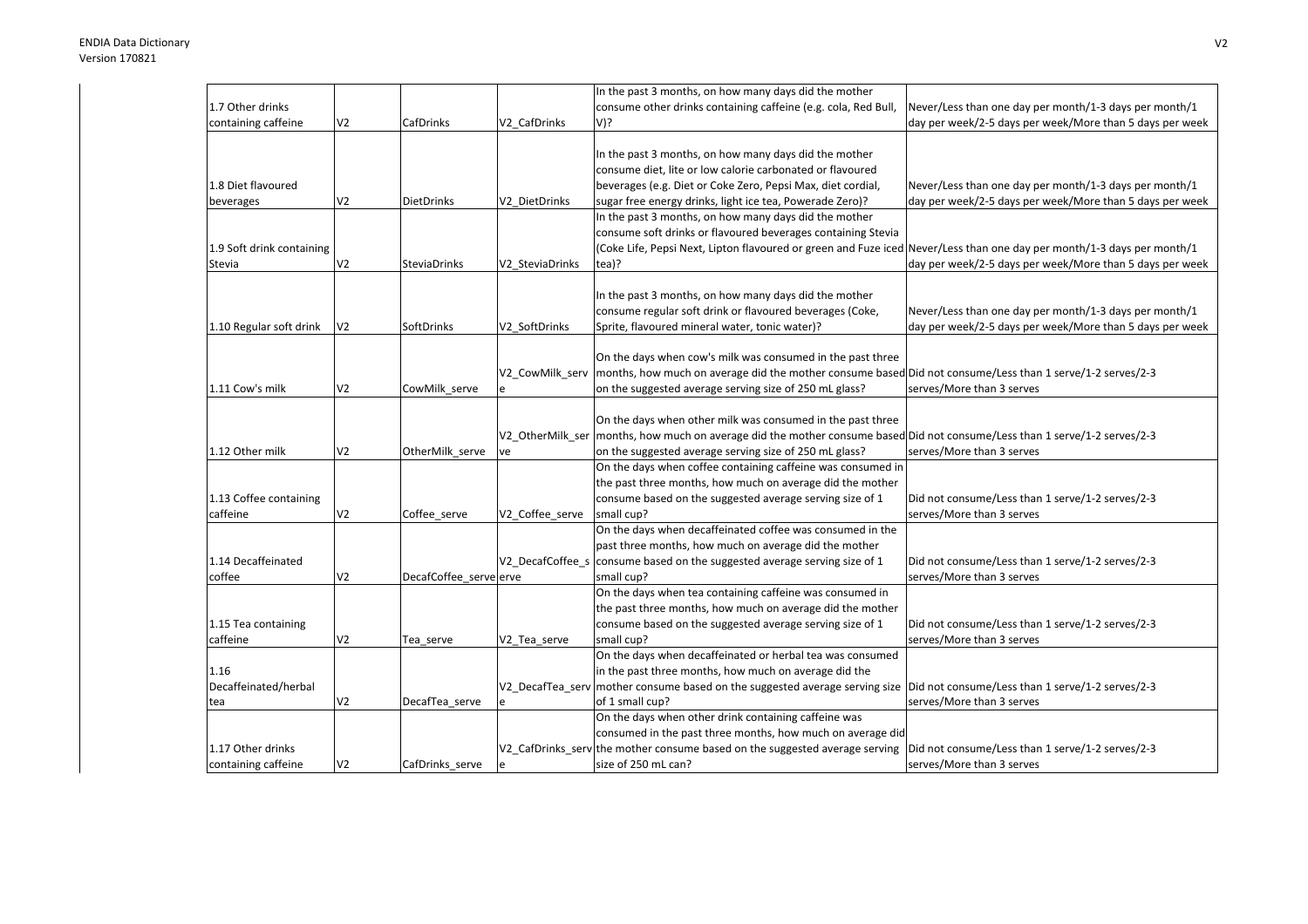| 1.7 Other drinks containing caffeine | V2 | CafDrinks | V2_CafDrinks | In the past 3 months, on how many days did the mother consume other drinks containing caffeine (e.g. cola, Red Bull, V)? | Never/Less than one day per month/1-3 days per month/1 day per week/2-5 days per week/More than 5 days per week |
|---|---|---|---|---|---|
| 1.8 Diet flavoured beverages | V2 | DietDrinks | V2_DietDrinks | In the past 3 months, on how many days did the mother consume diet, lite or low calorie carbonated or flavoured beverages (e.g. Diet or Coke Zero, Pepsi Max, diet cordial, sugar free energy drinks, light ice tea, Powerade Zero)? | Never/Less than one day per month/1-3 days per month/1 day per week/2-5 days per week/More than 5 days per week |
| 1.9 Soft drink containing Stevia | V2 | SteviaDrinks | V2_SteviaDrinks | In the past 3 months, on how many days did the mother consume soft drinks or flavoured beverages containing Stevia (Coke Life, Pepsi Next, Lipton flavoured or green and Fuze iced tea)? | Never/Less than one day per month/1-3 days per month/1 day per week/2-5 days per week/More than 5 days per week |
| 1.10 Regular soft drink | V2 | SoftDrinks | V2_SoftDrinks | In the past 3 months, on how many days did the mother consume regular soft drink or flavoured beverages (Coke, Sprite, flavoured mineral water, tonic water)? | Never/Less than one day per month/1-3 days per month/1 day per week/2-5 days per week/More than 5 days per week |
| 1.11 Cow's milk | V2 | CowMilk_serve | V2_CowMilk_serve | On the days when cow's milk was consumed in the past three months, how much on average did the mother consume based on the suggested average serving size of 250 mL glass? | Did not consume/Less than 1 serve/1-2 serves/2-3 serves/More than 3 serves |
| 1.12 Other milk | V2 | OtherMilk_serve | V2_OtherMilk_serve | On the days when other milk was consumed in the past three months, how much on average did the mother consume based on the suggested average serving size of 250 mL glass? | Did not consume/Less than 1 serve/1-2 serves/2-3 serves/More than 3 serves |
| 1.13 Coffee containing caffeine | V2 | Coffee_serve | V2_Coffee_serve | On the days when coffee containing caffeine was consumed in the past three months, how much on average did the mother consume based on the suggested average serving size of 1 small cup? | Did not consume/Less than 1 serve/1-2 serves/2-3 serves/More than 3 serves |
| 1.14 Decaffeinated coffee | V2 | DecafCoffee_serve | V2_DecafCoffee_serve | On the days when decaffeinated coffee was consumed in the past three months, how much on average did the mother consume based on the suggested average serving size of 1 small cup? | Did not consume/Less than 1 serve/1-2 serves/2-3 serves/More than 3 serves |
| 1.15 Tea containing caffeine | V2 | Tea_serve | V2_Tea_serve | On the days when tea containing caffeine was consumed in the past three months, how much on average did the mother consume based on the suggested average serving size of 1 small cup? | Did not consume/Less than 1 serve/1-2 serves/2-3 serves/More than 3 serves |
| 1.16 Decaffeinated/herbal tea | V2 | DecafTea_serve | V2_DecafTea_serve | On the days when decaffeinated or herbal tea was consumed in the past three months, how much on average did the mother consume based on the suggested average serving size of 1 small cup? | Did not consume/Less than 1 serve/1-2 serves/2-3 serves/More than 3 serves |
| 1.17 Other drinks containing caffeine | V2 | CafDrinks_serve | V2_CafDrinks_serve | On the days when other drink containing caffeine was consumed in the past three months, how much on average did the mother consume based on the suggested average serving size of 250 mL can? | Did not consume/Less than 1 serve/1-2 serves/2-3 serves/More than 3 serves |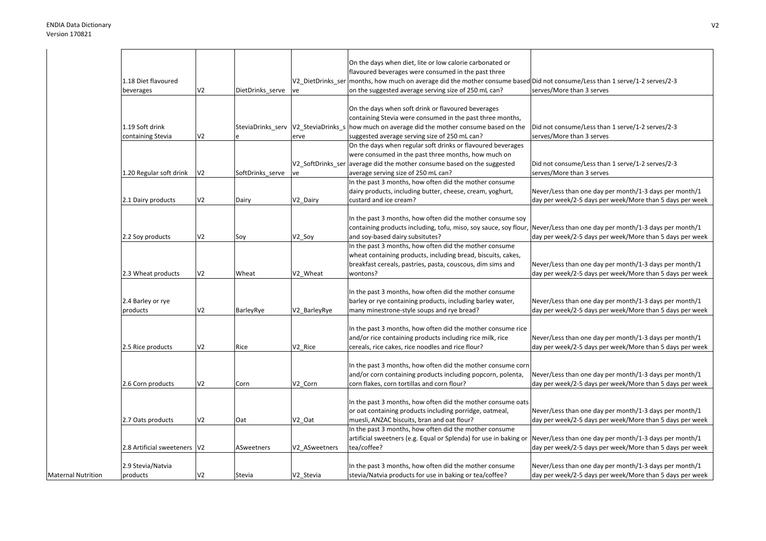| | | | | | | |
|---|---|---|---|---|---|---|
| | 1.18 Diet flavoured beverages | V2 | DietDrinks_serve | V2_DietDrinks_serve | On the days when diet, lite or low calorie carbonated or flavoured beverages were consumed in the past three months, how much on average did the mother consume based on the suggested average serving size of 250 mL can? | Did not consume/Less than 1 serve/1-2 serves/2-3 serves/More than 3 serves |
| | 1.19 Soft drink containing Stevia | V2 | SteviaDrinks_serve | V2_SteviaDrinks_serve | On the days when soft drink or flavoured beverages containing Stevia were consumed in the past three months, how much on average did the mother consume based on the suggested average serving size of 250 mL can? | Did not consume/Less than 1 serve/1-2 serves/2-3 serves/More than 3 serves |
| | 1.20 Regular soft drink | V2 | SoftDrinks_serve | V2_SoftDrinks_serve | On the days when regular soft drinks or flavoured beverages were consumed in the past three months, how much on average did the mother consume based on the suggested average serving size of 250 mL can? | Did not consume/Less than 1 serve/1-2 serves/2-3 serves/More than 3 serves |
| | 2.1 Dairy products | V2 | Dairy | V2_Dairy | In the past 3 months, how often did the mother consume dairy products, including butter, cheese, cream, yoghurt, custard and ice cream? | Never/Less than one day per month/1-3 days per month/1 day per week/2-5 days per week/More than 5 days per week |
| | 2.2 Soy products | V2 | Soy | V2_Soy | In the past 3 months, how often did the mother consume soy containing products including, tofu, miso, soy sauce, soy flour, and soy-based dairy subsitutes? | Never/Less than one day per month/1-3 days per month/1 day per week/2-5 days per week/More than 5 days per week |
| | 2.3 Wheat products | V2 | Wheat | V2_Wheat | In the past 3 months, how often did the mother consume wheat containing products, including bread, biscuits, cakes, breakfast cereals, pastries, pasta, couscous, dim sims and wontons? | Never/Less than one day per month/1-3 days per month/1 day per week/2-5 days per week/More than 5 days per week |
| | 2.4 Barley or rye products | V2 | BarleyRye | V2_BarleyRye | In the past 3 months, how often did the mother consume barley or rye containing products, including barley water, many minestrone-style soups and rye bread? | Never/Less than one day per month/1-3 days per month/1 day per week/2-5 days per week/More than 5 days per week |
| | 2.5 Rice products | V2 | Rice | V2_Rice | In the past 3 months, how often did the mother consume rice and/or rice containing products including rice milk, rice cereals, rice cakes, rice noodles and rice flour? | Never/Less than one day per month/1-3 days per month/1 day per week/2-5 days per week/More than 5 days per week |
| | 2.6 Corn products | V2 | Corn | V2_Corn | In the past 3 months, how often did the mother consume corn and/or corn containing products including popcorn, polenta, corn flakes, corn tortillas and corn flour? | Never/Less than one day per month/1-3 days per month/1 day per week/2-5 days per week/More than 5 days per week |
| | 2.7 Oats products | V2 | Oat | V2_Oat | In the past 3 months, how often did the mother consume oats or oat containing products including porridge, oatmeal, muesli, ANZAC biscuits, bran and oat flour? | Never/Less than one day per month/1-3 days per month/1 day per week/2-5 days per week/More than 5 days per week |
| | 2.8 Artificial sweeteners | V2 | ASweetners | V2_ASweetners | In the past 3 months, how often did the mother consume artificial sweetners (e.g. Equal or Splenda) for use in baking or tea/coffee? | Never/Less than one day per month/1-3 days per month/1 day per week/2-5 days per week/More than 5 days per week |
| Maternal Nutrition | 2.9 Stevia/Natvia products | V2 | Stevia | V2_Stevia | In the past 3 months, how often did the mother consume stevia/Natvia products for use in baking or tea/coffee? | Never/Less than one day per month/1-3 days per month/1 day per week/2-5 days per week/More than 5 days per week |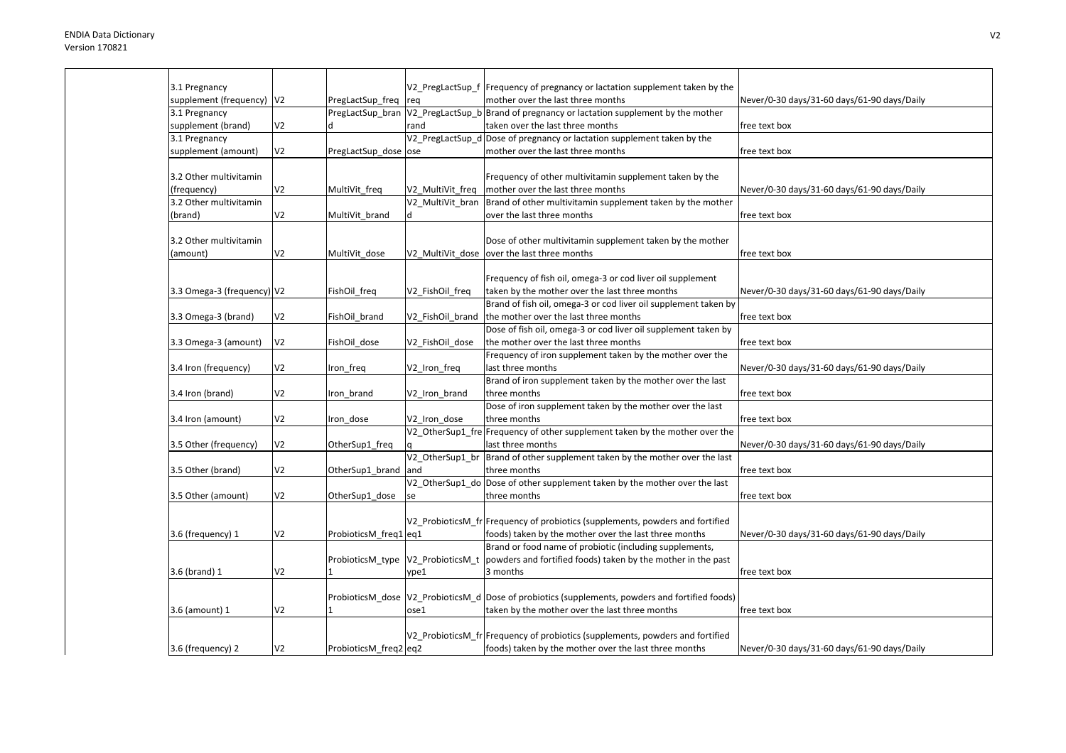| | | | | | |
|---|---|---|---|---|---|
| 3.1 Pregnancy supplement (frequency) | V2 | PregLactSup_freq | V2_PregLactSup_freq | Frequency of pregnancy or lactation supplement taken by the mother over the last three months | Never/0-30 days/31-60 days/61-90 days/Daily |
| 3.1 Pregnancy supplement (brand) | V2 | PregLactSup_brand | V2_PregLactSup_brand | Brand of pregnancy or lactation supplement by the mother taken over the last three months | free text box |
| 3.1 Pregnancy supplement (amount) | V2 | PregLactSup_dose | V2_PregLactSup_dose | Dose of pregnancy or lactation supplement taken by the mother over the last three months | free text box |
| 3.2 Other multivitamin (frequency) | V2 | MultiVit_freq | V2_MultiVit_freq | Frequency of other multivitamin supplement taken by the mother over the last three months | Never/0-30 days/31-60 days/61-90 days/Daily |
| 3.2 Other multivitamin (brand) | V2 | MultiVit_brand | V2_MultiVit_brand | Brand of other multivitamin supplement taken by the mother over the last three months | free text box |
| 3.2 Other multivitamin (amount) | V2 | MultiVit_dose | V2_MultiVit_dose | Dose of other multivitamin supplement taken by the mother over the last three months | free text box |
| 3.3 Omega-3 (frequency) | V2 | FishOil_freq | V2_FishOil_freq | Frequency of fish oil, omega-3 or cod liver oil supplement taken by the mother over the last three months | Never/0-30 days/31-60 days/61-90 days/Daily |
| 3.3 Omega-3 (brand) | V2 | FishOil_brand | V2_FishOil_brand | Brand of fish oil, omega-3 or cod liver oil supplement taken by the mother over the last three months | free text box |
| 3.3 Omega-3 (amount) | V2 | FishOil_dose | V2_FishOil_dose | Dose of fish oil, omega-3 or cod liver oil supplement taken by the mother over the last three months | free text box |
| 3.4 Iron (frequency) | V2 | Iron_freq | V2_Iron_freq | Frequency of iron supplement taken by the mother over the last three months | Never/0-30 days/31-60 days/61-90 days/Daily |
| 3.4 Iron (brand) | V2 | Iron_brand | V2_Iron_brand | Brand of iron supplement taken by the mother over the last three months | free text box |
| 3.4 Iron (amount) | V2 | Iron_dose | V2_Iron_dose | Dose of iron supplement taken by the mother over the last three months | free text box |
| 3.5 Other (frequency) | V2 | OtherSup1_freq | V2_OtherSup1_freq | Frequency of other supplement taken by the mother over the last three months | Never/0-30 days/31-60 days/61-90 days/Daily |
| 3.5 Other (brand) | V2 | OtherSup1_brand | V2_OtherSup1_brand | Brand of other supplement taken by the mother over the last three months | free text box |
| 3.5 Other (amount) | V2 | OtherSup1_dose | V2_OtherSup1_dose | Dose of other supplement taken by the mother over the last three months | free text box |
| 3.6 (frequency) 1 | V2 | ProbioticsM_freq1 | V2_ProbioticsM_freq1 | Frequency of probiotics (supplements, powders and fortified foods) taken by the mother over the last three months | Never/0-30 days/31-60 days/61-90 days/Daily |
| 3.6 (brand) 1 | V2 | ProbioticsM_type1 | V2_ProbioticsM_type1 | Brand or food name of probiotic (including supplements, powders and fortified foods) taken by the mother in the past 3 months | free text box |
| 3.6 (amount) 1 | V2 | ProbioticsM_dose1 | V2_ProbioticsM_dose1 | Dose of probiotics (supplements, powders and fortified foods) taken by the mother over the last three months | free text box |
| 3.6 (frequency) 2 | V2 | ProbioticsM_freq2 | V2_ProbioticsM_freq2 | Frequency of probiotics (supplements, powders and fortified foods) taken by the mother over the last three months | Never/0-30 days/31-60 days/61-90 days/Daily |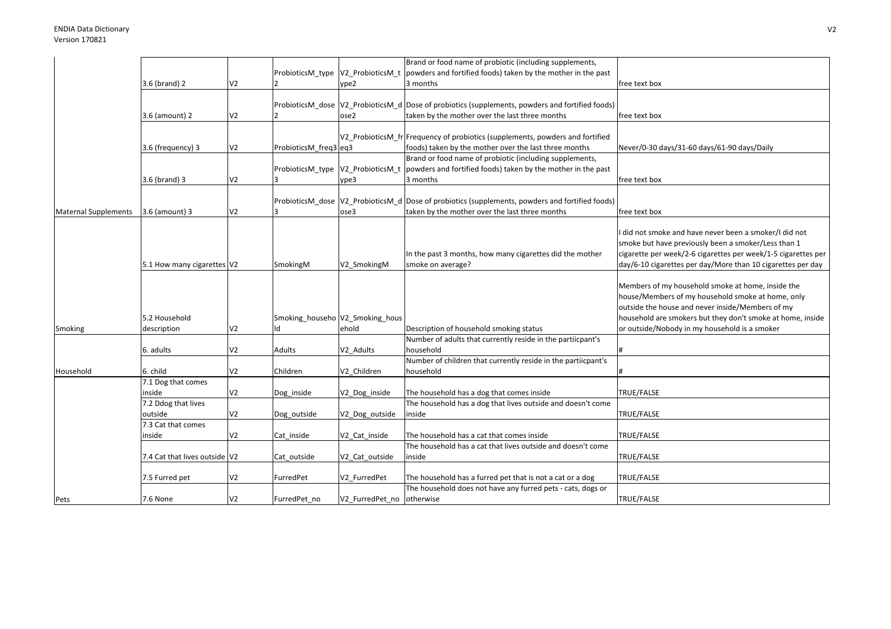| | | | | | | |
|---|---|---|---|---|---|---|
| | 3.6 (brand) 2 | V2 | ProbioticsM_type2 | V2_ProbioticsM_type2 | Brand or food name of probiotic (including supplements, powders and fortified foods) taken by the mother in the past 3 months | free text box |
| | 3.6 (amount) 2 | V2 | ProbioticsM_dose2 | V2_ProbioticsM_dose2 | Dose of probiotics (supplements, powders and fortified foods) taken by the mother over the last three months | free text box |
| | 3.6 (frequency) 3 | V2 | ProbioticsM_freq3 | V2_ProbioticsM_freq3 | Frequency of probiotics (supplements, powders and fortified foods) taken by the mother over the last three months | Never/0-30 days/31-60 days/61-90 days/Daily |
| | 3.6 (brand) 3 | V2 | ProbioticsM_type3 | V2_ProbioticsM_type3 | Brand or food name of probiotic (including supplements, powders and fortified foods) taken by the mother in the past 3 months | free text box |
| Maternal Supplements | 3.6 (amount) 3 | V2 | ProbioticsM_dose3 | V2_ProbioticsM_dose3 | Dose of probiotics (supplements, powders and fortified foods) taken by the mother over the last three months | free text box |
| | 5.1 How many cigarettes | V2 | SmokingM | V2_SmokingM | In the past 3 months, how many cigarettes did the mother smoke on average? | I did not smoke and have never been a smoker/I did not smoke but have previously been a smoker/Less than 1 cigarette per week/2-6 cigarettes per week/1-5 cigarettes per day/6-10 cigarettes per day/More than 10 cigarettes per day |
| Smoking | 5.2 Household description | V2 | Smoking_household | V2_Smoking_household | Description of household smoking status | Members of my household smoke at home, inside the house/Members of my household smoke at home, only outside the house and never inside/Members of my household are smokers but they don't smoke at home, inside or outside/Nobody in my household is a smoker |
| | 6. adults | V2 | Adults | V2_Adults | Number of adults that currently reside in the partiicpant's household | # |
| Household | 6. child | V2 | Children | V2_Children | Number of children that currently reside in the partiicpant's household | # |
| | 7.1 Dog that comes inside | V2 | Dog_inside | V2_Dog_inside | The household has a dog that comes inside | TRUE/FALSE |
| | 7.2 Ddog that lives outside | V2 | Dog_outside | V2_Dog_outside | The household has a dog that lives outside and doesn't come inside | TRUE/FALSE |
| | 7.3 Cat that comes inside | V2 | Cat_inside | V2_Cat_inside | The household has a cat that comes inside | TRUE/FALSE |
| | 7.4 Cat that lives outside | V2 | Cat_outside | V2_Cat_outside | The household has a cat that lives outside and doesn't come inside | TRUE/FALSE |
| | 7.5 Furred pet | V2 | FurredPet | V2_FurredPet | The household has a furred pet that is not a cat or a dog | TRUE/FALSE |
| Pets | 7.6 None | V2 | FurredPet_no | V2_FurredPet_no | The household does not have any furred pets - cats, dogs or otherwise | TRUE/FALSE |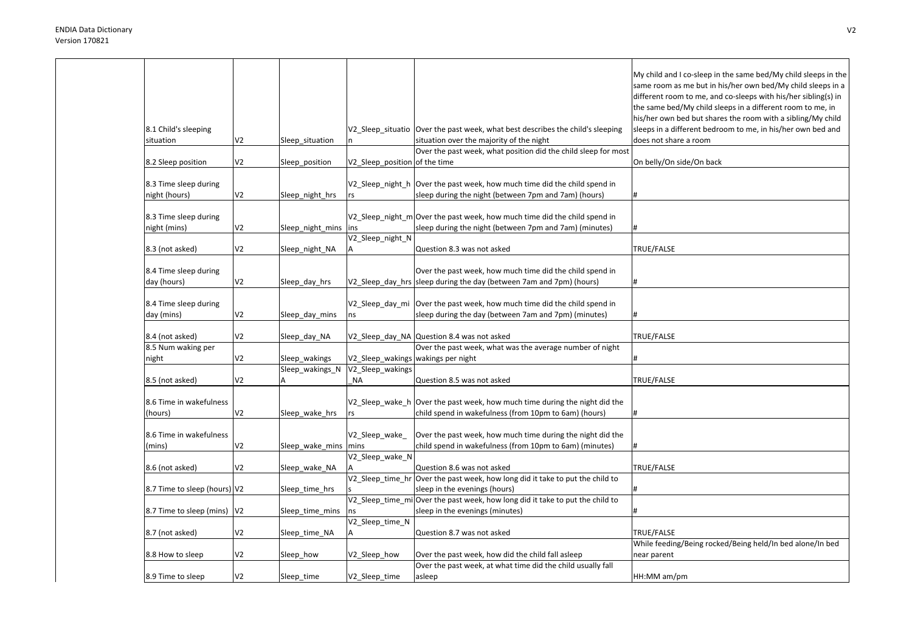| | | | | | |
|---|---|---|---|---|---|
| 8.1 Child's sleeping situation | V2 | Sleep_situation | V2_Sleep_situation | Over the past week, what best describes the child's sleeping situation over the majority of the night | My child and I co-sleep in the same bed/My child sleeps in the same room as me but in his/her own bed/My child sleeps in a different room to me, and co-sleeps with his/her sibling(s) in the same bed/My child sleeps in a different room to me, in his/her own bed but shares the room with a sibling/My child sleeps in a different bedroom to me, in his/her own bed and does not share a room |
| 8.2 Sleep position | V2 | Sleep_position | V2_Sleep_position | Over the past week, what position did the child sleep for most of the time | On belly/On side/On back |
| 8.3 Time sleep during night (hours) | V2 | Sleep_night_hrs | V2_Sleep_night_hrs | Over the past week, how much time did the child spend in sleep during the night (between 7pm and 7am) (hours) | # |
| 8.3 Time sleep during night (mins) | V2 | Sleep_night_mins | V2_Sleep_night_mins | Over the past week, how much time did the child spend in sleep during the night (between 7pm and 7am) (minutes) | # |
| 8.3 (not asked) | V2 | Sleep_night_NA | V2_Sleep_night_NA | Question 8.3 was not asked | TRUE/FALSE |
| 8.4 Time sleep during day (hours) | V2 | Sleep_day_hrs | V2_Sleep_day_hrs | Over the past week, how much time did the child spend in sleep during the day (between 7am and 7pm) (hours) | # |
| 8.4 Time sleep during day (mins) | V2 | Sleep_day_mins | V2_Sleep_day_mins | Over the past week, how much time did the child spend in sleep during the day (between 7am and 7pm) (minutes) | # |
| 8.4 (not asked) | V2 | Sleep_day_NA | V2_Sleep_day_NA | Question 8.4 was not asked | TRUE/FALSE |
| 8.5 Num waking per night | V2 | Sleep_wakings | V2_Sleep_wakings | Over the past week, what was the average number of night wakings per night | # |
| 8.5 (not asked) | V2 | Sleep_wakings_NA | V2_Sleep_wakings_NA | Question 8.5 was not asked | TRUE/FALSE |
| 8.6 Time in wakefulness (hours) | V2 | Sleep_wake_hrs | V2_Sleep_wake_hrs | Over the past week, how much time during the night did the child spend in wakefulness (from 10pm to 6am) (hours) | # |
| 8.6 Time in wakefulness (mins) | V2 | Sleep_wake_mins | V2_Sleep_wake_mins | Over the past week, how much time during the night did the child spend in wakefulness (from 10pm to 6am) (minutes) | # |
| 8.6 (not asked) | V2 | Sleep_wake_NA | V2_Sleep_wake_NA | Question 8.6 was not asked | TRUE/FALSE |
| 8.7 Time to sleep (hours) | V2 | Sleep_time_hrs | V2_Sleep_time_hrs | Over the past week, how long did it take to put the child to sleep in the evenings (hours) | # |
| 8.7 Time to sleep (mins) | V2 | Sleep_time_mins | V2_Sleep_time_mins | Over the past week, how long did it take to put the child to sleep in the evenings (minutes) | # |
| 8.7 (not asked) | V2 | Sleep_time_NA | V2_Sleep_time_NA | Question 8.7 was not asked | TRUE/FALSE |
| 8.8 How to sleep | V2 | Sleep_how | V2_Sleep_how | Over the past week, how did the child fall asleep | While feeding/Being rocked/Being held/In bed alone/In bed near parent |
| 8.9 Time to sleep | V2 | Sleep_time | V2_Sleep_time | Over the past week, at what time did the child usually fall asleep | HH:MM am/pm |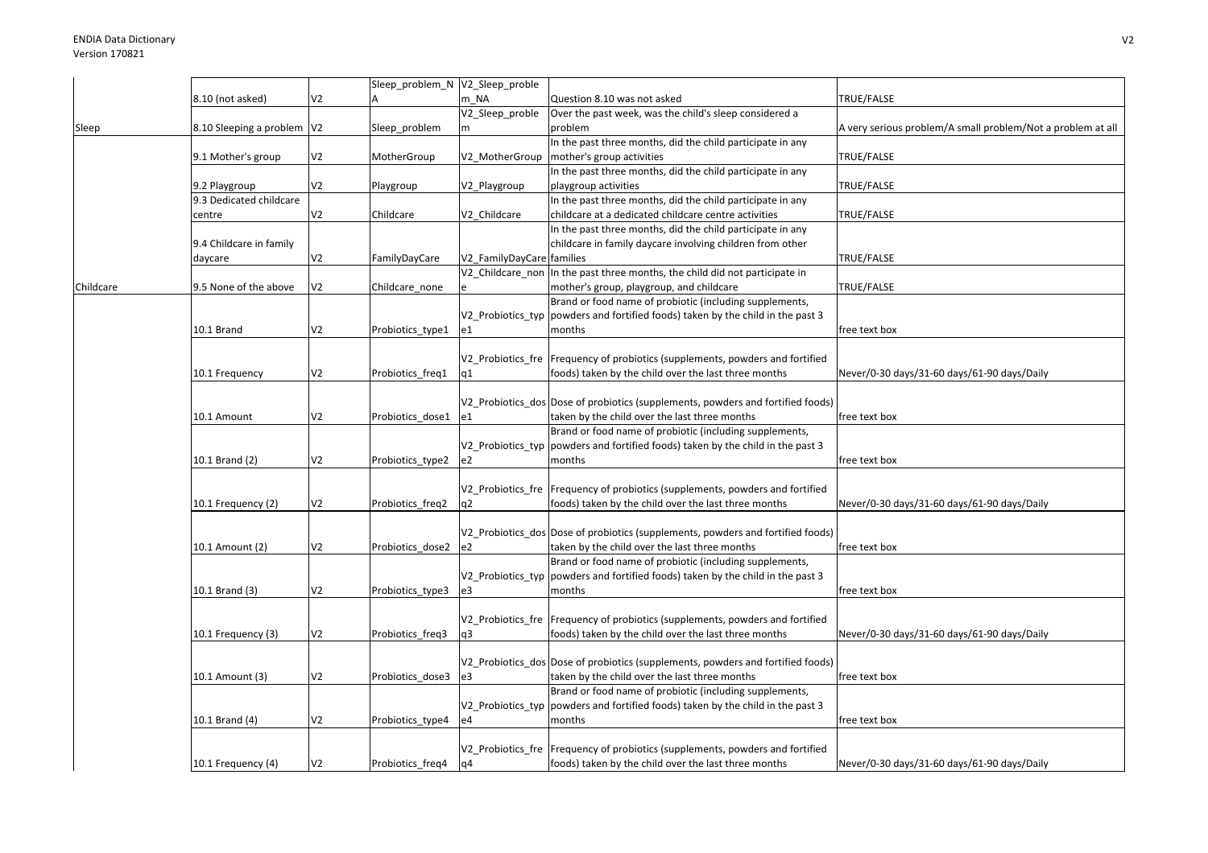| | | | | | | |
|---|---|---|---|---|---|---|
| | 8.10 (not asked) | V2 | Sleep_problem_NA | V2_Sleep_problem_NA | Question 8.10 was not asked | TRUE/FALSE |
| Sleep | 8.10 Sleeping a problem | V2 | Sleep_problem | V2_Sleep_problem | Over the past week, was the child's sleep considered a problem | A very serious problem/A small problem/Not a problem at all |
| | 9.1 Mother's group | V2 | MotherGroup | V2_MotherGroup | In the past three months, did the child participate in any mother's group activities | TRUE/FALSE |
| | 9.2 Playgroup | V2 | Playgroup | V2_Playgroup | In the past three months, did the child participate in any playgroup activities | TRUE/FALSE |
| | 9.3 Dedicated childcare centre | V2 | Childcare | V2_Childcare | In the past three months, did the child participate in any childcare at a dedicated childcare centre activities | TRUE/FALSE |
| | 9.4 Childcare in family daycare | V2 | FamilyDayCare | V2_FamilyDayCare | In the past three months, did the child participate in any childcare in family daycare involving children from other families | TRUE/FALSE |
| Childcare | 9.5 None of the above | V2 | Childcare_none | V2_Childcare_none | In the past three months, the child did not participate in mother's group, playgroup, and childcare | TRUE/FALSE |
| | 10.1 Brand | V2 | Probiotics_type1 | V2_Probiotics_type1 | Brand or food name of probiotic (including supplements, powders and fortified foods) taken by the child in the past 3 months | free text box |
| | 10.1 Frequency | V2 | Probiotics_freq1 | V2_Probiotics_freq1 | Frequency of probiotics (supplements, powders and fortified foods) taken by the child over the last three months | Never/0-30 days/31-60 days/61-90 days/Daily |
| | 10.1 Amount | V2 | Probiotics_dose1 | V2_Probiotics_dose1 | Dose of probiotics (supplements, powders and fortified foods) taken by the child over the last three months | free text box |
| | 10.1 Brand (2) | V2 | Probiotics_type2 | V2_Probiotics_type2 | Brand or food name of probiotic (including supplements, powders and fortified foods) taken by the child in the past 3 months | free text box |
| | 10.1 Frequency (2) | V2 | Probiotics_freq2 | V2_Probiotics_freq2 | Frequency of probiotics (supplements, powders and fortified foods) taken by the child over the last three months | Never/0-30 days/31-60 days/61-90 days/Daily |
| | 10.1 Amount (2) | V2 | Probiotics_dose2 | V2_Probiotics_dose2 | Dose of probiotics (supplements, powders and fortified foods) taken by the child over the last three months | free text box |
| | 10.1 Brand (3) | V2 | Probiotics_type3 | V2_Probiotics_type3 | Brand or food name of probiotic (including supplements, powders and fortified foods) taken by the child in the past 3 months | free text box |
| | 10.1 Frequency (3) | V2 | Probiotics_freq3 | V2_Probiotics_freq3 | Frequency of probiotics (supplements, powders and fortified foods) taken by the child over the last three months | Never/0-30 days/31-60 days/61-90 days/Daily |
| | 10.1 Amount (3) | V2 | Probiotics_dose3 | V2_Probiotics_dose3 | Dose of probiotics (supplements, powders and fortified foods) taken by the child over the last three months | free text box |
| | 10.1 Brand (4) | V2 | Probiotics_type4 | V2_Probiotics_type4 | Brand or food name of probiotic (including supplements, powders and fortified foods) taken by the child in the past 3 months | free text box |
| | 10.1 Frequency (4) | V2 | Probiotics_freq4 | V2_Probiotics_freq4 | Frequency of probiotics (supplements, powders and fortified foods) taken by the child over the last three months | Never/0-30 days/31-60 days/61-90 days/Daily |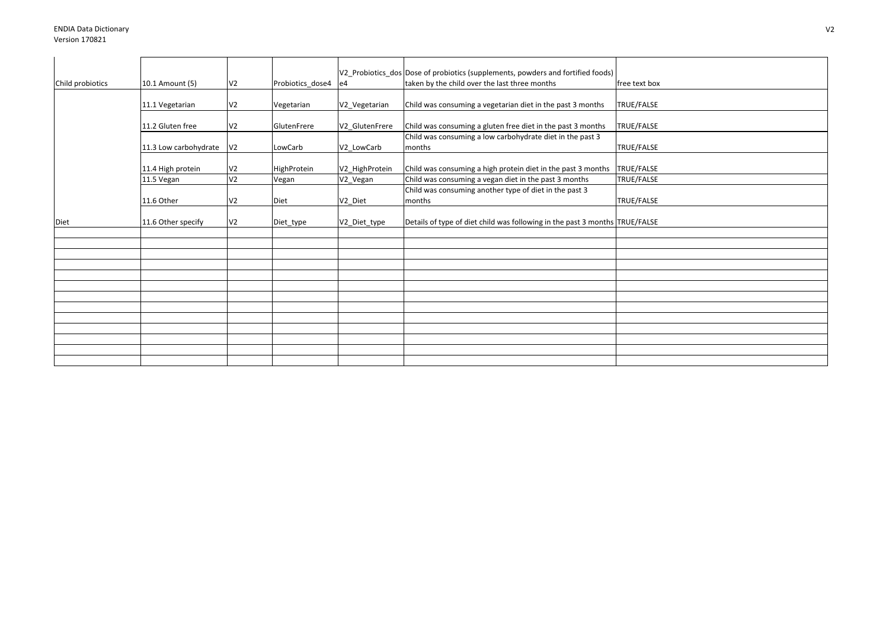| Child probiotics | 10.1 Amount (5) | V2 | Probiotics_dose4 | V2_Probiotics_dose4 | Dose of probiotics (supplements, powders and fortified foods) taken by the child over the last three months | free text box |
|---|---|---|---|---|---|---|
| | 11.1 Vegetarian | V2 | Vegetarian | V2_Vegetarian | Child was consuming a vegetarian diet in the past 3 months | TRUE/FALSE |
| | 11.2 Gluten free | V2 | GlutenFrere | V2_GlutenFrere | Child was consuming a gluten free diet in the past 3 months | TRUE/FALSE |
| | 11.3 Low carbohydrate | V2 | LowCarb | V2_LowCarb | Child was consuming a low carbohydrate diet in the past 3 months | TRUE/FALSE |
| | 11.4 High protein | V2 | HighProtein | V2_HighProtein | Child was consuming a high protein diet in the past 3 months | TRUE/FALSE |
| | 11.5 Vegan | V2 | Vegan | V2_Vegan | Child was consuming a vegan diet in the past 3 months | TRUE/FALSE |
| | 11.6 Other | V2 | Diet | V2_Diet | Child was consuming another type of diet in the past 3 months | TRUE/FALSE |
| Diet | 11.6 Other specify | V2 | Diet_type | V2_Diet_type | Details of type of diet child was following in the past 3 months | TRUE/FALSE |
| | | | | | | |
| | | | | | | |
| | | | | | | |
| | | | | | | |
| | | | | | | |
| | | | | | | |
| | | | | | | |
| | | | | | | |
| | | | | | | |
| | | | | | | |
| | | | | | | |
| | | | | | | |
| | | | | | | |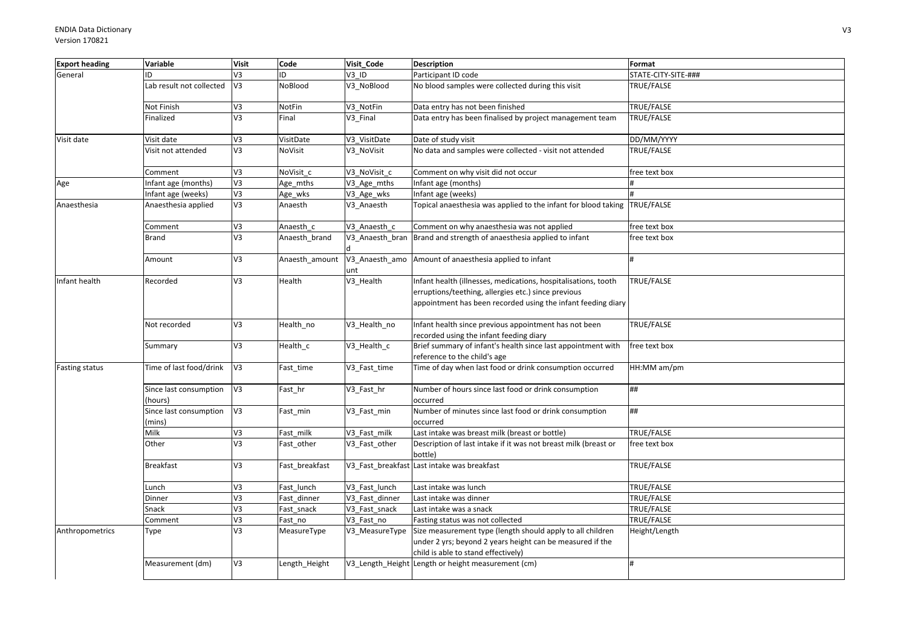| Export heading | Variable | Visit | Code | Visit_Code | Description | Format |
|---|---|---|---|---|---|---|
| General | ID | V3 | ID | V3_ID | Participant ID code | STATE-CITY-SITE-### |
| | Lab result not collected | V3 | NoBlood | V3_NoBlood | No blood samples were collected during this visit | TRUE/FALSE |
| | Not Finish | V3 | NotFin | V3_NotFin | Data entry has not been finished | TRUE/FALSE |
| | Finalized | V3 | Final | V3_Final | Data entry has been finalised by project management team | TRUE/FALSE |
| Visit date | Visit date | V3 | VisitDate | V3_VisitDate | Date of study visit | DD/MM/YYYY |
| | Visit not attended | V3 | NoVisit | V3_NoVisit | No data and samples were collected - visit not attended | TRUE/FALSE |
| | Comment | V3 | NoVisit_c | V3_NoVisit_c | Comment on why visit did not occur | free text box |
| Age | Infant age (months) | V3 | Age_mths | V3_Age_mths | Infant age (months) | # |
| | Infant age (weeks) | V3 | Age_wks | V3_Age_wks | Infant age (weeks) | # |
| Anaesthesia | Anaesthesia applied | V3 | Anaesth | V3_Anaesth | Topical anaesthesia was applied to the infant for blood taking | TRUE/FALSE |
| | Comment | V3 | Anaesth_c | V3_Anaesth_c | Comment on why anaesthesia was not applied | free text box |
| | Brand | V3 | Anaesth_brand | V3_Anaesth_brand | Brand and strength of anaesthesia applied to infant | free text box |
| | Amount | V3 | Anaesth_amount | V3_Anaesth_amount | Amount of anaesthesia applied to infant | # |
| Infant health | Recorded | V3 | Health | V3_Health | Infant health (illnesses, medications, hospitalisations, tooth erruptions/teething, allergies etc.) since previous appointment has been recorded using the infant feeding diary | TRUE/FALSE |
| | Not recorded | V3 | Health_no | V3_Health_no | Infant health since previous appointment has not been recorded using the infant feeding diary | TRUE/FALSE |
| | Summary | V3 | Health_c | V3_Health_c | Brief summary of infant's health since last appointment with reference to the child's age | free text box |
| Fasting status | Time of last food/drink | V3 | Fast_time | V3_Fast_time | Time of day when last food or drink consumption occurred | HH:MM am/pm |
| | Since last consumption (hours) | V3 | Fast_hr | V3_Fast_hr | Number of hours since last food or drink consumption occurred | ## |
| | Since last consumption (mins) | V3 | Fast_min | V3_Fast_min | Number of minutes since last food or drink consumption occurred | ## |
| | Milk | V3 | Fast_milk | V3_Fast_milk | Last intake was breast milk (breast or bottle) | TRUE/FALSE |
| | Other | V3 | Fast_other | V3_Fast_other | Description of last intake if it was not breast milk (breast or bottle) | free text box |
| | Breakfast | V3 | Fast_breakfast | V3_Fast_breakfast | Last intake was breakfast | TRUE/FALSE |
| | Lunch | V3 | Fast_lunch | V3_Fast_lunch | Last intake was lunch | TRUE/FALSE |
| | Dinner | V3 | Fast_dinner | V3_Fast_dinner | Last intake was dinner | TRUE/FALSE |
| | Snack | V3 | Fast_snack | V3_Fast_snack | Last intake was a snack | TRUE/FALSE |
| | Comment | V3 | Fast_no | V3_Fast_no | Fasting status was not collected | TRUE/FALSE |
| Anthropometrics | Type | V3 | MeasureType | V3_MeasureType | Size measurement type (length should apply to all children under 2 yrs; beyond 2 years height can be measured if the child is able to stand effectively) | Height/Length |
| | Measurement (dm) | V3 | Length_Height | V3_Length_Height | Length or height measurement (cm) | # |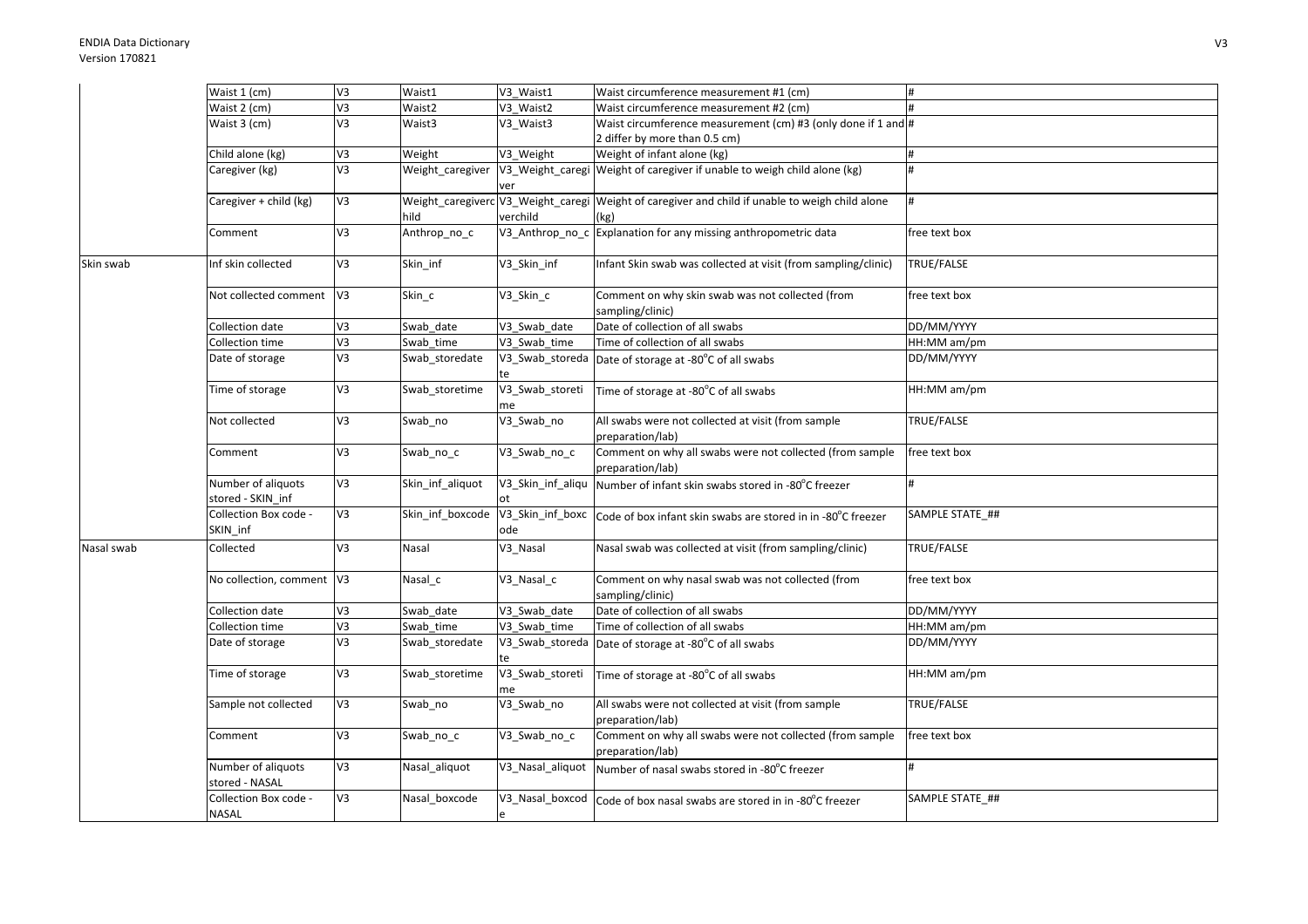| | | | | | | |
|---|---|---|---|---|---|---|
| | Waist 1 (cm) | V3 | Waist1 | V3_Waist1 | Waist circumference measurement #1 (cm) | # |
| | Waist 2 (cm) | V3 | Waist2 | V3_Waist2 | Waist circumference measurement #2 (cm) | # |
| | Waist 3 (cm) | V3 | Waist3 | V3_Waist3 | Waist circumference measurement (cm) #3 (only done if 1 and 2 differ by more than 0.5 cm) | # |
| | Child alone (kg) | V3 | Weight | V3_Weight | Weight of infant alone (kg) | # |
| | Caregiver (kg) | V3 | Weight_caregiver | V3_Weight_caregiver | Weight of caregiver if unable to weigh child alone (kg) | # |
| | Caregiver + child (kg) | V3 | Weight_caregiverchild | V3_Weight_caregiverchild | Weight of caregiver and child if unable to weigh child alone (kg) | # |
| | Comment | V3 | Anthrop_no_c | V3_Anthrop_no_c | Explanation for any missing anthropometric data | free text box |
| Skin swab | Inf skin collected | V3 | Skin_inf | V3_Skin_inf | Infant Skin swab was collected at visit (from sampling/clinic) | TRUE/FALSE |
| | Not collected comment | V3 | Skin_c | V3_Skin_c | Comment on why skin swab was not collected (from sampling/clinic) | free text box |
| | Collection date | V3 | Swab_date | V3_Swab_date | Date of collection of all swabs | DD/MM/YYYY |
| | Collection time | V3 | Swab_time | V3_Swab_time | Time of collection of all swabs | HH:MM am/pm |
| | Date of storage | V3 | Swab_storedate | V3_Swab_storedate | Date of storage at -80°C of all swabs | DD/MM/YYYY |
| | Time of storage | V3 | Swab_storetime | V3_Swab_storetime | Time of storage at -80°C of all swabs | HH:MM am/pm |
| | Not collected | V3 | Swab_no | V3_Swab_no | All swabs were not collected at visit (from sample preparation/lab) | TRUE/FALSE |
| | Comment | V3 | Swab_no_c | V3_Swab_no_c | Comment on why all swabs were not collected (from sample preparation/lab) | free text box |
| | Number of aliquots stored - SKIN_inf | V3 | Skin_inf_aliquot | V3_Skin_inf_aliquot | Number of infant skin swabs stored in -80°C freezer | # |
| | Collection Box code - SKIN_inf | V3 | Skin_inf_boxcode | V3_Skin_inf_boxcode | Code of box infant skin swabs are stored in in -80°C freezer | SAMPLE STATE_## |
| Nasal swab | Collected | V3 | Nasal | V3_Nasal | Nasal swab was collected at visit (from sampling/clinic) | TRUE/FALSE |
| | No collection, comment | V3 | Nasal_c | V3_Nasal_c | Comment on why nasal swab was not collected (from sampling/clinic) | free text box |
| | Collection date | V3 | Swab_date | V3_Swab_date | Date of collection of all swabs | DD/MM/YYYY |
| | Collection time | V3 | Swab_time | V3_Swab_time | Time of collection of all swabs | HH:MM am/pm |
| | Date of storage | V3 | Swab_storedate | V3_Swab_storedate | Date of storage at -80°C of all swabs | DD/MM/YYYY |
| | Time of storage | V3 | Swab_storetime | V3_Swab_storetime | Time of storage at -80°C of all swabs | HH:MM am/pm |
| | Sample not collected | V3 | Swab_no | V3_Swab_no | All swabs were not collected at visit (from sample preparation/lab) | TRUE/FALSE |
| | Comment | V3 | Swab_no_c | V3_Swab_no_c | Comment on why all swabs were not collected (from sample preparation/lab) | free text box |
| | Number of aliquots stored - NASAL | V3 | Nasal_aliquot | V3_Nasal_aliquot | Number of nasal swabs stored in -80°C freezer | # |
| | Collection Box code - NASAL | V3 | Nasal_boxcode | V3_Nasal_boxcode | Code of box nasal swabs are stored in in -80°C freezer | SAMPLE STATE_## |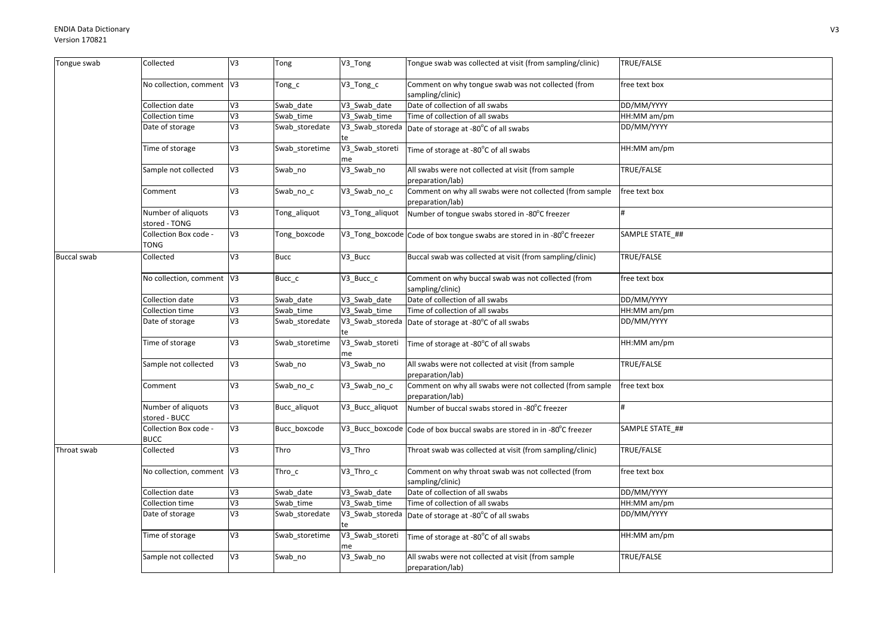| Tongue swab | Collected | V3 | Tong | V3_Tong | Tongue swab was collected at visit (from sampling/clinic) | TRUE/FALSE |
|---|---|---|---|---|---|---|
| | No collection, comment | V3 | Tong_c | V3_Tong_c | Comment on why tongue swab was not collected (from sampling/clinic) | free text box |
| | Collection date | V3 | Swab_date | V3_Swab_date | Date of collection of all swabs | DD/MM/YYYY |
| | Collection time | V3 | Swab_time | V3_Swab_time | Time of collection of all swabs | HH:MM am/pm |
| | Date of storage | V3 | Swab_storedate | V3_Swab_storedate | Date of storage at -80°C of all swabs | DD/MM/YYYY |
| | Time of storage | V3 | Swab_storetime | V3_Swab_storetime | Time of storage at -80°C of all swabs | HH:MM am/pm |
| | Sample not collected | V3 | Swab_no | V3_Swab_no | All swabs were not collected at visit (from sample preparation/lab) | TRUE/FALSE |
| | Comment | V3 | Swab_no_c | V3_Swab_no_c | Comment on why all swabs were not collected (from sample preparation/lab) | free text box |
| | Number of aliquots stored - TONG | V3 | Tong_aliquot | V3_Tong_aliquot | Number of tongue swabs stored in -80°C freezer | # |
| | Collection Box code - TONG | V3 | Tong_boxcode | V3_Tong_boxcode | Code of box tongue swabs are stored in in -80°C freezer | SAMPLE STATE_## |
| Buccal swab | Collected | V3 | Bucc | V3_Bucc | Buccal swab was collected at visit (from sampling/clinic) | TRUE/FALSE |
| | No collection, comment | V3 | Bucc_c | V3_Bucc_c | Comment on why buccal swab was not collected (from sampling/clinic) | free text box |
| | Collection date | V3 | Swab_date | V3_Swab_date | Date of collection of all swabs | DD/MM/YYYY |
| | Collection time | V3 | Swab_time | V3_Swab_time | Time of collection of all swabs | HH:MM am/pm |
| | Date of storage | V3 | Swab_storedate | V3_Swab_storedate | Date of storage at -80°C of all swabs | DD/MM/YYYY |
| | Time of storage | V3 | Swab_storetime | V3_Swab_storetime | Time of storage at -80°C of all swabs | HH:MM am/pm |
| | Sample not collected | V3 | Swab_no | V3_Swab_no | All swabs were not collected at visit (from sample preparation/lab) | TRUE/FALSE |
| | Comment | V3 | Swab_no_c | V3_Swab_no_c | Comment on why all swabs were not collected (from sample preparation/lab) | free text box |
| | Number of aliquots stored - BUCC | V3 | Bucc_aliquot | V3_Bucc_aliquot | Number of buccal swabs stored in -80°C freezer | # |
| | Collection Box code - BUCC | V3 | Bucc_boxcode | V3_Bucc_boxcode | Code of box buccal swabs are stored in in -80°C freezer | SAMPLE STATE_## |
| Throat swab | Collected | V3 | Thro | V3_Thro | Throat swab was collected at visit (from sampling/clinic) | TRUE/FALSE |
| | No collection, comment | V3 | Thro_c | V3_Thro_c | Comment on why throat swab was not collected (from sampling/clinic) | free text box |
| | Collection date | V3 | Swab_date | V3_Swab_date | Date of collection of all swabs | DD/MM/YYYY |
| | Collection time | V3 | Swab_time | V3_Swab_time | Time of collection of all swabs | HH:MM am/pm |
| | Date of storage | V3 | Swab_storedate | V3_Swab_storedate | Date of storage at -80°C of all swabs | DD/MM/YYYY |
| | Time of storage | V3 | Swab_storetime | V3_Swab_storetime | Time of storage at -80°C of all swabs | HH:MM am/pm |
| | Sample not collected | V3 | Swab_no | V3_Swab_no | All swabs were not collected at visit (from sample preparation/lab) | TRUE/FALSE |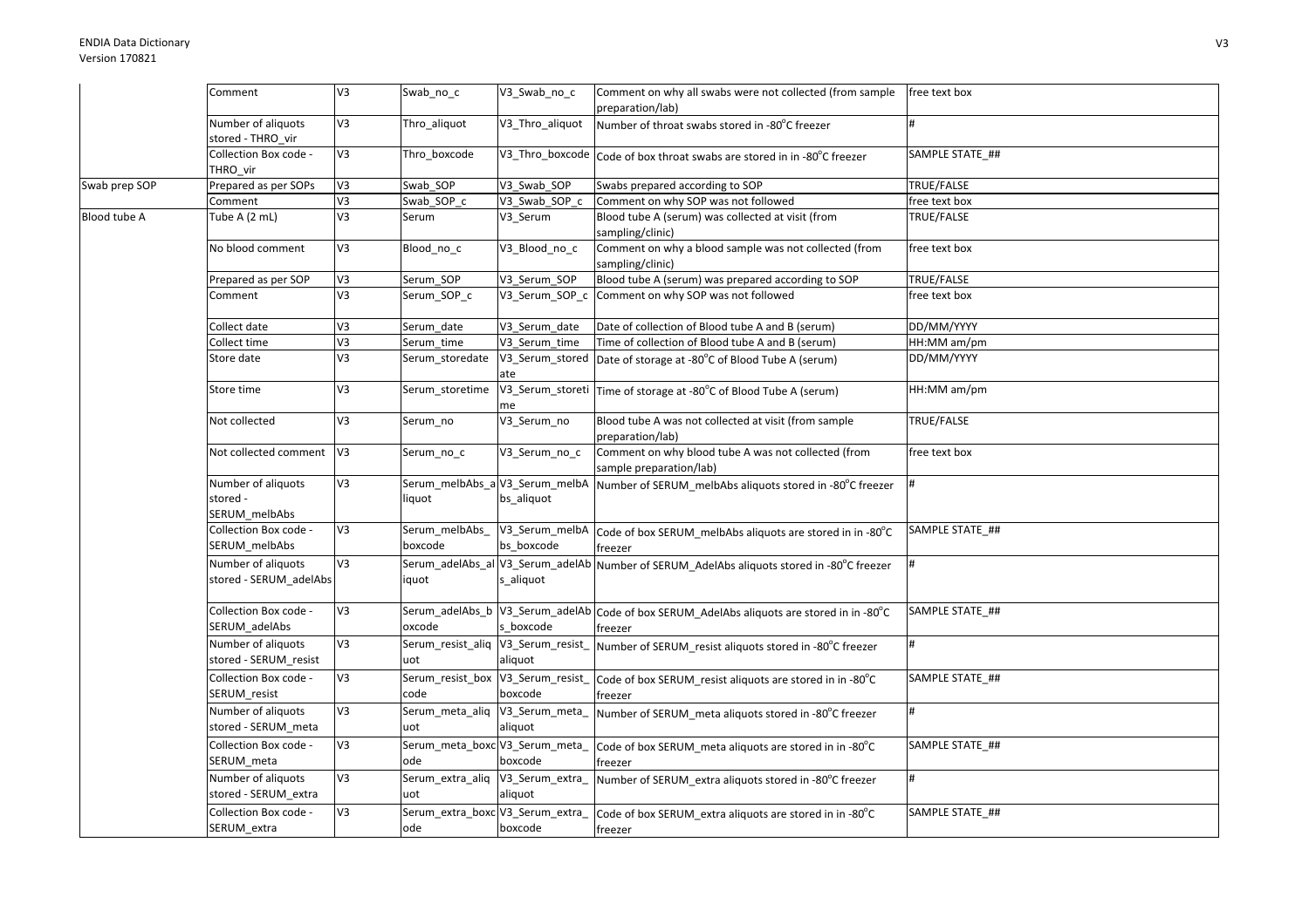| | | | | | | |
|---|---|---|---|---|---|---|
| | Comment | V3 | Swab_no_c | V3_Swab_no_c | Comment on why all swabs were not collected (from sample preparation/lab) | free text box |
| | Number of aliquots stored - THRO_vir | V3 | Thro_aliquot | V3_Thro_aliquot | Number of throat swabs stored in -80°C freezer | # |
| | Collection Box code - THRO_vir | V3 | Thro_boxcode | V3_Thro_boxcode | Code of box throat swabs are stored in in -80°C freezer | SAMPLE STATE_## |
| Swab prep SOP | Prepared as per SOPs | V3 | Swab_SOP | V3_Swab_SOP | Swabs prepared according to SOP | TRUE/FALSE |
| | Comment | V3 | Swab_SOP_c | V3_Swab_SOP_c | Comment on why SOP was not followed | free text box |
| Blood tube A | Tube A (2 mL) | V3 | Serum | V3_Serum | Blood tube A (serum) was collected at visit (from sampling/clinic) | TRUE/FALSE |
| | No blood comment | V3 | Blood_no_c | V3_Blood_no_c | Comment on why a blood sample was not collected (from sampling/clinic) | free text box |
| | Prepared as per SOP | V3 | Serum_SOP | V3_Serum_SOP | Blood tube A (serum) was prepared according to SOP | TRUE/FALSE |
| | Comment | V3 | Serum_SOP_c | V3_Serum_SOP_c | Comment on why SOP was not followed | free text box |
| | Collect date | V3 | Serum_date | V3_Serum_date | Date of collection of Blood tube A and B (serum) | DD/MM/YYYY |
| | Collect time | V3 | Serum_time | V3_Serum_time | Time of collection of Blood tube A and B (serum) | HH:MM am/pm |
| | Store date | V3 | Serum_storedate | V3_Serum_storedate | Date of storage at -80°C of Blood Tube A (serum) | DD/MM/YYYY |
| | Store time | V3 | Serum_storetime | V3_Serum_storetime | Time of storage at -80°C of Blood Tube A (serum) | HH:MM am/pm |
| | Not collected | V3 | Serum_no | V3_Serum_no | Blood tube A was not collected at visit (from sample preparation/lab) | TRUE/FALSE |
| | Not collected comment | V3 | Serum_no_c | V3_Serum_no_c | Comment on why blood tube A was not collected (from sample preparation/lab) | free text box |
| | Number of aliquots stored - SERUM_melbAbs | V3 | Serum_melbAbs_aliquot | V3_Serum_melbAbs_aliquot | Number of SERUM_melbAbs aliquots stored in -80°C freezer | # |
| | Collection Box code - SERUM_melbAbs | V3 | Serum_melbAbs_boxcode | V3_Serum_melbAbs_boxcode | Code of box SERUM_melbAbs aliquots are stored in in -80°C freezer | SAMPLE STATE_## |
| | Number of aliquots stored - SERUM_adelAbs | V3 | Serum_adelAbs_aliquot | V3_Serum_adelAbs_aliquot | Number of SERUM_AdelAbs aliquots stored in -80°C freezer | # |
| | Collection Box code - SERUM_adelAbs | V3 | Serum_adelAbs_boxcode | V3_Serum_adelAbs_boxcode | Code of box SERUM_AdelAbs aliquots are stored in in -80°C freezer | SAMPLE STATE_## |
| | Number of aliquots stored - SERUM_resist | V3 | Serum_resist_aliquot | V3_Serum_resist_aliquot | Number of SERUM_resist aliquots stored in -80°C freezer | # |
| | Collection Box code - SERUM_resist | V3 | Serum_resist_boxcode | V3_Serum_resist_boxcode | Code of box SERUM_resist aliquots are stored in in -80°C freezer | SAMPLE STATE_## |
| | Number of aliquots stored - SERUM_meta | V3 | Serum_meta_aliquot | V3_Serum_meta_aliquot | Number of SERUM_meta aliquots stored in -80°C freezer | # |
| | Collection Box code - SERUM_meta | V3 | Serum_meta_boxcode | V3_Serum_meta_boxcode | Code of box SERUM_meta aliquots are stored in in -80°C freezer | SAMPLE STATE_## |
| | Number of aliquots stored - SERUM_extra | V3 | Serum_extra_aliquot | V3_Serum_extra_aliquot | Number of SERUM_extra aliquots stored in -80°C freezer | # |
| | Collection Box code - SERUM_extra | V3 | Serum_extra_boxcode | V3_Serum_extra_boxcode | Code of box SERUM_extra aliquots are stored in in -80°C freezer | SAMPLE STATE_## |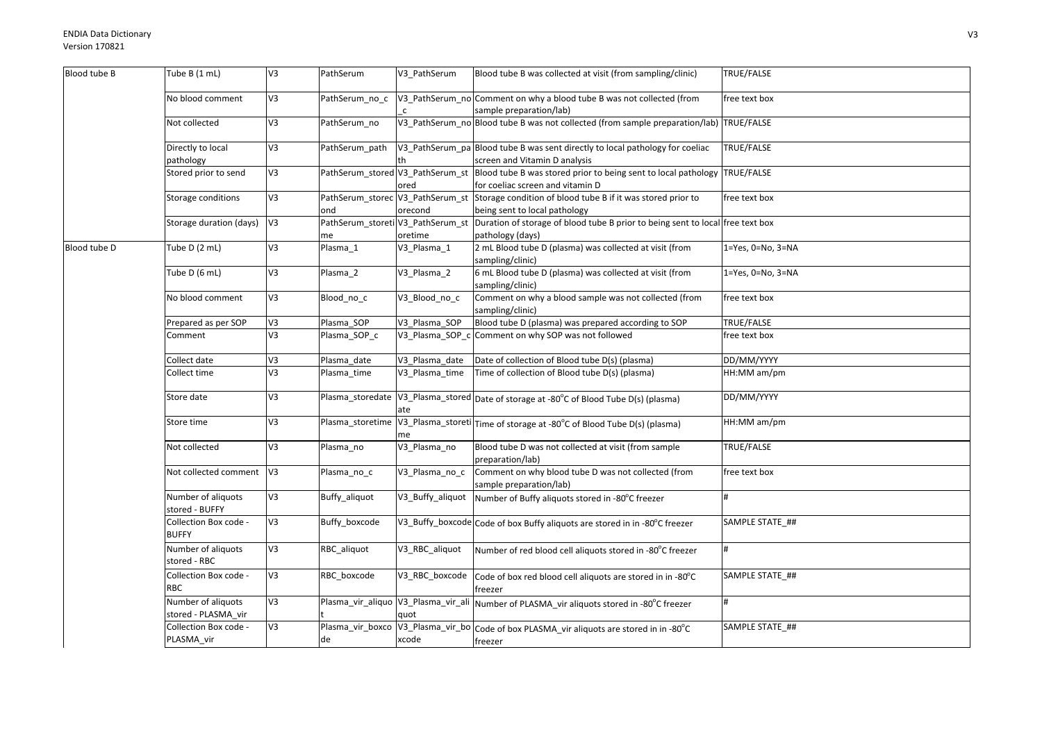| Blood tube B | Tube B (1 mL) | V3 | PathSerum | V3_PathSerum | Blood tube B was collected at visit (from sampling/clinic) | TRUE/FALSE |
|---|---|---|---|---|---|---|
| | No blood comment | V3 | PathSerum_no_c | V3_PathSerum_no_c | Comment on why a blood tube B was not collected (from sample preparation/lab) | free text box |
| | Not collected | V3 | PathSerum_no | V3_PathSerum_no | Blood tube B was not collected (from sample preparation/lab) | TRUE/FALSE |
| | Directly to local pathology | V3 | PathSerum_path | V3_PathSerum_path | Blood tube B was sent directly to local pathology for coeliac screen and Vitamin D analysis | TRUE/FALSE |
| | Stored prior to send | V3 | PathSerum_stored | V3_PathSerum_stored | Blood tube B was stored prior to being sent to local pathology for coeliac screen and vitamin D | TRUE/FALSE |
| | Storage conditions | V3 | PathSerum_storecond | V3_PathSerum_storecond | Storage condition of blood tube B if it was stored prior to being sent to local pathology | free text box |
| | Storage duration (days) | V3 | PathSerum_storetime | V3_PathSerum_storetime | Duration of storage of blood tube B prior to being sent to local pathology (days) | free text box |
| Blood tube D | Tube D (2 mL) | V3 | Plasma_1 | V3_Plasma_1 | 2 mL Blood tube D (plasma) was collected at visit (from sampling/clinic) | 1=Yes, 0=No, 3=NA |
| | Tube D (6 mL) | V3 | Plasma_2 | V3_Plasma_2 | 6 mL Blood tube D (plasma) was collected at visit (from sampling/clinic) | 1=Yes, 0=No, 3=NA |
| | No blood comment | V3 | Blood_no_c | V3_Blood_no_c | Comment on why a blood sample was not collected (from sampling/clinic) | free text box |
| | Prepared as per SOP | V3 | Plasma_SOP | V3_Plasma_SOP | Blood tube D (plasma) was prepared according to SOP | TRUE/FALSE |
| | Comment | V3 | Plasma_SOP_c | V3_Plasma_SOP_c | Comment on why SOP was not followed | free text box |
| | Collect date | V3 | Plasma_date | V3_Plasma_date | Date of collection of Blood tube D(s) (plasma) | DD/MM/YYYY |
| | Collect time | V3 | Plasma_time | V3_Plasma_time | Time of collection of Blood tube D(s) (plasma) | HH:MM am/pm |
| | Store date | V3 | Plasma_storedate | V3_Plasma_storedate | Date of storage at -80°C of Blood Tube D(s) (plasma) | DD/MM/YYYY |
| | Store time | V3 | Plasma_storetime | V3_Plasma_storetime | Time of storage at -80°C of Blood Tube D(s) (plasma) | HH:MM am/pm |
| | Not collected | V3 | Plasma_no | V3_Plasma_no | Blood tube D was not collected at visit (from sample preparation/lab) | TRUE/FALSE |
| | Not collected comment | V3 | Plasma_no_c | V3_Plasma_no_c | Comment on why blood tube D was not collected (from sample preparation/lab) | free text box |
| | Number of aliquots stored - BUFFY | V3 | Buffy_aliquot | V3_Buffy_aliquot | Number of Buffy aliquots stored in -80°C freezer | # |
| | Collection Box code - BUFFY | V3 | Buffy_boxcode | V3_Buffy_boxcode | Code of box Buffy aliquots are stored in in -80°C freezer | SAMPLE STATE_## |
| | Number of aliquots stored - RBC | V3 | RBC_aliquot | V3_RBC_aliquot | Number of red blood cell aliquots stored in -80°C freezer | # |
| | Collection Box code - RBC | V3 | RBC_boxcode | V3_RBC_boxcode | Code of box red blood cell aliquots are stored in in -80°C freezer | SAMPLE STATE_## |
| | Number of aliquots stored - PLASMA_vir | V3 | Plasma_vir_aliquot | V3_Plasma_vir_aliquot | Number of PLASMA_vir aliquots stored in -80°C freezer | # |
| | Collection Box code - PLASMA_vir | V3 | Plasma_vir_boxcode | V3_Plasma_vir_boxcode | Code of box PLASMA_vir aliquots are stored in in -80°C freezer | SAMPLE STATE_## |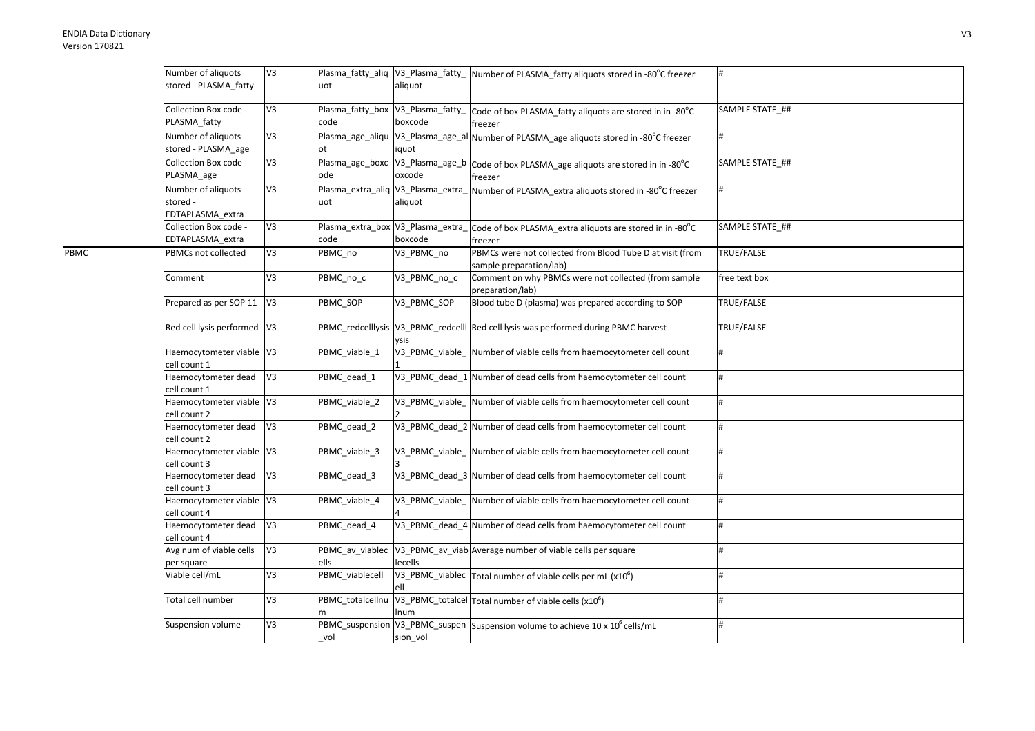| | | | | | | |
|---|---|---|---|---|---|---|
| | Number of aliquots stored - PLASMA_fatty | V3 | Plasma_fatty_aliquot | V3_Plasma_fatty_aliquot | Number of PLASMA_fatty aliquots stored in -80°C freezer | # |
| | Collection Box code - PLASMA_fatty | V3 | Plasma_fatty_boxcode | V3_Plasma_fatty_boxcode | Code of box PLASMA_fatty aliquots are stored in in -80°C freezer | SAMPLE STATE_## |
| | Number of aliquots stored - PLASMA_age | V3 | Plasma_age_aliquot | V3_Plasma_age_aliquot | Number of PLASMA_age aliquots stored in -80°C freezer | # |
| | Collection Box code - PLASMA_age | V3 | Plasma_age_boxcode | V3_Plasma_age_boxcode | Code of box PLASMA_age aliquots are stored in in -80°C freezer | SAMPLE STATE_## |
| | Number of aliquots stored - EDTAPLASMA_extra | V3 | Plasma_extra_aliquot | V3_Plasma_extra_aliquot | Number of PLASMA_extra aliquots stored in -80°C freezer | # |
| | Collection Box code - EDTAPLASMA_extra | V3 | Plasma_extra_boxcode | V3_Plasma_extra_boxcode | Code of box PLASMA_extra aliquots are stored in in -80°C freezer | SAMPLE STATE_## |
| PBMC | PBMCs not collected | V3 | PBMC_no | V3_PBMC_no | PBMCs were not collected from Blood Tube D at visit (from sample preparation/lab) | TRUE/FALSE |
| | Comment | V3 | PBMC_no_c | V3_PBMC_no_c | Comment on why PBMCs were not collected (from sample preparation/lab) | free text box |
| | Prepared as per SOP 11 | V3 | PBMC_SOP | V3_PBMC_SOP | Blood tube D (plasma) was prepared according to SOP | TRUE/FALSE |
| | Red cell lysis performed | V3 | PBMC_redcelllysis | V3_PBMC_redcelllysis | Red cell lysis was performed during PBMC harvest | TRUE/FALSE |
| | Haemocytometer viable cell count 1 | V3 | PBMC_viable_1 | V3_PBMC_viable_1 | Number of viable cells from haemocytometer cell count | # |
| | Haemocytometer dead cell count 1 | V3 | PBMC_dead_1 | V3_PBMC_dead_1 | Number of dead cells from haemocytometer cell count | # |
| | Haemocytometer viable cell count 2 | V3 | PBMC_viable_2 | V3_PBMC_viable_2 | Number of viable cells from haemocytometer cell count | # |
| | Haemocytometer dead cell count 2 | V3 | PBMC_dead_2 | V3_PBMC_dead_2 | Number of dead cells from haemocytometer cell count | # |
| | Haemocytometer viable cell count 3 | V3 | PBMC_viable_3 | V3_PBMC_viable_3 | Number of viable cells from haemocytometer cell count | # |
| | Haemocytometer dead cell count 3 | V3 | PBMC_dead_3 | V3_PBMC_dead_3 | Number of dead cells from haemocytometer cell count | # |
| | Haemocytometer viable cell count 4 | V3 | PBMC_viable_4 | V3_PBMC_viable_4 | Number of viable cells from haemocytometer cell count | # |
| | Haemocytometer dead cell count 4 | V3 | PBMC_dead_4 | V3_PBMC_dead_4 | Number of dead cells from haemocytometer cell count | # |
| | Avg num of viable cells per square | V3 | PBMC_av_viablecells | V3_PBMC_av_viablecells | Average number of viable cells per square | # |
| | Viable cell/mL | V3 | PBMC_viablecell | V3_PBMC_viablecell | Total number of viable cells per mL ($x10^6$) | # |
| | Total cell number | V3 | PBMC_totalcellnum | V3_PBMC_totalcellnum | Total number of viable cells ($x10^6$) | # |
| | Suspension volume | V3 | PBMC_suspension_vol | V3_PBMC_suspension_vol | Suspension volume to achieve 10 x $10^6$ cells/mL | # |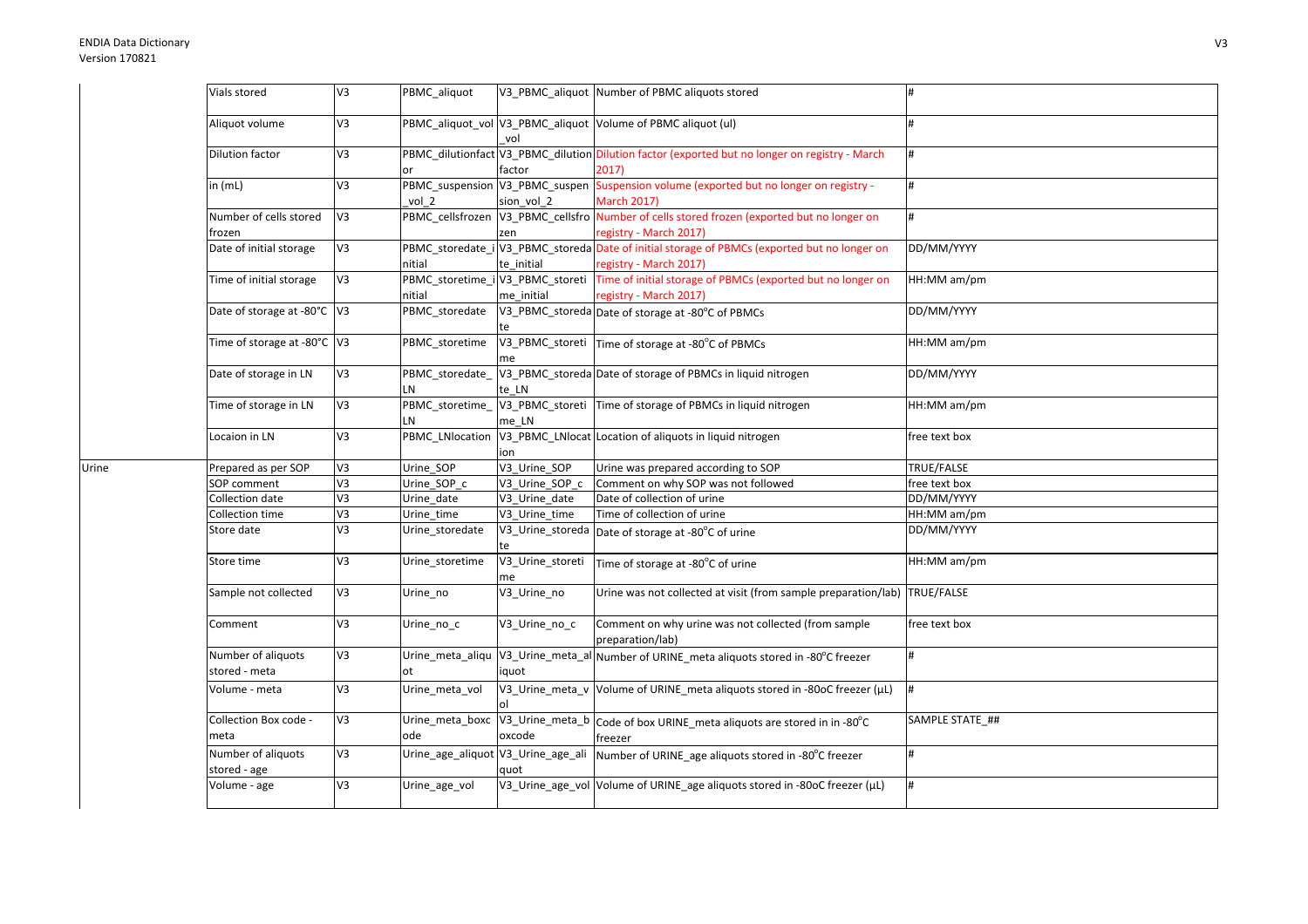| | | | | | | |
|---|---|---|---|---|---|---|
| | Vials stored | V3 | PBMC_aliquot | V3_PBMC_aliquot | Number of PBMC aliquots stored | # |
| | Aliquot volume | V3 | PBMC_aliquot_vol | V3_PBMC_aliquot_vol | Volume of PBMC aliquot (ul) | # |
| | Dilution factor | V3 | PBMC_dilutionfactor | V3_PBMC_dilutionfactor | Dilution factor (exported but no longer on registry - March 2017) | # |
| | in (mL) | V3 | PBMC_suspension_vol_2 | V3_PBMC_suspension_vol_2 | Suspension volume (exported but no longer on registry - March 2017) | # |
| | Number of cells stored frozen | V3 | PBMC_cellsfrozen | V3_PBMC_cellsfrozen | Number of cells stored frozen (exported but no longer on registry - March 2017) | # |
| | Date of initial storage | V3 | PBMC_storedate_initial | V3_PBMC_storedate_initial | Date of initial storage of PBMCs (exported but no longer on registry - March 2017) | DD/MM/YYYY |
| | Time of initial storage | V3 | PBMC_storetime_initial | V3_PBMC_storetime_initial | Time of initial storage of PBMCs (exported but no longer on registry - March 2017) | HH:MM am/pm |
| | Date of storage at -80°C | V3 | PBMC_storedate | V3_PBMC_storedate | Date of storage at -80°C of PBMCs | DD/MM/YYYY |
| | Time of storage at -80°C | V3 | PBMC_storetime | V3_PBMC_storetime | Time of storage at -80°C of PBMCs | HH:MM am/pm |
| | Date of storage in LN | V3 | PBMC_storedate_LN | V3_PBMC_storedate_LN | Date of storage of PBMCs in liquid nitrogen | DD/MM/YYYY |
| | Time of storage in LN | V3 | PBMC_storetime_LN | V3_PBMC_storetime_LN | Time of storage of PBMCs in liquid nitrogen | HH:MM am/pm |
| | Locaion in LN | V3 | PBMC_LNlocation | V3_PBMC_LNlocation | Location of aliquots in liquid nitrogen | free text box |
| Urine | Prepared as per SOP | V3 | Urine_SOP | V3_Urine_SOP | Urine was prepared according to SOP | TRUE/FALSE |
| | SOP comment | V3 | Urine_SOP_c | V3_Urine_SOP_c | Comment on why SOP was not followed | free text box |
| | Collection date | V3 | Urine_date | V3_Urine_date | Date of collection of urine | DD/MM/YYYY |
| | Collection time | V3 | Urine_time | V3_Urine_time | Time of collection of urine | HH:MM am/pm |
| | Store date | V3 | Urine_storedate | V3_Urine_storedate | Date of storage at -80°C of urine | DD/MM/YYYY |
| | Store time | V3 | Urine_storetime | V3_Urine_storetime | Time of storage at -80°C of urine | HH:MM am/pm |
| | Sample not collected | V3 | Urine_no | V3_Urine_no | Urine was not collected at visit (from sample preparation/lab) | TRUE/FALSE |
| | Comment | V3 | Urine_no_c | V3_Urine_no_c | Comment on why urine was not collected (from sample preparation/lab) | free text box |
| | Number of aliquots stored - meta | V3 | Urine_meta_aliquot | V3_Urine_meta_aliquot | Number of URINE_meta aliquots stored in -80°C freezer | # |
| | Volume - meta | V3 | Urine_meta_vol | V3_Urine_meta_vol | Volume of URINE_meta aliquots stored in -80oC freezer (µL) | # |
| | Collection Box code - meta | V3 | Urine_meta_boxcode | V3_Urine_meta_boxcode | Code of box URINE_meta aliquots are stored in in -80°C freezer | SAMPLE STATE_## |
| | Number of aliquots stored - age | V3 | Urine_age_aliquot | V3_Urine_age_aliquot | Number of URINE_age aliquots stored in -80°C freezer | # |
| | Volume - age | V3 | Urine_age_vol | V3_Urine_age_vol | Volume of URINE_age aliquots stored in -80oC freezer (µL) | # |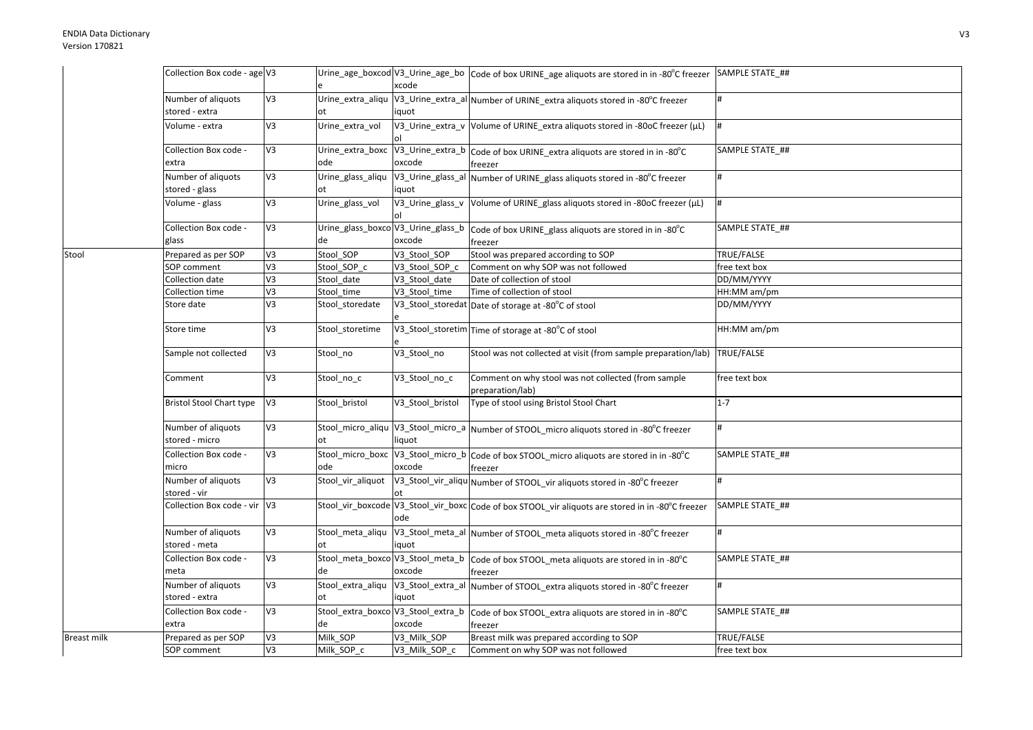| | | | | | | |
|---|---|---|---|---|---|---|
| | Collection Box code - age | V3 | Urine_age_boxcode | V3_Urine_age_boxcode | Code of box URINE_age aliquots are stored in in -80°C freezer | SAMPLE STATE_## |
| | Number of aliquots stored - extra | V3 | Urine_extra_aliquot | V3_Urine_extra_aliquot | Number of URINE_extra aliquots stored in -80°C freezer | # |
| | Volume - extra | V3 | Urine_extra_vol | V3_Urine_extra_vol | Volume of URINE_extra aliquots stored in -80oC freezer (µL) | # |
| | Collection Box code - extra | V3 | Urine_extra_boxcode | V3_Urine_extra_boxcode | Code of box URINE_extra aliquots are stored in in -80°C freezer | SAMPLE STATE_## |
| | Number of aliquots stored - glass | V3 | Urine_glass_aliquot | V3_Urine_glass_aliquot | Number of URINE_glass aliquots stored in -80°C freezer | # |
| | Volume - glass | V3 | Urine_glass_vol | V3_Urine_glass_vol | Volume of URINE_glass aliquots stored in -80oC freezer (µL) | # |
| | Collection Box code - glass | V3 | Urine_glass_boxcode | V3_Urine_glass_boxcode | Code of box URINE_glass aliquots are stored in in -80°C freezer | SAMPLE STATE_## |
| Stool | Prepared as per SOP | V3 | Stool_SOP | V3_Stool_SOP | Stool was prepared according to SOP | TRUE/FALSE |
| | SOP comment | V3 | Stool_SOP_c | V3_Stool_SOP_c | Comment on why SOP was not followed | free text box |
| | Collection date | V3 | Stool_date | V3_Stool_date | Date of collection of stool | DD/MM/YYYY |
| | Collection time | V3 | Stool_time | V3_Stool_time | Time of collection of stool | HH:MM am/pm |
| | Store date | V3 | Stool_storedate | V3_Stool_storedate | Date of storage at -80°C of stool | DD/MM/YYYY |
| | Store time | V3 | Stool_storetime | V3_Stool_storetime | Time of storage at -80°C of stool | HH:MM am/pm |
| | Sample not collected | V3 | Stool_no | V3_Stool_no | Stool was not collected at visit (from sample preparation/lab) | TRUE/FALSE |
| | Comment | V3 | Stool_no_c | V3_Stool_no_c | Comment on why stool was not collected (from sample preparation/lab) | free text box |
| | Bristol Stool Chart type | V3 | Stool_bristol | V3_Stool_bristol | Type of stool using Bristol Stool Chart | 1-7 |
| | Number of aliquots stored - micro | V3 | Stool_micro_aliquot | V3_Stool_micro_aliquot | Number of STOOL_micro aliquots stored in -80°C freezer | # |
| | Collection Box code - micro | V3 | Stool_micro_boxcode | V3_Stool_micro_boxcode | Code of box STOOL_micro aliquots are stored in in -80°C freezer | SAMPLE STATE_## |
| | Number of aliquots stored - vir | V3 | Stool_vir_aliquot | V3_Stool_vir_aliquot | Number of STOOL_vir aliquots stored in -80°C freezer | # |
| | Collection Box code - vir | V3 | Stool_vir_boxcode | V3_Stool_vir_boxcode | Code of box STOOL_vir aliquots are stored in in -80°C freezer | SAMPLE STATE_## |
| | Number of aliquots stored - meta | V3 | Stool_meta_aliquot | V3_Stool_meta_aliquot | Number of STOOL_meta aliquots stored in -80°C freezer | # |
| | Collection Box code - meta | V3 | Stool_meta_boxcode | V3_Stool_meta_boxcode | Code of box STOOL_meta aliquots are stored in in -80°C freezer | SAMPLE STATE_## |
| | Number of aliquots stored - extra | V3 | Stool_extra_aliquot | V3_Stool_extra_aliquot | Number of STOOL_extra aliquots stored in -80°C freezer | # |
| | Collection Box code - extra | V3 | Stool_extra_boxcode | V3_Stool_extra_boxcode | Code of box STOOL_extra aliquots are stored in in -80°C freezer | SAMPLE STATE_## |
| Breast milk | Prepared as per SOP | V3 | Milk_SOP | V3_Milk_SOP | Breast milk was prepared according to SOP | TRUE/FALSE |
| | SOP comment | V3 | Milk_SOP_c | V3_Milk_SOP_c | Comment on why SOP was not followed | free text box |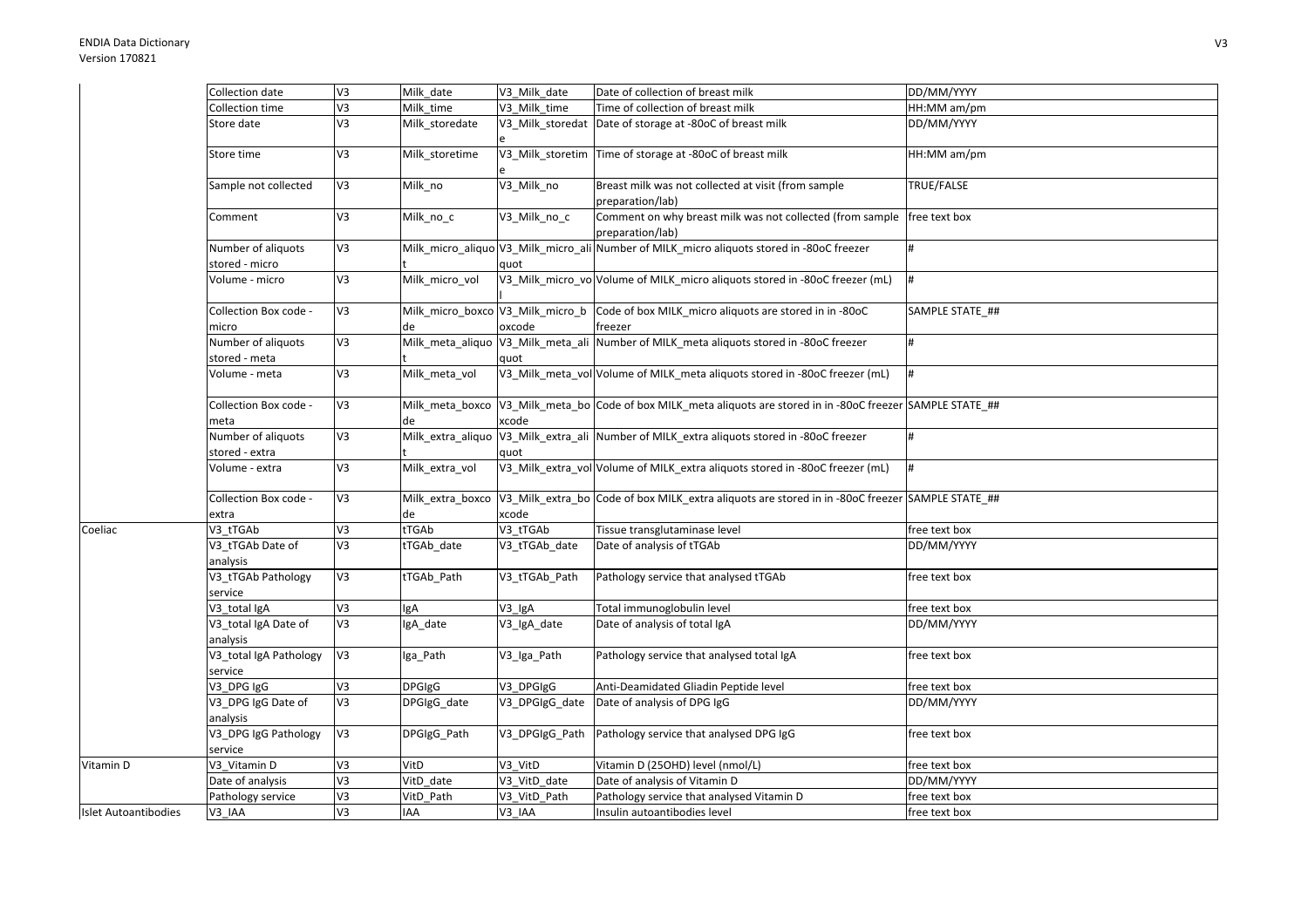| | | | | | | |
|---|---|---|---|---|---|---|
| | Collection date | V3 | Milk_date | V3_Milk_date | Date of collection of breast milk | DD/MM/YYYY |
| | Collection time | V3 | Milk_time | V3_Milk_time | Time of collection of breast milk | HH:MM am/pm |
| | Store date | V3 | Milk_storedate | V3_Milk_storedate | Date of storage at -80oC of breast milk | DD/MM/YYYY |
| | Store time | V3 | Milk_storetime | V3_Milk_storetime | Time of storage at -80oC of breast milk | HH:MM am/pm |
| | Sample not collected | V3 | Milk_no | V3_Milk_no | Breast milk was not collected at visit (from sample preparation/lab) | TRUE/FALSE |
| | Comment | V3 | Milk_no_c | V3_Milk_no_c | Comment on why breast milk was not collected (from sample preparation/lab) | free text box |
| | Number of aliquots stored - micro | V3 | Milk_micro_aliquot | V3_Milk_micro_aliquot | Number of MILK_micro aliquots stored in -80oC freezer | # |
| | Volume - micro | V3 | Milk_micro_vol | V3_Milk_micro_vol | Volume of MILK_micro aliquots stored in -80oC freezer (mL) | # |
| | Collection Box code - micro | V3 | Milk_micro_boxcode | V3_Milk_micro_boxcode | Code of box MILK_micro aliquots are stored in in -80oC freezer | SAMPLE STATE_## |
| | Number of aliquots stored - meta | V3 | Milk_meta_aliquot | V3_Milk_meta_aliquot | Number of MILK_meta aliquots stored in -80oC freezer | # |
| | Volume - meta | V3 | Milk_meta_vol | V3_Milk_meta_vol | Volume of MILK_meta aliquots stored in -80oC freezer (mL) | # |
| | Collection Box code - meta | V3 | Milk_meta_boxcode | V3_Milk_meta_boxcode | Code of box MILK_meta aliquots are stored in in -80oC freezer | SAMPLE STATE_## |
| | Number of aliquots stored - extra | V3 | Milk_extra_aliquot | V3_Milk_extra_aliquot | Number of MILK_extra aliquots stored in -80oC freezer | # |
| | Volume - extra | V3 | Milk_extra_vol | V3_Milk_extra_vol | Volume of MILK_extra aliquots stored in -80oC freezer (mL) | # |
| | Collection Box code - extra | V3 | Milk_extra_boxcode | V3_Milk_extra_boxcode | Code of box MILK_extra aliquots are stored in in -80oC freezer | SAMPLE STATE_## |
| Coeliac | V3_tTGAb | V3 | tTGAb | V3_tTGAb | Tissue transglutaminase level | free text box |
| | V3_tTGAb Date of analysis | V3 | tTGAb_date | V3_tTGAb_date | Date of analysis of tTGAb | DD/MM/YYYY |
| | V3_tTGAb Pathology service | V3 | tTGAb_Path | V3_tTGAb_Path | Pathology service that analysed tTGAb | free text box |
| | V3_total IgA | V3 | IgA | V3_IgA | Total immunoglobulin level | free text box |
| | V3_total IgA Date of analysis | V3 | IgA_date | V3_IgA_date | Date of analysis of total IgA | DD/MM/YYYY |
| | V3_total IgA Pathology service | V3 | Iga_Path | V3_Iga_Path | Pathology service that analysed total IgA | free text box |
| | V3_DPG IgG | V3 | DPGIgG | V3_DPGIgG | Anti-Deamidated Gliadin Peptide level | free text box |
| | V3_DPG IgG Date of analysis | V3 | DPGIgG_date | V3_DPGIgG_date | Date of analysis of DPG IgG | DD/MM/YYYY |
| | V3_DPG IgG Pathology service | V3 | DPGIgG_Path | V3_DPGIgG_Path | Pathology service that analysed DPG IgG | free text box |
| Vitamin D | V3_Vitamin D | V3 | VitD | V3_VitD | Vitamin D (25OHD) level (nmol/L) | free text box |
| | Date of analysis | V3 | VitD_date | V3_VitD_date | Date of analysis of Vitamin D | DD/MM/YYYY |
| | Pathology service | V3 | VitD_Path | V3_VitD_Path | Pathology service that analysed Vitamin D | free text box |
| Islet Autoantibodies | V3_IAA | V3 | IAA | V3_IAA | Insulin autoantibodies level | free text box |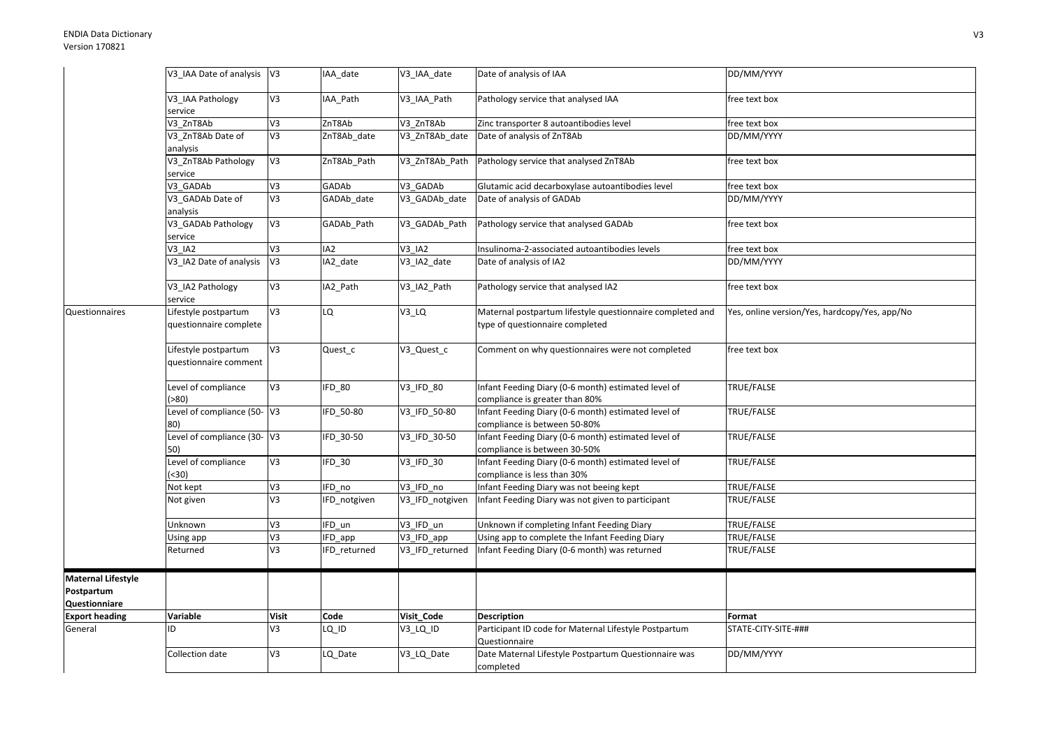| | V3_IAA Date of analysis | V3 | IAA_date | V3_IAA_date | Date of analysis of IAA | DD/MM/YYYY |
|---|---|---|---|---|---|---|
| | V3_IAA Pathology service | V3 | IAA_Path | V3_IAA_Path | Pathology service that analysed IAA | free text box |
| | V3_ZnT8Ab | V3 | ZnT8Ab | V3_ZnT8Ab | Zinc transporter 8 autoantibodies level | free text box |
| | V3_ZnT8Ab Date of analysis | V3 | ZnT8Ab_date | V3_ZnT8Ab_date | Date of analysis of ZnT8Ab | DD/MM/YYYY |
| | V3_ZnT8Ab Pathology service | V3 | ZnT8Ab_Path | V3_ZnT8Ab_Path | Pathology service that analysed ZnT8Ab | free text box |
| | V3_GADAb | V3 | GADAb | V3_GADAb | Glutamic acid decarboxylase autoantibodies level | free text box |
| | V3_GADAb Date of analysis | V3 | GADAb_date | V3_GADAb_date | Date of analysis of GADAb | DD/MM/YYYY |
| | V3_GADAb Pathology service | V3 | GADAb_Path | V3_GADAb_Path | Pathology service that analysed GADAb | free text box |
| | V3_IA2 | V3 | IA2 | V3_IA2 | Insulinoma-2-associated autoantibodies levels | free text box |
| | V3_IA2 Date of analysis | V3 | IA2_date | V3_IA2_date | Date of analysis of IA2 | DD/MM/YYYY |
| | V3_IA2 Pathology service | V3 | IA2_Path | V3_IA2_Path | Pathology service that analysed IA2 | free text box |
| Questionnaires | Lifestyle postpartum questionnaire complete | V3 | LQ | V3_LQ | Maternal postpartum lifestyle questionnaire completed and type of questionnaire completed | Yes, online version/Yes, hardcopy/Yes, app/No |
| | Lifestyle postpartum questionnaire comment | V3 | Quest_c | V3_Quest_c | Comment on why questionnaires were not completed | free text box |
| | Level of compliance (>80) | V3 | IFD_80 | V3_IFD_80 | Infant Feeding Diary (0-6 month) estimated level of compliance is greater than 80% | TRUE/FALSE |
| | Level of compliance (50-80) | V3 | IFD_50-80 | V3_IFD_50-80 | Infant Feeding Diary (0-6 month) estimated level of compliance is between 50-80% | TRUE/FALSE |
| | Level of compliance (30-50) | V3 | IFD_30-50 | V3_IFD_30-50 | Infant Feeding Diary (0-6 month) estimated level of compliance is between 30-50% | TRUE/FALSE |
| | Level of compliance (<30) | V3 | IFD_30 | V3_IFD_30 | Infant Feeding Diary (0-6 month) estimated level of compliance is less than 30% | TRUE/FALSE |
| | Not kept | V3 | IFD_no | V3_IFD_no | Infant Feeding Diary was not beeing kept | TRUE/FALSE |
| | Not given | V3 | IFD_notgiven | V3_IFD_notgiven | Infant Feeding Diary was not given to participant | TRUE/FALSE |
| | Unknown | V3 | IFD_un | V3_IFD_un | Unknown if completing Infant Feeding Diary | TRUE/FALSE |
| | Using app | V3 | IFD_app | V3_IFD_app | Using app to complete the Infant Feeding Diary | TRUE/FALSE |
| | Returned | V3 | IFD_returned | V3_IFD_returned | Infant Feeding Diary (0-6 month) was returned | TRUE/FALSE |

| **Maternal Lifestyle Postpartum Questionnaire** | | | | | | |
|---|---|---|---|---|---|---|
| **Export heading** | **Variable** | **Visit** | **Code** | **Visit_Code** | **Description** | **Format** |
| General | ID | V3 | LQ_ID | V3_LQ_ID | Participant ID code for Maternal Lifestyle Postpartum Questionnaire | STATE-CITY-SITE-### |
| | Collection date | V3 | LQ_Date | V3_LQ_Date | Date Maternal Lifestyle Postpartum Questionnaire was completed | DD/MM/YYYY |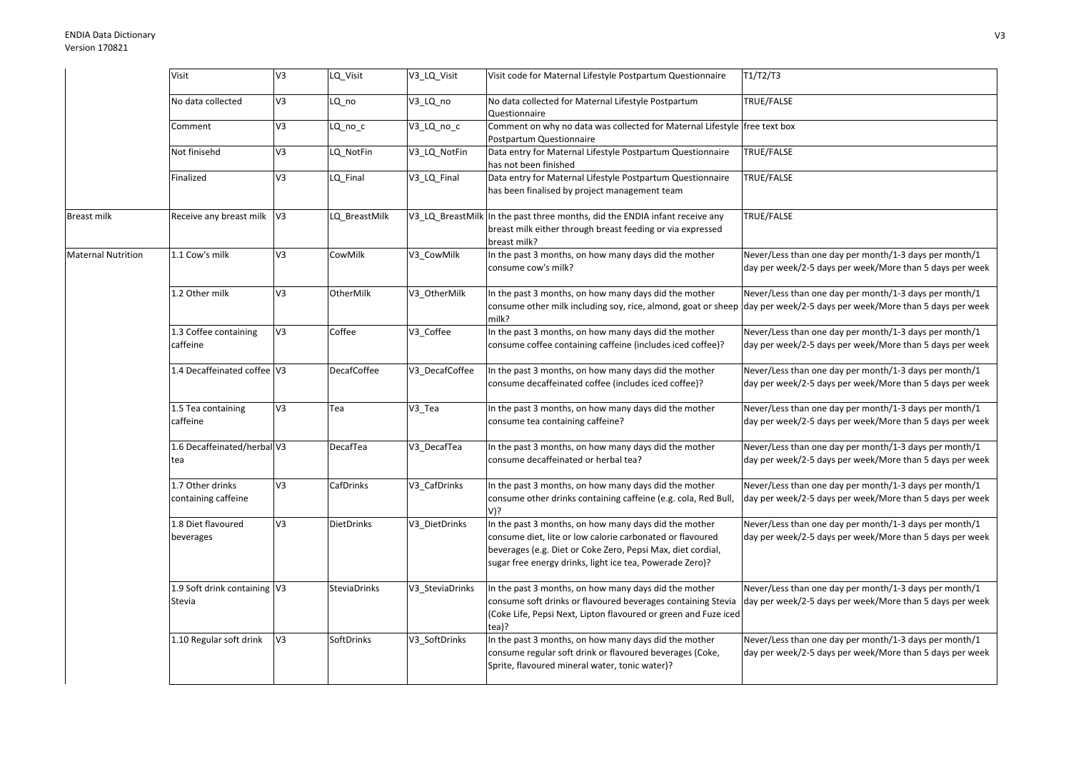| | | | | | |
|---|---|---|---|---|---|
| | Visit | V3 | LQ_Visit | V3_LQ_Visit | Visit code for Maternal Lifestyle Postpartum Questionnaire | T1/T2/T3 |
| | No data collected | V3 | LQ_no | V3_LQ_no | No data collected for Maternal Lifestyle Postpartum Questionnaire | TRUE/FALSE |
| | Comment | V3 | LQ_no_c | V3_LQ_no_c | Comment on why no data was collected for Maternal Lifestyle Postpartum Questionnaire | free text box |
| | Not finisehd | V3 | LQ_NotFin | V3_LQ_NotFin | Data entry for Maternal Lifestyle Postpartum Questionnaire has not been finished | TRUE/FALSE |
| | Finalized | V3 | LQ_Final | V3_LQ_Final | Data entry for Maternal Lifestyle Postpartum Questionnaire has been finalised by project management team | TRUE/FALSE |
| Breast milk | Receive any breast milk | V3 | LQ_BreastMilk | V3_LQ_BreastMilk | In the past three months, did the ENDIA infant receive any breast milk either through breast feeding or via expressed breast milk? | TRUE/FALSE |
| Maternal Nutrition | 1.1 Cow's milk | V3 | CowMilk | V3_CowMilk | In the past 3 months, on how many days did the mother consume cow's milk? | Never/Less than one day per month/1-3 days per month/1 day per week/2-5 days per week/More than 5 days per week |
| | 1.2 Other milk | V3 | OtherMilk | V3_OtherMilk | In the past 3 months, on how many days did the mother consume other milk including soy, rice, almond, goat or sheep milk? | Never/Less than one day per month/1-3 days per month/1 day per week/2-5 days per week/More than 5 days per week |
| | 1.3 Coffee containing caffeine | V3 | Coffee | V3_Coffee | In the past 3 months, on how many days did the mother consume coffee containing caffeine (includes iced coffee)? | Never/Less than one day per month/1-3 days per month/1 day per week/2-5 days per week/More than 5 days per week |
| | 1.4 Decaffeinated coffee | V3 | DecafCoffee | V3_DecafCoffee | In the past 3 months, on how many days did the mother consume decaffeinated coffee (includes iced coffee)? | Never/Less than one day per month/1-3 days per month/1 day per week/2-5 days per week/More than 5 days per week |
| | 1.5 Tea containing caffeine | V3 | Tea | V3_Tea | In the past 3 months, on how many days did the mother consume tea containing caffeine? | Never/Less than one day per month/1-3 days per month/1 day per week/2-5 days per week/More than 5 days per week |
| | 1.6 Decaffeinated/herbal tea | V3 | DecafTea | V3_DecafTea | In the past 3 months, on how many days did the mother consume decaffeinated or herbal tea? | Never/Less than one day per month/1-3 days per month/1 day per week/2-5 days per week/More than 5 days per week |
| | 1.7 Other drinks containing caffeine | V3 | CafDrinks | V3_CafDrinks | In the past 3 months, on how many days did the mother consume other drinks containing caffeine (e.g. cola, Red Bull, V)? | Never/Less than one day per month/1-3 days per month/1 day per week/2-5 days per week/More than 5 days per week |
| | 1.8 Diet flavoured beverages | V3 | DietDrinks | V3_DietDrinks | In the past 3 months, on how many days did the mother consume diet, lite or low calorie carbonated or flavoured beverages (e.g. Diet or Coke Zero, Pepsi Max, diet cordial, sugar free energy drinks, light ice tea, Powerade Zero)? | Never/Less than one day per month/1-3 days per month/1 day per week/2-5 days per week/More than 5 days per week |
| | 1.9 Soft drink containing Stevia | V3 | SteviaDrinks | V3_SteviaDrinks | In the past 3 months, on how many days did the mother consume soft drinks or flavoured beverages containing Stevia (Coke Life, Pepsi Next, Lipton flavoured or green and Fuze iced tea)? | Never/Less than one day per month/1-3 days per month/1 day per week/2-5 days per week/More than 5 days per week |
| | 1.10 Regular soft drink | V3 | SoftDrinks | V3_SoftDrinks | In the past 3 months, on how many days did the mother consume regular soft drink or flavoured beverages (Coke, Sprite, flavoured mineral water, tonic water)? | Never/Less than one day per month/1-3 days per month/1 day per week/2-5 days per week/More than 5 days per week |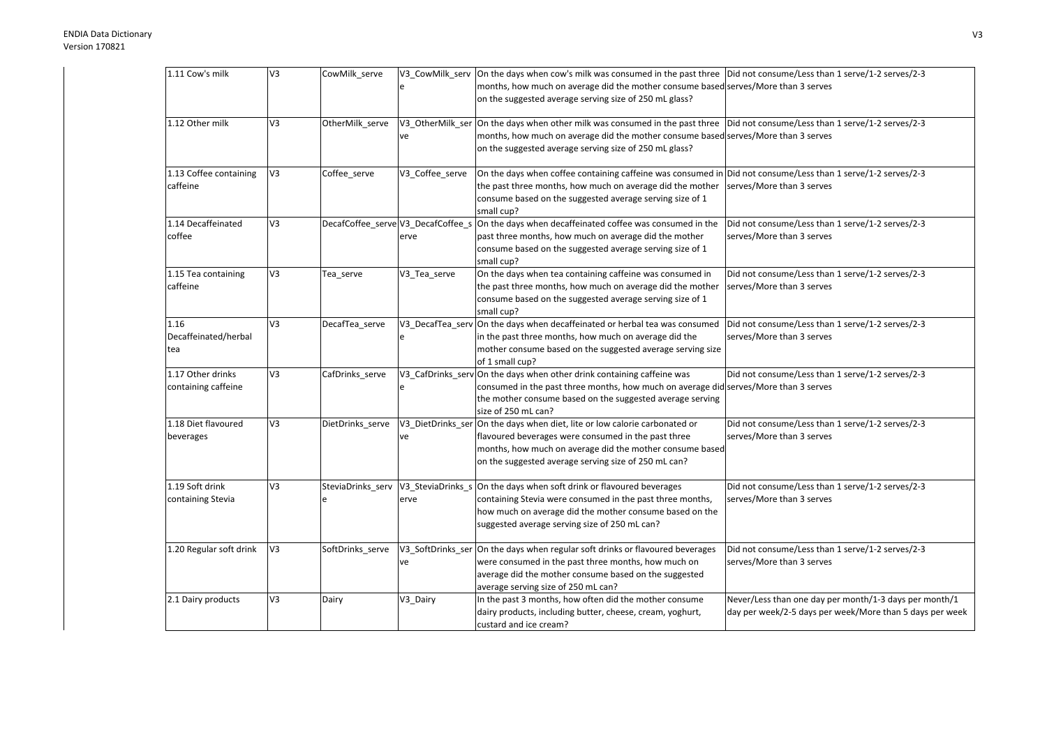| 1.11 Cow's milk | V3 | CowMilk_serve | V3_CowMilk_serve | On the days when cow's milk was consumed in the past three months, how much on average did the mother consume based on the suggested average serving size of 250 mL glass? | Did not consume/Less than 1 serve/1-2 serves/2-3 serves/More than 3 serves |
|---|---|---|---|---|---|
| 1.12 Other milk | V3 | OtherMilk_serve | V3_OtherMilk_serve | On the days when other milk was consumed in the past three months, how much on average did the mother consume based on the suggested average serving size of 250 mL glass? | Did not consume/Less than 1 serve/1-2 serves/2-3 serves/More than 3 serves |
| 1.13 Coffee containing caffeine | V3 | Coffee_serve | V3_Coffee_serve | On the days when coffee containing caffeine was consumed in the past three months, how much on average did the mother consume based on the suggested average serving size of 1 small cup? | Did not consume/Less than 1 serve/1-2 serves/2-3 serves/More than 3 serves |
| 1.14 Decaffeinated coffee | V3 | DecafCoffee_serve | V3_DecafCoffee_serve | On the days when decaffeinated coffee was consumed in the past three months, how much on average did the mother consume based on the suggested average serving size of 1 small cup? | Did not consume/Less than 1 serve/1-2 serves/2-3 serves/More than 3 serves |
| 1.15 Tea containing caffeine | V3 | Tea_serve | V3_Tea_serve | On the days when tea containing caffeine was consumed in the past three months, how much on average did the mother consume based on the suggested average serving size of 1 small cup? | Did not consume/Less than 1 serve/1-2 serves/2-3 serves/More than 3 serves |
| 1.16 Decaffeinated/herbal tea | V3 | DecafTea_serve | V3_DecafTea_serve | On the days when decaffeinated or herbal tea was consumed in the past three months, how much on average did the mother consume based on the suggested average serving size of 1 small cup? | Did not consume/Less than 1 serve/1-2 serves/2-3 serves/More than 3 serves |
| 1.17 Other drinks containing caffeine | V3 | CafDrinks_serve | V3_CafDrinks_serve | On the days when other drink containing caffeine was consumed in the past three months, how much on average did the mother consume based on the suggested average serving size of 250 mL can? | Did not consume/Less than 1 serve/1-2 serves/2-3 serves/More than 3 serves |
| 1.18 Diet flavoured beverages | V3 | DietDrinks_serve | V3_DietDrinks_serve | On the days when diet, lite or low calorie carbonated or flavoured beverages were consumed in the past three months, how much on average did the mother consume based on the suggested average serving size of 250 mL can? | Did not consume/Less than 1 serve/1-2 serves/2-3 serves/More than 3 serves |
| 1.19 Soft drink containing Stevia | V3 | SteviaDrinks_serve | V3_SteviaDrinks_serve | On the days when soft drink or flavoured beverages containing Stevia were consumed in the past three months, how much on average did the mother consume based on the suggested average serving size of 250 mL can? | Did not consume/Less than 1 serve/1-2 serves/2-3 serves/More than 3 serves |
| 1.20 Regular soft drink | V3 | SoftDrinks_serve | V3_SoftDrinks_serve | On the days when regular soft drinks or flavoured beverages were consumed in the past three months, how much on average did the mother consume based on the suggested average serving size of 250 mL can? | Did not consume/Less than 1 serve/1-2 serves/2-3 serves/More than 3 serves |
| 2.1 Dairy products | V3 | Dairy | V3_Dairy | In the past 3 months, how often did the mother consume dairy products, including butter, cheese, cream, yoghurt, custard and ice cream? | Never/Less than one day per month/1-3 days per month/1 day per week/2-5 days per week/More than 5 days per week |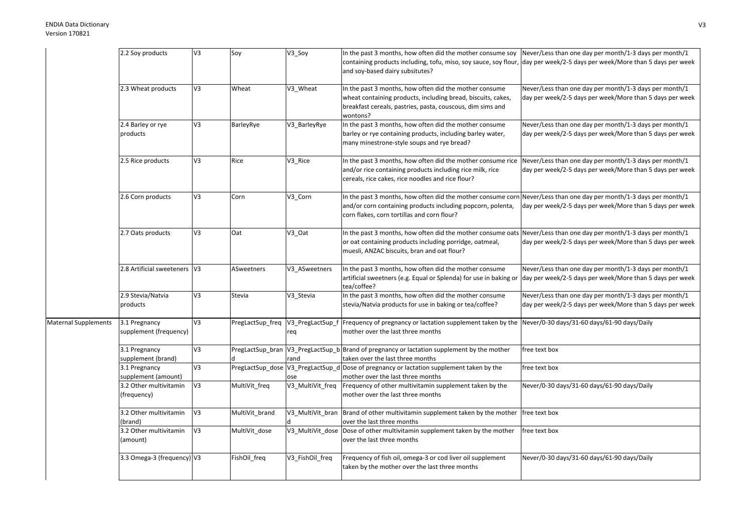|  |  |  |  |  |  |  |
|---|---|---|---|---|---|---|
|  | 2.2 Soy products | V3 | Soy | V3_Soy | In the past 3 months, how often did the mother consume soy containing products including, tofu, miso, soy sauce, soy flour, and soy-based dairy subsitutes? | Never/Less than one day per month/1-3 days per month/1 day per week/2-5 days per week/More than 5 days per week |
|  | 2.3 Wheat products | V3 | Wheat | V3_Wheat | In the past 3 months, how often did the mother consume wheat containing products, including bread, biscuits, cakes, breakfast cereals, pastries, pasta, couscous, dim sims and wontons? | Never/Less than one day per month/1-3 days per month/1 day per week/2-5 days per week/More than 5 days per week |
|  | 2.4 Barley or rye products | V3 | BarleyRye | V3_BarleyRye | In the past 3 months, how often did the mother consume barley or rye containing products, including barley water, many minestrone-style soups and rye bread? | Never/Less than one day per month/1-3 days per month/1 day per week/2-5 days per week/More than 5 days per week |
|  | 2.5 Rice products | V3 | Rice | V3_Rice | In the past 3 months, how often did the mother consume rice and/or rice containing products including rice milk, rice cereals, rice cakes, rice noodles and rice flour? | Never/Less than one day per month/1-3 days per month/1 day per week/2-5 days per week/More than 5 days per week |
|  | 2.6 Corn products | V3 | Corn | V3_Corn | In the past 3 months, how often did the mother consume corn and/or corn containing products including popcorn, polenta, corn flakes, corn tortillas and corn flour? | Never/Less than one day per month/1-3 days per month/1 day per week/2-5 days per week/More than 5 days per week |
|  | 2.7 Oats products | V3 | Oat | V3_Oat | In the past 3 months, how often did the mother consume oats or oat containing products including porridge, oatmeal, muesli, ANZAC biscuits, bran and oat flour? | Never/Less than one day per month/1-3 days per month/1 day per week/2-5 days per week/More than 5 days per week |
|  | 2.8 Artificial sweeteners | V3 | ASweetners | V3_ASweetners | In the past 3 months, how often did the mother consume artificial sweetners (e.g. Equal or Splenda) for use in baking or tea/coffee? | Never/Less than one day per month/1-3 days per month/1 day per week/2-5 days per week/More than 5 days per week |
|  | 2.9 Stevia/Natvia products | V3 | Stevia | V3_Stevia | In the past 3 months, how often did the mother consume stevia/Natvia products for use in baking or tea/coffee? | Never/Less than one day per month/1-3 days per month/1 day per week/2-5 days per week/More than 5 days per week |
| Maternal Supplements | 3.1 Pregnancy supplement (frequency) | V3 | PregLactSup_freq | V3_PregLactSup_freq | Frequency of pregnancy or lactation supplement taken by the mother over the last three months | Never/0-30 days/31-60 days/61-90 days/Daily |
|  | 3.1 Pregnancy supplement (brand) | V3 | PregLactSup_brand | V3_PregLactSup_brand | Brand of pregnancy or lactation supplement by the mother taken over the last three months | free text box |
|  | 3.1 Pregnancy supplement (amount) | V3 | PregLactSup_dose | V3_PregLactSup_dose | Dose of pregnancy or lactation supplement taken by the mother over the last three months | free text box |
|  | 3.2 Other multivitamin (frequency) | V3 | MultiVit_freq | V3_MultiVit_freq | Frequency of other multivitamin supplement taken by the mother over the last three months | Never/0-30 days/31-60 days/61-90 days/Daily |
|  | 3.2 Other multivitamin (brand) | V3 | MultiVit_brand | V3_MultiVit_brand | Brand of other multivitamin supplement taken by the mother over the last three months | free text box |
|  | 3.2 Other multivitamin (amount) | V3 | MultiVit_dose | V3_MultiVit_dose | Dose of other multivitamin supplement taken by the mother over the last three months | free text box |
|  | 3.3 Omega-3 (frequency) | V3 | FishOil_freq | V3_FishOil_freq | Frequency of fish oil, omega-3 or cod liver oil supplement taken by the mother over the last three months | Never/0-30 days/31-60 days/61-90 days/Daily |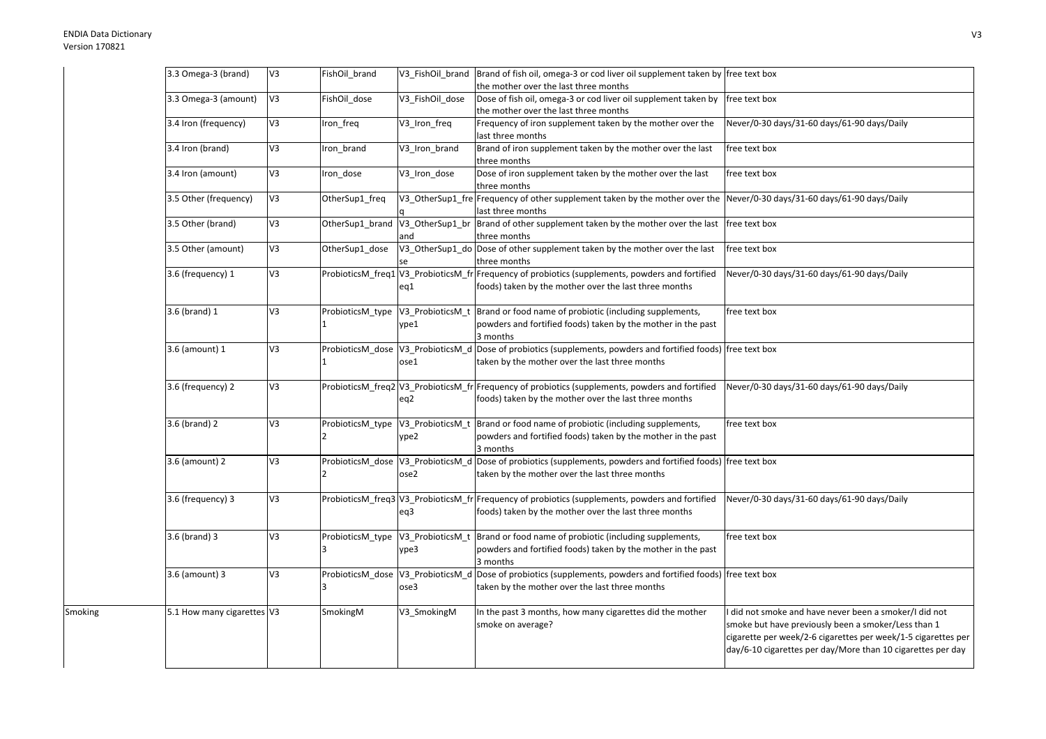| | | | | | | |
|---|---|---|---|---|---|---|
| | 3.3 Omega-3 (brand) | V3 | FishOil_brand | V3_FishOil_brand | Brand of fish oil, omega-3 or cod liver oil supplement taken by the mother over the last three months | free text box |
| | 3.3 Omega-3 (amount) | V3 | FishOil_dose | V3_FishOil_dose | Dose of fish oil, omega-3 or cod liver oil supplement taken by the mother over the last three months | free text box |
| | 3.4 Iron (frequency) | V3 | Iron_freq | V3_Iron_freq | Frequency of iron supplement taken by the mother over the last three months | Never/0-30 days/31-60 days/61-90 days/Daily |
| | 3.4 Iron (brand) | V3 | Iron_brand | V3_Iron_brand | Brand of iron supplement taken by the mother over the last three months | free text box |
| | 3.4 Iron (amount) | V3 | Iron_dose | V3_Iron_dose | Dose of iron supplement taken by the mother over the last three months | free text box |
| | 3.5 Other (frequency) | V3 | OtherSup1_freq | V3_OtherSup1_freq | Frequency of other supplement taken by the mother over the last three months | Never/0-30 days/31-60 days/61-90 days/Daily |
| | 3.5 Other (brand) | V3 | OtherSup1_brand | V3_OtherSup1_brand | Brand of other supplement taken by the mother over the last three months | free text box |
| | 3.5 Other (amount) | V3 | OtherSup1_dose | V3_OtherSup1_dose | Dose of other supplement taken by the mother over the last three months | free text box |
| | 3.6 (frequency) 1 | V3 | ProbioticsM_freq1 | V3_ProbioticsM_freq1 | Frequency of probiotics (supplements, powders and fortified foods) taken by the mother over the last three months | Never/0-30 days/31-60 days/61-90 days/Daily |
| | 3.6 (brand) 1 | V3 | ProbioticsM_type1 | V3_ProbioticsM_type1 | Brand or food name of probiotic (including supplements, powders and fortified foods) taken by the mother in the past 3 months | free text box |
| | 3.6 (amount) 1 | V3 | ProbioticsM_dose1 | V3_ProbioticsM_dose1 | Dose of probiotics (supplements, powders and fortified foods) taken by the mother over the last three months | free text box |
| | 3.6 (frequency) 2 | V3 | ProbioticsM_freq2 | V3_ProbioticsM_freq2 | Frequency of probiotics (supplements, powders and fortified foods) taken by the mother over the last three months | Never/0-30 days/31-60 days/61-90 days/Daily |
| | 3.6 (brand) 2 | V3 | ProbioticsM_type2 | V3_ProbioticsM_type2 | Brand or food name of probiotic (including supplements, powders and fortified foods) taken by the mother in the past 3 months | free text box |
| | 3.6 (amount) 2 | V3 | ProbioticsM_dose2 | V3_ProbioticsM_dose2 | Dose of probiotics (supplements, powders and fortified foods) taken by the mother over the last three months | free text box |
| | 3.6 (frequency) 3 | V3 | ProbioticsM_freq3 | V3_ProbioticsM_freq3 | Frequency of probiotics (supplements, powders and fortified foods) taken by the mother over the last three months | Never/0-30 days/31-60 days/61-90 days/Daily |
| | 3.6 (brand) 3 | V3 | ProbioticsM_type3 | V3_ProbioticsM_type3 | Brand or food name of probiotic (including supplements, powders and fortified foods) taken by the mother in the past 3 months | free text box |
| | 3.6 (amount) 3 | V3 | ProbioticsM_dose3 | V3_ProbioticsM_dose3 | Dose of probiotics (supplements, powders and fortified foods) taken by the mother over the last three months | free text box |
| Smoking | 5.1 How many cigarettes | V3 | SmokingM | V3_SmokingM | In the past 3 months, how many cigarettes did the mother smoke on average? | I did not smoke and have never been a smoker/I did not smoke but have previously been a smoker/Less than 1 cigarette per week/2-6 cigarettes per week/1-5 cigarettes per day/6-10 cigarettes per day/More than 10 cigarettes per day |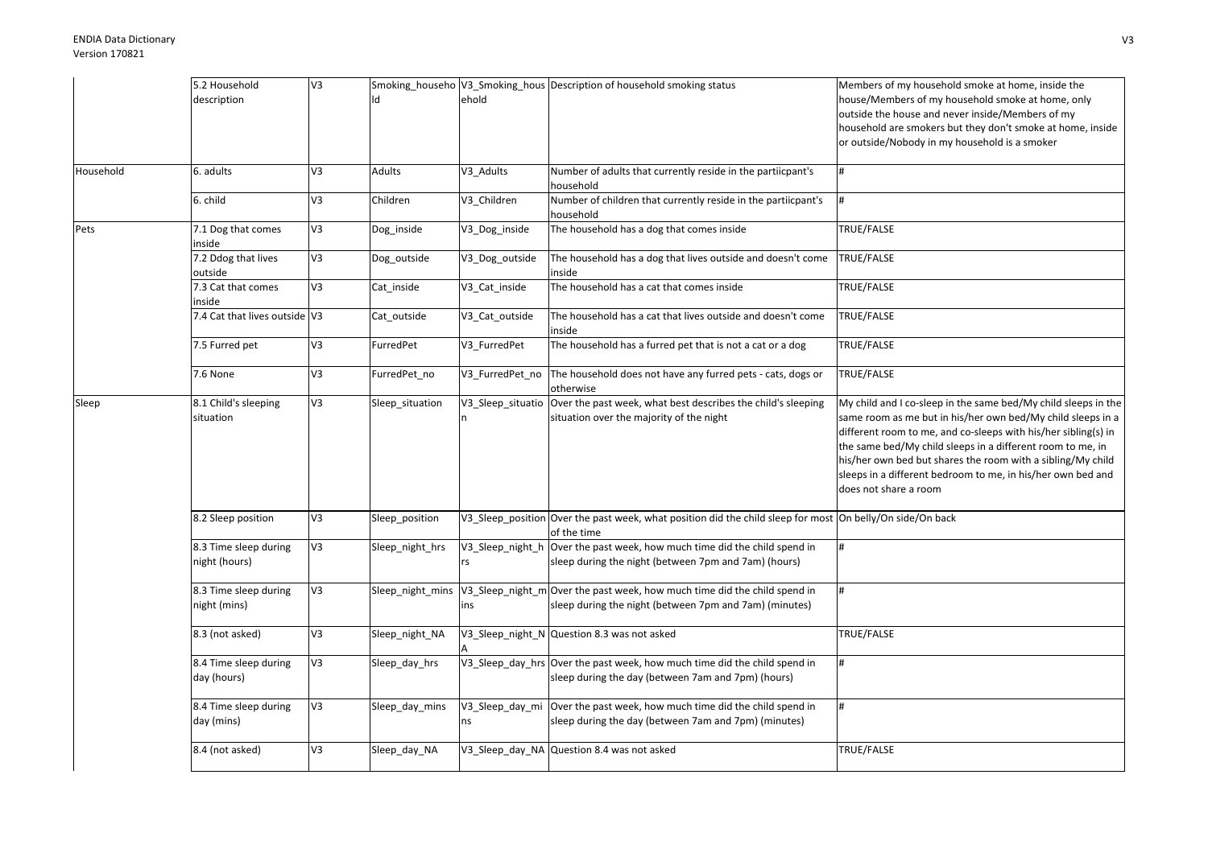| | | | | | | |
|---|---|---|---|---|---|---|
| | 5.2 Household description | V3 | Smoking_household | V3_Smoking_household | Description of household smoking status | Members of my household smoke at home, inside the house/Members of my household smoke at home, only outside the house and never inside/Members of my household are smokers but they don't smoke at home, inside or outside/Nobody in my household is a smoker |
| Household | 6. adults | V3 | Adults | V3_Adults | Number of adults that currently reside in the partiicpant's household | # |
| | 6. child | V3 | Children | V3_Children | Number of children that currently reside in the partiicpant's household | # |
| Pets | 7.1 Dog that comes inside | V3 | Dog_inside | V3_Dog_inside | The household has a dog that comes inside | TRUE/FALSE |
| | 7.2 Ddog that lives outside | V3 | Dog_outside | V3_Dog_outside | The household has a dog that lives outside and doesn't come inside | TRUE/FALSE |
| | 7.3 Cat that comes inside | V3 | Cat_inside | V3_Cat_inside | The household has a cat that comes inside | TRUE/FALSE |
| | 7.4 Cat that lives outside | V3 | Cat_outside | V3_Cat_outside | The household has a cat that lives outside and doesn't come inside | TRUE/FALSE |
| | 7.5 Furred pet | V3 | FurredPet | V3_FurredPet | The household has a furred pet that is not a cat or a dog | TRUE/FALSE |
| | 7.6 None | V3 | FurredPet_no | V3_FurredPet_no | The household does not have any furred pets - cats, dogs or otherwise | TRUE/FALSE |
| Sleep | 8.1 Child's sleeping situation | V3 | Sleep_situation | V3_Sleep_situation | Over the past week, what best describes the child's sleeping situation over the majority of the night | My child and I co-sleep in the same bed/My child sleeps in the same room as me but in his/her own bed/My child sleeps in a different room to me, and co-sleeps with his/her sibling(s) in the same bed/My child sleeps in a different room to me, in his/her own bed but shares the room with a sibling/My child sleeps in a different bedroom to me, in his/her own bed and does not share a room |
| | 8.2 Sleep position | V3 | Sleep_position | V3_Sleep_position | Over the past week, what position did the child sleep for most of the time | On belly/On side/On back |
| | 8.3 Time sleep during night (hours) | V3 | Sleep_night_hrs | V3_Sleep_night_hrs | Over the past week, how much time did the child spend in sleep during the night (between 7pm and 7am) (hours) | # |
| | 8.3 Time sleep during night (mins) | V3 | Sleep_night_mins | V3_Sleep_night_mins | Over the past week, how much time did the child spend in sleep during the night (between 7pm and 7am) (minutes) | # |
| | 8.3 (not asked) | V3 | Sleep_night_NA | V3_Sleep_night_NA | Question 8.3 was not asked | TRUE/FALSE |
| | 8.4 Time sleep during day (hours) | V3 | Sleep_day_hrs | V3_Sleep_day_hrs | Over the past week, how much time did the child spend in sleep during the day (between 7am and 7pm) (hours) | # |
| | 8.4 Time sleep during day (mins) | V3 | Sleep_day_mins | V3_Sleep_day_mins | Over the past week, how much time did the child spend in sleep during the day (between 7am and 7pm) (minutes) | # |
| | 8.4 (not asked) | V3 | Sleep_day_NA | V3_Sleep_day_NA | Question 8.4 was not asked | TRUE/FALSE |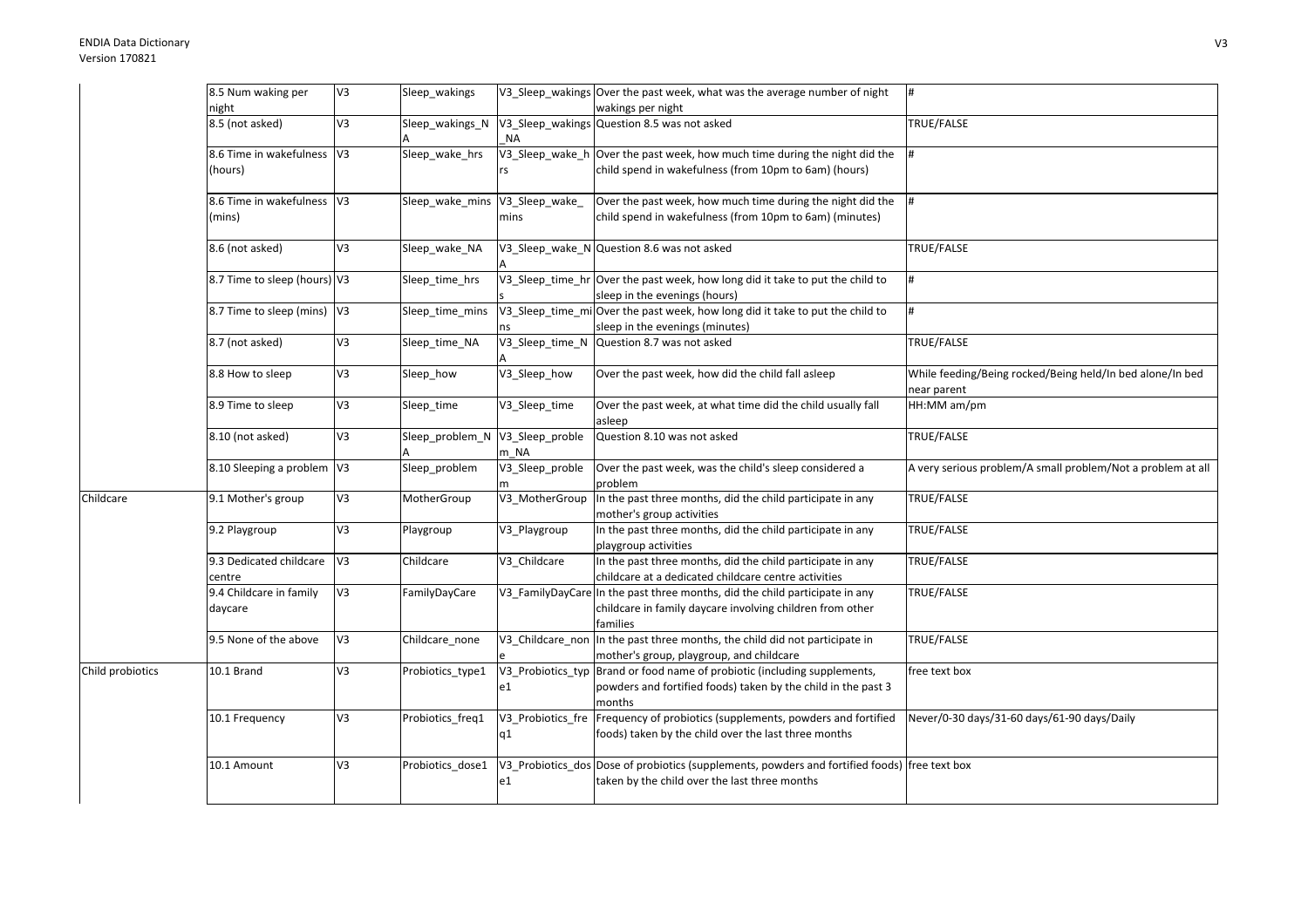| | | | | | | |
|---|---|---|---|---|---|---|
| | 8.5 Num waking per night | V3 | Sleep_wakings | V3_Sleep_wakings | Over the past week, what was the average number of night wakings per night | # |
| | 8.5 (not asked) | V3 | Sleep_wakings_NA | V3_Sleep_wakings_NA | Question 8.5 was not asked | TRUE/FALSE |
| | 8.6 Time in wakefulness (hours) | V3 | Sleep_wake_hrs | V3_Sleep_wake_hrs | Over the past week, how much time during the night did the child spend in wakefulness (from 10pm to 6am) (hours) | # |
| | 8.6 Time in wakefulness (mins) | V3 | Sleep_wake_mins | V3_Sleep_wake_mins | Over the past week, how much time during the night did the child spend in wakefulness (from 10pm to 6am) (minutes) | # |
| | 8.6 (not asked) | V3 | Sleep_wake_NA | V3_Sleep_wake_NA | Question 8.6 was not asked | TRUE/FALSE |
| | 8.7 Time to sleep (hours) | V3 | Sleep_time_hrs | V3_Sleep_time_hrs | Over the past week, how long did it take to put the child to sleep in the evenings (hours) | # |
| | 8.7 Time to sleep (mins) | V3 | Sleep_time_mins | V3_Sleep_time_mins | Over the past week, how long did it take to put the child to sleep in the evenings (minutes) | # |
| | 8.7 (not asked) | V3 | Sleep_time_NA | V3_Sleep_time_NA | Question 8.7 was not asked | TRUE/FALSE |
| | 8.8 How to sleep | V3 | Sleep_how | V3_Sleep_how | Over the past week, how did the child fall asleep | While feeding/Being rocked/Being held/In bed alone/In bed near parent |
| | 8.9 Time to sleep | V3 | Sleep_time | V3_Sleep_time | Over the past week, at what time did the child usually fall asleep | HH:MM am/pm |
| | 8.10 (not asked) | V3 | Sleep_problem_NA | V3_Sleep_problem_NA | Question 8.10 was not asked | TRUE/FALSE |
| | 8.10 Sleeping a problem | V3 | Sleep_problem | V3_Sleep_problem | Over the past week, was the child's sleep considered a problem | A very serious problem/A small problem/Not a problem at all |
| Childcare | 9.1 Mother's group | V3 | MotherGroup | V3_MotherGroup | In the past three months, did the child participate in any mother's group activities | TRUE/FALSE |
| | 9.2 Playgroup | V3 | Playgroup | V3_Playgroup | In the past three months, did the child participate in any playgroup activities | TRUE/FALSE |
| | 9.3 Dedicated childcare centre | V3 | Childcare | V3_Childcare | In the past three months, did the child participate in any childcare at a dedicated childcare centre activities | TRUE/FALSE |
| | 9.4 Childcare in family daycare | V3 | FamilyDayCare | V3_FamilyDayCare | In the past three months, did the child participate in any childcare in family daycare involving children from other families | TRUE/FALSE |
| | 9.5 None of the above | V3 | Childcare_none | V3_Childcare_none | In the past three months, the child did not participate in mother's group, playgroup, and childcare | TRUE/FALSE |
| Child probiotics | 10.1 Brand | V3 | Probiotics_type1 | V3_Probiotics_type1 | Brand or food name of probiotic (including supplements, powders and fortified foods) taken by the child in the past 3 months | free text box |
| | 10.1 Frequency | V3 | Probiotics_freq1 | V3_Probiotics_freq1 | Frequency of probiotics (supplements, powders and fortified foods) taken by the child over the last three months | Never/0-30 days/31-60 days/61-90 days/Daily |
| | 10.1 Amount | V3 | Probiotics_dose1 | V3_Probiotics_dose1 | Dose of probiotics (supplements, powders and fortified foods) taken by the child over the last three months | free text box |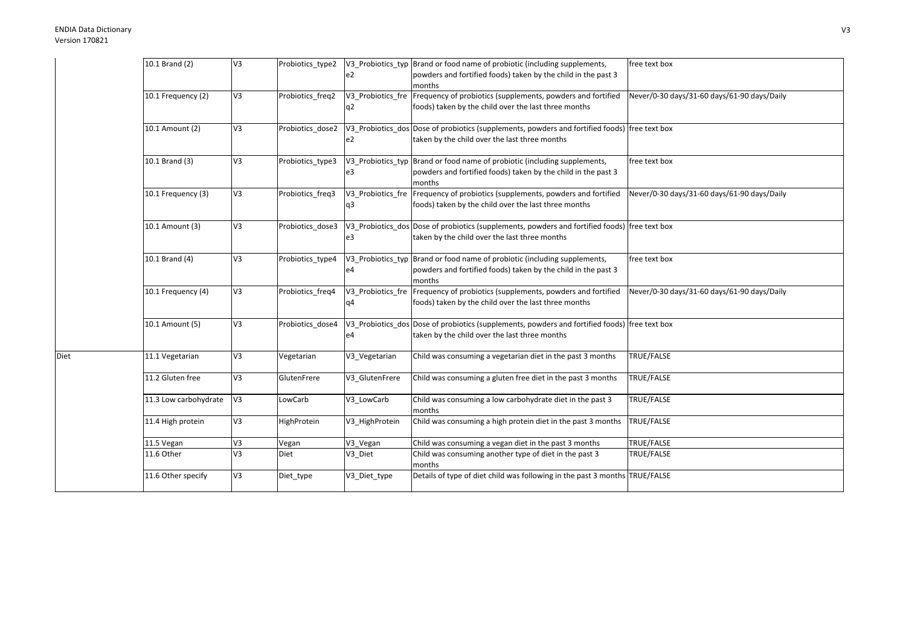| | | | | | | |
|---|---|---|---|---|---|---|
| | 10.1 Brand (2) | V3 | Probiotics_type2 | V3_Probiotics_type2 | Brand or food name of probiotic (including supplements, powders and fortified foods) taken by the child in the past 3 months | free text box |
| | 10.1 Frequency (2) | V3 | Probiotics_freq2 | V3_Probiotics_freq2 | Frequency of probiotics (supplements, powders and fortified foods) taken by the child over the last three months | Never/0-30 days/31-60 days/61-90 days/Daily |
| | 10.1 Amount (2) | V3 | Probiotics_dose2 | V3_Probiotics_dose2 | Dose of probiotics (supplements, powders and fortified foods) taken by the child over the last three months | free text box |
| | 10.1 Brand (3) | V3 | Probiotics_type3 | V3_Probiotics_type3 | Brand or food name of probiotic (including supplements, powders and fortified foods) taken by the child in the past 3 months | free text box |
| | 10.1 Frequency (3) | V3 | Probiotics_freq3 | V3_Probiotics_freq3 | Frequency of probiotics (supplements, powders and fortified foods) taken by the child over the last three months | Never/0-30 days/31-60 days/61-90 days/Daily |
| | 10.1 Amount (3) | V3 | Probiotics_dose3 | V3_Probiotics_dose3 | Dose of probiotics (supplements, powders and fortified foods) taken by the child over the last three months | free text box |
| | 10.1 Brand (4) | V3 | Probiotics_type4 | V3_Probiotics_type4 | Brand or food name of probiotic (including supplements, powders and fortified foods) taken by the child in the past 3 months | free text box |
| | 10.1 Frequency (4) | V3 | Probiotics_freq4 | V3_Probiotics_freq4 | Frequency of probiotics (supplements, powders and fortified foods) taken by the child over the last three months | Never/0-30 days/31-60 days/61-90 days/Daily |
| | 10.1 Amount (5) | V3 | Probiotics_dose4 | V3_Probiotics_dose4 | Dose of probiotics (supplements, powders and fortified foods) taken by the child over the last three months | free text box |
| Diet | 11.1 Vegetarian | V3 | Vegetarian | V3_Vegetarian | Child was consuming a vegetarian diet in the past 3 months | TRUE/FALSE |
| | 11.2 Gluten free | V3 | GlutenFrere | V3_GlutenFrere | Child was consuming a gluten free diet in the past 3 months | TRUE/FALSE |
| | 11.3 Low carbohydrate | V3 | LowCarb | V3_LowCarb | Child was consuming a low carbohydrate diet in the past 3 months | TRUE/FALSE |
| | 11.4 High protein | V3 | HighProtein | V3_HighProtein | Child was consuming a high protein diet in the past 3 months | TRUE/FALSE |
| | 11.5 Vegan | V3 | Vegan | V3_Vegan | Child was consuming a vegan diet in the past 3 months | TRUE/FALSE |
| | 11.6 Other | V3 | Diet | V3_Diet | Child was consuming another type of diet in the past 3 months | TRUE/FALSE |
| | 11.6 Other specify | V3 | Diet_type | V3_Diet_type | Details of type of diet child was following in the past 3 months | TRUE/FALSE |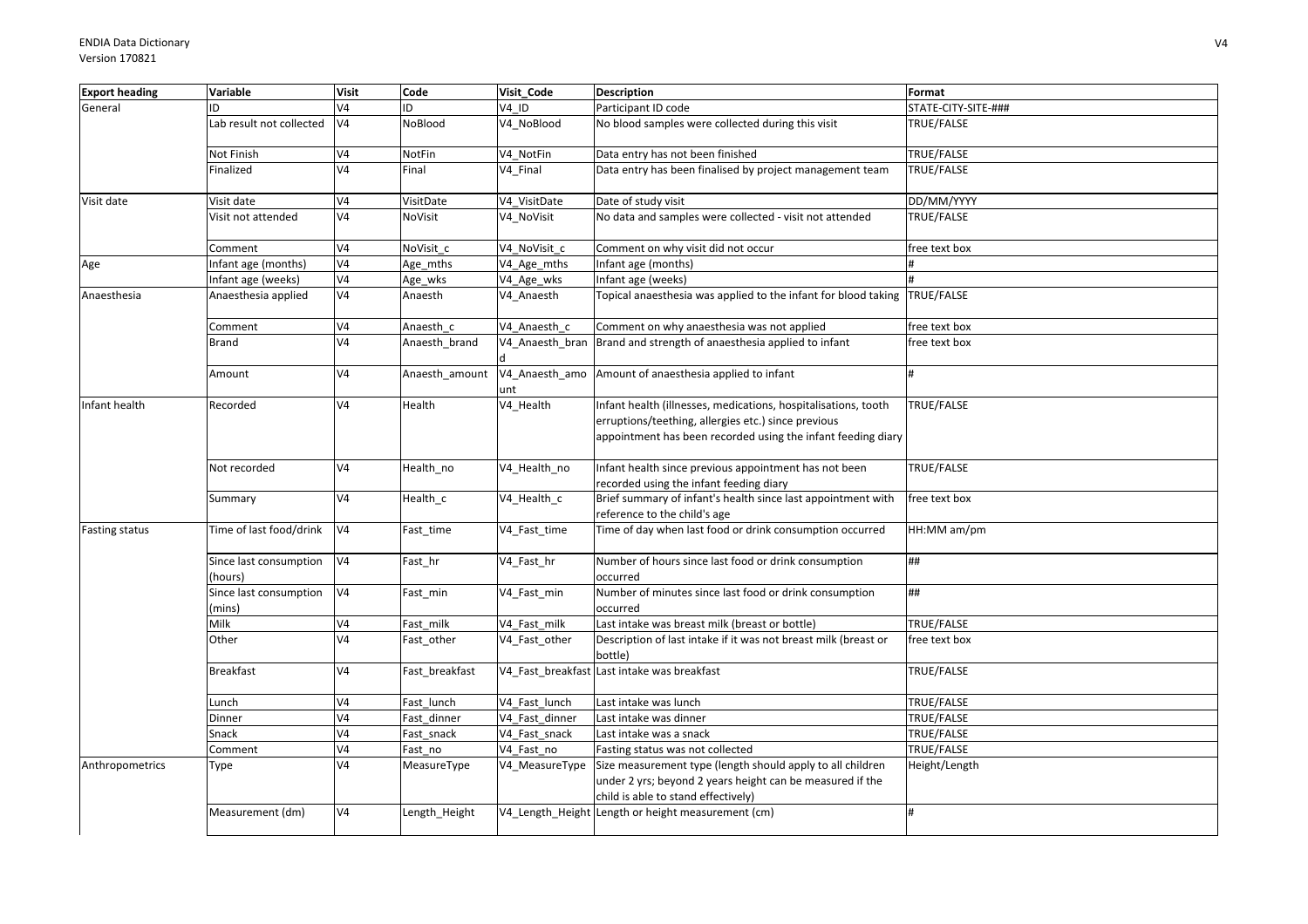| Export heading | Variable | Visit | Code | Visit_Code | Description | Format |
|---|---|---|---|---|---|---|
| General | ID | V4 | ID | V4_ID | Participant ID code | STATE-CITY-SITE-### |
| | Lab result not collected | V4 | NoBlood | V4_NoBlood | No blood samples were collected during this visit | TRUE/FALSE |
| | Not Finish | V4 | NotFin | V4_NotFin | Data entry has not been finished | TRUE/FALSE |
| | Finalized | V4 | Final | V4_Final | Data entry has been finalised by project management team | TRUE/FALSE |
| Visit date | Visit date | V4 | VisitDate | V4_VisitDate | Date of study visit | DD/MM/YYYY |
| | Visit not attended | V4 | NoVisit | V4_NoVisit | No data and samples were collected - visit not attended | TRUE/FALSE |
| | Comment | V4 | NoVisit_c | V4_NoVisit_c | Comment on why visit did not occur | free text box |
| Age | Infant age (months) | V4 | Age_mths | V4_Age_mths | Infant age (months) | # |
| | Infant age (weeks) | V4 | Age_wks | V4_Age_wks | Infant age (weeks) | # |
| Anaesthesia | Anaesthesia applied | V4 | Anaesth | V4_Anaesth | Topical anaesthesia was applied to the infant for blood taking | TRUE/FALSE |
| | Comment | V4 | Anaesth_c | V4_Anaesth_c | Comment on why anaesthesia was not applied | free text box |
| | Brand | V4 | Anaesth_brand | V4_Anaesth_brand | Brand and strength of anaesthesia applied to infant | free text box |
| | Amount | V4 | Anaesth_amount | V4_Anaesth_amount | Amount of anaesthesia applied to infant | # |
| Infant health | Recorded | V4 | Health | V4_Health | Infant health (illnesses, medications, hospitalisations, tooth erruptions/teething, allergies etc.) since previous appointment has been recorded using the infant feeding diary | TRUE/FALSE |
| | Not recorded | V4 | Health_no | V4_Health_no | Infant health since previous appointment has not been recorded using the infant feeding diary | TRUE/FALSE |
| | Summary | V4 | Health_c | V4_Health_c | Brief summary of infant's health since last appointment with reference to the child's age | free text box |
| Fasting status | Time of last food/drink | V4 | Fast_time | V4_Fast_time | Time of day when last food or drink consumption occurred | HH:MM am/pm |
| | Since last consumption (hours) | V4 | Fast_hr | V4_Fast_hr | Number of hours since last food or drink consumption occurred | ## |
| | Since last consumption (mins) | V4 | Fast_min | V4_Fast_min | Number of minutes since last food or drink consumption occurred | ## |
| | Milk | V4 | Fast_milk | V4_Fast_milk | Last intake was breast milk (breast or bottle) | TRUE/FALSE |
| | Other | V4 | Fast_other | V4_Fast_other | Description of last intake if it was not breast milk (breast or bottle) | free text box |
| | Breakfast | V4 | Fast_breakfast | V4_Fast_breakfast | Last intake was breakfast | TRUE/FALSE |
| | Lunch | V4 | Fast_lunch | V4_Fast_lunch | Last intake was lunch | TRUE/FALSE |
| | Dinner | V4 | Fast_dinner | V4_Fast_dinner | Last intake was dinner | TRUE/FALSE |
| | Snack | V4 | Fast_snack | V4_Fast_snack | Last intake was a snack | TRUE/FALSE |
| | Comment | V4 | Fast_no | V4_Fast_no | Fasting status was not collected | TRUE/FALSE |
| Anthropometrics | Type | V4 | MeasureType | V4_MeasureType | Size measurement type (length should apply to all children under 2 yrs; beyond 2 years height can be measured if the child is able to stand effectively) | Height/Length |
| | Measurement (dm) | V4 | Length_Height | V4_Length_Height | Length or height measurement (cm) | # |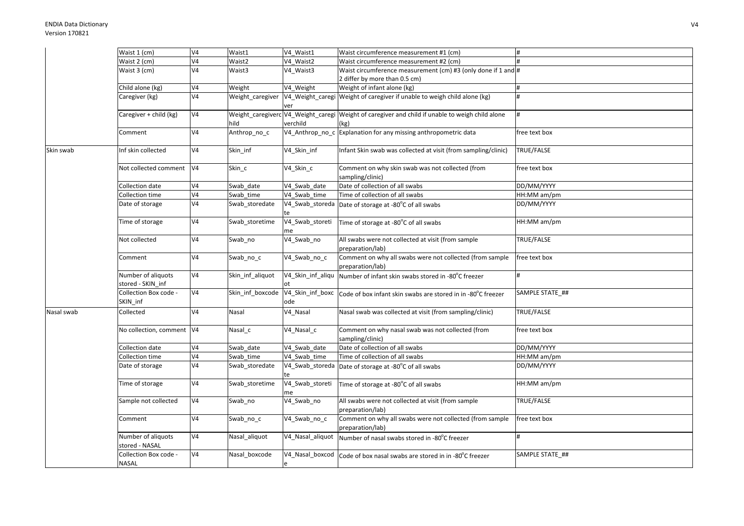| | | | | | | |
|---|---|---|---|---|---|---|
| | Waist 1 (cm) | V4 | Waist1 | V4_Waist1 | Waist circumference measurement #1 (cm) | # |
| | Waist 2 (cm) | V4 | Waist2 | V4_Waist2 | Waist circumference measurement #2 (cm) | # |
| | Waist 3 (cm) | V4 | Waist3 | V4_Waist3 | Waist circumference measurement (cm) #3 (only done if 1 and 2 differ by more than 0.5 cm) | # |
| | Child alone (kg) | V4 | Weight | V4_Weight | Weight of infant alone (kg) | # |
| | Caregiver (kg) | V4 | Weight_caregiver | V4_Weight_caregiver | Weight of caregiver if unable to weigh child alone (kg) | # |
| | Caregiver + child (kg) | V4 | Weight_caregiverchild | V4_Weight_caregiverchild | Weight of caregiver and child if unable to weigh child alone (kg) | # |
| | Comment | V4 | Anthrop_no_c | V4_Anthrop_no_c | Explanation for any missing anthropometric data | free text box |
| Skin swab | Inf skin collected | V4 | Skin_inf | V4_Skin_inf | Infant Skin swab was collected at visit (from sampling/clinic) | TRUE/FALSE |
| | Not collected comment | V4 | Skin_c | V4_Skin_c | Comment on why skin swab was not collected (from sampling/clinic) | free text box |
| | Collection date | V4 | Swab_date | V4_Swab_date | Date of collection of all swabs | DD/MM/YYYY |
| | Collection time | V4 | Swab_time | V4_Swab_time | Time of collection of all swabs | HH:MM am/pm |
| | Date of storage | V4 | Swab_storedate | V4_Swab_storedate | Date of storage at -80°C of all swabs | DD/MM/YYYY |
| | Time of storage | V4 | Swab_storetime | V4_Swab_storetime | Time of storage at -80°C of all swabs | HH:MM am/pm |
| | Not collected | V4 | Swab_no | V4_Swab_no | All swabs were not collected at visit (from sample preparation/lab) | TRUE/FALSE |
| | Comment | V4 | Swab_no_c | V4_Swab_no_c | Comment on why all swabs were not collected (from sample preparation/lab) | free text box |
| | Number of aliquots stored - SKIN_inf | V4 | Skin_inf_aliquot | V4_Skin_inf_aliquot | Number of infant skin swabs stored in -80°C freezer | # |
| | Collection Box code - SKIN_inf | V4 | Skin_inf_boxcode | V4_Skin_inf_boxcode | Code of box infant skin swabs are stored in in -80°C freezer | SAMPLE STATE_## |
| Nasal swab | Collected | V4 | Nasal | V4_Nasal | Nasal swab was collected at visit (from sampling/clinic) | TRUE/FALSE |
| | No collection, comment | V4 | Nasal_c | V4_Nasal_c | Comment on why nasal swab was not collected (from sampling/clinic) | free text box |
| | Collection date | V4 | Swab_date | V4_Swab_date | Date of collection of all swabs | DD/MM/YYYY |
| | Collection time | V4 | Swab_time | V4_Swab_time | Time of collection of all swabs | HH:MM am/pm |
| | Date of storage | V4 | Swab_storedate | V4_Swab_storedate | Date of storage at -80°C of all swabs | DD/MM/YYYY |
| | Time of storage | V4 | Swab_storetime | V4_Swab_storetime | Time of storage at -80°C of all swabs | HH:MM am/pm |
| | Sample not collected | V4 | Swab_no | V4_Swab_no | All swabs were not collected at visit (from sample preparation/lab) | TRUE/FALSE |
| | Comment | V4 | Swab_no_c | V4_Swab_no_c | Comment on why all swabs were not collected (from sample preparation/lab) | free text box |
| | Number of aliquots stored - NASAL | V4 | Nasal_aliquot | V4_Nasal_aliquot | Number of nasal swabs stored in -80°C freezer | # |
| | Collection Box code - NASAL | V4 | Nasal_boxcode | V4_Nasal_boxcode | Code of box nasal swabs are stored in in -80°C freezer | SAMPLE STATE_## |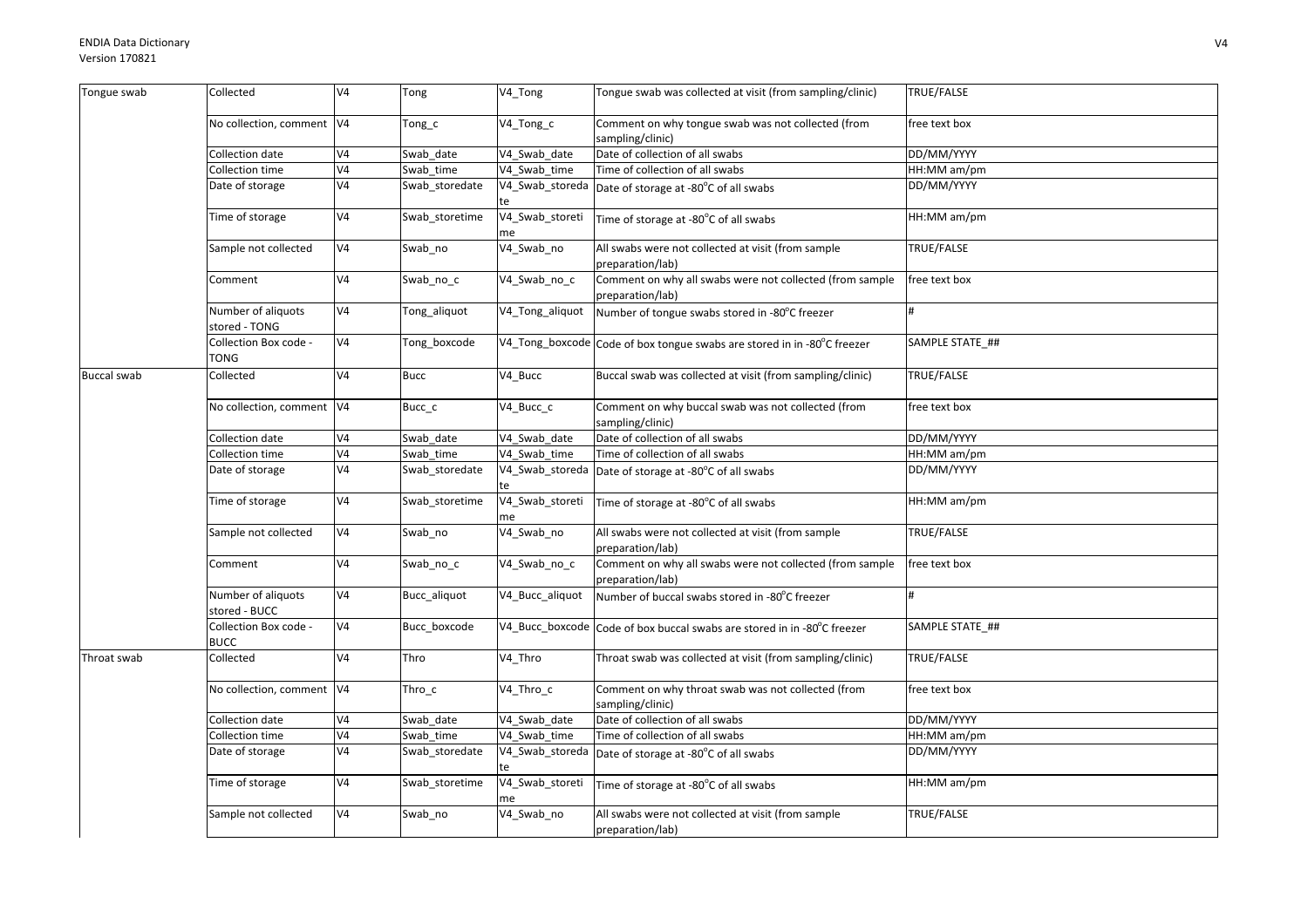| Tongue swab | Collected | V4 | Tong | V4_Tong | Tongue swab was collected at visit (from sampling/clinic) | TRUE/FALSE |
|---|---|---|---|---|---|---|
| | No collection, comment | V4 | Tong_c | V4_Tong_c | Comment on why tongue swab was not collected (from sampling/clinic) | free text box |
| | Collection date | V4 | Swab_date | V4_Swab_date | Date of collection of all swabs | DD/MM/YYYY |
| | Collection time | V4 | Swab_time | V4_Swab_time | Time of collection of all swabs | HH:MM am/pm |
| | Date of storage | V4 | Swab_storedate | V4_Swab_storedate | Date of storage at -80°C of all swabs | DD/MM/YYYY |
| | Time of storage | V4 | Swab_storetime | V4_Swab_storetime | Time of storage at -80°C of all swabs | HH:MM am/pm |
| | Sample not collected | V4 | Swab_no | V4_Swab_no | All swabs were not collected at visit (from sample preparation/lab) | TRUE/FALSE |
| | Comment | V4 | Swab_no_c | V4_Swab_no_c | Comment on why all swabs were not collected (from sample preparation/lab) | free text box |
| | Number of aliquots stored - TONG | V4 | Tong_aliquot | V4_Tong_aliquot | Number of tongue swabs stored in -80°C freezer | # |
| | Collection Box code - TONG | V4 | Tong_boxcode | V4_Tong_boxcode | Code of box tongue swabs are stored in in -80°C freezer | SAMPLE STATE_## |
| Buccal swab | Collected | V4 | Bucc | V4_Bucc | Buccal swab was collected at visit (from sampling/clinic) | TRUE/FALSE |
| | No collection, comment | V4 | Bucc_c | V4_Bucc_c | Comment on why buccal swab was not collected (from sampling/clinic) | free text box |
| | Collection date | V4 | Swab_date | V4_Swab_date | Date of collection of all swabs | DD/MM/YYYY |
| | Collection time | V4 | Swab_time | V4_Swab_time | Time of collection of all swabs | HH:MM am/pm |
| | Date of storage | V4 | Swab_storedate | V4_Swab_storedate | Date of storage at -80°C of all swabs | DD/MM/YYYY |
| | Time of storage | V4 | Swab_storetime | V4_Swab_storetime | Time of storage at -80°C of all swabs | HH:MM am/pm |
| | Sample not collected | V4 | Swab_no | V4_Swab_no | All swabs were not collected at visit (from sample preparation/lab) | TRUE/FALSE |
| | Comment | V4 | Swab_no_c | V4_Swab_no_c | Comment on why all swabs were not collected (from sample preparation/lab) | free text box |
| | Number of aliquots stored - BUCC | V4 | Bucc_aliquot | V4_Bucc_aliquot | Number of buccal swabs stored in -80°C freezer | # |
| | Collection Box code - BUCC | V4 | Bucc_boxcode | V4_Bucc_boxcode | Code of box buccal swabs are stored in in -80°C freezer | SAMPLE STATE_## |
| Throat swab | Collected | V4 | Thro | V4_Thro | Throat swab was collected at visit (from sampling/clinic) | TRUE/FALSE |
| | No collection, comment | V4 | Thro_c | V4_Thro_c | Comment on why throat swab was not collected (from sampling/clinic) | free text box |
| | Collection date | V4 | Swab_date | V4_Swab_date | Date of collection of all swabs | DD/MM/YYYY |
| | Collection time | V4 | Swab_time | V4_Swab_time | Time of collection of all swabs | HH:MM am/pm |
| | Date of storage | V4 | Swab_storedate | V4_Swab_storedate | Date of storage at -80°C of all swabs | DD/MM/YYYY |
| | Time of storage | V4 | Swab_storetime | V4_Swab_storetime | Time of storage at -80°C of all swabs | HH:MM am/pm |
| | Sample not collected | V4 | Swab_no | V4_Swab_no | All swabs were not collected at visit (from sample preparation/lab) | TRUE/FALSE |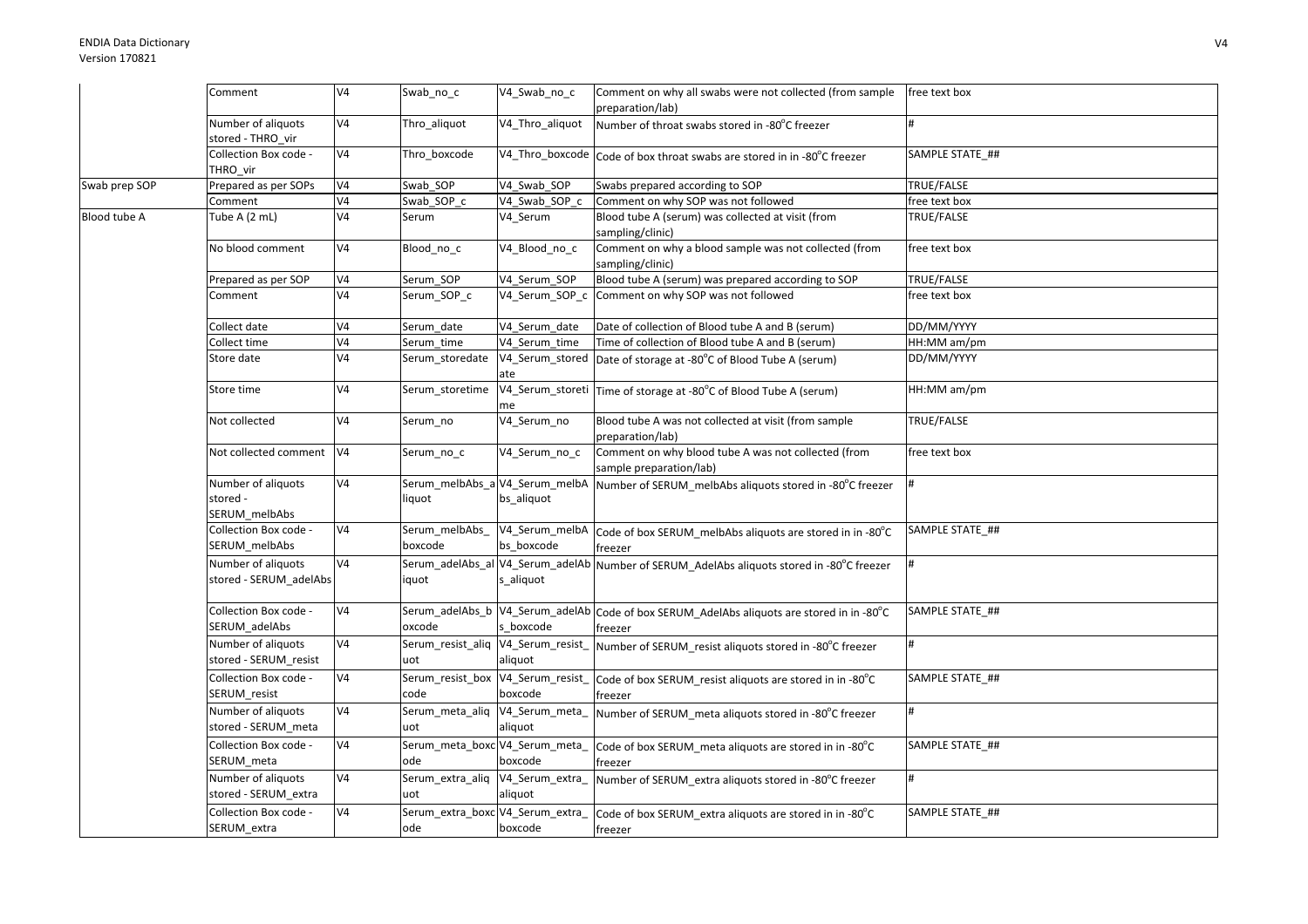| | | | | | | |
|---|---|---|---|---|---|---|
| | Comment | V4 | Swab_no_c | V4_Swab_no_c | Comment on why all swabs were not collected (from sample preparation/lab) | free text box |
| | Number of aliquots stored - THRO_vir | V4 | Thro_aliquot | V4_Thro_aliquot | Number of throat swabs stored in -80°C freezer | # |
| | Collection Box code - THRO_vir | V4 | Thro_boxcode | V4_Thro_boxcode | Code of box throat swabs are stored in in -80°C freezer | SAMPLE STATE_## |
| Swab prep SOP | Prepared as per SOPs | V4 | Swab_SOP | V4_Swab_SOP | Swabs prepared according to SOP | TRUE/FALSE |
| | Comment | V4 | Swab_SOP_c | V4_Swab_SOP_c | Comment on why SOP was not followed | free text box |
| Blood tube A | Tube A (2 mL) | V4 | Serum | V4_Serum | Blood tube A (serum) was collected at visit (from sampling/clinic) | TRUE/FALSE |
| | No blood comment | V4 | Blood_no_c | V4_Blood_no_c | Comment on why a blood sample was not collected (from sampling/clinic) | free text box |
| | Prepared as per SOP | V4 | Serum_SOP | V4_Serum_SOP | Blood tube A (serum) was prepared according to SOP | TRUE/FALSE |
| | Comment | V4 | Serum_SOP_c | V4_Serum_SOP_c | Comment on why SOP was not followed | free text box |
| | Collect date | V4 | Serum_date | V4_Serum_date | Date of collection of Blood tube A and B (serum) | DD/MM/YYYY |
| | Collect time | V4 | Serum_time | V4_Serum_time | Time of collection of Blood tube A and B (serum) | HH:MM am/pm |
| | Store date | V4 | Serum_storedate | V4_Serum_storedate | Date of storage at -80°C of Blood Tube A (serum) | DD/MM/YYYY |
| | Store time | V4 | Serum_storetime | V4_Serum_storetime | Time of storage at -80°C of Blood Tube A (serum) | HH:MM am/pm |
| | Not collected | V4 | Serum_no | V4_Serum_no | Blood tube A was not collected at visit (from sample preparation/lab) | TRUE/FALSE |
| | Not collected comment | V4 | Serum_no_c | V4_Serum_no_c | Comment on why blood tube A was not collected (from sample preparation/lab) | free text box |
| | Number of aliquots stored - SERUM_melbAbs | V4 | Serum_melbAbs_aliquot | V4_Serum_melbAbs_aliquot | Number of SERUM_melbAbs aliquots stored in -80°C freezer | # |
| | Collection Box code - SERUM_melbAbs | V4 | Serum_melbAbs_boxcode | V4_Serum_melbAbs_boxcode | Code of box SERUM_melbAbs aliquots are stored in in -80°C freezer | SAMPLE STATE_## |
| | Number of aliquots stored - SERUM_adelAbs | V4 | Serum_adelAbs_aliquot | V4_Serum_adelAbs_aliquot | Number of SERUM_AdelAbs aliquots stored in -80°C freezer | # |
| | Collection Box code - SERUM_adelAbs | V4 | Serum_adelAbs_boxcode | V4_Serum_adelAbs_boxcode | Code of box SERUM_AdelAbs aliquots are stored in in -80°C freezer | SAMPLE STATE_## |
| | Number of aliquots stored - SERUM_resist | V4 | Serum_resist_aliquot | V4_Serum_resist_aliquot | Number of SERUM_resist aliquots stored in -80°C freezer | # |
| | Collection Box code - SERUM_resist | V4 | Serum_resist_boxcode | V4_Serum_resist_boxcode | Code of box SERUM_resist aliquots are stored in in -80°C freezer | SAMPLE STATE_## |
| | Number of aliquots stored - SERUM_meta | V4 | Serum_meta_aliquot | V4_Serum_meta_aliquot | Number of SERUM_meta aliquots stored in -80°C freezer | # |
| | Collection Box code - SERUM_meta | V4 | Serum_meta_boxcode | V4_Serum_meta_boxcode | Code of box SERUM_meta aliquots are stored in in -80°C freezer | SAMPLE STATE_## |
| | Number of aliquots stored - SERUM_extra | V4 | Serum_extra_aliquot | V4_Serum_extra_aliquot | Number of SERUM_extra aliquots stored in -80°C freezer | # |
| | Collection Box code - SERUM_extra | V4 | Serum_extra_boxcode | V4_Serum_extra_boxcode | Code of box SERUM_extra aliquots are stored in in -80°C freezer | SAMPLE STATE_## |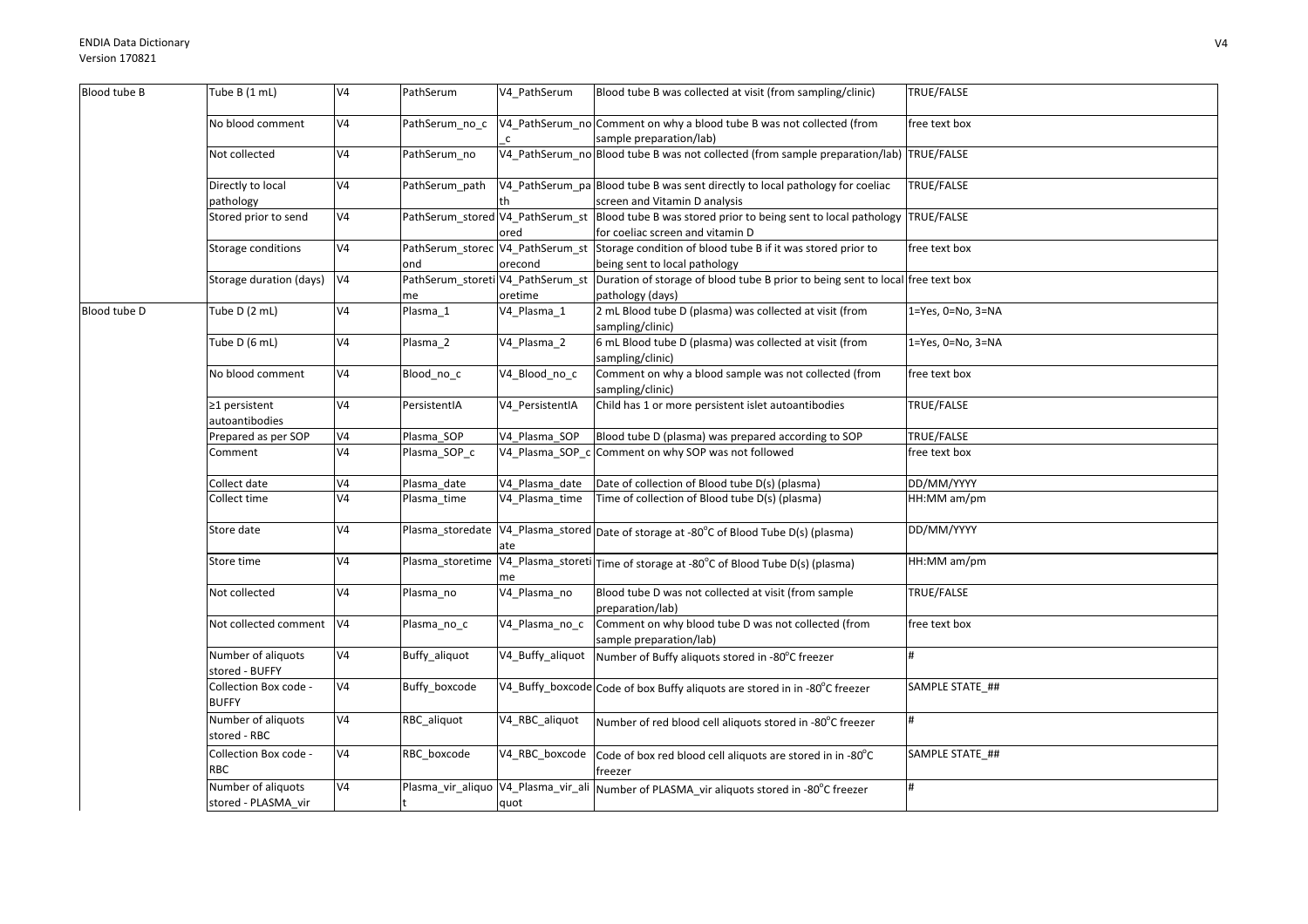| Blood tube B | Tube B (1 mL) | V4 | PathSerum | V4_PathSerum | Blood tube B was collected at visit (from sampling/clinic) | TRUE/FALSE |
|---|---|---|---|---|---|---|
| | No blood comment | V4 | PathSerum_no_c | V4_PathSerum_no_c | Comment on why a blood tube B was not collected (from sample preparation/lab) | free text box |
| | Not collected | V4 | PathSerum_no | V4_PathSerum_no | Blood tube B was not collected (from sample preparation/lab) | TRUE/FALSE |
| | Directly to local pathology | V4 | PathSerum_path | V4_PathSerum_path | Blood tube B was sent directly to local pathology for coeliac screen and Vitamin D analysis | TRUE/FALSE |
| | Stored prior to send | V4 | PathSerum_stored | V4_PathSerum_stored | Blood tube B was stored prior to being sent to local pathology for coeliac screen and vitamin D | TRUE/FALSE |
| | Storage conditions | V4 | PathSerum_storecond | V4_PathSerum_storecond | Storage condition of blood tube B if it was stored prior to being sent to local pathology | free text box |
| | Storage duration (days) | V4 | PathSerum_storetime | V4_PathSerum_storetime | Duration of storage of blood tube B prior to being sent to local pathology (days) | free text box |
| Blood tube D | Tube D (2 mL) | V4 | Plasma_1 | V4_Plasma_1 | 2 mL Blood tube D (plasma) was collected at visit (from sampling/clinic) | 1=Yes, 0=No, 3=NA |
| | Tube D (6 mL) | V4 | Plasma_2 | V4_Plasma_2 | 6 mL Blood tube D (plasma) was collected at visit (from sampling/clinic) | 1=Yes, 0=No, 3=NA |
| | No blood comment | V4 | Blood_no_c | V4_Blood_no_c | Comment on why a blood sample was not collected (from sampling/clinic) | free text box |
| | ≥1 persistent autoantibodies | V4 | PersistentIA | V4_PersistentIA | Child has 1 or more persistent islet autoantibodies | TRUE/FALSE |
| | Prepared as per SOP | V4 | Plasma_SOP | V4_Plasma_SOP | Blood tube D (plasma) was prepared according to SOP | TRUE/FALSE |
| | Comment | V4 | Plasma_SOP_c | V4_Plasma_SOP_c | Comment on why SOP was not followed | free text box |
| | Collect date | V4 | Plasma_date | V4_Plasma_date | Date of collection of Blood tube D(s) (plasma) | DD/MM/YYYY |
| | Collect time | V4 | Plasma_time | V4_Plasma_time | Time of collection of Blood tube D(s) (plasma) | HH:MM am/pm |
| | Store date | V4 | Plasma_storedate | V4_Plasma_storedate | Date of storage at -80°C of Blood Tube D(s) (plasma) | DD/MM/YYYY |
| | Store time | V4 | Plasma_storetime | V4_Plasma_storetime | Time of storage at -80°C of Blood Tube D(s) (plasma) | HH:MM am/pm |
| | Not collected | V4 | Plasma_no | V4_Plasma_no | Blood tube D was not collected at visit (from sample preparation/lab) | TRUE/FALSE |
| | Not collected comment | V4 | Plasma_no_c | V4_Plasma_no_c | Comment on why blood tube D was not collected (from sample preparation/lab) | free text box |
| | Number of aliquots stored - BUFFY | V4 | Buffy_aliquot | V4_Buffy_aliquot | Number of Buffy aliquots stored in -80°C freezer | # |
| | Collection Box code - BUFFY | V4 | Buffy_boxcode | V4_Buffy_boxcode | Code of box Buffy aliquots are stored in in -80°C freezer | SAMPLE STATE_## |
| | Number of aliquots stored - RBC | V4 | RBC_aliquot | V4_RBC_aliquot | Number of red blood cell aliquots stored in -80°C freezer | # |
| | Collection Box code - RBC | V4 | RBC_boxcode | V4_RBC_boxcode | Code of box red blood cell aliquots are stored in in -80°C freezer | SAMPLE STATE_## |
| | Number of aliquots stored - PLASMA_vir | V4 | Plasma_vir_aliquot | V4_Plasma_vir_aliquot | Number of PLASMA_vir aliquots stored in -80°C freezer | # |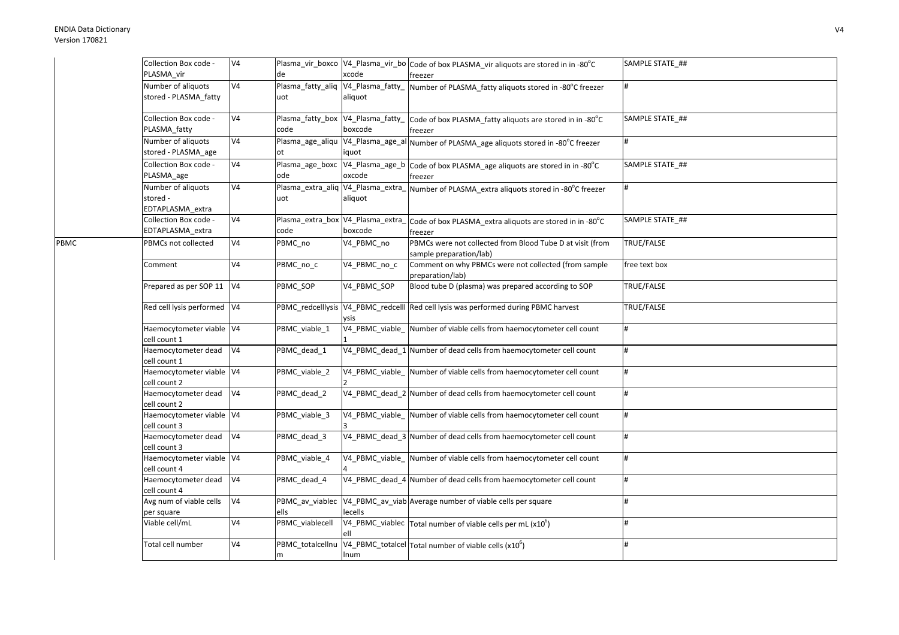| | | | | | | |
|---|---|---|---|---|---|---|
| | Collection Box code - PLASMA_vir | V4 | Plasma_vir_boxcode | V4_Plasma_vir_boxcode | Code of box PLASMA_vir aliquots are stored in in -80°C freezer | SAMPLE STATE_## |
| | Number of aliquots stored - PLASMA_fatty | V4 | Plasma_fatty_aliquot | V4_Plasma_fatty_aliquot | Number of PLASMA_fatty aliquots stored in -80°C freezer | # |
| | Collection Box code - PLASMA_fatty | V4 | Plasma_fatty_boxcode | V4_Plasma_fatty_boxcode | Code of box PLASMA_fatty aliquots are stored in in -80°C freezer | SAMPLE STATE_## |
| | Number of aliquots stored - PLASMA_age | V4 | Plasma_age_aliquot | V4_Plasma_age_aliquot | Number of PLASMA_age aliquots stored in -80°C freezer | # |
| | Collection Box code - PLASMA_age | V4 | Plasma_age_boxcode | V4_Plasma_age_boxcode | Code of box PLASMA_age aliquots are stored in in -80°C freezer | SAMPLE STATE_## |
| | Number of aliquots stored - EDTAPLASMA_extra | V4 | Plasma_extra_aliquot | V4_Plasma_extra_aliquot | Number of PLASMA_extra aliquots stored in -80°C freezer | # |
| | Collection Box code - EDTAPLASMA_extra | V4 | Plasma_extra_boxcode | V4_Plasma_extra_boxcode | Code of box PLASMA_extra aliquots are stored in in -80°C freezer | SAMPLE STATE_## |
| PBMC | PBMCs not collected | V4 | PBMC_no | V4_PBMC_no | PBMCs were not collected from Blood Tube D at visit (from sample preparation/lab) | TRUE/FALSE |
| | Comment | V4 | PBMC_no_c | V4_PBMC_no_c | Comment on why PBMCs were not collected (from sample preparation/lab) | free text box |
| | Prepared as per SOP 11 | V4 | PBMC_SOP | V4_PBMC_SOP | Blood tube D (plasma) was prepared according to SOP | TRUE/FALSE |
| | Red cell lysis performed | V4 | PBMC_redcelllysis | V4_PBMC_redcelllysis | Red cell lysis was performed during PBMC harvest | TRUE/FALSE |
| | Haemocytometer viable cell count 1 | V4 | PBMC_viable_1 | V4_PBMC_viable_1 | Number of viable cells from haemocytometer cell count | # |
| | Haemocytometer dead cell count 1 | V4 | PBMC_dead_1 | V4_PBMC_dead_1 | Number of dead cells from haemocytometer cell count | # |
| | Haemocytometer viable cell count 2 | V4 | PBMC_viable_2 | V4_PBMC_viable_2 | Number of viable cells from haemocytometer cell count | # |
| | Haemocytometer dead cell count 2 | V4 | PBMC_dead_2 | V4_PBMC_dead_2 | Number of dead cells from haemocytometer cell count | # |
| | Haemocytometer viable cell count 3 | V4 | PBMC_viable_3 | V4_PBMC_viable_3 | Number of viable cells from haemocytometer cell count | # |
| | Haemocytometer dead cell count 3 | V4 | PBMC_dead_3 | V4_PBMC_dead_3 | Number of dead cells from haemocytometer cell count | # |
| | Haemocytometer viable cell count 4 | V4 | PBMC_viable_4 | V4_PBMC_viable_4 | Number of viable cells from haemocytometer cell count | # |
| | Haemocytometer dead cell count 4 | V4 | PBMC_dead_4 | V4_PBMC_dead_4 | Number of dead cells from haemocytometer cell count | # |
| | Avg num of viable cells per square | V4 | PBMC_av_viablecells | V4_PBMC_av_viablecells | Average number of viable cells per square | # |
| | Viable cell/mL | V4 | PBMC_viablecell | V4_PBMC_viablecell | Total number of viable cells per mL ($x10^6$) | # |
| | Total cell number | V4 | PBMC_totalcellnum | V4_PBMC_totalcellnum | Total number of viable cells ($x10^6$) | # |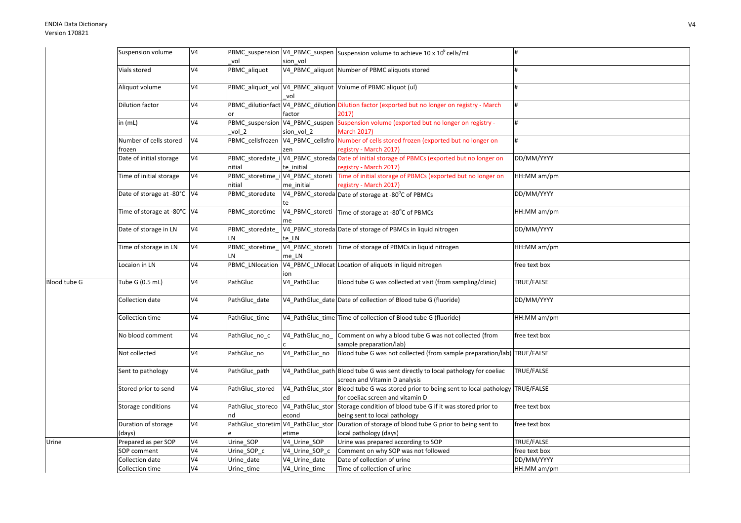| | | | | | | |
|---|---|---|---|---|---|---|
| | Suspension volume | V4 | PBMC_suspension_vol | V4_PBMC_suspension_vol | Suspension volume to achieve 10 x $10^6$ cells/mL | # |
| | Vials stored | V4 | PBMC_aliquot | V4_PBMC_aliquot | Number of PBMC aliquots stored | # |
| | Aliquot volume | V4 | PBMC_aliquot_vol | V4_PBMC_aliquot_vol | Volume of PBMC aliquot (ul) | # |
| | Dilution factor | V4 | PBMC_dilutionfactor | V4_PBMC_dilutionfactor | Dilution factor (exported but no longer on registry - March 2017) | # |
| | in (mL) | V4 | PBMC_suspension_vol_2 | V4_PBMC_suspension_vol_2 | Suspension volume (exported but no longer on registry - March 2017) | # |
| | Number of cells stored frozen | V4 | PBMC_cellsfrozen | V4_PBMC_cellsfrozen | Number of cells stored frozen (exported but no longer on registry - March 2017) | # |
| | Date of initial storage | V4 | PBMC_storedate_initial | V4_PBMC_storedate_initial | Date of initial storage of PBMCs (exported but no longer on registry - March 2017) | DD/MM/YYYY |
| | Time of initial storage | V4 | PBMC_storetime_initial | V4_PBMC_storetime_initial | Time of initial storage of PBMCs (exported but no longer on registry - March 2017) | HH:MM am/pm |
| | Date of storage at -80°C | V4 | PBMC_storedate | V4_PBMC_storedate | Date of storage at -80°C of PBMCs | DD/MM/YYYY |
| | Time of storage at -80°C | V4 | PBMC_storetime | V4_PBMC_storetime | Time of storage at -80°C of PBMCs | HH:MM am/pm |
| | Date of storage in LN | V4 | PBMC_storedate_LN | V4_PBMC_storedate_LN | Date of storage of PBMCs in liquid nitrogen | DD/MM/YYYY |
| | Time of storage in LN | V4 | PBMC_storetime_LN | V4_PBMC_storetime_LN | Time of storage of PBMCs in liquid nitrogen | HH:MM am/pm |
| | Locaion in LN | V4 | PBMC_LNlocation | V4_PBMC_LNlocation | Location of aliquots in liquid nitrogen | free text box |
| Blood tube G | Tube G (0.5 mL) | V4 | PathGluc | V4_PathGluc | Blood tube G was collected at visit (from sampling/clinic) | TRUE/FALSE |
| | Collection date | V4 | PathGluc_date | V4_PathGluc_date | Date of collection of Blood tube G (fluoride) | DD/MM/YYYY |
| | Collection time | V4 | PathGluc_time | V4_PathGluc_time | Time of collection of Blood tube G (fluoride) | HH:MM am/pm |
| | No blood comment | V4 | PathGluc_no_c | V4_PathGluc_no_c | Comment on why a blood tube G was not collected (from sample preparation/lab) | free text box |
| | Not collected | V4 | PathGluc_no | V4_PathGluc_no | Blood tube G was not collected (from sample preparation/lab) | TRUE/FALSE |
| | Sent to pathology | V4 | PathGluc_path | V4_PathGluc_path | Blood tube G was sent directly to local pathology for coeliac screen and Vitamin D analysis | TRUE/FALSE |
| | Stored prior to send | V4 | PathGluc_stored | V4_PathGluc_stored | Blood tube G was stored prior to being sent to local pathology for coeliac screen and vitamin D | TRUE/FALSE |
| | Storage conditions | V4 | PathGluc_storecond | V4_PathGluc_storecond | Storage condition of blood tube G if it was stored prior to being sent to local pathology | free text box |
| | Duration of storage (days) | V4 | PathGluc_storetime | V4_PathGluc_storetime | Duration of storage of blood tube G prior to being sent to local pathology (days) | free text box |
| Urine | Prepared as per SOP | V4 | Urine_SOP | V4_Urine_SOP | Urine was prepared according to SOP | TRUE/FALSE |
| | SOP comment | V4 | Urine_SOP_c | V4_Urine_SOP_c | Comment on why SOP was not followed | free text box |
| | Collection date | V4 | Urine_date | V4_Urine_date | Date of collection of urine | DD/MM/YYYY |
| | Collection time | V4 | Urine_time | V4_Urine_time | Time of collection of urine | HH:MM am/pm |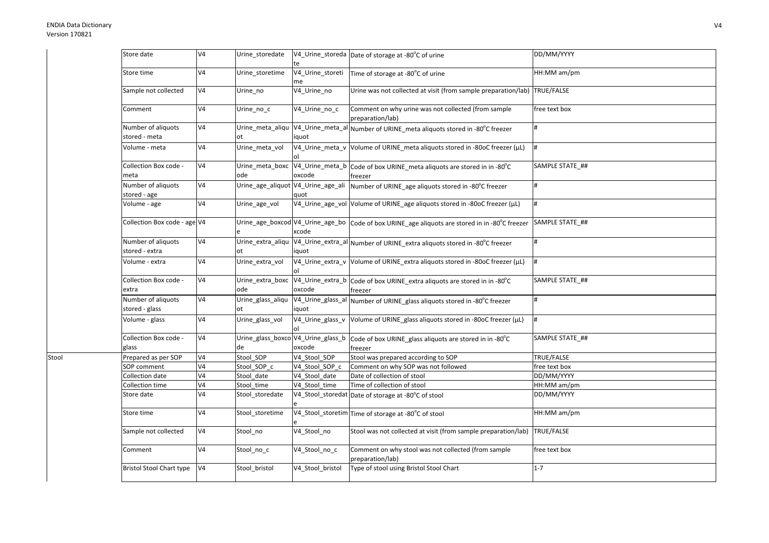| | Store date | V4 | Urine_storedate | V4_Urine_storedate | Date of storage at -80°C of urine | DD/MM/YYYY |
|---|---|---|---|---|---|---|
| | Store time | V4 | Urine_storetime | V4_Urine_storetime | Time of storage at -80°C of urine | HH:MM am/pm |
| | Sample not collected | V4 | Urine_no | V4_Urine_no | Urine was not collected at visit (from sample preparation/lab) | TRUE/FALSE |
| | Comment | V4 | Urine_no_c | V4_Urine_no_c | Comment on why urine was not collected (from sample preparation/lab) | free text box |
| | Number of aliquots stored - meta | V4 | Urine_meta_aliquot | V4_Urine_meta_aliquot | Number of URINE_meta aliquots stored in -80°C freezer | # |
| | Volume - meta | V4 | Urine_meta_vol | V4_Urine_meta_vol | Volume of URINE_meta aliquots stored in -80oC freezer (µL) | # |
| | Collection Box code - meta | V4 | Urine_meta_boxcode | V4_Urine_meta_boxcode | Code of box URINE_meta aliquots are stored in in -80°C freezer | SAMPLE STATE_## |
| | Number of aliquots stored - age | V4 | Urine_age_aliquot | V4_Urine_age_aliquot | Number of URINE_age aliquots stored in -80°C freezer | # |
| | Volume - age | V4 | Urine_age_vol | V4_Urine_age_vol | Volume of URINE_age aliquots stored in -80oC freezer (µL) | # |
| | Collection Box code - age | V4 | Urine_age_boxcode | V4_Urine_age_boxcode | Code of box URINE_age aliquots are stored in in -80°C freezer | SAMPLE STATE_## |
| | Number of aliquots stored - extra | V4 | Urine_extra_aliquot | V4_Urine_extra_aliquot | Number of URINE_extra aliquots stored in -80°C freezer | # |
| | Volume - extra | V4 | Urine_extra_vol | V4_Urine_extra_vol | Volume of URINE_extra aliquots stored in -80oC freezer (µL) | # |
| | Collection Box code - extra | V4 | Urine_extra_boxcode | V4_Urine_extra_boxcode | Code of box URINE_extra aliquots are stored in in -80°C freezer | SAMPLE STATE_## |
| | Number of aliquots stored - glass | V4 | Urine_glass_aliquot | V4_Urine_glass_aliquot | Number of URINE_glass aliquots stored in -80°C freezer | # |
| | Volume - glass | V4 | Urine_glass_vol | V4_Urine_glass_vol | Volume of URINE_glass aliquots stored in -80oC freezer (µL) | # |
| | Collection Box code - glass | V4 | Urine_glass_boxcode | V4_Urine_glass_boxcode | Code of box URINE_glass aliquots are stored in in -80°C freezer | SAMPLE STATE_## |
| Stool | Prepared as per SOP | V4 | Stool_SOP | V4_Stool_SOP | Stool was prepared according to SOP | TRUE/FALSE |
| | SOP comment | V4 | Stool_SOP_c | V4_Stool_SOP_c | Comment on why SOP was not followed | free text box |
| | Collection date | V4 | Stool_date | V4_Stool_date | Date of collection of stool | DD/MM/YYYY |
| | Collection time | V4 | Stool_time | V4_Stool_time | Time of collection of stool | HH:MM am/pm |
| | Store date | V4 | Stool_storedate | V4_Stool_storedate | Date of storage at -80°C of stool | DD/MM/YYYY |
| | Store time | V4 | Stool_storetime | V4_Stool_storetime | Time of storage at -80°C of stool | HH:MM am/pm |
| | Sample not collected | V4 | Stool_no | V4_Stool_no | Stool was not collected at visit (from sample preparation/lab) | TRUE/FALSE |
| | Comment | V4 | Stool_no_c | V4_Stool_no_c | Comment on why stool was not collected (from sample preparation/lab) | free text box |
| | Bristol Stool Chart type | V4 | Stool_bristol | V4_Stool_bristol | Type of stool using Bristol Stool Chart | 1-7 |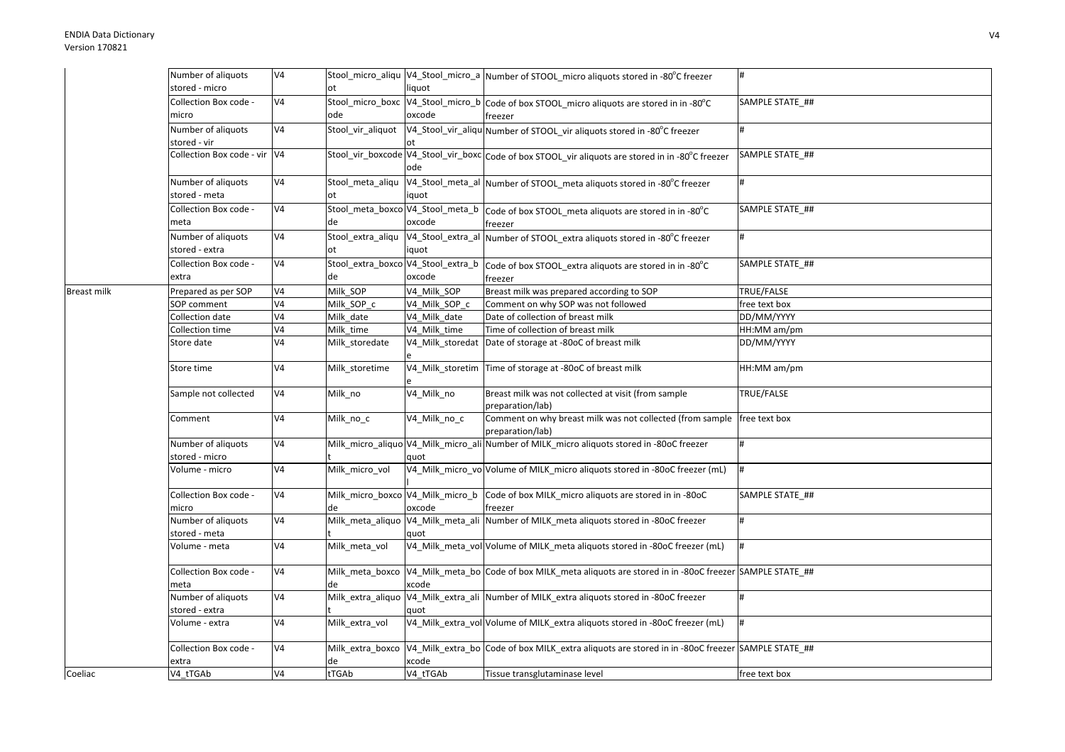| | | | | | | |
|---|---|---|---|---|---|---|
| | Number of aliquots stored - micro | V4 | Stool_micro_aliquot | V4_Stool_micro_aliquot | Number of STOOL_micro aliquots stored in -80°C freezer | # |
| | Collection Box code - micro | V4 | Stool_micro_boxcode | V4_Stool_micro_boxcode | Code of box STOOL_micro aliquots are stored in in -80°C freezer | SAMPLE STATE_## |
| | Number of aliquots stored - vir | V4 | Stool_vir_aliquot | V4_Stool_vir_aliquot | Number of STOOL_vir aliquots stored in -80°C freezer | # |
| | Collection Box code - vir | V4 | Stool_vir_boxcode | V4_Stool_vir_boxcode | Code of box STOOL_vir aliquots are stored in in -80°C freezer | SAMPLE STATE_## |
| | Number of aliquots stored - meta | V4 | Stool_meta_aliquot | V4_Stool_meta_aliquot | Number of STOOL_meta aliquots stored in -80°C freezer | # |
| | Collection Box code - meta | V4 | Stool_meta_boxcode | V4_Stool_meta_boxcode | Code of box STOOL_meta aliquots are stored in in -80°C freezer | SAMPLE STATE_## |
| | Number of aliquots stored - extra | V4 | Stool_extra_aliquot | V4_Stool_extra_aliquot | Number of STOOL_extra aliquots stored in -80°C freezer | # |
| | Collection Box code - extra | V4 | Stool_extra_boxcode | V4_Stool_extra_boxcode | Code of box STOOL_extra aliquots are stored in in -80°C freezer | SAMPLE STATE_## |
| Breast milk | Prepared as per SOP | V4 | Milk_SOP | V4_Milk_SOP | Breast milk was prepared according to SOP | TRUE/FALSE |
| | SOP comment | V4 | Milk_SOP_c | V4_Milk_SOP_c | Comment on why SOP was not followed | free text box |
| | Collection date | V4 | Milk_date | V4_Milk_date | Date of collection of breast milk | DD/MM/YYYY |
| | Collection time | V4 | Milk_time | V4_Milk_time | Time of collection of breast milk | HH:MM am/pm |
| | Store date | V4 | Milk_storedate | V4_Milk_storedate | Date of storage at -80oC of breast milk | DD/MM/YYYY |
| | Store time | V4 | Milk_storetime | V4_Milk_storetime | Time of storage at -80oC of breast milk | HH:MM am/pm |
| | Sample not collected | V4 | Milk_no | V4_Milk_no | Breast milk was not collected at visit (from sample preparation/lab) | TRUE/FALSE |
| | Comment | V4 | Milk_no_c | V4_Milk_no_c | Comment on why breast milk was not collected (from sample preparation/lab) | free text box |
| | Number of aliquots stored - micro | V4 | Milk_micro_aliquot | V4_Milk_micro_aliquot | Number of MILK_micro aliquots stored in -80oC freezer | # |
| | Volume - micro | V4 | Milk_micro_vol | V4_Milk_micro_vol | Volume of MILK_micro aliquots stored in -80oC freezer (mL) | # |
| | Collection Box code - micro | V4 | Milk_micro_boxcode | V4_Milk_micro_boxcode | Code of box MILK_micro aliquots are stored in in -80oC freezer | SAMPLE STATE_## |
| | Number of aliquots stored - meta | V4 | Milk_meta_aliquot | V4_Milk_meta_aliquot | Number of MILK_meta aliquots stored in -80oC freezer | # |
| | Volume - meta | V4 | Milk_meta_vol | V4_Milk_meta_vol | Volume of MILK_meta aliquots stored in -80oC freezer (mL) | # |
| | Collection Box code - meta | V4 | Milk_meta_boxcode | V4_Milk_meta_boxcode | Code of box MILK_meta aliquots are stored in in -80oC freezer | SAMPLE STATE_## |
| | Number of aliquots stored - extra | V4 | Milk_extra_aliquot | V4_Milk_extra_aliquot | Number of MILK_extra aliquots stored in -80oC freezer | # |
| | Volume - extra | V4 | Milk_extra_vol | V4_Milk_extra_vol | Volume of MILK_extra aliquots stored in -80oC freezer (mL) | # |
| | Collection Box code - extra | V4 | Milk_extra_boxcode | V4_Milk_extra_boxcode | Code of box MILK_extra aliquots are stored in in -80oC freezer | SAMPLE STATE_## |
| Coeliac | V4_tTGAb | V4 | tTGAb | V4_tTGAb | Tissue transglutaminase level | free text box |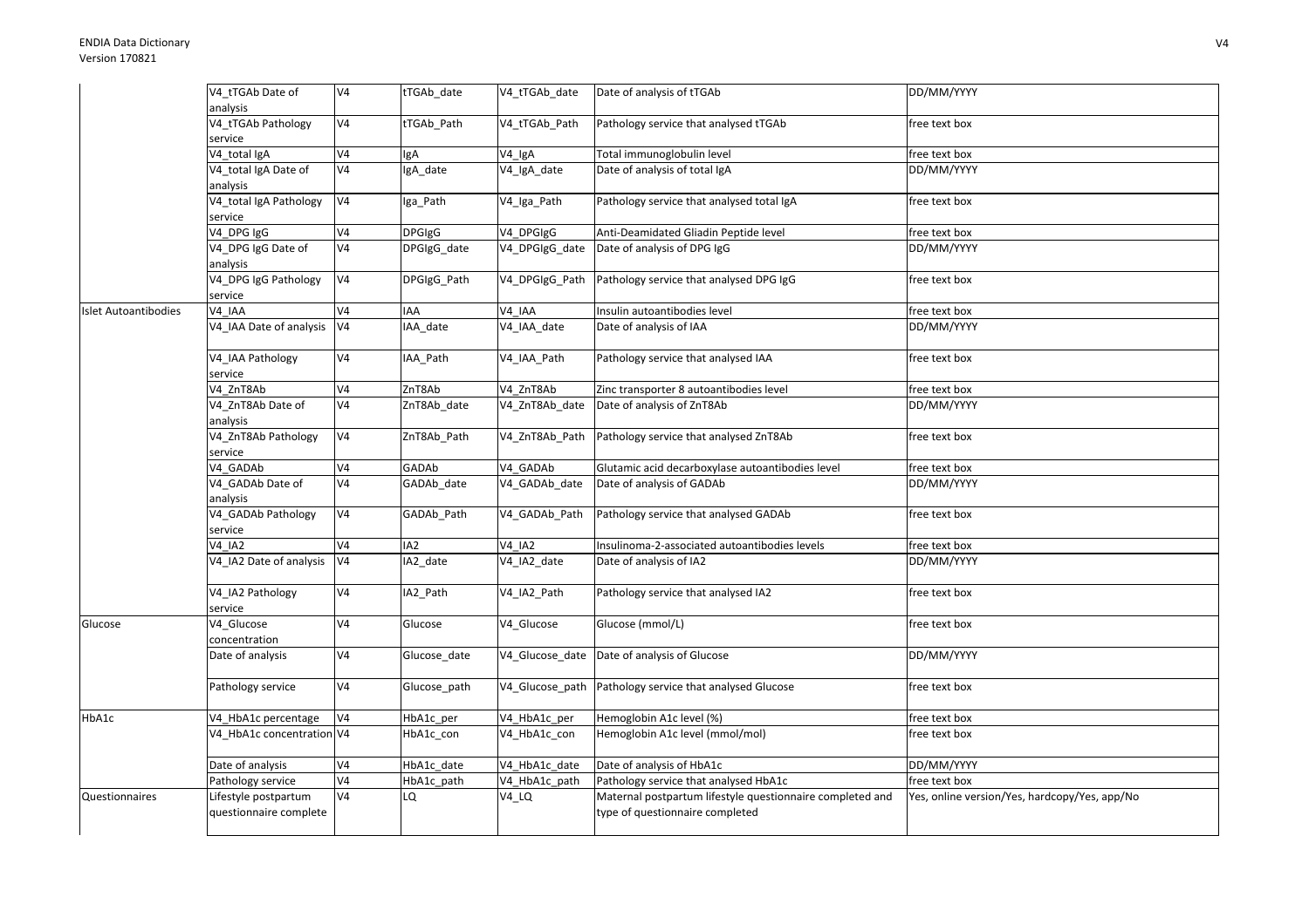| | | | | | | |
|---|---|---|---|---|---|---|
| | V4_tTGAb Date of analysis | V4 | tTGAb_date | V4_tTGAb_date | Date of analysis of tTGAb | DD/MM/YYYY |
| | V4_tTGAb Pathology service | V4 | tTGAb_Path | V4_tTGAb_Path | Pathology service that analysed tTGAb | free text box |
| | V4_total IgA | V4 | IgA | V4_IgA | Total immunoglobulin level | free text box |
| | V4_total IgA Date of analysis | V4 | IgA_date | V4_IgA_date | Date of analysis of total IgA | DD/MM/YYYY |
| | V4_total IgA Pathology service | V4 | Iga_Path | V4_Iga_Path | Pathology service that analysed total IgA | free text box |
| | V4_DPG IgG | V4 | DPGIgG | V4_DPGIgG | Anti-Deamidated Gliadin Peptide level | free text box |
| | V4_DPG IgG Date of analysis | V4 | DPGIgG_date | V4_DPGIgG_date | Date of analysis of DPG IgG | DD/MM/YYYY |
| | V4_DPG IgG Pathology service | V4 | DPGIgG_Path | V4_DPGIgG_Path | Pathology service that analysed DPG IgG | free text box |
| Islet Autoantibodies | V4_IAA | V4 | IAA | V4_IAA | Insulin autoantibodies level | free text box |
| | V4_IAA Date of analysis | V4 | IAA_date | V4_IAA_date | Date of analysis of IAA | DD/MM/YYYY |
| | V4_IAA Pathology service | V4 | IAA_Path | V4_IAA_Path | Pathology service that analysed IAA | free text box |
| | V4_ZnT8Ab | V4 | ZnT8Ab | V4_ZnT8Ab | Zinc transporter 8 autoantibodies level | free text box |
| | V4_ZnT8Ab Date of analysis | V4 | ZnT8Ab_date | V4_ZnT8Ab_date | Date of analysis of ZnT8Ab | DD/MM/YYYY |
| | V4_ZnT8Ab Pathology service | V4 | ZnT8Ab_Path | V4_ZnT8Ab_Path | Pathology service that analysed ZnT8Ab | free text box |
| | V4_GADAb | V4 | GADAb | V4_GADAb | Glutamic acid decarboxylase autoantibodies level | free text box |
| | V4_GADAb Date of analysis | V4 | GADAb_date | V4_GADAb_date | Date of analysis of GADAb | DD/MM/YYYY |
| | V4_GADAb Pathology service | V4 | GADAb_Path | V4_GADAb_Path | Pathology service that analysed GADAb | free text box |
| | V4_IA2 | V4 | IA2 | V4_IA2 | Insulinoma-2-associated autoantibodies levels | free text box |
| | V4_IA2 Date of analysis | V4 | IA2_date | V4_IA2_date | Date of analysis of IA2 | DD/MM/YYYY |
| | V4_IA2 Pathology service | V4 | IA2_Path | V4_IA2_Path | Pathology service that analysed IA2 | free text box |
| Glucose | V4_Glucose concentration | V4 | Glucose | V4_Glucose | Glucose (mmol/L) | free text box |
| | Date of analysis | V4 | Glucose_date | V4_Glucose_date | Date of analysis of Glucose | DD/MM/YYYY |
| | Pathology service | V4 | Glucose_path | V4_Glucose_path | Pathology service that analysed Glucose | free text box |
| HbA1c | V4_HbA1c percentage | V4 | HbA1c_per | V4_HbA1c_per | Hemoglobin A1c level (%) | free text box |
| | V4_HbA1c concentration | V4 | HbA1c_con | V4_HbA1c_con | Hemoglobin A1c level (mmol/mol) | free text box |
| | Date of analysis | V4 | HbA1c_date | V4_HbA1c_date | Date of analysis of HbA1c | DD/MM/YYYY |
| | Pathology service | V4 | HbA1c_path | V4_HbA1c_path | Pathology service that analysed HbA1c | free text box |
| Questionnaires | Lifestyle postpartum questionnaire complete | V4 | LQ | V4_LQ | Maternal postpartum lifestyle questionnaire completed and type of questionnaire completed | Yes, online version/Yes, hardcopy/Yes, app/No |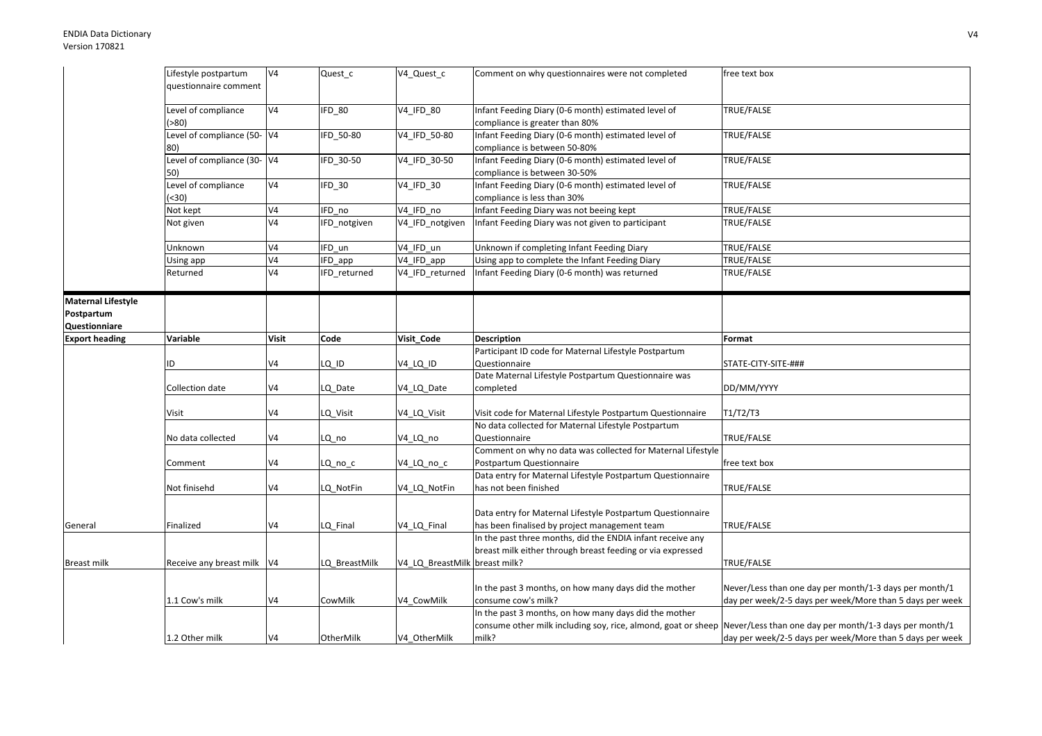| | Lifestyle postpartum questionnaire comment | V4 | Quest_c | V4_Quest_c | Comment on why questionnaires were not completed | free text box |
|---|---|---|---|---|---|---|
| | Level of compliance (>80) | V4 | IFD_80 | V4_IFD_80 | Infant Feeding Diary (0-6 month) estimated level of compliance is greater than 80% | TRUE/FALSE |
| | Level of compliance (50-80) | V4 | IFD_50-80 | V4_IFD_50-80 | Infant Feeding Diary (0-6 month) estimated level of compliance is between 50-80% | TRUE/FALSE |
| | Level of compliance (30-50) | V4 | IFD_30-50 | V4_IFD_30-50 | Infant Feeding Diary (0-6 month) estimated level of compliance is between 30-50% | TRUE/FALSE |
| | Level of compliance (<30) | V4 | IFD_30 | V4_IFD_30 | Infant Feeding Diary (0-6 month) estimated level of compliance is less than 30% | TRUE/FALSE |
| | Not kept | V4 | IFD_no | V4_IFD_no | Infant Feeding Diary was not beeing kept | TRUE/FALSE |
| | Not given | V4 | IFD_notgiven | V4_IFD_notgiven | Infant Feeding Diary was not given to participant | TRUE/FALSE |
| | Unknown | V4 | IFD_un | V4_IFD_un | Unknown if completing Infant Feeding Diary | TRUE/FALSE |
| | Using app | V4 | IFD_app | V4_IFD_app | Using app to complete the Infant Feeding Diary | TRUE/FALSE |
| | Returned | V4 | IFD_returned | V4_IFD_returned | Infant Feeding Diary (0-6 month) was returned | TRUE/FALSE |

| **Maternal Lifestyle Postpartum Questionniare** | | | | | | |
|---|---|---|---|---|---|---|
| **Export heading** | **Variable** | **Visit** | **Code** | **Visit_Code** | **Description** | **Format** |
| | ID | V4 | LQ_ID | V4_LQ_ID | Participant ID code for Maternal Lifestyle Postpartum Questionnaire | STATE-CITY-SITE-### |
| | Collection date | V4 | LQ_Date | V4_LQ_Date | Date Maternal Lifestyle Postpartum Questionnaire was completed | DD/MM/YYYY |
| | Visit | V4 | LQ_Visit | V4_LQ_Visit | Visit code for Maternal Lifestyle Postpartum Questionnaire | T1/T2/T3 |
| | No data collected | V4 | LQ_no | V4_LQ_no | No data collected for Maternal Lifestyle Postpartum Questionnaire | TRUE/FALSE |
| | Comment | V4 | LQ_no_c | V4_LQ_no_c | Comment on why no data was collected for Maternal Lifestyle Postpartum Questionnaire | free text box |
| | Not finisehd | V4 | LQ_NotFin | V4_LQ_NotFin | Data entry for Maternal Lifestyle Postpartum Questionnaire has not been finished | TRUE/FALSE |
| General | Finalized | V4 | LQ_Final | V4_LQ_Final | Data entry for Maternal Lifestyle Postpartum Questionnaire has been finalised by project management team | TRUE/FALSE |
| Breast milk | Receive any breast milk | V4 | LQ_BreastMilk | V4_LQ_BreastMilk | In the past three months, did the ENDIA infant receive any breast milk either through breast feeding or via expressed breast milk? | TRUE/FALSE |
| | 1.1 Cow's milk | V4 | CowMilk | V4_CowMilk | In the past 3 months, on how many days did the mother consume cow's milk? | Never/Less than one day per month/1-3 days per month/1 day per week/2-5 days per week/More than 5 days per week |
| | 1.2 Other milk | V4 | OtherMilk | V4_OtherMilk | In the past 3 months, on how many days did the mother consume other milk including soy, rice, almond, goat or sheep milk? | Never/Less than one day per month/1-3 days per month/1 day per week/2-5 days per week/More than 5 days per week |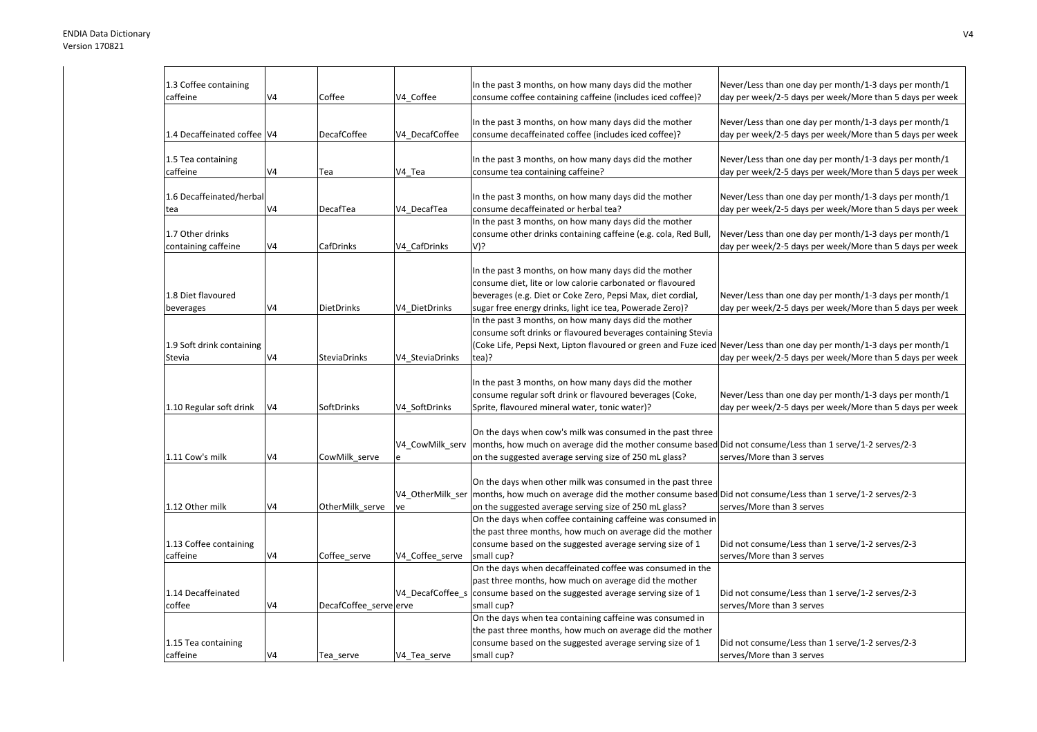| | | | | | |
|---|---|---|---|---|---|
| 1.3 Coffee containing caffeine | V4 | Coffee | V4_Coffee | In the past 3 months, on how many days did the mother consume coffee containing caffeine (includes iced coffee)? | Never/Less than one day per month/1-3 days per month/1 day per week/2-5 days per week/More than 5 days per week |
| 1.4 Decaffeinated coffee | V4 | DecafCoffee | V4_DecafCoffee | In the past 3 months, on how many days did the mother consume decaffeinated coffee (includes iced coffee)? | Never/Less than one day per month/1-3 days per month/1 day per week/2-5 days per week/More than 5 days per week |
| 1.5 Tea containing caffeine | V4 | Tea | V4_Tea | In the past 3 months, on how many days did the mother consume tea containing caffeine? | Never/Less than one day per month/1-3 days per month/1 day per week/2-5 days per week/More than 5 days per week |
| 1.6 Decaffeinated/herbal tea | V4 | DecafTea | V4_DecafTea | In the past 3 months, on how many days did the mother consume decaffeinated or herbal tea? | Never/Less than one day per month/1-3 days per month/1 day per week/2-5 days per week/More than 5 days per week |
| 1.7 Other drinks containing caffeine | V4 | CafDrinks | V4_CafDrinks | In the past 3 months, on how many days did the mother consume other drinks containing caffeine (e.g. cola, Red Bull, V)? | Never/Less than one day per month/1-3 days per month/1 day per week/2-5 days per week/More than 5 days per week |
| 1.8 Diet flavoured beverages | V4 | DietDrinks | V4_DietDrinks | In the past 3 months, on how many days did the mother consume diet, lite or low calorie carbonated or flavoured beverages (e.g. Diet or Coke Zero, Pepsi Max, diet cordial, sugar free energy drinks, light ice tea, Powerade Zero)? | Never/Less than one day per month/1-3 days per month/1 day per week/2-5 days per week/More than 5 days per week |
| 1.9 Soft drink containing Stevia | V4 | SteviaDrinks | V4_SteviaDrinks | In the past 3 months, on how many days did the mother consume soft drinks or flavoured beverages containing Stevia (Coke Life, Pepsi Next, Lipton flavoured or green and Fuze iced tea)? | Never/Less than one day per month/1-3 days per month/1 day per week/2-5 days per week/More than 5 days per week |
| 1.10 Regular soft drink | V4 | SoftDrinks | V4_SoftDrinks | In the past 3 months, on how many days did the mother consume regular soft drink or flavoured beverages (Coke, Sprite, flavoured mineral water, tonic water)? | Never/Less than one day per month/1-3 days per month/1 day per week/2-5 days per week/More than 5 days per week |
| 1.11 Cow's milk | V4 | CowMilk_serve | V4_CowMilk_serve | On the days when cow's milk was consumed in the past three months, how much on average did the mother consume based on the suggested average serving size of 250 mL glass? | Did not consume/Less than 1 serve/1-2 serves/2-3 serves/More than 3 serves |
| 1.12 Other milk | V4 | OtherMilk_serve | V4_OtherMilk_serve | On the days when other milk was consumed in the past three months, how much on average did the mother consume based on the suggested average serving size of 250 mL glass? | Did not consume/Less than 1 serve/1-2 serves/2-3 serves/More than 3 serves |
| 1.13 Coffee containing caffeine | V4 | Coffee_serve | V4_Coffee_serve | On the days when coffee containing caffeine was consumed in the past three months, how much on average did the mother consume based on the suggested average serving size of 1 small cup? | Did not consume/Less than 1 serve/1-2 serves/2-3 serves/More than 3 serves |
| 1.14 Decaffeinated coffee | V4 | DecafCoffee_serve | V4_DecafCoffee_serve | On the days when decaffeinated coffee was consumed in the past three months, how much on average did the mother consume based on the suggested average serving size of 1 small cup? | Did not consume/Less than 1 serve/1-2 serves/2-3 serves/More than 3 serves |
| 1.15 Tea containing caffeine | V4 | Tea_serve | V4_Tea_serve | On the days when tea containing caffeine was consumed in the past three months, how much on average did the mother consume based on the suggested average serving size of 1 small cup? | Did not consume/Less than 1 serve/1-2 serves/2-3 serves/More than 3 serves |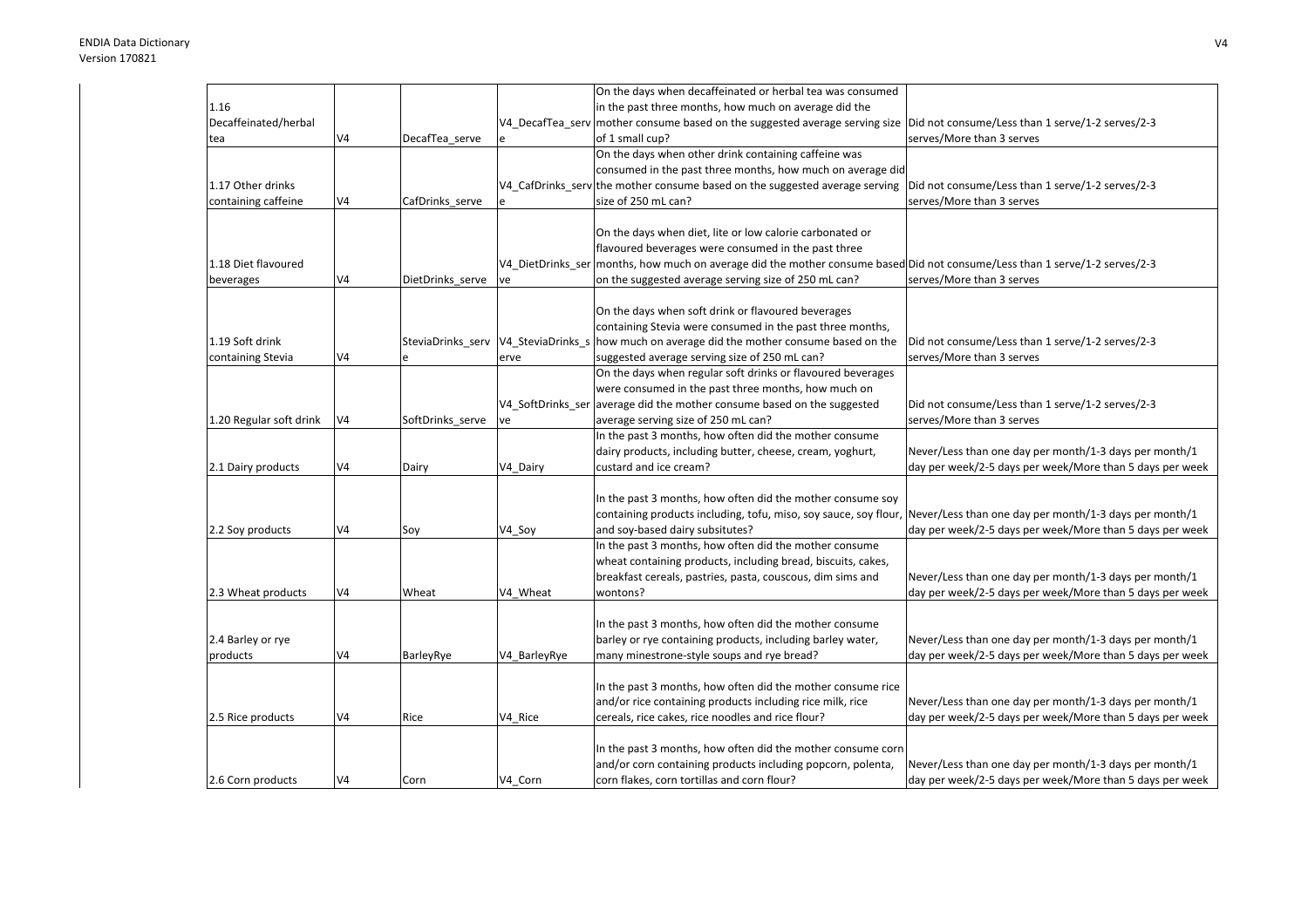| | | | | | |
|---|---|---|---|---|---|
| 1.16 Decaffeinated/herbal tea | V4 | DecafTea_serve | V4_DecafTea_serve | On the days when decaffeinated or herbal tea was consumed in the past three months, how much on average did the mother consume based on the suggested average serving size of 1 small cup? | Did not consume/Less than 1 serve/1-2 serves/2-3 serves/More than 3 serves |
| 1.17 Other drinks containing caffeine | V4 | CafDrinks_serve | V4_CafDrinks_serve | On the days when other drink containing caffeine was consumed in the past three months, how much on average did the mother consume based on the suggested average serving size of 250 mL can? | Did not consume/Less than 1 serve/1-2 serves/2-3 serves/More than 3 serves |
| 1.18 Diet flavoured beverages | V4 | DietDrinks_serve | V4_DietDrinks_serve | On the days when diet, lite or low calorie carbonated or flavoured beverages were consumed in the past three months, how much on average did the mother consume based on the suggested average serving size of 250 mL can? | Did not consume/Less than 1 serve/1-2 serves/2-3 serves/More than 3 serves |
| 1.19 Soft drink containing Stevia | V4 | SteviaDrinks_serve | V4_SteviaDrinks_serve | On the days when soft drink or flavoured beverages containing Stevia were consumed in the past three months, how much on average did the mother consume based on the suggested average serving size of 250 mL can? | Did not consume/Less than 1 serve/1-2 serves/2-3 serves/More than 3 serves |
| 1.20 Regular soft drink | V4 | SoftDrinks_serve | V4_SoftDrinks_serve | On the days when regular soft drinks or flavoured beverages were consumed in the past three months, how much on average did the mother consume based on the suggested average serving size of 250 mL can? | Did not consume/Less than 1 serve/1-2 serves/2-3 serves/More than 3 serves |
| 2.1 Dairy products | V4 | Dairy | V4_Dairy | In the past 3 months, how often did the mother consume dairy products, including butter, cheese, cream, yoghurt, custard and ice cream? | Never/Less than one day per month/1-3 days per month/1 day per week/2-5 days per week/More than 5 days per week |
| 2.2 Soy products | V4 | Soy | V4_Soy | In the past 3 months, how often did the mother consume soy containing products including, tofu, miso, soy sauce, soy flour, and soy-based dairy subsitutes? | Never/Less than one day per month/1-3 days per month/1 day per week/2-5 days per week/More than 5 days per week |
| 2.3 Wheat products | V4 | Wheat | V4_Wheat | In the past 3 months, how often did the mother consume wheat containing products, including bread, biscuits, cakes, breakfast cereals, pastries, pasta, couscous, dim sims and wontons? | Never/Less than one day per month/1-3 days per month/1 day per week/2-5 days per week/More than 5 days per week |
| 2.4 Barley or rye products | V4 | BarleyRye | V4_BarleyRye | In the past 3 months, how often did the mother consume barley or rye containing products, including barley water, many minestrone-style soups and rye bread? | Never/Less than one day per month/1-3 days per month/1 day per week/2-5 days per week/More than 5 days per week |
| 2.5 Rice products | V4 | Rice | V4_Rice | In the past 3 months, how often did the mother consume rice and/or rice containing products including rice milk, rice cereals, rice cakes, rice noodles and rice flour? | Never/Less than one day per month/1-3 days per month/1 day per week/2-5 days per week/More than 5 days per week |
| 2.6 Corn products | V4 | Corn | V4_Corn | In the past 3 months, how often did the mother consume corn and/or corn containing products including popcorn, polenta, corn flakes, corn tortillas and corn flour? | Never/Less than one day per month/1-3 days per month/1 day per week/2-5 days per week/More than 5 days per week |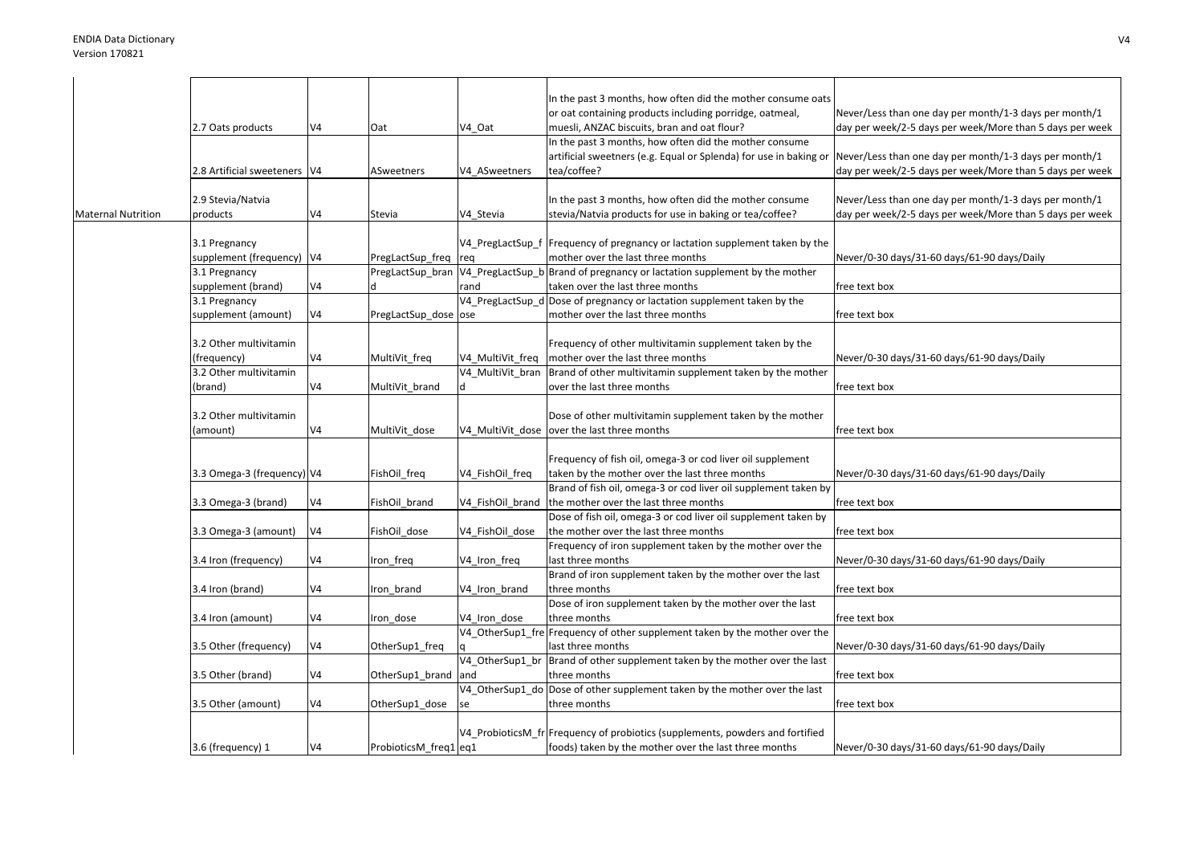| | | | | | | |
|---|---|---|---|---|---|---|
| | 2.7 Oats products | V4 | Oat | V4_Oat | In the past 3 months, how often did the mother consume oats or oat containing products including porridge, oatmeal, muesli, ANZAC biscuits, bran and oat flour? | Never/Less than one day per month/1-3 days per month/1 day per week/2-5 days per week/More than 5 days per week |
| | 2.8 Artificial sweeteners | V4 | ASweetners | V4_ASweetners | In the past 3 months, how often did the mother consume artificial sweetners (e.g. Equal or Splenda) for use in baking or tea/coffee? | Never/Less than one day per month/1-3 days per month/1 day per week/2-5 days per week/More than 5 days per week |
| Maternal Nutrition | 2.9 Stevia/Natvia products | V4 | Stevia | V4_Stevia | In the past 3 months, how often did the mother consume stevia/Natvia products for use in baking or tea/coffee? | Never/Less than one day per month/1-3 days per month/1 day per week/2-5 days per week/More than 5 days per week |
| | 3.1 Pregnancy supplement (frequency) | V4 | PregLactSup_freq | V4_PregLactSup_freq | Frequency of pregnancy or lactation supplement taken by the mother over the last three months | Never/0-30 days/31-60 days/61-90 days/Daily |
| | 3.1 Pregnancy supplement (brand) | V4 | PregLactSup_brand | V4_PregLactSup_brand | Brand of pregnancy or lactation supplement by the mother taken over the last three months | free text box |
| | 3.1 Pregnancy supplement (amount) | V4 | PregLactSup_dose | V4_PregLactSup_dose | Dose of pregnancy or lactation supplement taken by the mother over the last three months | free text box |
| | 3.2 Other multivitamin (frequency) | V4 | MultiVit_freq | V4_MultiVit_freq | Frequency of other multivitamin supplement taken by the mother over the last three months | Never/0-30 days/31-60 days/61-90 days/Daily |
| | 3.2 Other multivitamin (brand) | V4 | MultiVit_brand | V4_MultiVit_brand | Brand of other multivitamin supplement taken by the mother over the last three months | free text box |
| | 3.2 Other multivitamin (amount) | V4 | MultiVit_dose | V4_MultiVit_dose | Dose of other multivitamin supplement taken by the mother over the last three months | free text box |
| | 3.3 Omega-3 (frequency) | V4 | FishOil_freq | V4_FishOil_freq | Frequency of fish oil, omega-3 or cod liver oil supplement taken by the mother over the last three months | Never/0-30 days/31-60 days/61-90 days/Daily |
| | 3.3 Omega-3 (brand) | V4 | FishOil_brand | V4_FishOil_brand | Brand of fish oil, omega-3 or cod liver oil supplement taken by the mother over the last three months | free text box |
| | 3.3 Omega-3 (amount) | V4 | FishOil_dose | V4_FishOil_dose | Dose of fish oil, omega-3 or cod liver oil supplement taken by the mother over the last three months | free text box |
| | 3.4 Iron (frequency) | V4 | Iron_freq | V4_Iron_freq | Frequency of iron supplement taken by the mother over the last three months | Never/0-30 days/31-60 days/61-90 days/Daily |
| | 3.4 Iron (brand) | V4 | Iron_brand | V4_Iron_brand | Brand of iron supplement taken by the mother over the last three months | free text box |
| | 3.4 Iron (amount) | V4 | Iron_dose | V4_Iron_dose | Dose of iron supplement taken by the mother over the last three months | free text box |
| | 3.5 Other (frequency) | V4 | OtherSup1_freq | V4_OtherSup1_freq | Frequency of other supplement taken by the mother over the last three months | Never/0-30 days/31-60 days/61-90 days/Daily |
| | 3.5 Other (brand) | V4 | OtherSup1_brand | V4_OtherSup1_brand | Brand of other supplement taken by the mother over the last three months | free text box |
| | 3.5 Other (amount) | V4 | OtherSup1_dose | V4_OtherSup1_dose | Dose of other supplement taken by the mother over the last three months | free text box |
| | 3.6 (frequency) 1 | V4 | ProbioticsM_freq1 | V4_ProbioticsM_freq1 | Frequency of probiotics (supplements, powders and fortified foods) taken by the mother over the last three months | Never/0-30 days/31-60 days/61-90 days/Daily |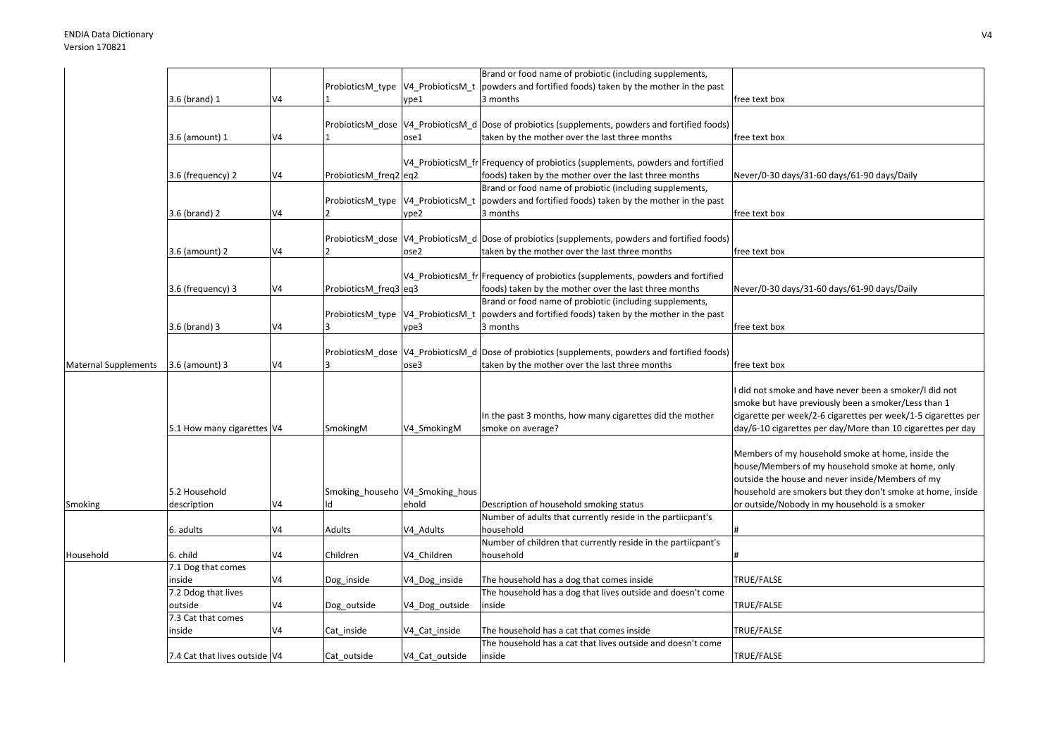| | | | | | | |
|---|---|---|---|---|---|---|
| | 3.6 (brand) 1 | V4 | ProbioticsM_type 1 | V4_ProbioticsM_type1 | Brand or food name of probiotic (including supplements, powders and fortified foods) taken by the mother in the past 3 months | free text box |
| | 3.6 (amount) 1 | V4 | ProbioticsM_dose 1 | V4_ProbioticsM_dose1 | Dose of probiotics (supplements, powders and fortified foods) taken by the mother over the last three months | free text box |
| | 3.6 (frequency) 2 | V4 | ProbioticsM_freq2 | V4_ProbioticsM_freq2 | Frequency of probiotics (supplements, powders and fortified foods) taken by the mother over the last three months | Never/0-30 days/31-60 days/61-90 days/Daily |
| | 3.6 (brand) 2 | V4 | ProbioticsM_type 2 | V4_ProbioticsM_type2 | Brand or food name of probiotic (including supplements, powders and fortified foods) taken by the mother in the past 3 months | free text box |
| | 3.6 (amount) 2 | V4 | ProbioticsM_dose 2 | V4_ProbioticsM_dose2 | Dose of probiotics (supplements, powders and fortified foods) taken by the mother over the last three months | free text box |
| | 3.6 (frequency) 3 | V4 | ProbioticsM_freq3 | V4_ProbioticsM_freq3 | Frequency of probiotics (supplements, powders and fortified foods) taken by the mother over the last three months | Never/0-30 days/31-60 days/61-90 days/Daily |
| | 3.6 (brand) 3 | V4 | ProbioticsM_type 3 | V4_ProbioticsM_type3 | Brand or food name of probiotic (including supplements, powders and fortified foods) taken by the mother in the past 3 months | free text box |
| Maternal Supplements | 3.6 (amount) 3 | V4 | ProbioticsM_dose 3 | V4_ProbioticsM_dose3 | Dose of probiotics (supplements, powders and fortified foods) taken by the mother over the last three months | free text box |
| | 5.1 How many cigarettes | V4 | SmokingM | V4_SmokingM | In the past 3 months, how many cigarettes did the mother smoke on average? | I did not smoke and have never been a smoker/I did not smoke but have previously been a smoker/Less than 1 cigarette per week/2-6 cigarettes per week/1-5 cigarettes per day/6-10 cigarettes per day/More than 10 cigarettes per day |
| Smoking | 5.2 Household description | V4 | Smoking_household | V4_Smoking_household | Description of household smoking status | Members of my household smoke at home, inside the house/Members of my household smoke at home, only outside the house and never inside/Members of my household are smokers but they don't smoke at home, inside or outside/Nobody in my household is a smoker |
| | 6. adults | V4 | Adults | V4_Adults | Number of adults that currently reside in the partiicpant's household | # |
| Household | 6. child | V4 | Children | V4_Children | Number of children that currently reside in the partiicpant's household | # |
| | 7.1 Dog that comes inside | V4 | Dog_inside | V4_Dog_inside | The household has a dog that comes inside | TRUE/FALSE |
| | 7.2 Ddog that lives outside | V4 | Dog_outside | V4_Dog_outside | The household has a dog that lives outside and doesn't come inside | TRUE/FALSE |
| | 7.3 Cat that comes inside | V4 | Cat_inside | V4_Cat_inside | The household has a cat that comes inside | TRUE/FALSE |
| | 7.4 Cat that lives outside | V4 | Cat_outside | V4_Cat_outside | The household has a cat that lives outside and doesn't come inside | TRUE/FALSE |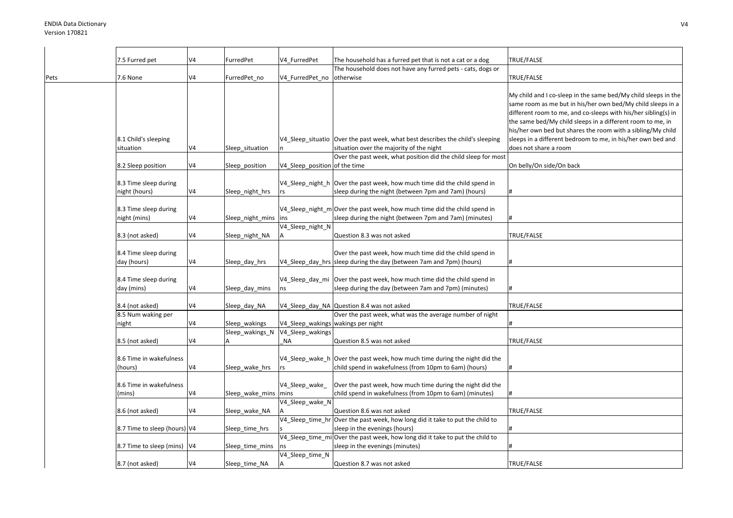| | | | | | | |
|---|---|---|---|---|---|---|
| | 7.5 Furred pet | V4 | FurredPet | V4_FurredPet | The household has a furred pet that is not a cat or a dog | TRUE/FALSE |
| Pets | 7.6 None | V4 | FurredPet_no | V4_FurredPet_no | The household does not have any furred pets - cats, dogs or otherwise | TRUE/FALSE |
| | 8.1 Child's sleeping situation | V4 | Sleep_situation | V4_Sleep_situation | Over the past week, what best describes the child's sleeping situation over the majority of the night | My child and I co-sleep in the same bed/My child sleeps in the same room as me but in his/her own bed/My child sleeps in a different room to me, and co-sleeps with his/her sibling(s) in the same bed/My child sleeps in a different room to me, in his/her own bed but shares the room with a sibling/My child sleeps in a different bedroom to me, in his/her own bed and does not share a room |
| | 8.2 Sleep position | V4 | Sleep_position | V4_Sleep_position | Over the past week, what position did the child sleep for most of the time | On belly/On side/On back |
| | 8.3 Time sleep during night (hours) | V4 | Sleep_night_hrs | V4_Sleep_night_hrs | Over the past week, how much time did the child spend in sleep during the night (between 7pm and 7am) (hours) | # |
| | 8.3 Time sleep during night (mins) | V4 | Sleep_night_mins | V4_Sleep_night_mins | Over the past week, how much time did the child spend in sleep during the night (between 7pm and 7am) (minutes) | # |
| | 8.3 (not asked) | V4 | Sleep_night_NA | V4_Sleep_night_NA | Question 8.3 was not asked | TRUE/FALSE |
| | 8.4 Time sleep during day (hours) | V4 | Sleep_day_hrs | V4_Sleep_day_hrs | Over the past week, how much time did the child spend in sleep during the day (between 7am and 7pm) (hours) | # |
| | 8.4 Time sleep during day (mins) | V4 | Sleep_day_mins | V4_Sleep_day_mins | Over the past week, how much time did the child spend in sleep during the day (between 7am and 7pm) (minutes) | # |
| | 8.4 (not asked) | V4 | Sleep_day_NA | V4_Sleep_day_NA | Question 8.4 was not asked | TRUE/FALSE |
| | 8.5 Num waking per night | V4 | Sleep_wakings | V4_Sleep_wakings | Over the past week, what was the average number of night wakings per night | # |
| | 8.5 (not asked) | V4 | Sleep_wakings_NA | V4_Sleep_wakings_NA | Question 8.5 was not asked | TRUE/FALSE |
| | 8.6 Time in wakefulness (hours) | V4 | Sleep_wake_hrs | V4_Sleep_wake_hrs | Over the past week, how much time during the night did the child spend in wakefulness (from 10pm to 6am) (hours) | # |
| | 8.6 Time in wakefulness (mins) | V4 | Sleep_wake_mins | V4_Sleep_wake_mins | Over the past week, how much time during the night did the child spend in wakefulness (from 10pm to 6am) (minutes) | # |
| | 8.6 (not asked) | V4 | Sleep_wake_NA | V4_Sleep_wake_NA | Question 8.6 was not asked | TRUE/FALSE |
| | 8.7 Time to sleep (hours) | V4 | Sleep_time_hrs | V4_Sleep_time_hrs | Over the past week, how long did it take to put the child to sleep in the evenings (hours) | # |
| | 8.7 Time to sleep (mins) | V4 | Sleep_time_mins | V4_Sleep_time_mins | Over the past week, how long did it take to put the child to sleep in the evenings (minutes) | # |
| | 8.7 (not asked) | V4 | Sleep_time_NA | V4_Sleep_time_NA | Question 8.7 was not asked | TRUE/FALSE |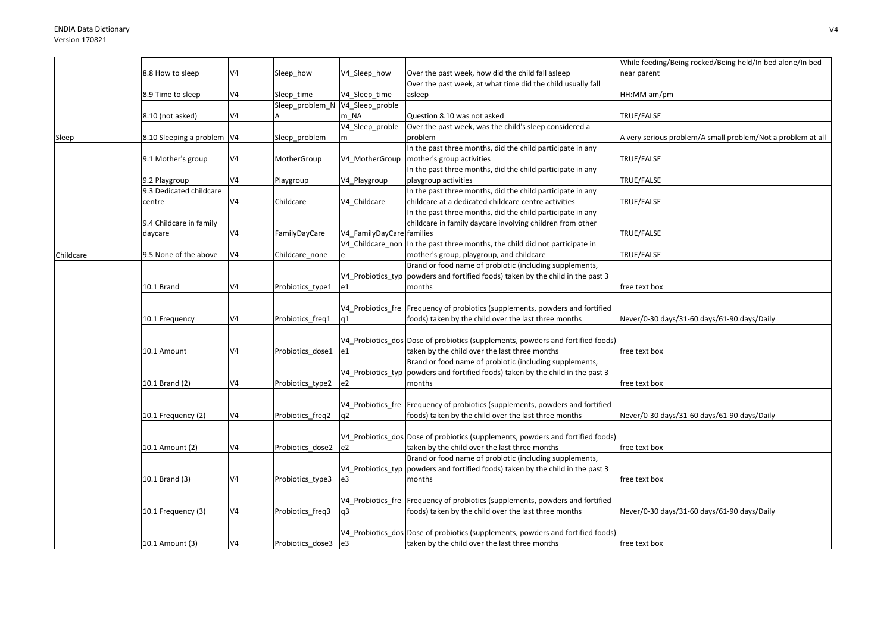| | | | | | | |
|---|---|---|---|---|---|---|
| | 8.8 How to sleep | V4 | Sleep_how | V4_Sleep_how | Over the past week, how did the child fall asleep | While feeding/Being rocked/Being held/In bed alone/In bed near parent |
| | 8.9 Time to sleep | V4 | Sleep_time | V4_Sleep_time | Over the past week, at what time did the child usually fall asleep | HH:MM am/pm |
| | 8.10 (not asked) | V4 | Sleep_problem_NA | V4_Sleep_problem_NA | Question 8.10 was not asked | TRUE/FALSE |
| Sleep | 8.10 Sleeping a problem | V4 | Sleep_problem | V4_Sleep_problem | Over the past week, was the child's sleep considered a problem | A very serious problem/A small problem/Not a problem at all |
| | 9.1 Mother's group | V4 | MotherGroup | V4_MotherGroup | In the past three months, did the child participate in any mother's group activities | TRUE/FALSE |
| | 9.2 Playgroup | V4 | Playgroup | V4_Playgroup | In the past three months, did the child participate in any playgroup activities | TRUE/FALSE |
| | 9.3 Dedicated childcare centre | V4 | Childcare | V4_Childcare | In the past three months, did the child participate in any childcare at a dedicated childcare centre activities | TRUE/FALSE |
| | 9.4 Childcare in family daycare | V4 | FamilyDayCare | V4_FamilyDayCare | In the past three months, did the child participate in any childcare in family daycare involving children from other families | TRUE/FALSE |
| Childcare | 9.5 None of the above | V4 | Childcare_none | V4_Childcare_none | In the past three months, the child did not participate in mother's group, playgroup, and childcare | TRUE/FALSE |
| | 10.1 Brand | V4 | Probiotics_type1 | V4_Probiotics_type1 | Brand or food name of probiotic (including supplements, powders and fortified foods) taken by the child in the past 3 months | free text box |
| | 10.1 Frequency | V4 | Probiotics_freq1 | V4_Probiotics_freq1 | Frequency of probiotics (supplements, powders and fortified foods) taken by the child over the last three months | Never/0-30 days/31-60 days/61-90 days/Daily |
| | 10.1 Amount | V4 | Probiotics_dose1 | V4_Probiotics_dose1 | Dose of probiotics (supplements, powders and fortified foods) taken by the child over the last three months | free text box |
| | 10.1 Brand (2) | V4 | Probiotics_type2 | V4_Probiotics_type2 | Brand or food name of probiotic (including supplements, powders and fortified foods) taken by the child in the past 3 months | free text box |
| | 10.1 Frequency (2) | V4 | Probiotics_freq2 | V4_Probiotics_freq2 | Frequency of probiotics (supplements, powders and fortified foods) taken by the child over the last three months | Never/0-30 days/31-60 days/61-90 days/Daily |
| | 10.1 Amount (2) | V4 | Probiotics_dose2 | V4_Probiotics_dose2 | Dose of probiotics (supplements, powders and fortified foods) taken by the child over the last three months | free text box |
| | 10.1 Brand (3) | V4 | Probiotics_type3 | V4_Probiotics_type3 | Brand or food name of probiotic (including supplements, powders and fortified foods) taken by the child in the past 3 months | free text box |
| | 10.1 Frequency (3) | V4 | Probiotics_freq3 | V4_Probiotics_freq3 | Frequency of probiotics (supplements, powders and fortified foods) taken by the child over the last three months | Never/0-30 days/31-60 days/61-90 days/Daily |
| | 10.1 Amount (3) | V4 | Probiotics_dose3 | V4_Probiotics_dose3 | Dose of probiotics (supplements, powders and fortified foods) taken by the child over the last three months | free text box |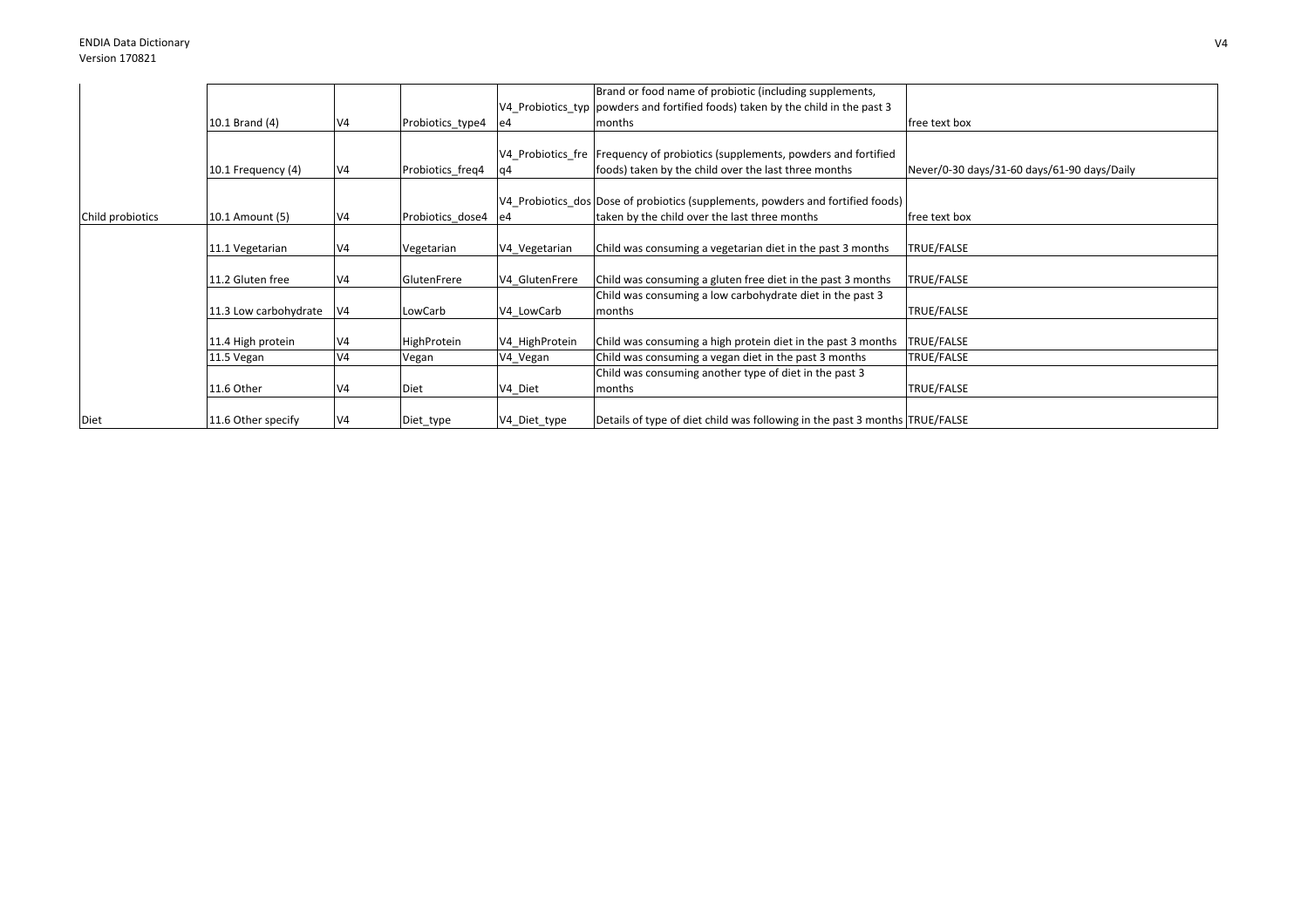| | | | | | | |
|---|---|---|---|---|---|---|
| | 10.1 Brand (4) | V4 | Probiotics_type4 | V4_Probiotics_type4 | Brand or food name of probiotic (including supplements, powders and fortified foods) taken by the child in the past 3 months | free text box |
| | 10.1 Frequency (4) | V4 | Probiotics_freq4 | V4_Probiotics_freq4 | Frequency of probiotics (supplements, powders and fortified foods) taken by the child over the last three months | Never/0-30 days/31-60 days/61-90 days/Daily |
| Child probiotics | 10.1 Amount (5) | V4 | Probiotics_dose4 | V4_Probiotics_dose4 | Dose of probiotics (supplements, powders and fortified foods) taken by the child over the last three months | free text box |
| | 11.1 Vegetarian | V4 | Vegetarian | V4_Vegetarian | Child was consuming a vegetarian diet in the past 3 months | TRUE/FALSE |
| | 11.2 Gluten free | V4 | GlutenFrere | V4_GlutenFrere | Child was consuming a gluten free diet in the past 3 months | TRUE/FALSE |
| | 11.3 Low carbohydrate | V4 | LowCarb | V4_LowCarb | Child was consuming a low carbohydrate diet in the past 3 months | TRUE/FALSE |
| | 11.4 High protein | V4 | HighProtein | V4_HighProtein | Child was consuming a high protein diet in the past 3 months | TRUE/FALSE |
| | 11.5 Vegan | V4 | Vegan | V4_Vegan | Child was consuming a vegan diet in the past 3 months | TRUE/FALSE |
| | 11.6 Other | V4 | Diet | V4_Diet | Child was consuming another type of diet in the past 3 months | TRUE/FALSE |
| Diet | 11.6 Other specify | V4 | Diet_type | V4_Diet_type | Details of type of diet child was following in the past 3 months | TRUE/FALSE |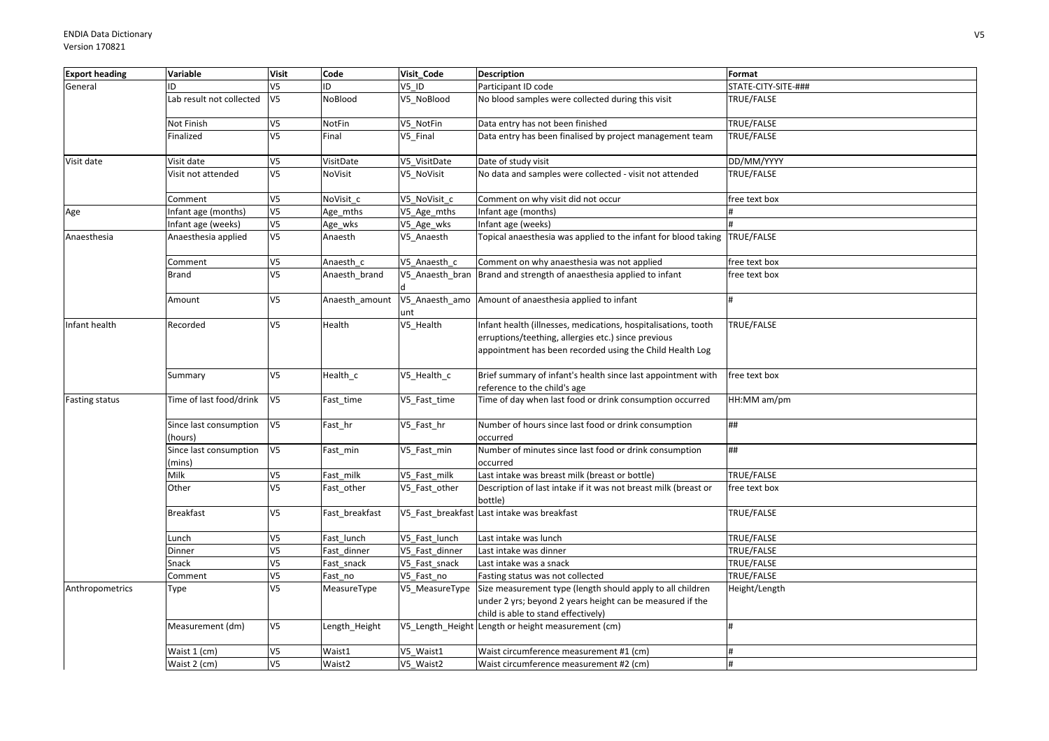| Export heading | Variable | Visit | Code | Visit_Code | Description | Format |
|---|---|---|---|---|---|---|
| General | ID | V5 | ID | V5_ID | Participant ID code | STATE-CITY-SITE-### |
| | Lab result not collected | V5 | NoBlood | V5_NoBlood | No blood samples were collected during this visit | TRUE/FALSE |
| | Not Finish | V5 | NotFin | V5_NotFin | Data entry has not been finished | TRUE/FALSE |
| | Finalized | V5 | Final | V5_Final | Data entry has been finalised by project management team | TRUE/FALSE |
| Visit date | Visit date | V5 | VisitDate | V5_VisitDate | Date of study visit | DD/MM/YYYY |
| | Visit not attended | V5 | NoVisit | V5_NoVisit | No data and samples were collected - visit not attended | TRUE/FALSE |
| | Comment | V5 | NoVisit_c | V5_NoVisit_c | Comment on why visit did not occur | free text box |
| Age | Infant age (months) | V5 | Age_mths | V5_Age_mths | Infant age (months) | # |
| | Infant age (weeks) | V5 | Age_wks | V5_Age_wks | Infant age (weeks) | # |
| Anaesthesia | Anaesthesia applied | V5 | Anaesth | V5_Anaesth | Topical anaesthesia was applied to the infant for blood taking | TRUE/FALSE |
| | Comment | V5 | Anaesth_c | V5_Anaesth_c | Comment on why anaesthesia was not applied | free text box |
| | Brand | V5 | Anaesth_brand | V5_Anaesth_brand | Brand and strength of anaesthesia applied to infant | free text box |
| | Amount | V5 | Anaesth_amount | V5_Anaesth_amount | Amount of anaesthesia applied to infant | # |
| Infant health | Recorded | V5 | Health | V5_Health | Infant health (illnesses, medications, hospitalisations, tooth errruptions/teething, allergies etc.) since previous appointment has been recorded using the Child Health Log | TRUE/FALSE |
| | Summary | V5 | Health_c | V5_Health_c | Brief summary of infant's health since last appointment with reference to the child's age | free text box |
| Fasting status | Time of last food/drink | V5 | Fast_time | V5_Fast_time | Time of day when last food or drink consumption occurred | HH:MM am/pm |
| | Since last consumption (hours) | V5 | Fast_hr | V5_Fast_hr | Number of hours since last food or drink consumption occurred | ## |
| | Since last consumption (mins) | V5 | Fast_min | V5_Fast_min | Number of minutes since last food or drink consumption occurred | ## |
| | Milk | V5 | Fast_milk | V5_Fast_milk | Last intake was breast milk (breast or bottle) | TRUE/FALSE |
| | Other | V5 | Fast_other | V5_Fast_other | Description of last intake if it was not breast milk (breast or bottle) | free text box |
| | Breakfast | V5 | Fast_breakfast | V5_Fast_breakfast | Last intake was breakfast | TRUE/FALSE |
| | Lunch | V5 | Fast_lunch | V5_Fast_lunch | Last intake was lunch | TRUE/FALSE |
| | Dinner | V5 | Fast_dinner | V5_Fast_dinner | Last intake was dinner | TRUE/FALSE |
| | Snack | V5 | Fast_snack | V5_Fast_snack | Last intake was a snack | TRUE/FALSE |
| | Comment | V5 | Fast_no | V5_Fast_no | Fasting status was not collected | TRUE/FALSE |
| Anthropometrics | Type | V5 | MeasureType | V5_MeasureType | Size measurement type (length should apply to all children under 2 yrs; beyond 2 years height can be measured if the child is able to stand effectively) | Height/Length |
| | Measurement (dm) | V5 | Length_Height | V5_Length_Height | Length or height measurement (cm) | # |
| | Waist 1 (cm) | V5 | Waist1 | V5_Waist1 | Waist circumference measurement #1 (cm) | # |
| | Waist 2 (cm) | V5 | Waist2 | V5_Waist2 | Waist circumference measurement #2 (cm) | # |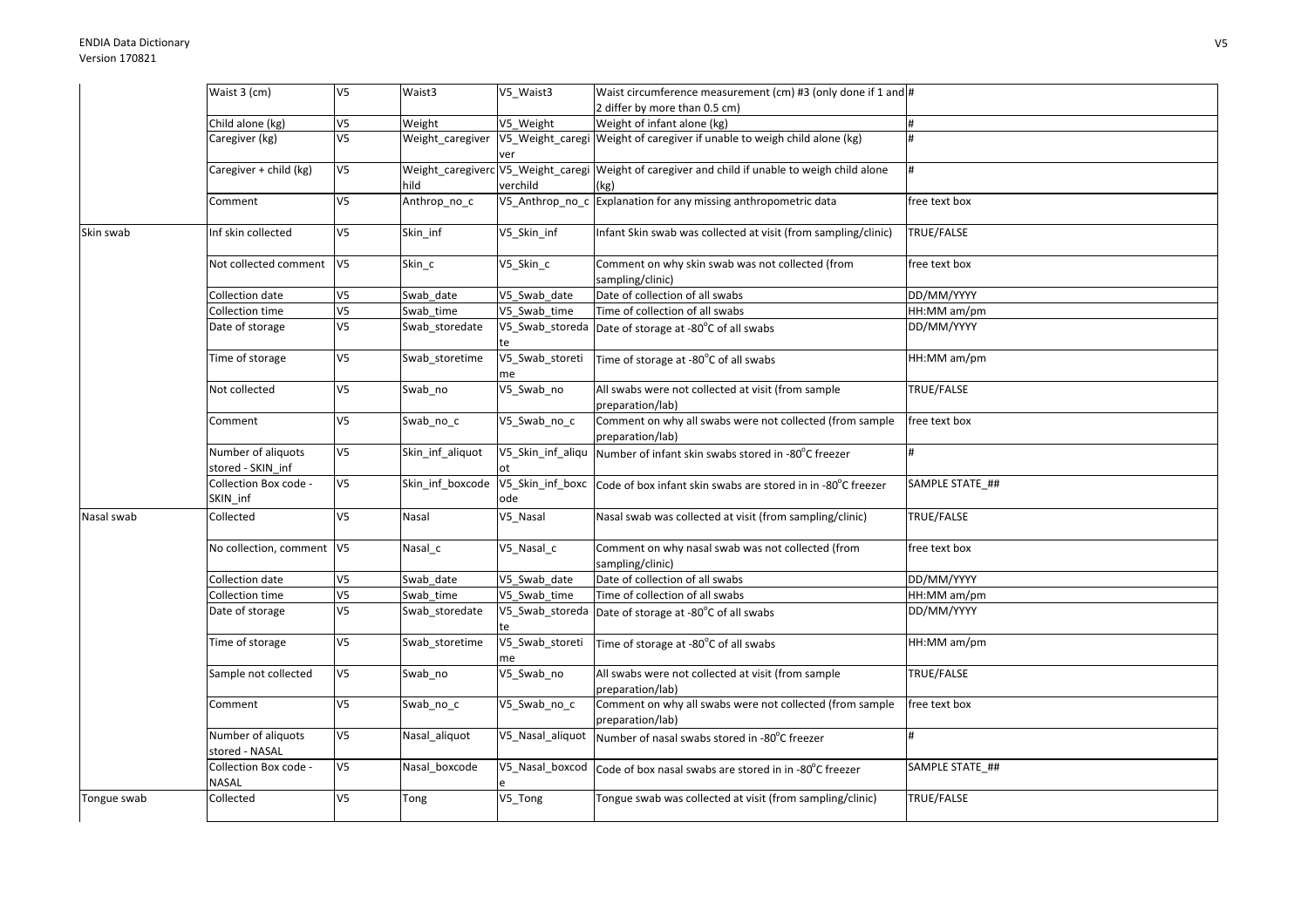| | | | | | | |
|---|---|---|---|---|---|---|
| | Waist 3 (cm) | V5 | Waist3 | V5_Waist3 | Waist circumference measurement (cm) #3 (only done if 1 and 2 differ by more than 0.5 cm) | # |
| | Child alone (kg) | V5 | Weight | V5_Weight | Weight of infant alone (kg) | # |
| | Caregiver (kg) | V5 | Weight_caregiver | V5_Weight_caregiver | Weight of caregiver if unable to weigh child alone (kg) | # |
| | Caregiver + child (kg) | V5 | Weight_caregiverchild | V5_Weight_caregiverchild | Weight of caregiver and child if unable to weigh child alone (kg) | # |
| | Comment | V5 | Anthrop_no_c | V5_Anthrop_no_c | Explanation for any missing anthropometric data | free text box |
| Skin swab | Inf skin collected | V5 | Skin_inf | V5_Skin_inf | Infant Skin swab was collected at visit (from sampling/clinic) | TRUE/FALSE |
| | Not collected comment | V5 | Skin_c | V5_Skin_c | Comment on why skin swab was not collected (from sampling/clinic) | free text box |
| | Collection date | V5 | Swab_date | V5_Swab_date | Date of collection of all swabs | DD/MM/YYYY |
| | Collection time | V5 | Swab_time | V5_Swab_time | Time of collection of all swabs | HH:MM am/pm |
| | Date of storage | V5 | Swab_storedate | V5_Swab_storedate | Date of storage at -80°C of all swabs | DD/MM/YYYY |
| | Time of storage | V5 | Swab_storetime | V5_Swab_storetime | Time of storage at -80°C of all swabs | HH:MM am/pm |
| | Not collected | V5 | Swab_no | V5_Swab_no | All swabs were not collected at visit (from sample preparation/lab) | TRUE/FALSE |
| | Comment | V5 | Swab_no_c | V5_Swab_no_c | Comment on why all swabs were not collected (from sample preparation/lab) | free text box |
| | Number of aliquots stored - SKIN_inf | V5 | Skin_inf_aliquot | V5_Skin_inf_aliquot | Number of infant skin swabs stored in -80°C freezer | # |
| | Collection Box code - SKIN_inf | V5 | Skin_inf_boxcode | V5_Skin_inf_boxcode | Code of box infant skin swabs are stored in in -80°C freezer | SAMPLE STATE_## |
| Nasal swab | Collected | V5 | Nasal | V5_Nasal | Nasal swab was collected at visit (from sampling/clinic) | TRUE/FALSE |
| | No collection, comment | V5 | Nasal_c | V5_Nasal_c | Comment on why nasal swab was not collected (from sampling/clinic) | free text box |
| | Collection date | V5 | Swab_date | V5_Swab_date | Date of collection of all swabs | DD/MM/YYYY |
| | Collection time | V5 | Swab_time | V5_Swab_time | Time of collection of all swabs | HH:MM am/pm |
| | Date of storage | V5 | Swab_storedate | V5_Swab_storedate | Date of storage at -80°C of all swabs | DD/MM/YYYY |
| | Time of storage | V5 | Swab_storetime | V5_Swab_storetime | Time of storage at -80°C of all swabs | HH:MM am/pm |
| | Sample not collected | V5 | Swab_no | V5_Swab_no | All swabs were not collected at visit (from sample preparation/lab) | TRUE/FALSE |
| | Comment | V5 | Swab_no_c | V5_Swab_no_c | Comment on why all swabs were not collected (from sample preparation/lab) | free text box |
| | Number of aliquots stored - NASAL | V5 | Nasal_aliquot | V5_Nasal_aliquot | Number of nasal swabs stored in -80°C freezer | # |
| | Collection Box code - NASAL | V5 | Nasal_boxcode | V5_Nasal_boxcode | Code of box nasal swabs are stored in in -80°C freezer | SAMPLE STATE_## |
| Tongue swab | Collected | V5 | Tong | V5_Tong | Tongue swab was collected at visit (from sampling/clinic) | TRUE/FALSE |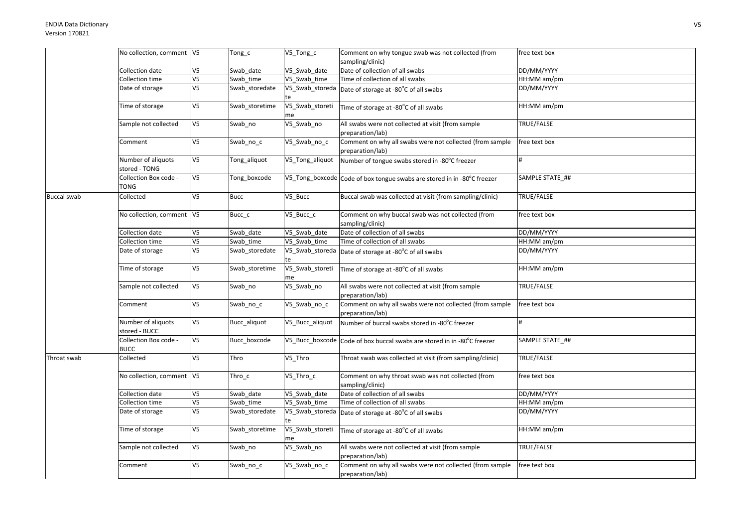| | | | | | | |
|---|---|---|---|---|---|---|
| | No collection, comment | V5 | Tong_c | V5_Tong_c | Comment on why tongue swab was not collected (from sampling/clinic) | free text box |
| | Collection date | V5 | Swab_date | V5_Swab_date | Date of collection of all swabs | DD/MM/YYYY |
| | Collection time | V5 | Swab_time | V5_Swab_time | Time of collection of all swabs | HH:MM am/pm |
| | Date of storage | V5 | Swab_storedate | V5_Swab_storedate | Date of storage at -80°C of all swabs | DD/MM/YYYY |
| | Time of storage | V5 | Swab_storetime | V5_Swab_storetime | Time of storage at -80°C of all swabs | HH:MM am/pm |
| | Sample not collected | V5 | Swab_no | V5_Swab_no | All swabs were not collected at visit (from sample preparation/lab) | TRUE/FALSE |
| | Comment | V5 | Swab_no_c | V5_Swab_no_c | Comment on why all swabs were not collected (from sample preparation/lab) | free text box |
| | Number of aliquots stored - TONG | V5 | Tong_aliquot | V5_Tong_aliquot | Number of tongue swabs stored in -80°C freezer | # |
| | Collection Box code - TONG | V5 | Tong_boxcode | V5_Tong_boxcode | Code of box tongue swabs are stored in in -80°C freezer | SAMPLE STATE_## |
| Buccal swab | Collected | V5 | Bucc | V5_Bucc | Buccal swab was collected at visit (from sampling/clinic) | TRUE/FALSE |
| | No collection, comment | V5 | Bucc_c | V5_Bucc_c | Comment on why buccal swab was not collected (from sampling/clinic) | free text box |
| | Collection date | V5 | Swab_date | V5_Swab_date | Date of collection of all swabs | DD/MM/YYYY |
| | Collection time | V5 | Swab_time | V5_Swab_time | Time of collection of all swabs | HH:MM am/pm |
| | Date of storage | V5 | Swab_storedate | V5_Swab_storedate | Date of storage at -80°C of all swabs | DD/MM/YYYY |
| | Time of storage | V5 | Swab_storetime | V5_Swab_storetime | Time of storage at -80°C of all swabs | HH:MM am/pm |
| | Sample not collected | V5 | Swab_no | V5_Swab_no | All swabs were not collected at visit (from sample preparation/lab) | TRUE/FALSE |
| | Comment | V5 | Swab_no_c | V5_Swab_no_c | Comment on why all swabs were not collected (from sample preparation/lab) | free text box |
| | Number of aliquots stored - BUCC | V5 | Bucc_aliquot | V5_Bucc_aliquot | Number of buccal swabs stored in -80°C freezer | # |
| | Collection Box code - BUCC | V5 | Bucc_boxcode | V5_Bucc_boxcode | Code of box buccal swabs are stored in in -80°C freezer | SAMPLE STATE_## |
| Throat swab | Collected | V5 | Thro | V5_Thro | Throat swab was collected at visit (from sampling/clinic) | TRUE/FALSE |
| | No collection, comment | V5 | Thro_c | V5_Thro_c | Comment on why throat swab was not collected (from sampling/clinic) | free text box |
| | Collection date | V5 | Swab_date | V5_Swab_date | Date of collection of all swabs | DD/MM/YYYY |
| | Collection time | V5 | Swab_time | V5_Swab_time | Time of collection of all swabs | HH:MM am/pm |
| | Date of storage | V5 | Swab_storedate | V5_Swab_storedate | Date of storage at -80°C of all swabs | DD/MM/YYYY |
| | Time of storage | V5 | Swab_storetime | V5_Swab_storetime | Time of storage at -80°C of all swabs | HH:MM am/pm |
| | Sample not collected | V5 | Swab_no | V5_Swab_no | All swabs were not collected at visit (from sample preparation/lab) | TRUE/FALSE |
| | Comment | V5 | Swab_no_c | V5_Swab_no_c | Comment on why all swabs were not collected (from sample preparation/lab) | free text box |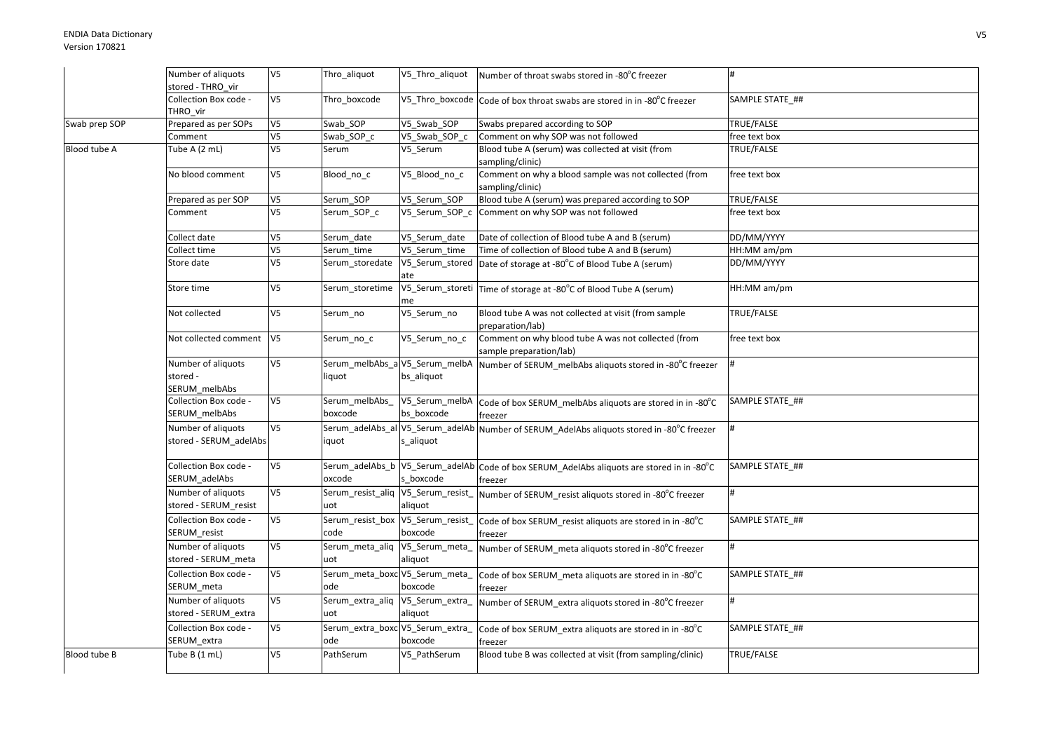| | | | | | | |
|---|---|---|---|---|---|---|
| | Number of aliquots stored - THRO_vir | V5 | Thro_aliquot | V5_Thro_aliquot | Number of throat swabs stored in -80°C freezer | # |
| | Collection Box code - THRO_vir | V5 | Thro_boxcode | V5_Thro_boxcode | Code of box throat swabs are stored in in -80°C freezer | SAMPLE STATE_## |
| Swab prep SOP | Prepared as per SOPs | V5 | Swab_SOP | V5_Swab_SOP | Swabs prepared according to SOP | TRUE/FALSE |
| | Comment | V5 | Swab_SOP_c | V5_Swab_SOP_c | Comment on why SOP was not followed | free text box |
| Blood tube A | Tube A (2 mL) | V5 | Serum | V5_Serum | Blood tube A (serum) was collected at visit (from sampling/clinic) | TRUE/FALSE |
| | No blood comment | V5 | Blood_no_c | V5_Blood_no_c | Comment on why a blood sample was not collected (from sampling/clinic) | free text box |
| | Prepared as per SOP | V5 | Serum_SOP | V5_Serum_SOP | Blood tube A (serum) was prepared according to SOP | TRUE/FALSE |
| | Comment | V5 | Serum_SOP_c | V5_Serum_SOP_c | Comment on why SOP was not followed | free text box |
| | Collect date | V5 | Serum_date | V5_Serum_date | Date of collection of Blood tube A and B (serum) | DD/MM/YYYY |
| | Collect time | V5 | Serum_time | V5_Serum_time | Time of collection of Blood tube A and B (serum) | HH:MM am/pm |
| | Store date | V5 | Serum_storedate | V5_Serum_storedate | Date of storage at -80°C of Blood Tube A (serum) | DD/MM/YYYY |
| | Store time | V5 | Serum_storetime | V5_Serum_storetime | Time of storage at -80°C of Blood Tube A (serum) | HH:MM am/pm |
| | Not collected | V5 | Serum_no | V5_Serum_no | Blood tube A was not collected at visit (from sample preparation/lab) | TRUE/FALSE |
| | Not collected comment | V5 | Serum_no_c | V5_Serum_no_c | Comment on why blood tube A was not collected (from sample preparation/lab) | free text box |
| | Number of aliquots stored - SERUM_melbAbs | V5 | Serum_melbAbs_aliquot | V5_Serum_melbAbs_aliquot | Number of SERUM_melbAbs aliquots stored in -80°C freezer | # |
| | Collection Box code - SERUM_melbAbs | V5 | Serum_melbAbs_boxcode | V5_Serum_melbAbs_boxcode | Code of box SERUM_melbAbs aliquots are stored in in -80°C freezer | SAMPLE STATE_## |
| | Number of aliquots stored - SERUM_adelAbs | V5 | Serum_adelAbs_aliquot | V5_Serum_adelAbs_aliquot | Number of SERUM_AdelAbs aliquots stored in -80°C freezer | # |
| | Collection Box code - SERUM_adelAbs | V5 | Serum_adelAbs_boxcode | V5_Serum_adelAbs_boxcode | Code of box SERUM_AdelAbs aliquots are stored in in -80°C freezer | SAMPLE STATE_## |
| | Number of aliquots stored - SERUM_resist | V5 | Serum_resist_aliquot | V5_Serum_resist_aliquot | Number of SERUM_resist aliquots stored in -80°C freezer | # |
| | Collection Box code - SERUM_resist | V5 | Serum_resist_boxcode | V5_Serum_resist_boxcode | Code of box SERUM_resist aliquots are stored in in -80°C freezer | SAMPLE STATE_## |
| | Number of aliquots stored - SERUM_meta | V5 | Serum_meta_aliquot | V5_Serum_meta_aliquot | Number of SERUM_meta aliquots stored in -80°C freezer | # |
| | Collection Box code - SERUM_meta | V5 | Serum_meta_boxcode | V5_Serum_meta_boxcode | Code of box SERUM_meta aliquots are stored in in -80°C freezer | SAMPLE STATE_## |
| | Number of aliquots stored - SERUM_extra | V5 | Serum_extra_aliquot | V5_Serum_extra_aliquot | Number of SERUM_extra aliquots stored in -80°C freezer | # |
| | Collection Box code - SERUM_extra | V5 | Serum_extra_boxcode | V5_Serum_extra_boxcode | Code of box SERUM_extra aliquots are stored in in -80°C freezer | SAMPLE STATE_## |
| Blood tube B | Tube B (1 mL) | V5 | PathSerum | V5_PathSerum | Blood tube B was collected at visit (from sampling/clinic) | TRUE/FALSE |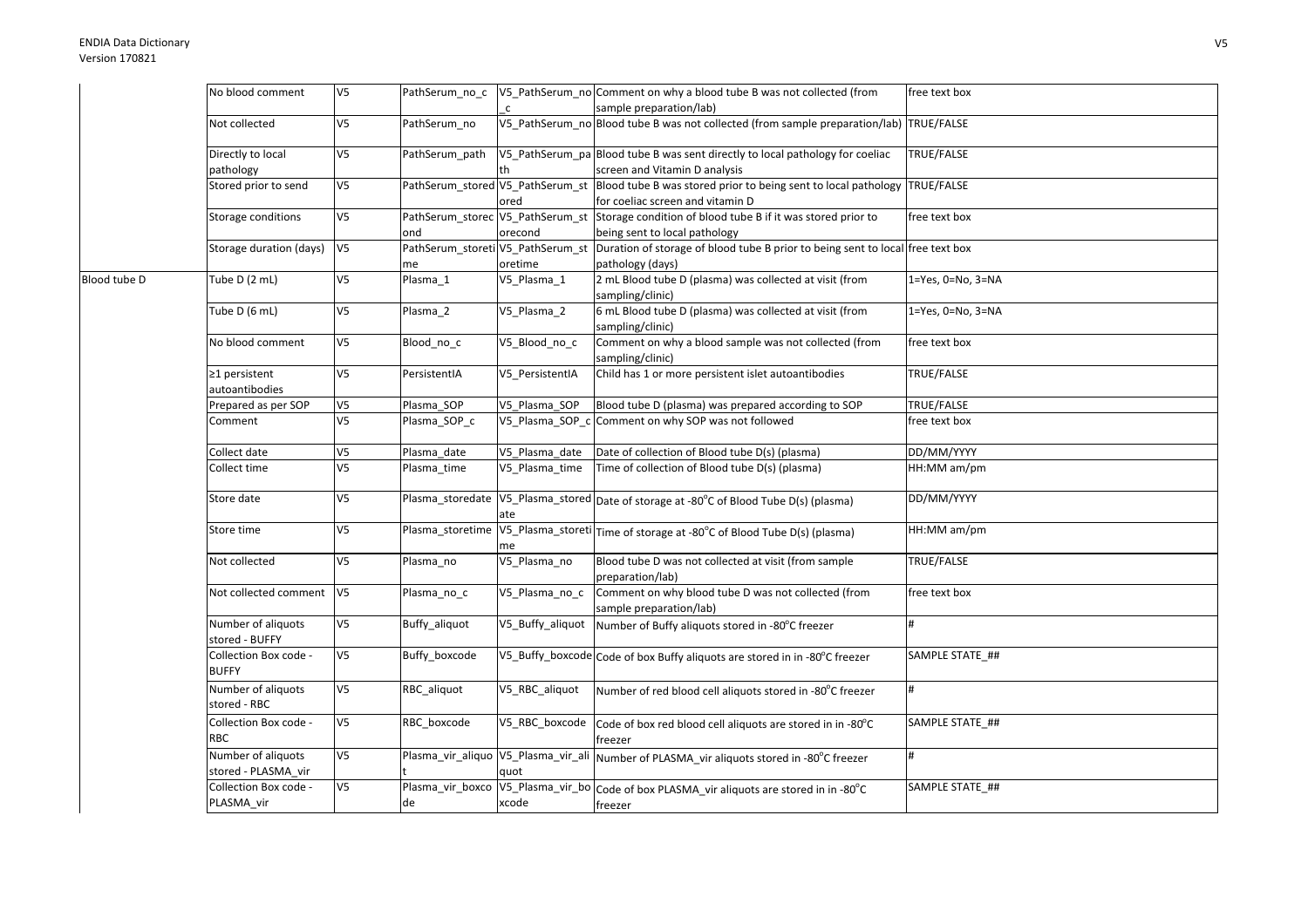|  |  |  |  |  |  |  |
|---|---|---|---|---|---|---|
|  | No blood comment | V5 | PathSerum_no_c | V5_PathSerum_no_c | Comment on why a blood tube B was not collected (from sample preparation/lab) | free text box |
|  | Not collected | V5 | PathSerum_no | V5_PathSerum_no | Blood tube B was not collected (from sample preparation/lab) | TRUE/FALSE |
|  | Directly to local pathology | V5 | PathSerum_path | V5_PathSerum_path | Blood tube B was sent directly to local pathology for coeliac screen and Vitamin D analysis | TRUE/FALSE |
|  | Stored prior to send | V5 | PathSerum_stored | V5_PathSerum_stored | Blood tube B was stored prior to being sent to local pathology for coeliac screen and vitamin D | TRUE/FALSE |
|  | Storage conditions | V5 | PathSerum_storecond | V5_PathSerum_storecond | Storage condition of blood tube B if it was stored prior to being sent to local pathology | free text box |
|  | Storage duration (days) | V5 | PathSerum_storetime | V5_PathSerum_storetime | Duration of storage of blood tube B prior to being sent to local pathology (days) | free text box |
| Blood tube D | Tube D (2 mL) | V5 | Plasma_1 | V5_Plasma_1 | 2 mL Blood tube D (plasma) was collected at visit (from sampling/clinic) | 1=Yes, 0=No, 3=NA |
|  | Tube D (6 mL) | V5 | Plasma_2 | V5_Plasma_2 | 6 mL Blood tube D (plasma) was collected at visit (from sampling/clinic) | 1=Yes, 0=No, 3=NA |
|  | No blood comment | V5 | Blood_no_c | V5_Blood_no_c | Comment on why a blood sample was not collected (from sampling/clinic) | free text box |
|  | ≥1 persistent autoantibodies | V5 | PersistentIA | V5_PersistentIA | Child has 1 or more persistent islet autoantibodies | TRUE/FALSE |
|  | Prepared as per SOP | V5 | Plasma_SOP | V5_Plasma_SOP | Blood tube D (plasma) was prepared according to SOP | TRUE/FALSE |
|  | Comment | V5 | Plasma_SOP_c | V5_Plasma_SOP_c | Comment on why SOP was not followed | free text box |
|  | Collect date | V5 | Plasma_date | V5_Plasma_date | Date of collection of Blood tube D(s) (plasma) | DD/MM/YYYY |
|  | Collect time | V5 | Plasma_time | V5_Plasma_time | Time of collection of Blood tube D(s) (plasma) | HH:MM am/pm |
|  | Store date | V5 | Plasma_storedate | V5_Plasma_storedate | Date of storage at -80°C of Blood Tube D(s) (plasma) | DD/MM/YYYY |
|  | Store time | V5 | Plasma_storetime | V5_Plasma_storetime | Time of storage at -80°C of Blood Tube D(s) (plasma) | HH:MM am/pm |
|  | Not collected | V5 | Plasma_no | V5_Plasma_no | Blood tube D was not collected at visit (from sample preparation/lab) | TRUE/FALSE |
|  | Not collected comment | V5 | Plasma_no_c | V5_Plasma_no_c | Comment on why blood tube D was not collected (from sample preparation/lab) | free text box |
|  | Number of aliquots stored - BUFFY | V5 | Buffy_aliquot | V5_Buffy_aliquot | Number of Buffy aliquots stored in -80°C freezer | # |
|  | Collection Box code - BUFFY | V5 | Buffy_boxcode | V5_Buffy_boxcode | Code of box Buffy aliquots are stored in in -80°C freezer | SAMPLE STATE_## |
|  | Number of aliquots stored - RBC | V5 | RBC_aliquot | V5_RBC_aliquot | Number of red blood cell aliquots stored in -80°C freezer | # |
|  | Collection Box code - RBC | V5 | RBC_boxcode | V5_RBC_boxcode | Code of box red blood cell aliquots are stored in in -80°C freezer | SAMPLE STATE_## |
|  | Number of aliquots stored - PLASMA_vir | V5 | Plasma_vir_aliquot | V5_Plasma_vir_aliquot | Number of PLASMA_vir aliquots stored in -80°C freezer | # |
|  | Collection Box code - PLASMA_vir | V5 | Plasma_vir_boxcode | V5_Plasma_vir_boxcode | Code of box PLASMA_vir aliquots are stored in in -80°C freezer | SAMPLE STATE_## |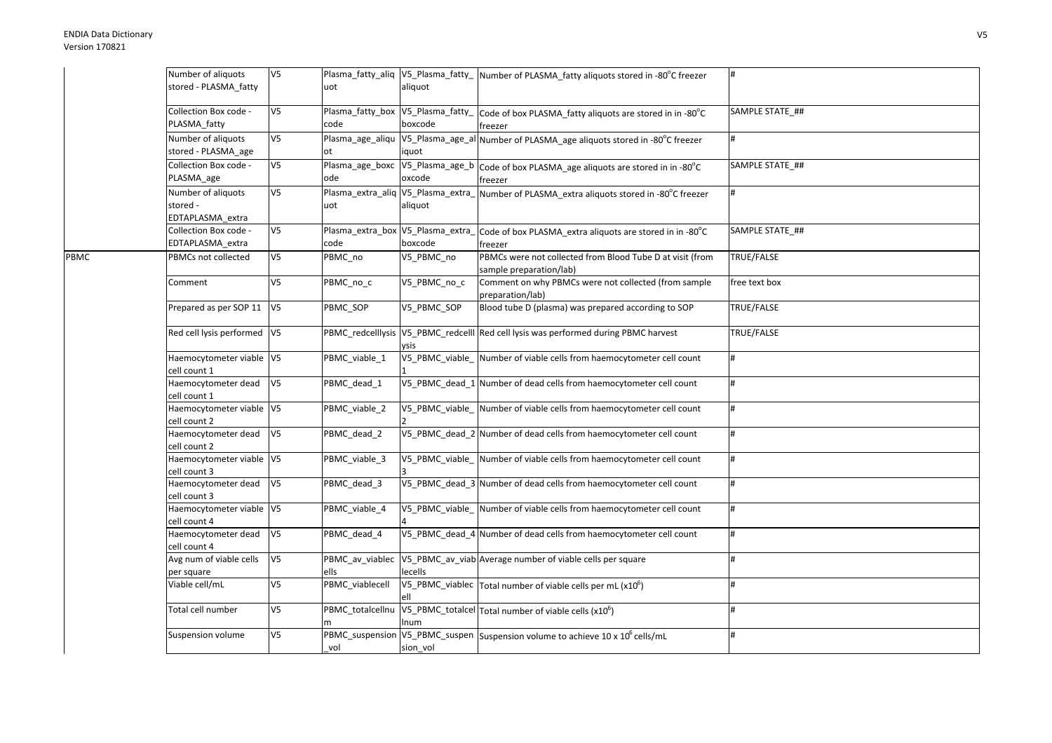| | | | | | | |
|---|---|---|---|---|---|---|
| | Number of aliquots stored - PLASMA_fatty | V5 | Plasma_fatty_aliquot | V5_Plasma_fatty_aliquot | Number of PLASMA_fatty aliquots stored in -80°C freezer | # |
| | Collection Box code - PLASMA_fatty | V5 | Plasma_fatty_boxcode | V5_Plasma_fatty_boxcode | Code of box PLASMA_fatty aliquots are stored in in -80°C freezer | SAMPLE STATE_## |
| | Number of aliquots stored - PLASMA_age | V5 | Plasma_age_aliquot | V5_Plasma_age_aliquot | Number of PLASMA_age aliquots stored in -80°C freezer | # |
| | Collection Box code - PLASMA_age | V5 | Plasma_age_boxcode | V5_Plasma_age_boxcode | Code of box PLASMA_age aliquots are stored in in -80°C freezer | SAMPLE STATE_## |
| | Number of aliquots stored - EDTAPLASMA_extra | V5 | Plasma_extra_aliquot | V5_Plasma_extra_aliquot | Number of PLASMA_extra aliquots stored in -80°C freezer | # |
| | Collection Box code - EDTAPLASMA_extra | V5 | Plasma_extra_boxcode | V5_Plasma_extra_boxcode | Code of box PLASMA_extra aliquots are stored in in -80°C freezer | SAMPLE STATE_## |
| PBMC | PBMCs not collected | V5 | PBMC_no | V5_PBMC_no | PBMCs were not collected from Blood Tube D at visit (from sample preparation/lab) | TRUE/FALSE |
| | Comment | V5 | PBMC_no_c | V5_PBMC_no_c | Comment on why PBMCs were not collected (from sample preparation/lab) | free text box |
| | Prepared as per SOP 11 | V5 | PBMC_SOP | V5_PBMC_SOP | Blood tube D (plasma) was prepared according to SOP | TRUE/FALSE |
| | Red cell lysis performed | V5 | PBMC_redcelllysis | V5_PBMC_redcelllysis | Red cell lysis was performed during PBMC harvest | TRUE/FALSE |
| | Haemocytometer viable cell count 1 | V5 | PBMC_viable_1 | V5_PBMC_viable_1 | Number of viable cells from haemocytometer cell count | # |
| | Haemocytometer dead cell count 1 | V5 | PBMC_dead_1 | V5_PBMC_dead_1 | Number of dead cells from haemocytometer cell count | # |
| | Haemocytometer viable cell count 2 | V5 | PBMC_viable_2 | V5_PBMC_viable_2 | Number of viable cells from haemocytometer cell count | # |
| | Haemocytometer dead cell count 2 | V5 | PBMC_dead_2 | V5_PBMC_dead_2 | Number of dead cells from haemocytometer cell count | # |
| | Haemocytometer viable cell count 3 | V5 | PBMC_viable_3 | V5_PBMC_viable_3 | Number of viable cells from haemocytometer cell count | # |
| | Haemocytometer dead cell count 3 | V5 | PBMC_dead_3 | V5_PBMC_dead_3 | Number of dead cells from haemocytometer cell count | # |
| | Haemocytometer viable cell count 4 | V5 | PBMC_viable_4 | V5_PBMC_viable_4 | Number of viable cells from haemocytometer cell count | # |
| | Haemocytometer dead cell count 4 | V5 | PBMC_dead_4 | V5_PBMC_dead_4 | Number of dead cells from haemocytometer cell count | # |
| | Avg num of viable cells per square | V5 | PBMC_av_viablecells | V5_PBMC_av_viablecells | Average number of viable cells per square | # |
| | Viable cell/mL | V5 | PBMC_viablecell | V5_PBMC_viablecell | Total number of viable cells per mL ($x10^6$) | # |
| | Total cell number | V5 | PBMC_totalcellnum | V5_PBMC_totalcellnum | Total number of viable cells ($x10^6$) | # |
| | Suspension volume | V5 | PBMC_suspension_vol | V5_PBMC_suspension_vol | Suspension volume to achieve $10 \times 10^6$ cells/mL | # |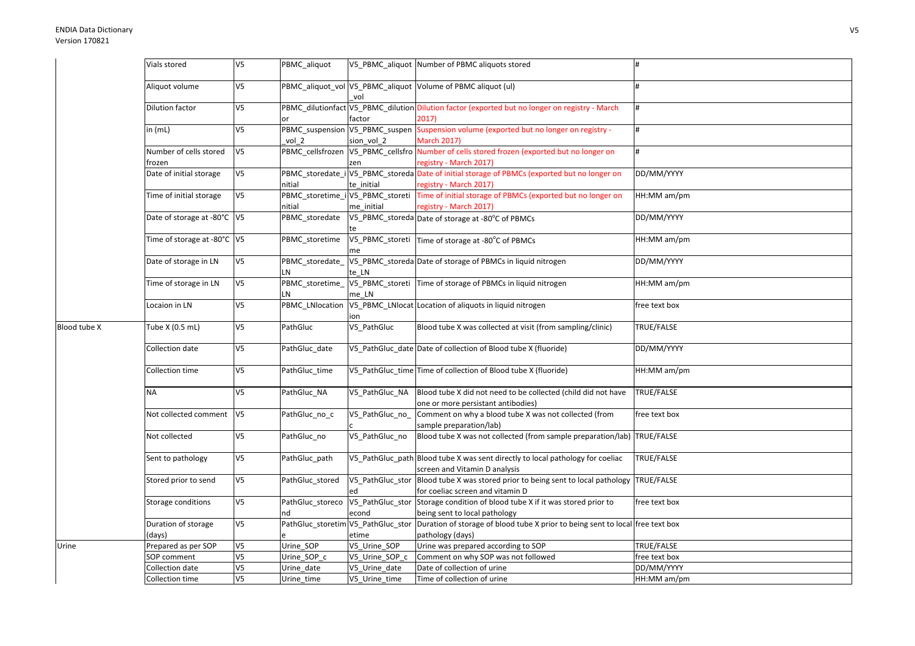| | | | | | | |
|---|---|---|---|---|---|---|
| | Vials stored | V5 | PBMC_aliquot | V5_PBMC_aliquot | Number of PBMC aliquots stored | # |
| | Aliquot volume | V5 | PBMC_aliquot_vol | V5_PBMC_aliquot_vol | Volume of PBMC aliquot (ul) | # |
| | Dilution factor | V5 | PBMC_dilutionfactor | V5_PBMC_dilutionfactor | Dilution factor (exported but no longer on registry - March 2017) | # |
| | in (mL) | V5 | PBMC_suspension_vol_2 | V5_PBMC_suspension_vol_2 | Suspension volume (exported but no longer on registry - March 2017) | # |
| | Number of cells stored frozen | V5 | PBMC_cellsfrozen | V5_PBMC_cellsfrozen | Number of cells stored frozen (exported but no longer on registry - March 2017) | # |
| | Date of initial storage | V5 | PBMC_storedate_initial | V5_PBMC_storedate_initial | Date of initial storage of PBMCs (exported but no longer on registry - March 2017) | DD/MM/YYYY |
| | Time of initial storage | V5 | PBMC_storetime_initial | V5_PBMC_storetime_initial | Time of initial storage of PBMCs (exported but no longer on registry - March 2017) | HH:MM am/pm |
| | Date of storage at -80°C | V5 | PBMC_storedate | V5_PBMC_storedate | Date of storage at -80°C of PBMCs | DD/MM/YYYY |
| | Time of storage at -80°C | V5 | PBMC_storetime | V5_PBMC_storetime | Time of storage at -80°C of PBMCs | HH:MM am/pm |
| | Date of storage in LN | V5 | PBMC_storedate_LN | V5_PBMC_storedate_LN | Date of storage of PBMCs in liquid nitrogen | DD/MM/YYYY |
| | Time of storage in LN | V5 | PBMC_storetime_LN | V5_PBMC_storetime_LN | Time of storage of PBMCs in liquid nitrogen | HH:MM am/pm |
| | Locaion in LN | V5 | PBMC_LNlocation | V5_PBMC_LNlocation | Location of aliquots in liquid nitrogen | free text box |
| Blood tube X | Tube X (0.5 mL) | V5 | PathGluc | V5_PathGluc | Blood tube X was collected at visit (from sampling/clinic) | TRUE/FALSE |
| | Collection date | V5 | PathGluc_date | V5_PathGluc_date | Date of collection of Blood tube X (fluoride) | DD/MM/YYYY |
| | Collection time | V5 | PathGluc_time | V5_PathGluc_time | Time of collection of Blood tube X (fluoride) | HH:MM am/pm |
| | NA | V5 | PathGluc_NA | V5_PathGluc_NA | Blood tube X did not need to be collected (child did not have one or more persistant antibodies) | TRUE/FALSE |
| | Not collected comment | V5 | PathGluc_no_c | V5_PathGluc_no_c | Comment on why a blood tube X was not collected (from sample preparation/lab) | free text box |
| | Not collected | V5 | PathGluc_no | V5_PathGluc_no | Blood tube X was not collected (from sample preparation/lab) | TRUE/FALSE |
| | Sent to pathology | V5 | PathGluc_path | V5_PathGluc_path | Blood tube X was sent directly to local pathology for coeliac screen and Vitamin D analysis | TRUE/FALSE |
| | Stored prior to send | V5 | PathGluc_stored | V5_PathGluc_stored | Blood tube X was stored prior to being sent to local pathology for coeliac screen and vitamin D | TRUE/FALSE |
| | Storage conditions | V5 | PathGluc_storecond | V5_PathGluc_storecond | Storage condition of blood tube X if it was stored prior to being sent to local pathology | free text box |
| | Duration of storage (days) | V5 | PathGluc_storetime | V5_PathGluc_storetime | Duration of storage of blood tube X prior to being sent to local pathology (days) | free text box |
| Urine | Prepared as per SOP | V5 | Urine_SOP | V5_Urine_SOP | Urine was prepared according to SOP | TRUE/FALSE |
| | SOP comment | V5 | Urine_SOP_c | V5_Urine_SOP_c | Comment on why SOP was not followed | free text box |
| | Collection date | V5 | Urine_date | V5_Urine_date | Date of collection of urine | DD/MM/YYYY |
| | Collection time | V5 | Urine_time | V5_Urine_time | Time of collection of urine | HH:MM am/pm |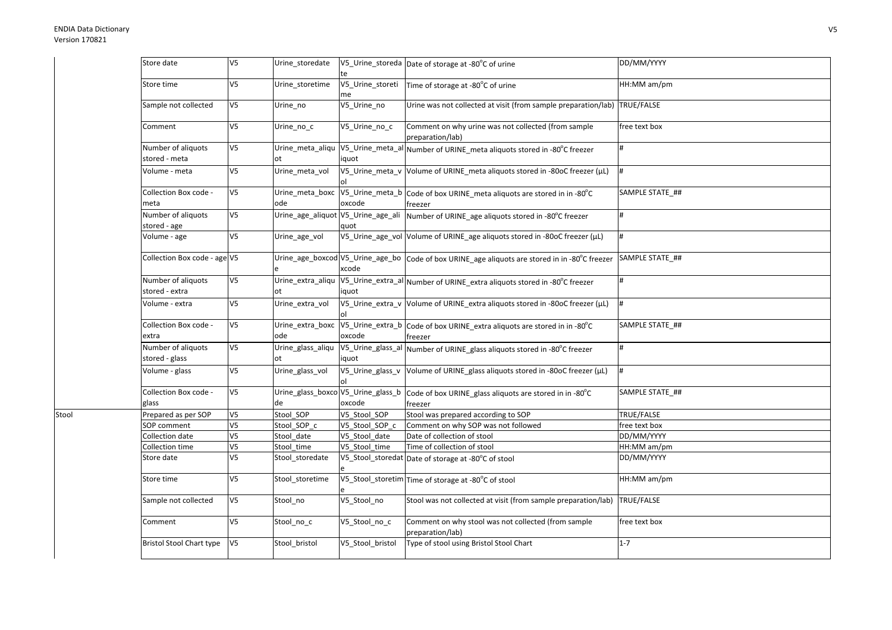| | | | | | | |
|---|---|---|---|---|---|---|
| | Store date | V5 | Urine_storedate | V5_Urine_storedate | Date of storage at -80°C of urine | DD/MM/YYYY |
| | Store time | V5 | Urine_storetime | V5_Urine_storetime | Time of storage at -80°C of urine | HH:MM am/pm |
| | Sample not collected | V5 | Urine_no | V5_Urine_no | Urine was not collected at visit (from sample preparation/lab) | TRUE/FALSE |
| | Comment | V5 | Urine_no_c | V5_Urine_no_c | Comment on why urine was not collected (from sample preparation/lab) | free text box |
| | Number of aliquots stored - meta | V5 | Urine_meta_aliquot | V5_Urine_meta_aliquot | Number of URINE_meta aliquots stored in -80°C freezer | # |
| | Volume - meta | V5 | Urine_meta_vol | V5_Urine_meta_vol | Volume of URINE_meta aliquots stored in -80oC freezer (µL) | # |
| | Collection Box code - meta | V5 | Urine_meta_boxcode | V5_Urine_meta_boxcode | Code of box URINE_meta aliquots are stored in in -80°C freezer | SAMPLE STATE_## |
| | Number of aliquots stored - age | V5 | Urine_age_aliquot | V5_Urine_age_aliquot | Number of URINE_age aliquots stored in -80°C freezer | # |
| | Volume - age | V5 | Urine_age_vol | V5_Urine_age_vol | Volume of URINE_age aliquots stored in -80oC freezer (µL) | # |
| | Collection Box code - age | V5 | Urine_age_boxcode | V5_Urine_age_boxcode | Code of box URINE_age aliquots are stored in in -80°C freezer | SAMPLE STATE_## |
| | Number of aliquots stored - extra | V5 | Urine_extra_aliquot | V5_Urine_extra_aliquot | Number of URINE_extra aliquots stored in -80°C freezer | # |
| | Volume - extra | V5 | Urine_extra_vol | V5_Urine_extra_vol | Volume of URINE_extra aliquots stored in -80oC freezer (µL) | # |
| | Collection Box code - extra | V5 | Urine_extra_boxcode | V5_Urine_extra_boxcode | Code of box URINE_extra aliquots are stored in in -80°C freezer | SAMPLE STATE_## |
| | Number of aliquots stored - glass | V5 | Urine_glass_aliquot | V5_Urine_glass_aliquot | Number of URINE_glass aliquots stored in -80°C freezer | # |
| | Volume - glass | V5 | Urine_glass_vol | V5_Urine_glass_vol | Volume of URINE_glass aliquots stored in -80oC freezer (µL) | # |
| | Collection Box code - glass | V5 | Urine_glass_boxcode | V5_Urine_glass_boxcode | Code of box URINE_glass aliquots are stored in in -80°C freezer | SAMPLE STATE_## |
| Stool | Prepared as per SOP | V5 | Stool_SOP | V5_Stool_SOP | Stool was prepared according to SOP | TRUE/FALSE |
| | SOP comment | V5 | Stool_SOP_c | V5_Stool_SOP_c | Comment on why SOP was not followed | free text box |
| | Collection date | V5 | Stool_date | V5_Stool_date | Date of collection of stool | DD/MM/YYYY |
| | Collection time | V5 | Stool_time | V5_Stool_time | Time of collection of stool | HH:MM am/pm |
| | Store date | V5 | Stool_storedate | V5_Stool_storedate | Date of storage at -80°C of stool | DD/MM/YYYY |
| | Store time | V5 | Stool_storetime | V5_Stool_storetime | Time of storage at -80°C of stool | HH:MM am/pm |
| | Sample not collected | V5 | Stool_no | V5_Stool_no | Stool was not collected at visit (from sample preparation/lab) | TRUE/FALSE |
| | Comment | V5 | Stool_no_c | V5_Stool_no_c | Comment on why stool was not collected (from sample preparation/lab) | free text box |
| | Bristol Stool Chart type | V5 | Stool_bristol | V5_Stool_bristol | Type of stool using Bristol Stool Chart | 1-7 |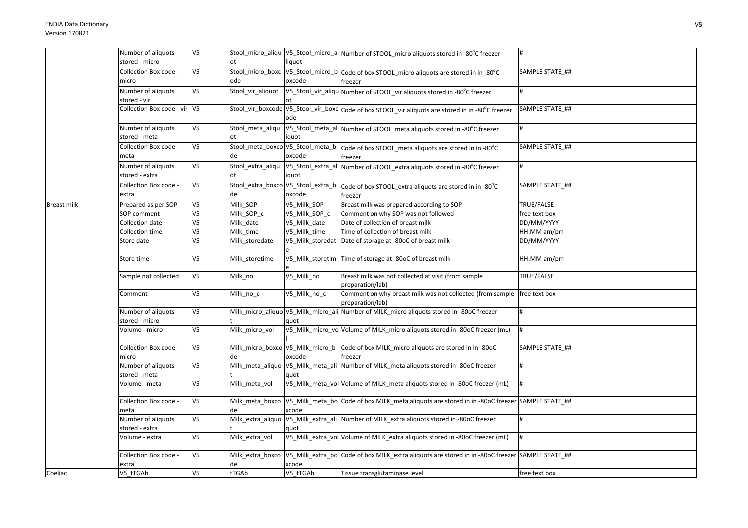| | | | | | | |
|---|---|---|---|---|---|---|
| | Number of aliquots stored - micro | V5 | Stool_micro_aliquot | V5_Stool_micro_aliquot | Number of STOOL_micro aliquots stored in -80°C freezer | # |
| | Collection Box code - micro | V5 | Stool_micro_boxcode | V5_Stool_micro_boxcode | Code of box STOOL_micro aliquots are stored in in -80°C freezer | SAMPLE STATE_## |
| | Number of aliquots stored - vir | V5 | Stool_vir_aliquot | V5_Stool_vir_aliquot | Number of STOOL_vir aliquots stored in -80°C freezer | # |
| | Collection Box code - vir | V5 | Stool_vir_boxcode | V5_Stool_vir_boxcode | Code of box STOOL_vir aliquots are stored in in -80°C freezer | SAMPLE STATE_## |
| | Number of aliquots stored - meta | V5 | Stool_meta_aliquot | V5_Stool_meta_aliquot | Number of STOOL_meta aliquots stored in -80°C freezer | # |
| | Collection Box code - meta | V5 | Stool_meta_boxcode | V5_Stool_meta_boxcode | Code of box STOOL_meta aliquots are stored in in -80°C freezer | SAMPLE STATE_## |
| | Number of aliquots stored - extra | V5 | Stool_extra_aliquot | V5_Stool_extra_aliquot | Number of STOOL_extra aliquots stored in -80°C freezer | # |
| | Collection Box code - extra | V5 | Stool_extra_boxcode | V5_Stool_extra_boxcode | Code of box STOOL_extra aliquots are stored in in -80°C freezer | SAMPLE STATE_## |
| Breast milk | Prepared as per SOP | V5 | Milk_SOP | V5_Milk_SOP | Breast milk was prepared according to SOP | TRUE/FALSE |
| | SOP comment | V5 | Milk_SOP_c | V5_Milk_SOP_c | Comment on why SOP was not followed | free text box |
| | Collection date | V5 | Milk_date | V5_Milk_date | Date of collection of breast milk | DD/MM/YYYY |
| | Collection time | V5 | Milk_time | V5_Milk_time | Time of collection of breast milk | HH:MM am/pm |
| | Store date | V5 | Milk_storedate | V5_Milk_storedate | Date of storage at -80oC of breast milk | DD/MM/YYYY |
| | Store time | V5 | Milk_storetime | V5_Milk_storetime | Time of storage at -80oC of breast milk | HH:MM am/pm |
| | Sample not collected | V5 | Milk_no | V5_Milk_no | Breast milk was not collected at visit (from sample preparation/lab) | TRUE/FALSE |
| | Comment | V5 | Milk_no_c | V5_Milk_no_c | Comment on why breast milk was not collected (from sample preparation/lab) | free text box |
| | Number of aliquots stored - micro | V5 | Milk_micro_aliquot | V5_Milk_micro_aliquot | Number of MILK_micro aliquots stored in -80oC freezer | # |
| | Volume - micro | V5 | Milk_micro_vol | V5_Milk_micro_vol | Volume of MILK_micro aliquots stored in -80oC freezer (mL) | # |
| | Collection Box code - micro | V5 | Milk_micro_boxcode | V5_Milk_micro_boxcode | Code of box MILK_micro aliquots are stored in in -80oC freezer | SAMPLE STATE_## |
| | Number of aliquots stored - meta | V5 | Milk_meta_aliquot | V5_Milk_meta_aliquot | Number of MILK_meta aliquots stored in -80oC freezer | # |
| | Volume - meta | V5 | Milk_meta_vol | V5_Milk_meta_vol | Volume of MILK_meta aliquots stored in -80oC freezer (mL) | # |
| | Collection Box code - meta | V5 | Milk_meta_boxcode | V5_Milk_meta_boxcode | Code of box MILK_meta aliquots are stored in in -80oC freezer | SAMPLE STATE_## |
| | Number of aliquots stored - extra | V5 | Milk_extra_aliquot | V5_Milk_extra_aliquot | Number of MILK_extra aliquots stored in -80oC freezer | # |
| | Volume - extra | V5 | Milk_extra_vol | V5_Milk_extra_vol | Volume of MILK_extra aliquots stored in -80oC freezer (mL) | # |
| | Collection Box code - extra | V5 | Milk_extra_boxcode | V5_Milk_extra_boxcode | Code of box MILK_extra aliquots are stored in in -80oC freezer | SAMPLE STATE_## |
| Coeliac | V5_tTGAb | V5 | tTGAb | V5_tTGAb | Tissue transglutaminase level | free text box |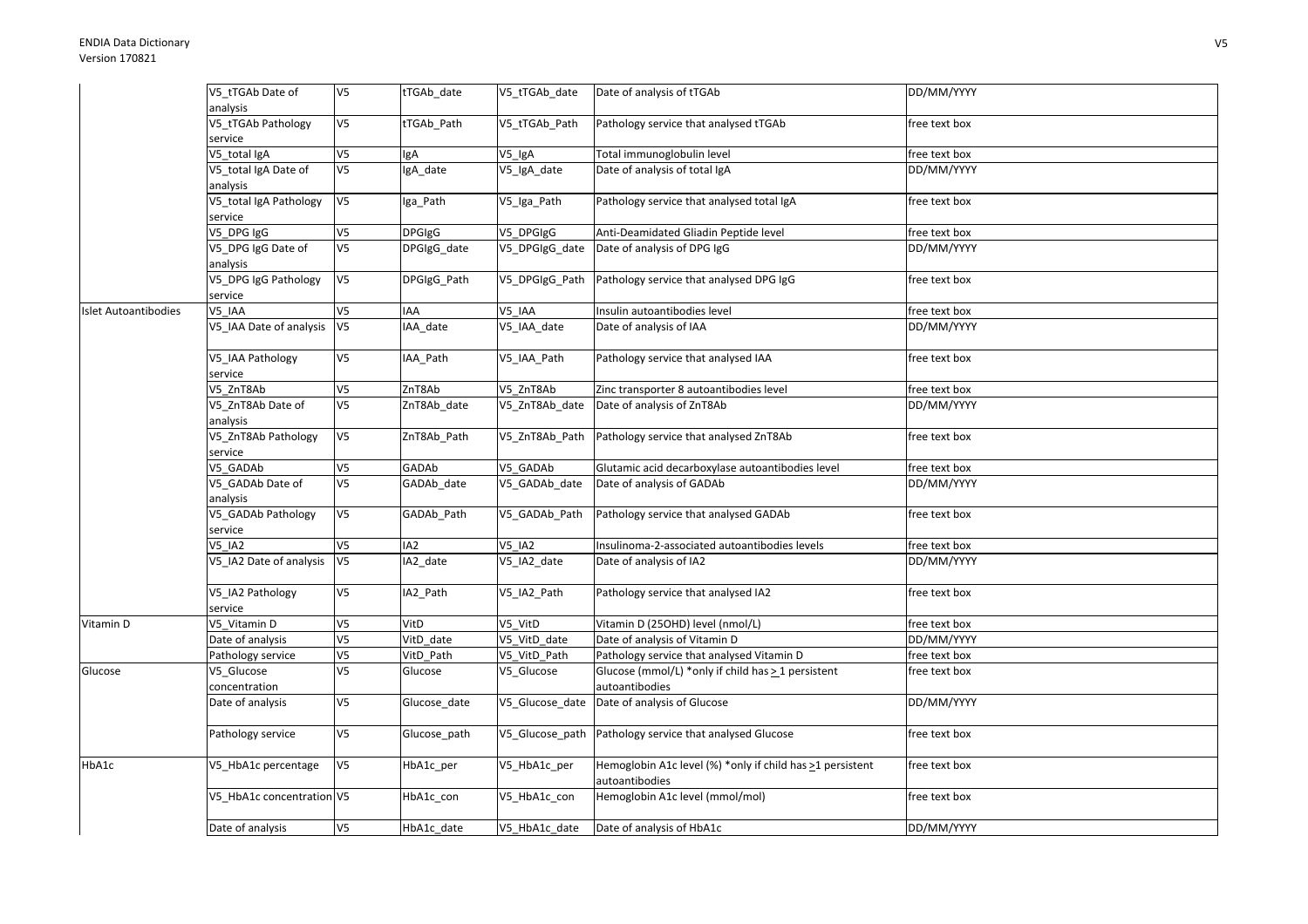| | | | | | | |
|---|---|---|---|---|---|---|
| | V5_tTGAb Date of analysis | V5 | tTGAb_date | V5_tTGAb_date | Date of analysis of tTGAb | DD/MM/YYYY |
| | V5_tTGAb Pathology service | V5 | tTGAb_Path | V5_tTGAb_Path | Pathology service that analysed tTGAb | free text box |
| | V5_total IgA | V5 | IgA | V5_IgA | Total immunoglobulin level | free text box |
| | V5_total IgA Date of analysis | V5 | IgA_date | V5_IgA_date | Date of analysis of total IgA | DD/MM/YYYY |
| | V5_total IgA Pathology service | V5 | Iga_Path | V5_Iga_Path | Pathology service that analysed total IgA | free text box |
| | V5_DPG IgG | V5 | DPGIgG | V5_DPGIgG | Anti-Deamidated Gliadin Peptide level | free text box |
| | V5_DPG IgG Date of analysis | V5 | DPGIgG_date | V5_DPGIgG_date | Date of analysis of DPG IgG | DD/MM/YYYY |
| | V5_DPG IgG Pathology service | V5 | DPGIgG_Path | V5_DPGIgG_Path | Pathology service that analysed DPG IgG | free text box |
| Islet Autoantibodies | V5_IAA | V5 | IAA | V5_IAA | Insulin autoantibodies level | free text box |
| | V5_IAA Date of analysis | V5 | IAA_date | V5_IAA_date | Date of analysis of IAA | DD/MM/YYYY |
| | V5_IAA Pathology service | V5 | IAA_Path | V5_IAA_Path | Pathology service that analysed IAA | free text box |
| | V5_ZnT8Ab | V5 | ZnT8Ab | V5_ZnT8Ab | Zinc transporter 8 autoantibodies level | free text box |
| | V5_ZnT8Ab Date of analysis | V5 | ZnT8Ab_date | V5_ZnT8Ab_date | Date of analysis of ZnT8Ab | DD/MM/YYYY |
| | V5_ZnT8Ab Pathology service | V5 | ZnT8Ab_Path | V5_ZnT8Ab_Path | Pathology service that analysed ZnT8Ab | free text box |
| | V5_GADAb | V5 | GADAb | V5_GADAb | Glutamic acid decarboxylase autoantibodies level | free text box |
| | V5_GADAb Date of analysis | V5 | GADAb_date | V5_GADAb_date | Date of analysis of GADAb | DD/MM/YYYY |
| | V5_GADAb Pathology service | V5 | GADAb_Path | V5_GADAb_Path | Pathology service that analysed GADAb | free text box |
| | V5_IA2 | V5 | IA2 | V5_IA2 | Insulinoma-2-associated autoantibodies levels | free text box |
| | V5_IA2 Date of analysis | V5 | IA2_date | V5_IA2_date | Date of analysis of IA2 | DD/MM/YYYY |
| | V5_IA2 Pathology service | V5 | IA2_Path | V5_IA2_Path | Pathology service that analysed IA2 | free text box |
| Vitamin D | V5_Vitamin D | V5 | VitD | V5_VitD | Vitamin D (25OHD) level (nmol/L) | free text box |
| | Date of analysis | V5 | VitD_date | V5_VitD_date | Date of analysis of Vitamin D | DD/MM/YYYY |
| | Pathology service | V5 | VitD_Path | V5_VitD_Path | Pathology service that analysed Vitamin D | free text box |
| Glucose | V5_Glucose concentration | V5 | Glucose | V5_Glucose | Glucose (mmol/L) *only if child has ≥1 persistent autoantibodies | free text box |
| | Date of analysis | V5 | Glucose_date | V5_Glucose_date | Date of analysis of Glucose | DD/MM/YYYY |
| | Pathology service | V5 | Glucose_path | V5_Glucose_path | Pathology service that analysed Glucose | free text box |
| HbA1c | V5_HbA1c percentage | V5 | HbA1c_per | V5_HbA1c_per | Hemoglobin A1c level (%) *only if child has ≥1 persistent autoantibodies | free text box |
| | V5_HbA1c concentration | V5 | HbA1c_con | V5_HbA1c_con | Hemoglobin A1c level (mmol/mol) | free text box |
| | Date of analysis | V5 | HbA1c_date | V5_HbA1c_date | Date of analysis of HbA1c | DD/MM/YYYY |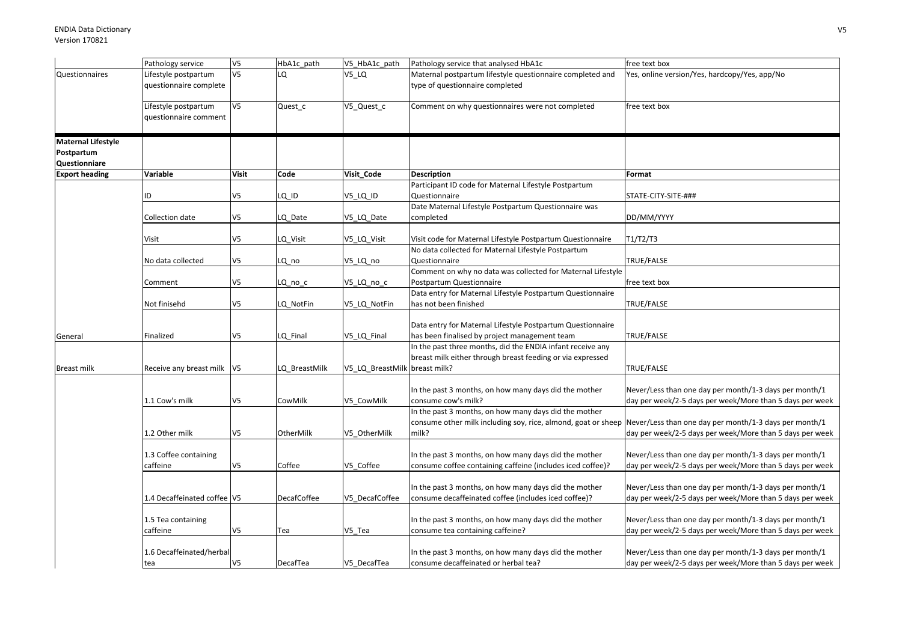| | Pathology service | V5 | HbA1c_path | V5_HbA1c_path | Pathology service that analysed HbA1c | free text box |
|---|---|---|---|---|---|---|
| Questionnaires | Lifestyle postpartum questionnaire complete | V5 | LQ | V5_LQ | Maternal postpartum lifestyle questionnaire completed and type of questionnaire completed | Yes, online version/Yes, hardcopy/Yes, app/No |
| | Lifestyle postpartum questionnaire comment | V5 | Quest_c | V5_Quest_c | Comment on why questionnaires were not completed | free text box |
| **Maternal Lifestyle Postpartum Questionniare** | | | | | | |
| **Export heading** | **Variable** | **Visit** | **Code** | **Visit_Code** | **Description** | **Format** |
| | ID | V5 | LQ_ID | V5_LQ_ID | Participant ID code for Maternal Lifestyle Postpartum Questionnaire | STATE-CITY-SITE-### |
| | Collection date | V5 | LQ_Date | V5_LQ_Date | Date Maternal Lifestyle Postpartum Questionnaire was completed | DD/MM/YYYY |
| | Visit | V5 | LQ_Visit | V5_LQ_Visit | Visit code for Maternal Lifestyle Postpartum Questionnaire | T1/T2/T3 |
| | No data collected | V5 | LQ_no | V5_LQ_no | No data collected for Maternal Lifestyle Postpartum Questionnaire | TRUE/FALSE |
| | Comment | V5 | LQ_no_c | V5_LQ_no_c | Comment on why no data was collected for Maternal Lifestyle Postpartum Questionnaire | free text box |
| | Not finisehd | V5 | LQ_NotFin | V5_LQ_NotFin | Data entry for Maternal Lifestyle Postpartum Questionnaire has not been finished | TRUE/FALSE |
| General | Finalized | V5 | LQ_Final | V5_LQ_Final | Data entry for Maternal Lifestyle Postpartum Questionnaire has been finalised by project management team | TRUE/FALSE |
| Breast milk | Receive any breast milk | V5 | LQ_BreastMilk | V5_LQ_BreastMilk | In the past three months, did the ENDIA infant receive any breast milk either through breast feeding or via expressed breast milk? | TRUE/FALSE |
| | 1.1 Cow's milk | V5 | CowMilk | V5_CowMilk | In the past 3 months, on how many days did the mother consume cow's milk? | Never/Less than one day per month/1-3 days per month/1 day per week/2-5 days per week/More than 5 days per week |
| | 1.2 Other milk | V5 | OtherMilk | V5_OtherMilk | In the past 3 months, on how many days did the mother consume other milk including soy, rice, almond, goat or sheep milk? | Never/Less than one day per month/1-3 days per month/1 day per week/2-5 days per week/More than 5 days per week |
| | 1.3 Coffee containing caffeine | V5 | Coffee | V5_Coffee | In the past 3 months, on how many days did the mother consume coffee containing caffeine (includes iced coffee)? | Never/Less than one day per month/1-3 days per month/1 day per week/2-5 days per week/More than 5 days per week |
| | 1.4 Decaffeinated coffee | V5 | DecafCoffee | V5_DecafCoffee | In the past 3 months, on how many days did the mother consume decaffeinated coffee (includes iced coffee)? | Never/Less than one day per month/1-3 days per month/1 day per week/2-5 days per week/More than 5 days per week |
| | 1.5 Tea containing caffeine | V5 | Tea | V5_Tea | In the past 3 months, on how many days did the mother consume tea containing caffeine? | Never/Less than one day per month/1-3 days per month/1 day per week/2-5 days per week/More than 5 days per week |
| | 1.6 Decaffeinated/herbal tea | V5 | DecafTea | V5_DecafTea | In the past 3 months, on how many days did the mother consume decaffeinated or herbal tea? | Never/Less than one day per month/1-3 days per month/1 day per week/2-5 days per week/More than 5 days per week |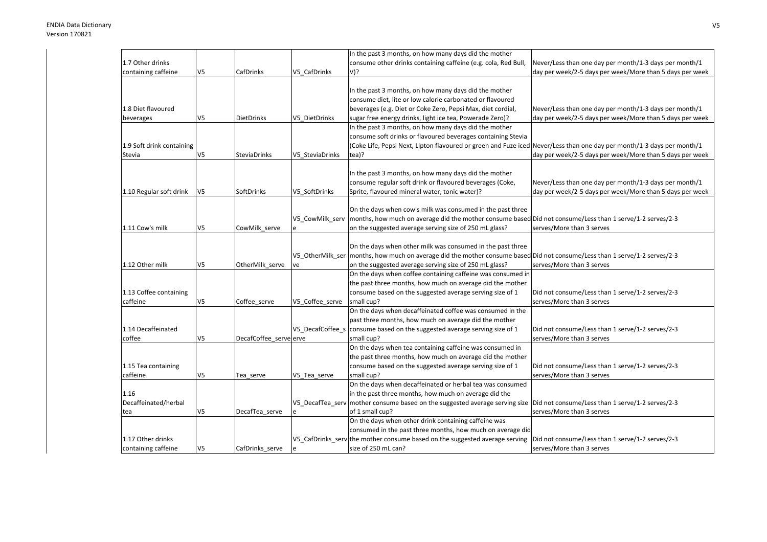| 1.7 Other drinks containing caffeine | V5 | CafDrinks | V5_CafDrinks | In the past 3 months, on how many days did the mother consume other drinks containing caffeine (e.g. cola, Red Bull, V)? | Never/Less than one day per month/1-3 days per month/1 day per week/2-5 days per week/More than 5 days per week |
|---|---|---|---|---|---|
| 1.8 Diet flavoured beverages | V5 | DietDrinks | V5_DietDrinks | In the past 3 months, on how many days did the mother consume diet, lite or low calorie carbonated or flavoured beverages (e.g. Diet or Coke Zero, Pepsi Max, diet cordial, sugar free energy drinks, light ice tea, Powerade Zero)? | Never/Less than one day per month/1-3 days per month/1 day per week/2-5 days per week/More than 5 days per week |
| 1.9 Soft drink containing Stevia | V5 | SteviaDrinks | V5_SteviaDrinks | In the past 3 months, on how many days did the mother consume soft drinks or flavoured beverages containing Stevia (Coke Life, Pepsi Next, Lipton flavoured or green and Fuze iced tea)? | Never/Less than one day per month/1-3 days per month/1 day per week/2-5 days per week/More than 5 days per week |
| 1.10 Regular soft drink | V5 | SoftDrinks | V5_SoftDrinks | In the past 3 months, on how many days did the mother consume regular soft drink or flavoured beverages (Coke, Sprite, flavoured mineral water, tonic water)? | Never/Less than one day per month/1-3 days per month/1 day per week/2-5 days per week/More than 5 days per week |
| 1.11 Cow's milk | V5 | CowMilk_serve | V5_CowMilk_serve | On the days when cow's milk was consumed in the past three months, how much on average did the mother consume based on the suggested average serving size of 250 mL glass? | Did not consume/Less than 1 serve/1-2 serves/2-3 serves/More than 3 serves |
| 1.12 Other milk | V5 | OtherMilk_serve | V5_OtherMilk_serve | On the days when other milk was consumed in the past three months, how much on average did the mother consume based on the suggested average serving size of 250 mL glass? | Did not consume/Less than 1 serve/1-2 serves/2-3 serves/More than 3 serves |
| 1.13 Coffee containing caffeine | V5 | Coffee_serve | V5_Coffee_serve | On the days when coffee containing caffeine was consumed in the past three months, how much on average did the mother consume based on the suggested average serving size of 1 small cup? | Did not consume/Less than 1 serve/1-2 serves/2-3 serves/More than 3 serves |
| 1.14 Decaffeinated coffee | V5 | DecafCoffee_serve | V5_DecafCoffee_serve | On the days when decaffeinated coffee was consumed in the past three months, how much on average did the mother consume based on the suggested average serving size of 1 small cup? | Did not consume/Less than 1 serve/1-2 serves/2-3 serves/More than 3 serves |
| 1.15 Tea containing caffeine | V5 | Tea_serve | V5_Tea_serve | On the days when tea containing caffeine was consumed in the past three months, how much on average did the mother consume based on the suggested average serving size of 1 small cup? | Did not consume/Less than 1 serve/1-2 serves/2-3 serves/More than 3 serves |
| 1.16 Decaffeinated/herbal tea | V5 | DecafTea_serve | V5_DecafTea_serve | On the days when decaffeinated or herbal tea was consumed in the past three months, how much on average did the mother consume based on the suggested average serving size of 1 small cup? | Did not consume/Less than 1 serve/1-2 serves/2-3 serves/More than 3 serves |
| 1.17 Other drinks containing caffeine | V5 | CafDrinks_serve | V5_CafDrinks_serve | On the days when other drink containing caffeine was consumed in the past three months, how much on average did the mother consume based on the suggested average serving size of 250 mL can? | Did not consume/Less than 1 serve/1-2 serves/2-3 serves/More than 3 serves |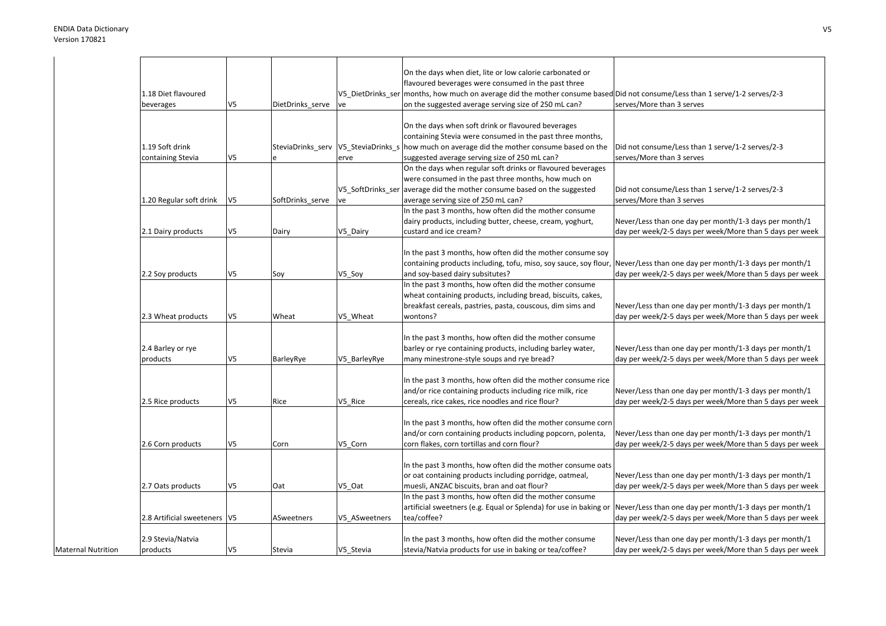| | | | | | | |
|---|---|---|---|---|---|---|
| | 1.18 Diet flavoured beverages | V5 | DietDrinks_serve | V5_DietDrinks_serve | On the days when diet, lite or low calorie carbonated or flavoured beverages were consumed in the past three months, how much on average did the mother consume based on the suggested average serving size of 250 mL can? | Did not consume/Less than 1 serve/1-2 serves/2-3 serves/More than 3 serves |
| | 1.19 Soft drink containing Stevia | V5 | SteviaDrinks_serve | V5_SteviaDrinks_serve | On the days when soft drink or flavoured beverages containing Stevia were consumed in the past three months, how much on average did the mother consume based on the suggested average serving size of 250 mL can? | Did not consume/Less than 1 serve/1-2 serves/2-3 serves/More than 3 serves |
| | 1.20 Regular soft drink | V5 | SoftDrinks_serve | V5_SoftDrinks_serve | On the days when regular soft drinks or flavoured beverages were consumed in the past three months, how much on average did the mother consume based on the suggested average serving size of 250 mL can? | Did not consume/Less than 1 serve/1-2 serves/2-3 serves/More than 3 serves |
| | 2.1 Dairy products | V5 | Dairy | V5_Dairy | In the past 3 months, how often did the mother consume dairy products, including butter, cheese, cream, yoghurt, custard and ice cream? | Never/Less than one day per month/1-3 days per month/1 day per week/2-5 days per week/More than 5 days per week |
| | 2.2 Soy products | V5 | Soy | V5_Soy | In the past 3 months, how often did the mother consume soy containing products including, tofu, miso, soy sauce, soy flour, and soy-based dairy subsitutes? | Never/Less than one day per month/1-3 days per month/1 day per week/2-5 days per week/More than 5 days per week |
| | 2.3 Wheat products | V5 | Wheat | V5_Wheat | In the past 3 months, how often did the mother consume wheat containing products, including bread, biscuits, cakes, breakfast cereals, pastries, pasta, couscous, dim sims and wontons? | Never/Less than one day per month/1-3 days per month/1 day per week/2-5 days per week/More than 5 days per week |
| | 2.4 Barley or rye products | V5 | BarleyRye | V5_BarleyRye | In the past 3 months, how often did the mother consume barley or rye containing products, including barley water, many minestrone-style soups and rye bread? | Never/Less than one day per month/1-3 days per month/1 day per week/2-5 days per week/More than 5 days per week |
| | 2.5 Rice products | V5 | Rice | V5_Rice | In the past 3 months, how often did the mother consume rice and/or rice containing products including rice milk, rice cereals, rice cakes, rice noodles and rice flour? | Never/Less than one day per month/1-3 days per month/1 day per week/2-5 days per week/More than 5 days per week |
| | 2.6 Corn products | V5 | Corn | V5_Corn | In the past 3 months, how often did the mother consume corn and/or corn containing products including popcorn, polenta, corn flakes, corn tortillas and corn flour? | Never/Less than one day per month/1-3 days per month/1 day per week/2-5 days per week/More than 5 days per week |
| | 2.7 Oats products | V5 | Oat | V5_Oat | In the past 3 months, how often did the mother consume oats or oat containing products including porridge, oatmeal, muesli, ANZAC biscuits, bran and oat flour? | Never/Less than one day per month/1-3 days per month/1 day per week/2-5 days per week/More than 5 days per week |
| | 2.8 Artificial sweeteners | V5 | ASweetners | V5_ASweetners | In the past 3 months, how often did the mother consume artificial sweetners (e.g. Equal or Splenda) for use in baking or tea/coffee? | Never/Less than one day per month/1-3 days per month/1 day per week/2-5 days per week/More than 5 days per week |
| Maternal Nutrition | 2.9 Stevia/Natvia products | V5 | Stevia | V5_Stevia | In the past 3 months, how often did the mother consume stevia/Natvia products for use in baking or tea/coffee? | Never/Less than one day per month/1-3 days per month/1 day per week/2-5 days per week/More than 5 days per week |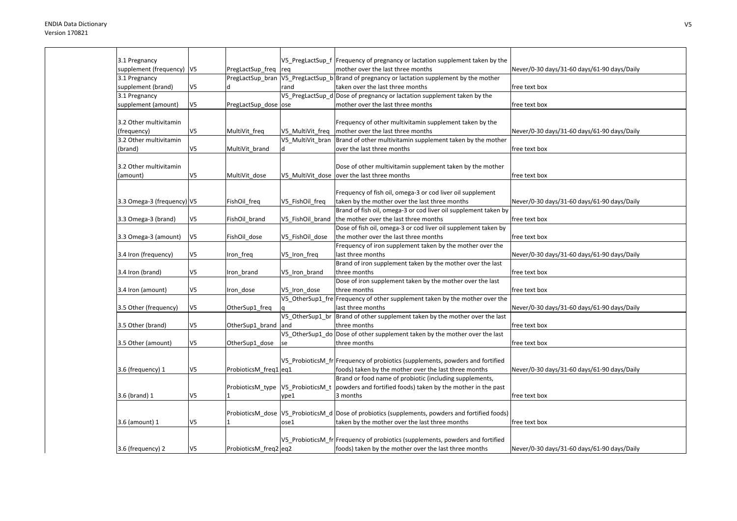| 3.1 Pregnancy supplement (frequency) | V5 | PregLactSup_freq | V5_PregLactSup_freq | Frequency of pregnancy or lactation supplement taken by the mother over the last three months | Never/0-30 days/31-60 days/61-90 days/Daily |
|---|---|---|---|---|---|
| 3.1 Pregnancy supplement (brand) | V5 | PregLactSup_brand | V5_PregLactSup_brand | Brand of pregnancy or lactation supplement by the mother taken over the last three months | free text box |
| 3.1 Pregnancy supplement (amount) | V5 | PregLactSup_dose | V5_PregLactSup_dose | Dose of pregnancy or lactation supplement taken by the mother over the last three months | free text box |
| 3.2 Other multivitamin (frequency) | V5 | MultiVit_freq | V5_MultiVit_freq | Frequency of other multivitamin supplement taken by the mother over the last three months | Never/0-30 days/31-60 days/61-90 days/Daily |
| 3.2 Other multivitamin (brand) | V5 | MultiVit_brand | V5_MultiVit_brand | Brand of other multivitamin supplement taken by the mother over the last three months | free text box |
| 3.2 Other multivitamin (amount) | V5 | MultiVit_dose | V5_MultiVit_dose | Dose of other multivitamin supplement taken by the mother over the last three months | free text box |
| 3.3 Omega-3 (frequency) | V5 | FishOil_freq | V5_FishOil_freq | Frequency of fish oil, omega-3 or cod liver oil supplement taken by the mother over the last three months | Never/0-30 days/31-60 days/61-90 days/Daily |
| 3.3 Omega-3 (brand) | V5 | FishOil_brand | V5_FishOil_brand | Brand of fish oil, omega-3 or cod liver oil supplement taken by the mother over the last three months | free text box |
| 3.3 Omega-3 (amount) | V5 | FishOil_dose | V5_FishOil_dose | Dose of fish oil, omega-3 or cod liver oil supplement taken by the mother over the last three months | free text box |
| 3.4 Iron (frequency) | V5 | Iron_freq | V5_Iron_freq | Frequency of iron supplement taken by the mother over the last three months | Never/0-30 days/31-60 days/61-90 days/Daily |
| 3.4 Iron (brand) | V5 | Iron_brand | V5_Iron_brand | Brand of iron supplement taken by the mother over the last three months | free text box |
| 3.4 Iron (amount) | V5 | Iron_dose | V5_Iron_dose | Dose of iron supplement taken by the mother over the last three months | free text box |
| 3.5 Other (frequency) | V5 | OtherSup1_freq | V5_OtherSup1_freq | Frequency of other supplement taken by the mother over the last three months | Never/0-30 days/31-60 days/61-90 days/Daily |
| 3.5 Other (brand) | V5 | OtherSup1_brand | V5_OtherSup1_brand | Brand of other supplement taken by the mother over the last three months | free text box |
| 3.5 Other (amount) | V5 | OtherSup1_dose | V5_OtherSup1_dose | Dose of other supplement taken by the mother over the last three months | free text box |
| 3.6 (frequency) 1 | V5 | ProbioticsM_freq1 | V5_ProbioticsM_freq1 | Frequency of probiotics (supplements, powders and fortified foods) taken by the mother over the last three months | Never/0-30 days/31-60 days/61-90 days/Daily |
| 3.6 (brand) 1 | V5 | ProbioticsM_type1 | V5_ProbioticsM_type1 | Brand or food name of probiotic (including supplements, powders and fortified foods) taken by the mother in the past 3 months | free text box |
| 3.6 (amount) 1 | V5 | ProbioticsM_dose1 | V5_ProbioticsM_dose1 | Dose of probiotics (supplements, powders and fortified foods) taken by the mother over the last three months | free text box |
| 3.6 (frequency) 2 | V5 | ProbioticsM_freq2 | V5_ProbioticsM_freq2 | Frequency of probiotics (supplements, powders and fortified foods) taken by the mother over the last three months | Never/0-30 days/31-60 days/61-90 days/Daily |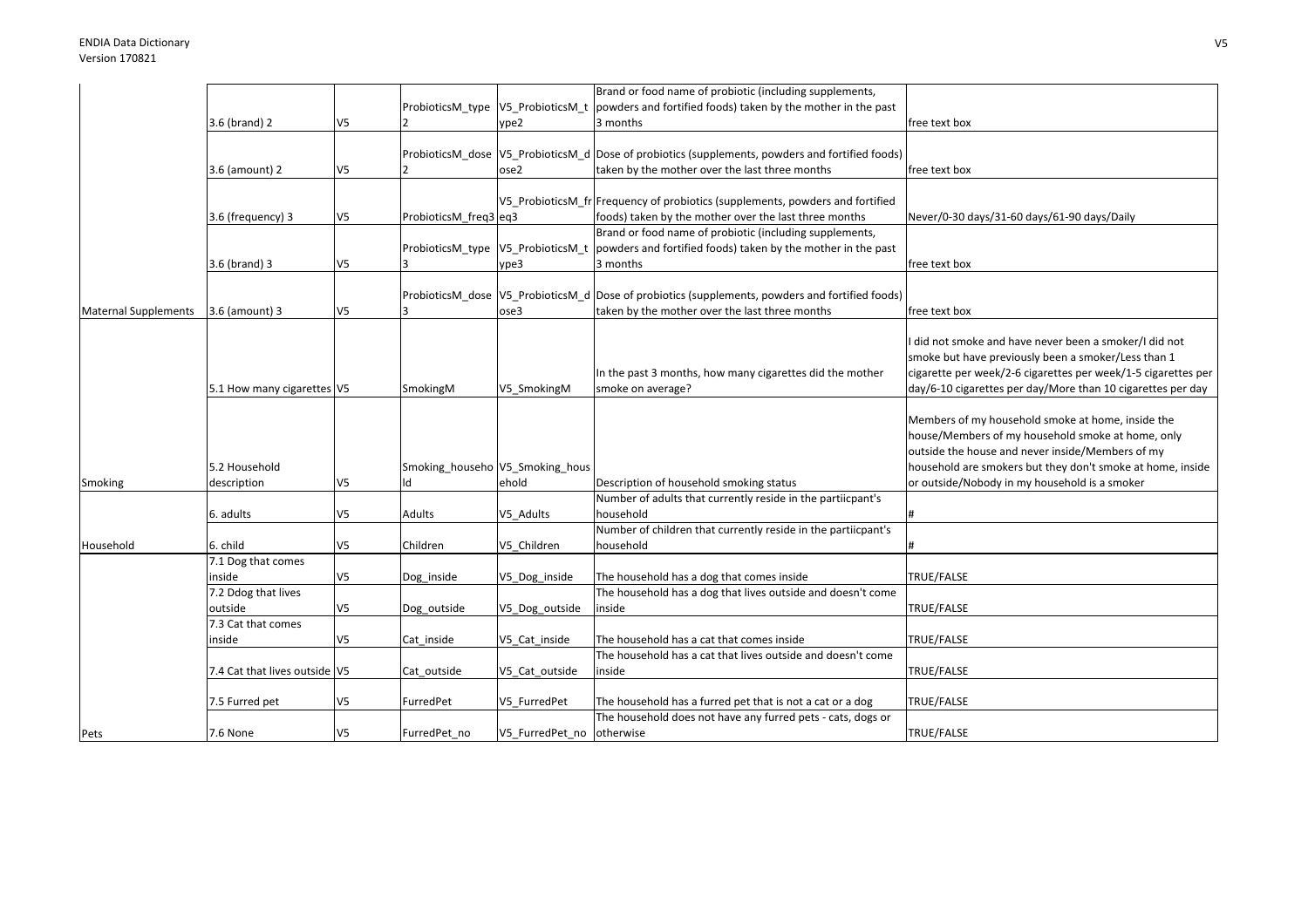| | | | | | | |
|---|---|---|---|---|---|---|
| | 3.6 (brand) 2 | V5 | ProbioticsM_type2 | V5_ProbioticsM_type2 | Brand or food name of probiotic (including supplements, powders and fortified foods) taken by the mother in the past 3 months | free text box |
| | 3.6 (amount) 2 | V5 | ProbioticsM_dose2 | V5_ProbioticsM_dose2 | Dose of probiotics (supplements, powders and fortified foods) taken by the mother over the last three months | free text box |
| | 3.6 (frequency) 3 | V5 | ProbioticsM_freq3 | V5_ProbioticsM_freq3 | Frequency of probiotics (supplements, powders and fortified foods) taken by the mother over the last three months | Never/0-30 days/31-60 days/61-90 days/Daily |
| | 3.6 (brand) 3 | V5 | ProbioticsM_type3 | V5_ProbioticsM_type3 | Brand or food name of probiotic (including supplements, powders and fortified foods) taken by the mother in the past 3 months | free text box |
| Maternal Supplements | 3.6 (amount) 3 | V5 | ProbioticsM_dose3 | V5_ProbioticsM_dose3 | Dose of probiotics (supplements, powders and fortified foods) taken by the mother over the last three months | free text box |
| | 5.1 How many cigarettes | V5 | SmokingM | V5_SmokingM | In the past 3 months, how many cigarettes did the mother smoke on average? | I did not smoke and have never been a smoker/I did not smoke but have previously been a smoker/Less than 1 cigarette per week/2-6 cigarettes per week/1-5 cigarettes per day/6-10 cigarettes per day/More than 10 cigarettes per day |
| Smoking | 5.2 Household description | V5 | Smoking_household | V5_Smoking_household | Description of household smoking status | Members of my household smoke at home, inside the house/Members of my household smoke at home, only outside the house and never inside/Members of my household are smokers but they don't smoke at home, inside or outside/Nobody in my household is a smoker |
| | 6. adults | V5 | Adults | V5_Adults | Number of adults that currently reside in the partiicpant's household | # |
| Household | 6. child | V5 | Children | V5_Children | Number of children that currently reside in the partiicpant's household | # |
| | 7.1 Dog that comes inside | V5 | Dog_inside | V5_Dog_inside | The household has a dog that comes inside | TRUE/FALSE |
| | 7.2 Ddog that lives outside | V5 | Dog_outside | V5_Dog_outside | The household has a dog that lives outside and doesn't come inside | TRUE/FALSE |
| | 7.3 Cat that comes inside | V5 | Cat_inside | V5_Cat_inside | The household has a cat that comes inside | TRUE/FALSE |
| | 7.4 Cat that lives outside | V5 | Cat_outside | V5_Cat_outside | The household has a cat that lives outside and doesn't come inside | TRUE/FALSE |
| | 7.5 Furred pet | V5 | FurredPet | V5_FurredPet | The household has a furred pet that is not a cat or a dog | TRUE/FALSE |
| Pets | 7.6 None | V5 | FurredPet_no | V5_FurredPet_no | The household does not have any furred pets - cats, dogs or otherwise | TRUE/FALSE |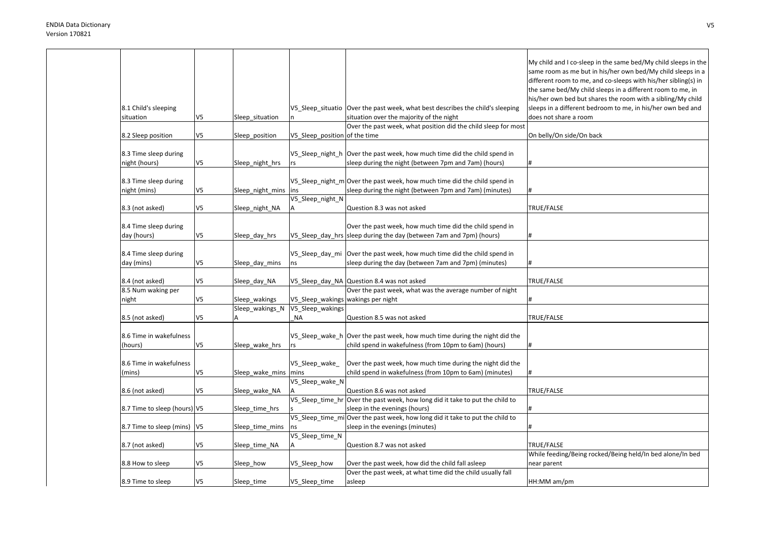| | | | | | |
|---|---|---|---|---|---|
| | 8.1 Child's sleeping situation | V5 | Sleep_situation | V5_Sleep_situation | Over the past week, what best describes the child's sleeping situation over the majority of the night | My child and I co-sleep in the same bed/My child sleeps in the same room as me but in his/her own bed/My child sleeps in a different room to me, and co-sleeps with his/her sibling(s) in the same bed/My child sleeps in a different room to me, in his/her own bed but shares the room with a sibling/My child sleeps in a different bedroom to me, in his/her own bed and does not share a room |
| | 8.2 Sleep position | V5 | Sleep_position | V5_Sleep_position | Over the past week, what position did the child sleep for most of the time | On belly/On side/On back |
| | 8.3 Time sleep during night (hours) | V5 | Sleep_night_hrs | V5_Sleep_night_hrs | Over the past week, how much time did the child spend in sleep during the night (between 7pm and 7am) (hours) | # |
| | 8.3 Time sleep during night (mins) | V5 | Sleep_night_mins | V5_Sleep_night_mins | Over the past week, how much time did the child spend in sleep during the night (between 7pm and 7am) (minutes) | # |
| | 8.3 (not asked) | V5 | Sleep_night_NA | V5_Sleep_night_NA | Question 8.3 was not asked | TRUE/FALSE |
| | 8.4 Time sleep during day (hours) | V5 | Sleep_day_hrs | V5_Sleep_day_hrs | Over the past week, how much time did the child spend in sleep during the day (between 7am and 7pm) (hours) | # |
| | 8.4 Time sleep during day (mins) | V5 | Sleep_day_mins | V5_Sleep_day_mins | Over the past week, how much time did the child spend in sleep during the day (between 7am and 7pm) (minutes) | # |
| | 8.4 (not asked) | V5 | Sleep_day_NA | V5_Sleep_day_NA | Question 8.4 was not asked | TRUE/FALSE |
| | 8.5 Num waking per night | V5 | Sleep_wakings | V5_Sleep_wakings | Over the past week, what was the average number of night wakings per night | # |
| | 8.5 (not asked) | V5 | Sleep_wakings_NA | V5_Sleep_wakings_NA | Question 8.5 was not asked | TRUE/FALSE |
| | 8.6 Time in wakefulness (hours) | V5 | Sleep_wake_hrs | V5_Sleep_wake_hrs | Over the past week, how much time during the night did the child spend in wakefulness (from 10pm to 6am) (hours) | # |
| | 8.6 Time in wakefulness (mins) | V5 | Sleep_wake_mins | V5_Sleep_wake_mins | Over the past week, how much time during the night did the child spend in wakefulness (from 10pm to 6am) (minutes) | # |
| | 8.6 (not asked) | V5 | Sleep_wake_NA | V5_Sleep_wake_NA | Question 8.6 was not asked | TRUE/FALSE |
| | 8.7 Time to sleep (hours) | V5 | Sleep_time_hrs | V5_Sleep_time_hrs | Over the past week, how long did it take to put the child to sleep in the evenings (hours) | # |
| | 8.7 Time to sleep (mins) | V5 | Sleep_time_mins | V5_Sleep_time_mins | Over the past week, how long did it take to put the child to sleep in the evenings (minutes) | # |
| | 8.7 (not asked) | V5 | Sleep_time_NA | V5_Sleep_time_NA | Question 8.7 was not asked | TRUE/FALSE |
| | 8.8 How to sleep | V5 | Sleep_how | V5_Sleep_how | Over the past week, how did the child fall asleep | While feeding/Being rocked/Being held/In bed alone/In bed near parent |
| | 8.9 Time to sleep | V5 | Sleep_time | V5_Sleep_time | Over the past week, at what time did the child usually fall asleep | HH:MM am/pm |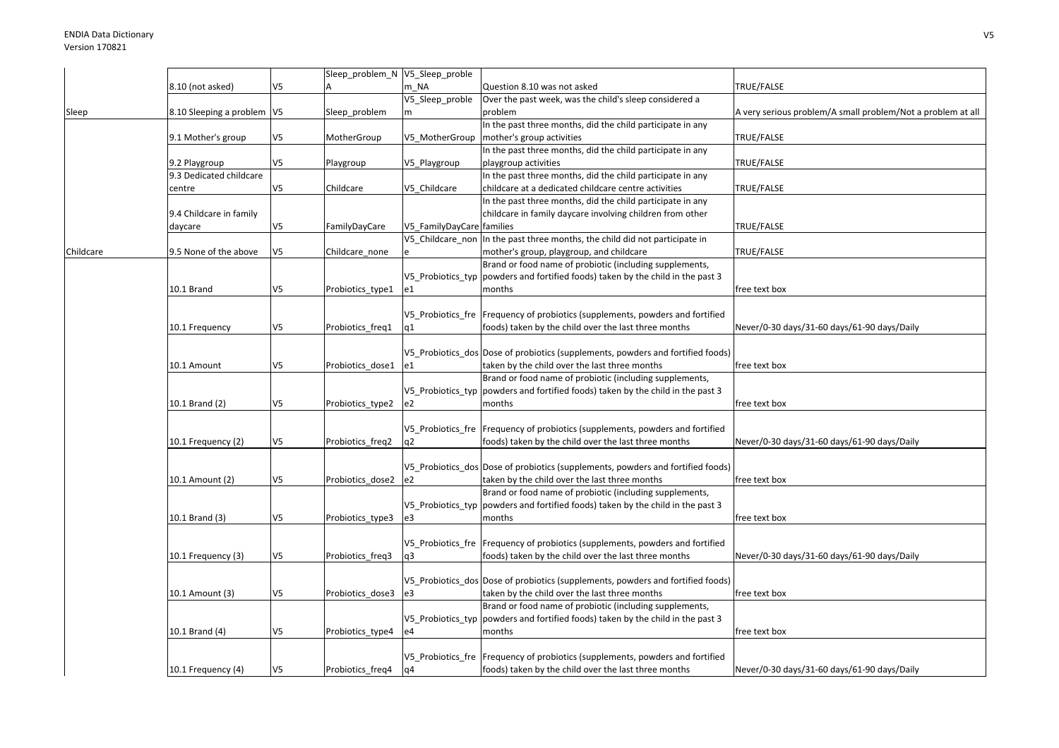| | | | | | | |
|---|---|---|---|---|---|---|
| | 8.10 (not asked) | V5 | Sleep_problem_NA | V5_Sleep_problem_NA | Question 8.10 was not asked | TRUE/FALSE |
| Sleep | 8.10 Sleeping a problem | V5 | Sleep_problem | V5_Sleep_problem | Over the past week, was the child's sleep considered a problem | A very serious problem/A small problem/Not a problem at all |
| | 9.1 Mother's group | V5 | MotherGroup | V5_MotherGroup | In the past three months, did the child participate in any mother's group activities | TRUE/FALSE |
| | 9.2 Playgroup | V5 | Playgroup | V5_Playgroup | In the past three months, did the child participate in any playgroup activities | TRUE/FALSE |
| | 9.3 Dedicated childcare centre | V5 | Childcare | V5_Childcare | In the past three months, did the child participate in any childcare at a dedicated childcare centre activities | TRUE/FALSE |
| | 9.4 Childcare in family daycare | V5 | FamilyDayCare | V5_FamilyDayCare | In the past three months, did the child participate in any childcare in family daycare involving children from other families | TRUE/FALSE |
| Childcare | 9.5 None of the above | V5 | Childcare_none | V5_Childcare_none | In the past three months, the child did not participate in mother's group, playgroup, and childcare | TRUE/FALSE |
| | 10.1 Brand | V5 | Probiotics_type1 | V5_Probiotics_type1 | Brand or food name of probiotic (including supplements, powders and fortified foods) taken by the child in the past 3 months | free text box |
| | 10.1 Frequency | V5 | Probiotics_freq1 | V5_Probiotics_freq1 | Frequency of probiotics (supplements, powders and fortified foods) taken by the child over the last three months | Never/0-30 days/31-60 days/61-90 days/Daily |
| | 10.1 Amount | V5 | Probiotics_dose1 | V5_Probiotics_dose1 | Dose of probiotics (supplements, powders and fortified foods) taken by the child over the last three months | free text box |
| | 10.1 Brand (2) | V5 | Probiotics_type2 | V5_Probiotics_type2 | Brand or food name of probiotic (including supplements, powders and fortified foods) taken by the child in the past 3 months | free text box |
| | 10.1 Frequency (2) | V5 | Probiotics_freq2 | V5_Probiotics_freq2 | Frequency of probiotics (supplements, powders and fortified foods) taken by the child over the last three months | Never/0-30 days/31-60 days/61-90 days/Daily |
| | 10.1 Amount (2) | V5 | Probiotics_dose2 | V5_Probiotics_dose2 | Dose of probiotics (supplements, powders and fortified foods) taken by the child over the last three months | free text box |
| | 10.1 Brand (3) | V5 | Probiotics_type3 | V5_Probiotics_type3 | Brand or food name of probiotic (including supplements, powders and fortified foods) taken by the child in the past 3 months | free text box |
| | 10.1 Frequency (3) | V5 | Probiotics_freq3 | V5_Probiotics_freq3 | Frequency of probiotics (supplements, powders and fortified foods) taken by the child over the last three months | Never/0-30 days/31-60 days/61-90 days/Daily |
| | 10.1 Amount (3) | V5 | Probiotics_dose3 | V5_Probiotics_dose3 | Dose of probiotics (supplements, powders and fortified foods) taken by the child over the last three months | free text box |
| | 10.1 Brand (4) | V5 | Probiotics_type4 | V5_Probiotics_type4 | Brand or food name of probiotic (including supplements, powders and fortified foods) taken by the child in the past 3 months | free text box |
| | 10.1 Frequency (4) | V5 | Probiotics_freq4 | V5_Probiotics_freq4 | Frequency of probiotics (supplements, powders and fortified foods) taken by the child over the last three months | Never/0-30 days/31-60 days/61-90 days/Daily |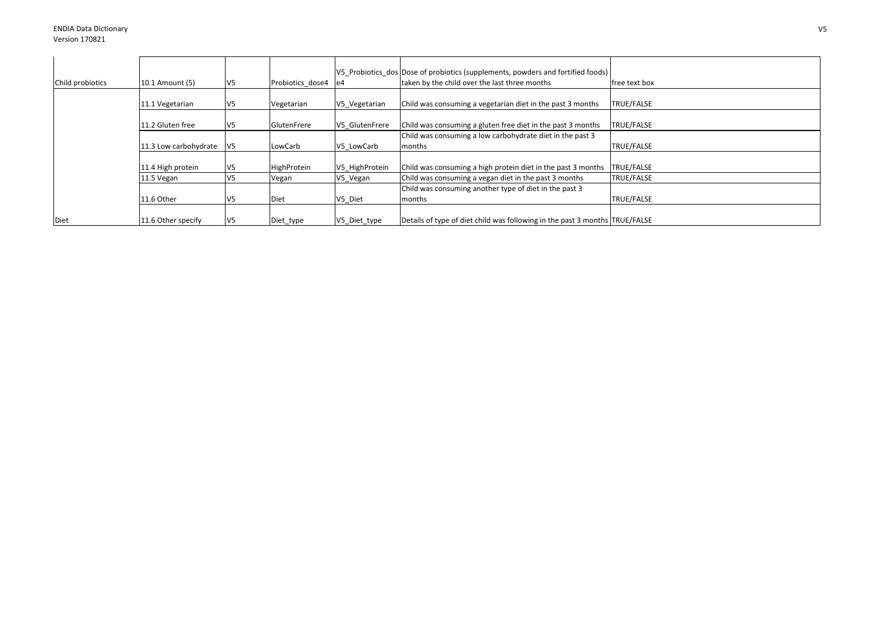| Child probiotics | 10.1 Amount (5) | V5 | Probiotics_dose4 | V5_Probiotics_dose4 | Dose of probiotics (supplements, powders and fortified foods) taken by the child over the last three months | free text box |
|---|---|---|---|---|---|---|
| | 11.1 Vegetarian | V5 | Vegetarian | V5_Vegetarian | Child was consuming a vegetarian diet in the past 3 months | TRUE/FALSE |
| | 11.2 Gluten free | V5 | GlutenFrere | V5_GlutenFrere | Child was consuming a gluten free diet in the past 3 months | TRUE/FALSE |
| | 11.3 Low carbohydrate | V5 | LowCarb | V5_LowCarb | Child was consuming a low carbohydrate diet in the past 3 months | TRUE/FALSE |
| | 11.4 High protein | V5 | HighProtein | V5_HighProtein | Child was consuming a high protein diet in the past 3 months | TRUE/FALSE |
| | 11.5 Vegan | V5 | Vegan | V5_Vegan | Child was consuming a vegan diet in the past 3 months | TRUE/FALSE |
| | 11.6 Other | V5 | Diet | V5_Diet | Child was consuming another type of diet in the past 3 months | TRUE/FALSE |
| Diet | 11.6 Other specify | V5 | Diet_type | V5_Diet_type | Details of type of diet child was following in the past 3 months | TRUE/FALSE |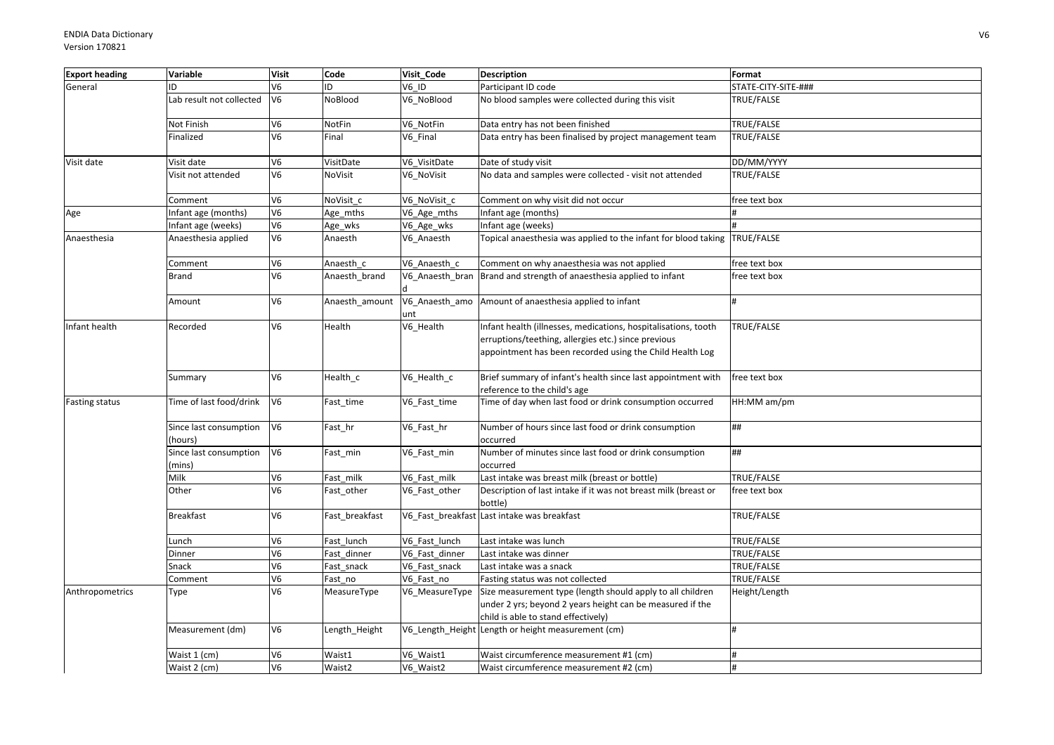| Export heading | Variable | Visit | Code | Visit_Code | Description | Format |
|---|---|---|---|---|---|---|
| General | ID | V6 | ID | V6_ID | Participant ID code | STATE-CITY-SITE-### |
| | Lab result not collected | V6 | NoBlood | V6_NoBlood | No blood samples were collected during this visit | TRUE/FALSE |
| | Not Finish | V6 | NotFin | V6_NotFin | Data entry has not been finished | TRUE/FALSE |
| | Finalized | V6 | Final | V6_Final | Data entry has been finalised by project management team | TRUE/FALSE |
| Visit date | Visit date | V6 | VisitDate | V6_VisitDate | Date of study visit | DD/MM/YYYY |
| | Visit not attended | V6 | NoVisit | V6_NoVisit | No data and samples were collected - visit not attended | TRUE/FALSE |
| | Comment | V6 | NoVisit_c | V6_NoVisit_c | Comment on why visit did not occur | free text box |
| Age | Infant age (months) | V6 | Age_mths | V6_Age_mths | Infant age (months) | # |
| | Infant age (weeks) | V6 | Age_wks | V6_Age_wks | Infant age (weeks) | # |
| Anaesthesia | Anaesthesia applied | V6 | Anaesth | V6_Anaesth | Topical anaesthesia was applied to the infant for blood taking | TRUE/FALSE |
| | Comment | V6 | Anaesth_c | V6_Anaesth_c | Comment on why anaesthesia was not applied | free text box |
| | Brand | V6 | Anaesth_brand | V6_Anaesth_brand | Brand and strength of anaesthesia applied to infant | free text box |
| | Amount | V6 | Anaesth_amount | V6_Anaesth_amount | Amount of anaesthesia applied to infant | # |
| Infant health | Recorded | V6 | Health | V6_Health | Infant health (illnesses, medications, hospitalisations, tooth errruptions/teething, allergies etc.) since previous appointment has been recorded using the Child Health Log | TRUE/FALSE |
| | Summary | V6 | Health_c | V6_Health_c | Brief summary of infant's health since last appointment with reference to the child's age | free text box |
| Fasting status | Time of last food/drink | V6 | Fast_time | V6_Fast_time | Time of day when last food or drink consumption occurred | HH:MM am/pm |
| | Since last consumption (hours) | V6 | Fast_hr | V6_Fast_hr | Number of hours since last food or drink consumption occurred | ## |
| | Since last consumption (mins) | V6 | Fast_min | V6_Fast_min | Number of minutes since last food or drink consumption occurred | ## |
| | Milk | V6 | Fast_milk | V6_Fast_milk | Last intake was breast milk (breast or bottle) | TRUE/FALSE |
| | Other | V6 | Fast_other | V6_Fast_other | Description of last intake if it was not breast milk (breast or bottle) | free text box |
| | Breakfast | V6 | Fast_breakfast | V6_Fast_breakfast | Last intake was breakfast | TRUE/FALSE |
| | Lunch | V6 | Fast_lunch | V6_Fast_lunch | Last intake was lunch | TRUE/FALSE |
| | Dinner | V6 | Fast_dinner | V6_Fast_dinner | Last intake was dinner | TRUE/FALSE |
| | Snack | V6 | Fast_snack | V6_Fast_snack | Last intake was a snack | TRUE/FALSE |
| | Comment | V6 | Fast_no | V6_Fast_no | Fasting status was not collected | TRUE/FALSE |
| Anthropometrics | Type | V6 | MeasureType | V6_MeasureType | Size measurement type (length should apply to all children under 2 yrs; beyond 2 years height can be measured if the child is able to stand effectively) | Height/Length |
| | Measurement (dm) | V6 | Length_Height | V6_Length_Height | Length or height measurement (cm) | # |
| | Waist 1 (cm) | V6 | Waist1 | V6_Waist1 | Waist circumference measurement #1 (cm) | # |
| | Waist 2 (cm) | V6 | Waist2 | V6_Waist2 | Waist circumference measurement #2 (cm) | # |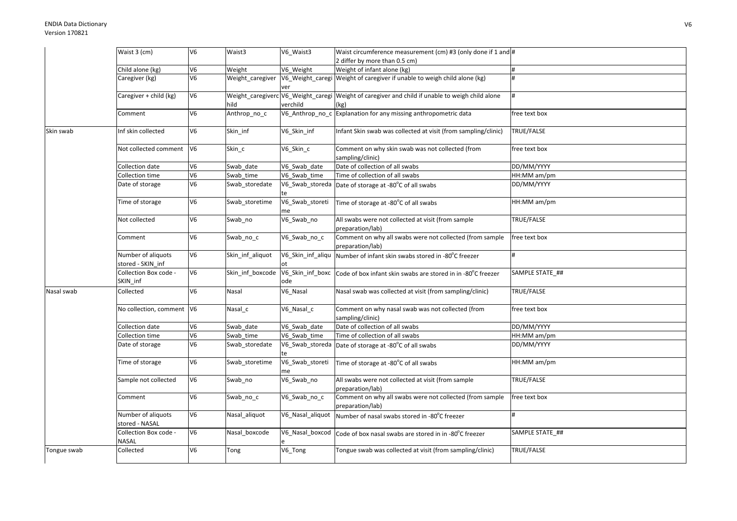| | | | | | | |
|---|---|---|---|---|---|---|
| | Waist 3 (cm) | V6 | Waist3 | V6_Waist3 | Waist circumference measurement (cm) #3 (only done if 1 and 2 differ by more than 0.5 cm) | # |
| | Child alone (kg) | V6 | Weight | V6_Weight | Weight of infant alone (kg) | # |
| | Caregiver (kg) | V6 | Weight_caregiver | V6_Weight_caregiver | Weight of caregiver if unable to weigh child alone (kg) | # |
| | Caregiver + child (kg) | V6 | Weight_caregiverchild | V6_Weight_caregiverchild | Weight of caregiver and child if unable to weigh child alone (kg) | # |
| | Comment | V6 | Anthrop_no_c | V6_Anthrop_no_c | Explanation for any missing anthropometric data | free text box |
| Skin swab | Inf skin collected | V6 | Skin_inf | V6_Skin_inf | Infant Skin swab was collected at visit (from sampling/clinic) | TRUE/FALSE |
| | Not collected comment | V6 | Skin_c | V6_Skin_c | Comment on why skin swab was not collected (from sampling/clinic) | free text box |
| | Collection date | V6 | Swab_date | V6_Swab_date | Date of collection of all swabs | DD/MM/YYYY |
| | Collection time | V6 | Swab_time | V6_Swab_time | Time of collection of all swabs | HH:MM am/pm |
| | Date of storage | V6 | Swab_storedate | V6_Swab_storedate | Date of storage at -80°C of all swabs | DD/MM/YYYY |
| | Time of storage | V6 | Swab_storetime | V6_Swab_storetime | Time of storage at -80°C of all swabs | HH:MM am/pm |
| | Not collected | V6 | Swab_no | V6_Swab_no | All swabs were not collected at visit (from sample preparation/lab) | TRUE/FALSE |
| | Comment | V6 | Swab_no_c | V6_Swab_no_c | Comment on why all swabs were not collected (from sample preparation/lab) | free text box |
| | Number of aliquots stored - SKIN_inf | V6 | Skin_inf_aliquot | V6_Skin_inf_aliquot | Number of infant skin swabs stored in -80°C freezer | # |
| | Collection Box code - SKIN_inf | V6 | Skin_inf_boxcode | V6_Skin_inf_boxcode | Code of box infant skin swabs are stored in in -80°C freezer | SAMPLE STATE_## |
| Nasal swab | Collected | V6 | Nasal | V6_Nasal | Nasal swab was collected at visit (from sampling/clinic) | TRUE/FALSE |
| | No collection, comment | V6 | Nasal_c | V6_Nasal_c | Comment on why nasal swab was not collected (from sampling/clinic) | free text box |
| | Collection date | V6 | Swab_date | V6_Swab_date | Date of collection of all swabs | DD/MM/YYYY |
| | Collection time | V6 | Swab_time | V6_Swab_time | Time of collection of all swabs | HH:MM am/pm |
| | Date of storage | V6 | Swab_storedate | V6_Swab_storedate | Date of storage at -80°C of all swabs | DD/MM/YYYY |
| | Time of storage | V6 | Swab_storetime | V6_Swab_storetime | Time of storage at -80°C of all swabs | HH:MM am/pm |
| | Sample not collected | V6 | Swab_no | V6_Swab_no | All swabs were not collected at visit (from sample preparation/lab) | TRUE/FALSE |
| | Comment | V6 | Swab_no_c | V6_Swab_no_c | Comment on why all swabs were not collected (from sample preparation/lab) | free text box |
| | Number of aliquots stored - NASAL | V6 | Nasal_aliquot | V6_Nasal_aliquot | Number of nasal swabs stored in -80°C freezer | # |
| | Collection Box code - NASAL | V6 | Nasal_boxcode | V6_Nasal_boxcode | Code of box nasal swabs are stored in in -80°C freezer | SAMPLE STATE_## |
| Tongue swab | Collected | V6 | Tong | V6_Tong | Tongue swab was collected at visit (from sampling/clinic) | TRUE/FALSE |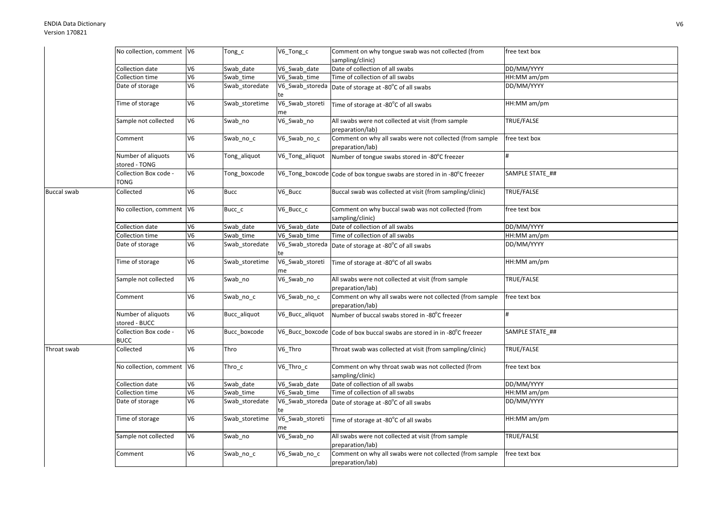| | | | | | | |
|---|---|---|---|---|---|---|
| | No collection, comment | V6 | Tong_c | V6_Tong_c | Comment on why tongue swab was not collected (from sampling/clinic) | free text box |
| | Collection date | V6 | Swab_date | V6_Swab_date | Date of collection of all swabs | DD/MM/YYYY |
| | Collection time | V6 | Swab_time | V6_Swab_time | Time of collection of all swabs | HH:MM am/pm |
| | Date of storage | V6 | Swab_storedate | V6_Swab_storedate | Date of storage at -80°C of all swabs | DD/MM/YYYY |
| | Time of storage | V6 | Swab_storetime | V6_Swab_storetime | Time of storage at -80°C of all swabs | HH:MM am/pm |
| | Sample not collected | V6 | Swab_no | V6_Swab_no | All swabs were not collected at visit (from sample preparation/lab) | TRUE/FALSE |
| | Comment | V6 | Swab_no_c | V6_Swab_no_c | Comment on why all swabs were not collected (from sample preparation/lab) | free text box |
| | Number of aliquots stored - TONG | V6 | Tong_aliquot | V6_Tong_aliquot | Number of tongue swabs stored in -80°C freezer | # |
| | Collection Box code - TONG | V6 | Tong_boxcode | V6_Tong_boxcode | Code of box tongue swabs are stored in in -80°C freezer | SAMPLE STATE_## |
| Buccal swab | Collected | V6 | Bucc | V6_Bucc | Buccal swab was collected at visit (from sampling/clinic) | TRUE/FALSE |
| | No collection, comment | V6 | Bucc_c | V6_Bucc_c | Comment on why buccal swab was not collected (from sampling/clinic) | free text box |
| | Collection date | V6 | Swab_date | V6_Swab_date | Date of collection of all swabs | DD/MM/YYYY |
| | Collection time | V6 | Swab_time | V6_Swab_time | Time of collection of all swabs | HH:MM am/pm |
| | Date of storage | V6 | Swab_storedate | V6_Swab_storedate | Date of storage at -80°C of all swabs | DD/MM/YYYY |
| | Time of storage | V6 | Swab_storetime | V6_Swab_storetime | Time of storage at -80°C of all swabs | HH:MM am/pm |
| | Sample not collected | V6 | Swab_no | V6_Swab_no | All swabs were not collected at visit (from sample preparation/lab) | TRUE/FALSE |
| | Comment | V6 | Swab_no_c | V6_Swab_no_c | Comment on why all swabs were not collected (from sample preparation/lab) | free text box |
| | Number of aliquots stored - BUCC | V6 | Bucc_aliquot | V6_Bucc_aliquot | Number of buccal swabs stored in -80°C freezer | # |
| | Collection Box code - BUCC | V6 | Bucc_boxcode | V6_Bucc_boxcode | Code of box buccal swabs are stored in in -80°C freezer | SAMPLE STATE_## |
| Throat swab | Collected | V6 | Thro | V6_Thro | Throat swab was collected at visit (from sampling/clinic) | TRUE/FALSE |
| | No collection, comment | V6 | Thro_c | V6_Thro_c | Comment on why throat swab was not collected (from sampling/clinic) | free text box |
| | Collection date | V6 | Swab_date | V6_Swab_date | Date of collection of all swabs | DD/MM/YYYY |
| | Collection time | V6 | Swab_time | V6_Swab_time | Time of collection of all swabs | HH:MM am/pm |
| | Date of storage | V6 | Swab_storedate | V6_Swab_storedate | Date of storage at -80°C of all swabs | DD/MM/YYYY |
| | Time of storage | V6 | Swab_storetime | V6_Swab_storetime | Time of storage at -80°C of all swabs | HH:MM am/pm |
| | Sample not collected | V6 | Swab_no | V6_Swab_no | All swabs were not collected at visit (from sample preparation/lab) | TRUE/FALSE |
| | Comment | V6 | Swab_no_c | V6_Swab_no_c | Comment on why all swabs were not collected (from sample preparation/lab) | free text box |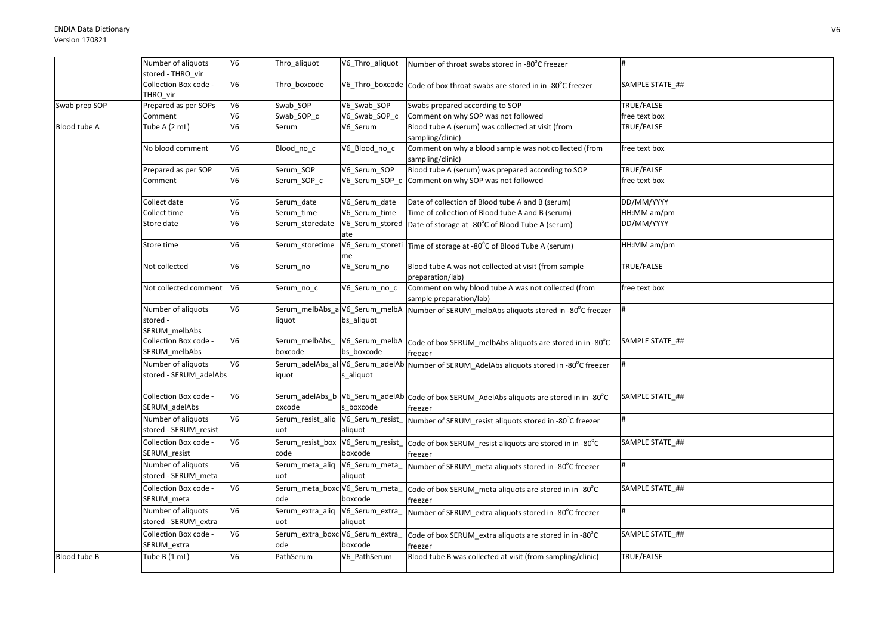| | | | | | | |
|---|---|---|---|---|---|---|
| | Number of aliquots stored - THRO_vir | V6 | Thro_aliquot | V6_Thro_aliquot | Number of throat swabs stored in -80°C freezer | # |
| | Collection Box code - THRO_vir | V6 | Thro_boxcode | V6_Thro_boxcode | Code of box throat swabs are stored in in -80°C freezer | SAMPLE STATE_## |
| Swab prep SOP | Prepared as per SOPs | V6 | Swab_SOP | V6_Swab_SOP | Swabs prepared according to SOP | TRUE/FALSE |
| | Comment | V6 | Swab_SOP_c | V6_Swab_SOP_c | Comment on why SOP was not followed | free text box |
| Blood tube A | Tube A (2 mL) | V6 | Serum | V6_Serum | Blood tube A (serum) was collected at visit (from sampling/clinic) | TRUE/FALSE |
| | No blood comment | V6 | Blood_no_c | V6_Blood_no_c | Comment on why a blood sample was not collected (from sampling/clinic) | free text box |
| | Prepared as per SOP | V6 | Serum_SOP | V6_Serum_SOP | Blood tube A (serum) was prepared according to SOP | TRUE/FALSE |
| | Comment | V6 | Serum_SOP_c | V6_Serum_SOP_c | Comment on why SOP was not followed | free text box |
| | Collect date | V6 | Serum_date | V6_Serum_date | Date of collection of Blood tube A and B (serum) | DD/MM/YYYY |
| | Collect time | V6 | Serum_time | V6_Serum_time | Time of collection of Blood tube A and B (serum) | HH:MM am/pm |
| | Store date | V6 | Serum_storedate | V6_Serum_storedate | Date of storage at -80°C of Blood Tube A (serum) | DD/MM/YYYY |
| | Store time | V6 | Serum_storetime | V6_Serum_storetime | Time of storage at -80°C of Blood Tube A (serum) | HH:MM am/pm |
| | Not collected | V6 | Serum_no | V6_Serum_no | Blood tube A was not collected at visit (from sample preparation/lab) | TRUE/FALSE |
| | Not collected comment | V6 | Serum_no_c | V6_Serum_no_c | Comment on why blood tube A was not collected (from sample preparation/lab) | free text box |
| | Number of aliquots stored - SERUM_melbAbs | V6 | Serum_melbAbs_aliquot | V6_Serum_melbAbs_aliquot | Number of SERUM_melbAbs aliquots stored in -80°C freezer | # |
| | Collection Box code - SERUM_melbAbs | V6 | Serum_melbAbs_boxcode | V6_Serum_melbAbs_boxcode | Code of box SERUM_melbAbs aliquots are stored in in -80°C freezer | SAMPLE STATE_## |
| | Number of aliquots stored - SERUM_adelAbs | V6 | Serum_adelAbs_aliquot | V6_Serum_adelAbs_aliquot | Number of SERUM_AdelAbs aliquots stored in -80°C freezer | # |
| | Collection Box code - SERUM_adelAbs | V6 | Serum_adelAbs_boxcode | V6_Serum_adelAbs_boxcode | Code of box SERUM_AdelAbs aliquots are stored in in -80°C freezer | SAMPLE STATE_## |
| | Number of aliquots stored - SERUM_resist | V6 | Serum_resist_aliquot | V6_Serum_resist_aliquot | Number of SERUM_resist aliquots stored in -80°C freezer | # |
| | Collection Box code - SERUM_resist | V6 | Serum_resist_boxcode | V6_Serum_resist_boxcode | Code of box SERUM_resist aliquots are stored in in -80°C freezer | SAMPLE STATE_## |
| | Number of aliquots stored - SERUM_meta | V6 | Serum_meta_aliquot | V6_Serum_meta_aliquot | Number of SERUM_meta aliquots stored in -80°C freezer | # |
| | Collection Box code - SERUM_meta | V6 | Serum_meta_boxcode | V6_Serum_meta_boxcode | Code of box SERUM_meta aliquots are stored in in -80°C freezer | SAMPLE STATE_## |
| | Number of aliquots stored - SERUM_extra | V6 | Serum_extra_aliquot | V6_Serum_extra_aliquot | Number of SERUM_extra aliquots stored in -80°C freezer | # |
| | Collection Box code - SERUM_extra | V6 | Serum_extra_boxcode | V6_Serum_extra_boxcode | Code of box SERUM_extra aliquots are stored in in -80°C freezer | SAMPLE STATE_## |
| Blood tube B | Tube B (1 mL) | V6 | PathSerum | V6_PathSerum | Blood tube B was collected at visit (from sampling/clinic) | TRUE/FALSE |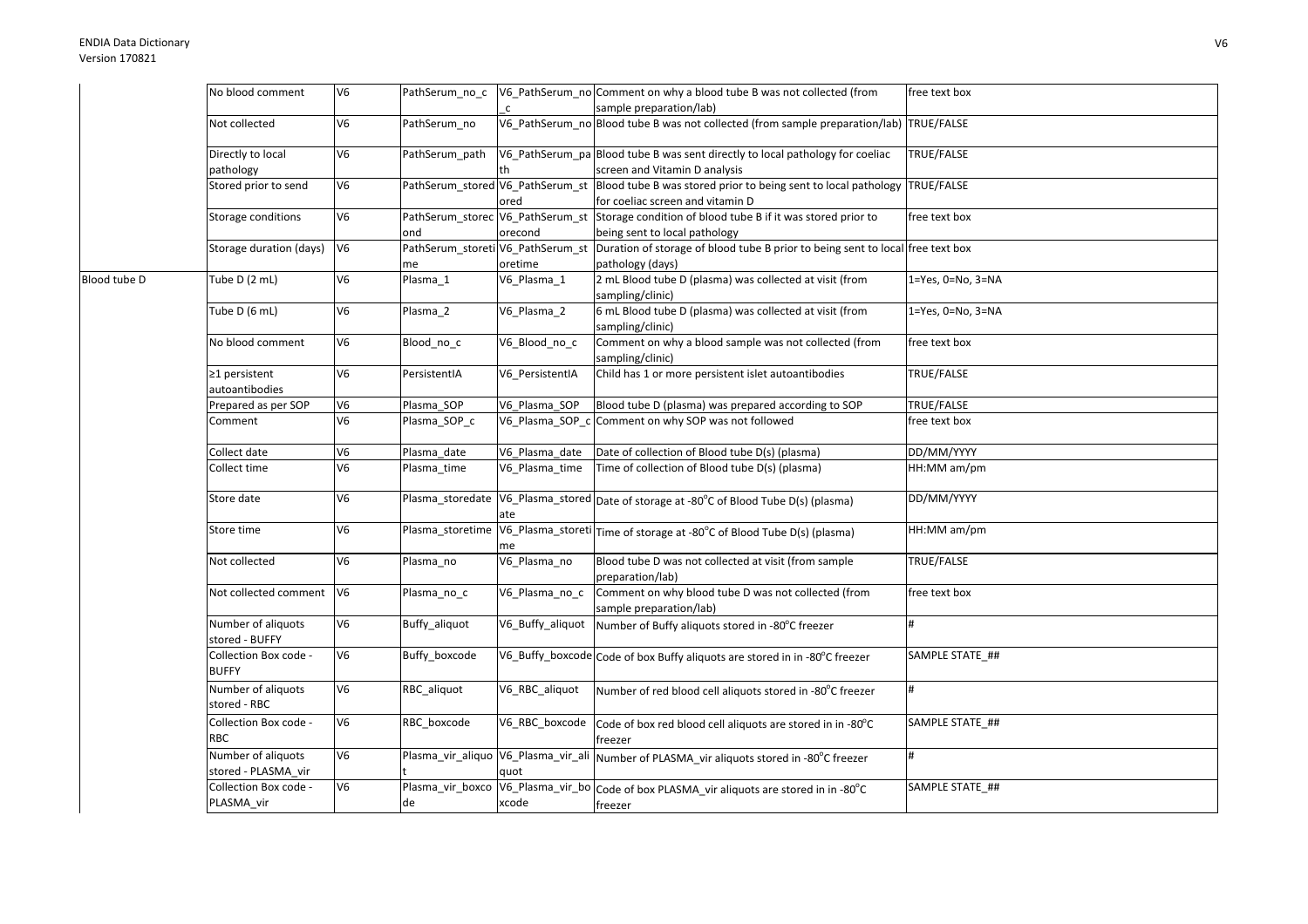| | | | | | | |
|---|---|---|---|---|---|---|
| | No blood comment | V6 | PathSerum_no_c | V6_PathSerum_no_c | Comment on why a blood tube B was not collected (from sample preparation/lab) | free text box |
| | Not collected | V6 | PathSerum_no | V6_PathSerum_no | Blood tube B was not collected (from sample preparation/lab) | TRUE/FALSE |
| | Directly to local pathology | V6 | PathSerum_path | V6_PathSerum_path | Blood tube B was sent directly to local pathology for coeliac screen and Vitamin D analysis | TRUE/FALSE |
| | Stored prior to send | V6 | PathSerum_stored | V6_PathSerum_stored | Blood tube B was stored prior to being sent to local pathology for coeliac screen and vitamin D | TRUE/FALSE |
| | Storage conditions | V6 | PathSerum_storecond | V6_PathSerum_storecond | Storage condition of blood tube B if it was stored prior to being sent to local pathology | free text box |
| | Storage duration (days) | V6 | PathSerum_storetime | V6_PathSerum_storetime | Duration of storage of blood tube B prior to being sent to local pathology (days) | free text box |
| Blood tube D | Tube D (2 mL) | V6 | Plasma_1 | V6_Plasma_1 | 2 mL Blood tube D (plasma) was collected at visit (from sampling/clinic) | 1=Yes, 0=No, 3=NA |
| | Tube D (6 mL) | V6 | Plasma_2 | V6_Plasma_2 | 6 mL Blood tube D (plasma) was collected at visit (from sampling/clinic) | 1=Yes, 0=No, 3=NA |
| | No blood comment | V6 | Blood_no_c | V6_Blood_no_c | Comment on why a blood sample was not collected (from sampling/clinic) | free text box |
| | ≥1 persistent autoantibodies | V6 | PersistentIA | V6_PersistentIA | Child has 1 or more persistent islet autoantibodies | TRUE/FALSE |
| | Prepared as per SOP | V6 | Plasma_SOP | V6_Plasma_SOP | Blood tube D (plasma) was prepared according to SOP | TRUE/FALSE |
| | Comment | V6 | Plasma_SOP_c | V6_Plasma_SOP_c | Comment on why SOP was not followed | free text box |
| | Collect date | V6 | Plasma_date | V6_Plasma_date | Date of collection of Blood tube D(s) (plasma) | DD/MM/YYYY |
| | Collect time | V6 | Plasma_time | V6_Plasma_time | Time of collection of Blood tube D(s) (plasma) | HH:MM am/pm |
| | Store date | V6 | Plasma_storedate | V6_Plasma_storedate | Date of storage at -80°C of Blood Tube D(s) (plasma) | DD/MM/YYYY |
| | Store time | V6 | Plasma_storetime | V6_Plasma_storetime | Time of storage at -80°C of Blood Tube D(s) (plasma) | HH:MM am/pm |
| | Not collected | V6 | Plasma_no | V6_Plasma_no | Blood tube D was not collected at visit (from sample preparation/lab) | TRUE/FALSE |
| | Not collected comment | V6 | Plasma_no_c | V6_Plasma_no_c | Comment on why blood tube D was not collected (from sample preparation/lab) | free text box |
| | Number of aliquots stored - BUFFY | V6 | Buffy_aliquot | V6_Buffy_aliquot | Number of Buffy aliquots stored in -80°C freezer | # |
| | Collection Box code - BUFFY | V6 | Buffy_boxcode | V6_Buffy_boxcode | Code of box Buffy aliquots are stored in in -80°C freezer | SAMPLE STATE_## |
| | Number of aliquots stored - RBC | V6 | RBC_aliquot | V6_RBC_aliquot | Number of red blood cell aliquots stored in -80°C freezer | # |
| | Collection Box code - RBC | V6 | RBC_boxcode | V6_RBC_boxcode | Code of box red blood cell aliquots are stored in in -80°C freezer | SAMPLE STATE_## |
| | Number of aliquots stored - PLASMA_vir | V6 | Plasma_vir_aliquot | V6_Plasma_vir_aliquot | Number of PLASMA_vir aliquots stored in -80°C freezer | # |
| | Collection Box code - PLASMA_vir | V6 | Plasma_vir_boxcode | V6_Plasma_vir_boxcode | Code of box PLASMA_vir aliquots are stored in in -80°C freezer | SAMPLE STATE_## |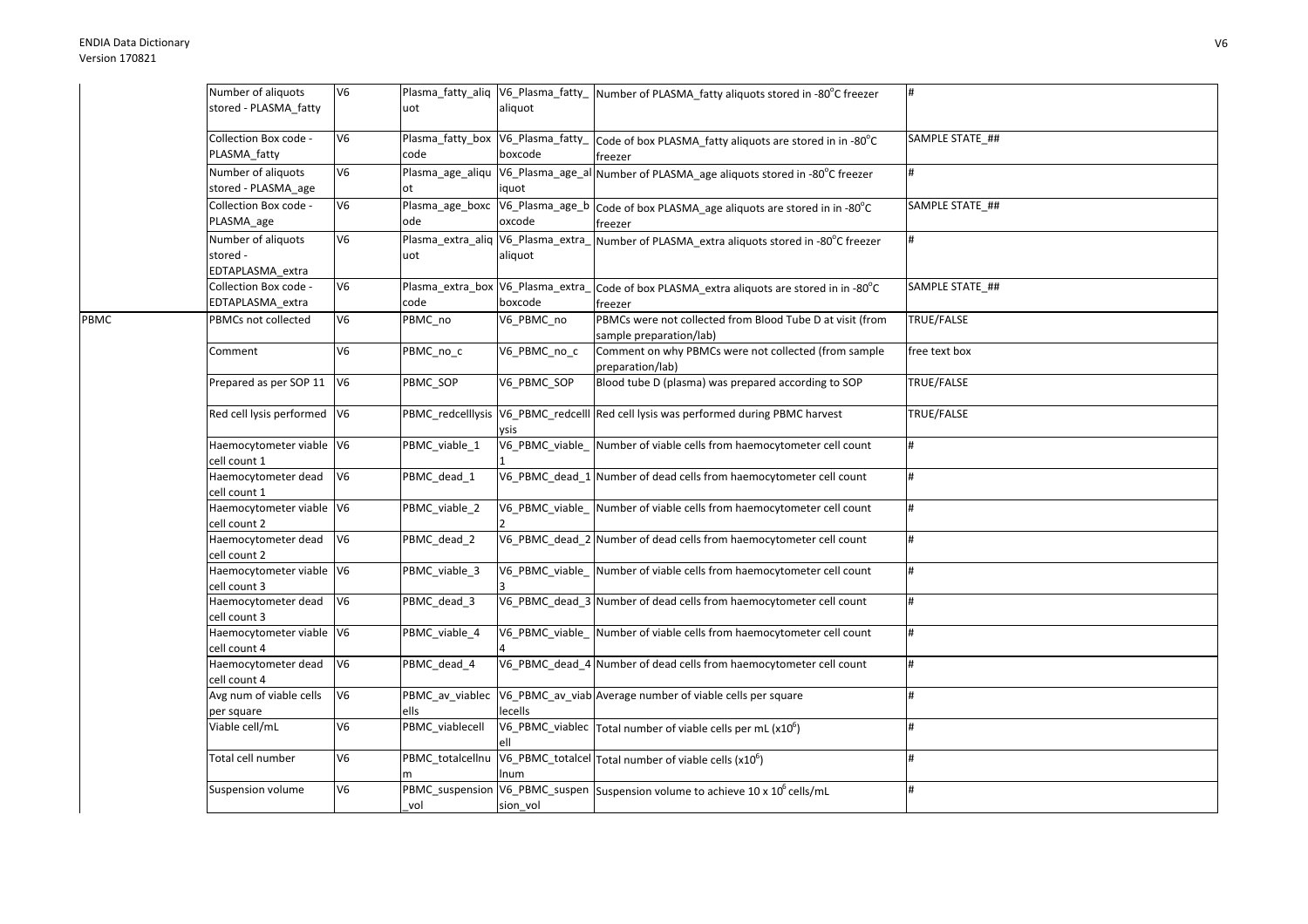| | | | | | | |
|---|---|---|---|---|---|---|
| | Number of aliquots stored - PLASMA_fatty | V6 | Plasma_fatty_aliquot | V6_Plasma_fatty_aliquot | Number of PLASMA_fatty aliquots stored in -80°C freezer | # |
| | Collection Box code - PLASMA_fatty | V6 | Plasma_fatty_boxcode | V6_Plasma_fatty_boxcode | Code of box PLASMA_fatty aliquots are stored in in -80°C freezer | SAMPLE STATE_## |
| | Number of aliquots stored - PLASMA_age | V6 | Plasma_age_aliquot | V6_Plasma_age_aliquot | Number of PLASMA_age aliquots stored in -80°C freezer | # |
| | Collection Box code - PLASMA_age | V6 | Plasma_age_boxcode | V6_Plasma_age_boxcode | Code of box PLASMA_age aliquots are stored in in -80°C freezer | SAMPLE STATE_## |
| | Number of aliquots stored - EDTAPLASMA_extra | V6 | Plasma_extra_aliquot | V6_Plasma_extra_aliquot | Number of PLASMA_extra aliquots stored in -80°C freezer | # |
| | Collection Box code - EDTAPLASMA_extra | V6 | Plasma_extra_boxcode | V6_Plasma_extra_boxcode | Code of box PLASMA_extra aliquots are stored in in -80°C freezer | SAMPLE STATE_## |
| PBMC | PBMCs not collected | V6 | PBMC_no | V6_PBMC_no | PBMCs were not collected from Blood Tube D at visit (from sample preparation/lab) | TRUE/FALSE |
| | Comment | V6 | PBMC_no_c | V6_PBMC_no_c | Comment on why PBMCs were not collected (from sample preparation/lab) | free text box |
| | Prepared as per SOP 11 | V6 | PBMC_SOP | V6_PBMC_SOP | Blood tube D (plasma) was prepared according to SOP | TRUE/FALSE |
| | Red cell lysis performed | V6 | PBMC_redcelllysis | V6_PBMC_redcelllysis | Red cell lysis was performed during PBMC harvest | TRUE/FALSE |
| | Haemocytometer viable cell count 1 | V6 | PBMC_viable_1 | V6_PBMC_viable_1 | Number of viable cells from haemocytometer cell count | # |
| | Haemocytometer dead cell count 1 | V6 | PBMC_dead_1 | V6_PBMC_dead_1 | Number of dead cells from haemocytometer cell count | # |
| | Haemocytometer viable cell count 2 | V6 | PBMC_viable_2 | V6_PBMC_viable_2 | Number of viable cells from haemocytometer cell count | # |
| | Haemocytometer dead cell count 2 | V6 | PBMC_dead_2 | V6_PBMC_dead_2 | Number of dead cells from haemocytometer cell count | # |
| | Haemocytometer viable cell count 3 | V6 | PBMC_viable_3 | V6_PBMC_viable_3 | Number of viable cells from haemocytometer cell count | # |
| | Haemocytometer dead cell count 3 | V6 | PBMC_dead_3 | V6_PBMC_dead_3 | Number of dead cells from haemocytometer cell count | # |
| | Haemocytometer viable cell count 4 | V6 | PBMC_viable_4 | V6_PBMC_viable_4 | Number of viable cells from haemocytometer cell count | # |
| | Haemocytometer dead cell count 4 | V6 | PBMC_dead_4 | V6_PBMC_dead_4 | Number of dead cells from haemocytometer cell count | # |
| | Avg num of viable cells per square | V6 | PBMC_av_viablecells | V6_PBMC_av_viablecells | Average number of viable cells per square | # |
| | Viable cell/mL | V6 | PBMC_viablecell | V6_PBMC_viablecell | Total number of viable cells per mL ($x10^6$) | # |
| | Total cell number | V6 | PBMC_totalcellnum | V6_PBMC_totalcellnum | Total number of viable cells ($x10^6$) | # |
| | Suspension volume | V6 | PBMC_suspension_vol | V6_PBMC_suspension_vol | Suspension volume to achieve 10 x $10^6$ cells/mL | # |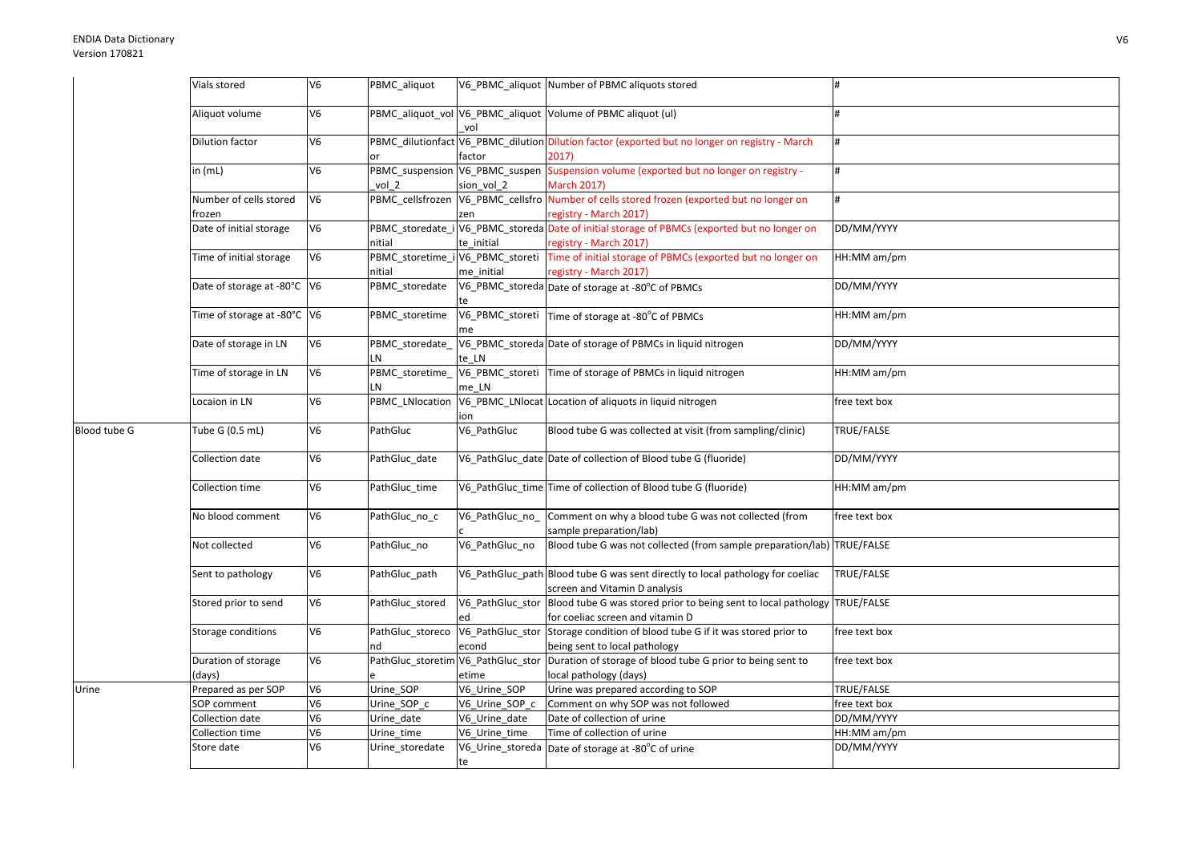|  |  |  |  |  |  |  |
|---|---|---|---|---|---|---|
|  | Vials stored | V6 | PBMC_aliquot | V6_PBMC_aliquot | Number of PBMC aliquots stored | # |
|  | Aliquot volume | V6 | PBMC_aliquot_vol | V6_PBMC_aliquot_vol | Volume of PBMC aliquot (ul) | # |
|  | Dilution factor | V6 | PBMC_dilutionfactor | V6_PBMC_dilutionfactor | Dilution factor (exported but no longer on registry - March 2017) | # |
|  | in (mL) | V6 | PBMC_suspension_vol_2 | V6_PBMC_suspension_vol_2 | Suspension volume (exported but no longer on registry - March 2017) | # |
|  | Number of cells stored frozen | V6 | PBMC_cellsfrozen | V6_PBMC_cellsfrozen | Number of cells stored frozen (exported but no longer on registry - March 2017) | # |
|  | Date of initial storage | V6 | PBMC_storedate_initial | V6_PBMC_storedate_initial | Date of initial storage of PBMCs (exported but no longer on registry - March 2017) | DD/MM/YYYY |
|  | Time of initial storage | V6 | PBMC_storetime_initial | V6_PBMC_storetime_initial | Time of initial storage of PBMCs (exported but no longer on registry - March 2017) | HH:MM am/pm |
|  | Date of storage at -80°C | V6 | PBMC_storedate | V6_PBMC_storedate | Date of storage at -80°C of PBMCs | DD/MM/YYYY |
|  | Time of storage at -80°C | V6 | PBMC_storetime | V6_PBMC_storetime | Time of storage at -80°C of PBMCs | HH:MM am/pm |
|  | Date of storage in LN | V6 | PBMC_storedate_LN | V6_PBMC_storedate_LN | Date of storage of PBMCs in liquid nitrogen | DD/MM/YYYY |
|  | Time of storage in LN | V6 | PBMC_storetime_LN | V6_PBMC_storetime_LN | Time of storage of PBMCs in liquid nitrogen | HH:MM am/pm |
|  | Locaion in LN | V6 | PBMC_LNlocation | V6_PBMC_LNlocation | Location of aliquots in liquid nitrogen | free text box |
| Blood tube G | Tube G (0.5 mL) | V6 | PathGluc | V6_PathGluc | Blood tube G was collected at visit (from sampling/clinic) | TRUE/FALSE |
|  | Collection date | V6 | PathGluc_date | V6_PathGluc_date | Date of collection of Blood tube G (fluoride) | DD/MM/YYYY |
|  | Collection time | V6 | PathGluc_time | V6_PathGluc_time | Time of collection of Blood tube G (fluoride) | HH:MM am/pm |
|  | No blood comment | V6 | PathGluc_no_c | V6_PathGluc_no_c | Comment on why a blood tube G was not collected (from sample preparation/lab) | free text box |
|  | Not collected | V6 | PathGluc_no | V6_PathGluc_no | Blood tube G was not collected (from sample preparation/lab) | TRUE/FALSE |
|  | Sent to pathology | V6 | PathGluc_path | V6_PathGluc_path | Blood tube G was sent directly to local pathology for coeliac screen and Vitamin D analysis | TRUE/FALSE |
|  | Stored prior to send | V6 | PathGluc_stored | V6_PathGluc_stored | Blood tube G was stored prior to being sent to local pathology for coeliac screen and vitamin D | TRUE/FALSE |
|  | Storage conditions | V6 | PathGluc_storecond | V6_PathGluc_storecond | Storage condition of blood tube G if it was stored prior to being sent to local pathology | free text box |
|  | Duration of storage (days) | V6 | PathGluc_storetime | V6_PathGluc_storetime | Duration of storage of blood tube G prior to being sent to local pathology (days) | free text box |
| Urine | Prepared as per SOP | V6 | Urine_SOP | V6_Urine_SOP | Urine was prepared according to SOP | TRUE/FALSE |
|  | SOP comment | V6 | Urine_SOP_c | V6_Urine_SOP_c | Comment on why SOP was not followed | free text box |
|  | Collection date | V6 | Urine_date | V6_Urine_date | Date of collection of urine | DD/MM/YYYY |
|  | Collection time | V6 | Urine_time | V6_Urine_time | Time of collection of urine | HH:MM am/pm |
|  | Store date | V6 | Urine_storedate | V6_Urine_storedate | Date of storage at -80°C of urine | DD/MM/YYYY |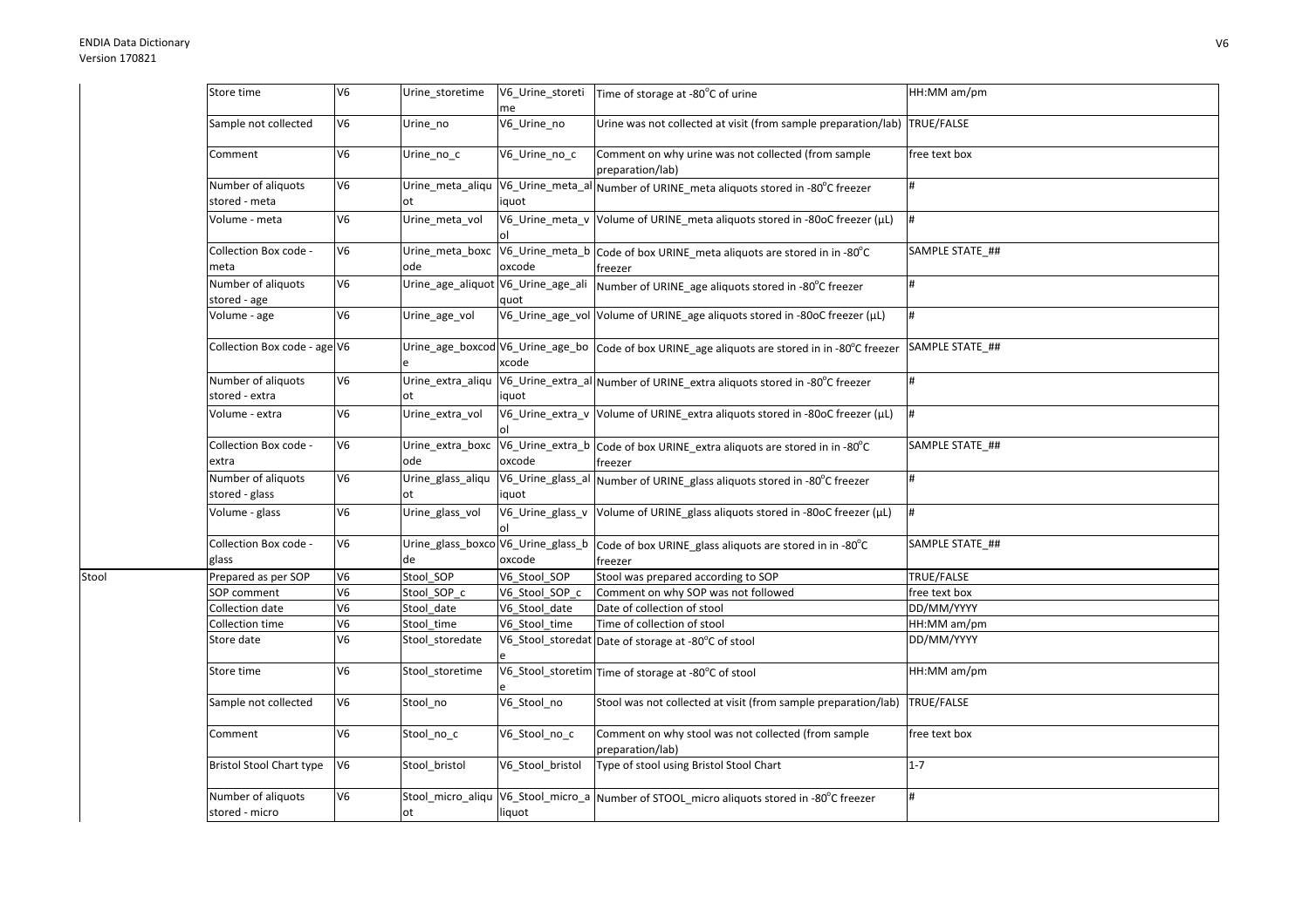| | | | | | | |
|---|---|---|---|---|---|---|
| | Store time | V6 | Urine_storetime | V6_Urine_storetime | Time of storage at -80°C of urine | HH:MM am/pm |
| | Sample not collected | V6 | Urine_no | V6_Urine_no | Urine was not collected at visit (from sample preparation/lab) | TRUE/FALSE |
| | Comment | V6 | Urine_no_c | V6_Urine_no_c | Comment on why urine was not collected (from sample preparation/lab) | free text box |
| | Number of aliquots stored - meta | V6 | Urine_meta_aliquot | V6_Urine_meta_aliquot | Number of URINE_meta aliquots stored in -80°C freezer | # |
| | Volume - meta | V6 | Urine_meta_vol | V6_Urine_meta_vol | Volume of URINE_meta aliquots stored in -80oC freezer (µL) | # |
| | Collection Box code - meta | V6 | Urine_meta_boxcode | V6_Urine_meta_boxcode | Code of box URINE_meta aliquots are stored in in -80°C freezer | SAMPLE STATE_## |
| | Number of aliquots stored - age | V6 | Urine_age_aliquot | V6_Urine_age_aliquot | Number of URINE_age aliquots stored in -80°C freezer | # |
| | Volume - age | V6 | Urine_age_vol | V6_Urine_age_vol | Volume of URINE_age aliquots stored in -80oC freezer (µL) | # |
| | Collection Box code - age | V6 | Urine_age_boxcode | V6_Urine_age_boxcode | Code of box URINE_age aliquots are stored in in -80°C freezer | SAMPLE STATE_## |
| | Number of aliquots stored - extra | V6 | Urine_extra_aliquot | V6_Urine_extra_aliquot | Number of URINE_extra aliquots stored in -80°C freezer | # |
| | Volume - extra | V6 | Urine_extra_vol | V6_Urine_extra_vol | Volume of URINE_extra aliquots stored in -80oC freezer (µL) | # |
| | Collection Box code - extra | V6 | Urine_extra_boxcode | V6_Urine_extra_boxcode | Code of box URINE_extra aliquots are stored in in -80°C freezer | SAMPLE STATE_## |
| | Number of aliquots stored - glass | V6 | Urine_glass_aliquot | V6_Urine_glass_aliquot | Number of URINE_glass aliquots stored in -80°C freezer | # |
| | Volume - glass | V6 | Urine_glass_vol | V6_Urine_glass_vol | Volume of URINE_glass aliquots stored in -80oC freezer (µL) | # |
| | Collection Box code - glass | V6 | Urine_glass_boxcode | V6_Urine_glass_boxcode | Code of box URINE_glass aliquots are stored in in -80°C freezer | SAMPLE STATE_## |
| Stool | Prepared as per SOP | V6 | Stool_SOP | V6_Stool_SOP | Stool was prepared according to SOP | TRUE/FALSE |
| | SOP comment | V6 | Stool_SOP_c | V6_Stool_SOP_c | Comment on why SOP was not followed | free text box |
| | Collection date | V6 | Stool_date | V6_Stool_date | Date of collection of stool | DD/MM/YYYY |
| | Collection time | V6 | Stool_time | V6_Stool_time | Time of collection of stool | HH:MM am/pm |
| | Store date | V6 | Stool_storedate | V6_Stool_storedate | Date of storage at -80°C of stool | DD/MM/YYYY |
| | Store time | V6 | Stool_storetime | V6_Stool_storetime | Time of storage at -80°C of stool | HH:MM am/pm |
| | Sample not collected | V6 | Stool_no | V6_Stool_no | Stool was not collected at visit (from sample preparation/lab) | TRUE/FALSE |
| | Comment | V6 | Stool_no_c | V6_Stool_no_c | Comment on why stool was not collected (from sample preparation/lab) | free text box |
| | Bristol Stool Chart type | V6 | Stool_bristol | V6_Stool_bristol | Type of stool using Bristol Stool Chart | 1-7 |
| | Number of aliquots stored - micro | V6 | Stool_micro_aliquot | V6_Stool_micro_aliquot | Number of STOOL_micro aliquots stored in -80°C freezer | # |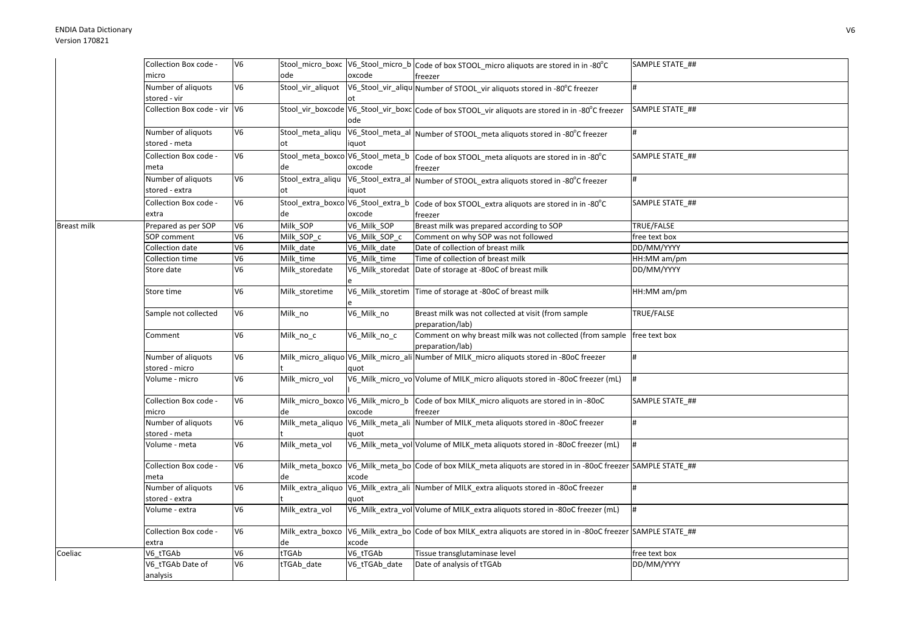| | | | | | | |
|---|---|---|---|---|---|---|
| | Collection Box code - micro | V6 | Stool_micro_boxcode | V6_Stool_micro_boxcode | Code of box STOOL_micro aliquots are stored in in -80°C freezer | SAMPLE STATE_## |
| | Number of aliquots stored - vir | V6 | Stool_vir_aliquot | V6_Stool_vir_aliquot | Number of STOOL_vir aliquots stored in -80°C freezer | # |
| | Collection Box code - vir | V6 | Stool_vir_boxcode | V6_Stool_vir_boxcode | Code of box STOOL_vir aliquots are stored in in -80°C freezer | SAMPLE STATE_## |
| | Number of aliquots stored - meta | V6 | Stool_meta_aliquot | V6_Stool_meta_aliquot | Number of STOOL_meta aliquots stored in -80°C freezer | # |
| | Collection Box code - meta | V6 | Stool_meta_boxcode | V6_Stool_meta_boxcode | Code of box STOOL_meta aliquots are stored in in -80°C freezer | SAMPLE STATE_## |
| | Number of aliquots stored - extra | V6 | Stool_extra_aliquot | V6_Stool_extra_aliquot | Number of STOOL_extra aliquots stored in -80°C freezer | # |
| | Collection Box code - extra | V6 | Stool_extra_boxcode | V6_Stool_extra_boxcode | Code of box STOOL_extra aliquots are stored in in -80°C freezer | SAMPLE STATE_## |
| Breast milk | Prepared as per SOP | V6 | Milk_SOP | V6_Milk_SOP | Breast milk was prepared according to SOP | TRUE/FALSE |
| | SOP comment | V6 | Milk_SOP_c | V6_Milk_SOP_c | Comment on why SOP was not followed | free text box |
| | Collection date | V6 | Milk_date | V6_Milk_date | Date of collection of breast milk | DD/MM/YYYY |
| | Collection time | V6 | Milk_time | V6_Milk_time | Time of collection of breast milk | HH:MM am/pm |
| | Store date | V6 | Milk_storedate | V6_Milk_storedate | Date of storage at -80oC of breast milk | DD/MM/YYYY |
| | Store time | V6 | Milk_storetime | V6_Milk_storetime | Time of storage at -80oC of breast milk | HH:MM am/pm |
| | Sample not collected | V6 | Milk_no | V6_Milk_no | Breast milk was not collected at visit (from sample preparation/lab) | TRUE/FALSE |
| | Comment | V6 | Milk_no_c | V6_Milk_no_c | Comment on why breast milk was not collected (from sample preparation/lab) | free text box |
| | Number of aliquots stored - micro | V6 | Milk_micro_aliquot | V6_Milk_micro_aliquot | Number of MILK_micro aliquots stored in -80oC freezer | # |
| | Volume - micro | V6 | Milk_micro_vol | V6_Milk_micro_vol | Volume of MILK_micro aliquots stored in -80oC freezer (mL) | # |
| | Collection Box code - micro | V6 | Milk_micro_boxcode | V6_Milk_micro_boxcode | Code of box MILK_micro aliquots are stored in in -80oC freezer | SAMPLE STATE_## |
| | Number of aliquots stored - meta | V6 | Milk_meta_aliquot | V6_Milk_meta_aliquot | Number of MILK_meta aliquots stored in -80oC freezer | # |
| | Volume - meta | V6 | Milk_meta_vol | V6_Milk_meta_vol | Volume of MILK_meta aliquots stored in -80oC freezer (mL) | # |
| | Collection Box code - meta | V6 | Milk_meta_boxcode | V6_Milk_meta_boxcode | Code of box MILK_meta aliquots are stored in in -80oC freezer | SAMPLE STATE_## |
| | Number of aliquots stored - extra | V6 | Milk_extra_aliquot | V6_Milk_extra_aliquot | Number of MILK_extra aliquots stored in -80oC freezer | # |
| | Volume - extra | V6 | Milk_extra_vol | V6_Milk_extra_vol | Volume of MILK_extra aliquots stored in -80oC freezer (mL) | # |
| | Collection Box code - extra | V6 | Milk_extra_boxcode | V6_Milk_extra_boxcode | Code of box MILK_extra aliquots are stored in in -80oC freezer | SAMPLE STATE_## |
| Coeliac | V6_tTGAb | V6 | tTGAb | V6_tTGAb | Tissue transglutaminase level | free text box |
| | V6_tTGAb Date of analysis | V6 | tTGAb_date | V6_tTGAb_date | Date of analysis of tTGAb | DD/MM/YYYY |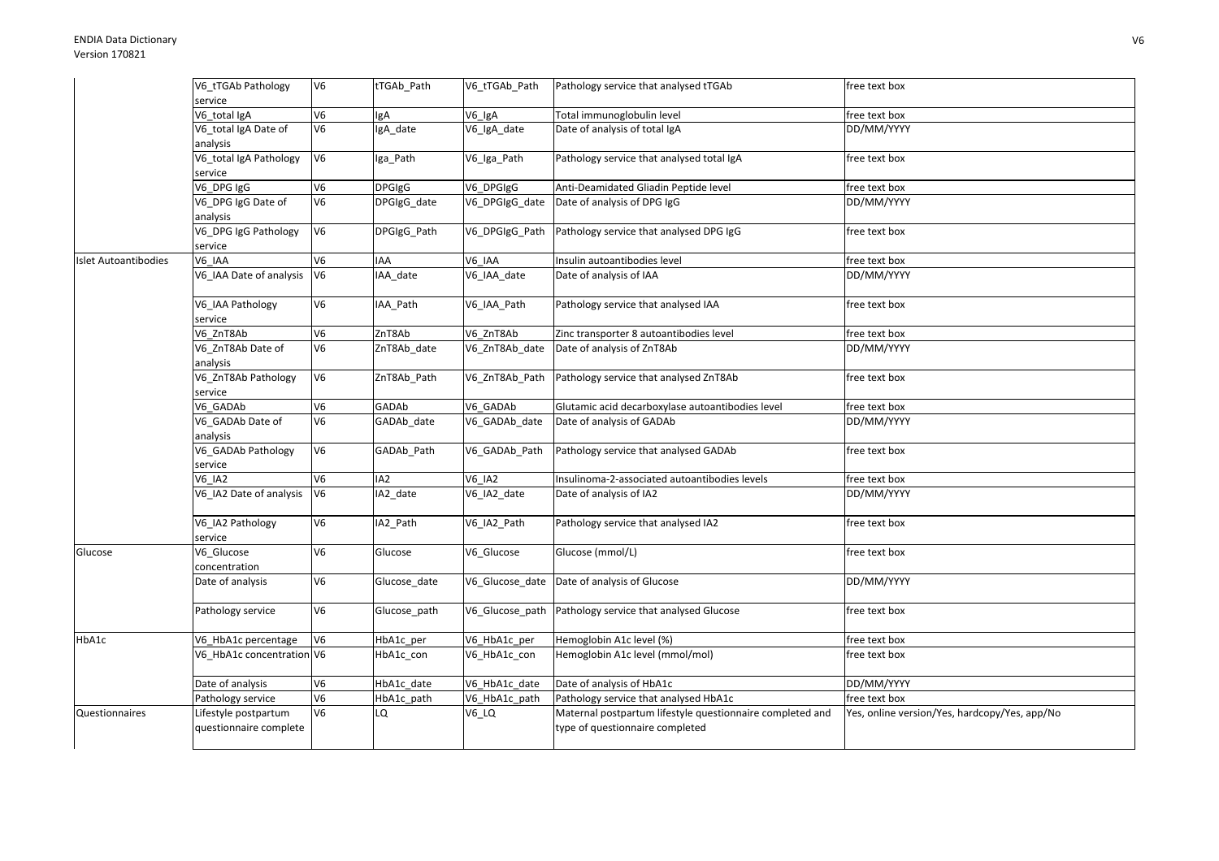| | | | | | | |
|---|---|---|---|---|---|---|
| | V6_tTGAb Pathology service | V6 | tTGAb_Path | V6_tTGAb_Path | Pathology service that analysed tTGAb | free text box |
| | V6_total IgA | V6 | IgA | V6_IgA | Total immunoglobulin level | free text box |
| | V6_total IgA Date of analysis | V6 | IgA_date | V6_IgA_date | Date of analysis of total IgA | DD/MM/YYYY |
| | V6_total IgA Pathology service | V6 | Iga_Path | V6_Iga_Path | Pathology service that analysed total IgA | free text box |
| | V6_DPG IgG | V6 | DPGIgG | V6_DPGIgG | Anti-Deamidated Gliadin Peptide level | free text box |
| | V6_DPG IgG Date of analysis | V6 | DPGIgG_date | V6_DPGIgG_date | Date of analysis of DPG IgG | DD/MM/YYYY |
| | V6_DPG IgG Pathology service | V6 | DPGIgG_Path | V6_DPGIgG_Path | Pathology service that analysed DPG IgG | free text box |
| Islet Autoantibodies | V6_IAA | V6 | IAA | V6_IAA | Insulin autoantibodies level | free text box |
| | V6_IAA Date of analysis | V6 | IAA_date | V6_IAA_date | Date of analysis of IAA | DD/MM/YYYY |
| | V6_IAA Pathology service | V6 | IAA_Path | V6_IAA_Path | Pathology service that analysed IAA | free text box |
| | V6_ZnT8Ab | V6 | ZnT8Ab | V6_ZnT8Ab | Zinc transporter 8 autoantibodies level | free text box |
| | V6_ZnT8Ab Date of analysis | V6 | ZnT8Ab_date | V6_ZnT8Ab_date | Date of analysis of ZnT8Ab | DD/MM/YYYY |
| | V6_ZnT8Ab Pathology service | V6 | ZnT8Ab_Path | V6_ZnT8Ab_Path | Pathology service that analysed ZnT8Ab | free text box |
| | V6_GADAb | V6 | GADAb | V6_GADAb | Glutamic acid decarboxylase autoantibodies level | free text box |
| | V6_GADAb Date of analysis | V6 | GADAb_date | V6_GADAb_date | Date of analysis of GADAb | DD/MM/YYYY |
| | V6_GADAb Pathology service | V6 | GADAb_Path | V6_GADAb_Path | Pathology service that analysed GADAb | free text box |
| | V6_IA2 | V6 | IA2 | V6_IA2 | Insulinoma-2-associated autoantibodies levels | free text box |
| | V6_IA2 Date of analysis | V6 | IA2_date | V6_IA2_date | Date of analysis of IA2 | DD/MM/YYYY |
| | V6_IA2 Pathology service | V6 | IA2_Path | V6_IA2_Path | Pathology service that analysed IA2 | free text box |
| Glucose | V6_Glucose concentration | V6 | Glucose | V6_Glucose | Glucose (mmol/L) | free text box |
| | Date of analysis | V6 | Glucose_date | V6_Glucose_date | Date of analysis of Glucose | DD/MM/YYYY |
| | Pathology service | V6 | Glucose_path | V6_Glucose_path | Pathology service that analysed Glucose | free text box |
| HbA1c | V6_HbA1c percentage | V6 | HbA1c_per | V6_HbA1c_per | Hemoglobin A1c level (%) | free text box |
| | V6_HbA1c concentration | V6 | HbA1c_con | V6_HbA1c_con | Hemoglobin A1c level (mmol/mol) | free text box |
| | Date of analysis | V6 | HbA1c_date | V6_HbA1c_date | Date of analysis of HbA1c | DD/MM/YYYY |
| | Pathology service | V6 | HbA1c_path | V6_HbA1c_path | Pathology service that analysed HbA1c | free text box |
| Questionnaires | Lifestyle postpartum questionnaire complete | V6 | LQ | V6_LQ | Maternal postpartum lifestyle questionnaire completed and type of questionnaire completed | Yes, online version/Yes, hardcopy/Yes, app/No |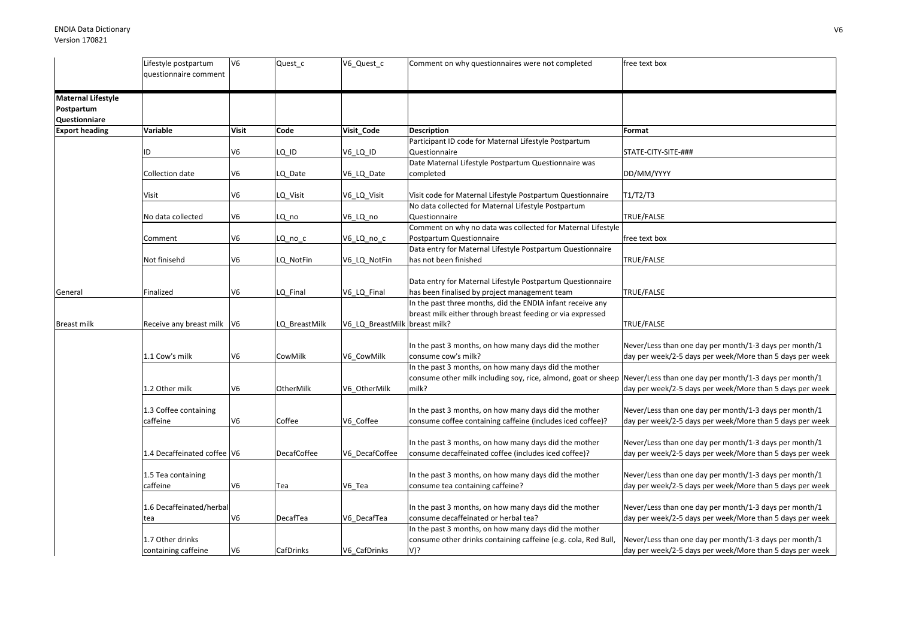| | Lifestyle postpartum questionnaire comment | V6 | Quest_c | V6_Quest_c | Comment on why questionnaires were not completed | free text box |
|---|---|---|---|---|---|---|
| **Maternal Lifestyle Postpartum Questionniare** | | | | | | |
| **Export heading** | **Variable** | **Visit** | **Code** | **Visit_Code** | **Description** | **Format** |
| | ID | V6 | LQ_ID | V6_LQ_ID | Participant ID code for Maternal Lifestyle Postpartum Questionnaire | STATE-CITY-SITE-### |
| | Collection date | V6 | LQ_Date | V6_LQ_Date | Date Maternal Lifestyle Postpartum Questionnaire was completed | DD/MM/YYYY |
| | Visit | V6 | LQ_Visit | V6_LQ_Visit | Visit code for Maternal Lifestyle Postpartum Questionnaire | T1/T2/T3 |
| | No data collected | V6 | LQ_no | V6_LQ_no | No data collected for Maternal Lifestyle Postpartum Questionnaire | TRUE/FALSE |
| | Comment | V6 | LQ_no_c | V6_LQ_no_c | Comment on why no data was collected for Maternal Lifestyle Postpartum Questionnaire | free text box |
| | Not finisehd | V6 | LQ_NotFin | V6_LQ_NotFin | Data entry for Maternal Lifestyle Postpartum Questionnaire has not been finished | TRUE/FALSE |
| General | Finalized | V6 | LQ_Final | V6_LQ_Final | Data entry for Maternal Lifestyle Postpartum Questionnaire has been finalised by project management team | TRUE/FALSE |
| Breast milk | Receive any breast milk | V6 | LQ_BreastMilk | V6_LQ_BreastMilk | In the past three months, did the ENDIA infant receive any breast milk either through breast feeding or via expressed breast milk? | TRUE/FALSE |
| | 1.1 Cow's milk | V6 | CowMilk | V6_CowMilk | In the past 3 months, on how many days did the mother consume cow's milk? | Never/Less than one day per month/1-3 days per month/1 day per week/2-5 days per week/More than 5 days per week |
| | 1.2 Other milk | V6 | OtherMilk | V6_OtherMilk | In the past 3 months, on how many days did the mother consume other milk including soy, rice, almond, goat or sheep milk? | Never/Less than one day per month/1-3 days per month/1 day per week/2-5 days per week/More than 5 days per week |
| | 1.3 Coffee containing caffeine | V6 | Coffee | V6_Coffee | In the past 3 months, on how many days did the mother consume coffee containing caffeine (includes iced coffee)? | Never/Less than one day per month/1-3 days per month/1 day per week/2-5 days per week/More than 5 days per week |
| | 1.4 Decaffeinated coffee | V6 | DecafCoffee | V6_DecafCoffee | In the past 3 months, on how many days did the mother consume decaffeinated coffee (includes iced coffee)? | Never/Less than one day per month/1-3 days per month/1 day per week/2-5 days per week/More than 5 days per week |
| | 1.5 Tea containing caffeine | V6 | Tea | V6_Tea | In the past 3 months, on how many days did the mother consume tea containing caffeine? | Never/Less than one day per month/1-3 days per month/1 day per week/2-5 days per week/More than 5 days per week |
| | 1.6 Decaffeinated/herbal tea | V6 | DecafTea | V6_DecafTea | In the past 3 months, on how many days did the mother consume decaffeinated or herbal tea? | Never/Less than one day per month/1-3 days per month/1 day per week/2-5 days per week/More than 5 days per week |
| | 1.7 Other drinks containing caffeine | V6 | CafDrinks | V6_CafDrinks | In the past 3 months, on how many days did the mother consume other drinks containing caffeine (e.g. cola, Red Bull, V)? | Never/Less than one day per month/1-3 days per month/1 day per week/2-5 days per week/More than 5 days per week |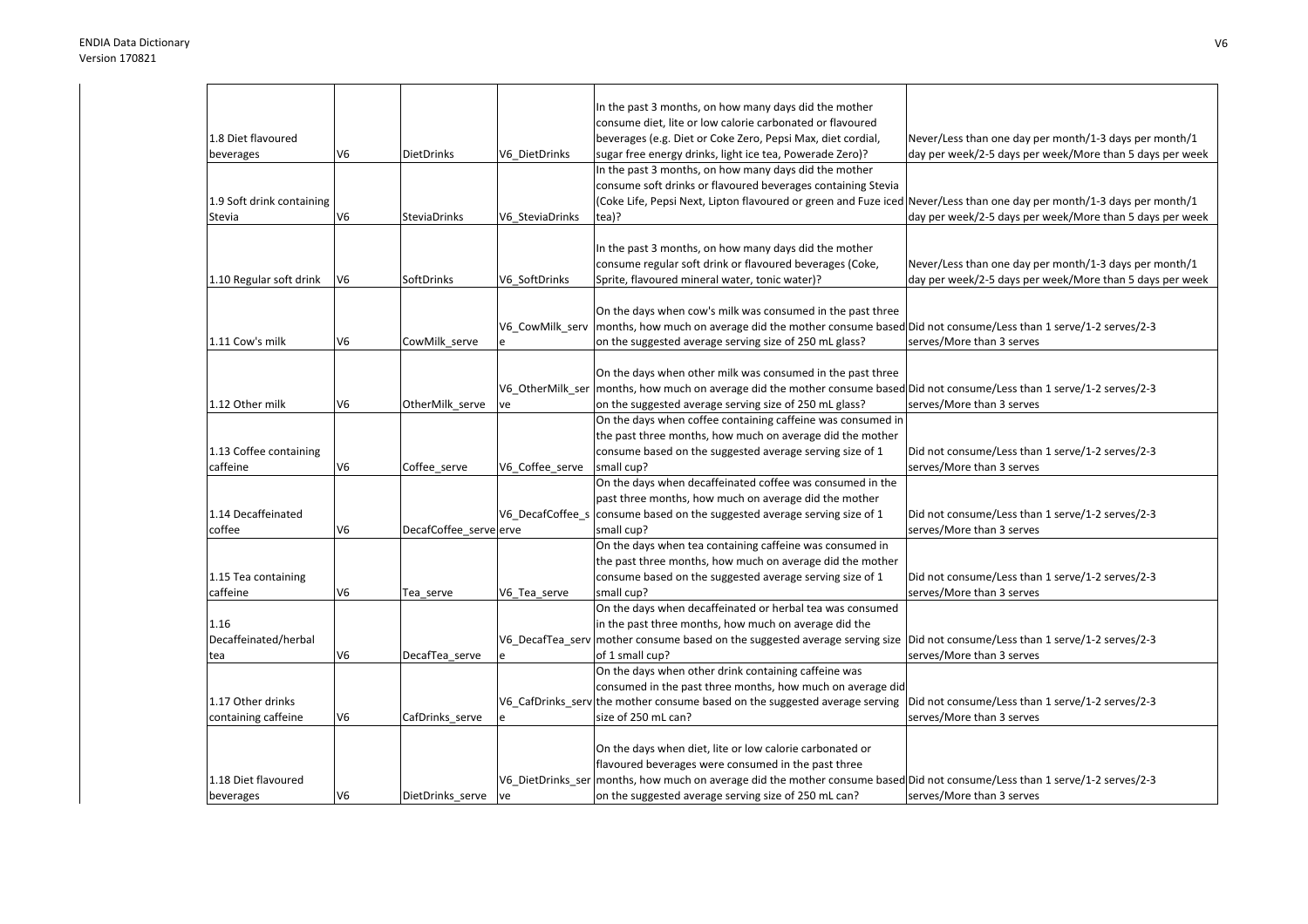| | | | | | |
|---|---|---|---|---|---|
| 1.8 Diet flavoured beverages | V6 | DietDrinks | V6_DietDrinks | In the past 3 months, on how many days did the mother consume diet, lite or low calorie carbonated or flavoured beverages (e.g. Diet or Coke Zero, Pepsi Max, diet cordial, sugar free energy drinks, light ice tea, Powerade Zero)? | Never/Less than one day per month/1-3 days per month/1 day per week/2-5 days per week/More than 5 days per week |
| 1.9 Soft drink containing Stevia | V6 | SteviaDrinks | V6_SteviaDrinks | In the past 3 months, on how many days did the mother consume soft drinks or flavoured beverages containing Stevia (Coke Life, Pepsi Next, Lipton flavoured or green and Fuze iced tea)? | Never/Less than one day per month/1-3 days per month/1 day per week/2-5 days per week/More than 5 days per week |
| 1.10 Regular soft drink | V6 | SoftDrinks | V6_SoftDrinks | In the past 3 months, on how many days did the mother consume regular soft drink or flavoured beverages (Coke, Sprite, flavoured mineral water, tonic water)? | Never/Less than one day per month/1-3 days per month/1 day per week/2-5 days per week/More than 5 days per week |
| 1.11 Cow's milk | V6 | CowMilk_serve | V6_CowMilk_serve | On the days when cow's milk was consumed in the past three months, how much on average did the mother consume based on the suggested average serving size of 250 mL glass? | Did not consume/Less than 1 serve/1-2 serves/2-3 serves/More than 3 serves |
| 1.12 Other milk | V6 | OtherMilk_serve | V6_OtherMilk_serve | On the days when other milk was consumed in the past three months, how much on average did the mother consume based on the suggested average serving size of 250 mL glass? | Did not consume/Less than 1 serve/1-2 serves/2-3 serves/More than 3 serves |
| 1.13 Coffee containing caffeine | V6 | Coffee_serve | V6_Coffee_serve | On the days when coffee containing caffeine was consumed in the past three months, how much on average did the mother consume based on the suggested average serving size of 1 small cup? | Did not consume/Less than 1 serve/1-2 serves/2-3 serves/More than 3 serves |
| 1.14 Decaffeinated coffee | V6 | DecafCoffee_serve | V6_DecafCoffee_serve | On the days when decaffeinated coffee was consumed in the past three months, how much on average did the mother consume based on the suggested average serving size of 1 small cup? | Did not consume/Less than 1 serve/1-2 serves/2-3 serves/More than 3 serves |
| 1.15 Tea containing caffeine | V6 | Tea_serve | V6_Tea_serve | On the days when tea containing caffeine was consumed in the past three months, how much on average did the mother consume based on the suggested average serving size of 1 small cup? | Did not consume/Less than 1 serve/1-2 serves/2-3 serves/More than 3 serves |
| 1.16 Decaffeinated/herbal tea | V6 | DecafTea_serve | V6_DecafTea_serve | On the days when decaffeinated or herbal tea was consumed in the past three months, how much on average did the mother consume based on the suggested average serving size of 1 small cup? | Did not consume/Less than 1 serve/1-2 serves/2-3 serves/More than 3 serves |
| 1.17 Other drinks containing caffeine | V6 | CafDrinks_serve | V6_CafDrinks_serve | On the days when other drink containing caffeine was consumed in the past three months, how much on average did the mother consume based on the suggested average serving size of 250 mL can? | Did not consume/Less than 1 serve/1-2 serves/2-3 serves/More than 3 serves |
| 1.18 Diet flavoured beverages | V6 | DietDrinks_serve | V6_DietDrinks_serve | On the days when diet, lite or low calorie carbonated or flavoured beverages were consumed in the past three months, how much on average did the mother consume based on the suggested average serving size of 250 mL can? | Did not consume/Less than 1 serve/1-2 serves/2-3 serves/More than 3 serves |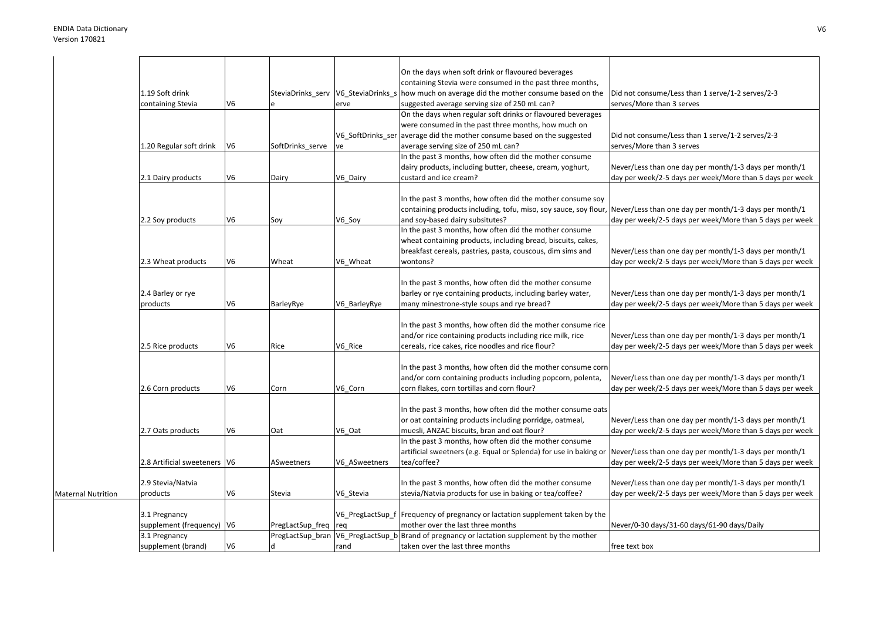| | | | | | | |
|---|---|---|---|---|---|---|
| | 1.19 Soft drink containing Stevia | V6 | SteviaDrinks_serve | V6_SteviaDrinks_serve | On the days when soft drink or flavoured beverages containing Stevia were consumed in the past three months, how much on average did the mother consume based on the suggested average serving size of 250 mL can? | Did not consume/Less than 1 serve/1-2 serves/2-3 serves/More than 3 serves |
| | 1.20 Regular soft drink | V6 | SoftDrinks_serve | V6_SoftDrinks_serve | On the days when regular soft drinks or flavoured beverages were consumed in the past three months, how much on average did the mother consume based on the suggested average serving size of 250 mL can? | Did not consume/Less than 1 serve/1-2 serves/2-3 serves/More than 3 serves |
| | 2.1 Dairy products | V6 | Dairy | V6_Dairy | In the past 3 months, how often did the mother consume dairy products, including butter, cheese, cream, yoghurt, custard and ice cream? | Never/Less than one day per month/1-3 days per month/1 day per week/2-5 days per week/More than 5 days per week |
| | 2.2 Soy products | V6 | Soy | V6_Soy | In the past 3 months, how often did the mother consume soy containing products including, tofu, miso, soy sauce, soy flour, and soy-based dairy subsitutes? | Never/Less than one day per month/1-3 days per month/1 day per week/2-5 days per week/More than 5 days per week |
| | 2.3 Wheat products | V6 | Wheat | V6_Wheat | In the past 3 months, how often did the mother consume wheat containing products, including bread, biscuits, cakes, breakfast cereals, pastries, pasta, couscous, dim sims and wontons? | Never/Less than one day per month/1-3 days per month/1 day per week/2-5 days per week/More than 5 days per week |
| | 2.4 Barley or rye products | V6 | BarleyRye | V6_BarleyRye | In the past 3 months, how often did the mother consume barley or rye containing products, including barley water, many minestrone-style soups and rye bread? | Never/Less than one day per month/1-3 days per month/1 day per week/2-5 days per week/More than 5 days per week |
| | 2.5 Rice products | V6 | Rice | V6_Rice | In the past 3 months, how often did the mother consume rice and/or rice containing products including rice milk, rice cereals, rice cakes, rice noodles and rice flour? | Never/Less than one day per month/1-3 days per month/1 day per week/2-5 days per week/More than 5 days per week |
| | 2.6 Corn products | V6 | Corn | V6_Corn | In the past 3 months, how often did the mother consume corn and/or corn containing products including popcorn, polenta, corn flakes, corn tortillas and corn flour? | Never/Less than one day per month/1-3 days per month/1 day per week/2-5 days per week/More than 5 days per week |
| | 2.7 Oats products | V6 | Oat | V6_Oat | In the past 3 months, how often did the mother consume oats or oat containing products including porridge, oatmeal, muesli, ANZAC biscuits, bran and oat flour? | Never/Less than one day per month/1-3 days per month/1 day per week/2-5 days per week/More than 5 days per week |
| | 2.8 Artificial sweeteners | V6 | ASweetners | V6_ASweetners | In the past 3 months, how often did the mother consume artificial sweetners (e.g. Equal or Splenda) for use in baking or tea/coffee? | Never/Less than one day per month/1-3 days per month/1 day per week/2-5 days per week/More than 5 days per week |
| Maternal Nutrition | 2.9 Stevia/Natvia products | V6 | Stevia | V6_Stevia | In the past 3 months, how often did the mother consume stevia/Natvia products for use in baking or tea/coffee? | Never/Less than one day per month/1-3 days per month/1 day per week/2-5 days per week/More than 5 days per week |
| | 3.1 Pregnancy supplement (frequency) | V6 | PregLactSup_freq | V6_PregLactSup_freq | Frequency of pregnancy or lactation supplement taken by the mother over the last three months | Never/0-30 days/31-60 days/61-90 days/Daily |
| | 3.1 Pregnancy supplement (brand) | V6 | PregLactSup_brand | V6_PregLactSup_brand | Brand of pregnancy or lactation supplement by the mother taken over the last three months | free text box |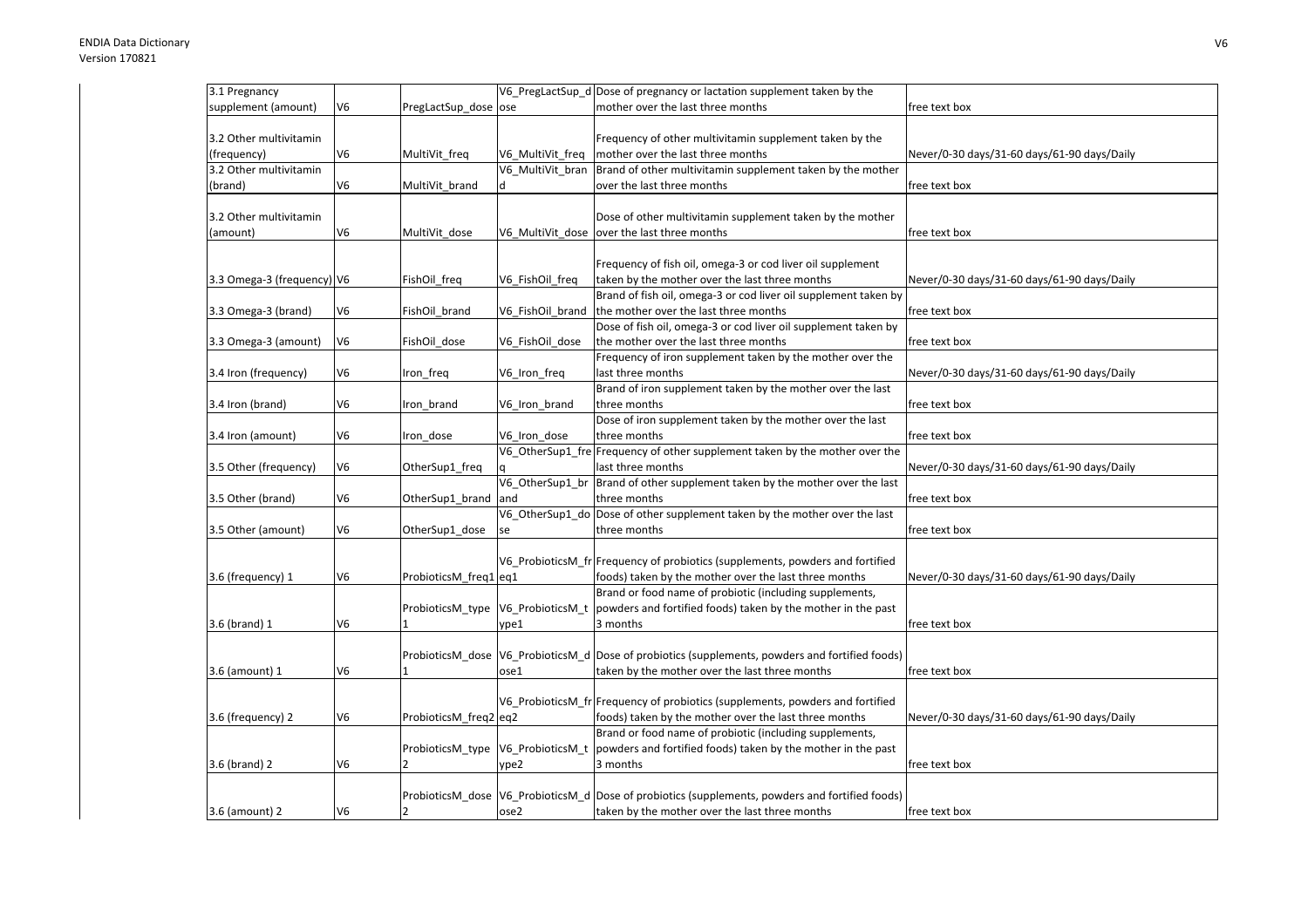| 3.1 Pregnancy supplement (amount) | V6 | PregLactSup_dose | V6_PregLactSup_dose | Dose of pregnancy or lactation supplement taken by the mother over the last three months | free text box |
|---|---|---|---|---|---|
| 3.2 Other multivitamin (frequency) | V6 | MultiVit_freq | V6_MultiVit_freq | Frequency of other multivitamin supplement taken by the mother over the last three months | Never/0-30 days/31-60 days/61-90 days/Daily |
| 3.2 Other multivitamin (brand) | V6 | MultiVit_brand | V6_MultiVit_brand | Brand of other multivitamin supplement taken by the mother over the last three months | free text box |
| 3.2 Other multivitamin (amount) | V6 | MultiVit_dose | V6_MultiVit_dose | Dose of other multivitamin supplement taken by the mother over the last three months | free text box |
| 3.3 Omega-3 (frequency) | V6 | FishOil_freq | V6_FishOil_freq | Frequency of fish oil, omega-3 or cod liver oil supplement taken by the mother over the last three months | Never/0-30 days/31-60 days/61-90 days/Daily |
| 3.3 Omega-3 (brand) | V6 | FishOil_brand | V6_FishOil_brand | Brand of fish oil, omega-3 or cod liver oil supplement taken by the mother over the last three months | free text box |
| 3.3 Omega-3 (amount) | V6 | FishOil_dose | V6_FishOil_dose | Dose of fish oil, omega-3 or cod liver oil supplement taken by the mother over the last three months | free text box |
| 3.4 Iron (frequency) | V6 | Iron_freq | V6_Iron_freq | Frequency of iron supplement taken by the mother over the last three months | Never/0-30 days/31-60 days/61-90 days/Daily |
| 3.4 Iron (brand) | V6 | Iron_brand | V6_Iron_brand | Brand of iron supplement taken by the mother over the last three months | free text box |
| 3.4 Iron (amount) | V6 | Iron_dose | V6_Iron_dose | Dose of iron supplement taken by the mother over the last three months | free text box |
| 3.5 Other (frequency) | V6 | OtherSup1_freq | V6_OtherSup1_freq | Frequency of other supplement taken by the mother over the last three months | Never/0-30 days/31-60 days/61-90 days/Daily |
| 3.5 Other (brand) | V6 | OtherSup1_brand | V6_OtherSup1_brand | Brand of other supplement taken by the mother over the last three months | free text box |
| 3.5 Other (amount) | V6 | OtherSup1_dose | V6_OtherSup1_dose | Dose of other supplement taken by the mother over the last three months | free text box |
| 3.6 (frequency) 1 | V6 | ProbioticsM_freq1 | V6_ProbioticsM_freq1 | Frequency of probiotics (supplements, powders and fortified foods) taken by the mother over the last three months | Never/0-30 days/31-60 days/61-90 days/Daily |
| 3.6 (brand) 1 | V6 | ProbioticsM_type1 | V6_ProbioticsM_type1 | Brand or food name of probiotic (including supplements, powders and fortified foods) taken by the mother in the past 3 months | free text box |
| 3.6 (amount) 1 | V6 | ProbioticsM_dose1 | V6_ProbioticsM_dose1 | Dose of probiotics (supplements, powders and fortified foods) taken by the mother over the last three months | free text box |
| 3.6 (frequency) 2 | V6 | ProbioticsM_freq2 | V6_ProbioticsM_freq2 | Frequency of probiotics (supplements, powders and fortified foods) taken by the mother over the last three months | Never/0-30 days/31-60 days/61-90 days/Daily |
| 3.6 (brand) 2 | V6 | ProbioticsM_type2 | V6_ProbioticsM_type2 | Brand or food name of probiotic (including supplements, powders and fortified foods) taken by the mother in the past 3 months | free text box |
| 3.6 (amount) 2 | V6 | ProbioticsM_dose2 | V6_ProbioticsM_dose2 | Dose of probiotics (supplements, powders and fortified foods) taken by the mother over the last three months | free text box |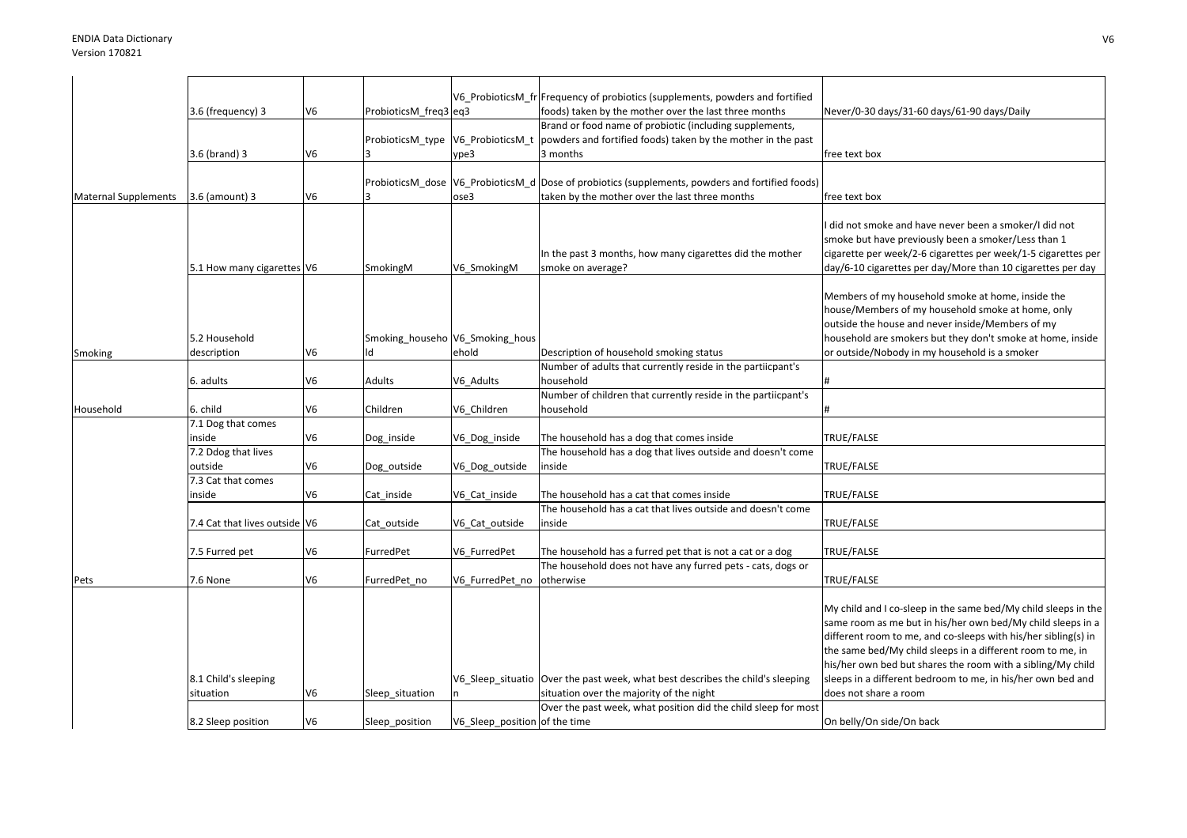| | | | | | | |
|---|---|---|---|---|---|---|
| | 3.6 (frequency) 3 | V6 | ProbioticsM_freq3 | V6_ProbioticsM_freq3 | Frequency of probiotics (supplements, powders and fortified foods) taken by the mother over the last three months | Never/0-30 days/31-60 days/61-90 days/Daily |
| | 3.6 (brand) 3 | V6 | ProbioticsM_type 3 | V6_ProbioticsM_type3 | Brand or food name of probiotic (including supplements, powders and fortified foods) taken by the mother in the past 3 months | free text box |
| Maternal Supplements | 3.6 (amount) 3 | V6 | ProbioticsM_dose 3 | V6_ProbioticsM_dose3 | Dose of probiotics (supplements, powders and fortified foods) taken by the mother over the last three months | free text box |
| | 5.1 How many cigarettes | V6 | SmokingM | V6_SmokingM | In the past 3 months, how many cigarettes did the mother smoke on average? | I did not smoke and have never been a smoker/I did not smoke but have previously been a smoker/Less than 1 cigarette per week/2-6 cigarettes per week/1-5 cigarettes per day/6-10 cigarettes per day/More than 10 cigarettes per day |
| Smoking | 5.2 Household description | V6 | Smoking_household | V6_Smoking_household | Description of household smoking status | Members of my household smoke at home, inside the house/Members of my household smoke at home, only outside the house and never inside/Members of my household are smokers but they don't smoke at home, inside or outside/Nobody in my household is a smoker |
| | 6. adults | V6 | Adults | V6_Adults | Number of adults that currently reside in the partiicpant's household | # |
| Household | 6. child | V6 | Children | V6_Children | Number of children that currently reside in the partiicpant's household | # |
| | 7.1 Dog that comes inside | V6 | Dog_inside | V6_Dog_inside | The household has a dog that comes inside | TRUE/FALSE |
| | 7.2 Ddog that lives outside | V6 | Dog_outside | V6_Dog_outside | The household has a dog that lives outside and doesn't come inside | TRUE/FALSE |
| | 7.3 Cat that comes inside | V6 | Cat_inside | V6_Cat_inside | The household has a cat that comes inside | TRUE/FALSE |
| | 7.4 Cat that lives outside | V6 | Cat_outside | V6_Cat_outside | The household has a cat that lives outside and doesn't come inside | TRUE/FALSE |
| | 7.5 Furred pet | V6 | FurredPet | V6_FurredPet | The household has a furred pet that is not a cat or a dog | TRUE/FALSE |
| Pets | 7.6 None | V6 | FurredPet_no | V6_FurredPet_no | The household does not have any furred pets - cats, dogs or otherwise | TRUE/FALSE |
| | 8.1 Child's sleeping situation | V6 | Sleep_situation | V6_Sleep_situation | Over the past week, what best describes the child's sleeping situation over the majority of the night | My child and I co-sleep in the same bed/My child sleeps in the same room as me but in his/her own bed/My child sleeps in a different room to me, and co-sleeps with his/her sibling(s) in the same bed/My child sleeps in a different room to me, in his/her own bed but shares the room with a sibling/My child sleeps in a different bedroom to me, in his/her own bed and does not share a room |
| | 8.2 Sleep position | V6 | Sleep_position | V6_Sleep_position | Over the past week, what position did the child sleep for most of the time | On belly/On side/On back |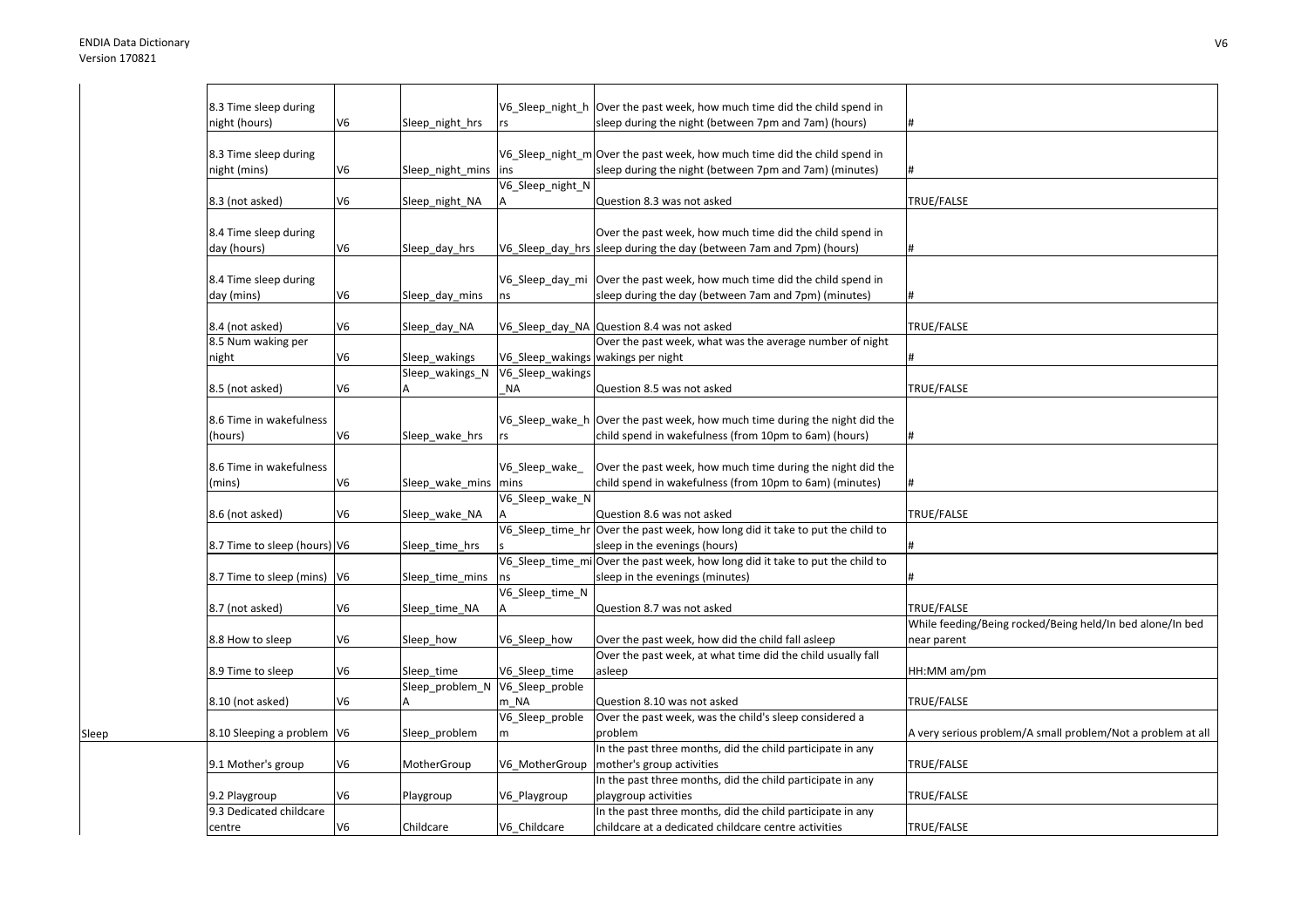| | | | | | |
|---|---|---|---|---|---|
| | 8.3 Time sleep during night (hours) | V6 | Sleep_night_hrs | V6_Sleep_night_hrs | Over the past week, how much time did the child spend in sleep during the night (between 7pm and 7am) (hours) | # |
| | 8.3 Time sleep during night (mins) | V6 | Sleep_night_mins | V6_Sleep_night_mins | Over the past week, how much time did the child spend in sleep during the night (between 7pm and 7am) (minutes) | # |
| | 8.3 (not asked) | V6 | Sleep_night_NA | V6_Sleep_night_NA | Question 8.3 was not asked | TRUE/FALSE |
| | 8.4 Time sleep during day (hours) | V6 | Sleep_day_hrs | V6_Sleep_day_hrs | Over the past week, how much time did the child spend in sleep during the day (between 7am and 7pm) (hours) | # |
| | 8.4 Time sleep during day (mins) | V6 | Sleep_day_mins | V6_Sleep_day_mins | Over the past week, how much time did the child spend in sleep during the day (between 7am and 7pm) (minutes) | # |
| | 8.4 (not asked) | V6 | Sleep_day_NA | V6_Sleep_day_NA | Question 8.4 was not asked | TRUE/FALSE |
| | 8.5 Num waking per night | V6 | Sleep_wakings | V6_Sleep_wakings | Over the past week, what was the average number of night wakings per night | # |
| | 8.5 (not asked) | V6 | Sleep_wakings_NA | V6_Sleep_wakings_NA | Question 8.5 was not asked | TRUE/FALSE |
| | 8.6 Time in wakefulness (hours) | V6 | Sleep_wake_hrs | V6_Sleep_wake_hrs | Over the past week, how much time during the night did the child spend in wakefulness (from 10pm to 6am) (hours) | # |
| | 8.6 Time in wakefulness (mins) | V6 | Sleep_wake_mins | V6_Sleep_wake_mins | Over the past week, how much time during the night did the child spend in wakefulness (from 10pm to 6am) (minutes) | # |
| | 8.6 (not asked) | V6 | Sleep_wake_NA | V6_Sleep_wake_NA | Question 8.6 was not asked | TRUE/FALSE |
| | 8.7 Time to sleep (hours) | V6 | Sleep_time_hrs | V6_Sleep_time_hrs | Over the past week, how long did it take to put the child to sleep in the evenings (hours) | # |
| | 8.7 Time to sleep (mins) | V6 | Sleep_time_mins | V6_Sleep_time_mins | Over the past week, how long did it take to put the child to sleep in the evenings (minutes) | # |
| | 8.7 (not asked) | V6 | Sleep_time_NA | V6_Sleep_time_NA | Question 8.7 was not asked | TRUE/FALSE |
| | 8.8 How to sleep | V6 | Sleep_how | V6_Sleep_how | Over the past week, how did the child fall asleep | While feeding/Being rocked/Being held/In bed alone/In bed near parent |
| | 8.9 Time to sleep | V6 | Sleep_time | V6_Sleep_time | Over the past week, at what time did the child usually fall asleep | HH:MM am/pm |
| | 8.10 (not asked) | V6 | Sleep_problem_NA | V6_Sleep_problem_NA | Question 8.10 was not asked | TRUE/FALSE |
| Sleep | 8.10 Sleeping a problem | V6 | Sleep_problem | V6_Sleep_problem | Over the past week, was the child's sleep considered a problem | A very serious problem/A small problem/Not a problem at all |
| | 9.1 Mother's group | V6 | MotherGroup | V6_MotherGroup | In the past three months, did the child participate in any mother's group activities | TRUE/FALSE |
| | 9.2 Playgroup | V6 | Playgroup | V6_Playgroup | In the past three months, did the child participate in any playgroup activities | TRUE/FALSE |
| | 9.3 Dedicated childcare centre | V6 | Childcare | V6_Childcare | In the past three months, did the child participate in any childcare at a dedicated childcare centre activities | TRUE/FALSE |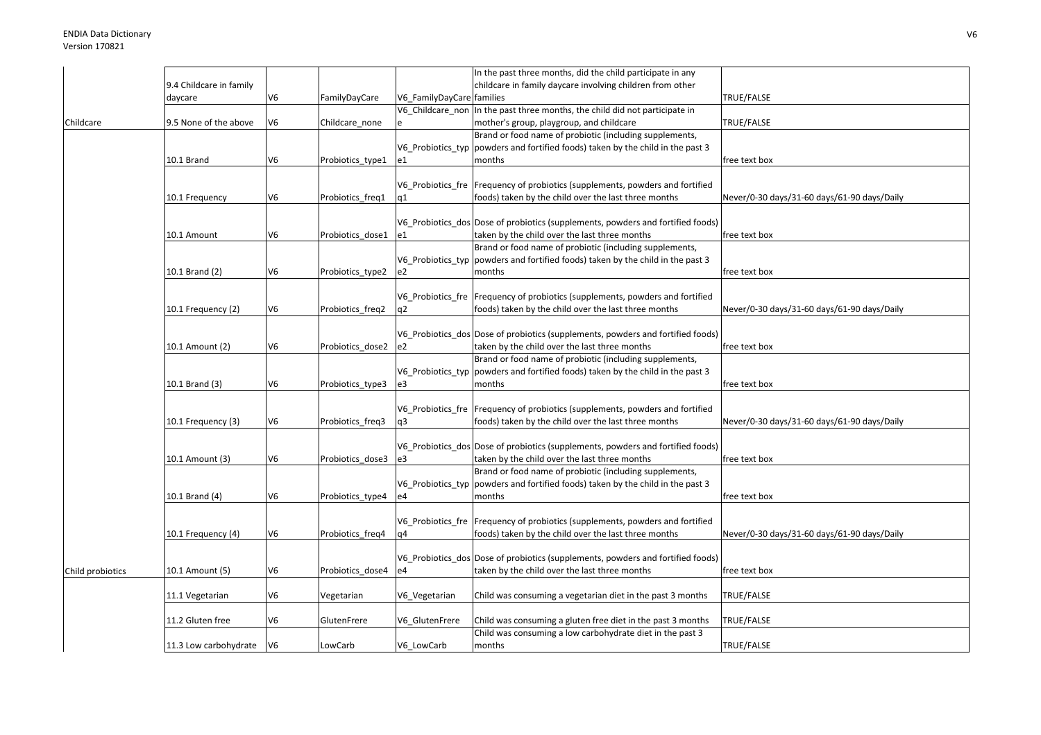| | | | | | | |
|---|---|---|---|---|---|---|
| | 9.4 Childcare in family daycare | V6 | FamilyDayCare | V6_FamilyDayCare | In the past three months, did the child participate in any childcare in family daycare involving children from other families | TRUE/FALSE |
| Childcare | 9.5 None of the above | V6 | Childcare_none | V6_Childcare_none | In the past three months, the child did not participate in mother's group, playgroup, and childcare | TRUE/FALSE |
| | 10.1 Brand | V6 | Probiotics_type1 | V6_Probiotics_type1 | Brand or food name of probiotic (including supplements, powders and fortified foods) taken by the child in the past 3 months | free text box |
| | 10.1 Frequency | V6 | Probiotics_freq1 | V6_Probiotics_freq1 | Frequency of probiotics (supplements, powders and fortified foods) taken by the child over the last three months | Never/0-30 days/31-60 days/61-90 days/Daily |
| | 10.1 Amount | V6 | Probiotics_dose1 | V6_Probiotics_dose1 | Dose of probiotics (supplements, powders and fortified foods) taken by the child over the last three months | free text box |
| | 10.1 Brand (2) | V6 | Probiotics_type2 | V6_Probiotics_type2 | Brand or food name of probiotic (including supplements, powders and fortified foods) taken by the child in the past 3 months | free text box |
| | 10.1 Frequency (2) | V6 | Probiotics_freq2 | V6_Probiotics_freq2 | Frequency of probiotics (supplements, powders and fortified foods) taken by the child over the last three months | Never/0-30 days/31-60 days/61-90 days/Daily |
| | 10.1 Amount (2) | V6 | Probiotics_dose2 | V6_Probiotics_dose2 | Dose of probiotics (supplements, powders and fortified foods) taken by the child over the last three months | free text box |
| | 10.1 Brand (3) | V6 | Probiotics_type3 | V6_Probiotics_type3 | Brand or food name of probiotic (including supplements, powders and fortified foods) taken by the child in the past 3 months | free text box |
| | 10.1 Frequency (3) | V6 | Probiotics_freq3 | V6_Probiotics_freq3 | Frequency of probiotics (supplements, powders and fortified foods) taken by the child over the last three months | Never/0-30 days/31-60 days/61-90 days/Daily |
| | 10.1 Amount (3) | V6 | Probiotics_dose3 | V6_Probiotics_dose3 | Dose of probiotics (supplements, powders and fortified foods) taken by the child over the last three months | free text box |
| | 10.1 Brand (4) | V6 | Probiotics_type4 | V6_Probiotics_type4 | Brand or food name of probiotic (including supplements, powders and fortified foods) taken by the child in the past 3 months | free text box |
| | 10.1 Frequency (4) | V6 | Probiotics_freq4 | V6_Probiotics_freq4 | Frequency of probiotics (supplements, powders and fortified foods) taken by the child over the last three months | Never/0-30 days/31-60 days/61-90 days/Daily |
| Child probiotics | 10.1 Amount (5) | V6 | Probiotics_dose4 | V6_Probiotics_dose4 | Dose of probiotics (supplements, powders and fortified foods) taken by the child over the last three months | free text box |
| | 11.1 Vegetarian | V6 | Vegetarian | V6_Vegetarian | Child was consuming a vegetarian diet in the past 3 months | TRUE/FALSE |
| | 11.2 Gluten free | V6 | GlutenFrere | V6_GlutenFrere | Child was consuming a gluten free diet in the past 3 months | TRUE/FALSE |
| | 11.3 Low carbohydrate | V6 | LowCarb | V6_LowCarb | Child was consuming a low carbohydrate diet in the past 3 months | TRUE/FALSE |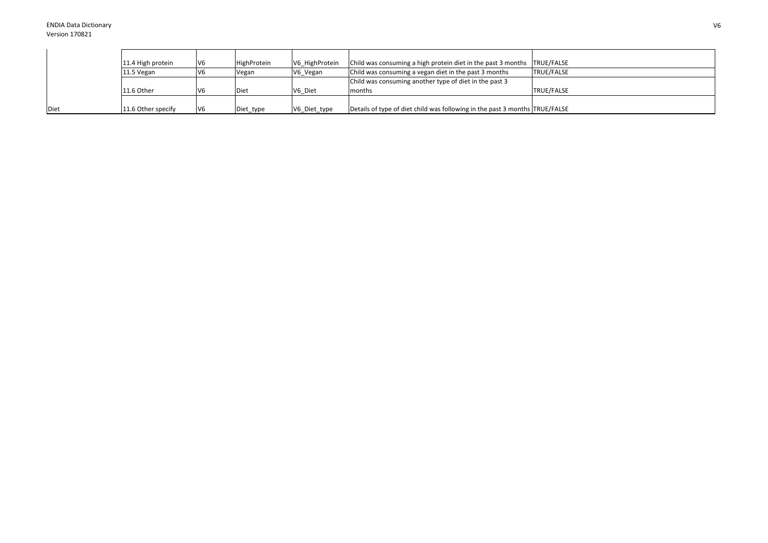| | | | | | | |
|---|---|---|---|---|---|---|
| | 11.4 High protein | V6 | HighProtein | V6_HighProtein | Child was consuming a high protein diet in the past 3 months | TRUE/FALSE |
| | 11.5 Vegan | V6 | Vegan | V6_Vegan | Child was consuming a vegan diet in the past 3 months | TRUE/FALSE |
| | 11.6 Other | V6 | Diet | V6_Diet | Child was consuming another type of diet in the past 3 months | TRUE/FALSE |
| Diet | 11.6 Other specify | V6 | Diet_type | V6_Diet_type | Details of type of diet child was following in the past 3 months | TRUE/FALSE |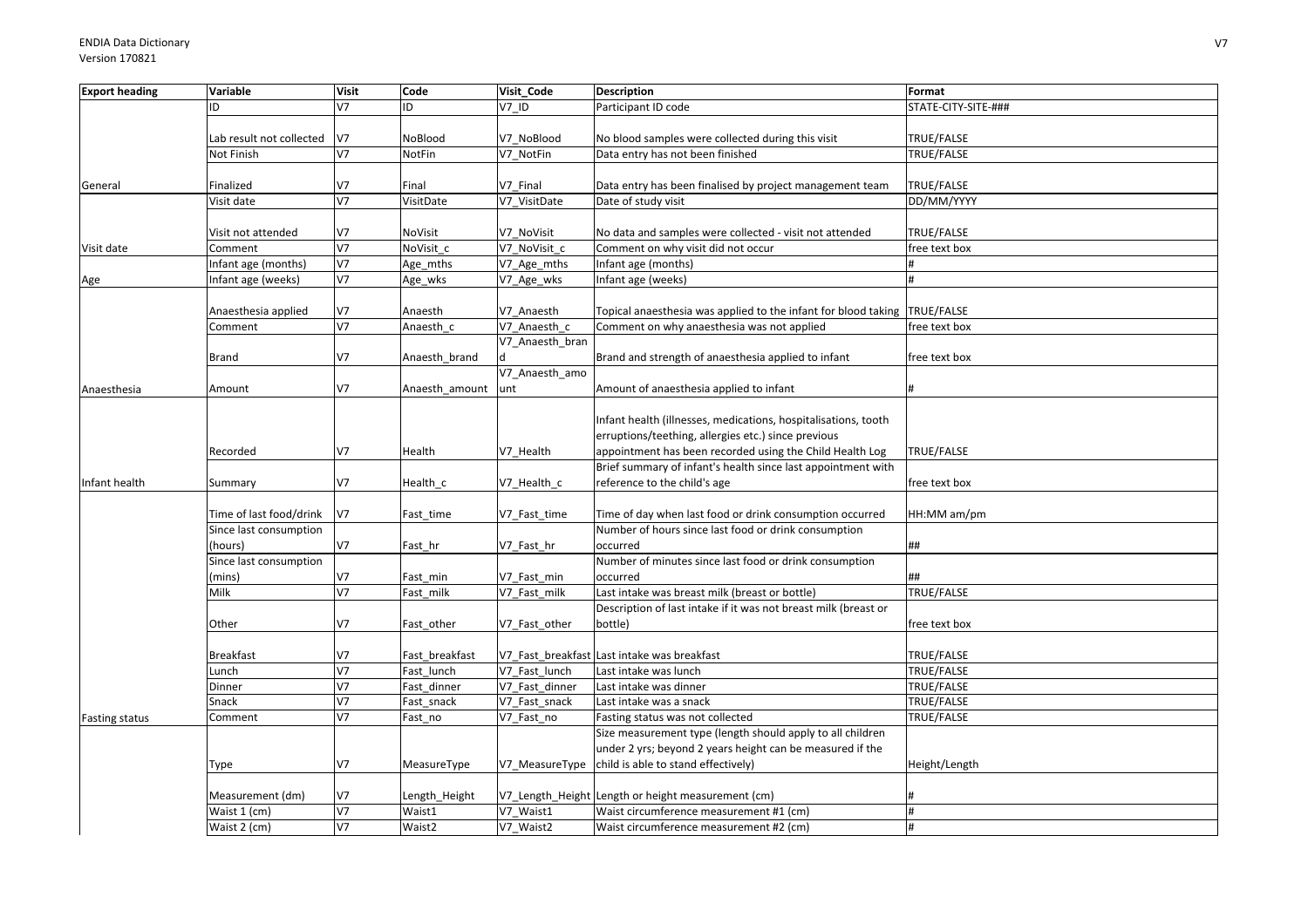| Export heading | Variable | Visit | Code | Visit_Code | Description | Format |
|---|---|---|---|---|---|---|
| | ID | V7 | ID | V7_ID | Participant ID code | STATE-CITY-SITE-### |
| | Lab result not collected | V7 | NoBlood | V7_NoBlood | No blood samples were collected during this visit | TRUE/FALSE |
| | Not Finish | V7 | NotFin | V7_NotFin | Data entry has not been finished | TRUE/FALSE |
| General | Finalized | V7 | Final | V7_Final | Data entry has been finalised by project management team | TRUE/FALSE |
| | Visit date | V7 | VisitDate | V7_VisitDate | Date of study visit | DD/MM/YYYY |
| | Visit not attended | V7 | NoVisit | V7_NoVisit | No data and samples were collected - visit not attended | TRUE/FALSE |
| Visit date | Comment | V7 | NoVisit_c | V7_NoVisit_c | Comment on why visit did not occur | free text box |
| | Infant age (months) | V7 | Age_mths | V7_Age_mths | Infant age (months) | # |
| Age | Infant age (weeks) | V7 | Age_wks | V7_Age_wks | Infant age (weeks) | # |
| | Anaesthesia applied | V7 | Anaesth | V7_Anaesth | Topical anaesthesia was applied to the infant for blood taking | TRUE/FALSE |
| | Comment | V7 | Anaesth_c | V7_Anaesth_c | Comment on why anaesthesia was not applied | free text box |
| | Brand | V7 | Anaesth_brand | V7_Anaesth_brand | Brand and strength of anaesthesia applied to infant | free text box |
| Anaesthesia | Amount | V7 | Anaesth_amount | V7_Anaesth_amount | Amount of anaesthesia applied to infant | # |
| | Recorded | V7 | Health | V7_Health | Infant health (illnesses, medications, hospitalisations, tooth erruptions/teething, allergies etc.) since previous appointment has been recorded using the Child Health Log | TRUE/FALSE |
| Infant health | Summary | V7 | Health_c | V7_Health_c | Brief summary of infant's health since last appointment with reference to the child's age | free text box |
| | Time of last food/drink | V7 | Fast_time | V7_Fast_time | Time of day when last food or drink consumption occurred | HH:MM am/pm |
| | Since last consumption (hours) | V7 | Fast_hr | V7_Fast_hr | Number of hours since last food or drink consumption occurred | ## |
| | Since last consumption (mins) | V7 | Fast_min | V7_Fast_min | Number of minutes since last food or drink consumption occurred | ## |
| | Milk | V7 | Fast_milk | V7_Fast_milk | Last intake was breast milk (breast or bottle) | TRUE/FALSE |
| | Other | V7 | Fast_other | V7_Fast_other | Description of last intake if it was not breast milk (breast or bottle) | free text box |
| | Breakfast | V7 | Fast_breakfast | V7_Fast_breakfast | Last intake was breakfast | TRUE/FALSE |
| | Lunch | V7 | Fast_lunch | V7_Fast_lunch | Last intake was lunch | TRUE/FALSE |
| | Dinner | V7 | Fast_dinner | V7_Fast_dinner | Last intake was dinner | TRUE/FALSE |
| | Snack | V7 | Fast_snack | V7_Fast_snack | Last intake was a snack | TRUE/FALSE |
| Fasting status | Comment | V7 | Fast_no | V7_Fast_no | Fasting status was not collected | TRUE/FALSE |
| | Type | V7 | MeasureType | V7_MeasureType | Size measurement type (length should apply to all children under 2 yrs; beyond 2 years height can be measured if the child is able to stand effectively) | Height/Length |
| | Measurement (dm) | V7 | Length_Height | V7_Length_Height | Length or height measurement (cm) | # |
| | Waist 1 (cm) | V7 | Waist1 | V7_Waist1 | Waist circumference measurement #1 (cm) | # |
| | Waist 2 (cm) | V7 | Waist2 | V7_Waist2 | Waist circumference measurement #2 (cm) | # |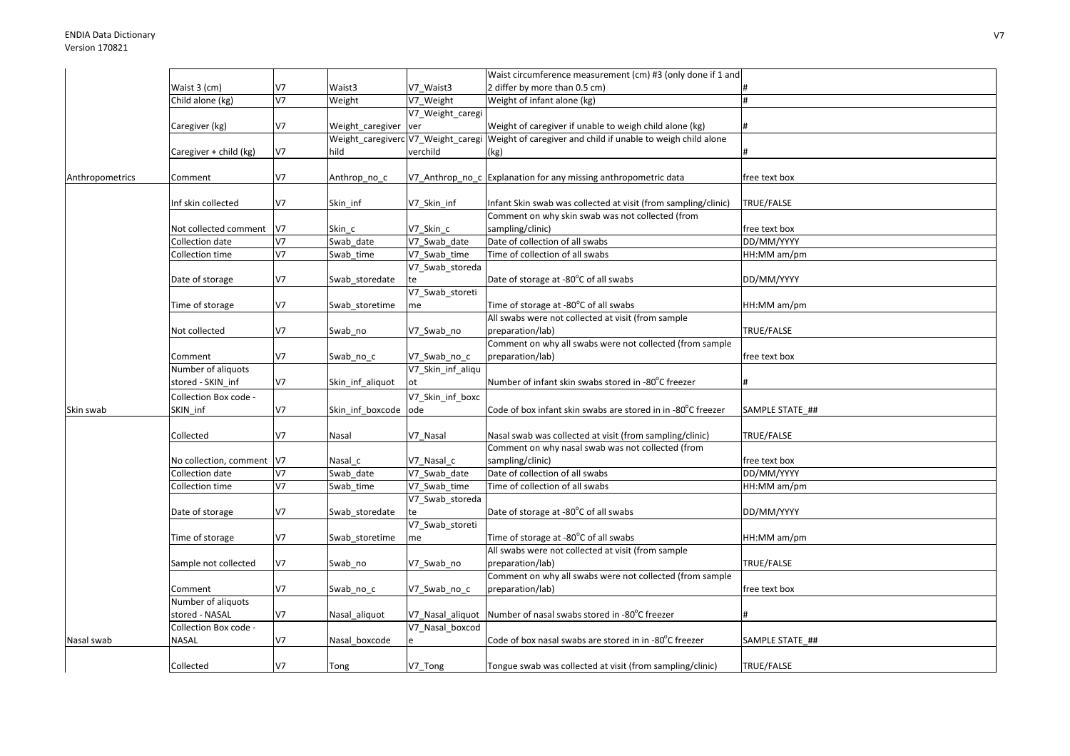| | | | | | | |
|---|---|---|---|---|---|---|
| | Waist 3 (cm) | V7 | Waist3 | V7_Waist3 | Waist circumference measurement (cm) #3 (only done if 1 and 2 differ by more than 0.5 cm) | # |
| | Child alone (kg) | V7 | Weight | V7_Weight | Weight of infant alone (kg) | # |
| | Caregiver (kg) | V7 | Weight_caregiver | V7_Weight_caregiver | Weight of caregiver if unable to weigh child alone (kg) | # |
| | Caregiver + child (kg) | V7 | Weight_caregiverchild | V7_Weight_caregiverchild | Weight of caregiver and child if unable to weigh child alone (kg) | # |
| Anthropometrics | Comment | V7 | Anthrop_no_c | V7_Anthrop_no_c | Explanation for any missing anthropometric data | free text box |
| | Inf skin collected | V7 | Skin_inf | V7_Skin_inf | Infant Skin swab was collected at visit (from sampling/clinic) | TRUE/FALSE |
| | Not collected comment | V7 | Skin_c | V7_Skin_c | Comment on why skin swab was not collected (from sampling/clinic) | free text box |
| | Collection date | V7 | Swab_date | V7_Swab_date | Date of collection of all swabs | DD/MM/YYYY |
| | Collection time | V7 | Swab_time | V7_Swab_time | Time of collection of all swabs | HH:MM am/pm |
| | Date of storage | V7 | Swab_storedate | V7_Swab_storedate | Date of storage at -80°C of all swabs | DD/MM/YYYY |
| | Time of storage | V7 | Swab_storetime | V7_Swab_storetime | Time of storage at -80°C of all swabs | HH:MM am/pm |
| | Not collected | V7 | Swab_no | V7_Swab_no | All swabs were not collected at visit (from sample preparation/lab) | TRUE/FALSE |
| | Comment | V7 | Swab_no_c | V7_Swab_no_c | Comment on why all swabs were not collected (from sample preparation/lab) | free text box |
| | Number of aliquots stored - SKIN_inf | V7 | Skin_inf_aliquot | V7_Skin_inf_aliquot | Number of infant skin swabs stored in -80°C freezer | # |
| Skin swab | Collection Box code - SKIN_inf | V7 | Skin_inf_boxcode | V7_Skin_inf_boxcode | Code of box infant skin swabs are stored in in -80°C freezer | SAMPLE STATE_## |
| | Collected | V7 | Nasal | V7_Nasal | Nasal swab was collected at visit (from sampling/clinic) | TRUE/FALSE |
| | No collection, comment | V7 | Nasal_c | V7_Nasal_c | Comment on why nasal swab was not collected (from sampling/clinic) | free text box |
| | Collection date | V7 | Swab_date | V7_Swab_date | Date of collection of all swabs | DD/MM/YYYY |
| | Collection time | V7 | Swab_time | V7_Swab_time | Time of collection of all swabs | HH:MM am/pm |
| | Date of storage | V7 | Swab_storedate | V7_Swab_storedate | Date of storage at -80°C of all swabs | DD/MM/YYYY |
| | Time of storage | V7 | Swab_storetime | V7_Swab_storetime | Time of storage at -80°C of all swabs | HH:MM am/pm |
| | Sample not collected | V7 | Swab_no | V7_Swab_no | All swabs were not collected at visit (from sample preparation/lab) | TRUE/FALSE |
| | Comment | V7 | Swab_no_c | V7_Swab_no_c | Comment on why all swabs were not collected (from sample preparation/lab) | free text box |
| | Number of aliquots stored - NASAL | V7 | Nasal_aliquot | V7_Nasal_aliquot | Number of nasal swabs stored in -80°C freezer | # |
| Nasal swab | Collection Box code - NASAL | V7 | Nasal_boxcode | V7_Nasal_boxcode | Code of box nasal swabs are stored in in -80°C freezer | SAMPLE STATE_## |
| | Collected | V7 | Tong | V7_Tong | Tongue swab was collected at visit (from sampling/clinic) | TRUE/FALSE |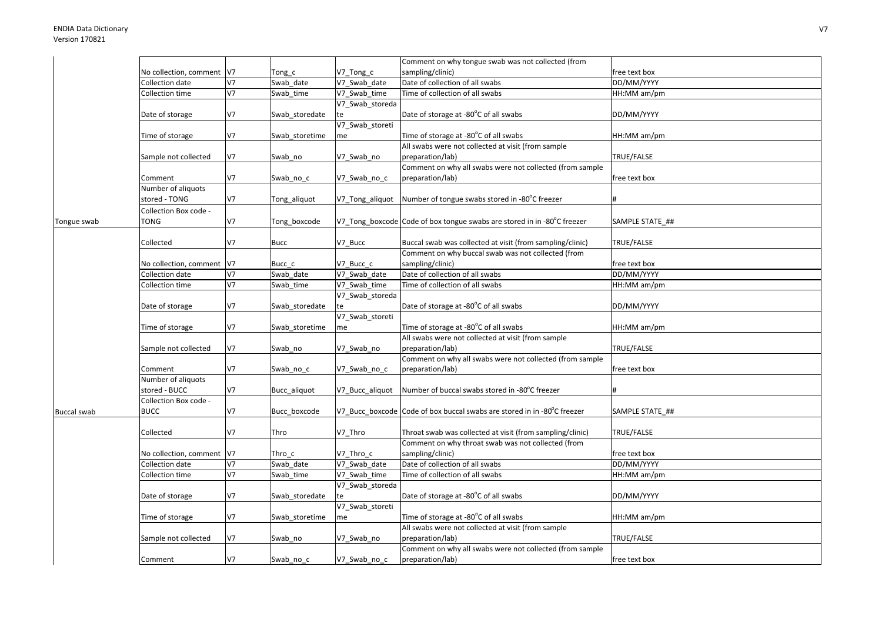| | | | | | | |
|---|---|---|---|---|---|---|
| | No collection, comment | V7 | Tong_c | V7_Tong_c | Comment on why tongue swab was not collected (from sampling/clinic) | free text box |
| | Collection date | V7 | Swab_date | V7_Swab_date | Date of collection of all swabs | DD/MM/YYYY |
| | Collection time | V7 | Swab_time | V7_Swab_time | Time of collection of all swabs | HH:MM am/pm |
| | Date of storage | V7 | Swab_storedate | V7_Swab_storedate | Date of storage at -80°C of all swabs | DD/MM/YYYY |
| | Time of storage | V7 | Swab_storetime | V7_Swab_storetime | Time of storage at -80°C of all swabs | HH:MM am/pm |
| | Sample not collected | V7 | Swab_no | V7_Swab_no | All swabs were not collected at visit (from sample preparation/lab) | TRUE/FALSE |
| | Comment | V7 | Swab_no_c | V7_Swab_no_c | Comment on why all swabs were not collected (from sample preparation/lab) | free text box |
| | Number of aliquots stored - TONG | V7 | Tong_aliquot | V7_Tong_aliquot | Number of tongue swabs stored in -80°C freezer | # |
| Tongue swab | Collection Box code - TONG | V7 | Tong_boxcode | V7_Tong_boxcode | Code of box tongue swabs are stored in in -80°C freezer | SAMPLE STATE_## |
| | Collected | V7 | Bucc | V7_Bucc | Buccal swab was collected at visit (from sampling/clinic) | TRUE/FALSE |
| | No collection, comment | V7 | Bucc_c | V7_Bucc_c | Comment on why buccal swab was not collected (from sampling/clinic) | free text box |
| | Collection date | V7 | Swab_date | V7_Swab_date | Date of collection of all swabs | DD/MM/YYYY |
| | Collection time | V7 | Swab_time | V7_Swab_time | Time of collection of all swabs | HH:MM am/pm |
| | Date of storage | V7 | Swab_storedate | V7_Swab_storedate | Date of storage at -80°C of all swabs | DD/MM/YYYY |
| | Time of storage | V7 | Swab_storetime | V7_Swab_storetime | Time of storage at -80°C of all swabs | HH:MM am/pm |
| | Sample not collected | V7 | Swab_no | V7_Swab_no | All swabs were not collected at visit (from sample preparation/lab) | TRUE/FALSE |
| | Comment | V7 | Swab_no_c | V7_Swab_no_c | Comment on why all swabs were not collected (from sample preparation/lab) | free text box |
| | Number of aliquots stored - BUCC | V7 | Bucc_aliquot | V7_Bucc_aliquot | Number of buccal swabs stored in -80°C freezer | # |
| Buccal swab | Collection Box code - BUCC | V7 | Bucc_boxcode | V7_Bucc_boxcode | Code of box buccal swabs are stored in in -80°C freezer | SAMPLE STATE_## |
| | Collected | V7 | Thro | V7_Thro | Throat swab was collected at visit (from sampling/clinic) | TRUE/FALSE |
| | No collection, comment | V7 | Thro_c | V7_Thro_c | Comment on why throat swab was not collected (from sampling/clinic) | free text box |
| | Collection date | V7 | Swab_date | V7_Swab_date | Date of collection of all swabs | DD/MM/YYYY |
| | Collection time | V7 | Swab_time | V7_Swab_time | Time of collection of all swabs | HH:MM am/pm |
| | Date of storage | V7 | Swab_storedate | V7_Swab_storedate | Date of storage at -80°C of all swabs | DD/MM/YYYY |
| | Time of storage | V7 | Swab_storetime | V7_Swab_storetime | Time of storage at -80°C of all swabs | HH:MM am/pm |
| | Sample not collected | V7 | Swab_no | V7_Swab_no | All swabs were not collected at visit (from sample preparation/lab) | TRUE/FALSE |
| | Comment | V7 | Swab_no_c | V7_Swab_no_c | Comment on why all swabs were not collected (from sample preparation/lab) | free text box |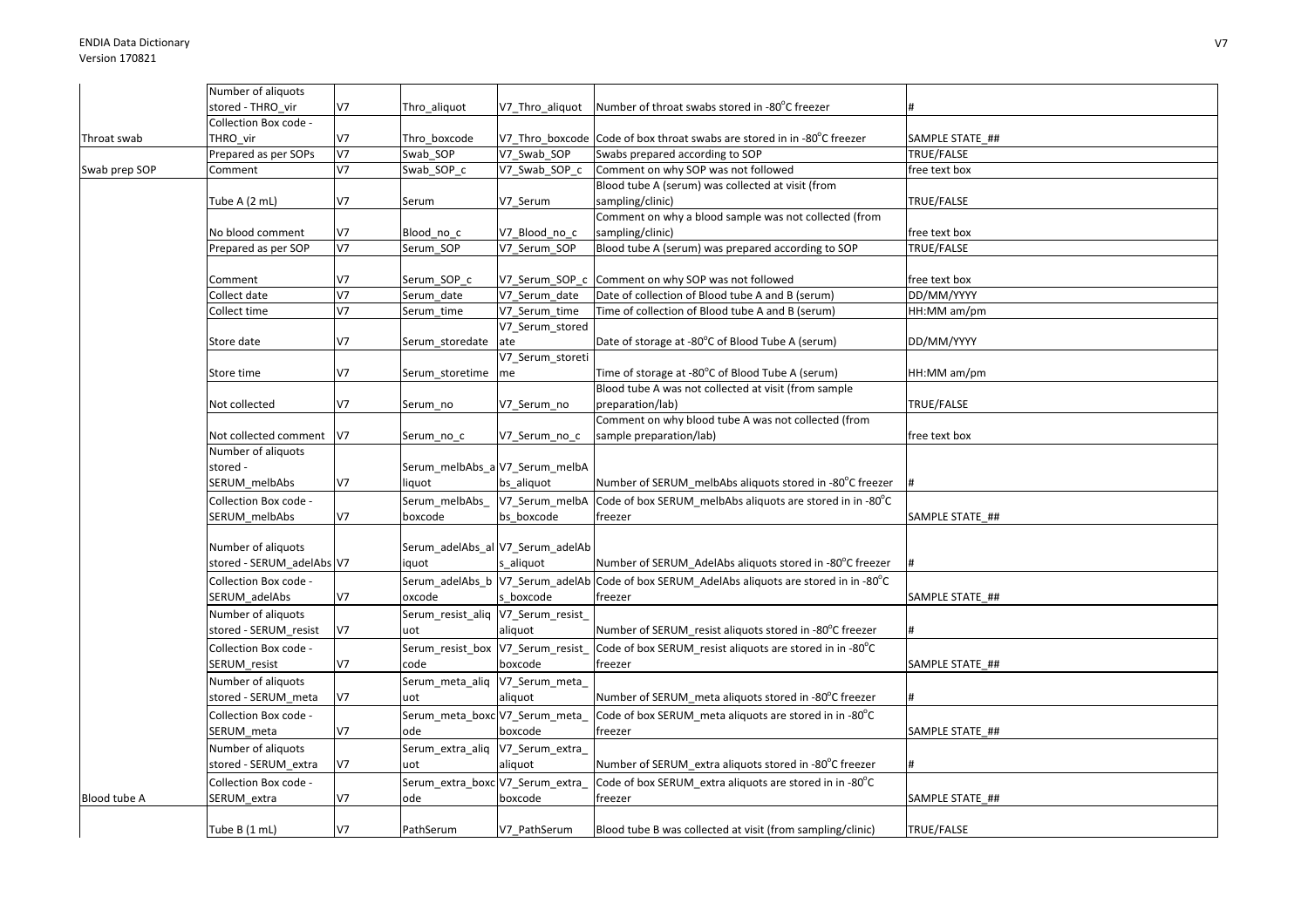| | | | | | | |
|---|---|---|---|---|---|---|
| | Number of aliquots stored - THRO_vir | V7 | Thro_aliquot | V7_Thro_aliquot | Number of throat swabs stored in -80°C freezer | # |
| Throat swab | Collection Box code - THRO_vir | V7 | Thro_boxcode | V7_Thro_boxcode | Code of box throat swabs are stored in in -80°C freezer | SAMPLE STATE_## |
| | Prepared as per SOPs | V7 | Swab_SOP | V7_Swab_SOP | Swabs prepared according to SOP | TRUE/FALSE |
| Swab prep SOP | Comment | V7 | Swab_SOP_c | V7_Swab_SOP_c | Comment on why SOP was not followed | free text box |
| | Tube A (2 mL) | V7 | Serum | V7_Serum | Blood tube A (serum) was collected at visit (from sampling/clinic) | TRUE/FALSE |
| | No blood comment | V7 | Blood_no_c | V7_Blood_no_c | Comment on why a blood sample was not collected (from sampling/clinic) | free text box |
| | Prepared as per SOP | V7 | Serum_SOP | V7_Serum_SOP | Blood tube A (serum) was prepared according to SOP | TRUE/FALSE |
| | Comment | V7 | Serum_SOP_c | V7_Serum_SOP_c | Comment on why SOP was not followed | free text box |
| | Collect date | V7 | Serum_date | V7_Serum_date | Date of collection of Blood tube A and B (serum) | DD/MM/YYYY |
| | Collect time | V7 | Serum_time | V7_Serum_time | Time of collection of Blood tube A and B (serum) | HH:MM am/pm |
| | Store date | V7 | Serum_storedate | V7_Serum_storedate | Date of storage at -80°C of Blood Tube A (serum) | DD/MM/YYYY |
| | Store time | V7 | Serum_storetime | V7_Serum_storetime | Time of storage at -80°C of Blood Tube A (serum) | HH:MM am/pm |
| | Not collected | V7 | Serum_no | V7_Serum_no | Blood tube A was not collected at visit (from sample preparation/lab) | TRUE/FALSE |
| | Not collected comment | V7 | Serum_no_c | V7_Serum_no_c | Comment on why blood tube A was not collected (from sample preparation/lab) | free text box |
| | Number of aliquots stored - SERUM_melbAbs | V7 | Serum_melbAbs_aliquot | V7_Serum_melbAbs_aliquot | Number of SERUM_melbAbs aliquots stored in -80°C freezer | # |
| | Collection Box code - SERUM_melbAbs | V7 | Serum_melbAbs_boxcode | V7_Serum_melbAbs_boxcode | Code of box SERUM_melbAbs aliquots are stored in in -80°C freezer | SAMPLE STATE_## |
| | Number of aliquots stored - SERUM_adelAbs | V7 | Serum_adelAbs_aliquot | V7_Serum_adelAbs_aliquot | Number of SERUM_AdelAbs aliquots stored in -80°C freezer | # |
| | Collection Box code - SERUM_adelAbs | V7 | Serum_adelAbs_boxcode | V7_Serum_adelAbs_boxcode | Code of box SERUM_AdelAbs aliquots are stored in in -80°C freezer | SAMPLE STATE_## |
| | Number of aliquots stored - SERUM_resist | V7 | Serum_resist_aliquot | V7_Serum_resist_aliquot | Number of SERUM_resist aliquots stored in -80°C freezer | # |
| | Collection Box code - SERUM_resist | V7 | Serum_resist_boxcode | V7_Serum_resist_boxcode | Code of box SERUM_resist aliquots are stored in in -80°C freezer | SAMPLE STATE_## |
| | Number of aliquots stored - SERUM_meta | V7 | Serum_meta_aliquot | V7_Serum_meta_aliquot | Number of SERUM_meta aliquots stored in -80°C freezer | # |
| | Collection Box code - SERUM_meta | V7 | Serum_meta_boxcode | V7_Serum_meta_boxcode | Code of box SERUM_meta aliquots are stored in in -80°C freezer | SAMPLE STATE_## |
| | Number of aliquots stored - SERUM_extra | V7 | Serum_extra_aliquot | V7_Serum_extra_aliquot | Number of SERUM_extra aliquots stored in -80°C freezer | # |
| Blood tube A | Collection Box code - SERUM_extra | V7 | Serum_extra_boxcode | V7_Serum_extra_boxcode | Code of box SERUM_extra aliquots are stored in in -80°C freezer | SAMPLE STATE_## |
| | Tube B (1 mL) | V7 | PathSerum | V7_PathSerum | Blood tube B was collected at visit (from sampling/clinic) | TRUE/FALSE |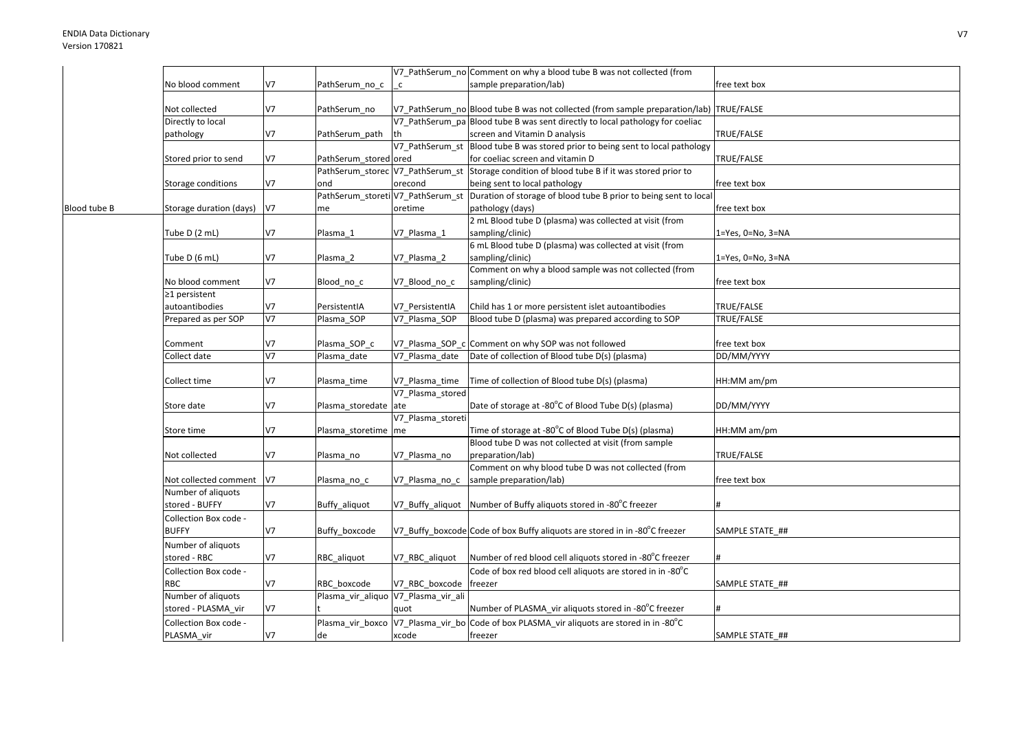| | | | | | | |
|---|---|---|---|---|---|---|
| | No blood comment | V7 | PathSerum_no_c | V7_PathSerum_no_c | Comment on why a blood tube B was not collected (from sample preparation/lab) | free text box |
| | Not collected | V7 | PathSerum_no | V7_PathSerum_no | Blood tube B was not collected (from sample preparation/lab) | TRUE/FALSE |
| | Directly to local pathology | V7 | PathSerum_path | V7_PathSerum_path | Blood tube B was sent directly to local pathology for coeliac screen and Vitamin D analysis | TRUE/FALSE |
| | Stored prior to send | V7 | PathSerum_stored | V7_PathSerum_stored | Blood tube B was stored prior to being sent to local pathology for coeliac screen and vitamin D | TRUE/FALSE |
| | Storage conditions | V7 | PathSerum_storecond | V7_PathSerum_storecond | Storage condition of blood tube B if it was stored prior to being sent to local pathology | free text box |
| Blood tube B | Storage duration (days) | V7 | PathSerum_storetime | V7_PathSerum_storetime | Duration of storage of blood tube B prior to being sent to local pathology (days) | free text box |
| | Tube D (2 mL) | V7 | Plasma_1 | V7_Plasma_1 | 2 mL Blood tube D (plasma) was collected at visit (from sampling/clinic) | 1=Yes, 0=No, 3=NA |
| | Tube D (6 mL) | V7 | Plasma_2 | V7_Plasma_2 | 6 mL Blood tube D (plasma) was collected at visit (from sampling/clinic) | 1=Yes, 0=No, 3=NA |
| | No blood comment | V7 | Blood_no_c | V7_Blood_no_c | Comment on why a blood sample was not collected (from sampling/clinic) | free text box |
| | ≥1 persistent autoantibodies | V7 | PersistentIA | V7_PersistentIA | Child has 1 or more persistent islet autoantibodies | TRUE/FALSE |
| | Prepared as per SOP | V7 | Plasma_SOP | V7_Plasma_SOP | Blood tube D (plasma) was prepared according to SOP | TRUE/FALSE |
| | Comment | V7 | Plasma_SOP_c | V7_Plasma_SOP_c | Comment on why SOP was not followed | free text box |
| | Collect date | V7 | Plasma_date | V7_Plasma_date | Date of collection of Blood tube D(s) (plasma) | DD/MM/YYYY |
| | Collect time | V7 | Plasma_time | V7_Plasma_time | Time of collection of Blood tube D(s) (plasma) | HH:MM am/pm |
| | Store date | V7 | Plasma_storedate | V7_Plasma_storedate | Date of storage at -80°C of Blood Tube D(s) (plasma) | DD/MM/YYYY |
| | Store time | V7 | Plasma_storetime | V7_Plasma_storetime | Time of storage at -80°C of Blood Tube D(s) (plasma) | HH:MM am/pm |
| | Not collected | V7 | Plasma_no | V7_Plasma_no | Blood tube D was not collected at visit (from sample preparation/lab) | TRUE/FALSE |
| | Not collected comment | V7 | Plasma_no_c | V7_Plasma_no_c | Comment on why blood tube D was not collected (from sample preparation/lab) | free text box |
| | Number of aliquots stored - BUFFY | V7 | Buffy_aliquot | V7_Buffy_aliquot | Number of Buffy aliquots stored in -80°C freezer | # |
| | Collection Box code - BUFFY | V7 | Buffy_boxcode | V7_Buffy_boxcode | Code of box Buffy aliquots are stored in in -80°C freezer | SAMPLE STATE_## |
| | Number of aliquots stored - RBC | V7 | RBC_aliquot | V7_RBC_aliquot | Number of red blood cell aliquots stored in -80°C freezer | # |
| | Collection Box code - RBC | V7 | RBC_boxcode | V7_RBC_boxcode | Code of box red blood cell aliquots are stored in in -80°C freezer | SAMPLE STATE_## |
| | Number of aliquots stored - PLASMA_vir | V7 | Plasma_vir_aliquot | V7_Plasma_vir_aliquot | Number of PLASMA_vir aliquots stored in -80°C freezer | # |
| | Collection Box code - PLASMA_vir | V7 | Plasma_vir_boxcode | V7_Plasma_vir_boxcode | Code of box PLASMA_vir aliquots are stored in in -80°C freezer | SAMPLE STATE_## |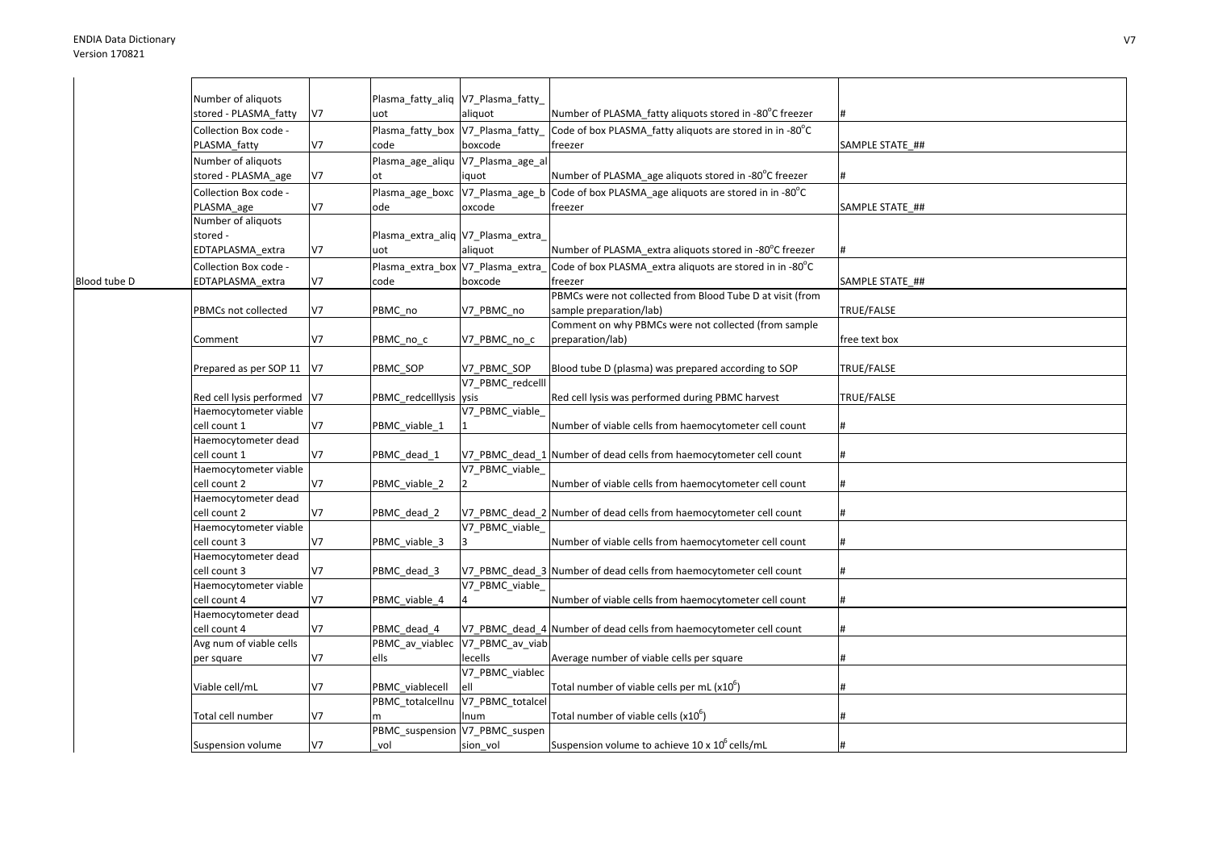|  |  |  |  |  |  |  |
|---|---|---|---|---|---|---|
|  | Number of aliquots stored - PLASMA_fatty | V7 | Plasma_fatty_aliquot | V7_Plasma_fatty_aliquot | Number of PLASMA_fatty aliquots stored in -80°C freezer | # |
|  | Collection Box code - PLASMA_fatty | V7 | Plasma_fatty_boxcode | V7_Plasma_fatty_boxcode | Code of box PLASMA_fatty aliquots are stored in in -80°C freezer | SAMPLE STATE_## |
|  | Number of aliquots stored - PLASMA_age | V7 | Plasma_age_aliquot | V7_Plasma_age_aliquot | Number of PLASMA_age aliquots stored in -80°C freezer | # |
|  | Collection Box code - PLASMA_age | V7 | Plasma_age_boxcode | V7_Plasma_age_boxcode | Code of box PLASMA_age aliquots are stored in in -80°C freezer | SAMPLE STATE_## |
|  | Number of aliquots stored - EDTAPLASMA_extra | V7 | Plasma_extra_aliquot | V7_Plasma_extra_aliquot | Number of PLASMA_extra aliquots stored in -80°C freezer | # |
| Blood tube D | Collection Box code - EDTAPLASMA_extra | V7 | Plasma_extra_boxcode | V7_Plasma_extra_boxcode | Code of box PLASMA_extra aliquots are stored in in -80°C freezer | SAMPLE STATE_## |
|  | PBMCs not collected | V7 | PBMC_no | V7_PBMC_no | PBMCs were not collected from Blood Tube D at visit (from sample preparation/lab) | TRUE/FALSE |
|  | Comment | V7 | PBMC_no_c | V7_PBMC_no_c | Comment on why PBMCs were not collected (from sample preparation/lab) | free text box |
|  | Prepared as per SOP 11 | V7 | PBMC_SOP | V7_PBMC_SOP | Blood tube D (plasma) was prepared according to SOP | TRUE/FALSE |
|  | Red cell lysis performed | V7 | PBMC_redcelllysis | V7_PBMC_redcelllysis | Red cell lysis was performed during PBMC harvest | TRUE/FALSE |
|  | Haemocytometer viable cell count 1 | V7 | PBMC_viable_1 | V7_PBMC_viable_1 | Number of viable cells from haemocytometer cell count | # |
|  | Haemocytometer dead cell count 1 | V7 | PBMC_dead_1 | V7_PBMC_dead_1 | Number of dead cells from haemocytometer cell count | # |
|  | Haemocytometer viable cell count 2 | V7 | PBMC_viable_2 | V7_PBMC_viable_2 | Number of viable cells from haemocytometer cell count | # |
|  | Haemocytometer dead cell count 2 | V7 | PBMC_dead_2 | V7_PBMC_dead_2 | Number of dead cells from haemocytometer cell count | # |
|  | Haemocytometer viable cell count 3 | V7 | PBMC_viable_3 | V7_PBMC_viable_3 | Number of viable cells from haemocytometer cell count | # |
|  | Haemocytometer dead cell count 3 | V7 | PBMC_dead_3 | V7_PBMC_dead_3 | Number of dead cells from haemocytometer cell count | # |
|  | Haemocytometer viable cell count 4 | V7 | PBMC_viable_4 | V7_PBMC_viable_4 | Number of viable cells from haemocytometer cell count | # |
|  | Haemocytometer dead cell count 4 | V7 | PBMC_dead_4 | V7_PBMC_dead_4 | Number of dead cells from haemocytometer cell count | # |
|  | Avg num of viable cells per square | V7 | PBMC_av_viablecells | V7_PBMC_av_viablecells | Average number of viable cells per square | # |
|  | Viable cell/mL | V7 | PBMC_viablecell | V7_PBMC_viablecell | Total number of viable cells per mL ($x10^6$) | # |
|  | Total cell number | V7 | PBMC_totalcellnum | V7_PBMC_totalcellnum | Total number of viable cells ($x10^6$) | # |
|  | Suspension volume | V7 | PBMC_suspension_vol | V7_PBMC_suspension_vol | Suspension volume to achieve 10 x $10^6$ cells/mL | # |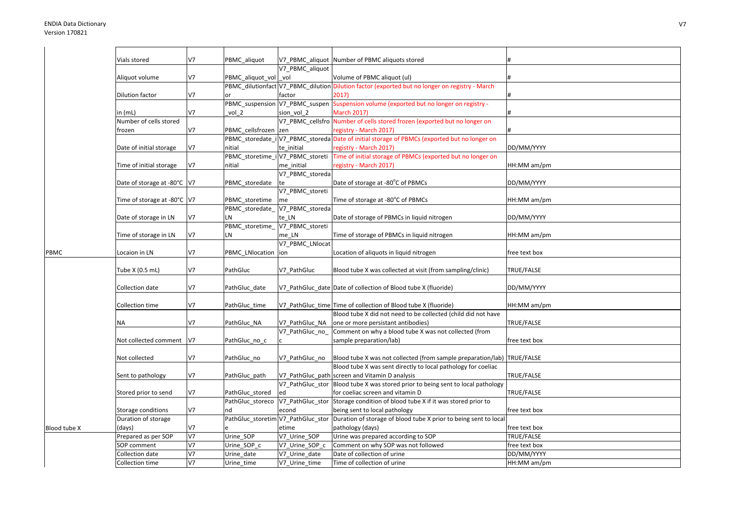| | | | | | | |
|---|---|---|---|---|---|---|
| | Vials stored | V7 | PBMC_aliquot | V7_PBMC_aliquot | Number of PBMC aliquots stored | # |
| | Aliquot volume | V7 | PBMC_aliquot_vol | V7_PBMC_aliquot_vol | Volume of PBMC aliquot (ul) | # |
| | Dilution factor | V7 | PBMC_dilutionfactor | V7_PBMC_dilutionfactor | Dilution factor (exported but no longer on registry - March 2017) | # |
| | in (mL) | V7 | PBMC_suspension_vol_2 | V7_PBMC_suspension_vol_2 | Suspension volume (exported but no longer on registry - March 2017) | # |
| | Number of cells stored frozen | V7 | PBMC_cellsfrozen | V7_PBMC_cellsfrozen | Number of cells stored frozen (exported but no longer on registry - March 2017) | # |
| | Date of initial storage | V7 | PBMC_storedate_initial | V7_PBMC_storedate_initial | Date of initial storage of PBMCs (exported but no longer on registry - March 2017) | DD/MM/YYYY |
| | Time of initial storage | V7 | PBMC_storetime_initial | V7_PBMC_storetime_initial | Time of initial storage of PBMCs (exported but no longer on registry - March 2017) | HH:MM am/pm |
| | Date of storage at -80°C | V7 | PBMC_storedate | V7_PBMC_storedate | Date of storage at -80°C of PBMCs | DD/MM/YYYY |
| | Time of storage at -80°C | V7 | PBMC_storetime | V7_PBMC_storetime | Time of storage at -80°C of PBMCs | HH:MM am/pm |
| | Date of storage in LN | V7 | PBMC_storedate_LN | V7_PBMC_storedate_LN | Date of storage of PBMCs in liquid nitrogen | DD/MM/YYYY |
| | Time of storage in LN | V7 | PBMC_storetime_LN | V7_PBMC_storetime_LN | Time of storage of PBMCs in liquid nitrogen | HH:MM am/pm |
| PBMC | Locaion in LN | V7 | PBMC_LNlocation | V7_PBMC_LNlocation | Location of aliquots in liquid nitrogen | free text box |
| | Tube X (0.5 mL) | V7 | PathGluc | V7_PathGluc | Blood tube X was collected at visit (from sampling/clinic) | TRUE/FALSE |
| | Collection date | V7 | PathGluc_date | V7_PathGluc_date | Date of collection of Blood tube X (fluoride) | DD/MM/YYYY |
| | Collection time | V7 | PathGluc_time | V7_PathGluc_time | Time of collection of Blood tube X (fluoride) | HH:MM am/pm |
| | NA | V7 | PathGluc_NA | V7_PathGluc_NA | Blood tube X did not need to be collected (child did not have one or more persistant antibodies) | TRUE/FALSE |
| | Not collected comment | V7 | PathGluc_no_c | V7_PathGluc_no_c | Comment on why a blood tube X was not collected (from sample preparation/lab) | free text box |
| | Not collected | V7 | PathGluc_no | V7_PathGluc_no | Blood tube X was not collected (from sample preparation/lab) | TRUE/FALSE |
| | Sent to pathology | V7 | PathGluc_path | V7_PathGluc_path | Blood tube X was sent directly to local pathology for coeliac screen and Vitamin D analysis | TRUE/FALSE |
| | Stored prior to send | V7 | PathGluc_stored | V7_PathGluc_stored | Blood tube X was stored prior to being sent to local pathology for coeliac screen and vitamin D | TRUE/FALSE |
| | Storage conditions | V7 | PathGluc_storecond | V7_PathGluc_storecond | Storage condition of blood tube X if it was stored prior to being sent to local pathology | free text box |
| Blood tube X | Duration of storage (days) | V7 | PathGluc_storetime | V7_PathGluc_storetime | Duration of storage of blood tube X prior to being sent to local pathology (days) | free text box |
| | Prepared as per SOP | V7 | Urine_SOP | V7_Urine_SOP | Urine was prepared according to SOP | TRUE/FALSE |
| | SOP comment | V7 | Urine_SOP_c | V7_Urine_SOP_c | Comment on why SOP was not followed | free text box |
| | Collection date | V7 | Urine_date | V7_Urine_date | Date of collection of urine | DD/MM/YYYY |
| | Collection time | V7 | Urine_time | V7_Urine_time | Time of collection of urine | HH:MM am/pm |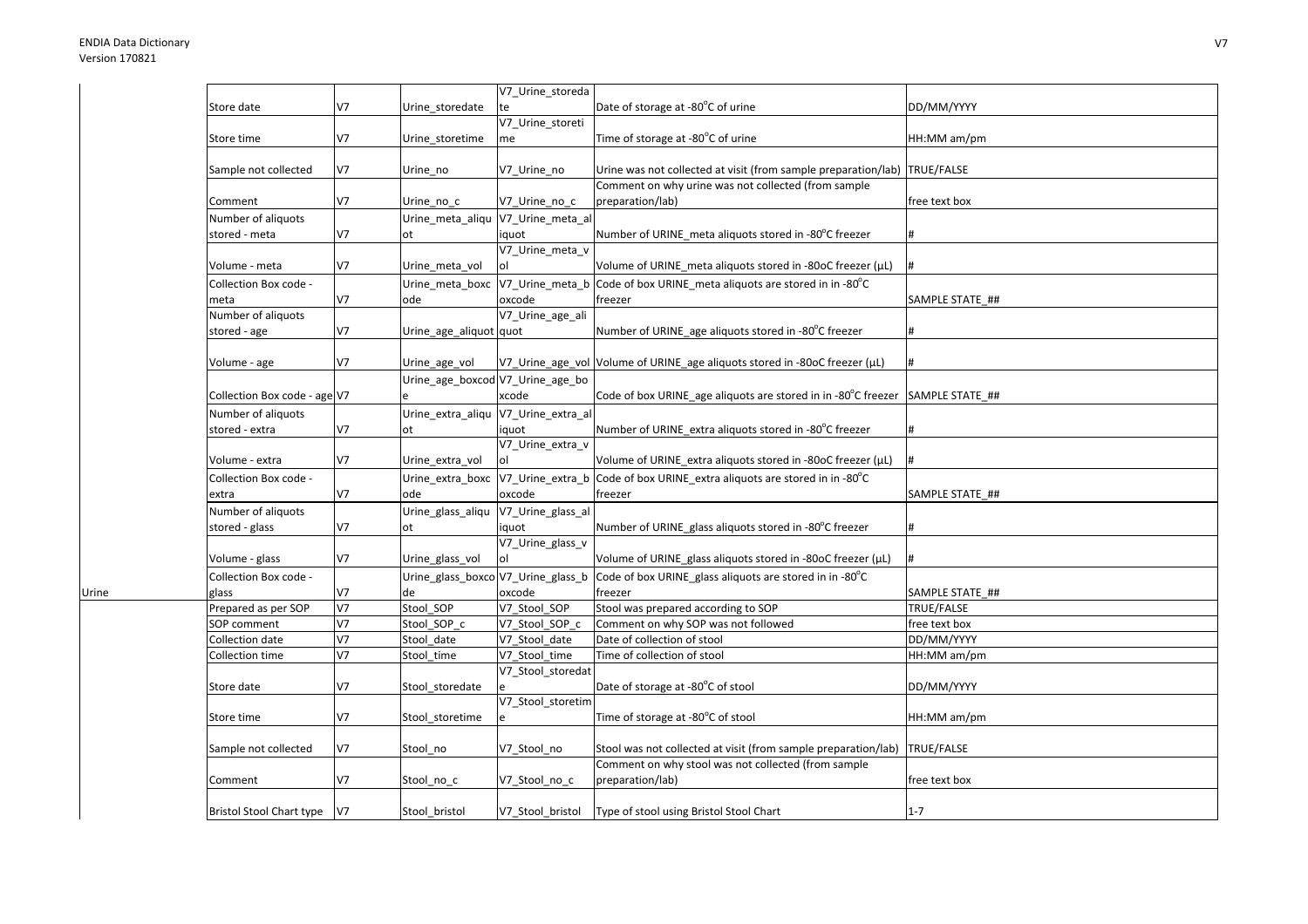| | | | | | |
|---|---|---|---|---|---|
| | Store date | V7 | Urine_storedate | V7_Urine_storedate | Date of storage at -80°C of urine | DD/MM/YYYY |
| | Store time | V7 | Urine_storetime | V7_Urine_storetime | Time of storage at -80°C of urine | HH:MM am/pm |
| | Sample not collected | V7 | Urine_no | V7_Urine_no | Urine was not collected at visit (from sample preparation/lab) | TRUE/FALSE |
| | Comment | V7 | Urine_no_c | V7_Urine_no_c | Comment on why urine was not collected (from sample preparation/lab) | free text box |
| | Number of aliquots stored - meta | V7 | Urine_meta_aliquot | V7_Urine_meta_aliquot | Number of URINE_meta aliquots stored in -80°C freezer | # |
| | Volume - meta | V7 | Urine_meta_vol | V7_Urine_meta_vol | Volume of URINE_meta aliquots stored in -80oC freezer (μL) | # |
| | Collection Box code - meta | V7 | Urine_meta_boxcode | V7_Urine_meta_boxcode | Code of box URINE_meta aliquots are stored in in -80°C freezer | SAMPLE STATE_## |
| | Number of aliquots stored - age | V7 | Urine_age_aliquot | V7_Urine_age_aliquot | Number of URINE_age aliquots stored in -80°C freezer | # |
| | Volume - age | V7 | Urine_age_vol | V7_Urine_age_vol | Volume of URINE_age aliquots stored in -80oC freezer (μL) | # |
| | Collection Box code - age | V7 | Urine_age_boxcode | V7_Urine_age_boxcode | Code of box URINE_age aliquots are stored in in -80°C freezer | SAMPLE STATE_## |
| | Number of aliquots stored - extra | V7 | Urine_extra_aliquot | V7_Urine_extra_aliquot | Number of URINE_extra aliquots stored in -80°C freezer | # |
| | Volume - extra | V7 | Urine_extra_vol | V7_Urine_extra_vol | Volume of URINE_extra aliquots stored in -80oC freezer (μL) | # |
| | Collection Box code - extra | V7 | Urine_extra_boxcode | V7_Urine_extra_boxcode | Code of box URINE_extra aliquots are stored in in -80°C freezer | SAMPLE STATE_## |
| | Number of aliquots stored - glass | V7 | Urine_glass_aliquot | V7_Urine_glass_aliquot | Number of URINE_glass aliquots stored in -80°C freezer | # |
| | Volume - glass | V7 | Urine_glass_vol | V7_Urine_glass_vol | Volume of URINE_glass aliquots stored in -80oC freezer (μL) | # |
| Urine | Collection Box code - glass | V7 | Urine_glass_boxcode | V7_Urine_glass_boxcode | Code of box URINE_glass aliquots are stored in in -80°C freezer | SAMPLE STATE_## |
| | Prepared as per SOP | V7 | Stool_SOP | V7_Stool_SOP | Stool was prepared according to SOP | TRUE/FALSE |
| | SOP comment | V7 | Stool_SOP_c | V7_Stool_SOP_c | Comment on why SOP was not followed | free text box |
| | Collection date | V7 | Stool_date | V7_Stool_date | Date of collection of stool | DD/MM/YYYY |
| | Collection time | V7 | Stool_time | V7_Stool_time | Time of collection of stool | HH:MM am/pm |
| | Store date | V7 | Stool_storedate | V7_Stool_storedate | Date of storage at -80°C of stool | DD/MM/YYYY |
| | Store time | V7 | Stool_storetime | V7_Stool_storetime | Time of storage at -80°C of stool | HH:MM am/pm |
| | Sample not collected | V7 | Stool_no | V7_Stool_no | Stool was not collected at visit (from sample preparation/lab) | TRUE/FALSE |
| | Comment | V7 | Stool_no_c | V7_Stool_no_c | Comment on why stool was not collected (from sample preparation/lab) | free text box |
| | Bristol Stool Chart type | V7 | Stool_bristol | V7_Stool_bristol | Type of stool using Bristol Stool Chart | 1-7 |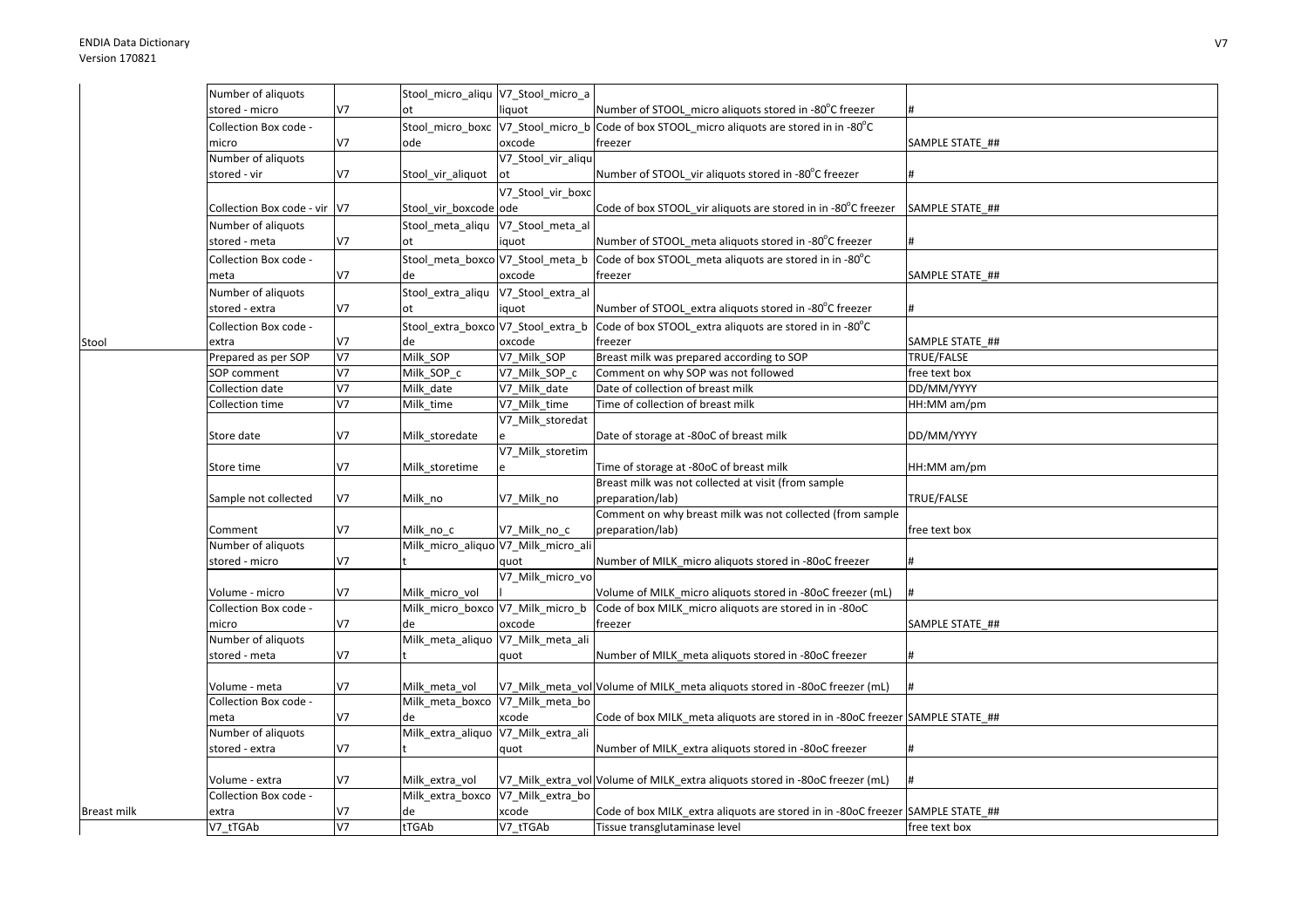| | | | | | | |
|---|---|---|---|---|---|---|
| | Number of aliquots stored - micro | V7 | Stool_micro_aliquot | V7_Stool_micro_aliquot | Number of STOOL_micro aliquots stored in -80°C freezer | # |
| | Collection Box code - micro | V7 | Stool_micro_boxcode | V7_Stool_micro_boxcode | Code of box STOOL_micro aliquots are stored in in -80°C freezer | SAMPLE STATE_## |
| | Number of aliquots stored - vir | V7 | Stool_vir_aliquot | V7_Stool_vir_aliquot | Number of STOOL_vir aliquots stored in -80°C freezer | # |
| | Collection Box code - vir | V7 | Stool_vir_boxcode | V7_Stool_vir_boxcode | Code of box STOOL_vir aliquots are stored in in -80°C freezer | SAMPLE STATE_## |
| | Number of aliquots stored - meta | V7 | Stool_meta_aliquot | V7_Stool_meta_aliquot | Number of STOOL_meta aliquots stored in -80°C freezer | # |
| | Collection Box code - meta | V7 | Stool_meta_boxcode | V7_Stool_meta_boxcode | Code of box STOOL_meta aliquots are stored in in -80°C freezer | SAMPLE STATE_## |
| | Number of aliquots stored - extra | V7 | Stool_extra_aliquot | V7_Stool_extra_aliquot | Number of STOOL_extra aliquots stored in -80°C freezer | # |
| Stool | Collection Box code - extra | V7 | Stool_extra_boxcode | V7_Stool_extra_boxcode | Code of box STOOL_extra aliquots are stored in in -80°C freezer | SAMPLE STATE_## |
| | Prepared as per SOP | V7 | Milk_SOP | V7_Milk_SOP | Breast milk was prepared according to SOP | TRUE/FALSE |
| | SOP comment | V7 | Milk_SOP_c | V7_Milk_SOP_c | Comment on why SOP was not followed | free text box |
| | Collection date | V7 | Milk_date | V7_Milk_date | Date of collection of breast milk | DD/MM/YYYY |
| | Collection time | V7 | Milk_time | V7_Milk_time | Time of collection of breast milk | HH:MM am/pm |
| | Store date | V7 | Milk_storedate | V7_Milk_storedate | Date of storage at -80oC of breast milk | DD/MM/YYYY |
| | Store time | V7 | Milk_storetime | V7_Milk_storetime | Time of storage at -80oC of breast milk | HH:MM am/pm |
| | Sample not collected | V7 | Milk_no | V7_Milk_no | Breast milk was not collected at visit (from sample preparation/lab) | TRUE/FALSE |
| | Comment | V7 | Milk_no_c | V7_Milk_no_c | Comment on why breast milk was not collected (from sample preparation/lab) | free text box |
| | Number of aliquots stored - micro | V7 | Milk_micro_aliquot | V7_Milk_micro_aliquot | Number of MILK_micro aliquots stored in -80oC freezer | # |
| | Volume - micro | V7 | Milk_micro_vol | V7_Milk_micro_vol | Volume of MILK_micro aliquots stored in -80oC freezer (mL) | # |
| | Collection Box code - micro | V7 | Milk_micro_boxcode | V7_Milk_micro_boxcode | Code of box MILK_micro aliquots are stored in in -80oC freezer | SAMPLE STATE_## |
| | Number of aliquots stored - meta | V7 | Milk_meta_aliquot | V7_Milk_meta_aliquot | Number of MILK_meta aliquots stored in -80oC freezer | # |
| | Volume - meta | V7 | Milk_meta_vol | V7_Milk_meta_vol | Volume of MILK_meta aliquots stored in -80oC freezer (mL) | # |
| | Collection Box code - meta | V7 | Milk_meta_boxcode | V7_Milk_meta_boxcode | Code of box MILK_meta aliquots are stored in in -80oC freezer | SAMPLE STATE_## |
| | Number of aliquots stored - extra | V7 | Milk_extra_aliquot | V7_Milk_extra_aliquot | Number of MILK_extra aliquots stored in -80oC freezer | # |
| | Volume - extra | V7 | Milk_extra_vol | V7_Milk_extra_vol | Volume of MILK_extra aliquots stored in -80oC freezer (mL) | # |
| Breast milk | Collection Box code - extra | V7 | Milk_extra_boxcode | V7_Milk_extra_boxcode | Code of box MILK_extra aliquots are stored in in -80oC freezer | SAMPLE STATE_## |
| | V7_tTGAb | V7 | tTGAb | V7_tTGAb | Tissue transglutaminase level | free text box |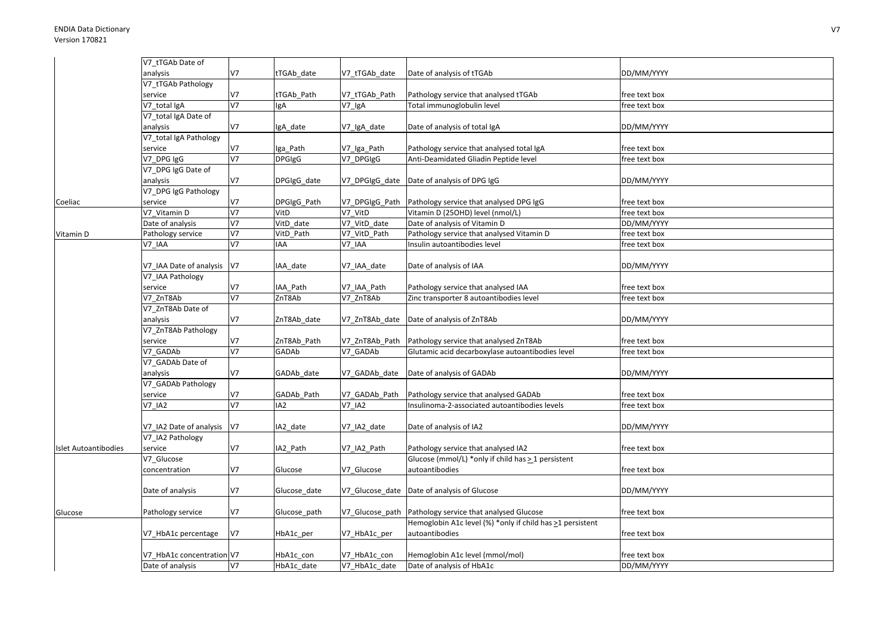| | | | | | | |
|---|---|---|---|---|---|---|
| | V7_tTGAb Date of analysis | V7 | tTGAb_date | V7_tTGAb_date | Date of analysis of tTGAb | DD/MM/YYYY |
| | V7_tTGAb Pathology service | V7 | tTGAb_Path | V7_tTGAb_Path | Pathology service that analysed tTGAb | free text box |
| | V7_total IgA | V7 | IgA | V7_IgA | Total immunoglobulin level | free text box |
| | V7_total IgA Date of analysis | V7 | IgA_date | V7_IgA_date | Date of analysis of total IgA | DD/MM/YYYY |
| | V7_total IgA Pathology service | V7 | Iga_Path | V7_Iga_Path | Pathology service that analysed total IgA | free text box |
| | V7_DPG IgG | V7 | DPGIgG | V7_DPGIgG | Anti-Deamidated Gliadin Peptide level | free text box |
| | V7_DPG IgG Date of analysis | V7 | DPGIgG_date | V7_DPGIgG_date | Date of analysis of DPG IgG | DD/MM/YYYY |
| Coeliac | V7_DPG IgG Pathology service | V7 | DPGIgG_Path | V7_DPGIgG_Path | Pathology service that analysed DPG IgG | free text box |
| | V7_Vitamin D | V7 | VitD | V7_VitD | Vitamin D (25OHD) level (nmol/L) | free text box |
| | Date of analysis | V7 | VitD_date | V7_VitD_date | Date of analysis of Vitamin D | DD/MM/YYYY |
| Vitamin D | Pathology service | V7 | VitD_Path | V7_VitD_Path | Pathology service that analysed Vitamin D | free text box |
| | V7_IAA | V7 | IAA | V7_IAA | Insulin autoantibodies level | free text box |
| | V7_IAA Date of analysis | V7 | IAA_date | V7_IAA_date | Date of analysis of IAA | DD/MM/YYYY |
| | V7_IAA Pathology service | V7 | IAA_Path | V7_IAA_Path | Pathology service that analysed IAA | free text box |
| | V7_ZnT8Ab | V7 | ZnT8Ab | V7_ZnT8Ab | Zinc transporter 8 autoantibodies level | free text box |
| | V7_ZnT8Ab Date of analysis | V7 | ZnT8Ab_date | V7_ZnT8Ab_date | Date of analysis of ZnT8Ab | DD/MM/YYYY |
| | V7_ZnT8Ab Pathology service | V7 | ZnT8Ab_Path | V7_ZnT8Ab_Path | Pathology service that analysed ZnT8Ab | free text box |
| | V7_GADAb | V7 | GADAb | V7_GADAb | Glutamic acid decarboxylase autoantibodies level | free text box |
| | V7_GADAb Date of analysis | V7 | GADAb_date | V7_GADAb_date | Date of analysis of GADAb | DD/MM/YYYY |
| | V7_GADAb Pathology service | V7 | GADAb_Path | V7_GADAb_Path | Pathology service that analysed GADAb | free text box |
| | V7_IA2 | V7 | IA2 | V7_IA2 | Insulinoma-2-associated autoantibodies levels | free text box |
| | V7_IA2 Date of analysis | V7 | IA2_date | V7_IA2_date | Date of analysis of IA2 | DD/MM/YYYY |
| Islet Autoantibodies | V7_IA2 Pathology service | V7 | IA2_Path | V7_IA2_Path | Pathology service that analysed IA2 | free text box |
| | V7_Glucose concentration | V7 | Glucose | V7_Glucose | Glucose (mmol/L) *only if child has $\geq$1 persistent autoantibodies | free text box |
| | Date of analysis | V7 | Glucose_date | V7_Glucose_date | Date of analysis of Glucose | DD/MM/YYYY |
| Glucose | Pathology service | V7 | Glucose_path | V7_Glucose_path | Pathology service that analysed Glucose | free text box |
| | V7_HbA1c percentage | V7 | HbA1c_per | V7_HbA1c_per | Hemoglobin A1c level (%) *only if child has $\geq$1 persistent autoantibodies | free text box |
| | V7_HbA1c concentration | V7 | HbA1c_con | V7_HbA1c_con | Hemoglobin A1c level (mmol/mol) | free text box |
| | Date of analysis | V7 | HbA1c_date | V7_HbA1c_date | Date of analysis of HbA1c | DD/MM/YYYY |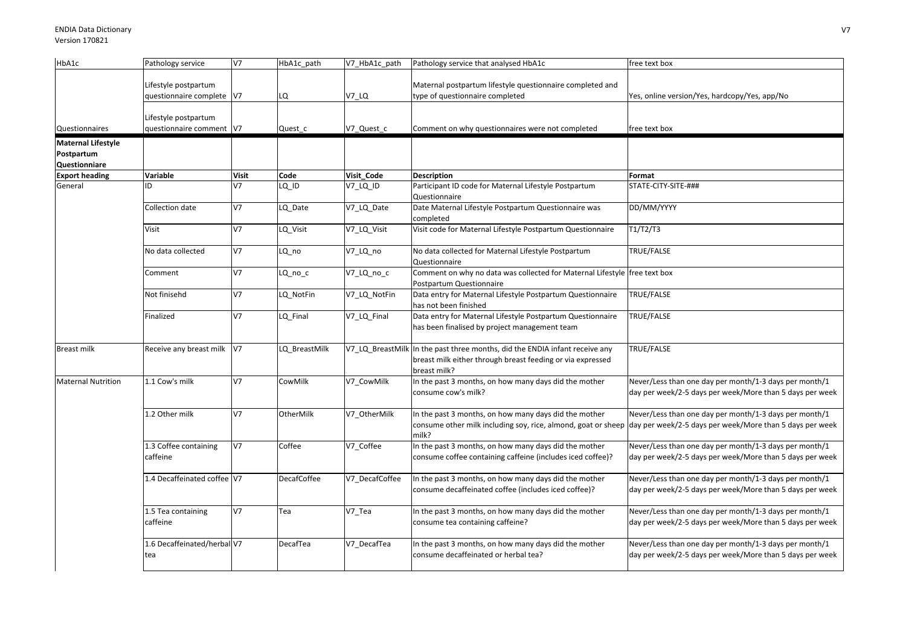| HbA1c | Pathology service | V7 | HbA1c_path | V7_HbA1c_path | Pathology service that analysed HbA1c | free text box |
|---|---|---|---|---|---|---|
| | Lifestyle postpartum questionnaire complete | V7 | LQ | V7_LQ | Maternal postpartum lifestyle questionnaire completed and type of questionnaire completed | Yes, online version/Yes, hardcopy/Yes, app/No |
| Questionnaires | Lifestyle postpartum questionnaire comment | V7 | Quest_c | V7_Quest_c | Comment on why questionnaires were not completed | free text box |

| **Maternal Lifestyle Postpartum Questionniare** | | | | | | |
|---|---|---|---|---|---|---|
| **Export heading** | **Variable** | **Visit** | **Code** | **Visit_Code** | **Description** | **Format** |
| General | ID | V7 | LQ_ID | V7_LQ_ID | Participant ID code for Maternal Lifestyle Postpartum Questionnaire | STATE-CITY-SITE-### |
| | Collection date | V7 | LQ_Date | V7_LQ_Date | Date Maternal Lifestyle Postpartum Questionnaire was completed | DD/MM/YYYY |
| | Visit | V7 | LQ_Visit | V7_LQ_Visit | Visit code for Maternal Lifestyle Postpartum Questionnaire | T1/T2/T3 |
| | No data collected | V7 | LQ_no | V7_LQ_no | No data collected for Maternal Lifestyle Postpartum Questionnaire | TRUE/FALSE |
| | Comment | V7 | LQ_no_c | V7_LQ_no_c | Comment on why no data was collected for Maternal Lifestyle Postpartum Questionnaire | free text box |
| | Not finisehd | V7 | LQ_NotFin | V7_LQ_NotFin | Data entry for Maternal Lifestyle Postpartum Questionnaire has not been finished | TRUE/FALSE |
| | Finalized | V7 | LQ_Final | V7_LQ_Final | Data entry for Maternal Lifestyle Postpartum Questionnaire has been finalised by project management team | TRUE/FALSE |
| Breast milk | Receive any breast milk | V7 | LQ_BreastMilk | V7_LQ_BreastMilk | In the past three months, did the ENDIA infant receive any breast milk either through breast feeding or via expressed breast milk? | TRUE/FALSE |
| Maternal Nutrition | 1.1 Cow's milk | V7 | CowMilk | V7_CowMilk | In the past 3 months, on how many days did the mother consume cow's milk? | Never/Less than one day per month/1-3 days per month/1 day per week/2-5 days per week/More than 5 days per week |
| | 1.2 Other milk | V7 | OtherMilk | V7_OtherMilk | In the past 3 months, on how many days did the mother consume other milk including soy, rice, almond, goat or sheep milk? | Never/Less than one day per month/1-3 days per month/1 day per week/2-5 days per week/More than 5 days per week |
| | 1.3 Coffee containing caffeine | V7 | Coffee | V7_Coffee | In the past 3 months, on how many days did the mother consume coffee containing caffeine (includes iced coffee)? | Never/Less than one day per month/1-3 days per month/1 day per week/2-5 days per week/More than 5 days per week |
| | 1.4 Decaffeinated coffee | V7 | DecafCoffee | V7_DecafCoffee | In the past 3 months, on how many days did the mother consume decaffeinated coffee (includes iced coffee)? | Never/Less than one day per month/1-3 days per month/1 day per week/2-5 days per week/More than 5 days per week |
| | 1.5 Tea containing caffeine | V7 | Tea | V7_Tea | In the past 3 months, on how many days did the mother consume tea containing caffeine? | Never/Less than one day per month/1-3 days per month/1 day per week/2-5 days per week/More than 5 days per week |
| | 1.6 Decaffeinated/herbal tea | V7 | DecafTea | V7_DecafTea | In the past 3 months, on how many days did the mother consume decaffeinated or herbal tea? | Never/Less than one day per month/1-3 days per month/1 day per week/2-5 days per week/More than 5 days per week |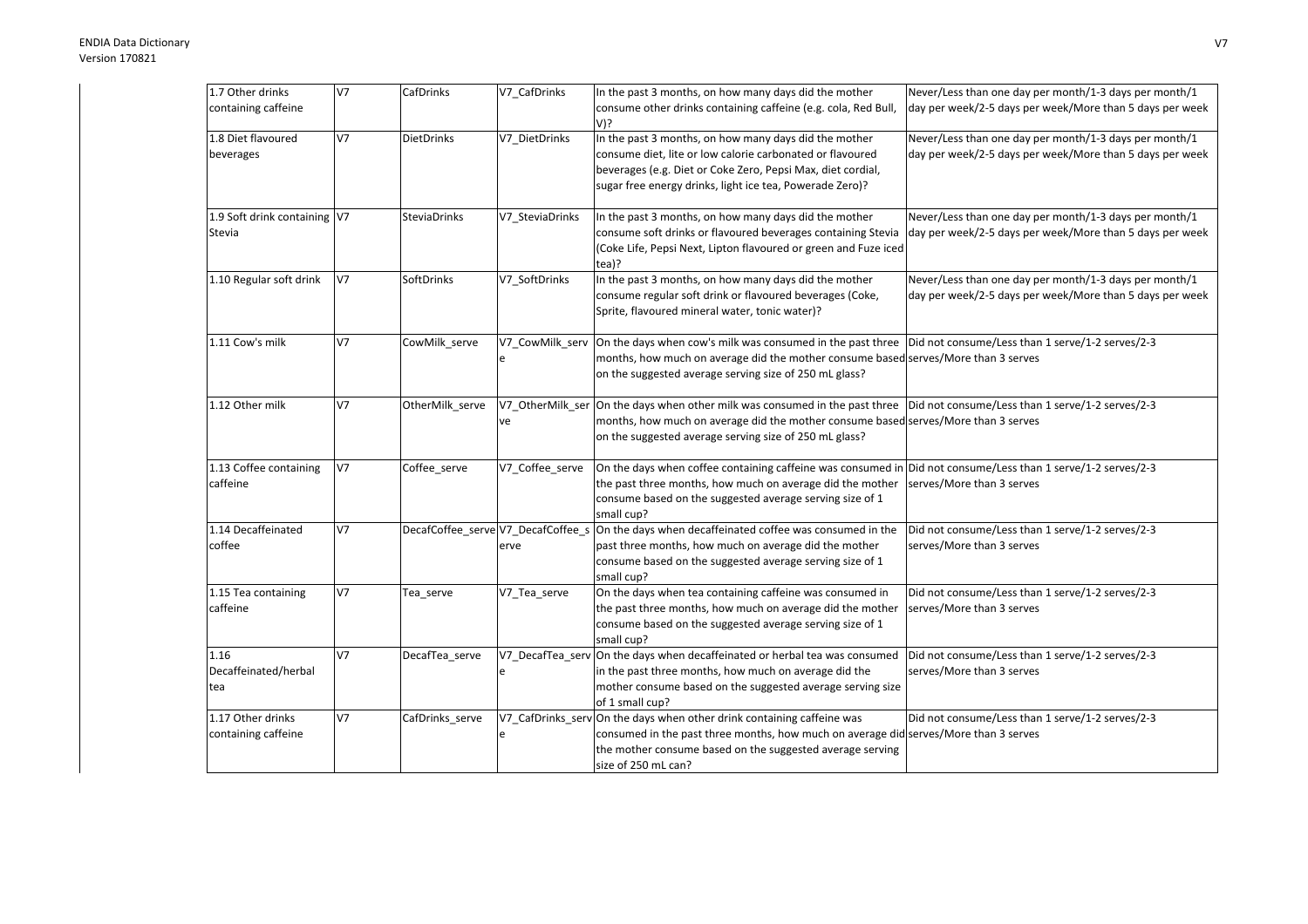| 1.7 Other drinks containing caffeine | V7 | CafDrinks | V7_CafDrinks | In the past 3 months, on how many days did the mother consume other drinks containing caffeine (e.g. cola, Red Bull, V)? | Never/Less than one day per month/1-3 days per month/1 day per week/2-5 days per week/More than 5 days per week |
|---|---|---|---|---|---|
| 1.8 Diet flavoured beverages | V7 | DietDrinks | V7_DietDrinks | In the past 3 months, on how many days did the mother consume diet, lite or low calorie carbonated or flavoured beverages (e.g. Diet or Coke Zero, Pepsi Max, diet cordial, sugar free energy drinks, light ice tea, Powerade Zero)? | Never/Less than one day per month/1-3 days per month/1 day per week/2-5 days per week/More than 5 days per week |
| 1.9 Soft drink containing Stevia | V7 | SteviaDrinks | V7_SteviaDrinks | In the past 3 months, on how many days did the mother consume soft drinks or flavoured beverages containing Stevia (Coke Life, Pepsi Next, Lipton flavoured or green and Fuze iced tea)? | Never/Less than one day per month/1-3 days per month/1 day per week/2-5 days per week/More than 5 days per week |
| 1.10 Regular soft drink | V7 | SoftDrinks | V7_SoftDrinks | In the past 3 months, on how many days did the mother consume regular soft drink or flavoured beverages (Coke, Sprite, flavoured mineral water, tonic water)? | Never/Less than one day per month/1-3 days per month/1 day per week/2-5 days per week/More than 5 days per week |
| 1.11 Cow's milk | V7 | CowMilk_serve | V7_CowMilk_serve | On the days when cow's milk was consumed in the past three months, how much on average did the mother consume based on the suggested average serving size of 250 mL glass? | Did not consume/Less than 1 serve/1-2 serves/2-3 serves/More than 3 serves |
| 1.12 Other milk | V7 | OtherMilk_serve | V7_OtherMilk_serve | On the days when other milk was consumed in the past three months, how much on average did the mother consume based on the suggested average serving size of 250 mL glass? | Did not consume/Less than 1 serve/1-2 serves/2-3 serves/More than 3 serves |
| 1.13 Coffee containing caffeine | V7 | Coffee_serve | V7_Coffee_serve | On the days when coffee containing caffeine was consumed in the past three months, how much on average did the mother consume based on the suggested average serving size of 1 small cup? | Did not consume/Less than 1 serve/1-2 serves/2-3 serves/More than 3 serves |
| 1.14 Decaffeinated coffee | V7 | DecafCoffee_serve | V7_DecafCoffee_serve | On the days when decaffeinated coffee was consumed in the past three months, how much on average did the mother consume based on the suggested average serving size of 1 small cup? | Did not consume/Less than 1 serve/1-2 serves/2-3 serves/More than 3 serves |
| 1.15 Tea containing caffeine | V7 | Tea_serve | V7_Tea_serve | On the days when tea containing caffeine was consumed in the past three months, how much on average did the mother consume based on the suggested average serving size of 1 small cup? | Did not consume/Less than 1 serve/1-2 serves/2-3 serves/More than 3 serves |
| 1.16 Decaffeinated/herbal tea | V7 | DecafTea_serve | V7_DecafTea_serve | On the days when decaffeinated or herbal tea was consumed in the past three months, how much on average did the mother consume based on the suggested average serving size of 1 small cup? | Did not consume/Less than 1 serve/1-2 serves/2-3 serves/More than 3 serves |
| 1.17 Other drinks containing caffeine | V7 | CafDrinks_serve | V7_CafDrinks_serve | On the days when other drink containing caffeine was consumed in the past three months, how much on average did the mother consume based on the suggested average serving size of 250 mL can? | Did not consume/Less than 1 serve/1-2 serves/2-3 serves/More than 3 serves |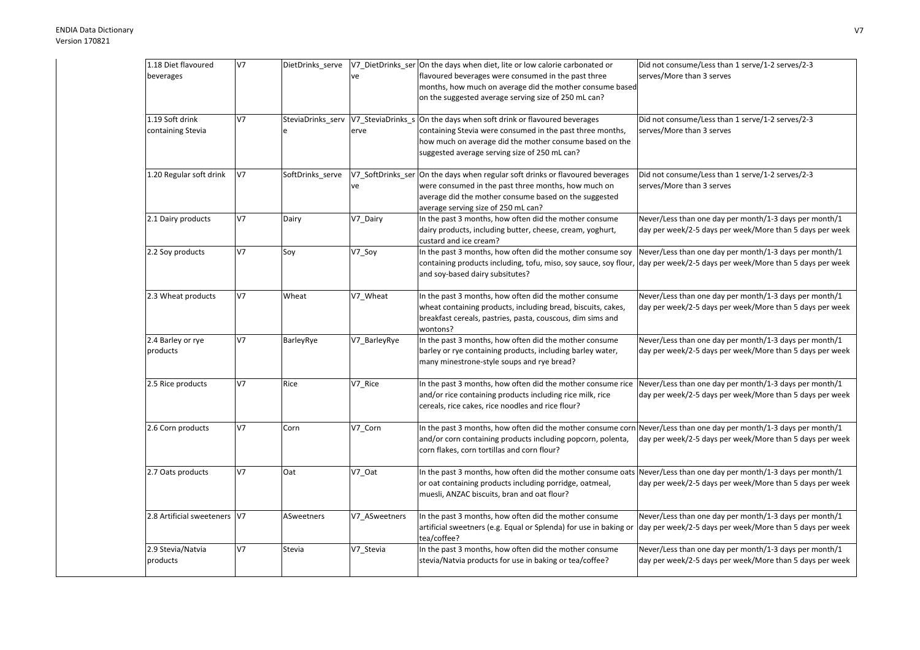| 1.18 Diet flavoured beverages | V7 | DietDrinks_serve | V7_DietDrinks_serve | On the days when diet, lite or low calorie carbonated or flavoured beverages were consumed in the past three months, how much on average did the mother consume based on the suggested average serving size of 250 mL can? | Did not consume/Less than 1 serve/1-2 serves/2-3 serves/More than 3 serves |
|---|---|---|---|---|---|
| 1.19 Soft drink containing Stevia | V7 | SteviaDrinks_serve | V7_SteviaDrinks_serve | On the days when soft drink or flavoured beverages containing Stevia were consumed in the past three months, how much on average did the mother consume based on the suggested average serving size of 250 mL can? | Did not consume/Less than 1 serve/1-2 serves/2-3 serves/More than 3 serves |
| 1.20 Regular soft drink | V7 | SoftDrinks_serve | V7_SoftDrinks_serve | On the days when regular soft drinks or flavoured beverages were consumed in the past three months, how much on average did the mother consume based on the suggested average serving size of 250 mL can? | Did not consume/Less than 1 serve/1-2 serves/2-3 serves/More than 3 serves |
| 2.1 Dairy products | V7 | Dairy | V7_Dairy | In the past 3 months, how often did the mother consume dairy products, including butter, cheese, cream, yoghurt, custard and ice cream? | Never/Less than one day per month/1-3 days per month/1 day per week/2-5 days per week/More than 5 days per week |
| 2.2 Soy products | V7 | Soy | V7_Soy | In the past 3 months, how often did the mother consume soy containing products including, tofu, miso, soy sauce, soy flour, and soy-based dairy subsitutes? | Never/Less than one day per month/1-3 days per month/1 day per week/2-5 days per week/More than 5 days per week |
| 2.3 Wheat products | V7 | Wheat | V7_Wheat | In the past 3 months, how often did the mother consume wheat containing products, including bread, biscuits, cakes, breakfast cereals, pastries, pasta, couscous, dim sims and wontons? | Never/Less than one day per month/1-3 days per month/1 day per week/2-5 days per week/More than 5 days per week |
| 2.4 Barley or rye products | V7 | BarleyRye | V7_BarleyRye | In the past 3 months, how often did the mother consume barley or rye containing products, including barley water, many minestrone-style soups and rye bread? | Never/Less than one day per month/1-3 days per month/1 day per week/2-5 days per week/More than 5 days per week |
| 2.5 Rice products | V7 | Rice | V7_Rice | In the past 3 months, how often did the mother consume rice and/or rice containing products including rice milk, rice cereals, rice cakes, rice noodles and rice flour? | Never/Less than one day per month/1-3 days per month/1 day per week/2-5 days per week/More than 5 days per week |
| 2.6 Corn products | V7 | Corn | V7_Corn | In the past 3 months, how often did the mother consume corn and/or corn containing products including popcorn, polenta, corn flakes, corn tortillas and corn flour? | Never/Less than one day per month/1-3 days per month/1 day per week/2-5 days per week/More than 5 days per week |
| 2.7 Oats products | V7 | Oat | V7_Oat | In the past 3 months, how often did the mother consume oats or oat containing products including porridge, oatmeal, muesli, ANZAC biscuits, bran and oat flour? | Never/Less than one day per month/1-3 days per month/1 day per week/2-5 days per week/More than 5 days per week |
| 2.8 Artificial sweeteners | V7 | ASweetners | V7_ASweetners | In the past 3 months, how often did the mother consume artificial sweetners (e.g. Equal or Splenda) for use in baking or tea/coffee? | Never/Less than one day per month/1-3 days per month/1 day per week/2-5 days per week/More than 5 days per week |
| 2.9 Stevia/Natvia products | V7 | Stevia | V7_Stevia | In the past 3 months, how often did the mother consume stevia/Natvia products for use in baking or tea/coffee? | Never/Less than one day per month/1-3 days per month/1 day per week/2-5 days per week/More than 5 days per week |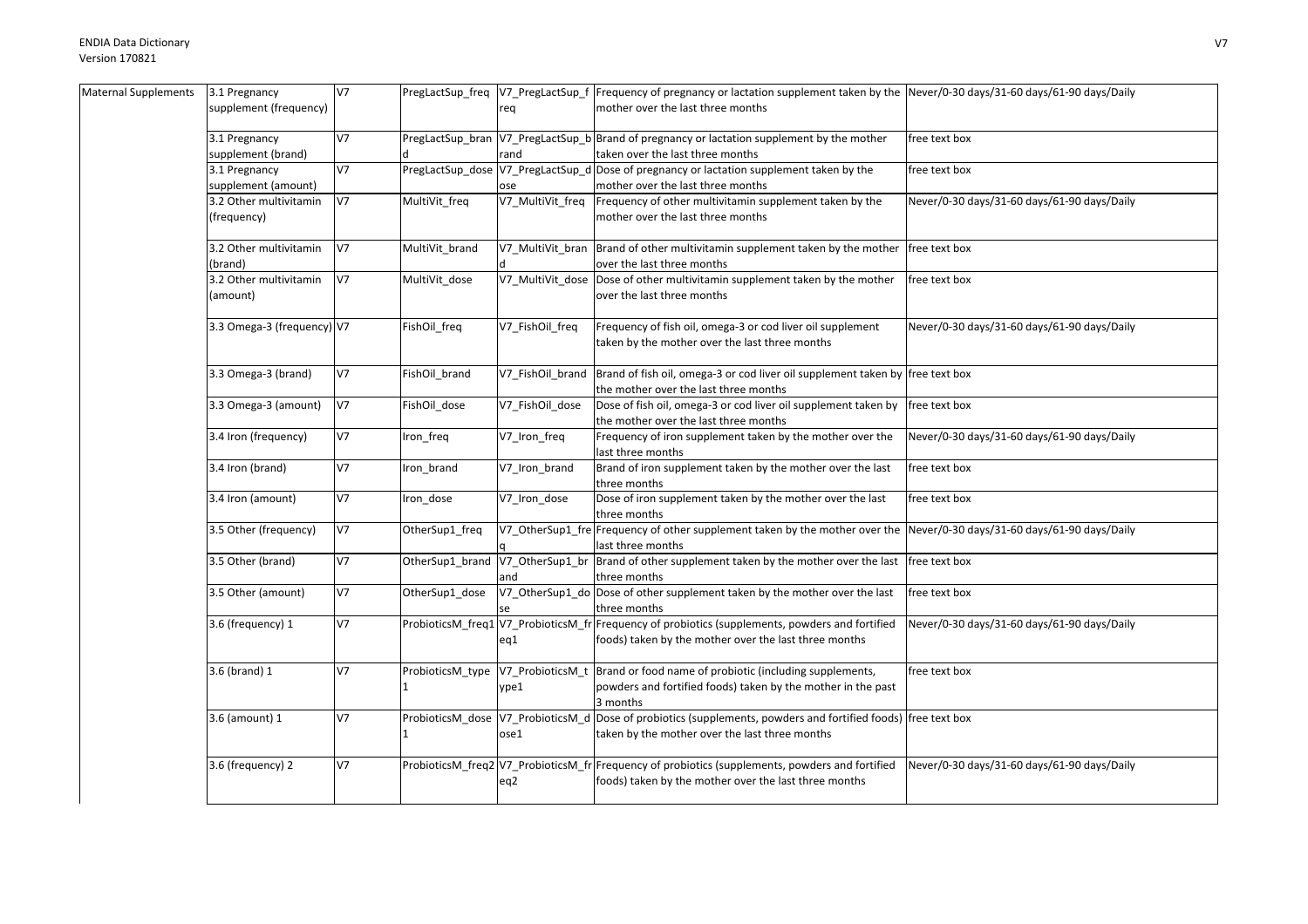| Maternal Supplements | 3.1 Pregnancy supplement (frequency) | V7 | PregLactSup_freq | V7_PregLactSup_freq | Frequency of pregnancy or lactation supplement taken by the mother over the last three months | Never/0-30 days/31-60 days/61-90 days/Daily |
|---|---|---|---|---|---|---|
| | 3.1 Pregnancy supplement (brand) | V7 | PregLactSup_brand | V7_PregLactSup_brand | Brand of pregnancy or lactation supplement by the mother taken over the last three months | free text box |
| | 3.1 Pregnancy supplement (amount) | V7 | PregLactSup_dose | V7_PregLactSup_dose | Dose of pregnancy or lactation supplement taken by the mother over the last three months | free text box |
| | 3.2 Other multivitamin (frequency) | V7 | MultiVit_freq | V7_MultiVit_freq | Frequency of other multivitamin supplement taken by the mother over the last three months | Never/0-30 days/31-60 days/61-90 days/Daily |
| | 3.2 Other multivitamin (brand) | V7 | MultiVit_brand | V7_MultiVit_brand | Brand of other multivitamin supplement taken by the mother over the last three months | free text box |
| | 3.2 Other multivitamin (amount) | V7 | MultiVit_dose | V7_MultiVit_dose | Dose of other multivitamin supplement taken by the mother over the last three months | free text box |
| | 3.3 Omega-3 (frequency) | V7 | FishOil_freq | V7_FishOil_freq | Frequency of fish oil, omega-3 or cod liver oil supplement taken by the mother over the last three months | Never/0-30 days/31-60 days/61-90 days/Daily |
| | 3.3 Omega-3 (brand) | V7 | FishOil_brand | V7_FishOil_brand | Brand of fish oil, omega-3 or cod liver oil supplement taken by the mother over the last three months | free text box |
| | 3.3 Omega-3 (amount) | V7 | FishOil_dose | V7_FishOil_dose | Dose of fish oil, omega-3 or cod liver oil supplement taken by the mother over the last three months | free text box |
| | 3.4 Iron (frequency) | V7 | Iron_freq | V7_Iron_freq | Frequency of iron supplement taken by the mother over the last three months | Never/0-30 days/31-60 days/61-90 days/Daily |
| | 3.4 Iron (brand) | V7 | Iron_brand | V7_Iron_brand | Brand of iron supplement taken by the mother over the last three months | free text box |
| | 3.4 Iron (amount) | V7 | Iron_dose | V7_Iron_dose | Dose of iron supplement taken by the mother over the last three months | free text box |
| | 3.5 Other (frequency) | V7 | OtherSup1_freq | V7_OtherSup1_freq | Frequency of other supplement taken by the mother over the last three months | Never/0-30 days/31-60 days/61-90 days/Daily |
| | 3.5 Other (brand) | V7 | OtherSup1_brand | V7_OtherSup1_brand | Brand of other supplement taken by the mother over the last three months | free text box |
| | 3.5 Other (amount) | V7 | OtherSup1_dose | V7_OtherSup1_dose | Dose of other supplement taken by the mother over the last three months | free text box |
| | 3.6 (frequency) 1 | V7 | ProbioticsM_freq1 | V7_ProbioticsM_freq1 | Frequency of probiotics (supplements, powders and fortified foods) taken by the mother over the last three months | Never/0-30 days/31-60 days/61-90 days/Daily |
| | 3.6 (brand) 1 | V7 | ProbioticsM_type1 | V7_ProbioticsM_type1 | Brand or food name of probiotic (including supplements, powders and fortified foods) taken by the mother in the past 3 months | free text box |
| | 3.6 (amount) 1 | V7 | ProbioticsM_dose1 | V7_ProbioticsM_dose1 | Dose of probiotics (supplements, powders and fortified foods) taken by the mother over the last three months | free text box |
| | 3.6 (frequency) 2 | V7 | ProbioticsM_freq2 | V7_ProbioticsM_freq2 | Frequency of probiotics (supplements, powders and fortified foods) taken by the mother over the last three months | Never/0-30 days/31-60 days/61-90 days/Daily |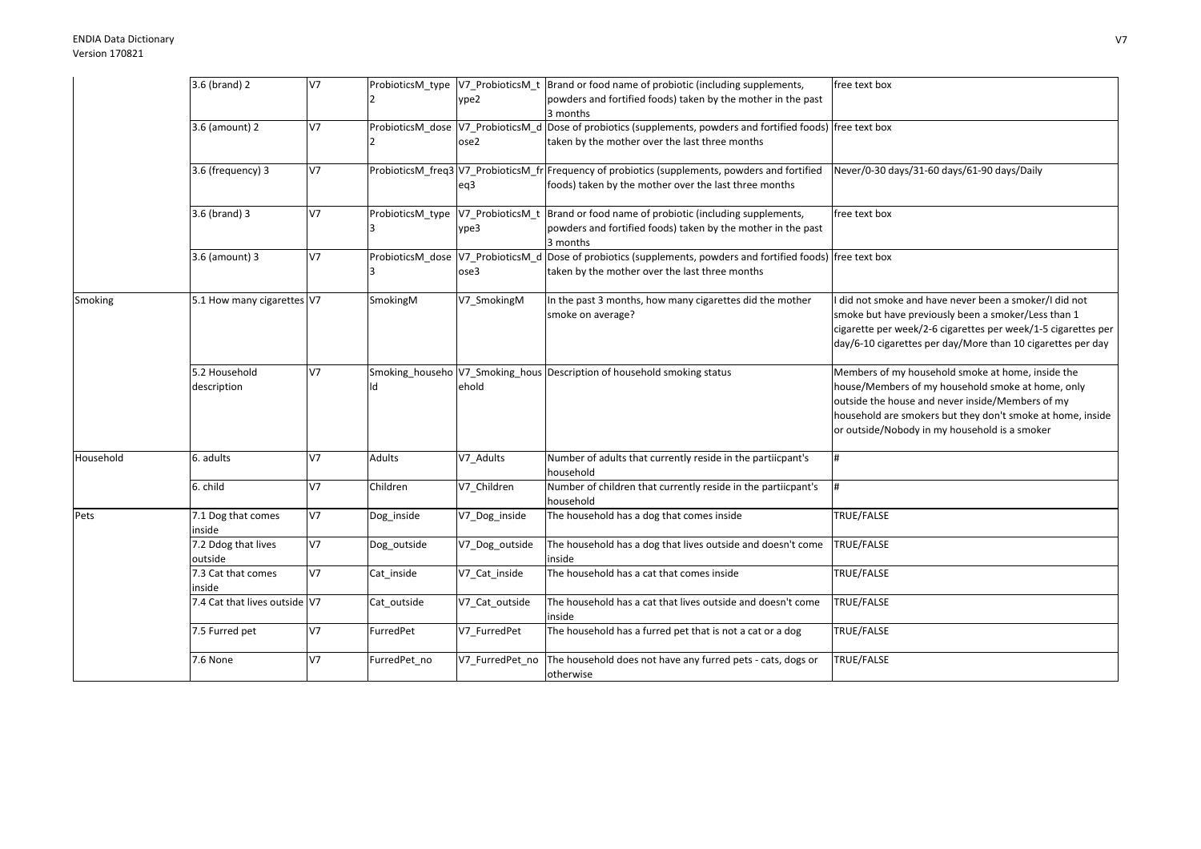|  |  |  |  |  |  |  |
|---|---|---|---|---|---|---|
|  | 3.6 (brand) 2 | V7 | ProbioticsM_type2 | V7_ProbioticsM_type2 | Brand or food name of probiotic (including supplements, powders and fortified foods) taken by the mother in the past 3 months | free text box |
|  | 3.6 (amount) 2 | V7 | ProbioticsM_dose2 | V7_ProbioticsM_dose2 | Dose of probiotics (supplements, powders and fortified foods) taken by the mother over the last three months | free text box |
|  | 3.6 (frequency) 3 | V7 | ProbioticsM_freq3 | V7_ProbioticsM_freq3 | Frequency of probiotics (supplements, powders and fortified foods) taken by the mother over the last three months | Never/0-30 days/31-60 days/61-90 days/Daily |
|  | 3.6 (brand) 3 | V7 | ProbioticsM_type3 | V7_ProbioticsM_type3 | Brand or food name of probiotic (including supplements, powders and fortified foods) taken by the mother in the past 3 months | free text box |
|  | 3.6 (amount) 3 | V7 | ProbioticsM_dose3 | V7_ProbioticsM_dose3 | Dose of probiotics (supplements, powders and fortified foods) taken by the mother over the last three months | free text box |
| Smoking | 5.1 How many cigarettes | V7 | SmokingM | V7_SmokingM | In the past 3 months, how many cigarettes did the mother smoke on average? | I did not smoke and have never been a smoker/I did not smoke but have previously been a smoker/Less than 1 cigarette per week/2-6 cigarettes per week/1-5 cigarettes per day/6-10 cigarettes per day/More than 10 cigarettes per day |
|  | 5.2 Household description | V7 | Smoking_household | V7_Smoking_household | Description of household smoking status | Members of my household smoke at home, inside the house/Members of my household smoke at home, only outside the house and never inside/Members of my household are smokers but they don't smoke at home, inside or outside/Nobody in my household is a smoker |
| Household | 6. adults | V7 | Adults | V7_Adults | Number of adults that currently reside in the partiicpant's household | # |
|  | 6. child | V7 | Children | V7_Children | Number of children that currently reside in the partiicpant's household | # |
| Pets | 7.1 Dog that comes inside | V7 | Dog_inside | V7_Dog_inside | The household has a dog that comes inside | TRUE/FALSE |
|  | 7.2 Ddog that lives outside | V7 | Dog_outside | V7_Dog_outside | The household has a dog that lives outside and doesn't come inside | TRUE/FALSE |
|  | 7.3 Cat that comes inside | V7 | Cat_inside | V7_Cat_inside | The household has a cat that comes inside | TRUE/FALSE |
|  | 7.4 Cat that lives outside | V7 | Cat_outside | V7_Cat_outside | The household has a cat that lives outside and doesn't come inside | TRUE/FALSE |
|  | 7.5 Furred pet | V7 | FurredPet | V7_FurredPet | The household has a furred pet that is not a cat or a dog | TRUE/FALSE |
|  | 7.6 None | V7 | FurredPet_no | V7_FurredPet_no | The household does not have any furred pets - cats, dogs or otherwise | TRUE/FALSE |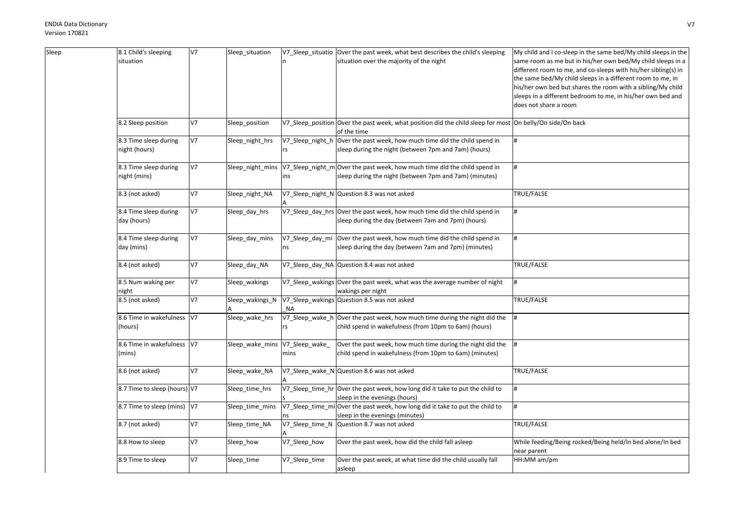| Sleep | 8.1 Child's sleeping situation | V7 | Sleep_situation | V7_Sleep_situation | Over the past week, what best describes the child's sleeping situation over the majority of the night | My child and I co-sleep in the same bed/My child sleeps in the same room as me but in his/her own bed/My child sleeps in a different room to me, and co-sleeps with his/her sibling(s) in the same bed/My child sleeps in a different room to me, in his/her own bed but shares the room with a sibling/My child sleeps in a different bedroom to me, in his/her own bed and does not share a room |
|---|---|---|---|---|---|---|
| | 8.2 Sleep position | V7 | Sleep_position | V7_Sleep_position | Over the past week, what position did the child sleep for most of the time | On belly/On side/On back |
| | 8.3 Time sleep during night (hours) | V7 | Sleep_night_hrs | V7_Sleep_night_hrs | Over the past week, how much time did the child spend in sleep during the night (between 7pm and 7am) (hours) | # |
| | 8.3 Time sleep during night (mins) | V7 | Sleep_night_mins | V7_Sleep_night_mins | Over the past week, how much time did the child spend in sleep during the night (between 7pm and 7am) (minutes) | # |
| | 8.3 (not asked) | V7 | Sleep_night_NA | V7_Sleep_night_NA | Question 8.3 was not asked | TRUE/FALSE |
| | 8.4 Time sleep during day (hours) | V7 | Sleep_day_hrs | V7_Sleep_day_hrs | Over the past week, how much time did the child spend in sleep during the day (between 7am and 7pm) (hours) | # |
| | 8.4 Time sleep during day (mins) | V7 | Sleep_day_mins | V7_Sleep_day_mins | Over the past week, how much time did the child spend in sleep during the day (between 7am and 7pm) (minutes) | # |
| | 8.4 (not asked) | V7 | Sleep_day_NA | V7_Sleep_day_NA | Question 8.4 was not asked | TRUE/FALSE |
| | 8.5 Num waking per night | V7 | Sleep_wakings | V7_Sleep_wakings | Over the past week, what was the average number of night wakings per night | # |
| | 8.5 (not asked) | V7 | Sleep_wakings_NA | V7_Sleep_wakings_NA | Question 8.5 was not asked | TRUE/FALSE |
| | 8.6 Time in wakefulness (hours) | V7 | Sleep_wake_hrs | V7_Sleep_wake_hrs | Over the past week, how much time during the night did the child spend in wakefulness (from 10pm to 6am) (hours) | # |
| | 8.6 Time in wakefulness (mins) | V7 | Sleep_wake_mins | V7_Sleep_wake_mins | Over the past week, how much time during the night did the child spend in wakefulness (from 10pm to 6am) (minutes) | # |
| | 8.6 (not asked) | V7 | Sleep_wake_NA | V7_Sleep_wake_NA | Question 8.6 was not asked | TRUE/FALSE |
| | 8.7 Time to sleep (hours) | V7 | Sleep_time_hrs | V7_Sleep_time_hrs | Over the past week, how long did it take to put the child to sleep in the evenings (hours) | # |
| | 8.7 Time to sleep (mins) | V7 | Sleep_time_mins | V7_Sleep_time_mins | Over the past week, how long did it take to put the child to sleep in the evenings (minutes) | # |
| | 8.7 (not asked) | V7 | Sleep_time_NA | V7_Sleep_time_NA | Question 8.7 was not asked | TRUE/FALSE |
| | 8.8 How to sleep | V7 | Sleep_how | V7_Sleep_how | Over the past week, how did the child fall asleep | While feeding/Being rocked/Being held/In bed alone/In bed near parent |
| | 8.9 Time to sleep | V7 | Sleep_time | V7_Sleep_time | Over the past week, at what time did the child usually fall asleep | HH:MM am/pm |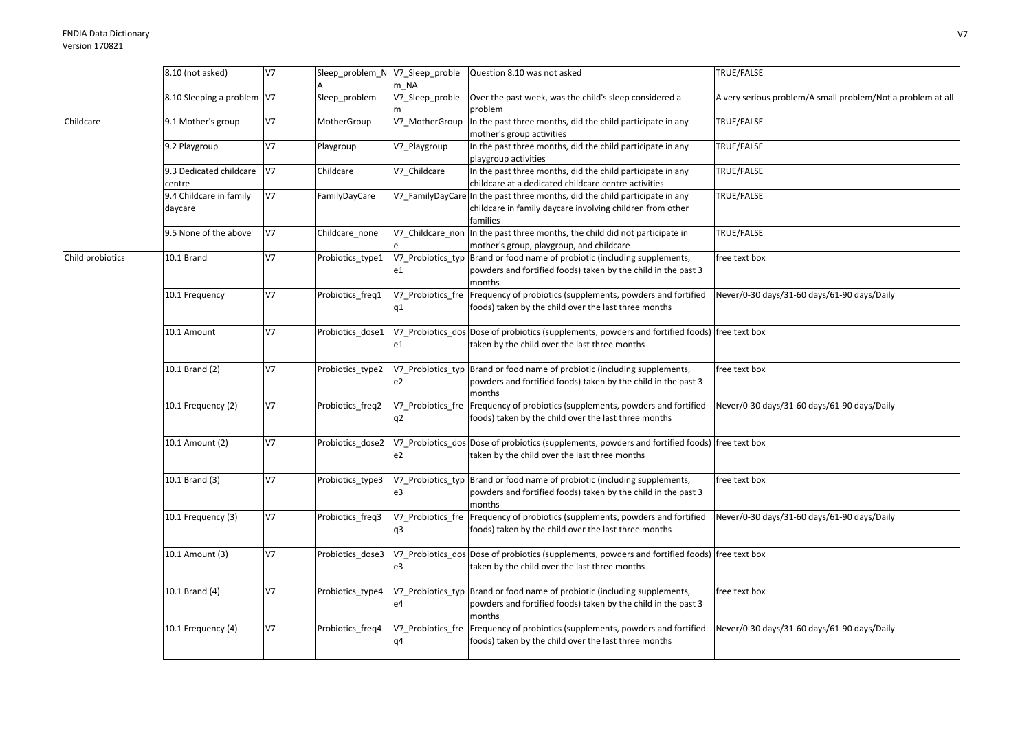| | | | | | | |
|---|---|---|---|---|---|---|
| | 8.10 (not asked) | V7 | Sleep_problem_NA | V7_Sleep_problem_NA | Question 8.10 was not asked | TRUE/FALSE |
| | 8.10 Sleeping a problem | V7 | Sleep_problem | V7_Sleep_problem | Over the past week, was the child's sleep considered a problem | A very serious problem/A small problem/Not a problem at all |
| Childcare | 9.1 Mother's group | V7 | MotherGroup | V7_MotherGroup | In the past three months, did the child participate in any mother's group activities | TRUE/FALSE |
| | 9.2 Playgroup | V7 | Playgroup | V7_Playgroup | In the past three months, did the child participate in any playgroup activities | TRUE/FALSE |
| | 9.3 Dedicated childcare centre | V7 | Childcare | V7_Childcare | In the past three months, did the child participate in any childcare at a dedicated childcare centre activities | TRUE/FALSE |
| | 9.4 Childcare in family daycare | V7 | FamilyDayCare | V7_FamilyDayCare | In the past three months, did the child participate in any childcare in family daycare involving children from other families | TRUE/FALSE |
| | 9.5 None of the above | V7 | Childcare_none | V7_Childcare_none | In the past three months, the child did not participate in mother's group, playgroup, and childcare | TRUE/FALSE |
| Child probiotics | 10.1 Brand | V7 | Probiotics_type1 | V7_Probiotics_type1 | Brand or food name of probiotic (including supplements, powders and fortified foods) taken by the child in the past 3 months | free text box |
| | 10.1 Frequency | V7 | Probiotics_freq1 | V7_Probiotics_freq1 | Frequency of probiotics (supplements, powders and fortified foods) taken by the child over the last three months | Never/0-30 days/31-60 days/61-90 days/Daily |
| | 10.1 Amount | V7 | Probiotics_dose1 | V7_Probiotics_dose1 | Dose of probiotics (supplements, powders and fortified foods) taken by the child over the last three months | free text box |
| | 10.1 Brand (2) | V7 | Probiotics_type2 | V7_Probiotics_type2 | Brand or food name of probiotic (including supplements, powders and fortified foods) taken by the child in the past 3 months | free text box |
| | 10.1 Frequency (2) | V7 | Probiotics_freq2 | V7_Probiotics_freq2 | Frequency of probiotics (supplements, powders and fortified foods) taken by the child over the last three months | Never/0-30 days/31-60 days/61-90 days/Daily |
| | 10.1 Amount (2) | V7 | Probiotics_dose2 | V7_Probiotics_dose2 | Dose of probiotics (supplements, powders and fortified foods) taken by the child over the last three months | free text box |
| | 10.1 Brand (3) | V7 | Probiotics_type3 | V7_Probiotics_type3 | Brand or food name of probiotic (including supplements, powders and fortified foods) taken by the child in the past 3 months | free text box |
| | 10.1 Frequency (3) | V7 | Probiotics_freq3 | V7_Probiotics_freq3 | Frequency of probiotics (supplements, powders and fortified foods) taken by the child over the last three months | Never/0-30 days/31-60 days/61-90 days/Daily |
| | 10.1 Amount (3) | V7 | Probiotics_dose3 | V7_Probiotics_dose3 | Dose of probiotics (supplements, powders and fortified foods) taken by the child over the last three months | free text box |
| | 10.1 Brand (4) | V7 | Probiotics_type4 | V7_Probiotics_type4 | Brand or food name of probiotic (including supplements, powders and fortified foods) taken by the child in the past 3 months | free text box |
| | 10.1 Frequency (4) | V7 | Probiotics_freq4 | V7_Probiotics_freq4 | Frequency of probiotics (supplements, powders and fortified foods) taken by the child over the last three months | Never/0-30 days/31-60 days/61-90 days/Daily |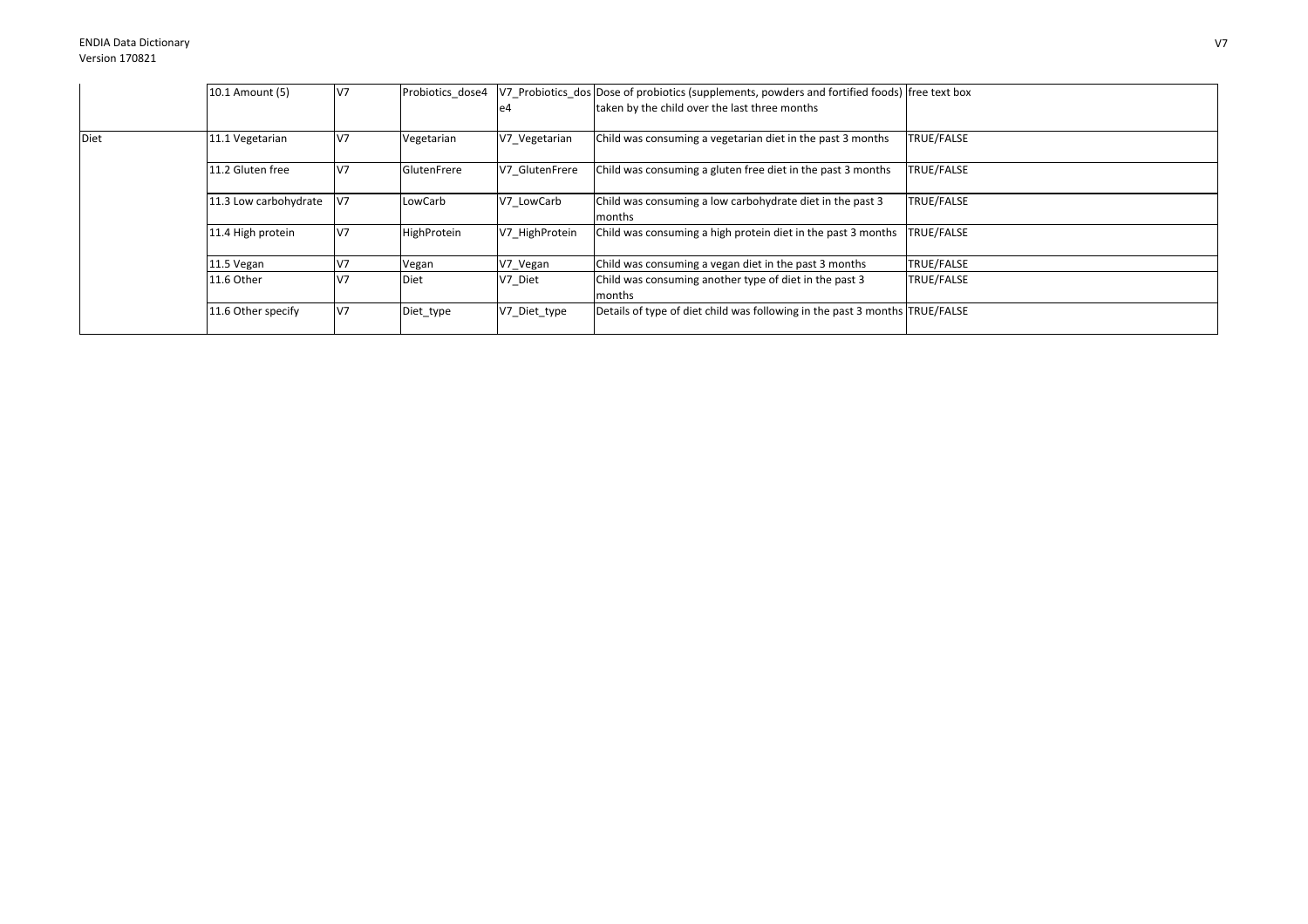| | | | | | | |
|---|---|---|---|---|---|---|
| | 10.1 Amount (5) | V7 | Probiotics_dose4 | V7_Probiotics_dose4 | Dose of probiotics (supplements, powders and fortified foods) taken by the child over the last three months | free text box |
| Diet | 11.1 Vegetarian | V7 | Vegetarian | V7_Vegetarian | Child was consuming a vegetarian diet in the past 3 months | TRUE/FALSE |
| | 11.2 Gluten free | V7 | GlutenFrere | V7_GlutenFrere | Child was consuming a gluten free diet in the past 3 months | TRUE/FALSE |
| | 11.3 Low carbohydrate | V7 | LowCarb | V7_LowCarb | Child was consuming a low carbohydrate diet in the past 3 months | TRUE/FALSE |
| | 11.4 High protein | V7 | HighProtein | V7_HighProtein | Child was consuming a high protein diet in the past 3 months | TRUE/FALSE |
| | 11.5 Vegan | V7 | Vegan | V7_Vegan | Child was consuming a vegan diet in the past 3 months | TRUE/FALSE |
| | 11.6 Other | V7 | Diet | V7_Diet | Child was consuming another type of diet in the past 3 months | TRUE/FALSE |
| | 11.6 Other specify | V7 | Diet_type | V7_Diet_type | Details of type of diet child was following in the past 3 months | TRUE/FALSE |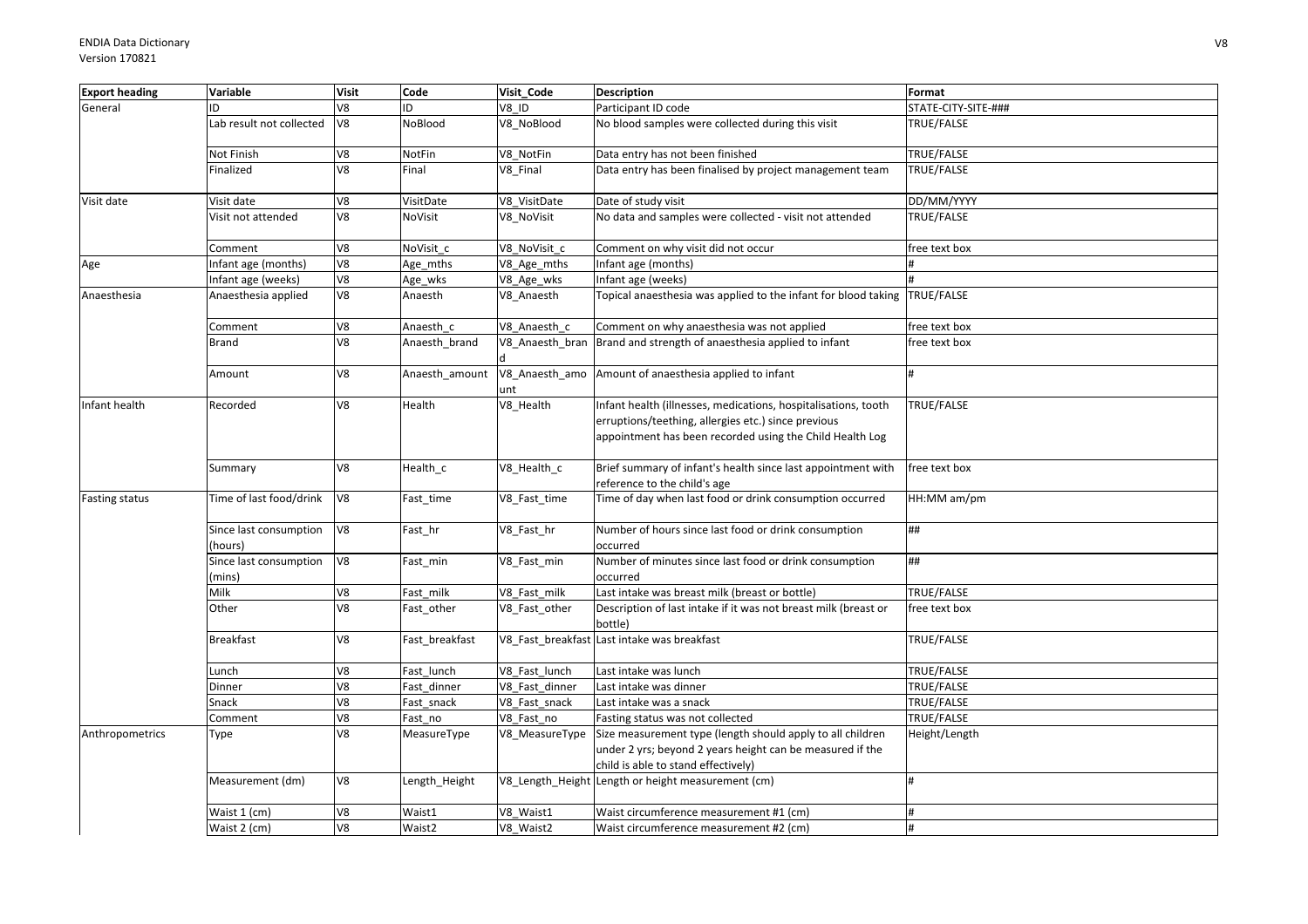| Export heading | Variable | Visit | Code | Visit_Code | Description | Format |
|---|---|---|---|---|---|---|
| General | ID | V8 | ID | V8_ID | Participant ID code | STATE-CITY-SITE-### |
| | Lab result not collected | V8 | NoBlood | V8_NoBlood | No blood samples were collected during this visit | TRUE/FALSE |
| | Not Finish | V8 | NotFin | V8_NotFin | Data entry has not been finished | TRUE/FALSE |
| | Finalized | V8 | Final | V8_Final | Data entry has been finalised by project management team | TRUE/FALSE |
| Visit date | Visit date | V8 | VisitDate | V8_VisitDate | Date of study visit | DD/MM/YYYY |
| | Visit not attended | V8 | NoVisit | V8_NoVisit | No data and samples were collected - visit not attended | TRUE/FALSE |
| | Comment | V8 | NoVisit_c | V8_NoVisit_c | Comment on why visit did not occur | free text box |
| Age | Infant age (months) | V8 | Age_mths | V8_Age_mths | Infant age (months) | # |
| | Infant age (weeks) | V8 | Age_wks | V8_Age_wks | Infant age (weeks) | # |
| Anaesthesia | Anaesthesia applied | V8 | Anaesth | V8_Anaesth | Topical anaesthesia was applied to the infant for blood taking | TRUE/FALSE |
| | Comment | V8 | Anaesth_c | V8_Anaesth_c | Comment on why anaesthesia was not applied | free text box |
| | Brand | V8 | Anaesth_brand | V8_Anaesth_brand | Brand and strength of anaesthesia applied to infant | free text box |
| | Amount | V8 | Anaesth_amount | V8_Anaesth_amount | Amount of anaesthesia applied to infant | # |
| Infant health | Recorded | V8 | Health | V8_Health | Infant health (illnesses, medications, hospitalisations, tooth erruptions/teething, allergies etc.) since previous appointment has been recorded using the Child Health Log | TRUE/FALSE |
| | Summary | V8 | Health_c | V8_Health_c | Brief summary of infant's health since last appointment with reference to the child's age | free text box |
| Fasting status | Time of last food/drink | V8 | Fast_time | V8_Fast_time | Time of day when last food or drink consumption occurred | HH:MM am/pm |
| | Since last consumption (hours) | V8 | Fast_hr | V8_Fast_hr | Number of hours since last food or drink consumption occurred | ## |
| | Since last consumption (mins) | V8 | Fast_min | V8_Fast_min | Number of minutes since last food or drink consumption occurred | ## |
| | Milk | V8 | Fast_milk | V8_Fast_milk | Last intake was breast milk (breast or bottle) | TRUE/FALSE |
| | Other | V8 | Fast_other | V8_Fast_other | Description of last intake if it was not breast milk (breast or bottle) | free text box |
| | Breakfast | V8 | Fast_breakfast | V8_Fast_breakfast | Last intake was breakfast | TRUE/FALSE |
| | Lunch | V8 | Fast_lunch | V8_Fast_lunch | Last intake was lunch | TRUE/FALSE |
| | Dinner | V8 | Fast_dinner | V8_Fast_dinner | Last intake was dinner | TRUE/FALSE |
| | Snack | V8 | Fast_snack | V8_Fast_snack | Last intake was a snack | TRUE/FALSE |
| | Comment | V8 | Fast_no | V8_Fast_no | Fasting status was not collected | TRUE/FALSE |
| Anthropometrics | Type | V8 | MeasureType | V8_MeasureType | Size measurement type (length should apply to all children under 2 yrs; beyond 2 years height can be measured if the child is able to stand effectively) | Height/Length |
| | Measurement (dm) | V8 | Length_Height | V8_Length_Height | Length or height measurement (cm) | # |
| | Waist 1 (cm) | V8 | Waist1 | V8_Waist1 | Waist circumference measurement #1 (cm) | # |
| | Waist 2 (cm) | V8 | Waist2 | V8_Waist2 | Waist circumference measurement #2 (cm) | # |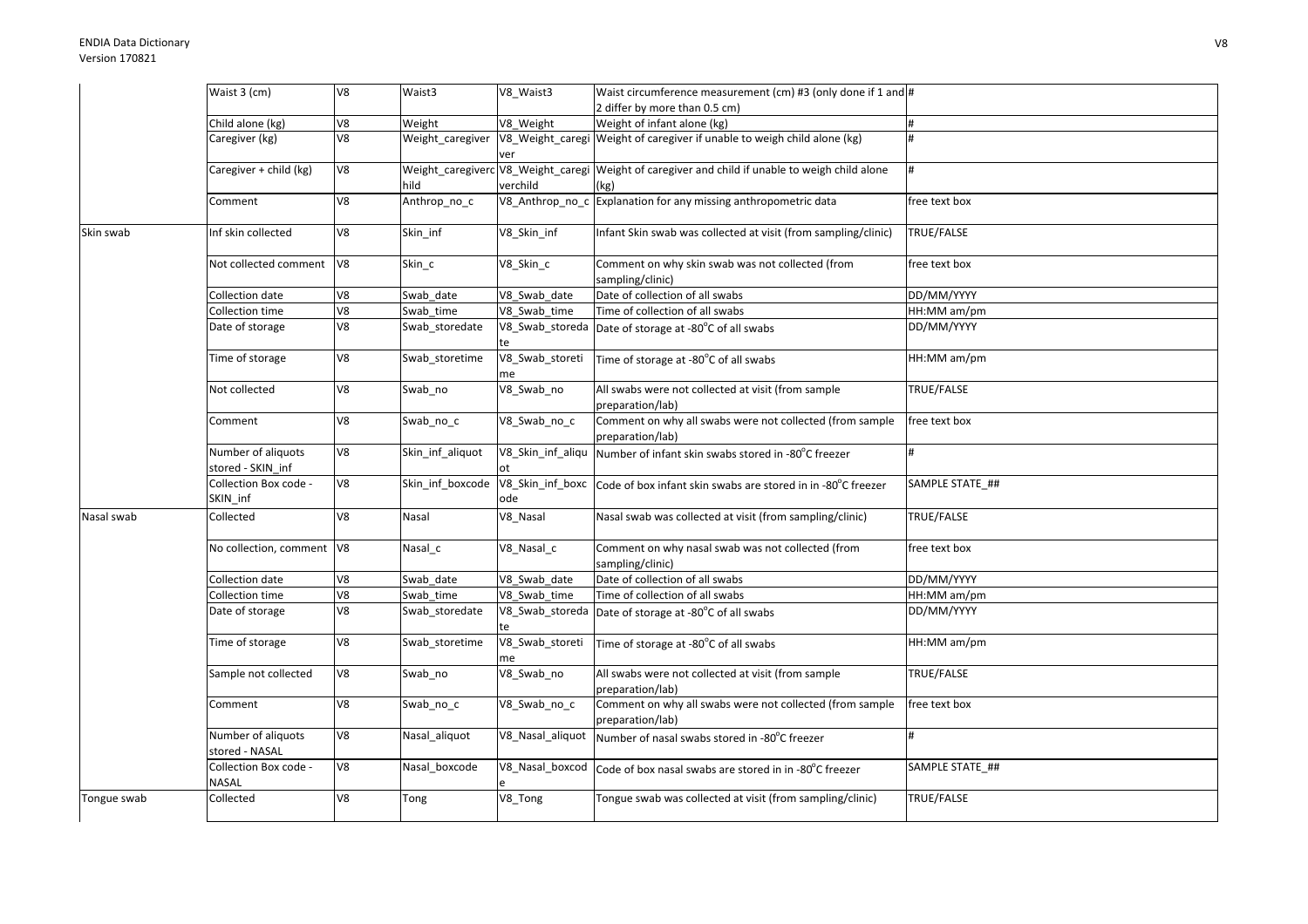| | | | | | | |
|---|---|---|---|---|---|---|
| | Waist 3 (cm) | V8 | Waist3 | V8_Waist3 | Waist circumference measurement (cm) #3 (only done if 1 and 2 differ by more than 0.5 cm) | # |
| | Child alone (kg) | V8 | Weight | V8_Weight | Weight of infant alone (kg) | # |
| | Caregiver (kg) | V8 | Weight_caregiver | V8_Weight_caregiver | Weight of caregiver if unable to weigh child alone (kg) | # |
| | Caregiver + child (kg) | V8 | Weight_caregiverchild | V8_Weight_caregiverchild | Weight of caregiver and child if unable to weigh child alone (kg) | # |
| | Comment | V8 | Anthrop_no_c | V8_Anthrop_no_c | Explanation for any missing anthropometric data | free text box |
| Skin swab | Inf skin collected | V8 | Skin_inf | V8_Skin_inf | Infant Skin swab was collected at visit (from sampling/clinic) | TRUE/FALSE |
| | Not collected comment | V8 | Skin_c | V8_Skin_c | Comment on why skin swab was not collected (from sampling/clinic) | free text box |
| | Collection date | V8 | Swab_date | V8_Swab_date | Date of collection of all swabs | DD/MM/YYYY |
| | Collection time | V8 | Swab_time | V8_Swab_time | Time of collection of all swabs | HH:MM am/pm |
| | Date of storage | V8 | Swab_storedate | V8_Swab_storedate | Date of storage at -80°C of all swabs | DD/MM/YYYY |
| | Time of storage | V8 | Swab_storetime | V8_Swab_storetime | Time of storage at -80°C of all swabs | HH:MM am/pm |
| | Not collected | V8 | Swab_no | V8_Swab_no | All swabs were not collected at visit (from sample preparation/lab) | TRUE/FALSE |
| | Comment | V8 | Swab_no_c | V8_Swab_no_c | Comment on why all swabs were not collected (from sample preparation/lab) | free text box |
| | Number of aliquots stored - SKIN_inf | V8 | Skin_inf_aliquot | V8_Skin_inf_aliquot | Number of infant skin swabs stored in -80°C freezer | # |
| | Collection Box code - SKIN_inf | V8 | Skin_inf_boxcode | V8_Skin_inf_boxcode | Code of box infant skin swabs are stored in in -80°C freezer | SAMPLE STATE_## |
| Nasal swab | Collected | V8 | Nasal | V8_Nasal | Nasal swab was collected at visit (from sampling/clinic) | TRUE/FALSE |
| | No collection, comment | V8 | Nasal_c | V8_Nasal_c | Comment on why nasal swab was not collected (from sampling/clinic) | free text box |
| | Collection date | V8 | Swab_date | V8_Swab_date | Date of collection of all swabs | DD/MM/YYYY |
| | Collection time | V8 | Swab_time | V8_Swab_time | Time of collection of all swabs | HH:MM am/pm |
| | Date of storage | V8 | Swab_storedate | V8_Swab_storedate | Date of storage at -80°C of all swabs | DD/MM/YYYY |
| | Time of storage | V8 | Swab_storetime | V8_Swab_storetime | Time of storage at -80°C of all swabs | HH:MM am/pm |
| | Sample not collected | V8 | Swab_no | V8_Swab_no | All swabs were not collected at visit (from sample preparation/lab) | TRUE/FALSE |
| | Comment | V8 | Swab_no_c | V8_Swab_no_c | Comment on why all swabs were not collected (from sample preparation/lab) | free text box |
| | Number of aliquots stored - NASAL | V8 | Nasal_aliquot | V8_Nasal_aliquot | Number of nasal swabs stored in -80°C freezer | # |
| | Collection Box code - NASAL | V8 | Nasal_boxcode | V8_Nasal_boxcode | Code of box nasal swabs are stored in in -80°C freezer | SAMPLE STATE_## |
| Tongue swab | Collected | V8 | Tong | V8_Tong | Tongue swab was collected at visit (from sampling/clinic) | TRUE/FALSE |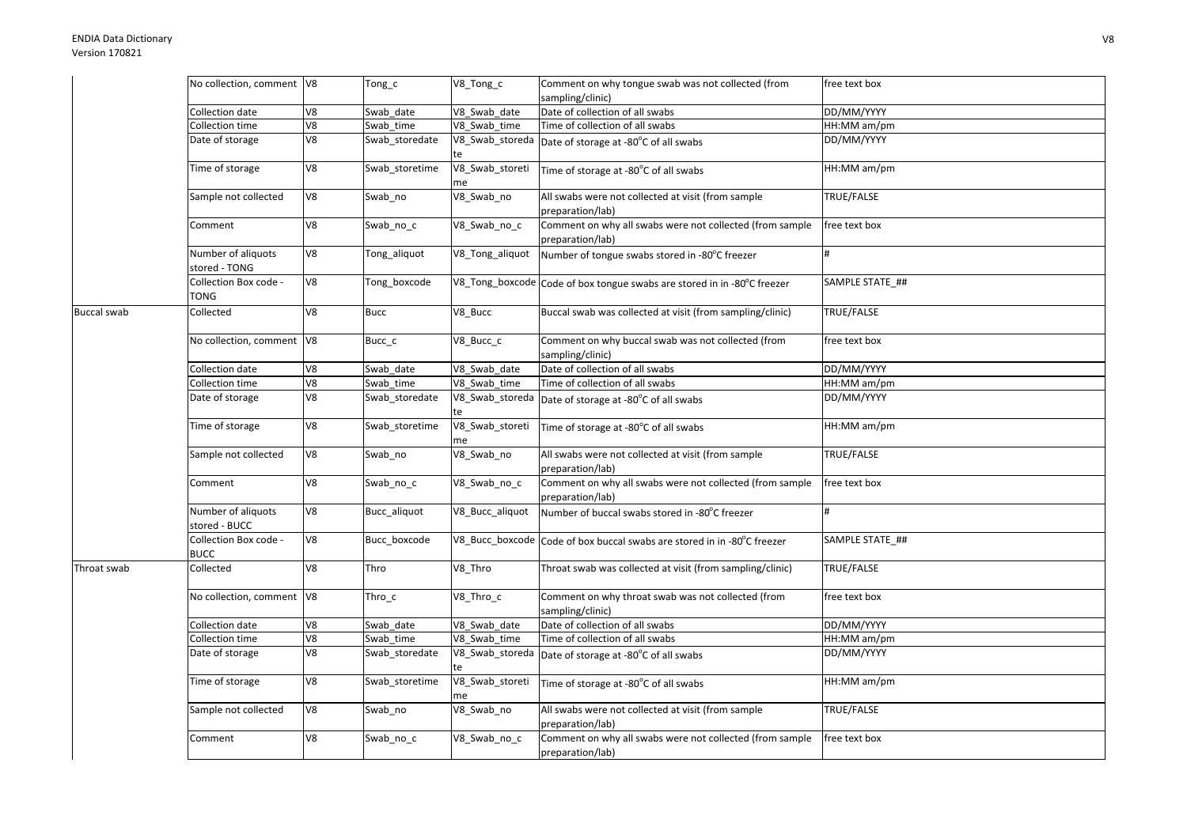| | | | | | | |
|---|---|---|---|---|---|---|
| | No collection, comment | V8 | Tong_c | V8_Tong_c | Comment on why tongue swab was not collected (from sampling/clinic) | free text box |
| | Collection date | V8 | Swab_date | V8_Swab_date | Date of collection of all swabs | DD/MM/YYYY |
| | Collection time | V8 | Swab_time | V8_Swab_time | Time of collection of all swabs | HH:MM am/pm |
| | Date of storage | V8 | Swab_storedate | V8_Swab_storedate | Date of storage at -80°C of all swabs | DD/MM/YYYY |
| | Time of storage | V8 | Swab_storetime | V8_Swab_storetime | Time of storage at -80°C of all swabs | HH:MM am/pm |
| | Sample not collected | V8 | Swab_no | V8_Swab_no | All swabs were not collected at visit (from sample preparation/lab) | TRUE/FALSE |
| | Comment | V8 | Swab_no_c | V8_Swab_no_c | Comment on why all swabs were not collected (from sample preparation/lab) | free text box |
| | Number of aliquots stored - TONG | V8 | Tong_aliquot | V8_Tong_aliquot | Number of tongue swabs stored in -80°C freezer | # |
| | Collection Box code - TONG | V8 | Tong_boxcode | V8_Tong_boxcode | Code of box tongue swabs are stored in in -80°C freezer | SAMPLE STATE_## |
| Buccal swab | Collected | V8 | Bucc | V8_Bucc | Buccal swab was collected at visit (from sampling/clinic) | TRUE/FALSE |
| | No collection, comment | V8 | Bucc_c | V8_Bucc_c | Comment on why buccal swab was not collected (from sampling/clinic) | free text box |
| | Collection date | V8 | Swab_date | V8_Swab_date | Date of collection of all swabs | DD/MM/YYYY |
| | Collection time | V8 | Swab_time | V8_Swab_time | Time of collection of all swabs | HH:MM am/pm |
| | Date of storage | V8 | Swab_storedate | V8_Swab_storedate | Date of storage at -80°C of all swabs | DD/MM/YYYY |
| | Time of storage | V8 | Swab_storetime | V8_Swab_storetime | Time of storage at -80°C of all swabs | HH:MM am/pm |
| | Sample not collected | V8 | Swab_no | V8_Swab_no | All swabs were not collected at visit (from sample preparation/lab) | TRUE/FALSE |
| | Comment | V8 | Swab_no_c | V8_Swab_no_c | Comment on why all swabs were not collected (from sample preparation/lab) | free text box |
| | Number of aliquots stored - BUCC | V8 | Bucc_aliquot | V8_Bucc_aliquot | Number of buccal swabs stored in -80°C freezer | # |
| | Collection Box code - BUCC | V8 | Bucc_boxcode | V8_Bucc_boxcode | Code of box buccal swabs are stored in in -80°C freezer | SAMPLE STATE_## |
| Throat swab | Collected | V8 | Thro | V8_Thro | Throat swab was collected at visit (from sampling/clinic) | TRUE/FALSE |
| | No collection, comment | V8 | Thro_c | V8_Thro_c | Comment on why throat swab was not collected (from sampling/clinic) | free text box |
| | Collection date | V8 | Swab_date | V8_Swab_date | Date of collection of all swabs | DD/MM/YYYY |
| | Collection time | V8 | Swab_time | V8_Swab_time | Time of collection of all swabs | HH:MM am/pm |
| | Date of storage | V8 | Swab_storedate | V8_Swab_storedate | Date of storage at -80°C of all swabs | DD/MM/YYYY |
| | Time of storage | V8 | Swab_storetime | V8_Swab_storetime | Time of storage at -80°C of all swabs | HH:MM am/pm |
| | Sample not collected | V8 | Swab_no | V8_Swab_no | All swabs were not collected at visit (from sample preparation/lab) | TRUE/FALSE |
| | Comment | V8 | Swab_no_c | V8_Swab_no_c | Comment on why all swabs were not collected (from sample preparation/lab) | free text box |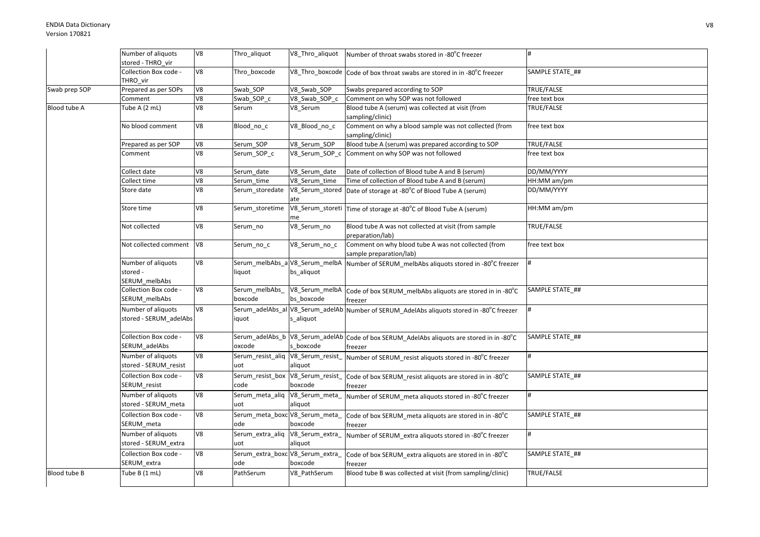| | | | | | | |
|---|---|---|---|---|---|---|
| | Number of aliquots stored - THRO_vir | V8 | Thro_aliquot | V8_Thro_aliquot | Number of throat swabs stored in -80°C freezer | # |
| | Collection Box code - THRO_vir | V8 | Thro_boxcode | V8_Thro_boxcode | Code of box throat swabs are stored in in -80°C freezer | SAMPLE STATE_## |
| Swab prep SOP | Prepared as per SOPs | V8 | Swab_SOP | V8_Swab_SOP | Swabs prepared according to SOP | TRUE/FALSE |
| | Comment | V8 | Swab_SOP_c | V8_Swab_SOP_c | Comment on why SOP was not followed | free text box |
| Blood tube A | Tube A (2 mL) | V8 | Serum | V8_Serum | Blood tube A (serum) was collected at visit (from sampling/clinic) | TRUE/FALSE |
| | No blood comment | V8 | Blood_no_c | V8_Blood_no_c | Comment on why a blood sample was not collected (from sampling/clinic) | free text box |
| | Prepared as per SOP | V8 | Serum_SOP | V8_Serum_SOP | Blood tube A (serum) was prepared according to SOP | TRUE/FALSE |
| | Comment | V8 | Serum_SOP_c | V8_Serum_SOP_c | Comment on why SOP was not followed | free text box |
| | Collect date | V8 | Serum_date | V8_Serum_date | Date of collection of Blood tube A and B (serum) | DD/MM/YYYY |
| | Collect time | V8 | Serum_time | V8_Serum_time | Time of collection of Blood tube A and B (serum) | HH:MM am/pm |
| | Store date | V8 | Serum_storedate | V8_Serum_storedate | Date of storage at -80°C of Blood Tube A (serum) | DD/MM/YYYY |
| | Store time | V8 | Serum_storetime | V8_Serum_storetime | Time of storage at -80°C of Blood Tube A (serum) | HH:MM am/pm |
| | Not collected | V8 | Serum_no | V8_Serum_no | Blood tube A was not collected at visit (from sample preparation/lab) | TRUE/FALSE |
| | Not collected comment | V8 | Serum_no_c | V8_Serum_no_c | Comment on why blood tube A was not collected (from sample preparation/lab) | free text box |
| | Number of aliquots stored - SERUM_melbAbs | V8 | Serum_melbAbs_aliquot | V8_Serum_melbAbs_aliquot | Number of SERUM_melbAbs aliquots stored in -80°C freezer | # |
| | Collection Box code - SERUM_melbAbs | V8 | Serum_melbAbs_boxcode | V8_Serum_melbAbs_boxcode | Code of box SERUM_melbAbs aliquots are stored in in -80°C freezer | SAMPLE STATE_## |
| | Number of aliquots stored - SERUM_adelAbs | V8 | Serum_adelAbs_aliquot | V8_Serum_adelAbs_aliquot | Number of SERUM_AdelAbs aliquots stored in -80°C freezer | # |
| | Collection Box code - SERUM_adelAbs | V8 | Serum_adelAbs_boxcode | V8_Serum_adelAbs_boxcode | Code of box SERUM_AdelAbs aliquots are stored in in -80°C freezer | SAMPLE STATE_## |
| | Number of aliquots stored - SERUM_resist | V8 | Serum_resist_aliquot | V8_Serum_resist_aliquot | Number of SERUM_resist aliquots stored in -80°C freezer | # |
| | Collection Box code - SERUM_resist | V8 | Serum_resist_boxcode | V8_Serum_resist_boxcode | Code of box SERUM_resist aliquots are stored in in -80°C freezer | SAMPLE STATE_## |
| | Number of aliquots stored - SERUM_meta | V8 | Serum_meta_aliquot | V8_Serum_meta_aliquot | Number of SERUM_meta aliquots stored in -80°C freezer | # |
| | Collection Box code - SERUM_meta | V8 | Serum_meta_boxcode | V8_Serum_meta_boxcode | Code of box SERUM_meta aliquots are stored in in -80°C freezer | SAMPLE STATE_## |
| | Number of aliquots stored - SERUM_extra | V8 | Serum_extra_aliquot | V8_Serum_extra_aliquot | Number of SERUM_extra aliquots stored in -80°C freezer | # |
| | Collection Box code - SERUM_extra | V8 | Serum_extra_boxcode | V8_Serum_extra_boxcode | Code of box SERUM_extra aliquots are stored in in -80°C freezer | SAMPLE STATE_## |
| Blood tube B | Tube B (1 mL) | V8 | PathSerum | V8_PathSerum | Blood tube B was collected at visit (from sampling/clinic) | TRUE/FALSE |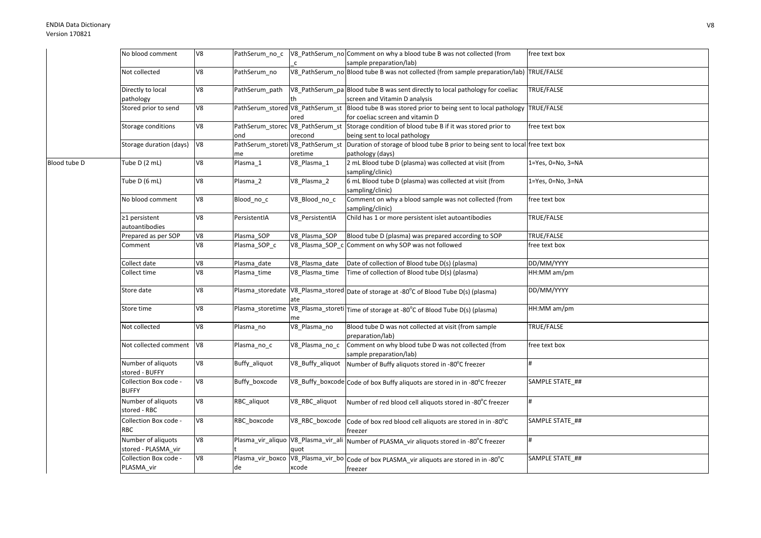|  |  |  |  |  |  |  |
|---|---|---|---|---|---|---|
|  | No blood comment | V8 | PathSerum_no_c | V8_PathSerum_no_c | Comment on why a blood tube B was not collected (from sample preparation/lab) | free text box |
|  | Not collected | V8 | PathSerum_no | V8_PathSerum_no | Blood tube B was not collected (from sample preparation/lab) | TRUE/FALSE |
|  | Directly to local pathology | V8 | PathSerum_path | V8_PathSerum_path | Blood tube B was sent directly to local pathology for coeliac screen and Vitamin D analysis | TRUE/FALSE |
|  | Stored prior to send | V8 | PathSerum_stored | V8_PathSerum_stored | Blood tube B was stored prior to being sent to local pathology for coeliac screen and vitamin D | TRUE/FALSE |
|  | Storage conditions | V8 | PathSerum_storecond | V8_PathSerum_storecond | Storage condition of blood tube B if it was stored prior to being sent to local pathology | free text box |
|  | Storage duration (days) | V8 | PathSerum_storetime | V8_PathSerum_storetime | Duration of storage of blood tube B prior to being sent to local pathology (days) | free text box |
| Blood tube D | Tube D (2 mL) | V8 | Plasma_1 | V8_Plasma_1 | 2 mL Blood tube D (plasma) was collected at visit (from sampling/clinic) | 1=Yes, 0=No, 3=NA |
|  | Tube D (6 mL) | V8 | Plasma_2 | V8_Plasma_2 | 6 mL Blood tube D (plasma) was collected at visit (from sampling/clinic) | 1=Yes, 0=No, 3=NA |
|  | No blood comment | V8 | Blood_no_c | V8_Blood_no_c | Comment on why a blood sample was not collected (from sampling/clinic) | free text box |
|  | ≥1 persistent autoantibodies | V8 | PersistentIA | V8_PersistentIA | Child has 1 or more persistent islet autoantibodies | TRUE/FALSE |
|  | Prepared as per SOP | V8 | Plasma_SOP | V8_Plasma_SOP | Blood tube D (plasma) was prepared according to SOP | TRUE/FALSE |
|  | Comment | V8 | Plasma_SOP_c | V8_Plasma_SOP_c | Comment on why SOP was not followed | free text box |
|  | Collect date | V8 | Plasma_date | V8_Plasma_date | Date of collection of Blood tube D(s) (plasma) | DD/MM/YYYY |
|  | Collect time | V8 | Plasma_time | V8_Plasma_time | Time of collection of Blood tube D(s) (plasma) | HH:MM am/pm |
|  | Store date | V8 | Plasma_storedate | V8_Plasma_storedate | Date of storage at -80°C of Blood Tube D(s) (plasma) | DD/MM/YYYY |
|  | Store time | V8 | Plasma_storetime | V8_Plasma_storetime | Time of storage at -80°C of Blood Tube D(s) (plasma) | HH:MM am/pm |
|  | Not collected | V8 | Plasma_no | V8_Plasma_no | Blood tube D was not collected at visit (from sample preparation/lab) | TRUE/FALSE |
|  | Not collected comment | V8 | Plasma_no_c | V8_Plasma_no_c | Comment on why blood tube D was not collected (from sample preparation/lab) | free text box |
|  | Number of aliquots stored - BUFFY | V8 | Buffy_aliquot | V8_Buffy_aliquot | Number of Buffy aliquots stored in -80°C freezer | # |
|  | Collection Box code - BUFFY | V8 | Buffy_boxcode | V8_Buffy_boxcode | Code of box Buffy aliquots are stored in in -80°C freezer | SAMPLE STATE_## |
|  | Number of aliquots stored - RBC | V8 | RBC_aliquot | V8_RBC_aliquot | Number of red blood cell aliquots stored in -80°C freezer | # |
|  | Collection Box code - RBC | V8 | RBC_boxcode | V8_RBC_boxcode | Code of box red blood cell aliquots are stored in in -80°C freezer | SAMPLE STATE_## |
|  | Number of aliquots stored - PLASMA_vir | V8 | Plasma_vir_aliquot | V8_Plasma_vir_aliquot | Number of PLASMA_vir aliquots stored in -80°C freezer | # |
|  | Collection Box code - PLASMA_vir | V8 | Plasma_vir_boxcode | V8_Plasma_vir_boxcode | Code of box PLASMA_vir aliquots are stored in in -80°C freezer | SAMPLE STATE_## |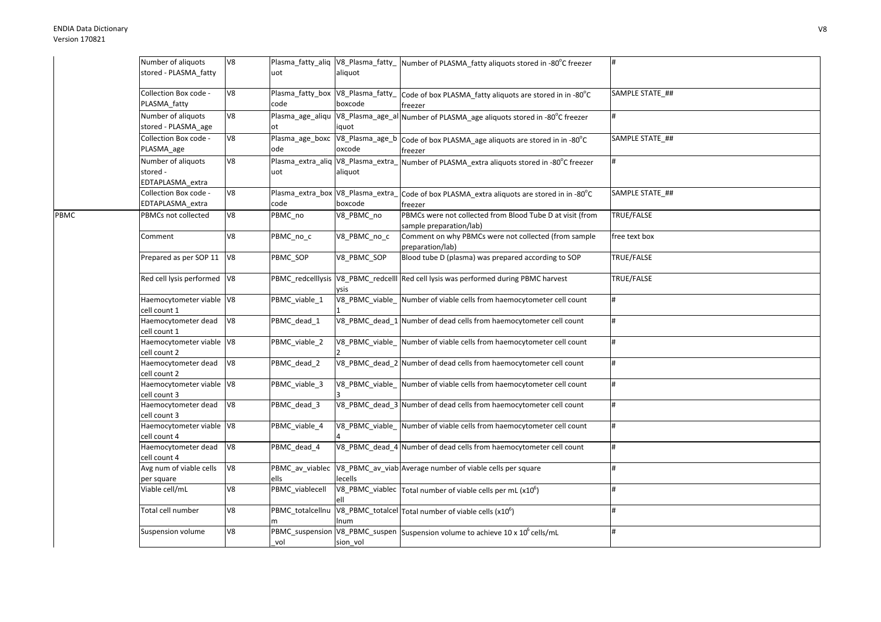| | | | | | | |
|---|---|---|---|---|---|---|
| | Number of aliquots stored - PLASMA_fatty | V8 | Plasma_fatty_aliquot | V8_Plasma_fatty_aliquot | Number of PLASMA_fatty aliquots stored in -80°C freezer | # |
| | Collection Box code - PLASMA_fatty | V8 | Plasma_fatty_boxcode | V8_Plasma_fatty_boxcode | Code of box PLASMA_fatty aliquots are stored in in -80°C freezer | SAMPLE STATE_## |
| | Number of aliquots stored - PLASMA_age | V8 | Plasma_age_aliquot | V8_Plasma_age_aliquot | Number of PLASMA_age aliquots stored in -80°C freezer | # |
| | Collection Box code - PLASMA_age | V8 | Plasma_age_boxcode | V8_Plasma_age_boxcode | Code of box PLASMA_age aliquots are stored in in -80°C freezer | SAMPLE STATE_## |
| | Number of aliquots stored - EDTAPLASMA_extra | V8 | Plasma_extra_aliquot | V8_Plasma_extra_aliquot | Number of PLASMA_extra aliquots stored in -80°C freezer | # |
| | Collection Box code - EDTAPLASMA_extra | V8 | Plasma_extra_boxcode | V8_Plasma_extra_boxcode | Code of box PLASMA_extra aliquots are stored in in -80°C freezer | SAMPLE STATE_## |
| PBMC | PBMCs not collected | V8 | PBMC_no | V8_PBMC_no | PBMCs were not collected from Blood Tube D at visit (from sample preparation/lab) | TRUE/FALSE |
| | Comment | V8 | PBMC_no_c | V8_PBMC_no_c | Comment on why PBMCs were not collected (from sample preparation/lab) | free text box |
| | Prepared as per SOP 11 | V8 | PBMC_SOP | V8_PBMC_SOP | Blood tube D (plasma) was prepared according to SOP | TRUE/FALSE |
| | Red cell lysis performed | V8 | PBMC_redcelllysis | V8_PBMC_redcelllysis | Red cell lysis was performed during PBMC harvest | TRUE/FALSE |
| | Haemocytometer viable cell count 1 | V8 | PBMC_viable_1 | V8_PBMC_viable_1 | Number of viable cells from haemocytometer cell count | # |
| | Haemocytometer dead cell count 1 | V8 | PBMC_dead_1 | V8_PBMC_dead_1 | Number of dead cells from haemocytometer cell count | # |
| | Haemocytometer viable cell count 2 | V8 | PBMC_viable_2 | V8_PBMC_viable_2 | Number of viable cells from haemocytometer cell count | # |
| | Haemocytometer dead cell count 2 | V8 | PBMC_dead_2 | V8_PBMC_dead_2 | Number of dead cells from haemocytometer cell count | # |
| | Haemocytometer viable cell count 3 | V8 | PBMC_viable_3 | V8_PBMC_viable_3 | Number of viable cells from haemocytometer cell count | # |
| | Haemocytometer dead cell count 3 | V8 | PBMC_dead_3 | V8_PBMC_dead_3 | Number of dead cells from haemocytometer cell count | # |
| | Haemocytometer viable cell count 4 | V8 | PBMC_viable_4 | V8_PBMC_viable_4 | Number of viable cells from haemocytometer cell count | # |
| | Haemocytometer dead cell count 4 | V8 | PBMC_dead_4 | V8_PBMC_dead_4 | Number of dead cells from haemocytometer cell count | # |
| | Avg num of viable cells per square | V8 | PBMC_av_viablecells | V8_PBMC_av_viablecells | Average number of viable cells per square | # |
| | Viable cell/mL | V8 | PBMC_viablecell | V8_PBMC_viablecell | Total number of viable cells per mL ($x10^6$) | # |
| | Total cell number | V8 | PBMC_totalcellnum | V8_PBMC_totalcellnum | Total number of viable cells ($x10^6$) | # |
| | Suspension volume | V8 | PBMC_suspension_vol | V8_PBMC_suspension_vol | Suspension volume to achieve 10 x $10^6$ cells/mL | # |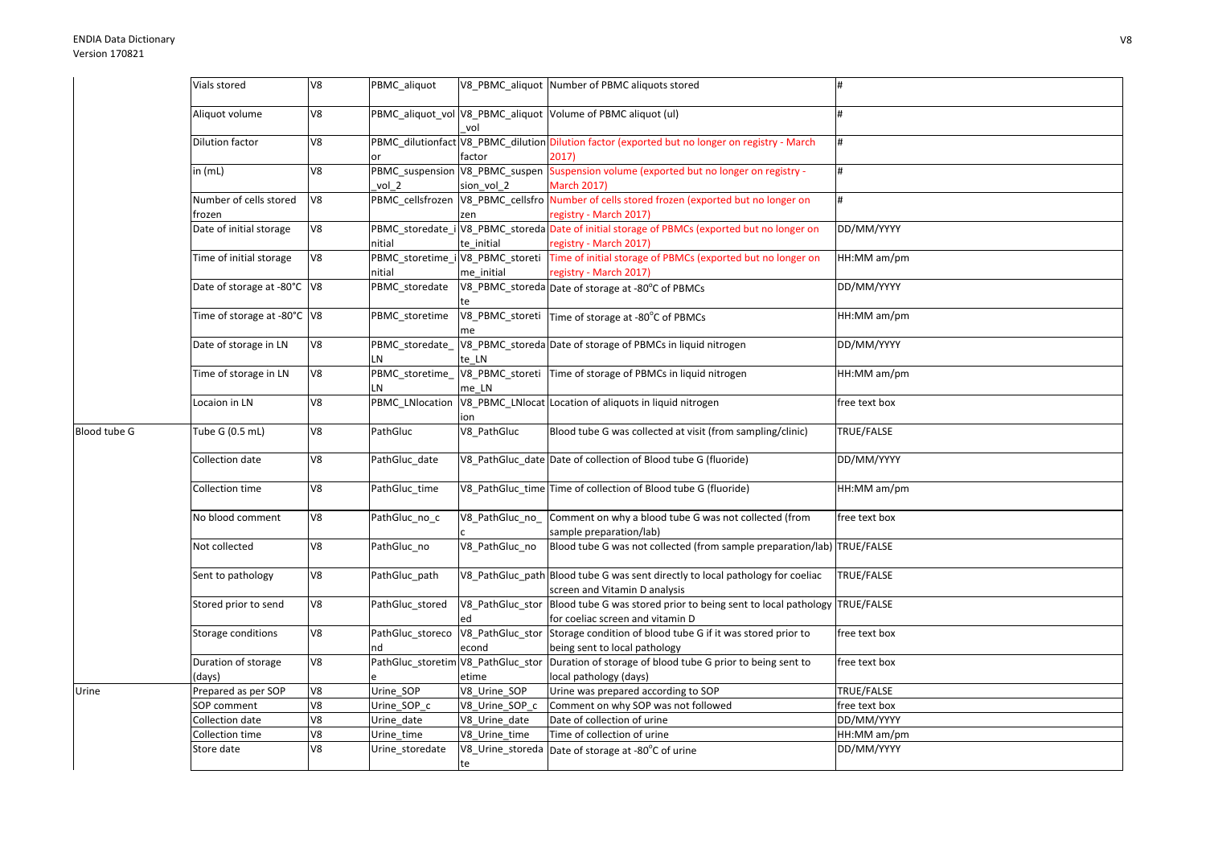| | | | | | | |
|---|---|---|---|---|---|---|
| | Vials stored | V8 | PBMC_aliquot | V8_PBMC_aliquot | Number of PBMC aliquots stored | # |
| | Aliquot volume | V8 | PBMC_aliquot_vol | V8_PBMC_aliquot_vol | Volume of PBMC aliquot (ul) | # |
| | Dilution factor | V8 | PBMC_dilutionfactor | V8_PBMC_dilutionfactor | Dilution factor (exported but no longer on registry - March 2017) | # |
| | in (mL) | V8 | PBMC_suspension_vol_2 | V8_PBMC_suspension_vol_2 | Suspension volume (exported but no longer on registry - March 2017) | # |
| | Number of cells stored frozen | V8 | PBMC_cellsfrozen | V8_PBMC_cellsfrozen | Number of cells stored frozen (exported but no longer on registry - March 2017) | # |
| | Date of initial storage | V8 | PBMC_storedate_initial | V8_PBMC_storedate_initial | Date of initial storage of PBMCs (exported but no longer on registry - March 2017) | DD/MM/YYYY |
| | Time of initial storage | V8 | PBMC_storetime_initial | V8_PBMC_storetime_initial | Time of initial storage of PBMCs (exported but no longer on registry - March 2017) | HH:MM am/pm |
| | Date of storage at -80°C | V8 | PBMC_storedate | V8_PBMC_storedate | Date of storage at -80°C of PBMCs | DD/MM/YYYY |
| | Time of storage at -80°C | V8 | PBMC_storetime | V8_PBMC_storetime | Time of storage at -80°C of PBMCs | HH:MM am/pm |
| | Date of storage in LN | V8 | PBMC_storedate_LN | V8_PBMC_storedate_LN | Date of storage of PBMCs in liquid nitrogen | DD/MM/YYYY |
| | Time of storage in LN | V8 | PBMC_storetime_LN | V8_PBMC_storetime_LN | Time of storage of PBMCs in liquid nitrogen | HH:MM am/pm |
| | Locaion in LN | V8 | PBMC_LNlocation | V8_PBMC_LNlocation | Location of aliquots in liquid nitrogen | free text box |
| Blood tube G | Tube G (0.5 mL) | V8 | PathGluc | V8_PathGluc | Blood tube G was collected at visit (from sampling/clinic) | TRUE/FALSE |
| | Collection date | V8 | PathGluc_date | V8_PathGluc_date | Date of collection of Blood tube G (fluoride) | DD/MM/YYYY |
| | Collection time | V8 | PathGluc_time | V8_PathGluc_time | Time of collection of Blood tube G (fluoride) | HH:MM am/pm |
| | No blood comment | V8 | PathGluc_no_c | V8_PathGluc_no_c | Comment on why a blood tube G was not collected (from sample preparation/lab) | free text box |
| | Not collected | V8 | PathGluc_no | V8_PathGluc_no | Blood tube G was not collected (from sample preparation/lab) | TRUE/FALSE |
| | Sent to pathology | V8 | PathGluc_path | V8_PathGluc_path | Blood tube G was sent directly to local pathology for coeliac screen and Vitamin D analysis | TRUE/FALSE |
| | Stored prior to send | V8 | PathGluc_stored | V8_PathGluc_stored | Blood tube G was stored prior to being sent to local pathology for coeliac screen and vitamin D | TRUE/FALSE |
| | Storage conditions | V8 | PathGluc_storecond | V8_PathGluc_storecond | Storage condition of blood tube G if it was stored prior to being sent to local pathology | free text box |
| | Duration of storage (days) | V8 | PathGluc_storetime | V8_PathGluc_storetime | Duration of storage of blood tube G prior to being sent to local pathology (days) | free text box |
| Urine | Prepared as per SOP | V8 | Urine_SOP | V8_Urine_SOP | Urine was prepared according to SOP | TRUE/FALSE |
| | SOP comment | V8 | Urine_SOP_c | V8_Urine_SOP_c | Comment on why SOP was not followed | free text box |
| | Collection date | V8 | Urine_date | V8_Urine_date | Date of collection of urine | DD/MM/YYYY |
| | Collection time | V8 | Urine_time | V8_Urine_time | Time of collection of urine | HH:MM am/pm |
| | Store date | V8 | Urine_storedate | V8_Urine_storedate | Date of storage at -80°C of urine | DD/MM/YYYY |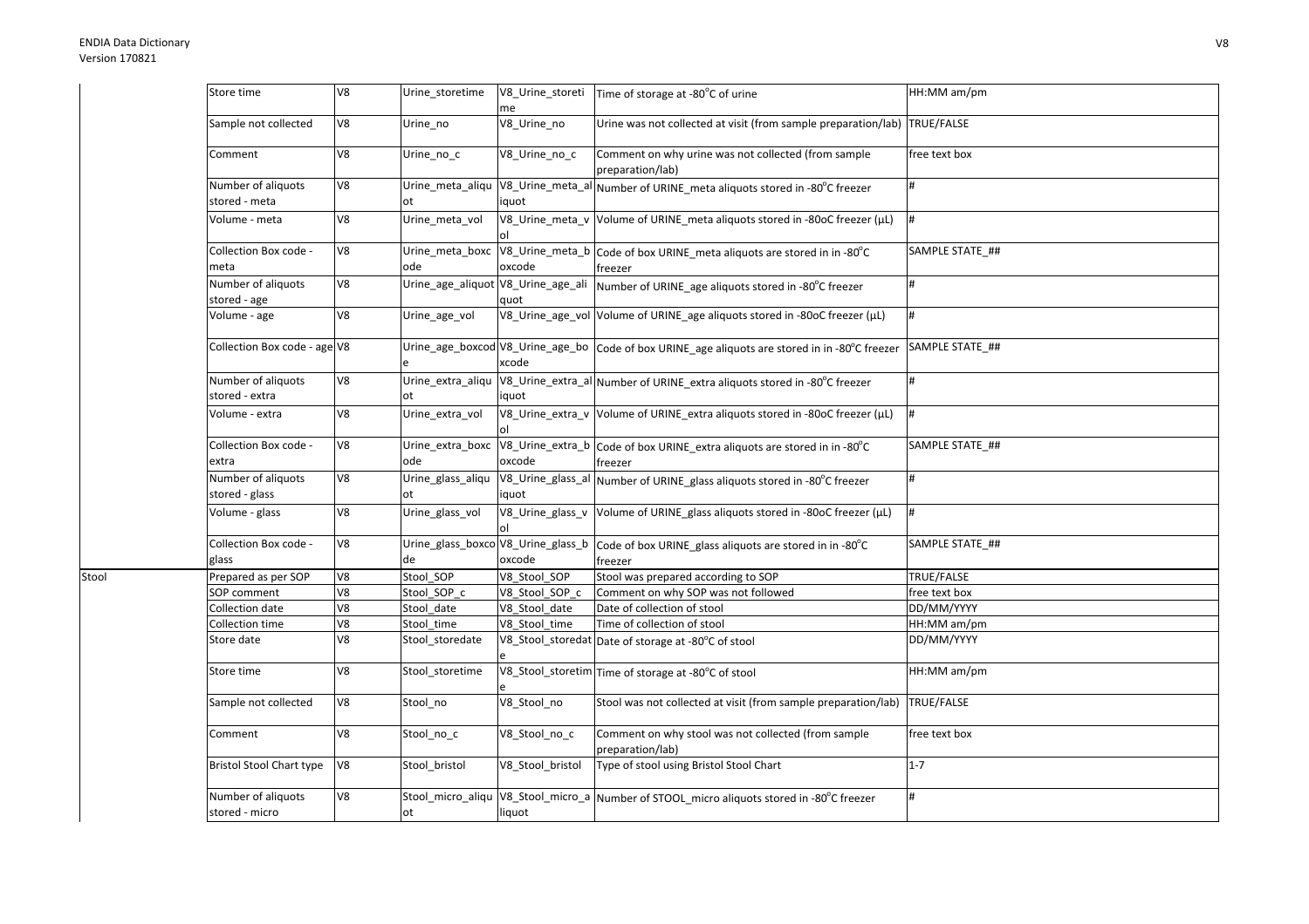| | | | | | | |
|---|---|---|---|---|---|---|
| | Store time | V8 | Urine_storetime | V8_Urine_storetime | Time of storage at -80°C of urine | HH:MM am/pm |
| | Sample not collected | V8 | Urine_no | V8_Urine_no | Urine was not collected at visit (from sample preparation/lab) | TRUE/FALSE |
| | Comment | V8 | Urine_no_c | V8_Urine_no_c | Comment on why urine was not collected (from sample preparation/lab) | free text box |
| | Number of aliquots stored - meta | V8 | Urine_meta_aliquot | V8_Urine_meta_aliquot | Number of URINE_meta aliquots stored in -80°C freezer | # |
| | Volume - meta | V8 | Urine_meta_vol | V8_Urine_meta_vol | Volume of URINE_meta aliquots stored in -80oC freezer (µL) | # |
| | Collection Box code - meta | V8 | Urine_meta_boxcode | V8_Urine_meta_boxcode | Code of box URINE_meta aliquots are stored in in -80°C freezer | SAMPLE STATE_## |
| | Number of aliquots stored - age | V8 | Urine_age_aliquot | V8_Urine_age_aliquot | Number of URINE_age aliquots stored in -80°C freezer | # |
| | Volume - age | V8 | Urine_age_vol | V8_Urine_age_vol | Volume of URINE_age aliquots stored in -80oC freezer (µL) | # |
| | Collection Box code - age | V8 | Urine_age_boxcode | V8_Urine_age_boxcode | Code of box URINE_age aliquots are stored in in -80°C freezer | SAMPLE STATE_## |
| | Number of aliquots stored - extra | V8 | Urine_extra_aliquot | V8_Urine_extra_aliquot | Number of URINE_extra aliquots stored in -80°C freezer | # |
| | Volume - extra | V8 | Urine_extra_vol | V8_Urine_extra_vol | Volume of URINE_extra aliquots stored in -80oC freezer (µL) | # |
| | Collection Box code - extra | V8 | Urine_extra_boxcode | V8_Urine_extra_boxcode | Code of box URINE_extra aliquots are stored in in -80°C freezer | SAMPLE STATE_## |
| | Number of aliquots stored - glass | V8 | Urine_glass_aliquot | V8_Urine_glass_aliquot | Number of URINE_glass aliquots stored in -80°C freezer | # |
| | Volume - glass | V8 | Urine_glass_vol | V8_Urine_glass_vol | Volume of URINE_glass aliquots stored in -80oC freezer (µL) | # |
| | Collection Box code - glass | V8 | Urine_glass_boxcode | V8_Urine_glass_boxcode | Code of box URINE_glass aliquots are stored in in -80°C freezer | SAMPLE STATE_## |
| Stool | Prepared as per SOP | V8 | Stool_SOP | V8_Stool_SOP | Stool was prepared according to SOP | TRUE/FALSE |
| | SOP comment | V8 | Stool_SOP_c | V8_Stool_SOP_c | Comment on why SOP was not followed | free text box |
| | Collection date | V8 | Stool_date | V8_Stool_date | Date of collection of stool | DD/MM/YYYY |
| | Collection time | V8 | Stool_time | V8_Stool_time | Time of collection of stool | HH:MM am/pm |
| | Store date | V8 | Stool_storedate | V8_Stool_storedate | Date of storage at -80°C of stool | DD/MM/YYYY |
| | Store time | V8 | Stool_storetime | V8_Stool_storetime | Time of storage at -80°C of stool | HH:MM am/pm |
| | Sample not collected | V8 | Stool_no | V8_Stool_no | Stool was not collected at visit (from sample preparation/lab) | TRUE/FALSE |
| | Comment | V8 | Stool_no_c | V8_Stool_no_c | Comment on why stool was not collected (from sample preparation/lab) | free text box |
| | Bristol Stool Chart type | V8 | Stool_bristol | V8_Stool_bristol | Type of stool using Bristol Stool Chart | 1-7 |
| | Number of aliquots stored - micro | V8 | Stool_micro_aliquot | V8_Stool_micro_aliquot | Number of STOOL_micro aliquots stored in -80°C freezer | # |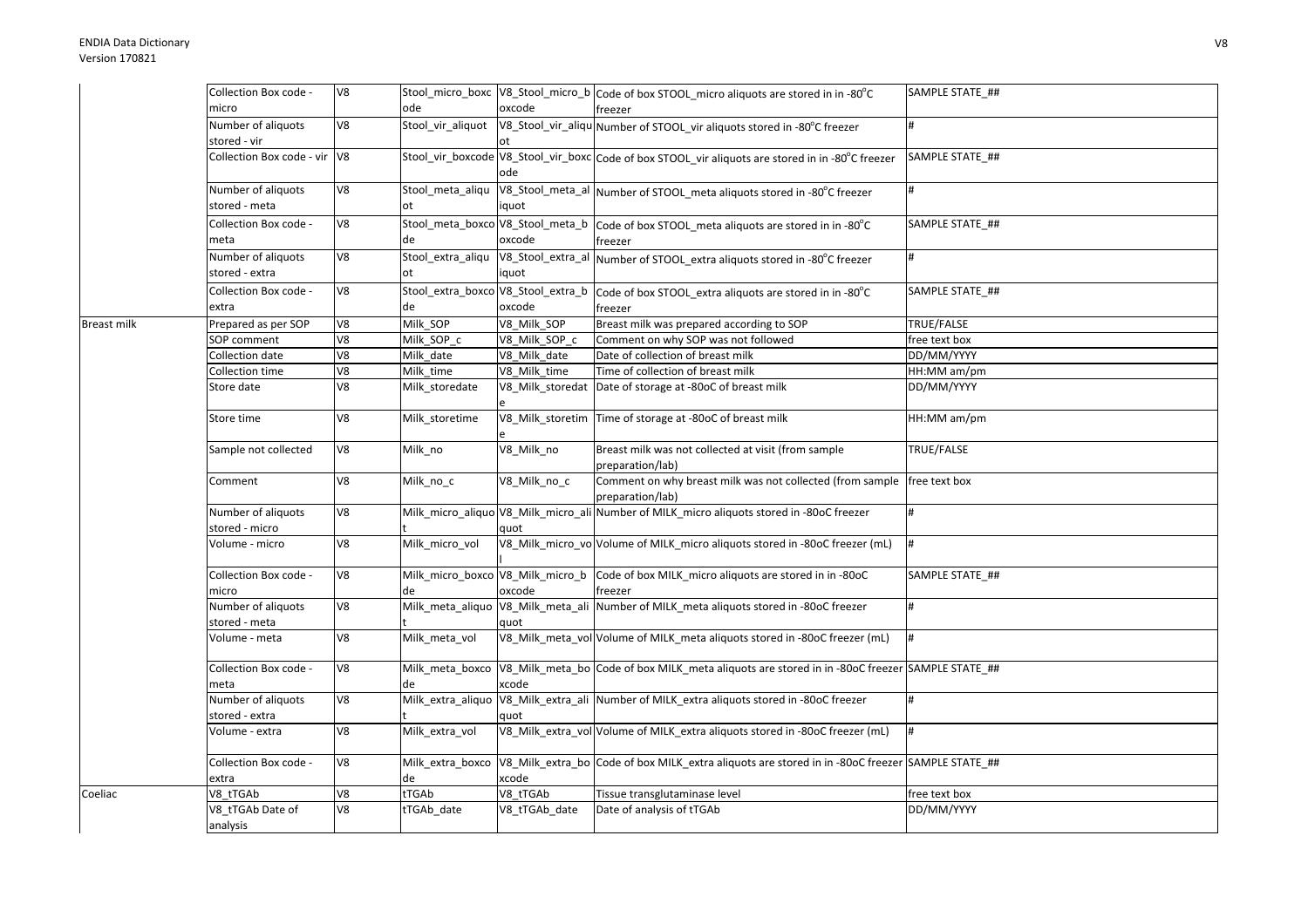| | | | | | | |
|---|---|---|---|---|---|---|
| | Collection Box code - micro | V8 | Stool_micro_boxcode | V8_Stool_micro_boxcode | Code of box STOOL_micro aliquots are stored in in -80°C freezer | SAMPLE STATE_## |
| | Number of aliquots stored - vir | V8 | Stool_vir_aliquot | V8_Stool_vir_aliquot | Number of STOOL_vir aliquots stored in -80°C freezer | # |
| | Collection Box code - vir | V8 | Stool_vir_boxcode | V8_Stool_vir_boxcode | Code of box STOOL_vir aliquots are stored in in -80°C freezer | SAMPLE STATE_## |
| | Number of aliquots stored - meta | V8 | Stool_meta_aliquot | V8_Stool_meta_aliquot | Number of STOOL_meta aliquots stored in -80°C freezer | # |
| | Collection Box code - meta | V8 | Stool_meta_boxcode | V8_Stool_meta_boxcode | Code of box STOOL_meta aliquots are stored in in -80°C freezer | SAMPLE STATE_## |
| | Number of aliquots stored - extra | V8 | Stool_extra_aliquot | V8_Stool_extra_aliquot | Number of STOOL_extra aliquots stored in -80°C freezer | # |
| | Collection Box code - extra | V8 | Stool_extra_boxcode | V8_Stool_extra_boxcode | Code of box STOOL_extra aliquots are stored in in -80°C freezer | SAMPLE STATE_## |
| Breast milk | Prepared as per SOP | V8 | Milk_SOP | V8_Milk_SOP | Breast milk was prepared according to SOP | TRUE/FALSE |
| | SOP comment | V8 | Milk_SOP_c | V8_Milk_SOP_c | Comment on why SOP was not followed | free text box |
| | Collection date | V8 | Milk_date | V8_Milk_date | Date of collection of breast milk | DD/MM/YYYY |
| | Collection time | V8 | Milk_time | V8_Milk_time | Time of collection of breast milk | HH:MM am/pm |
| | Store date | V8 | Milk_storedate | V8_Milk_storedate | Date of storage at -80oC of breast milk | DD/MM/YYYY |
| | Store time | V8 | Milk_storetime | V8_Milk_storetime | Time of storage at -80oC of breast milk | HH:MM am/pm |
| | Sample not collected | V8 | Milk_no | V8_Milk_no | Breast milk was not collected at visit (from sample preparation/lab) | TRUE/FALSE |
| | Comment | V8 | Milk_no_c | V8_Milk_no_c | Comment on why breast milk was not collected (from sample preparation/lab) | free text box |
| | Number of aliquots stored - micro | V8 | Milk_micro_aliquot | V8_Milk_micro_aliquot | Number of MILK_micro aliquots stored in -80oC freezer | # |
| | Volume - micro | V8 | Milk_micro_vol | V8_Milk_micro_vol | Volume of MILK_micro aliquots stored in -80oC freezer (mL) | # |
| | Collection Box code - micro | V8 | Milk_micro_boxcode | V8_Milk_micro_boxcode | Code of box MILK_micro aliquots are stored in in -80oC freezer | SAMPLE STATE_## |
| | Number of aliquots stored - meta | V8 | Milk_meta_aliquot | V8_Milk_meta_aliquot | Number of MILK_meta aliquots stored in -80oC freezer | # |
| | Volume - meta | V8 | Milk_meta_vol | V8_Milk_meta_vol | Volume of MILK_meta aliquots stored in -80oC freezer (mL) | # |
| | Collection Box code - meta | V8 | Milk_meta_boxcode | V8_Milk_meta_boxcode | Code of box MILK_meta aliquots are stored in in -80oC freezer | SAMPLE STATE_## |
| | Number of aliquots stored - extra | V8 | Milk_extra_aliquot | V8_Milk_extra_aliquot | Number of MILK_extra aliquots stored in -80oC freezer | # |
| | Volume - extra | V8 | Milk_extra_vol | V8_Milk_extra_vol | Volume of MILK_extra aliquots stored in -80oC freezer (mL) | # |
| | Collection Box code - extra | V8 | Milk_extra_boxcode | V8_Milk_extra_boxcode | Code of box MILK_extra aliquots are stored in in -80oC freezer | SAMPLE STATE_## |
| Coeliac | V8_tTGAb | V8 | tTGAb | V8_tTGAb | Tissue transglutaminase level | free text box |
| | V8_tTGAb Date of analysis | V8 | tTGAb_date | V8_tTGAb_date | Date of analysis of tTGAb | DD/MM/YYYY |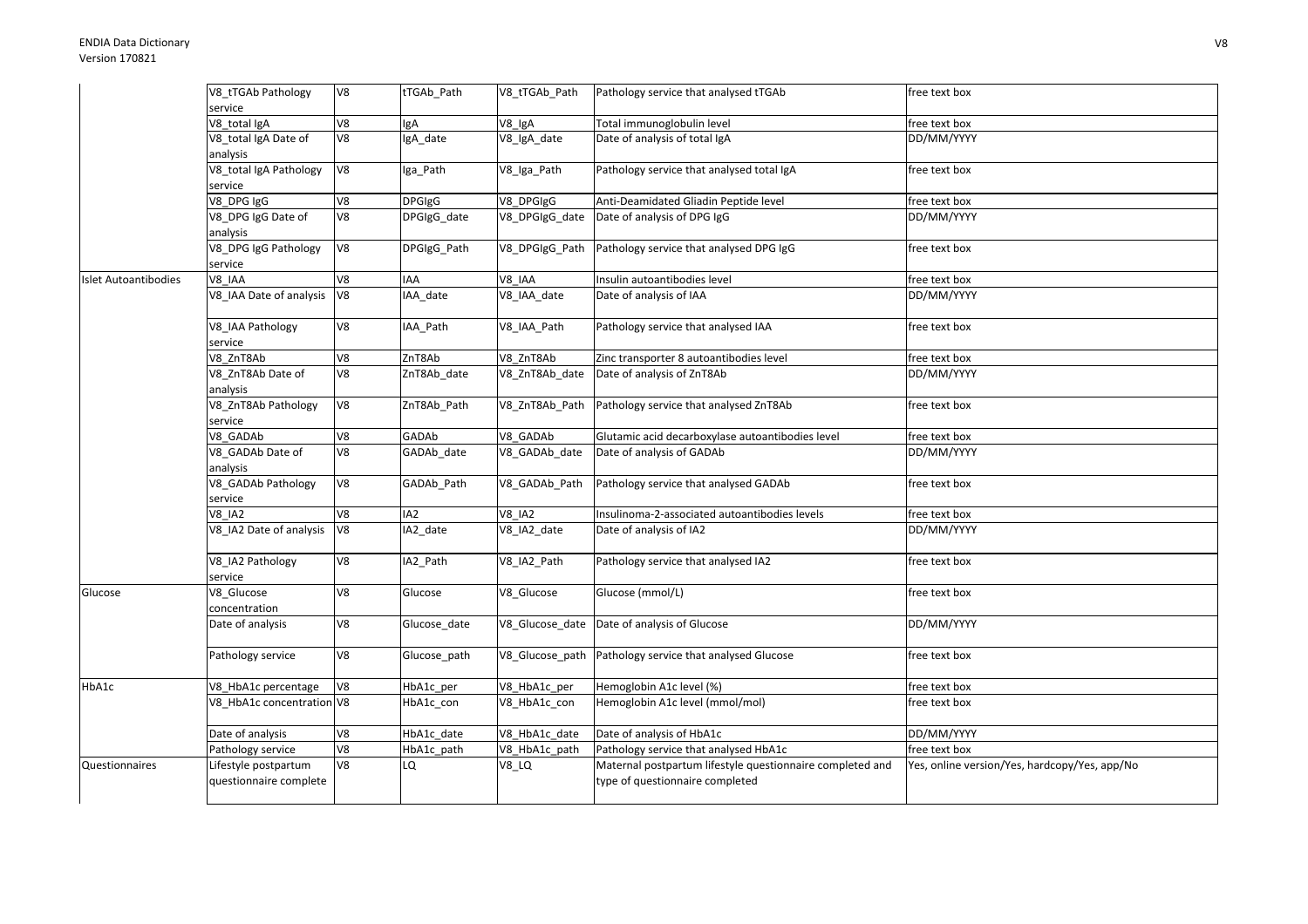| | | | | | | |
|---|---|---|---|---|---|---|
| | V8_tTGAb Pathology service | V8 | tTGAb_Path | V8_tTGAb_Path | Pathology service that analysed tTGAb | free text box |
| | V8_total IgA | V8 | IgA | V8_IgA | Total immunoglobulin level | free text box |
| | V8_total IgA Date of analysis | V8 | IgA_date | V8_IgA_date | Date of analysis of total IgA | DD/MM/YYYY |
| | V8_total IgA Pathology service | V8 | Iga_Path | V8_Iga_Path | Pathology service that analysed total IgA | free text box |
| | V8_DPG IgG | V8 | DPGIgG | V8_DPGIgG | Anti-Deamidated Gliadin Peptide level | free text box |
| | V8_DPG IgG Date of analysis | V8 | DPGIgG_date | V8_DPGIgG_date | Date of analysis of DPG IgG | DD/MM/YYYY |
| | V8_DPG IgG Pathology service | V8 | DPGIgG_Path | V8_DPGIgG_Path | Pathology service that analysed DPG IgG | free text box |
| Islet Autoantibodies | V8_IAA | V8 | IAA | V8_IAA | Insulin autoantibodies level | free text box |
| | V8_IAA Date of analysis | V8 | IAA_date | V8_IAA_date | Date of analysis of IAA | DD/MM/YYYY |
| | V8_IAA Pathology service | V8 | IAA_Path | V8_IAA_Path | Pathology service that analysed IAA | free text box |
| | V8_ZnT8Ab | V8 | ZnT8Ab | V8_ZnT8Ab | Zinc transporter 8 autoantibodies level | free text box |
| | V8_ZnT8Ab Date of analysis | V8 | ZnT8Ab_date | V8_ZnT8Ab_date | Date of analysis of ZnT8Ab | DD/MM/YYYY |
| | V8_ZnT8Ab Pathology service | V8 | ZnT8Ab_Path | V8_ZnT8Ab_Path | Pathology service that analysed ZnT8Ab | free text box |
| | V8_GADAb | V8 | GADAb | V8_GADAb | Glutamic acid decarboxylase autoantibodies level | free text box |
| | V8_GADAb Date of analysis | V8 | GADAb_date | V8_GADAb_date | Date of analysis of GADAb | DD/MM/YYYY |
| | V8_GADAb Pathology service | V8 | GADAb_Path | V8_GADAb_Path | Pathology service that analysed GADAb | free text box |
| | V8_IA2 | V8 | IA2 | V8_IA2 | Insulinoma-2-associated autoantibodies levels | free text box |
| | V8_IA2 Date of analysis | V8 | IA2_date | V8_IA2_date | Date of analysis of IA2 | DD/MM/YYYY |
| | V8_IA2 Pathology service | V8 | IA2_Path | V8_IA2_Path | Pathology service that analysed IA2 | free text box |
| Glucose | V8_Glucose concentration | V8 | Glucose | V8_Glucose | Glucose (mmol/L) | free text box |
| | Date of analysis | V8 | Glucose_date | V8_Glucose_date | Date of analysis of Glucose | DD/MM/YYYY |
| | Pathology service | V8 | Glucose_path | V8_Glucose_path | Pathology service that analysed Glucose | free text box |
| HbA1c | V8_HbA1c percentage | V8 | HbA1c_per | V8_HbA1c_per | Hemoglobin A1c level (%) | free text box |
| | V8_HbA1c concentration | V8 | HbA1c_con | V8_HbA1c_con | Hemoglobin A1c level (mmol/mol) | free text box |
| | Date of analysis | V8 | HbA1c_date | V8_HbA1c_date | Date of analysis of HbA1c | DD/MM/YYYY |
| | Pathology service | V8 | HbA1c_path | V8_HbA1c_path | Pathology service that analysed HbA1c | free text box |
| Questionnaires | Lifestyle postpartum questionnaire complete | V8 | LQ | V8_LQ | Maternal postpartum lifestyle questionnaire completed and type of questionnaire completed | Yes, online version/Yes, hardcopy/Yes, app/No |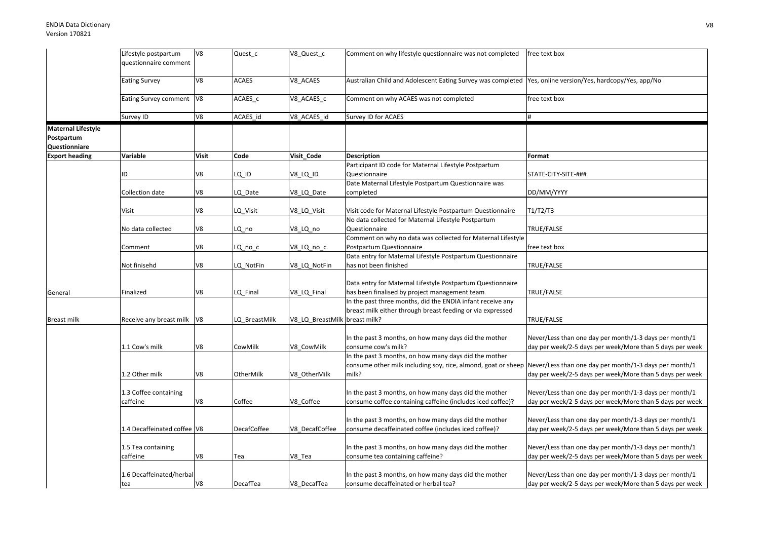| | | | | | | |
|---|---|---|---|---|---|---|
| | Lifestyle postpartum questionnaire comment | V8 | Quest_c | V8_Quest_c | Comment on why lifestyle questionnaire was not completed | free text box |
| | Eating Survey | V8 | ACAES | V8_ACAES | Australian Child and Adolescent Eating Survey was completed | Yes, online version/Yes, hardcopy/Yes, app/No |
| | Eating Survey comment | V8 | ACAES_c | V8_ACAES_c | Comment on why ACAES was not completed | free text box |
| | Survey ID | V8 | ACAES_id | V8_ACAES_id | Survey ID for ACAES | # |
| **Maternal Lifestyle Postpartum Questionniare** | | | | | | |
| **Export heading** | **Variable** | **Visit** | **Code** | **Visit_Code** | **Description** | **Format** |
| | ID | V8 | LQ_ID | V8_LQ_ID | Participant ID code for Maternal Lifestyle Postpartum Questionnaire | STATE-CITY-SITE-### |
| | Collection date | V8 | LQ_Date | V8_LQ_Date | Date Maternal Lifestyle Postpartum Questionnaire was completed | DD/MM/YYYY |
| | Visit | V8 | LQ_Visit | V8_LQ_Visit | Visit code for Maternal Lifestyle Postpartum Questionnaire | T1/T2/T3 |
| | No data collected | V8 | LQ_no | V8_LQ_no | No data collected for Maternal Lifestyle Postpartum Questionnaire | TRUE/FALSE |
| | Comment | V8 | LQ_no_c | V8_LQ_no_c | Comment on why no data was collected for Maternal Lifestyle Postpartum Questionnaire | free text box |
| | Not finisehd | V8 | LQ_NotFin | V8_LQ_NotFin | Data entry for Maternal Lifestyle Postpartum Questionnaire has not been finished | TRUE/FALSE |
| General | Finalized | V8 | LQ_Final | V8_LQ_Final | Data entry for Maternal Lifestyle Postpartum Questionnaire has been finalised by project management team | TRUE/FALSE |
| Breast milk | Receive any breast milk | V8 | LQ_BreastMilk | V8_LQ_BreastMilk | In the past three months, did the ENDIA infant receive any breast milk either through breast feeding or via expressed breast milk? | TRUE/FALSE |
| | 1.1 Cow's milk | V8 | CowMilk | V8_CowMilk | In the past 3 months, on how many days did the mother consume cow's milk? | Never/Less than one day per month/1-3 days per month/1 day per week/2-5 days per week/More than 5 days per week |
| | 1.2 Other milk | V8 | OtherMilk | V8_OtherMilk | In the past 3 months, on how many days did the mother consume other milk including soy, rice, almond, goat or sheep milk? | Never/Less than one day per month/1-3 days per month/1 day per week/2-5 days per week/More than 5 days per week |
| | 1.3 Coffee containing caffeine | V8 | Coffee | V8_Coffee | In the past 3 months, on how many days did the mother consume coffee containing caffeine (includes iced coffee)? | Never/Less than one day per month/1-3 days per month/1 day per week/2-5 days per week/More than 5 days per week |
| | 1.4 Decaffeinated coffee | V8 | DecafCoffee | V8_DecafCoffee | In the past 3 months, on how many days did the mother consume decaffeinated coffee (includes iced coffee)? | Never/Less than one day per month/1-3 days per month/1 day per week/2-5 days per week/More than 5 days per week |
| | 1.5 Tea containing caffeine | V8 | Tea | V8_Tea | In the past 3 months, on how many days did the mother consume tea containing caffeine? | Never/Less than one day per month/1-3 days per month/1 day per week/2-5 days per week/More than 5 days per week |
| | 1.6 Decaffeinated/herbal tea | V8 | DecafTea | V8_DecafTea | In the past 3 months, on how many days did the mother consume decaffeinated or herbal tea? | Never/Less than one day per month/1-3 days per month/1 day per week/2-5 days per week/More than 5 days per week |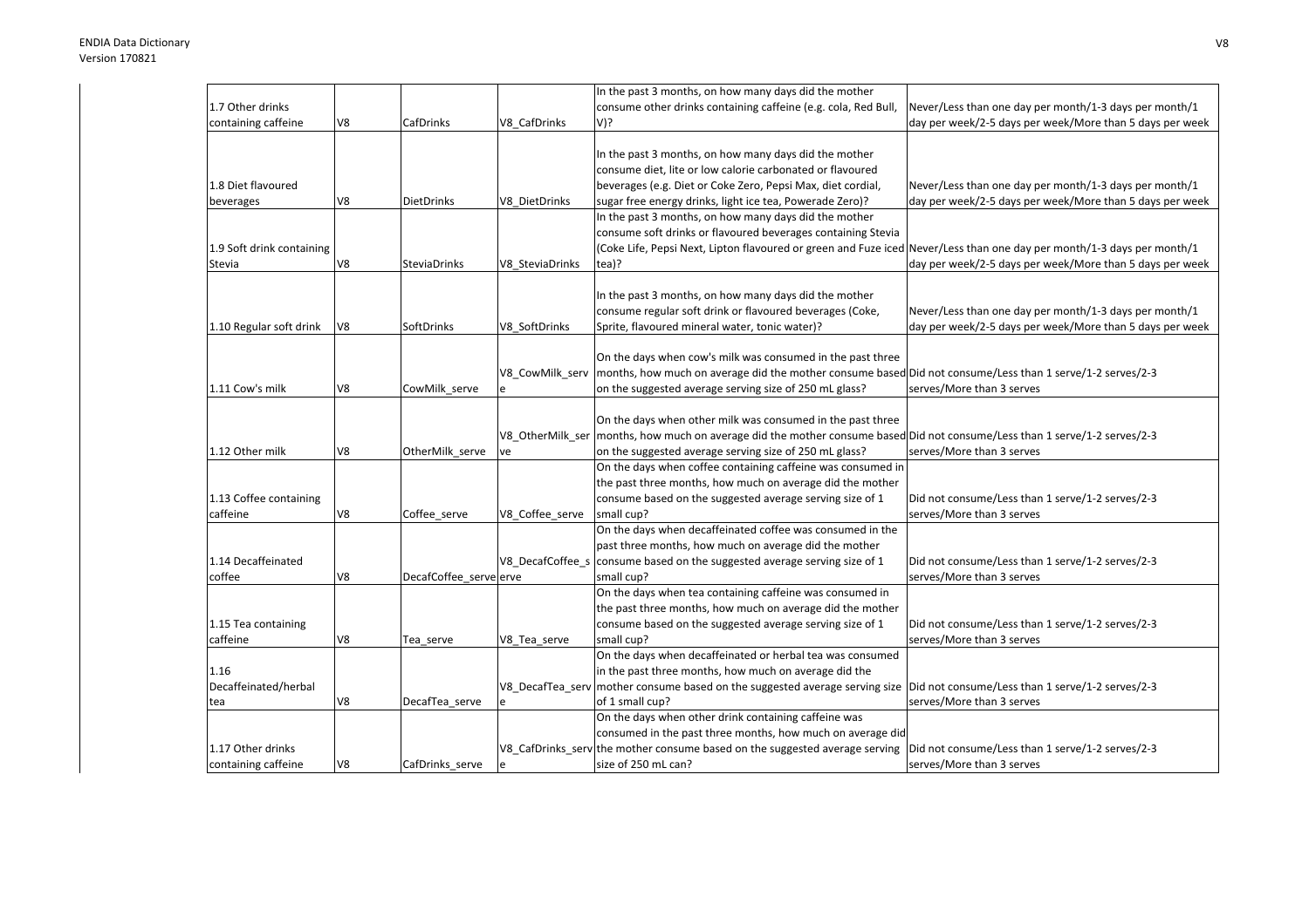| 1.7 Other drinks containing caffeine | V8 | CafDrinks | V8_CafDrinks | In the past 3 months, on how many days did the mother consume other drinks containing caffeine (e.g. cola, Red Bull, V)? | Never/Less than one day per month/1-3 days per month/1 day per week/2-5 days per week/More than 5 days per week |
|---|---|---|---|---|---|
| 1.8 Diet flavoured beverages | V8 | DietDrinks | V8_DietDrinks | In the past 3 months, on how many days did the mother consume diet, lite or low calorie carbonated or flavoured beverages (e.g. Diet or Coke Zero, Pepsi Max, diet cordial, sugar free energy drinks, light ice tea, Powerade Zero)? | Never/Less than one day per month/1-3 days per month/1 day per week/2-5 days per week/More than 5 days per week |
| 1.9 Soft drink containing Stevia | V8 | SteviaDrinks | V8_SteviaDrinks | In the past 3 months, on how many days did the mother consume soft drinks or flavoured beverages containing Stevia (Coke Life, Pepsi Next, Lipton flavoured or green and Fuze iced tea)? | Never/Less than one day per month/1-3 days per month/1 day per week/2-5 days per week/More than 5 days per week |
| 1.10 Regular soft drink | V8 | SoftDrinks | V8_SoftDrinks | In the past 3 months, on how many days did the mother consume regular soft drink or flavoured beverages (Coke, Sprite, flavoured mineral water, tonic water)? | Never/Less than one day per month/1-3 days per month/1 day per week/2-5 days per week/More than 5 days per week |
| 1.11 Cow's milk | V8 | CowMilk_serve | V8_CowMilk_serve | On the days when cow's milk was consumed in the past three months, how much on average did the mother consume based on the suggested average serving size of 250 mL glass? | Did not consume/Less than 1 serve/1-2 serves/2-3 serves/More than 3 serves |
| 1.12 Other milk | V8 | OtherMilk_serve | V8_OtherMilk_serve | On the days when other milk was consumed in the past three months, how much on average did the mother consume based on the suggested average serving size of 250 mL glass? | Did not consume/Less than 1 serve/1-2 serves/2-3 serves/More than 3 serves |
| 1.13 Coffee containing caffeine | V8 | Coffee_serve | V8_Coffee_serve | On the days when coffee containing caffeine was consumed in the past three months, how much on average did the mother consume based on the suggested average serving size of 1 small cup? | Did not consume/Less than 1 serve/1-2 serves/2-3 serves/More than 3 serves |
| 1.14 Decaffeinated coffee | V8 | DecafCoffee_serve | V8_DecafCoffee_serve | On the days when decaffeinated coffee was consumed in the past three months, how much on average did the mother consume based on the suggested average serving size of 1 small cup? | Did not consume/Less than 1 serve/1-2 serves/2-3 serves/More than 3 serves |
| 1.15 Tea containing caffeine | V8 | Tea_serve | V8_Tea_serve | On the days when tea containing caffeine was consumed in the past three months, how much on average did the mother consume based on the suggested average serving size of 1 small cup? | Did not consume/Less than 1 serve/1-2 serves/2-3 serves/More than 3 serves |
| 1.16 Decaffeinated/herbal tea | V8 | DecafTea_serve | V8_DecafTea_serve | On the days when decaffeinated or herbal tea was consumed in the past three months, how much on average did the mother consume based on the suggested average serving size of 1 small cup? | Did not consume/Less than 1 serve/1-2 serves/2-3 serves/More than 3 serves |
| 1.17 Other drinks containing caffeine | V8 | CafDrinks_serve | V8_CafDrinks_serve | On the days when other drink containing caffeine was consumed in the past three months, how much on average did the mother consume based on the suggested average serving size of 250 mL can? | Did not consume/Less than 1 serve/1-2 serves/2-3 serves/More than 3 serves |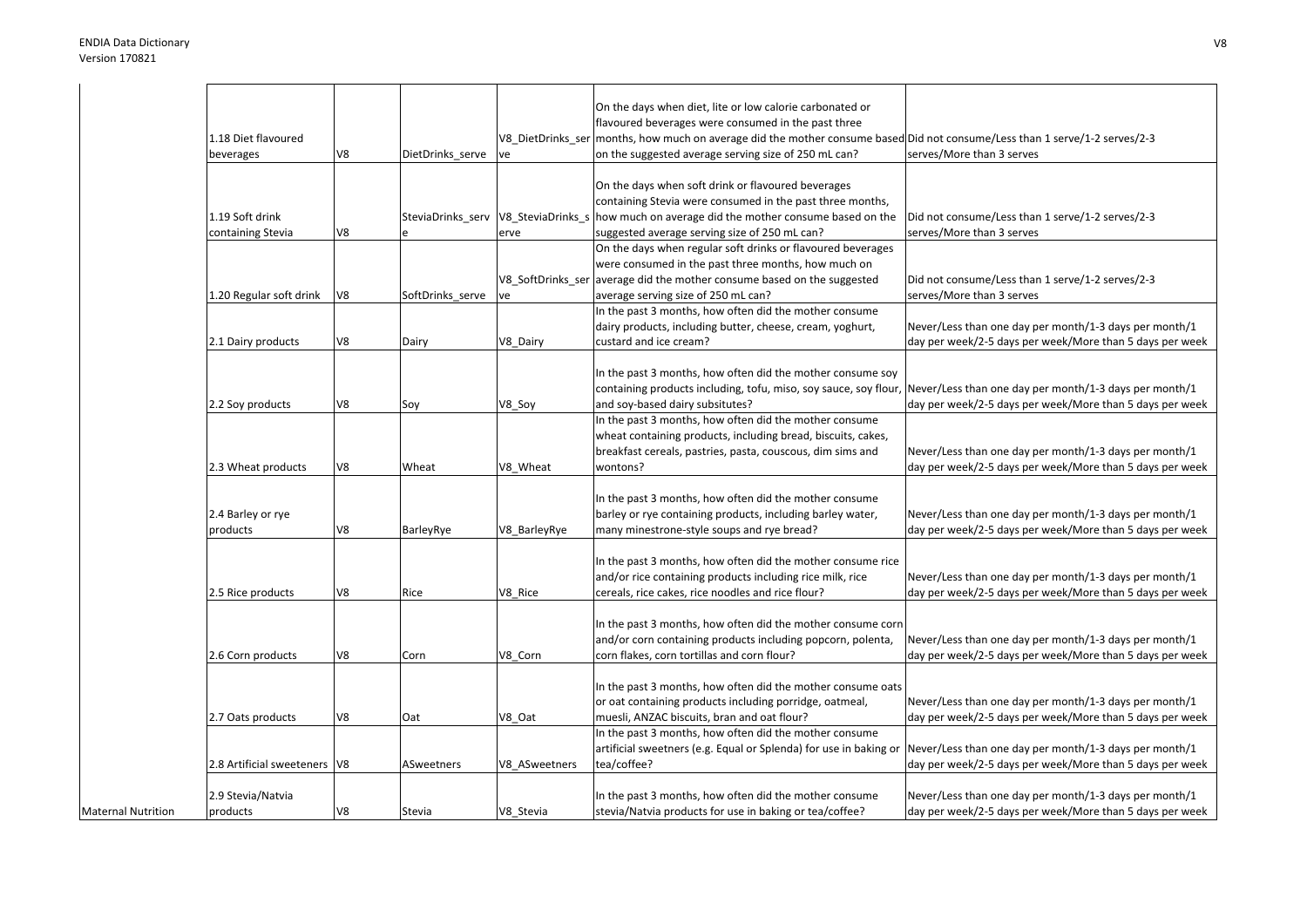| | | | | | | |
|---|---|---|---|---|---|---|
| | 1.18 Diet flavoured beverages | V8 | DietDrinks_serve | V8_DietDrinks_serve | On the days when diet, lite or low calorie carbonated or flavoured beverages were consumed in the past three months, how much on average did the mother consume based on the suggested average serving size of 250 mL can? | Did not consume/Less than 1 serve/1-2 serves/2-3 serves/More than 3 serves |
| | 1.19 Soft drink containing Stevia | V8 | SteviaDrinks_serve | V8_SteviaDrinks_serve | On the days when soft drink or flavoured beverages containing Stevia were consumed in the past three months, how much on average did the mother consume based on the suggested average serving size of 250 mL can? | Did not consume/Less than 1 serve/1-2 serves/2-3 serves/More than 3 serves |
| | 1.20 Regular soft drink | V8 | SoftDrinks_serve | V8_SoftDrinks_serve | On the days when regular soft drinks or flavoured beverages were consumed in the past three months, how much on average did the mother consume based on the suggested average serving size of 250 mL can? | Did not consume/Less than 1 serve/1-2 serves/2-3 serves/More than 3 serves |
| | 2.1 Dairy products | V8 | Dairy | V8_Dairy | In the past 3 months, how often did the mother consume dairy products, including butter, cheese, cream, yoghurt, custard and ice cream? | Never/Less than one day per month/1-3 days per month/1 day per week/2-5 days per week/More than 5 days per week |
| | 2.2 Soy products | V8 | Soy | V8_Soy | In the past 3 months, how often did the mother consume soy containing products including, tofu, miso, soy sauce, soy flour, and soy-based dairy subsitutes? | Never/Less than one day per month/1-3 days per month/1 day per week/2-5 days per week/More than 5 days per week |
| | 2.3 Wheat products | V8 | Wheat | V8_Wheat | In the past 3 months, how often did the mother consume wheat containing products, including bread, biscuits, cakes, breakfast cereals, pastries, pasta, couscous, dim sims and wontons? | Never/Less than one day per month/1-3 days per month/1 day per week/2-5 days per week/More than 5 days per week |
| | 2.4 Barley or rye products | V8 | BarleyRye | V8_BarleyRye | In the past 3 months, how often did the mother consume barley or rye containing products, including barley water, many minestrone-style soups and rye bread? | Never/Less than one day per month/1-3 days per month/1 day per week/2-5 days per week/More than 5 days per week |
| | 2.5 Rice products | V8 | Rice | V8_Rice | In the past 3 months, how often did the mother consume rice and/or rice containing products including rice milk, rice cereals, rice cakes, rice noodles and rice flour? | Never/Less than one day per month/1-3 days per month/1 day per week/2-5 days per week/More than 5 days per week |
| | 2.6 Corn products | V8 | Corn | V8_Corn | In the past 3 months, how often did the mother consume corn and/or corn containing products including popcorn, polenta, corn flakes, corn tortillas and corn flour? | Never/Less than one day per month/1-3 days per month/1 day per week/2-5 days per week/More than 5 days per week |
| | 2.7 Oats products | V8 | Oat | V8_Oat | In the past 3 months, how often did the mother consume oats or oat containing products including porridge, oatmeal, muesli, ANZAC biscuits, bran and oat flour? | Never/Less than one day per month/1-3 days per month/1 day per week/2-5 days per week/More than 5 days per week |
| | 2.8 Artificial sweeteners | V8 | ASweetners | V8_ASweetners | In the past 3 months, how often did the mother consume artificial sweetners (e.g. Equal or Splenda) for use in baking or tea/coffee? | Never/Less than one day per month/1-3 days per month/1 day per week/2-5 days per week/More than 5 days per week |
| Maternal Nutrition | 2.9 Stevia/Natvia products | V8 | Stevia | V8_Stevia | In the past 3 months, how often did the mother consume stevia/Natvia products for use in baking or tea/coffee? | Never/Less than one day per month/1-3 days per month/1 day per week/2-5 days per week/More than 5 days per week |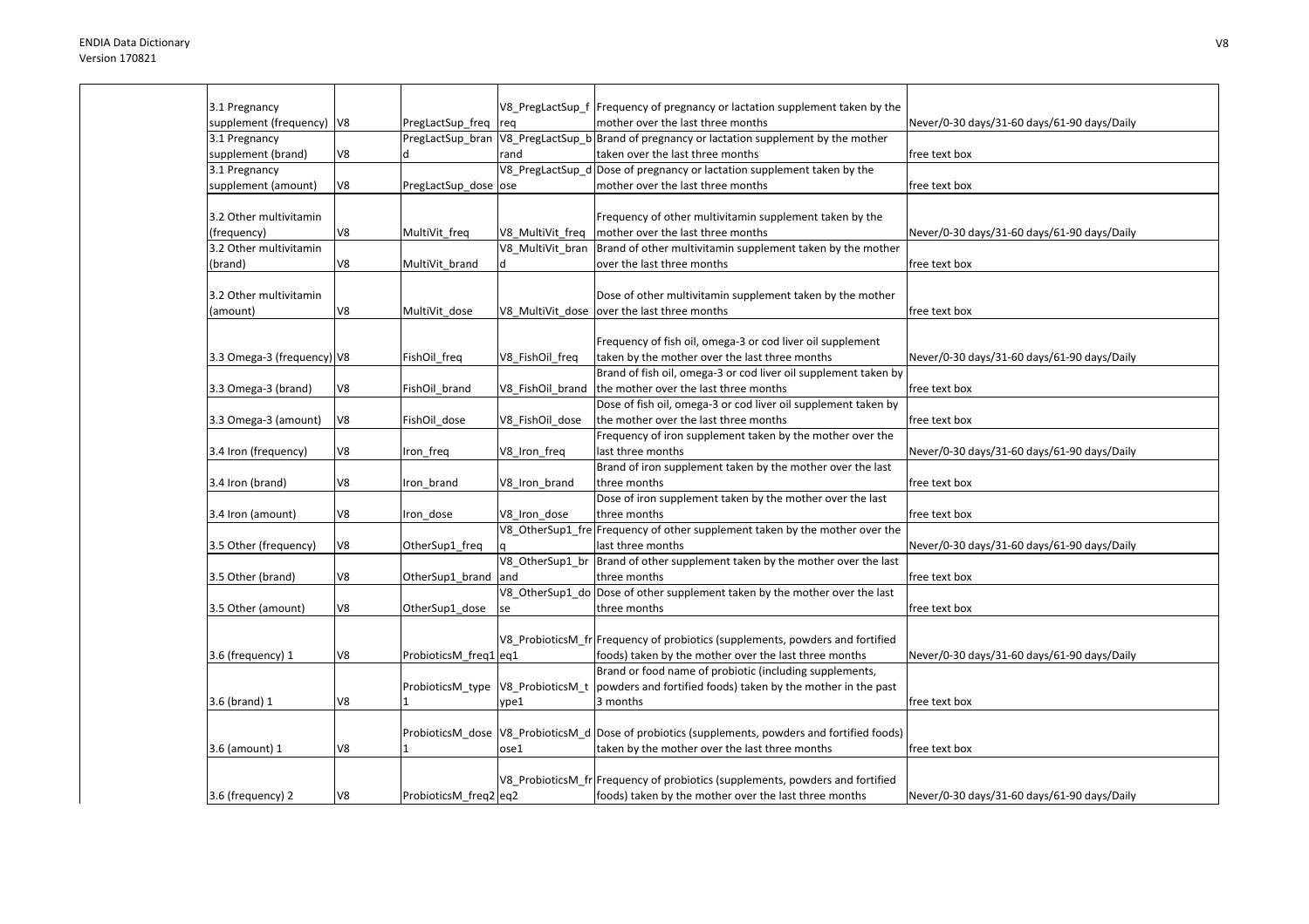| | | | | | |
|---|---|---|---|---|---|
| 3.1 Pregnancy supplement (frequency) | V8 | PregLactSup_freq | V8_PregLactSup_freq | Frequency of pregnancy or lactation supplement taken by the mother over the last three months | Never/0-30 days/31-60 days/61-90 days/Daily |
| 3.1 Pregnancy supplement (brand) | V8 | PregLactSup_brand | V8_PregLactSup_brand | Brand of pregnancy or lactation supplement by the mother taken over the last three months | free text box |
| 3.1 Pregnancy supplement (amount) | V8 | PregLactSup_dose | V8_PregLactSup_dose | Dose of pregnancy or lactation supplement taken by the mother over the last three months | free text box |
| 3.2 Other multivitamin (frequency) | V8 | MultiVit_freq | V8_MultiVit_freq | Frequency of other multivitamin supplement taken by the mother over the last three months | Never/0-30 days/31-60 days/61-90 days/Daily |
| 3.2 Other multivitamin (brand) | V8 | MultiVit_brand | V8_MultiVit_brand | Brand of other multivitamin supplement taken by the mother over the last three months | free text box |
| 3.2 Other multivitamin (amount) | V8 | MultiVit_dose | V8_MultiVit_dose | Dose of other multivitamin supplement taken by the mother over the last three months | free text box |
| 3.3 Omega-3 (frequency) | V8 | FishOil_freq | V8_FishOil_freq | Frequency of fish oil, omega-3 or cod liver oil supplement taken by the mother over the last three months | Never/0-30 days/31-60 days/61-90 days/Daily |
| 3.3 Omega-3 (brand) | V8 | FishOil_brand | V8_FishOil_brand | Brand of fish oil, omega-3 or cod liver oil supplement taken by the mother over the last three months | free text box |
| 3.3 Omega-3 (amount) | V8 | FishOil_dose | V8_FishOil_dose | Dose of fish oil, omega-3 or cod liver oil supplement taken by the mother over the last three months | free text box |
| 3.4 Iron (frequency) | V8 | Iron_freq | V8_Iron_freq | Frequency of iron supplement taken by the mother over the last three months | Never/0-30 days/31-60 days/61-90 days/Daily |
| 3.4 Iron (brand) | V8 | Iron_brand | V8_Iron_brand | Brand of iron supplement taken by the mother over the last three months | free text box |
| 3.4 Iron (amount) | V8 | Iron_dose | V8_Iron_dose | Dose of iron supplement taken by the mother over the last three months | free text box |
| 3.5 Other (frequency) | V8 | OtherSup1_freq | V8_OtherSup1_freq | Frequency of other supplement taken by the mother over the last three months | Never/0-30 days/31-60 days/61-90 days/Daily |
| 3.5 Other (brand) | V8 | OtherSup1_brand | V8_OtherSup1_brand | Brand of other supplement taken by the mother over the last three months | free text box |
| 3.5 Other (amount) | V8 | OtherSup1_dose | V8_OtherSup1_dose | Dose of other supplement taken by the mother over the last three months | free text box |
| 3.6 (frequency) 1 | V8 | ProbioticsM_freq1 | V8_ProbioticsM_freq1 | Frequency of probiotics (supplements, powders and fortified foods) taken by the mother over the last three months | Never/0-30 days/31-60 days/61-90 days/Daily |
| 3.6 (brand) 1 | V8 | ProbioticsM_type1 | V8_ProbioticsM_type1 | Brand or food name of probiotic (including supplements, powders and fortified foods) taken by the mother in the past 3 months | free text box |
| 3.6 (amount) 1 | V8 | ProbioticsM_dose1 | V8_ProbioticsM_dose1 | Dose of probiotics (supplements, powders and fortified foods) taken by the mother over the last three months | free text box |
| 3.6 (frequency) 2 | V8 | ProbioticsM_freq2 | V8_ProbioticsM_freq2 | Frequency of probiotics (supplements, powders and fortified foods) taken by the mother over the last three months | Never/0-30 days/31-60 days/61-90 days/Daily |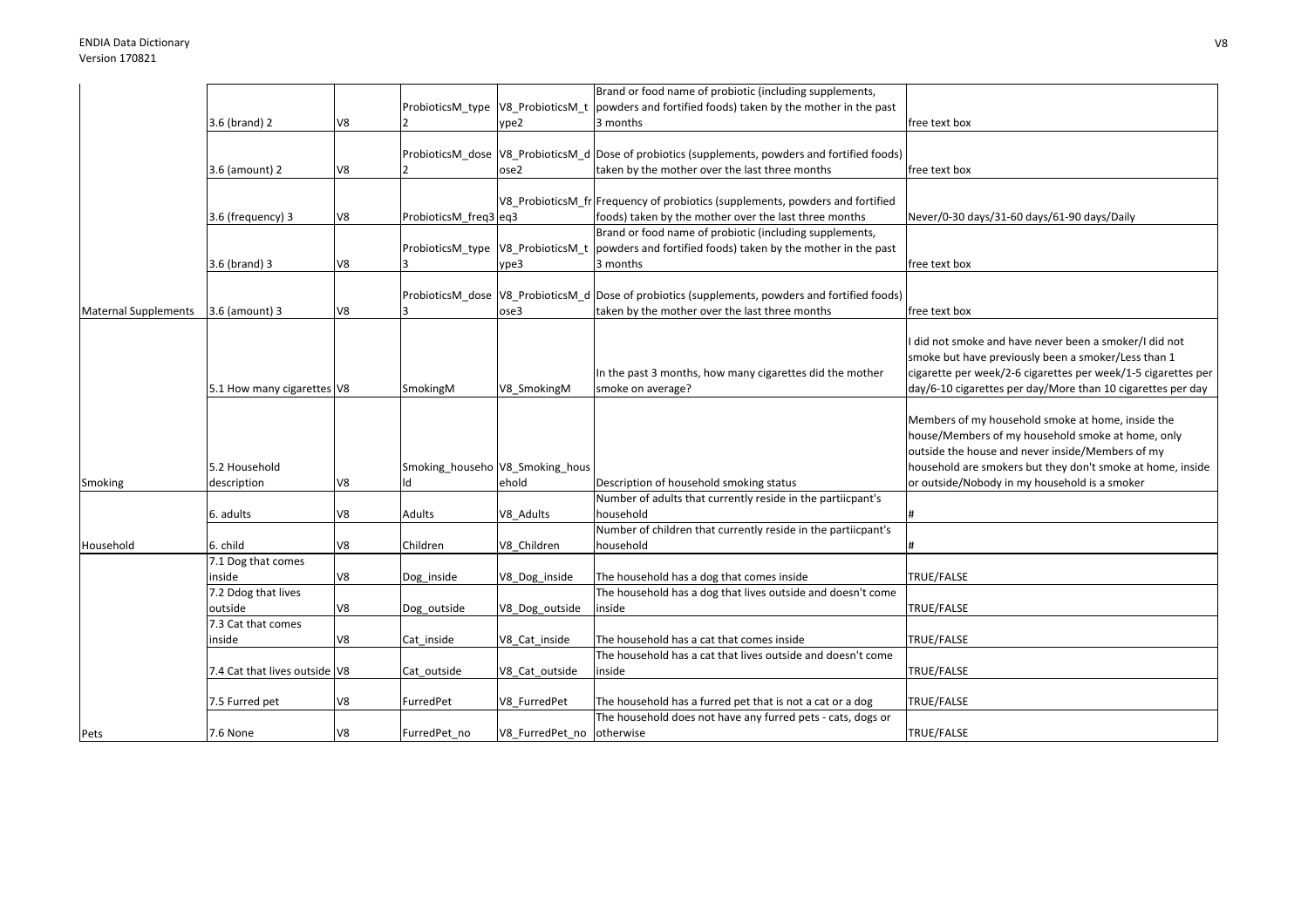| | | | | | | |
|---|---|---|---|---|---|---|
| | 3.6 (brand) 2 | V8 | ProbioticsM_type 2 | V8_ProbioticsM_type2 | Brand or food name of probiotic (including supplements, powders and fortified foods) taken by the mother in the past 3 months | free text box |
| | 3.6 (amount) 2 | V8 | ProbioticsM_dose 2 | V8_ProbioticsM_dose2 | Dose of probiotics (supplements, powders and fortified foods) taken by the mother over the last three months | free text box |
| | 3.6 (frequency) 3 | V8 | ProbioticsM_freq3 | V8_ProbioticsM_freq3 | Frequency of probiotics (supplements, powders and fortified foods) taken by the mother over the last three months | Never/0-30 days/31-60 days/61-90 days/Daily |
| | 3.6 (brand) 3 | V8 | ProbioticsM_type 3 | V8_ProbioticsM_type3 | Brand or food name of probiotic (including supplements, powders and fortified foods) taken by the mother in the past 3 months | free text box |
| Maternal Supplements | 3.6 (amount) 3 | V8 | ProbioticsM_dose 3 | V8_ProbioticsM_dose3 | Dose of probiotics (supplements, powders and fortified foods) taken by the mother over the last three months | free text box |
| | 5.1 How many cigarettes | V8 | SmokingM | V8_SmokingM | In the past 3 months, how many cigarettes did the mother smoke on average? | I did not smoke and have never been a smoker/I did not smoke but have previously been a smoker/Less than 1 cigarette per week/2-6 cigarettes per week/1-5 cigarettes per day/6-10 cigarettes per day/More than 10 cigarettes per day |
| Smoking | 5.2 Household description | V8 | Smoking_household | V8_Smoking_household | Description of household smoking status | Members of my household smoke at home, inside the house/Members of my household smoke at home, only outside the house and never inside/Members of my household are smokers but they don't smoke at home, inside or outside/Nobody in my household is a smoker |
| | 6. adults | V8 | Adults | V8_Adults | Number of adults that currently reside in the partiicpant's household | # |
| Household | 6. child | V8 | Children | V8_Children | Number of children that currently reside in the partiicpant's household | # |
| | 7.1 Dog that comes inside | V8 | Dog_inside | V8_Dog_inside | The household has a dog that comes inside | TRUE/FALSE |
| | 7.2 Ddog that lives outside | V8 | Dog_outside | V8_Dog_outside | The household has a dog that lives outside and doesn't come inside | TRUE/FALSE |
| | 7.3 Cat that comes inside | V8 | Cat_inside | V8_Cat_inside | The household has a cat that comes inside | TRUE/FALSE |
| | 7.4 Cat that lives outside | V8 | Cat_outside | V8_Cat_outside | The household has a cat that lives outside and doesn't come inside | TRUE/FALSE |
| | 7.5 Furred pet | V8 | FurredPet | V8_FurredPet | The household has a furred pet that is not a cat or a dog | TRUE/FALSE |
| Pets | 7.6 None | V8 | FurredPet_no | V8_FurredPet_no | The household does not have any furred pets - cats, dogs or otherwise | TRUE/FALSE |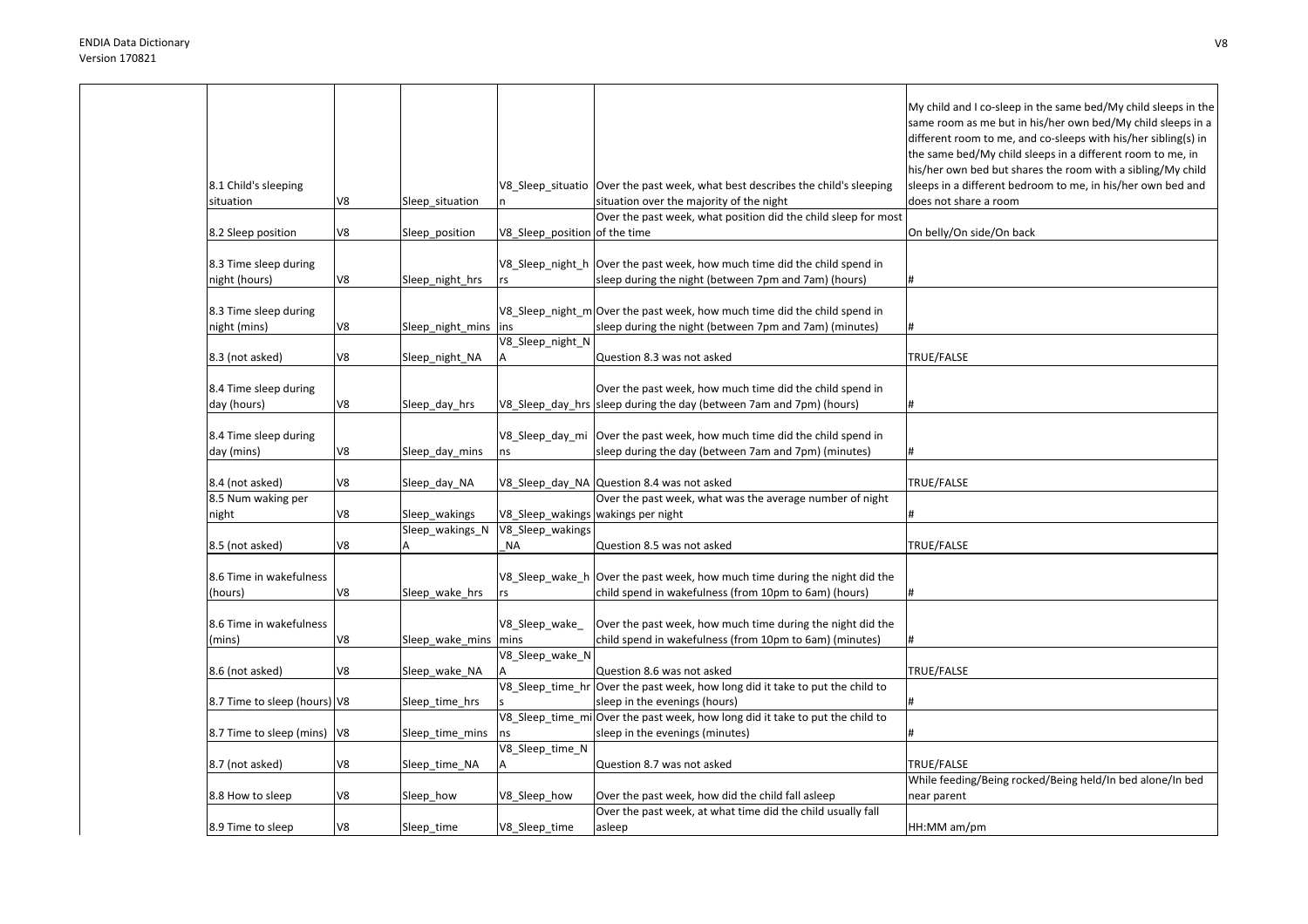| | | | | | |
|---|---|---|---|---|---|
| 8.1 Child's sleeping situation | V8 | Sleep_situation | V8_Sleep_situation | Over the past week, what best describes the child's sleeping situation over the majority of the night | My child and I co-sleep in the same bed/My child sleeps in the same room as me but in his/her own bed/My child sleeps in a different room to me, and co-sleeps with his/her sibling(s) in the same bed/My child sleeps in a different room to me, in his/her own bed but shares the room with a sibling/My child sleeps in a different bedroom to me, in his/her own bed and does not share a room |
| 8.2 Sleep position | V8 | Sleep_position | V8_Sleep_position | Over the past week, what position did the child sleep for most of the time | On belly/On side/On back |
| 8.3 Time sleep during night (hours) | V8 | Sleep_night_hrs | V8_Sleep_night_hrs | Over the past week, how much time did the child spend in sleep during the night (between 7pm and 7am) (hours) | # |
| 8.3 Time sleep during night (mins) | V8 | Sleep_night_mins | V8_Sleep_night_mins | Over the past week, how much time did the child spend in sleep during the night (between 7pm and 7am) (minutes) | # |
| 8.3 (not asked) | V8 | Sleep_night_NA | V8_Sleep_night_NA | Question 8.3 was not asked | TRUE/FALSE |
| 8.4 Time sleep during day (hours) | V8 | Sleep_day_hrs | V8_Sleep_day_hrs | Over the past week, how much time did the child spend in sleep during the day (between 7am and 7pm) (hours) | # |
| 8.4 Time sleep during day (mins) | V8 | Sleep_day_mins | V8_Sleep_day_mins | Over the past week, how much time did the child spend in sleep during the day (between 7am and 7pm) (minutes) | # |
| 8.4 (not asked) | V8 | Sleep_day_NA | V8_Sleep_day_NA | Question 8.4 was not asked | TRUE/FALSE |
| 8.5 Num waking per night | V8 | Sleep_wakings | V8_Sleep_wakings | Over the past week, what was the average number of night wakings per night | # |
| 8.5 (not asked) | V8 | Sleep_wakings_NA | V8_Sleep_wakings_NA | Question 8.5 was not asked | TRUE/FALSE |
| 8.6 Time in wakefulness (hours) | V8 | Sleep_wake_hrs | V8_Sleep_wake_hrs | Over the past week, how much time during the night did the child spend in wakefulness (from 10pm to 6am) (hours) | # |
| 8.6 Time in wakefulness (mins) | V8 | Sleep_wake_mins | V8_Sleep_wake_mins | Over the past week, how much time during the night did the child spend in wakefulness (from 10pm to 6am) (minutes) | # |
| 8.6 (not asked) | V8 | Sleep_wake_NA | V8_Sleep_wake_NA | Question 8.6 was not asked | TRUE/FALSE |
| 8.7 Time to sleep (hours) | V8 | Sleep_time_hrs | V8_Sleep_time_hrs | Over the past week, how long did it take to put the child to sleep in the evenings (hours) | # |
| 8.7 Time to sleep (mins) | V8 | Sleep_time_mins | V8_Sleep_time_mins | Over the past week, how long did it take to put the child to sleep in the evenings (minutes) | # |
| 8.7 (not asked) | V8 | Sleep_time_NA | V8_Sleep_time_NA | Question 8.7 was not asked | TRUE/FALSE |
| 8.8 How to sleep | V8 | Sleep_how | V8_Sleep_how | Over the past week, how did the child fall asleep | While feeding/Being rocked/Being held/In bed alone/In bed near parent |
| 8.9 Time to sleep | V8 | Sleep_time | V8_Sleep_time | Over the past week, at what time did the child usually fall asleep | HH:MM am/pm |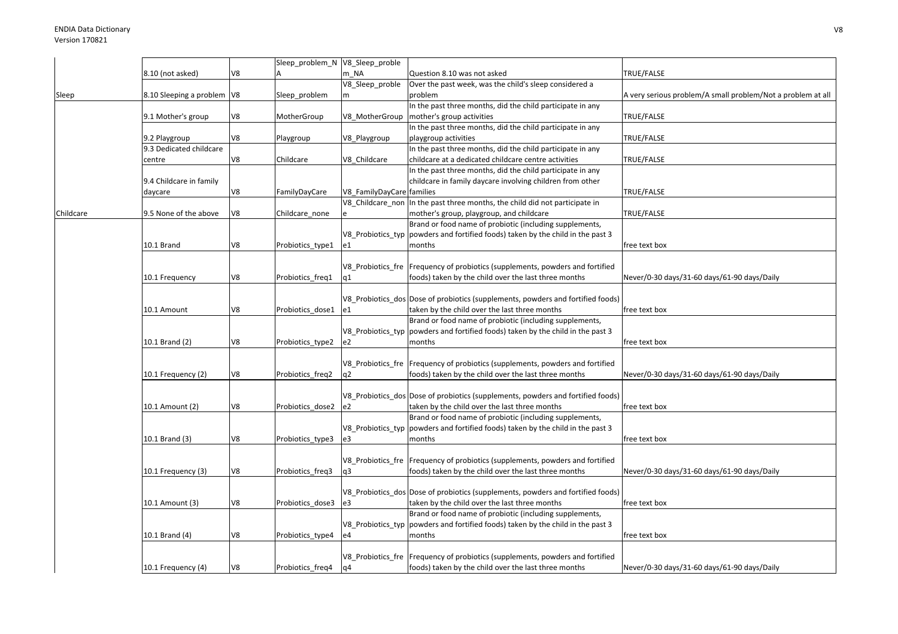| | | | | | | |
|---|---|---|---|---|---|---|
| | 8.10 (not asked) | V8 | Sleep_problem_NA | V8_Sleep_problem_NA | Question 8.10 was not asked | TRUE/FALSE |
| Sleep | 8.10 Sleeping a problem | V8 | Sleep_problem | V8_Sleep_problem | Over the past week, was the child's sleep considered a problem | A very serious problem/A small problem/Not a problem at all |
| | 9.1 Mother's group | V8 | MotherGroup | V8_MotherGroup | In the past three months, did the child participate in any mother's group activities | TRUE/FALSE |
| | 9.2 Playgroup | V8 | Playgroup | V8_Playgroup | In the past three months, did the child participate in any playgroup activities | TRUE/FALSE |
| | 9.3 Dedicated childcare centre | V8 | Childcare | V8_Childcare | In the past three months, did the child participate in any childcare at a dedicated childcare centre activities | TRUE/FALSE |
| | 9.4 Childcare in family daycare | V8 | FamilyDayCare | V8_FamilyDayCare | In the past three months, did the child participate in any childcare in family daycare involving children from other families | TRUE/FALSE |
| Childcare | 9.5 None of the above | V8 | Childcare_none | V8_Childcare_none | In the past three months, the child did not participate in mother's group, playgroup, and childcare | TRUE/FALSE |
| | 10.1 Brand | V8 | Probiotics_type1 | V8_Probiotics_type1 | Brand or food name of probiotic (including supplements, powders and fortified foods) taken by the child in the past 3 months | free text box |
| | 10.1 Frequency | V8 | Probiotics_freq1 | V8_Probiotics_freq1 | Frequency of probiotics (supplements, powders and fortified foods) taken by the child over the last three months | Never/0-30 days/31-60 days/61-90 days/Daily |
| | 10.1 Amount | V8 | Probiotics_dose1 | V8_Probiotics_dose1 | Dose of probiotics (supplements, powders and fortified foods) taken by the child over the last three months | free text box |
| | 10.1 Brand (2) | V8 | Probiotics_type2 | V8_Probiotics_type2 | Brand or food name of probiotic (including supplements, powders and fortified foods) taken by the child in the past 3 months | free text box |
| | 10.1 Frequency (2) | V8 | Probiotics_freq2 | V8_Probiotics_freq2 | Frequency of probiotics (supplements, powders and fortified foods) taken by the child over the last three months | Never/0-30 days/31-60 days/61-90 days/Daily |
| | 10.1 Amount (2) | V8 | Probiotics_dose2 | V8_Probiotics_dose2 | Dose of probiotics (supplements, powders and fortified foods) taken by the child over the last three months | free text box |
| | 10.1 Brand (3) | V8 | Probiotics_type3 | V8_Probiotics_type3 | Brand or food name of probiotic (including supplements, powders and fortified foods) taken by the child in the past 3 months | free text box |
| | 10.1 Frequency (3) | V8 | Probiotics_freq3 | V8_Probiotics_freq3 | Frequency of probiotics (supplements, powders and fortified foods) taken by the child over the last three months | Never/0-30 days/31-60 days/61-90 days/Daily |
| | 10.1 Amount (3) | V8 | Probiotics_dose3 | V8_Probiotics_dose3 | Dose of probiotics (supplements, powders and fortified foods) taken by the child over the last three months | free text box |
| | 10.1 Brand (4) | V8 | Probiotics_type4 | V8_Probiotics_type4 | Brand or food name of probiotic (including supplements, powders and fortified foods) taken by the child in the past 3 months | free text box |
| | 10.1 Frequency (4) | V8 | Probiotics_freq4 | V8_Probiotics_freq4 | Frequency of probiotics (supplements, powders and fortified foods) taken by the child over the last three months | Never/0-30 days/31-60 days/61-90 days/Daily |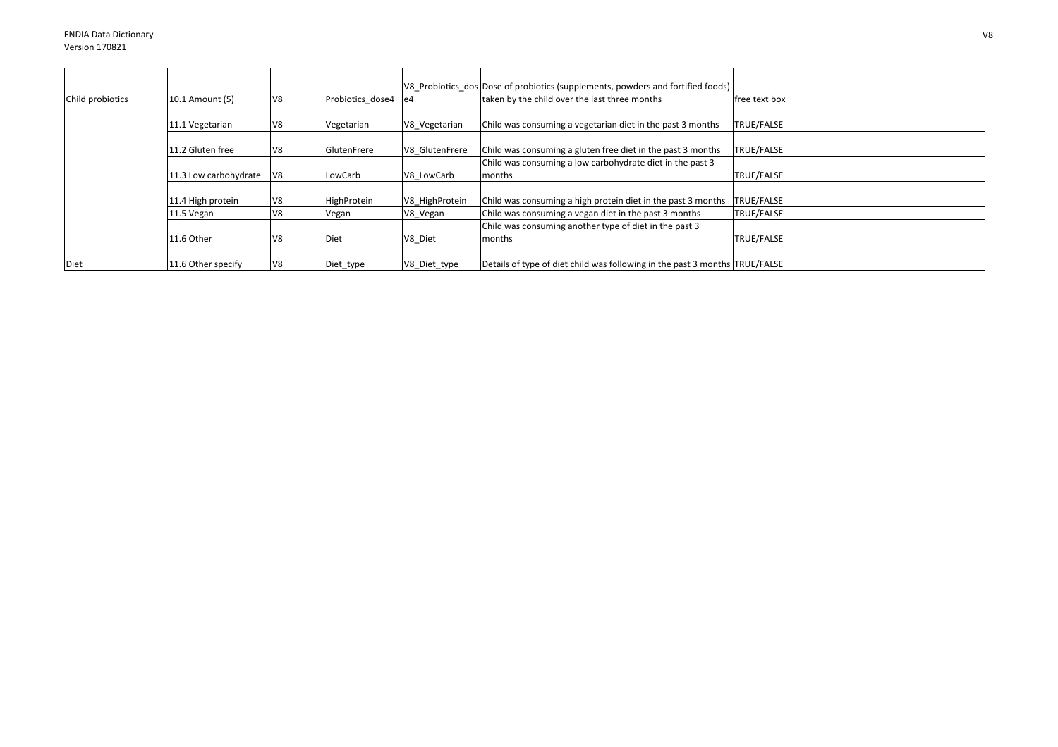| Child probiotics | 10.1 Amount (5) | V8 | Probiotics_dose4 | V8_Probiotics_dose4 | Dose of probiotics (supplements, powders and fortified foods) taken by the child over the last three months | free text box |
|---|---|---|---|---|---|---|
| | 11.1 Vegetarian | V8 | Vegetarian | V8_Vegetarian | Child was consuming a vegetarian diet in the past 3 months | TRUE/FALSE |
| | 11.2 Gluten free | V8 | GlutenFrere | V8_GlutenFrere | Child was consuming a gluten free diet in the past 3 months | TRUE/FALSE |
| | 11.3 Low carbohydrate | V8 | LowCarb | V8_LowCarb | Child was consuming a low carbohydrate diet in the past 3 months | TRUE/FALSE |
| | 11.4 High protein | V8 | HighProtein | V8_HighProtein | Child was consuming a high protein diet in the past 3 months | TRUE/FALSE |
| | 11.5 Vegan | V8 | Vegan | V8_Vegan | Child was consuming a vegan diet in the past 3 months | TRUE/FALSE |
| | 11.6 Other | V8 | Diet | V8_Diet | Child was consuming another type of diet in the past 3 months | TRUE/FALSE |
| Diet | 11.6 Other specify | V8 | Diet_type | V8_Diet_type | Details of type of diet child was following in the past 3 months | TRUE/FALSE |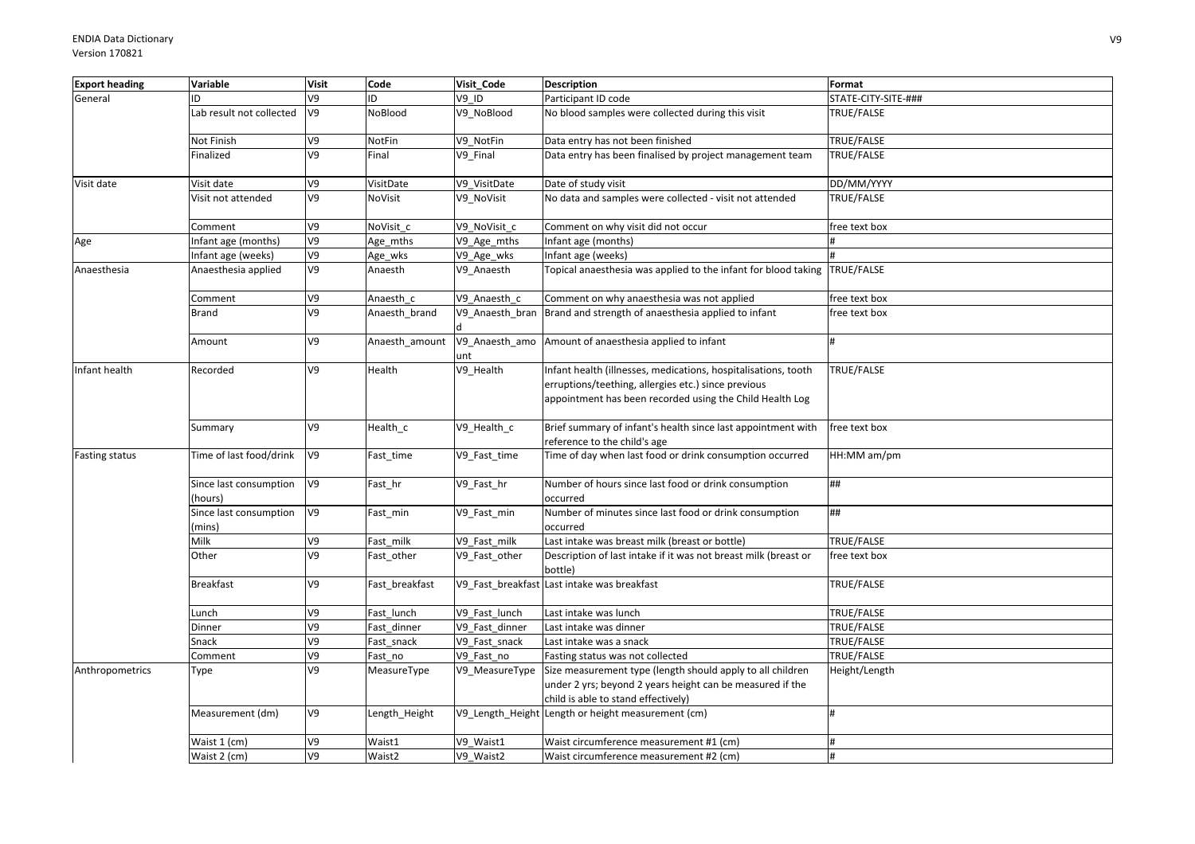| Export heading | Variable | Visit | Code | Visit_Code | Description | Format |
|---|---|---|---|---|---|---|
| General | ID | V9 | ID | V9_ID | Participant ID code | STATE-CITY-SITE-### |
| | Lab result not collected | V9 | NoBlood | V9_NoBlood | No blood samples were collected during this visit | TRUE/FALSE |
| | Not Finish | V9 | NotFin | V9_NotFin | Data entry has not been finished | TRUE/FALSE |
| | Finalized | V9 | Final | V9_Final | Data entry has been finalised by project management team | TRUE/FALSE |
| Visit date | Visit date | V9 | VisitDate | V9_VisitDate | Date of study visit | DD/MM/YYYY |
| | Visit not attended | V9 | NoVisit | V9_NoVisit | No data and samples were collected - visit not attended | TRUE/FALSE |
| | Comment | V9 | NoVisit_c | V9_NoVisit_c | Comment on why visit did not occur | free text box |
| Age | Infant age (months) | V9 | Age_mths | V9_Age_mths | Infant age (months) | # |
| | Infant age (weeks) | V9 | Age_wks | V9_Age_wks | Infant age (weeks) | # |
| Anaesthesia | Anaesthesia applied | V9 | Anaesth | V9_Anaesth | Topical anaesthesia was applied to the infant for blood taking | TRUE/FALSE |
| | Comment | V9 | Anaesth_c | V9_Anaesth_c | Comment on why anaesthesia was not applied | free text box |
| | Brand | V9 | Anaesth_brand | V9_Anaesth_brand | Brand and strength of anaesthesia applied to infant | free text box |
| | Amount | V9 | Anaesth_amount | V9_Anaesth_amount | Amount of anaesthesia applied to infant | # |
| Infant health | Recorded | V9 | Health | V9_Health | Infant health (illnesses, medications, hospitalisations, tooth erruptions/teething, allergies etc.) since previous appointment has been recorded using the Child Health Log | TRUE/FALSE |
| | Summary | V9 | Health_c | V9_Health_c | Brief summary of infant's health since last appointment with reference to the child's age | free text box |
| Fasting status | Time of last food/drink | V9 | Fast_time | V9_Fast_time | Time of day when last food or drink consumption occurred | HH:MM am/pm |
| | Since last consumption (hours) | V9 | Fast_hr | V9_Fast_hr | Number of hours since last food or drink consumption occurred | ## |
| | Since last consumption (mins) | V9 | Fast_min | V9_Fast_min | Number of minutes since last food or drink consumption occurred | ## |
| | Milk | V9 | Fast_milk | V9_Fast_milk | Last intake was breast milk (breast or bottle) | TRUE/FALSE |
| | Other | V9 | Fast_other | V9_Fast_other | Description of last intake if it was not breast milk (breast or bottle) | free text box |
| | Breakfast | V9 | Fast_breakfast | V9_Fast_breakfast | Last intake was breakfast | TRUE/FALSE |
| | Lunch | V9 | Fast_lunch | V9_Fast_lunch | Last intake was lunch | TRUE/FALSE |
| | Dinner | V9 | Fast_dinner | V9_Fast_dinner | Last intake was dinner | TRUE/FALSE |
| | Snack | V9 | Fast_snack | V9_Fast_snack | Last intake was a snack | TRUE/FALSE |
| | Comment | V9 | Fast_no | V9_Fast_no | Fasting status was not collected | TRUE/FALSE |
| Anthropometrics | Type | V9 | MeasureType | V9_MeasureType | Size measurement type (length should apply to all children under 2 yrs; beyond 2 years height can be measured if the child is able to stand effectively) | Height/Length |
| | Measurement (dm) | V9 | Length_Height | V9_Length_Height | Length or height measurement (cm) | # |
| | Waist 1 (cm) | V9 | Waist1 | V9_Waist1 | Waist circumference measurement #1 (cm) | # |
| | Waist 2 (cm) | V9 | Waist2 | V9_Waist2 | Waist circumference measurement #2 (cm) | # |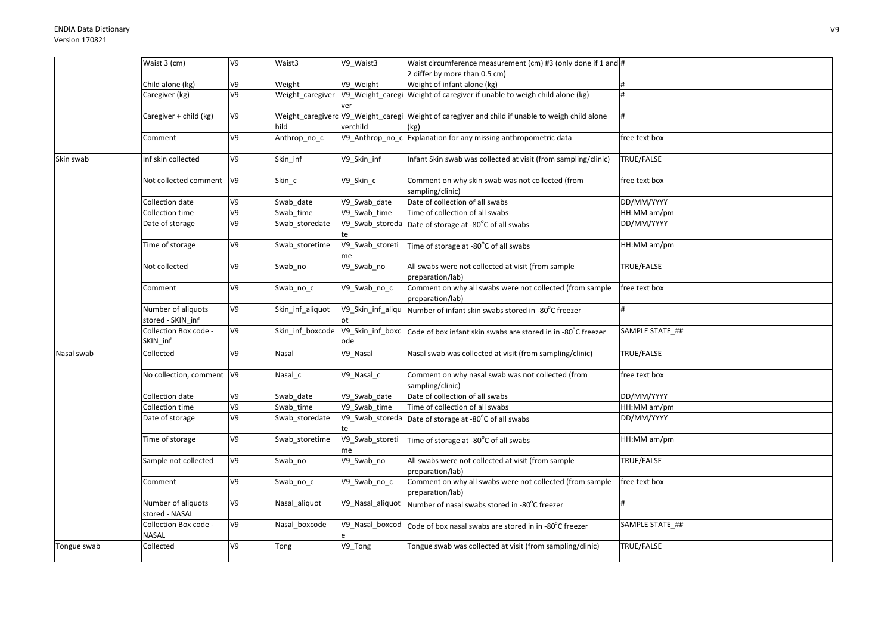| | Waist 3 (cm) | V9 | Waist3 | V9_Waist3 | Waist circumference measurement (cm) #3 (only done if 1 and 2 differ by more than 0.5 cm) | # |
|---|---|---|---|---|---|---|
| | Child alone (kg) | V9 | Weight | V9_Weight | Weight of infant alone (kg) | # |
| | Caregiver (kg) | V9 | Weight_caregiver | V9_Weight_caregiver | Weight of caregiver if unable to weigh child alone (kg) | # |
| | Caregiver + child (kg) | V9 | Weight_caregiverchild | V9_Weight_caregiverchild | Weight of caregiver and child if unable to weigh child alone (kg) | # |
| | Comment | V9 | Anthrop_no_c | V9_Anthrop_no_c | Explanation for any missing anthropometric data | free text box |
| Skin swab | Inf skin collected | V9 | Skin_inf | V9_Skin_inf | Infant Skin swab was collected at visit (from sampling/clinic) | TRUE/FALSE |
| | Not collected comment | V9 | Skin_c | V9_Skin_c | Comment on why skin swab was not collected (from sampling/clinic) | free text box |
| | Collection date | V9 | Swab_date | V9_Swab_date | Date of collection of all swabs | DD/MM/YYYY |
| | Collection time | V9 | Swab_time | V9_Swab_time | Time of collection of all swabs | HH:MM am/pm |
| | Date of storage | V9 | Swab_storedate | V9_Swab_storedate | Date of storage at -80°C of all swabs | DD/MM/YYYY |
| | Time of storage | V9 | Swab_storetime | V9_Swab_storetime | Time of storage at -80°C of all swabs | HH:MM am/pm |
| | Not collected | V9 | Swab_no | V9_Swab_no | All swabs were not collected at visit (from sample preparation/lab) | TRUE/FALSE |
| | Comment | V9 | Swab_no_c | V9_Swab_no_c | Comment on why all swabs were not collected (from sample preparation/lab) | free text box |
| | Number of aliquots stored - SKIN_inf | V9 | Skin_inf_aliquot | V9_Skin_inf_aliquot | Number of infant skin swabs stored in -80°C freezer | # |
| | Collection Box code - SKIN_inf | V9 | Skin_inf_boxcode | V9_Skin_inf_boxcode | Code of box infant skin swabs are stored in in -80°C freezer | SAMPLE STATE_## |
| Nasal swab | Collected | V9 | Nasal | V9_Nasal | Nasal swab was collected at visit (from sampling/clinic) | TRUE/FALSE |
| | No collection, comment | V9 | Nasal_c | V9_Nasal_c | Comment on why nasal swab was not collected (from sampling/clinic) | free text box |
| | Collection date | V9 | Swab_date | V9_Swab_date | Date of collection of all swabs | DD/MM/YYYY |
| | Collection time | V9 | Swab_time | V9_Swab_time | Time of collection of all swabs | HH:MM am/pm |
| | Date of storage | V9 | Swab_storedate | V9_Swab_storedate | Date of storage at -80°C of all swabs | DD/MM/YYYY |
| | Time of storage | V9 | Swab_storetime | V9_Swab_storetime | Time of storage at -80°C of all swabs | HH:MM am/pm |
| | Sample not collected | V9 | Swab_no | V9_Swab_no | All swabs were not collected at visit (from sample preparation/lab) | TRUE/FALSE |
| | Comment | V9 | Swab_no_c | V9_Swab_no_c | Comment on why all swabs were not collected (from sample preparation/lab) | free text box |
| | Number of aliquots stored - NASAL | V9 | Nasal_aliquot | V9_Nasal_aliquot | Number of nasal swabs stored in -80°C freezer | # |
| | Collection Box code - NASAL | V9 | Nasal_boxcode | V9_Nasal_boxcode | Code of box nasal swabs are stored in in -80°C freezer | SAMPLE STATE_## |
| Tongue swab | Collected | V9 | Tong | V9_Tong | Tongue swab was collected at visit (from sampling/clinic) | TRUE/FALSE |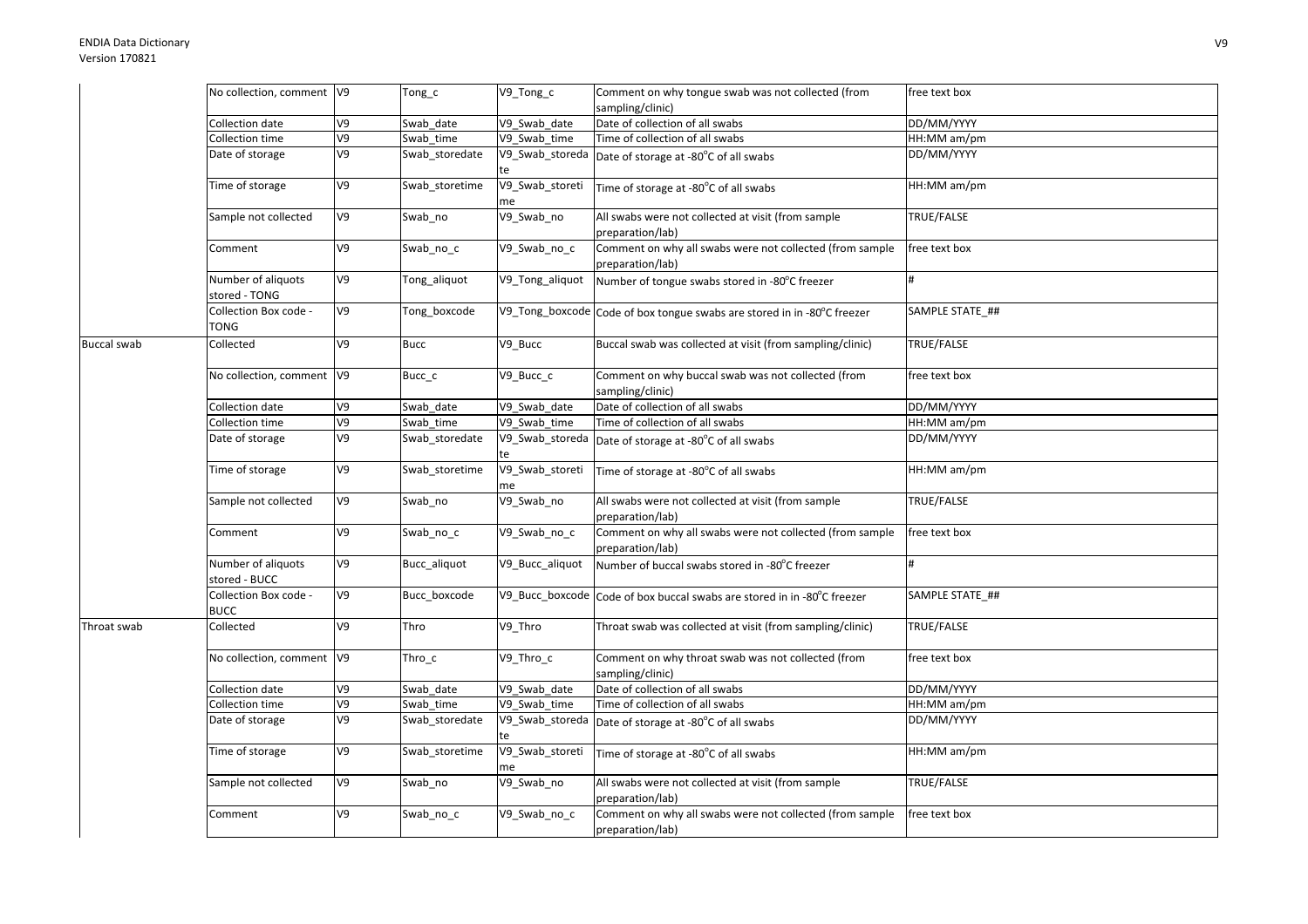| | | | | | | |
|---|---|---|---|---|---|---|
| | No collection, comment | V9 | Tong_c | V9_Tong_c | Comment on why tongue swab was not collected (from sampling/clinic) | free text box |
| | Collection date | V9 | Swab_date | V9_Swab_date | Date of collection of all swabs | DD/MM/YYYY |
| | Collection time | V9 | Swab_time | V9_Swab_time | Time of collection of all swabs | HH:MM am/pm |
| | Date of storage | V9 | Swab_storedate | V9_Swab_storedate | Date of storage at -80°C of all swabs | DD/MM/YYYY |
| | Time of storage | V9 | Swab_storetime | V9_Swab_storetime | Time of storage at -80°C of all swabs | HH:MM am/pm |
| | Sample not collected | V9 | Swab_no | V9_Swab_no | All swabs were not collected at visit (from sample preparation/lab) | TRUE/FALSE |
| | Comment | V9 | Swab_no_c | V9_Swab_no_c | Comment on why all swabs were not collected (from sample preparation/lab) | free text box |
| | Number of aliquots stored - TONG | V9 | Tong_aliquot | V9_Tong_aliquot | Number of tongue swabs stored in -80°C freezer | # |
| | Collection Box code - TONG | V9 | Tong_boxcode | V9_Tong_boxcode | Code of box tongue swabs are stored in in -80°C freezer | SAMPLE STATE_## |
| Buccal swab | Collected | V9 | Bucc | V9_Bucc | Buccal swab was collected at visit (from sampling/clinic) | TRUE/FALSE |
| | No collection, comment | V9 | Bucc_c | V9_Bucc_c | Comment on why buccal swab was not collected (from sampling/clinic) | free text box |
| | Collection date | V9 | Swab_date | V9_Swab_date | Date of collection of all swabs | DD/MM/YYYY |
| | Collection time | V9 | Swab_time | V9_Swab_time | Time of collection of all swabs | HH:MM am/pm |
| | Date of storage | V9 | Swab_storedate | V9_Swab_storedate | Date of storage at -80°C of all swabs | DD/MM/YYYY |
| | Time of storage | V9 | Swab_storetime | V9_Swab_storetime | Time of storage at -80°C of all swabs | HH:MM am/pm |
| | Sample not collected | V9 | Swab_no | V9_Swab_no | All swabs were not collected at visit (from sample preparation/lab) | TRUE/FALSE |
| | Comment | V9 | Swab_no_c | V9_Swab_no_c | Comment on why all swabs were not collected (from sample preparation/lab) | free text box |
| | Number of aliquots stored - BUCC | V9 | Bucc_aliquot | V9_Bucc_aliquot | Number of buccal swabs stored in -80°C freezer | # |
| | Collection Box code - BUCC | V9 | Bucc_boxcode | V9_Bucc_boxcode | Code of box buccal swabs are stored in in -80°C freezer | SAMPLE STATE_## |
| Throat swab | Collected | V9 | Thro | V9_Thro | Throat swab was collected at visit (from sampling/clinic) | TRUE/FALSE |
| | No collection, comment | V9 | Thro_c | V9_Thro_c | Comment on why throat swab was not collected (from sampling/clinic) | free text box |
| | Collection date | V9 | Swab_date | V9_Swab_date | Date of collection of all swabs | DD/MM/YYYY |
| | Collection time | V9 | Swab_time | V9_Swab_time | Time of collection of all swabs | HH:MM am/pm |
| | Date of storage | V9 | Swab_storedate | V9_Swab_storedate | Date of storage at -80°C of all swabs | DD/MM/YYYY |
| | Time of storage | V9 | Swab_storetime | V9_Swab_storetime | Time of storage at -80°C of all swabs | HH:MM am/pm |
| | Sample not collected | V9 | Swab_no | V9_Swab_no | All swabs were not collected at visit (from sample preparation/lab) | TRUE/FALSE |
| | Comment | V9 | Swab_no_c | V9_Swab_no_c | Comment on why all swabs were not collected (from sample preparation/lab) | free text box |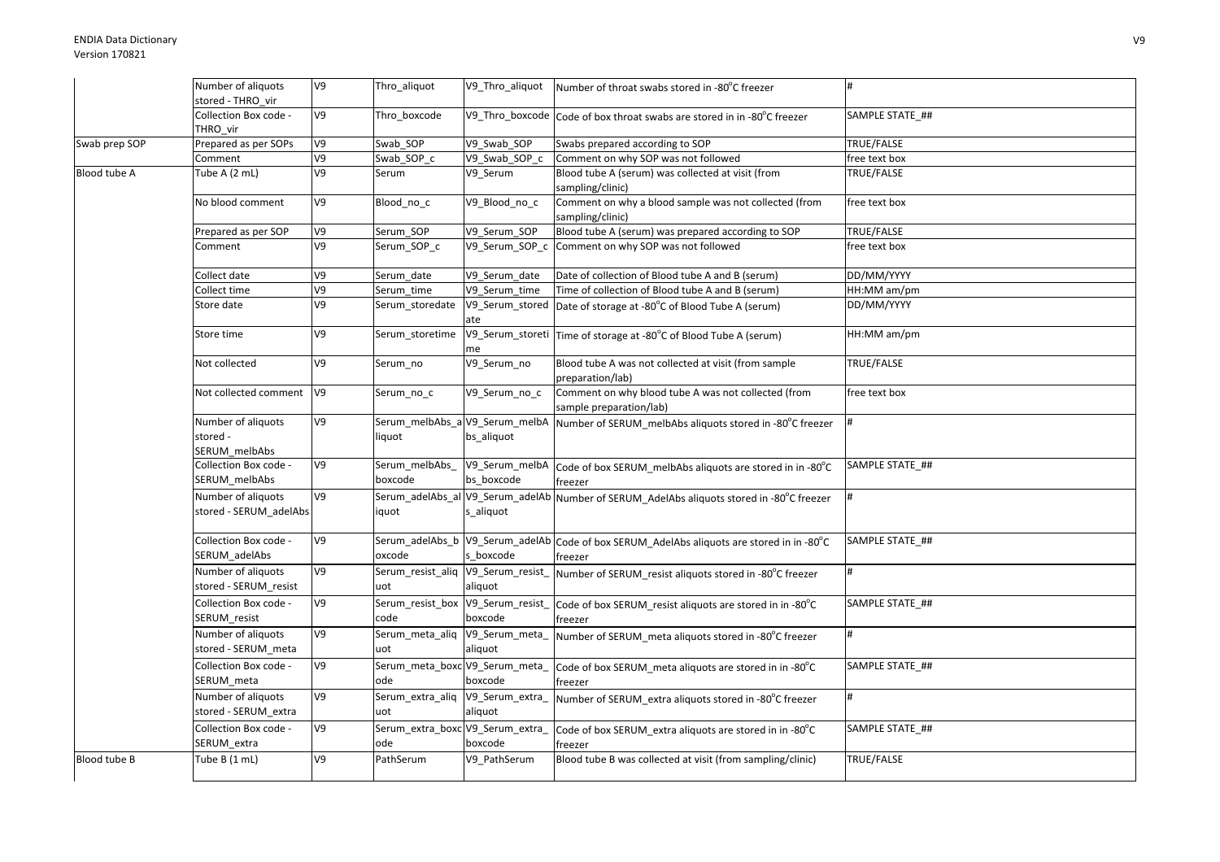| | | | | | | |
|---|---|---|---|---|---|---|
| | Number of aliquots stored - THRO_vir | V9 | Thro_aliquot | V9_Thro_aliquot | Number of throat swabs stored in -80°C freezer | # |
| | Collection Box code - THRO_vir | V9 | Thro_boxcode | V9_Thro_boxcode | Code of box throat swabs are stored in in -80°C freezer | SAMPLE STATE_## |
| Swab prep SOP | Prepared as per SOPs | V9 | Swab_SOP | V9_Swab_SOP | Swabs prepared according to SOP | TRUE/FALSE |
| | Comment | V9 | Swab_SOP_c | V9_Swab_SOP_c | Comment on why SOP was not followed | free text box |
| Blood tube A | Tube A (2 mL) | V9 | Serum | V9_Serum | Blood tube A (serum) was collected at visit (from sampling/clinic) | TRUE/FALSE |
| | No blood comment | V9 | Blood_no_c | V9_Blood_no_c | Comment on why a blood sample was not collected (from sampling/clinic) | free text box |
| | Prepared as per SOP | V9 | Serum_SOP | V9_Serum_SOP | Blood tube A (serum) was prepared according to SOP | TRUE/FALSE |
| | Comment | V9 | Serum_SOP_c | V9_Serum_SOP_c | Comment on why SOP was not followed | free text box |
| | Collect date | V9 | Serum_date | V9_Serum_date | Date of collection of Blood tube A and B (serum) | DD/MM/YYYY |
| | Collect time | V9 | Serum_time | V9_Serum_time | Time of collection of Blood tube A and B (serum) | HH:MM am/pm |
| | Store date | V9 | Serum_storedate | V9_Serum_storedate | Date of storage at -80°C of Blood Tube A (serum) | DD/MM/YYYY |
| | Store time | V9 | Serum_storetime | V9_Serum_storetime | Time of storage at -80°C of Blood Tube A (serum) | HH:MM am/pm |
| | Not collected | V9 | Serum_no | V9_Serum_no | Blood tube A was not collected at visit (from sample preparation/lab) | TRUE/FALSE |
| | Not collected comment | V9 | Serum_no_c | V9_Serum_no_c | Comment on why blood tube A was not collected (from sample preparation/lab) | free text box |
| | Number of aliquots stored - SERUM_melbAbs | V9 | Serum_melbAbs_aliquot | V9_Serum_melbAbs_aliquot | Number of SERUM_melbAbs aliquots stored in -80°C freezer | # |
| | Collection Box code - SERUM_melbAbs | V9 | Serum_melbAbs_boxcode | V9_Serum_melbAbs_boxcode | Code of box SERUM_melbAbs aliquots are stored in in -80°C freezer | SAMPLE STATE_## |
| | Number of aliquots stored - SERUM_adelAbs | V9 | Serum_adelAbs_aliquot | V9_Serum_adelAbs_aliquot | Number of SERUM_AdelAbs aliquots stored in -80°C freezer | # |
| | Collection Box code - SERUM_adelAbs | V9 | Serum_adelAbs_boxcode | V9_Serum_adelAbs_boxcode | Code of box SERUM_AdelAbs aliquots are stored in in -80°C freezer | SAMPLE STATE_## |
| | Number of aliquots stored - SERUM_resist | V9 | Serum_resist_aliquot | V9_Serum_resist_aliquot | Number of SERUM_resist aliquots stored in -80°C freezer | # |
| | Collection Box code - SERUM_resist | V9 | Serum_resist_boxcode | V9_Serum_resist_boxcode | Code of box SERUM_resist aliquots are stored in in -80°C freezer | SAMPLE STATE_## |
| | Number of aliquots stored - SERUM_meta | V9 | Serum_meta_aliquot | V9_Serum_meta_aliquot | Number of SERUM_meta aliquots stored in -80°C freezer | # |
| | Collection Box code - SERUM_meta | V9 | Serum_meta_boxcode | V9_Serum_meta_boxcode | Code of box SERUM_meta aliquots are stored in in -80°C freezer | SAMPLE STATE_## |
| | Number of aliquots stored - SERUM_extra | V9 | Serum_extra_aliquot | V9_Serum_extra_aliquot | Number of SERUM_extra aliquots stored in -80°C freezer | # |
| | Collection Box code - SERUM_extra | V9 | Serum_extra_boxcode | V9_Serum_extra_boxcode | Code of box SERUM_extra aliquots are stored in in -80°C freezer | SAMPLE STATE_## |
| Blood tube B | Tube B (1 mL) | V9 | PathSerum | V9_PathSerum | Blood tube B was collected at visit (from sampling/clinic) | TRUE/FALSE |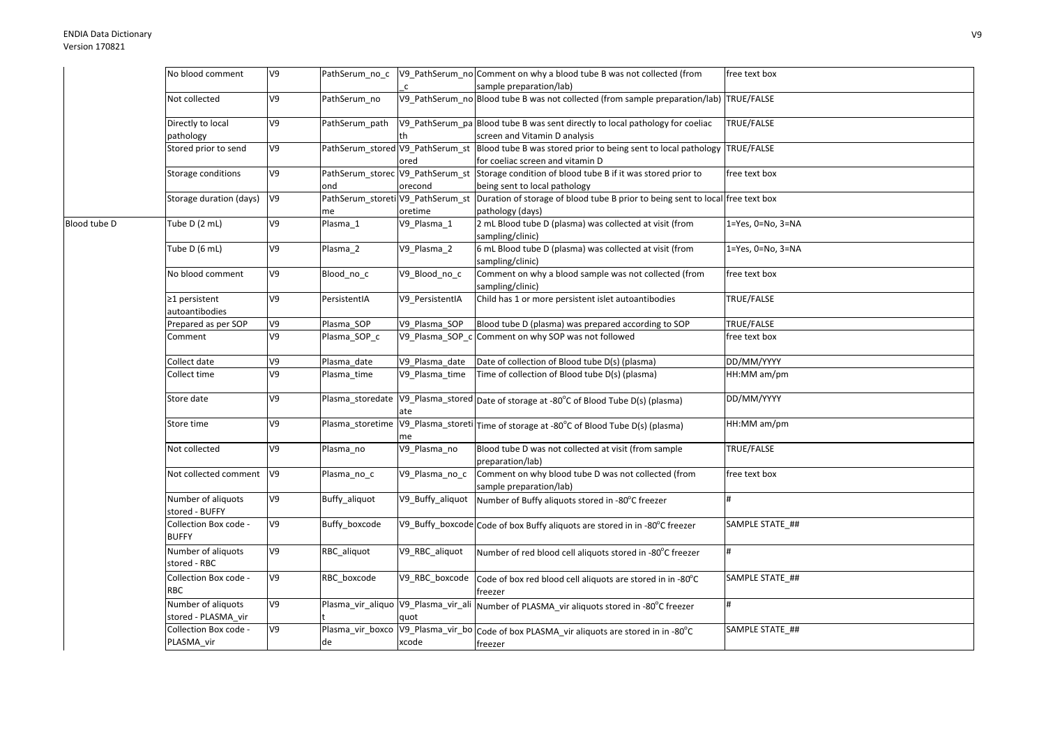| | | | | | | |
|---|---|---|---|---|---|---|
| | No blood comment | V9 | PathSerum_no_c | V9_PathSerum_no_c | Comment on why a blood tube B was not collected (from sample preparation/lab) | free text box |
| | Not collected | V9 | PathSerum_no | V9_PathSerum_no | Blood tube B was not collected (from sample preparation/lab) | TRUE/FALSE |
| | Directly to local pathology | V9 | PathSerum_path | V9_PathSerum_path | Blood tube B was sent directly to local pathology for coeliac screen and Vitamin D analysis | TRUE/FALSE |
| | Stored prior to send | V9 | PathSerum_stored | V9_PathSerum_stored | Blood tube B was stored prior to being sent to local pathology for coeliac screen and vitamin D | TRUE/FALSE |
| | Storage conditions | V9 | PathSerum_storecond | V9_PathSerum_storecond | Storage condition of blood tube B if it was stored prior to being sent to local pathology | free text box |
| | Storage duration (days) | V9 | PathSerum_storetime | V9_PathSerum_storetime | Duration of storage of blood tube B prior to being sent to local pathology (days) | free text box |
| Blood tube D | Tube D (2 mL) | V9 | Plasma_1 | V9_Plasma_1 | 2 mL Blood tube D (plasma) was collected at visit (from sampling/clinic) | 1=Yes, 0=No, 3=NA |
| | Tube D (6 mL) | V9 | Plasma_2 | V9_Plasma_2 | 6 mL Blood tube D (plasma) was collected at visit (from sampling/clinic) | 1=Yes, 0=No, 3=NA |
| | No blood comment | V9 | Blood_no_c | V9_Blood_no_c | Comment on why a blood sample was not collected (from sampling/clinic) | free text box |
| | ≥1 persistent autoantibodies | V9 | PersistentIA | V9_PersistentIA | Child has 1 or more persistent islet autoantibodies | TRUE/FALSE |
| | Prepared as per SOP | V9 | Plasma_SOP | V9_Plasma_SOP | Blood tube D (plasma) was prepared according to SOP | TRUE/FALSE |
| | Comment | V9 | Plasma_SOP_c | V9_Plasma_SOP_c | Comment on why SOP was not followed | free text box |
| | Collect date | V9 | Plasma_date | V9_Plasma_date | Date of collection of Blood tube D(s) (plasma) | DD/MM/YYYY |
| | Collect time | V9 | Plasma_time | V9_Plasma_time | Time of collection of Blood tube D(s) (plasma) | HH:MM am/pm |
| | Store date | V9 | Plasma_storedate | V9_Plasma_storedate | Date of storage at -80°C of Blood Tube D(s) (plasma) | DD/MM/YYYY |
| | Store time | V9 | Plasma_storetime | V9_Plasma_storetime | Time of storage at -80°C of Blood Tube D(s) (plasma) | HH:MM am/pm |
| | Not collected | V9 | Plasma_no | V9_Plasma_no | Blood tube D was not collected at visit (from sample preparation/lab) | TRUE/FALSE |
| | Not collected comment | V9 | Plasma_no_c | V9_Plasma_no_c | Comment on why blood tube D was not collected (from sample preparation/lab) | free text box |
| | Number of aliquots stored - BUFFY | V9 | Buffy_aliquot | V9_Buffy_aliquot | Number of Buffy aliquots stored in -80°C freezer | # |
| | Collection Box code - BUFFY | V9 | Buffy_boxcode | V9_Buffy_boxcode | Code of box Buffy aliquots are stored in in -80°C freezer | SAMPLE STATE_## |
| | Number of aliquots stored - RBC | V9 | RBC_aliquot | V9_RBC_aliquot | Number of red blood cell aliquots stored in -80°C freezer | # |
| | Collection Box code - RBC | V9 | RBC_boxcode | V9_RBC_boxcode | Code of box red blood cell aliquots are stored in in -80°C freezer | SAMPLE STATE_## |
| | Number of aliquots stored - PLASMA_vir | V9 | Plasma_vir_aliquot | V9_Plasma_vir_aliquot | Number of PLASMA_vir aliquots stored in -80°C freezer | # |
| | Collection Box code - PLASMA_vir | V9 | Plasma_vir_boxcode | V9_Plasma_vir_boxcode | Code of box PLASMA_vir aliquots are stored in in -80°C freezer | SAMPLE STATE_## |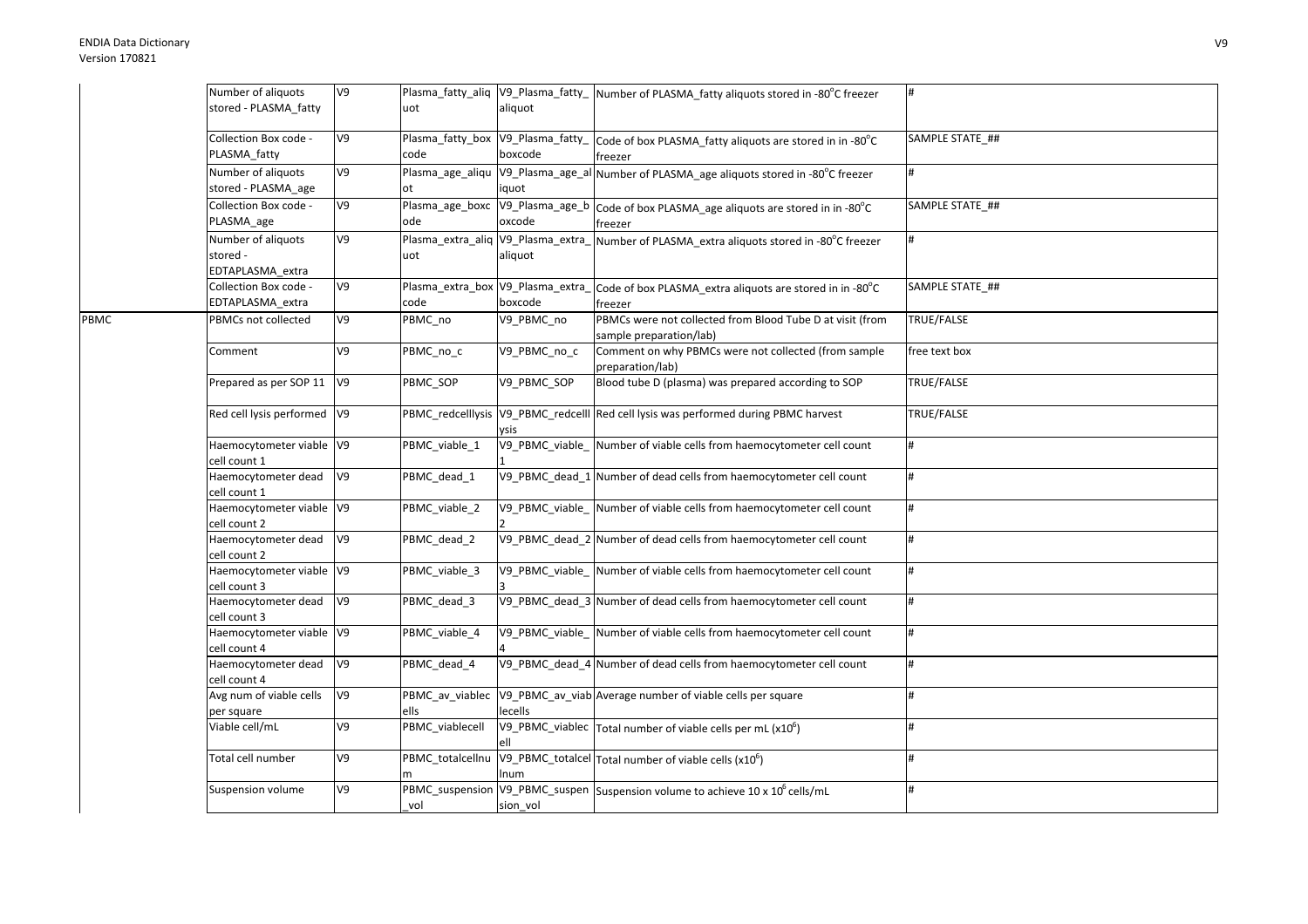| | | | | | | |
|---|---|---|---|---|---|---|
| | Number of aliquots stored - PLASMA_fatty | V9 | Plasma_fatty_aliquot | V9_Plasma_fatty_aliquot | Number of PLASMA_fatty aliquots stored in -80°C freezer | # |
| | Collection Box code - PLASMA_fatty | V9 | Plasma_fatty_boxcode | V9_Plasma_fatty_boxcode | Code of box PLASMA_fatty aliquots are stored in in -80°C freezer | SAMPLE STATE_## |
| | Number of aliquots stored - PLASMA_age | V9 | Plasma_age_aliquot | V9_Plasma_age_aliquot | Number of PLASMA_age aliquots stored in -80°C freezer | # |
| | Collection Box code - PLASMA_age | V9 | Plasma_age_boxcode | V9_Plasma_age_boxcode | Code of box PLASMA_age aliquots are stored in in -80°C freezer | SAMPLE STATE_## |
| | Number of aliquots stored - EDTAPLASMA_extra | V9 | Plasma_extra_aliquot | V9_Plasma_extra_aliquot | Number of PLASMA_extra aliquots stored in -80°C freezer | # |
| | Collection Box code - EDTAPLASMA_extra | V9 | Plasma_extra_boxcode | V9_Plasma_extra_boxcode | Code of box PLASMA_extra aliquots are stored in in -80°C freezer | SAMPLE STATE_## |
| PBMC | PBMCs not collected | V9 | PBMC_no | V9_PBMC_no | PBMCs were not collected from Blood Tube D at visit (from sample preparation/lab) | TRUE/FALSE |
| | Comment | V9 | PBMC_no_c | V9_PBMC_no_c | Comment on why PBMCs were not collected (from sample preparation/lab) | free text box |
| | Prepared as per SOP 11 | V9 | PBMC_SOP | V9_PBMC_SOP | Blood tube D (plasma) was prepared according to SOP | TRUE/FALSE |
| | Red cell lysis performed | V9 | PBMC_redcelllysis | V9_PBMC_redcelllysis | Red cell lysis was performed during PBMC harvest | TRUE/FALSE |
| | Haemocytometer viable cell count 1 | V9 | PBMC_viable_1 | V9_PBMC_viable_1 | Number of viable cells from haemocytometer cell count | # |
| | Haemocytometer dead cell count 1 | V9 | PBMC_dead_1 | V9_PBMC_dead_1 | Number of dead cells from haemocytometer cell count | # |
| | Haemocytometer viable cell count 2 | V9 | PBMC_viable_2 | V9_PBMC_viable_2 | Number of viable cells from haemocytometer cell count | # |
| | Haemocytometer dead cell count 2 | V9 | PBMC_dead_2 | V9_PBMC_dead_2 | Number of dead cells from haemocytometer cell count | # |
| | Haemocytometer viable cell count 3 | V9 | PBMC_viable_3 | V9_PBMC_viable_3 | Number of viable cells from haemocytometer cell count | # |
| | Haemocytometer dead cell count 3 | V9 | PBMC_dead_3 | V9_PBMC_dead_3 | Number of dead cells from haemocytometer cell count | # |
| | Haemocytometer viable cell count 4 | V9 | PBMC_viable_4 | V9_PBMC_viable_4 | Number of viable cells from haemocytometer cell count | # |
| | Haemocytometer dead cell count 4 | V9 | PBMC_dead_4 | V9_PBMC_dead_4 | Number of dead cells from haemocytometer cell count | # |
| | Avg num of viable cells per square | V9 | PBMC_av_viablecells | V9_PBMC_av_viablecells | Average number of viable cells per square | # |
| | Viable cell/mL | V9 | PBMC_viablecell | V9_PBMC_viablecell | Total number of viable cells per mL ($x10^6$) | # |
| | Total cell number | V9 | PBMC_totalcellnum | V9_PBMC_totalcellnum | Total number of viable cells ($x10^6$) | # |
| | Suspension volume | V9 | PBMC_suspension_vol | V9_PBMC_suspension_vol | Suspension volume to achieve 10 x $10^6$ cells/mL | # |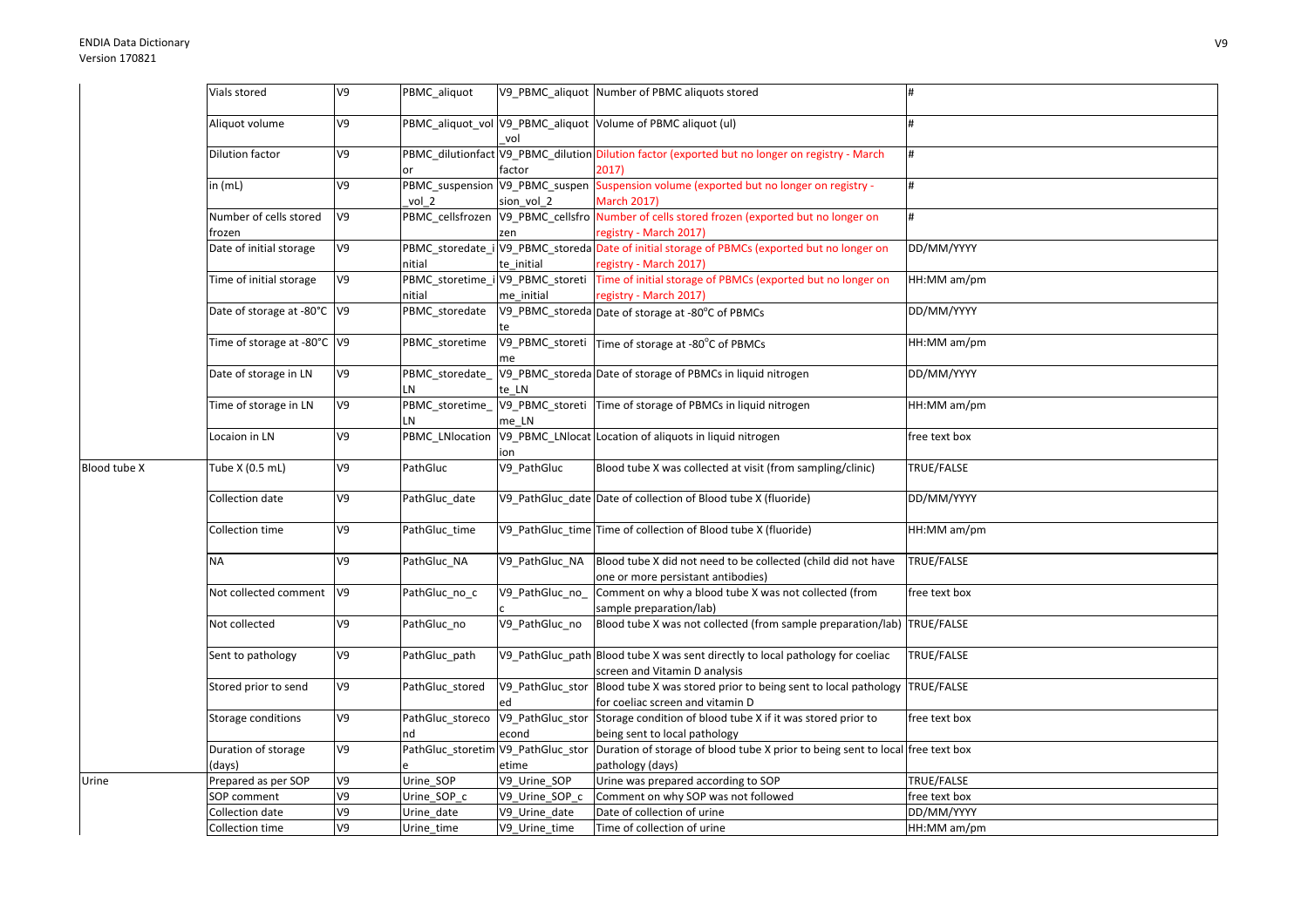| | | | | | | |
|---|---|---|---|---|---|---|
| | Vials stored | V9 | PBMC_aliquot | V9_PBMC_aliquot | Number of PBMC aliquots stored | # |
| | Aliquot volume | V9 | PBMC_aliquot_vol | V9_PBMC_aliquot_vol | Volume of PBMC aliquot (ul) | # |
| | Dilution factor | V9 | PBMC_dilutionfactor | V9_PBMC_dilutionfactor | Dilution factor (exported but no longer on registry - March 2017) | # |
| | in (mL) | V9 | PBMC_suspension_vol_2 | V9_PBMC_suspension_vol_2 | Suspension volume (exported but no longer on registry - March 2017) | # |
| | Number of cells stored frozen | V9 | PBMC_cellsfrozen | V9_PBMC_cellsfrozen | Number of cells stored frozen (exported but no longer on registry - March 2017) | # |
| | Date of initial storage | V9 | PBMC_storedate_initial | V9_PBMC_storedate_initial | Date of initial storage of PBMCs (exported but no longer on registry - March 2017) | DD/MM/YYYY |
| | Time of initial storage | V9 | PBMC_storetime_initial | V9_PBMC_storetime_initial | Time of initial storage of PBMCs (exported but no longer on registry - March 2017) | HH:MM am/pm |
| | Date of storage at -80°C | V9 | PBMC_storedate | V9_PBMC_storedate | Date of storage at -80°C of PBMCs | DD/MM/YYYY |
| | Time of storage at -80°C | V9 | PBMC_storetime | V9_PBMC_storetime | Time of storage at -80°C of PBMCs | HH:MM am/pm |
| | Date of storage in LN | V9 | PBMC_storedate_LN | V9_PBMC_storedate_LN | Date of storage of PBMCs in liquid nitrogen | DD/MM/YYYY |
| | Time of storage in LN | V9 | PBMC_storetime_LN | V9_PBMC_storetime_LN | Time of storage of PBMCs in liquid nitrogen | HH:MM am/pm |
| | Locaion in LN | V9 | PBMC_LNlocation | V9_PBMC_LNlocation | Location of aliquots in liquid nitrogen | free text box |
| Blood tube X | Tube X (0.5 mL) | V9 | PathGluc | V9_PathGluc | Blood tube X was collected at visit (from sampling/clinic) | TRUE/FALSE |
| | Collection date | V9 | PathGluc_date | V9_PathGluc_date | Date of collection of Blood tube X (fluoride) | DD/MM/YYYY |
| | Collection time | V9 | PathGluc_time | V9_PathGluc_time | Time of collection of Blood tube X (fluoride) | HH:MM am/pm |
| | NA | V9 | PathGluc_NA | V9_PathGluc_NA | Blood tube X did not need to be collected (child did not have one or more persistant antibodies) | TRUE/FALSE |
| | Not collected comment | V9 | PathGluc_no_c | V9_PathGluc_no_c | Comment on why a blood tube X was not collected (from sample preparation/lab) | free text box |
| | Not collected | V9 | PathGluc_no | V9_PathGluc_no | Blood tube X was not collected (from sample preparation/lab) | TRUE/FALSE |
| | Sent to pathology | V9 | PathGluc_path | V9_PathGluc_path | Blood tube X was sent directly to local pathology for coeliac screen and Vitamin D analysis | TRUE/FALSE |
| | Stored prior to send | V9 | PathGluc_stored | V9_PathGluc_stored | Blood tube X was stored prior to being sent to local pathology for coeliac screen and vitamin D | TRUE/FALSE |
| | Storage conditions | V9 | PathGluc_storecond | V9_PathGluc_storecond | Storage condition of blood tube X if it was stored prior to being sent to local pathology | free text box |
| | Duration of storage (days) | V9 | PathGluc_storetime | V9_PathGluc_storetime | Duration of storage of blood tube X prior to being sent to local pathology (days) | free text box |
| Urine | Prepared as per SOP | V9 | Urine_SOP | V9_Urine_SOP | Urine was prepared according to SOP | TRUE/FALSE |
| | SOP comment | V9 | Urine_SOP_c | V9_Urine_SOP_c | Comment on why SOP was not followed | free text box |
| | Collection date | V9 | Urine_date | V9_Urine_date | Date of collection of urine | DD/MM/YYYY |
| | Collection time | V9 | Urine_time | V9_Urine_time | Time of collection of urine | HH:MM am/pm |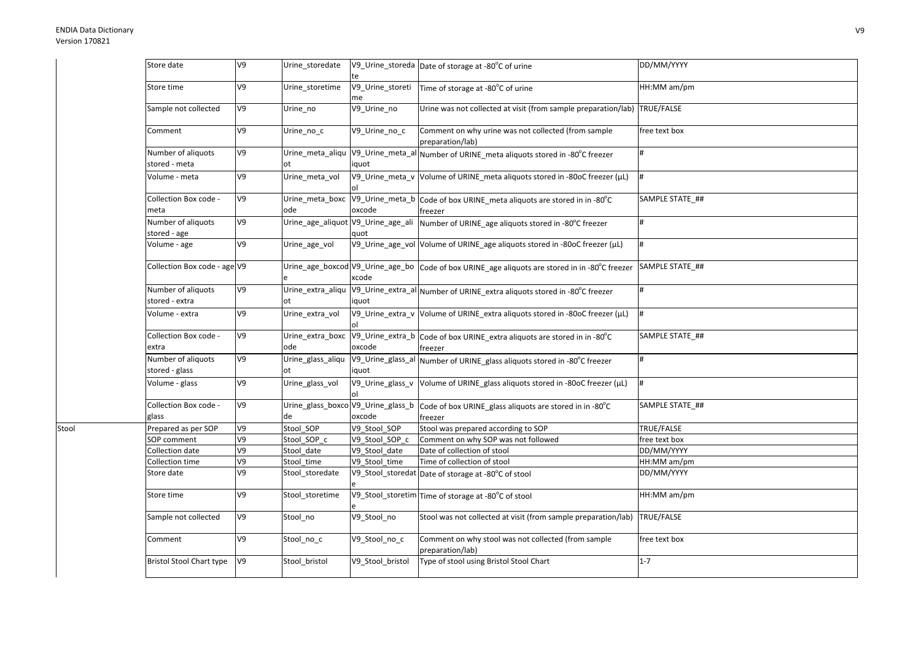| | | | | | | |
|---|---|---|---|---|---|---|
| | Store date | V9 | Urine_storedate | V9_Urine_storedate | Date of storage at -80°C of urine | DD/MM/YYYY |
| | Store time | V9 | Urine_storetime | V9_Urine_storetime | Time of storage at -80°C of urine | HH:MM am/pm |
| | Sample not collected | V9 | Urine_no | V9_Urine_no | Urine was not collected at visit (from sample preparation/lab) | TRUE/FALSE |
| | Comment | V9 | Urine_no_c | V9_Urine_no_c | Comment on why urine was not collected (from sample preparation/lab) | free text box |
| | Number of aliquots stored - meta | V9 | Urine_meta_aliquot | V9_Urine_meta_aliquot | Number of URINE_meta aliquots stored in -80°C freezer | # |
| | Volume - meta | V9 | Urine_meta_vol | V9_Urine_meta_vol | Volume of URINE_meta aliquots stored in -80oC freezer (µL) | # |
| | Collection Box code - meta | V9 | Urine_meta_boxcode | V9_Urine_meta_boxcode | Code of box URINE_meta aliquots are stored in in -80°C freezer | SAMPLE STATE_## |
| | Number of aliquots stored - age | V9 | Urine_age_aliquot | V9_Urine_age_aliquot | Number of URINE_age aliquots stored in -80°C freezer | # |
| | Volume - age | V9 | Urine_age_vol | V9_Urine_age_vol | Volume of URINE_age aliquots stored in -80oC freezer (µL) | # |
| | Collection Box code - age | V9 | Urine_age_boxcode | V9_Urine_age_boxcode | Code of box URINE_age aliquots are stored in in -80°C freezer | SAMPLE STATE_## |
| | Number of aliquots stored - extra | V9 | Urine_extra_aliquot | V9_Urine_extra_aliquot | Number of URINE_extra aliquots stored in -80°C freezer | # |
| | Volume - extra | V9 | Urine_extra_vol | V9_Urine_extra_vol | Volume of URINE_extra aliquots stored in -80oC freezer (µL) | # |
| | Collection Box code - extra | V9 | Urine_extra_boxcode | V9_Urine_extra_boxcode | Code of box URINE_extra aliquots are stored in in -80°C freezer | SAMPLE STATE_## |
| | Number of aliquots stored - glass | V9 | Urine_glass_aliquot | V9_Urine_glass_aliquot | Number of URINE_glass aliquots stored in -80°C freezer | # |
| | Volume - glass | V9 | Urine_glass_vol | V9_Urine_glass_vol | Volume of URINE_glass aliquots stored in -80oC freezer (µL) | # |
| | Collection Box code - glass | V9 | Urine_glass_boxcode | V9_Urine_glass_boxcode | Code of box URINE_glass aliquots are stored in in -80°C freezer | SAMPLE STATE_## |
| Stool | Prepared as per SOP | V9 | Stool_SOP | V9_Stool_SOP | Stool was prepared according to SOP | TRUE/FALSE |
| | SOP comment | V9 | Stool_SOP_c | V9_Stool_SOP_c | Comment on why SOP was not followed | free text box |
| | Collection date | V9 | Stool_date | V9_Stool_date | Date of collection of stool | DD/MM/YYYY |
| | Collection time | V9 | Stool_time | V9_Stool_time | Time of collection of stool | HH:MM am/pm |
| | Store date | V9 | Stool_storedate | V9_Stool_storedate | Date of storage at -80°C of stool | DD/MM/YYYY |
| | Store time | V9 | Stool_storetime | V9_Stool_storetime | Time of storage at -80°C of stool | HH:MM am/pm |
| | Sample not collected | V9 | Stool_no | V9_Stool_no | Stool was not collected at visit (from sample preparation/lab) | TRUE/FALSE |
| | Comment | V9 | Stool_no_c | V9_Stool_no_c | Comment on why stool was not collected (from sample preparation/lab) | free text box |
| | Bristol Stool Chart type | V9 | Stool_bristol | V9_Stool_bristol | Type of stool using Bristol Stool Chart | 1-7 |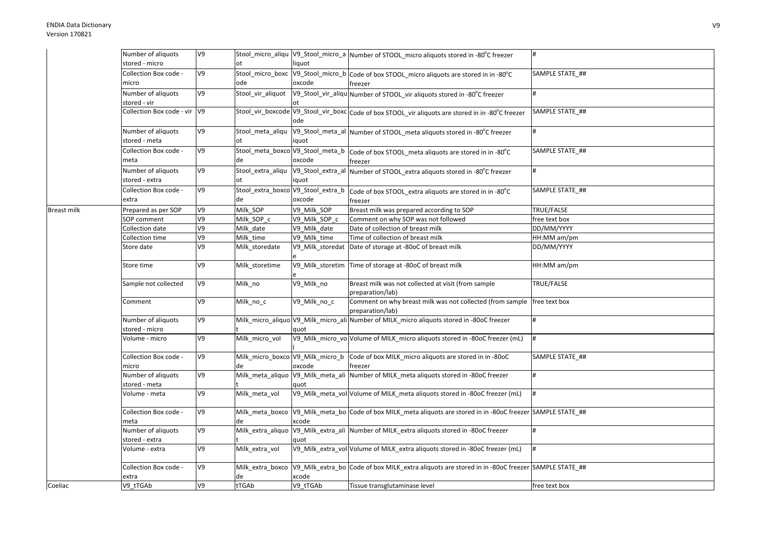| | | | | | | |
|---|---|---|---|---|---|---|
| | Number of aliquots stored - micro | V9 | Stool_micro_aliquot | V9_Stool_micro_aliquot | Number of STOOL_micro aliquots stored in -80°C freezer | # |
| | Collection Box code - micro | V9 | Stool_micro_boxcode | V9_Stool_micro_boxcode | Code of box STOOL_micro aliquots are stored in in -80°C freezer | SAMPLE STATE_## |
| | Number of aliquots stored - vir | V9 | Stool_vir_aliquot | V9_Stool_vir_aliquot | Number of STOOL_vir aliquots stored in -80°C freezer | # |
| | Collection Box code - vir | V9 | Stool_vir_boxcode | V9_Stool_vir_boxcode | Code of box STOOL_vir aliquots are stored in in -80°C freezer | SAMPLE STATE_## |
| | Number of aliquots stored - meta | V9 | Stool_meta_aliquot | V9_Stool_meta_aliquot | Number of STOOL_meta aliquots stored in -80°C freezer | # |
| | Collection Box code - meta | V9 | Stool_meta_boxcode | V9_Stool_meta_boxcode | Code of box STOOL_meta aliquots are stored in in -80°C freezer | SAMPLE STATE_## |
| | Number of aliquots stored - extra | V9 | Stool_extra_aliquot | V9_Stool_extra_aliquot | Number of STOOL_extra aliquots stored in -80°C freezer | # |
| | Collection Box code - extra | V9 | Stool_extra_boxcode | V9_Stool_extra_boxcode | Code of box STOOL_extra aliquots are stored in in -80°C freezer | SAMPLE STATE_## |
| Breast milk | Prepared as per SOP | V9 | Milk_SOP | V9_Milk_SOP | Breast milk was prepared according to SOP | TRUE/FALSE |
| | SOP comment | V9 | Milk_SOP_c | V9_Milk_SOP_c | Comment on why SOP was not followed | free text box |
| | Collection date | V9 | Milk_date | V9_Milk_date | Date of collection of breast milk | DD/MM/YYYY |
| | Collection time | V9 | Milk_time | V9_Milk_time | Time of collection of breast milk | HH:MM am/pm |
| | Store date | V9 | Milk_storedate | V9_Milk_storedate | Date of storage at -80oC of breast milk | DD/MM/YYYY |
| | Store time | V9 | Milk_storetime | V9_Milk_storetime | Time of storage at -80oC of breast milk | HH:MM am/pm |
| | Sample not collected | V9 | Milk_no | V9_Milk_no | Breast milk was not collected at visit (from sample preparation/lab) | TRUE/FALSE |
| | Comment | V9 | Milk_no_c | V9_Milk_no_c | Comment on why breast milk was not collected (from sample preparation/lab) | free text box |
| | Number of aliquots stored - micro | V9 | Milk_micro_aliquot | V9_Milk_micro_aliquot | Number of MILK_micro aliquots stored in -80oC freezer | # |
| | Volume - micro | V9 | Milk_micro_vol | V9_Milk_micro_vol | Volume of MILK_micro aliquots stored in -80oC freezer (mL) | # |
| | Collection Box code - micro | V9 | Milk_micro_boxcode | V9_Milk_micro_boxcode | Code of box MILK_micro aliquots are stored in in -80oC freezer | SAMPLE STATE_## |
| | Number of aliquots stored - meta | V9 | Milk_meta_aliquot | V9_Milk_meta_aliquot | Number of MILK_meta aliquots stored in -80oC freezer | # |
| | Volume - meta | V9 | Milk_meta_vol | V9_Milk_meta_vol | Volume of MILK_meta aliquots stored in -80oC freezer (mL) | # |
| | Collection Box code - meta | V9 | Milk_meta_boxcode | V9_Milk_meta_boxcode | Code of box MILK_meta aliquots are stored in in -80oC freezer | SAMPLE STATE_## |
| | Number of aliquots stored - extra | V9 | Milk_extra_aliquot | V9_Milk_extra_aliquot | Number of MILK_extra aliquots stored in -80oC freezer | # |
| | Volume - extra | V9 | Milk_extra_vol | V9_Milk_extra_vol | Volume of MILK_extra aliquots stored in -80oC freezer (mL) | # |
| | Collection Box code - extra | V9 | Milk_extra_boxcode | V9_Milk_extra_boxcode | Code of box MILK_extra aliquots are stored in in -80oC freezer | SAMPLE STATE_## |
| Coeliac | V9_tTGAb | V9 | tTGAb | V9_tTGAb | Tissue transglutaminase level | free text box |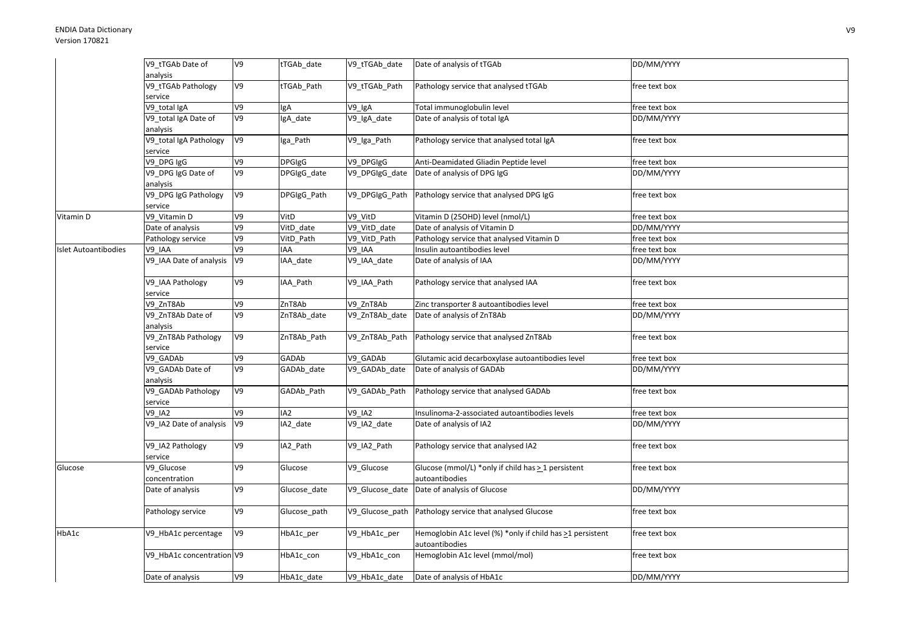| | | | | | | |
|---|---|---|---|---|---|---|
| | V9_tTGAb Date of analysis | V9 | tTGAb_date | V9_tTGAb_date | Date of analysis of tTGAb | DD/MM/YYYY |
| | V9_tTGAb Pathology service | V9 | tTGAb_Path | V9_tTGAb_Path | Pathology service that analysed tTGAb | free text box |
| | V9_total IgA | V9 | IgA | V9_IgA | Total immunoglobulin level | free text box |
| | V9_total IgA Date of analysis | V9 | IgA_date | V9_IgA_date | Date of analysis of total IgA | DD/MM/YYYY |
| | V9_total IgA Pathology service | V9 | Iga_Path | V9_Iga_Path | Pathology service that analysed total IgA | free text box |
| | V9_DPG IgG | V9 | DPGIgG | V9_DPGIgG | Anti-Deamidated Gliadin Peptide level | free text box |
| | V9_DPG IgG Date of analysis | V9 | DPGIgG_date | V9_DPGIgG_date | Date of analysis of DPG IgG | DD/MM/YYYY |
| | V9_DPG IgG Pathology service | V9 | DPGIgG_Path | V9_DPGIgG_Path | Pathology service that analysed DPG IgG | free text box |
| Vitamin D | V9_Vitamin D | V9 | VitD | V9_VitD | Vitamin D (25OHD) level (nmol/L) | free text box |
| | Date of analysis | V9 | VitD_date | V9_VitD_date | Date of analysis of Vitamin D | DD/MM/YYYY |
| | Pathology service | V9 | VitD_Path | V9_VitD_Path | Pathology service that analysed Vitamin D | free text box |
| Islet Autoantibodies | V9_IAA | V9 | IAA | V9_IAA | Insulin autoantibodies level | free text box |
| | V9_IAA Date of analysis | V9 | IAA_date | V9_IAA_date | Date of analysis of IAA | DD/MM/YYYY |
| | V9_IAA Pathology service | V9 | IAA_Path | V9_IAA_Path | Pathology service that analysed IAA | free text box |
| | V9_ZnT8Ab | V9 | ZnT8Ab | V9_ZnT8Ab | Zinc transporter 8 autoantibodies level | free text box |
| | V9_ZnT8Ab Date of analysis | V9 | ZnT8Ab_date | V9_ZnT8Ab_date | Date of analysis of ZnT8Ab | DD/MM/YYYY |
| | V9_ZnT8Ab Pathology service | V9 | ZnT8Ab_Path | V9_ZnT8Ab_Path | Pathology service that analysed ZnT8Ab | free text box |
| | V9_GADAb | V9 | GADAb | V9_GADAb | Glutamic acid decarboxylase autoantibodies level | free text box |
| | V9_GADAb Date of analysis | V9 | GADAb_date | V9_GADAb_date | Date of analysis of GADAb | DD/MM/YYYY |
| | V9_GADAb Pathology service | V9 | GADAb_Path | V9_GADAb_Path | Pathology service that analysed GADAb | free text box |
| | V9_IA2 | V9 | IA2 | V9_IA2 | Insulinoma-2-associated autoantibodies levels | free text box |
| | V9_IA2 Date of analysis | V9 | IA2_date | V9_IA2_date | Date of analysis of IA2 | DD/MM/YYYY |
| | V9_IA2 Pathology service | V9 | IA2_Path | V9_IA2_Path | Pathology service that analysed IA2 | free text box |
| Glucose | V9_Glucose concentration | V9 | Glucose | V9_Glucose | Glucose (mmol/L) *only if child has $\geq$1 persistent autoantibodies | free text box |
| | Date of analysis | V9 | Glucose_date | V9_Glucose_date | Date of analysis of Glucose | DD/MM/YYYY |
| | Pathology service | V9 | Glucose_path | V9_Glucose_path | Pathology service that analysed Glucose | free text box |
| HbA1c | V9_HbA1c percentage | V9 | HbA1c_per | V9_HbA1c_per | Hemoglobin A1c level (%) *only if child has $\geq$1 persistent autoantibodies | free text box |
| | V9_HbA1c concentration | V9 | HbA1c_con | V9_HbA1c_con | Hemoglobin A1c level (mmol/mol) | free text box |
| | Date of analysis | V9 | HbA1c_date | V9_HbA1c_date | Date of analysis of HbA1c | DD/MM/YYYY |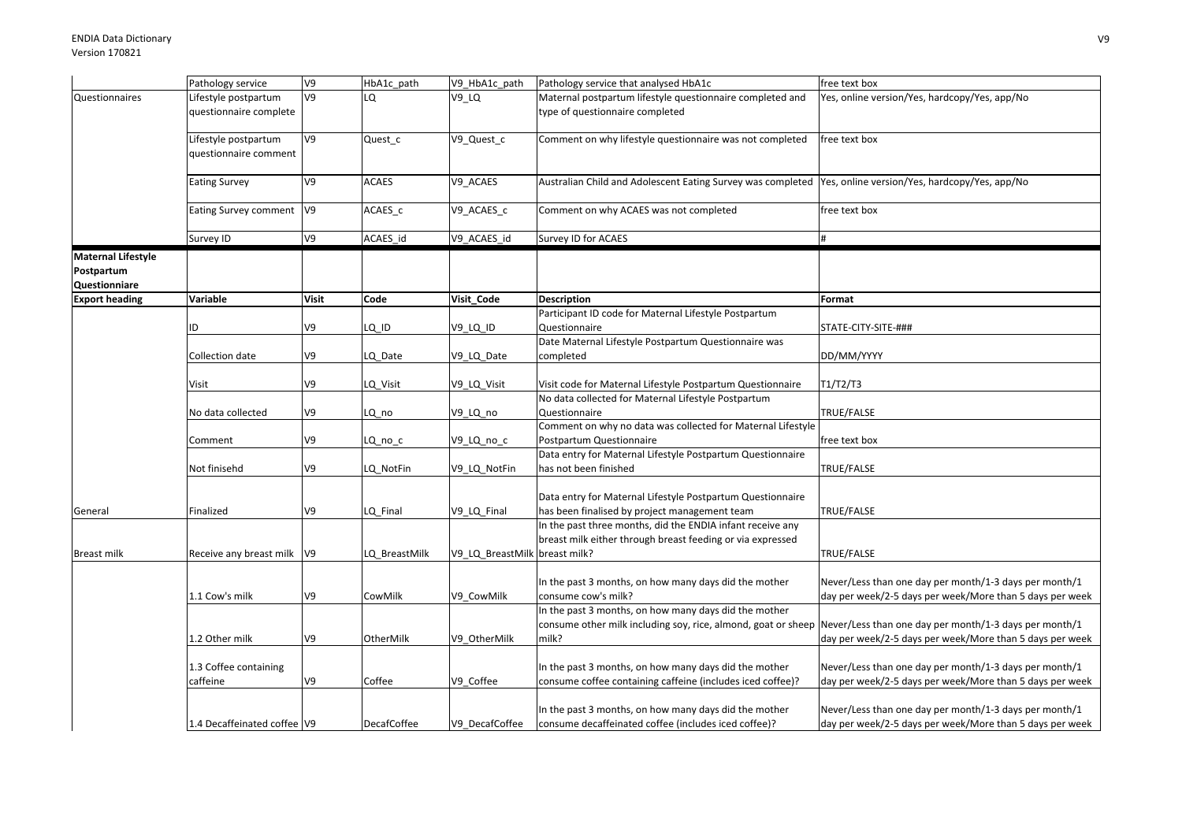| | | | | | | |
|---|---|---|---|---|---|---|
| | Pathology service | V9 | HbA1c_path | V9_HbA1c_path | Pathology service that analysed HbA1c | free text box |
| Questionnaires | Lifestyle postpartum questionnaire complete | V9 | LQ | V9_LQ | Maternal postpartum lifestyle questionnaire completed and type of questionnaire completed | Yes, online version/Yes, hardcopy/Yes, app/No |
| | Lifestyle postpartum questionnaire comment | V9 | Quest_c | V9_Quest_c | Comment on why lifestyle questionnaire was not completed | free text box |
| | Eating Survey | V9 | ACAES | V9_ACAES | Australian Child and Adolescent Eating Survey was completed | Yes, online version/Yes, hardcopy/Yes, app/No |
| | Eating Survey comment | V9 | ACAES_c | V9_ACAES_c | Comment on why ACAES was not completed | free text box |
| | Survey ID | V9 | ACAES_id | V9_ACAES_id | Survey ID for ACAES | # |
| **Maternal Lifestyle Postpartum Questionniare** | | | | | | |
| **Export heading** | **Variable** | **Visit** | **Code** | **Visit_Code** | **Description** | **Format** |
| | ID | V9 | LQ_ID | V9_LQ_ID | Participant ID code for Maternal Lifestyle Postpartum Questionnaire | STATE-CITY-SITE-### |
| | Collection date | V9 | LQ_Date | V9_LQ_Date | Date Maternal Lifestyle Postpartum Questionnaire was completed | DD/MM/YYYY |
| | Visit | V9 | LQ_Visit | V9_LQ_Visit | Visit code for Maternal Lifestyle Postpartum Questionnaire | T1/T2/T3 |
| | No data collected | V9 | LQ_no | V9_LQ_no | No data collected for Maternal Lifestyle Postpartum Questionnaire | TRUE/FALSE |
| | Comment | V9 | LQ_no_c | V9_LQ_no_c | Comment on why no data was collected for Maternal Lifestyle Postpartum Questionnaire | free text box |
| | Not finisehd | V9 | LQ_NotFin | V9_LQ_NotFin | Data entry for Maternal Lifestyle Postpartum Questionnaire has not been finished | TRUE/FALSE |
| General | Finalized | V9 | LQ_Final | V9_LQ_Final | Data entry for Maternal Lifestyle Postpartum Questionnaire has been finalised by project management team | TRUE/FALSE |
| Breast milk | Receive any breast milk | V9 | LQ_BreastMilk | V9_LQ_BreastMilk | In the past three months, did the ENDIA infant receive any breast milk either through breast feeding or via expressed breast milk? | TRUE/FALSE |
| | 1.1 Cow's milk | V9 | CowMilk | V9_CowMilk | In the past 3 months, on how many days did the mother consume cow's milk? | Never/Less than one day per month/1-3 days per month/1 day per week/2-5 days per week/More than 5 days per week |
| | 1.2 Other milk | V9 | OtherMilk | V9_OtherMilk | In the past 3 months, on how many days did the mother consume other milk including soy, rice, almond, goat or sheep milk? | Never/Less than one day per month/1-3 days per month/1 day per week/2-5 days per week/More than 5 days per week |
| | 1.3 Coffee containing caffeine | V9 | Coffee | V9_Coffee | In the past 3 months, on how many days did the mother consume coffee containing caffeine (includes iced coffee)? | Never/Less than one day per month/1-3 days per month/1 day per week/2-5 days per week/More than 5 days per week |
| | 1.4 Decaffeinated coffee | V9 | DecafCoffee | V9_DecafCoffee | In the past 3 months, on how many days did the mother consume decaffeinated coffee (includes iced coffee)? | Never/Less than one day per month/1-3 days per month/1 day per week/2-5 days per week/More than 5 days per week |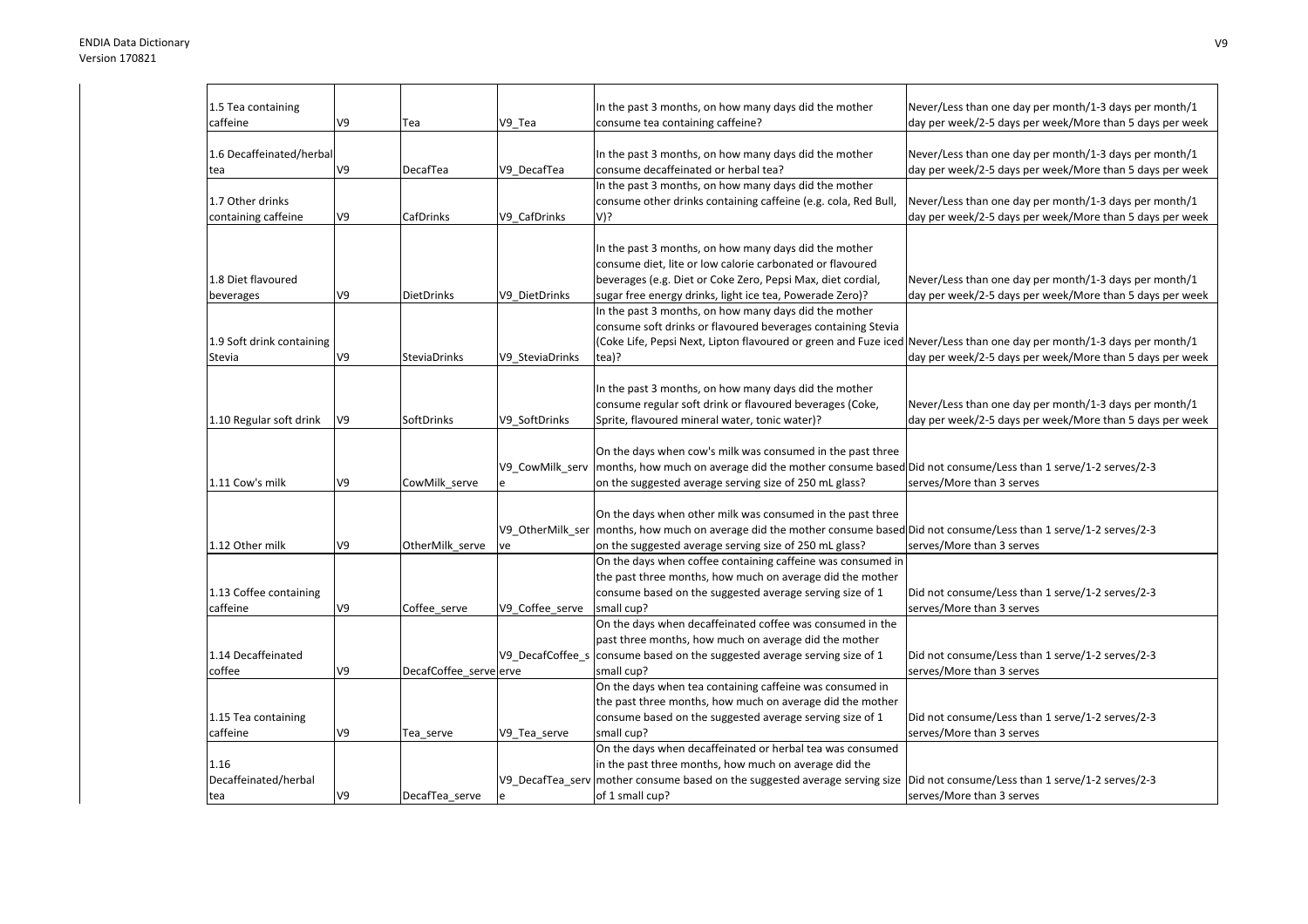| 1.5 Tea containing caffeine | V9 | Tea | V9_Tea | In the past 3 months, on how many days did the mother consume tea containing caffeine? | Never/Less than one day per month/1-3 days per month/1 day per week/2-5 days per week/More than 5 days per week |
|---|---|---|---|---|---|
| 1.6 Decaffeinated/herbal tea | V9 | DecafTea | V9_DecafTea | In the past 3 months, on how many days did the mother consume decaffeinated or herbal tea? | Never/Less than one day per month/1-3 days per month/1 day per week/2-5 days per week/More than 5 days per week |
| 1.7 Other drinks containing caffeine | V9 | CafDrinks | V9_CafDrinks | In the past 3 months, on how many days did the mother consume other drinks containing caffeine (e.g. cola, Red Bull, V)? | Never/Less than one day per month/1-3 days per month/1 day per week/2-5 days per week/More than 5 days per week |
| 1.8 Diet flavoured beverages | V9 | DietDrinks | V9_DietDrinks | In the past 3 months, on how many days did the mother consume diet, lite or low calorie carbonated or flavoured beverages (e.g. Diet or Coke Zero, Pepsi Max, diet cordial, sugar free energy drinks, light ice tea, Powerade Zero)? | Never/Less than one day per month/1-3 days per month/1 day per week/2-5 days per week/More than 5 days per week |
| 1.9 Soft drink containing Stevia | V9 | SteviaDrinks | V9_SteviaDrinks | In the past 3 months, on how many days did the mother consume soft drinks or flavoured beverages containing Stevia (Coke Life, Pepsi Next, Lipton flavoured or green and Fuze iced tea)? | Never/Less than one day per month/1-3 days per month/1 day per week/2-5 days per week/More than 5 days per week |
| 1.10 Regular soft drink | V9 | SoftDrinks | V9_SoftDrinks | In the past 3 months, on how many days did the mother consume regular soft drink or flavoured beverages (Coke, Sprite, flavoured mineral water, tonic water)? | Never/Less than one day per month/1-3 days per month/1 day per week/2-5 days per week/More than 5 days per week |
| 1.11 Cow's milk | V9 | CowMilk_serve | V9_CowMilk_serve | On the days when cow's milk was consumed in the past three months, how much on average did the mother consume based on the suggested average serving size of 250 mL glass? | Did not consume/Less than 1 serve/1-2 serves/2-3 serves/More than 3 serves |
| 1.12 Other milk | V9 | OtherMilk_serve | V9_OtherMilk_serve | On the days when other milk was consumed in the past three months, how much on average did the mother consume based on the suggested average serving size of 250 mL glass? | Did not consume/Less than 1 serve/1-2 serves/2-3 serves/More than 3 serves |
| 1.13 Coffee containing caffeine | V9 | Coffee_serve | V9_Coffee_serve | On the days when coffee containing caffeine was consumed in the past three months, how much on average did the mother consume based on the suggested average serving size of 1 small cup? | Did not consume/Less than 1 serve/1-2 serves/2-3 serves/More than 3 serves |
| 1.14 Decaffeinated coffee | V9 | DecafCoffee_serve | V9_DecafCoffee_serve | On the days when decaffeinated coffee was consumed in the past three months, how much on average did the mother consume based on the suggested average serving size of 1 small cup? | Did not consume/Less than 1 serve/1-2 serves/2-3 serves/More than 3 serves |
| 1.15 Tea containing caffeine | V9 | Tea_serve | V9_Tea_serve | On the days when tea containing caffeine was consumed in the past three months, how much on average did the mother consume based on the suggested average serving size of 1 small cup? | Did not consume/Less than 1 serve/1-2 serves/2-3 serves/More than 3 serves |
| 1.16 Decaffeinated/herbal tea | V9 | DecafTea_serve | V9_DecafTea_serve | On the days when decaffeinated or herbal tea was consumed in the past three months, how much on average did the mother consume based on the suggested average serving size of 1 small cup? | Did not consume/Less than 1 serve/1-2 serves/2-3 serves/More than 3 serves |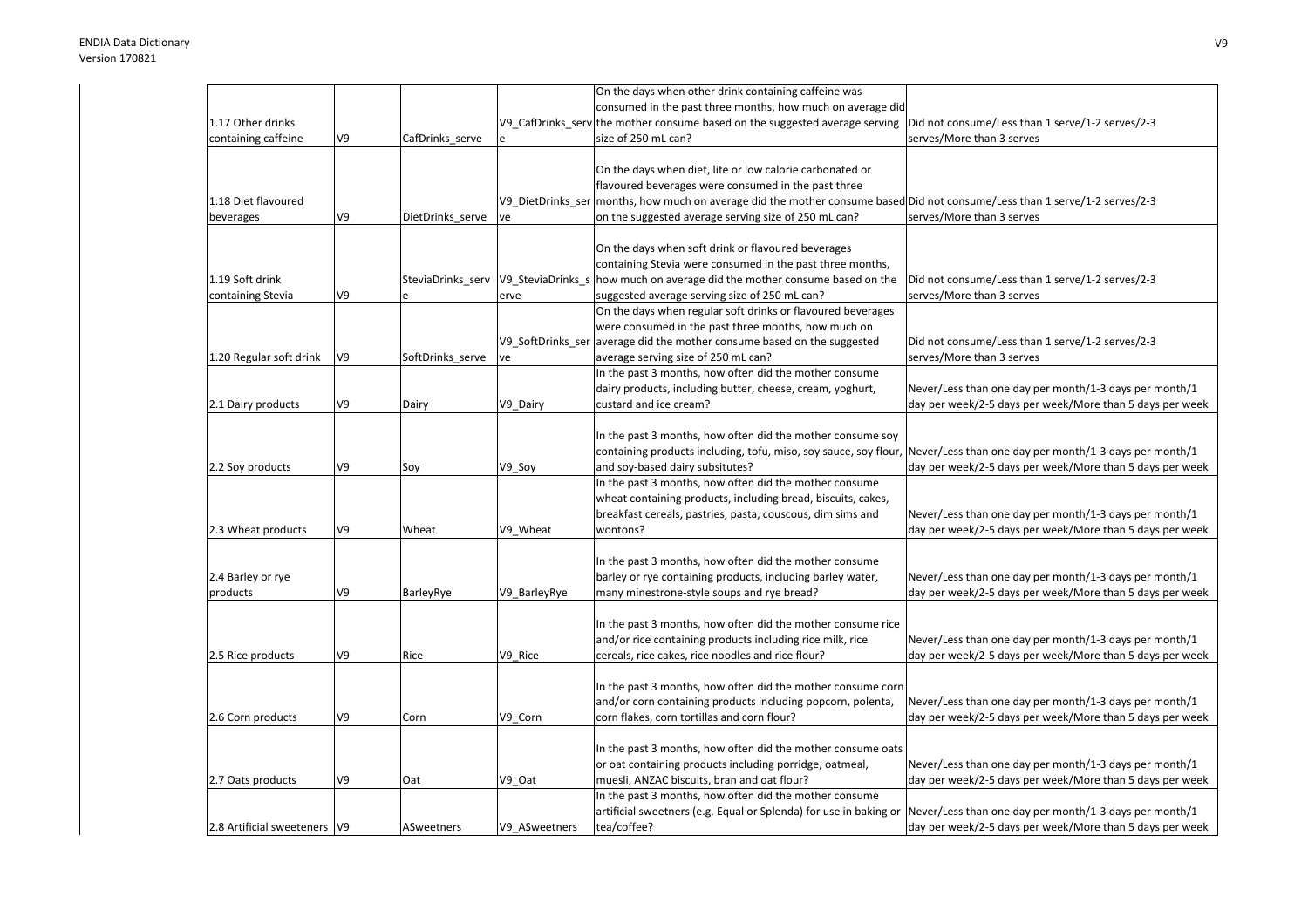| 1.17 Other drinks containing caffeine | V9 | CafDrinks_serve | V9_CafDrinks_serve | On the days when other drink containing caffeine was consumed in the past three months, how much on average did the mother consume based on the suggested average serving size of 250 mL can? | Did not consume/Less than 1 serve/1-2 serves/2-3 serves/More than 3 serves |
|---|---|---|---|---|---|
| 1.18 Diet flavoured beverages | V9 | DietDrinks_serve | V9_DietDrinks_serve | On the days when diet, lite or low calorie carbonated or flavoured beverages were consumed in the past three months, how much on average did the mother consume based on the suggested average serving size of 250 mL can? | Did not consume/Less than 1 serve/1-2 serves/2-3 serves/More than 3 serves |
| 1.19 Soft drink containing Stevia | V9 | SteviaDrinks_serve | V9_SteviaDrinks_serve | On the days when soft drink or flavoured beverages containing Stevia were consumed in the past three months, how much on average did the mother consume based on the suggested average serving size of 250 mL can? | Did not consume/Less than 1 serve/1-2 serves/2-3 serves/More than 3 serves |
| 1.20 Regular soft drink | V9 | SoftDrinks_serve | V9_SoftDrinks_serve | On the days when regular soft drinks or flavoured beverages were consumed in the past three months, how much on average did the mother consume based on the suggested average serving size of 250 mL can? | Did not consume/Less than 1 serve/1-2 serves/2-3 serves/More than 3 serves |
| 2.1 Dairy products | V9 | Dairy | V9_Dairy | In the past 3 months, how often did the mother consume dairy products, including butter, cheese, cream, yoghurt, custard and ice cream? | Never/Less than one day per month/1-3 days per month/1 day per week/2-5 days per week/More than 5 days per week |
| 2.2 Soy products | V9 | Soy | V9_Soy | In the past 3 months, how often did the mother consume soy containing products including, tofu, miso, soy sauce, soy flour, and soy-based dairy subsitutes? | Never/Less than one day per month/1-3 days per month/1 day per week/2-5 days per week/More than 5 days per week |
| 2.3 Wheat products | V9 | Wheat | V9_Wheat | In the past 3 months, how often did the mother consume wheat containing products, including bread, biscuits, cakes, breakfast cereals, pastries, pasta, couscous, dim sims and wontons? | Never/Less than one day per month/1-3 days per month/1 day per week/2-5 days per week/More than 5 days per week |
| 2.4 Barley or rye products | V9 | BarleyRye | V9_BarleyRye | In the past 3 months, how often did the mother consume barley or rye containing products, including barley water, many minestrone-style soups and rye bread? | Never/Less than one day per month/1-3 days per month/1 day per week/2-5 days per week/More than 5 days per week |
| 2.5 Rice products | V9 | Rice | V9_Rice | In the past 3 months, how often did the mother consume rice and/or rice containing products including rice milk, rice cereals, rice cakes, rice noodles and rice flour? | Never/Less than one day per month/1-3 days per month/1 day per week/2-5 days per week/More than 5 days per week |
| 2.6 Corn products | V9 | Corn | V9_Corn | In the past 3 months, how often did the mother consume corn and/or corn containing products including popcorn, polenta, corn flakes, corn tortillas and corn flour? | Never/Less than one day per month/1-3 days per month/1 day per week/2-5 days per week/More than 5 days per week |
| 2.7 Oats products | V9 | Oat | V9_Oat | In the past 3 months, how often did the mother consume oats or oat containing products including porridge, oatmeal, muesli, ANZAC biscuits, bran and oat flour? | Never/Less than one day per month/1-3 days per month/1 day per week/2-5 days per week/More than 5 days per week |
| 2.8 Artificial sweeteners | V9 | ASweetners | V9_ASweetners | In the past 3 months, how often did the mother consume artificial sweetners (e.g. Equal or Splenda) for use in baking or tea/coffee? | Never/Less than one day per month/1-3 days per month/1 day per week/2-5 days per week/More than 5 days per week |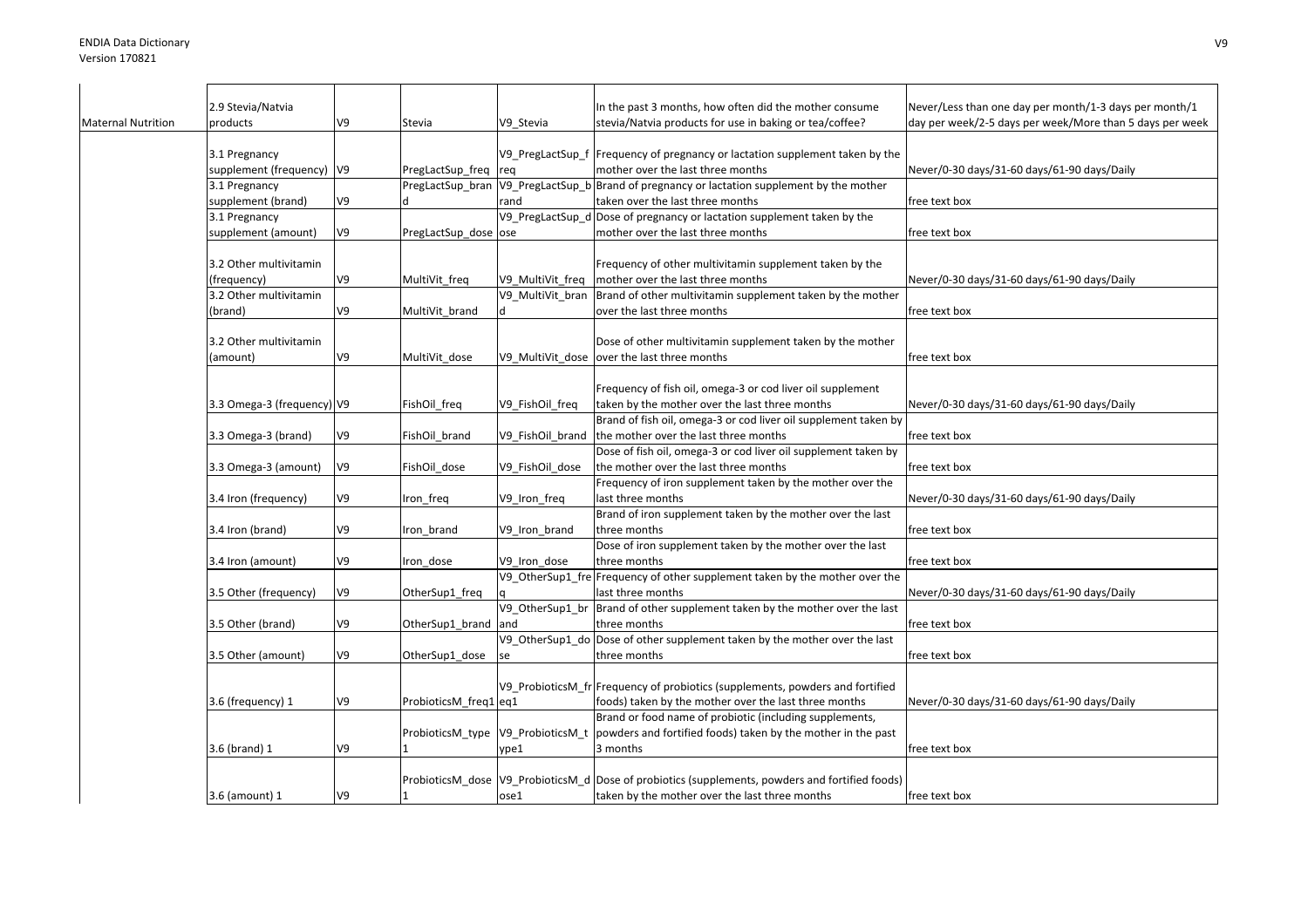| Maternal Nutrition | 2.9 Stevia/Natvia products | V9 | Stevia | V9_Stevia | In the past 3 months, how often did the mother consume stevia/Natvia products for use in baking or tea/coffee? | Never/Less than one day per month/1-3 days per month/1 day per week/2-5 days per week/More than 5 days per week |
|---|---|---|---|---|---|---|
| | 3.1 Pregnancy supplement (frequency) | V9 | PregLactSup_freq | V9_PregLactSup_freq | Frequency of pregnancy or lactation supplement taken by the mother over the last three months | Never/0-30 days/31-60 days/61-90 days/Daily |
| | 3.1 Pregnancy supplement (brand) | V9 | PregLactSup_brand | V9_PregLactSup_brand | Brand of pregnancy or lactation supplement by the mother taken over the last three months | free text box |
| | 3.1 Pregnancy supplement (amount) | V9 | PregLactSup_dose | V9_PregLactSup_dose | Dose of pregnancy or lactation supplement taken by the mother over the last three months | free text box |
| | 3.2 Other multivitamin (frequency) | V9 | MultiVit_freq | V9_MultiVit_freq | Frequency of other multivitamin supplement taken by the mother over the last three months | Never/0-30 days/31-60 days/61-90 days/Daily |
| | 3.2 Other multivitamin (brand) | V9 | MultiVit_brand | V9_MultiVit_brand | Brand of other multivitamin supplement taken by the mother over the last three months | free text box |
| | 3.2 Other multivitamin (amount) | V9 | MultiVit_dose | V9_MultiVit_dose | Dose of other multivitamin supplement taken by the mother over the last three months | free text box |
| | 3.3 Omega-3 (frequency) | V9 | FishOil_freq | V9_FishOil_freq | Frequency of fish oil, omega-3 or cod liver oil supplement taken by the mother over the last three months | Never/0-30 days/31-60 days/61-90 days/Daily |
| | 3.3 Omega-3 (brand) | V9 | FishOil_brand | V9_FishOil_brand | Brand of fish oil, omega-3 or cod liver oil supplement taken by the mother over the last three months | free text box |
| | 3.3 Omega-3 (amount) | V9 | FishOil_dose | V9_FishOil_dose | Dose of fish oil, omega-3 or cod liver oil supplement taken by the mother over the last three months | free text box |
| | 3.4 Iron (frequency) | V9 | Iron_freq | V9_Iron_freq | Frequency of iron supplement taken by the mother over the last three months | Never/0-30 days/31-60 days/61-90 days/Daily |
| | 3.4 Iron (brand) | V9 | Iron_brand | V9_Iron_brand | Brand of iron supplement taken by the mother over the last three months | free text box |
| | 3.4 Iron (amount) | V9 | Iron_dose | V9_Iron_dose | Dose of iron supplement taken by the mother over the last three months | free text box |
| | 3.5 Other (frequency) | V9 | OtherSup1_freq | V9_OtherSup1_freq | Frequency of other supplement taken by the mother over the last three months | Never/0-30 days/31-60 days/61-90 days/Daily |
| | 3.5 Other (brand) | V9 | OtherSup1_brand | V9_OtherSup1_brand | Brand of other supplement taken by the mother over the last three months | free text box |
| | 3.5 Other (amount) | V9 | OtherSup1_dose | V9_OtherSup1_dose | Dose of other supplement taken by the mother over the last three months | free text box |
| | 3.6 (frequency) 1 | V9 | ProbioticsM_freq1 | V9_ProbioticsM_freq1 | Frequency of probiotics (supplements, powders and fortified foods) taken by the mother over the last three months | Never/0-30 days/31-60 days/61-90 days/Daily |
| | 3.6 (brand) 1 | V9 | ProbioticsM_type1 | V9_ProbioticsM_type1 | Brand or food name of probiotic (including supplements, powders and fortified foods) taken by the mother in the past 3 months | free text box |
| | 3.6 (amount) 1 | V9 | ProbioticsM_dose1 | V9_ProbioticsM_dose1 | Dose of probiotics (supplements, powders and fortified foods) taken by the mother over the last three months | free text box |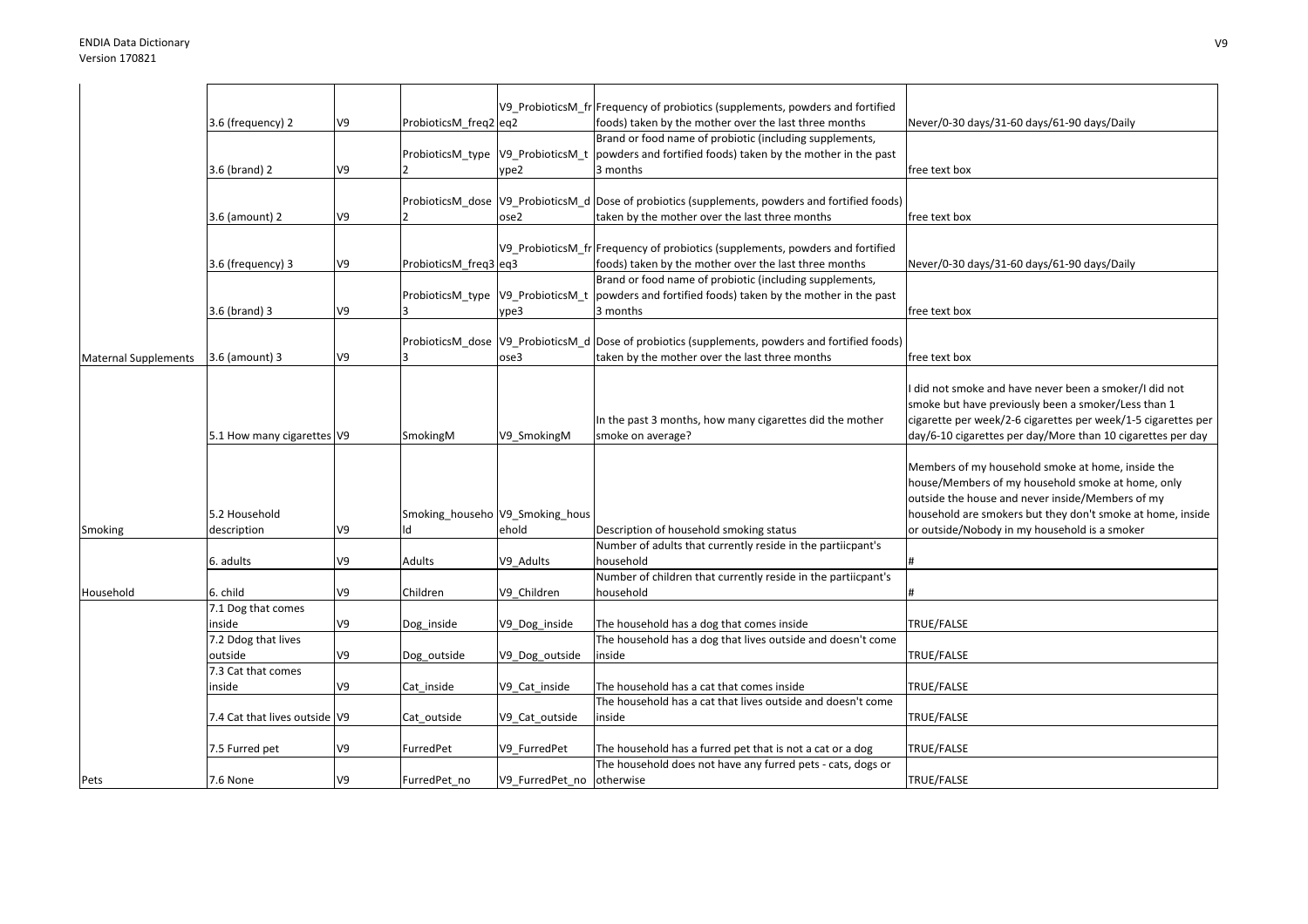| | | | | | | |
|---|---|---|---|---|---|---|
| | 3.6 (frequency) 2 | V9 | ProbioticsM_freq2 | V9_ProbioticsM_freq2 | Frequency of probiotics (supplements, powders and fortified foods) taken by the mother over the last three months | Never/0-30 days/31-60 days/61-90 days/Daily |
| | 3.6 (brand) 2 | V9 | ProbioticsM_type2 | V9_ProbioticsM_type2 | Brand or food name of probiotic (including supplements, powders and fortified foods) taken by the mother in the past 3 months | free text box |
| | 3.6 (amount) 2 | V9 | ProbioticsM_dose2 | V9_ProbioticsM_dose2 | Dose of probiotics (supplements, powders and fortified foods) taken by the mother over the last three months | free text box |
| | 3.6 (frequency) 3 | V9 | ProbioticsM_freq3 | V9_ProbioticsM_freq3 | Frequency of probiotics (supplements, powders and fortified foods) taken by the mother over the last three months | Never/0-30 days/31-60 days/61-90 days/Daily |
| | 3.6 (brand) 3 | V9 | ProbioticsM_type3 | V9_ProbioticsM_type3 | Brand or food name of probiotic (including supplements, powders and fortified foods) taken by the mother in the past 3 months | free text box |
| Maternal Supplements | 3.6 (amount) 3 | V9 | ProbioticsM_dose3 | V9_ProbioticsM_dose3 | Dose of probiotics (supplements, powders and fortified foods) taken by the mother over the last three months | free text box |
| | 5.1 How many cigarettes | V9 | SmokingM | V9_SmokingM | In the past 3 months, how many cigarettes did the mother smoke on average? | I did not smoke and have never been a smoker/I did not smoke but have previously been a smoker/Less than 1 cigarette per week/2-6 cigarettes per week/1-5 cigarettes per day/6-10 cigarettes per day/More than 10 cigarettes per day |
| Smoking | 5.2 Household description | V9 | Smoking_household | V9_Smoking_household | Description of household smoking status | Members of my household smoke at home, inside the house/Members of my household smoke at home, only outside the house and never inside/Members of my household are smokers but they don't smoke at home, inside or outside/Nobody in my household is a smoker |
| | 6. adults | V9 | Adults | V9_Adults | Number of adults that currently reside in the partiicpant's household | # |
| Household | 6. child | V9 | Children | V9_Children | Number of children that currently reside in the partiicpant's household | # |
| | 7.1 Dog that comes inside | V9 | Dog_inside | V9_Dog_inside | The household has a dog that comes inside | TRUE/FALSE |
| | 7.2 Ddog that lives outside | V9 | Dog_outside | V9_Dog_outside | The household has a dog that lives outside and doesn't come inside | TRUE/FALSE |
| | 7.3 Cat that comes inside | V9 | Cat_inside | V9_Cat_inside | The household has a cat that comes inside | TRUE/FALSE |
| | 7.4 Cat that lives outside | V9 | Cat_outside | V9_Cat_outside | The household has a cat that lives outside and doesn't come inside | TRUE/FALSE |
| | 7.5 Furred pet | V9 | FurredPet | V9_FurredPet | The household has a furred pet that is not a cat or a dog | TRUE/FALSE |
| Pets | 7.6 None | V9 | FurredPet_no | V9_FurredPet_no | The household does not have any furred pets - cats, dogs or otherwise | TRUE/FALSE |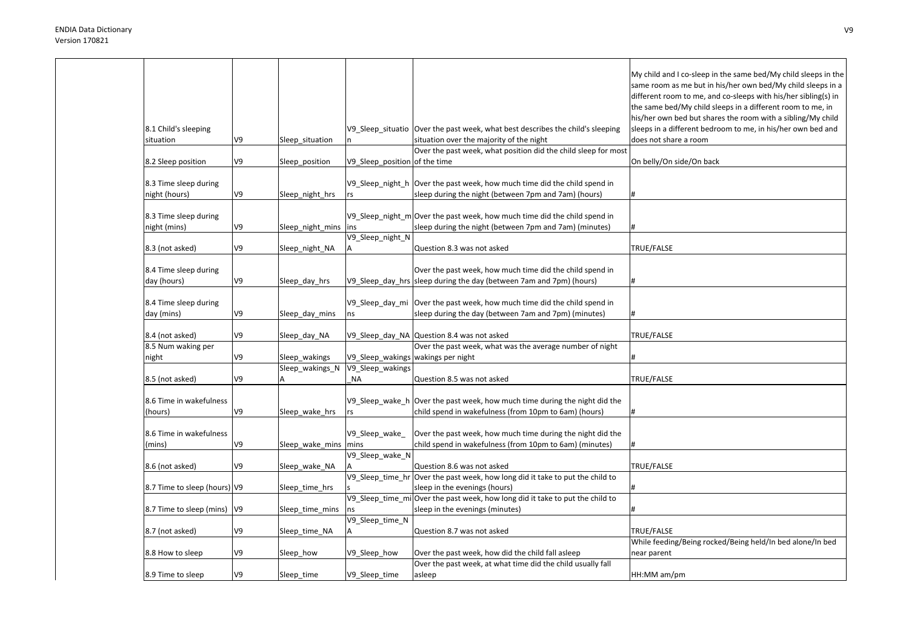| | | | | | |
|---|---|---|---|---|---|
| | 8.1 Child's sleeping situation | V9 | Sleep_situation | V9_Sleep_situation | Over the past week, what best describes the child's sleeping situation over the majority of the night | My child and I co-sleep in the same bed/My child sleeps in the same room as me but in his/her own bed/My child sleeps in a different room to me, and co-sleeps with his/her sibling(s) in the same bed/My child sleeps in a different room to me, in his/her own bed but shares the room with a sibling/My child sleeps in a different bedroom to me, in his/her own bed and does not share a room |
| | 8.2 Sleep position | V9 | Sleep_position | V9_Sleep_position | Over the past week, what position did the child sleep for most of the time | On belly/On side/On back |
| | 8.3 Time sleep during night (hours) | V9 | Sleep_night_hrs | V9_Sleep_night_hrs | Over the past week, how much time did the child spend in sleep during the night (between 7pm and 7am) (hours) | # |
| | 8.3 Time sleep during night (mins) | V9 | Sleep_night_mins | V9_Sleep_night_mins | Over the past week, how much time did the child spend in sleep during the night (between 7pm and 7am) (minutes) | # |
| | 8.3 (not asked) | V9 | Sleep_night_NA | V9_Sleep_night_NA | Question 8.3 was not asked | TRUE/FALSE |
| | 8.4 Time sleep during day (hours) | V9 | Sleep_day_hrs | V9_Sleep_day_hrs | Over the past week, how much time did the child spend in sleep during the day (between 7am and 7pm) (hours) | # |
| | 8.4 Time sleep during day (mins) | V9 | Sleep_day_mins | V9_Sleep_day_mins | Over the past week, how much time did the child spend in sleep during the day (between 7am and 7pm) (minutes) | # |
| | 8.4 (not asked) | V9 | Sleep_day_NA | V9_Sleep_day_NA | Question 8.4 was not asked | TRUE/FALSE |
| | 8.5 Num waking per night | V9 | Sleep_wakings | V9_Sleep_wakings | Over the past week, what was the average number of night wakings per night | # |
| | 8.5 (not asked) | V9 | Sleep_wakings_NA | V9_Sleep_wakings_NA | Question 8.5 was not asked | TRUE/FALSE |
| | 8.6 Time in wakefulness (hours) | V9 | Sleep_wake_hrs | V9_Sleep_wake_hrs | Over the past week, how much time during the night did the child spend in wakefulness (from 10pm to 6am) (hours) | # |
| | 8.6 Time in wakefulness (mins) | V9 | Sleep_wake_mins | V9_Sleep_wake_mins | Over the past week, how much time during the night did the child spend in wakefulness (from 10pm to 6am) (minutes) | # |
| | 8.6 (not asked) | V9 | Sleep_wake_NA | V9_Sleep_wake_NA | Question 8.6 was not asked | TRUE/FALSE |
| | 8.7 Time to sleep (hours) | V9 | Sleep_time_hrs | V9_Sleep_time_hrs | Over the past week, how long did it take to put the child to sleep in the evenings (hours) | # |
| | 8.7 Time to sleep (mins) | V9 | Sleep_time_mins | V9_Sleep_time_mins | Over the past week, how long did it take to put the child to sleep in the evenings (minutes) | # |
| | 8.7 (not asked) | V9 | Sleep_time_NA | V9_Sleep_time_NA | Question 8.7 was not asked | TRUE/FALSE |
| | 8.8 How to sleep | V9 | Sleep_how | V9_Sleep_how | Over the past week, how did the child fall asleep | While feeding/Being rocked/Being held/In bed alone/In bed near parent |
| | 8.9 Time to sleep | V9 | Sleep_time | V9_Sleep_time | Over the past week, at what time did the child usually fall asleep | HH:MM am/pm |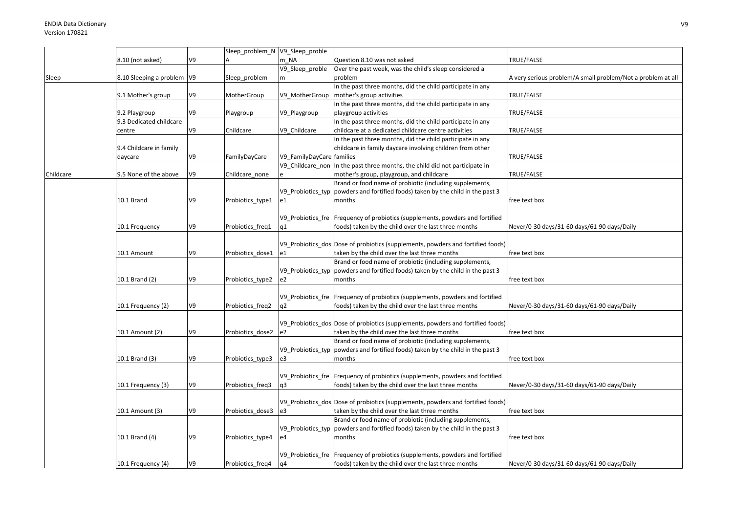|  |  |  |  |  |  |  |
|---|---|---|---|---|---|---|
|  | 8.10 (not asked) | V9 | Sleep_problem_NA | V9_Sleep_problem_NA | Question 8.10 was not asked | TRUE/FALSE |
| Sleep | 8.10 Sleeping a problem | V9 | Sleep_problem | V9_Sleep_problem | Over the past week, was the child's sleep considered a problem | A very serious problem/A small problem/Not a problem at all |
|  | 9.1 Mother's group | V9 | MotherGroup | V9_MotherGroup | In the past three months, did the child participate in any mother's group activities | TRUE/FALSE |
|  | 9.2 Playgroup | V9 | Playgroup | V9_Playgroup | In the past three months, did the child participate in any playgroup activities | TRUE/FALSE |
|  | 9.3 Dedicated childcare centre | V9 | Childcare | V9_Childcare | In the past three months, did the child participate in any childcare at a dedicated childcare centre activities | TRUE/FALSE |
|  | 9.4 Childcare in family daycare | V9 | FamilyDayCare | V9_FamilyDayCare | In the past three months, did the child participate in any childcare in family daycare involving children from other families | TRUE/FALSE |
| Childcare | 9.5 None of the above | V9 | Childcare_none | V9_Childcare_none | In the past three months, the child did not participate in mother's group, playgroup, and childcare | TRUE/FALSE |
|  | 10.1 Brand | V9 | Probiotics_type1 | V9_Probiotics_type1 | Brand or food name of probiotic (including supplements, powders and fortified foods) taken by the child in the past 3 months | free text box |
|  | 10.1 Frequency | V9 | Probiotics_freq1 | V9_Probiotics_freq1 | Frequency of probiotics (supplements, powders and fortified foods) taken by the child over the last three months | Never/0-30 days/31-60 days/61-90 days/Daily |
|  | 10.1 Amount | V9 | Probiotics_dose1 | V9_Probiotics_dose1 | Dose of probiotics (supplements, powders and fortified foods) taken by the child over the last three months | free text box |
|  | 10.1 Brand (2) | V9 | Probiotics_type2 | V9_Probiotics_type2 | Brand or food name of probiotic (including supplements, powders and fortified foods) taken by the child in the past 3 months | free text box |
|  | 10.1 Frequency (2) | V9 | Probiotics_freq2 | V9_Probiotics_freq2 | Frequency of probiotics (supplements, powders and fortified foods) taken by the child over the last three months | Never/0-30 days/31-60 days/61-90 days/Daily |
|  | 10.1 Amount (2) | V9 | Probiotics_dose2 | V9_Probiotics_dose2 | Dose of probiotics (supplements, powders and fortified foods) taken by the child over the last three months | free text box |
|  | 10.1 Brand (3) | V9 | Probiotics_type3 | V9_Probiotics_type3 | Brand or food name of probiotic (including supplements, powders and fortified foods) taken by the child in the past 3 months | free text box |
|  | 10.1 Frequency (3) | V9 | Probiotics_freq3 | V9_Probiotics_freq3 | Frequency of probiotics (supplements, powders and fortified foods) taken by the child over the last three months | Never/0-30 days/31-60 days/61-90 days/Daily |
|  | 10.1 Amount (3) | V9 | Probiotics_dose3 | V9_Probiotics_dose3 | Dose of probiotics (supplements, powders and fortified foods) taken by the child over the last three months | free text box |
|  | 10.1 Brand (4) | V9 | Probiotics_type4 | V9_Probiotics_type4 | Brand or food name of probiotic (including supplements, powders and fortified foods) taken by the child in the past 3 months | free text box |
|  | 10.1 Frequency (4) | V9 | Probiotics_freq4 | V9_Probiotics_freq4 | Frequency of probiotics (supplements, powders and fortified foods) taken by the child over the last three months | Never/0-30 days/31-60 days/61-90 days/Daily |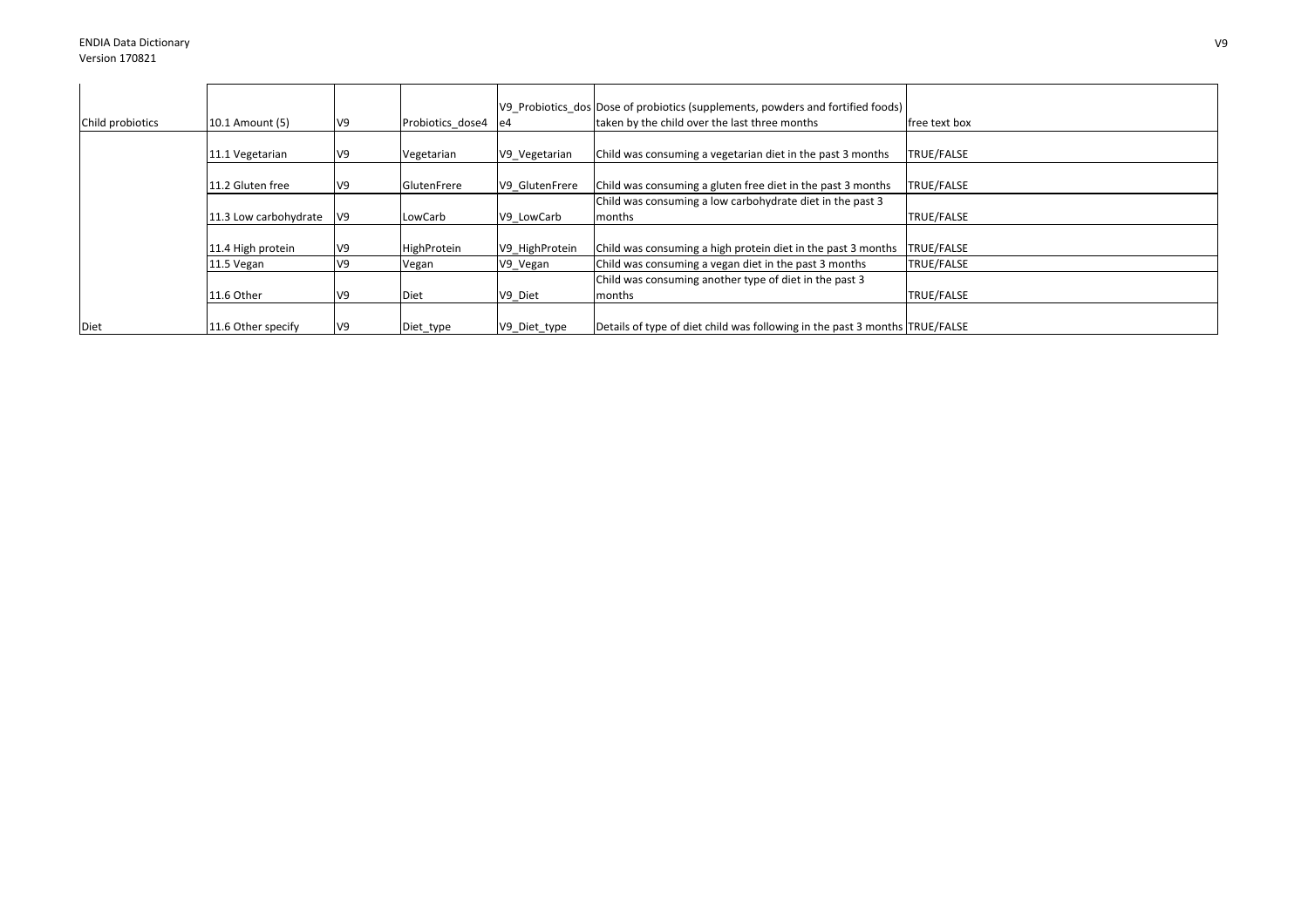| Child probiotics | 10.1 Amount (5) | V9 | Probiotics_dose4 | V9_Probiotics_dose4 | Dose of probiotics (supplements, powders and fortified foods) taken by the child over the last three months | free text box |
|---|---|---|---|---|---|---|
| | 11.1 Vegetarian | V9 | Vegetarian | V9_Vegetarian | Child was consuming a vegetarian diet in the past 3 months | TRUE/FALSE |
| | 11.2 Gluten free | V9 | GlutenFrere | V9_GlutenFrere | Child was consuming a gluten free diet in the past 3 months | TRUE/FALSE |
| | 11.3 Low carbohydrate | V9 | LowCarb | V9_LowCarb | Child was consuming a low carbohydrate diet in the past 3 months | TRUE/FALSE |
| | 11.4 High protein | V9 | HighProtein | V9_HighProtein | Child was consuming a high protein diet in the past 3 months | TRUE/FALSE |
| | 11.5 Vegan | V9 | Vegan | V9_Vegan | Child was consuming a vegan diet in the past 3 months | TRUE/FALSE |
| | 11.6 Other | V9 | Diet | V9_Diet | Child was consuming another type of diet in the past 3 months | TRUE/FALSE |
| Diet | 11.6 Other specify | V9 | Diet_type | V9_Diet_type | Details of type of diet child was following in the past 3 months | TRUE/FALSE |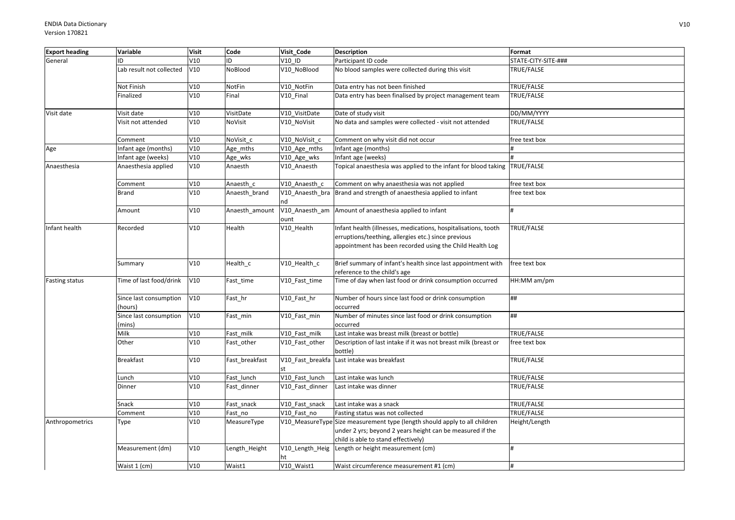| Export heading | Variable | Visit | Code | Visit_Code | Description | Format |
| --- | --- | --- | --- | --- | --- | --- |
| General | ID | V10 | ID | V10_ID | Participant ID code | STATE-CITY-SITE-### |
| | Lab result not collected | V10 | NoBlood | V10_NoBlood | No blood samples were collected during this visit | TRUE/FALSE |
| | Not Finish | V10 | NotFin | V10_NotFin | Data entry has not been finished | TRUE/FALSE |
| | Finalized | V10 | Final | V10_Final | Data entry has been finalised by project management team | TRUE/FALSE |
| Visit date | Visit date | V10 | VisitDate | V10_VisitDate | Date of study visit | DD/MM/YYYY |
| | Visit not attended | V10 | NoVisit | V10_NoVisit | No data and samples were collected - visit not attended | TRUE/FALSE |
| | Comment | V10 | NoVisit_c | V10_NoVisit_c | Comment on why visit did not occur | free text box |
| Age | Infant age (months) | V10 | Age_mths | V10_Age_mths | Infant age (months) | # |
| | Infant age (weeks) | V10 | Age_wks | V10_Age_wks | Infant age (weeks) | # |
| Anaesthesia | Anaesthesia applied | V10 | Anaesth | V10_Anaesth | Topical anaesthesia was applied to the infant for blood taking | TRUE/FALSE |
| | Comment | V10 | Anaesth_c | V10_Anaesth_c | Comment on why anaesthesia was not applied | free text box |
| | Brand | V10 | Anaesth_brand | V10_Anaesth_brand | Brand and strength of anaesthesia applied to infant | free text box |
| | Amount | V10 | Anaesth_amount | V10_Anaesth_amount | Amount of anaesthesia applied to infant | # |
| Infant health | Recorded | V10 | Health | V10_Health | Infant health (illnesses, medications, hospitalisations, tooth erruptions/teething, allergies etc.) since previous appointment has been recorded using the Child Health Log | TRUE/FALSE |
| | Summary | V10 | Health_c | V10_Health_c | Brief summary of infant's health since last appointment with reference to the child's age | free text box |
| Fasting status | Time of last food/drink | V10 | Fast_time | V10_Fast_time | Time of day when last food or drink consumption occurred | HH:MM am/pm |
| | Since last consumption (hours) | V10 | Fast_hr | V10_Fast_hr | Number of hours since last food or drink consumption occurred | ## |
| | Since last consumption (mins) | V10 | Fast_min | V10_Fast_min | Number of minutes since last food or drink consumption occurred | ## |
| | Milk | V10 | Fast_milk | V10_Fast_milk | Last intake was breast milk (breast or bottle) | TRUE/FALSE |
| | Other | V10 | Fast_other | V10_Fast_other | Description of last intake if it was not breast milk (breast or bottle) | free text box |
| | Breakfast | V10 | Fast_breakfast | V10_Fast_breakfast | Last intake was breakfast | TRUE/FALSE |
| | Lunch | V10 | Fast_lunch | V10_Fast_lunch | Last intake was lunch | TRUE/FALSE |
| | Dinner | V10 | Fast_dinner | V10_Fast_dinner | Last intake was dinner | TRUE/FALSE |
| | Snack | V10 | Fast_snack | V10_Fast_snack | Last intake was a snack | TRUE/FALSE |
| | Comment | V10 | Fast_no | V10_Fast_no | Fasting status was not collected | TRUE/FALSE |
| Anthropometrics | Type | V10 | MeasureType | V10_MeasureType | Size measurement type (length should apply to all children under 2 yrs; beyond 2 years height can be measured if the child is able to stand effectively) | Height/Length |
| | Measurement (dm) | V10 | Length_Height | V10_Length_Height | Length or height measurement (cm) | # |
| | Waist 1 (cm) | V10 | Waist1 | V10_Waist1 | Waist circumference measurement #1 (cm) | # |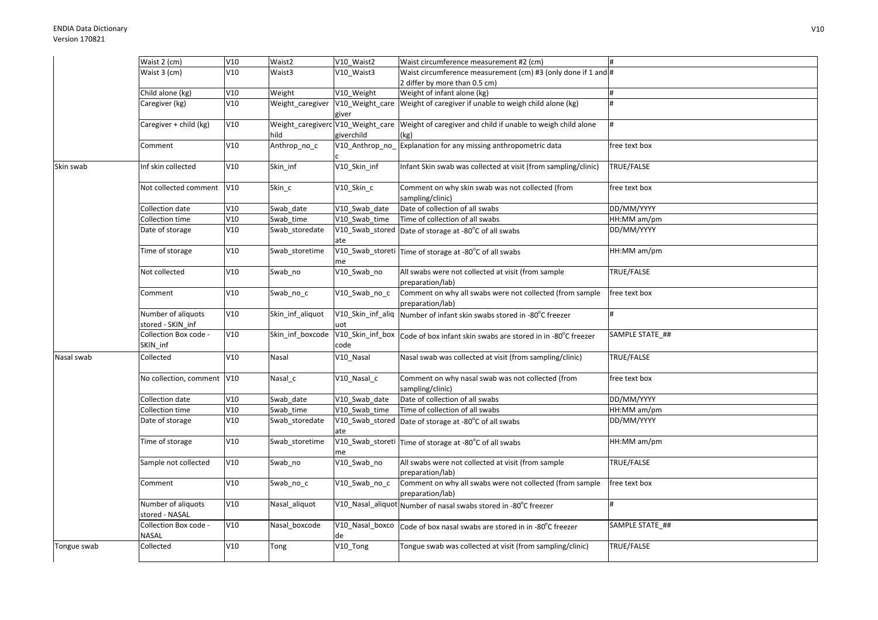| | | | | | | |
|---|---|---|---|---|---|---|
| | Waist 2 (cm) | V10 | Waist2 | V10_Waist2 | Waist circumference measurement #2 (cm) | # |
| | Waist 3 (cm) | V10 | Waist3 | V10_Waist3 | Waist circumference measurement (cm) #3 (only done if 1 and 2 differ by more than 0.5 cm) | # |
| | Child alone (kg) | V10 | Weight | V10_Weight | Weight of infant alone (kg) | # |
| | Caregiver (kg) | V10 | Weight_caregiver | V10_Weight_caregiver | Weight of caregiver if unable to weigh child alone (kg) | # |
| | Caregiver + child (kg) | V10 | Weight_caregiverchild | V10_Weight_caregiverchild | Weight of caregiver and child if unable to weigh child alone (kg) | # |
| | Comment | V10 | Anthrop_no_c | V10_Anthrop_no_c | Explanation for any missing anthropometric data | free text box |
| Skin swab | Inf skin collected | V10 | Skin_inf | V10_Skin_inf | Infant Skin swab was collected at visit (from sampling/clinic) | TRUE/FALSE |
| | Not collected comment | V10 | Skin_c | V10_Skin_c | Comment on why skin swab was not collected (from sampling/clinic) | free text box |
| | Collection date | V10 | Swab_date | V10_Swab_date | Date of collection of all swabs | DD/MM/YYYY |
| | Collection time | V10 | Swab_time | V10_Swab_time | Time of collection of all swabs | HH:MM am/pm |
| | Date of storage | V10 | Swab_storedate | V10_Swab_storedate | Date of storage at -80°C of all swabs | DD/MM/YYYY |
| | Time of storage | V10 | Swab_storetime | V10_Swab_storetime | Time of storage at -80°C of all swabs | HH:MM am/pm |
| | Not collected | V10 | Swab_no | V10_Swab_no | All swabs were not collected at visit (from sample preparation/lab) | TRUE/FALSE |
| | Comment | V10 | Swab_no_c | V10_Swab_no_c | Comment on why all swabs were not collected (from sample preparation/lab) | free text box |
| | Number of aliquots stored - SKIN_inf | V10 | Skin_inf_aliquot | V10_Skin_inf_aliquot | Number of infant skin swabs stored in -80°C freezer | # |
| | Collection Box code - SKIN_inf | V10 | Skin_inf_boxcode | V10_Skin_inf_boxcode | Code of box infant skin swabs are stored in in -80°C freezer | SAMPLE STATE_## |
| Nasal swab | Collected | V10 | Nasal | V10_Nasal | Nasal swab was collected at visit (from sampling/clinic) | TRUE/FALSE |
| | No collection, comment | V10 | Nasal_c | V10_Nasal_c | Comment on why nasal swab was not collected (from sampling/clinic) | free text box |
| | Collection date | V10 | Swab_date | V10_Swab_date | Date of collection of all swabs | DD/MM/YYYY |
| | Collection time | V10 | Swab_time | V10_Swab_time | Time of collection of all swabs | HH:MM am/pm |
| | Date of storage | V10 | Swab_storedate | V10_Swab_storedate | Date of storage at -80°C of all swabs | DD/MM/YYYY |
| | Time of storage | V10 | Swab_storetime | V10_Swab_storetime | Time of storage at -80°C of all swabs | HH:MM am/pm |
| | Sample not collected | V10 | Swab_no | V10_Swab_no | All swabs were not collected at visit (from sample preparation/lab) | TRUE/FALSE |
| | Comment | V10 | Swab_no_c | V10_Swab_no_c | Comment on why all swabs were not collected (from sample preparation/lab) | free text box |
| | Number of aliquots stored - NASAL | V10 | Nasal_aliquot | V10_Nasal_aliquot | Number of nasal swabs stored in -80°C freezer | # |
| | Collection Box code - NASAL | V10 | Nasal_boxcode | V10_Nasal_boxcode | Code of box nasal swabs are stored in in -80°C freezer | SAMPLE STATE_## |
| Tongue swab | Collected | V10 | Tong | V10_Tong | Tongue swab was collected at visit (from sampling/clinic) | TRUE/FALSE |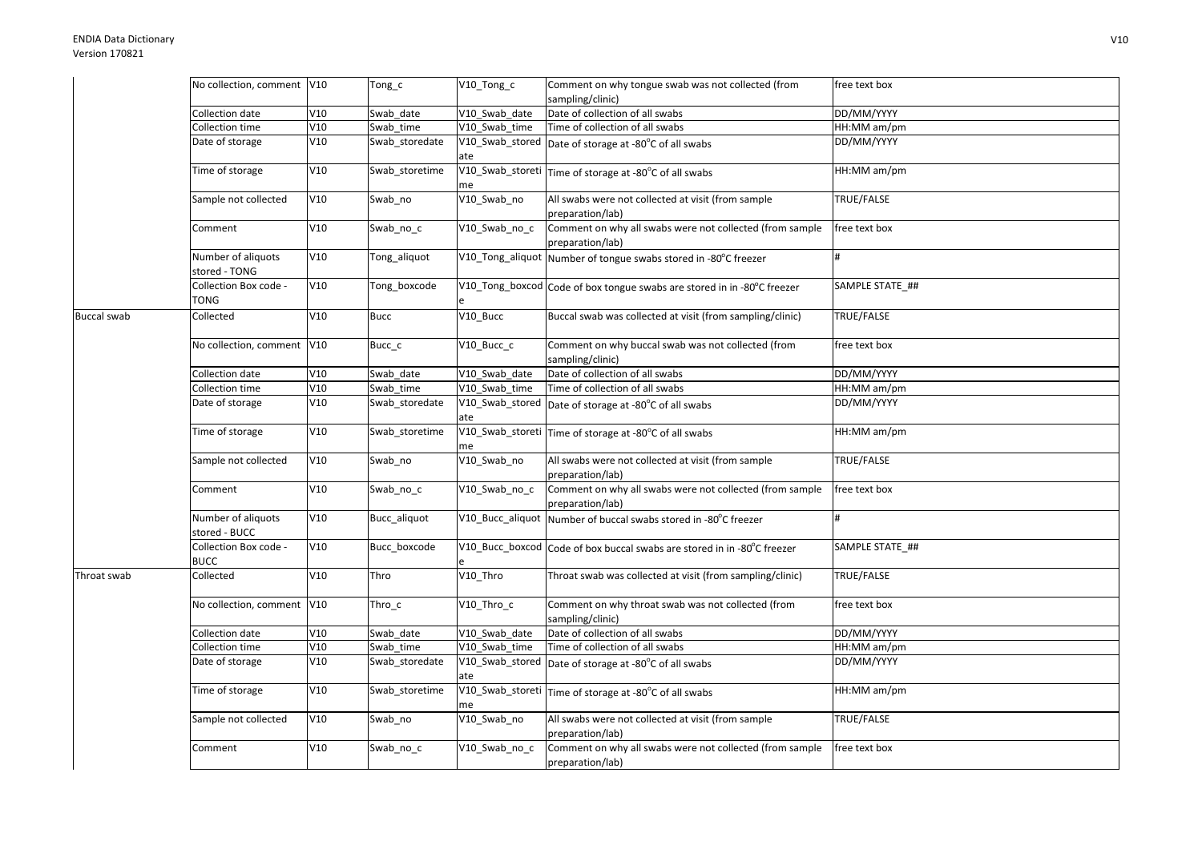| | No collection, comment | V10 | Tong_c | V10_Tong_c | Comment on why tongue swab was not collected (from sampling/clinic) | free text box |
|---|---|---|---|---|---|---|
| | Collection date | V10 | Swab_date | V10_Swab_date | Date of collection of all swabs | DD/MM/YYYY |
| | Collection time | V10 | Swab_time | V10_Swab_time | Time of collection of all swabs | HH:MM am/pm |
| | Date of storage | V10 | Swab_storedate | V10_Swab_storedate | Date of storage at -80°C of all swabs | DD/MM/YYYY |
| | Time of storage | V10 | Swab_storetime | V10_Swab_storetime | Time of storage at -80°C of all swabs | HH:MM am/pm |
| | Sample not collected | V10 | Swab_no | V10_Swab_no | All swabs were not collected at visit (from sample preparation/lab) | TRUE/FALSE |
| | Comment | V10 | Swab_no_c | V10_Swab_no_c | Comment on why all swabs were not collected (from sample preparation/lab) | free text box |
| | Number of aliquots stored - TONG | V10 | Tong_aliquot | V10_Tong_aliquot | Number of tongue swabs stored in -80°C freezer | # |
| | Collection Box code - TONG | V10 | Tong_boxcode | V10_Tong_boxcode | Code of box tongue swabs are stored in in -80°C freezer | SAMPLE STATE_## |
| Buccal swab | Collected | V10 | Bucc | V10_Bucc | Buccal swab was collected at visit (from sampling/clinic) | TRUE/FALSE |
| | No collection, comment | V10 | Bucc_c | V10_Bucc_c | Comment on why buccal swab was not collected (from sampling/clinic) | free text box |
| | Collection date | V10 | Swab_date | V10_Swab_date | Date of collection of all swabs | DD/MM/YYYY |
| | Collection time | V10 | Swab_time | V10_Swab_time | Time of collection of all swabs | HH:MM am/pm |
| | Date of storage | V10 | Swab_storedate | V10_Swab_storedate | Date of storage at -80°C of all swabs | DD/MM/YYYY |
| | Time of storage | V10 | Swab_storetime | V10_Swab_storetime | Time of storage at -80°C of all swabs | HH:MM am/pm |
| | Sample not collected | V10 | Swab_no | V10_Swab_no | All swabs were not collected at visit (from sample preparation/lab) | TRUE/FALSE |
| | Comment | V10 | Swab_no_c | V10_Swab_no_c | Comment on why all swabs were not collected (from sample preparation/lab) | free text box |
| | Number of aliquots stored - BUCC | V10 | Bucc_aliquot | V10_Bucc_aliquot | Number of buccal swabs stored in -80°C freezer | # |
| | Collection Box code - BUCC | V10 | Bucc_boxcode | V10_Bucc_boxcode | Code of box buccal swabs are stored in in -80°C freezer | SAMPLE STATE_## |
| Throat swab | Collected | V10 | Thro | V10_Thro | Throat swab was collected at visit (from sampling/clinic) | TRUE/FALSE |
| | No collection, comment | V10 | Thro_c | V10_Thro_c | Comment on why throat swab was not collected (from sampling/clinic) | free text box |
| | Collection date | V10 | Swab_date | V10_Swab_date | Date of collection of all swabs | DD/MM/YYYY |
| | Collection time | V10 | Swab_time | V10_Swab_time | Time of collection of all swabs | HH:MM am/pm |
| | Date of storage | V10 | Swab_storedate | V10_Swab_storedate | Date of storage at -80°C of all swabs | DD/MM/YYYY |
| | Time of storage | V10 | Swab_storetime | V10_Swab_storetime | Time of storage at -80°C of all swabs | HH:MM am/pm |
| | Sample not collected | V10 | Swab_no | V10_Swab_no | All swabs were not collected at visit (from sample preparation/lab) | TRUE/FALSE |
| | Comment | V10 | Swab_no_c | V10_Swab_no_c | Comment on why all swabs were not collected (from sample preparation/lab) | free text box |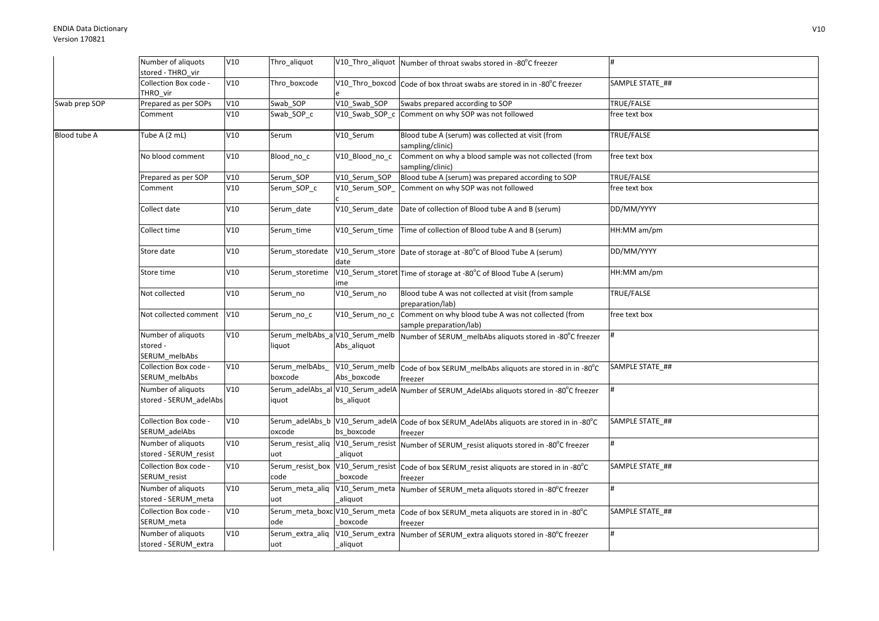| | | | | | | |
|---|---|---|---|---|---|---|
| | Number of aliquots stored - THRO_vir | V10 | Thro_aliquot | V10_Thro_aliquot | Number of throat swabs stored in -80°C freezer | # |
| | Collection Box code - THRO_vir | V10 | Thro_boxcode | V10_Thro_boxcode | Code of box throat swabs are stored in in -80°C freezer | SAMPLE STATE_## |
| Swab prep SOP | Prepared as per SOPs | V10 | Swab_SOP | V10_Swab_SOP | Swabs prepared according to SOP | TRUE/FALSE |
| | Comment | V10 | Swab_SOP_c | V10_Swab_SOP_c | Comment on why SOP was not followed | free text box |
| Blood tube A | Tube A (2 mL) | V10 | Serum | V10_Serum | Blood tube A (serum) was collected at visit (from sampling/clinic) | TRUE/FALSE |
| | No blood comment | V10 | Blood_no_c | V10_Blood_no_c | Comment on why a blood sample was not collected (from sampling/clinic) | free text box |
| | Prepared as per SOP | V10 | Serum_SOP | V10_Serum_SOP | Blood tube A (serum) was prepared according to SOP | TRUE/FALSE |
| | Comment | V10 | Serum_SOP_c | V10_Serum_SOP_c | Comment on why SOP was not followed | free text box |
| | Collect date | V10 | Serum_date | V10_Serum_date | Date of collection of Blood tube A and B (serum) | DD/MM/YYYY |
| | Collect time | V10 | Serum_time | V10_Serum_time | Time of collection of Blood tube A and B (serum) | HH:MM am/pm |
| | Store date | V10 | Serum_storedate | V10_Serum_storedate | Date of storage at -80°C of Blood Tube A (serum) | DD/MM/YYYY |
| | Store time | V10 | Serum_storetime | V10_Serum_storetime | Time of storage at -80°C of Blood Tube A (serum) | HH:MM am/pm |
| | Not collected | V10 | Serum_no | V10_Serum_no | Blood tube A was not collected at visit (from sample preparation/lab) | TRUE/FALSE |
| | Not collected comment | V10 | Serum_no_c | V10_Serum_no_c | Comment on why blood tube A was not collected (from sample preparation/lab) | free text box |
| | Number of aliquots stored - SERUM_melbAbs | V10 | Serum_melbAbs_aliquot | V10_Serum_melbAbs_aliquot | Number of SERUM_melbAbs aliquots stored in -80°C freezer | # |
| | Collection Box code - SERUM_melbAbs | V10 | Serum_melbAbs_boxcode | V10_Serum_melbAbs_boxcode | Code of box SERUM_melbAbs aliquots are stored in in -80°C freezer | SAMPLE STATE_## |
| | Number of aliquots stored - SERUM_adelAbs | V10 | Serum_adelAbs_aliquot | V10_Serum_adelAbs_aliquot | Number of SERUM_AdelAbs aliquots stored in -80°C freezer | # |
| | Collection Box code - SERUM_adelAbs | V10 | Serum_adelAbs_boxcode | V10_Serum_adelAbs_boxcode | Code of box SERUM_AdelAbs aliquots are stored in in -80°C freezer | SAMPLE STATE_## |
| | Number of aliquots stored - SERUM_resist | V10 | Serum_resist_aliquot | V10_Serum_resist_aliquot | Number of SERUM_resist aliquots stored in -80°C freezer | # |
| | Collection Box code - SERUM_resist | V10 | Serum_resist_boxcode | V10_Serum_resist_boxcode | Code of box SERUM_resist aliquots are stored in in -80°C freezer | SAMPLE STATE_## |
| | Number of aliquots stored - SERUM_meta | V10 | Serum_meta_aliquot | V10_Serum_meta_aliquot | Number of SERUM_meta aliquots stored in -80°C freezer | # |
| | Collection Box code - SERUM_meta | V10 | Serum_meta_boxcode | V10_Serum_meta_boxcode | Code of box SERUM_meta aliquots are stored in in -80°C freezer | SAMPLE STATE_## |
| | Number of aliquots stored - SERUM_extra | V10 | Serum_extra_aliquot | V10_Serum_extra_aliquot | Number of SERUM_extra aliquots stored in -80°C freezer | # |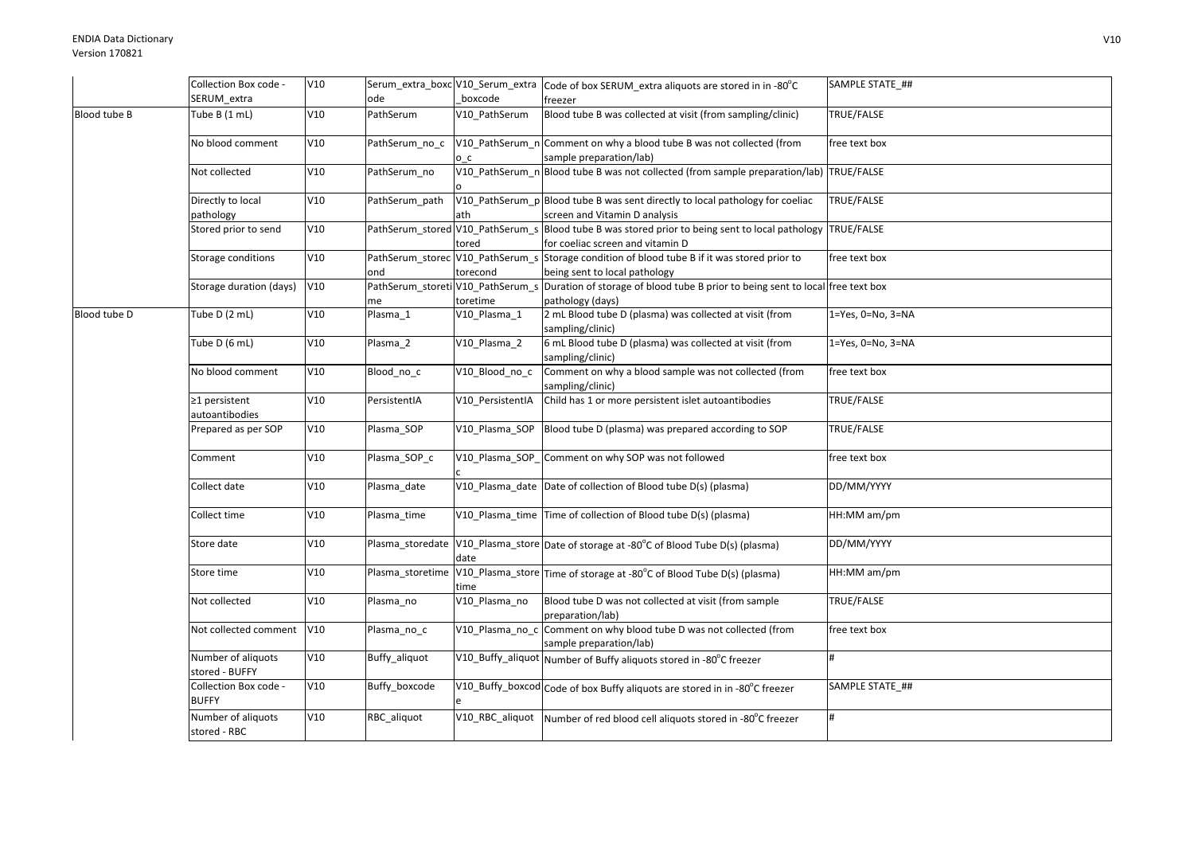| | | | | | | |
|---|---|---|---|---|---|---|
| | Collection Box code - SERUM_extra | V10 | Serum_extra_boxcode | V10_Serum_extra_boxcode | Code of box SERUM_extra aliquots are stored in in -80°C freezer | SAMPLE STATE_## |
| Blood tube B | Tube B (1 mL) | V10 | PathSerum | V10_PathSerum | Blood tube B was collected at visit (from sampling/clinic) | TRUE/FALSE |
| | No blood comment | V10 | PathSerum_no_c | V10_PathSerum_no_c | Comment on why a blood tube B was not collected (from sample preparation/lab) | free text box |
| | Not collected | V10 | PathSerum_no | V10_PathSerum_no | Blood tube B was not collected (from sample preparation/lab) | TRUE/FALSE |
| | Directly to local pathology | V10 | PathSerum_path | V10_PathSerum_path | Blood tube B was sent directly to local pathology for coeliac screen and Vitamin D analysis | TRUE/FALSE |
| | Stored prior to send | V10 | PathSerum_stored | V10_PathSerum_stored | Blood tube B was stored prior to being sent to local pathology for coeliac screen and vitamin D | TRUE/FALSE |
| | Storage conditions | V10 | PathSerum_storecond | V10_PathSerum_storecond | Storage condition of blood tube B if it was stored prior to being sent to local pathology | free text box |
| | Storage duration (days) | V10 | PathSerum_storetime | V10_PathSerum_storetime | Duration of storage of blood tube B prior to being sent to local pathology (days) | free text box |
| Blood tube D | Tube D (2 mL) | V10 | Plasma_1 | V10_Plasma_1 | 2 mL Blood tube D (plasma) was collected at visit (from sampling/clinic) | 1=Yes, 0=No, 3=NA |
| | Tube D (6 mL) | V10 | Plasma_2 | V10_Plasma_2 | 6 mL Blood tube D (plasma) was collected at visit (from sampling/clinic) | 1=Yes, 0=No, 3=NA |
| | No blood comment | V10 | Blood_no_c | V10_Blood_no_c | Comment on why a blood sample was not collected (from sampling/clinic) | free text box |
| | ≥1 persistent autoantibodies | V10 | PersistentIA | V10_PersistentIA | Child has 1 or more persistent islet autoantibodies | TRUE/FALSE |
| | Prepared as per SOP | V10 | Plasma_SOP | V10_Plasma_SOP | Blood tube D (plasma) was prepared according to SOP | TRUE/FALSE |
| | Comment | V10 | Plasma_SOP_c | V10_Plasma_SOP_c | Comment on why SOP was not followed | free text box |
| | Collect date | V10 | Plasma_date | V10_Plasma_date | Date of collection of Blood tube D(s) (plasma) | DD/MM/YYYY |
| | Collect time | V10 | Plasma_time | V10_Plasma_time | Time of collection of Blood tube D(s) (plasma) | HH:MM am/pm |
| | Store date | V10 | Plasma_storedate | V10_Plasma_storedate | Date of storage at -80°C of Blood Tube D(s) (plasma) | DD/MM/YYYY |
| | Store time | V10 | Plasma_storetime | V10_Plasma_storetime | Time of storage at -80°C of Blood Tube D(s) (plasma) | HH:MM am/pm |
| | Not collected | V10 | Plasma_no | V10_Plasma_no | Blood tube D was not collected at visit (from sample preparation/lab) | TRUE/FALSE |
| | Not collected comment | V10 | Plasma_no_c | V10_Plasma_no_c | Comment on why blood tube D was not collected (from sample preparation/lab) | free text box |
| | Number of aliquots stored - BUFFY | V10 | Buffy_aliquot | V10_Buffy_aliquot | Number of Buffy aliquots stored in -80°C freezer | # |
| | Collection Box code - BUFFY | V10 | Buffy_boxcode | V10_Buffy_boxcode | Code of box Buffy aliquots are stored in in -80°C freezer | SAMPLE STATE_## |
| | Number of aliquots stored - RBC | V10 | RBC_aliquot | V10_RBC_aliquot | Number of red blood cell aliquots stored in -80°C freezer | # |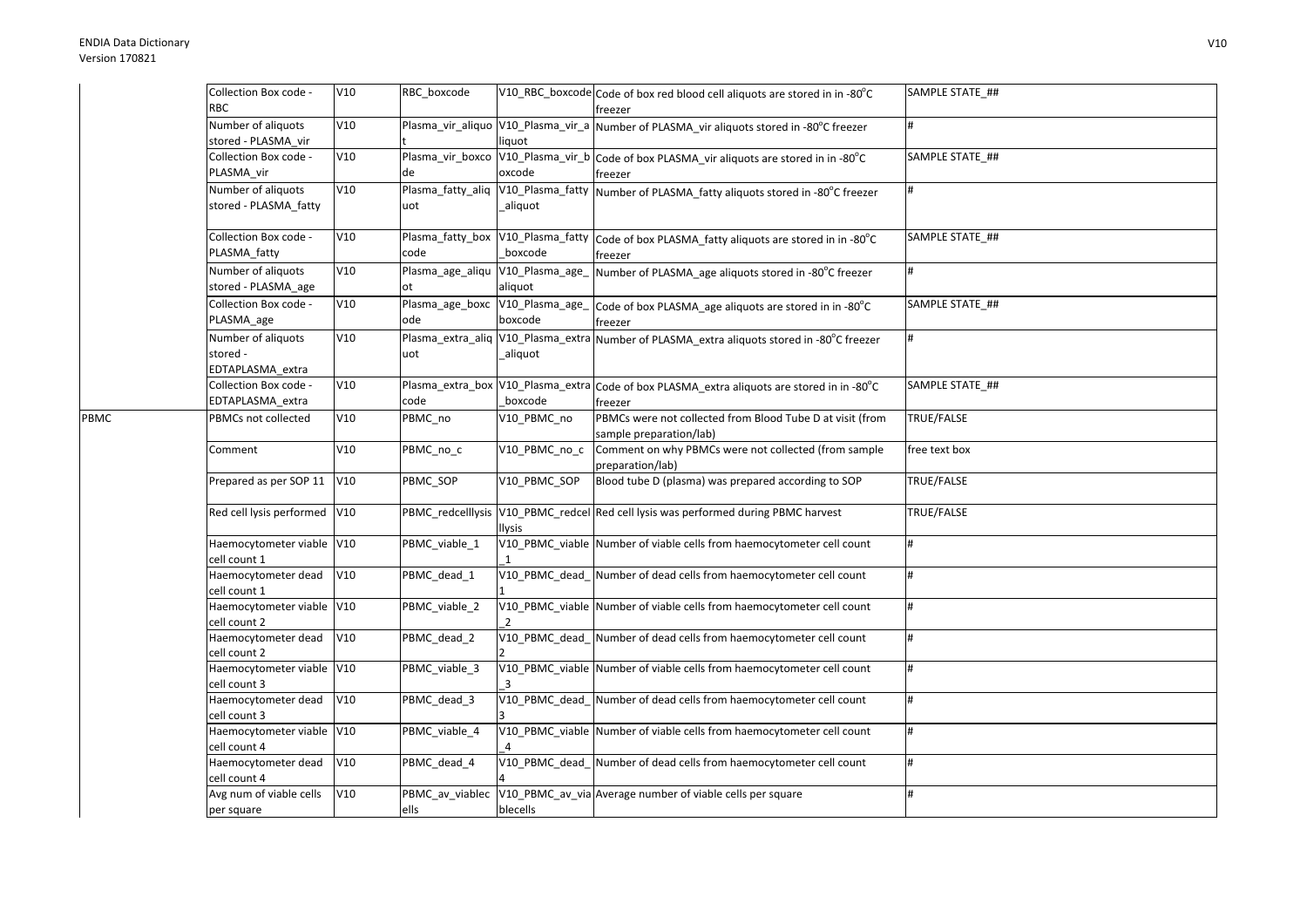| | | | | | | |
|---|---|---|---|---|---|---|
| | Collection Box code - RBC | V10 | RBC_boxcode | V10_RBC_boxcode | Code of box red blood cell aliquots are stored in in -80°C freezer | SAMPLE STATE_## |
| | Number of aliquots stored - PLASMA_vir | V10 | Plasma_vir_aliquot | V10_Plasma_vir_aliquot | Number of PLASMA_vir aliquots stored in -80°C freezer | # |
| | Collection Box code - PLASMA_vir | V10 | Plasma_vir_boxcode | V10_Plasma_vir_boxcode | Code of box PLASMA_vir aliquots are stored in in -80°C freezer | SAMPLE STATE_## |
| | Number of aliquots stored - PLASMA_fatty | V10 | Plasma_fatty_aliquot | V10_Plasma_fatty_aliquot | Number of PLASMA_fatty aliquots stored in -80°C freezer | # |
| | Collection Box code - PLASMA_fatty | V10 | Plasma_fatty_boxcode | V10_Plasma_fatty_boxcode | Code of box PLASMA_fatty aliquots are stored in in -80°C freezer | SAMPLE STATE_## |
| | Number of aliquots stored - PLASMA_age | V10 | Plasma_age_aliquot | V10_Plasma_age_aliquot | Number of PLASMA_age aliquots stored in -80°C freezer | # |
| | Collection Box code - PLASMA_age | V10 | Plasma_age_boxcode | V10_Plasma_age_boxcode | Code of box PLASMA_age aliquots are stored in in -80°C freezer | SAMPLE STATE_## |
| | Number of aliquots stored - EDTAPLASMA_extra | V10 | Plasma_extra_aliquot | V10_Plasma_extra_aliquot | Number of PLASMA_extra aliquots stored in -80°C freezer | # |
| | Collection Box code - EDTAPLASMA_extra | V10 | Plasma_extra_boxcode | V10_Plasma_extra_boxcode | Code of box PLASMA_extra aliquots are stored in in -80°C freezer | SAMPLE STATE_## |
| PBMC | PBMCs not collected | V10 | PBMC_no | V10_PBMC_no | PBMCs were not collected from Blood Tube D at visit (from sample preparation/lab) | TRUE/FALSE |
| | Comment | V10 | PBMC_no_c | V10_PBMC_no_c | Comment on why PBMCs were not collected (from sample preparation/lab) | free text box |
| | Prepared as per SOP 11 | V10 | PBMC_SOP | V10_PBMC_SOP | Blood tube D (plasma) was prepared according to SOP | TRUE/FALSE |
| | Red cell lysis performed | V10 | PBMC_redcelllysis | V10_PBMC_redcellysis | Red cell lysis was performed during PBMC harvest | TRUE/FALSE |
| | Haemocytometer viable cell count 1 | V10 | PBMC_viable_1 | V10_PBMC_viable_1 | Number of viable cells from haemocytometer cell count | # |
| | Haemocytometer dead cell count 1 | V10 | PBMC_dead_1 | V10_PBMC_dead_1 | Number of dead cells from haemocytometer cell count | # |
| | Haemocytometer viable cell count 2 | V10 | PBMC_viable_2 | V10_PBMC_viable_2 | Number of viable cells from haemocytometer cell count | # |
| | Haemocytometer dead cell count 2 | V10 | PBMC_dead_2 | V10_PBMC_dead_2 | Number of dead cells from haemocytometer cell count | # |
| | Haemocytometer viable cell count 3 | V10 | PBMC_viable_3 | V10_PBMC_viable_3 | Number of viable cells from haemocytometer cell count | # |
| | Haemocytometer dead cell count 3 | V10 | PBMC_dead_3 | V10_PBMC_dead_3 | Number of dead cells from haemocytometer cell count | # |
| | Haemocytometer viable cell count 4 | V10 | PBMC_viable_4 | V10_PBMC_viable_4 | Number of viable cells from haemocytometer cell count | # |
| | Haemocytometer dead cell count 4 | V10 | PBMC_dead_4 | V10_PBMC_dead_4 | Number of dead cells from haemocytometer cell count | # |
| | Avg num of viable cells per square | V10 | PBMC_av_viablecells | V10_PBMC_av_viablecells | Average number of viable cells per square | # |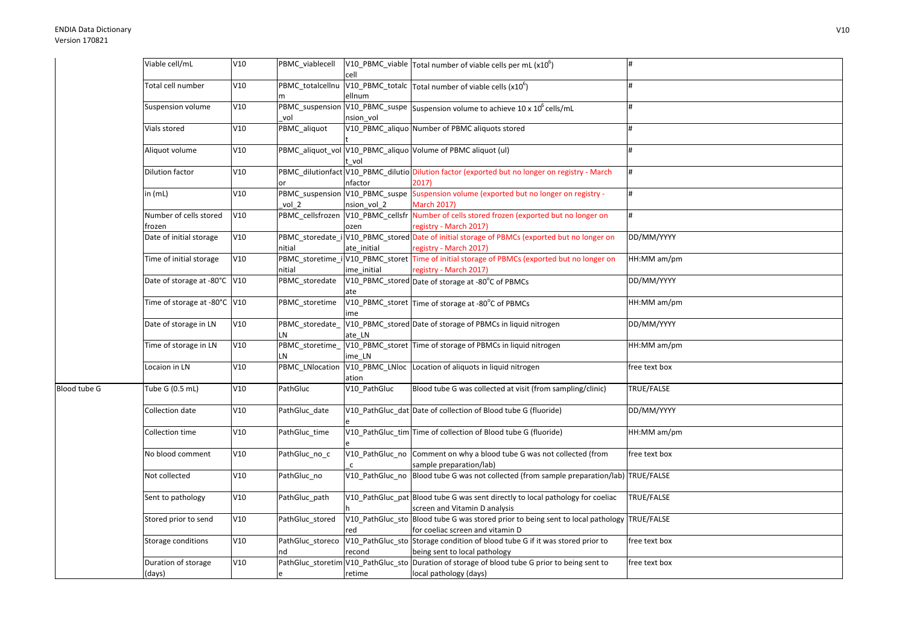| | | | | | | |
|---|---|---|---|---|---|---|
| | Viable cell/mL | V10 | PBMC_viablecell | V10_PBMC_viablecell | Total number of viable cells per mL (x10$^6$) | # |
| | Total cell number | V10 | PBMC_totalcellnum | V10_PBMC_totalcellnum | Total number of viable cells (x10$^6$) | # |
| | Suspension volume | V10 | PBMC_suspension_vol | V10_PBMC_suspension_vol | Suspension volume to achieve 10 x 10$^6$ cells/mL | # |
| | Vials stored | V10 | PBMC_aliquot | V10_PBMC_aliquot | Number of PBMC aliquots stored | # |
| | Aliquot volume | V10 | PBMC_aliquot_vol | V10_PBMC_aliquot_vol | Volume of PBMC aliquot (ul) | # |
| | Dilution factor | V10 | PBMC_dilutionfactor | V10_PBMC_dilutionfactor | Dilution factor (exported but no longer on registry - March 2017) | # |
| | in (mL) | V10 | PBMC_suspension_vol_2 | V10_PBMC_suspension_vol_2 | Suspension volume (exported but no longer on registry - March 2017) | # |
| | Number of cells stored frozen | V10 | PBMC_cellsfrozen | V10_PBMC_cellsfrozen | Number of cells stored frozen (exported but no longer on registry - March 2017) | # |
| | Date of initial storage | V10 | PBMC_storedate_initial | V10_PBMC_storedate_initial | Date of initial storage of PBMCs (exported but no longer on registry - March 2017) | DD/MM/YYYY |
| | Time of initial storage | V10 | PBMC_storetime_initial | V10_PBMC_storetime_initial | Time of initial storage of PBMCs (exported but no longer on registry - March 2017) | HH:MM am/pm |
| | Date of storage at -80°C | V10 | PBMC_storedate | V10_PBMC_storedate | Date of storage at -80°C of PBMCs | DD/MM/YYYY |
| | Time of storage at -80°C | V10 | PBMC_storetime | V10_PBMC_storetime | Time of storage at -80°C of PBMCs | HH:MM am/pm |
| | Date of storage in LN | V10 | PBMC_storedate_LN | V10_PBMC_storedate_LN | Date of storage of PBMCs in liquid nitrogen | DD/MM/YYYY |
| | Time of storage in LN | V10 | PBMC_storetime_LN | V10_PBMC_storetime_LN | Time of storage of PBMCs in liquid nitrogen | HH:MM am/pm |
| | Locaion in LN | V10 | PBMC_LNlocation | V10_PBMC_LNlocation | Location of aliquots in liquid nitrogen | free text box |
| Blood tube G | Tube G (0.5 mL) | V10 | PathGluc | V10_PathGluc | Blood tube G was collected at visit (from sampling/clinic) | TRUE/FALSE |
| | Collection date | V10 | PathGluc_date | V10_PathGluc_date | Date of collection of Blood tube G (fluoride) | DD/MM/YYYY |
| | Collection time | V10 | PathGluc_time | V10_PathGluc_time | Time of collection of Blood tube G (fluoride) | HH:MM am/pm |
| | No blood comment | V10 | PathGluc_no_c | V10_PathGluc_no_c | Comment on why a blood tube G was not collected (from sample preparation/lab) | free text box |
| | Not collected | V10 | PathGluc_no | V10_PathGluc_no | Blood tube G was not collected (from sample preparation/lab) | TRUE/FALSE |
| | Sent to pathology | V10 | PathGluc_path | V10_PathGluc_path | Blood tube G was sent directly to local pathology for coeliac screen and Vitamin D analysis | TRUE/FALSE |
| | Stored prior to send | V10 | PathGluc_stored | V10_PathGluc_stored | Blood tube G was stored prior to being sent to local pathology for coeliac screen and vitamin D | TRUE/FALSE |
| | Storage conditions | V10 | PathGluc_storecond | V10_PathGluc_storecond | Storage condition of blood tube G if it was stored prior to being sent to local pathology | free text box |
| | Duration of storage (days) | V10 | PathGluc_storetime | V10_PathGluc_storetime | Duration of storage of blood tube G prior to being sent to local pathology (days) | free text box |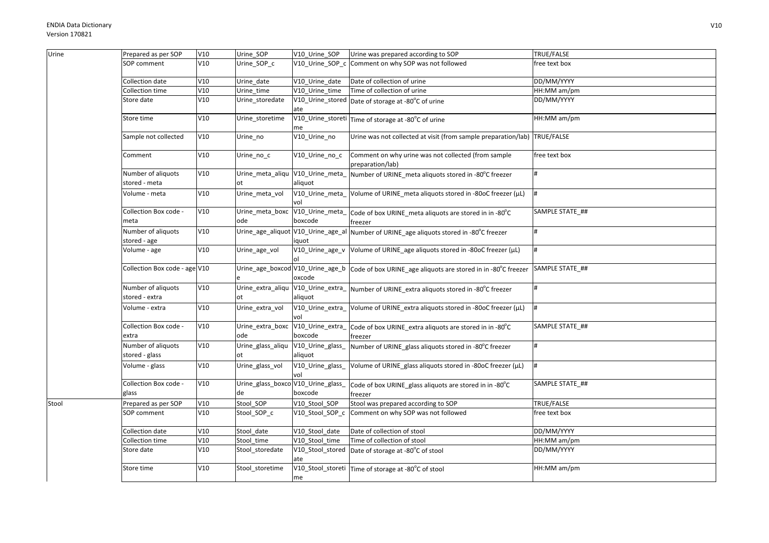| Urine | Prepared as per SOP | V10 | Urine_SOP | V10_Urine_SOP | Urine was prepared according to SOP | TRUE/FALSE |
|---|---|---|---|---|---|---|
| | SOP comment | V10 | Urine_SOP_c | V10_Urine_SOP_c | Comment on why SOP was not followed | free text box |
| | Collection date | V10 | Urine_date | V10_Urine_date | Date of collection of urine | DD/MM/YYYY |
| | Collection time | V10 | Urine_time | V10_Urine_time | Time of collection of urine | HH:MM am/pm |
| | Store date | V10 | Urine_storedate | V10_Urine_storedate | Date of storage at -80°C of urine | DD/MM/YYYY |
| | Store time | V10 | Urine_storetime | V10_Urine_storetime | Time of storage at -80°C of urine | HH:MM am/pm |
| | Sample not collected | V10 | Urine_no | V10_Urine_no | Urine was not collected at visit (from sample preparation/lab) | TRUE/FALSE |
| | Comment | V10 | Urine_no_c | V10_Urine_no_c | Comment on why urine was not collected (from sample preparation/lab) | free text box |
| | Number of aliquots stored - meta | V10 | Urine_meta_aliquot | V10_Urine_meta_aliquot | Number of URINE_meta aliquots stored in -80°C freezer | # |
| | Volume - meta | V10 | Urine_meta_vol | V10_Urine_meta_vol | Volume of URINE_meta aliquots stored in -80oC freezer (µL) | # |
| | Collection Box code - meta | V10 | Urine_meta_boxcode | V10_Urine_meta_boxcode | Code of box URINE_meta aliquots are stored in in -80°C freezer | SAMPLE STATE_## |
| | Number of aliquots stored - age | V10 | Urine_age_aliquot | V10_Urine_age_aliquot | Number of URINE_age aliquots stored in -80°C freezer | # |
| | Volume - age | V10 | Urine_age_vol | V10_Urine_age_vol | Volume of URINE_age aliquots stored in -80oC freezer (µL) | # |
| | Collection Box code - age | V10 | Urine_age_boxcode | V10_Urine_age_boxcode | Code of box URINE_age aliquots are stored in in -80°C freezer | SAMPLE STATE_## |
| | Number of aliquots stored - extra | V10 | Urine_extra_aliquot | V10_Urine_extra_aliquot | Number of URINE_extra aliquots stored in -80°C freezer | # |
| | Volume - extra | V10 | Urine_extra_vol | V10_Urine_extra_vol | Volume of URINE_extra aliquots stored in -80oC freezer (µL) | # |
| | Collection Box code - extra | V10 | Urine_extra_boxcode | V10_Urine_extra_boxcode | Code of box URINE_extra aliquots are stored in in -80°C freezer | SAMPLE STATE_## |
| | Number of aliquots stored - glass | V10 | Urine_glass_aliquot | V10_Urine_glass_aliquot | Number of URINE_glass aliquots stored in -80°C freezer | # |
| | Volume - glass | V10 | Urine_glass_vol | V10_Urine_glass_vol | Volume of URINE_glass aliquots stored in -80oC freezer (µL) | # |
| | Collection Box code - glass | V10 | Urine_glass_boxcode | V10_Urine_glass_boxcode | Code of box URINE_glass aliquots are stored in in -80°C freezer | SAMPLE STATE_## |
| Stool | Prepared as per SOP | V10 | Stool_SOP | V10_Stool_SOP | Stool was prepared according to SOP | TRUE/FALSE |
| | SOP comment | V10 | Stool_SOP_c | V10_Stool_SOP_c | Comment on why SOP was not followed | free text box |
| | Collection date | V10 | Stool_date | V10_Stool_date | Date of collection of stool | DD/MM/YYYY |
| | Collection time | V10 | Stool_time | V10_Stool_time | Time of collection of stool | HH:MM am/pm |
| | Store date | V10 | Stool_storedate | V10_Stool_storedate | Date of storage at -80°C of stool | DD/MM/YYYY |
| | Store time | V10 | Stool_storetime | V10_Stool_storetime | Time of storage at -80°C of stool | HH:MM am/pm |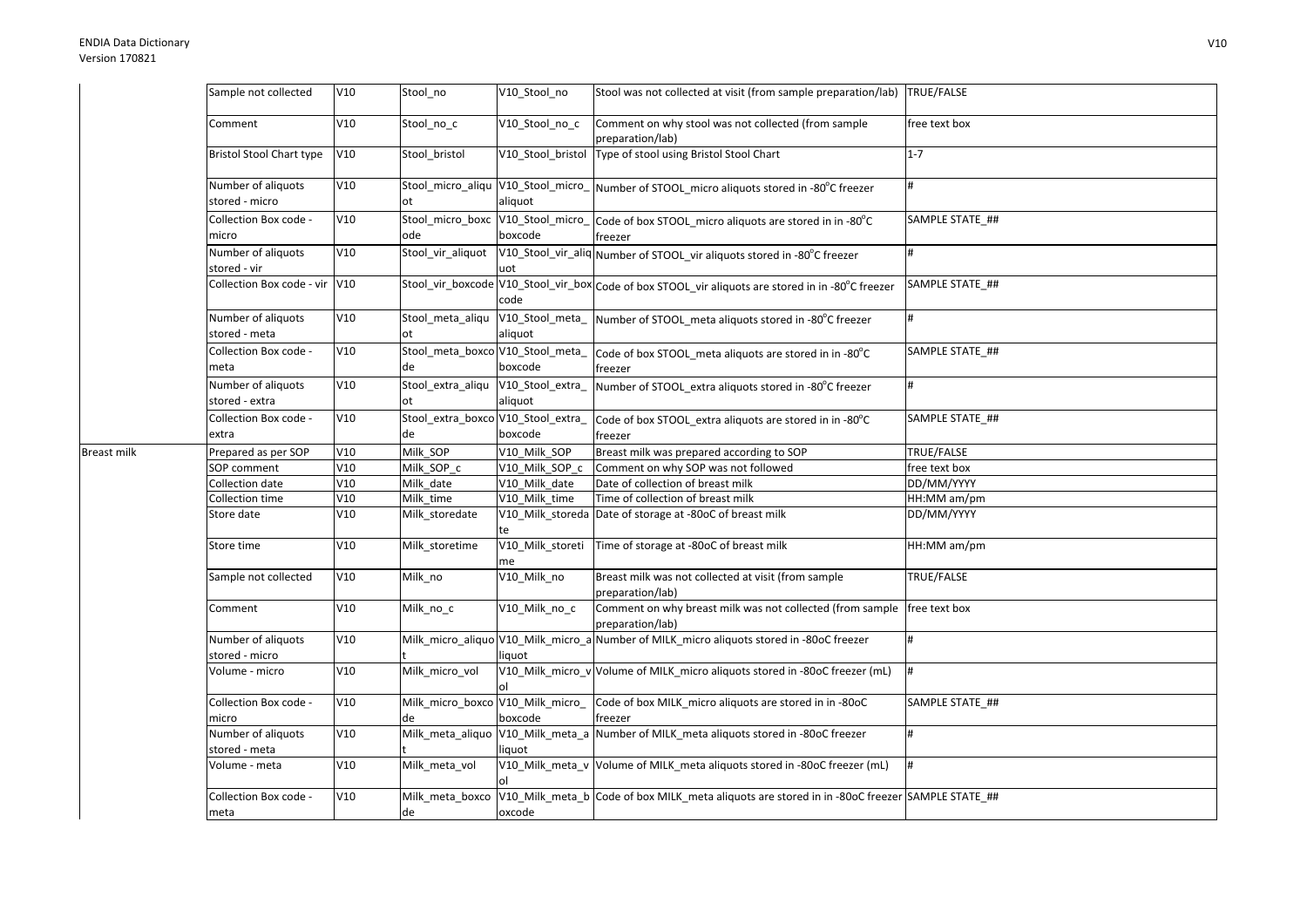| | | | | | | |
|---|---|---|---|---|---|---|
| | Sample not collected | V10 | Stool_no | V10_Stool_no | Stool was not collected at visit (from sample preparation/lab) | TRUE/FALSE |
| | Comment | V10 | Stool_no_c | V10_Stool_no_c | Comment on why stool was not collected (from sample preparation/lab) | free text box |
| | Bristol Stool Chart type | V10 | Stool_bristol | V10_Stool_bristol | Type of stool using Bristol Stool Chart | 1-7 |
| | Number of aliquots stored - micro | V10 | Stool_micro_aliquot | V10_Stool_micro_aliquot | Number of STOOL_micro aliquots stored in -80°C freezer | # |
| | Collection Box code - micro | V10 | Stool_micro_boxcode | V10_Stool_micro_boxcode | Code of box STOOL_micro aliquots are stored in in -80°C freezer | SAMPLE STATE_## |
| | Number of aliquots stored - vir | V10 | Stool_vir_aliquot | V10_Stool_vir_aliquot | Number of STOOL_vir aliquots stored in -80°C freezer | # |
| | Collection Box code - vir | V10 | Stool_vir_boxcode | V10_Stool_vir_boxcode | Code of box STOOL_vir aliquots are stored in in -80°C freezer | SAMPLE STATE_## |
| | Number of aliquots stored - meta | V10 | Stool_meta_aliquot | V10_Stool_meta_aliquot | Number of STOOL_meta aliquots stored in -80°C freezer | # |
| | Collection Box code - meta | V10 | Stool_meta_boxcode | V10_Stool_meta_boxcode | Code of box STOOL_meta aliquots are stored in in -80°C freezer | SAMPLE STATE_## |
| | Number of aliquots stored - extra | V10 | Stool_extra_aliquot | V10_Stool_extra_aliquot | Number of STOOL_extra aliquots stored in -80°C freezer | # |
| | Collection Box code - extra | V10 | Stool_extra_boxcode | V10_Stool_extra_boxcode | Code of box STOOL_extra aliquots are stored in in -80°C freezer | SAMPLE STATE_## |
| Breast milk | Prepared as per SOP | V10 | Milk_SOP | V10_Milk_SOP | Breast milk was prepared according to SOP | TRUE/FALSE |
| | SOP comment | V10 | Milk_SOP_c | V10_Milk_SOP_c | Comment on why SOP was not followed | free text box |
| | Collection date | V10 | Milk_date | V10_Milk_date | Date of collection of breast milk | DD/MM/YYYY |
| | Collection time | V10 | Milk_time | V10_Milk_time | Time of collection of breast milk | HH:MM am/pm |
| | Store date | V10 | Milk_storedate | V10_Milk_storedate | Date of storage at -80oC of breast milk | DD/MM/YYYY |
| | Store time | V10 | Milk_storetime | V10_Milk_storetime | Time of storage at -80oC of breast milk | HH:MM am/pm |
| | Sample not collected | V10 | Milk_no | V10_Milk_no | Breast milk was not collected at visit (from sample preparation/lab) | TRUE/FALSE |
| | Comment | V10 | Milk_no_c | V10_Milk_no_c | Comment on why breast milk was not collected (from sample preparation/lab) | free text box |
| | Number of aliquots stored - micro | V10 | Milk_micro_aliquot | V10_Milk_micro_aliquot | Number of MILK_micro aliquots stored in -80oC freezer | # |
| | Volume - micro | V10 | Milk_micro_vol | V10_Milk_micro_vol | Volume of MILK_micro aliquots stored in -80oC freezer (mL) | # |
| | Collection Box code - micro | V10 | Milk_micro_boxcode | V10_Milk_micro_boxcode | Code of box MILK_micro aliquots are stored in in -80oC freezer | SAMPLE STATE_## |
| | Number of aliquots stored - meta | V10 | Milk_meta_aliquot | V10_Milk_meta_aliquot | Number of MILK_meta aliquots stored in -80oC freezer | # |
| | Volume - meta | V10 | Milk_meta_vol | V10_Milk_meta_vol | Volume of MILK_meta aliquots stored in -80oC freezer (mL) | # |
| | Collection Box code - meta | V10 | Milk_meta_boxcode | V10_Milk_meta_boxcode | Code of box MILK_meta aliquots are stored in in -80oC freezer | SAMPLE STATE_## |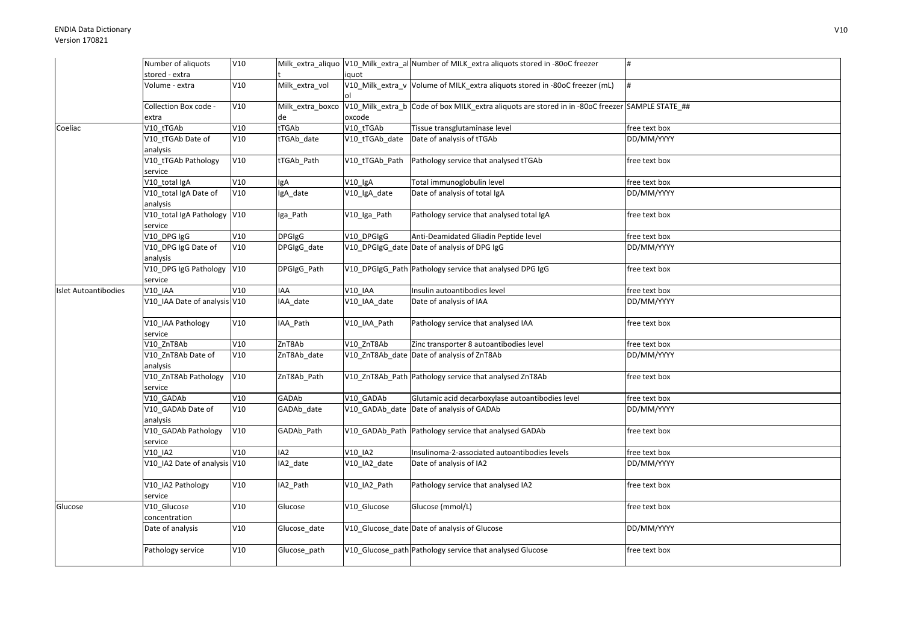|  |  |  |  |  |  |  |
|---|---|---|---|---|---|---|
|  | Number of aliquots stored - extra | V10 | Milk_extra_aliquot | V10_Milk_extra_aliquot | Number of MILK_extra aliquots stored in -80oC freezer | # |
|  | Volume - extra | V10 | Milk_extra_vol | V10_Milk_extra_vol | Volume of MILK_extra aliquots stored in -80oC freezer (mL) | # |
|  | Collection Box code - extra | V10 | Milk_extra_boxcode | V10_Milk_extra_boxcode | Code of box MILK_extra aliquots are stored in in -80oC freezer | SAMPLE STATE_## |
| Coeliac | V10_tTGAb | V10 | tTGAb | V10_tTGAb | Tissue transglutaminase level | free text box |
|  | V10_tTGAb Date of analysis | V10 | tTGAb_date | V10_tTGAb_date | Date of analysis of tTGAb | DD/MM/YYYY |
|  | V10_tTGAb Pathology service | V10 | tTGAb_Path | V10_tTGAb_Path | Pathology service that analysed tTGAb | free text box |
|  | V10_total IgA | V10 | IgA | V10_IgA | Total immunoglobulin level | free text box |
|  | V10_total IgA Date of analysis | V10 | IgA_date | V10_IgA_date | Date of analysis of total IgA | DD/MM/YYYY |
|  | V10_total IgA Pathology service | V10 | Iga_Path | V10_Iga_Path | Pathology service that analysed total IgA | free text box |
|  | V10_DPG IgG | V10 | DPGIgG | V10_DPGIgG | Anti-Deamidated Gliadin Peptide level | free text box |
|  | V10_DPG IgG Date of analysis | V10 | DPGIgG_date | V10_DPGIgG_date | Date of analysis of DPG IgG | DD/MM/YYYY |
|  | V10_DPG IgG Pathology service | V10 | DPGIgG_Path | V10_DPGIgG_Path | Pathology service that analysed DPG IgG | free text box |
| Islet Autoantibodies | V10_IAA | V10 | IAA | V10_IAA | Insulin autoantibodies level | free text box |
|  | V10_IAA Date of analysis | V10 | IAA_date | V10_IAA_date | Date of analysis of IAA | DD/MM/YYYY |
|  | V10_IAA Pathology service | V10 | IAA_Path | V10_IAA_Path | Pathology service that analysed IAA | free text box |
|  | V10_ZnT8Ab | V10 | ZnT8Ab | V10_ZnT8Ab | Zinc transporter 8 autoantibodies level | free text box |
|  | V10_ZnT8Ab Date of analysis | V10 | ZnT8Ab_date | V10_ZnT8Ab_date | Date of analysis of ZnT8Ab | DD/MM/YYYY |
|  | V10_ZnT8Ab Pathology service | V10 | ZnT8Ab_Path | V10_ZnT8Ab_Path | Pathology service that analysed ZnT8Ab | free text box |
|  | V10_GADAb | V10 | GADAb | V10_GADAb | Glutamic acid decarboxylase autoantibodies level | free text box |
|  | V10_GADAb Date of analysis | V10 | GADAb_date | V10_GADAb_date | Date of analysis of GADAb | DD/MM/YYYY |
|  | V10_GADAb Pathology service | V10 | GADAb_Path | V10_GADAb_Path | Pathology service that analysed GADAb | free text box |
|  | V10_IA2 | V10 | IA2 | V10_IA2 | Insulinoma-2-associated autoantibodies levels | free text box |
|  | V10_IA2 Date of analysis | V10 | IA2_date | V10_IA2_date | Date of analysis of IA2 | DD/MM/YYYY |
|  | V10_IA2 Pathology service | V10 | IA2_Path | V10_IA2_Path | Pathology service that analysed IA2 | free text box |
| Glucose | V10_Glucose concentration | V10 | Glucose | V10_Glucose | Glucose (mmol/L) | free text box |
|  | Date of analysis | V10 | Glucose_date | V10_Glucose_date | Date of analysis of Glucose | DD/MM/YYYY |
|  | Pathology service | V10 | Glucose_path | V10_Glucose_path | Pathology service that analysed Glucose | free text box |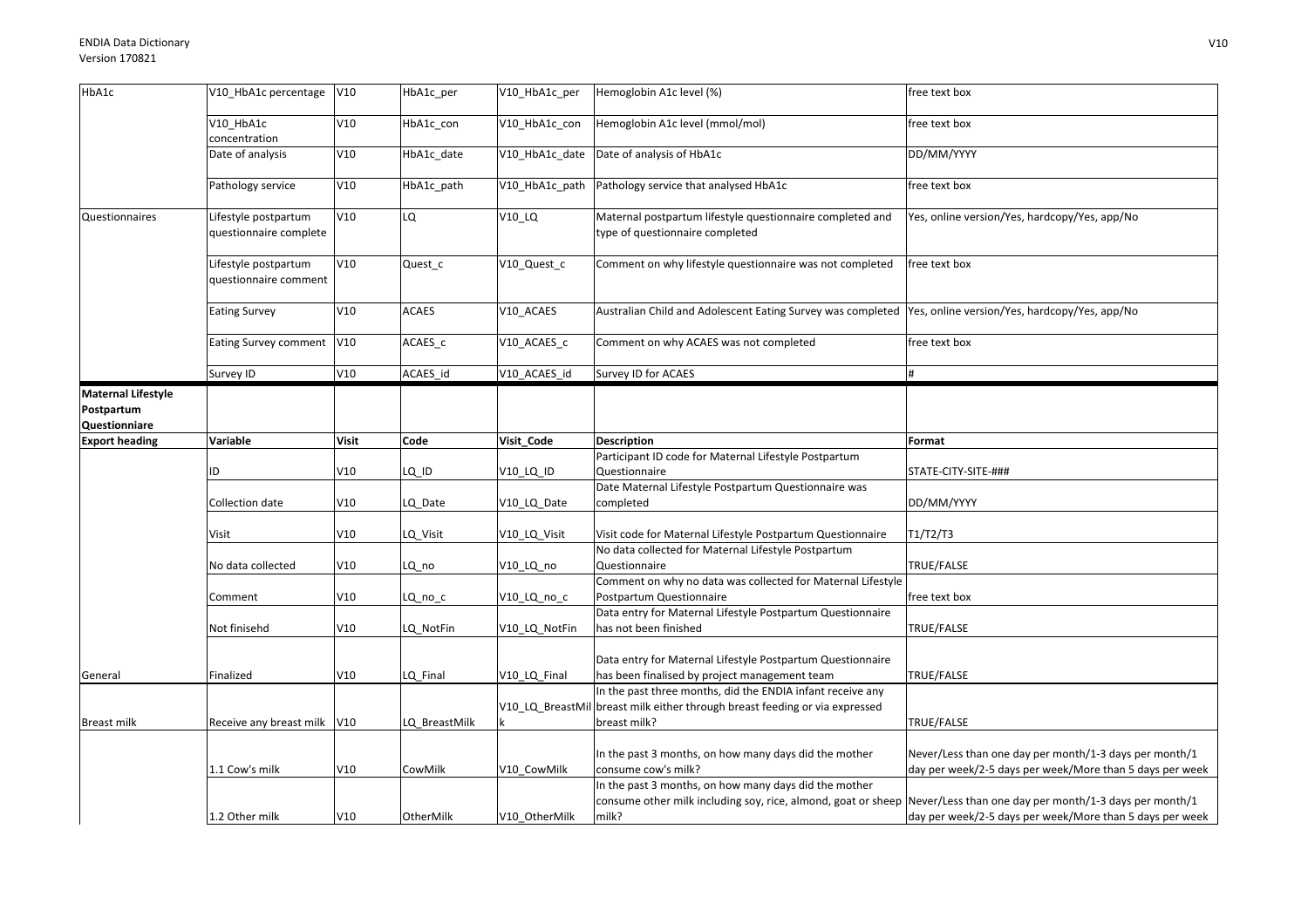| HbA1c | V10_HbA1c percentage | V10 | HbA1c_per | V10_HbA1c_per | Hemoglobin A1c level (%) | free text box |
|---|---|---|---|---|---|---|
| | V10_HbA1c concentration | V10 | HbA1c_con | V10_HbA1c_con | Hemoglobin A1c level (mmol/mol) | free text box |
| | Date of analysis | V10 | HbA1c_date | V10_HbA1c_date | Date of analysis of HbA1c | DD/MM/YYYY |
| | Pathology service | V10 | HbA1c_path | V10_HbA1c_path | Pathology service that analysed HbA1c | free text box |
| Questionnaires | Lifestyle postpartum questionnaire complete | V10 | LQ | V10_LQ | Maternal postpartum lifestyle questionnaire completed and type of questionnaire completed | Yes, online version/Yes, hardcopy/Yes, app/No |
| | Lifestyle postpartum questionnaire comment | V10 | Quest_c | V10_Quest_c | Comment on why lifestyle questionnaire was not completed | free text box |
| | Eating Survey | V10 | ACAES | V10_ACAES | Australian Child and Adolescent Eating Survey was completed | Yes, online version/Yes, hardcopy/Yes, app/No |
| | Eating Survey comment | V10 | ACAES_c | V10_ACAES_c | Comment on why ACAES was not completed | free text box |
| | Survey ID | V10 | ACAES_id | V10_ACAES_id | Survey ID for ACAES | # |

| **Maternal Lifestyle Postpartum Questionnaire** | | | | | | |
|---|---|---|---|---|---|---|
| **Export heading** | **Variable** | **Visit** | **Code** | **Visit_Code** | **Description** | **Format** |
| | ID | V10 | LQ_ID | V10_LQ_ID | Participant ID code for Maternal Lifestyle Postpartum Questionnaire | STATE-CITY-SITE-### |
| | Collection date | V10 | LQ_Date | V10_LQ_Date | Date Maternal Lifestyle Postpartum Questionnaire was completed | DD/MM/YYYY |
| | Visit | V10 | LQ_Visit | V10_LQ_Visit | Visit code for Maternal Lifestyle Postpartum Questionnaire | T1/T2/T3 |
| | No data collected | V10 | LQ_no | V10_LQ_no | No data collected for Maternal Lifestyle Postpartum Questionnaire | TRUE/FALSE |
| | Comment | V10 | LQ_no_c | V10_LQ_no_c | Comment on why no data was collected for Maternal Lifestyle Postpartum Questionnaire | free text box |
| | Not finisehd | V10 | LQ_NotFin | V10_LQ_NotFin | Data entry for Maternal Lifestyle Postpartum Questionnaire has not been finished | TRUE/FALSE |
| General | Finalized | V10 | LQ_Final | V10_LQ_Final | Data entry for Maternal Lifestyle Postpartum Questionnaire has been finalised by project management team | TRUE/FALSE |
| Breast milk | Receive any breast milk | V10 | LQ_BreastMilk | V10_LQ_BreastMilk | In the past three months, did the ENDIA infant receive any breast milk either through breast feeding or via expressed breast milk? | TRUE/FALSE |
| | 1.1 Cow's milk | V10 | CowMilk | V10_CowMilk | In the past 3 months, on how many days did the mother consume cow's milk? | Never/Less than one day per month/1-3 days per month/1 day per week/2-5 days per week/More than 5 days per week |
| | 1.2 Other milk | V10 | OtherMilk | V10_OtherMilk | In the past 3 months, on how many days did the mother consume other milk including soy, rice, almond, goat or sheep milk? | Never/Less than one day per month/1-3 days per month/1 day per week/2-5 days per week/More than 5 days per week |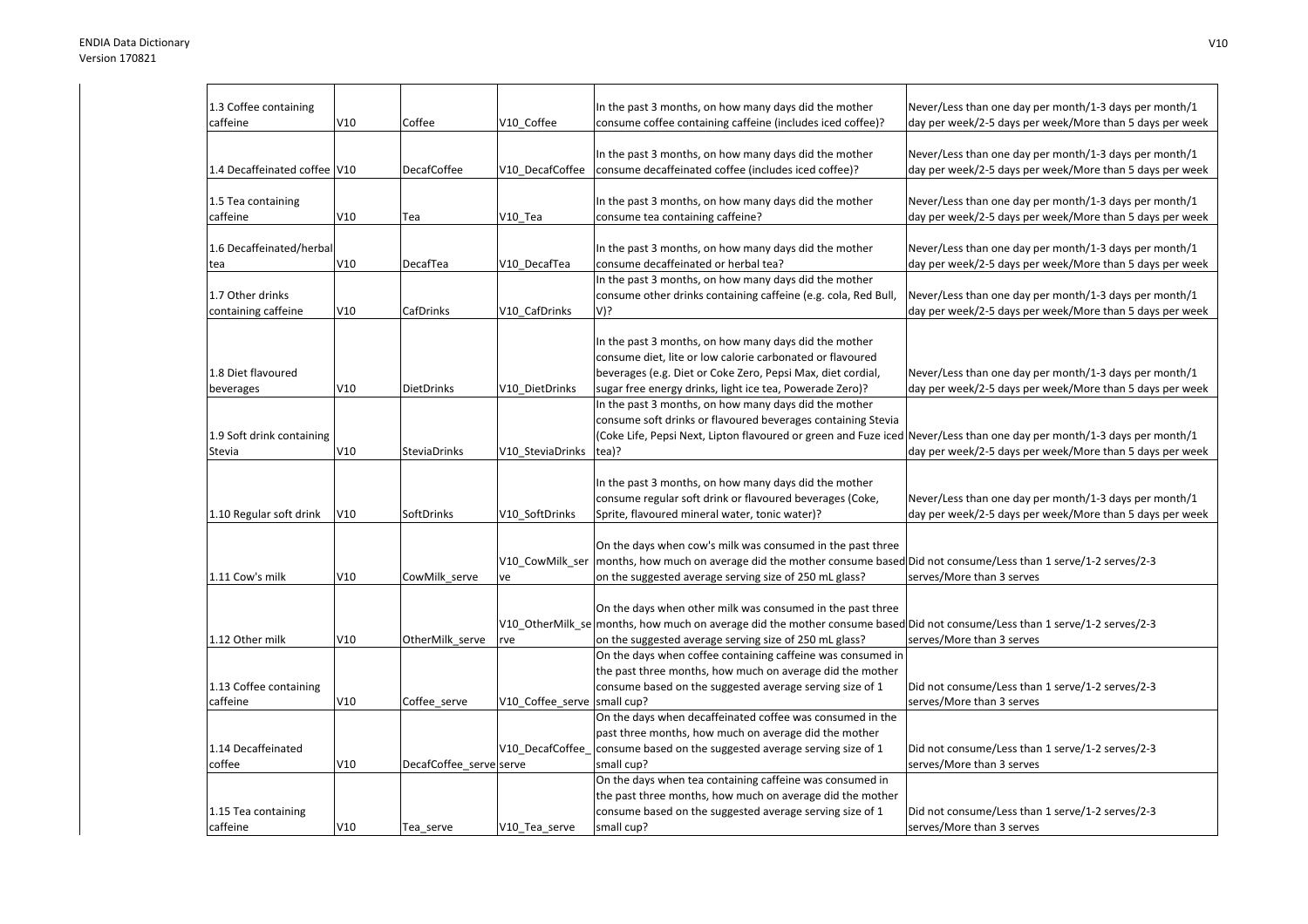| 1.3 Coffee containing caffeine | V10 | Coffee | V10_Coffee | In the past 3 months, on how many days did the mother consume coffee containing caffeine (includes iced coffee)? | Never/Less than one day per month/1-3 days per month/1 day per week/2-5 days per week/More than 5 days per week |
|---|---|---|---|---|---|
| 1.4 Decaffeinated coffee | V10 | DecafCoffee | V10_DecafCoffee | In the past 3 months, on how many days did the mother consume decaffeinated coffee (includes iced coffee)? | Never/Less than one day per month/1-3 days per month/1 day per week/2-5 days per week/More than 5 days per week |
| 1.5 Tea containing caffeine | V10 | Tea | V10_Tea | In the past 3 months, on how many days did the mother consume tea containing caffeine? | Never/Less than one day per month/1-3 days per month/1 day per week/2-5 days per week/More than 5 days per week |
| 1.6 Decaffeinated/herbal tea | V10 | DecafTea | V10_DecafTea | In the past 3 months, on how many days did the mother consume decaffeinated or herbal tea? | Never/Less than one day per month/1-3 days per month/1 day per week/2-5 days per week/More than 5 days per week |
| 1.7 Other drinks containing caffeine | V10 | CafDrinks | V10_CafDrinks | In the past 3 months, on how many days did the mother consume other drinks containing caffeine (e.g. cola, Red Bull, V)? | Never/Less than one day per month/1-3 days per month/1 day per week/2-5 days per week/More than 5 days per week |
| 1.8 Diet flavoured beverages | V10 | DietDrinks | V10_DietDrinks | In the past 3 months, on how many days did the mother consume diet, lite or low calorie carbonated or flavoured beverages (e.g. Diet or Coke Zero, Pepsi Max, diet cordial, sugar free energy drinks, light ice tea, Powerade Zero)? | Never/Less than one day per month/1-3 days per month/1 day per week/2-5 days per week/More than 5 days per week |
| 1.9 Soft drink containing Stevia | V10 | SteviaDrinks | V10_SteviaDrinks | In the past 3 months, on how many days did the mother consume soft drinks or flavoured beverages containing Stevia (Coke Life, Pepsi Next, Lipton flavoured or green and Fuze iced tea)? | Never/Less than one day per month/1-3 days per month/1 day per week/2-5 days per week/More than 5 days per week |
| 1.10 Regular soft drink | V10 | SoftDrinks | V10_SoftDrinks | In the past 3 months, on how many days did the mother consume regular soft drink or flavoured beverages (Coke, Sprite, flavoured mineral water, tonic water)? | Never/Less than one day per month/1-3 days per month/1 day per week/2-5 days per week/More than 5 days per week |
| 1.11 Cow's milk | V10 | CowMilk_serve | V10_CowMilk_serve | On the days when cow's milk was consumed in the past three months, how much on average did the mother consume based on the suggested average serving size of 250 mL glass? | Did not consume/Less than 1 serve/1-2 serves/2-3 serves/More than 3 serves |
| 1.12 Other milk | V10 | OtherMilk_serve | V10_OtherMilk_serve | On the days when other milk was consumed in the past three months, how much on average did the mother consume based on the suggested average serving size of 250 mL glass? | Did not consume/Less than 1 serve/1-2 serves/2-3 serves/More than 3 serves |
| 1.13 Coffee containing caffeine | V10 | Coffee_serve | V10_Coffee_serve | On the days when coffee containing caffeine was consumed in the past three months, how much on average did the mother consume based on the suggested average serving size of 1 small cup? | Did not consume/Less than 1 serve/1-2 serves/2-3 serves/More than 3 serves |
| 1.14 Decaffeinated coffee | V10 | DecafCoffee_serve | V10_DecafCoffee_serve | On the days when decaffeinated coffee was consumed in the past three months, how much on average did the mother consume based on the suggested average serving size of 1 small cup? | Did not consume/Less than 1 serve/1-2 serves/2-3 serves/More than 3 serves |
| 1.15 Tea containing caffeine | V10 | Tea_serve | V10_Tea_serve | On the days when tea containing caffeine was consumed in the past three months, how much on average did the mother consume based on the suggested average serving size of 1 small cup? | Did not consume/Less than 1 serve/1-2 serves/2-3 serves/More than 3 serves |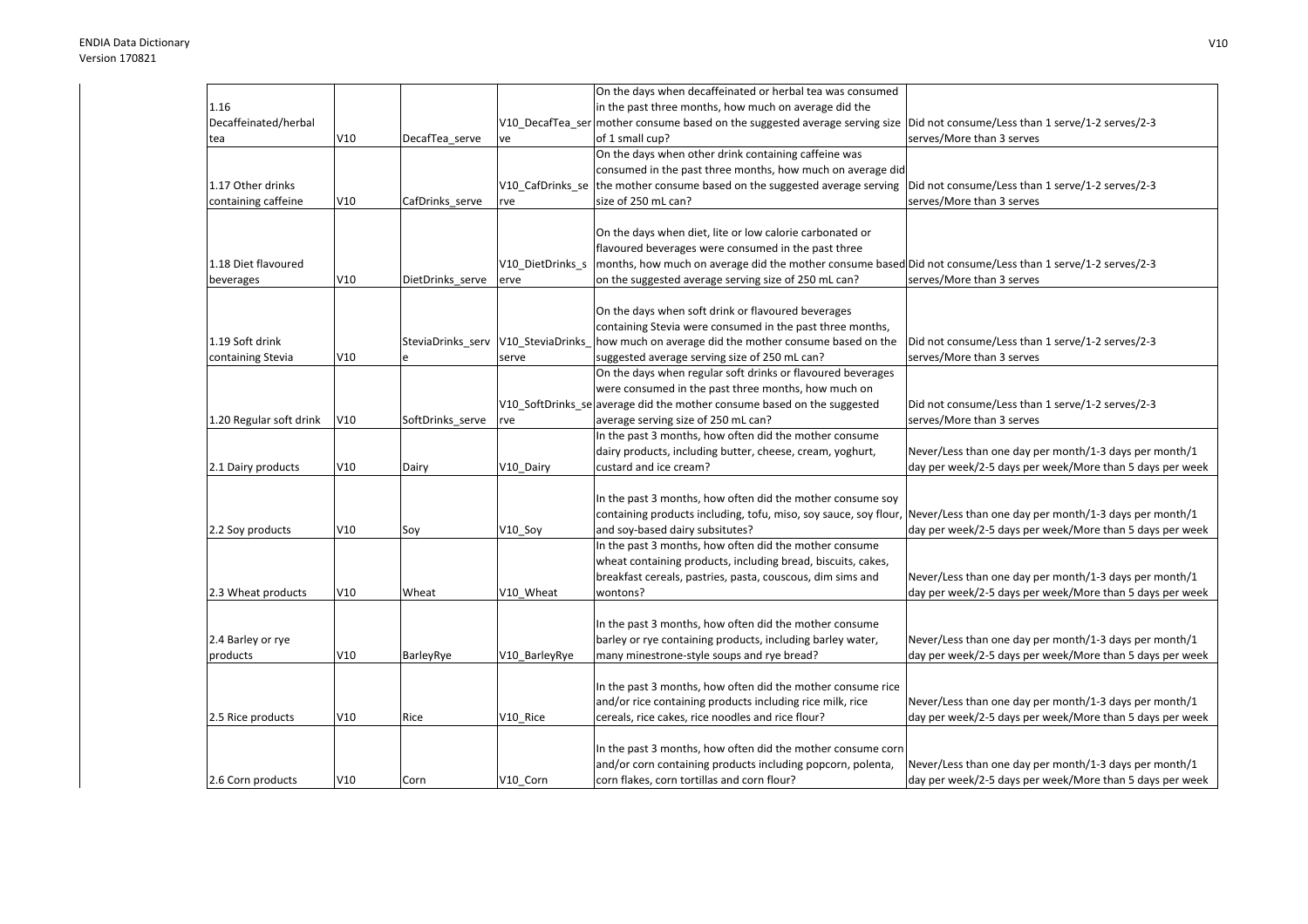| 1.16 Decaffeinated/herbal tea | V10 | DecafTea_serve | V10_DecafTea_serve | On the days when decaffeinated or herbal tea was consumed in the past three months, how much on average did the mother consume based on the suggested average serving size of 1 small cup? | Did not consume/Less than 1 serve/1-2 serves/2-3 serves/More than 3 serves |
|---|---|---|---|---|---|
| 1.17 Other drinks containing caffeine | V10 | CafDrinks_serve | V10_CafDrinks_serve | On the days when other drink containing caffeine was consumed in the past three months, how much on average did the mother consume based on the suggested average serving size of 250 mL can? | Did not consume/Less than 1 serve/1-2 serves/2-3 serves/More than 3 serves |
| 1.18 Diet flavoured beverages | V10 | DietDrinks_serve | V10_DietDrinks_serve | On the days when diet, lite or low calorie carbonated or flavoured beverages were consumed in the past three months, how much on average did the mother consume based on the suggested average serving size of 250 mL can? | Did not consume/Less than 1 serve/1-2 serves/2-3 serves/More than 3 serves |
| 1.19 Soft drink containing Stevia | V10 | SteviaDrinks_serve | V10_SteviaDrinks_serve | On the days when soft drink or flavoured beverages containing Stevia were consumed in the past three months, how much on average did the mother consume based on the suggested average serving size of 250 mL can? | Did not consume/Less than 1 serve/1-2 serves/2-3 serves/More than 3 serves |
| 1.20 Regular soft drink | V10 | SoftDrinks_serve | V10_SoftDrinks_serve | On the days when regular soft drinks or flavoured beverages were consumed in the past three months, how much on average did the mother consume based on the suggested average serving size of 250 mL can? | Did not consume/Less than 1 serve/1-2 serves/2-3 serves/More than 3 serves |
| 2.1 Dairy products | V10 | Dairy | V10_Dairy | In the past 3 months, how often did the mother consume dairy products, including butter, cheese, cream, yoghurt, custard and ice cream? | Never/Less than one day per month/1-3 days per month/1 day per week/2-5 days per week/More than 5 days per week |
| 2.2 Soy products | V10 | Soy | V10_Soy | In the past 3 months, how often did the mother consume soy containing products including, tofu, miso, soy sauce, soy flour, and soy-based dairy subsitutes? | Never/Less than one day per month/1-3 days per month/1 day per week/2-5 days per week/More than 5 days per week |
| 2.3 Wheat products | V10 | Wheat | V10_Wheat | In the past 3 months, how often did the mother consume wheat containing products, including bread, biscuits, cakes, breakfast cereals, pastries, pasta, couscous, dim sims and wontons? | Never/Less than one day per month/1-3 days per month/1 day per week/2-5 days per week/More than 5 days per week |
| 2.4 Barley or rye products | V10 | BarleyRye | V10_BarleyRye | In the past 3 months, how often did the mother consume barley or rye containing products, including barley water, many minestrone-style soups and rye bread? | Never/Less than one day per month/1-3 days per month/1 day per week/2-5 days per week/More than 5 days per week |
| 2.5 Rice products | V10 | Rice | V10_Rice | In the past 3 months, how often did the mother consume rice and/or rice containing products including rice milk, rice cereals, rice cakes, rice noodles and rice flour? | Never/Less than one day per month/1-3 days per month/1 day per week/2-5 days per week/More than 5 days per week |
| 2.6 Corn products | V10 | Corn | V10_Corn | In the past 3 months, how often did the mother consume corn and/or corn containing products including popcorn, polenta, corn flakes, corn tortillas and corn flour? | Never/Less than one day per month/1-3 days per month/1 day per week/2-5 days per week/More than 5 days per week |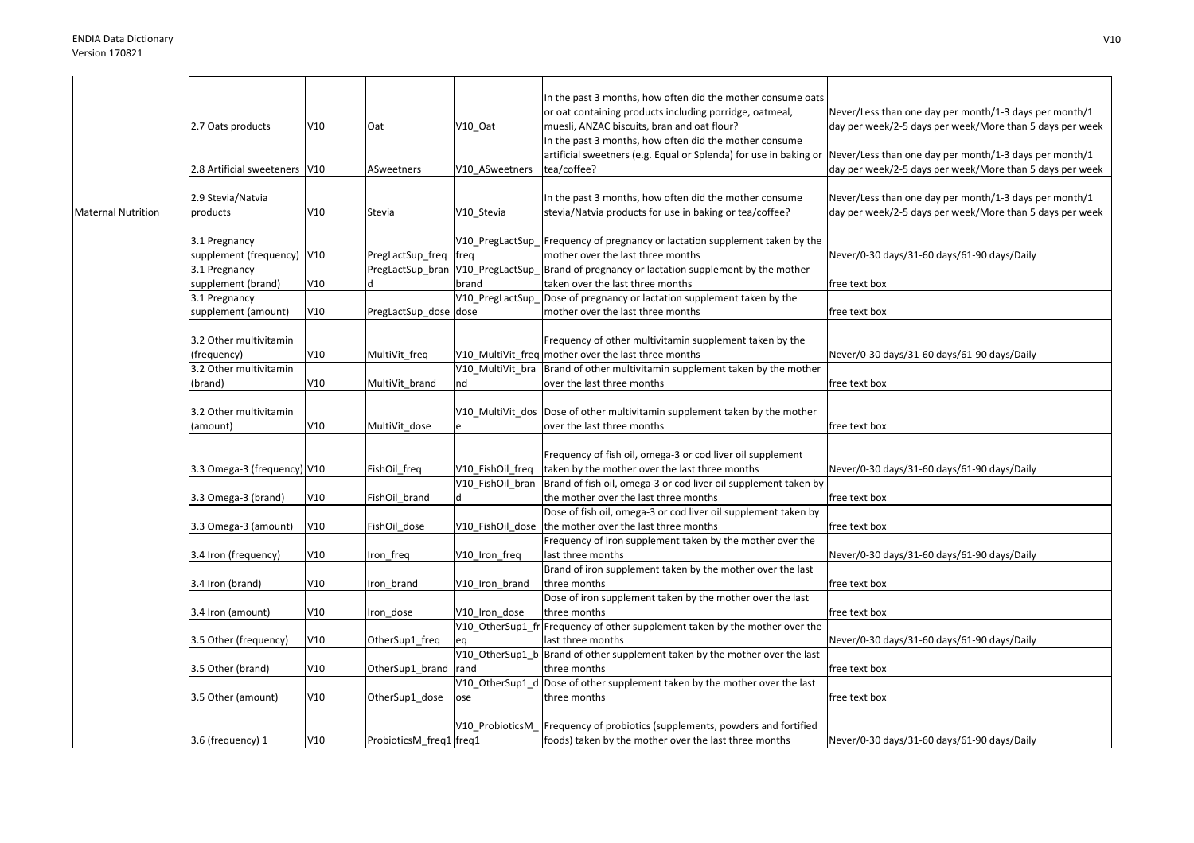| | | | | | | |
|---|---|---|---|---|---|---|
| | 2.7 Oats products | V10 | Oat | V10_Oat | In the past 3 months, how often did the mother consume oats or oat containing products including porridge, oatmeal, muesli, ANZAC biscuits, bran and oat flour? | Never/Less than one day per month/1-3 days per month/1 day per week/2-5 days per week/More than 5 days per week |
| | 2.8 Artificial sweeteners | V10 | ASweetners | V10_ASweetners | In the past 3 months, how often did the mother consume artificial sweetners (e.g. Equal or Splenda) for use in baking or tea/coffee? | Never/Less than one day per month/1-3 days per month/1 day per week/2-5 days per week/More than 5 days per week |
| Maternal Nutrition | 2.9 Stevia/Natvia products | V10 | Stevia | V10_Stevia | In the past 3 months, how often did the mother consume stevia/Natvia products for use in baking or tea/coffee? | Never/Less than one day per month/1-3 days per month/1 day per week/2-5 days per week/More than 5 days per week |
| | 3.1 Pregnancy supplement (frequency) | V10 | PregLactSup_freq | V10_PregLactSup_freq | Frequency of pregnancy or lactation supplement taken by the mother over the last three months | Never/0-30 days/31-60 days/61-90 days/Daily |
| | 3.1 Pregnancy supplement (brand) | V10 | PregLactSup_brand | V10_PregLactSup_brand | Brand of pregnancy or lactation supplement by the mother taken over the last three months | free text box |
| | 3.1 Pregnancy supplement (amount) | V10 | PregLactSup_dose | V10_PregLactSup_dose | Dose of pregnancy or lactation supplement taken by the mother over the last three months | free text box |
| | 3.2 Other multivitamin (frequency) | V10 | MultiVit_freq | V10_MultiVit_freq | Frequency of other multivitamin supplement taken by the mother over the last three months | Never/0-30 days/31-60 days/61-90 days/Daily |
| | 3.2 Other multivitamin (brand) | V10 | MultiVit_brand | V10_MultiVit_brand | Brand of other multivitamin supplement taken by the mother over the last three months | free text box |
| | 3.2 Other multivitamin (amount) | V10 | MultiVit_dose | V10_MultiVit_dose | Dose of other multivitamin supplement taken by the mother over the last three months | free text box |
| | 3.3 Omega-3 (frequency) | V10 | FishOil_freq | V10_FishOil_freq | Frequency of fish oil, omega-3 or cod liver oil supplement taken by the mother over the last three months | Never/0-30 days/31-60 days/61-90 days/Daily |
| | 3.3 Omega-3 (brand) | V10 | FishOil_brand | V10_FishOil_brand | Brand of fish oil, omega-3 or cod liver oil supplement taken by the mother over the last three months | free text box |
| | 3.3 Omega-3 (amount) | V10 | FishOil_dose | V10_FishOil_dose | Dose of fish oil, omega-3 or cod liver oil supplement taken by the mother over the last three months | free text box |
| | 3.4 Iron (frequency) | V10 | Iron_freq | V10_Iron_freq | Frequency of iron supplement taken by the mother over the last three months | Never/0-30 days/31-60 days/61-90 days/Daily |
| | 3.4 Iron (brand) | V10 | Iron_brand | V10_Iron_brand | Brand of iron supplement taken by the mother over the last three months | free text box |
| | 3.4 Iron (amount) | V10 | Iron_dose | V10_Iron_dose | Dose of iron supplement taken by the mother over the last three months | free text box |
| | 3.5 Other (frequency) | V10 | OtherSup1_freq | V10_OtherSup1_freq | Frequency of other supplement taken by the mother over the last three months | Never/0-30 days/31-60 days/61-90 days/Daily |
| | 3.5 Other (brand) | V10 | OtherSup1_brand | V10_OtherSup1_brand | Brand of other supplement taken by the mother over the last three months | free text box |
| | 3.5 Other (amount) | V10 | OtherSup1_dose | V10_OtherSup1_dose | Dose of other supplement taken by the mother over the last three months | free text box |
| | 3.6 (frequency) 1 | V10 | ProbioticsM_freq1 | V10_ProbioticsM_freq1 | Frequency of probiotics (supplements, powders and fortified foods) taken by the mother over the last three months | Never/0-30 days/31-60 days/61-90 days/Daily |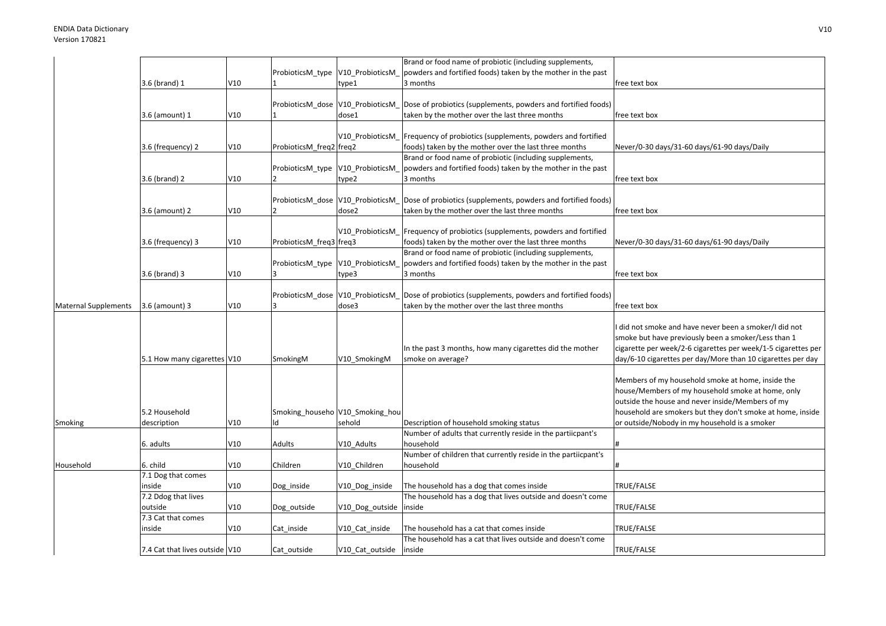| | | | | | | |
|---|---|---|---|---|---|---|
| | 3.6 (brand) 1 | V10 | ProbioticsM_type 1 | V10_ProbioticsM_type1 | Brand or food name of probiotic (including supplements, powders and fortified foods) taken by the mother in the past 3 months | free text box |
| | 3.6 (amount) 1 | V10 | ProbioticsM_dose 1 | V10_ProbioticsM_dose1 | Dose of probiotics (supplements, powders and fortified foods) taken by the mother over the last three months | free text box |
| | 3.6 (frequency) 2 | V10 | ProbioticsM_freq2 | V10_ProbioticsM_freq2 | Frequency of probiotics (supplements, powders and fortified foods) taken by the mother over the last three months | Never/0-30 days/31-60 days/61-90 days/Daily |
| | 3.6 (brand) 2 | V10 | ProbioticsM_type 2 | V10_ProbioticsM_type2 | Brand or food name of probiotic (including supplements, powders and fortified foods) taken by the mother in the past 3 months | free text box |
| | 3.6 (amount) 2 | V10 | ProbioticsM_dose 2 | V10_ProbioticsM_dose2 | Dose of probiotics (supplements, powders and fortified foods) taken by the mother over the last three months | free text box |
| | 3.6 (frequency) 3 | V10 | ProbioticsM_freq3 | V10_ProbioticsM_freq3 | Frequency of probiotics (supplements, powders and fortified foods) taken by the mother over the last three months | Never/0-30 days/31-60 days/61-90 days/Daily |
| | 3.6 (brand) 3 | V10 | ProbioticsM_type 3 | V10_ProbioticsM_type3 | Brand or food name of probiotic (including supplements, powders and fortified foods) taken by the mother in the past 3 months | free text box |
| Maternal Supplements | 3.6 (amount) 3 | V10 | ProbioticsM_dose 3 | V10_ProbioticsM_dose3 | Dose of probiotics (supplements, powders and fortified foods) taken by the mother over the last three months | free text box |
| | 5.1 How many cigarettes | V10 | SmokingM | V10_SmokingM | In the past 3 months, how many cigarettes did the mother smoke on average? | I did not smoke and have never been a smoker/I did not smoke but have previously been a smoker/Less than 1 cigarette per week/2-6 cigarettes per week/1-5 cigarettes per day/6-10 cigarettes per day/More than 10 cigarettes per day |
| Smoking | 5.2 Household description | V10 | Smoking_household | V10_Smoking_household | Description of household smoking status | Members of my household smoke at home, inside the house/Members of my household smoke at home, only outside the house and never inside/Members of my household are smokers but they don't smoke at home, inside or outside/Nobody in my household is a smoker |
| | 6. adults | V10 | Adults | V10_Adults | Number of adults that currently reside in the partiicpant's household | # |
| Household | 6. child | V10 | Children | V10_Children | Number of children that currently reside in the partiicpant's household | # |
| | 7.1 Dog that comes inside | V10 | Dog_inside | V10_Dog_inside | The household has a dog that comes inside | TRUE/FALSE |
| | 7.2 Ddog that lives outside | V10 | Dog_outside | V10_Dog_outside | The household has a dog that lives outside and doesn't come inside | TRUE/FALSE |
| | 7.3 Cat that comes inside | V10 | Cat_inside | V10_Cat_inside | The household has a cat that comes inside | TRUE/FALSE |
| | 7.4 Cat that lives outside | V10 | Cat_outside | V10_Cat_outside | The household has a cat that lives outside and doesn't come inside | TRUE/FALSE |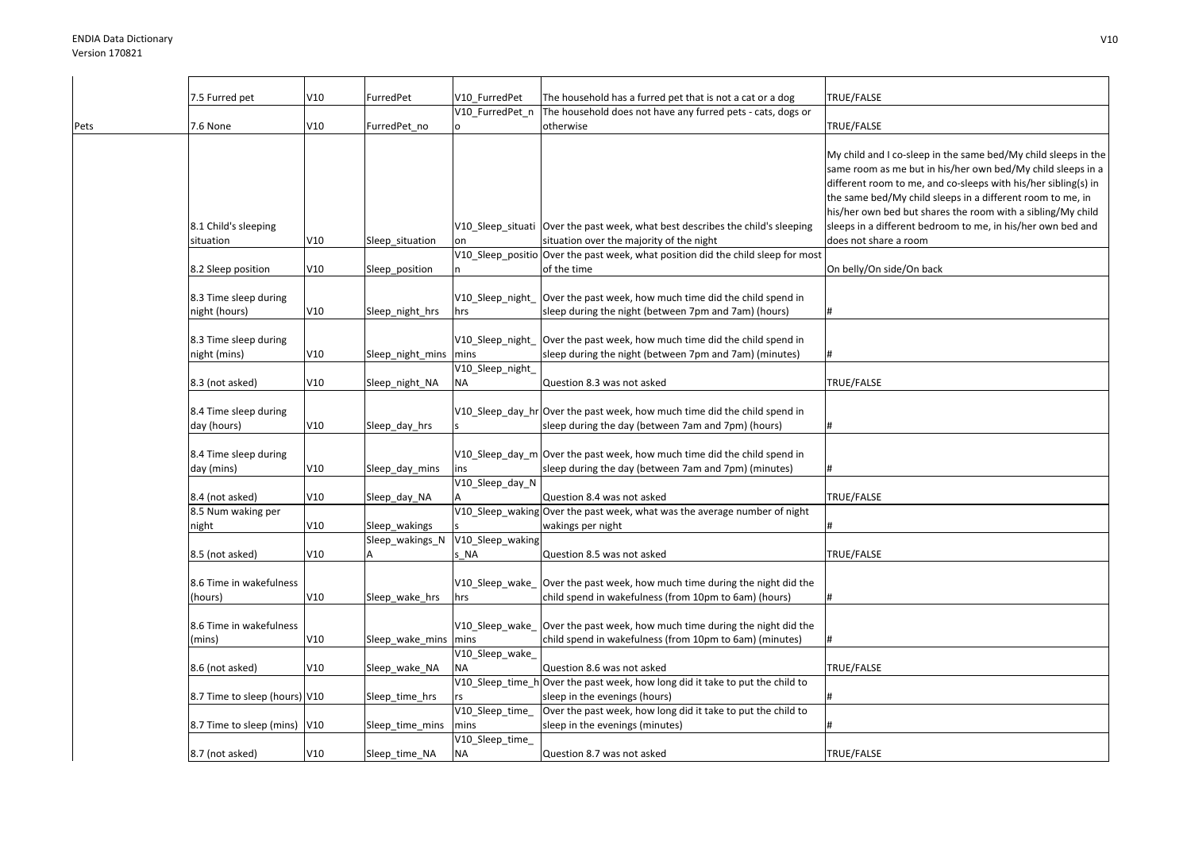| | | | | | | |
|---|---|---|---|---|---|---|
| | 7.5 Furred pet | V10 | FurredPet | V10_FurredPet | The household has a furred pet that is not a cat or a dog | TRUE/FALSE |
| Pets | 7.6 None | V10 | FurredPet_no | V10_FurredPet_no | The household does not have any furred pets - cats, dogs or otherwise | TRUE/FALSE |
| | 8.1 Child's sleeping situation | V10 | Sleep_situation | V10_Sleep_situation | Over the past week, what best describes the child's sleeping situation over the majority of the night | My child and I co-sleep in the same bed/My child sleeps in the same room as me but in his/her own bed/My child sleeps in a different room to me, and co-sleeps with his/her sibling(s) in the same bed/My child sleeps in a different room to me, in his/her own bed but shares the room with a sibling/My child sleeps in a different bedroom to me, in his/her own bed and does not share a room |
| | 8.2 Sleep position | V10 | Sleep_position | V10_Sleep_position | Over the past week, what position did the child sleep for most of the time | On belly/On side/On back |
| | 8.3 Time sleep during night (hours) | V10 | Sleep_night_hrs | V10_Sleep_night_hrs | Over the past week, how much time did the child spend in sleep during the night (between 7pm and 7am) (hours) | # |
| | 8.3 Time sleep during night (mins) | V10 | Sleep_night_mins | V10_Sleep_night_mins | Over the past week, how much time did the child spend in sleep during the night (between 7pm and 7am) (minutes) | # |
| | 8.3 (not asked) | V10 | Sleep_night_NA | V10_Sleep_night_NA | Question 8.3 was not asked | TRUE/FALSE |
| | 8.4 Time sleep during day (hours) | V10 | Sleep_day_hrs | V10_Sleep_day_hrs | Over the past week, how much time did the child spend in sleep during the day (between 7am and 7pm) (hours) | # |
| | 8.4 Time sleep during day (mins) | V10 | Sleep_day_mins | V10_Sleep_day_mins | Over the past week, how much time did the child spend in sleep during the day (between 7am and 7pm) (minutes) | # |
| | 8.4 (not asked) | V10 | Sleep_day_NA | V10_Sleep_day_NA | Question 8.4 was not asked | TRUE/FALSE |
| | 8.5 Num waking per night | V10 | Sleep_wakings | V10_Sleep_wakings | Over the past week, what was the average number of night wakings per night | # |
| | 8.5 (not asked) | V10 | Sleep_wakings_NA | V10_Sleep_wakings_NA | Question 8.5 was not asked | TRUE/FALSE |
| | 8.6 Time in wakefulness (hours) | V10 | Sleep_wake_hrs | V10_Sleep_wake_hrs | Over the past week, how much time during the night did the child spend in wakefulness (from 10pm to 6am) (hours) | # |
| | 8.6 Time in wakefulness (mins) | V10 | Sleep_wake_mins | V10_Sleep_wake_mins | Over the past week, how much time during the night did the child spend in wakefulness (from 10pm to 6am) (minutes) | # |
| | 8.6 (not asked) | V10 | Sleep_wake_NA | V10_Sleep_wake_NA | Question 8.6 was not asked | TRUE/FALSE |
| | 8.7 Time to sleep (hours) | V10 | Sleep_time_hrs | V10_Sleep_time_hrs | Over the past week, how long did it take to put the child to sleep in the evenings (hours) | # |
| | 8.7 Time to sleep (mins) | V10 | Sleep_time_mins | V10_Sleep_time_mins | Over the past week, how long did it take to put the child to sleep in the evenings (minutes) | # |
| | 8.7 (not asked) | V10 | Sleep_time_NA | V10_Sleep_time_NA | Question 8.7 was not asked | TRUE/FALSE |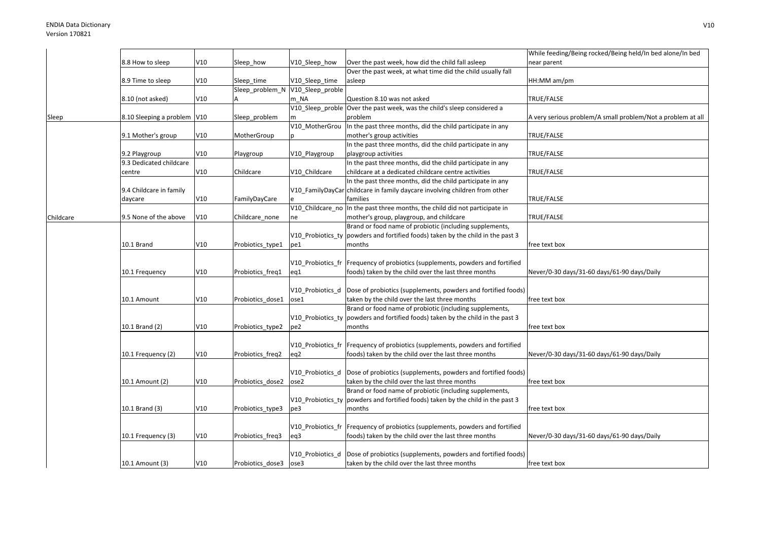| | | | | | | |
|---|---|---|---|---|---|---|
| | 8.8 How to sleep | V10 | Sleep_how | V10_Sleep_how | Over the past week, how did the child fall asleep | While feeding/Being rocked/Being held/In bed alone/In bed near parent |
| | 8.9 Time to sleep | V10 | Sleep_time | V10_Sleep_time | Over the past week, at what time did the child usually fall asleep | HH:MM am/pm |
| | 8.10 (not asked) | V10 | Sleep_problem_NA | V10_Sleep_problem_NA | Question 8.10 was not asked | TRUE/FALSE |
| Sleep | 8.10 Sleeping a problem | V10 | Sleep_problem | V10_Sleep_problem | Over the past week, was the child's sleep considered a problem | A very serious problem/A small problem/Not a problem at all |
| | 9.1 Mother's group | V10 | MotherGroup | V10_MotherGroup | In the past three months, did the child participate in any mother's group activities | TRUE/FALSE |
| | 9.2 Playgroup | V10 | Playgroup | V10_Playgroup | In the past three months, did the child participate in any playgroup activities | TRUE/FALSE |
| | 9.3 Dedicated childcare centre | V10 | Childcare | V10_Childcare | In the past three months, did the child participate in any childcare at a dedicated childcare centre activities | TRUE/FALSE |
| | 9.4 Childcare in family daycare | V10 | FamilyDayCare | V10_FamilyDayCare | In the past three months, did the child participate in any childcare in family daycare involving children from other families | TRUE/FALSE |
| Childcare | 9.5 None of the above | V10 | Childcare_none | V10_Childcare_none | In the past three months, the child did not participate in mother's group, playgroup, and childcare | TRUE/FALSE |
| | 10.1 Brand | V10 | Probiotics_type1 | V10_Probiotics_type1 | Brand or food name of probiotic (including supplements, powders and fortified foods) taken by the child in the past 3 months | free text box |
| | 10.1 Frequency | V10 | Probiotics_freq1 | V10_Probiotics_freq1 | Frequency of probiotics (supplements, powders and fortified foods) taken by the child over the last three months | Never/0-30 days/31-60 days/61-90 days/Daily |
| | 10.1 Amount | V10 | Probiotics_dose1 | V10_Probiotics_dose1 | Dose of probiotics (supplements, powders and fortified foods) taken by the child over the last three months | free text box |
| | 10.1 Brand (2) | V10 | Probiotics_type2 | V10_Probiotics_type2 | Brand or food name of probiotic (including supplements, powders and fortified foods) taken by the child in the past 3 months | free text box |
| | 10.1 Frequency (2) | V10 | Probiotics_freq2 | V10_Probiotics_freq2 | Frequency of probiotics (supplements, powders and fortified foods) taken by the child over the last three months | Never/0-30 days/31-60 days/61-90 days/Daily |
| | 10.1 Amount (2) | V10 | Probiotics_dose2 | V10_Probiotics_dose2 | Dose of probiotics (supplements, powders and fortified foods) taken by the child over the last three months | free text box |
| | 10.1 Brand (3) | V10 | Probiotics_type3 | V10_Probiotics_type3 | Brand or food name of probiotic (including supplements, powders and fortified foods) taken by the child in the past 3 months | free text box |
| | 10.1 Frequency (3) | V10 | Probiotics_freq3 | V10_Probiotics_freq3 | Frequency of probiotics (supplements, powders and fortified foods) taken by the child over the last three months | Never/0-30 days/31-60 days/61-90 days/Daily |
| | 10.1 Amount (3) | V10 | Probiotics_dose3 | V10_Probiotics_dose3 | Dose of probiotics (supplements, powders and fortified foods) taken by the child over the last three months | free text box |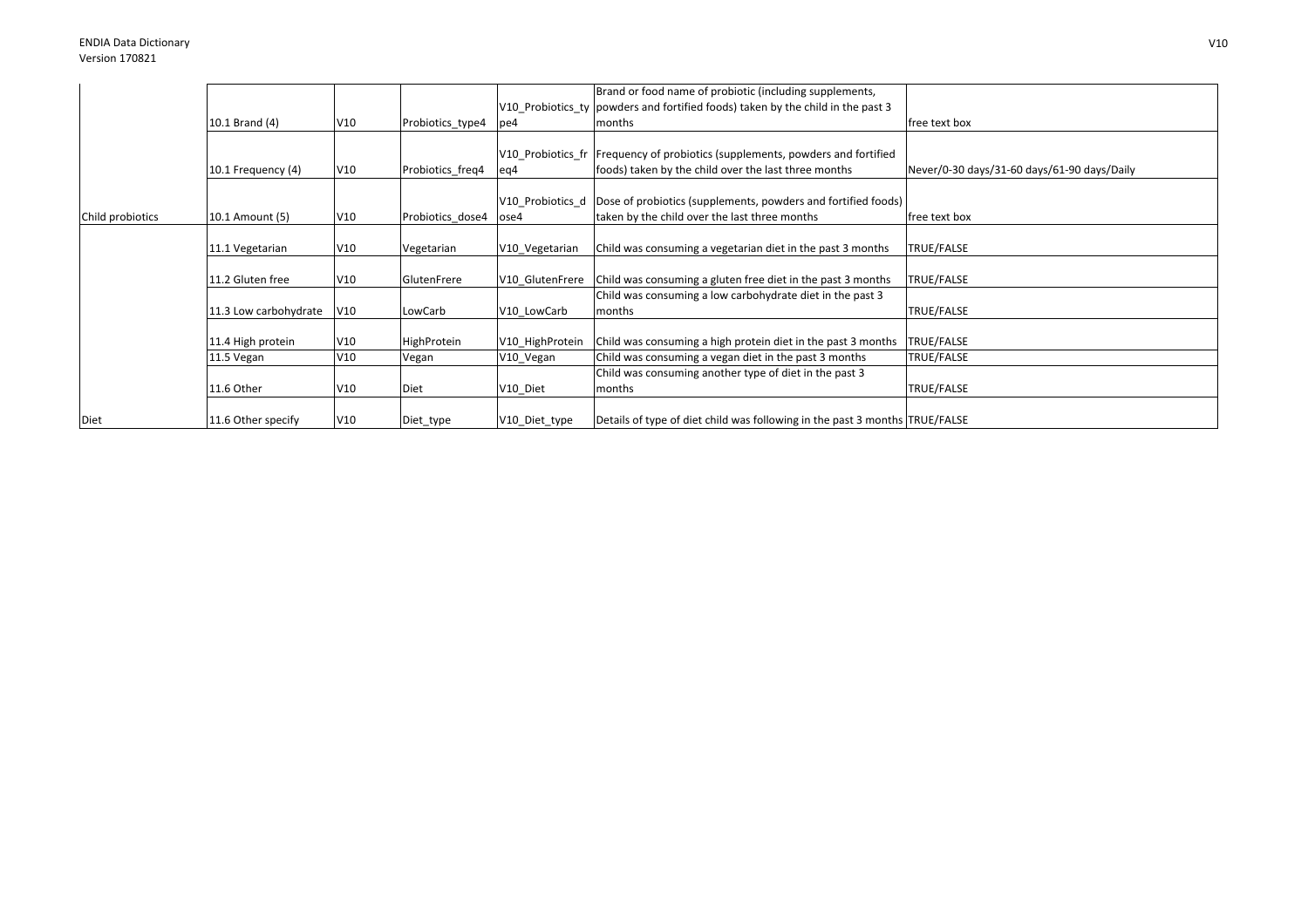| | | | | | | |
|---|---|---|---|---|---|---|
| | 10.1 Brand (4) | V10 | Probiotics_type4 | V10_Probiotics_type4 | Brand or food name of probiotic (including supplements, powders and fortified foods) taken by the child in the past 3 months | free text box |
| | 10.1 Frequency (4) | V10 | Probiotics_freq4 | V10_Probiotics_freq4 | Frequency of probiotics (supplements, powders and fortified foods) taken by the child over the last three months | Never/0-30 days/31-60 days/61-90 days/Daily |
| Child probiotics | 10.1 Amount (5) | V10 | Probiotics_dose4 | V10_Probiotics_dose4 | Dose of probiotics (supplements, powders and fortified foods) taken by the child over the last three months | free text box |
| | 11.1 Vegetarian | V10 | Vegetarian | V10_Vegetarian | Child was consuming a vegetarian diet in the past 3 months | TRUE/FALSE |
| | 11.2 Gluten free | V10 | GlutenFrere | V10_GlutenFrere | Child was consuming a gluten free diet in the past 3 months | TRUE/FALSE |
| | 11.3 Low carbohydrate | V10 | LowCarb | V10_LowCarb | Child was consuming a low carbohydrate diet in the past 3 months | TRUE/FALSE |
| | 11.4 High protein | V10 | HighProtein | V10_HighProtein | Child was consuming a high protein diet in the past 3 months | TRUE/FALSE |
| | 11.5 Vegan | V10 | Vegan | V10_Vegan | Child was consuming a vegan diet in the past 3 months | TRUE/FALSE |
| | 11.6 Other | V10 | Diet | V10_Diet | Child was consuming another type of diet in the past 3 months | TRUE/FALSE |
| Diet | 11.6 Other specify | V10 | Diet_type | V10_Diet_type | Details of type of diet child was following in the past 3 months | TRUE/FALSE |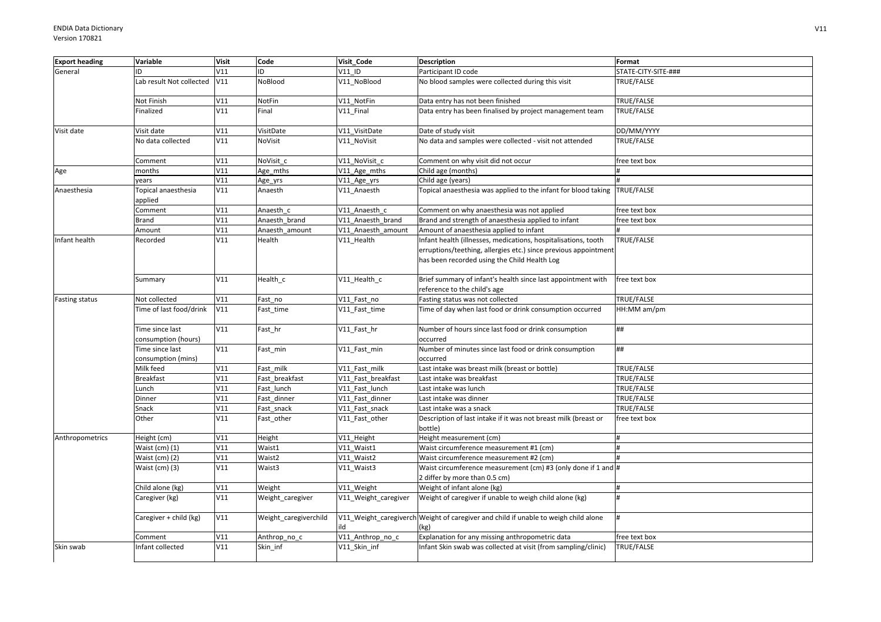| Export heading | Variable | Visit | Code | Visit_Code | Description | Format |
|---|---|---|---|---|---|---|
| General | ID | V11 | ID | V11_ID | Participant ID code | STATE-CITY-SITE-### |
| | Lab result Not collected | V11 | NoBlood | V11_NoBlood | No blood samples were collected during this visit | TRUE/FALSE |
| | Not Finish | V11 | NotFin | V11_NotFin | Data entry has not been finished | TRUE/FALSE |
| | Finalized | V11 | Final | V11_Final | Data entry has been finalised by project management team | TRUE/FALSE |
| Visit date | Visit date | V11 | VisitDate | V11_VisitDate | Date of study visit | DD/MM/YYYY |
| | No data collected | V11 | NoVisit | V11_NoVisit | No data and samples were collected - visit not attended | TRUE/FALSE |
| | Comment | V11 | NoVisit_c | V11_NoVisit_c | Comment on why visit did not occur | free text box |
| Age | months | V11 | Age_mths | V11_Age_mths | Child age (months) | # |
| | years | V11 | Age_yrs | V11_Age_yrs | Child age (years) | # |
| Anaesthesia | Topical anaesthesia applied | V11 | Anaesth | V11_Anaesth | Topical anaesthesia was applied to the infant for blood taking | TRUE/FALSE |
| | Comment | V11 | Anaesth_c | V11_Anaesth_c | Comment on why anaesthesia was not applied | free text box |
| | Brand | V11 | Anaesth_brand | V11_Anaesth_brand | Brand and strength of anaesthesia applied to infant | free text box |
| | Amount | V11 | Anaesth_amount | V11_Anaesth_amount | Amount of anaesthesia applied to infant | # |
| Infant health | Recorded | V11 | Health | V11_Health | Infant health (illnesses, medications, hospitalisations, tooth erruptions/teething, allergies etc.) since previous appointment has been recorded using the Child Health Log | TRUE/FALSE |
| | Summary | V11 | Health_c | V11_Health_c | Brief summary of infant's health since last appointment with reference to the child's age | free text box |
| Fasting status | Not collected | V11 | Fast_no | V11_Fast_no | Fasting status was not collected | TRUE/FALSE |
| | Time of last food/drink | V11 | Fast_time | V11_Fast_time | Time of day when last food or drink consumption occurred | HH:MM am/pm |
| | Time since last consumption (hours) | V11 | Fast_hr | V11_Fast_hr | Number of hours since last food or drink consumption occurred | ## |
| | Time since last consumption (mins) | V11 | Fast_min | V11_Fast_min | Number of minutes since last food or drink consumption occurred | ## |
| | Milk feed | V11 | Fast_milk | V11_Fast_milk | Last intake was breast milk (breast or bottle) | TRUE/FALSE |
| | Breakfast | V11 | Fast_breakfast | V11_Fast_breakfast | Last intake was breakfast | TRUE/FALSE |
| | Lunch | V11 | Fast_lunch | V11_Fast_lunch | Last intake was lunch | TRUE/FALSE |
| | Dinner | V11 | Fast_dinner | V11_Fast_dinner | Last intake was dinner | TRUE/FALSE |
| | Snack | V11 | Fast_snack | V11_Fast_snack | Last intake was a snack | TRUE/FALSE |
| | Other | V11 | Fast_other | V11_Fast_other | Description of last intake if it was not breast milk (breast or bottle) | free text box |
| Anthropometrics | Height (cm) | V11 | Height | V11_Height | Height measurement (cm) | # |
| | Waist (cm) (1) | V11 | Waist1 | V11_Waist1 | Waist circumference measurement #1 (cm) | # |
| | Waist (cm) (2) | V11 | Waist2 | V11_Waist2 | Waist circumference measurement #2 (cm) | # |
| | Waist (cm) (3) | V11 | Waist3 | V11_Waist3 | Waist circumference measurement (cm) #3 (only done if 1 and 2 differ by more than 0.5 cm) | # |
| | Child alone (kg) | V11 | Weight | V11_Weight | Weight of infant alone (kg) | # |
| | Caregiver (kg) | V11 | Weight_caregiver | V11_Weight_caregiver | Weight of caregiver if unable to weigh child alone (kg) | # |
| | Caregiver + child (kg) | V11 | Weight_caregiverchild | V11_Weight_caregiverchild | Weight of caregiver and child if unable to weigh child alone (kg) | # |
| | Comment | V11 | Anthrop_no_c | V11_Anthrop_no_c | Explanation for any missing anthropometric data | free text box |
| Skin swab | Infant collected | V11 | Skin_inf | V11_Skin_inf | Infant Skin swab was collected at visit (from sampling/clinic) | TRUE/FALSE |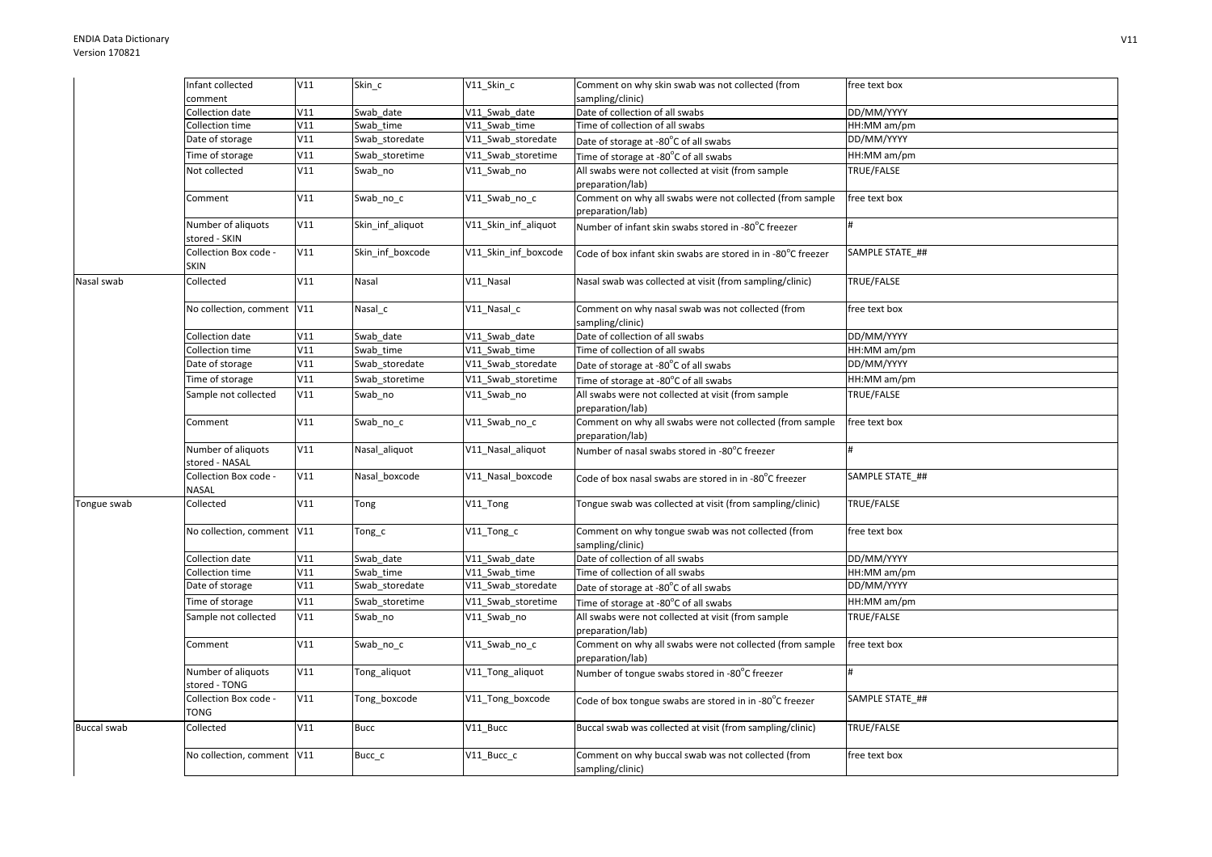| | | | | | | |
|---|---|---|---|---|---|---|
| | Infant collected comment | V11 | Skin_c | V11_Skin_c | Comment on why skin swab was not collected (from sampling/clinic) | free text box |
| | Collection date | V11 | Swab_date | V11_Swab_date | Date of collection of all swabs | DD/MM/YYYY |
| | Collection time | V11 | Swab_time | V11_Swab_time | Time of collection of all swabs | HH:MM am/pm |
| | Date of storage | V11 | Swab_storedate | V11_Swab_storedate | Date of storage at -80°C of all swabs | DD/MM/YYYY |
| | Time of storage | V11 | Swab_storetime | V11_Swab_storetime | Time of storage at -80°C of all swabs | HH:MM am/pm |
| | Not collected | V11 | Swab_no | V11_Swab_no | All swabs were not collected at visit (from sample preparation/lab) | TRUE/FALSE |
| | Comment | V11 | Swab_no_c | V11_Swab_no_c | Comment on why all swabs were not collected (from sample preparation/lab) | free text box |
| | Number of aliquots stored - SKIN | V11 | Skin_inf_aliquot | V11_Skin_inf_aliquot | Number of infant skin swabs stored in -80°C freezer | # |
| | Collection Box code - SKIN | V11 | Skin_inf_boxcode | V11_Skin_inf_boxcode | Code of box infant skin swabs are stored in in -80°C freezer | SAMPLE STATE_## |
| Nasal swab | Collected | V11 | Nasal | V11_Nasal | Nasal swab was collected at visit (from sampling/clinic) | TRUE/FALSE |
| | No collection, comment | V11 | Nasal_c | V11_Nasal_c | Comment on why nasal swab was not collected (from sampling/clinic) | free text box |
| | Collection date | V11 | Swab_date | V11_Swab_date | Date of collection of all swabs | DD/MM/YYYY |
| | Collection time | V11 | Swab_time | V11_Swab_time | Time of collection of all swabs | HH:MM am/pm |
| | Date of storage | V11 | Swab_storedate | V11_Swab_storedate | Date of storage at -80°C of all swabs | DD/MM/YYYY |
| | Time of storage | V11 | Swab_storetime | V11_Swab_storetime | Time of storage at -80°C of all swabs | HH:MM am/pm |
| | Sample not collected | V11 | Swab_no | V11_Swab_no | All swabs were not collected at visit (from sample preparation/lab) | TRUE/FALSE |
| | Comment | V11 | Swab_no_c | V11_Swab_no_c | Comment on why all swabs were not collected (from sample preparation/lab) | free text box |
| | Number of aliquots stored - NASAL | V11 | Nasal_aliquot | V11_Nasal_aliquot | Number of nasal swabs stored in -80°C freezer | # |
| | Collection Box code - NASAL | V11 | Nasal_boxcode | V11_Nasal_boxcode | Code of box nasal swabs are stored in in -80°C freezer | SAMPLE STATE_## |
| Tongue swab | Collected | V11 | Tong | V11_Tong | Tongue swab was collected at visit (from sampling/clinic) | TRUE/FALSE |
| | No collection, comment | V11 | Tong_c | V11_Tong_c | Comment on why tongue swab was not collected (from sampling/clinic) | free text box |
| | Collection date | V11 | Swab_date | V11_Swab_date | Date of collection of all swabs | DD/MM/YYYY |
| | Collection time | V11 | Swab_time | V11_Swab_time | Time of collection of all swabs | HH:MM am/pm |
| | Date of storage | V11 | Swab_storedate | V11_Swab_storedate | Date of storage at -80°C of all swabs | DD/MM/YYYY |
| | Time of storage | V11 | Swab_storetime | V11_Swab_storetime | Time of storage at -80°C of all swabs | HH:MM am/pm |
| | Sample not collected | V11 | Swab_no | V11_Swab_no | All swabs were not collected at visit (from sample preparation/lab) | TRUE/FALSE |
| | Comment | V11 | Swab_no_c | V11_Swab_no_c | Comment on why all swabs were not collected (from sample preparation/lab) | free text box |
| | Number of aliquots stored - TONG | V11 | Tong_aliquot | V11_Tong_aliquot | Number of tongue swabs stored in -80°C freezer | # |
| | Collection Box code - TONG | V11 | Tong_boxcode | V11_Tong_boxcode | Code of box tongue swabs are stored in in -80°C freezer | SAMPLE STATE_## |
| Buccal swab | Collected | V11 | Bucc | V11_Bucc | Buccal swab was collected at visit (from sampling/clinic) | TRUE/FALSE |
| | No collection, comment | V11 | Bucc_c | V11_Bucc_c | Comment on why buccal swab was not collected (from sampling/clinic) | free text box |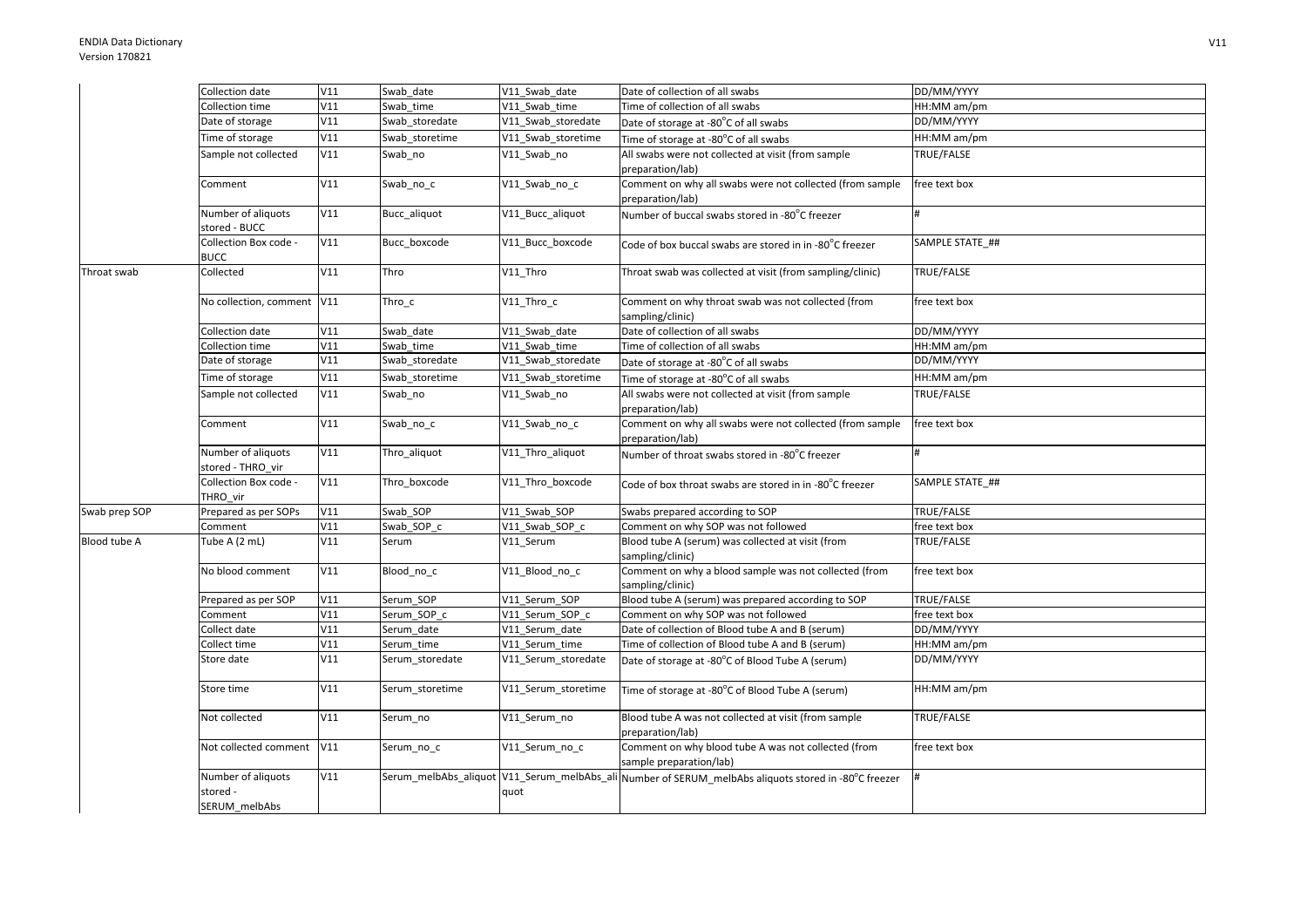| | | | | | | |
|---|---|---|---|---|---|---|
| | Collection date | V11 | Swab_date | V11_Swab_date | Date of collection of all swabs | DD/MM/YYYY |
| | Collection time | V11 | Swab_time | V11_Swab_time | Time of collection of all swabs | HH:MM am/pm |
| | Date of storage | V11 | Swab_storedate | V11_Swab_storedate | Date of storage at -80°C of all swabs | DD/MM/YYYY |
| | Time of storage | V11 | Swab_storetime | V11_Swab_storetime | Time of storage at -80°C of all swabs | HH:MM am/pm |
| | Sample not collected | V11 | Swab_no | V11_Swab_no | All swabs were not collected at visit (from sample preparation/lab) | TRUE/FALSE |
| | Comment | V11 | Swab_no_c | V11_Swab_no_c | Comment on why all swabs were not collected (from sample preparation/lab) | free text box |
| | Number of aliquots stored - BUCC | V11 | Bucc_aliquot | V11_Bucc_aliquot | Number of buccal swabs stored in -80°C freezer | # |
| | Collection Box code - BUCC | V11 | Bucc_boxcode | V11_Bucc_boxcode | Code of box buccal swabs are stored in in -80°C freezer | SAMPLE STATE_## |
| Throat swab | Collected | V11 | Thro | V11_Thro | Throat swab was collected at visit (from sampling/clinic) | TRUE/FALSE |
| | No collection, comment | V11 | Thro_c | V11_Thro_c | Comment on why throat swab was not collected (from sampling/clinic) | free text box |
| | Collection date | V11 | Swab_date | V11_Swab_date | Date of collection of all swabs | DD/MM/YYYY |
| | Collection time | V11 | Swab_time | V11_Swab_time | Time of collection of all swabs | HH:MM am/pm |
| | Date of storage | V11 | Swab_storedate | V11_Swab_storedate | Date of storage at -80°C of all swabs | DD/MM/YYYY |
| | Time of storage | V11 | Swab_storetime | V11_Swab_storetime | Time of storage at -80°C of all swabs | HH:MM am/pm |
| | Sample not collected | V11 | Swab_no | V11_Swab_no | All swabs were not collected at visit (from sample preparation/lab) | TRUE/FALSE |
| | Comment | V11 | Swab_no_c | V11_Swab_no_c | Comment on why all swabs were not collected (from sample preparation/lab) | free text box |
| | Number of aliquots stored - THRO_vir | V11 | Thro_aliquot | V11_Thro_aliquot | Number of throat swabs stored in -80°C freezer | # |
| | Collection Box code - THRO_vir | V11 | Thro_boxcode | V11_Thro_boxcode | Code of box throat swabs are stored in in -80°C freezer | SAMPLE STATE_## |
| Swab prep SOP | Prepared as per SOPs | V11 | Swab_SOP | V11_Swab_SOP | Swabs prepared according to SOP | TRUE/FALSE |
| | Comment | V11 | Swab_SOP_c | V11_Swab_SOP_c | Comment on why SOP was not followed | free text box |
| Blood tube A | Tube A (2 mL) | V11 | Serum | V11_Serum | Blood tube A (serum) was collected at visit (from sampling/clinic) | TRUE/FALSE |
| | No blood comment | V11 | Blood_no_c | V11_Blood_no_c | Comment on why a blood sample was not collected (from sampling/clinic) | free text box |
| | Prepared as per SOP | V11 | Serum_SOP | V11_Serum_SOP | Blood tube A (serum) was prepared according to SOP | TRUE/FALSE |
| | Comment | V11 | Serum_SOP_c | V11_Serum_SOP_c | Comment on why SOP was not followed | free text box |
| | Collect date | V11 | Serum_date | V11_Serum_date | Date of collection of Blood tube A and B (serum) | DD/MM/YYYY |
| | Collect time | V11 | Serum_time | V11_Serum_time | Time of collection of Blood tube A and B (serum) | HH:MM am/pm |
| | Store date | V11 | Serum_storedate | V11_Serum_storedate | Date of storage at -80°C of Blood Tube A (serum) | DD/MM/YYYY |
| | Store time | V11 | Serum_storetime | V11_Serum_storetime | Time of storage at -80°C of Blood Tube A (serum) | HH:MM am/pm |
| | Not collected | V11 | Serum_no | V11_Serum_no | Blood tube A was not collected at visit (from sample preparation/lab) | TRUE/FALSE |
| | Not collected comment | V11 | Serum_no_c | V11_Serum_no_c | Comment on why blood tube A was not collected (from sample preparation/lab) | free text box |
| | Number of aliquots stored - SERUM_melbAbs | V11 | Serum_melbAbs_aliquot | V11_Serum_melbAbs_aliquot | Number of SERUM_melbAbs aliquots stored in -80°C freezer | # |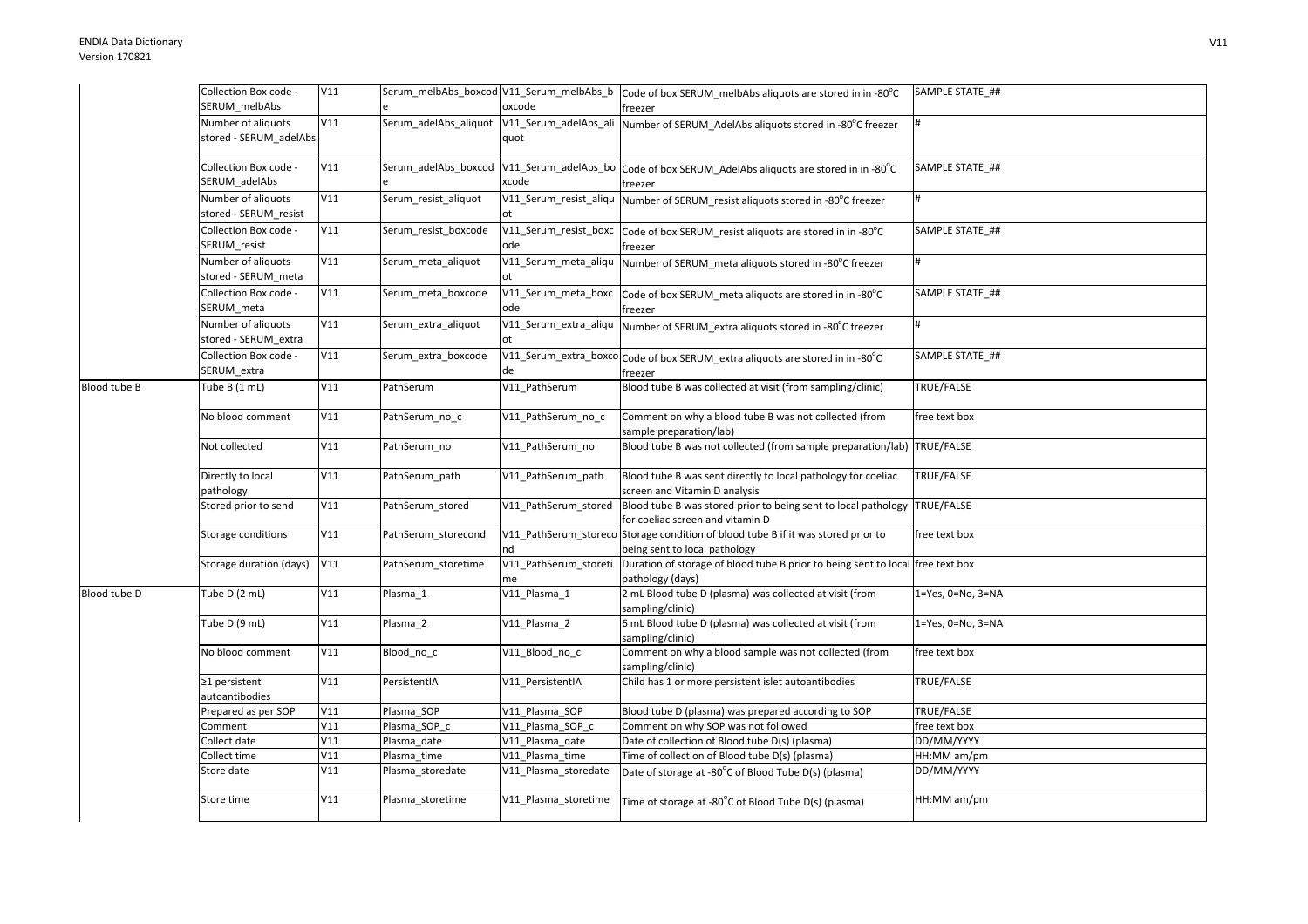| | | | | | | |
|---|---|---|---|---|---|---|
| | Collection Box code - SERUM_melbAbs | V11 | Serum_melbAbs_boxcode | V11_Serum_melbAbs_boxcode | Code of box SERUM_melbAbs aliquots are stored in in -80°C freezer | SAMPLE STATE_## |
| | Number of aliquots stored - SERUM_adelAbs | V11 | Serum_adelAbs_aliquot | V11_Serum_adelAbs_aliquot | Number of SERUM_AdelAbs aliquots stored in -80°C freezer | # |
| | Collection Box code - SERUM_adelAbs | V11 | Serum_adelAbs_boxcode | V11_Serum_adelAbs_boxcode | Code of box SERUM_AdelAbs aliquots are stored in in -80°C freezer | SAMPLE STATE_## |
| | Number of aliquots stored - SERUM_resist | V11 | Serum_resist_aliquot | V11_Serum_resist_aliquot | Number of SERUM_resist aliquots stored in -80°C freezer | # |
| | Collection Box code - SERUM_resist | V11 | Serum_resist_boxcode | V11_Serum_resist_boxcode | Code of box SERUM_resist aliquots are stored in in -80°C freezer | SAMPLE STATE_## |
| | Number of aliquots stored - SERUM_meta | V11 | Serum_meta_aliquot | V11_Serum_meta_aliquot | Number of SERUM_meta aliquots stored in -80°C freezer | # |
| | Collection Box code - SERUM_meta | V11 | Serum_meta_boxcode | V11_Serum_meta_boxcode | Code of box SERUM_meta aliquots are stored in in -80°C freezer | SAMPLE STATE_## |
| | Number of aliquots stored - SERUM_extra | V11 | Serum_extra_aliquot | V11_Serum_extra_aliquot | Number of SERUM_extra aliquots stored in -80°C freezer | # |
| | Collection Box code - SERUM_extra | V11 | Serum_extra_boxcode | V11_Serum_extra_boxcode | Code of box SERUM_extra aliquots are stored in in -80°C freezer | SAMPLE STATE_## |
| Blood tube B | Tube B (1 mL) | V11 | PathSerum | V11_PathSerum | Blood tube B was collected at visit (from sampling/clinic) | TRUE/FALSE |
| | No blood comment | V11 | PathSerum_no_c | V11_PathSerum_no_c | Comment on why a blood tube B was not collected (from sample preparation/lab) | free text box |
| | Not collected | V11 | PathSerum_no | V11_PathSerum_no | Blood tube B was not collected (from sample preparation/lab) | TRUE/FALSE |
| | Directly to local pathology | V11 | PathSerum_path | V11_PathSerum_path | Blood tube B was sent directly to local pathology for coeliac screen and Vitamin D analysis | TRUE/FALSE |
| | Stored prior to send | V11 | PathSerum_stored | V11_PathSerum_stored | Blood tube B was stored prior to being sent to local pathology for coeliac screen and vitamin D | TRUE/FALSE |
| | Storage conditions | V11 | PathSerum_storecond | V11_PathSerum_storecond | Storage condition of blood tube B if it was stored prior to being sent to local pathology | free text box |
| | Storage duration (days) | V11 | PathSerum_storetime | V11_PathSerum_storetime | Duration of storage of blood tube B prior to being sent to local pathology (days) | free text box |
| Blood tube D | Tube D (2 mL) | V11 | Plasma_1 | V11_Plasma_1 | 2 mL Blood tube D (plasma) was collected at visit (from sampling/clinic) | 1=Yes, 0=No, 3=NA |
| | Tube D (9 mL) | V11 | Plasma_2 | V11_Plasma_2 | 6 mL Blood tube D (plasma) was collected at visit (from sampling/clinic) | 1=Yes, 0=No, 3=NA |
| | No blood comment | V11 | Blood_no_c | V11_Blood_no_c | Comment on why a blood sample was not collected (from sampling/clinic) | free text box |
| | ≥1 persistent autoantibodies | V11 | PersistentIA | V11_PersistentIA | Child has 1 or more persistent islet autoantibodies | TRUE/FALSE |
| | Prepared as per SOP | V11 | Plasma_SOP | V11_Plasma_SOP | Blood tube D (plasma) was prepared according to SOP | TRUE/FALSE |
| | Comment | V11 | Plasma_SOP_c | V11_Plasma_SOP_c | Comment on why SOP was not followed | free text box |
| | Collect date | V11 | Plasma_date | V11_Plasma_date | Date of collection of Blood tube D(s) (plasma) | DD/MM/YYYY |
| | Collect time | V11 | Plasma_time | V11_Plasma_time | Time of collection of Blood tube D(s) (plasma) | HH:MM am/pm |
| | Store date | V11 | Plasma_storedate | V11_Plasma_storedate | Date of storage at -80°C of Blood Tube D(s) (plasma) | DD/MM/YYYY |
| | Store time | V11 | Plasma_storetime | V11_Plasma_storetime | Time of storage at -80°C of Blood Tube D(s) (plasma) | HH:MM am/pm |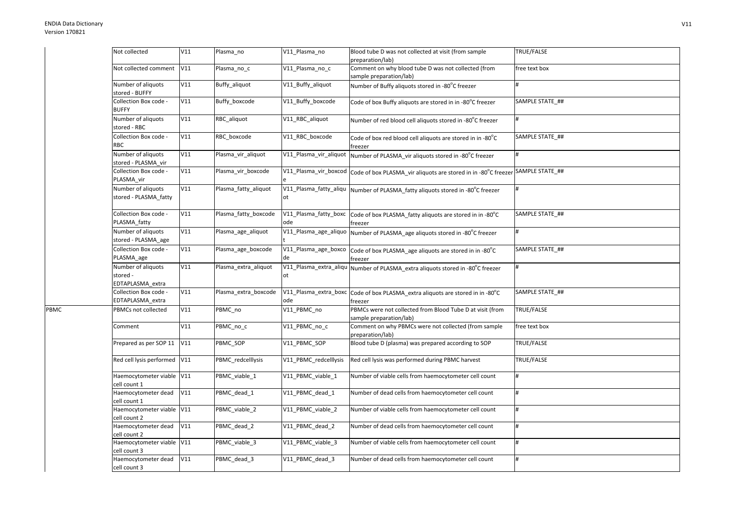|  |  |  |  |  |  |  |
|---|---|---|---|---|---|---|
|  | Not collected | V11 | Plasma_no | V11_Plasma_no | Blood tube D was not collected at visit (from sample preparation/lab) | TRUE/FALSE |
|  | Not collected comment | V11 | Plasma_no_c | V11_Plasma_no_c | Comment on why blood tube D was not collected (from sample preparation/lab) | free text box |
|  | Number of aliquots stored - BUFFY | V11 | Buffy_aliquot | V11_Buffy_aliquot | Number of Buffy aliquots stored in -80°C freezer | # |
|  | Collection Box code - BUFFY | V11 | Buffy_boxcode | V11_Buffy_boxcode | Code of box Buffy aliquots are stored in in -80°C freezer | SAMPLE STATE_## |
|  | Number of aliquots stored - RBC | V11 | RBC_aliquot | V11_RBC_aliquot | Number of red blood cell aliquots stored in -80°C freezer | # |
|  | Collection Box code - RBC | V11 | RBC_boxcode | V11_RBC_boxcode | Code of box red blood cell aliquots are stored in in -80°C freezer | SAMPLE STATE_## |
|  | Number of aliquots stored - PLASMA_vir | V11 | Plasma_vir_aliquot | V11_Plasma_vir_aliquot | Number of PLASMA_vir aliquots stored in -80°C freezer | # |
|  | Collection Box code - PLASMA_vir | V11 | Plasma_vir_boxcode | V11_Plasma_vir_boxcode | Code of box PLASMA_vir aliquots are stored in in -80°C freezer | SAMPLE STATE_## |
|  | Number of aliquots stored - PLASMA_fatty | V11 | Plasma_fatty_aliquot | V11_Plasma_fatty_aliquot | Number of PLASMA_fatty aliquots stored in -80°C freezer | # |
|  | Collection Box code - PLASMA_fatty | V11 | Plasma_fatty_boxcode | V11_Plasma_fatty_boxcode | Code of box PLASMA_fatty aliquots are stored in in -80°C freezer | SAMPLE STATE_## |
|  | Number of aliquots stored - PLASMA_age | V11 | Plasma_age_aliquot | V11_Plasma_age_aliquot | Number of PLASMA_age aliquots stored in -80°C freezer | # |
|  | Collection Box code - PLASMA_age | V11 | Plasma_age_boxcode | V11_Plasma_age_boxcode | Code of box PLASMA_age aliquots are stored in in -80°C freezer | SAMPLE STATE_## |
|  | Number of aliquots stored - EDTAPLASMA_extra | V11 | Plasma_extra_aliquot | V11_Plasma_extra_aliquot | Number of PLASMA_extra aliquots stored in -80°C freezer | # |
|  | Collection Box code - EDTAPLASMA_extra | V11 | Plasma_extra_boxcode | V11_Plasma_extra_boxcode | Code of box PLASMA_extra aliquots are stored in in -80°C freezer | SAMPLE STATE_## |
| PBMC | PBMCs not collected | V11 | PBMC_no | V11_PBMC_no | PBMCs were not collected from Blood Tube D at visit (from sample preparation/lab) | TRUE/FALSE |
|  | Comment | V11 | PBMC_no_c | V11_PBMC_no_c | Comment on why PBMCs were not collected (from sample preparation/lab) | free text box |
|  | Prepared as per SOP 11 | V11 | PBMC_SOP | V11_PBMC_SOP | Blood tube D (plasma) was prepared according to SOP | TRUE/FALSE |
|  | Red cell lysis performed | V11 | PBMC_redcelllysis | V11_PBMC_redcelllysis | Red cell lysis was performed during PBMC harvest | TRUE/FALSE |
|  | Haemocytometer viable cell count 1 | V11 | PBMC_viable_1 | V11_PBMC_viable_1 | Number of viable cells from haemocytometer cell count | # |
|  | Haemocytometer dead cell count 1 | V11 | PBMC_dead_1 | V11_PBMC_dead_1 | Number of dead cells from haemocytometer cell count | # |
|  | Haemocytometer viable cell count 2 | V11 | PBMC_viable_2 | V11_PBMC_viable_2 | Number of viable cells from haemocytometer cell count | # |
|  | Haemocytometer dead cell count 2 | V11 | PBMC_dead_2 | V11_PBMC_dead_2 | Number of dead cells from haemocytometer cell count | # |
|  | Haemocytometer viable cell count 3 | V11 | PBMC_viable_3 | V11_PBMC_viable_3 | Number of viable cells from haemocytometer cell count | # |
|  | Haemocytometer dead cell count 3 | V11 | PBMC_dead_3 | V11_PBMC_dead_3 | Number of dead cells from haemocytometer cell count | # |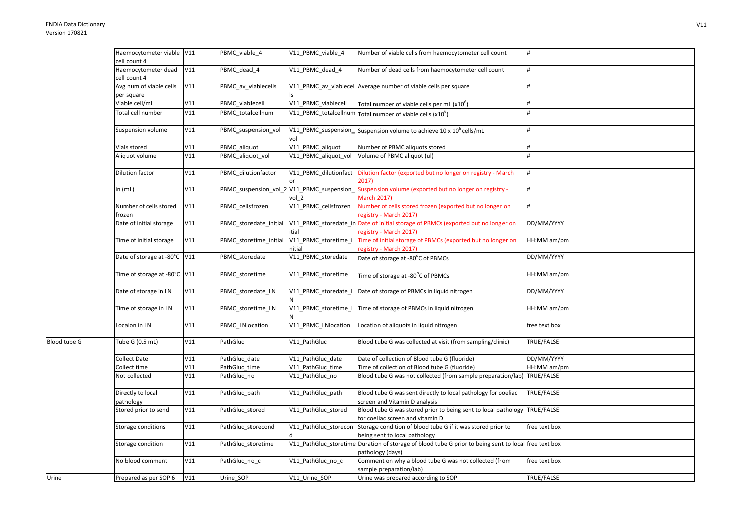| | | | | | | |
|---|---|---|---|---|---|---|
| | Haemocytometer viable cell count 4 | V11 | PBMC_viable_4 | V11_PBMC_viable_4 | Number of viable cells from haemocytometer cell count | # |
| | Haemocytometer dead cell count 4 | V11 | PBMC_dead_4 | V11_PBMC_dead_4 | Number of dead cells from haemocytometer cell count | # |
| | Avg num of viable cells per square | V11 | PBMC_av_viablecells | V11_PBMC_av_viablecells | Average number of viable cells per square | # |
| | Viable cell/mL | V11 | PBMC_viablecell | V11_PBMC_viablecell | Total number of viable cells per mL ($x10^6$) | # |
| | Total cell number | V11 | PBMC_totalcellnum | V11_PBMC_totalcellnum | Total number of viable cells ($x10^6$) | # |
| | Suspension volume | V11 | PBMC_suspension_vol | V11_PBMC_suspension_vol | Suspension volume to achieve 10 x $10^6$ cells/mL | # |
| | Vials stored | V11 | PBMC_aliquot | V11_PBMC_aliquot | Number of PBMC aliquots stored | # |
| | Aliquot volume | V11 | PBMC_aliquot_vol | V11_PBMC_aliquot_vol | Volume of PBMC aliquot (ul) | # |
| | Dilution factor | V11 | PBMC_dilutionfactor | V11_PBMC_dilutionfactor | Dilution factor (exported but no longer on registry - March 2017) | # |
| | in (mL) | V11 | PBMC_suspension_vol_2 | V11_PBMC_suspension_vol_2 | Suspension volume (exported but no longer on registry - March 2017) | # |
| | Number of cells stored frozen | V11 | PBMC_cellsfrozen | V11_PBMC_cellsfrozen | Number of cells stored frozen (exported but no longer on registry - March 2017) | # |
| | Date of initial storage | V11 | PBMC_storedate_initial | V11_PBMC_storedate_initial | Date of initial storage of PBMCs (exported but no longer on registry - March 2017) | DD/MM/YYYY |
| | Time of initial storage | V11 | PBMC_storetime_initial | V11_PBMC_storetime_initial | Time of initial storage of PBMCs (exported but no longer on registry - March 2017) | HH:MM am/pm |
| | Date of storage at -80°C | V11 | PBMC_storedate | V11_PBMC_storedate | Date of storage at -80°C of PBMCs | DD/MM/YYYY |
| | Time of storage at -80°C | V11 | PBMC_storetime | V11_PBMC_storetime | Time of storage at -80°C of PBMCs | HH:MM am/pm |
| | Date of storage in LN | V11 | PBMC_storedate_LN | V11_PBMC_storedate_LN | Date of storage of PBMCs in liquid nitrogen | DD/MM/YYYY |
| | Time of storage in LN | V11 | PBMC_storetime_LN | V11_PBMC_storetime_LN | Time of storage of PBMCs in liquid nitrogen | HH:MM am/pm |
| | Locaion in LN | V11 | PBMC_LNlocation | V11_PBMC_LNlocation | Location of aliquots in liquid nitrogen | free text box |
| Blood tube G | Tube G (0.5 mL) | V11 | PathGluc | V11_PathGluc | Blood tube G was collected at visit (from sampling/clinic) | TRUE/FALSE |
| | Collect Date | V11 | PathGluc_date | V11_PathGluc_date | Date of collection of Blood tube G (fluoride) | DD/MM/YYYY |
| | Collect time | V11 | PathGluc_time | V11_PathGluc_time | Time of collection of Blood tube G (fluoride) | HH:MM am/pm |
| | Not collected | V11 | PathGluc_no | V11_PathGluc_no | Blood tube G was not collected (from sample preparation/lab) | TRUE/FALSE |
| | Directly to local pathology | V11 | PathGluc_path | V11_PathGluc_path | Blood tube G was sent directly to local pathology for coeliac screen and Vitamin D analysis | TRUE/FALSE |
| | Stored prior to send | V11 | PathGluc_stored | V11_PathGluc_stored | Blood tube G was stored prior to being sent to local pathology for coeliac screen and vitamin D | TRUE/FALSE |
| | Storage conditions | V11 | PathGluc_storecond | V11_PathGluc_storecond | Storage condition of blood tube G if it was stored prior to being sent to local pathology | free text box |
| | Storage condition | V11 | PathGluc_storetime | V11_PathGluc_storetime | Duration of storage of blood tube G prior to being sent to local pathology (days) | free text box |
| | No blood comment | V11 | PathGluc_no_c | V11_PathGluc_no_c | Comment on why a blood tube G was not collected (from sample preparation/lab) | free text box |
| Urine | Prepared as per SOP 6 | V11 | Urine_SOP | V11_Urine_SOP | Urine was prepared according to SOP | TRUE/FALSE |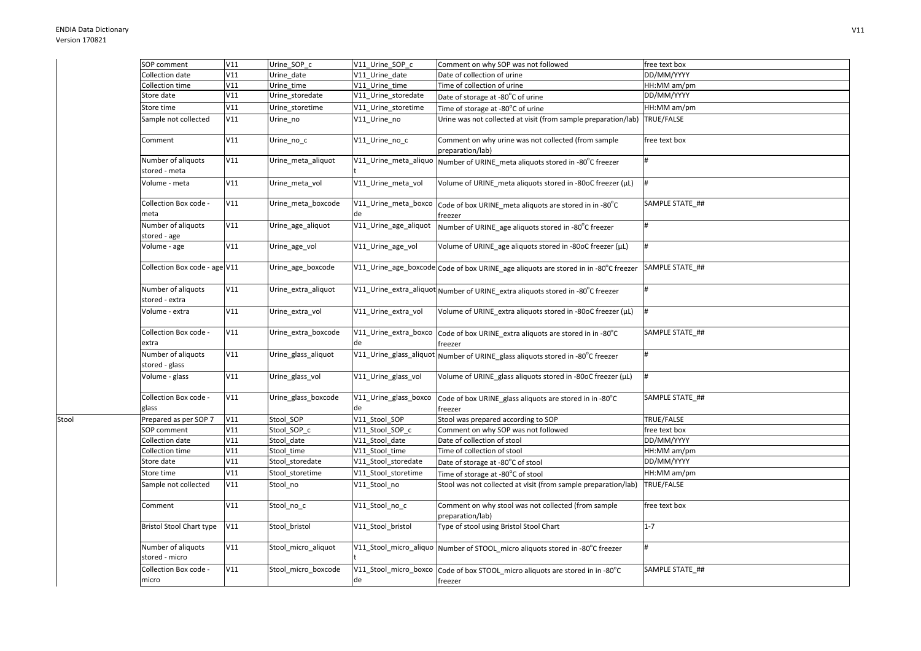| | | | | | | |
|---|---|---|---|---|---|---|
| | SOP comment | V11 | Urine_SOP_c | V11_Urine_SOP_c | Comment on why SOP was not followed | free text box |
| | Collection date | V11 | Urine_date | V11_Urine_date | Date of collection of urine | DD/MM/YYYY |
| | Collection time | V11 | Urine_time | V11_Urine_time | Time of collection of urine | HH:MM am/pm |
| | Store date | V11 | Urine_storedate | V11_Urine_storedate | Date of storage at -80°C of urine | DD/MM/YYYY |
| | Store time | V11 | Urine_storetime | V11_Urine_storetime | Time of storage at -80°C of urine | HH:MM am/pm |
| | Sample not collected | V11 | Urine_no | V11_Urine_no | Urine was not collected at visit (from sample preparation/lab) | TRUE/FALSE |
| | Comment | V11 | Urine_no_c | V11_Urine_no_c | Comment on why urine was not collected (from sample preparation/lab) | free text box |
| | Number of aliquots stored - meta | V11 | Urine_meta_aliquot | V11_Urine_meta_aliquot | Number of URINE_meta aliquots stored in -80°C freezer | # |
| | Volume - meta | V11 | Urine_meta_vol | V11_Urine_meta_vol | Volume of URINE_meta aliquots stored in -80oC freezer (µL) | # |
| | Collection Box code - meta | V11 | Urine_meta_boxcode | V11_Urine_meta_boxcode | Code of box URINE_meta aliquots are stored in in -80°C freezer | SAMPLE STATE_## |
| | Number of aliquots stored - age | V11 | Urine_age_aliquot | V11_Urine_age_aliquot | Number of URINE_age aliquots stored in -80°C freezer | # |
| | Volume - age | V11 | Urine_age_vol | V11_Urine_age_vol | Volume of URINE_age aliquots stored in -80oC freezer (µL) | # |
| | Collection Box code - age | V11 | Urine_age_boxcode | V11_Urine_age_boxcode | Code of box URINE_age aliquots are stored in in -80°C freezer | SAMPLE STATE_## |
| | Number of aliquots stored - extra | V11 | Urine_extra_aliquot | V11_Urine_extra_aliquot | Number of URINE_extra aliquots stored in -80°C freezer | # |
| | Volume - extra | V11 | Urine_extra_vol | V11_Urine_extra_vol | Volume of URINE_extra aliquots stored in -80oC freezer (µL) | # |
| | Collection Box code - extra | V11 | Urine_extra_boxcode | V11_Urine_extra_boxcode | Code of box URINE_extra aliquots are stored in in -80°C freezer | SAMPLE STATE_## |
| | Number of aliquots stored - glass | V11 | Urine_glass_aliquot | V11_Urine_glass_aliquot | Number of URINE_glass aliquots stored in -80°C freezer | # |
| | Volume - glass | V11 | Urine_glass_vol | V11_Urine_glass_vol | Volume of URINE_glass aliquots stored in -80oC freezer (µL) | # |
| | Collection Box code - glass | V11 | Urine_glass_boxcode | V11_Urine_glass_boxcode | Code of box URINE_glass aliquots are stored in in -80°C freezer | SAMPLE STATE_## |
| Stool | Prepared as per SOP 7 | V11 | Stool_SOP | V11_Stool_SOP | Stool was prepared according to SOP | TRUE/FALSE |
| | SOP comment | V11 | Stool_SOP_c | V11_Stool_SOP_c | Comment on why SOP was not followed | free text box |
| | Collection date | V11 | Stool_date | V11_Stool_date | Date of collection of stool | DD/MM/YYYY |
| | Collection time | V11 | Stool_time | V11_Stool_time | Time of collection of stool | HH:MM am/pm |
| | Store date | V11 | Stool_storedate | V11_Stool_storedate | Date of storage at -80°C of stool | DD/MM/YYYY |
| | Store time | V11 | Stool_storetime | V11_Stool_storetime | Time of storage at -80°C of stool | HH:MM am/pm |
| | Sample not collected | V11 | Stool_no | V11_Stool_no | Stool was not collected at visit (from sample preparation/lab) | TRUE/FALSE |
| | Comment | V11 | Stool_no_c | V11_Stool_no_c | Comment on why stool was not collected (from sample preparation/lab) | free text box |
| | Bristol Stool Chart type | V11 | Stool_bristol | V11_Stool_bristol | Type of stool using Bristol Stool Chart | 1-7 |
| | Number of aliquots stored - micro | V11 | Stool_micro_aliquot | V11_Stool_micro_aliquot | Number of STOOL_micro aliquots stored in -80°C freezer | # |
| | Collection Box code - micro | V11 | Stool_micro_boxcode | V11_Stool_micro_boxcode | Code of box STOOL_micro aliquots are stored in in -80°C freezer | SAMPLE STATE_## |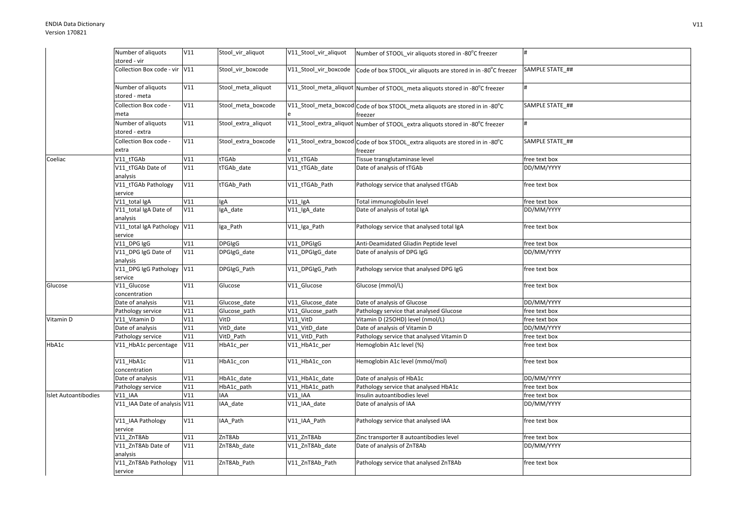| | | | | | | |
|---|---|---|---|---|---|---|
| | Number of aliquots stored - vir | V11 | Stool_vir_aliquot | V11_Stool_vir_aliquot | Number of STOOL_vir aliquots stored in -80°C freezer | # |
| | Collection Box code - vir | V11 | Stool_vir_boxcode | V11_Stool_vir_boxcode | Code of box STOOL_vir aliquots are stored in in -80°C freezer | SAMPLE STATE_## |
| | Number of aliquots stored - meta | V11 | Stool_meta_aliquot | V11_Stool_meta_aliquot | Number of STOOL_meta aliquots stored in -80°C freezer | # |
| | Collection Box code - meta | V11 | Stool_meta_boxcode | V11_Stool_meta_boxcode | Code of box STOOL_meta aliquots are stored in in -80°C freezer | SAMPLE STATE_## |
| | Number of aliquots stored - extra | V11 | Stool_extra_aliquot | V11_Stool_extra_aliquot | Number of STOOL_extra aliquots stored in -80°C freezer | # |
| | Collection Box code - extra | V11 | Stool_extra_boxcode | V11_Stool_extra_boxcode | Code of box STOOL_extra aliquots are stored in in -80°C freezer | SAMPLE STATE_## |
| Coeliac | V11_tTGAb | V11 | tTGAb | V11_tTGAb | Tissue transglutaminase level | free text box |
| | V11_tTGAb Date of analysis | V11 | tTGAb_date | V11_tTGAb_date | Date of analysis of tTGAb | DD/MM/YYYY |
| | V11_tTGAb Pathology service | V11 | tTGAb_Path | V11_tTGAb_Path | Pathology service that analysed tTGAb | free text box |
| | V11_total IgA | V11 | IgA | V11_IgA | Total immunoglobulin level | free text box |
| | V11_total IgA Date of analysis | V11 | IgA_date | V11_IgA_date | Date of analysis of total IgA | DD/MM/YYYY |
| | V11_total IgA Pathology service | V11 | Iga_Path | V11_Iga_Path | Pathology service that analysed total IgA | free text box |
| | V11_DPG IgG | V11 | DPGIgG | V11_DPGIgG | Anti-Deamidated Gliadin Peptide level | free text box |
| | V11_DPG IgG Date of analysis | V11 | DPGIgG_date | V11_DPGIgG_date | Date of analysis of DPG IgG | DD/MM/YYYY |
| | V11_DPG IgG Pathology service | V11 | DPGIgG_Path | V11_DPGIgG_Path | Pathology service that analysed DPG IgG | free text box |
| Glucose | V11_Glucose concentration | V11 | Glucose | V11_Glucose | Glucose (mmol/L) | free text box |
| | Date of analysis | V11 | Glucose_date | V11_Glucose_date | Date of analysis of Glucose | DD/MM/YYYY |
| | Pathology service | V11 | Glucose_path | V11_Glucose_path | Pathology service that analysed Glucose | free text box |
| Vitamin D | V11_Vitamin D | V11 | VitD | V11_VitD | Vitamin D (25OHD) level (nmol/L) | free text box |
| | Date of analysis | V11 | VitD_date | V11_VitD_date | Date of analysis of Vitamin D | DD/MM/YYYY |
| | Pathology service | V11 | VitD_Path | V11_VitD_Path | Pathology service that analysed Vitamin D | free text box |
| HbA1c | V11_HbA1c percentage | V11 | HbA1c_per | V11_HbA1c_per | Hemoglobin A1c level (%) | free text box |
| | V11_HbA1c concentration | V11 | HbA1c_con | V11_HbA1c_con | Hemoglobin A1c level (mmol/mol) | free text box |
| | Date of analysis | V11 | HbA1c_date | V11_HbA1c_date | Date of analysis of HbA1c | DD/MM/YYYY |
| | Pathology service | V11 | HbA1c_path | V11_HbA1c_path | Pathology service that analysed HbA1c | free text box |
| Islet Autoantibodies | V11_IAA | V11 | IAA | V11_IAA | Insulin autoantibodies level | free text box |
| | V11_IAA Date of analysis | V11 | IAA_date | V11_IAA_date | Date of analysis of IAA | DD/MM/YYYY |
| | V11_IAA Pathology service | V11 | IAA_Path | V11_IAA_Path | Pathology service that analysed IAA | free text box |
| | V11_ZnT8Ab | V11 | ZnT8Ab | V11_ZnT8Ab | Zinc transporter 8 autoantibodies level | free text box |
| | V11_ZnT8Ab Date of analysis | V11 | ZnT8Ab_date | V11_ZnT8Ab_date | Date of analysis of ZnT8Ab | DD/MM/YYYY |
| | V11_ZnT8Ab Pathology service | V11 | ZnT8Ab_Path | V11_ZnT8Ab_Path | Pathology service that analysed ZnT8Ab | free text box |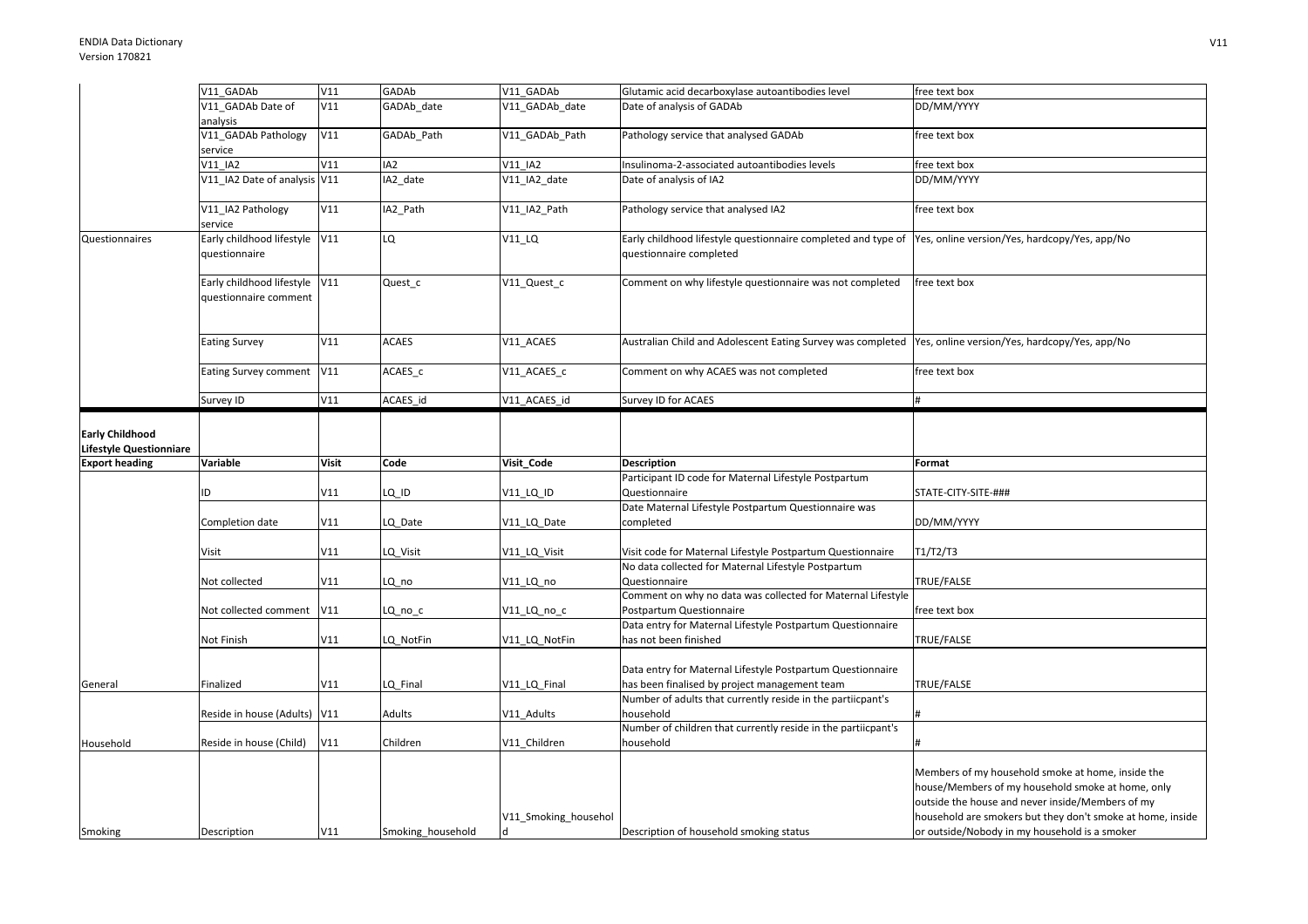| | | | | | | |
|---|---|---|---|---|---|---|
| | V11_GADAb | V11 | GADAb | V11_GADAb | Glutamic acid decarboxylase autoantibodies level | free text box |
| | V11_GADAb Date of analysis | V11 | GADAb_date | V11_GADAb_date | Date of analysis of GADAb | DD/MM/YYYY |
| | V11_GADAb Pathology service | V11 | GADAb_Path | V11_GADAb_Path | Pathology service that analysed GADAb | free text box |
| | V11_IA2 | V11 | IA2 | V11_IA2 | Insulinoma-2-associated autoantibodies levels | free text box |
| | V11_IA2 Date of analysis | V11 | IA2_date | V11_IA2_date | Date of analysis of IA2 | DD/MM/YYYY |
| | V11_IA2 Pathology service | V11 | IA2_Path | V11_IA2_Path | Pathology service that analysed IA2 | free text box |
| Questionnaires | Early childhood lifestyle questionnaire | V11 | LQ | V11_LQ | Early childhood lifestyle questionnaire completed and type of questionnaire completed | Yes, online version/Yes, hardcopy/Yes, app/No |
| | Early childhood lifestyle questionnaire comment | V11 | Quest_c | V11_Quest_c | Comment on why lifestyle questionnaire was not completed | free text box |
| | Eating Survey | V11 | ACAES | V11_ACAES | Australian Child and Adolescent Eating Survey was completed | Yes, online version/Yes, hardcopy/Yes, app/No |
| | Eating Survey comment | V11 | ACAES_c | V11_ACAES_c | Comment on why ACAES was not completed | free text box |
| | Survey ID | V11 | ACAES_id | V11_ACAES_id | Survey ID for ACAES | # |

| **Early Childhood Lifestyle Questionniare** | | | | | | |
|---|---|---|---|---|---|---|
| **Export heading** | **Variable** | **Visit** | **Code** | **Visit_Code** | **Description** | **Format** |
| | ID | V11 | LQ_ID | V11_LQ_ID | Participant ID code for Maternal Lifestyle Postpartum Questionnaire | STATE-CITY-SITE-### |
| | Completion date | V11 | LQ_Date | V11_LQ_Date | Date Maternal Lifestyle Postpartum Questionnaire was completed | DD/MM/YYYY |
| | Visit | V11 | LQ_Visit | V11_LQ_Visit | Visit code for Maternal Lifestyle Postpartum Questionnaire | T1/T2/T3 |
| | Not collected | V11 | LQ_no | V11_LQ_no | No data collected for Maternal Lifestyle Postpartum Questionnaire | TRUE/FALSE |
| | Not collected comment | V11 | LQ_no_c | V11_LQ_no_c | Comment on why no data was collected for Maternal Lifestyle Postpartum Questionnaire | free text box |
| | Not Finish | V11 | LQ_NotFin | V11_LQ_NotFin | Data entry for Maternal Lifestyle Postpartum Questionnaire has not been finished | TRUE/FALSE |
| General | Finalized | V11 | LQ_Final | V11_LQ_Final | Data entry for Maternal Lifestyle Postpartum Questionnaire has been finalised by project management team | TRUE/FALSE |
| | Reside in house (Adults) | V11 | Adults | V11_Adults | Number of adults that currently reside in the partiicpant's household | # |
| Household | Reside in house (Child) | V11 | Children | V11_Children | Number of children that currently reside in the partiicpant's household | # |
| Smoking | Description | V11 | Smoking_household | V11_Smoking_household | Description of household smoking status | Members of my household smoke at home, inside the house/Members of my household smoke at home, only outside the house and never inside/Members of my household are smokers but they don't smoke at home, inside or outside/Nobody in my household is a smoker |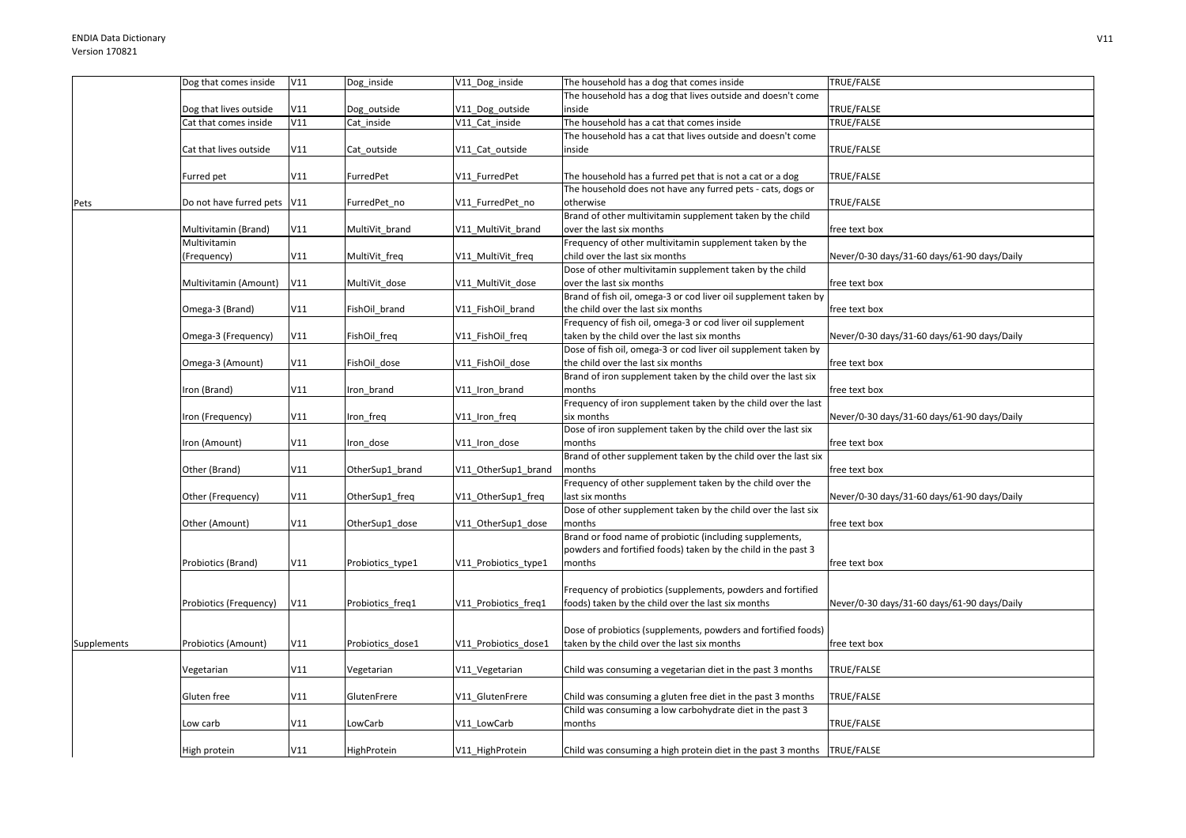| | | | | | | |
|---|---|---|---|---|---|---|
| | Dog that comes inside | V11 | Dog_inside | V11_Dog_inside | The household has a dog that comes inside | TRUE/FALSE |
| | Dog that lives outside | V11 | Dog_outside | V11_Dog_outside | The household has a dog that lives outside and doesn't come inside | TRUE/FALSE |
| | Cat that comes inside | V11 | Cat_inside | V11_Cat_inside | The household has a cat that comes inside | TRUE/FALSE |
| | Cat that lives outside | V11 | Cat_outside | V11_Cat_outside | The household has a cat that lives outside and doesn't come inside | TRUE/FALSE |
| | Furred pet | V11 | FurredPet | V11_FurredPet | The household has a furred pet that is not a cat or a dog | TRUE/FALSE |
| Pets | Do not have furred pets | V11 | FurredPet_no | V11_FurredPet_no | The household does not have any furred pets - cats, dogs or otherwise | TRUE/FALSE |
| | Multivitamin (Brand) | V11 | MultiVit_brand | V11_MultiVit_brand | Brand of other multivitamin supplement taken by the child over the last six months | free text box |
| | Multivitamin (Frequency) | V11 | MultiVit_freq | V11_MultiVit_freq | Frequency of other multivitamin supplement taken by the child over the last six months | Never/0-30 days/31-60 days/61-90 days/Daily |
| | Multivitamin (Amount) | V11 | MultiVit_dose | V11_MultiVit_dose | Dose of other multivitamin supplement taken by the child over the last six months | free text box |
| | Omega-3 (Brand) | V11 | FishOil_brand | V11_FishOil_brand | Brand of fish oil, omega-3 or cod liver oil supplement taken by the child over the last six months | free text box |
| | Omega-3 (Frequency) | V11 | FishOil_freq | V11_FishOil_freq | Frequency of fish oil, omega-3 or cod liver oil supplement taken by the child over the last six months | Never/0-30 days/31-60 days/61-90 days/Daily |
| | Omega-3 (Amount) | V11 | FishOil_dose | V11_FishOil_dose | Dose of fish oil, omega-3 or cod liver oil supplement taken by the child over the last six months | free text box |
| | Iron (Brand) | V11 | Iron_brand | V11_Iron_brand | Brand of iron supplement taken by the child over the last six months | free text box |
| | Iron (Frequency) | V11 | Iron_freq | V11_Iron_freq | Frequency of iron supplement taken by the child over the last six months | Never/0-30 days/31-60 days/61-90 days/Daily |
| | Iron (Amount) | V11 | Iron_dose | V11_Iron_dose | Dose of iron supplement taken by the child over the last six months | free text box |
| | Other (Brand) | V11 | OtherSup1_brand | V11_OtherSup1_brand | Brand of other supplement taken by the child over the last six months | free text box |
| | Other (Frequency) | V11 | OtherSup1_freq | V11_OtherSup1_freq | Frequency of other supplement taken by the child over the last six months | Never/0-30 days/31-60 days/61-90 days/Daily |
| | Other (Amount) | V11 | OtherSup1_dose | V11_OtherSup1_dose | Dose of other supplement taken by the child over the last six months | free text box |
| | Probiotics (Brand) | V11 | Probiotics_type1 | V11_Probiotics_type1 | Brand or food name of probiotic (including supplements, powders and fortified foods) taken by the child in the past 3 months | free text box |
| | Probiotics (Frequency) | V11 | Probiotics_freq1 | V11_Probiotics_freq1 | Frequency of probiotics (supplements, powders and fortified foods) taken by the child over the last six months | Never/0-30 days/31-60 days/61-90 days/Daily |
| Supplements | Probiotics (Amount) | V11 | Probiotics_dose1 | V11_Probiotics_dose1 | Dose of probiotics (supplements, powders and fortified foods) taken by the child over the last six months | free text box |
| | Vegetarian | V11 | Vegetarian | V11_Vegetarian | Child was consuming a vegetarian diet in the past 3 months | TRUE/FALSE |
| | Gluten free | V11 | GlutenFrere | V11_GlutenFrere | Child was consuming a gluten free diet in the past 3 months | TRUE/FALSE |
| | Low carb | V11 | LowCarb | V11_LowCarb | Child was consuming a low carbohydrate diet in the past 3 months | TRUE/FALSE |
| | High protein | V11 | HighProtein | V11_HighProtein | Child was consuming a high protein diet in the past 3 months | TRUE/FALSE |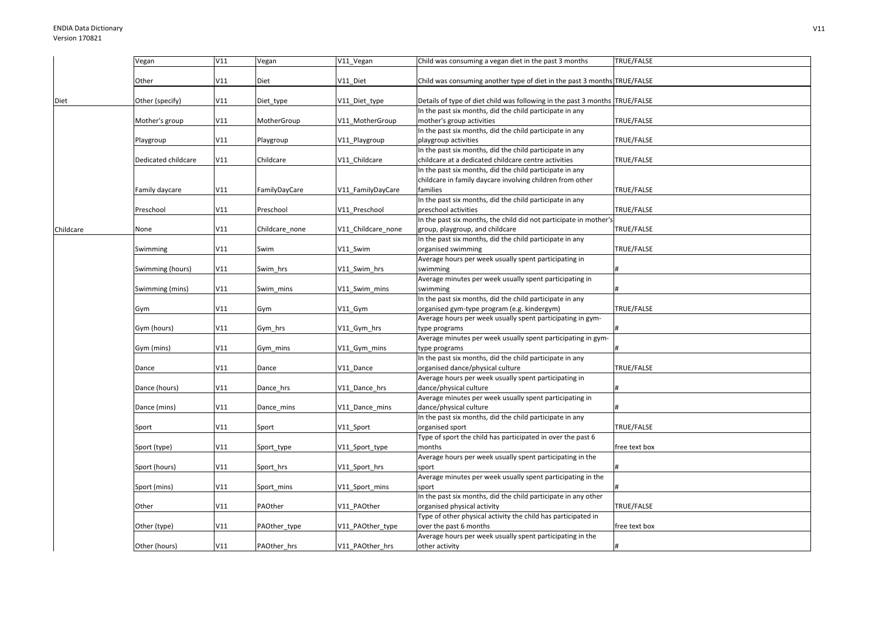| | | | | | | |
|---|---|---|---|---|---|---|
| | Vegan | V11 | Vegan | V11_Vegan | Child was consuming a vegan diet in the past 3 months | TRUE/FALSE |
| | Other | V11 | Diet | V11_Diet | Child was consuming another type of diet in the past 3 months | TRUE/FALSE |
| Diet | Other (specify) | V11 | Diet_type | V11_Diet_type | Details of type of diet child was following in the past 3 months | TRUE/FALSE |
| | Mother's group | V11 | MotherGroup | V11_MotherGroup | In the past six months, did the child participate in any mother's group activities | TRUE/FALSE |
| | Playgroup | V11 | Playgroup | V11_Playgroup | In the past six months, did the child participate in any playgroup activities | TRUE/FALSE |
| | Dedicated childcare | V11 | Childcare | V11_Childcare | In the past six months, did the child participate in any childcare at a dedicated childcare centre activities | TRUE/FALSE |
| | Family daycare | V11 | FamilyDayCare | V11_FamilyDayCare | In the past six months, did the child participate in any childcare in family daycare involving children from other families | TRUE/FALSE |
| | Preschool | V11 | Preschool | V11_Preschool | In the past six months, did the child participate in any preschool activities | TRUE/FALSE |
| Childcare | None | V11 | Childcare_none | V11_Childcare_none | In the past six months, the child did not participate in mother's group, playgroup, and childcare | TRUE/FALSE |
| | Swimming | V11 | Swim | V11_Swim | In the past six months, did the child participate in any organised swimming | TRUE/FALSE |
| | Swimming (hours) | V11 | Swim_hrs | V11_Swim_hrs | Average hours per week usually spent participating in swimming | # |
| | Swimming (mins) | V11 | Swim_mins | V11_Swim_mins | Average minutes per week usually spent participating in swimming | # |
| | Gym | V11 | Gym | V11_Gym | In the past six months, did the child participate in any organised gym-type program (e.g. kindergym) | TRUE/FALSE |
| | Gym (hours) | V11 | Gym_hrs | V11_Gym_hrs | Average hours per week usually spent participating in gym-type programs | # |
| | Gym (mins) | V11 | Gym_mins | V11_Gym_mins | Average minutes per week usually spent participating in gym-type programs | # |
| | Dance | V11 | Dance | V11_Dance | In the past six months, did the child participate in any organised dance/physical culture | TRUE/FALSE |
| | Dance (hours) | V11 | Dance_hrs | V11_Dance_hrs | Average hours per week usually spent participating in dance/physical culture | # |
| | Dance (mins) | V11 | Dance_mins | V11_Dance_mins | Average minutes per week usually spent participating in dance/physical culture | # |
| | Sport | V11 | Sport | V11_Sport | In the past six months, did the child participate in any organised sport | TRUE/FALSE |
| | Sport (type) | V11 | Sport_type | V11_Sport_type | Type of sport the child has participated in over the past 6 months | free text box |
| | Sport (hours) | V11 | Sport_hrs | V11_Sport_hrs | Average hours per week usually spent participating in the sport | # |
| | Sport (mins) | V11 | Sport_mins | V11_Sport_mins | Average minutes per week usually spent participating in the sport | # |
| | Other | V11 | PAOther | V11_PAOther | In the past six months, did the child participate in any other organised physical activity | TRUE/FALSE |
| | Other (type) | V11 | PAOther_type | V11_PAOther_type | Type of other physical activity the child has participated in over the past 6 months | free text box |
| | Other (hours) | V11 | PAOther_hrs | V11_PAOther_hrs | Average hours per week usually spent participating in the other activity | # |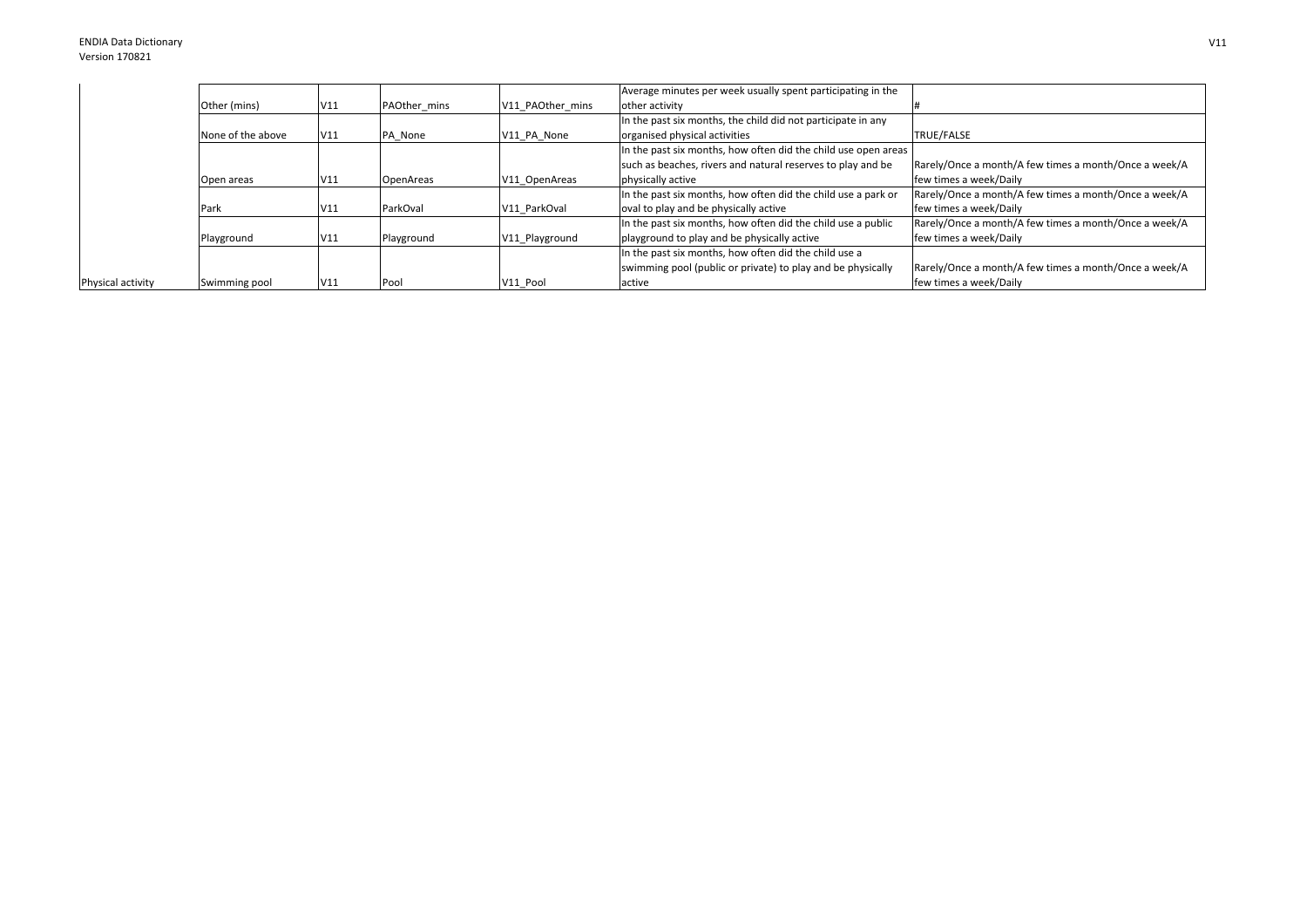| | | | | | | |
|---|---|---|---|---|---|---|
| | Other (mins) | V11 | PAOther_mins | V11_PAOther_mins | Average minutes per week usually spent participating in the other activity | # |
| | None of the above | V11 | PA_None | V11_PA_None | In the past six months, the child did not participate in any organised physical activities | TRUE/FALSE |
| | Open areas | V11 | OpenAreas | V11_OpenAreas | In the past six months, how often did the child use open areas such as beaches, rivers and natural reserves to play and be physically active | Rarely/Once a month/A few times a month/Once a week/A few times a week/Daily |
| | Park | V11 | ParkOval | V11_ParkOval | In the past six months, how often did the child use a park or oval to play and be physically active | Rarely/Once a month/A few times a month/Once a week/A few times a week/Daily |
| | Playground | V11 | Playground | V11_Playground | In the past six months, how often did the child use a public playground to play and be physically active | Rarely/Once a month/A few times a month/Once a week/A few times a week/Daily |
| Physical activity | Swimming pool | V11 | Pool | V11_Pool | In the past six months, how often did the child use a swimming pool (public or private) to play and be physically active | Rarely/Once a month/A few times a month/Once a week/A few times a week/Daily |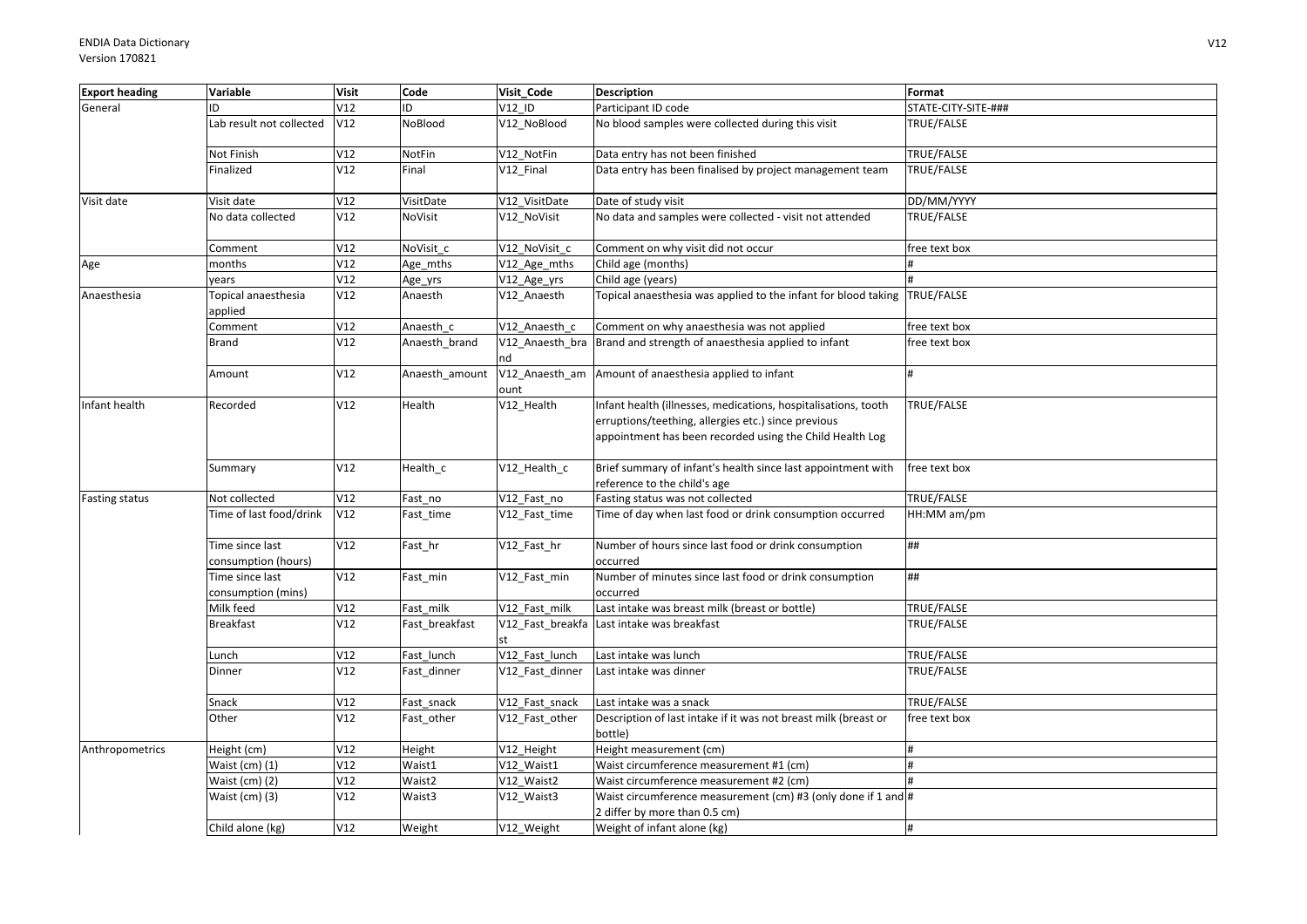| Export heading | Variable | Visit | Code | Visit_Code | Description | Format |
|---|---|---|---|---|---|---|
| General | ID | V12 | ID | V12_ID | Participant ID code | STATE-CITY-SITE-### |
| | Lab result not collected | V12 | NoBlood | V12_NoBlood | No blood samples were collected during this visit | TRUE/FALSE |
| | Not Finish | V12 | NotFin | V12_NotFin | Data entry has not been finished | TRUE/FALSE |
| | Finalized | V12 | Final | V12_Final | Data entry has been finalised by project management team | TRUE/FALSE |
| Visit date | Visit date | V12 | VisitDate | V12_VisitDate | Date of study visit | DD/MM/YYYY |
| | No data collected | V12 | NoVisit | V12_NoVisit | No data and samples were collected - visit not attended | TRUE/FALSE |
| | Comment | V12 | NoVisit_c | V12_NoVisit_c | Comment on why visit did not occur | free text box |
| Age | months | V12 | Age_mths | V12_Age_mths | Child age (months) | # |
| | years | V12 | Age_yrs | V12_Age_yrs | Child age (years) | # |
| Anaesthesia | Topical anaesthesia applied | V12 | Anaesth | V12_Anaesth | Topical anaesthesia was applied to the infant for blood taking | TRUE/FALSE |
| | Comment | V12 | Anaesth_c | V12_Anaesth_c | Comment on why anaesthesia was not applied | free text box |
| | Brand | V12 | Anaesth_brand | V12_Anaesth_brand | Brand and strength of anaesthesia applied to infant | free text box |
| | Amount | V12 | Anaesth_amount | V12_Anaesth_amount | Amount of anaesthesia applied to infant | # |
| Infant health | Recorded | V12 | Health | V12_Health | Infant health (illnesses, medications, hospitalisations, tooth erruptions/teething, allergies etc.) since previous appointment has been recorded using the Child Health Log | TRUE/FALSE |
| | Summary | V12 | Health_c | V12_Health_c | Brief summary of infant's health since last appointment with reference to the child's age | free text box |
| Fasting status | Not collected | V12 | Fast_no | V12_Fast_no | Fasting status was not collected | TRUE/FALSE |
| | Time of last food/drink | V12 | Fast_time | V12_Fast_time | Time of day when last food or drink consumption occurred | HH:MM am/pm |
| | Time since last consumption (hours) | V12 | Fast_hr | V12_Fast_hr | Number of hours since last food or drink consumption occurred | ## |
| | Time since last consumption (mins) | V12 | Fast_min | V12_Fast_min | Number of minutes since last food or drink consumption occurred | ## |
| | Milk feed | V12 | Fast_milk | V12_Fast_milk | Last intake was breast milk (breast or bottle) | TRUE/FALSE |
| | Breakfast | V12 | Fast_breakfast | V12_Fast_breakfast | Last intake was breakfast | TRUE/FALSE |
| | Lunch | V12 | Fast_lunch | V12_Fast_lunch | Last intake was lunch | TRUE/FALSE |
| | Dinner | V12 | Fast_dinner | V12_Fast_dinner | Last intake was dinner | TRUE/FALSE |
| | Snack | V12 | Fast_snack | V12_Fast_snack | Last intake was a snack | TRUE/FALSE |
| | Other | V12 | Fast_other | V12_Fast_other | Description of last intake if it was not breast milk (breast or bottle) | free text box |
| Anthropometrics | Height (cm) | V12 | Height | V12_Height | Height measurement (cm) | # |
| | Waist (cm) (1) | V12 | Waist1 | V12_Waist1 | Waist circumference measurement #1 (cm) | # |
| | Waist (cm) (2) | V12 | Waist2 | V12_Waist2 | Waist circumference measurement #2 (cm) | # |
| | Waist (cm) (3) | V12 | Waist3 | V12_Waist3 | Waist circumference measurement (cm) #3 (only done if 1 and 2 differ by more than 0.5 cm) | # |
| | Child alone (kg) | V12 | Weight | V12_Weight | Weight of infant alone (kg) | # |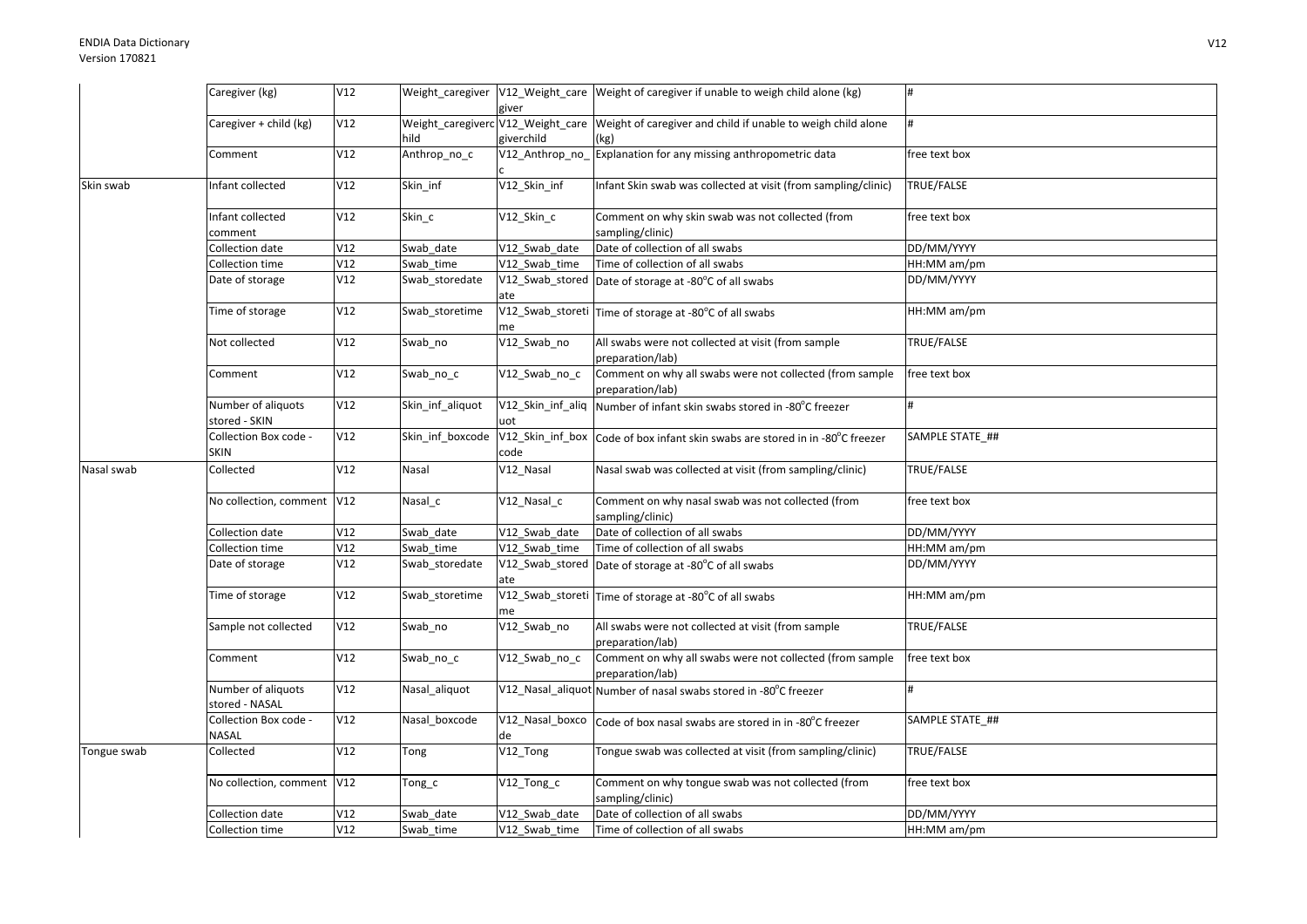| | | | | | | |
|---|---|---|---|---|---|---|
| | Caregiver (kg) | V12 | Weight_caregiver | V12_Weight_caregiver | Weight of caregiver if unable to weigh child alone (kg) | # |
| | Caregiver + child (kg) | V12 | Weight_caregiverchild | V12_Weight_caregiverchild | Weight of caregiver and child if unable to weigh child alone (kg) | # |
| | Comment | V12 | Anthrop_no_c | V12_Anthrop_no_c | Explanation for any missing anthropometric data | free text box |
| Skin swab | Infant collected | V12 | Skin_inf | V12_Skin_inf | Infant Skin swab was collected at visit (from sampling/clinic) | TRUE/FALSE |
| | Infant collected comment | V12 | Skin_c | V12_Skin_c | Comment on why skin swab was not collected (from sampling/clinic) | free text box |
| | Collection date | V12 | Swab_date | V12_Swab_date | Date of collection of all swabs | DD/MM/YYYY |
| | Collection time | V12 | Swab_time | V12_Swab_time | Time of collection of all swabs | HH:MM am/pm |
| | Date of storage | V12 | Swab_storedate | V12_Swab_storedate | Date of storage at -80°C of all swabs | DD/MM/YYYY |
| | Time of storage | V12 | Swab_storetime | V12_Swab_storetime | Time of storage at -80°C of all swabs | HH:MM am/pm |
| | Not collected | V12 | Swab_no | V12_Swab_no | All swabs were not collected at visit (from sample preparation/lab) | TRUE/FALSE |
| | Comment | V12 | Swab_no_c | V12_Swab_no_c | Comment on why all swabs were not collected (from sample preparation/lab) | free text box |
| | Number of aliquots stored - SKIN | V12 | Skin_inf_aliquot | V12_Skin_inf_aliquot | Number of infant skin swabs stored in -80°C freezer | # |
| | Collection Box code - SKIN | V12 | Skin_inf_boxcode | V12_Skin_inf_boxcode | Code of box infant skin swabs are stored in in -80°C freezer | SAMPLE STATE_## |
| Nasal swab | Collected | V12 | Nasal | V12_Nasal | Nasal swab was collected at visit (from sampling/clinic) | TRUE/FALSE |
| | No collection, comment | V12 | Nasal_c | V12_Nasal_c | Comment on why nasal swab was not collected (from sampling/clinic) | free text box |
| | Collection date | V12 | Swab_date | V12_Swab_date | Date of collection of all swabs | DD/MM/YYYY |
| | Collection time | V12 | Swab_time | V12_Swab_time | Time of collection of all swabs | HH:MM am/pm |
| | Date of storage | V12 | Swab_storedate | V12_Swab_storedate | Date of storage at -80°C of all swabs | DD/MM/YYYY |
| | Time of storage | V12 | Swab_storetime | V12_Swab_storetime | Time of storage at -80°C of all swabs | HH:MM am/pm |
| | Sample not collected | V12 | Swab_no | V12_Swab_no | All swabs were not collected at visit (from sample preparation/lab) | TRUE/FALSE |
| | Comment | V12 | Swab_no_c | V12_Swab_no_c | Comment on why all swabs were not collected (from sample preparation/lab) | free text box |
| | Number of aliquots stored - NASAL | V12 | Nasal_aliquot | V12_Nasal_aliquot | Number of nasal swabs stored in -80°C freezer | # |
| | Collection Box code - NASAL | V12 | Nasal_boxcode | V12_Nasal_boxcode | Code of box nasal swabs are stored in in -80°C freezer | SAMPLE STATE_## |
| Tongue swab | Collected | V12 | Tong | V12_Tong | Tongue swab was collected at visit (from sampling/clinic) | TRUE/FALSE |
| | No collection, comment | V12 | Tong_c | V12_Tong_c | Comment on why tongue swab was not collected (from sampling/clinic) | free text box |
| | Collection date | V12 | Swab_date | V12_Swab_date | Date of collection of all swabs | DD/MM/YYYY |
| | Collection time | V12 | Swab_time | V12_Swab_time | Time of collection of all swabs | HH:MM am/pm |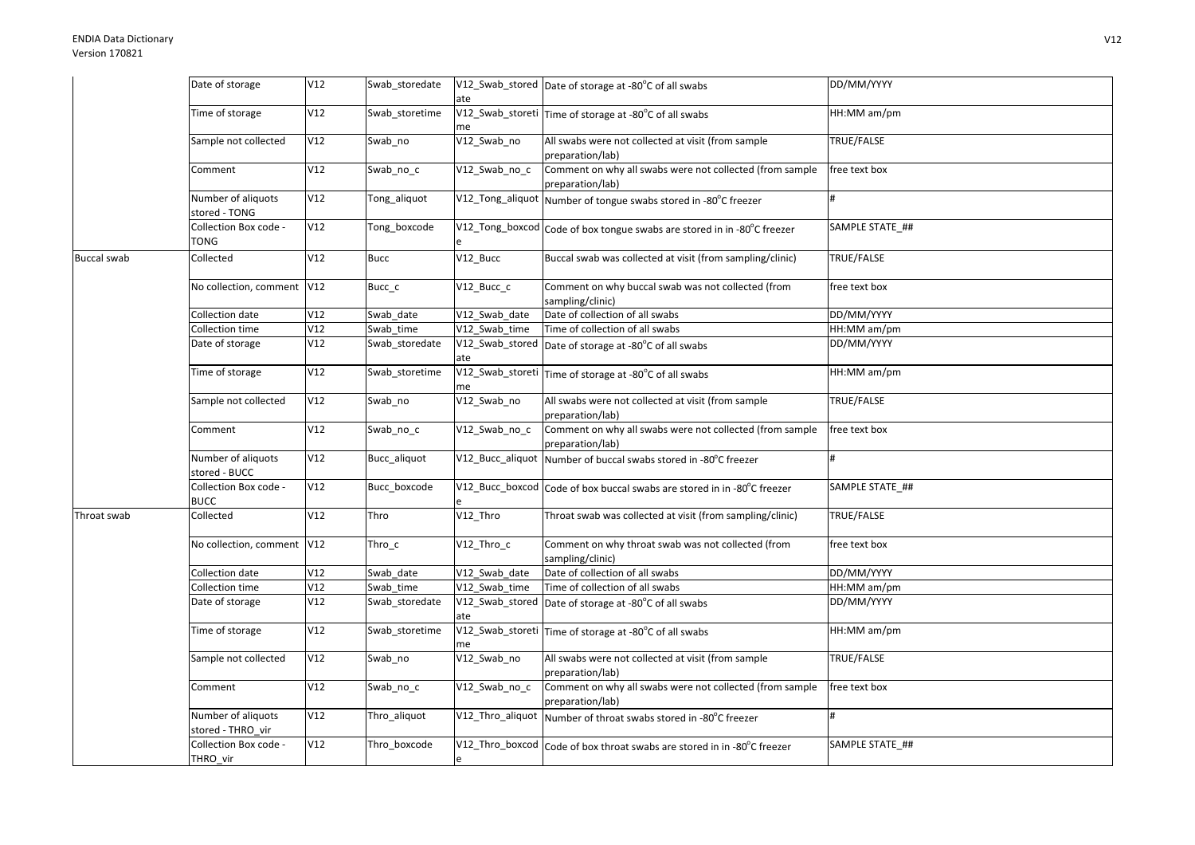| | | | | | | |
|---|---|---|---|---|---|---|
| | Date of storage | V12 | Swab_storedate | V12_Swab_storedate | Date of storage at -80°C of all swabs | DD/MM/YYYY |
| | Time of storage | V12 | Swab_storetime | V12_Swab_storetime | Time of storage at -80°C of all swabs | HH:MM am/pm |
| | Sample not collected | V12 | Swab_no | V12_Swab_no | All swabs were not collected at visit (from sample preparation/lab) | TRUE/FALSE |
| | Comment | V12 | Swab_no_c | V12_Swab_no_c | Comment on why all swabs were not collected (from sample preparation/lab) | free text box |
| | Number of aliquots stored - TONG | V12 | Tong_aliquot | V12_Tong_aliquot | Number of tongue swabs stored in -80°C freezer | # |
| | Collection Box code - TONG | V12 | Tong_boxcode | V12_Tong_boxcode | Code of box tongue swabs are stored in in -80°C freezer | SAMPLE STATE_## |
| Buccal swab | Collected | V12 | Bucc | V12_Bucc | Buccal swab was collected at visit (from sampling/clinic) | TRUE/FALSE |
| | No collection, comment | V12 | Bucc_c | V12_Bucc_c | Comment on why buccal swab was not collected (from sampling/clinic) | free text box |
| | Collection date | V12 | Swab_date | V12_Swab_date | Date of collection of all swabs | DD/MM/YYYY |
| | Collection time | V12 | Swab_time | V12_Swab_time | Time of collection of all swabs | HH:MM am/pm |
| | Date of storage | V12 | Swab_storedate | V12_Swab_storedate | Date of storage at -80°C of all swabs | DD/MM/YYYY |
| | Time of storage | V12 | Swab_storetime | V12_Swab_storetime | Time of storage at -80°C of all swabs | HH:MM am/pm |
| | Sample not collected | V12 | Swab_no | V12_Swab_no | All swabs were not collected at visit (from sample preparation/lab) | TRUE/FALSE |
| | Comment | V12 | Swab_no_c | V12_Swab_no_c | Comment on why all swabs were not collected (from sample preparation/lab) | free text box |
| | Number of aliquots stored - BUCC | V12 | Bucc_aliquot | V12_Bucc_aliquot | Number of buccal swabs stored in -80°C freezer | # |
| | Collection Box code - BUCC | V12 | Bucc_boxcode | V12_Bucc_boxcode | Code of box buccal swabs are stored in in -80°C freezer | SAMPLE STATE_## |
| Throat swab | Collected | V12 | Thro | V12_Thro | Throat swab was collected at visit (from sampling/clinic) | TRUE/FALSE |
| | No collection, comment | V12 | Thro_c | V12_Thro_c | Comment on why throat swab was not collected (from sampling/clinic) | free text box |
| | Collection date | V12 | Swab_date | V12_Swab_date | Date of collection of all swabs | DD/MM/YYYY |
| | Collection time | V12 | Swab_time | V12_Swab_time | Time of collection of all swabs | HH:MM am/pm |
| | Date of storage | V12 | Swab_storedate | V12_Swab_storedate | Date of storage at -80°C of all swabs | DD/MM/YYYY |
| | Time of storage | V12 | Swab_storetime | V12_Swab_storetime | Time of storage at -80°C of all swabs | HH:MM am/pm |
| | Sample not collected | V12 | Swab_no | V12_Swab_no | All swabs were not collected at visit (from sample preparation/lab) | TRUE/FALSE |
| | Comment | V12 | Swab_no_c | V12_Swab_no_c | Comment on why all swabs were not collected (from sample preparation/lab) | free text box |
| | Number of aliquots stored - THRO_vir | V12 | Thro_aliquot | V12_Thro_aliquot | Number of throat swabs stored in -80°C freezer | # |
| | Collection Box code - THRO_vir | V12 | Thro_boxcode | V12_Thro_boxcode | Code of box throat swabs are stored in in -80°C freezer | SAMPLE STATE_## |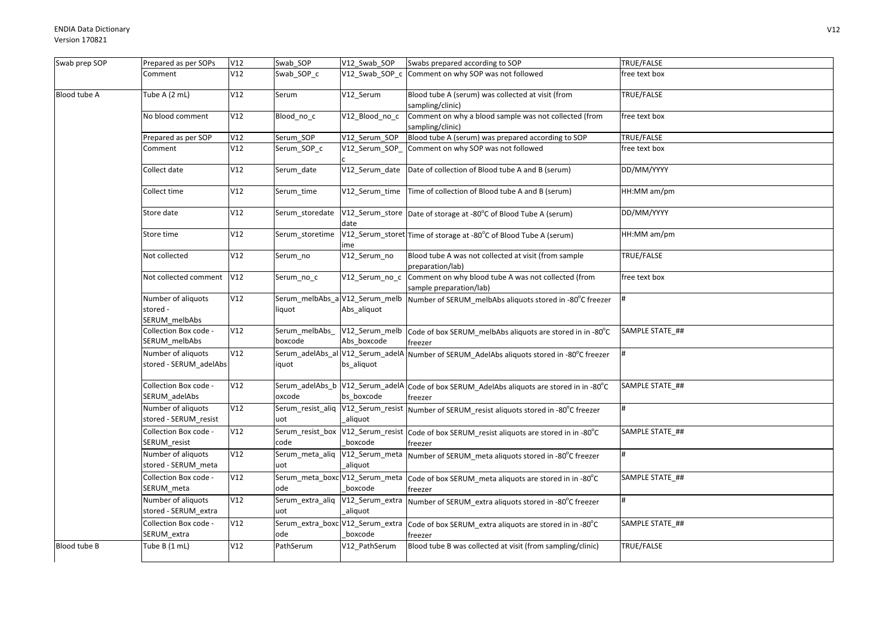| Swab prep SOP | Prepared as per SOPs | V12 | Swab_SOP | V12_Swab_SOP | Swabs prepared according to SOP | TRUE/FALSE |
|---|---|---|---|---|---|---|
| | Comment | V12 | Swab_SOP_c | V12_Swab_SOP_c | Comment on why SOP was not followed | free text box |
| Blood tube A | Tube A (2 mL) | V12 | Serum | V12_Serum | Blood tube A (serum) was collected at visit (from sampling/clinic) | TRUE/FALSE |
| | No blood comment | V12 | Blood_no_c | V12_Blood_no_c | Comment on why a blood sample was not collected (from sampling/clinic) | free text box |
| | Prepared as per SOP | V12 | Serum_SOP | V12_Serum_SOP | Blood tube A (serum) was prepared according to SOP | TRUE/FALSE |
| | Comment | V12 | Serum_SOP_c | V12_Serum_SOP_c | Comment on why SOP was not followed | free text box |
| | Collect date | V12 | Serum_date | V12_Serum_date | Date of collection of Blood tube A and B (serum) | DD/MM/YYYY |
| | Collect time | V12 | Serum_time | V12_Serum_time | Time of collection of Blood tube A and B (serum) | HH:MM am/pm |
| | Store date | V12 | Serum_storedate | V12_Serum_storedate | Date of storage at -80°C of Blood Tube A (serum) | DD/MM/YYYY |
| | Store time | V12 | Serum_storetime | V12_Serum_storetime | Time of storage at -80°C of Blood Tube A (serum) | HH:MM am/pm |
| | Not collected | V12 | Serum_no | V12_Serum_no | Blood tube A was not collected at visit (from sample preparation/lab) | TRUE/FALSE |
| | Not collected comment | V12 | Serum_no_c | V12_Serum_no_c | Comment on why blood tube A was not collected (from sample preparation/lab) | free text box |
| | Number of aliquots stored - SERUM_melbAbs | V12 | Serum_melbAbs_aliquot | V12_Serum_melbAbs_aliquot | Number of SERUM_melbAbs aliquots stored in -80°C freezer | # |
| | Collection Box code - SERUM_melbAbs | V12 | Serum_melbAbs_boxcode | V12_Serum_melbAbs_boxcode | Code of box SERUM_melbAbs aliquots are stored in in -80°C freezer | SAMPLE STATE_## |
| | Number of aliquots stored - SERUM_adelAbs | V12 | Serum_adelAbs_aliquot | V12_Serum_adelAbs_aliquot | Number of SERUM_AdelAbs aliquots stored in -80°C freezer | # |
| | Collection Box code - SERUM_adelAbs | V12 | Serum_adelAbs_boxcode | V12_Serum_adelAbs_boxcode | Code of box SERUM_AdelAbs aliquots are stored in in -80°C freezer | SAMPLE STATE_## |
| | Number of aliquots stored - SERUM_resist | V12 | Serum_resist_aliquot | V12_Serum_resist_aliquot | Number of SERUM_resist aliquots stored in -80°C freezer | # |
| | Collection Box code - SERUM_resist | V12 | Serum_resist_boxcode | V12_Serum_resist_boxcode | Code of box SERUM_resist aliquots are stored in in -80°C freezer | SAMPLE STATE_## |
| | Number of aliquots stored - SERUM_meta | V12 | Serum_meta_aliquot | V12_Serum_meta_aliquot | Number of SERUM_meta aliquots stored in -80°C freezer | # |
| | Collection Box code - SERUM_meta | V12 | Serum_meta_boxcode | V12_Serum_meta_boxcode | Code of box SERUM_meta aliquots are stored in in -80°C freezer | SAMPLE STATE_## |
| | Number of aliquots stored - SERUM_extra | V12 | Serum_extra_aliquot | V12_Serum_extra_aliquot | Number of SERUM_extra aliquots stored in -80°C freezer | # |
| | Collection Box code - SERUM_extra | V12 | Serum_extra_boxcode | V12_Serum_extra_boxcode | Code of box SERUM_extra aliquots are stored in in -80°C freezer | SAMPLE STATE_## |
| Blood tube B | Tube B (1 mL) | V12 | PathSerum | V12_PathSerum | Blood tube B was collected at visit (from sampling/clinic) | TRUE/FALSE |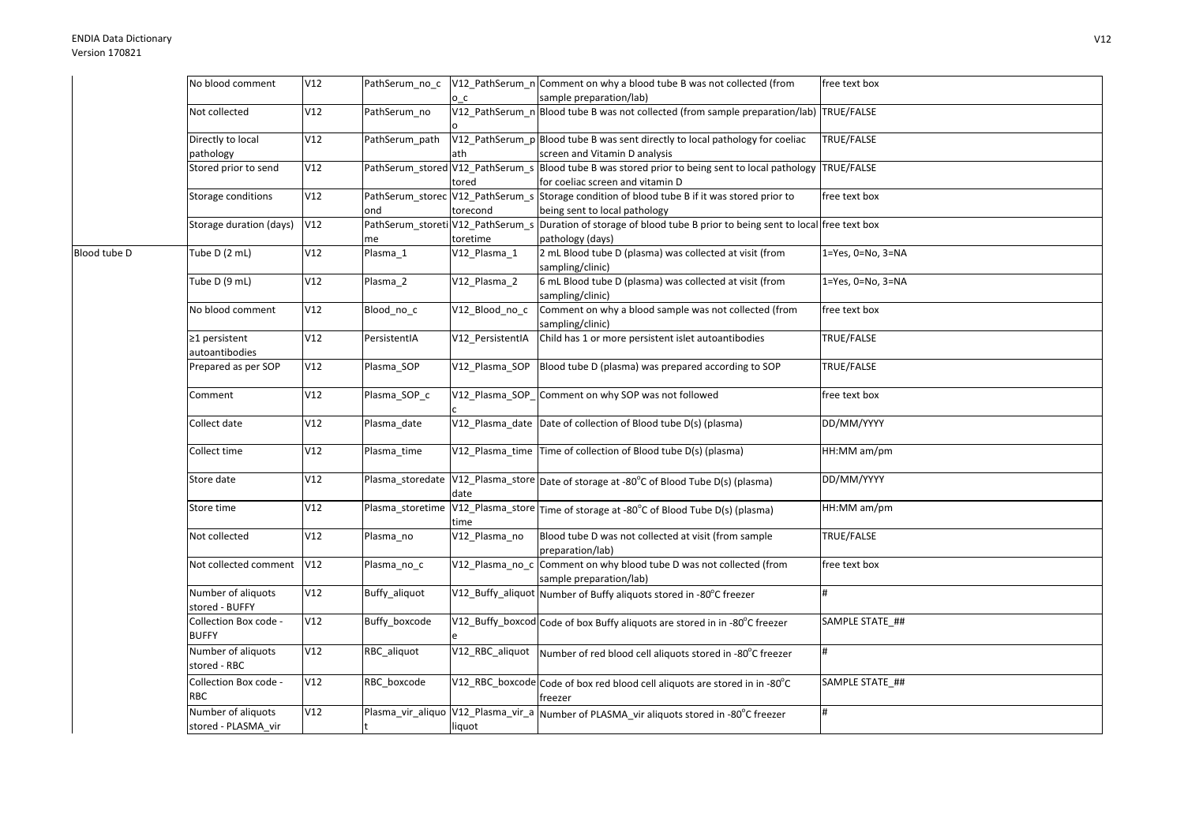| | | | | | | |
|---|---|---|---|---|---|---|
| | No blood comment | V12 | PathSerum_no_c | V12_PathSerum_no_c | Comment on why a blood tube B was not collected (from sample preparation/lab) | free text box |
| | Not collected | V12 | PathSerum_no | V12_PathSerum_no | Blood tube B was not collected (from sample preparation/lab) | TRUE/FALSE |
| | Directly to local pathology | V12 | PathSerum_path | V12_PathSerum_path | Blood tube B was sent directly to local pathology for coeliac screen and Vitamin D analysis | TRUE/FALSE |
| | Stored prior to send | V12 | PathSerum_stored | V12_PathSerum_stored | Blood tube B was stored prior to being sent to local pathology for coeliac screen and vitamin D | TRUE/FALSE |
| | Storage conditions | V12 | PathSerum_storecond | V12_PathSerum_storecond | Storage condition of blood tube B if it was stored prior to being sent to local pathology | free text box |
| | Storage duration (days) | V12 | PathSerum_storetime | V12_PathSerum_storetime | Duration of storage of blood tube B prior to being sent to local pathology (days) | free text box |
| Blood tube D | Tube D (2 mL) | V12 | Plasma_1 | V12_Plasma_1 | 2 mL Blood tube D (plasma) was collected at visit (from sampling/clinic) | 1=Yes, 0=No, 3=NA |
| | Tube D (9 mL) | V12 | Plasma_2 | V12_Plasma_2 | 6 mL Blood tube D (plasma) was collected at visit (from sampling/clinic) | 1=Yes, 0=No, 3=NA |
| | No blood comment | V12 | Blood_no_c | V12_Blood_no_c | Comment on why a blood sample was not collected (from sampling/clinic) | free text box |
| | ≥1 persistent autoantibodies | V12 | PersistentIA | V12_PersistentIA | Child has 1 or more persistent islet autoantibodies | TRUE/FALSE |
| | Prepared as per SOP | V12 | Plasma_SOP | V12_Plasma_SOP | Blood tube D (plasma) was prepared according to SOP | TRUE/FALSE |
| | Comment | V12 | Plasma_SOP_c | V12_Plasma_SOP_c | Comment on why SOP was not followed | free text box |
| | Collect date | V12 | Plasma_date | V12_Plasma_date | Date of collection of Blood tube D(s) (plasma) | DD/MM/YYYY |
| | Collect time | V12 | Plasma_time | V12_Plasma_time | Time of collection of Blood tube D(s) (plasma) | HH:MM am/pm |
| | Store date | V12 | Plasma_storedate | V12_Plasma_storedate | Date of storage at -80°C of Blood Tube D(s) (plasma) | DD/MM/YYYY |
| | Store time | V12 | Plasma_storetime | V12_Plasma_storetime | Time of storage at -80°C of Blood Tube D(s) (plasma) | HH:MM am/pm |
| | Not collected | V12 | Plasma_no | V12_Plasma_no | Blood tube D was not collected at visit (from sample preparation/lab) | TRUE/FALSE |
| | Not collected comment | V12 | Plasma_no_c | V12_Plasma_no_c | Comment on why blood tube D was not collected (from sample preparation/lab) | free text box |
| | Number of aliquots stored - BUFFY | V12 | Buffy_aliquot | V12_Buffy_aliquot | Number of Buffy aliquots stored in -80°C freezer | # |
| | Collection Box code - BUFFY | V12 | Buffy_boxcode | V12_Buffy_boxcode | Code of box Buffy aliquots are stored in in -80°C freezer | SAMPLE STATE_## |
| | Number of aliquots stored - RBC | V12 | RBC_aliquot | V12_RBC_aliquot | Number of red blood cell aliquots stored in -80°C freezer | # |
| | Collection Box code - RBC | V12 | RBC_boxcode | V12_RBC_boxcode | Code of box red blood cell aliquots are stored in in -80°C freezer | SAMPLE STATE_## |
| | Number of aliquots stored - PLASMA_vir | V12 | Plasma_vir_aliquot | V12_Plasma_vir_aliquot | Number of PLASMA_vir aliquots stored in -80°C freezer | # |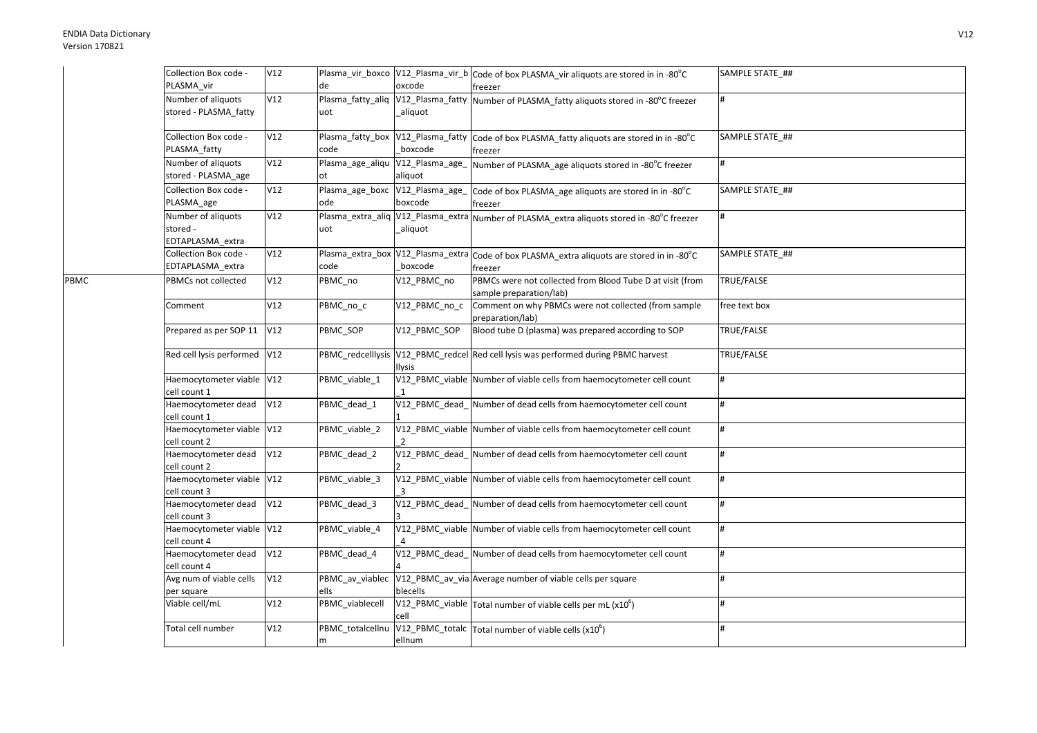| | | | | | | |
|---|---|---|---|---|---|---|
| | Collection Box code - PLASMA_vir | V12 | Plasma_vir_boxcode | V12_Plasma_vir_boxcode | Code of box PLASMA_vir aliquots are stored in in -80°C freezer | SAMPLE STATE_## |
| | Number of aliquots stored - PLASMA_fatty | V12 | Plasma_fatty_aliquot | V12_Plasma_fatty_aliquot | Number of PLASMA_fatty aliquots stored in -80°C freezer | # |
| | Collection Box code - PLASMA_fatty | V12 | Plasma_fatty_boxcode | V12_Plasma_fatty_boxcode | Code of box PLASMA_fatty aliquots are stored in in -80°C freezer | SAMPLE STATE_## |
| | Number of aliquots stored - PLASMA_age | V12 | Plasma_age_aliquot | V12_Plasma_age_aliquot | Number of PLASMA_age aliquots stored in -80°C freezer | # |
| | Collection Box code - PLASMA_age | V12 | Plasma_age_boxcode | V12_Plasma_age_boxcode | Code of box PLASMA_age aliquots are stored in in -80°C freezer | SAMPLE STATE_## |
| | Number of aliquots stored - EDTAPLASMA_extra | V12 | Plasma_extra_aliquot | V12_Plasma_extra_aliquot | Number of PLASMA_extra aliquots stored in -80°C freezer | # |
| | Collection Box code - EDTAPLASMA_extra | V12 | Plasma_extra_boxcode | V12_Plasma_extra_boxcode | Code of box PLASMA_extra aliquots are stored in in -80°C freezer | SAMPLE STATE_## |
| PBMC | PBMCs not collected | V12 | PBMC_no | V12_PBMC_no | PBMCs were not collected from Blood Tube D at visit (from sample preparation/lab) | TRUE/FALSE |
| | Comment | V12 | PBMC_no_c | V12_PBMC_no_c | Comment on why PBMCs were not collected (from sample preparation/lab) | free text box |
| | Prepared as per SOP 11 | V12 | PBMC_SOP | V12_PBMC_SOP | Blood tube D (plasma) was prepared according to SOP | TRUE/FALSE |
| | Red cell lysis performed | V12 | PBMC_redcelllysis | V12_PBMC_redcellysis | Red cell lysis was performed during PBMC harvest | TRUE/FALSE |
| | Haemocytometer viable cell count 1 | V12 | PBMC_viable_1 | V12_PBMC_viable_1 | Number of viable cells from haemocytometer cell count | # |
| | Haemocytometer dead cell count 1 | V12 | PBMC_dead_1 | V12_PBMC_dead_1 | Number of dead cells from haemocytometer cell count | # |
| | Haemocytometer viable cell count 2 | V12 | PBMC_viable_2 | V12_PBMC_viable_2 | Number of viable cells from haemocytometer cell count | # |
| | Haemocytometer dead cell count 2 | V12 | PBMC_dead_2 | V12_PBMC_dead_2 | Number of dead cells from haemocytometer cell count | # |
| | Haemocytometer viable cell count 3 | V12 | PBMC_viable_3 | V12_PBMC_viable_3 | Number of viable cells from haemocytometer cell count | # |
| | Haemocytometer dead cell count 3 | V12 | PBMC_dead_3 | V12_PBMC_dead_3 | Number of dead cells from haemocytometer cell count | # |
| | Haemocytometer viable cell count 4 | V12 | PBMC_viable_4 | V12_PBMC_viable_4 | Number of viable cells from haemocytometer cell count | # |
| | Haemocytometer dead cell count 4 | V12 | PBMC_dead_4 | V12_PBMC_dead_4 | Number of dead cells from haemocytometer cell count | # |
| | Avg num of viable cells per square | V12 | PBMC_av_viablecells | V12_PBMC_av_viablecells | Average number of viable cells per square | # |
| | Viable cell/mL | V12 | PBMC_viablecell | V12_PBMC_viablecell | Total number of viable cells per mL ($x10^6$) | # |
| | Total cell number | V12 | PBMC_totalcellnum | V12_PBMC_totalcellnum | Total number of viable cells ($x10^6$) | # |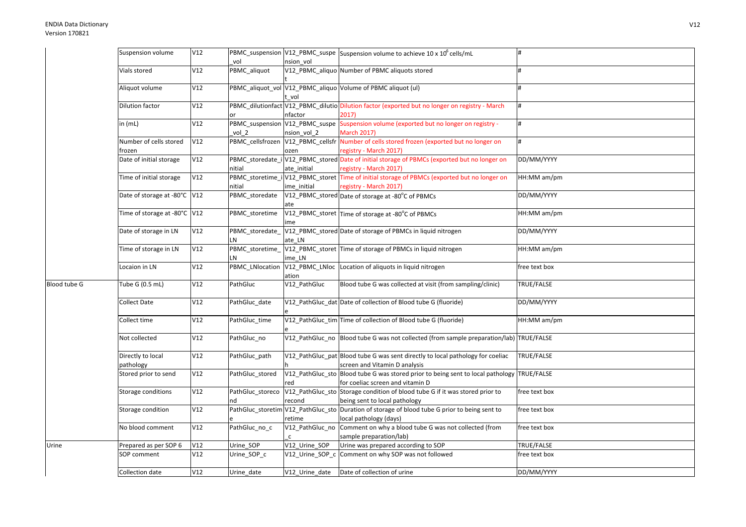| | | | | | | |
|---|---|---|---|---|---|---|
| | Suspension volume | V12 | PBMC_suspension_vol | V12_PBMC_suspension_vol | Suspension volume to achieve 10 x $10^6$ cells/mL | # |
| | Vials stored | V12 | PBMC_aliquot | V12_PBMC_aliquot | Number of PBMC aliquots stored | # |
| | Aliquot volume | V12 | PBMC_aliquot_vol | V12_PBMC_aliquot_vol | Volume of PBMC aliquot (ul) | # |
| | Dilution factor | V12 | PBMC_dilutionfactor | V12_PBMC_dilutionfactor | Dilution factor (exported but no longer on registry - March 2017) | # |
| | in (mL) | V12 | PBMC_suspension_vol_2 | V12_PBMC_suspension_vol_2 | Suspension volume (exported but no longer on registry - March 2017) | # |
| | Number of cells stored frozen | V12 | PBMC_cellsfrozen | V12_PBMC_cellsfrozen | Number of cells stored frozen (exported but no longer on registry - March 2017) | # |
| | Date of initial storage | V12 | PBMC_storedate_initial | V12_PBMC_storedate_initial | Date of initial storage of PBMCs (exported but no longer on registry - March 2017) | DD/MM/YYYY |
| | Time of initial storage | V12 | PBMC_storetime_initial | V12_PBMC_storetime_initial | Time of initial storage of PBMCs (exported but no longer on registry - March 2017) | HH:MM am/pm |
| | Date of storage at -80°C | V12 | PBMC_storedate | V12_PBMC_storedate | Date of storage at -80°C of PBMCs | DD/MM/YYYY |
| | Time of storage at -80°C | V12 | PBMC_storetime | V12_PBMC_storetime | Time of storage at -80°C of PBMCs | HH:MM am/pm |
| | Date of storage in LN | V12 | PBMC_storedate_LN | V12_PBMC_storedate_LN | Date of storage of PBMCs in liquid nitrogen | DD/MM/YYYY |
| | Time of storage in LN | V12 | PBMC_storetime_LN | V12_PBMC_storetime_LN | Time of storage of PBMCs in liquid nitrogen | HH:MM am/pm |
| | Locaion in LN | V12 | PBMC_LNlocation | V12_PBMC_LNlocation | Location of aliquots in liquid nitrogen | free text box |
| Blood tube G | Tube G (0.5 mL) | V12 | PathGluc | V12_PathGluc | Blood tube G was collected at visit (from sampling/clinic) | TRUE/FALSE |
| | Collect Date | V12 | PathGluc_date | V12_PathGluc_date | Date of collection of Blood tube G (fluoride) | DD/MM/YYYY |
| | Collect time | V12 | PathGluc_time | V12_PathGluc_time | Time of collection of Blood tube G (fluoride) | HH:MM am/pm |
| | Not collected | V12 | PathGluc_no | V12_PathGluc_no | Blood tube G was not collected (from sample preparation/lab) | TRUE/FALSE |
| | Directly to local pathology | V12 | PathGluc_path | V12_PathGluc_path | Blood tube G was sent directly to local pathology for coeliac screen and Vitamin D analysis | TRUE/FALSE |
| | Stored prior to send | V12 | PathGluc_stored | V12_PathGluc_stored | Blood tube G was stored prior to being sent to local pathology for coeliac screen and vitamin D | TRUE/FALSE |
| | Storage conditions | V12 | PathGluc_storecond | V12_PathGluc_storecond | Storage condition of blood tube G if it was stored prior to being sent to local pathology | free text box |
| | Storage condition | V12 | PathGluc_storetime | V12_PathGluc_storetime | Duration of storage of blood tube G prior to being sent to local pathology (days) | free text box |
| | No blood comment | V12 | PathGluc_no_c | V12_PathGluc_no_c | Comment on why a blood tube G was not collected (from sample preparation/lab) | free text box |
| Urine | Prepared as per SOP 6 | V12 | Urine_SOP | V12_Urine_SOP | Urine was prepared according to SOP | TRUE/FALSE |
| | SOP comment | V12 | Urine_SOP_c | V12_Urine_SOP_c | Comment on why SOP was not followed | free text box |
| | Collection date | V12 | Urine_date | V12_Urine_date | Date of collection of urine | DD/MM/YYYY |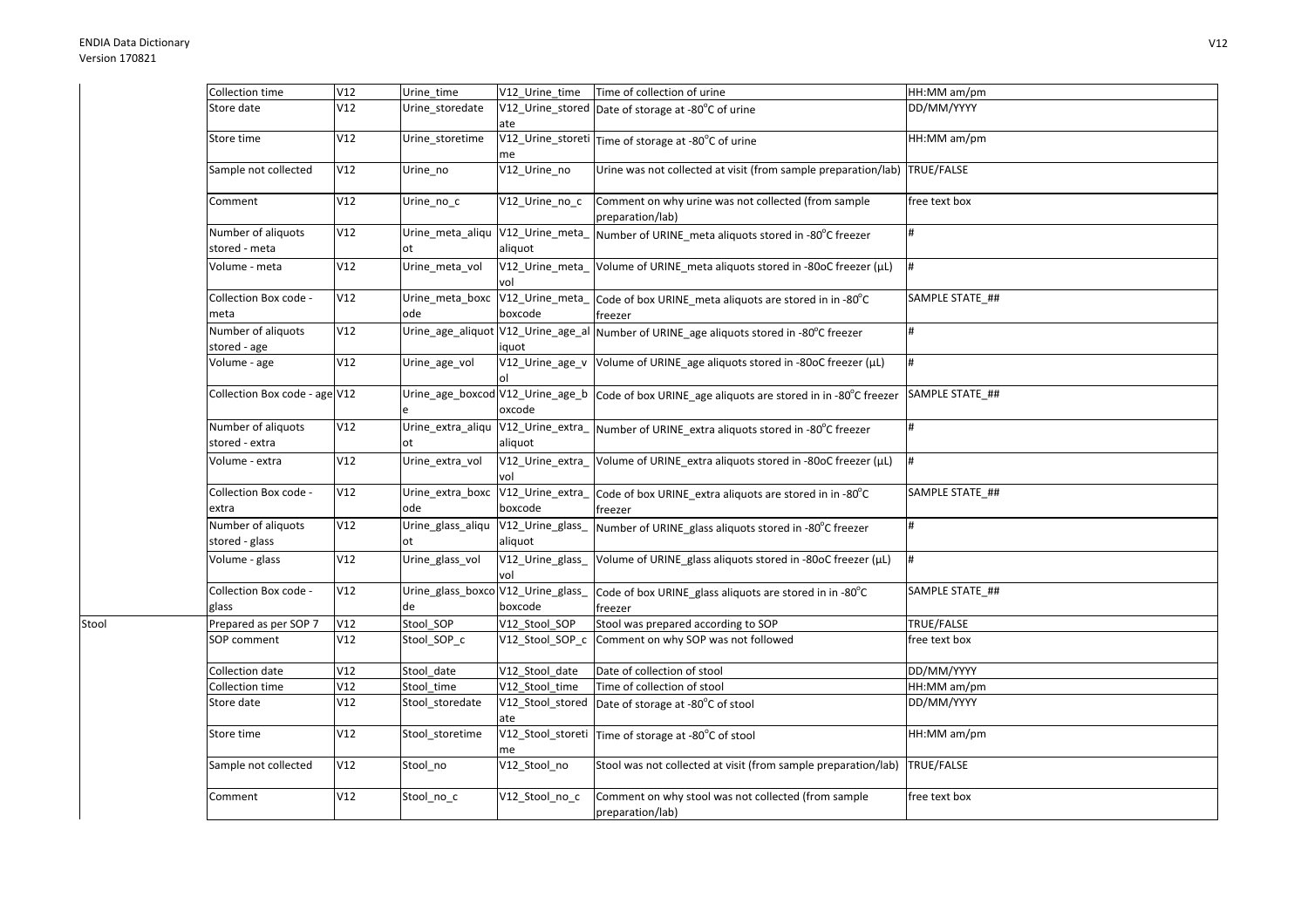| | | | | | | |
|---|---|---|---|---|---|---|
| | Collection time | V12 | Urine_time | V12_Urine_time | Time of collection of urine | HH:MM am/pm |
| | Store date | V12 | Urine_storedate | V12_Urine_storedate | Date of storage at -80°C of urine | DD/MM/YYYY |
| | Store time | V12 | Urine_storetime | V12_Urine_storetime | Time of storage at -80°C of urine | HH:MM am/pm |
| | Sample not collected | V12 | Urine_no | V12_Urine_no | Urine was not collected at visit (from sample preparation/lab) | TRUE/FALSE |
| | Comment | V12 | Urine_no_c | V12_Urine_no_c | Comment on why urine was not collected (from sample preparation/lab) | free text box |
| | Number of aliquots stored - meta | V12 | Urine_meta_aliquot | V12_Urine_meta_aliquot | Number of URINE_meta aliquots stored in -80°C freezer | # |
| | Volume - meta | V12 | Urine_meta_vol | V12_Urine_meta_vol | Volume of URINE_meta aliquots stored in -80oC freezer (µL) | # |
| | Collection Box code - meta | V12 | Urine_meta_boxcode | V12_Urine_meta_boxcode | Code of box URINE_meta aliquots are stored in in -80°C freezer | SAMPLE STATE_## |
| | Number of aliquots stored - age | V12 | Urine_age_aliquot | V12_Urine_age_aliquot | Number of URINE_age aliquots stored in -80°C freezer | # |
| | Volume - age | V12 | Urine_age_vol | V12_Urine_age_vol | Volume of URINE_age aliquots stored in -80oC freezer (µL) | # |
| | Collection Box code - age | V12 | Urine_age_boxcode | V12_Urine_age_boxcode | Code of box URINE_age aliquots are stored in in -80°C freezer | SAMPLE STATE_## |
| | Number of aliquots stored - extra | V12 | Urine_extra_aliquot | V12_Urine_extra_aliquot | Number of URINE_extra aliquots stored in -80°C freezer | # |
| | Volume - extra | V12 | Urine_extra_vol | V12_Urine_extra_vol | Volume of URINE_extra aliquots stored in -80oC freezer (µL) | # |
| | Collection Box code - extra | V12 | Urine_extra_boxcode | V12_Urine_extra_boxcode | Code of box URINE_extra aliquots are stored in in -80°C freezer | SAMPLE STATE_## |
| | Number of aliquots stored - glass | V12 | Urine_glass_aliquot | V12_Urine_glass_aliquot | Number of URINE_glass aliquots stored in -80°C freezer | # |
| | Volume - glass | V12 | Urine_glass_vol | V12_Urine_glass_vol | Volume of URINE_glass aliquots stored in -80oC freezer (µL) | # |
| | Collection Box code - glass | V12 | Urine_glass_boxcode | V12_Urine_glass_boxcode | Code of box URINE_glass aliquots are stored in in -80°C freezer | SAMPLE STATE_## |
| Stool | Prepared as per SOP 7 | V12 | Stool_SOP | V12_Stool_SOP | Stool was prepared according to SOP | TRUE/FALSE |
| | SOP comment | V12 | Stool_SOP_c | V12_Stool_SOP_c | Comment on why SOP was not followed | free text box |
| | Collection date | V12 | Stool_date | V12_Stool_date | Date of collection of stool | DD/MM/YYYY |
| | Collection time | V12 | Stool_time | V12_Stool_time | Time of collection of stool | HH:MM am/pm |
| | Store date | V12 | Stool_storedate | V12_Stool_storedate | Date of storage at -80°C of stool | DD/MM/YYYY |
| | Store time | V12 | Stool_storetime | V12_Stool_storetime | Time of storage at -80°C of stool | HH:MM am/pm |
| | Sample not collected | V12 | Stool_no | V12_Stool_no | Stool was not collected at visit (from sample preparation/lab) | TRUE/FALSE |
| | Comment | V12 | Stool_no_c | V12_Stool_no_c | Comment on why stool was not collected (from sample preparation/lab) | free text box |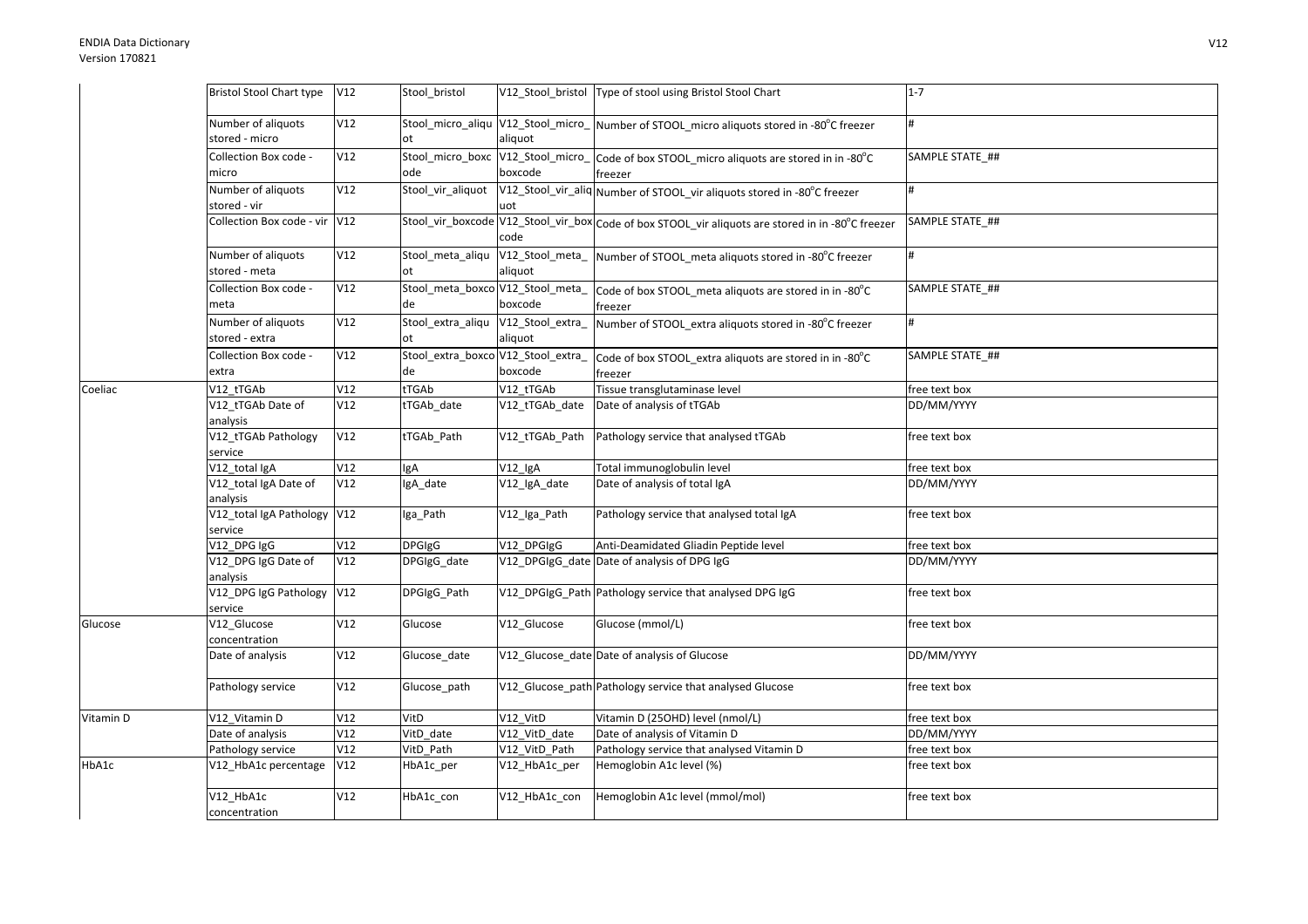| | | | | | | |
|---|---|---|---|---|---|---|
| | Bristol Stool Chart type | V12 | Stool_bristol | V12_Stool_bristol | Type of stool using Bristol Stool Chart | 1-7 |
| | Number of aliquots stored - micro | V12 | Stool_micro_aliquot | V12_Stool_micro_aliquot | Number of STOOL_micro aliquots stored in -80°C freezer | # |
| | Collection Box code - micro | V12 | Stool_micro_boxcode | V12_Stool_micro_boxcode | Code of box STOOL_micro aliquots are stored in in -80°C freezer | SAMPLE STATE_## |
| | Number of aliquots stored - vir | V12 | Stool_vir_aliquot | V12_Stool_vir_aliquot | Number of STOOL_vir aliquots stored in -80°C freezer | # |
| | Collection Box code - vir | V12 | Stool_vir_boxcode | V12_Stool_vir_boxcode | Code of box STOOL_vir aliquots are stored in in -80°C freezer | SAMPLE STATE_## |
| | Number of aliquots stored - meta | V12 | Stool_meta_aliquot | V12_Stool_meta_aliquot | Number of STOOL_meta aliquots stored in -80°C freezer | # |
| | Collection Box code - meta | V12 | Stool_meta_boxcode | V12_Stool_meta_boxcode | Code of box STOOL_meta aliquots are stored in in -80°C freezer | SAMPLE STATE_## |
| | Number of aliquots stored - extra | V12 | Stool_extra_aliquot | V12_Stool_extra_aliquot | Number of STOOL_extra aliquots stored in -80°C freezer | # |
| | Collection Box code - extra | V12 | Stool_extra_boxcode | V12_Stool_extra_boxcode | Code of box STOOL_extra aliquots are stored in in -80°C freezer | SAMPLE STATE_## |
| Coeliac | V12_tTGAb | V12 | tTGAb | V12_tTGAb | Tissue transglutaminase level | free text box |
| | V12_tTGAb Date of analysis | V12 | tTGAb_date | V12_tTGAb_date | Date of analysis of tTGAb | DD/MM/YYYY |
| | V12_tTGAb Pathology service | V12 | tTGAb_Path | V12_tTGAb_Path | Pathology service that analysed tTGAb | free text box |
| | V12_total IgA | V12 | IgA | V12_IgA | Total immunoglobulin level | free text box |
| | V12_total IgA Date of analysis | V12 | IgA_date | V12_IgA_date | Date of analysis of total IgA | DD/MM/YYYY |
| | V12_total IgA Pathology service | V12 | Iga_Path | V12_Iga_Path | Pathology service that analysed total IgA | free text box |
| | V12_DPG IgG | V12 | DPGIgG | V12_DPGIgG | Anti-Deamidated Gliadin Peptide level | free text box |
| | V12_DPG IgG Date of analysis | V12 | DPGIgG_date | V12_DPGIgG_date | Date of analysis of DPG IgG | DD/MM/YYYY |
| | V12_DPG IgG Pathology service | V12 | DPGIgG_Path | V12_DPGIgG_Path | Pathology service that analysed DPG IgG | free text box |
| Glucose | V12_Glucose concentration | V12 | Glucose | V12_Glucose | Glucose (mmol/L) | free text box |
| | Date of analysis | V12 | Glucose_date | V12_Glucose_date | Date of analysis of Glucose | DD/MM/YYYY |
| | Pathology service | V12 | Glucose_path | V12_Glucose_path | Pathology service that analysed Glucose | free text box |
| Vitamin D | V12_Vitamin D | V12 | VitD | V12_VitD | Vitamin D (25OHD) level (nmol/L) | free text box |
| | Date of analysis | V12 | VitD_date | V12_VitD_date | Date of analysis of Vitamin D | DD/MM/YYYY |
| | Pathology service | V12 | VitD_Path | V12_VitD_Path | Pathology service that analysed Vitamin D | free text box |
| HbA1c | V12_HbA1c percentage | V12 | HbA1c_per | V12_HbA1c_per | Hemoglobin A1c level (%) | free text box |
| | V12_HbA1c concentration | V12 | HbA1c_con | V12_HbA1c_con | Hemoglobin A1c level (mmol/mol) | free text box |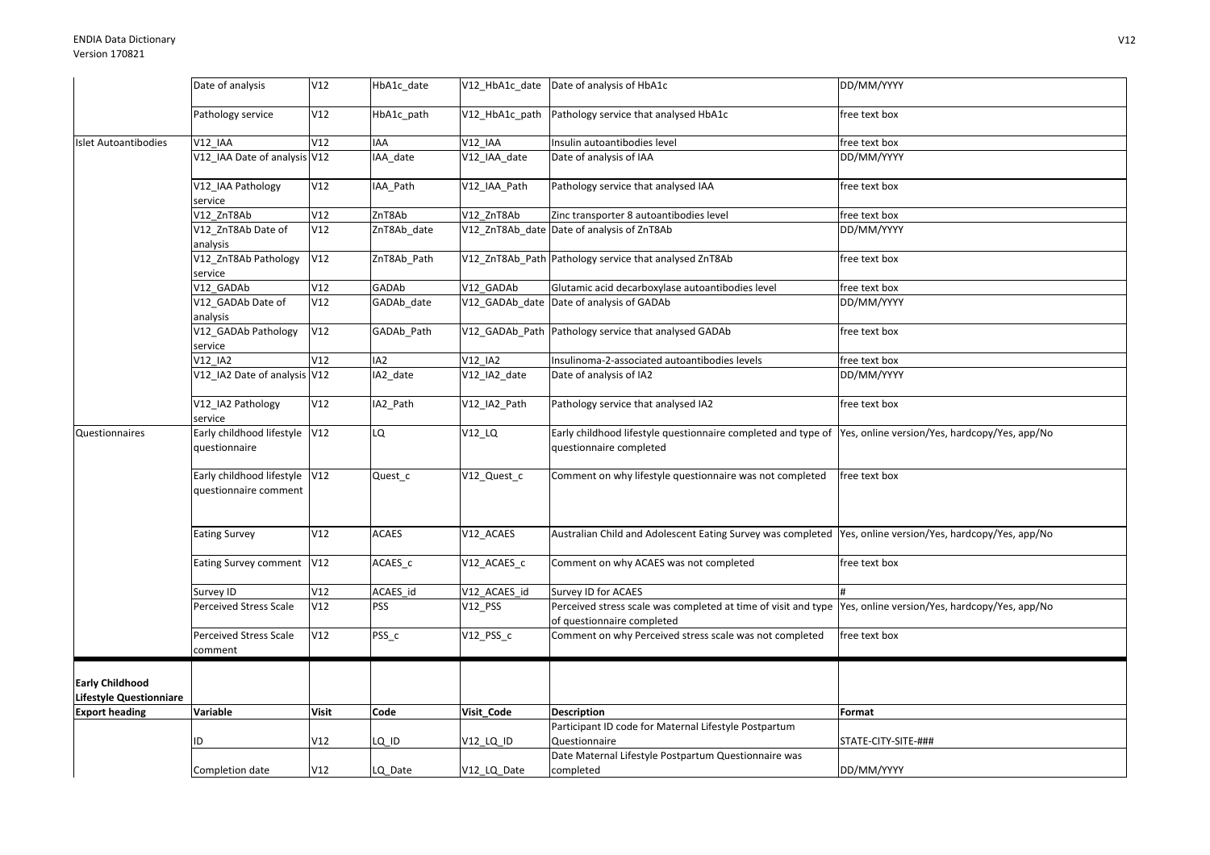| | Date of analysis | V12 | HbA1c_date | V12_HbA1c_date | Date of analysis of HbA1c | DD/MM/YYYY |
|---|---|---|---|---|---|---|
| | Pathology service | V12 | HbA1c_path | V12_HbA1c_path | Pathology service that analysed HbA1c | free text box |
| Islet Autoantibodies | V12_IAA | V12 | IAA | V12_IAA | Insulin autoantibodies level | free text box |
| | V12_IAA Date of analysis | V12 | IAA_date | V12_IAA_date | Date of analysis of IAA | DD/MM/YYYY |
| | V12_IAA Pathology service | V12 | IAA_Path | V12_IAA_Path | Pathology service that analysed IAA | free text box |
| | V12_ZnT8Ab | V12 | ZnT8Ab | V12_ZnT8Ab | Zinc transporter 8 autoantibodies level | free text box |
| | V12_ZnT8Ab Date of analysis | V12 | ZnT8Ab_date | V12_ZnT8Ab_date | Date of analysis of ZnT8Ab | DD/MM/YYYY |
| | V12_ZnT8Ab Pathology service | V12 | ZnT8Ab_Path | V12_ZnT8Ab_Path | Pathology service that analysed ZnT8Ab | free text box |
| | V12_GADAb | V12 | GADAb | V12_GADAb | Glutamic acid decarboxylase autoantibodies level | free text box |
| | V12_GADAb Date of analysis | V12 | GADAb_date | V12_GADAb_date | Date of analysis of GADAb | DD/MM/YYYY |
| | V12_GADAb Pathology service | V12 | GADAb_Path | V12_GADAb_Path | Pathology service that analysed GADAb | free text box |
| | V12_IA2 | V12 | IA2 | V12_IA2 | Insulinoma-2-associated autoantibodies levels | free text box |
| | V12_IA2 Date of analysis | V12 | IA2_date | V12_IA2_date | Date of analysis of IA2 | DD/MM/YYYY |
| | V12_IA2 Pathology service | V12 | IA2_Path | V12_IA2_Path | Pathology service that analysed IA2 | free text box |
| Questionnaires | Early childhood lifestyle questionnaire | V12 | LQ | V12_LQ | Early childhood lifestyle questionnaire completed and type of questionnaire completed | Yes, online version/Yes, hardcopy/Yes, app/No |
| | Early childhood lifestyle questionnaire comment | V12 | Quest_c | V12_Quest_c | Comment on why lifestyle questionnaire was not completed | free text box |
| | Eating Survey | V12 | ACAES | V12_ACAES | Australian Child and Adolescent Eating Survey was completed | Yes, online version/Yes, hardcopy/Yes, app/No |
| | Eating Survey comment | V12 | ACAES_c | V12_ACAES_c | Comment on why ACAES was not completed | free text box |
| | Survey ID | V12 | ACAES_id | V12_ACAES_id | Survey ID for ACAES | # |
| | Perceived Stress Scale | V12 | PSS | V12_PSS | Perceived stress scale was completed at time of visit and type of questionnaire completed | Yes, online version/Yes, hardcopy/Yes, app/No |
| | Perceived Stress Scale comment | V12 | PSS_c | V12_PSS_c | Comment on why Perceived stress scale was not completed | free text box |
| **Early Childhood Lifestyle Questionniare** | | | | | | |
| **Export heading** | **Variable** | **Visit** | **Code** | **Visit_Code** | **Description** | **Format** |
| | ID | V12 | LQ_ID | V12_LQ_ID | Participant ID code for Maternal Lifestyle Postpartum Questionnaire | STATE-CITY-SITE-### |
| | Completion date | V12 | LQ_Date | V12_LQ_Date | Date Maternal Lifestyle Postpartum Questionnaire was completed | DD/MM/YYYY |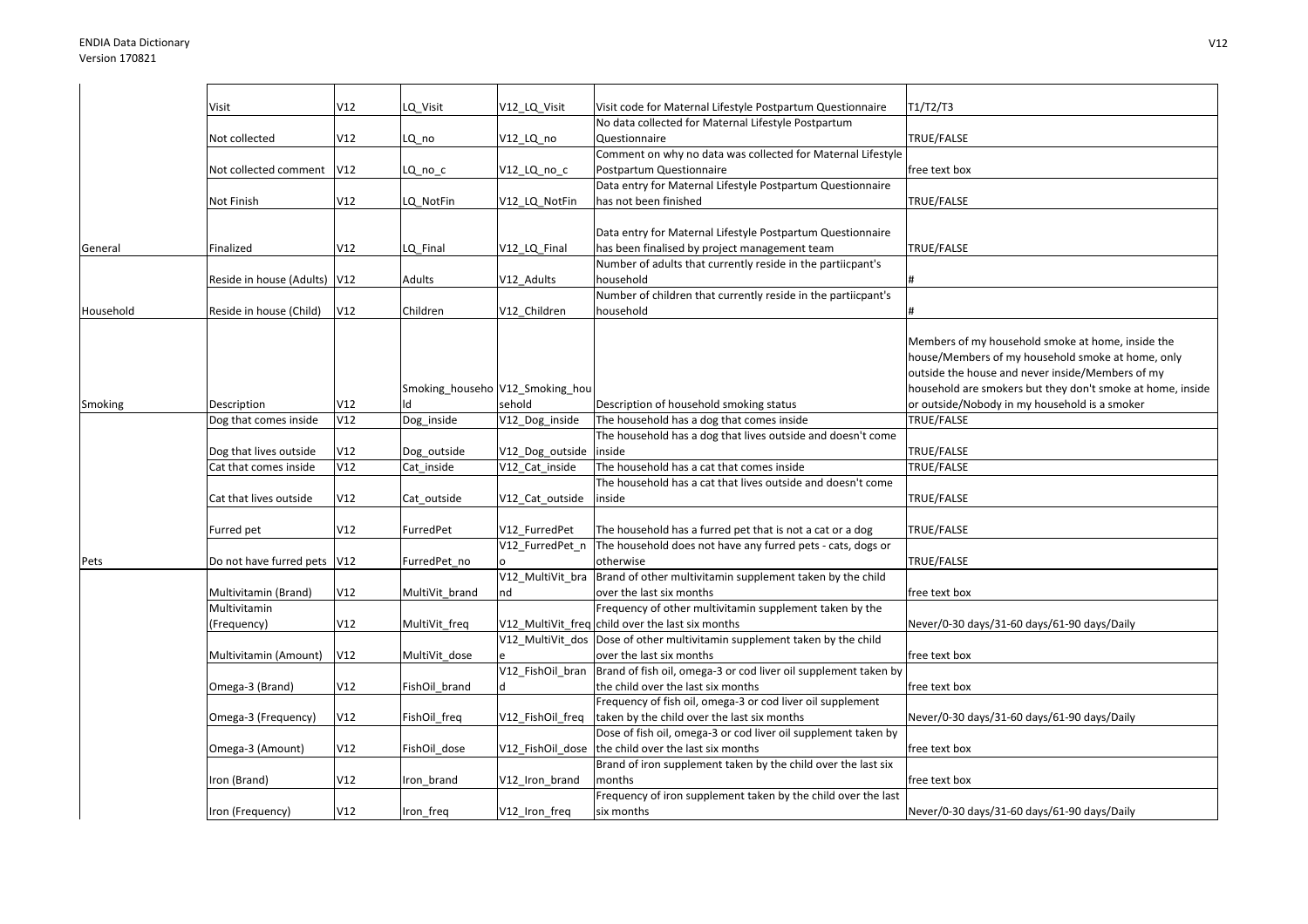| | | | | | | |
|---|---|---|---|---|---|---|
| | Visit | V12 | LQ_Visit | V12_LQ_Visit | Visit code for Maternal Lifestyle Postpartum Questionnaire | T1/T2/T3 |
| | Not collected | V12 | LQ_no | V12_LQ_no | No data collected for Maternal Lifestyle Postpartum Questionnaire | TRUE/FALSE |
| | Not collected comment | V12 | LQ_no_c | V12_LQ_no_c | Comment on why no data was collected for Maternal Lifestyle Postpartum Questionnaire | free text box |
| | Not Finish | V12 | LQ_NotFin | V12_LQ_NotFin | Data entry for Maternal Lifestyle Postpartum Questionnaire has not been finished | TRUE/FALSE |
| General | Finalized | V12 | LQ_Final | V12_LQ_Final | Data entry for Maternal Lifestyle Postpartum Questionnaire has been finalised by project management team | TRUE/FALSE |
| | Reside in house (Adults) | V12 | Adults | V12_Adults | Number of adults that currently reside in the partiicpant's household | # |
| Household | Reside in house (Child) | V12 | Children | V12_Children | Number of children that currently reside in the partiicpant's household | # |
| Smoking | Description | V12 | Smoking_household | V12_Smoking_household | Description of household smoking status | Members of my household smoke at home, inside the house/Members of my household smoke at home, only outside the house and never inside/Members of my household are smokers but they don't smoke at home, inside or outside/Nobody in my household is a smoker |
| | Dog that comes inside | V12 | Dog_inside | V12_Dog_inside | The household has a dog that comes inside | TRUE/FALSE |
| | Dog that lives outside | V12 | Dog_outside | V12_Dog_outside | The household has a dog that lives outside and doesn't come inside | TRUE/FALSE |
| | Cat that comes inside | V12 | Cat_inside | V12_Cat_inside | The household has a cat that comes inside | TRUE/FALSE |
| | Cat that lives outside | V12 | Cat_outside | V12_Cat_outside | The household has a cat that lives outside and doesn't come inside | TRUE/FALSE |
| | Furred pet | V12 | FurredPet | V12_FurredPet | The household has a furred pet that is not a cat or a dog | TRUE/FALSE |
| Pets | Do not have furred pets | V12 | FurredPet_no | V12_FurredPet_no | The household does not have any furred pets - cats, dogs or otherwise | TRUE/FALSE |
| | Multivitamin (Brand) | V12 | MultiVit_brand | V12_MultiVit_brand | Brand of other multivitamin supplement taken by the child over the last six months | free text box |
| | Multivitamin (Frequency) | V12 | MultiVit_freq | V12_MultiVit_freq | Frequency of other multivitamin supplement taken by the child over the last six months | Never/0-30 days/31-60 days/61-90 days/Daily |
| | Multivitamin (Amount) | V12 | MultiVit_dose | V12_MultiVit_dose | Dose of other multivitamin supplement taken by the child over the last six months | free text box |
| | Omega-3 (Brand) | V12 | FishOil_brand | V12_FishOil_brand | Brand of fish oil, omega-3 or cod liver oil supplement taken by the child over the last six months | free text box |
| | Omega-3 (Frequency) | V12 | FishOil_freq | V12_FishOil_freq | Frequency of fish oil, omega-3 or cod liver oil supplement taken by the child over the last six months | Never/0-30 days/31-60 days/61-90 days/Daily |
| | Omega-3 (Amount) | V12 | FishOil_dose | V12_FishOil_dose | Dose of fish oil, omega-3 or cod liver oil supplement taken by the child over the last six months | free text box |
| | Iron (Brand) | V12 | Iron_brand | V12_Iron_brand | Brand of iron supplement taken by the child over the last six months | free text box |
| | Iron (Frequency) | V12 | Iron_freq | V12_Iron_freq | Frequency of iron supplement taken by the child over the last six months | Never/0-30 days/31-60 days/61-90 days/Daily |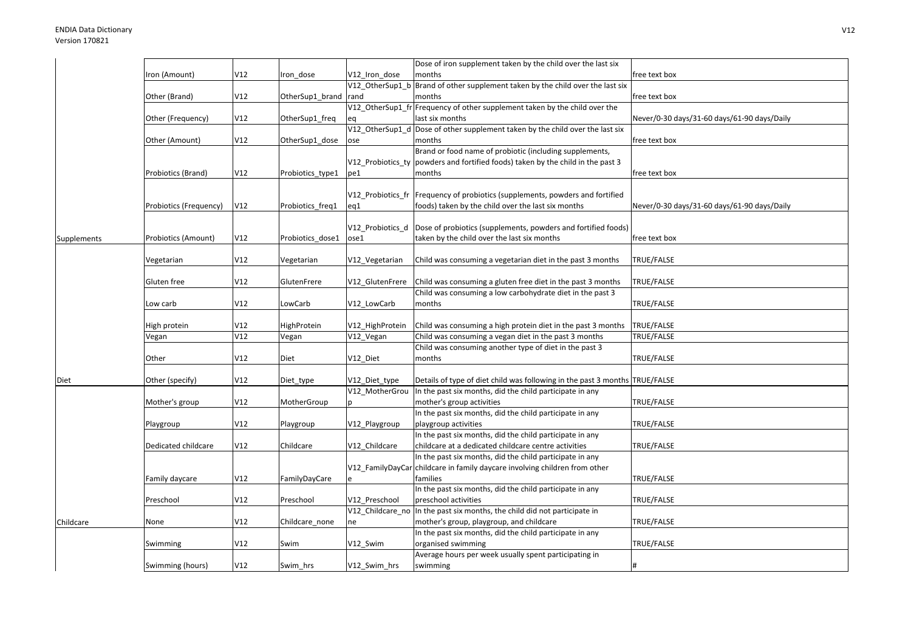| | | | | | | |
|---|---|---|---|---|---|---|
| | Iron (Amount) | V12 | Iron_dose | V12_Iron_dose | Dose of iron supplement taken by the child over the last six months | free text box |
| | Other (Brand) | V12 | OtherSup1_brand | V12_OtherSup1_brand | Brand of other supplement taken by the child over the last six months | free text box |
| | Other (Frequency) | V12 | OtherSup1_freq | V12_OtherSup1_freq | Frequency of other supplement taken by the child over the last six months | Never/0-30 days/31-60 days/61-90 days/Daily |
| | Other (Amount) | V12 | OtherSup1_dose | V12_OtherSup1_dose | Dose of other supplement taken by the child over the last six months | free text box |
| | Probiotics (Brand) | V12 | Probiotics_type1 | V12_Probiotics_type1 | Brand or food name of probiotic (including supplements, powders and fortified foods) taken by the child in the past 3 months | free text box |
| | Probiotics (Frequency) | V12 | Probiotics_freq1 | V12_Probiotics_freq1 | Frequency of probiotics (supplements, powders and fortified foods) taken by the child over the last six months | Never/0-30 days/31-60 days/61-90 days/Daily |
| Supplements | Probiotics (Amount) | V12 | Probiotics_dose1 | V12_Probiotics_dose1 | Dose of probiotics (supplements, powders and fortified foods) taken by the child over the last six months | free text box |
| | Vegetarian | V12 | Vegetarian | V12_Vegetarian | Child was consuming a vegetarian diet in the past 3 months | TRUE/FALSE |
| | Gluten free | V12 | GlutenFrere | V12_GlutenFrere | Child was consuming a gluten free diet in the past 3 months | TRUE/FALSE |
| | Low carb | V12 | LowCarb | V12_LowCarb | Child was consuming a low carbohydrate diet in the past 3 months | TRUE/FALSE |
| | High protein | V12 | HighProtein | V12_HighProtein | Child was consuming a high protein diet in the past 3 months | TRUE/FALSE |
| | Vegan | V12 | Vegan | V12_Vegan | Child was consuming a vegan diet in the past 3 months | TRUE/FALSE |
| | Other | V12 | Diet | V12_Diet | Child was consuming another type of diet in the past 3 months | TRUE/FALSE |
| Diet | Other (specify) | V12 | Diet_type | V12_Diet_type | Details of type of diet child was following in the past 3 months | TRUE/FALSE |
| | Mother's group | V12 | MotherGroup | V12_MotherGroup | In the past six months, did the child participate in any mother's group activities | TRUE/FALSE |
| | Playgroup | V12 | Playgroup | V12_Playgroup | In the past six months, did the child participate in any playgroup activities | TRUE/FALSE |
| | Dedicated childcare | V12 | Childcare | V12_Childcare | In the past six months, did the child participate in any childcare at a dedicated childcare centre activities | TRUE/FALSE |
| | Family daycare | V12 | FamilyDayCare | V12_FamilyDayCare | In the past six months, did the child participate in any childcare in family daycare involving children from other families | TRUE/FALSE |
| | Preschool | V12 | Preschool | V12_Preschool | In the past six months, did the child participate in any preschool activities | TRUE/FALSE |
| Childcare | None | V12 | Childcare_none | V12_Childcare_none | In the past six months, the child did not participate in mother's group, playgroup, and childcare | TRUE/FALSE |
| | Swimming | V12 | Swim | V12_Swim | In the past six months, did the child participate in any organised swimming | TRUE/FALSE |
| | Swimming (hours) | V12 | Swim_hrs | V12_Swim_hrs | Average hours per week usually spent participating in swimming | # |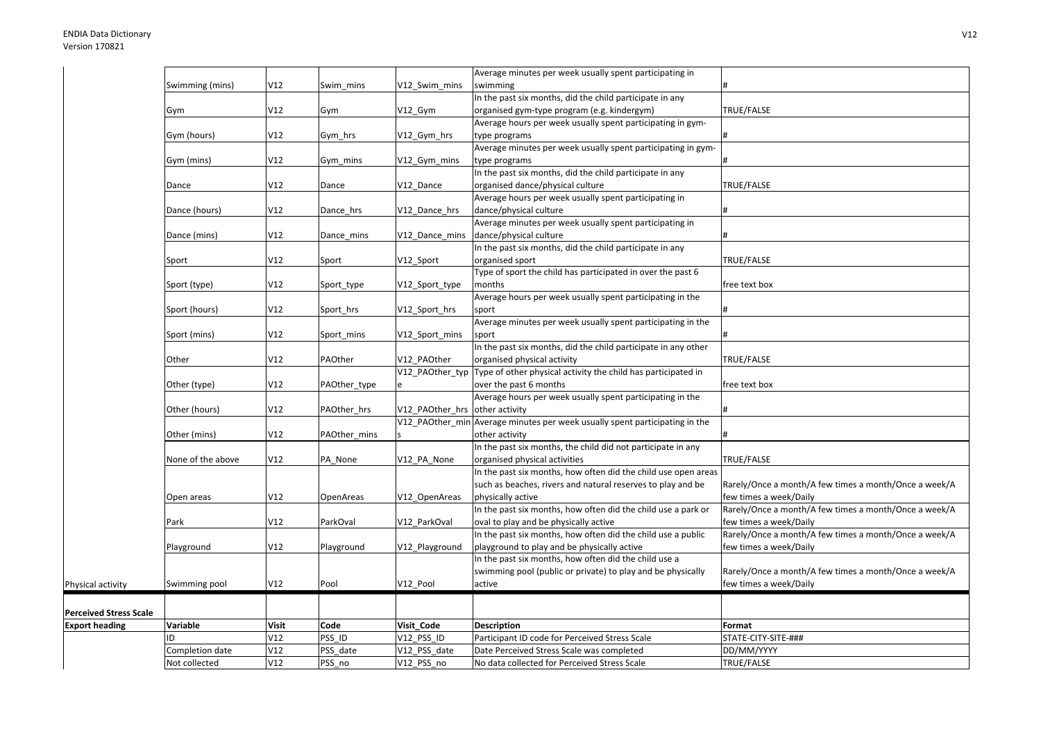| | | | | | | |
|---|---|---|---|---|---|---|
| | Swimming (mins) | V12 | Swim_mins | V12_Swim_mins | Average minutes per week usually spent participating in swimming | # |
| | Gym | V12 | Gym | V12_Gym | In the past six months, did the child participate in any organised gym-type program (e.g. kindergym) | TRUE/FALSE |
| | Gym (hours) | V12 | Gym_hrs | V12_Gym_hrs | Average hours per week usually spent participating in gym-type programs | # |
| | Gym (mins) | V12 | Gym_mins | V12_Gym_mins | Average minutes per week usually spent participating in gym-type programs | # |
| | Dance | V12 | Dance | V12_Dance | In the past six months, did the child participate in any organised dance/physical culture | TRUE/FALSE |
| | Dance (hours) | V12 | Dance_hrs | V12_Dance_hrs | Average hours per week usually spent participating in dance/physical culture | # |
| | Dance (mins) | V12 | Dance_mins | V12_Dance_mins | Average minutes per week usually spent participating in dance/physical culture | # |
| | Sport | V12 | Sport | V12_Sport | In the past six months, did the child participate in any organised sport | TRUE/FALSE |
| | Sport (type) | V12 | Sport_type | V12_Sport_type | Type of sport the child has participated in over the past 6 months | free text box |
| | Sport (hours) | V12 | Sport_hrs | V12_Sport_hrs | Average hours per week usually spent participating in the sport | # |
| | Sport (mins) | V12 | Sport_mins | V12_Sport_mins | Average minutes per week usually spent participating in the sport | # |
| | Other | V12 | PAOther | V12_PAOther | In the past six months, did the child participate in any other organised physical activity | TRUE/FALSE |
| | Other (type) | V12 | PAOther_type | V12_PAOther_type | Type of other physical activity the child has participated in over the past 6 months | free text box |
| | Other (hours) | V12 | PAOther_hrs | V12_PAOther_hrs | Average hours per week usually spent participating in the other activity | # |
| | Other (mins) | V12 | PAOther_mins | V12_PAOther_mins | Average minutes per week usually spent participating in the other activity | # |
| | None of the above | V12 | PA_None | V12_PA_None | In the past six months, the child did not participate in any organised physical activities | TRUE/FALSE |
| | Open areas | V12 | OpenAreas | V12_OpenAreas | In the past six months, how often did the child use open areas such as beaches, rivers and natural reserves to play and be physically active | Rarely/Once a month/A few times a month/Once a week/A few times a week/Daily |
| | Park | V12 | ParkOval | V12_ParkOval | In the past six months, how often did the child use a park or oval to play and be physically active | Rarely/Once a month/A few times a month/Once a week/A few times a week/Daily |
| | Playground | V12 | Playground | V12_Playground | In the past six months, how often did the child use a public playground to play and be physically active | Rarely/Once a month/A few times a month/Once a week/A few times a week/Daily |
| Physical activity | Swimming pool | V12 | Pool | V12_Pool | In the past six months, how often did the child use a swimming pool (public or private) to play and be physically active | Rarely/Once a month/A few times a month/Once a week/A few times a week/Daily |

| **Perceived Stress Scale** | | | | | | |
|---|---|---|---|---|---|---|
| **Export heading** | **Variable** | **Visit** | **Code** | **Visit_Code** | **Description** | **Format** |
| | ID | V12 | PSS_ID | V12_PSS_ID | Participant ID code for Perceived Stress Scale | STATE-CITY-SITE-### |
| | Completion date | V12 | PSS_date | V12_PSS_date | Date Perceived Stress Scale was completed | DD/MM/YYYY |
| | Not collected | V12 | PSS_no | V12_PSS_no | No data collected for Perceived Stress Scale | TRUE/FALSE |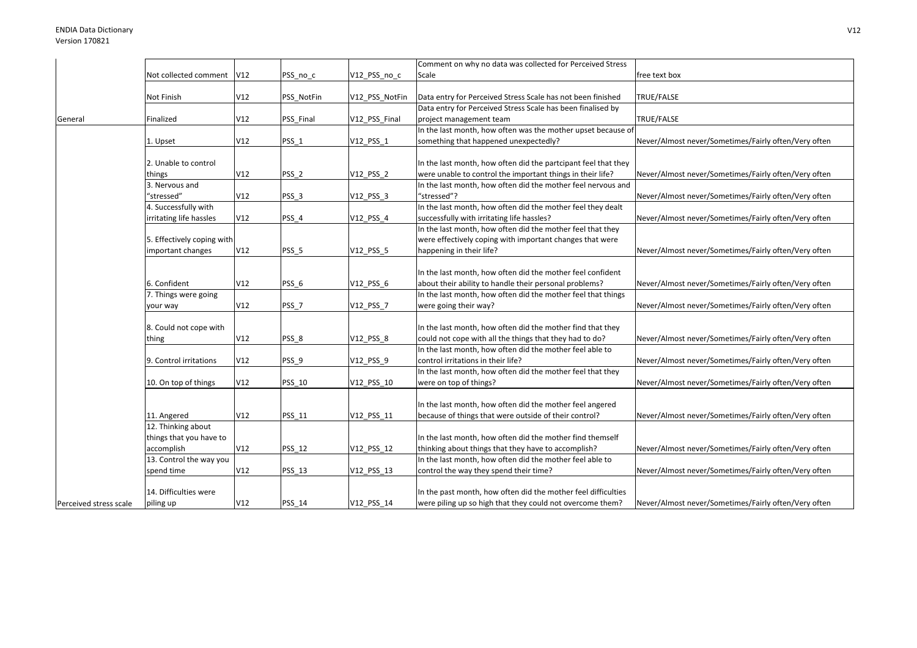| | | | | | | |
|---|---|---|---|---|---|---|
| | Not collected comment | V12 | PSS_no_c | V12_PSS_no_c | Comment on why no data was collected for Perceived Stress Scale | free text box |
| | Not Finish | V12 | PSS_NotFin | V12_PSS_NotFin | Data entry for Perceived Stress Scale has not been finished | TRUE/FALSE |
| General | Finalized | V12 | PSS_Final | V12_PSS_Final | Data entry for Perceived Stress Scale has been finalised by project management team | TRUE/FALSE |
| | 1. Upset | V12 | PSS_1 | V12_PSS_1 | In the last month, how often was the mother upset because of something that happened unexpectedly? | Never/Almost never/Sometimes/Fairly often/Very often |
| | 2. Unable to control things | V12 | PSS_2 | V12_PSS_2 | In the last month, how often did the partcipant feel that they were unable to control the important things in their life? | Never/Almost never/Sometimes/Fairly often/Very often |
| | 3. Nervous and "stressed" | V12 | PSS_3 | V12_PSS_3 | In the last month, how often did the mother feel nervous and "stressed"? | Never/Almost never/Sometimes/Fairly often/Very often |
| | 4. Successfully with irritating life hassles | V12 | PSS_4 | V12_PSS_4 | In the last month, how often did the mother feel they dealt successfully with irritating life hassles? | Never/Almost never/Sometimes/Fairly often/Very often |
| | 5. Effectively coping with important changes | V12 | PSS_5 | V12_PSS_5 | In the last month, how often did the mother feel that they were effectively coping with important changes that were happening in their life? | Never/Almost never/Sometimes/Fairly often/Very often |
| | 6. Confident | V12 | PSS_6 | V12_PSS_6 | In the last month, how often did the mother feel confident about their ability to handle their personal problems? | Never/Almost never/Sometimes/Fairly often/Very often |
| | 7. Things were going your way | V12 | PSS_7 | V12_PSS_7 | In the last month, how often did the mother feel that things were going their way? | Never/Almost never/Sometimes/Fairly often/Very often |
| | 8. Could not cope with thing | V12 | PSS_8 | V12_PSS_8 | In the last month, how often did the mother find that they could not cope with all the things that they had to do? | Never/Almost never/Sometimes/Fairly often/Very often |
| | 9. Control irritations | V12 | PSS_9 | V12_PSS_9 | In the last month, how often did the mother feel able to control irritations in their life? | Never/Almost never/Sometimes/Fairly often/Very often |
| | 10. On top of things | V12 | PSS_10 | V12_PSS_10 | In the last month, how often did the mother feel that they were on top of things? | Never/Almost never/Sometimes/Fairly often/Very often |
| | 11. Angered | V12 | PSS_11 | V12_PSS_11 | In the last month, how often did the mother feel angered because of things that were outside of their control? | Never/Almost never/Sometimes/Fairly often/Very often |
| | 12. Thinking about things that you have to accomplish | V12 | PSS_12 | V12_PSS_12 | In the last month, how often did the mother find themself thinking about things that they have to accomplish? | Never/Almost never/Sometimes/Fairly often/Very often |
| | 13. Control the way you spend time | V12 | PSS_13 | V12_PSS_13 | In the last month, how often did the mother feel able to control the way they spend their time? | Never/Almost never/Sometimes/Fairly often/Very often |
| Perceived stress scale | 14. Difficulties were piling up | V12 | PSS_14 | V12_PSS_14 | In the past month, how often did the mother feel difficulties were piling up so high that they could not overcome them? | Never/Almost never/Sometimes/Fairly often/Very often |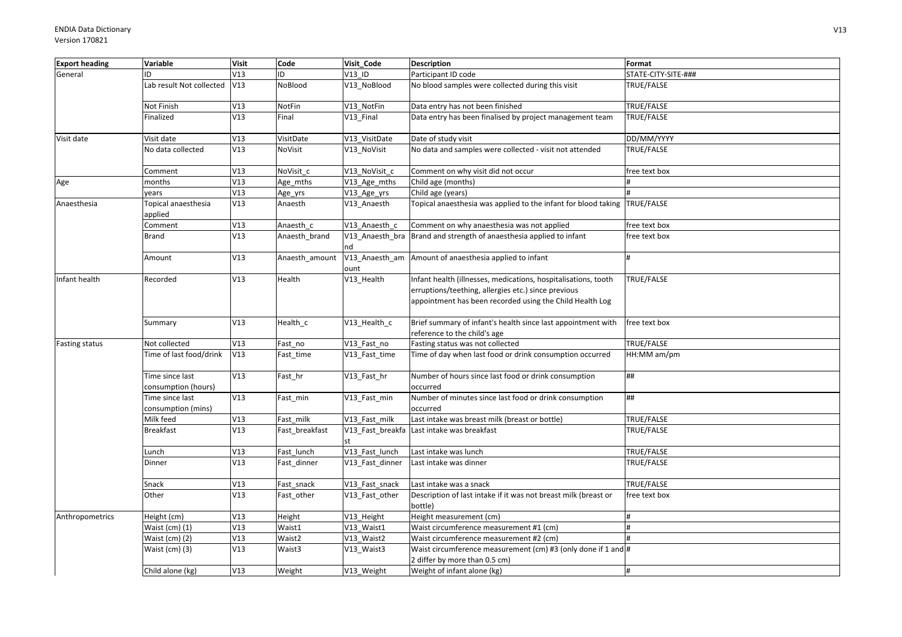| Export heading | Variable | Visit | Code | Visit_Code | Description | Format |
|---|---|---|---|---|---|---|
| General | ID | V13 | ID | V13_ID | Participant ID code | STATE-CITY-SITE-### |
| | Lab result Not collected | V13 | NoBlood | V13_NoBlood | No blood samples were collected during this visit | TRUE/FALSE |
| | Not Finish | V13 | NotFin | V13_NotFin | Data entry has not been finished | TRUE/FALSE |
| | Finalized | V13 | Final | V13_Final | Data entry has been finalised by project management team | TRUE/FALSE |
| Visit date | Visit date | V13 | VisitDate | V13_VisitDate | Date of study visit | DD/MM/YYYY |
| | No data collected | V13 | NoVisit | V13_NoVisit | No data and samples were collected - visit not attended | TRUE/FALSE |
| | Comment | V13 | NoVisit_c | V13_NoVisit_c | Comment on why visit did not occur | free text box |
| Age | months | V13 | Age_mths | V13_Age_mths | Child age (months) | # |
| | years | V13 | Age_yrs | V13_Age_yrs | Child age (years) | # |
| Anaesthesia | Topical anaesthesia applied | V13 | Anaesth | V13_Anaesth | Topical anaesthesia was applied to the infant for blood taking | TRUE/FALSE |
| | Comment | V13 | Anaesth_c | V13_Anaesth_c | Comment on why anaesthesia was not applied | free text box |
| | Brand | V13 | Anaesth_brand | V13_Anaesth_brand | Brand and strength of anaesthesia applied to infant | free text box |
| | Amount | V13 | Anaesth_amount | V13_Anaesth_amount | Amount of anaesthesia applied to infant | # |
| Infant health | Recorded | V13 | Health | V13_Health | Infant health (illnesses, medications, hospitalisations, tooth erruptions/teething, allergies etc.) since previous appointment has been recorded using the Child Health Log | TRUE/FALSE |
| | Summary | V13 | Health_c | V13_Health_c | Brief summary of infant's health since last appointment with reference to the child's age | free text box |
| Fasting status | Not collected | V13 | Fast_no | V13_Fast_no | Fasting status was not collected | TRUE/FALSE |
| | Time of last food/drink | V13 | Fast_time | V13_Fast_time | Time of day when last food or drink consumption occurred | HH:MM am/pm |
| | Time since last consumption (hours) | V13 | Fast_hr | V13_Fast_hr | Number of hours since last food or drink consumption occurred | ## |
| | Time since last consumption (mins) | V13 | Fast_min | V13_Fast_min | Number of minutes since last food or drink consumption occurred | ## |
| | Milk feed | V13 | Fast_milk | V13_Fast_milk | Last intake was breast milk (breast or bottle) | TRUE/FALSE |
| | Breakfast | V13 | Fast_breakfast | V13_Fast_breakfast | Last intake was breakfast | TRUE/FALSE |
| | Lunch | V13 | Fast_lunch | V13_Fast_lunch | Last intake was lunch | TRUE/FALSE |
| | Dinner | V13 | Fast_dinner | V13_Fast_dinner | Last intake was dinner | TRUE/FALSE |
| | Snack | V13 | Fast_snack | V13_Fast_snack | Last intake was a snack | TRUE/FALSE |
| | Other | V13 | Fast_other | V13_Fast_other | Description of last intake if it was not breast milk (breast or bottle) | free text box |
| Anthropometrics | Height (cm) | V13 | Height | V13_Height | Height measurement (cm) | # |
| | Waist (cm) (1) | V13 | Waist1 | V13_Waist1 | Waist circumference measurement #1 (cm) | # |
| | Waist (cm) (2) | V13 | Waist2 | V13_Waist2 | Waist circumference measurement #2 (cm) | # |
| | Waist (cm) (3) | V13 | Waist3 | V13_Waist3 | Waist circumference measurement (cm) #3 (only done if 1 and 2 differ by more than 0.5 cm) | # |
| | Child alone (kg) | V13 | Weight | V13_Weight | Weight of infant alone (kg) | # |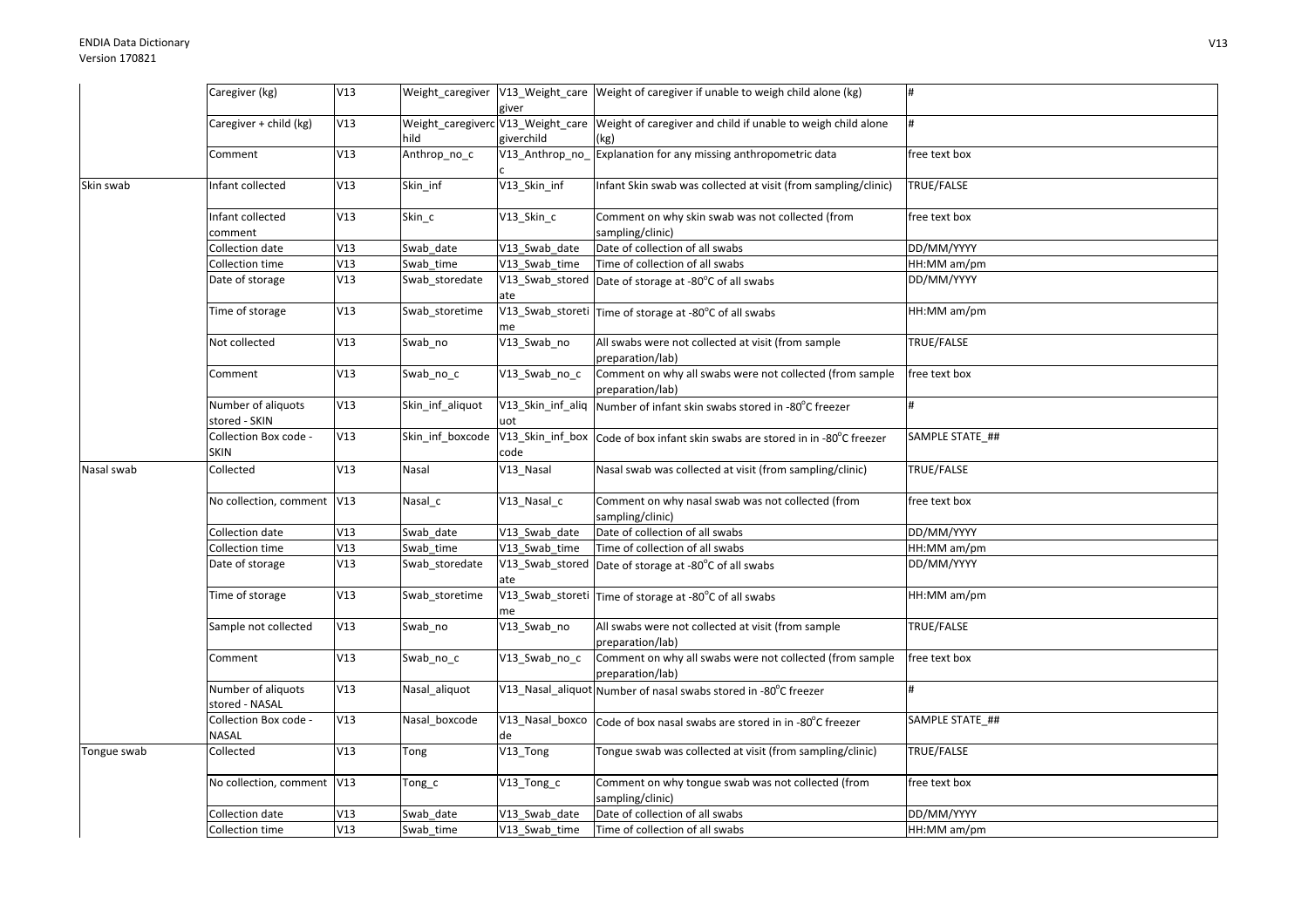| | | | | | | |
|---|---|---|---|---|---|---|
| | Caregiver (kg) | V13 | Weight_caregiver | V13_Weight_caregiver | Weight of caregiver if unable to weigh child alone (kg) | # |
| | Caregiver + child (kg) | V13 | Weight_caregiverchild | V13_Weight_caregiverchild | Weight of caregiver and child if unable to weigh child alone (kg) | # |
| | Comment | V13 | Anthrop_no_c | V13_Anthrop_no_c | Explanation for any missing anthropometric data | free text box |
| Skin swab | Infant collected | V13 | Skin_inf | V13_Skin_inf | Infant Skin swab was collected at visit (from sampling/clinic) | TRUE/FALSE |
| | Infant collected comment | V13 | Skin_c | V13_Skin_c | Comment on why skin swab was not collected (from sampling/clinic) | free text box |
| | Collection date | V13 | Swab_date | V13_Swab_date | Date of collection of all swabs | DD/MM/YYYY |
| | Collection time | V13 | Swab_time | V13_Swab_time | Time of collection of all swabs | HH:MM am/pm |
| | Date of storage | V13 | Swab_storedate | V13_Swab_storedate | Date of storage at -80°C of all swabs | DD/MM/YYYY |
| | Time of storage | V13 | Swab_storetime | V13_Swab_storetime | Time of storage at -80°C of all swabs | HH:MM am/pm |
| | Not collected | V13 | Swab_no | V13_Swab_no | All swabs were not collected at visit (from sample preparation/lab) | TRUE/FALSE |
| | Comment | V13 | Swab_no_c | V13_Swab_no_c | Comment on why all swabs were not collected (from sample preparation/lab) | free text box |
| | Number of aliquots stored - SKIN | V13 | Skin_inf_aliquot | V13_Skin_inf_aliquot | Number of infant skin swabs stored in -80°C freezer | # |
| | Collection Box code - SKIN | V13 | Skin_inf_boxcode | V13_Skin_inf_boxcode | Code of box infant skin swabs are stored in in -80°C freezer | SAMPLE STATE_## |
| Nasal swab | Collected | V13 | Nasal | V13_Nasal | Nasal swab was collected at visit (from sampling/clinic) | TRUE/FALSE |
| | No collection, comment | V13 | Nasal_c | V13_Nasal_c | Comment on why nasal swab was not collected (from sampling/clinic) | free text box |
| | Collection date | V13 | Swab_date | V13_Swab_date | Date of collection of all swabs | DD/MM/YYYY |
| | Collection time | V13 | Swab_time | V13_Swab_time | Time of collection of all swabs | HH:MM am/pm |
| | Date of storage | V13 | Swab_storedate | V13_Swab_storedate | Date of storage at -80°C of all swabs | DD/MM/YYYY |
| | Time of storage | V13 | Swab_storetime | V13_Swab_storetime | Time of storage at -80°C of all swabs | HH:MM am/pm |
| | Sample not collected | V13 | Swab_no | V13_Swab_no | All swabs were not collected at visit (from sample preparation/lab) | TRUE/FALSE |
| | Comment | V13 | Swab_no_c | V13_Swab_no_c | Comment on why all swabs were not collected (from sample preparation/lab) | free text box |
| | Number of aliquots stored - NASAL | V13 | Nasal_aliquot | V13_Nasal_aliquot | Number of nasal swabs stored in -80°C freezer | # |
| | Collection Box code - NASAL | V13 | Nasal_boxcode | V13_Nasal_boxcode | Code of box nasal swabs are stored in in -80°C freezer | SAMPLE STATE_## |
| Tongue swab | Collected | V13 | Tong | V13_Tong | Tongue swab was collected at visit (from sampling/clinic) | TRUE/FALSE |
| | No collection, comment | V13 | Tong_c | V13_Tong_c | Comment on why tongue swab was not collected (from sampling/clinic) | free text box |
| | Collection date | V13 | Swab_date | V13_Swab_date | Date of collection of all swabs | DD/MM/YYYY |
| | Collection time | V13 | Swab_time | V13_Swab_time | Time of collection of all swabs | HH:MM am/pm |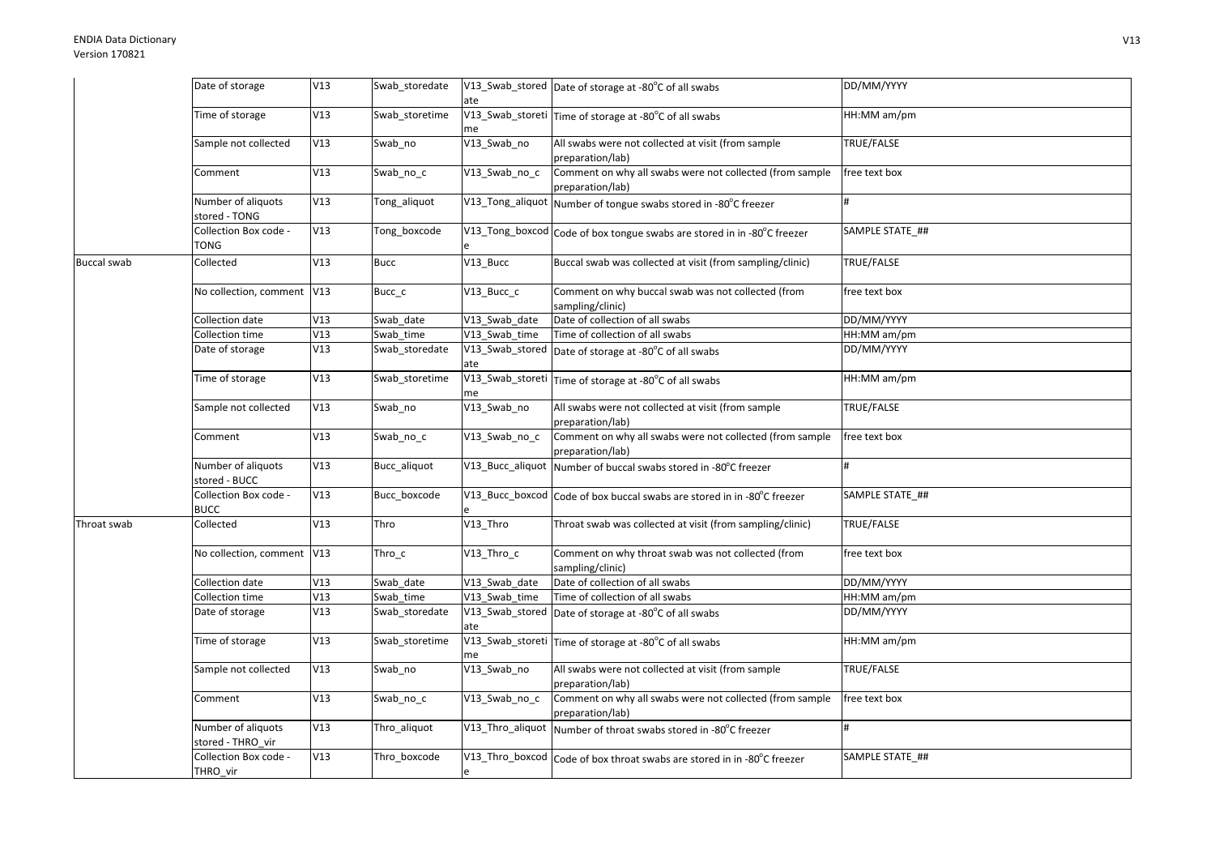| | Date of storage | V13 | Swab_storedate | V13_Swab_storedate | Date of storage at -80°C of all swabs | DD/MM/YYYY |
|---|---|---|---|---|---|---|
| | Time of storage | V13 | Swab_storetime | V13_Swab_storetime | Time of storage at -80°C of all swabs | HH:MM am/pm |
| | Sample not collected | V13 | Swab_no | V13_Swab_no | All swabs were not collected at visit (from sample preparation/lab) | TRUE/FALSE |
| | Comment | V13 | Swab_no_c | V13_Swab_no_c | Comment on why all swabs were not collected (from sample preparation/lab) | free text box |
| | Number of aliquots stored - TONG | V13 | Tong_aliquot | V13_Tong_aliquot | Number of tongue swabs stored in -80°C freezer | # |
| | Collection Box code - TONG | V13 | Tong_boxcode | V13_Tong_boxcode | Code of box tongue swabs are stored in in -80°C freezer | SAMPLE STATE_## |
| Buccal swab | Collected | V13 | Bucc | V13_Bucc | Buccal swab was collected at visit (from sampling/clinic) | TRUE/FALSE |
| | No collection, comment | V13 | Bucc_c | V13_Bucc_c | Comment on why buccal swab was not collected (from sampling/clinic) | free text box |
| | Collection date | V13 | Swab_date | V13_Swab_date | Date of collection of all swabs | DD/MM/YYYY |
| | Collection time | V13 | Swab_time | V13_Swab_time | Time of collection of all swabs | HH:MM am/pm |
| | Date of storage | V13 | Swab_storedate | V13_Swab_storedate | Date of storage at -80°C of all swabs | DD/MM/YYYY |
| | Time of storage | V13 | Swab_storetime | V13_Swab_storetime | Time of storage at -80°C of all swabs | HH:MM am/pm |
| | Sample not collected | V13 | Swab_no | V13_Swab_no | All swabs were not collected at visit (from sample preparation/lab) | TRUE/FALSE |
| | Comment | V13 | Swab_no_c | V13_Swab_no_c | Comment on why all swabs were not collected (from sample preparation/lab) | free text box |
| | Number of aliquots stored - BUCC | V13 | Bucc_aliquot | V13_Bucc_aliquot | Number of buccal swabs stored in -80°C freezer | # |
| | Collection Box code - BUCC | V13 | Bucc_boxcode | V13_Bucc_boxcode | Code of box buccal swabs are stored in in -80°C freezer | SAMPLE STATE_## |
| Throat swab | Collected | V13 | Thro | V13_Thro | Throat swab was collected at visit (from sampling/clinic) | TRUE/FALSE |
| | No collection, comment | V13 | Thro_c | V13_Thro_c | Comment on why throat swab was not collected (from sampling/clinic) | free text box |
| | Collection date | V13 | Swab_date | V13_Swab_date | Date of collection of all swabs | DD/MM/YYYY |
| | Collection time | V13 | Swab_time | V13_Swab_time | Time of collection of all swabs | HH:MM am/pm |
| | Date of storage | V13 | Swab_storedate | V13_Swab_storedate | Date of storage at -80°C of all swabs | DD/MM/YYYY |
| | Time of storage | V13 | Swab_storetime | V13_Swab_storetime | Time of storage at -80°C of all swabs | HH:MM am/pm |
| | Sample not collected | V13 | Swab_no | V13_Swab_no | All swabs were not collected at visit (from sample preparation/lab) | TRUE/FALSE |
| | Comment | V13 | Swab_no_c | V13_Swab_no_c | Comment on why all swabs were not collected (from sample preparation/lab) | free text box |
| | Number of aliquots stored - THRO_vir | V13 | Thro_aliquot | V13_Thro_aliquot | Number of throat swabs stored in -80°C freezer | # |
| | Collection Box code - THRO_vir | V13 | Thro_boxcode | V13_Thro_boxcode | Code of box throat swabs are stored in in -80°C freezer | SAMPLE STATE_## |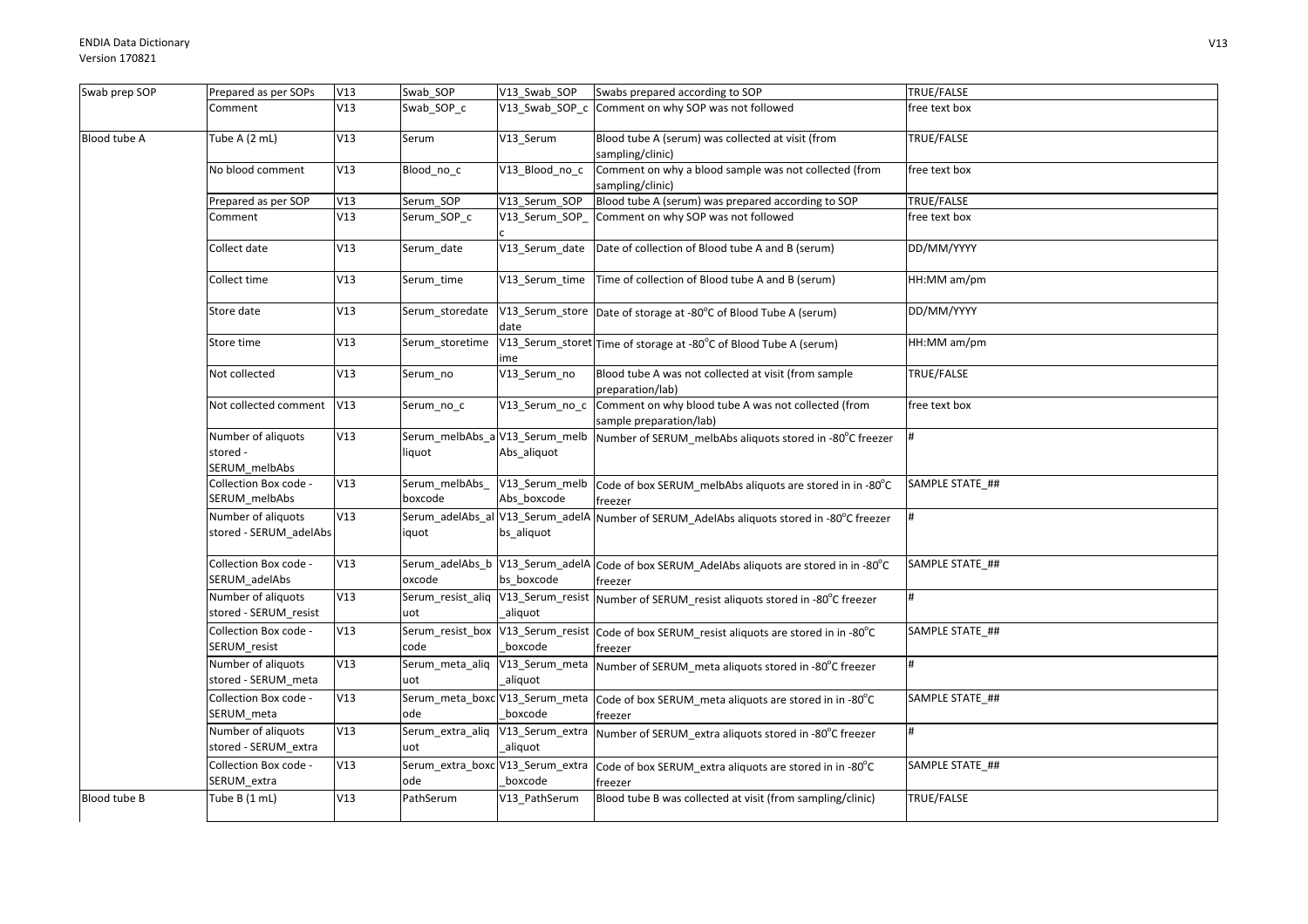| Swab prep SOP | Prepared as per SOPs | V13 | Swab_SOP | V13_Swab_SOP | Swabs prepared according to SOP | TRUE/FALSE |
|---|---|---|---|---|---|---|
| | Comment | V13 | Swab_SOP_c | V13_Swab_SOP_c | Comment on why SOP was not followed | free text box |
| Blood tube A | Tube A (2 mL) | V13 | Serum | V13_Serum | Blood tube A (serum) was collected at visit (from sampling/clinic) | TRUE/FALSE |
| | No blood comment | V13 | Blood_no_c | V13_Blood_no_c | Comment on why a blood sample was not collected (from sampling/clinic) | free text box |
| | Prepared as per SOP | V13 | Serum_SOP | V13_Serum_SOP | Blood tube A (serum) was prepared according to SOP | TRUE/FALSE |
| | Comment | V13 | Serum_SOP_c | V13_Serum_SOP_c | Comment on why SOP was not followed | free text box |
| | Collect date | V13 | Serum_date | V13_Serum_date | Date of collection of Blood tube A and B (serum) | DD/MM/YYYY |
| | Collect time | V13 | Serum_time | V13_Serum_time | Time of collection of Blood tube A and B (serum) | HH:MM am/pm |
| | Store date | V13 | Serum_storedate | V13_Serum_storedate | Date of storage at -80°C of Blood Tube A (serum) | DD/MM/YYYY |
| | Store time | V13 | Serum_storetime | V13_Serum_storetime | Time of storage at -80°C of Blood Tube A (serum) | HH:MM am/pm |
| | Not collected | V13 | Serum_no | V13_Serum_no | Blood tube A was not collected at visit (from sample preparation/lab) | TRUE/FALSE |
| | Not collected comment | V13 | Serum_no_c | V13_Serum_no_c | Comment on why blood tube A was not collected (from sample preparation/lab) | free text box |
| | Number of aliquots stored - SERUM_melbAbs | V13 | Serum_melbAbs_aliquot | V13_Serum_melbAbs_aliquot | Number of SERUM_melbAbs aliquots stored in -80°C freezer | # |
| | Collection Box code - SERUM_melbAbs | V13 | Serum_melbAbs_boxcode | V13_Serum_melbAbs_boxcode | Code of box SERUM_melbAbs aliquots are stored in in -80°C freezer | SAMPLE STATE_## |
| | Number of aliquots stored - SERUM_adelAbs | V13 | Serum_adelAbs_aliquot | V13_Serum_adelAbs_aliquot | Number of SERUM_AdelAbs aliquots stored in -80°C freezer | # |
| | Collection Box code - SERUM_adelAbs | V13 | Serum_adelAbs_boxcode | V13_Serum_adelAbs_boxcode | Code of box SERUM_AdelAbs aliquots are stored in in -80°C freezer | SAMPLE STATE_## |
| | Number of aliquots stored - SERUM_resist | V13 | Serum_resist_aliquot | V13_Serum_resist_aliquot | Number of SERUM_resist aliquots stored in -80°C freezer | # |
| | Collection Box code - SERUM_resist | V13 | Serum_resist_boxcode | V13_Serum_resist_boxcode | Code of box SERUM_resist aliquots are stored in in -80°C freezer | SAMPLE STATE_## |
| | Number of aliquots stored - SERUM_meta | V13 | Serum_meta_aliquot | V13_Serum_meta_aliquot | Number of SERUM_meta aliquots stored in -80°C freezer | # |
| | Collection Box code - SERUM_meta | V13 | Serum_meta_boxcode | V13_Serum_meta_boxcode | Code of box SERUM_meta aliquots are stored in in -80°C freezer | SAMPLE STATE_## |
| | Number of aliquots stored - SERUM_extra | V13 | Serum_extra_aliquot | V13_Serum_extra_aliquot | Number of SERUM_extra aliquots stored in -80°C freezer | # |
| | Collection Box code - SERUM_extra | V13 | Serum_extra_boxcode | V13_Serum_extra_boxcode | Code of box SERUM_extra aliquots are stored in in -80°C freezer | SAMPLE STATE_## |
| Blood tube B | Tube B (1 mL) | V13 | PathSerum | V13_PathSerum | Blood tube B was collected at visit (from sampling/clinic) | TRUE/FALSE |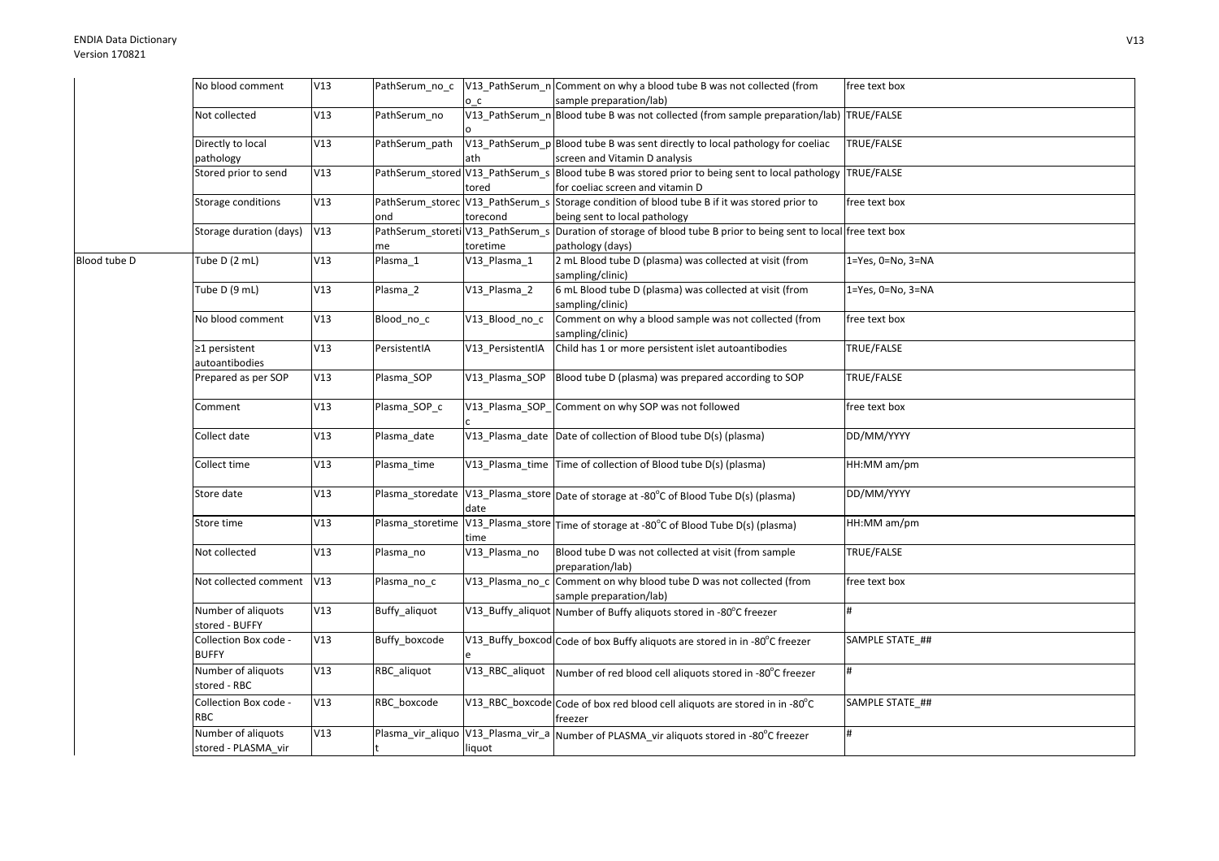| | | | | | | |
|---|---|---|---|---|---|---|
| | No blood comment | V13 | PathSerum_no_c | V13_PathSerum_no_c | Comment on why a blood tube B was not collected (from sample preparation/lab) | free text box |
| | Not collected | V13 | PathSerum_no | V13_PathSerum_no | Blood tube B was not collected (from sample preparation/lab) | TRUE/FALSE |
| | Directly to local pathology | V13 | PathSerum_path | V13_PathSerum_path | Blood tube B was sent directly to local pathology for coeliac screen and Vitamin D analysis | TRUE/FALSE |
| | Stored prior to send | V13 | PathSerum_stored | V13_PathSerum_stored | Blood tube B was stored prior to being sent to local pathology for coeliac screen and vitamin D | TRUE/FALSE |
| | Storage conditions | V13 | PathSerum_storecond | V13_PathSerum_storecond | Storage condition of blood tube B if it was stored prior to being sent to local pathology | free text box |
| | Storage duration (days) | V13 | PathSerum_storetime | V13_PathSerum_storetime | Duration of storage of blood tube B prior to being sent to local pathology (days) | free text box |
| Blood tube D | Tube D (2 mL) | V13 | Plasma_1 | V13_Plasma_1 | 2 mL Blood tube D (plasma) was collected at visit (from sampling/clinic) | 1=Yes, 0=No, 3=NA |
| | Tube D (9 mL) | V13 | Plasma_2 | V13_Plasma_2 | 6 mL Blood tube D (plasma) was collected at visit (from sampling/clinic) | 1=Yes, 0=No, 3=NA |
| | No blood comment | V13 | Blood_no_c | V13_Blood_no_c | Comment on why a blood sample was not collected (from sampling/clinic) | free text box |
| | ≥1 persistent autoantibodies | V13 | PersistentIA | V13_PersistentIA | Child has 1 or more persistent islet autoantibodies | TRUE/FALSE |
| | Prepared as per SOP | V13 | Plasma_SOP | V13_Plasma_SOP | Blood tube D (plasma) was prepared according to SOP | TRUE/FALSE |
| | Comment | V13 | Plasma_SOP_c | V13_Plasma_SOP_c | Comment on why SOP was not followed | free text box |
| | Collect date | V13 | Plasma_date | V13_Plasma_date | Date of collection of Blood tube D(s) (plasma) | DD/MM/YYYY |
| | Collect time | V13 | Plasma_time | V13_Plasma_time | Time of collection of Blood tube D(s) (plasma) | HH:MM am/pm |
| | Store date | V13 | Plasma_storedate | V13_Plasma_storedate | Date of storage at -80°C of Blood Tube D(s) (plasma) | DD/MM/YYYY |
| | Store time | V13 | Plasma_storetime | V13_Plasma_storetime | Time of storage at -80°C of Blood Tube D(s) (plasma) | HH:MM am/pm |
| | Not collected | V13 | Plasma_no | V13_Plasma_no | Blood tube D was not collected at visit (from sample preparation/lab) | TRUE/FALSE |
| | Not collected comment | V13 | Plasma_no_c | V13_Plasma_no_c | Comment on why blood tube D was not collected (from sample preparation/lab) | free text box |
| | Number of aliquots stored - BUFFY | V13 | Buffy_aliquot | V13_Buffy_aliquot | Number of Buffy aliquots stored in -80°C freezer | # |
| | Collection Box code - BUFFY | V13 | Buffy_boxcode | V13_Buffy_boxcode | Code of box Buffy aliquots are stored in in -80°C freezer | SAMPLE STATE_## |
| | Number of aliquots stored - RBC | V13 | RBC_aliquot | V13_RBC_aliquot | Number of red blood cell aliquots stored in -80°C freezer | # |
| | Collection Box code - RBC | V13 | RBC_boxcode | V13_RBC_boxcode | Code of box red blood cell aliquots are stored in in -80°C freezer | SAMPLE STATE_## |
| | Number of aliquots stored - PLASMA_vir | V13 | Plasma_vir_aliquot | V13_Plasma_vir_aliquot | Number of PLASMA_vir aliquots stored in -80°C freezer | # |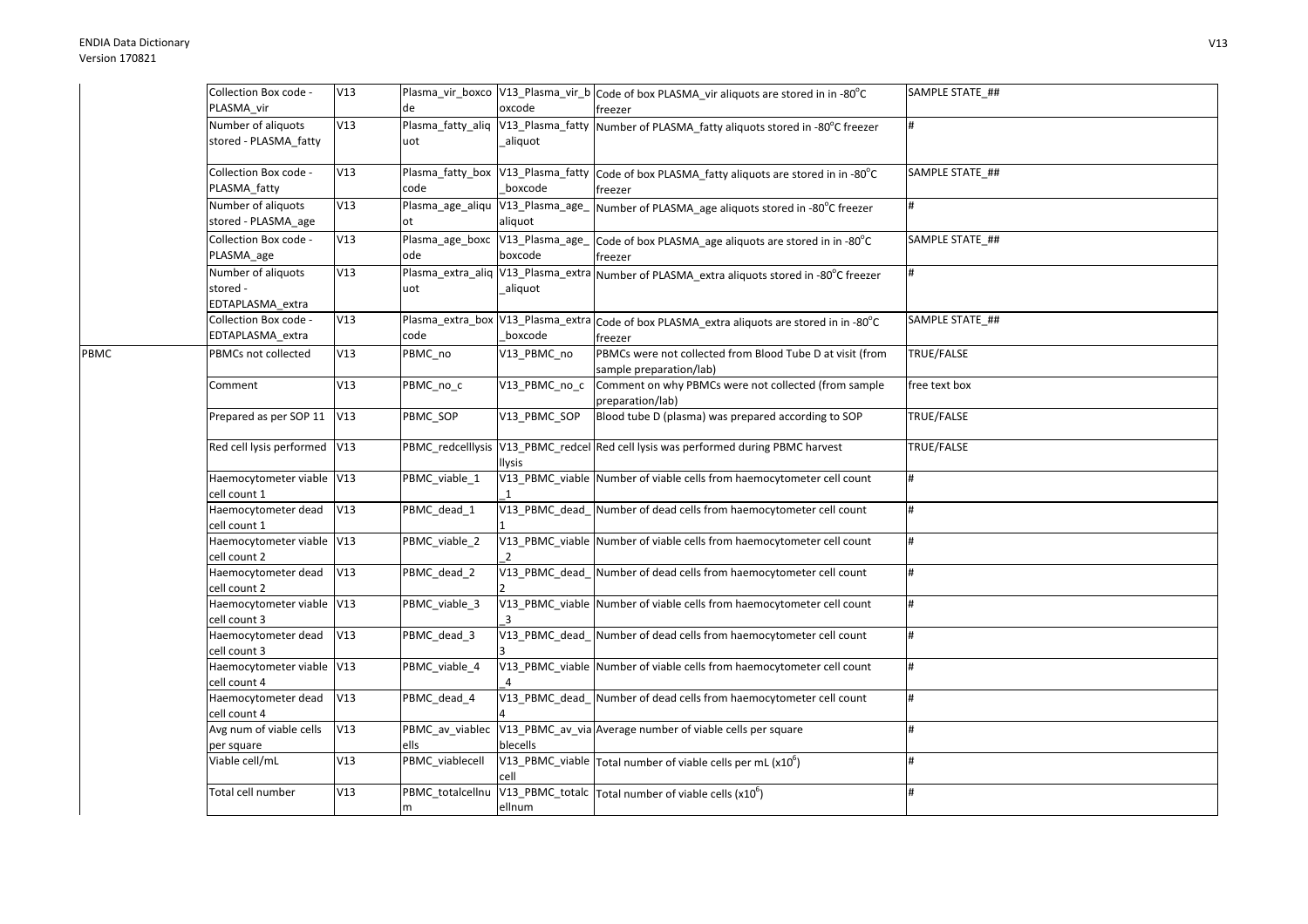| | | | | | | |
|---|---|---|---|---|---|---|
| | Collection Box code - PLASMA_vir | V13 | Plasma_vir_boxcode | V13_Plasma_vir_boxcode | Code of box PLASMA_vir aliquots are stored in in -80°C freezer | SAMPLE STATE_## |
| | Number of aliquots stored - PLASMA_fatty | V13 | Plasma_fatty_aliquot | V13_Plasma_fatty_aliquot | Number of PLASMA_fatty aliquots stored in -80°C freezer | # |
| | Collection Box code - PLASMA_fatty | V13 | Plasma_fatty_boxcode | V13_Plasma_fatty_boxcode | Code of box PLASMA_fatty aliquots are stored in in -80°C freezer | SAMPLE STATE_## |
| | Number of aliquots stored - PLASMA_age | V13 | Plasma_age_aliquot | V13_Plasma_age_aliquot | Number of PLASMA_age aliquots stored in -80°C freezer | # |
| | Collection Box code - PLASMA_age | V13 | Plasma_age_boxcode | V13_Plasma_age_boxcode | Code of box PLASMA_age aliquots are stored in in -80°C freezer | SAMPLE STATE_## |
| | Number of aliquots stored - EDTAPLASMA_extra | V13 | Plasma_extra_aliquot | V13_Plasma_extra_aliquot | Number of PLASMA_extra aliquots stored in -80°C freezer | # |
| | Collection Box code - EDTAPLASMA_extra | V13 | Plasma_extra_boxcode | V13_Plasma_extra_boxcode | Code of box PLASMA_extra aliquots are stored in in -80°C freezer | SAMPLE STATE_## |
| PBMC | PBMCs not collected | V13 | PBMC_no | V13_PBMC_no | PBMCs were not collected from Blood Tube D at visit (from sample preparation/lab) | TRUE/FALSE |
| | Comment | V13 | PBMC_no_c | V13_PBMC_no_c | Comment on why PBMCs were not collected (from sample preparation/lab) | free text box |
| | Prepared as per SOP 11 | V13 | PBMC_SOP | V13_PBMC_SOP | Blood tube D (plasma) was prepared according to SOP | TRUE/FALSE |
| | Red cell lysis performed | V13 | PBMC_redcelllysis | V13_PBMC_redcelllysis | Red cell lysis was performed during PBMC harvest | TRUE/FALSE |
| | Haemocytometer viable cell count 1 | V13 | PBMC_viable_1 | V13_PBMC_viable_1 | Number of viable cells from haemocytometer cell count | # |
| | Haemocytometer dead cell count 1 | V13 | PBMC_dead_1 | V13_PBMC_dead_1 | Number of dead cells from haemocytometer cell count | # |
| | Haemocytometer viable cell count 2 | V13 | PBMC_viable_2 | V13_PBMC_viable_2 | Number of viable cells from haemocytometer cell count | # |
| | Haemocytometer dead cell count 2 | V13 | PBMC_dead_2 | V13_PBMC_dead_2 | Number of dead cells from haemocytometer cell count | # |
| | Haemocytometer viable cell count 3 | V13 | PBMC_viable_3 | V13_PBMC_viable_3 | Number of viable cells from haemocytometer cell count | # |
| | Haemocytometer dead cell count 3 | V13 | PBMC_dead_3 | V13_PBMC_dead_3 | Number of dead cells from haemocytometer cell count | # |
| | Haemocytometer viable cell count 4 | V13 | PBMC_viable_4 | V13_PBMC_viable_4 | Number of viable cells from haemocytometer cell count | # |
| | Haemocytometer dead cell count 4 | V13 | PBMC_dead_4 | V13_PBMC_dead_4 | Number of dead cells from haemocytometer cell count | # |
| | Avg num of viable cells per square | V13 | PBMC_av_viablecells | V13_PBMC_av_viablecells | Average number of viable cells per square | # |
| | Viable cell/mL | V13 | PBMC_viablecell | V13_PBMC_viablecell | Total number of viable cells per mL ($x10^6$) | # |
| | Total cell number | V13 | PBMC_totalcellnum | V13_PBMC_totalcellnum | Total number of viable cells ($x10^6$) | # |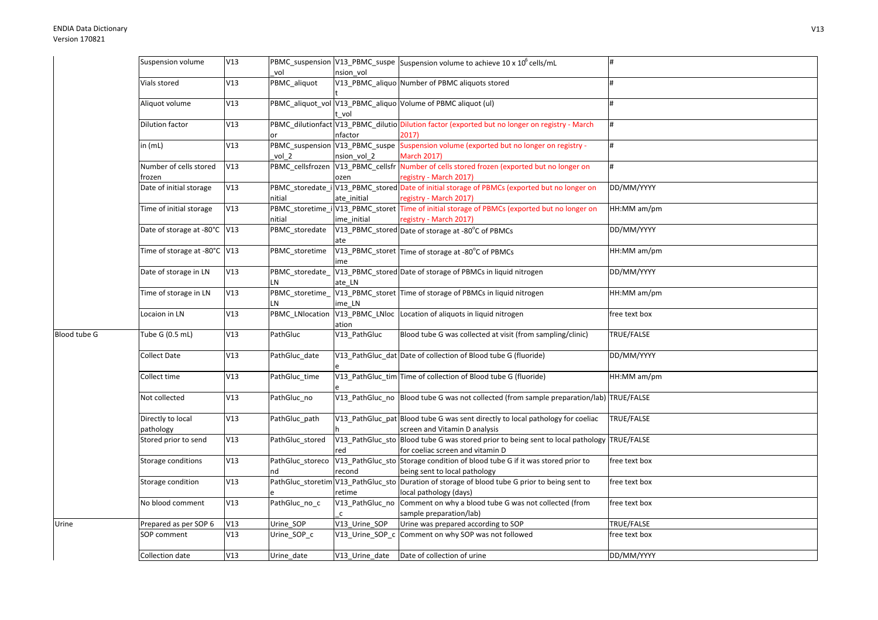| | Suspension volume | V13 | PBMC_suspension_vol | V13_PBMC_suspension_vol | Suspension volume to achieve 10 x $10^6$ cells/mL | # |
|---|---|---|---|---|---|---|
| | Vials stored | V13 | PBMC_aliquot | V13_PBMC_aliquot | Number of PBMC aliquots stored | # |
| | Aliquot volume | V13 | PBMC_aliquot_vol | V13_PBMC_aliquot_vol | Volume of PBMC aliquot (ul) | # |
| | Dilution factor | V13 | PBMC_dilutionfactor | V13_PBMC_dilutionfactor | Dilution factor (exported but no longer on registry - March 2017) | # |
| | in (mL) | V13 | PBMC_suspension_vol_2 | V13_PBMC_suspension_vol_2 | Suspension volume (exported but no longer on registry - March 2017) | # |
| | Number of cells stored frozen | V13 | PBMC_cellsfrozen | V13_PBMC_cellsfrozen | Number of cells stored frozen (exported but no longer on registry - March 2017) | # |
| | Date of initial storage | V13 | PBMC_storedate_initial | V13_PBMC_storedate_initial | Date of initial storage of PBMCs (exported but no longer on registry - March 2017) | DD/MM/YYYY |
| | Time of initial storage | V13 | PBMC_storetime_initial | V13_PBMC_storetime_initial | Time of initial storage of PBMCs (exported but no longer on registry - March 2017) | HH:MM am/pm |
| | Date of storage at -80°C | V13 | PBMC_storedate | V13_PBMC_storedate | Date of storage at -80°C of PBMCs | DD/MM/YYYY |
| | Time of storage at -80°C | V13 | PBMC_storetime | V13_PBMC_storetime | Time of storage at -80°C of PBMCs | HH:MM am/pm |
| | Date of storage in LN | V13 | PBMC_storedate_LN | V13_PBMC_storedate_LN | Date of storage of PBMCs in liquid nitrogen | DD/MM/YYYY |
| | Time of storage in LN | V13 | PBMC_storetime_LN | V13_PBMC_storetime_LN | Time of storage of PBMCs in liquid nitrogen | HH:MM am/pm |
| | Locaion in LN | V13 | PBMC_LNlocation | V13_PBMC_LNlocation | Location of aliquots in liquid nitrogen | free text box |
| Blood tube G | Tube G (0.5 mL) | V13 | PathGluc | V13_PathGluc | Blood tube G was collected at visit (from sampling/clinic) | TRUE/FALSE |
| | Collect Date | V13 | PathGluc_date | V13_PathGluc_date | Date of collection of Blood tube G (fluoride) | DD/MM/YYYY |
| | Collect time | V13 | PathGluc_time | V13_PathGluc_time | Time of collection of Blood tube G (fluoride) | HH:MM am/pm |
| | Not collected | V13 | PathGluc_no | V13_PathGluc_no | Blood tube G was not collected (from sample preparation/lab) | TRUE/FALSE |
| | Directly to local pathology | V13 | PathGluc_path | V13_PathGluc_path | Blood tube G was sent directly to local pathology for coeliac screen and Vitamin D analysis | TRUE/FALSE |
| | Stored prior to send | V13 | PathGluc_stored | V13_PathGluc_stored | Blood tube G was stored prior to being sent to local pathology for coeliac screen and vitamin D | TRUE/FALSE |
| | Storage conditions | V13 | PathGluc_storecond | V13_PathGluc_storecond | Storage condition of blood tube G if it was stored prior to being sent to local pathology | free text box |
| | Storage condition | V13 | PathGluc_storetime | V13_PathGluc_storetime | Duration of storage of blood tube G prior to being sent to local pathology (days) | free text box |
| | No blood comment | V13 | PathGluc_no_c | V13_PathGluc_no_c | Comment on why a blood tube G was not collected (from sample preparation/lab) | free text box |
| Urine | Prepared as per SOP 6 | V13 | Urine_SOP | V13_Urine_SOP | Urine was prepared according to SOP | TRUE/FALSE |
| | SOP comment | V13 | Urine_SOP_c | V13_Urine_SOP_c | Comment on why SOP was not followed | free text box |
| | Collection date | V13 | Urine_date | V13_Urine_date | Date of collection of urine | DD/MM/YYYY |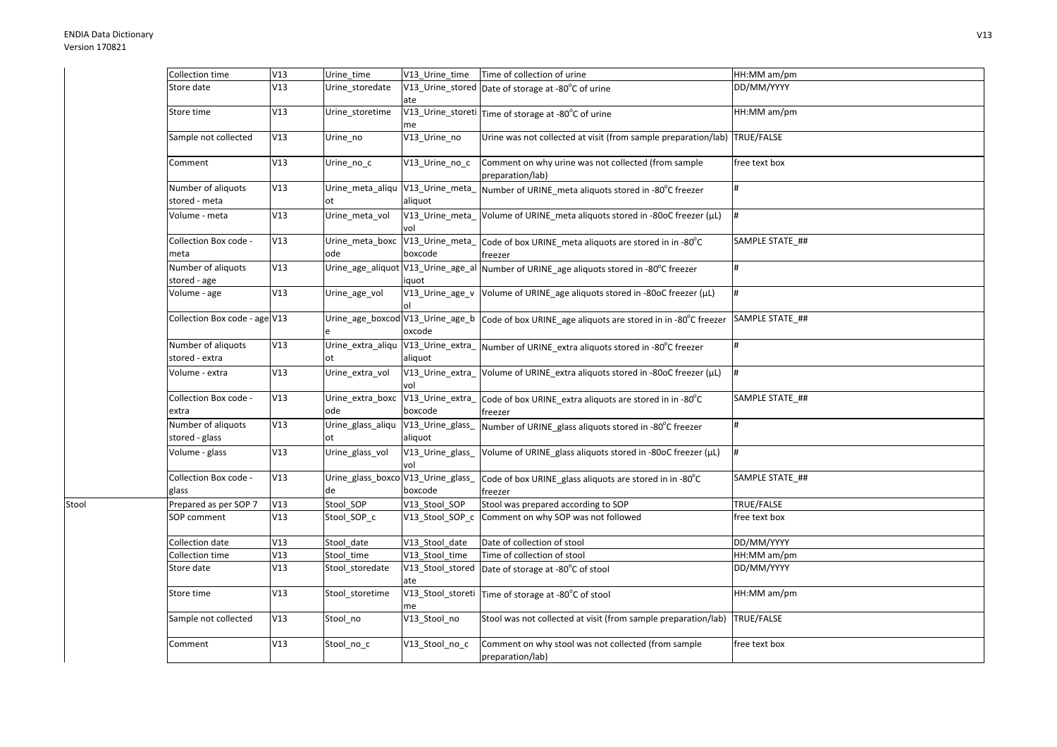| | | | | | | |
|---|---|---|---|---|---|---|
| | Collection time | V13 | Urine_time | V13_Urine_time | Time of collection of urine | HH:MM am/pm |
| | Store date | V13 | Urine_storedate | V13_Urine_storedate | Date of storage at -80°C of urine | DD/MM/YYYY |
| | Store time | V13 | Urine_storetime | V13_Urine_storetime | Time of storage at -80°C of urine | HH:MM am/pm |
| | Sample not collected | V13 | Urine_no | V13_Urine_no | Urine was not collected at visit (from sample preparation/lab) | TRUE/FALSE |
| | Comment | V13 | Urine_no_c | V13_Urine_no_c | Comment on why urine was not collected (from sample preparation/lab) | free text box |
| | Number of aliquots stored - meta | V13 | Urine_meta_aliquot | V13_Urine_meta_aliquot | Number of URINE_meta aliquots stored in -80°C freezer | # |
| | Volume - meta | V13 | Urine_meta_vol | V13_Urine_meta_vol | Volume of URINE_meta aliquots stored in -80oC freezer (µL) | # |
| | Collection Box code - meta | V13 | Urine_meta_boxcode | V13_Urine_meta_boxcode | Code of box URINE_meta aliquots are stored in in -80°C freezer | SAMPLE STATE_## |
| | Number of aliquots stored - age | V13 | Urine_age_aliquot | V13_Urine_age_aliquot | Number of URINE_age aliquots stored in -80°C freezer | # |
| | Volume - age | V13 | Urine_age_vol | V13_Urine_age_vol | Volume of URINE_age aliquots stored in -80oC freezer (µL) | # |
| | Collection Box code - age | V13 | Urine_age_boxcode | V13_Urine_age_boxcode | Code of box URINE_age aliquots are stored in in -80°C freezer | SAMPLE STATE_## |
| | Number of aliquots stored - extra | V13 | Urine_extra_aliquot | V13_Urine_extra_aliquot | Number of URINE_extra aliquots stored in -80°C freezer | # |
| | Volume - extra | V13 | Urine_extra_vol | V13_Urine_extra_vol | Volume of URINE_extra aliquots stored in -80oC freezer (µL) | # |
| | Collection Box code - extra | V13 | Urine_extra_boxcode | V13_Urine_extra_boxcode | Code of box URINE_extra aliquots are stored in in -80°C freezer | SAMPLE STATE_## |
| | Number of aliquots stored - glass | V13 | Urine_glass_aliquot | V13_Urine_glass_aliquot | Number of URINE_glass aliquots stored in -80°C freezer | # |
| | Volume - glass | V13 | Urine_glass_vol | V13_Urine_glass_vol | Volume of URINE_glass aliquots stored in -80oC freezer (µL) | # |
| | Collection Box code - glass | V13 | Urine_glass_boxcode | V13_Urine_glass_boxcode | Code of box URINE_glass aliquots are stored in in -80°C freezer | SAMPLE STATE_## |
| Stool | Prepared as per SOP 7 | V13 | Stool_SOP | V13_Stool_SOP | Stool was prepared according to SOP | TRUE/FALSE |
| | SOP comment | V13 | Stool_SOP_c | V13_Stool_SOP_c | Comment on why SOP was not followed | free text box |
| | Collection date | V13 | Stool_date | V13_Stool_date | Date of collection of stool | DD/MM/YYYY |
| | Collection time | V13 | Stool_time | V13_Stool_time | Time of collection of stool | HH:MM am/pm |
| | Store date | V13 | Stool_storedate | V13_Stool_storedate | Date of storage at -80°C of stool | DD/MM/YYYY |
| | Store time | V13 | Stool_storetime | V13_Stool_storetime | Time of storage at -80°C of stool | HH:MM am/pm |
| | Sample not collected | V13 | Stool_no | V13_Stool_no | Stool was not collected at visit (from sample preparation/lab) | TRUE/FALSE |
| | Comment | V13 | Stool_no_c | V13_Stool_no_c | Comment on why stool was not collected (from sample preparation/lab) | free text box |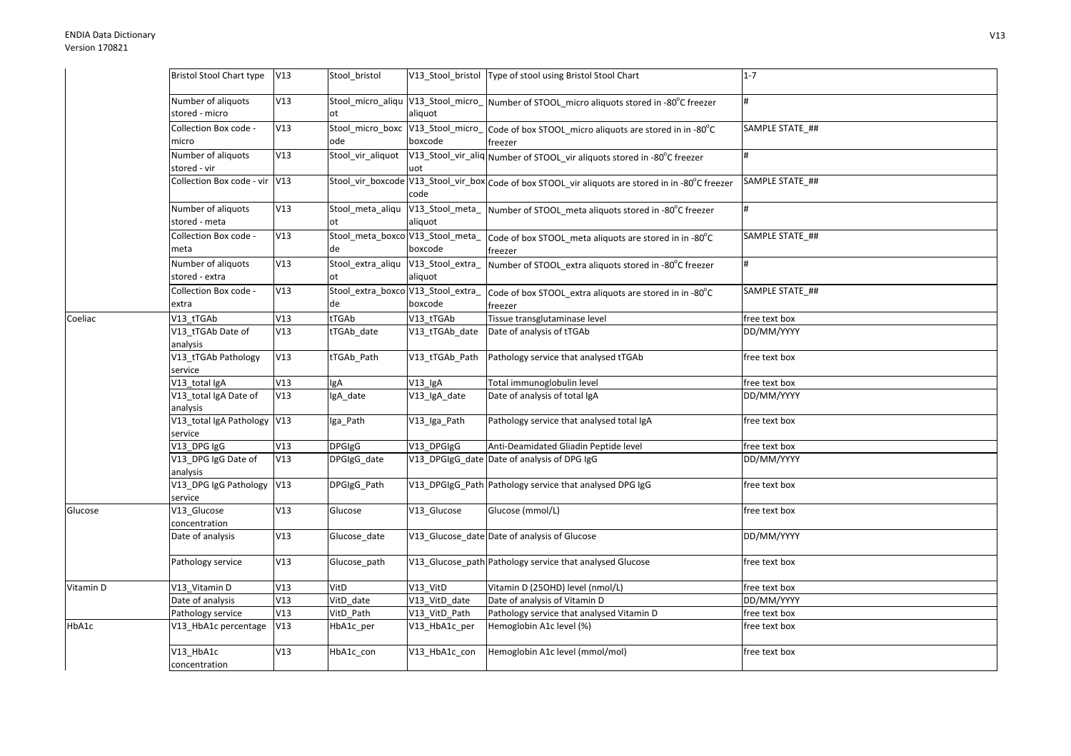| | | | | | | |
|---|---|---|---|---|---|---|
| | Bristol Stool Chart type | V13 | Stool_bristol | V13_Stool_bristol | Type of stool using Bristol Stool Chart | 1-7 |
| | Number of aliquots stored - micro | V13 | Stool_micro_aliquot | V13_Stool_micro_aliquot | Number of STOOL_micro aliquots stored in -80°C freezer | # |
| | Collection Box code - micro | V13 | Stool_micro_boxcode | V13_Stool_micro_boxcode | Code of box STOOL_micro aliquots are stored in in -80°C freezer | SAMPLE STATE_## |
| | Number of aliquots stored - vir | V13 | Stool_vir_aliquot | V13_Stool_vir_aliquot | Number of STOOL_vir aliquots stored in -80°C freezer | # |
| | Collection Box code - vir | V13 | Stool_vir_boxcode | V13_Stool_vir_boxcode | Code of box STOOL_vir aliquots are stored in in -80°C freezer | SAMPLE STATE_## |
| | Number of aliquots stored - meta | V13 | Stool_meta_aliquot | V13_Stool_meta_aliquot | Number of STOOL_meta aliquots stored in -80°C freezer | # |
| | Collection Box code - meta | V13 | Stool_meta_boxcode | V13_Stool_meta_boxcode | Code of box STOOL_meta aliquots are stored in in -80°C freezer | SAMPLE STATE_## |
| | Number of aliquots stored - extra | V13 | Stool_extra_aliquot | V13_Stool_extra_aliquot | Number of STOOL_extra aliquots stored in -80°C freezer | # |
| | Collection Box code - extra | V13 | Stool_extra_boxcode | V13_Stool_extra_boxcode | Code of box STOOL_extra aliquots are stored in in -80°C freezer | SAMPLE STATE_## |
| Coeliac | V13_tTGAb | V13 | tTGAb | V13_tTGAb | Tissue transglutaminase level | free text box |
| | V13_tTGAb Date of analysis | V13 | tTGAb_date | V13_tTGAb_date | Date of analysis of tTGAb | DD/MM/YYYY |
| | V13_tTGAb Pathology service | V13 | tTGAb_Path | V13_tTGAb_Path | Pathology service that analysed tTGAb | free text box |
| | V13_total IgA | V13 | IgA | V13_IgA | Total immunoglobulin level | free text box |
| | V13_total IgA Date of analysis | V13 | IgA_date | V13_IgA_date | Date of analysis of total IgA | DD/MM/YYYY |
| | V13_total IgA Pathology service | V13 | Iga_Path | V13_Iga_Path | Pathology service that analysed total IgA | free text box |
| | V13_DPG IgG | V13 | DPGIgG | V13_DPGIgG | Anti-Deamidated Gliadin Peptide level | free text box |
| | V13_DPG IgG Date of analysis | V13 | DPGIgG_date | V13_DPGIgG_date | Date of analysis of DPG IgG | DD/MM/YYYY |
| | V13_DPG IgG Pathology service | V13 | DPGIgG_Path | V13_DPGIgG_Path | Pathology service that analysed DPG IgG | free text box |
| Glucose | V13_Glucose concentration | V13 | Glucose | V13_Glucose | Glucose (mmol/L) | free text box |
| | Date of analysis | V13 | Glucose_date | V13_Glucose_date | Date of analysis of Glucose | DD/MM/YYYY |
| | Pathology service | V13 | Glucose_path | V13_Glucose_path | Pathology service that analysed Glucose | free text box |
| Vitamin D | V13_Vitamin D | V13 | VitD | V13_VitD | Vitamin D (25OHD) level (nmol/L) | free text box |
| | Date of analysis | V13 | VitD_date | V13_VitD_date | Date of analysis of Vitamin D | DD/MM/YYYY |
| | Pathology service | V13 | VitD_Path | V13_VitD_Path | Pathology service that analysed Vitamin D | free text box |
| HbA1c | V13_HbA1c percentage | V13 | HbA1c_per | V13_HbA1c_per | Hemoglobin A1c level (%) | free text box |
| | V13_HbA1c concentration | V13 | HbA1c_con | V13_HbA1c_con | Hemoglobin A1c level (mmol/mol) | free text box |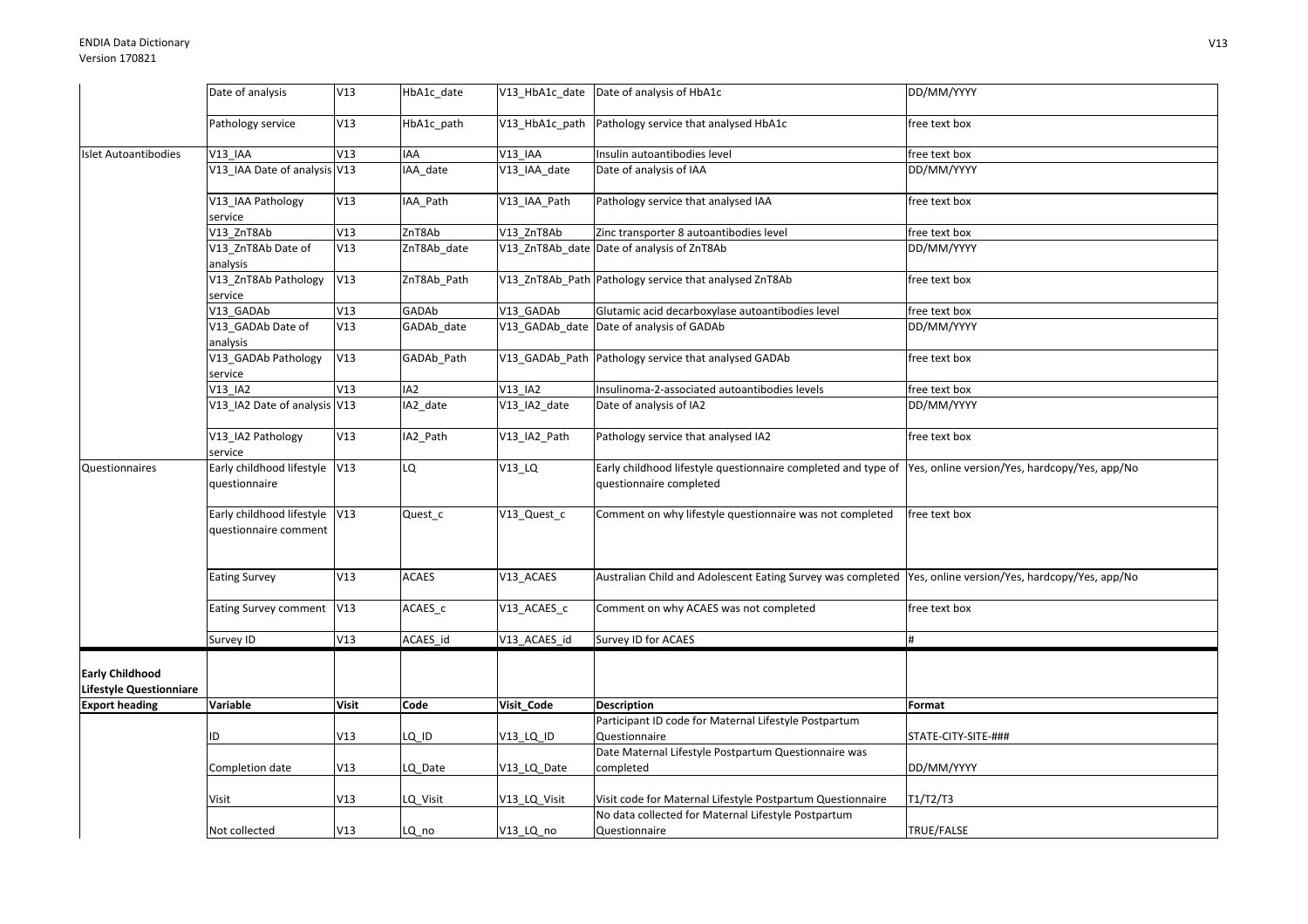| | Date of analysis | V13 | HbA1c_date | V13_HbA1c_date | Date of analysis of HbA1c | DD/MM/YYYY |
|---|---|---|---|---|---|---|
| | Pathology service | V13 | HbA1c_path | V13_HbA1c_path | Pathology service that analysed HbA1c | free text box |
| Islet Autoantibodies | V13_IAA | V13 | IAA | V13_IAA | Insulin autoantibodies level | free text box |
| | V13_IAA Date of analysis | V13 | IAA_date | V13_IAA_date | Date of analysis of IAA | DD/MM/YYYY |
| | V13_IAA Pathology service | V13 | IAA_Path | V13_IAA_Path | Pathology service that analysed IAA | free text box |
| | V13_ZnT8Ab | V13 | ZnT8Ab | V13_ZnT8Ab | Zinc transporter 8 autoantibodies level | free text box |
| | V13_ZnT8Ab Date of analysis | V13 | ZnT8Ab_date | V13_ZnT8Ab_date | Date of analysis of ZnT8Ab | DD/MM/YYYY |
| | V13_ZnT8Ab Pathology service | V13 | ZnT8Ab_Path | V13_ZnT8Ab_Path | Pathology service that analysed ZnT8Ab | free text box |
| | V13_GADAb | V13 | GADAb | V13_GADAb | Glutamic acid decarboxylase autoantibodies level | free text box |
| | V13_GADAb Date of analysis | V13 | GADAb_date | V13_GADAb_date | Date of analysis of GADAb | DD/MM/YYYY |
| | V13_GADAb Pathology service | V13 | GADAb_Path | V13_GADAb_Path | Pathology service that analysed GADAb | free text box |
| | V13_IA2 | V13 | IA2 | V13_IA2 | Insulinoma-2-associated autoantibodies levels | free text box |
| | V13_IA2 Date of analysis | V13 | IA2_date | V13_IA2_date | Date of analysis of IA2 | DD/MM/YYYY |
| | V13_IA2 Pathology service | V13 | IA2_Path | V13_IA2_Path | Pathology service that analysed IA2 | free text box |
| Questionnaires | Early childhood lifestyle questionnaire | V13 | LQ | V13_LQ | Early childhood lifestyle questionnaire completed and type of questionnaire completed | Yes, online version/Yes, hardcopy/Yes, app/No |
| | Early childhood lifestyle questionnaire comment | V13 | Quest_c | V13_Quest_c | Comment on why lifestyle questionnaire was not completed | free text box |
| | Eating Survey | V13 | ACAES | V13_ACAES | Australian Child and Adolescent Eating Survey was completed | Yes, online version/Yes, hardcopy/Yes, app/No |
| | Eating Survey comment | V13 | ACAES_c | V13_ACAES_c | Comment on why ACAES was not completed | free text box |
| | Survey ID | V13 | ACAES_id | V13_ACAES_id | Survey ID for ACAES | # |

| **Early Childhood Lifestyle Questionniare** | | | | | | |
|---|---|---|---|---|---|---|
| **Export heading** | **Variable** | **Visit** | **Code** | **Visit_Code** | **Description** | **Format** |
| | ID | V13 | LQ_ID | V13_LQ_ID | Participant ID code for Maternal Lifestyle Postpartum Questionnaire | STATE-CITY-SITE-### |
| | Completion date | V13 | LQ_Date | V13_LQ_Date | Date Maternal Lifestyle Postpartum Questionnaire was completed | DD/MM/YYYY |
| | Visit | V13 | LQ_Visit | V13_LQ_Visit | Visit code for Maternal Lifestyle Postpartum Questionnaire | T1/T2/T3 |
| | Not collected | V13 | LQ_no | V13_LQ_no | No data collected for Maternal Lifestyle Postpartum Questionnaire | TRUE/FALSE |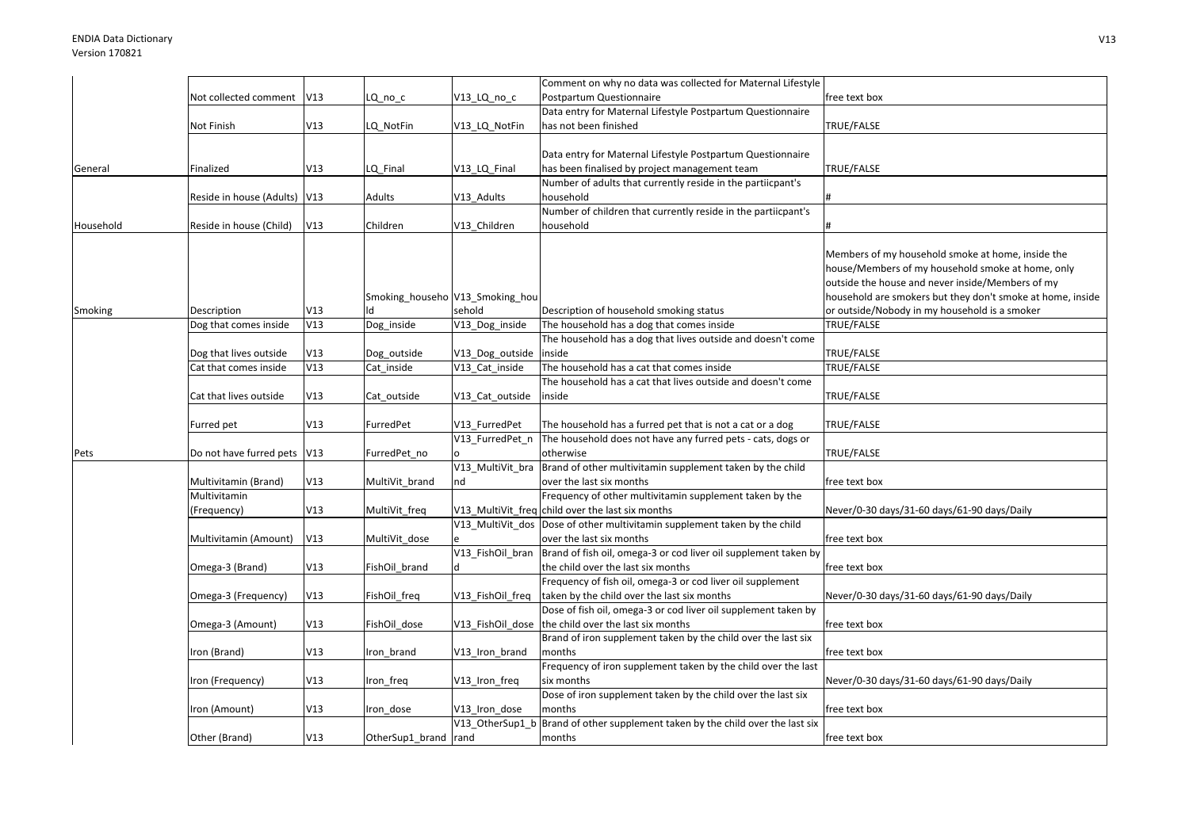| | | | | | | |
|---|---|---|---|---|---|---|
| | Not collected comment | V13 | LQ_no_c | V13_LQ_no_c | Comment on why no data was collected for Maternal Lifestyle Postpartum Questionnaire | free text box |
| | Not Finish | V13 | LQ_NotFin | V13_LQ_NotFin | Data entry for Maternal Lifestyle Postpartum Questionnaire has not been finished | TRUE/FALSE |
| General | Finalized | V13 | LQ_Final | V13_LQ_Final | Data entry for Maternal Lifestyle Postpartum Questionnaire has been finalised by project management team | TRUE/FALSE |
| | Reside in house (Adults) | V13 | Adults | V13_Adults | Number of adults that currently reside in the partiicpant's household | # |
| Household | Reside in house (Child) | V13 | Children | V13_Children | Number of children that currently reside in the partiicpant's household | # |
| Smoking | Description | V13 | Smoking_household | V13_Smoking_household | Description of household smoking status | Members of my household smoke at home, inside the house/Members of my household smoke at home, only outside the house and never inside/Members of my household are smokers but they don't smoke at home, inside or outside/Nobody in my household is a smoker |
| | Dog that comes inside | V13 | Dog_inside | V13_Dog_inside | The household has a dog that comes inside | TRUE/FALSE |
| | Dog that lives outside | V13 | Dog_outside | V13_Dog_outside | The household has a dog that lives outside and doesn't come inside | TRUE/FALSE |
| | Cat that comes inside | V13 | Cat_inside | V13_Cat_inside | The household has a cat that comes inside | TRUE/FALSE |
| | Cat that lives outside | V13 | Cat_outside | V13_Cat_outside | The household has a cat that lives outside and doesn't come inside | TRUE/FALSE |
| | Furred pet | V13 | FurredPet | V13_FurredPet | The household has a furred pet that is not a cat or a dog | TRUE/FALSE |
| Pets | Do not have furred pets | V13 | FurredPet_no | V13_FurredPet_no | The household does not have any furred pets - cats, dogs or otherwise | TRUE/FALSE |
| | Multivitamin (Brand) | V13 | MultiVit_brand | V13_MultiVit_brand | Brand of other multivitamin supplement taken by the child over the last six months | free text box |
| | Multivitamin (Frequency) | V13 | MultiVit_freq | V13_MultiVit_freq | Frequency of other multivitamin supplement taken by the child over the last six months | Never/0-30 days/31-60 days/61-90 days/Daily |
| | Multivitamin (Amount) | V13 | MultiVit_dose | V13_MultiVit_dose | Dose of other multivitamin supplement taken by the child over the last six months | free text box |
| | Omega-3 (Brand) | V13 | FishOil_brand | V13_FishOil_brand | Brand of fish oil, omega-3 or cod liver oil supplement taken by the child over the last six months | free text box |
| | Omega-3 (Frequency) | V13 | FishOil_freq | V13_FishOil_freq | Frequency of fish oil, omega-3 or cod liver oil supplement taken by the child over the last six months | Never/0-30 days/31-60 days/61-90 days/Daily |
| | Omega-3 (Amount) | V13 | FishOil_dose | V13_FishOil_dose | Dose of fish oil, omega-3 or cod liver oil supplement taken by the child over the last six months | free text box |
| | Iron (Brand) | V13 | Iron_brand | V13_Iron_brand | Brand of iron supplement taken by the child over the last six months | free text box |
| | Iron (Frequency) | V13 | Iron_freq | V13_Iron_freq | Frequency of iron supplement taken by the child over the last six months | Never/0-30 days/31-60 days/61-90 days/Daily |
| | Iron (Amount) | V13 | Iron_dose | V13_Iron_dose | Dose of iron supplement taken by the child over the last six months | free text box |
| | Other (Brand) | V13 | OtherSup1_brand | V13_OtherSup1_brand | Brand of other supplement taken by the child over the last six months | free text box |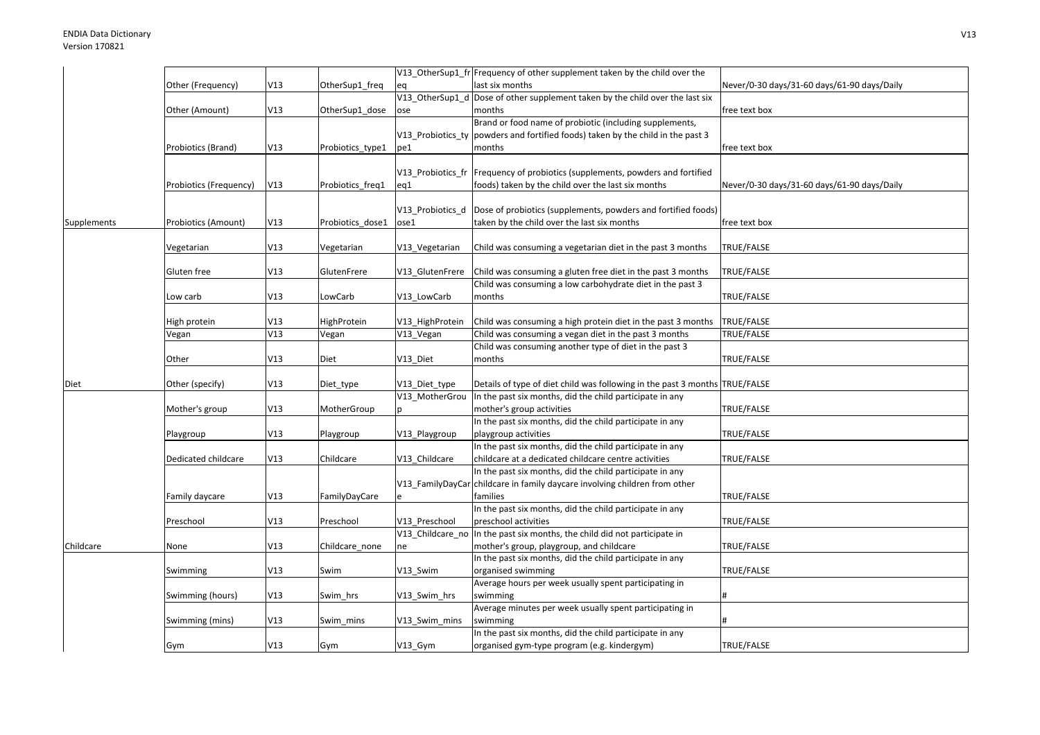| | | | | | | |
|---|---|---|---|---|---|---|
| | Other (Frequency) | V13 | OtherSup1_freq | V13_OtherSup1_freq | Frequency of other supplement taken by the child over the last six months | Never/0-30 days/31-60 days/61-90 days/Daily |
| | Other (Amount) | V13 | OtherSup1_dose | V13_OtherSup1_dose | Dose of other supplement taken by the child over the last six months | free text box |
| | Probiotics (Brand) | V13 | Probiotics_type1 | V13_Probiotics_type1 | Brand or food name of probiotic (including supplements, powders and fortified foods) taken by the child in the past 3 months | free text box |
| | Probiotics (Frequency) | V13 | Probiotics_freq1 | V13_Probiotics_freq1 | Frequency of probiotics (supplements, powders and fortified foods) taken by the child over the last six months | Never/0-30 days/31-60 days/61-90 days/Daily |
| Supplements | Probiotics (Amount) | V13 | Probiotics_dose1 | V13_Probiotics_dose1 | Dose of probiotics (supplements, powders and fortified foods) taken by the child over the last six months | free text box |
| | Vegetarian | V13 | Vegetarian | V13_Vegetarian | Child was consuming a vegetarian diet in the past 3 months | TRUE/FALSE |
| | Gluten free | V13 | GlutenFrere | V13_GlutenFrere | Child was consuming a gluten free diet in the past 3 months | TRUE/FALSE |
| | Low carb | V13 | LowCarb | V13_LowCarb | Child was consuming a low carbohydrate diet in the past 3 months | TRUE/FALSE |
| | High protein | V13 | HighProtein | V13_HighProtein | Child was consuming a high protein diet in the past 3 months | TRUE/FALSE |
| | Vegan | V13 | Vegan | V13_Vegan | Child was consuming a vegan diet in the past 3 months | TRUE/FALSE |
| | Other | V13 | Diet | V13_Diet | Child was consuming another type of diet in the past 3 months | TRUE/FALSE |
| Diet | Other (specify) | V13 | Diet_type | V13_Diet_type | Details of type of diet child was following in the past 3 months | TRUE/FALSE |
| | Mother's group | V13 | MotherGroup | V13_MotherGroup | In the past six months, did the child participate in any mother's group activities | TRUE/FALSE |
| | Playgroup | V13 | Playgroup | V13_Playgroup | In the past six months, did the child participate in any playgroup activities | TRUE/FALSE |
| | Dedicated childcare | V13 | Childcare | V13_Childcare | In the past six months, did the child participate in any childcare at a dedicated childcare centre activities | TRUE/FALSE |
| | Family daycare | V13 | FamilyDayCare | V13_FamilyDayCare | In the past six months, did the child participate in any childcare in family daycare involving children from other families | TRUE/FALSE |
| | Preschool | V13 | Preschool | V13_Preschool | In the past six months, did the child participate in any preschool activities | TRUE/FALSE |
| Childcare | None | V13 | Childcare_none | V13_Childcare_none | In the past six months, the child did not participate in mother's group, playgroup, and childcare | TRUE/FALSE |
| | Swimming | V13 | Swim | V13_Swim | In the past six months, did the child participate in any organised swimming | TRUE/FALSE |
| | Swimming (hours) | V13 | Swim_hrs | V13_Swim_hrs | Average hours per week usually spent participating in swimming | # |
| | Swimming (mins) | V13 | Swim_mins | V13_Swim_mins | Average minutes per week usually spent participating in swimming | # |
| | Gym | V13 | Gym | V13_Gym | In the past six months, did the child participate in any organised gym-type program (e.g. kindergym) | TRUE/FALSE |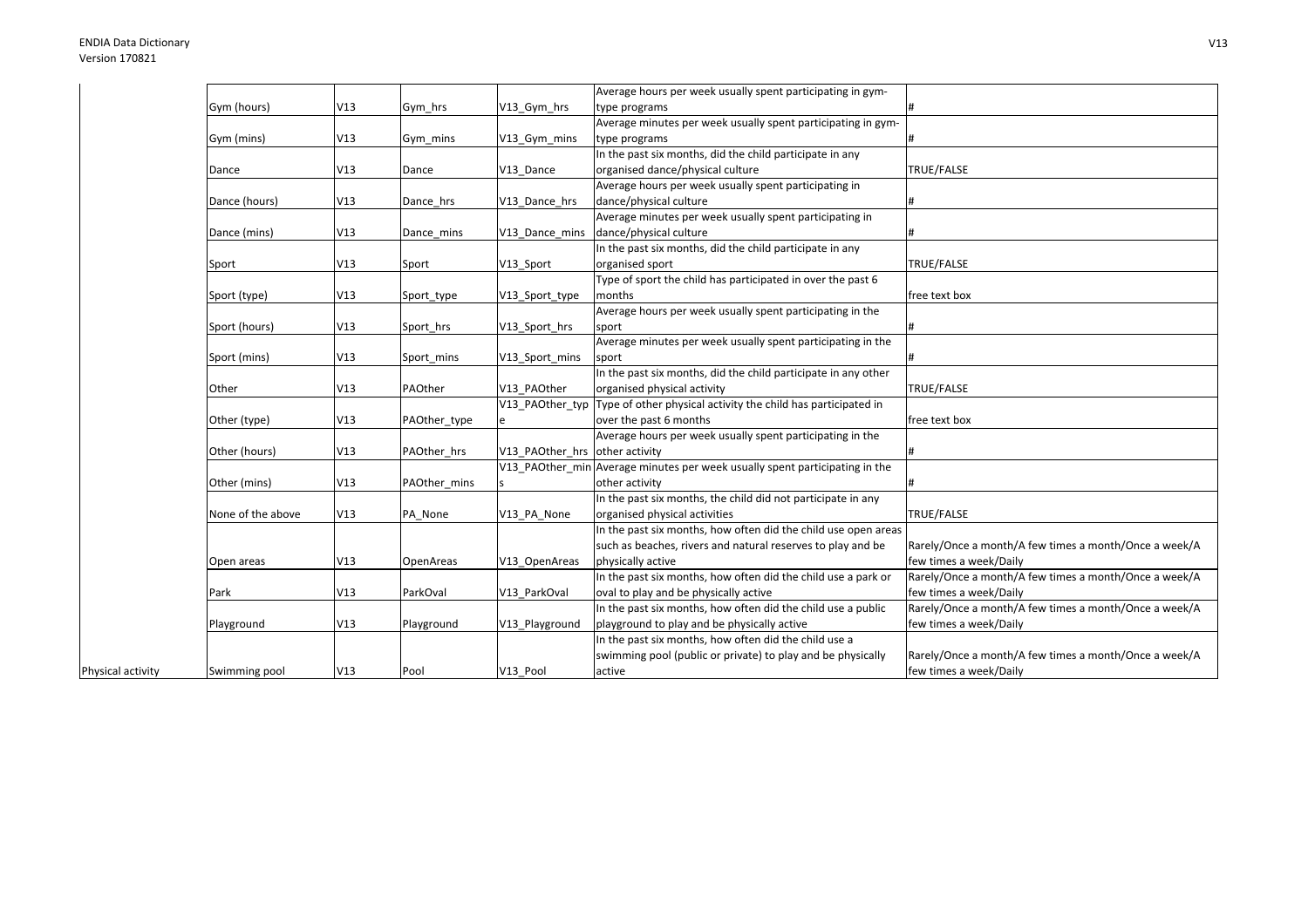| | | | | | |
|---|---|---|---|---|---|
| | Gym (hours) | V13 | Gym_hrs | V13_Gym_hrs | Average hours per week usually spent participating in gym-type programs | # |
| | Gym (mins) | V13 | Gym_mins | V13_Gym_mins | Average minutes per week usually spent participating in gym-type programs | # |
| | Dance | V13 | Dance | V13_Dance | In the past six months, did the child participate in any organised dance/physical culture | TRUE/FALSE |
| | Dance (hours) | V13 | Dance_hrs | V13_Dance_hrs | Average hours per week usually spent participating in dance/physical culture | # |
| | Dance (mins) | V13 | Dance_mins | V13_Dance_mins | Average minutes per week usually spent participating in dance/physical culture | # |
| | Sport | V13 | Sport | V13_Sport | In the past six months, did the child participate in any organised sport | TRUE/FALSE |
| | Sport (type) | V13 | Sport_type | V13_Sport_type | Type of sport the child has participated in over the past 6 months | free text box |
| | Sport (hours) | V13 | Sport_hrs | V13_Sport_hrs | Average hours per week usually spent participating in the sport | # |
| | Sport (mins) | V13 | Sport_mins | V13_Sport_mins | Average minutes per week usually spent participating in the sport | # |
| | Other | V13 | PAOther | V13_PAOther | In the past six months, did the child participate in any other organised physical activity | TRUE/FALSE |
| | Other (type) | V13 | PAOther_type | V13_PAOther_type | Type of other physical activity the child has participated in over the past 6 months | free text box |
| | Other (hours) | V13 | PAOther_hrs | V13_PAOther_hrs | Average hours per week usually spent participating in the other activity | # |
| | Other (mins) | V13 | PAOther_mins | V13_PAOther_mins | Average minutes per week usually spent participating in the other activity | # |
| | None of the above | V13 | PA_None | V13_PA_None | In the past six months, the child did not participate in any organised physical activities | TRUE/FALSE |
| | Open areas | V13 | OpenAreas | V13_OpenAreas | In the past six months, how often did the child use open areas such as beaches, rivers and natural reserves to play and be physically active | Rarely/Once a month/A few times a month/Once a week/A few times a week/Daily |
| | Park | V13 | ParkOval | V13_ParkOval | In the past six months, how often did the child use a park or oval to play and be physically active | Rarely/Once a month/A few times a month/Once a week/A few times a week/Daily |
| | Playground | V13 | Playground | V13_Playground | In the past six months, how often did the child use a public playground to play and be physically active | Rarely/Once a month/A few times a month/Once a week/A few times a week/Daily |
| Physical activity | Swimming pool | V13 | Pool | V13_Pool | In the past six months, how often did the child use a swimming pool (public or private) to play and be physically active | Rarely/Once a month/A few times a month/Once a week/A few times a week/Daily |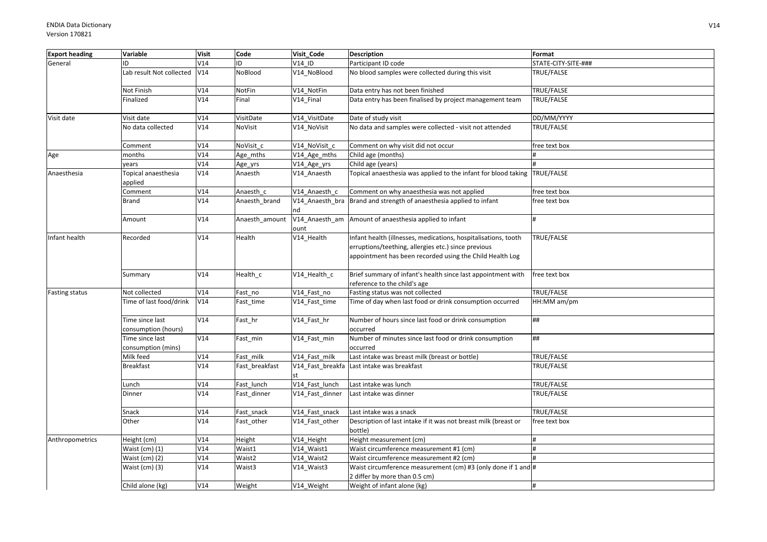| Export heading | Variable | Visit | Code | Visit_Code | Description | Format |
|---|---|---|---|---|---|---|
| General | ID | V14 | ID | V14_ID | Participant ID code | STATE-CITY-SITE-### |
| | Lab result Not collected | V14 | NoBlood | V14_NoBlood | No blood samples were collected during this visit | TRUE/FALSE |
| | Not Finish | V14 | NotFin | V14_NotFin | Data entry has not been finished | TRUE/FALSE |
| | Finalized | V14 | Final | V14_Final | Data entry has been finalised by project management team | TRUE/FALSE |
| Visit date | Visit date | V14 | VisitDate | V14_VisitDate | Date of study visit | DD/MM/YYYY |
| | No data collected | V14 | NoVisit | V14_NoVisit | No data and samples were collected - visit not attended | TRUE/FALSE |
| | Comment | V14 | NoVisit_c | V14_NoVisit_c | Comment on why visit did not occur | free text box |
| Age | months | V14 | Age_mths | V14_Age_mths | Child age (months) | # |
| | years | V14 | Age_yrs | V14_Age_yrs | Child age (years) | # |
| Anaesthesia | Topical anaesthesia applied | V14 | Anaesth | V14_Anaesth | Topical anaesthesia was applied to the infant for blood taking | TRUE/FALSE |
| | Comment | V14 | Anaesth_c | V14_Anaesth_c | Comment on why anaesthesia was not applied | free text box |
| | Brand | V14 | Anaesth_brand | V14_Anaesth_brand | Brand and strength of anaesthesia applied to infant | free text box |
| | Amount | V14 | Anaesth_amount | V14_Anaesth_amount | Amount of anaesthesia applied to infant | # |
| Infant health | Recorded | V14 | Health | V14_Health | Infant health (illnesses, medications, hospitalisations, tooth errutions/teething, allergies etc.) since previous appointment has been recorded using the Child Health Log | TRUE/FALSE |
| | Summary | V14 | Health_c | V14_Health_c | Brief summary of infant's health since last appointment with reference to the child's age | free text box |
| Fasting status | Not collected | V14 | Fast_no | V14_Fast_no | Fasting status was not collected | TRUE/FALSE |
| | Time of last food/drink | V14 | Fast_time | V14_Fast_time | Time of day when last food or drink consumption occurred | HH:MM am/pm |
| | Time since last consumption (hours) | V14 | Fast_hr | V14_Fast_hr | Number of hours since last food or drink consumption occurred | ## |
| | Time since last consumption (mins) | V14 | Fast_min | V14_Fast_min | Number of minutes since last food or drink consumption occurred | ## |
| | Milk feed | V14 | Fast_milk | V14_Fast_milk | Last intake was breast milk (breast or bottle) | TRUE/FALSE |
| | Breakfast | V14 | Fast_breakfast | V14_Fast_breakfast | Last intake was breakfast | TRUE/FALSE |
| | Lunch | V14 | Fast_lunch | V14_Fast_lunch | Last intake was lunch | TRUE/FALSE |
| | Dinner | V14 | Fast_dinner | V14_Fast_dinner | Last intake was dinner | TRUE/FALSE |
| | Snack | V14 | Fast_snack | V14_Fast_snack | Last intake was a snack | TRUE/FALSE |
| | Other | V14 | Fast_other | V14_Fast_other | Description of last intake if it was not breast milk (breast or bottle) | free text box |
| Anthropometrics | Height (cm) | V14 | Height | V14_Height | Height measurement (cm) | # |
| | Waist (cm) (1) | V14 | Waist1 | V14_Waist1 | Waist circumference measurement #1 (cm) | # |
| | Waist (cm) (2) | V14 | Waist2 | V14_Waist2 | Waist circumference measurement #2 (cm) | # |
| | Waist (cm) (3) | V14 | Waist3 | V14_Waist3 | Waist circumference measurement (cm) #3 (only done if 1 and 2 differ by more than 0.5 cm) | # |
| | Child alone (kg) | V14 | Weight | V14_Weight | Weight of infant alone (kg) | # |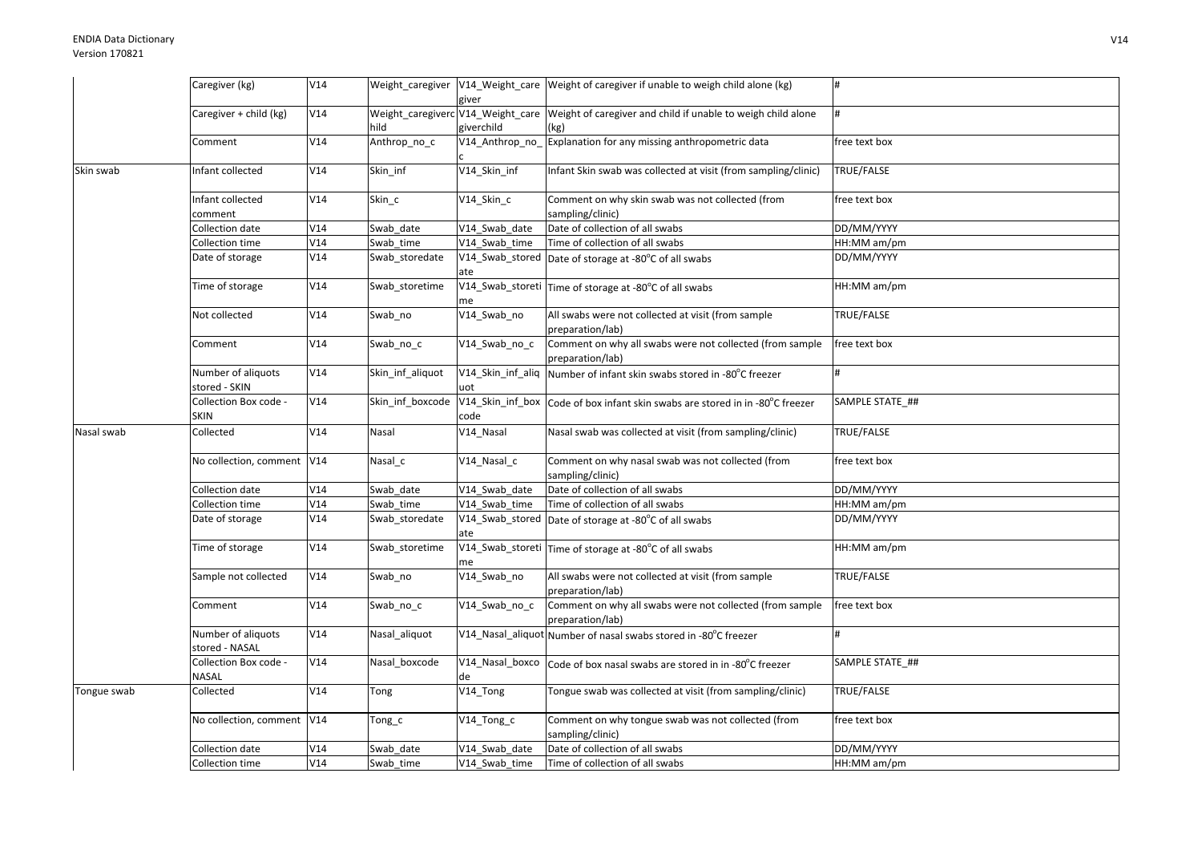| | | | | | | |
|---|---|---|---|---|---|---|
| | Caregiver (kg) | V14 | Weight_caregiver | V14_Weight_caregiver | Weight of caregiver if unable to weigh child alone (kg) | # |
| | Caregiver + child (kg) | V14 | Weight_caregiverchild | V14_Weight_caregiverchild | Weight of caregiver and child if unable to weigh child alone (kg) | # |
| | Comment | V14 | Anthrop_no_c | V14_Anthrop_no_c | Explanation for any missing anthropometric data | free text box |
| Skin swab | Infant collected | V14 | Skin_inf | V14_Skin_inf | Infant Skin swab was collected at visit (from sampling/clinic) | TRUE/FALSE |
| | Infant collected comment | V14 | Skin_c | V14_Skin_c | Comment on why skin swab was not collected (from sampling/clinic) | free text box |
| | Collection date | V14 | Swab_date | V14_Swab_date | Date of collection of all swabs | DD/MM/YYYY |
| | Collection time | V14 | Swab_time | V14_Swab_time | Time of collection of all swabs | HH:MM am/pm |
| | Date of storage | V14 | Swab_storedate | V14_Swab_storedate | Date of storage at -80°C of all swabs | DD/MM/YYYY |
| | Time of storage | V14 | Swab_storetime | V14_Swab_storetime | Time of storage at -80°C of all swabs | HH:MM am/pm |
| | Not collected | V14 | Swab_no | V14_Swab_no | All swabs were not collected at visit (from sample preparation/lab) | TRUE/FALSE |
| | Comment | V14 | Swab_no_c | V14_Swab_no_c | Comment on why all swabs were not collected (from sample preparation/lab) | free text box |
| | Number of aliquots stored - SKIN | V14 | Skin_inf_aliquot | V14_Skin_inf_aliquot | Number of infant skin swabs stored in -80°C freezer | # |
| | Collection Box code - SKIN | V14 | Skin_inf_boxcode | V14_Skin_inf_boxcode | Code of box infant skin swabs are stored in in -80°C freezer | SAMPLE STATE_## |
| Nasal swab | Collected | V14 | Nasal | V14_Nasal | Nasal swab was collected at visit (from sampling/clinic) | TRUE/FALSE |
| | No collection, comment | V14 | Nasal_c | V14_Nasal_c | Comment on why nasal swab was not collected (from sampling/clinic) | free text box |
| | Collection date | V14 | Swab_date | V14_Swab_date | Date of collection of all swabs | DD/MM/YYYY |
| | Collection time | V14 | Swab_time | V14_Swab_time | Time of collection of all swabs | HH:MM am/pm |
| | Date of storage | V14 | Swab_storedate | V14_Swab_storedate | Date of storage at -80°C of all swabs | DD/MM/YYYY |
| | Time of storage | V14 | Swab_storetime | V14_Swab_storetime | Time of storage at -80°C of all swabs | HH:MM am/pm |
| | Sample not collected | V14 | Swab_no | V14_Swab_no | All swabs were not collected at visit (from sample preparation/lab) | TRUE/FALSE |
| | Comment | V14 | Swab_no_c | V14_Swab_no_c | Comment on why all swabs were not collected (from sample preparation/lab) | free text box |
| | Number of aliquots stored - NASAL | V14 | Nasal_aliquot | V14_Nasal_aliquot | Number of nasal swabs stored in -80°C freezer | # |
| | Collection Box code - NASAL | V14 | Nasal_boxcode | V14_Nasal_boxcode | Code of box nasal swabs are stored in in -80°C freezer | SAMPLE STATE_## |
| Tongue swab | Collected | V14 | Tong | V14_Tong | Tongue swab was collected at visit (from sampling/clinic) | TRUE/FALSE |
| | No collection, comment | V14 | Tong_c | V14_Tong_c | Comment on why tongue swab was not collected (from sampling/clinic) | free text box |
| | Collection date | V14 | Swab_date | V14_Swab_date | Date of collection of all swabs | DD/MM/YYYY |
| | Collection time | V14 | Swab_time | V14_Swab_time | Time of collection of all swabs | HH:MM am/pm |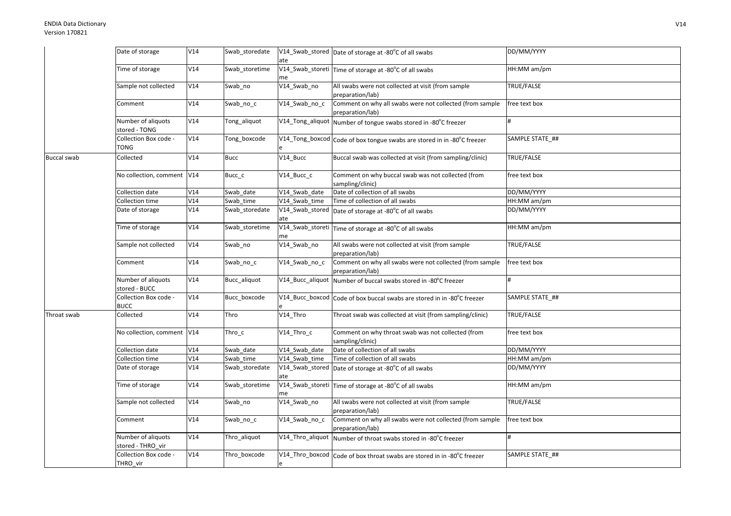| | | | | | | |
|---|---|---|---|---|---|---|
| | Date of storage | V14 | Swab_storedate | V14_Swab_storedate | Date of storage at -80°C of all swabs | DD/MM/YYYY |
| | Time of storage | V14 | Swab_storetime | V14_Swab_storetime | Time of storage at -80°C of all swabs | HH:MM am/pm |
| | Sample not collected | V14 | Swab_no | V14_Swab_no | All swabs were not collected at visit (from sample preparation/lab) | TRUE/FALSE |
| | Comment | V14 | Swab_no_c | V14_Swab_no_c | Comment on why all swabs were not collected (from sample preparation/lab) | free text box |
| | Number of aliquots stored - TONG | V14 | Tong_aliquot | V14_Tong_aliquot | Number of tongue swabs stored in -80°C freezer | # |
| | Collection Box code - TONG | V14 | Tong_boxcode | V14_Tong_boxcode | Code of box tongue swabs are stored in in -80°C freezer | SAMPLE STATE_## |
| Buccal swab | Collected | V14 | Bucc | V14_Bucc | Buccal swab was collected at visit (from sampling/clinic) | TRUE/FALSE |
| | No collection, comment | V14 | Bucc_c | V14_Bucc_c | Comment on why buccal swab was not collected (from sampling/clinic) | free text box |
| | Collection date | V14 | Swab_date | V14_Swab_date | Date of collection of all swabs | DD/MM/YYYY |
| | Collection time | V14 | Swab_time | V14_Swab_time | Time of collection of all swabs | HH:MM am/pm |
| | Date of storage | V14 | Swab_storedate | V14_Swab_storedate | Date of storage at -80°C of all swabs | DD/MM/YYYY |
| | Time of storage | V14 | Swab_storetime | V14_Swab_storetime | Time of storage at -80°C of all swabs | HH:MM am/pm |
| | Sample not collected | V14 | Swab_no | V14_Swab_no | All swabs were not collected at visit (from sample preparation/lab) | TRUE/FALSE |
| | Comment | V14 | Swab_no_c | V14_Swab_no_c | Comment on why all swabs were not collected (from sample preparation/lab) | free text box |
| | Number of aliquots stored - BUCC | V14 | Bucc_aliquot | V14_Bucc_aliquot | Number of buccal swabs stored in -80°C freezer | # |
| | Collection Box code - BUCC | V14 | Bucc_boxcode | V14_Bucc_boxcode | Code of box buccal swabs are stored in in -80°C freezer | SAMPLE STATE_## |
| Throat swab | Collected | V14 | Thro | V14_Thro | Throat swab was collected at visit (from sampling/clinic) | TRUE/FALSE |
| | No collection, comment | V14 | Thro_c | V14_Thro_c | Comment on why throat swab was not collected (from sampling/clinic) | free text box |
| | Collection date | V14 | Swab_date | V14_Swab_date | Date of collection of all swabs | DD/MM/YYYY |
| | Collection time | V14 | Swab_time | V14_Swab_time | Time of collection of all swabs | HH:MM am/pm |
| | Date of storage | V14 | Swab_storedate | V14_Swab_storedate | Date of storage at -80°C of all swabs | DD/MM/YYYY |
| | Time of storage | V14 | Swab_storetime | V14_Swab_storetime | Time of storage at -80°C of all swabs | HH:MM am/pm |
| | Sample not collected | V14 | Swab_no | V14_Swab_no | All swabs were not collected at visit (from sample preparation/lab) | TRUE/FALSE |
| | Comment | V14 | Swab_no_c | V14_Swab_no_c | Comment on why all swabs were not collected (from sample preparation/lab) | free text box |
| | Number of aliquots stored - THRO_vir | V14 | Thro_aliquot | V14_Thro_aliquot | Number of throat swabs stored in -80°C freezer | # |
| | Collection Box code - THRO_vir | V14 | Thro_boxcode | V14_Thro_boxcode | Code of box throat swabs are stored in in -80°C freezer | SAMPLE STATE_## |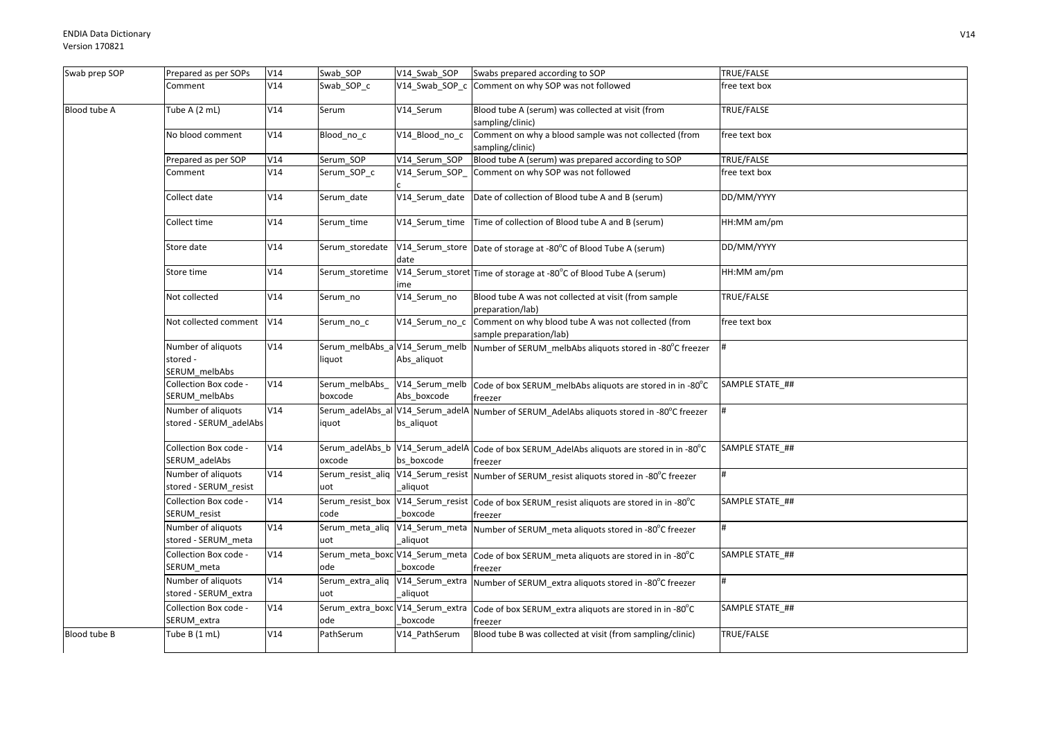| Swab prep SOP | Prepared as per SOPs | V14 | Swab_SOP | V14_Swab_SOP | Swabs prepared according to SOP | TRUE/FALSE |
|---|---|---|---|---|---|---|
| | Comment | V14 | Swab_SOP_c | V14_Swab_SOP_c | Comment on why SOP was not followed | free text box |
| Blood tube A | Tube A (2 mL) | V14 | Serum | V14_Serum | Blood tube A (serum) was collected at visit (from sampling/clinic) | TRUE/FALSE |
| | No blood comment | V14 | Blood_no_c | V14_Blood_no_c | Comment on why a blood sample was not collected (from sampling/clinic) | free text box |
| | Prepared as per SOP | V14 | Serum_SOP | V14_Serum_SOP | Blood tube A (serum) was prepared according to SOP | TRUE/FALSE |
| | Comment | V14 | Serum_SOP_c | V14_Serum_SOP_c | Comment on why SOP was not followed | free text box |
| | Collect date | V14 | Serum_date | V14_Serum_date | Date of collection of Blood tube A and B (serum) | DD/MM/YYYY |
| | Collect time | V14 | Serum_time | V14_Serum_time | Time of collection of Blood tube A and B (serum) | HH:MM am/pm |
| | Store date | V14 | Serum_storedate | V14_Serum_storedate | Date of storage at -80°C of Blood Tube A (serum) | DD/MM/YYYY |
| | Store time | V14 | Serum_storetime | V14_Serum_storetime | Time of storage at -80°C of Blood Tube A (serum) | HH:MM am/pm |
| | Not collected | V14 | Serum_no | V14_Serum_no | Blood tube A was not collected at visit (from sample preparation/lab) | TRUE/FALSE |
| | Not collected comment | V14 | Serum_no_c | V14_Serum_no_c | Comment on why blood tube A was not collected (from sample preparation/lab) | free text box |
| | Number of aliquots stored - SERUM_melbAbs | V14 | Serum_melbAbs_aliquot | V14_Serum_melbAbs_aliquot | Number of SERUM_melbAbs aliquots stored in -80°C freezer | # |
| | Collection Box code - SERUM_melbAbs | V14 | Serum_melbAbs_boxcode | V14_Serum_melbAbs_boxcode | Code of box SERUM_melbAbs aliquots are stored in in -80°C freezer | SAMPLE STATE_## |
| | Number of aliquots stored - SERUM_adelAbs | V14 | Serum_adelAbs_aliquot | V14_Serum_adelAbs_aliquot | Number of SERUM_AdelAbs aliquots stored in -80°C freezer | # |
| | Collection Box code - SERUM_adelAbs | V14 | Serum_adelAbs_boxcode | V14_Serum_adelAbs_boxcode | Code of box SERUM_AdelAbs aliquots are stored in in -80°C freezer | SAMPLE STATE_## |
| | Number of aliquots stored - SERUM_resist | V14 | Serum_resist_aliquot | V14_Serum_resist_aliquot | Number of SERUM_resist aliquots stored in -80°C freezer | # |
| | Collection Box code - SERUM_resist | V14 | Serum_resist_boxcode | V14_Serum_resist_boxcode | Code of box SERUM_resist aliquots are stored in in -80°C freezer | SAMPLE STATE_## |
| | Number of aliquots stored - SERUM_meta | V14 | Serum_meta_aliquot | V14_Serum_meta_aliquot | Number of SERUM_meta aliquots stored in -80°C freezer | # |
| | Collection Box code - SERUM_meta | V14 | Serum_meta_boxcode | V14_Serum_meta_boxcode | Code of box SERUM_meta aliquots are stored in in -80°C freezer | SAMPLE STATE_## |
| | Number of aliquots stored - SERUM_extra | V14 | Serum_extra_aliquot | V14_Serum_extra_aliquot | Number of SERUM_extra aliquots stored in -80°C freezer | # |
| | Collection Box code - SERUM_extra | V14 | Serum_extra_boxcode | V14_Serum_extra_boxcode | Code of box SERUM_extra aliquots are stored in in -80°C freezer | SAMPLE STATE_## |
| Blood tube B | Tube B (1 mL) | V14 | PathSerum | V14_PathSerum | Blood tube B was collected at visit (from sampling/clinic) | TRUE/FALSE |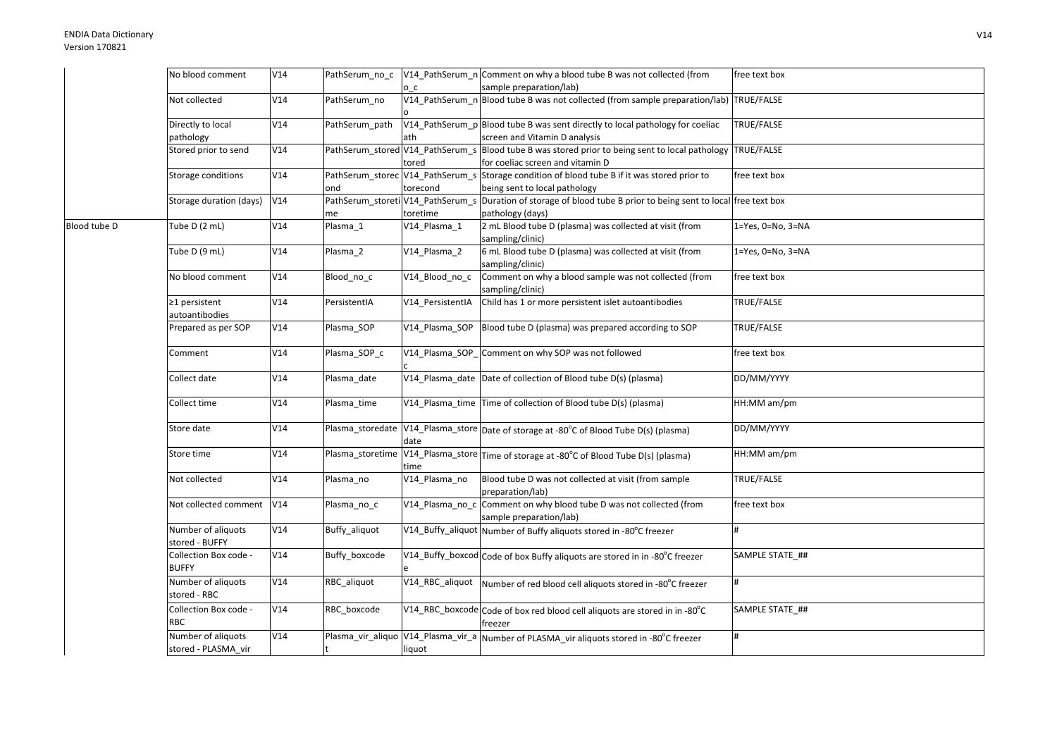| | | | | | | |
|---|---|---|---|---|---|---|
| | No blood comment | V14 | PathSerum_no_c | V14_PathSerum_no_c | Comment on why a blood tube B was not collected (from sample preparation/lab) | free text box |
| | Not collected | V14 | PathSerum_no | V14_PathSerum_no | Blood tube B was not collected (from sample preparation/lab) | TRUE/FALSE |
| | Directly to local pathology | V14 | PathSerum_path | V14_PathSerum_path | Blood tube B was sent directly to local pathology for coeliac screen and Vitamin D analysis | TRUE/FALSE |
| | Stored prior to send | V14 | PathSerum_stored | V14_PathSerum_stored | Blood tube B was stored prior to being sent to local pathology for coeliac screen and vitamin D | TRUE/FALSE |
| | Storage conditions | V14 | PathSerum_storecond | V14_PathSerum_storecond | Storage condition of blood tube B if it was stored prior to being sent to local pathology | free text box |
| | Storage duration (days) | V14 | PathSerum_storetime | V14_PathSerum_storetime | Duration of storage of blood tube B prior to being sent to local pathology (days) | free text box |
| Blood tube D | Tube D (2 mL) | V14 | Plasma_1 | V14_Plasma_1 | 2 mL Blood tube D (plasma) was collected at visit (from sampling/clinic) | 1=Yes, 0=No, 3=NA |
| | Tube D (9 mL) | V14 | Plasma_2 | V14_Plasma_2 | 6 mL Blood tube D (plasma) was collected at visit (from sampling/clinic) | 1=Yes, 0=No, 3=NA |
| | No blood comment | V14 | Blood_no_c | V14_Blood_no_c | Comment on why a blood sample was not collected (from sampling/clinic) | free text box |
| | ≥1 persistent autoantibodies | V14 | PersistentIA | V14_PersistentIA | Child has 1 or more persistent islet autoantibodies | TRUE/FALSE |
| | Prepared as per SOP | V14 | Plasma_SOP | V14_Plasma_SOP | Blood tube D (plasma) was prepared according to SOP | TRUE/FALSE |
| | Comment | V14 | Plasma_SOP_c | V14_Plasma_SOP_c | Comment on why SOP was not followed | free text box |
| | Collect date | V14 | Plasma_date | V14_Plasma_date | Date of collection of Blood tube D(s) (plasma) | DD/MM/YYYY |
| | Collect time | V14 | Plasma_time | V14_Plasma_time | Time of collection of Blood tube D(s) (plasma) | HH:MM am/pm |
| | Store date | V14 | Plasma_storedate | V14_Plasma_storedate | Date of storage at -80°C of Blood Tube D(s) (plasma) | DD/MM/YYYY |
| | Store time | V14 | Plasma_storetime | V14_Plasma_storetime | Time of storage at -80°C of Blood Tube D(s) (plasma) | HH:MM am/pm |
| | Not collected | V14 | Plasma_no | V14_Plasma_no | Blood tube D was not collected at visit (from sample preparation/lab) | TRUE/FALSE |
| | Not collected comment | V14 | Plasma_no_c | V14_Plasma_no_c | Comment on why blood tube D was not collected (from sample preparation/lab) | free text box |
| | Number of aliquots stored - BUFFY | V14 | Buffy_aliquot | V14_Buffy_aliquot | Number of Buffy aliquots stored in -80°C freezer | # |
| | Collection Box code - BUFFY | V14 | Buffy_boxcode | V14_Buffy_boxcode | Code of box Buffy aliquots are stored in in -80°C freezer | SAMPLE STATE_## |
| | Number of aliquots stored - RBC | V14 | RBC_aliquot | V14_RBC_aliquot | Number of red blood cell aliquots stored in -80°C freezer | # |
| | Collection Box code - RBC | V14 | RBC_boxcode | V14_RBC_boxcode | Code of box red blood cell aliquots are stored in in -80°C freezer | SAMPLE STATE_## |
| | Number of aliquots stored - PLASMA_vir | V14 | Plasma_vir_aliquot | V14_Plasma_vir_aliquot | Number of PLASMA_vir aliquots stored in -80°C freezer | # |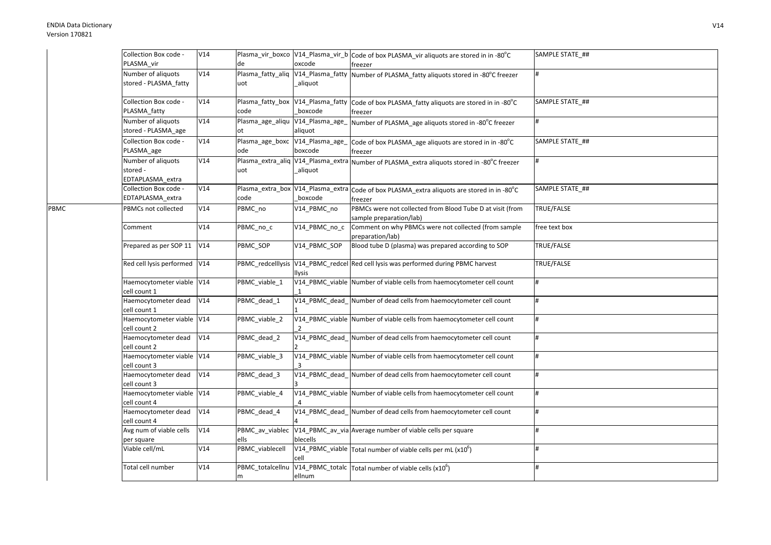| | | | | | | |
|---|---|---|---|---|---|---|
| | Collection Box code - PLASMA_vir | V14 | Plasma_vir_boxcode | V14_Plasma_vir_boxcode | Code of box PLASMA_vir aliquots are stored in in -80°C freezer | SAMPLE STATE_## |
| | Number of aliquots stored - PLASMA_fatty | V14 | Plasma_fatty_aliquot | V14_Plasma_fatty_aliquot | Number of PLASMA_fatty aliquots stored in -80°C freezer | # |
| | Collection Box code - PLASMA_fatty | V14 | Plasma_fatty_boxcode | V14_Plasma_fatty_boxcode | Code of box PLASMA_fatty aliquots are stored in in -80°C freezer | SAMPLE STATE_## |
| | Number of aliquots stored - PLASMA_age | V14 | Plasma_age_aliquot | V14_Plasma_age_aliquot | Number of PLASMA_age aliquots stored in -80°C freezer | # |
| | Collection Box code - PLASMA_age | V14 | Plasma_age_boxcode | V14_Plasma_age_boxcode | Code of box PLASMA_age aliquots are stored in in -80°C freezer | SAMPLE STATE_## |
| | Number of aliquots stored - EDTAPLASMA_extra | V14 | Plasma_extra_aliquot | V14_Plasma_extra_aliquot | Number of PLASMA_extra aliquots stored in -80°C freezer | # |
| | Collection Box code - EDTAPLASMA_extra | V14 | Plasma_extra_boxcode | V14_Plasma_extra_boxcode | Code of box PLASMA_extra aliquots are stored in in -80°C freezer | SAMPLE STATE_## |
| PBMC | PBMCs not collected | V14 | PBMC_no | V14_PBMC_no | PBMCs were not collected from Blood Tube D at visit (from sample preparation/lab) | TRUE/FALSE |
| | Comment | V14 | PBMC_no_c | V14_PBMC_no_c | Comment on why PBMCs were not collected (from sample preparation/lab) | free text box |
| | Prepared as per SOP 11 | V14 | PBMC_SOP | V14_PBMC_SOP | Blood tube D (plasma) was prepared according to SOP | TRUE/FALSE |
| | Red cell lysis performed | V14 | PBMC_redcelllysis | V14_PBMC_redcelllysis | Red cell lysis was performed during PBMC harvest | TRUE/FALSE |
| | Haemocytometer viable cell count 1 | V14 | PBMC_viable_1 | V14_PBMC_viable_1 | Number of viable cells from haemocytometer cell count | # |
| | Haemocytometer dead cell count 1 | V14 | PBMC_dead_1 | V14_PBMC_dead_1 | Number of dead cells from haemocytometer cell count | # |
| | Haemocytometer viable cell count 2 | V14 | PBMC_viable_2 | V14_PBMC_viable_2 | Number of viable cells from haemocytometer cell count | # |
| | Haemocytometer dead cell count 2 | V14 | PBMC_dead_2 | V14_PBMC_dead_2 | Number of dead cells from haemocytometer cell count | # |
| | Haemocytometer viable cell count 3 | V14 | PBMC_viable_3 | V14_PBMC_viable_3 | Number of viable cells from haemocytometer cell count | # |
| | Haemocytometer dead cell count 3 | V14 | PBMC_dead_3 | V14_PBMC_dead_3 | Number of dead cells from haemocytometer cell count | # |
| | Haemocytometer viable cell count 4 | V14 | PBMC_viable_4 | V14_PBMC_viable_4 | Number of viable cells from haemocytometer cell count | # |
| | Haemocytometer dead cell count 4 | V14 | PBMC_dead_4 | V14_PBMC_dead_4 | Number of dead cells from haemocytometer cell count | # |
| | Avg num of viable cells per square | V14 | PBMC_av_viablecells | V14_PBMC_av_viablecells | Average number of viable cells per square | # |
| | Viable cell/mL | V14 | PBMC_viablecell | V14_PBMC_viablecell | Total number of viable cells per mL ($x10^6$) | # |
| | Total cell number | V14 | PBMC_totalcellnum | V14_PBMC_totalcellnum | Total number of viable cells ($x10^6$) | # |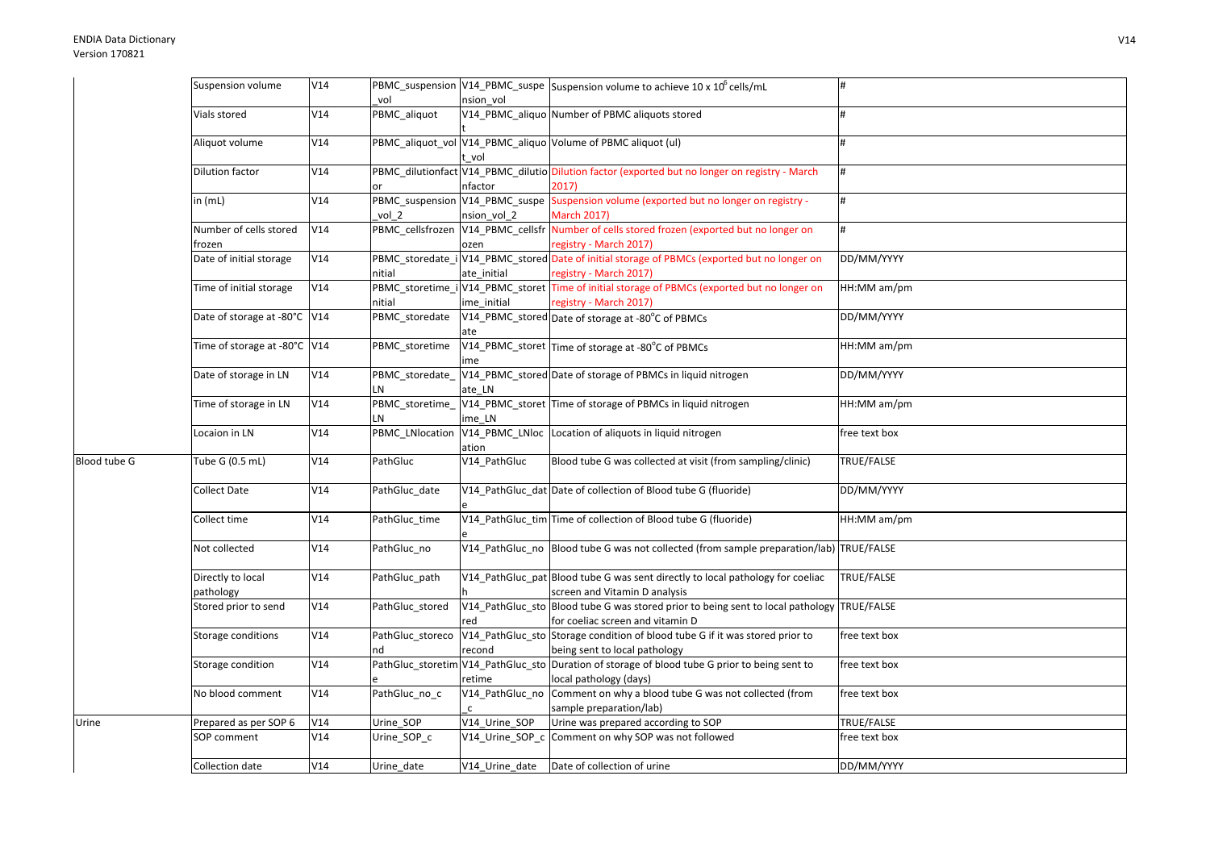| | | | | | | |
|---|---|---|---|---|---|---|
| | Suspension volume | V14 | PBMC_suspension_vol | V14_PBMC_suspension_vol | Suspension volume to achieve 10 x $10^6$ cells/mL | # |
| | Vials stored | V14 | PBMC_aliquot | V14_PBMC_aliquot | Number of PBMC aliquots stored | # |
| | Aliquot volume | V14 | PBMC_aliquot_vol | V14_PBMC_aliquot_vol | Volume of PBMC aliquot (ul) | # |
| | Dilution factor | V14 | PBMC_dilutionfactor | V14_PBMC_dilutionfactor | Dilution factor (exported but no longer on registry - March 2017) | # |
| | in (mL) | V14 | PBMC_suspension_vol_2 | V14_PBMC_suspension_vol_2 | Suspension volume (exported but no longer on registry - March 2017) | # |
| | Number of cells stored frozen | V14 | PBMC_cellsfrozen | V14_PBMC_cellsfrozen | Number of cells stored frozen (exported but no longer on registry - March 2017) | # |
| | Date of initial storage | V14 | PBMC_storedate_initial | V14_PBMC_storedate_initial | Date of initial storage of PBMCs (exported but no longer on registry - March 2017) | DD/MM/YYYY |
| | Time of initial storage | V14 | PBMC_storetime_initial | V14_PBMC_storetime_initial | Time of initial storage of PBMCs (exported but no longer on registry - March 2017) | HH:MM am/pm |
| | Date of storage at -80°C | V14 | PBMC_storedate | V14_PBMC_storedate | Date of storage at -80°C of PBMCs | DD/MM/YYYY |
| | Time of storage at -80°C | V14 | PBMC_storetime | V14_PBMC_storetime | Time of storage at -80°C of PBMCs | HH:MM am/pm |
| | Date of storage in LN | V14 | PBMC_storedate_LN | V14_PBMC_storedate_LN | Date of storage of PBMCs in liquid nitrogen | DD/MM/YYYY |
| | Time of storage in LN | V14 | PBMC_storetime_LN | V14_PBMC_storetime_LN | Time of storage of PBMCs in liquid nitrogen | HH:MM am/pm |
| | Locaion in LN | V14 | PBMC_LNlocation | V14_PBMC_LNlocation | Location of aliquots in liquid nitrogen | free text box |
| Blood tube G | Tube G (0.5 mL) | V14 | PathGluc | V14_PathGluc | Blood tube G was collected at visit (from sampling/clinic) | TRUE/FALSE |
| | Collect Date | V14 | PathGluc_date | V14_PathGluc_date | Date of collection of Blood tube G (fluoride) | DD/MM/YYYY |
| | Collect time | V14 | PathGluc_time | V14_PathGluc_time | Time of collection of Blood tube G (fluoride) | HH:MM am/pm |
| | Not collected | V14 | PathGluc_no | V14_PathGluc_no | Blood tube G was not collected (from sample preparation/lab) | TRUE/FALSE |
| | Directly to local pathology | V14 | PathGluc_path | V14_PathGluc_path | Blood tube G was sent directly to local pathology for coeliac screen and Vitamin D analysis | TRUE/FALSE |
| | Stored prior to send | V14 | PathGluc_stored | V14_PathGluc_stored | Blood tube G was stored prior to being sent to local pathology for coeliac screen and vitamin D | TRUE/FALSE |
| | Storage conditions | V14 | PathGluc_storecond | V14_PathGluc_storecond | Storage condition of blood tube G if it was stored prior to being sent to local pathology | free text box |
| | Storage condition | V14 | PathGluc_storetime | V14_PathGluc_storetime | Duration of storage of blood tube G prior to being sent to local pathology (days) | free text box |
| | No blood comment | V14 | PathGluc_no_c | V14_PathGluc_no_c | Comment on why a blood tube G was not collected (from sample preparation/lab) | free text box |
| Urine | Prepared as per SOP 6 | V14 | Urine_SOP | V14_Urine_SOP | Urine was prepared according to SOP | TRUE/FALSE |
| | SOP comment | V14 | Urine_SOP_c | V14_Urine_SOP_c | Comment on why SOP was not followed | free text box |
| | Collection date | V14 | Urine_date | V14_Urine_date | Date of collection of urine | DD/MM/YYYY |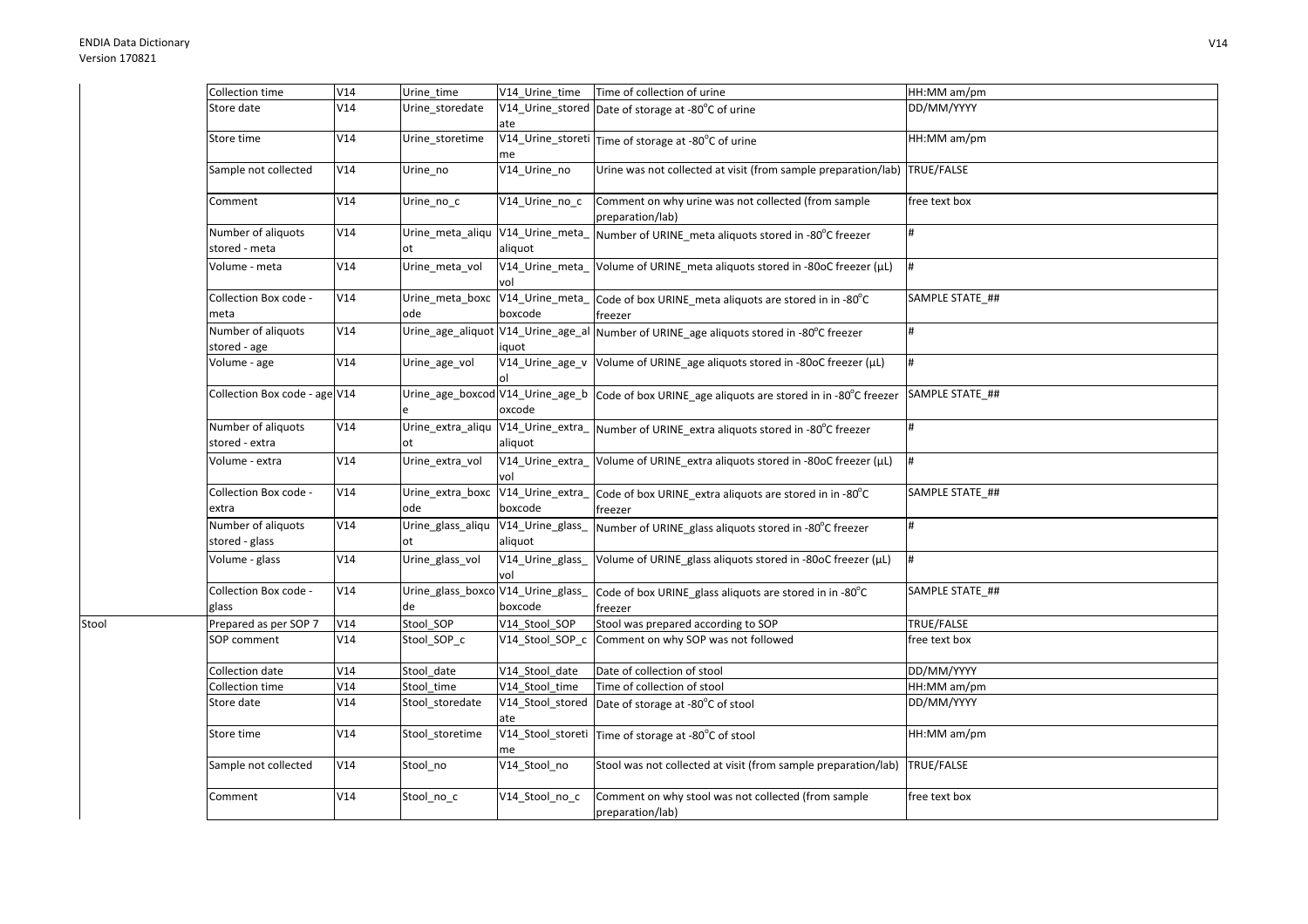| | | | | | | |
|---|---|---|---|---|---|---|
| | Collection time | V14 | Urine_time | V14_Urine_time | Time of collection of urine | HH:MM am/pm |
| | Store date | V14 | Urine_storedate | V14_Urine_storedate | Date of storage at -80°C of urine | DD/MM/YYYY |
| | Store time | V14 | Urine_storetime | V14_Urine_storetime | Time of storage at -80°C of urine | HH:MM am/pm |
| | Sample not collected | V14 | Urine_no | V14_Urine_no | Urine was not collected at visit (from sample preparation/lab) | TRUE/FALSE |
| | Comment | V14 | Urine_no_c | V14_Urine_no_c | Comment on why urine was not collected (from sample preparation/lab) | free text box |
| | Number of aliquots stored - meta | V14 | Urine_meta_aliquot | V14_Urine_meta_aliquot | Number of URINE_meta aliquots stored in -80°C freezer | # |
| | Volume - meta | V14 | Urine_meta_vol | V14_Urine_meta_vol | Volume of URINE_meta aliquots stored in -80oC freezer (µL) | # |
| | Collection Box code - meta | V14 | Urine_meta_boxcode | V14_Urine_meta_boxcode | Code of box URINE_meta aliquots are stored in in -80°C freezer | SAMPLE STATE_## |
| | Number of aliquots stored - age | V14 | Urine_age_aliquot | V14_Urine_age_aliquot | Number of URINE_age aliquots stored in -80°C freezer | # |
| | Volume - age | V14 | Urine_age_vol | V14_Urine_age_vol | Volume of URINE_age aliquots stored in -80oC freezer (µL) | # |
| | Collection Box code - age | V14 | Urine_age_boxcode | V14_Urine_age_boxcode | Code of box URINE_age aliquots are stored in in -80°C freezer | SAMPLE STATE_## |
| | Number of aliquots stored - extra | V14 | Urine_extra_aliquot | V14_Urine_extra_aliquot | Number of URINE_extra aliquots stored in -80°C freezer | # |
| | Volume - extra | V14 | Urine_extra_vol | V14_Urine_extra_vol | Volume of URINE_extra aliquots stored in -80oC freezer (µL) | # |
| | Collection Box code - extra | V14 | Urine_extra_boxcode | V14_Urine_extra_boxcode | Code of box URINE_extra aliquots are stored in in -80°C freezer | SAMPLE STATE_## |
| | Number of aliquots stored - glass | V14 | Urine_glass_aliquot | V14_Urine_glass_aliquot | Number of URINE_glass aliquots stored in -80°C freezer | # |
| | Volume - glass | V14 | Urine_glass_vol | V14_Urine_glass_vol | Volume of URINE_glass aliquots stored in -80oC freezer (µL) | # |
| | Collection Box code - glass | V14 | Urine_glass_boxcode | V14_Urine_glass_boxcode | Code of box URINE_glass aliquots are stored in in -80°C freezer | SAMPLE STATE_## |
| Stool | Prepared as per SOP 7 | V14 | Stool_SOP | V14_Stool_SOP | Stool was prepared according to SOP | TRUE/FALSE |
| | SOP comment | V14 | Stool_SOP_c | V14_Stool_SOP_c | Comment on why SOP was not followed | free text box |
| | Collection date | V14 | Stool_date | V14_Stool_date | Date of collection of stool | DD/MM/YYYY |
| | Collection time | V14 | Stool_time | V14_Stool_time | Time of collection of stool | HH:MM am/pm |
| | Store date | V14 | Stool_storedate | V14_Stool_storedate | Date of storage at -80°C of stool | DD/MM/YYYY |
| | Store time | V14 | Stool_storetime | V14_Stool_storetime | Time of storage at -80°C of stool | HH:MM am/pm |
| | Sample not collected | V14 | Stool_no | V14_Stool_no | Stool was not collected at visit (from sample preparation/lab) | TRUE/FALSE |
| | Comment | V14 | Stool_no_c | V14_Stool_no_c | Comment on why stool was not collected (from sample preparation/lab) | free text box |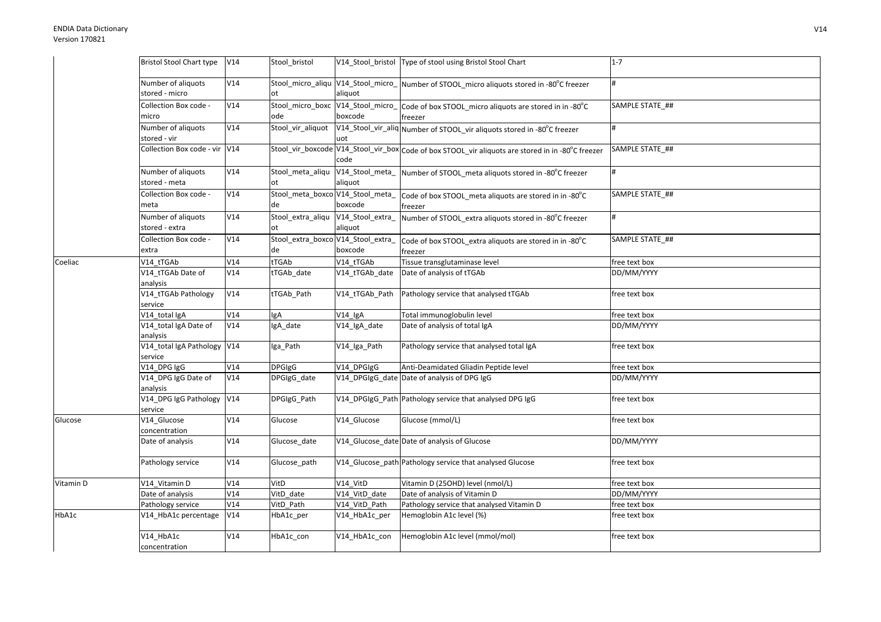| | | | | | | |
|---|---|---|---|---|---|---|
| | Bristol Stool Chart type | V14 | Stool_bristol | V14_Stool_bristol | Type of stool using Bristol Stool Chart | 1-7 |
| | Number of aliquots stored - micro | V14 | Stool_micro_aliquot | V14_Stool_micro_aliquot | Number of STOOL_micro aliquots stored in -80°C freezer | # |
| | Collection Box code - micro | V14 | Stool_micro_boxcode | V14_Stool_micro_boxcode | Code of box STOOL_micro aliquots are stored in in -80°C freezer | SAMPLE STATE_## |
| | Number of aliquots stored - vir | V14 | Stool_vir_aliquot | V14_Stool_vir_aliquot | Number of STOOL_vir aliquots stored in -80°C freezer | # |
| | Collection Box code - vir | V14 | Stool_vir_boxcode | V14_Stool_vir_boxcode | Code of box STOOL_vir aliquots are stored in in -80°C freezer | SAMPLE STATE_## |
| | Number of aliquots stored - meta | V14 | Stool_meta_aliquot | V14_Stool_meta_aliquot | Number of STOOL_meta aliquots stored in -80°C freezer | # |
| | Collection Box code - meta | V14 | Stool_meta_boxcode | V14_Stool_meta_boxcode | Code of box STOOL_meta aliquots are stored in in -80°C freezer | SAMPLE STATE_## |
| | Number of aliquots stored - extra | V14 | Stool_extra_aliquot | V14_Stool_extra_aliquot | Number of STOOL_extra aliquots stored in -80°C freezer | # |
| | Collection Box code - extra | V14 | Stool_extra_boxcode | V14_Stool_extra_boxcode | Code of box STOOL_extra aliquots are stored in in -80°C freezer | SAMPLE STATE_## |
| Coeliac | V14_tTGAb | V14 | tTGAb | V14_tTGAb | Tissue transglutaminase level | free text box |
| | V14_tTGAb Date of analysis | V14 | tTGAb_date | V14_tTGAb_date | Date of analysis of tTGAb | DD/MM/YYYY |
| | V14_tTGAb Pathology service | V14 | tTGAb_Path | V14_tTGAb_Path | Pathology service that analysed tTGAb | free text box |
| | V14_total IgA | V14 | IgA | V14_IgA | Total immunoglobulin level | free text box |
| | V14_total IgA Date of analysis | V14 | IgA_date | V14_IgA_date | Date of analysis of total IgA | DD/MM/YYYY |
| | V14_total IgA Pathology service | V14 | Iga_Path | V14_Iga_Path | Pathology service that analysed total IgA | free text box |
| | V14_DPG IgG | V14 | DPGIgG | V14_DPGIgG | Anti-Deamidated Gliadin Peptide level | free text box |
| | V14_DPG IgG Date of analysis | V14 | DPGIgG_date | V14_DPGIgG_date | Date of analysis of DPG IgG | DD/MM/YYYY |
| | V14_DPG IgG Pathology service | V14 | DPGIgG_Path | V14_DPGIgG_Path | Pathology service that analysed DPG IgG | free text box |
| Glucose | V14_Glucose concentration | V14 | Glucose | V14_Glucose | Glucose (mmol/L) | free text box |
| | Date of analysis | V14 | Glucose_date | V14_Glucose_date | Date of analysis of Glucose | DD/MM/YYYY |
| | Pathology service | V14 | Glucose_path | V14_Glucose_path | Pathology service that analysed Glucose | free text box |
| Vitamin D | V14_Vitamin D | V14 | VitD | V14_VitD | Vitamin D (25OHD) level (nmol/L) | free text box |
| | Date of analysis | V14 | VitD_date | V14_VitD_date | Date of analysis of Vitamin D | DD/MM/YYYY |
| | Pathology service | V14 | VitD_Path | V14_VitD_Path | Pathology service that analysed Vitamin D | free text box |
| HbA1c | V14_HbA1c percentage | V14 | HbA1c_per | V14_HbA1c_per | Hemoglobin A1c level (%) | free text box |
| | V14_HbA1c concentration | V14 | HbA1c_con | V14_HbA1c_con | Hemoglobin A1c level (mmol/mol) | free text box |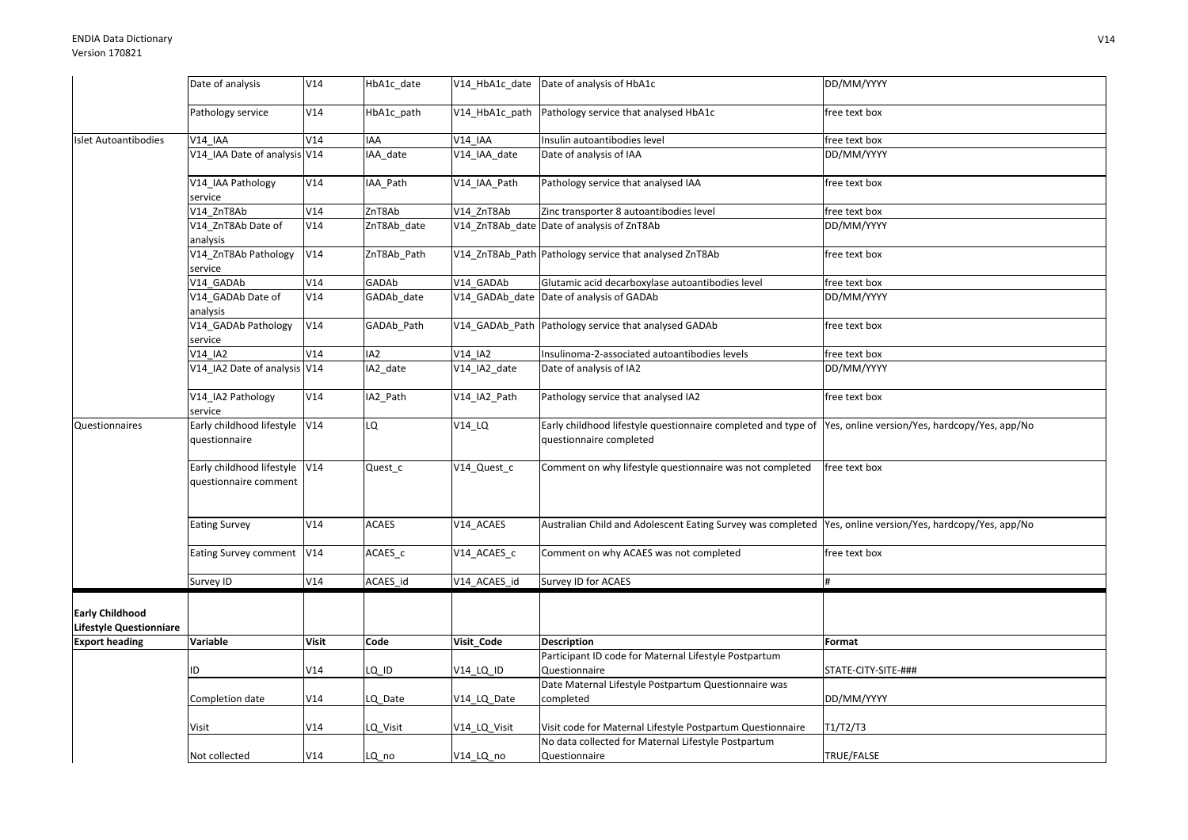| | Date of analysis | V14 | HbA1c_date | V14_HbA1c_date | Date of analysis of HbA1c | DD/MM/YYYY |
|---|---|---|---|---|---|---|
| | Pathology service | V14 | HbA1c_path | V14_HbA1c_path | Pathology service that analysed HbA1c | free text box |
| Islet Autoantibodies | V14_IAA | V14 | IAA | V14_IAA | Insulin autoantibodies level | free text box |
| | V14_IAA Date of analysis | V14 | IAA_date | V14_IAA_date | Date of analysis of IAA | DD/MM/YYYY |
| | V14_IAA Pathology service | V14 | IAA_Path | V14_IAA_Path | Pathology service that analysed IAA | free text box |
| | V14_ZnT8Ab | V14 | ZnT8Ab | V14_ZnT8Ab | Zinc transporter 8 autoantibodies level | free text box |
| | V14_ZnT8Ab Date of analysis | V14 | ZnT8Ab_date | V14_ZnT8Ab_date | Date of analysis of ZnT8Ab | DD/MM/YYYY |
| | V14_ZnT8Ab Pathology service | V14 | ZnT8Ab_Path | V14_ZnT8Ab_Path | Pathology service that analysed ZnT8Ab | free text box |
| | V14_GADAb | V14 | GADAb | V14_GADAb | Glutamic acid decarboxylase autoantibodies level | free text box |
| | V14_GADAb Date of analysis | V14 | GADAb_date | V14_GADAb_date | Date of analysis of GADAb | DD/MM/YYYY |
| | V14_GADAb Pathology service | V14 | GADAb_Path | V14_GADAb_Path | Pathology service that analysed GADAb | free text box |
| | V14_IA2 | V14 | IA2 | V14_IA2 | Insulinoma-2-associated autoantibodies levels | free text box |
| | V14_IA2 Date of analysis | V14 | IA2_date | V14_IA2_date | Date of analysis of IA2 | DD/MM/YYYY |
| | V14_IA2 Pathology service | V14 | IA2_Path | V14_IA2_Path | Pathology service that analysed IA2 | free text box |
| Questionnaires | Early childhood lifestyle questionnaire | V14 | LQ | V14_LQ | Early childhood lifestyle questionnaire completed and type of questionnaire completed | Yes, online version/Yes, hardcopy/Yes, app/No |
| | Early childhood lifestyle questionnaire comment | V14 | Quest_c | V14_Quest_c | Comment on why lifestyle questionnaire was not completed | free text box |
| | Eating Survey | V14 | ACAES | V14_ACAES | Australian Child and Adolescent Eating Survey was completed | Yes, online version/Yes, hardcopy/Yes, app/No |
| | Eating Survey comment | V14 | ACAES_c | V14_ACAES_c | Comment on why ACAES was not completed | free text box |
| | Survey ID | V14 | ACAES_id | V14_ACAES_id | Survey ID for ACAES | # |

| **Early Childhood Lifestyle Questionnaire** | | | | | | |
|---|---|---|---|---|---|---|
| **Export heading** | **Variable** | **Visit** | **Code** | **Visit_Code** | **Description** | **Format** |
| | ID | V14 | LQ_ID | V14_LQ_ID | Participant ID code for Maternal Lifestyle Postpartum Questionnaire | STATE-CITY-SITE-### |
| | Completion date | V14 | LQ_Date | V14_LQ_Date | Date Maternal Lifestyle Postpartum Questionnaire was completed | DD/MM/YYYY |
| | Visit | V14 | LQ_Visit | V14_LQ_Visit | Visit code for Maternal Lifestyle Postpartum Questionnaire | T1/T2/T3 |
| | Not collected | V14 | LQ_no | V14_LQ_no | No data collected for Maternal Lifestyle Postpartum Questionnaire | TRUE/FALSE |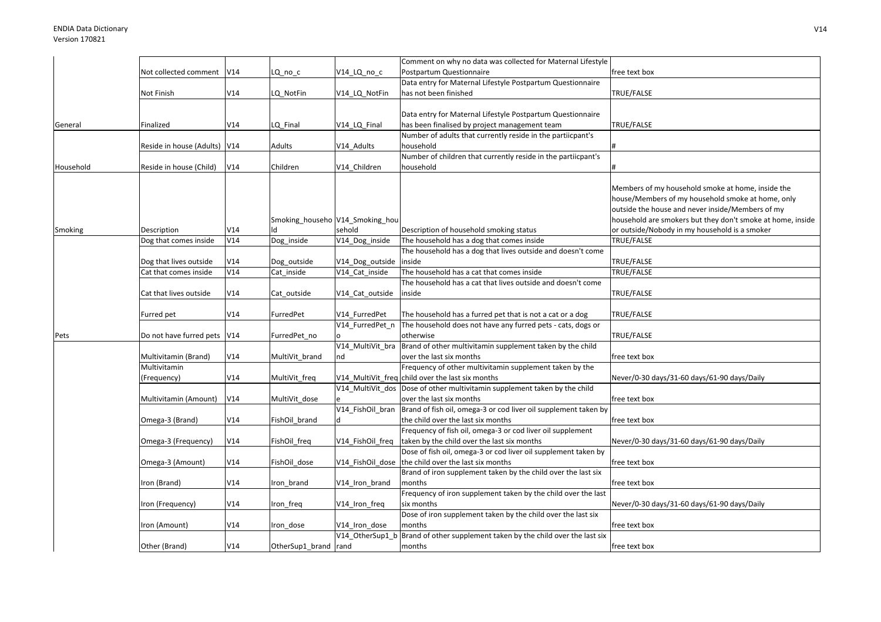| | | | | | | |
|---|---|---|---|---|---|---|
| | Not collected comment | V14 | LQ_no_c | V14_LQ_no_c | Comment on why no data was collected for Maternal Lifestyle Postpartum Questionnaire | free text box |
| | Not Finish | V14 | LQ_NotFin | V14_LQ_NotFin | Data entry for Maternal Lifestyle Postpartum Questionnaire has not been finished | TRUE/FALSE |
| General | Finalized | V14 | LQ_Final | V14_LQ_Final | Data entry for Maternal Lifestyle Postpartum Questionnaire has been finalised by project management team | TRUE/FALSE |
| | Reside in house (Adults) | V14 | Adults | V14_Adults | Number of adults that currently reside in the partiicpant's household | # |
| Household | Reside in house (Child) | V14 | Children | V14_Children | Number of children that currently reside in the partiicpant's household | # |
| Smoking | Description | V14 | Smoking_household | V14_Smoking_household | Description of household smoking status | Members of my household smoke at home, inside the house/Members of my household smoke at home, only outside the house and never inside/Members of my household are smokers but they don't smoke at home, inside or outside/Nobody in my household is a smoker |
| | Dog that comes inside | V14 | Dog_inside | V14_Dog_inside | The household has a dog that comes inside | TRUE/FALSE |
| | Dog that lives outside | V14 | Dog_outside | V14_Dog_outside | The household has a dog that lives outside and doesn't come inside | TRUE/FALSE |
| | Cat that comes inside | V14 | Cat_inside | V14_Cat_inside | The household has a cat that comes inside | TRUE/FALSE |
| | Cat that lives outside | V14 | Cat_outside | V14_Cat_outside | The household has a cat that lives outside and doesn't come inside | TRUE/FALSE |
| | Furred pet | V14 | FurredPet | V14_FurredPet | The household has a furred pet that is not a cat or a dog | TRUE/FALSE |
| Pets | Do not have furred pets | V14 | FurredPet_no | V14_FurredPet_no | The household does not have any furred pets - cats, dogs or otherwise | TRUE/FALSE |
| | Multivitamin (Brand) | V14 | MultiVit_brand | V14_MultiVit_brand | Brand of other multivitamin supplement taken by the child over the last six months | free text box |
| | Multivitamin (Frequency) | V14 | MultiVit_freq | V14_MultiVit_freq | Frequency of other multivitamin supplement taken by the child over the last six months | Never/0-30 days/31-60 days/61-90 days/Daily |
| | Multivitamin (Amount) | V14 | MultiVit_dose | V14_MultiVit_dose | Dose of other multivitamin supplement taken by the child over the last six months | free text box |
| | Omega-3 (Brand) | V14 | FishOil_brand | V14_FishOil_brand | Brand of fish oil, omega-3 or cod liver oil supplement taken by the child over the last six months | free text box |
| | Omega-3 (Frequency) | V14 | FishOil_freq | V14_FishOil_freq | Frequency of fish oil, omega-3 or cod liver oil supplement taken by the child over the last six months | Never/0-30 days/31-60 days/61-90 days/Daily |
| | Omega-3 (Amount) | V14 | FishOil_dose | V14_FishOil_dose | Dose of fish oil, omega-3 or cod liver oil supplement taken by the child over the last six months | free text box |
| | Iron (Brand) | V14 | Iron_brand | V14_Iron_brand | Brand of iron supplement taken by the child over the last six months | free text box |
| | Iron (Frequency) | V14 | Iron_freq | V14_Iron_freq | Frequency of iron supplement taken by the child over the last six months | Never/0-30 days/31-60 days/61-90 days/Daily |
| | Iron (Amount) | V14 | Iron_dose | V14_Iron_dose | Dose of iron supplement taken by the child over the last six months | free text box |
| | Other (Brand) | V14 | OtherSup1_brand | V14_OtherSup1_brand | Brand of other supplement taken by the child over the last six months | free text box |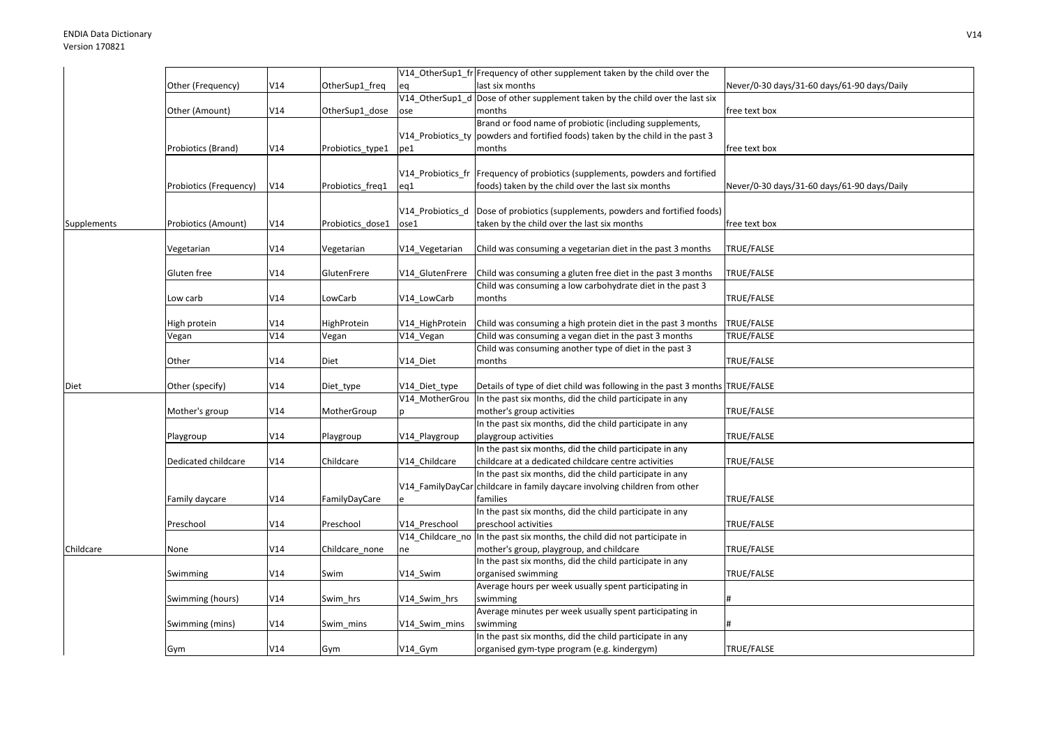| | | | | | | |
|---|---|---|---|---|---|---|
| | Other (Frequency) | V14 | OtherSup1_freq | V14_OtherSup1_freq | Frequency of other supplement taken by the child over the last six months | Never/0-30 days/31-60 days/61-90 days/Daily |
| | Other (Amount) | V14 | OtherSup1_dose | V14_OtherSup1_dose | Dose of other supplement taken by the child over the last six months | free text box |
| | Probiotics (Brand) | V14 | Probiotics_type1 | V14_Probiotics_type1 | Brand or food name of probiotic (including supplements, powders and fortified foods) taken by the child in the past 3 months | free text box |
| | Probiotics (Frequency) | V14 | Probiotics_freq1 | V14_Probiotics_freq1 | Frequency of probiotics (supplements, powders and fortified foods) taken by the child over the last six months | Never/0-30 days/31-60 days/61-90 days/Daily |
| Supplements | Probiotics (Amount) | V14 | Probiotics_dose1 | V14_Probiotics_dose1 | Dose of probiotics (supplements, powders and fortified foods) taken by the child over the last six months | free text box |
| | Vegetarian | V14 | Vegetarian | V14_Vegetarian | Child was consuming a vegetarian diet in the past 3 months | TRUE/FALSE |
| | Gluten free | V14 | GlutenFrere | V14_GlutenFrere | Child was consuming a gluten free diet in the past 3 months | TRUE/FALSE |
| | Low carb | V14 | LowCarb | V14_LowCarb | Child was consuming a low carbohydrate diet in the past 3 months | TRUE/FALSE |
| | High protein | V14 | HighProtein | V14_HighProtein | Child was consuming a high protein diet in the past 3 months | TRUE/FALSE |
| | Vegan | V14 | Vegan | V14_Vegan | Child was consuming a vegan diet in the past 3 months | TRUE/FALSE |
| | Other | V14 | Diet | V14_Diet | Child was consuming another type of diet in the past 3 months | TRUE/FALSE |
| Diet | Other (specify) | V14 | Diet_type | V14_Diet_type | Details of type of diet child was following in the past 3 months | TRUE/FALSE |
| | Mother's group | V14 | MotherGroup | V14_MotherGroup | In the past six months, did the child participate in any mother's group activities | TRUE/FALSE |
| | Playgroup | V14 | Playgroup | V14_Playgroup | In the past six months, did the child participate in any playgroup activities | TRUE/FALSE |
| | Dedicated childcare | V14 | Childcare | V14_Childcare | In the past six months, did the child participate in any childcare at a dedicated childcare centre activities | TRUE/FALSE |
| | Family daycare | V14 | FamilyDayCare | V14_FamilyDayCare | In the past six months, did the child participate in any childcare in family daycare involving children from other families | TRUE/FALSE |
| | Preschool | V14 | Preschool | V14_Preschool | In the past six months, did the child participate in any preschool activities | TRUE/FALSE |
| Childcare | None | V14 | Childcare_none | V14_Childcare_none | In the past six months, the child did not participate in mother's group, playgroup, and childcare | TRUE/FALSE |
| | Swimming | V14 | Swim | V14_Swim | In the past six months, did the child participate in any organised swimming | TRUE/FALSE |
| | Swimming (hours) | V14 | Swim_hrs | V14_Swim_hrs | Average hours per week usually spent participating in swimming | # |
| | Swimming (mins) | V14 | Swim_mins | V14_Swim_mins | Average minutes per week usually spent participating in swimming | # |
| | Gym | V14 | Gym | V14_Gym | In the past six months, did the child participate in any organised gym-type program (e.g. kindergym) | TRUE/FALSE |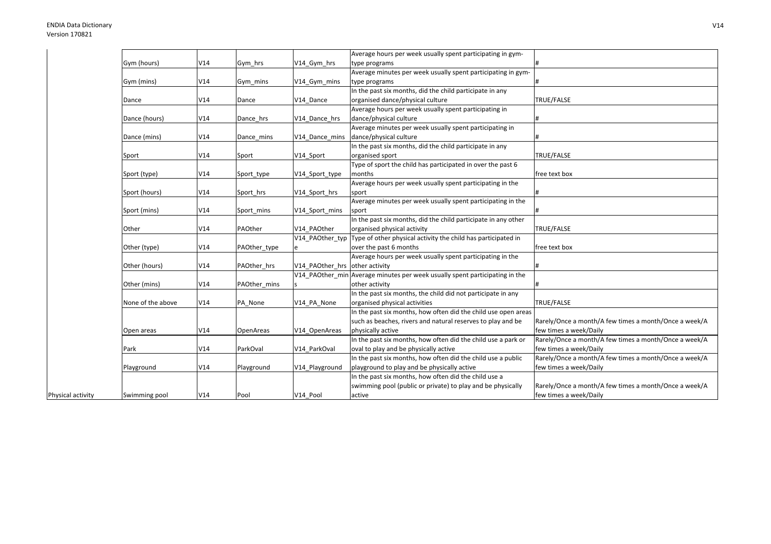| | | | | | | |
|---|---|---|---|---|---|---|
| | Gym (hours) | V14 | Gym_hrs | V14_Gym_hrs | Average hours per week usually spent participating in gym-type programs | # |
| | Gym (mins) | V14 | Gym_mins | V14_Gym_mins | Average minutes per week usually spent participating in gym-type programs | # |
| | Dance | V14 | Dance | V14_Dance | In the past six months, did the child participate in any organised dance/physical culture | TRUE/FALSE |
| | Dance (hours) | V14 | Dance_hrs | V14_Dance_hrs | Average hours per week usually spent participating in dance/physical culture | # |
| | Dance (mins) | V14 | Dance_mins | V14_Dance_mins | Average minutes per week usually spent participating in dance/physical culture | # |
| | Sport | V14 | Sport | V14_Sport | In the past six months, did the child participate in any organised sport | TRUE/FALSE |
| | Sport (type) | V14 | Sport_type | V14_Sport_type | Type of sport the child has participated in over the past 6 months | free text box |
| | Sport (hours) | V14 | Sport_hrs | V14_Sport_hrs | Average hours per week usually spent participating in the sport | # |
| | Sport (mins) | V14 | Sport_mins | V14_Sport_mins | Average minutes per week usually spent participating in the sport | # |
| | Other | V14 | PAOther | V14_PAOther | In the past six months, did the child participate in any other organised physical activity | TRUE/FALSE |
| | Other (type) | V14 | PAOther_type | V14_PAOther_type | Type of other physical activity the child has participated in over the past 6 months | free text box |
| | Other (hours) | V14 | PAOther_hrs | V14_PAOther_hrs | Average hours per week usually spent participating in the other activity | # |
| | Other (mins) | V14 | PAOther_mins | V14_PAOther_mins | Average minutes per week usually spent participating in the other activity | # |
| | None of the above | V14 | PA_None | V14_PA_None | In the past six months, the child did not participate in any organised physical activities | TRUE/FALSE |
| | Open areas | V14 | OpenAreas | V14_OpenAreas | In the past six months, how often did the child use open areas such as beaches, rivers and natural reserves to play and be physically active | Rarely/Once a month/A few times a month/Once a week/A few times a week/Daily |
| | Park | V14 | ParkOval | V14_ParkOval | In the past six months, how often did the child use a park or oval to play and be physically active | Rarely/Once a month/A few times a month/Once a week/A few times a week/Daily |
| | Playground | V14 | Playground | V14_Playground | In the past six months, how often did the child use a public playground to play and be physically active | Rarely/Once a month/A few times a month/Once a week/A few times a week/Daily |
| Physical activity | Swimming pool | V14 | Pool | V14_Pool | In the past six months, how often did the child use a swimming pool (public or private) to play and be physically active | Rarely/Once a month/A few times a month/Once a week/A few times a week/Daily |